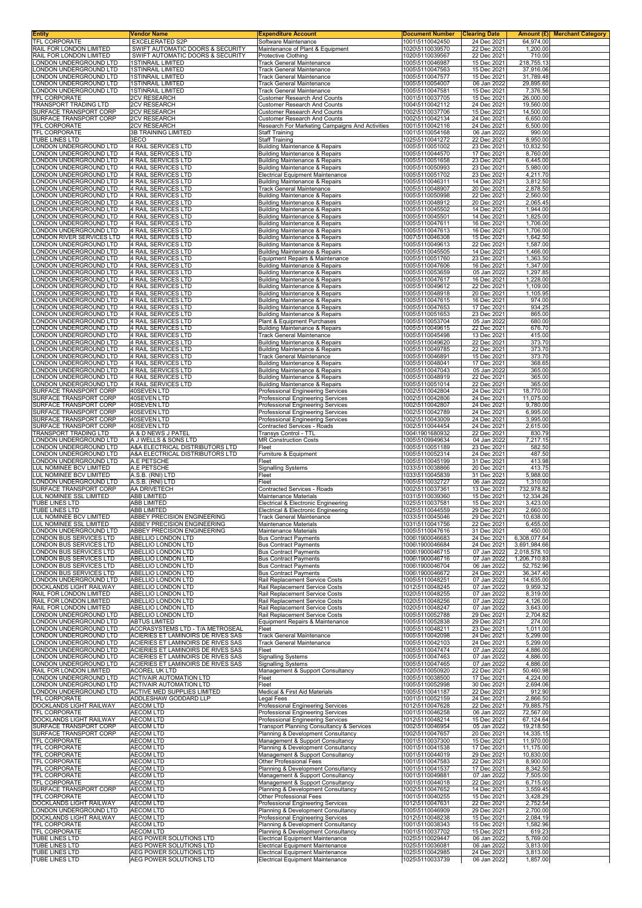| Entity | Vendor Name | Expenditure Account | Document Number | Clearing Date | Amount (£) | Merchant Category |
|---|---|---|---|---|---|---|
| TFL CORPORATE | EXCELERATED S2P | Software Maintenance | 1001\5110042450 | 24 Dec 2021 | 64,974.00 | |
| RAIL FOR LONDON LIMITED | SWIFT AUTOMATIC DOORS & SECURITY | Maintenance of Plant & Equipment | 1020\5110039570 | 22 Dec 2021 | 1,200.00 | |
| RAIL FOR LONDON LIMITED | SWIFT AUTOMATIC DOORS & SECURITY | Protective Clothing | 1020\5110039567 | 22 Dec 2021 | 710.00 | |
| LONDON UNDERGROUND LTD | 1STINRAIL LIMITED | Track General Maintenance | 1005\5110046987 | 15 Dec 2021 | 218,755.13 | |
| LONDON UNDERGROUND LTD | 1STINRAIL LIMITED | Track General Maintenance | 1005\5110047563 | 15 Dec 2021 | 37,916.06 | |
| LONDON UNDERGROUND LTD | 1STINRAIL LIMITED | Track General Maintenance | 1005\5110047577 | 15 Dec 2021 | 31,789.48 | |
| LONDON UNDERGROUND LTD | 1STINRAIL LIMITED | Track General Maintenance | 1005\5110054007 | 06 Jan 2022 | 29,895.60 | |
| LONDON UNDERGROUND LTD | 1STINRAIL LIMITED | Track General Maintenance | 1005\5110047581 | 15 Dec 2021 | 7,376.56 | |
| TFL CORPORATE | 2CV RESEARCH | Customer Research And Counts | 1001\5110037705 | 15 Dec 2021 | 26,000.00 | |
| TRANSPORT TRADING LTD | 2CV RESEARCH | Customer Research And Counts | 1004\5110042112 | 24 Dec 2021 | 19,560.00 | |
| SURFACE TRANSPORT CORP | 2CV RESEARCH | Customer Research And Counts | 1002\5110037706 | 15 Dec 2021 | 14,500.00 | |
| SURFACE TRANSPORT CORP | 2CV RESEARCH | Customer Research And Counts | 1002\5110042134 | 24 Dec 2021 | 6,650.00 | |
| TFL CORPORATE | 2CV RESEARCH | Research For Marketing Campaigns And Activities | 1001\5110042116 | 24 Dec 2021 | 6,500.00 | |
| TFL CORPORATE | 3B TRAINING LIMITED | Staff Training | 1001\5110054168 | 06 Jan 2022 | 990.00 | |
| TUBE LINES LTD | 3ECO | Staff Training | 1025\5110041272 | 22 Dec 2021 | 8,950.00 | |
| LONDON UNDERGROUND LTD | 4 RAIL SERVICES LTD | Building Maintenance & Repairs | 1005\5110051002 | 23 Dec 2021 | 10,832.50 | |
| LONDON UNDERGROUND LTD | 4 RAIL SERVICES LTD | Building Maintenance & Repairs | 1005\5110044570 | 17 Dec 2021 | 8,760.00 | |
| LONDON UNDERGROUND LTD | 4 RAIL SERVICES LTD | Building Maintenance & Repairs | 1005\5110051658 | 23 Dec 2021 | 6,445.00 | |
| LONDON UNDERGROUND LTD | 4 RAIL SERVICES LTD | Building Maintenance & Repairs | 1005\5110050993 | 23 Dec 2021 | 5,980.00 | |
| LONDON UNDERGROUND LTD | 4 RAIL SERVICES LTD | Electrical Equipment Maintenance | 1005\5110051702 | 23 Dec 2021 | 4,211.70 | |
| LONDON UNDERGROUND LTD | 4 RAIL SERVICES LTD | Building Maintenance & Repairs | 1005\5110046311 | 14 Dec 2021 | 3,812.50 | |
| LONDON UNDERGROUND LTD | 4 RAIL SERVICES LTD | Track General Maintenance | 1005\5110048907 | 20 Dec 2021 | 2,878.50 | |
| LONDON UNDERGROUND LTD | 4 RAIL SERVICES LTD | Building Maintenance & Repairs | 1005\5110050998 | 22 Dec 2021 | 2,560.00 | |
| LONDON UNDERGROUND LTD | 4 RAIL SERVICES LTD | Building Maintenance & Repairs | 1005\5110048912 | 20 Dec 2021 | 2,065.45 | |
| LONDON UNDERGROUND LTD | 4 RAIL SERVICES LTD | Building Maintenance & Repairs | 1005\5110045502 | 14 Dec 2021 | 1,944.00 | |
| LONDON UNDERGROUND LTD | 4 RAIL SERVICES LTD | Building Maintenance & Repairs | 1005\5110045501 | 14 Dec 2021 | 1,825.00 | |
| LONDON UNDERGROUND LTD | 4 RAIL SERVICES LTD | Building Maintenance & Repairs | 1005\5110047611 | 16 Dec 2021 | 1,706.00 | |
| LONDON UNDERGROUND LTD | 4 RAIL SERVICES LTD | Building Maintenance & Repairs | 1005\5110047613 | 16 Dec 2021 | 1,706.00 | |
| LONDON RIVER SERVICES LTD | 4 RAIL SERVICES LTD | Building Maintenance & Repairs | 1007\5110046308 | 15 Dec 2021 | 1,642.50 | |
| LONDON UNDERGROUND LTD | 4 RAIL SERVICES LTD | Building Maintenance & Repairs | 1005\5110049613 | 22 Dec 2021 | 1,587.00 | |
| LONDON UNDERGROUND LTD | 4 RAIL SERVICES LTD | Building Maintenance & Repairs | 1005\5110045505 | 14 Dec 2021 | 1,466.00 | |
| LONDON UNDERGROUND LTD | 4 RAIL SERVICES LTD | Equipment Repairs & Maintenance | 1005\5110051760 | 23 Dec 2021 | 1,363.50 | |
| LONDON UNDERGROUND LTD | 4 RAIL SERVICES LTD | Building Maintenance & Repairs | 1005\5110047606 | 16 Dec 2021 | 1,347.00 | |
| LONDON UNDERGROUND LTD | 4 RAIL SERVICES LTD | Building Maintenance & Repairs | 1005\5110053659 | 05 Jan 2022 | 1,297.85 | |
| LONDON UNDERGROUND LTD | 4 RAIL SERVICES LTD | Building Maintenance & Repairs | 1005\5110047617 | 16 Dec 2021 | 1,228.00 | |
| LONDON UNDERGROUND LTD | 4 RAIL SERVICES LTD | Building Maintenance & Repairs | 1005\5110049612 | 22 Dec 2021 | 1,109.00 | |
| LONDON UNDERGROUND LTD | 4 RAIL SERVICES LTD | Building Maintenance & Repairs | 1005\5110048918 | 20 Dec 2021 | 1,105.95 | |
| LONDON UNDERGROUND LTD | 4 RAIL SERVICES LTD | Building Maintenance & Repairs | 1005\5110047615 | 16 Dec 2021 | 974.00 | |
| LONDON UNDERGROUND LTD | 4 RAIL SERVICES LTD | Building Maintenance & Repairs | 1005\5110047653 | 17 Dec 2021 | 934.25 | |
| LONDON UNDERGROUND LTD | 4 RAIL SERVICES LTD | Building Maintenance & Repairs | 1005\5110051653 | 23 Dec 2021 | 865.00 | |
| LONDON UNDERGROUND LTD | 4 RAIL SERVICES LTD | Plant & Equipment Purchases | 1005\5110053704 | 05 Jan 2022 | 680.00 | |
| LONDON UNDERGROUND LTD | 4 RAIL SERVICES LTD | Building Maintenance & Repairs | 1005\5110049615 | 22 Dec 2021 | 676.70 | |
| LONDON UNDERGROUND LTD | 4 RAIL SERVICES LTD | Track General Maintenance | 1005\5110045498 | 13 Dec 2021 | 415.00 | |
| LONDON UNDERGROUND LTD | 4 RAIL SERVICES LTD | Building Maintenance & Repairs | 1005\5110049620 | 22 Dec 2021 | 373.70 | |
| LONDON UNDERGROUND LTD | 4 RAIL SERVICES LTD | Building Maintenance & Repairs | 1005\5110049785 | 22 Dec 2021 | 373.70 | |
| LONDON UNDERGROUND LTD | 4 RAIL SERVICES LTD | Track General Maintenance | 1005\5110046891 | 15 Dec 2021 | 373.70 | |
| LONDON UNDERGROUND LTD | 4 RAIL SERVICES LTD | Building Maintenance & Repairs | 1005\5110048041 | 17 Dec 2021 | 368.65 | |
| LONDON UNDERGROUND LTD | 4 RAIL SERVICES LTD | Building Maintenance & Repairs | 1005\5110047043 | 05 Jan 2022 | 365.00 | |
| LONDON UNDERGROUND LTD | 4 RAIL SERVICES LTD | Building Maintenance & Repairs | 1005\5110048919 | 22 Dec 2021 | 365.00 | |
| LONDON UNDERGROUND LTD | 4 RAIL SERVICES LTD | Building Maintenance & Repairs | 1005\5110051014 | 22 Dec 2021 | 365.00 | |
| SURFACE TRANSPORT CORP | 40SEVEN LTD | Professional Engineering Services | 1002\5110042804 | 24 Dec 2021 | 18,770.00 | |
| SURFACE TRANSPORT CORP | 40SEVEN LTD | Professional Engineering Services | 1002\5110042806 | 24 Dec 2021 | 11,075.00 | |
| SURFACE TRANSPORT CORP | 40SEVEN LTD | Professional Engineering Services | 1002\5110042807 | 24 Dec 2021 | 9,780.00 | |
| SURFACE TRANSPORT CORP | 40SEVEN LTD | Professional Engineering Services | 1002\5110042789 | 24 Dec 2021 | 6,995.00 | |
| SURFACE TRANSPORT CORP | 40SEVEN LTD | Professional Engineering Services | 1002\5110043009 | 24 Dec 2021 | 3,995.00 | |
| SURFACE TRANSPORT CORP | 40SEVEN LTD | Contracted Services - Roads | 1002\5110044454 | 24 Dec 2021 | 2,615.00 | |
| TRANSPORT TRADING LTD | A & D NEWS J PATEL | Transys Control - TTL | 1004\1901680932 | 22 Dec 2021 | 830.79 | |
| LONDON UNDERGROUND LTD | A J WELLS & SONS LTD | MR Construction Costs | 1005\5109949634 | 04 Jan 2022 | 7,217.15 | |
| LONDON UNDERGROUND LTD | A&A ELECTRICAL DISTRIBUTORS LTD | Fleet | 1005\5110051189 | 23 Dec 2021 | 582.50 | |
| LONDON UNDERGROUND LTD | A&A ELECTRICAL DISTRIBUTORS LTD | Furniture & Equipment | 1005\5110052314 | 24 Dec 2021 | 487.50 | |
| LONDON UNDERGROUND LTD | A.E PETSCHE | Fleet | 1005\5110045199 | 31 Dec 2021 | 413.98 | |
| LUL NOMINEE BCV LIMITED | A.E PETSCHE | Signalling Systems | 1033\5110038866 | 20 Dec 2021 | 413.75 | |
| LUL NOMINEE BCV LIMITED | A.S.B. (RNI) LTD | Fleet | 1033\5110045839 | 31 Dec 2021 | 5,988.00 | |
| LONDON UNDERGROUND LTD | A.S.B. (RNI) LTD | Fleet | 1005\5110032727 | 06 Jan 2022 | 1,310.00 | |
| SURFACE TRANSPORT CORP | AA DRIVETECH | Contracted Services - Roads | 1002\5110037361 | 13 Dec 2021 | 732,978.82 | |
| LUL NOMINEE SSL LIMITED | ABB LIMITED | Maintenance Materials | 1031\5110039360 | 15 Dec 2021 | 12,334.26 | |
| TUBE LINES LTD | ABB LIMITED | Electrical & Electronic Engineering | 1025\5110037581 | 15 Dec 2021 | 3,423.00 | |
| TUBE LINES LTD | ABB LIMITED | Electrical & Electronic Engineering | 1025\5110044559 | 29 Dec 2021 | 2,660.00 | |
| LUL NOMINEE BCV LIMITED | ABBEY PRECISION ENGINEERING | Track General Maintenance | 1033\5110045046 | 29 Dec 2021 | 10,638.00 | |
| LUL NOMINEE SSL LIMITED | ABBEY PRECISION ENGINEERING | Maintenance Materials | 1031\5110041756 | 22 Dec 2021 | 6,455.00 | |
| LONDON UNDERGROUND LTD | ABBEY PRECISION ENGINEERING | Maintenance Materials | 1005\5110047616 | 31 Dec 2021 | 450.00 | |
| LONDON BUS SERVICES LTD | ABELLIO LONDON LTD | Bus Contract Payments | 1006\1900046683 | 24 Dec 2021 | 6,308,077.64 | |
| LONDON BUS SERVICES LTD | ABELLIO LONDON LTD | Bus Contract Payments | 1006\1900046684 | 24 Dec 2021 | 3,691,984.66 | |
| LONDON BUS SERVICES LTD | ABELLIO LONDON LTD | Bus Contract Payments | 1006\1900046715 | 07 Jan 2022 | 2,018,578.10 | |
| LONDON BUS SERVICES LTD | ABELLIO LONDON LTD | Bus Contract Payments | 1006\1900046716 | 07 Jan 2022 | 1,206,710.83 | |
| LONDON BUS SERVICES LTD | ABELLIO LONDON LTD | Bus Contract Payments | 1006\1900046704 | 06 Jan 2022 | 52,752.96 | |
| LONDON BUS SERVICES LTD | ABELLIO LONDON LTD | Bus Contract Payments | 1006\1900046672 | 24 Dec 2021 | 36,347.40 | |
| LONDON UNDERGROUND LTD | ABELLIO LONDON LTD | Rail Replacement Service Costs | 1005\5110048251 | 07 Jan 2022 | 14,635.00 | |
| DOCKLANDS LIGHT RAILWAY | ABELLIO LONDON LTD | Rail Replacement Service Costs | 1012\5110048245 | 07 Jan 2022 | 9,959.32 | |
| RAIL FOR LONDON LIMITED | ABELLIO LONDON LTD | Rail Replacement Service Costs | 1020\5110048255 | 07 Jan 2022 | 8,319.00 | |
| RAIL FOR LONDON LIMITED | ABELLIO LONDON LTD | Rail Replacement Service Costs | 1020\5110048256 | 07 Jan 2022 | 4,126.00 | |
| RAIL FOR LONDON LIMITED | ABELLIO LONDON LTD | Rail Replacement Service Costs | 1020\5110048247 | 07 Jan 2022 | 3,643.00 | |
| LONDON UNDERGROUND LTD | ABELLIO LONDON LTD | Rail Replacement Service Costs | 1005\5110052788 | 29 Dec 2021 | 2,704.82 | |
| LONDON UNDERGROUND LTD | ABTUS LIMITED | Equipment Repairs & Maintenance | 1005\5110052838 | 29 Dec 2021 | 274.00 | |
| LONDON UNDERGROUND LTD | ACCRASYSTEMS LTD - T/A METROSEAL | Fleet | 1005\5110048211 | 23 Dec 2021 | 1,011.00 | |
| LONDON UNDERGROUND LTD | ACIERIES ET LAMINOIRS DE RIVES SAS | Track General Maintenance | 1005\5110042098 | 24 Dec 2021 | 5,299.00 | |
| LONDON UNDERGROUND LTD | ACIERIES ET LAMINOIRS DE RIVES SAS | Track General Maintenance | 1005\5110042103 | 24 Dec 2021 | 5,299.00 | |
| LONDON UNDERGROUND LTD | ACIERIES ET LAMINOIRS DE RIVES SAS | Fleet | 1005\5110047474 | 07 Jan 2022 | 4,886.00 | |
| LONDON UNDERGROUND LTD | ACIERIES ET LAMINOIRS DE RIVES SAS | Signalling Systems | 1005\5110047463 | 07 Jan 2022 | 4,886.00 | |
| LONDON UNDERGROUND LTD | ACIERIES ET LAMINOIRS DE RIVES SAS | Signalling Systems | 1005\5110047465 | 07 Jan 2022 | 4,886.00 | |
| RAIL FOR LONDON LIMITED | ACOREL UK LTD | Management & Support Consultancy | 1020\5110050920 | 22 Dec 2021 | 50,460.98 | |
| LONDON UNDERGROUND LTD | ACTIVAIR AUTOMATION LTD | Fleet | 1005\5110038500 | 17 Dec 2021 | 4,224.00 | |
| LONDON UNDERGROUND LTD | ACTIVAIR AUTOMATION LTD | Fleet | 1005\5110052998 | 30 Dec 2021 | 2,694.06 | |
| LONDON UNDERGROUND LTD | ACTIVE MED SUPPLIES LIMITED | Medical & First Aid Materials | 1005\5110041187 | 22 Dec 2021 | 912.90 | |
| TFL CORPORATE | ADDLESHAW GODDARD LLP | Legal Fees | 1001\5110052159 | 24 Dec 2021 | 2,866.50 | |
| DOCKLANDS LIGHT RAILWAY | AECOM LTD | Professional Engineering Services | 1012\5110047628 | 22 Dec 2021 | 79,885.75 | |
| TFL CORPORATE | AECOM LTD | Professional Engineering Services | 1001\5110046258 | 06 Jan 2022 | 72,567.00 | |
| DOCKLANDS LIGHT RAILWAY | AECOM LTD | Professional Engineering Services | 1012\5110048214 | 15 Dec 2021 | 67,124.64 | |
| SURFACE TRANSPORT CORP | AECOM LTD | Transport Planning Consultancy & Services | 1002\5110046954 | 05 Jan 2022 | 19,218.50 | |
| SURFACE TRANSPORT CORP | AECOM LTD | Planning & Development Consultancy | 1002\5110047657 | 20 Dec 2021 | 14,335.15 | |
| TFL CORPORATE | AECOM LTD | Management & Support Consultancy | 1001\5110037300 | 15 Dec 2021 | 11,970.00 | |
| TFL CORPORATE | AECOM LTD | Planning & Development Consultancy | 1001\5110041538 | 17 Dec 2021 | 11,175.00 | |
| TFL CORPORATE | AECOM LTD | Management & Support Consultancy | 1001\5110044019 | 29 Dec 2021 | 10,830.00 | |
| TFL CORPORATE | AECOM LTD | Other Professional Fees | 1001\5110047583 | 22 Dec 2021 | 8,900.00 | |
| TFL CORPORATE | AECOM LTD | Planning & Development Consultancy | 1001\5110041537 | 17 Dec 2021 | 8,342.50 | |
| TFL CORPORATE | AECOM LTD | Management & Support Consultancy | 1001\5110049881 | 07 Jan 2022 | 7,505.00 | |
| TFL CORPORATE | AECOM LTD | Management & Support Consultancy | 1001\5110044018 | 22 Dec 2021 | 6,715.00 | |
| SURFACE TRANSPORT CORP | AECOM LTD | Planning & Development Consultancy | 1002\5110047652 | 14 Dec 2021 | 3,559.45 | |
| TFL CORPORATE | AECOM LTD | Other Professional Fees | 1001\5110040255 | 15 Dec 2021 | 3,428.29 | |
| DOCKLANDS LIGHT RAILWAY | AECOM LTD | Professional Engineering Services | 1012\5110047631 | 22 Dec 2021 | 2,752.54 | |
| LONDON UNDERGROUND LTD | AECOM LTD | Planning & Development Consultancy | 1005\5110046909 | 29 Dec 2021 | 2,700.00 | |
| DOCKLANDS LIGHT RAILWAY | AECOM LTD | Professional Engineering Services | 1012\5110048238 | 15 Dec 2021 | 2,084.19 | |
| TFL CORPORATE | AECOM LTD | Planning & Development Consultancy | 1001\5110038343 | 15 Dec 2021 | 1,582.96 | |
| TFL CORPORATE | AECOM LTD | Planning & Development Consultancy | 1001\5110037702 | 15 Dec 2021 | 619.23 | |
| TUBE LINES LTD | AEG POWER SOLUTIONS LTD | Electrical Equipment Maintenance | 1025\5110029447 | 06 Jan 2022 | 5,769.00 | |
| TUBE LINES LTD | AEG POWER SOLUTIONS LTD | Electrical Equipment Maintenance | 1025\5110036081 | 06 Jan 2022 | 3,813.00 | |
| TUBE LINES LTD | AEG POWER SOLUTIONS LTD | Electrical Equipment Maintenance | 1025\5110042985 | 24 Dec 2021 | 3,813.00 | |
| TUBE LINES LTD | AEG POWER SOLUTIONS LTD | Electrical Equipment Maintenance | 1025\5110033739 | 06 Jan 2022 | 1,857.00 | |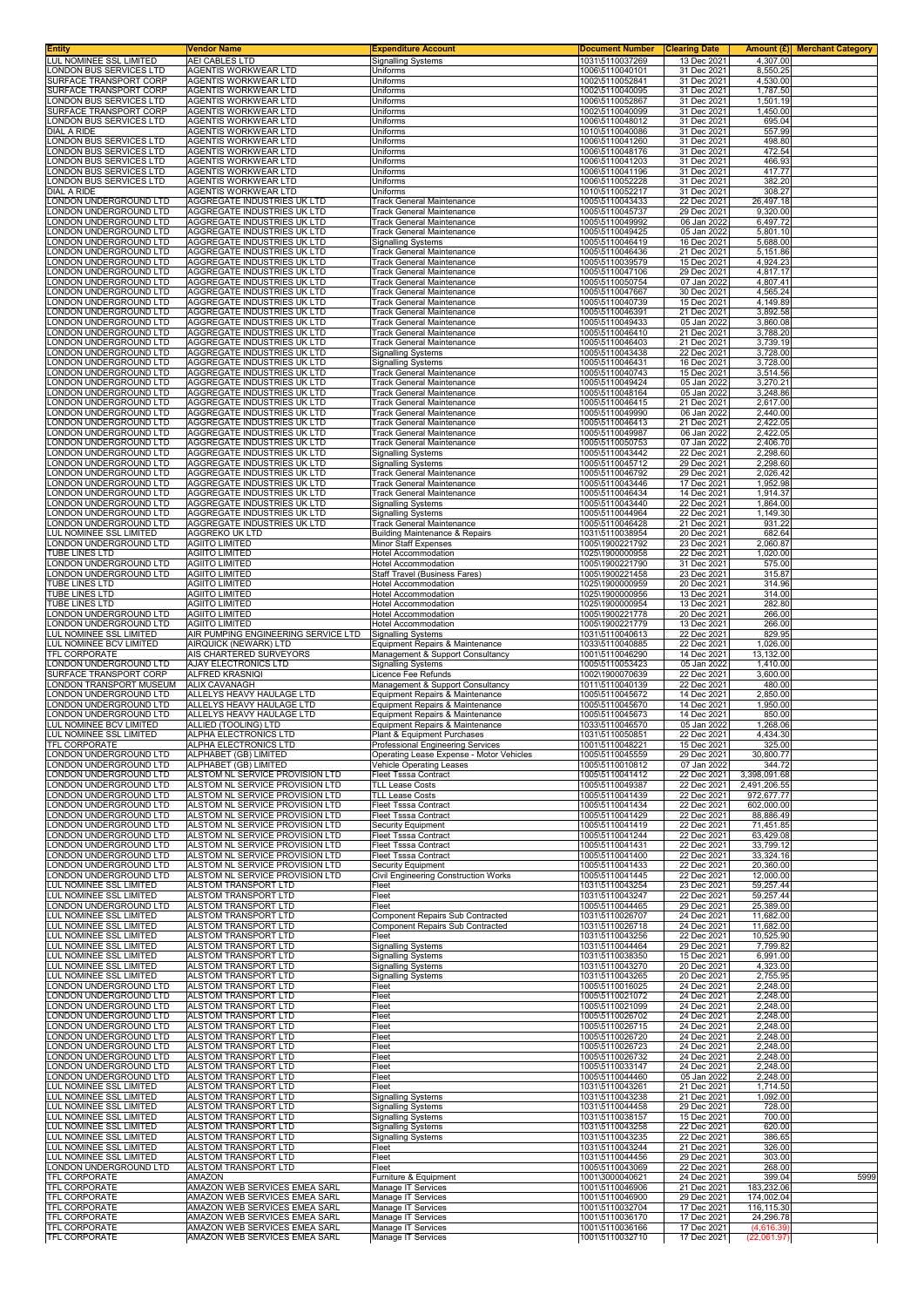| Entity | Vendor Name | Expenditure Account | Document Number | Clearing Date | Amount (£) | Merchant Category |
|---|---|---|---|---|---|---|
| LUL NOMINEE SSL LIMITED | AEI CABLES LTD | Signalling Systems | 1031\5110037269 | 13 Dec 2021 | 4,307.00 | |
| LONDON BUS SERVICES LTD | AGENTIS WORKWEAR LTD | Uniforms | 1006\5110040101 | 31 Dec 2021 | 8,550.25 | |
| SURFACE TRANSPORT CORP | AGENTIS WORKWEAR LTD | Uniforms | 1002\5110052841 | 31 Dec 2021 | 4,530.00 | |
| SURFACE TRANSPORT CORP | AGENTIS WORKWEAR LTD | Uniforms | 1002\5110040095 | 31 Dec 2021 | 1,787.50 | |
| LONDON BUS SERVICES LTD | AGENTIS WORKWEAR LTD | Uniforms | 1006\5110052867 | 31 Dec 2021 | 1,501.19 | |
| SURFACE TRANSPORT CORP | AGENTIS WORKWEAR LTD | Uniforms | 1002\5110040099 | 31 Dec 2021 | 1,450.00 | |
| LONDON BUS SERVICES LTD | AGENTIS WORKWEAR LTD | Uniforms | 1006\5110048012 | 31 Dec 2021 | 695.04 | |
| DIAL A RIDE | AGENTIS WORKWEAR LTD | Uniforms | 1010\5110040086 | 31 Dec 2021 | 557.99 | |
| LONDON BUS SERVICES LTD | AGENTIS WORKWEAR LTD | Uniforms | 1006\5110041260 | 31 Dec 2021 | 498.80 | |
| LONDON BUS SERVICES LTD | AGENTIS WORKWEAR LTD | Uniforms | 1006\5110048176 | 31 Dec 2021 | 472.54 | |
| LONDON BUS SERVICES LTD | AGENTIS WORKWEAR LTD | Uniforms | 1006\5110041203 | 31 Dec 2021 | 466.93 | |
| LONDON BUS SERVICES LTD | AGENTIS WORKWEAR LTD | Uniforms | 1006\5110041196 | 31 Dec 2021 | 417.77 | |
| LONDON BUS SERVICES LTD | AGENTIS WORKWEAR LTD | Uniforms | 1006\5110052228 | 31 Dec 2021 | 382.20 | |
| DIAL A RIDE | AGENTIS WORKWEAR LTD | Uniforms | 1010\5110052217 | 31 Dec 2021 | 308.27 | |
| LONDON UNDERGROUND LTD | AGGREGATE INDUSTRIES UK LTD | Track General Maintenance | 1005\5110043433 | 22 Dec 2021 | 26,497.18 | |
| LONDON UNDERGROUND LTD | AGGREGATE INDUSTRIES UK LTD | Track General Maintenance | 1005\5110045737 | 29 Dec 2021 | 9,320.00 | |
| LONDON UNDERGROUND LTD | AGGREGATE INDUSTRIES UK LTD | Track General Maintenance | 1005\5110049992 | 06 Jan 2022 | 6,497.72 | |
| LONDON UNDERGROUND LTD | AGGREGATE INDUSTRIES UK LTD | Track General Maintenance | 1005\5110049425 | 05 Jan 2022 | 5,801.10 | |
| LONDON UNDERGROUND LTD | AGGREGATE INDUSTRIES UK LTD | Signalling Systems | 1005\5110046419 | 16 Dec 2021 | 5,688.00 | |
| LONDON UNDERGROUND LTD | AGGREGATE INDUSTRIES UK LTD | Track General Maintenance | 1005\5110046436 | 21 Dec 2021 | 5,151.86 | |
| LONDON UNDERGROUND LTD | AGGREGATE INDUSTRIES UK LTD | Track General Maintenance | 1005\5110039579 | 15 Dec 2021 | 4,924.23 | |
| LONDON UNDERGROUND LTD | AGGREGATE INDUSTRIES UK LTD | Track General Maintenance | 1005\5110047106 | 29 Dec 2021 | 4,817.17 | |
| LONDON UNDERGROUND LTD | AGGREGATE INDUSTRIES UK LTD | Track General Maintenance | 1005\5110050754 | 07 Jan 2022 | 4,807.41 | |
| LONDON UNDERGROUND LTD | AGGREGATE INDUSTRIES UK LTD | Track General Maintenance | 1005\5110047667 | 30 Dec 2021 | 4,565.24 | |
| LONDON UNDERGROUND LTD | AGGREGATE INDUSTRIES UK LTD | Track General Maintenance | 1005\5110040739 | 15 Dec 2021 | 4,149.89 | |
| LONDON UNDERGROUND LTD | AGGREGATE INDUSTRIES UK LTD | Track General Maintenance | 1005\5110046391 | 21 Dec 2021 | 3,892.58 | |
| LONDON UNDERGROUND LTD | AGGREGATE INDUSTRIES UK LTD | Track General Maintenance | 1005\5110049433 | 05 Jan 2022 | 3,860.08 | |
| LONDON UNDERGROUND LTD | AGGREGATE INDUSTRIES UK LTD | Track General Maintenance | 1005\5110046410 | 21 Dec 2021 | 3,788.20 | |
| LONDON UNDERGROUND LTD | AGGREGATE INDUSTRIES UK LTD | Track General Maintenance | 1005\5110046403 | 21 Dec 2021 | 3,739.19 | |
| LONDON UNDERGROUND LTD | AGGREGATE INDUSTRIES UK LTD | Signalling Systems | 1005\5110043438 | 22 Dec 2021 | 3,728.00 | |
| LONDON UNDERGROUND LTD | AGGREGATE INDUSTRIES UK LTD | Signalling Systems | 1005\5110046431 | 16 Dec 2021 | 3,728.00 | |
| LONDON UNDERGROUND LTD | AGGREGATE INDUSTRIES UK LTD | Track General Maintenance | 1005\5110040743 | 15 Dec 2021 | 3,514.56 | |
| LONDON UNDERGROUND LTD | AGGREGATE INDUSTRIES UK LTD | Track General Maintenance | 1005\5110049424 | 05 Jan 2022 | 3,270.21 | |
| LONDON UNDERGROUND LTD | AGGREGATE INDUSTRIES UK LTD | Track General Maintenance | 1005\5110048164 | 05 Jan 2022 | 3,248.86 | |
| LONDON UNDERGROUND LTD | AGGREGATE INDUSTRIES UK LTD | Track General Maintenance | 1005\5110046415 | 21 Dec 2021 | 2,617.00 | |
| LONDON UNDERGROUND LTD | AGGREGATE INDUSTRIES UK LTD | Track General Maintenance | 1005\5110049990 | 06 Jan 2022 | 2,440.00 | |
| LONDON UNDERGROUND LTD | AGGREGATE INDUSTRIES UK LTD | Track General Maintenance | 1005\5110046413 | 21 Dec 2021 | 2,422.05 | |
| LONDON UNDERGROUND LTD | AGGREGATE INDUSTRIES UK LTD | Track General Maintenance | 1005\5110049987 | 06 Jan 2022 | 2,422.05 | |
| LONDON UNDERGROUND LTD | AGGREGATE INDUSTRIES UK LTD | Track General Maintenance | 1005\5110050753 | 07 Jan 2022 | 2,406.70 | |
| LONDON UNDERGROUND LTD | AGGREGATE INDUSTRIES UK LTD | Signalling Systems | 1005\5110043442 | 22 Dec 2021 | 2,298.60 | |
| LONDON UNDERGROUND LTD | AGGREGATE INDUSTRIES UK LTD | Signalling Systems | 1005\5110045712 | 29 Dec 2021 | 2,298.60 | |
| LONDON UNDERGROUND LTD | AGGREGATE INDUSTRIES UK LTD | Track General Maintenance | 1005\5110046792 | 29 Dec 2021 | 2,026.42 | |
| LONDON UNDERGROUND LTD | AGGREGATE INDUSTRIES UK LTD | Track General Maintenance | 1005\5110043446 | 17 Dec 2021 | 1,952.98 | |
| LONDON UNDERGROUND LTD | AGGREGATE INDUSTRIES UK LTD | Track General Maintenance | 1005\5110046434 | 14 Dec 2021 | 1,914.37 | |
| LONDON UNDERGROUND LTD | AGGREGATE INDUSTRIES UK LTD | Signalling Systems | 1005\5110043440 | 22 Dec 2021 | 1,864.00 | |
| LONDON UNDERGROUND LTD | AGGREGATE INDUSTRIES UK LTD | Signalling Systems | 1005\5110044964 | 22 Dec 2021 | 1,149.30 | |
| LONDON UNDERGROUND LTD | AGGREGATE INDUSTRIES UK LTD | Track General Maintenance | 1005\5110046428 | 21 Dec 2021 | 931.22 | |
| LUL NOMINEE SSL LIMITED | AGGREKO UK LTD | Building Maintenance & Repairs | 1031\5110038954 | 20 Dec 2021 | 682.64 | |
| LONDON UNDERGROUND LTD | AGIITO LIMITED | Minor Staff Expenses | 1005\1900221792 | 23 Dec 2021 | 2,060.87 | |
| TUBE LINES LTD | AGIITO LIMITED | Hotel Accommodation | 1025\1900000958 | 22 Dec 2021 | 1,020.00 | |
| LONDON UNDERGROUND LTD | AGIITO LIMITED | Hotel Accommodation | 1005\1900221790 | 31 Dec 2021 | 575.00 | |
| LONDON UNDERGROUND LTD | AGIITO LIMITED | Staff Travel (Business Fares) | 1005\1900221458 | 23 Dec 2021 | 315.87 | |
| TUBE LINES LTD | AGIITO LIMITED | Hotel Accommodation | 1025\1900000959 | 20 Dec 2021 | 314.96 | |
| TUBE LINES LTD | AGIITO LIMITED | Hotel Accommodation | 1025\1900000956 | 13 Dec 2021 | 314.00 | |
| TUBE LINES LTD | AGIITO LIMITED | Hotel Accommodation | 1025\1900000954 | 13 Dec 2021 | 282.80 | |
| LONDON UNDERGROUND LTD | AGIITO LIMITED | Hotel Accommodation | 1005\1900221778 | 20 Dec 2021 | 266.00 | |
| LONDON UNDERGROUND LTD | AGIITO LIMITED | Hotel Accommodation | 1005\1900221779 | 13 Dec 2021 | 266.00 | |
| LUL NOMINEE SSL LIMITED | AIR PUMPING ENGINEERING SERVICE LTD | Signalling Systems | 1031\5110040613 | 22 Dec 2021 | 829.95 | |
| LUL NOMINEE BCV LIMITED | AIRQUICK (NEWARK) LTD | Equipment Repairs & Maintenance | 1033\5110040885 | 22 Dec 2021 | 1,026.00 | |
| TFL CORPORATE | AIS CHARTERED SURVEYORS | Management & Support Consultancy | 1001\5110046290 | 14 Dec 2021 | 13,132.00 | |
| LONDON UNDERGROUND LTD | AJAY ELECTRONICS LTD | Signalling Systems | 1005\5110053423 | 05 Jan 2022 | 1,410.00 | |
| SURFACE TRANSPORT CORP | ALFRED KRASNIQI | Licence Fee Refunds | 1002\1900070639 | 22 Dec 2021 | 3,600.00 | |
| LONDON TRANSPORT MUSEUM | ALIX CAVANAGH | Management & Support Consultancy | 1011\5110040139 | 22 Dec 2021 | 480.00 | |
| LONDON UNDERGROUND LTD | ALLELYS HEAVY HAULAGE LTD | Equipment Repairs & Maintenance | 1005\5110045672 | 14 Dec 2021 | 2,850.00 | |
| LONDON UNDERGROUND LTD | ALLELYS HEAVY HAULAGE LTD | Equipment Repairs & Maintenance | 1005\5110045670 | 14 Dec 2021 | 1,950.00 | |
| LONDON UNDERGROUND LTD | ALLELYS HEAVY HAULAGE LTD | Equipment Repairs & Maintenance | 1005\5110045673 | 14 Dec 2021 | 850.00 | |
| LUL NOMINEE BCV LIMITED | ALLIED (TOOLING) LTD | Equipment Repairs & Maintenance | 1033\5110046570 | 05 Jan 2022 | 1,268.06 | |
| LUL NOMINEE SSL LIMITED | ALPHA ELECTRONICS LTD | Plant & Equipment Purchases | 1031\5110050851 | 22 Dec 2021 | 4,434.30 | |
| TFL CORPORATE | ALPHA ELECTRONICS LTD | Professional Engineering Services | 1001\5110048221 | 15 Dec 2021 | 325.00 | |
| LONDON UNDERGROUND LTD | ALPHABET (GB) LIMITED | Operating Lease Expense - Motor Vehicles | 1005\5110045559 | 29 Dec 2021 | 30,800.77 | |
| LONDON UNDERGROUND LTD | ALPHABET (GB) LIMITED | Vehicle Operating Leases | 1005\5110010812 | 07 Jan 2022 | 344.72 | |
| LONDON UNDERGROUND LTD | ALSTOM NL SERVICE PROVISION LTD | Fleet Tsssa Contract | 1005\5110041412 | 22 Dec 2021 | 3,398,091.68 | |
| LONDON UNDERGROUND LTD | ALSTOM NL SERVICE PROVISION LTD | TLL Lease Costs | 1005\5110049387 | 22 Dec 2021 | 2,491,206.55 | |
| LONDON UNDERGROUND LTD | ALSTOM NL SERVICE PROVISION LTD | TLL Lease Costs | 1005\5110041439 | 22 Dec 2021 | 972,677.77 | |
| LONDON UNDERGROUND LTD | ALSTOM NL SERVICE PROVISION LTD | Fleet Tsssa Contract | 1005\5110041434 | 22 Dec 2021 | 602,000.00 | |
| LONDON UNDERGROUND LTD | ALSTOM NL SERVICE PROVISION LTD | Fleet Tsssa Contract | 1005\5110041429 | 22 Dec 2021 | 88,886.49 | |
| LONDON UNDERGROUND LTD | ALSTOM NL SERVICE PROVISION LTD | Security Equipment | 1005\5110041419 | 22 Dec 2021 | 71,451.85 | |
| LONDON UNDERGROUND LTD | ALSTOM NL SERVICE PROVISION LTD | Fleet Tsssa Contract | 1005\5110041244 | 22 Dec 2021 | 63,429.08 | |
| LONDON UNDERGROUND LTD | ALSTOM NL SERVICE PROVISION LTD | Fleet Tsssa Contract | 1005\5110041431 | 22 Dec 2021 | 33,799.12 | |
| LONDON UNDERGROUND LTD | ALSTOM NL SERVICE PROVISION LTD | Fleet Tsssa Contract | 1005\5110041400 | 22 Dec 2021 | 33,324.16 | |
| LONDON UNDERGROUND LTD | ALSTOM NL SERVICE PROVISION LTD | Security Equipment | 1005\5110041433 | 22 Dec 2021 | 20,360.00 | |
| LONDON UNDERGROUND LTD | ALSTOM NL SERVICE PROVISION LTD | Civil Engineering Construction Works | 1005\5110041445 | 22 Dec 2021 | 12,000.00 | |
| LUL NOMINEE SSL LIMITED | ALSTOM TRANSPORT LTD | Fleet | 1031\5110043254 | 23 Dec 2021 | 59,257.44 | |
| LUL NOMINEE SSL LIMITED | ALSTOM TRANSPORT LTD | Fleet | 1031\5110043247 | 22 Dec 2021 | 59,257.44 | |
| LONDON UNDERGROUND LTD | ALSTOM TRANSPORT LTD | Fleet | 1005\5110044465 | 29 Dec 2021 | 25,389.00 | |
| LUL NOMINEE SSL LIMITED | ALSTOM TRANSPORT LTD | Component Repairs Sub Contracted | 1031\5110026707 | 24 Dec 2021 | 11,682.00 | |
| LUL NOMINEE SSL LIMITED | ALSTOM TRANSPORT LTD | Component Repairs Sub Contracted | 1031\5110026718 | 24 Dec 2021 | 11,682.00 | |
| LUL NOMINEE SSL LIMITED | ALSTOM TRANSPORT LTD | Fleet | 1031\5110043256 | 22 Dec 2021 | 10,525.90 | |
| LUL NOMINEE SSL LIMITED | ALSTOM TRANSPORT LTD | Signalling Systems | 1031\5110044464 | 29 Dec 2021 | 7,799.82 | |
| LUL NOMINEE SSL LIMITED | ALSTOM TRANSPORT LTD | Signalling Systems | 1031\5110038350 | 15 Dec 2021 | 6,991.00 | |
| LUL NOMINEE SSL LIMITED | ALSTOM TRANSPORT LTD | Signalling Systems | 1031\5110043270 | 20 Dec 2021 | 4,323.00 | |
| LUL NOMINEE SSL LIMITED | ALSTOM TRANSPORT LTD | Signalling Systems | 1031\5110043265 | 20 Dec 2021 | 2,755.95 | |
| LONDON UNDERGROUND LTD | ALSTOM TRANSPORT LTD | Fleet | 1005\5110016025 | 24 Dec 2021 | 2,248.00 | |
| LONDON UNDERGROUND LTD | ALSTOM TRANSPORT LTD | Fleet | 1005\5110021072 | 24 Dec 2021 | 2,248.00 | |
| LONDON UNDERGROUND LTD | ALSTOM TRANSPORT LTD | Fleet | 1005\5110021099 | 24 Dec 2021 | 2,248.00 | |
| LONDON UNDERGROUND LTD | ALSTOM TRANSPORT LTD | Fleet | 1005\5110026702 | 24 Dec 2021 | 2,248.00 | |
| LONDON UNDERGROUND LTD | ALSTOM TRANSPORT LTD | Fleet | 1005\5110026715 | 24 Dec 2021 | 2,248.00 | |
| LONDON UNDERGROUND LTD | ALSTOM TRANSPORT LTD | Fleet | 1005\5110026720 | 24 Dec 2021 | 2,248.00 | |
| LONDON UNDERGROUND LTD | ALSTOM TRANSPORT LTD | Fleet | 1005\5110026723 | 24 Dec 2021 | 2,248.00 | |
| LONDON UNDERGROUND LTD | ALSTOM TRANSPORT LTD | Fleet | 1005\5110026732 | 24 Dec 2021 | 2,248.00 | |
| LONDON UNDERGROUND LTD | ALSTOM TRANSPORT LTD | Fleet | 1005\5110033147 | 24 Dec 2021 | 2,248.00 | |
| LONDON UNDERGROUND LTD | ALSTOM TRANSPORT LTD | Fleet | 1005\5110044460 | 05 Jan 2022 | 2,248.00 | |
| LUL NOMINEE SSL LIMITED | ALSTOM TRANSPORT LTD | Fleet | 1031\5110043261 | 21 Dec 2021 | 1,714.50 | |
| LUL NOMINEE SSL LIMITED | ALSTOM TRANSPORT LTD | Signalling Systems | 1031\5110043238 | 21 Dec 2021 | 1,092.00 | |
| LUL NOMINEE SSL LIMITED | ALSTOM TRANSPORT LTD | Signalling Systems | 1031\5110044458 | 29 Dec 2021 | 728.00 | |
| LUL NOMINEE SSL LIMITED | ALSTOM TRANSPORT LTD | Signalling Systems | 1031\5110038157 | 15 Dec 2021 | 700.00 | |
| LUL NOMINEE SSL LIMITED | ALSTOM TRANSPORT LTD | Signalling Systems | 1031\5110043258 | 22 Dec 2021 | 620.00 | |
| LUL NOMINEE SSL LIMITED | ALSTOM TRANSPORT LTD | Signalling Systems | 1031\5110043235 | 22 Dec 2021 | 386.65 | |
| LUL NOMINEE SSL LIMITED | ALSTOM TRANSPORT LTD | Fleet | 1031\5110043244 | 21 Dec 2021 | 326.00 | |
| LUL NOMINEE SSL LIMITED | ALSTOM TRANSPORT LTD | Fleet | 1031\5110044456 | 29 Dec 2021 | 303.00 | |
| LONDON UNDERGROUND LTD | ALSTOM TRANSPORT LTD | Fleet | 1005\5110043069 | 22 Dec 2021 | 268.00 | |
| TFL CORPORATE | AMAZON | Furniture & Equipment | 1001\3000040621 | 24 Dec 2021 | 399.04 | 5999 |
| TFL CORPORATE | AMAZON WEB SERVICES EMEA SARL | Manage IT Services | 1001\5110046906 | 21 Dec 2021 | 183,232.06 | |
| TFL CORPORATE | AMAZON WEB SERVICES EMEA SARL | Manage IT Services | 1001\5110046900 | 29 Dec 2021 | 174,002.04 | |
| TFL CORPORATE | AMAZON WEB SERVICES EMEA SARL | Manage IT Services | 1001\5110032704 | 17 Dec 2021 | 116,115.30 | |
| TFL CORPORATE | AMAZON WEB SERVICES EMEA SARL | Manage IT Services | 1001\5110036170 | 17 Dec 2021 | 24,296.78 | |
| TFL CORPORATE | AMAZON WEB SERVICES EMEA SARL | Manage IT Services | 1001\5110036166 | 17 Dec 2021 | (4,616.39) | |
| TFL CORPORATE | AMAZON WEB SERVICES EMEA SARL | Manage IT Services | 1001\5110032710 | 17 Dec 2021 | (22,061.97) | |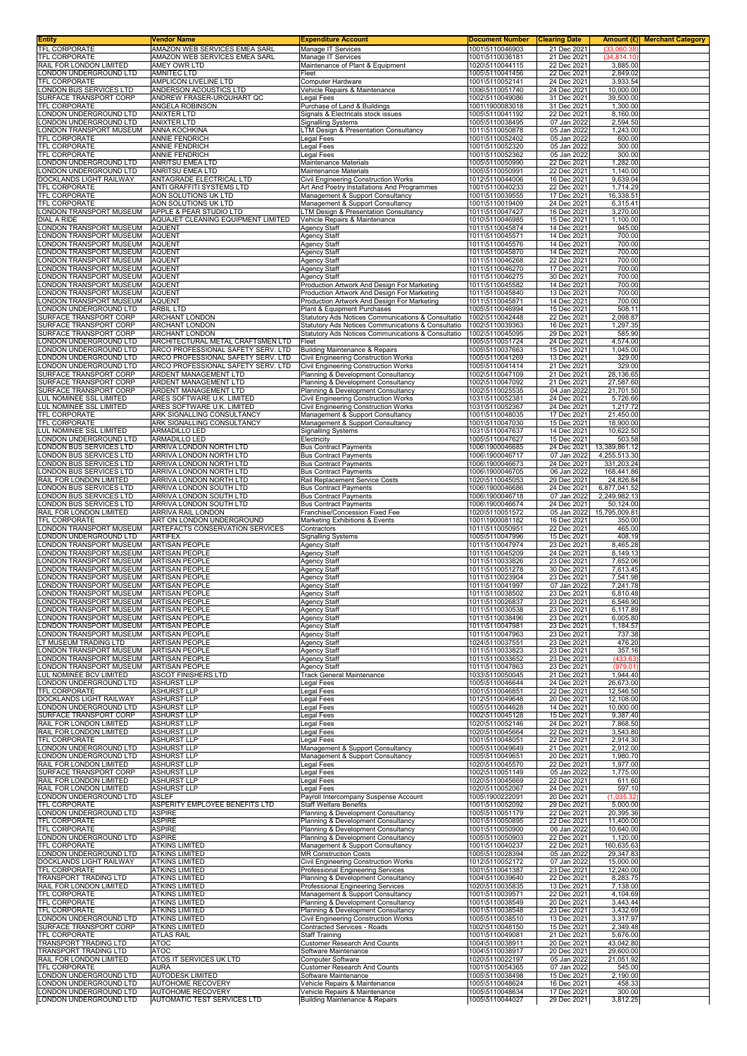| Entity | Vendor Name | Expenditure Account | Document Number | Clearing Date | Amount (£) | Merchant Category |
|---|---|---|---|---|---|---|
| TFL CORPORATE | AMAZON WEB SERVICES EMEA SARL | Manage IT Services | 1001\5110046903 | 21 Dec 2021 | (33,060.38) | |
| TFL CORPORATE | AMAZON WEB SERVICES EMEA SARL | Manage IT Services | 1001\5110036181 | 21 Dec 2021 | (34,814.10) | |
| RAIL FOR LONDON LIMITED | AMEY OWR LTD | Maintenance of Plant & Equipment | 1020\5110044115 | 22 Dec 2021 | 3,885.00 | |
| LONDON UNDERGROUND LTD | AMNITEC LTD | Fleet | 1005\5110041456 | 22 Dec 2021 | 2,849.02 | |
| TFL CORPORATE | AMPLICON LIVELINE LTD | Computer Hardware | 1001\5110052141 | 24 Dec 2021 | 3,933.54 | |
| LONDON BUS SERVICES LTD | ANDERSON ACOUSTICS LTD | Vehicle Repairs & Maintenance | 1006\5110051740 | 24 Dec 2021 | 10,000.00 | |
| SURFACE TRANSPORT CORP | ANDREW FRASER-URQUHART QC | Legal Fees | 1002\5110049086 | 31 Dec 2021 | 39,500.00 | |
| TFL CORPORATE | ANGELA ROBINSON | Purchase of Land & Buildings | 1001\1900083018 | 31 Dec 2021 | 1,300.00 | |
| LONDON UNDERGROUND LTD | ANIXTER LTD | Signals & Electricals stock issues | 1005\5110041192 | 22 Dec 2021 | 8,160.00 | |
| LONDON UNDERGROUND LTD | ANIXTER LTD | Signalling Systems | 1005\5110038495 | 07 Jan 2022 | 2,594.50 | |
| LONDON TRANSPORT MUSEUM | ANNA KOCHKINA | LTM Design & Presentation Consultancy | 1011\5110050878 | 05 Jan 2022 | 1,243.00 | |
| TFL CORPORATE | ANNIE FENDRICH | Legal Fees | 1001\5110052402 | 05 Jan 2022 | 600.00 | |
| TFL CORPORATE | ANNIE FENDRICH | Legal Fees | 1001\5110052320 | 05 Jan 2022 | 300.00 | |
| TFL CORPORATE | ANNIE FENDRICH | Legal Fees | 1001\5110052362 | 05 Jan 2022 | 300.00 | |
| LONDON UNDERGROUND LTD | ANRITSU EMEA LTD | Maintenance Materials | 1005\5110050990 | 22 Dec 2021 | 1,282.00 | |
| LONDON UNDERGROUND LTD | ANRITSU EMEA LTD | Maintenance Materials | 1005\5110050991 | 22 Dec 2021 | 1,140.00 | |
| DOCKLANDS LIGHT RAILWAY | ANTAGRADE ELECTRICAL LTD | Civil Engineering Construction Works | 1012\5110044006 | 16 Dec 2021 | 9,639.04 | |
| TFL CORPORATE | ANTI GRAFFITI SYSTEMS LTD | Art And Poetry Installations And Programmes | 1001\5110040233 | 22 Dec 2021 | 1,714.29 | |
| TFL CORPORATE | AON SOLUTIONS UK LTD | Management & Support Consultancy | 1001\5110039555 | 17 Dec 2021 | 16,338.51 | |
| TFL CORPORATE | AON SOLUTIONS UK LTD | Management & Support Consultancy | 1001\5110019409 | 24 Dec 2021 | 6,315.41 | |
| LONDON TRANSPORT MUSEUM | APPLE & PEAR STUDIO LTD | LTM Design & Presentation Consultancy | 1011\5110047427 | 16 Dec 2021 | 3,270.00 | |
| DIAL A RIDE | AQUAJET CLEANING EQUIPMENT LIMITED | Vehicle Repairs & Maintenance | 1010\5110046985 | 15 Dec 2021 | 1,100.00 | |
| LONDON TRANSPORT MUSEUM | AQUENT | Agency Staff | 1011\5110045874 | 14 Dec 2021 | 945.00 | |
| LONDON TRANSPORT MUSEUM | AQUENT | Agency Staff | 1011\5110045571 | 14 Dec 2021 | 700.00 | |
| LONDON TRANSPORT MUSEUM | AQUENT | Agency Staff | 1011\5110045576 | 14 Dec 2021 | 700.00 | |
| LONDON TRANSPORT MUSEUM | AQUENT | Agency Staff | 1011\5110045870 | 14 Dec 2021 | 700.00 | |
| LONDON TRANSPORT MUSEUM | AQUENT | Agency Staff | 1011\5110046268 | 22 Dec 2021 | 700.00 | |
| LONDON TRANSPORT MUSEUM | AQUENT | Agency Staff | 1011\5110046270 | 17 Dec 2021 | 700.00 | |
| LONDON TRANSPORT MUSEUM | AQUENT | Agency Staff | 1011\5110046275 | 30 Dec 2021 | 700.00 | |
| LONDON TRANSPORT MUSEUM | AQUENT | Production Artwork And Design For Marketing | 1011\5110045582 | 14 Dec 2021 | 700.00 | |
| LONDON TRANSPORT MUSEUM | AQUENT | Production Artwork And Design For Marketing | 1011\5110045840 | 13 Dec 2021 | 700.00 | |
| LONDON TRANSPORT MUSEUM | AQUENT | Production Artwork And Design For Marketing | 1011\5110045871 | 14 Dec 2021 | 700.00 | |
| LONDON UNDERGROUND LTD | ARBIL LTD | Plant & Equipment Purchases | 1005\5110046994 | 15 Dec 2021 | 508.11 | |
| SURFACE TRANSPORT CORP | ARCHANT LONDON | Statutory Ads Notices Communications & Consultatio | 1002\5110042448 | 22 Dec 2021 | 2,098.87 | |
| SURFACE TRANSPORT CORP | ARCHANT LONDON | Statutory Ads Notices Communications & Consultatio | 1002\5110039363 | 16 Dec 2021 | 1,297.35 | |
| SURFACE TRANSPORT CORP | ARCHANT LONDON | Statutory Ads Notices Communications & Consultatio | 1002\5110045095 | 29 Dec 2021 | 585.90 | |
| LONDON UNDERGROUND LTD | ARCHITECTURAL METAL CRAFTSMEN LTD | Fleet | 1005\5110051724 | 24 Dec 2021 | 4,574.00 | |
| LONDON UNDERGROUND LTD | ARCO PROFESSIONAL SAFETY SERV. LTD | Building Maintenance & Repairs | 1005\5110037663 | 15 Dec 2021 | 1,045.00 | |
| LONDON UNDERGROUND LTD | ARCO PROFESSIONAL SAFETY SERV. LTD | Civil Engineering Construction Works | 1005\5110041269 | 13 Dec 2021 | 329.00 | |
| LONDON UNDERGROUND LTD | ARCO PROFESSIONAL SAFETY SERV. LTD | Civil Engineering Construction Works | 1005\5110041414 | 21 Dec 2021 | 329.00 | |
| SURFACE TRANSPORT CORP | ARDENT MANAGEMENT LTD | Planning & Development Consultancy | 1002\5110047109 | 21 Dec 2021 | 28,136.65 | |
| SURFACE TRANSPORT CORP | ARDENT MANAGEMENT LTD | Planning & Development Consultancy | 1002\5110047092 | 21 Dec 2021 | 27,587.60 | |
| SURFACE TRANSPORT CORP | ARDENT MANAGEMENT LTD | Planning & Development Consultancy | 1002\5110025535 | 04 Jan 2022 | 21,701.50 | |
| LUL NOMINEE SSL LIMITED | ARES SOFTWARE U.K. LIMITED | Civil Engineering Construction Works | 1031\5110052381 | 24 Dec 2021 | 5,726.66 | |
| LUL NOMINEE SSL LIMITED | ARES SOFTWARE U.K. LIMITED | Civil Engineering Construction Works | 1031\5110052367 | 24 Dec 2021 | 1,217.72 | |
| TFL CORPORATE | ARK SIGNALLING CONSULTANCY | Management & Support Consultancy | 1001\5110048035 | 17 Dec 2021 | 21,450.00 | |
| TFL CORPORATE | ARK SIGNALLING CONSULTANCY | Management & Support Consultancy | 1001\5110047030 | 15 Dec 2021 | 18,900.00 | |
| LUL NOMINEE SSL LIMITED | ARMADILLO LED | Signalling Systems | 1031\5110047637 | 14 Dec 2021 | 10,622.50 | |
| LONDON UNDERGROUND LTD | ARMADILLO LED | Electricity | 1005\5110047627 | 15 Dec 2021 | 503.58 | |
| LONDON BUS SERVICES LTD | ARRIVA LONDON NORTH LTD | Bus Contract Payments | 1006\1900046685 | 24 Dec 2021 | 13,389,861.12 | |
| LONDON BUS SERVICES LTD | ARRIVA LONDON NORTH LTD | Bus Contract Payments | 1006\1900046717 | 07 Jan 2022 | 4,255,513.30 | |
| LONDON BUS SERVICES LTD | ARRIVA LONDON NORTH LTD | Bus Contract Payments | 1006\1900046673 | 24 Dec 2021 | 331,203.24 | |
| LONDON BUS SERVICES LTD | ARRIVA LONDON NORTH LTD | Bus Contract Payments | 1006\1900046705 | 06 Jan 2022 | 168,441.86 | |
| RAIL FOR LONDON LIMITED | ARRIVA LONDON NORTH LTD | Rail Replacement Service Costs | 1020\5110045053 | 29 Dec 2021 | 24,826.84 | |
| LONDON BUS SERVICES LTD | ARRIVA LONDON SOUTH LTD | Bus Contract Payments | 1006\1900046686 | 24 Dec 2021 | 6,877,041.52 | |
| LONDON BUS SERVICES LTD | ARRIVA LONDON SOUTH LTD | Bus Contract Payments | 1006\1900046718 | 07 Jan 2022 | 2,249,982.13 | |
| LONDON BUS SERVICES LTD | ARRIVA LONDON SOUTH LTD | Bus Contract Payments | 1006\1900046674 | 24 Dec 2021 | 50,124.00 | |
| RAIL FOR LONDON LIMITED | ARRIVA RAIL LONDON | Franchise/Concession Fixed Fee | 1020\5110051572 | 05 Jan 2022 | 15,795,009.81 | |
| TFL CORPORATE | ART ON LONDON UNDERGROUND | Marketing Exhibitions & Events | 1001\1900081182 | 16 Dec 2021 | 350.00 | |
| LONDON TRANSPORT MUSEUM | ARTEFACTS CONSERVATION SERVICES | Contractors | 1011\5110050951 | 22 Dec 2021 | 465.00 | |
| LONDON UNDERGROUND LTD | ARTIFEX | Signalling Systems | 1005\5110047996 | 15 Dec 2021 | 408.19 | |
| LONDON TRANSPORT MUSEUM | ARTISAN PEOPLE | Agency Staff | 1011\5110047974 | 23 Dec 2021 | 8,465.28 | |
| LONDON TRANSPORT MUSEUM | ARTISAN PEOPLE | Agency Staff | 1011\5110045209 | 24 Dec 2021 | 8,149.13 | |
| LONDON TRANSPORT MUSEUM | ARTISAN PEOPLE | Agency Staff | 1011\5110033826 | 23 Dec 2021 | 7,652.06 | |
| LONDON TRANSPORT MUSEUM | ARTISAN PEOPLE | Agency Staff | 1011\5110051278 | 30 Dec 2021 | 7,613.45 | |
| LONDON TRANSPORT MUSEUM | ARTISAN PEOPLE | Agency Staff | 1011\5110023904 | 23 Dec 2021 | 7,541.98 | |
| LONDON TRANSPORT MUSEUM | ARTISAN PEOPLE | Agency Staff | 1011\5110041997 | 07 Jan 2022 | 7,241.78 | |
| LONDON TRANSPORT MUSEUM | ARTISAN PEOPLE | Agency Staff | 1011\5110038502 | 23 Dec 2021 | 6,810.48 | |
| LONDON TRANSPORT MUSEUM | ARTISAN PEOPLE | Agency Staff | 1011\5110026837 | 23 Dec 2021 | 6,546.90 | |
| LONDON TRANSPORT MUSEUM | ARTISAN PEOPLE | Agency Staff | 1011\5110030538 | 23 Dec 2021 | 6,117.89 | |
| LONDON TRANSPORT MUSEUM | ARTISAN PEOPLE | Agency Staff | 1011\5110038496 | 23 Dec 2021 | 6,005.80 | |
| LONDON TRANSPORT MUSEUM | ARTISAN PEOPLE | Agency Staff | 1011\5110047981 | 23 Dec 2021 | 1,184.57 | |
| LONDON TRANSPORT MUSEUM | ARTISAN PEOPLE | Agency Staff | 1011\5110047963 | 23 Dec 2021 | 737.38 | |
| LT MUSEUM TRADING LTD | ARTISAN PEOPLE | Agency Staff | 1024\5110037551 | 23 Dec 2021 | 476.20 | |
| LONDON TRANSPORT MUSEUM | ARTISAN PEOPLE | Agency Staff | 1011\5110033823 | 23 Dec 2021 | 357.16 | |
| LONDON TRANSPORT MUSEUM | ARTISAN PEOPLE | Agency Staff | 1011\5110033652 | 23 Dec 2021 | (433.63) | |
| LONDON TRANSPORT MUSEUM | ARTISAN PEOPLE | Agency Staff | 1011\5110047863 | 23 Dec 2021 | (979.01) | |
| LUL NOMINEE BCV LIMITED | ASCOT FINISHERS LTD | Track General Maintenance | 1033\5110050045 | 21 Dec 2021 | 1,944.40 | |
| LONDON UNDERGROUND LTD | ASHURST LLP | Legal Fees | 1005\5110046644 | 24 Dec 2021 | 26,673.00 | |
| TFL CORPORATE | ASHURST LLP | Legal Fees | 1001\5110046851 | 22 Dec 2021 | 12,546.50 | |
| DOCKLANDS LIGHT RAILWAY | ASHURST LLP | Legal Fees | 1012\5110049648 | 20 Dec 2021 | 12,108.00 | |
| LONDON UNDERGROUND LTD | ASHURST LLP | Legal Fees | 1005\5110044628 | 14 Dec 2021 | 10,000.00 | |
| SURFACE TRANSPORT CORP | ASHURST LLP | Legal Fees | 1002\5110045128 | 15 Dec 2021 | 9,387.40 | |
| RAIL FOR LONDON LIMITED | ASHURST LLP | Legal Fees | 1020\5110052146 | 24 Dec 2021 | 7,868.50 | |
| RAIL FOR LONDON LIMITED | ASHURST LLP | Legal Fees | 1020\5110045664 | 22 Dec 2021 | 3,543.80 | |
| TFL CORPORATE | ASHURST LLP | Legal Fees | 1001\5110048051 | 22 Dec 2021 | 2,914.30 | |
| LONDON UNDERGROUND LTD | ASHURST LLP | Management & Support Consultancy | 1005\5110049649 | 21 Dec 2021 | 2,912.00 | |
| LONDON UNDERGROUND LTD | ASHURST LLP | Management & Support Consultancy | 1005\5110049651 | 20 Dec 2021 | 1,980.70 | |
| RAIL FOR LONDON LIMITED | ASHURST LLP | Legal Fees | 1020\5110045570 | 22 Dec 2021 | 1,977.00 | |
| SURFACE TRANSPORT CORP | ASHURST LLP | Legal Fees | 1002\5110051149 | 05 Jan 2022 | 1,775.00 | |
| RAIL FOR LONDON LIMITED | ASHURST LLP | Legal Fees | 1020\5110045669 | 22 Dec 2021 | 611.60 | |
| RAIL FOR LONDON LIMITED | ASHURST LLP | Legal Fees | 1020\5110052067 | 24 Dec 2021 | 597.10 | |
| LONDON UNDERGROUND LTD | ASLEF | Payroll Intercompany Suspense Account | 1005\1900222091 | 20 Dec 2021 | (1,035.32) | |
| TFL CORPORATE | ASPERITY EMPLOYEE BENEFITS LTD | Staff Welfare Benefits | 1001\5110052092 | 29 Dec 2021 | 5,000.00 | |
| LONDON UNDERGROUND LTD | ASPIRE | Planning & Development Consultancy | 1005\5110051179 | 22 Dec 2021 | 20,395.36 | |
| TFL CORPORATE | ASPIRE | Planning & Development Consultancy | 1001\5110050895 | 22 Dec 2021 | 11,400.00 | |
| TFL CORPORATE | ASPIRE | Planning & Development Consultancy | 1001\5110050900 | 06 Jan 2022 | 10,640.00 | |
| LONDON UNDERGROUND LTD | ASPIRE | Planning & Development Consultancy | 1005\5110050903 | 22 Dec 2021 | 1,120.00 | |
| TFL CORPORATE | ATKINS LIMITED | Management & Support Consultancy | 1001\5110040237 | 22 Dec 2021 | 160,635.63 | |
| LONDON UNDERGROUND LTD | ATKINS LIMITED | MR Construction Costs | 1005\5110028394 | 05 Jan 2022 | 29,347.83 | |
| DOCKLANDS LIGHT RAILWAY | ATKINS LIMITED | Civil Engineering Construction Works | 1012\5110052172 | 07 Jan 2022 | 15,000.00 | |
| TFL CORPORATE | ATKINS LIMITED | Professional Engineering Services | 1001\5110041387 | 23 Dec 2021 | 12,240.00 | |
| TRANSPORT TRADING LTD | ATKINS LIMITED | Planning & Development Consultancy | 1004\5110039640 | 22 Dec 2021 | 8,283.75 | |
| RAIL FOR LONDON LIMITED | ATKINS LIMITED | Professional Engineering Services | 1020\5110035835 | 13 Dec 2021 | 7,138.00 | |
| TFL CORPORATE | ATKINS LIMITED | Management & Support Consultancy | 1001\5110039571 | 22 Dec 2021 | 4,104.69 | |
| TFL CORPORATE | ATKINS LIMITED | Planning & Development Consultancy | 1001\5110038549 | 20 Dec 2021 | 3,443.44 | |
| TFL CORPORATE | ATKINS LIMITED | Planning & Development Consultancy | 1001\5110038548 | 23 Dec 2021 | 3,432.69 | |
| LONDON UNDERGROUND LTD | ATKINS LIMITED | Civil Engineering Construction Works | 1005\5110038510 | 13 Dec 2021 | 3,317.97 | |
| SURFACE TRANSPORT CORP | ATKINS LIMITED | Contracted Services - Roads | 1002\5110048150 | 15 Dec 2021 | 2,349.48 | |
| TFL CORPORATE | ATLAS RAIL | Staff Training | 1001\5110049081 | 21 Dec 2021 | 5,676.00 | |
| TRANSPORT TRADING LTD | ATOC | Customer Research And Counts | 1004\5110038911 | 20 Dec 2021 | 43,042.80 | |
| TRANSPORT TRADING LTD | ATOC | Software Maintenance | 1004\5110038917 | 20 Dec 2021 | 29,600.00 | |
| RAIL FOR LONDON LIMITED | ATOS IT SERVICES UK LTD | Computer Software | 1020\5110022197 | 05 Jan 2022 | 21,051.92 | |
| TFL CORPORATE | AURA | Customer Research And Counts | 1001\5110054365 | 07 Jan 2022 | 545.00 | |
| LONDON UNDERGROUND LTD | AUTODESK LIMITED | Software Maintenance | 1005\5110038498 | 15 Dec 2021 | 2,190.00 | |
| LONDON UNDERGROUND LTD | AUTOHOME RECOVERY | Vehicle Repairs & Maintenance | 1005\5110048624 | 16 Dec 2021 | 458.33 | |
| LONDON UNDERGROUND LTD | AUTOHOME RECOVERY | Vehicle Repairs & Maintenance | 1005\5110048634 | 17 Dec 2021 | 300.00 | |
| LONDON UNDERGROUND LTD | AUTOMATIC TEST SERVICES LTD | Building Maintenance & Repairs | 1005\5110044027 | 29 Dec 2021 | 3,812.25 | |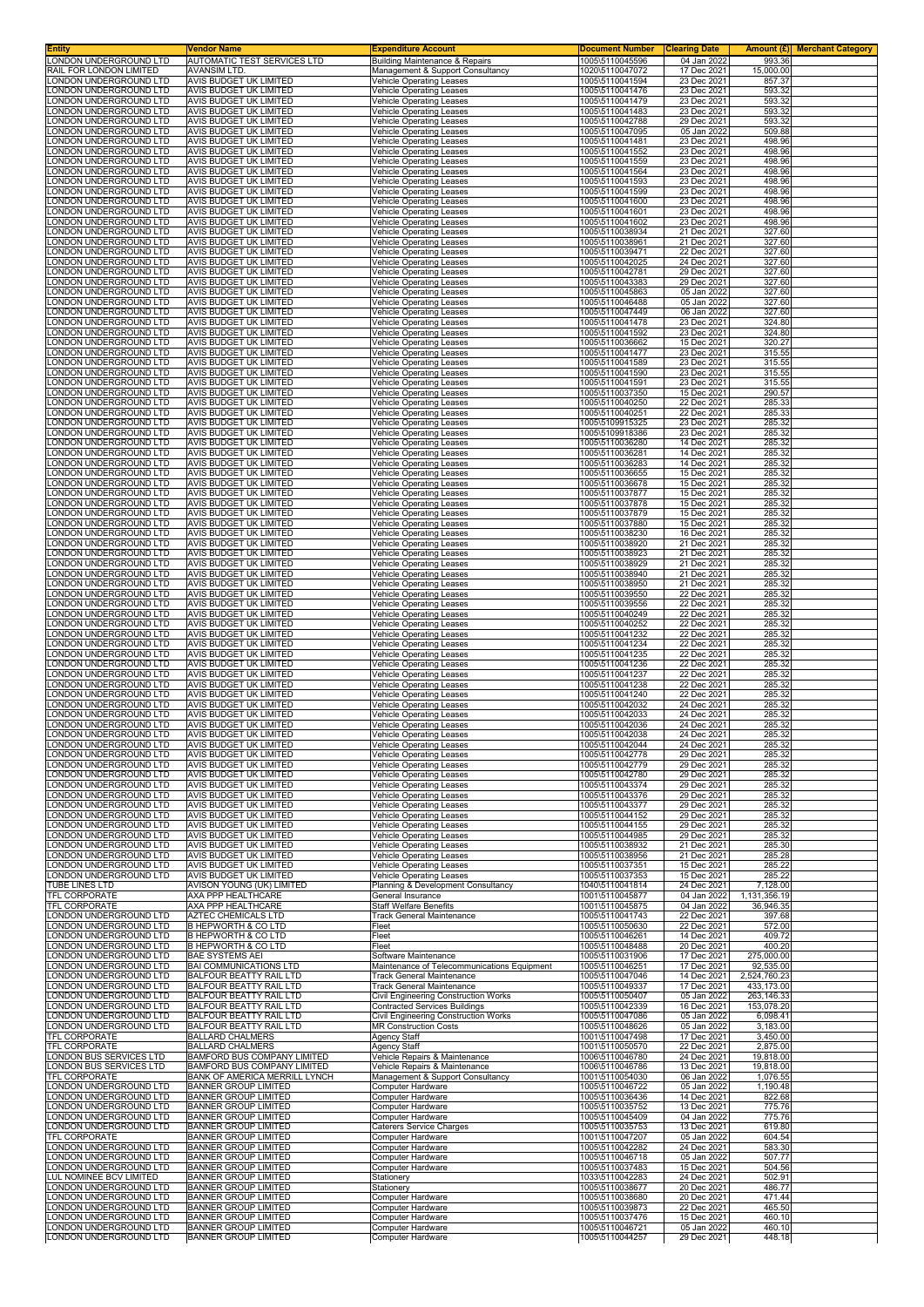| Entity | Vendor Name | Expenditure Account | Document Number | Clearing Date | Amount (£) | Merchant Category |
|---|---|---|---|---|---|---|
| LONDON UNDERGROUND LTD | AUTOMATIC TEST SERVICES LTD | Building Maintenance & Repairs | 1005\5110045596 | 04 Jan 2022 | 993.36 | |
| RAIL FOR LONDON LIMITED | AVANSIM LTD. | Management & Support Consultancy | 1020\5110047072 | 17 Dec 2021 | 15,000.00 | |
| LONDON UNDERGROUND LTD | AVIS BUDGET UK LIMITED | Vehicle Operating Leases | 1005\5110041594 | 23 Dec 2021 | 857.37 | |
| LONDON UNDERGROUND LTD | AVIS BUDGET UK LIMITED | Vehicle Operating Leases | 1005\5110041476 | 23 Dec 2021 | 593.32 | |
| LONDON UNDERGROUND LTD | AVIS BUDGET UK LIMITED | Vehicle Operating Leases | 1005\5110041479 | 23 Dec 2021 | 593.32 | |
| LONDON UNDERGROUND LTD | AVIS BUDGET UK LIMITED | Vehicle Operating Leases | 1005\5110041483 | 23 Dec 2021 | 593.32 | |
| LONDON UNDERGROUND LTD | AVIS BUDGET UK LIMITED | Vehicle Operating Leases | 1005\5110042788 | 29 Dec 2021 | 593.32 | |
| LONDON UNDERGROUND LTD | AVIS BUDGET UK LIMITED | Vehicle Operating Leases | 1005\5110047095 | 05 Jan 2022 | 509.88 | |
| LONDON UNDERGROUND LTD | AVIS BUDGET UK LIMITED | Vehicle Operating Leases | 1005\5110041481 | 23 Dec 2021 | 498.96 | |
| LONDON UNDERGROUND LTD | AVIS BUDGET UK LIMITED | Vehicle Operating Leases | 1005\5110041552 | 23 Dec 2021 | 498.96 | |
| LONDON UNDERGROUND LTD | AVIS BUDGET UK LIMITED | Vehicle Operating Leases | 1005\5110041559 | 23 Dec 2021 | 498.96 | |
| LONDON UNDERGROUND LTD | AVIS BUDGET UK LIMITED | Vehicle Operating Leases | 1005\5110041564 | 23 Dec 2021 | 498.96 | |
| LONDON UNDERGROUND LTD | AVIS BUDGET UK LIMITED | Vehicle Operating Leases | 1005\5110041593 | 23 Dec 2021 | 498.96 | |
| LONDON UNDERGROUND LTD | AVIS BUDGET UK LIMITED | Vehicle Operating Leases | 1005\5110041599 | 23 Dec 2021 | 498.96 | |
| LONDON UNDERGROUND LTD | AVIS BUDGET UK LIMITED | Vehicle Operating Leases | 1005\5110041600 | 23 Dec 2021 | 498.96 | |
| LONDON UNDERGROUND LTD | AVIS BUDGET UK LIMITED | Vehicle Operating Leases | 1005\5110041601 | 23 Dec 2021 | 498.96 | |
| LONDON UNDERGROUND LTD | AVIS BUDGET UK LIMITED | Vehicle Operating Leases | 1005\5110041602 | 23 Dec 2021 | 498.96 | |
| LONDON UNDERGROUND LTD | AVIS BUDGET UK LIMITED | Vehicle Operating Leases | 1005\5110038934 | 21 Dec 2021 | 327.60 | |
| LONDON UNDERGROUND LTD | AVIS BUDGET UK LIMITED | Vehicle Operating Leases | 1005\5110038961 | 21 Dec 2021 | 327.60 | |
| LONDON UNDERGROUND LTD | AVIS BUDGET UK LIMITED | Vehicle Operating Leases | 1005\5110039471 | 22 Dec 2021 | 327.60 | |
| LONDON UNDERGROUND LTD | AVIS BUDGET UK LIMITED | Vehicle Operating Leases | 1005\5110042025 | 24 Dec 2021 | 327.60 | |
| LONDON UNDERGROUND LTD | AVIS BUDGET UK LIMITED | Vehicle Operating Leases | 1005\5110042781 | 29 Dec 2021 | 327.60 | |
| LONDON UNDERGROUND LTD | AVIS BUDGET UK LIMITED | Vehicle Operating Leases | 1005\5110043383 | 29 Dec 2021 | 327.60 | |
| LONDON UNDERGROUND LTD | AVIS BUDGET UK LIMITED | Vehicle Operating Leases | 1005\5110045863 | 05 Jan 2022 | 327.60 | |
| LONDON UNDERGROUND LTD | AVIS BUDGET UK LIMITED | Vehicle Operating Leases | 1005\5110046488 | 05 Jan 2022 | 327.60 | |
| LONDON UNDERGROUND LTD | AVIS BUDGET UK LIMITED | Vehicle Operating Leases | 1005\5110047449 | 06 Jan 2022 | 327.60 | |
| LONDON UNDERGROUND LTD | AVIS BUDGET UK LIMITED | Vehicle Operating Leases | 1005\5110041478 | 23 Dec 2021 | 324.80 | |
| LONDON UNDERGROUND LTD | AVIS BUDGET UK LIMITED | Vehicle Operating Leases | 1005\5110041592 | 23 Dec 2021 | 324.80 | |
| LONDON UNDERGROUND LTD | AVIS BUDGET UK LIMITED | Vehicle Operating Leases | 1005\5110036662 | 15 Dec 2021 | 320.27 | |
| LONDON UNDERGROUND LTD | AVIS BUDGET UK LIMITED | Vehicle Operating Leases | 1005\5110041477 | 23 Dec 2021 | 315.55 | |
| LONDON UNDERGROUND LTD | AVIS BUDGET UK LIMITED | Vehicle Operating Leases | 1005\5110041589 | 23 Dec 2021 | 315.55 | |
| LONDON UNDERGROUND LTD | AVIS BUDGET UK LIMITED | Vehicle Operating Leases | 1005\5110041590 | 23 Dec 2021 | 315.55 | |
| LONDON UNDERGROUND LTD | AVIS BUDGET UK LIMITED | Vehicle Operating Leases | 1005\5110041591 | 23 Dec 2021 | 315.55 | |
| LONDON UNDERGROUND LTD | AVIS BUDGET UK LIMITED | Vehicle Operating Leases | 1005\5110037350 | 15 Dec 2021 | 290.57 | |
| LONDON UNDERGROUND LTD | AVIS BUDGET UK LIMITED | Vehicle Operating Leases | 1005\5110040250 | 22 Dec 2021 | 285.33 | |
| LONDON UNDERGROUND LTD | AVIS BUDGET UK LIMITED | Vehicle Operating Leases | 1005\5110040251 | 22 Dec 2021 | 285.33 | |
| LONDON UNDERGROUND LTD | AVIS BUDGET UK LIMITED | Vehicle Operating Leases | 1005\5109915325 | 23 Dec 2021 | 285.32 | |
| LONDON UNDERGROUND LTD | AVIS BUDGET UK LIMITED | Vehicle Operating Leases | 1005\5109918386 | 23 Dec 2021 | 285.32 | |
| LONDON UNDERGROUND LTD | AVIS BUDGET UK LIMITED | Vehicle Operating Leases | 1005\5110036280 | 14 Dec 2021 | 285.32 | |
| LONDON UNDERGROUND LTD | AVIS BUDGET UK LIMITED | Vehicle Operating Leases | 1005\5110036281 | 14 Dec 2021 | 285.32 | |
| LONDON UNDERGROUND LTD | AVIS BUDGET UK LIMITED | Vehicle Operating Leases | 1005\5110036283 | 14 Dec 2021 | 285.32 | |
| LONDON UNDERGROUND LTD | AVIS BUDGET UK LIMITED | Vehicle Operating Leases | 1005\5110036655 | 15 Dec 2021 | 285.32 | |
| LONDON UNDERGROUND LTD | AVIS BUDGET UK LIMITED | Vehicle Operating Leases | 1005\5110036678 | 15 Dec 2021 | 285.32 | |
| LONDON UNDERGROUND LTD | AVIS BUDGET UK LIMITED | Vehicle Operating Leases | 1005\5110037877 | 15 Dec 2021 | 285.32 | |
| LONDON UNDERGROUND LTD | AVIS BUDGET UK LIMITED | Vehicle Operating Leases | 1005\5110037878 | 15 Dec 2021 | 285.32 | |
| LONDON UNDERGROUND LTD | AVIS BUDGET UK LIMITED | Vehicle Operating Leases | 1005\5110037879 | 15 Dec 2021 | 285.32 | |
| LONDON UNDERGROUND LTD | AVIS BUDGET UK LIMITED | Vehicle Operating Leases | 1005\5110037880 | 15 Dec 2021 | 285.32 | |
| LONDON UNDERGROUND LTD | AVIS BUDGET UK LIMITED | Vehicle Operating Leases | 1005\5110038230 | 16 Dec 2021 | 285.32 | |
| LONDON UNDERGROUND LTD | AVIS BUDGET UK LIMITED | Vehicle Operating Leases | 1005\5110038920 | 21 Dec 2021 | 285.32 | |
| LONDON UNDERGROUND LTD | AVIS BUDGET UK LIMITED | Vehicle Operating Leases | 1005\5110038923 | 21 Dec 2021 | 285.32 | |
| LONDON UNDERGROUND LTD | AVIS BUDGET UK LIMITED | Vehicle Operating Leases | 1005\5110038929 | 21 Dec 2021 | 285.32 | |
| LONDON UNDERGROUND LTD | AVIS BUDGET UK LIMITED | Vehicle Operating Leases | 1005\5110038940 | 21 Dec 2021 | 285.32 | |
| LONDON UNDERGROUND LTD | AVIS BUDGET UK LIMITED | Vehicle Operating Leases | 1005\5110038950 | 21 Dec 2021 | 285.32 | |
| LONDON UNDERGROUND LTD | AVIS BUDGET UK LIMITED | Vehicle Operating Leases | 1005\5110039550 | 22 Dec 2021 | 285.32 | |
| LONDON UNDERGROUND LTD | AVIS BUDGET UK LIMITED | Vehicle Operating Leases | 1005\5110039556 | 22 Dec 2021 | 285.32 | |
| LONDON UNDERGROUND LTD | AVIS BUDGET UK LIMITED | Vehicle Operating Leases | 1005\5110040249 | 22 Dec 2021 | 285.32 | |
| LONDON UNDERGROUND LTD | AVIS BUDGET UK LIMITED | Vehicle Operating Leases | 1005\5110040252 | 22 Dec 2021 | 285.32 | |
| LONDON UNDERGROUND LTD | AVIS BUDGET UK LIMITED | Vehicle Operating Leases | 1005\5110041232 | 22 Dec 2021 | 285.32 | |
| LONDON UNDERGROUND LTD | AVIS BUDGET UK LIMITED | Vehicle Operating Leases | 1005\5110041234 | 22 Dec 2021 | 285.32 | |
| LONDON UNDERGROUND LTD | AVIS BUDGET UK LIMITED | Vehicle Operating Leases | 1005\5110041235 | 22 Dec 2021 | 285.32 | |
| LONDON UNDERGROUND LTD | AVIS BUDGET UK LIMITED | Vehicle Operating Leases | 1005\5110041236 | 22 Dec 2021 | 285.32 | |
| LONDON UNDERGROUND LTD | AVIS BUDGET UK LIMITED | Vehicle Operating Leases | 1005\5110041237 | 22 Dec 2021 | 285.32 | |
| LONDON UNDERGROUND LTD | AVIS BUDGET UK LIMITED | Vehicle Operating Leases | 1005\5110041238 | 22 Dec 2021 | 285.32 | |
| LONDON UNDERGROUND LTD | AVIS BUDGET UK LIMITED | Vehicle Operating Leases | 1005\5110041240 | 22 Dec 2021 | 285.32 | |
| LONDON UNDERGROUND LTD | AVIS BUDGET UK LIMITED | Vehicle Operating Leases | 1005\5110042032 | 24 Dec 2021 | 285.32 | |
| LONDON UNDERGROUND LTD | AVIS BUDGET UK LIMITED | Vehicle Operating Leases | 1005\5110042033 | 24 Dec 2021 | 285.32 | |
| LONDON UNDERGROUND LTD | AVIS BUDGET UK LIMITED | Vehicle Operating Leases | 1005\5110042036 | 24 Dec 2021 | 285.32 | |
| LONDON UNDERGROUND LTD | AVIS BUDGET UK LIMITED | Vehicle Operating Leases | 1005\5110042038 | 24 Dec 2021 | 285.32 | |
| LONDON UNDERGROUND LTD | AVIS BUDGET UK LIMITED | Vehicle Operating Leases | 1005\5110042044 | 24 Dec 2021 | 285.32 | |
| LONDON UNDERGROUND LTD | AVIS BUDGET UK LIMITED | Vehicle Operating Leases | 1005\5110042778 | 29 Dec 2021 | 285.32 | |
| LONDON UNDERGROUND LTD | AVIS BUDGET UK LIMITED | Vehicle Operating Leases | 1005\5110042779 | 29 Dec 2021 | 285.32 | |
| LONDON UNDERGROUND LTD | AVIS BUDGET UK LIMITED | Vehicle Operating Leases | 1005\5110042780 | 29 Dec 2021 | 285.32 | |
| LONDON UNDERGROUND LTD | AVIS BUDGET UK LIMITED | Vehicle Operating Leases | 1005\5110043374 | 29 Dec 2021 | 285.32 | |
| LONDON UNDERGROUND LTD | AVIS BUDGET UK LIMITED | Vehicle Operating Leases | 1005\5110043376 | 29 Dec 2021 | 285.32 | |
| LONDON UNDERGROUND LTD | AVIS BUDGET UK LIMITED | Vehicle Operating Leases | 1005\5110043377 | 29 Dec 2021 | 285.32 | |
| LONDON UNDERGROUND LTD | AVIS BUDGET UK LIMITED | Vehicle Operating Leases | 1005\5110044152 | 29 Dec 2021 | 285.32 | |
| LONDON UNDERGROUND LTD | AVIS BUDGET UK LIMITED | Vehicle Operating Leases | 1005\5110044155 | 29 Dec 2021 | 285.32 | |
| LONDON UNDERGROUND LTD | AVIS BUDGET UK LIMITED | Vehicle Operating Leases | 1005\5110044985 | 29 Dec 2021 | 285.32 | |
| LONDON UNDERGROUND LTD | AVIS BUDGET UK LIMITED | Vehicle Operating Leases | 1005\5110038932 | 21 Dec 2021 | 285.30 | |
| LONDON UNDERGROUND LTD | AVIS BUDGET UK LIMITED | Vehicle Operating Leases | 1005\5110038956 | 21 Dec 2021 | 285.28 | |
| LONDON UNDERGROUND LTD | AVIS BUDGET UK LIMITED | Vehicle Operating Leases | 1005\5110037351 | 15 Dec 2021 | 285.22 | |
| LONDON UNDERGROUND LTD | AVIS BUDGET UK LIMITED | Vehicle Operating Leases | 1005\5110037353 | 15 Dec 2021 | 285.22 | |
| TUBE LINES LTD | AVISON YOUNG (UK) LIMITED | Planning & Development Consultancy | 1040\5110041814 | 24 Dec 2021 | 7,128.00 | |
| TFL CORPORATE | AXA PPP HEALTHCARE | General Insurance | 1001\5110045877 | 04 Jan 2022 | 1,131,356.19 | |
| TFL CORPORATE | AXA PPP HEALTHCARE | Staff Welfare Benefits | 1001\5110045875 | 04 Jan 2022 | 36,946.35 | |
| LONDON UNDERGROUND LTD | AZTEC CHEMICALS LTD | Track General Maintenance | 1005\5110041743 | 22 Dec 2021 | 397.68 | |
| LONDON UNDERGROUND LTD | B HEPWORTH & CO LTD | Fleet | 1005\5110050630 | 22 Dec 2021 | 572.00 | |
| LONDON UNDERGROUND LTD | B HEPWORTH & CO LTD | Fleet | 1005\5110046261 | 14 Dec 2021 | 409.72 | |
| LONDON UNDERGROUND LTD | B HEPWORTH & CO LTD | Fleet | 1005\5110048488 | 20 Dec 2021 | 400.20 | |
| LONDON UNDERGROUND LTD | BAE SYSTEMS AEI | Software Maintenance | 1005\5110031906 | 17 Dec 2021 | 275,000.00 | |
| LONDON UNDERGROUND LTD | BAI COMMUNICATIONS LTD | Maintenance of Telecommunications Equipment | 1005\5110046251 | 17 Dec 2021 | 92,535.00 | |
| LONDON UNDERGROUND LTD | BALFOUR BEATTY RAIL LTD | Track General Maintenance | 1005\5110047046 | 14 Dec 2021 | 2,524,780.23 | |
| LONDON UNDERGROUND LTD | BALFOUR BEATTY RAIL LTD | Track General Maintenance | 1005\5110049337 | 17 Dec 2021 | 433,173.00 | |
| LONDON UNDERGROUND LTD | BALFOUR BEATTY RAIL LTD | Civil Engineering Construction Works | 1005\5110050407 | 05 Jan 2022 | 263,146.33 | |
| LONDON UNDERGROUND LTD | BALFOUR BEATTY RAIL LTD | Contracted Services Buildings | 1005\5110042339 | 16 Dec 2021 | 153,078.20 | |
| LONDON UNDERGROUND LTD | BALFOUR BEATTY RAIL LTD | Civil Engineering Construction Works | 1005\5110047086 | 05 Jan 2022 | 6,098.41 | |
| LONDON UNDERGROUND LTD | BALFOUR BEATTY RAIL LTD | MR Construction Costs | 1005\5110048626 | 05 Jan 2022 | 3,183.00 | |
| TFL CORPORATE | BALLARD CHALMERS | Agency Staff | 1001\5110047498 | 17 Dec 2021 | 3,450.00 | |
| TFL CORPORATE | BALLARD CHALMERS | Agency Staff | 1001\5110050570 | 22 Dec 2021 | 2,875.00 | |
| LONDON BUS SERVICES LTD | BAMFORD BUS COMPANY LIMITED | Vehicle Repairs & Maintenance | 1006\5110046780 | 24 Dec 2021 | 19,818.00 | |
| LONDON BUS SERVICES LTD | BAMFORD BUS COMPANY LIMITED | Vehicle Repairs & Maintenance | 1006\5110046786 | 13 Dec 2021 | 19,818.00 | |
| TFL CORPORATE | BANK OF AMERICA MERRILL LYNCH | Management & Support Consultancy | 1001\5110054030 | 06 Jan 2022 | 1,076.55 | |
| LONDON UNDERGROUND LTD | BANNER GROUP LIMITED | Computer Hardware | 1005\5110046722 | 05 Jan 2022 | 1,190.48 | |
| LONDON UNDERGROUND LTD | BANNER GROUP LIMITED | Computer Hardware | 1005\5110036436 | 14 Dec 2021 | 822.68 | |
| LONDON UNDERGROUND LTD | BANNER GROUP LIMITED | Computer Hardware | 1005\5110035752 | 13 Dec 2021 | 775.76 | |
| LONDON UNDERGROUND LTD | BANNER GROUP LIMITED | Computer Hardware | 1005\5110045409 | 04 Jan 2022 | 775.76 | |
| LONDON UNDERGROUND LTD | BANNER GROUP LIMITED | Caterers Service Charges | 1005\5110035753 | 13 Dec 2021 | 619.80 | |
| TFL CORPORATE | BANNER GROUP LIMITED | Computer Hardware | 1001\5110047207 | 05 Jan 2022 | 604.54 | |
| LONDON UNDERGROUND LTD | BANNER GROUP LIMITED | Computer Hardware | 1005\5110042282 | 24 Dec 2021 | 583.30 | |
| LONDON UNDERGROUND LTD | BANNER GROUP LIMITED | Computer Hardware | 1005\5110046718 | 05 Jan 2022 | 507.77 | |
| LONDON UNDERGROUND LTD | BANNER GROUP LIMITED | Computer Hardware | 1005\5110037483 | 15 Dec 2021 | 504.56 | |
| LUL NOMINEE BCV LIMITED | BANNER GROUP LIMITED | Stationery | 1033\5110042283 | 24 Dec 2021 | 502.91 | |
| LONDON UNDERGROUND LTD | BANNER GROUP LIMITED | Stationery | 1005\5110038677 | 20 Dec 2021 | 486.77 | |
| LONDON UNDERGROUND LTD | BANNER GROUP LIMITED | Computer Hardware | 1005\5110038680 | 20 Dec 2021 | 471.44 | |
| LONDON UNDERGROUND LTD | BANNER GROUP LIMITED | Computer Hardware | 1005\5110039873 | 22 Dec 2021 | 465.50 | |
| LONDON UNDERGROUND LTD | BANNER GROUP LIMITED | Computer Hardware | 1005\5110037476 | 15 Dec 2021 | 460.10 | |
| LONDON UNDERGROUND LTD | BANNER GROUP LIMITED | Computer Hardware | 1005\5110046721 | 05 Jan 2022 | 460.10 | |
| LONDON UNDERGROUND LTD | BANNER GROUP LIMITED | Computer Hardware | 1005\5110044257 | 29 Dec 2021 | 448.18 | |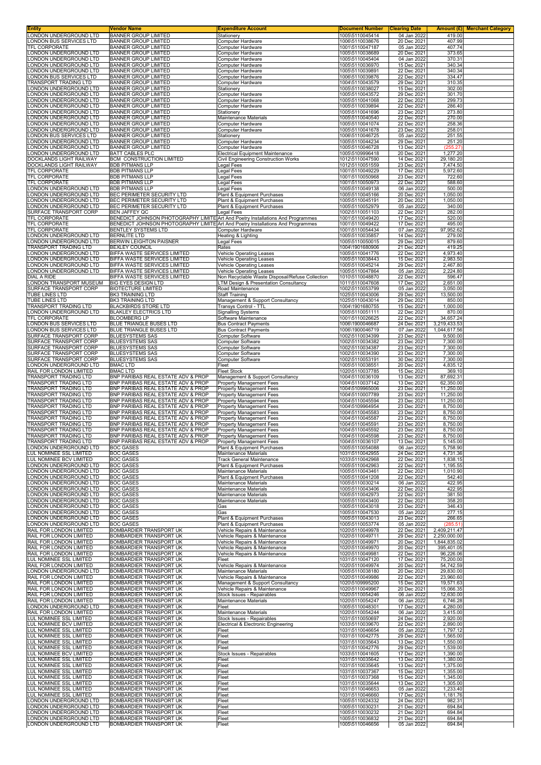| Entity | Vendor Name | Expenditure Account | Document Number | Clearing Date | Amount (£) | Merchant Category |
|---|---|---|---|---|---|---|
| LONDON UNDERGROUND LTD | BANNER GROUP LIMITED | Stationery | 1005\5110045414 | 04 Jan 2022 | 419.00 | |
| LONDON BUS SERVICES LTD | BANNER GROUP LIMITED | Computer Hardware | 1006\5110038676 | 20 Dec 2021 | 407.99 | |
| TFL CORPORATE | BANNER GROUP LIMITED | Computer Hardware | 1001\5110047187 | 05 Jan 2022 | 407.74 | |
| LONDON UNDERGROUND LTD | BANNER GROUP LIMITED | Computer Hardware | 1005\5110038689 | 20 Dec 2021 | 373.65 | |
| LONDON UNDERGROUND LTD | BANNER GROUP LIMITED | Computer Hardware | 1005\5110045404 | 04 Jan 2022 | 370.31 | |
| LONDON UNDERGROUND LTD | BANNER GROUP LIMITED | Computer Hardware | 1005\5110036970 | 15 Dec 2021 | 340.34 | |
| LONDON UNDERGROUND LTD | BANNER GROUP LIMITED | Computer Hardware | 1005\5110039891 | 22 Dec 2021 | 340.34 | |
| LONDON BUS SERVICES LTD | BANNER GROUP LIMITED | Computer Hardware | 1006\5110039876 | 22 Dec 2021 | 334.47 | |
| TRANSPORT TRADING LTD | BANNER GROUP LIMITED | Computer Hardware | 1004\5110043579 | 29 Dec 2021 | 310.35 | |
| LONDON UNDERGROUND LTD | BANNER GROUP LIMITED | Stationery | 1005\5110038027 | 15 Dec 2021 | 302.00 | |
| LONDON UNDERGROUND LTD | BANNER GROUP LIMITED | Computer Hardware | 1005\5110043572 | 29 Dec 2021 | 301.70 | |
| LONDON UNDERGROUND LTD | BANNER GROUP LIMITED | Computer Hardware | 1005\5110041068 | 22 Dec 2021 | 299.73 | |
| LONDON UNDERGROUND LTD | BANNER GROUP LIMITED | Computer Hardware | 1005\5110039894 | 22 Dec 2021 | 286.40 | |
| LONDON UNDERGROUND LTD | BANNER GROUP LIMITED | Stationery | 1005\5110041696 | 23 Dec 2021 | 273.80 | |
| LONDON UNDERGROUND LTD | BANNER GROUP LIMITED | Maintenance Materials | 1005\5110040540 | 22 Dec 2021 | 270.00 | |
| LONDON UNDERGROUND LTD | BANNER GROUP LIMITED | Computer Hardware | 1005\5110041074 | 22 Dec 2021 | 258.36 | |
| LONDON UNDERGROUND LTD | BANNER GROUP LIMITED | Computer Hardware | 1005\5110041678 | 23 Dec 2021 | 258.01 | |
| LONDON BUS SERVICES LTD | BANNER GROUP LIMITED | Stationery | 1006\5110046725 | 05 Jan 2022 | 251.55 | |
| LONDON UNDERGROUND LTD | BANNER GROUP LIMITED | Computer Hardware | 1005\5110044234 | 29 Dec 2021 | 251.20 | |
| LONDON UNDERGROUND LTD | BANNER GROUP LIMITED | Computer Hardware | 1005\5110046728 | 13 Dec 2021 | (255.27) | |
| LONDON UNDERGROUND LTD | BATT CABLES PLC | Electrical Equipment Maintenance | 1005\5109996418 | 20 Dec 2021 | 1,277.20 | |
| DOCKLANDS LIGHT RAILWAY | BCM CONSTRUCTION LIMITED | Civil Engineering Construction Works | 1012\5110047590 | 14 Dec 2021 | 29,180.20 | |
| DOCKLANDS LIGHT RAILWAY | BDB PITMANS LLP | Legal Fees | 1012\5110051559 | 23 Dec 2021 | 7,474.50 | |
| TFL CORPORATE | BDB PITMANS LLP | Legal Fees | 1001\5110049229 | 17 Dec 2021 | 5,972.60 | |
| TFL CORPORATE | BDB PITMANS LLP | Legal Fees | 1001\5110050968 | 23 Dec 2021 | 722.60 | |
| TFL CORPORATE | BDB PITMANS LLP | Legal Fees | 1001\5110050973 | 22 Dec 2021 | 588.60 | |
| LONDON UNDERGROUND LTD | BDB PITMANS LLP | Legal Fees | 1005\5110049138 | 06 Jan 2022 | 500.00 | |
| LONDON UNDERGROUND LTD | BEC PERIMETER SECURITY LTD | Plant & Equipment Purchases | 1005\5110045166 | 20 Dec 2021 | 1,050.00 | |
| LONDON UNDERGROUND LTD | BEC PERIMETER SECURITY LTD | Plant & Equipment Purchases | 1005\5110045191 | 20 Dec 2021 | 1,050.00 | |
| LONDON UNDERGROUND LTD | BEC PERIMETER SECURITY LTD | Plant & Equipment Purchases | 1005\5110052979 | 05 Jan 2022 | 340.00 | |
| SURFACE TRANSPORT CORP | BEN JAFFEY QC | Legal Fees | 1002\5110051103 | 22 Dec 2021 | 282.00 | |
| TFL CORPORATE | BENEDICT JOHNSON PHOTOGRAPHY LIMITE | Art And Poetry Installations And Programmes | 1001\5110049420 | 17 Dec 2021 | 520.00 | |
| TFL CORPORATE | BENEDICT JOHNSON PHOTOGRAPHY LIMITE | Art And Poetry Installations And Programmes | 1001\5110049422 | 17 Dec 2021 | 495.00 | |
| TFL CORPORATE | BENTLEY SYSTEMS LTD | Computer Hardware | 1001\5110054434 | 07 Jan 2022 | 97,952.62 | |
| LONDON UNDERGROUND LTD | BERNLITE LTD | Heating & Lighting | 1005\5110035857 | 14 Dec 2021 | 279.00 | |
| LONDON UNDERGROUND LTD | BERWIN LEIGHTON PAISNER | Legal Fees | 1005\5110050015 | 29 Dec 2021 | 879.60 | |
| TRANSPORT TRADING LTD | BEXLEY COUNCIL | Rates | 1004\1901680906 | 21 Dec 2021 | 419.25 | |
| LONDON UNDERGROUND LTD | BIFFA WASTE SERVICES LIMITED | Vehicle Operating Leases | 1005\5110041776 | 22 Dec 2021 | 4,973.40 | |
| LONDON UNDERGROUND LTD | BIFFA WASTE SERVICES LIMITED | Vehicle Operating Leases | 1005\5110038443 | 15 Dec 2021 | 2,983.50 | |
| LONDON UNDERGROUND LTD | BIFFA WASTE SERVICES LIMITED | Vehicle Operating Leases | 1005\5110045214 | 29 Dec 2021 | 2,467.80 | |
| LONDON UNDERGROUND LTD | BIFFA WASTE SERVICES LIMITED | Vehicle Operating Leases | 1005\5110047864 | 05 Jan 2022 | 2,224.80 | |
| DIAL A RIDE | BIFFA WASTE SERVICES LIMITED | Non Recyclable Waste Disposal/Refuse Collection | 1010\5110048870 | 22 Dec 2021 | 596.47 | |
| LONDON TRANSPORT MUSEUM | BIG EYES DESIGN LTD | LTM Design & Presentation Consultancy | 1011\5110047608 | 17 Dec 2021 | 2,651.00 | |
| SURFACE TRANSPORT CORP | BIOTECTURE LIMITED | Road Maintenance | 1002\5110053799 | 05 Jan 2022 | 3,050.00 | |
| TUBE LINES LTD | BK3 TRAINING LTD | Staff Training | 1025\5110043006 | 29 Dec 2021 | 13,500.00 | |
| TUBE LINES LTD | BK3 TRAINING LTD | Management & Support Consultancy | 1025\5110043014 | 29 Dec 2021 | 850.00 | |
| TRANSPORT TRADING LTD | BLACKBIRDS STORE LTD | Transys Control - TTL | 1004\1901680755 | 15 Dec 2021 | 1,000.00 | |
| LONDON UNDERGROUND LTD | BLAKLEY ELECTRICS LTD | Signalling Systems | 1005\5110051111 | 22 Dec 2021 | 870.00 | |
| TFL CORPORATE | BLOOMBERG LP | Software Maintenance | 1001\5110026625 | 22 Dec 2021 | 34,657.24 | |
| LONDON BUS SERVICES LTD | BLUE TRIANGLE BUSES LTD | Bus Contract Payments | 1006\1900046687 | 24 Dec 2021 | 3,219,433.53 | |
| LONDON BUS SERVICES LTD | BLUE TRIANGLE BUSES LTD | Bus Contract Payments | 1006\1900046719 | 07 Jan 2022 | 1,044,617.56 | |
| SURFACE TRANSPORT CORP | BLUESYSTEMS SAS | Computer Software | 1002\5110034399 | 23 Dec 2021 | 9,500.00 | |
| SURFACE TRANSPORT CORP | BLUESYSTEMS SAS | Computer Software | 1002\5110034382 | 23 Dec 2021 | 7,300.00 | |
| SURFACE TRANSPORT CORP | BLUESYSTEMS SAS | Computer Software | 1002\5110034387 | 23 Dec 2021 | 7,300.00 | |
| SURFACE TRANSPORT CORP | BLUESYSTEMS SAS | Computer Software | 1002\5110034390 | 23 Dec 2021 | 7,300.00 | |
| SURFACE TRANSPORT CORP | BLUESYSTEMS SAS | Computer Software | 1002\5110053191 | 30 Dec 2021 | 7,300.00 | |
| LONDON UNDERGROUND LTD | BMAC LTD | Fleet | 1005\5110038551 | 20 Dec 2021 | 4,835.12 | |
| RAIL FOR LONDON LIMITED | BMAC LTD | Fleet Stock | 1020\5110037785 | 15 Dec 2021 | 369.10 | |
| TRANSPORT TRADING LTD | BNP PARIBAS REAL ESTATE ADV & PROP | Management & Support Consultancy | 1004\5110036109 | 13 Dec 2021 | 87,692.31 | |
| TRANSPORT TRADING LTD | BNP PARIBAS REAL ESTATE ADV & PROP | Property Management Fees | 1004\5110037142 | 13 Dec 2021 | 62,350.00 | |
| TRANSPORT TRADING LTD | BNP PARIBAS REAL ESTATE ADV & PROP | Property Management Fees | 1004\5109965006 | 23 Dec 2021 | 11,250.00 | |
| TRANSPORT TRADING LTD | BNP PARIBAS REAL ESTATE ADV & PROP | Property Management Fees | 1004\5110007789 | 23 Dec 2021 | 11,250.00 | |
| TRANSPORT TRADING LTD | BNP PARIBAS REAL ESTATE ADV & PROP | Property Management Fees | 1004\5110045594 | 23 Dec 2021 | 11,250.00 | |
| TRANSPORT TRADING LTD | BNP PARIBAS REAL ESTATE ADV & PROP | Property Management Fees | 1004\5109964954 | 23 Dec 2021 | 8,750.00 | |
| TRANSPORT TRADING LTD | BNP PARIBAS REAL ESTATE ADV & PROP | Property Management Fees | 1004\5110045583 | 23 Dec 2021 | 8,750.00 | |
| TRANSPORT TRADING LTD | BNP PARIBAS REAL ESTATE ADV & PROP | Property Management Fees | 1004\5110045587 | 23 Dec 2021 | 8,750.00 | |
| TRANSPORT TRADING LTD | BNP PARIBAS REAL ESTATE ADV & PROP | Property Management Fees | 1004\5110045591 | 23 Dec 2021 | 8,750.00 | |
| TRANSPORT TRADING LTD | BNP PARIBAS REAL ESTATE ADV & PROP | Property Management Fees | 1004\5110045592 | 23 Dec 2021 | 8,750.00 | |
| TRANSPORT TRADING LTD | BNP PARIBAS REAL ESTATE ADV & PROP | Property Management Fees | 1004\5110045598 | 23 Dec 2021 | 8,750.00 | |
| TRANSPORT TRADING LTD | BNP PARIBAS REAL ESTATE ADV & PROP | Property Management Fees | 1004\5110036107 | 13 Dec 2021 | 5,145.00 | |
| LONDON UNDERGROUND LTD | BOC GASES | Plant & Equipment Purchases | 1005\5110054088 | 06 Jan 2022 | 5,758.90 | |
| LUL NOMINEE SSL LIMITED | BOC GASES | Maintenance Materials | 1031\5110042955 | 24 Dec 2021 | 4,731.36 | |
| LUL NOMINEE BCV LIMITED | BOC GASES | Track General Maintenance | 1033\5110042968 | 22 Dec 2021 | 1,838.15 | |
| LONDON UNDERGROUND LTD | BOC GASES | Plant & Equipment Purchases | 1005\5110042963 | 22 Dec 2021 | 1,195.55 | |
| LONDON UNDERGROUND LTD | BOC GASES | Maintenance Materials | 1005\5110043461 | 22 Dec 2021 | 1,010.90 | |
| LONDON UNDERGROUND LTD | BOC GASES | Plant & Equipment Purchases | 1005\5110041208 | 22 Dec 2021 | 542.40 | |
| LONDON UNDERGROUND LTD | BOC GASES | Maintenance Materials | 1005\5110030214 | 06 Jan 2022 | 422.95 | |
| LONDON UNDERGROUND LTD | BOC GASES | Maintenance Materials | 1005\5110043406 | 22 Dec 2021 | 422.95 | |
| LONDON UNDERGROUND LTD | BOC GASES | Maintenance Materials | 1005\5110042973 | 22 Dec 2021 | 381.50 | |
| LONDON UNDERGROUND LTD | BOC GASES | Maintenance Materials | 1005\5110043400 | 22 Dec 2021 | 358.20 | |
| LONDON UNDERGROUND LTD | BOC GASES | Gas | 1005\5110043018 | 23 Dec 2021 | 346.43 | |
| LONDON UNDERGROUND LTD | BOC GASES | Gas | 1005\5110047530 | 05 Jan 2022 | 277.15 | |
| LONDON UNDERGROUND LTD | BOC GASES | Plant & Equipment Purchases | 1005\5110043013 | 23 Dec 2021 | 266.65 | |
| LONDON UNDERGROUND LTD | BOC GASES | Plant & Equipment Purchases | 1005\5110053774 | 05 Jan 2022 | (285.51) | |
| RAIL FOR LONDON LIMITED | BOMBARDIER TRANSPORT UK | Vehicle Repairs & Maintenance | 1020\5110049978 | 22 Dec 2021 | 2,409,211.47 | |
| RAIL FOR LONDON LIMITED | BOMBARDIER TRANSPORT UK | Vehicle Repairs & Maintenance | 1020\5110049711 | 29 Dec 2021 | 2,250,000.00 | |
| RAIL FOR LONDON LIMITED | BOMBARDIER TRANSPORT UK | Vehicle Repairs & Maintenance | 1020\5110049971 | 20 Dec 2021 | 1,844,835.02 | |
| RAIL FOR LONDON LIMITED | BOMBARDIER TRANSPORT UK | Vehicle Repairs & Maintenance | 1020\5110049970 | 20 Dec 2021 | 395,401.05 | |
| RAIL FOR LONDON LIMITED | BOMBARDIER TRANSPORT UK | Vehicle Repairs & Maintenance | 1020\5110049981 | 22 Dec 2021 | 96,226.06 | |
| LUL NOMINEE SSL LIMITED | BOMBARDIER TRANSPORT UK | Fleet | 1031\5110047120 | 17 Dec 2021 | 75,200.00 | |
| RAIL FOR LONDON LIMITED | BOMBARDIER TRANSPORT UK | Vehicle Repairs & Maintenance | 1020\5110049974 | 20 Dec 2021 | 54,742.59 | |
| LONDON UNDERGROUND LTD | BOMBARDIER TRANSPORT UK | Maintenance Materials | 1005\5110038180 | 20 Dec 2021 | 29,830.00 | |
| RAIL FOR LONDON LIMITED | BOMBARDIER TRANSPORT UK | Vehicle Repairs & Maintenance | 1020\5110049986 | 22 Dec 2021 | 23,960.60 | |
| RAIL FOR LONDON LIMITED | BOMBARDIER TRANSPORT UK | Management & Support Consultancy | 1020\5109995200 | 15 Dec 2021 | 19,571.63 | |
| RAIL FOR LONDON LIMITED | BOMBARDIER TRANSPORT UK | Vehicle Repairs & Maintenance | 1020\5110049967 | 20 Dec 2021 | 15,066.35 | |
| RAIL FOR LONDON LIMITED | BOMBARDIER TRANSPORT UK | Stock Issues - Repairables | 1020\5110054246 | 06 Jan 2022 | 12,630.00 | |
| RAIL FOR LONDON LIMITED | BOMBARDIER TRANSPORT UK | Maintenance Materials | 1020\5110054247 | 06 Jan 2022 | 6,746.28 | |
| LONDON UNDERGROUND LTD | BOMBARDIER TRANSPORT UK | Fleet | 1005\5110048301 | 17 Dec 2021 | 4,280.00 | |
| RAIL FOR LONDON LIMITED | BOMBARDIER TRANSPORT UK | Maintenance Materials | 1020\5110054244 | 06 Jan 2022 | 3,415.00 | |
| LUL NOMINEE SSL LIMITED | BOMBARDIER TRANSPORT UK | Stock Issues - Repairables | 1031\5110050697 | 24 Dec 2021 | 2,920.00 | |
| LUL NOMINEE BCV LIMITED | BOMBARDIER TRANSPORT UK | Electrical & Electronic Engineering | 1033\5110039670 | 22 Dec 2021 | 2,890.00 | |
| LUL NOMINEE SSL LIMITED | BOMBARDIER TRANSPORT UK | Fleet | 1031\5110046654 | 05 Jan 2022 | 1,797.12 | |
| LUL NOMINEE SSL LIMITED | BOMBARDIER TRANSPORT UK | Fleet | 1031\5110042775 | 29 Dec 2021 | 1,565.00 | |
| LUL NOMINEE SSL LIMITED | BOMBARDIER TRANSPORT UK | Fleet | 1031\5110035643 | 13 Dec 2021 | 1,550.00 | |
| LUL NOMINEE SSL LIMITED | BOMBARDIER TRANSPORT UK | Fleet | 1031\5110042776 | 29 Dec 2021 | 1,539.00 | |
| LUL NOMINEE BCV LIMITED | BOMBARDIER TRANSPORT UK | Stock Issues - Repairables | 1033\5110041605 | 17 Dec 2021 | 1,390.00 | |
| LUL NOMINEE SSL LIMITED | BOMBARDIER TRANSPORT UK | Fleet | 1031\5110035642 | 13 Dec 2021 | 1,380.00 | |
| LUL NOMINEE SSL LIMITED | BOMBARDIER TRANSPORT UK | Fleet | 1031\5110035645 | 13 Dec 2021 | 1,375.00 | |
| LUL NOMINEE SSL LIMITED | BOMBARDIER TRANSPORT UK | Fleet | 1031\5110037367 | 15 Dec 2021 | 1,355.00 | |
| LUL NOMINEE SSL LIMITED | BOMBARDIER TRANSPORT UK | Fleet | 1031\5110037368 | 15 Dec 2021 | 1,345.00 | |
| LUL NOMINEE SSL LIMITED | BOMBARDIER TRANSPORT UK | Fleet | 1031\5110035644 | 13 Dec 2021 | 1,305.00 | |
| LUL NOMINEE SSL LIMITED | BOMBARDIER TRANSPORT UK | Fleet | 1031\5110046653 | 05 Jan 2022 | 1,233.40 | |
| LUL NOMINEE SSL LIMITED | BOMBARDIER TRANSPORT UK | Fleet | 1031\5110046660 | 17 Dec 2021 | 1,181.76 | |
| LONDON UNDERGROUND LTD | BOMBARDIER TRANSPORT UK | Fleet | 1005\5110024332 | 24 Dec 2021 | 982.31 | |
| LONDON UNDERGROUND LTD | BOMBARDIER TRANSPORT UK | Fleet | 1005\5110030231 | 21 Dec 2021 | 694.84 | |
| LONDON UNDERGROUND LTD | BOMBARDIER TRANSPORT UK | Fleet | 1005\5110030232 | 21 Dec 2021 | 694.84 | |
| LONDON UNDERGROUND LTD | BOMBARDIER TRANSPORT UK | Fleet | 1005\5110036832 | 21 Dec 2021 | 694.84 | |
| LONDON UNDERGROUND LTD | BOMBARDIER TRANSPORT UK | Fleet | 1005\5110046656 | 05 Jan 2022 | 694.84 | |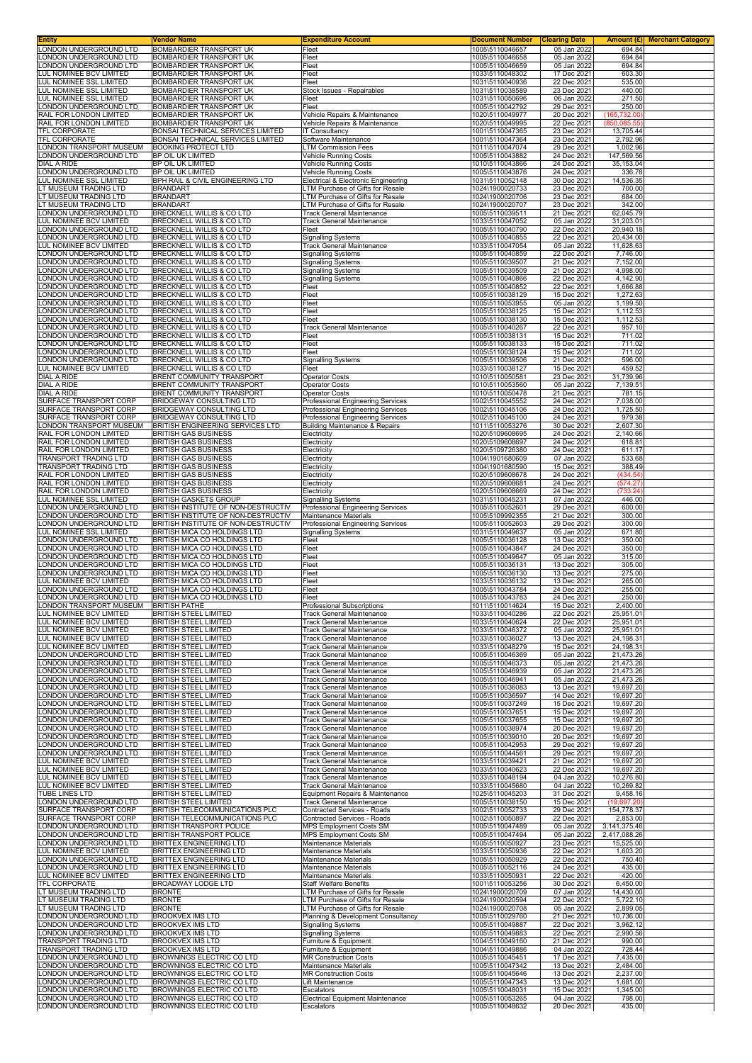| Entity | Vendor Name | Expenditure Account | Document Number | Clearing Date | Amount (£) | Merchant Category |
|---|---|---|---|---|---|---|
| LONDON UNDERGROUND LTD | BOMBARDIER TRANSPORT UK | Fleet | 1005\5110046657 | 05 Jan 2022 | 694.84 | |
| LONDON UNDERGROUND LTD | BOMBARDIER TRANSPORT UK | Fleet | 1005\5110046658 | 05 Jan 2022 | 694.84 | |
| LONDON UNDERGROUND LTD | BOMBARDIER TRANSPORT UK | Fleet | 1005\5110046659 | 05 Jan 2022 | 694.84 | |
| LUL NOMINEE BCV LIMITED | BOMBARDIER TRANSPORT UK | Fleet | 1033\5110048302 | 17 Dec 2021 | 603.30 | |
| LUL NOMINEE SSL LIMITED | BOMBARDIER TRANSPORT UK | Fleet | 1031\5110040936 | 22 Dec 2021 | 535.00 | |
| LUL NOMINEE SSL LIMITED | BOMBARDIER TRANSPORT UK | Stock Issues - Repairables | 1031\5110038589 | 23 Dec 2021 | 440.00 | |
| LUL NOMINEE SSL LIMITED | BOMBARDIER TRANSPORT UK | Fleet | 1031\5110050696 | 06 Jan 2022 | 271.50 | |
| LONDON UNDERGROUND LTD | BOMBARDIER TRANSPORT UK | Fleet | 1005\5110042792 | 29 Dec 2021 | 250.00 | |
| RAIL FOR LONDON LIMITED | BOMBARDIER TRANSPORT UK | Vehicle Repairs & Maintenance | 1020\5110049977 | 20 Dec 2021 | (165,732.00) | |
| RAIL FOR LONDON LIMITED | BOMBARDIER TRANSPORT UK | Vehicle Repairs & Maintenance | 1020\5110049995 | 22 Dec 2021 | (850,085.55) | |
| TFL CORPORATE | BONSAI TECHNICAL SERVICES LIMITED | IT Consultancy | 1001\5110047365 | 23 Dec 2021 | 13,705.44 | |
| TFL CORPORATE | BONSAI TECHNICAL SERVICES LIMITED | Software Maintenance | 1001\5110047364 | 23 Dec 2021 | 2,792.96 | |
| LONDON TRANSPORT MUSEUM | BOOKING PROTECT LTD | LTM Commission Fees | 1011\5110047074 | 29 Dec 2021 | 1,002.96 | |
| LONDON UNDERGROUND LTD | BP OIL UK LIMITED | Vehicle Running Costs | 1005\5110043882 | 24 Dec 2021 | 147,569.56 | |
| DIAL A RIDE | BP OIL UK LIMITED | Vehicle Running Costs | 1010\5110043866 | 24 Dec 2021 | 35,153.04 | |
| LONDON UNDERGROUND LTD | BP OIL UK LIMITED | Vehicle Running Costs | 1005\5110043876 | 24 Dec 2021 | 336.78 | |
| LUL NOMINEE SSL LIMITED | BPH RAIL & CIVIL ENGINEERING LTD | Electrical & Electronic Engineering | 1031\5110052148 | 30 Dec 2021 | 14,536.35 | |
| LT MUSEUM TRADING LTD | BRANDART | LTM Purchase of Gifts for Resale | 1024\1900020733 | 23 Dec 2021 | 700.00 | |
| LT MUSEUM TRADING LTD | BRANDART | LTM Purchase of Gifts for Resale | 1024\1900020706 | 23 Dec 2021 | 684.00 | |
| LT MUSEUM TRADING LTD | BRANDART | LTM Purchase of Gifts for Resale | 1024\1900020707 | 23 Dec 2021 | 342.00 | |
| LONDON UNDERGROUND LTD | BRECKNELL WILLIS & CO LTD | Track General Maintenance | 1005\5110039511 | 21 Dec 2021 | 62,045.79 | |
| LUL NOMINEE BCV LIMITED | BRECKNELL WILLIS & CO LTD | Track General Maintenance | 1033\5110047052 | 05 Jan 2022 | 31,203.01 | |
| LONDON UNDERGROUND LTD | BRECKNELL WILLIS & CO LTD | Fleet | 1005\5110040790 | 22 Dec 2021 | 20,940.18 | |
| LONDON UNDERGROUND LTD | BRECKNELL WILLIS & CO LTD | Signalling Systems | 1005\5110040855 | 22 Dec 2021 | 20,434.00 | |
| LUL NOMINEE BCV LIMITED | BRECKNELL WILLIS & CO LTD | Track General Maintenance | 1033\5110047054 | 05 Jan 2022 | 11,628.63 | |
| LONDON UNDERGROUND LTD | BRECKNELL WILLIS & CO LTD | Signalling Systems | 1005\5110040859 | 22 Dec 2021 | 7,746.00 | |
| LONDON UNDERGROUND LTD | BRECKNELL WILLIS & CO LTD | Signalling Systems | 1005\5110039507 | 21 Dec 2021 | 7,152.00 | |
| LONDON UNDERGROUND LTD | BRECKNELL WILLIS & CO LTD | Signalling Systems | 1005\5110039509 | 21 Dec 2021 | 4,998.00 | |
| LONDON UNDERGROUND LTD | BRECKNELL WILLIS & CO LTD | Signalling Systems | 1005\5110040866 | 22 Dec 2021 | 4,142.90 | |
| LONDON UNDERGROUND LTD | BRECKNELL WILLIS & CO LTD | Fleet | 1005\5110040852 | 22 Dec 2021 | 1,666.88 | |
| LONDON UNDERGROUND LTD | BRECKNELL WILLIS & CO LTD | Fleet | 1005\5110038129 | 15 Dec 2021 | 1,272.63 | |
| LONDON UNDERGROUND LTD | BRECKNELL WILLIS & CO LTD | Fleet | 1005\5110053955 | 05 Jan 2022 | 1,199.50 | |
| LONDON UNDERGROUND LTD | BRECKNELL WILLIS & CO LTD | Fleet | 1005\5110038125 | 15 Dec 2021 | 1,112.53 | |
| LONDON UNDERGROUND LTD | BRECKNELL WILLIS & CO LTD | Fleet | 1005\5110038130 | 15 Dec 2021 | 1,112.53 | |
| LONDON UNDERGROUND LTD | BRECKNELL WILLIS & CO LTD | Track General Maintenance | 1005\5110040267 | 22 Dec 2021 | 957.10 | |
| LONDON UNDERGROUND LTD | BRECKNELL WILLIS & CO LTD | Fleet | 1005\5110038131 | 15 Dec 2021 | 711.02 | |
| LONDON UNDERGROUND LTD | BRECKNELL WILLIS & CO LTD | Fleet | 1005\5110038133 | 15 Dec 2021 | 711.02 | |
| LONDON UNDERGROUND LTD | BRECKNELL WILLIS & CO LTD | Fleet | 1005\5110038124 | 15 Dec 2021 | 711.02 | |
| LONDON UNDERGROUND LTD | BRECKNELL WILLIS & CO LTD | Signalling Systems | 1005\5110039506 | 21 Dec 2021 | 596.00 | |
| LUL NOMINEE BCV LIMITED | BRECKNELL WILLIS & CO LTD | Fleet | 1033\5110038127 | 15 Dec 2021 | 459.52 | |
| DIAL A RIDE | BRENT COMMUNITY TRANSPORT | Operator Costs | 1010\5110050581 | 23 Dec 2021 | 31,739.96 | |
| DIAL A RIDE | BRENT COMMUNITY TRANSPORT | Operator Costs | 1010\5110053560 | 05 Jan 2022 | 7,139.51 | |
| DIAL A RIDE | BRENT COMMUNITY TRANSPORT | Operator Costs | 1010\5110050478 | 21 Dec 2021 | 781.15 | |
| SURFACE TRANSPORT CORP | BRIDGEWAY CONSULTING LTD | Professional Engineering Services | 1002\5110045552 | 24 Dec 2021 | 7,038.00 | |
| SURFACE TRANSPORT CORP | BRIDGEWAY CONSULTING LTD | Professional Engineering Services | 1002\5110045106 | 24 Dec 2021 | 1,725.50 | |
| SURFACE TRANSPORT CORP | BRIDGEWAY CONSULTING LTD | Professional Engineering Services | 1002\5110045100 | 24 Dec 2021 | 979.38 | |
| LONDON TRANSPORT MUSEUM | BRITISH ENGINEERING SERVICES LTD | Building Maintenance & Repairs | 1011\5110053276 | 30 Dec 2021 | 2,607.30 | |
| RAIL FOR LONDON LIMITED | BRITISH GAS BUSINESS | Electricity | 1020\5109608695 | 24 Dec 2021 | 2,140.66 | |
| RAIL FOR LONDON LIMITED | BRITISH GAS BUSINESS | Electricity | 1020\5109608697 | 24 Dec 2021 | 618.81 | |
| RAIL FOR LONDON LIMITED | BRITISH GAS BUSINESS | Electricity | 1020\5109726380 | 24 Dec 2021 | 611.17 | |
| TRANSPORT TRADING LTD | BRITISH GAS BUSINESS | Electricity | 1004\1901680609 | 07 Jan 2022 | 533.68 | |
| TRANSPORT TRADING LTD | BRITISH GAS BUSINESS | Electricity | 1004\1901680590 | 15 Dec 2021 | 388.49 | |
| RAIL FOR LONDON LIMITED | BRITISH GAS BUSINESS | Electricity | 1020\5109608678 | 24 Dec 2021 | (434.54) | |
| RAIL FOR LONDON LIMITED | BRITISH GAS BUSINESS | Electricity | 1020\5109608681 | 24 Dec 2021 | (574.27) | |
| RAIL FOR LONDON LIMITED | BRITISH GAS BUSINESS | Electricity | 1020\5109608669 | 24 Dec 2021 | (733.24) | |
| LUL NOMINEE SSL LIMITED | BRITISH GASKETS GROUP | Signalling Systems | 1031\5110045231 | 07 Jan 2022 | 446.00 | |
| LONDON UNDERGROUND LTD | BRITISH INSTITUTE OF NON-DESTRUCTIV | Professional Engineering Services | 1005\5110052601 | 29 Dec 2021 | 600.00 | |
| LONDON UNDERGROUND LTD | BRITISH INSTITUTE OF NON-DESTRUCTIV | Maintenance Materials | 1005\5109992355 | 21 Dec 2021 | 300.00 | |
| LONDON UNDERGROUND LTD | BRITISH INSTITUTE OF NON-DESTRUCTIV | Professional Engineering Services | 1005\5110052603 | 29 Dec 2021 | 300.00 | |
| LUL NOMINEE SSL LIMITED | BRITISH MICA CO HOLDINGS LTD | Signalling Systems | 1031\5110049637 | 05 Jan 2022 | 671.80 | |
| LONDON UNDERGROUND LTD | BRITISH MICA CO HOLDINGS LTD | Fleet | 1005\5110036128 | 13 Dec 2021 | 350.00 | |
| LONDON UNDERGROUND LTD | BRITISH MICA CO HOLDINGS LTD | Fleet | 1005\5110043847 | 24 Dec 2021 | 350.00 | |
| LONDON UNDERGROUND LTD | BRITISH MICA CO HOLDINGS LTD | Fleet | 1005\5110049647 | 05 Jan 2022 | 315.00 | |
| LONDON UNDERGROUND LTD | BRITISH MICA CO HOLDINGS LTD | Fleet | 1005\5110036131 | 13 Dec 2021 | 305.00 | |
| LONDON UNDERGROUND LTD | BRITISH MICA CO HOLDINGS LTD | Fleet | 1005\5110036130 | 13 Dec 2021 | 275.00 | |
| LUL NOMINEE BCV LIMITED | BRITISH MICA CO HOLDINGS LTD | Fleet | 1033\5110036132 | 13 Dec 2021 | 265.00 | |
| LONDON UNDERGROUND LTD | BRITISH MICA CO HOLDINGS LTD | Fleet | 1005\5110043784 | 24 Dec 2021 | 255.00 | |
| LONDON UNDERGROUND LTD | BRITISH MICA CO HOLDINGS LTD | Fleet | 1005\5110043783 | 24 Dec 2021 | 250.00 | |
| LONDON TRANSPORT MUSEUM | BRITISH PATHÉ | Professional Subscriptions | 1011\5110014624 | 15 Dec 2021 | 2,400.00 | |
| LUL NOMINEE BCV LIMITED | BRITISH STEEL LIMITED | Track General Maintenance | 1033\5110040286 | 22 Dec 2021 | 25,951.01 | |
| LUL NOMINEE BCV LIMITED | BRITISH STEEL LIMITED | Track General Maintenance | 1033\5110040624 | 22 Dec 2021 | 25,951.01 | |
| LUL NOMINEE BCV LIMITED | BRITISH STEEL LIMITED | Track General Maintenance | 1033\5110046372 | 05 Jan 2022 | 25,951.01 | |
| LUL NOMINEE BCV LIMITED | BRITISH STEEL LIMITED | Track General Maintenance | 1033\5110036027 | 13 Dec 2021 | 24,198.31 | |
| LUL NOMINEE BCV LIMITED | BRITISH STEEL LIMITED | Track General Maintenance | 1033\5110048279 | 15 Dec 2021 | 24,198.31 | |
| LONDON UNDERGROUND LTD | BRITISH STEEL LIMITED | Track General Maintenance | 1005\5110046369 | 05 Jan 2022 | 21,473.26 | |
| LONDON UNDERGROUND LTD | BRITISH STEEL LIMITED | Track General Maintenance | 1005\5110046373 | 05 Jan 2022 | 21,473.26 | |
| LONDON UNDERGROUND LTD | BRITISH STEEL LIMITED | Track General Maintenance | 1005\5110046939 | 05 Jan 2022 | 21,473.26 | |
| LONDON UNDERGROUND LTD | BRITISH STEEL LIMITED | Track General Maintenance | 1005\5110046941 | 05 Jan 2022 | 21,473.26 | |
| LONDON UNDERGROUND LTD | BRITISH STEEL LIMITED | Track General Maintenance | 1005\5110036083 | 13 Dec 2021 | 19,697.20 | |
| LONDON UNDERGROUND LTD | BRITISH STEEL LIMITED | Track General Maintenance | 1005\5110036597 | 14 Dec 2021 | 19,697.20 | |
| LONDON UNDERGROUND LTD | BRITISH STEEL LIMITED | Track General Maintenance | 1005\5110037249 | 15 Dec 2021 | 19,697.20 | |
| LONDON UNDERGROUND LTD | BRITISH STEEL LIMITED | Track General Maintenance | 1005\5110037651 | 15 Dec 2021 | 19,697.20 | |
| LONDON UNDERGROUND LTD | BRITISH STEEL LIMITED | Track General Maintenance | 1005\5110037655 | 15 Dec 2021 | 19,697.20 | |
| LONDON UNDERGROUND LTD | BRITISH STEEL LIMITED | Track General Maintenance | 1005\5110038974 | 20 Dec 2021 | 19,697.20 | |
| LONDON UNDERGROUND LTD | BRITISH STEEL LIMITED | Track General Maintenance | 1005\5110039010 | 20 Dec 2021 | 19,697.20 | |
| LONDON UNDERGROUND LTD | BRITISH STEEL LIMITED | Track General Maintenance | 1005\5110042953 | 29 Dec 2021 | 19,697.20 | |
| LONDON UNDERGROUND LTD | BRITISH STEEL LIMITED | Track General Maintenance | 1005\5110044561 | 29 Dec 2021 | 19,697.20 | |
| LUL NOMINEE BCV LIMITED | BRITISH STEEL LIMITED | Track General Maintenance | 1033\5110039421 | 21 Dec 2021 | 19,697.20 | |
| LUL NOMINEE BCV LIMITED | BRITISH STEEL LIMITED | Track General Maintenance | 1033\5110040623 | 22 Dec 2021 | 19,697.20 | |
| LUL NOMINEE BCV LIMITED | BRITISH STEEL LIMITED | Track General Maintenance | 1033\5110048194 | 04 Jan 2022 | 10,276.80 | |
| LUL NOMINEE BCV LIMITED | BRITISH STEEL LIMITED | Track General Maintenance | 1033\5110045680 | 04 Jan 2022 | 10,269.82 | |
| TUBE LINES LTD | BRITISH STEEL LIMITED | Equipment Repairs & Maintenance | 1025\5110045203 | 31 Dec 2021 | 9,458.16 | |
| LONDON UNDERGROUND LTD | BRITISH STEEL LIMITED | Track General Maintenance | 1005\5110038150 | 15 Dec 2021 | (19,697.20) | |
| SURFACE TRANSPORT CORP | BRITISH TELECOMMUNICATIONS PLC | Contracted Services - Roads | 1002\5110052733 | 29 Dec 2021 | 154,778.37 | |
| SURFACE TRANSPORT CORP | BRITISH TELECOMMUNICATIONS PLC | Contracted Services - Roads | 1002\5110050897 | 22 Dec 2021 | 2,853.00 | |
| LONDON UNDERGROUND LTD | BRITISH TRANSPORT POLICE | MPS Employment Costs SM | 1005\5110047489 | 05 Jan 2022 | 3,141,375.46 | |
| LONDON UNDERGROUND LTD | BRITISH TRANSPORT POLICE | MPS Employment Costs SM | 1005\5110047494 | 05 Jan 2022 | 2,417,088.26 | |
| LONDON UNDERGROUND LTD | BRITTEX ENGINEERING LTD | Maintenance Materials | 1005\5110050927 | 23 Dec 2021 | 15,525.00 | |
| LUL NOMINEE BCV LIMITED | BRITTEX ENGINEERING LTD | Maintenance Materials | 1033\5110050936 | 22 Dec 2021 | 1,603.20 | |
| LONDON UNDERGROUND LTD | BRITTEX ENGINEERING LTD | Maintenance Materials | 1005\5110050929 | 22 Dec 2021 | 750.40 | |
| LONDON UNDERGROUND LTD | BRITTEX ENGINEERING LTD | Maintenance Materials | 1005\5110052116 | 24 Dec 2021 | 435.00 | |
| LUL NOMINEE BCV LIMITED | BRITTEX ENGINEERING LTD | Maintenance Materials | 1033\5110050931 | 22 Dec 2021 | 420.00 | |
| TFL CORPORATE | BROADWAY LODGE LTD | Staff Welfare Benefits | 1001\5110053256 | 30 Dec 2021 | 6,450.00 | |
| LT MUSEUM TRADING LTD | BRONTE | LTM Purchase of Gifts for Resale | 1024\1900020709 | 07 Jan 2022 | 14,430.00 | |
| LT MUSEUM TRADING LTD | BRONTE | LTM Purchase of Gifts for Resale | 1024\1900020594 | 22 Dec 2021 | 5,722.10 | |
| LT MUSEUM TRADING LTD | BRONTE | LTM Purchase of Gifts for Resale | 1024\1900020708 | 05 Jan 2022 | 2,899.05 | |
| LONDON UNDERGROUND LTD | BROOKVEX IMS LTD | Planning & Development Consultancy | 1005\5110029760 | 21 Dec 2021 | 10,736.00 | |
| LONDON UNDERGROUND LTD | BROOKVEX IMS LTD | Signalling Systems | 1005\5110049887 | 22 Dec 2021 | 3,962.12 | |
| LONDON UNDERGROUND LTD | BROOKVEX IMS LTD | Signalling Systems | 1005\5110049883 | 22 Dec 2021 | 2,990.56 | |
| TRANSPORT TRADING LTD | BROOKVEX IMS LTD | Furniture & Equipment | 1004\5110049160 | 21 Dec 2021 | 990.00 | |
| TRANSPORT TRADING LTD | BROOKVEX IMS LTD | Furniture & Equipment | 1004\5110049886 | 04 Jan 2022 | 728.44 | |
| LONDON UNDERGROUND LTD | BROWNINGS ELECTRIC CO LTD | MR Construction Costs | 1005\5110045451 | 17 Dec 2021 | 7,435.00 | |
| LONDON UNDERGROUND LTD | BROWNINGS ELECTRIC CO LTD | Maintenance Materials | 1005\5110047342 | 13 Dec 2021 | 2,484.00 | |
| LONDON UNDERGROUND LTD | BROWNINGS ELECTRIC CO LTD | MR Construction Costs | 1005\5110045646 | 13 Dec 2021 | 2,237.00 | |
| LONDON UNDERGROUND LTD | BROWNINGS ELECTRIC CO LTD | Lift Maintenance | 1005\5110047343 | 13 Dec 2021 | 1,681.00 | |
| LONDON UNDERGROUND LTD | BROWNINGS ELECTRIC CO LTD | Escalators | 1005\5110048031 | 15 Dec 2021 | 1,345.00 | |
| LONDON UNDERGROUND LTD | BROWNINGS ELECTRIC CO LTD | Electrical Equipment Maintenance | 1005\5110053265 | 04 Jan 2022 | 798.00 | |
| LONDON UNDERGROUND LTD | BROWNINGS ELECTRIC CO LTD | Escalators | 1005\5110048632 | 20 Dec 2021 | 435.00 | |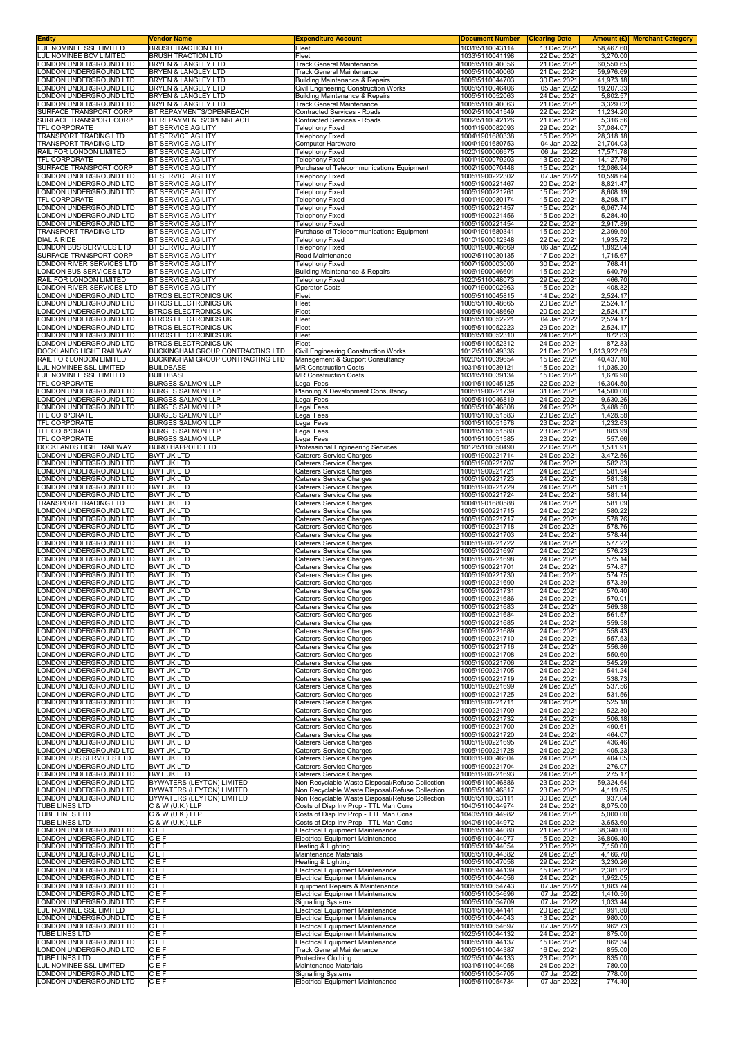| Entity | Vendor Name | Expenditure Account | Document Number | Clearing Date | Amount (£) | Merchant Category |
|---|---|---|---|---|---|---|
| LUL NOMINEE SSL LIMITED | BRUSH TRACTION LTD | Fleet | 1031\5110043114 | 13 Dec 2021 | 58,467.60 | |
| LUL NOMINEE BCV LIMITED | BRUSH TRACTION LTD | Fleet | 1033\5110041198 | 22 Dec 2021 | 3,270.00 | |
| LONDON UNDERGROUND LTD | BRYEN & LANGLEY LTD | Track General Maintenance | 1005\5110040056 | 21 Dec 2021 | 60,550.65 | |
| LONDON UNDERGROUND LTD | BRYEN & LANGLEY LTD | Track General Maintenance | 1005\5110040060 | 21 Dec 2021 | 59,976.69 | |
| LONDON UNDERGROUND LTD | BRYEN & LANGLEY LTD | Building Maintenance & Repairs | 1005\5110044703 | 30 Dec 2021 | 41,973.18 | |
| LONDON UNDERGROUND LTD | BRYEN & LANGLEY LTD | Civil Engineering Construction Works | 1005\5110046406 | 05 Jan 2022 | 19,207.33 | |
| LONDON UNDERGROUND LTD | BRYEN & LANGLEY LTD | Building Maintenance & Repairs | 1005\5110052063 | 24 Dec 2021 | 5,802.57 | |
| LONDON UNDERGROUND LTD | BRYEN & LANGLEY LTD | Track General Maintenance | 1005\5110040063 | 21 Dec 2021 | 3,329.02 | |
| SURFACE TRANSPORT CORP | BT REPAYMENTS/OPENREACH | Contracted Services - Roads | 1002\5110041549 | 22 Dec 2021 | 11,234.20 | |
| SURFACE TRANSPORT CORP | BT REPAYMENTS/OPENREACH | Contracted Services - Roads | 1002\5110042126 | 21 Dec 2021 | 5,316.56 | |
| TFL CORPORATE | BT SERVICE AGILITY | Telephony Fixed | 1001\1900082093 | 29 Dec 2021 | 37,084.07 | |
| TRANSPORT TRADING LTD | BT SERVICE AGILITY | Telephony Fixed | 1004\1901680338 | 15 Dec 2021 | 28,318.18 | |
| TRANSPORT TRADING LTD | BT SERVICE AGILITY | Computer Hardware | 1004\1901680753 | 04 Jan 2022 | 21,704.03 | |
| RAIL FOR LONDON LIMITED | BT SERVICE AGILITY | Telephony Fixed | 1020\1900006575 | 06 Jan 2022 | 17,571.78 | |
| TFL CORPORATE | BT SERVICE AGILITY | Telephony Fixed | 1001\1900079203 | 13 Dec 2021 | 14,127.79 | |
| SURFACE TRANSPORT CORP | BT SERVICE AGILITY | Purchase of Telecommunications Equipment | 1002\1900070448 | 15 Dec 2021 | 12,086.94 | |
| LONDON UNDERGROUND LTD | BT SERVICE AGILITY | Telephony Fixed | 1005\1900222302 | 07 Jan 2022 | 10,598.64 | |
| LONDON UNDERGROUND LTD | BT SERVICE AGILITY | Telephony Fixed | 1005\1900221467 | 20 Dec 2021 | 8,821.47 | |
| LONDON UNDERGROUND LTD | BT SERVICE AGILITY | Telephony Fixed | 1005\1900221261 | 15 Dec 2021 | 8,608.19 | |
| TFL CORPORATE | BT SERVICE AGILITY | Telephony Fixed | 1001\1900080174 | 15 Dec 2021 | 8,298.17 | |
| LONDON UNDERGROUND LTD | BT SERVICE AGILITY | Telephony Fixed | 1005\1900221457 | 15 Dec 2021 | 6,067.74 | |
| LONDON UNDERGROUND LTD | BT SERVICE AGILITY | Telephony Fixed | 1005\1900221456 | 15 Dec 2021 | 5,284.40 | |
| LONDON UNDERGROUND LTD | BT SERVICE AGILITY | Telephony Fixed | 1005\1900221454 | 22 Dec 2021 | 2,917.89 | |
| TRANSPORT TRADING LTD | BT SERVICE AGILITY | Purchase of Telecommunications Equipment | 1004\1901680341 | 15 Dec 2021 | 2,399.50 | |
| DIAL A RIDE | BT SERVICE AGILITY | Telephony Fixed | 1010\1900012348 | 22 Dec 2021 | 1,935.72 | |
| LONDON BUS SERVICES LTD | BT SERVICE AGILITY | Telephony Fixed | 1006\1900046669 | 06 Jan 2022 | 1,892.04 | |
| SURFACE TRANSPORT CORP | BT SERVICE AGILITY | Road Maintenance | 1002\5110030135 | 17 Dec 2021 | 1,715.67 | |
| LONDON RIVER SERVICES LTD | BT SERVICE AGILITY | Telephony Fixed | 1007\1900003000 | 30 Dec 2021 | 768.41 | |
| LONDON BUS SERVICES LTD | BT SERVICE AGILITY | Building Maintenance & Repairs | 1006\1900046601 | 15 Dec 2021 | 640.79 | |
| RAIL FOR LONDON LIMITED | BT SERVICE AGILITY | Telephony Fixed | 1020\5110048073 | 29 Dec 2021 | 466.70 | |
| LONDON RIVER SERVICES LTD | BT SERVICE AGILITY | Operator Costs | 1007\1900002963 | 15 Dec 2021 | 408.82 | |
| LONDON UNDERGROUND LTD | BTROS ELECTRONICS UK | Fleet | 1005\5110045815 | 14 Dec 2021 | 2,524.17 | |
| LONDON UNDERGROUND LTD | BTROS ELECTRONICS UK | Fleet | 1005\5110048665 | 20 Dec 2021 | 2,524.17 | |
| LONDON UNDERGROUND LTD | BTROS ELECTRONICS UK | Fleet | 1005\5110048669 | 20 Dec 2021 | 2,524.17 | |
| LONDON UNDERGROUND LTD | BTROS ELECTRONICS UK | Fleet | 1005\5110052221 | 04 Jan 2022 | 2,524.17 | |
| LONDON UNDERGROUND LTD | BTROS ELECTRONICS UK | Fleet | 1005\5110052223 | 29 Dec 2021 | 2,524.17 | |
| LONDON UNDERGROUND LTD | BTROS ELECTRONICS UK | Fleet | 1005\5110052310 | 24 Dec 2021 | 872.83 | |
| LONDON UNDERGROUND LTD | BTROS ELECTRONICS UK | Fleet | 1005\5110052312 | 24 Dec 2021 | 872.83 | |
| DOCKLANDS LIGHT RAILWAY | BUCKINGHAM GROUP CONTRACTING LTD | Civil Engineering Construction Works | 1012\5110049336 | 21 Dec 2021 | 1,613,922.69 | |
| RAIL FOR LONDON LIMITED | BUCKINGHAM GROUP CONTRACTING LTD | Management & Support Consultancy | 1020\5110039654 | 15 Dec 2021 | 40,437.10 | |
| LUL NOMINEE SSL LIMITED | BUILDBASE | MR Construction Costs | 1031\5110039121 | 15 Dec 2021 | 11,035.20 | |
| LUL NOMINEE SSL LIMITED | BUILDBASE | MR Construction Costs | 1031\5110039134 | 15 Dec 2021 | 1,676.90 | |
| TFL CORPORATE | BURGES SALMON LLP | Legal Fees | 1001\5110045125 | 22 Dec 2021 | 16,304.50 | |
| LONDON UNDERGROUND LTD | BURGES SALMON LLP | Planning & Development Consultancy | 1005\1900221739 | 31 Dec 2021 | 14,500.00 | |
| LONDON UNDERGROUND LTD | BURGES SALMON LLP | Legal Fees | 1005\5110046819 | 24 Dec 2021 | 9,630.26 | |
| LONDON UNDERGROUND LTD | BURGES SALMON LLP | Legal Fees | 1005\5110046808 | 24 Dec 2021 | 3,488.50 | |
| TFL CORPORATE | BURGES SALMON LLP | Legal Fees | 1001\5110051583 | 23 Dec 2021 | 1,428.58 | |
| TFL CORPORATE | BURGES SALMON LLP | Legal Fees | 1001\5110051578 | 23 Dec 2021 | 1,232.63 | |
| TFL CORPORATE | BURGES SALMON LLP | Legal Fees | 1001\5110051580 | 23 Dec 2021 | 883.99 | |
| TFL CORPORATE | BURGES SALMON LLP | Legal Fees | 1001\5110051585 | 23 Dec 2021 | 557.66 | |
| DOCKLANDS LIGHT RAILWAY | BURO HAPPOLD LTD | Professional Engineering Services | 1012\5110050490 | 22 Dec 2021 | 1,511.91 | |
| LONDON UNDERGROUND LTD | BWT UK LTD | Caterers Service Charges | 1005\1900221714 | 24 Dec 2021 | 3,472.56 | |
| LONDON UNDERGROUND LTD | BWT UK LTD | Caterers Service Charges | 1005\1900221707 | 24 Dec 2021 | 582.83 | |
| LONDON UNDERGROUND LTD | BWT UK LTD | Caterers Service Charges | 1005\1900221721 | 24 Dec 2021 | 581.94 | |
| LONDON UNDERGROUND LTD | BWT UK LTD | Caterers Service Charges | 1005\1900221723 | 24 Dec 2021 | 581.58 | |
| LONDON UNDERGROUND LTD | BWT UK LTD | Caterers Service Charges | 1005\1900221729 | 24 Dec 2021 | 581.51 | |
| LONDON UNDERGROUND LTD | BWT UK LTD | Caterers Service Charges | 1005\1900221724 | 24 Dec 2021 | 581.14 | |
| TRANSPORT TRADING LTD | BWT UK LTD | Caterers Service Charges | 1004\1901680588 | 24 Dec 2021 | 581.09 | |
| LONDON UNDERGROUND LTD | BWT UK LTD | Caterers Service Charges | 1005\1900221715 | 24 Dec 2021 | 580.22 | |
| LONDON UNDERGROUND LTD | BWT UK LTD | Caterers Service Charges | 1005\1900221717 | 24 Dec 2021 | 578.76 | |
| LONDON UNDERGROUND LTD | BWT UK LTD | Caterers Service Charges | 1005\1900221718 | 24 Dec 2021 | 578.76 | |
| LONDON UNDERGROUND LTD | BWT UK LTD | Caterers Service Charges | 1005\1900221703 | 24 Dec 2021 | 578.44 | |
| LONDON UNDERGROUND LTD | BWT UK LTD | Caterers Service Charges | 1005\1900221722 | 24 Dec 2021 | 577.22 | |
| LONDON UNDERGROUND LTD | BWT UK LTD | Caterers Service Charges | 1005\1900221697 | 24 Dec 2021 | 576.23 | |
| LONDON UNDERGROUND LTD | BWT UK LTD | Caterers Service Charges | 1005\1900221698 | 24 Dec 2021 | 575.14 | |
| LONDON UNDERGROUND LTD | BWT UK LTD | Caterers Service Charges | 1005\1900221701 | 24 Dec 2021 | 574.87 | |
| LONDON UNDERGROUND LTD | BWT UK LTD | Caterers Service Charges | 1005\1900221730 | 24 Dec 2021 | 574.75 | |
| LONDON UNDERGROUND LTD | BWT UK LTD | Caterers Service Charges | 1005\1900221690 | 24 Dec 2021 | 573.39 | |
| LONDON UNDERGROUND LTD | BWT UK LTD | Caterers Service Charges | 1005\1900221731 | 24 Dec 2021 | 570.40 | |
| LONDON UNDERGROUND LTD | BWT UK LTD | Caterers Service Charges | 1005\1900221686 | 24 Dec 2021 | 570.01 | |
| LONDON UNDERGROUND LTD | BWT UK LTD | Caterers Service Charges | 1005\1900221683 | 24 Dec 2021 | 569.38 | |
| LONDON UNDERGROUND LTD | BWT UK LTD | Caterers Service Charges | 1005\1900221684 | 24 Dec 2021 | 561.57 | |
| LONDON UNDERGROUND LTD | BWT UK LTD | Caterers Service Charges | 1005\1900221685 | 24 Dec 2021 | 559.58 | |
| LONDON UNDERGROUND LTD | BWT UK LTD | Caterers Service Charges | 1005\1900221689 | 24 Dec 2021 | 558.43 | |
| LONDON UNDERGROUND LTD | BWT UK LTD | Caterers Service Charges | 1005\1900221710 | 24 Dec 2021 | 557.53 | |
| LONDON UNDERGROUND LTD | BWT UK LTD | Caterers Service Charges | 1005\1900221716 | 24 Dec 2021 | 556.86 | |
| LONDON UNDERGROUND LTD | BWT UK LTD | Caterers Service Charges | 1005\1900221708 | 24 Dec 2021 | 550.60 | |
| LONDON UNDERGROUND LTD | BWT UK LTD | Caterers Service Charges | 1005\1900221706 | 24 Dec 2021 | 545.29 | |
| LONDON UNDERGROUND LTD | BWT UK LTD | Caterers Service Charges | 1005\1900221705 | 24 Dec 2021 | 541.24 | |
| LONDON UNDERGROUND LTD | BWT UK LTD | Caterers Service Charges | 1005\1900221719 | 24 Dec 2021 | 538.73 | |
| LONDON UNDERGROUND LTD | BWT UK LTD | Caterers Service Charges | 1005\1900221699 | 24 Dec 2021 | 537.56 | |
| LONDON UNDERGROUND LTD | BWT UK LTD | Caterers Service Charges | 1005\1900221725 | 24 Dec 2021 | 531.56 | |
| LONDON UNDERGROUND LTD | BWT UK LTD | Caterers Service Charges | 1005\1900221711 | 24 Dec 2021 | 525.18 | |
| LONDON UNDERGROUND LTD | BWT UK LTD | Caterers Service Charges | 1005\1900221709 | 24 Dec 2021 | 522.30 | |
| LONDON UNDERGROUND LTD | BWT UK LTD | Caterers Service Charges | 1005\1900221732 | 24 Dec 2021 | 506.18 | |
| LONDON UNDERGROUND LTD | BWT UK LTD | Caterers Service Charges | 1005\1900221700 | 24 Dec 2021 | 490.61 | |
| LONDON UNDERGROUND LTD | BWT UK LTD | Caterers Service Charges | 1005\1900221720 | 24 Dec 2021 | 464.07 | |
| LONDON UNDERGROUND LTD | BWT UK LTD | Caterers Service Charges | 1005\1900221695 | 24 Dec 2021 | 436.46 | |
| LONDON UNDERGROUND LTD | BWT UK LTD | Caterers Service Charges | 1005\1900221728 | 24 Dec 2021 | 405.23 | |
| LONDON BUS SERVICES LTD | BWT UK LTD | Caterers Service Charges | 1006\1900046604 | 24 Dec 2021 | 404.05 | |
| LONDON UNDERGROUND LTD | BWT UK LTD | Caterers Service Charges | 1005\1900221704 | 24 Dec 2021 | 276.07 | |
| LONDON UNDERGROUND LTD | BWT UK LTD | Caterers Service Charges | 1005\1900221693 | 24 Dec 2021 | 275.17 | |
| LONDON UNDERGROUND LTD | BYWATERS (LEYTON) LIMITED | Non Recyclable Waste Disposal/Refuse Collection | 1005\5110046886 | 23 Dec 2021 | 59,324.64 | |
| LONDON UNDERGROUND LTD | BYWATERS (LEYTON) LIMITED | Non Recyclable Waste Disposal/Refuse Collection | 1005\5110046817 | 23 Dec 2021 | 4,119.85 | |
| LONDON UNDERGROUND LTD | BYWATERS (LEYTON) LIMITED | Non Recyclable Waste Disposal/Refuse Collection | 1005\5110053111 | 30 Dec 2021 | 937.04 | |
| TUBE LINES LTD | C & W (U.K.) LLP | Costs of Disp Inv Prop - TTL Man Cons | 1040\5110044974 | 24 Dec 2021 | 8,075.00 | |
| TUBE LINES LTD | C & W (U.K.) LLP | Costs of Disp Inv Prop - TTL Man Cons | 1040\5110044982 | 24 Dec 2021 | 5,000.00 | |
| TUBE LINES LTD | C & W (U.K.) LLP | Costs of Disp Inv Prop - TTL Man Cons | 1040\5110044972 | 24 Dec 2021 | 3,653.60 | |
| LONDON UNDERGROUND LTD | C E F | Electrical Equipment Maintenance | 1005\5110044080 | 21 Dec 2021 | 38,340.00 | |
| LONDON UNDERGROUND LTD | C E F | Electrical Equipment Maintenance | 1005\5110044077 | 15 Dec 2021 | 36,806.40 | |
| LONDON UNDERGROUND LTD | C E F | Heating & Lighting | 1005\5110044054 | 23 Dec 2021 | 7,150.00 | |
| LONDON UNDERGROUND LTD | C E F | Maintenance Materials | 1005\5110044382 | 24 Dec 2021 | 4,166.70 | |
| LONDON UNDERGROUND LTD | C E F | Heating & Lighting | 1005\5110047058 | 29 Dec 2021 | 3,230.26 | |
| LONDON UNDERGROUND LTD | C E F | Electrical Equipment Maintenance | 1005\5110044139 | 15 Dec 2021 | 2,381.82 | |
| LONDON UNDERGROUND LTD | C E F | Electrical Equipment Maintenance | 1005\5110044056 | 24 Dec 2021 | 1,952.05 | |
| LONDON UNDERGROUND LTD | C E F | Equipment Repairs & Maintenance | 1005\5110054743 | 07 Jan 2022 | 1,883.74 | |
| LONDON UNDERGROUND LTD | C E F | Electrical Equipment Maintenance | 1005\5110054696 | 07 Jan 2022 | 1,410.50 | |
| LONDON UNDERGROUND LTD | C E F | Signalling Systems | 1005\5110054709 | 07 Jan 2022 | 1,033.44 | |
| LUL NOMINEE SSL LIMITED | C E F | Electrical Equipment Maintenance | 1031\5110044141 | 20 Dec 2021 | 991.80 | |
| LONDON UNDERGROUND LTD | C E F | Electrical Equipment Maintenance | 1005\5110044043 | 13 Dec 2021 | 980.00 | |
| LONDON UNDERGROUND LTD | C E F | Electrical Equipment Maintenance | 1005\5110054697 | 07 Jan 2022 | 962.73 | |
| TUBE LINES LTD | C E F | Electrical Equipment Maintenance | 1025\5110044132 | 24 Dec 2021 | 875.00 | |
| LONDON UNDERGROUND LTD | C E F | Electrical Equipment Maintenance | 1005\5110044137 | 15 Dec 2021 | 862.34 | |
| LONDON UNDERGROUND LTD | C E F | Track General Maintenance | 1005\5110044387 | 16 Dec 2021 | 855.00 | |
| TUBE LINES LTD | C E F | Protective Clothing | 1025\5110044133 | 23 Dec 2021 | 835.00 | |
| LUL NOMINEE SSL LIMITED | C E F | Maintenance Materials | 1031\5110044058 | 24 Dec 2021 | 780.00 | |
| LONDON UNDERGROUND LTD | C E F | Signalling Systems | 1005\5110054705 | 07 Jan 2022 | 778.00 | |
| LONDON UNDERGROUND LTD | C E F | Electrical Equipment Maintenance | 1005\5110054734 | 07 Jan 2022 | 774.40 | |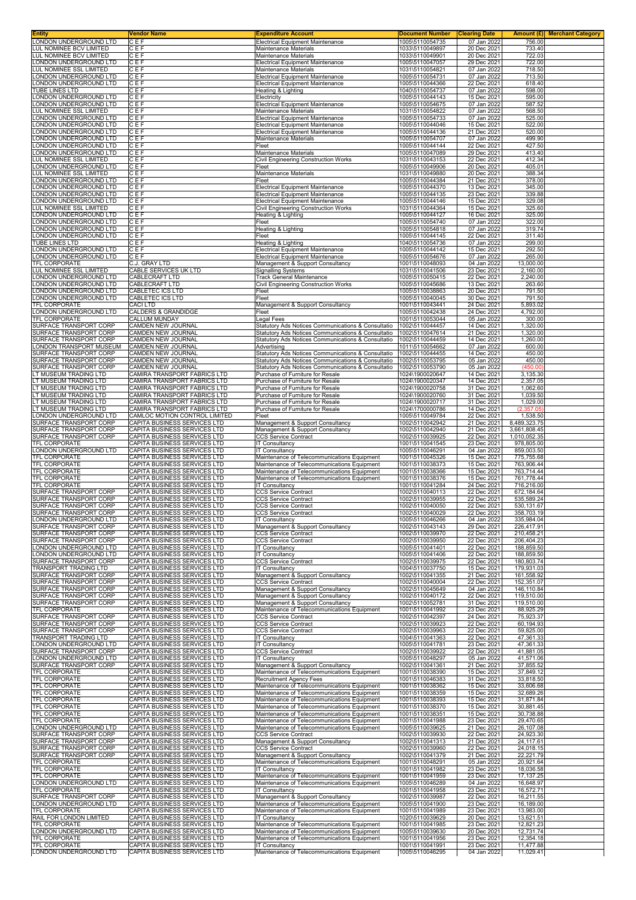| Entity | Vendor Name | Expenditure Account | Document Number | Clearing Date | Amount (£) | Merchant Category |
|---|---|---|---|---|---|---|
| LONDON UNDERGROUND LTD | C E F | Electrical Equipment Maintenance | 1005\5110054735 | 07 Jan 2022 | 756.00 | |
| LUL NOMINEE BCV LIMITED | C E F | Maintenance Materials | 1033\5110049897 | 20 Dec 2021 | 733.40 | |
| LUL NOMINEE BCV LIMITED | C E F | Maintenance Materials | 1033\5110049901 | 20 Dec 2021 | 722.03 | |
| LONDON UNDERGROUND LTD | C E F | Electrical Equipment Maintenance | 1005\5110047057 | 29 Dec 2021 | 722.00 | |
| LUL NOMINEE SSL LIMITED | C E F | Maintenance Materials | 1031\5110054821 | 07 Jan 2022 | 718.50 | |
| LONDON UNDERGROUND LTD | C E F | Electrical Equipment Maintenance | 1005\5110054731 | 07 Jan 2022 | 713.50 | |
| LONDON UNDERGROUND LTD | C E F | Electrical Equipment Maintenance | 1005\5110044366 | 22 Dec 2021 | 618.40 | |
| TUBE LINES LTD | C E F | Heating & Lighting | 1040\5110054737 | 07 Jan 2022 | 598.00 | |
| LONDON UNDERGROUND LTD | C E F | Electricity | 1005\5110044143 | 15 Dec 2021 | 595.00 | |
| LONDON UNDERGROUND LTD | C E F | Electrical Equipment Maintenance | 1005\5110054675 | 07 Jan 2022 | 587.52 | |
| LUL NOMINEE SSL LIMITED | C E F | Maintenance Materials | 1031\5110054822 | 07 Jan 2022 | 568.50 | |
| LONDON UNDERGROUND LTD | C E F | Electrical Equipment Maintenance | 1005\5110054733 | 07 Jan 2022 | 525.00 | |
| LONDON UNDERGROUND LTD | C E F | Electrical Equipment Maintenance | 1005\5110044046 | 15 Dec 2021 | 522.00 | |
| LONDON UNDERGROUND LTD | C E F | Electrical Equipment Maintenance | 1005\5110044136 | 21 Dec 2021 | 520.00 | |
| LONDON UNDERGROUND LTD | C E F | Maintenance Materials | 1005\5110054707 | 07 Jan 2022 | 499.90 | |
| LONDON UNDERGROUND LTD | C E F | Fleet | 1005\5110044144 | 22 Dec 2021 | 427.50 | |
| LONDON UNDERGROUND LTD | C E F | Maintenance Materials | 1005\5110047089 | 29 Dec 2021 | 413.40 | |
| LUL NOMINEE SSL LIMITED | C E F | Civil Engineering Construction Works | 1031\5110043153 | 22 Dec 2021 | 412.34 | |
| LONDON UNDERGROUND LTD | C E F | Fleet | 1005\5110049906 | 20 Dec 2021 | 405.01 | |
| LUL NOMINEE SSL LIMITED | C E F | Maintenance Materials | 1031\5110049880 | 20 Dec 2021 | 388.34 | |
| LONDON UNDERGROUND LTD | C E F | Fleet | 1005\5110044384 | 21 Dec 2021 | 378.00 | |
| LONDON UNDERGROUND LTD | C E F | Electrical Equipment Maintenance | 1005\5110044370 | 13 Dec 2021 | 345.00 | |
| LONDON UNDERGROUND LTD | C E F | Electrical Equipment Maintenance | 1005\5110044135 | 23 Dec 2021 | 339.88 | |
| LONDON UNDERGROUND LTD | C E F | Electrical Equipment Maintenance | 1005\5110044146 | 15 Dec 2021 | 329.08 | |
| LUL NOMINEE SSL LIMITED | C E F | Civil Engineering Construction Works | 1031\5110044364 | 15 Dec 2021 | 325.60 | |
| LONDON UNDERGROUND LTD | C E F | Heating & Lighting | 1005\5110044127 | 16 Dec 2021 | 325.00 | |
| LONDON UNDERGROUND LTD | C E F | Fleet | 1005\5110054740 | 07 Jan 2022 | 322.00 | |
| LONDON UNDERGROUND LTD | C E F | Heating & Lighting | 1005\5110054818 | 07 Jan 2022 | 319.74 | |
| LONDON UNDERGROUND LTD | C E F | Fleet | 1005\5110044145 | 22 Dec 2021 | 311.40 | |
| TUBE LINES LTD | C E F | Heating & Lighting | 1040\5110054736 | 07 Jan 2022 | 299.00 | |
| LONDON UNDERGROUND LTD | C E F | Electrical Equipment Maintenance | 1005\5110044142 | 15 Dec 2021 | 292.50 | |
| LONDON UNDERGROUND LTD | C E F | Electrical Equipment Maintenance | 1005\5110054676 | 07 Jan 2022 | 265.00 | |
| TFL CORPORATE | C.J. GRAY LTD | Management & Support Consultancy | 1001\5110048093 | 04 Jan 2022 | 13,000.00 | |
| LUL NOMINEE SSL LIMITED | CABLE SERVICES UK LTD | Signalling Systems | 1031\5110041506 | 23 Dec 2021 | 2,160.00 | |
| LONDON UNDERGROUND LTD | CABLECRAFT LTD | Track General Maintenance | 1005\5110050415 | 22 Dec 2021 | 2,240.00 | |
| LONDON UNDERGROUND LTD | CABLECRAFT LTD | Civil Engineering Construction Works | 1005\5110045686 | 13 Dec 2021 | 263.60 | |
| LONDON UNDERGROUND LTD | CABLETEC ICS LTD | Fleet | 1005\5110038863 | 20 Dec 2021 | 791.50 | |
| LONDON UNDERGROUND LTD | CABLETEC ICS LTD | Fleet | 1005\5110040045 | 30 Dec 2021 | 791.50 | |
| TFL CORPORATE | CACI LTD | Management & Support Consultancy | 1001\5110043441 | 24 Dec 2021 | 5,893.02 | |
| LONDON UNDERGROUND LTD | CALDERS & GRANDIDGE | Fleet | 1005\5110042438 | 24 Dec 2021 | 4,792.00 | |
| TFL CORPORATE | CALLUM MUNDAY | Legal Fees | 1001\5110053044 | 05 Jan 2022 | 300.00 | |
| SURFACE TRANSPORT CORP | CAMDEN NEW JOURNAL | Statutory Ads Notices Communications & Consultatio | 1002\5110044457 | 14 Dec 2021 | 1,320.00 | |
| SURFACE TRANSPORT CORP | CAMDEN NEW JOURNAL | Statutory Ads Notices Communications & Consultatio | 1002\5110047614 | 21 Dec 2021 | 1,320.00 | |
| SURFACE TRANSPORT CORP | CAMDEN NEW JOURNAL | Statutory Ads Notices Communications & Consultatio | 1002\5110044459 | 14 Dec 2021 | 1,260.00 | |
| LONDON TRANSPORT MUSEUM | CAMDEN NEW JOURNAL | Advertising | 1011\5110054662 | 07 Jan 2022 | 600.00 | |
| SURFACE TRANSPORT CORP | CAMDEN NEW JOURNAL | Statutory Ads Notices Communications & Consultatio | 1002\5110044455 | 14 Dec 2021 | 450.00 | |
| SURFACE TRANSPORT CORP | CAMDEN NEW JOURNAL | Statutory Ads Notices Communications & Consultatio | 1002\5110053795 | 05 Jan 2022 | 450.00 | |
| SURFACE TRANSPORT CORP | CAMDEN NEW JOURNAL | Statutory Ads Notices Communications & Consultatio | 1002\5110053790 | 05 Jan 2022 | (450.00) | |
| LT MUSEUM TRADING LTD | CAMIRA TRANSPORT FABRICS LTD | Purchase of Furniture for Resale | 1024\1900020647 | 14 Dec 2021 | 3,135.30 | |
| LT MUSEUM TRADING LTD | CAMIRA TRANSPORT FABRICS LTD | Purchase of Furniture for Resale | 1024\1900020347 | 14 Dec 2021 | 2,357.05 | |
| LT MUSEUM TRADING LTD | CAMIRA TRANSPORT FABRICS LTD | Purchase of Furniture for Resale | 1024\1900020758 | 31 Dec 2021 | 1,062.60 | |
| LT MUSEUM TRADING LTD | CAMIRA TRANSPORT FABRICS LTD | Purchase of Furniture for Resale | 1024\1900020760 | 31 Dec 2021 | 1,039.50 | |
| LT MUSEUM TRADING LTD | CAMIRA TRANSPORT FABRICS LTD | Purchase of Furniture for Resale | 1024\1900020717 | 31 Dec 2021 | 1,029.00 | |
| LT MUSEUM TRADING LTD | CAMIRA TRANSPORT FABRICS LTD | Purchase of Furniture for Resale | 1024\1700000786 | 14 Dec 2021 | (2,357.05) | |
| LONDON UNDERGROUND LTD | CAMLOC MOTION CONTROL LIMITED | Fleet | 1005\5110049784 | 22 Dec 2021 | 1,538.50 | |
| SURFACE TRANSPORT CORP | CAPITA BUSINESS SERVICES LTD | Management & Support Consultancy | 1002\5110042942 | 21 Dec 2021 | 8,489,323.75 | |
| SURFACE TRANSPORT CORP | CAPITA BUSINESS SERVICES LTD | Management & Support Consultancy | 1002\5110042940 | 21 Dec 2021 | 3,661,808.45 | |
| SURFACE TRANSPORT CORP | CAPITA BUSINESS SERVICES LTD | CCS Service Contract | 1002\5110039925 | 22 Dec 2021 | 1,010,052.35 | |
| TFL CORPORATE | CAPITA BUSINESS SERVICES LTD | IT Consultancy | 1001\5110041545 | 23 Dec 2021 | 978,805.00 | |
| LONDON UNDERGROUND LTD | CAPITA BUSINESS SERVICES LTD | IT Consultancy | 1005\5110046291 | 04 Jan 2022 | 859,003.50 | |
| TFL CORPORATE | CAPITA BUSINESS SERVICES LTD | Maintenance of Telecommunications Equipment | 1001\5110045326 | 15 Dec 2021 | 775,755.68 | |
| TFL CORPORATE | CAPITA BUSINESS SERVICES LTD | Maintenance of Telecommunications Equipment | 1001\5110038373 | 15 Dec 2021 | 763,906.44 | |
| TFL CORPORATE | CAPITA BUSINESS SERVICES LTD | Maintenance of Telecommunications Equipment | 1001\5110038366 | 15 Dec 2021 | 763,714.44 | |
| TFL CORPORATE | CAPITA BUSINESS SERVICES LTD | Maintenance of Telecommunications Equipment | 1001\5110038376 | 15 Dec 2021 | 761,778.44 | |
| TFL CORPORATE | CAPITA BUSINESS SERVICES LTD | IT Consultancy | 1001\5110041284 | 24 Dec 2021 | 716,216.00 | |
| SURFACE TRANSPORT CORP | CAPITA BUSINESS SERVICES LTD | CCS Service Contract | 1002\5110040113 | 22 Dec 2021 | 672,184.64 | |
| SURFACE TRANSPORT CORP | CAPITA BUSINESS SERVICES LTD | CCS Service Contract | 1002\5110039955 | 22 Dec 2021 | 535,589.24 | |
| SURFACE TRANSPORT CORP | CAPITA BUSINESS SERVICES LTD | CCS Service Contract | 1002\5110040050 | 22 Dec 2021 | 530,131.67 | |
| SURFACE TRANSPORT CORP | CAPITA BUSINESS SERVICES LTD | CCS Service Contract | 1002\5110040029 | 22 Dec 2021 | 358,703.19 | |
| LONDON UNDERGROUND LTD | CAPITA BUSINESS SERVICES LTD | IT Consultancy | 1005\5110046266 | 04 Jan 2022 | 335,984.04 | |
| SURFACE TRANSPORT CORP | CAPITA BUSINESS SERVICES LTD | Management & Support Consultancy | 1002\5110043143 | 29 Dec 2021 | 226,417.91 | |
| SURFACE TRANSPORT CORP | CAPITA BUSINESS SERVICES LTD | CCS Service Contract | 1002\5110039970 | 22 Dec 2021 | 210,458.21 | |
| SURFACE TRANSPORT CORP | CAPITA BUSINESS SERVICES LTD | CCS Service Contract | 1002\5110039950 | 22 Dec 2021 | 206,404.23 | |
| LONDON UNDERGROUND LTD | CAPITA BUSINESS SERVICES LTD | IT Consultancy | 1005\5110041401 | 22 Dec 2021 | 188,859.50 | |
| LONDON UNDERGROUND LTD | CAPITA BUSINESS SERVICES LTD | IT Consultancy | 1005\5110041406 | 22 Dec 2021 | 188,859.50 | |
| SURFACE TRANSPORT CORP | CAPITA BUSINESS SERVICES LTD | CCS Service Contract | 1002\5110039975 | 22 Dec 2021 | 180,803.74 | |
| TRANSPORT TRADING LTD | CAPITA BUSINESS SERVICES LTD | IT Consultancy | 1004\5110037750 | 15 Dec 2021 | 179,931.03 | |
| SURFACE TRANSPORT CORP | CAPITA BUSINESS SERVICES LTD | Management & Support Consultancy | 1002\5110041355 | 21 Dec 2021 | 161,558.92 | |
| SURFACE TRANSPORT CORP | CAPITA BUSINESS SERVICES LTD | CCS Service Contract | 1002\5110040004 | 22 Dec 2021 | 152,351.07 | |
| SURFACE TRANSPORT CORP | CAPITA BUSINESS SERVICES LTD | Management & Support Consultancy | 1002\5110045649 | 04 Jan 2022 | 146,110.84 | |
| SURFACE TRANSPORT CORP | CAPITA BUSINESS SERVICES LTD | Management & Support Consultancy | 1002\5110040172 | 22 Dec 2021 | 119,510.00 | |
| SURFACE TRANSPORT CORP | CAPITA BUSINESS SERVICES LTD | Management & Support Consultancy | 1002\5110052781 | 31 Dec 2021 | 119,510.00 | |
| TFL CORPORATE | CAPITA BUSINESS SERVICES LTD | Maintenance of Telecommunications Equipment | 1001\5110041992 | 23 Dec 2021 | 88,925.29 | |
| SURFACE TRANSPORT CORP | CAPITA BUSINESS SERVICES LTD | CCS Service Contract | 1002\5110042397 | 24 Dec 2021 | 75,923.37 | |
| SURFACE TRANSPORT CORP | CAPITA BUSINESS SERVICES LTD | CCS Service Contract | 1002\5110039923 | 22 Dec 2021 | 60,194.93 | |
| SURFACE TRANSPORT CORP | CAPITA BUSINESS SERVICES LTD | CCS Service Contract | 1002\5110039963 | 22 Dec 2021 | 59,825.00 | |
| TRANSPORT TRADING LTD | CAPITA BUSINESS SERVICES LTD | IT Consultancy | 1004\5110041363 | 22 Dec 2021 | 47,361.33 | |
| LONDON UNDERGROUND LTD | CAPITA BUSINESS SERVICES LTD | IT Consultancy | 1005\5110041781 | 23 Dec 2021 | 47,361.33 | |
| SURFACE TRANSPORT CORP | CAPITA BUSINESS SERVICES LTD | CCS Service Contract | 1002\5110039922 | 22 Dec 2021 | 41,881.05 | |
| LONDON UNDERGROUND LTD | CAPITA BUSINESS SERVICES LTD | IT Consultancy | 1005\5110048297 | 05 Jan 2022 | 41,571.06 | |
| SURFACE TRANSPORT CORP | CAPITA BUSINESS SERVICES LTD | Management & Support Consultancy | 1002\5110041361 | 21 Dec 2021 | 37,855.52 | |
| TFL CORPORATE | CAPITA BUSINESS SERVICES LTD | Maintenance of Telecommunications Equipment | 1001\5110038390 | 15 Dec 2021 | 37,849.12 | |
| TFL CORPORATE | CAPITA BUSINESS SERVICES LTD | Recruitment Agency Fees | 1001\5110046383 | 31 Dec 2021 | 33,818.50 | |
| TFL CORPORATE | CAPITA BUSINESS SERVICES LTD | Maintenance of Telecommunications Equipment | 1001\5110038362 | 15 Dec 2021 | 33,606.68 | |
| TFL CORPORATE | CAPITA BUSINESS SERVICES LTD | Maintenance of Telecommunications Equipment | 1001\5110038359 | 15 Dec 2021 | 32,689.26 | |
| TFL CORPORATE | CAPITA BUSINESS SERVICES LTD | Maintenance of Telecommunications Equipment | 1001\5110038393 | 15 Dec 2021 | 31,871.84 | |
| TFL CORPORATE | CAPITA BUSINESS SERVICES LTD | Maintenance of Telecommunications Equipment | 1001\5110038370 | 15 Dec 2021 | 30,881.45 | |
| TFL CORPORATE | CAPITA BUSINESS SERVICES LTD | Maintenance of Telecommunications Equipment | 1001\5110038351 | 15 Dec 2021 | 30,738.88 | |
| TFL CORPORATE | CAPITA BUSINESS SERVICES LTD | Maintenance of Telecommunications Equipment | 1001\5110041988 | 23 Dec 2021 | 29,470.65 | |
| LONDON UNDERGROUND LTD | CAPITA BUSINESS SERVICES LTD | Maintenance of Telecommunications Equipment | 1005\5110039625 | 21 Dec 2021 | 26,107.08 | |
| SURFACE TRANSPORT CORP | CAPITA BUSINESS SERVICES LTD | CCS Service Contract | 1002\5110039930 | 22 Dec 2021 | 24,923.30 | |
| SURFACE TRANSPORT CORP | CAPITA BUSINESS SERVICES LTD | Management & Support Consultancy | 1002\5110041313 | 21 Dec 2021 | 24,117.61 | |
| SURFACE TRANSPORT CORP | CAPITA BUSINESS SERVICES LTD | CCS Service Contract | 1002\5110039960 | 22 Dec 2021 | 24,018.15 | |
| SURFACE TRANSPORT CORP | CAPITA BUSINESS SERVICES LTD | Management & Support Consultancy | 1002\5110041379 | 21 Dec 2021 | 22,221.79 | |
| TFL CORPORATE | CAPITA BUSINESS SERVICES LTD | Maintenance of Telecommunications Equipment | 1001\5110048291 | 05 Jan 2022 | 20,921.64 | |
| TFL CORPORATE | CAPITA BUSINESS SERVICES LTD | IT Consultancy | 1001\5110041982 | 23 Dec 2021 | 18,036.58 | |
| TFL CORPORATE | CAPITA BUSINESS SERVICES LTD | Maintenance of Telecommunications Equipment | 1001\5110041959 | 23 Dec 2021 | 17,137.25 | |
| LONDON UNDERGROUND LTD | CAPITA BUSINESS SERVICES LTD | Maintenance of Telecommunications Equipment | 1005\5110046289 | 04 Jan 2022 | 16,648.97 | |
| TFL CORPORATE | CAPITA BUSINESS SERVICES LTD | IT Consultancy | 1001\5110041958 | 23 Dec 2021 | 16,572.71 | |
| SURFACE TRANSPORT CORP | CAPITA BUSINESS SERVICES LTD | Management & Support Consultancy | 1002\5110039987 | 22 Dec 2021 | 16,211.55 | |
| LONDON UNDERGROUND LTD | CAPITA BUSINESS SERVICES LTD | Maintenance of Telecommunications Equipment | 1005\5110041900 | 23 Dec 2021 | 16,189.00 | |
| TFL CORPORATE | CAPITA BUSINESS SERVICES LTD | Maintenance of Telecommunications Equipment | 1001\5110041989 | 23 Dec 2021 | 13,983.00 | |
| RAIL FOR LONDON LIMITED | CAPITA BUSINESS SERVICES LTD | IT Consultancy | 1020\5110039629 | 20 Dec 2021 | 13,621.51 | |
| TFL CORPORATE | CAPITA BUSINESS SERVICES LTD | Maintenance of Telecommunications Equipment | 1001\5110041985 | 23 Dec 2021 | 12,821.23 | |
| LONDON UNDERGROUND LTD | CAPITA BUSINESS SERVICES LTD | Maintenance of Telecommunications Equipment | 1005\5110039630 | 20 Dec 2021 | 12,731.74 | |
| TFL CORPORATE | CAPITA BUSINESS SERVICES LTD | Maintenance of Telecommunications Equipment | 1001\5110041956 | 23 Dec 2021 | 12,354.18 | |
| TFL CORPORATE | CAPITA BUSINESS SERVICES LTD | IT Consultancy | 1001\5110041991 | 23 Dec 2021 | 11,477.88 | |
| LONDON UNDERGROUND LTD | CAPITA BUSINESS SERVICES LTD | Maintenance of Telecommunications Equipment | 1005\5110046295 | 04 Jan 2022 | 11,029.41 | |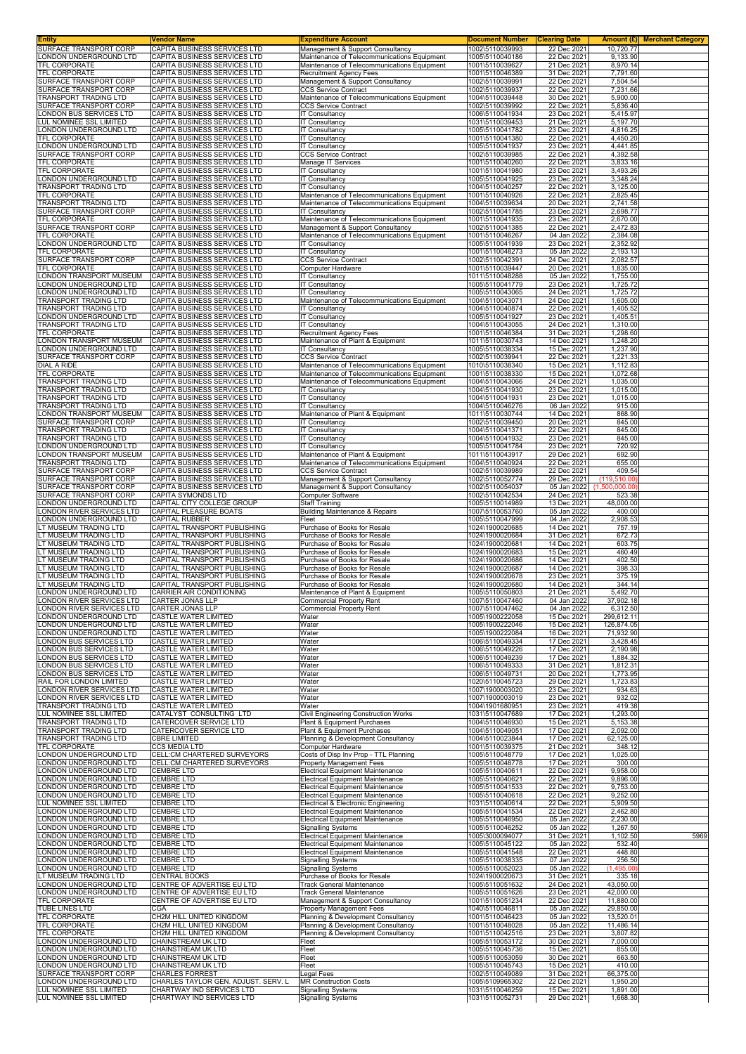| Entity | Vendor Name | Expenditure Account | Document Number | Clearing Date | Amount (£) | Merchant Category |
|---|---|---|---|---|---|---|
| SURFACE TRANSPORT CORP | CAPITA BUSINESS SERVICES LTD | Management & Support Consultancy | 1002\5110039993 | 22 Dec 2021 | 10,720.77 | |
| LONDON UNDERGROUND LTD | CAPITA BUSINESS SERVICES LTD | Maintenance of Telecommunications Equipment | 1005\5110040186 | 22 Dec 2021 | 9,133.90 | |
| TFL CORPORATE | CAPITA BUSINESS SERVICES LTD | Maintenance of Telecommunications Equipment | 1001\5110039627 | 21 Dec 2021 | 8,970.14 | |
| TFL CORPORATE | CAPITA BUSINESS SERVICES LTD | Recruitment Agency Fees | 1001\5110046389 | 31 Dec 2021 | 7,791.60 | |
| SURFACE TRANSPORT CORP | CAPITA BUSINESS SERVICES LTD | Management & Support Consultancy | 1002\5110039991 | 22 Dec 2021 | 7,504.54 | |
| SURFACE TRANSPORT CORP | CAPITA BUSINESS SERVICES LTD | CCS Service Contract | 1002\5110039937 | 22 Dec 2021 | 7,231.66 | |
| TRANSPORT TRADING LTD | CAPITA BUSINESS SERVICES LTD | Maintenance of Telecommunications Equipment | 1004\5110039448 | 30 Dec 2021 | 5,900.00 | |
| SURFACE TRANSPORT CORP | CAPITA BUSINESS SERVICES LTD | CCS Service Contract | 1002\5110039992 | 22 Dec 2021 | 5,836.40 | |
| LONDON BUS SERVICES LTD | CAPITA BUSINESS SERVICES LTD | IT Consultancy | 1006\5110041934 | 23 Dec 2021 | 5,415.97 | |
| LUL NOMINEE SSL LIMITED | CAPITA BUSINESS SERVICES LTD | IT Consultancy | 1031\5110039453 | 21 Dec 2021 | 5,197.70 | |
| LONDON UNDERGROUND LTD | CAPITA BUSINESS SERVICES LTD | IT Consultancy | 1005\5110041782 | 23 Dec 2021 | 4,816.25 | |
| TFL CORPORATE | CAPITA BUSINESS SERVICES LTD | IT Consultancy | 1001\5110041380 | 22 Dec 2021 | 4,450.20 | |
| LONDON UNDERGROUND LTD | CAPITA BUSINESS SERVICES LTD | IT Consultancy | 1005\5110041937 | 23 Dec 2021 | 4,441.85 | |
| SURFACE TRANSPORT CORP | CAPITA BUSINESS SERVICES LTD | CCS Service Contract | 1002\5110039985 | 22 Dec 2021 | 4,392.58 | |
| TFL CORPORATE | CAPITA BUSINESS SERVICES LTD | Manage IT Services | 1001\5110040260 | 22 Dec 2021 | 3,833.16 | |
| TFL CORPORATE | CAPITA BUSINESS SERVICES LTD | IT Consultancy | 1001\5110041980 | 23 Dec 2021 | 3,493.26 | |
| LONDON UNDERGROUND LTD | CAPITA BUSINESS SERVICES LTD | IT Consultancy | 1005\5110041925 | 23 Dec 2021 | 3,348.24 | |
| TRANSPORT TRADING LTD | CAPITA BUSINESS SERVICES LTD | IT Consultancy | 1004\5110040257 | 22 Dec 2021 | 3,125.00 | |
| TFL CORPORATE | CAPITA BUSINESS SERVICES LTD | Maintenance of Telecommunications Equipment | 1001\5110040926 | 22 Dec 2021 | 2,825.45 | |
| TRANSPORT TRADING LTD | CAPITA BUSINESS SERVICES LTD | Maintenance of Telecommunications Equipment | 1004\5110039634 | 20 Dec 2021 | 2,741.58 | |
| SURFACE TRANSPORT CORP | CAPITA BUSINESS SERVICES LTD | IT Consultancy | 1002\5110041785 | 23 Dec 2021 | 2,698.77 | |
| TFL CORPORATE | CAPITA BUSINESS SERVICES LTD | Maintenance of Telecommunications Equipment | 1001\5110041935 | 23 Dec 2021 | 2,670.00 | |
| SURFACE TRANSPORT CORP | CAPITA BUSINESS SERVICES LTD | Management & Support Consultancy | 1002\5110041385 | 22 Dec 2021 | 2,472.83 | |
| TFL CORPORATE | CAPITA BUSINESS SERVICES LTD | Maintenance of Telecommunications Equipment | 1001\5110046267 | 04 Jan 2022 | 2,384.08 | |
| LONDON UNDERGROUND LTD | CAPITA BUSINESS SERVICES LTD | IT Consultancy | 1005\5110041939 | 23 Dec 2021 | 2,352.92 | |
| TFL CORPORATE | CAPITA BUSINESS SERVICES LTD | IT Consultancy | 1001\5110048273 | 05 Jan 2022 | 2,193.13 | |
| SURFACE TRANSPORT CORP | CAPITA BUSINESS SERVICES LTD | CCS Service Contract | 1002\5110042391 | 24 Dec 2021 | 2,082.57 | |
| TFL CORPORATE | CAPITA BUSINESS SERVICES LTD | Computer Hardware | 1001\5110039447 | 20 Dec 2021 | 1,835.00 | |
| LONDON TRANSPORT MUSEUM | CAPITA BUSINESS SERVICES LTD | IT Consultancy | 1011\5110048288 | 05 Jan 2022 | 1,755.00 | |
| LONDON UNDERGROUND LTD | CAPITA BUSINESS SERVICES LTD | IT Consultancy | 1005\5110041779 | 23 Dec 2021 | 1,725.72 | |
| LONDON UNDERGROUND LTD | CAPITA BUSINESS SERVICES LTD | IT Consultancy | 1005\5110043065 | 24 Dec 2021 | 1,725.72 | |
| TRANSPORT TRADING LTD | CAPITA BUSINESS SERVICES LTD | Maintenance of Telecommunications Equipment | 1004\5110043071 | 24 Dec 2021 | 1,605.00 | |
| TRANSPORT TRADING LTD | CAPITA BUSINESS SERVICES LTD | IT Consultancy | 1004\5110040874 | 22 Dec 2021 | 1,405.52 | |
| LONDON UNDERGROUND LTD | CAPITA BUSINESS SERVICES LTD | IT Consultancy | 1005\5110041927 | 23 Dec 2021 | 1,405.51 | |
| TRANSPORT TRADING LTD | CAPITA BUSINESS SERVICES LTD | IT Consultancy | 1004\5110043055 | 24 Dec 2021 | 1,310.00 | |
| TFL CORPORATE | CAPITA BUSINESS SERVICES LTD | Recruitment Agency Fees | 1001\5110046384 | 31 Dec 2021 | 1,298.60 | |
| LONDON TRANSPORT MUSEUM | CAPITA BUSINESS SERVICES LTD | Maintenance of Plant & Equipment | 1011\5110030743 | 14 Dec 2021 | 1,248.20 | |
| LONDON UNDERGROUND LTD | CAPITA BUSINESS SERVICES LTD | IT Consultancy | 1005\5110038334 | 15 Dec 2021 | 1,237.90 | |
| SURFACE TRANSPORT CORP | CAPITA BUSINESS SERVICES LTD | CCS Service Contract | 1002\5110039941 | 22 Dec 2021 | 1,221.33 | |
| DIAL A RIDE | CAPITA BUSINESS SERVICES LTD | Maintenance of Telecommunications Equipment | 1010\5110038340 | 15 Dec 2021 | 1,112.83 | |
| TFL CORPORATE | CAPITA BUSINESS SERVICES LTD | Maintenance of Telecommunications Equipment | 1001\5110038330 | 15 Dec 2021 | 1,072.68 | |
| TRANSPORT TRADING LTD | CAPITA BUSINESS SERVICES LTD | Maintenance of Telecommunications Equipment | 1004\5110043066 | 24 Dec 2021 | 1,035.00 | |
| TRANSPORT TRADING LTD | CAPITA BUSINESS SERVICES LTD | IT Consultancy | 1004\5110041930 | 23 Dec 2021 | 1,015.00 | |
| TRANSPORT TRADING LTD | CAPITA BUSINESS SERVICES LTD | IT Consultancy | 1004\5110041931 | 23 Dec 2021 | 1,015.00 | |
| TRANSPORT TRADING LTD | CAPITA BUSINESS SERVICES LTD | IT Consultancy | 1004\5110046276 | 06 Jan 2022 | 915.00 | |
| LONDON TRANSPORT MUSEUM | CAPITA BUSINESS SERVICES LTD | Maintenance of Plant & Equipment | 1011\5110030744 | 14 Dec 2021 | 868.90 | |
| SURFACE TRANSPORT CORP | CAPITA BUSINESS SERVICES LTD | IT Consultancy | 1002\5110039450 | 20 Dec 2021 | 845.00 | |
| TRANSPORT TRADING LTD | CAPITA BUSINESS SERVICES LTD | IT Consultancy | 1004\5110041371 | 22 Dec 2021 | 845.00 | |
| TRANSPORT TRADING LTD | CAPITA BUSINESS SERVICES LTD | IT Consultancy | 1004\5110041932 | 23 Dec 2021 | 845.00 | |
| LONDON UNDERGROUND LTD | CAPITA BUSINESS SERVICES LTD | IT Consultancy | 1005\5110041784 | 23 Dec 2021 | 720.92 | |
| LONDON TRANSPORT MUSEUM | CAPITA BUSINESS SERVICES LTD | Maintenance of Plant & Equipment | 1011\5110043917 | 29 Dec 2021 | 692.90 | |
| TRANSPORT TRADING LTD | CAPITA BUSINESS SERVICES LTD | Maintenance of Telecommunications Equipment | 1004\5110040924 | 22 Dec 2021 | 655.00 | |
| SURFACE TRANSPORT CORP | CAPITA BUSINESS SERVICES LTD | CCS Service Contract | 1002\5110039989 | 22 Dec 2021 | 409.54 | |
| SURFACE TRANSPORT CORP | CAPITA BUSINESS SERVICES LTD | Management & Support Consultancy | 1002\5110052774 | 29 Dec 2021 | (119,510.00) | |
| SURFACE TRANSPORT CORP | CAPITA BUSINESS SERVICES LTD | Management & Support Consultancy | 1002\5110054037 | 05 Jan 2022 | (1,500,000.00) | |
| SURFACE TRANSPORT CORP | CAPITA SYMONDS LTD | Computer Software | 1002\5110042534 | 24 Dec 2021 | 523.38 | |
| LONDON UNDERGROUND LTD | CAPITAL CITY COLLEGE GROUP | Staff Training | 1005\5110014989 | 13 Dec 2021 | 48,000.00 | |
| LONDON RIVER SERVICES LTD | CAPITAL PLEASURE BOATS | Building Maintenance & Repairs | 1007\5110053760 | 05 Jan 2022 | 400.00 | |
| LONDON UNDERGROUND LTD | CAPITAL RUBBER | Fleet | 1005\5110047999 | 04 Jan 2022 | 2,908.53 | |
| LT MUSEUM TRADING LTD | CAPITAL TRANSPORT PUBLISHING | Purchase of Books for Resale | 1024\1900020685 | 14 Dec 2021 | 757.19 | |
| LT MUSEUM TRADING LTD | CAPITAL TRANSPORT PUBLISHING | Purchase of Books for Resale | 1024\1900020684 | 31 Dec 2021 | 672.73 | |
| LT MUSEUM TRADING LTD | CAPITAL TRANSPORT PUBLISHING | Purchase of Books for Resale | 1024\1900020681 | 14 Dec 2021 | 603.75 | |
| LT MUSEUM TRADING LTD | CAPITAL TRANSPORT PUBLISHING | Purchase of Books for Resale | 1024\1900020683 | 15 Dec 2021 | 460.49 | |
| LT MUSEUM TRADING LTD | CAPITAL TRANSPORT PUBLISHING | Purchase of Books for Resale | 1024\1900020686 | 14 Dec 2021 | 402.50 | |
| LT MUSEUM TRADING LTD | CAPITAL TRANSPORT PUBLISHING | Purchase of Books for Resale | 1024\1900020687 | 14 Dec 2021 | 398.33 | |
| LT MUSEUM TRADING LTD | CAPITAL TRANSPORT PUBLISHING | Purchase of Books for Resale | 1024\1900020678 | 23 Dec 2021 | 375.19 | |
| LT MUSEUM TRADING LTD | CAPITAL TRANSPORT PUBLISHING | Purchase of Books for Resale | 1024\1900020680 | 14 Dec 2021 | 344.14 | |
| LONDON UNDERGROUND LTD | CARRIER AIR CONDITIONING | Maintenance of Plant & Equipment | 1005\5110050803 | 21 Dec 2021 | 5,492.70 | |
| LONDON RIVER SERVICES LTD | CARTER JONAS LLP | Commercial Property Rent | 1007\5110047460 | 04 Jan 2022 | 37,902.18 | |
| LONDON RIVER SERVICES LTD | CARTER JONAS LLP | Commercial Property Rent | 1007\5110047462 | 04 Jan 2022 | 6,312.50 | |
| LONDON UNDERGROUND LTD | CASTLE WATER LIMITED | Water | 1005\1900222058 | 15 Dec 2021 | 299,612.11 | |
| LONDON UNDERGROUND LTD | CASTLE WATER LIMITED | Water | 1005\1900222046 | 15 Dec 2021 | 126,874.05 | |
| LONDON UNDERGROUND LTD | CASTLE WATER LIMITED | Water | 1005\1900222084 | 16 Dec 2021 | 71,932.90 | |
| LONDON BUS SERVICES LTD | CASTLE WATER LIMITED | Water | 1006\5110049334 | 17 Dec 2021 | 3,428.45 | |
| LONDON BUS SERVICES LTD | CASTLE WATER LIMITED | Water | 1006\5110049226 | 17 Dec 2021 | 2,190.98 | |
| LONDON BUS SERVICES LTD | CASTLE WATER LIMITED | Water | 1006\5110049239 | 17 Dec 2021 | 1,884.32 | |
| LONDON BUS SERVICES LTD | CASTLE WATER LIMITED | Water | 1006\5110049333 | 31 Dec 2021 | 1,812.31 | |
| LONDON BUS SERVICES LTD | CASTLE WATER LIMITED | Water | 1006\5110049731 | 20 Dec 2021 | 1,773.95 | |
| RAIL FOR LONDON LIMITED | CASTLE WATER LIMITED | Water | 1020\5110045723 | 29 Dec 2021 | 1,723.83 | |
| LONDON RIVER SERVICES LTD | CASTLE WATER LIMITED | Water | 1007\1900003020 | 23 Dec 2021 | 934.63 | |
| LONDON RIVER SERVICES LTD | CASTLE WATER LIMITED | Water | 1007\1900003019 | 23 Dec 2021 | 932.02 | |
| TRANSPORT TRADING LTD | CASTLE WATER LIMITED | Water | 1004\1901680951 | 23 Dec 2021 | 419.38 | |
| LUL NOMINEE SSL LIMITED | CATALYST CONSULTING LTD | Civil Engineering Construction Works | 1031\5110047689 | 17 Dec 2021 | 1,293.00 | |
| TRANSPORT TRADING LTD | CATERCOVER SERVICE LTD | Plant & Equipment Purchases | 1004\5110046930 | 15 Dec 2021 | 5,153.38 | |
| TRANSPORT TRADING LTD | CATERCOVER SERVICE LTD | Plant & Equipment Purchases | 1004\5110049051 | 17 Dec 2021 | 2,092.00 | |
| TRANSPORT TRADING LTD | CBRE LIMITED | Planning & Development Consultancy | 1004\5110023844 | 17 Dec 2021 | 62,125.00 | |
| TFL CORPORATE | CCS MEDIA LTD | Computer Hardware | 1001\5110039375 | 21 Dec 2021 | 348.12 | |
| LONDON UNDERGROUND LTD | CELL:CM CHARTERED SURVEYORS | Costs of Disp Inv Prop - TTL Planning | 1005\5110048779 | 17 Dec 2021 | 1,025.00 | |
| LONDON UNDERGROUND LTD | CELL:CM CHARTERED SURVEYORS | Property Management Fees | 1005\5110048778 | 17 Dec 2021 | 300.00 | |
| LONDON UNDERGROUND LTD | CEMBRE LTD | Electrical Equipment Maintenance | 1005\5110040611 | 22 Dec 2021 | 9,958.00 | |
| LONDON UNDERGROUND LTD | CEMBRE LTD | Electrical Equipment Maintenance | 1005\5110040621 | 22 Dec 2021 | 9,896.00 | |
| LONDON UNDERGROUND LTD | CEMBRE LTD | Electrical Equipment Maintenance | 1005\5110041533 | 22 Dec 2021 | 9,753.00 | |
| LONDON UNDERGROUND LTD | CEMBRE LTD | Electrical Equipment Maintenance | 1005\5110040618 | 22 Dec 2021 | 9,252.00 | |
| LUL NOMINEE SSL LIMITED | CEMBRE LTD | Electrical & Electronic Engineering | 1031\5110040614 | 22 Dec 2021 | 5,909.50 | |
| LONDON UNDERGROUND LTD | CEMBRE LTD | Electrical Equipment Maintenance | 1005\5110041534 | 22 Dec 2021 | 2,462.80 | |
| LONDON UNDERGROUND LTD | CEMBRE LTD | Electrical Equipment Maintenance | 1005\5110046950 | 05 Jan 2022 | 2,230.00 | |
| LONDON UNDERGROUND LTD | CEMBRE LTD | Signalling Systems | 1005\5110046252 | 05 Jan 2022 | 1,267.50 | |
| LONDON UNDERGROUND LTD | CEMBRE LTD | Electrical Equipment Maintenance | 1005\3000094077 | 31 Dec 2021 | 1,102.50 | 5969 |
| LONDON UNDERGROUND LTD | CEMBRE LTD | Electrical Equipment Maintenance | 1005\5110045122 | 05 Jan 2022 | 532.40 | |
| LONDON UNDERGROUND LTD | CEMBRE LTD | Electrical Equipment Maintenance | 1005\5110041548 | 22 Dec 2021 | 448.80 | |
| LONDON UNDERGROUND LTD | CEMBRE LTD | Signalling Systems | 1005\5110038335 | 07 Jan 2022 | 256.50 | |
| LONDON UNDERGROUND LTD | CEMBRE LTD | Signalling Systems | 1005\5110052023 | 05 Jan 2022 | (1,495.00) | |
| LT MUSEUM TRADING LTD | CENTRAL BOOKS | Purchase of Books for Resale | 1024\1900020673 | 31 Dec 2021 | 335.18 | |
| LONDON UNDERGROUND LTD | CENTRE OF ADVERTISE EU LTD | Track General Maintenance | 1005\5110051632 | 24 Dec 2021 | 43,050.00 | |
| LONDON UNDERGROUND LTD | CENTRE OF ADVERTISE EU LTD | Track General Maintenance | 1005\5110051626 | 23 Dec 2021 | 42,000.00 | |
| TFL CORPORATE | CENTRE OF ADVERTISE EU LTD | Management & Support Consultancy | 1001\5110051234 | 22 Dec 2021 | 11,880.00 | |
| TUBE LINES LTD | CGA | Property Management Fees | 1040\5110046811 | 05 Jan 2022 | 29,850.00 | |
| TFL CORPORATE | CH2M HILL UNITED KINGDOM | Planning & Development Consultancy | 1001\5110046423 | 05 Jan 2022 | 13,520.01 | |
| TFL CORPORATE | CH2M HILL UNITED KINGDOM | Planning & Development Consultancy | 1001\5110048028 | 05 Jan 2022 | 11,486.14 | |
| TFL CORPORATE | CH2M HILL UNITED KINGDOM | Planning & Development Consultancy | 1001\5110042516 | 23 Dec 2021 | 3,807.82 | |
| LONDON UNDERGROUND LTD | CHAINSTREAM UK LTD | Fleet | 1005\5110053172 | 30 Dec 2021 | 7,000.00 | |
| LONDON UNDERGROUND LTD | CHAINSTREAM UK LTD | Fleet | 1005\5110045736 | 15 Dec 2021 | 855.00 | |
| LONDON UNDERGROUND LTD | CHAINSTREAM UK LTD | Fleet | 1005\5110053059 | 30 Dec 2021 | 663.50 | |
| LONDON UNDERGROUND LTD | CHAINSTREAM UK LTD | Fleet | 1005\5110045743 | 15 Dec 2021 | 410.00 | |
| SURFACE TRANSPORT CORP | CHARLES FORREST | Legal Fees | 1002\5110049089 | 31 Dec 2021 | 66,375.00 | |
| LONDON UNDERGROUND LTD | CHARLES TAYLOR GEN. ADJUST. SERV. L | MR Construction Costs | 1005\5109965302 | 22 Dec 2021 | 1,950.20 | |
| LUL NOMINEE SSL LIMITED | CHARTWAY IND SERVICES LTD | Signalling Systems | 1031\5110046259 | 15 Dec 2021 | 1,891.00 | |
| LUL NOMINEE SSL LIMITED | CHARTWAY IND SERVICES LTD | Signalling Systems | 1031\5110052731 | 29 Dec 2021 | 1,668.30 | |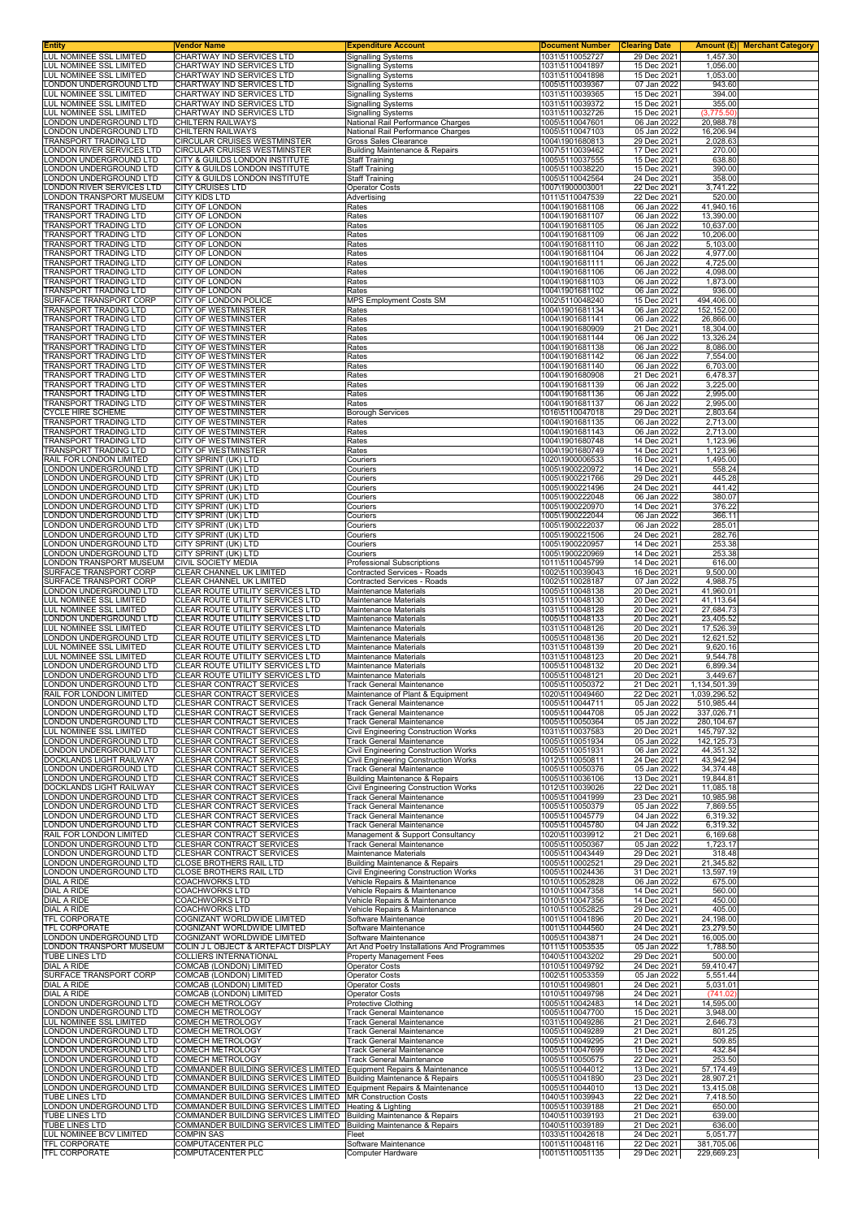| Entity | Vendor Name | Expenditure Account | Document Number | Clearing Date | Amount (£) | Merchant Category |
|---|---|---|---|---|---|---|
| LUL NOMINEE SSL LIMITED | CHARTWAY IND SERVICES LTD | Signalling Systems | 1031\5110052727 | 29 Dec 2021 | 1,457.30 | |
| LUL NOMINEE SSL LIMITED | CHARTWAY IND SERVICES LTD | Signalling Systems | 1031\5110041897 | 15 Dec 2021 | 1,056.00 | |
| LUL NOMINEE SSL LIMITED | CHARTWAY IND SERVICES LTD | Signalling Systems | 1031\5110041898 | 15 Dec 2021 | 1,053.00 | |
| LONDON UNDERGROUND LTD | CHARTWAY IND SERVICES LTD | Signalling Systems | 1005\5110039367 | 07 Jan 2022 | 943.60 | |
| LUL NOMINEE SSL LIMITED | CHARTWAY IND SERVICES LTD | Signalling Systems | 1031\5110039365 | 15 Dec 2021 | 394.00 | |
| LUL NOMINEE SSL LIMITED | CHARTWAY IND SERVICES LTD | Signalling Systems | 1031\5110039372 | 15 Dec 2021 | 355.00 | |
| LUL NOMINEE SSL LIMITED | CHARTWAY IND SERVICES LTD | Signalling Systems | 1031\5110032726 | 15 Dec 2021 | (3,775.50) | |
| LONDON UNDERGROUND LTD | CHILTERN RAILWAYS | National Rail Performance Charges | 1005\5110047601 | 06 Jan 2022 | 20,988.78 | |
| LONDON UNDERGROUND LTD | CHILTERN RAILWAYS | National Rail Performance Charges | 1005\5110047103 | 05 Jan 2022 | 16,206.94 | |
| TRANSPORT TRADING LTD | CIRCULAR CRUISES WESTMINSTER | Gross Sales Clearance | 1004\1901680813 | 29 Dec 2021 | 2,028.63 | |
| LONDON RIVER SERVICES LTD | CIRCULAR CRUISES WESTMINSTER | Building Maintenance & Repairs | 1007\5110039462 | 17 Dec 2021 | 270.00 | |
| LONDON UNDERGROUND LTD | CITY & GUILDS LONDON INSTITUTE | Staff Training | 1005\5110037555 | 15 Dec 2021 | 638.80 | |
| LONDON UNDERGROUND LTD | CITY & GUILDS LONDON INSTITUTE | Staff Training | 1005\5110038220 | 15 Dec 2021 | 390.00 | |
| LONDON UNDERGROUND LTD | CITY & GUILDS LONDON INSTITUTE | Staff Training | 1005\5110042564 | 24 Dec 2021 | 358.00 | |
| LONDON RIVER SERVICES LTD | CITY CRUISES LTD | Operator Costs | 1007\1900003001 | 22 Dec 2021 | 3,741.22 | |
| LONDON TRANSPORT MUSEUM | CITY KIDS LTD | Advertising | 1011\5110047539 | 22 Dec 2021 | 520.00 | |
| TRANSPORT TRADING LTD | CITY OF LONDON | Rates | 1004\1901681108 | 06 Jan 2022 | 41,940.16 | |
| TRANSPORT TRADING LTD | CITY OF LONDON | Rates | 1004\1901681107 | 06 Jan 2022 | 13,390.00 | |
| TRANSPORT TRADING LTD | CITY OF LONDON | Rates | 1004\1901681105 | 06 Jan 2022 | 10,637.00 | |
| TRANSPORT TRADING LTD | CITY OF LONDON | Rates | 1004\1901681109 | 06 Jan 2022 | 10,206.00 | |
| TRANSPORT TRADING LTD | CITY OF LONDON | Rates | 1004\1901681110 | 06 Jan 2022 | 5,103.00 | |
| TRANSPORT TRADING LTD | CITY OF LONDON | Rates | 1004\1901681104 | 06 Jan 2022 | 4,977.00 | |
| TRANSPORT TRADING LTD | CITY OF LONDON | Rates | 1004\1901681111 | 06 Jan 2022 | 4,725.00 | |
| TRANSPORT TRADING LTD | CITY OF LONDON | Rates | 1004\1901681106 | 06 Jan 2022 | 4,098.00 | |
| TRANSPORT TRADING LTD | CITY OF LONDON | Rates | 1004\1901681103 | 06 Jan 2022 | 1,873.00 | |
| TRANSPORT TRADING LTD | CITY OF LONDON | Rates | 1004\1901681102 | 06 Jan 2022 | 936.00 | |
| SURFACE TRANSPORT CORP | CITY OF LONDON POLICE | MPS Employment Costs SM | 1002\5110048240 | 15 Dec 2021 | 494,406.00 | |
| TRANSPORT TRADING LTD | CITY OF WESTMINSTER | Rates | 1004\1901681134 | 06 Jan 2022 | 152,152.00 | |
| TRANSPORT TRADING LTD | CITY OF WESTMINSTER | Rates | 1004\1901681141 | 06 Jan 2022 | 26,866.00 | |
| TRANSPORT TRADING LTD | CITY OF WESTMINSTER | Rates | 1004\1901680909 | 21 Dec 2021 | 18,304.00 | |
| TRANSPORT TRADING LTD | CITY OF WESTMINSTER | Rates | 1004\1901681144 | 06 Jan 2022 | 13,326.24 | |
| TRANSPORT TRADING LTD | CITY OF WESTMINSTER | Rates | 1004\1901681138 | 06 Jan 2022 | 8,086.00 | |
| TRANSPORT TRADING LTD | CITY OF WESTMINSTER | Rates | 1004\1901681142 | 06 Jan 2022 | 7,554.00 | |
| TRANSPORT TRADING LTD | CITY OF WESTMINSTER | Rates | 1004\1901681140 | 06 Jan 2022 | 6,703.00 | |
| TRANSPORT TRADING LTD | CITY OF WESTMINSTER | Rates | 1004\1901680908 | 21 Dec 2021 | 6,478.37 | |
| TRANSPORT TRADING LTD | CITY OF WESTMINSTER | Rates | 1004\1901681139 | 06 Jan 2022 | 3,225.00 | |
| TRANSPORT TRADING LTD | CITY OF WESTMINSTER | Rates | 1004\1901681136 | 06 Jan 2022 | 2,995.00 | |
| TRANSPORT TRADING LTD | CITY OF WESTMINSTER | Rates | 1004\1901681137 | 06 Jan 2022 | 2,995.00 | |
| CYCLE HIRE SCHEME | CITY OF WESTMINSTER | Borough Services | 1016\5110047018 | 29 Dec 2021 | 2,803.64 | |
| TRANSPORT TRADING LTD | CITY OF WESTMINSTER | Rates | 1004\1901681135 | 06 Jan 2022 | 2,713.00 | |
| TRANSPORT TRADING LTD | CITY OF WESTMINSTER | Rates | 1004\1901681143 | 06 Jan 2022 | 2,713.00 | |
| TRANSPORT TRADING LTD | CITY OF WESTMINSTER | Rates | 1004\1901680748 | 14 Dec 2021 | 1,123.96 | |
| TRANSPORT TRADING LTD | CITY OF WESTMINSTER | Rates | 1004\1901680749 | 14 Dec 2021 | 1,123.96 | |
| RAIL FOR LONDON LIMITED | CITY SPRINT (UK) LTD | Couriers | 1020\1900006533 | 16 Dec 2021 | 1,495.00 | |
| LONDON UNDERGROUND LTD | CITY SPRINT (UK) LTD | Couriers | 1005\1900220972 | 14 Dec 2021 | 558.24 | |
| LONDON UNDERGROUND LTD | CITY SPRINT (UK) LTD | Couriers | 1005\1900221766 | 29 Dec 2021 | 445.28 | |
| LONDON UNDERGROUND LTD | CITY SPRINT (UK) LTD | Couriers | 1005\1900221496 | 24 Dec 2021 | 441.42 | |
| LONDON UNDERGROUND LTD | CITY SPRINT (UK) LTD | Couriers | 1005\1900222048 | 06 Jan 2022 | 380.07 | |
| LONDON UNDERGROUND LTD | CITY SPRINT (UK) LTD | Couriers | 1005\1900220970 | 14 Dec 2021 | 376.22 | |
| LONDON UNDERGROUND LTD | CITY SPRINT (UK) LTD | Couriers | 1005\1900222044 | 06 Jan 2022 | 366.11 | |
| LONDON UNDERGROUND LTD | CITY SPRINT (UK) LTD | Couriers | 1005\1900222037 | 06 Jan 2022 | 285.01 | |
| LONDON UNDERGROUND LTD | CITY SPRINT (UK) LTD | Couriers | 1005\1900221506 | 24 Dec 2021 | 282.76 | |
| LONDON UNDERGROUND LTD | CITY SPRINT (UK) LTD | Couriers | 1005\1900220957 | 14 Dec 2021 | 253.38 | |
| LONDON UNDERGROUND LTD | CITY SPRINT (UK) LTD | Couriers | 1005\1900220969 | 14 Dec 2021 | 253.38 | |
| LONDON TRANSPORT MUSEUM | CIVIL SOCIETY MEDIA | Professional Subscriptions | 1011\5110045799 | 14 Dec 2021 | 616.00 | |
| SURFACE TRANSPORT CORP | CLEAR CHANNEL UK LIMITED | Contracted Services - Roads | 1002\5110039043 | 16 Dec 2021 | 9,500.00 | |
| SURFACE TRANSPORT CORP | CLEAR CHANNEL UK LIMITED | Contracted Services - Roads | 1002\5110028187 | 07 Jan 2022 | 4,988.75 | |
| LONDON UNDERGROUND LTD | CLEAR ROUTE UTILITY SERVICES LTD | Maintenance Materials | 1005\5110048138 | 20 Dec 2021 | 41,960.01 | |
| LUL NOMINEE SSL LIMITED | CLEAR ROUTE UTILITY SERVICES LTD | Maintenance Materials | 1031\5110048130 | 20 Dec 2021 | 41,113.64 | |
| LUL NOMINEE SSL LIMITED | CLEAR ROUTE UTILITY SERVICES LTD | Maintenance Materials | 1031\5110048128 | 20 Dec 2021 | 27,684.73 | |
| LONDON UNDERGROUND LTD | CLEAR ROUTE UTILITY SERVICES LTD | Maintenance Materials | 1005\5110048133 | 20 Dec 2021 | 23,405.52 | |
| LUL NOMINEE SSL LIMITED | CLEAR ROUTE UTILITY SERVICES LTD | Maintenance Materials | 1031\5110048126 | 20 Dec 2021 | 17,526.39 | |
| LONDON UNDERGROUND LTD | CLEAR ROUTE UTILITY SERVICES LTD | Maintenance Materials | 1005\5110048136 | 20 Dec 2021 | 12,621.52 | |
| LUL NOMINEE SSL LIMITED | CLEAR ROUTE UTILITY SERVICES LTD | Maintenance Materials | 1031\5110048139 | 20 Dec 2021 | 9,620.16 | |
| LUL NOMINEE SSL LIMITED | CLEAR ROUTE UTILITY SERVICES LTD | Maintenance Materials | 1031\5110048123 | 20 Dec 2021 | 9,544.78 | |
| LONDON UNDERGROUND LTD | CLEAR ROUTE UTILITY SERVICES LTD | Maintenance Materials | 1005\5110048132 | 20 Dec 2021 | 6,899.34 | |
| LONDON UNDERGROUND LTD | CLEAR ROUTE UTILITY SERVICES LTD | Maintenance Materials | 1005\5110048121 | 20 Dec 2021 | 3,449.67 | |
| LONDON UNDERGROUND LTD | CLESHAR CONTRACT SERVICES | Track General Maintenance | 1005\5110050372 | 21 Dec 2021 | 1,134,501.39 | |
| RAIL FOR LONDON LIMITED | CLESHAR CONTRACT SERVICES | Maintenance of Plant & Equipment | 1020\5110049460 | 22 Dec 2021 | 1,039,296.52 | |
| LONDON UNDERGROUND LTD | CLESHAR CONTRACT SERVICES | Track General Maintenance | 1005\5110044711 | 05 Jan 2022 | 510,985.44 | |
| LONDON UNDERGROUND LTD | CLESHAR CONTRACT SERVICES | Track General Maintenance | 1005\5110044708 | 05 Jan 2022 | 337,026.71 | |
| LONDON UNDERGROUND LTD | CLESHAR CONTRACT SERVICES | Track General Maintenance | 1005\5110050364 | 05 Jan 2022 | 280,104.67 | |
| LUL NOMINEE SSL LIMITED | CLESHAR CONTRACT SERVICES | Civil Engineering Construction Works | 1031\5110037583 | 20 Dec 2021 | 145,797.32 | |
| LONDON UNDERGROUND LTD | CLESHAR CONTRACT SERVICES | Track General Maintenance | 1005\5110051934 | 05 Jan 2022 | 142,125.73 | |
| LONDON UNDERGROUND LTD | CLESHAR CONTRACT SERVICES | Civil Engineering Construction Works | 1005\5110051931 | 06 Jan 2022 | 44,351.32 | |
| DOCKLANDS LIGHT RAILWAY | CLESHAR CONTRACT SERVICES | Civil Engineering Construction Works | 1012\5110050811 | 24 Dec 2021 | 43,942.94 | |
| LONDON UNDERGROUND LTD | CLESHAR CONTRACT SERVICES | Track General Maintenance | 1005\5110050376 | 05 Jan 2022 | 34,374.48 | |
| LONDON UNDERGROUND LTD | CLESHAR CONTRACT SERVICES | Building Maintenance & Repairs | 1005\5110036106 | 13 Dec 2021 | 19,844.81 | |
| DOCKLANDS LIGHT RAILWAY | CLESHAR CONTRACT SERVICES | Civil Engineering Construction Works | 1012\5110039026 | 22 Dec 2021 | 11,085.18 | |
| LONDON UNDERGROUND LTD | CLESHAR CONTRACT SERVICES | Track General Maintenance | 1005\5110041999 | 23 Dec 2021 | 10,985.98 | |
| LONDON UNDERGROUND LTD | CLESHAR CONTRACT SERVICES | Track General Maintenance | 1005\5110050379 | 05 Jan 2022 | 7,869.55 | |
| LONDON UNDERGROUND LTD | CLESHAR CONTRACT SERVICES | Track General Maintenance | 1005\5110045779 | 04 Jan 2022 | 6,319.32 | |
| LONDON UNDERGROUND LTD | CLESHAR CONTRACT SERVICES | Track General Maintenance | 1005\5110045780 | 04 Jan 2022 | 6,319.32 | |
| RAIL FOR LONDON LIMITED | CLESHAR CONTRACT SERVICES | Management & Support Consultancy | 1020\5110039912 | 21 Dec 2021 | 6,169.68 | |
| LONDON UNDERGROUND LTD | CLESHAR CONTRACT SERVICES | Track General Maintenance | 1005\5110050367 | 05 Jan 2022 | 1,723.17 | |
| LONDON UNDERGROUND LTD | CLESHAR CONTRACT SERVICES | Maintenance Materials | 1005\5110043449 | 29 Dec 2021 | 318.48 | |
| LONDON UNDERGROUND LTD | CLOSE BROTHERS RAIL LTD | Building Maintenance & Repairs | 1005\5110002521 | 29 Dec 2021 | 21,345.82 | |
| LONDON UNDERGROUND LTD | CLOSE BROTHERS RAIL LTD | Civil Engineering Construction Works | 1005\5110024436 | 31 Dec 2021 | 13,597.19 | |
| DIAL A RIDE | COACHWORKS LTD | Vehicle Repairs & Maintenance | 1010\5110052828 | 06 Jan 2022 | 675.00 | |
| DIAL A RIDE | COACHWORKS LTD | Vehicle Repairs & Maintenance | 1010\5110047358 | 14 Dec 2021 | 560.00 | |
| DIAL A RIDE | COACHWORKS LTD | Vehicle Repairs & Maintenance | 1010\5110047356 | 14 Dec 2021 | 450.00 | |
| DIAL A RIDE | COACHWORKS LTD | Vehicle Repairs & Maintenance | 1010\5110052825 | 29 Dec 2021 | 405.00 | |
| TFL CORPORATE | COGNIZANT WORLDWIDE LIMITED | Software Maintenance | 1001\5110041896 | 20 Dec 2021 | 24,198.00 | |
| TFL CORPORATE | COGNIZANT WORLDWIDE LIMITED | Software Maintenance | 1001\5110044560 | 24 Dec 2021 | 23,279.50 | |
| LONDON UNDERGROUND LTD | COGNIZANT WORLDWIDE LIMITED | Software Maintenance | 1005\5110043871 | 24 Dec 2021 | 16,005.00 | |
| LONDON TRANSPORT MUSEUM | COLIN J L OBJECT & ARTEFACT DISPLAY | Art And Poetry Installations And Programmes | 1011\5110053535 | 05 Jan 2022 | 1,788.50 | |
| TUBE LINES LTD | COLLIERS INTERNATIONAL | Property Management Fees | 1040\5110043202 | 29 Dec 2021 | 500.00 | |
| DIAL A RIDE | COMCAB (LONDON) LIMITED | Operator Costs | 1010\5110049792 | 24 Dec 2021 | 59,410.47 | |
| SURFACE TRANSPORT CORP | COMCAB (LONDON) LIMITED | Operator Costs | 1002\5110053359 | 05 Jan 2022 | 5,551.44 | |
| DIAL A RIDE | COMCAB (LONDON) LIMITED | Operator Costs | 1010\5110049801 | 24 Dec 2021 | 5,031.01 | |
| DIAL A RIDE | COMCAB (LONDON) LIMITED | Operator Costs | 1010\5110049798 | 24 Dec 2021 | (741.02) | |
| LONDON UNDERGROUND LTD | COMECH METROLOGY | Protective Clothing | 1005\5110042483 | 14 Dec 2021 | 14,595.00 | |
| LONDON UNDERGROUND LTD | COMECH METROLOGY | Track General Maintenance | 1005\5110047700 | 15 Dec 2021 | 3,948.00 | |
| LUL NOMINEE SSL LIMITED | COMECH METROLOGY | Track General Maintenance | 1031\5110049286 | 21 Dec 2021 | 2,646.73 | |
| LONDON UNDERGROUND LTD | COMECH METROLOGY | Track General Maintenance | 1005\5110049289 | 21 Dec 2021 | 801.25 | |
| LONDON UNDERGROUND LTD | COMECH METROLOGY | Track General Maintenance | 1005\5110049295 | 21 Dec 2021 | 509.85 | |
| LONDON UNDERGROUND LTD | COMECH METROLOGY | Track General Maintenance | 1005\5110047699 | 15 Dec 2021 | 432.84 | |
| LONDON UNDERGROUND LTD | COMECH METROLOGY | Track General Maintenance | 1005\5110050575 | 22 Dec 2021 | 253.50 | |
| LONDON UNDERGROUND LTD | COMMANDER BUILDING SERVICES LIMITED | Equipment Repairs & Maintenance | 1005\5110044012 | 13 Dec 2021 | 57,174.49 | |
| LONDON UNDERGROUND LTD | COMMANDER BUILDING SERVICES LIMITED | Building Maintenance & Repairs | 1005\5110041890 | 23 Dec 2021 | 28,907.21 | |
| LONDON UNDERGROUND LTD | COMMANDER BUILDING SERVICES LIMITED | Equipment Repairs & Maintenance | 1005\5110044010 | 13 Dec 2021 | 13,415.08 | |
| TUBE LINES LTD | COMMANDER BUILDING SERVICES LIMITED | MR Construction Costs | 1040\5110039943 | 22 Dec 2021 | 7,418.50 | |
| LONDON UNDERGROUND LTD | COMMANDER BUILDING SERVICES LIMITED | Heating & Lighting | 1005\5110039188 | 21 Dec 2021 | 650.00 | |
| TUBE LINES LTD | COMMANDER BUILDING SERVICES LIMITED | Building Maintenance & Repairs | 1040\5110039193 | 21 Dec 2021 | 639.00 | |
| TUBE LINES LTD | COMMANDER BUILDING SERVICES LIMITED | Building Maintenance & Repairs | 1040\5110039189 | 21 Dec 2021 | 636.00 | |
| LUL NOMINEE BCV LIMITED | COMPIN SAS | Fleet | 1033\5110042618 | 24 Dec 2021 | 5,051.77 | |
| TFL CORPORATE | COMPUTACENTER PLC | Software Maintenance | 1001\5110048116 | 22 Dec 2021 | 381,705.06 | |
| TFL CORPORATE | COMPUTACENTER PLC | Computer Hardware | 1001\5110051135 | 29 Dec 2021 | 229,669.23 | |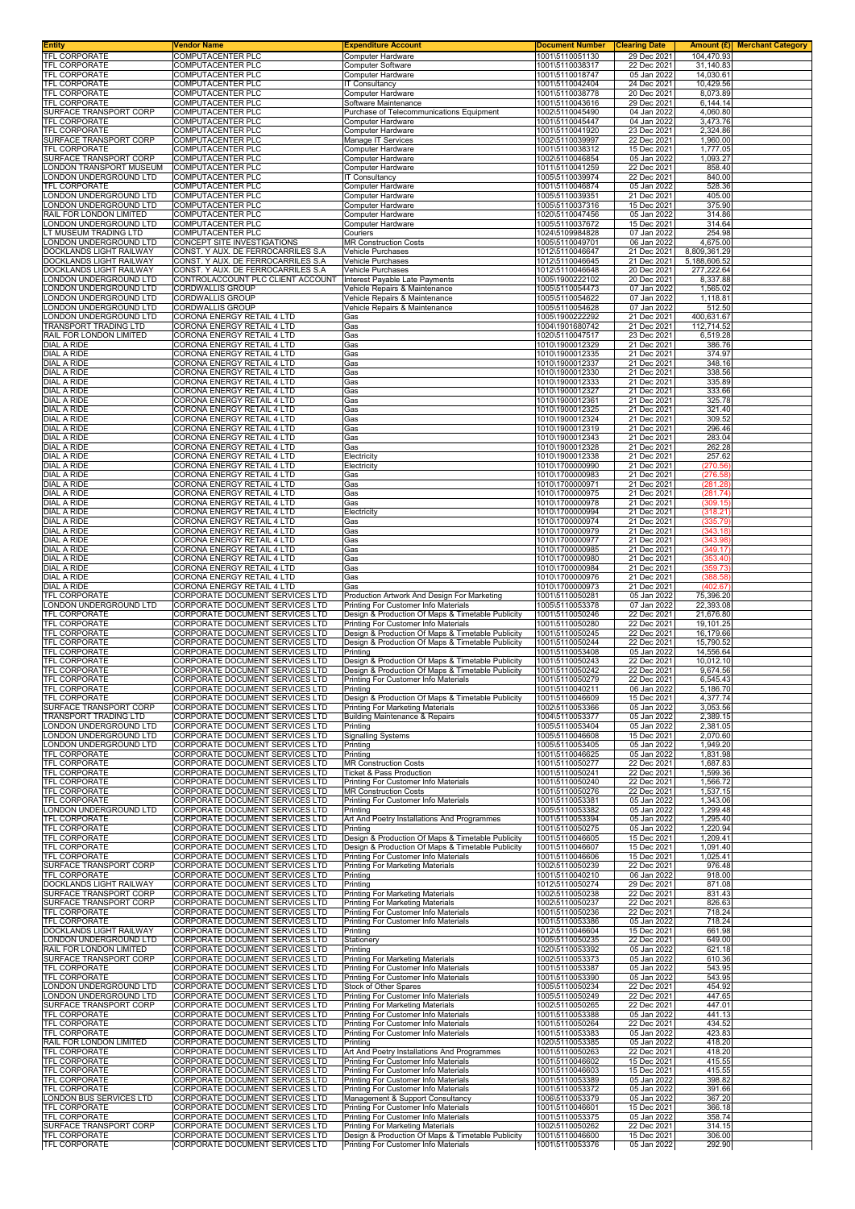| Entity | Vendor Name | Expenditure Account | Document Number | Clearing Date | Amount (£) | Merchant Category |
|---|---|---|---|---|---|---|
| TFL CORPORATE | COMPUTACENTER PLC | Computer Hardware | 1001\5110051130 | 29 Dec 2021 | 104,470.93 | |
| TFL CORPORATE | COMPUTACENTER PLC | Computer Software | 1001\5110038317 | 22 Dec 2021 | 31,140.83 | |
| TFL CORPORATE | COMPUTACENTER PLC | Computer Hardware | 1001\5110018747 | 05 Jan 2022 | 14,030.61 | |
| TFL CORPORATE | COMPUTACENTER PLC | IT Consultancy | 1001\5110042404 | 24 Dec 2021 | 10,429.56 | |
| TFL CORPORATE | COMPUTACENTER PLC | Computer Hardware | 1001\5110038778 | 20 Dec 2021 | 8,073.89 | |
| TFL CORPORATE | COMPUTACENTER PLC | Software Maintenance | 1001\5110043616 | 29 Dec 2021 | 6,144.14 | |
| SURFACE TRANSPORT CORP | COMPUTACENTER PLC | Purchase of Telecommunications Equipment | 1002\5110045490 | 04 Jan 2022 | 4,060.80 | |
| TFL CORPORATE | COMPUTACENTER PLC | Computer Hardware | 1001\5110045447 | 04 Jan 2022 | 3,473.76 | |
| TFL CORPORATE | COMPUTACENTER PLC | Computer Hardware | 1001\5110041920 | 23 Dec 2021 | 2,324.86 | |
| SURFACE TRANSPORT CORP | COMPUTACENTER PLC | Manage IT Services | 1002\5110039997 | 22 Dec 2021 | 1,960.00 | |
| TFL CORPORATE | COMPUTACENTER PLC | Computer Hardware | 1001\5110038312 | 15 Dec 2021 | 1,777.05 | |
| SURFACE TRANSPORT CORP | COMPUTACENTER PLC | Computer Hardware | 1002\5110046854 | 05 Jan 2022 | 1,093.27 | |
| LONDON TRANSPORT MUSEUM | COMPUTACENTER PLC | Computer Hardware | 1011\5110041259 | 22 Dec 2021 | 858.40 | |
| LONDON UNDERGROUND LTD | COMPUTACENTER PLC | IT Consultancy | 1005\5110039974 | 22 Dec 2021 | 840.00 | |
| TFL CORPORATE | COMPUTACENTER PLC | Computer Hardware | 1001\5110046874 | 05 Jan 2022 | 528.36 | |
| LONDON UNDERGROUND LTD | COMPUTACENTER PLC | Computer Hardware | 1005\5110039351 | 21 Dec 2021 | 405.00 | |
| LONDON UNDERGROUND LTD | COMPUTACENTER PLC | Computer Hardware | 1005\5110037316 | 15 Dec 2021 | 375.90 | |
| RAIL FOR LONDON LIMITED | COMPUTACENTER PLC | Computer Hardware | 1020\5110047456 | 05 Jan 2022 | 314.86 | |
| LONDON UNDERGROUND LTD | COMPUTACENTER PLC | Computer Hardware | 1005\5110037672 | 15 Dec 2021 | 314.64 | |
| LT MUSEUM TRADING LTD | COMPUTACENTER PLC | Couriers | 1024\5109984828 | 07 Jan 2022 | 254.98 | |
| LONDON UNDERGROUND LTD | CONCEPT SITE INVESTIGATIONS | MR Construction Costs | 1005\5110049701 | 06 Jan 2022 | 4,675.00 | |
| DOCKLANDS LIGHT RAILWAY | CONST. Y AUX. DE FERROCARRILES S.A | Vehicle Purchases | 1012\5110046647 | 21 Dec 2021 | 8,809,361.29 | |
| DOCKLANDS LIGHT RAILWAY | CONST. Y AUX. DE FERROCARRILES S.A | Vehicle Purchases | 1012\5110046645 | 21 Dec 2021 | 5,188,606.52 | |
| DOCKLANDS LIGHT RAILWAY | CONST. Y AUX. DE FERROCARRILES S.A | Vehicle Purchases | 1012\5110046648 | 20 Dec 2021 | 277,222.64 | |
| LONDON UNDERGROUND LTD | CONTROLACCOUNT PLC CLIENT ACCOUNT | Interest Payable Late Payments | 1005\1900222102 | 20 Dec 2021 | 8,337.88 | |
| LONDON UNDERGROUND LTD | CORDWALLIS GROUP | Vehicle Repairs & Maintenance | 1005\5110054473 | 07 Jan 2022 | 1,565.02 | |
| LONDON UNDERGROUND LTD | CORDWALLIS GROUP | Vehicle Repairs & Maintenance | 1005\5110054622 | 07 Jan 2022 | 1,118.81 | |
| LONDON UNDERGROUND LTD | CORDWALLIS GROUP | Vehicle Repairs & Maintenance | 1005\5110054628 | 07 Jan 2022 | 512.50 | |
| LONDON UNDERGROUND LTD | CORONA ENERGY RETAIL 4 LTD | Gas | 1005\1900222292 | 21 Dec 2021 | 400,631.67 | |
| TRANSPORT TRADING LTD | CORONA ENERGY RETAIL 4 LTD | Gas | 1004\1901680742 | 21 Dec 2021 | 112,714.52 | |
| RAIL FOR LONDON LIMITED | CORONA ENERGY RETAIL 4 LTD | Gas | 1020\5110047517 | 23 Dec 2021 | 6,519.28 | |
| DIAL A RIDE | CORONA ENERGY RETAIL 4 LTD | Gas | 1010\1900012329 | 21 Dec 2021 | 386.76 | |
| DIAL A RIDE | CORONA ENERGY RETAIL 4 LTD | Gas | 1010\1900012335 | 21 Dec 2021 | 374.97 | |
| DIAL A RIDE | CORONA ENERGY RETAIL 4 LTD | Gas | 1010\1900012337 | 21 Dec 2021 | 348.16 | |
| DIAL A RIDE | CORONA ENERGY RETAIL 4 LTD | Gas | 1010\1900012330 | 21 Dec 2021 | 338.56 | |
| DIAL A RIDE | CORONA ENERGY RETAIL 4 LTD | Gas | 1010\1900012333 | 21 Dec 2021 | 335.89 | |
| DIAL A RIDE | CORONA ENERGY RETAIL 4 LTD | Gas | 1010\1900012327 | 21 Dec 2021 | 333.66 | |
| DIAL A RIDE | CORONA ENERGY RETAIL 4 LTD | Gas | 1010\1900012361 | 21 Dec 2021 | 325.78 | |
| DIAL A RIDE | CORONA ENERGY RETAIL 4 LTD | Gas | 1010\1900012325 | 21 Dec 2021 | 321.40 | |
| DIAL A RIDE | CORONA ENERGY RETAIL 4 LTD | Gas | 1010\1900012324 | 21 Dec 2021 | 309.52 | |
| DIAL A RIDE | CORONA ENERGY RETAIL 4 LTD | Gas | 1010\1900012319 | 21 Dec 2021 | 296.46 | |
| DIAL A RIDE | CORONA ENERGY RETAIL 4 LTD | Gas | 1010\1900012343 | 21 Dec 2021 | 283.04 | |
| DIAL A RIDE | CORONA ENERGY RETAIL 4 LTD | Gas | 1010\1900012328 | 21 Dec 2021 | 262.28 | |
| DIAL A RIDE | CORONA ENERGY RETAIL 4 LTD | Electricity | 1010\1900012338 | 21 Dec 2021 | 257.62 | |
| DIAL A RIDE | CORONA ENERGY RETAIL 4 LTD | Electricity | 1010\1700000990 | 21 Dec 2021 | (270.56) | |
| DIAL A RIDE | CORONA ENERGY RETAIL 4 LTD | Gas | 1010\1700000983 | 21 Dec 2021 | (276.58) | |
| DIAL A RIDE | CORONA ENERGY RETAIL 4 LTD | Gas | 1010\1700000971 | 21 Dec 2021 | (281.28) | |
| DIAL A RIDE | CORONA ENERGY RETAIL 4 LTD | Gas | 1010\1700000975 | 21 Dec 2021 | (281.74) | |
| DIAL A RIDE | CORONA ENERGY RETAIL 4 LTD | Gas | 1010\1700000978 | 21 Dec 2021 | (309.15) | |
| DIAL A RIDE | CORONA ENERGY RETAIL 4 LTD | Electricity | 1010\1700000994 | 21 Dec 2021 | (318.21) | |
| DIAL A RIDE | CORONA ENERGY RETAIL 4 LTD | Gas | 1010\1700000974 | 21 Dec 2021 | (335.79) | |
| DIAL A RIDE | CORONA ENERGY RETAIL 4 LTD | Gas | 1010\1700000979 | 21 Dec 2021 | (343.18) | |
| DIAL A RIDE | CORONA ENERGY RETAIL 4 LTD | Gas | 1010\1700000977 | 21 Dec 2021 | (343.98) | |
| DIAL A RIDE | CORONA ENERGY RETAIL 4 LTD | Gas | 1010\1700000985 | 21 Dec 2021 | (349.17) | |
| DIAL A RIDE | CORONA ENERGY RETAIL 4 LTD | Gas | 1010\1700000980 | 21 Dec 2021 | (353.40) | |
| DIAL A RIDE | CORONA ENERGY RETAIL 4 LTD | Gas | 1010\1700000984 | 21 Dec 2021 | (359.73) | |
| DIAL A RIDE | CORONA ENERGY RETAIL 4 LTD | Gas | 1010\1700000976 | 21 Dec 2021 | (388.58) | |
| DIAL A RIDE | CORONA ENERGY RETAIL 4 LTD | Gas | 1010\1700000973 | 21 Dec 2021 | (402.67) | |
| TFL CORPORATE | CORPORATE DOCUMENT SERVICES LTD | Production Artwork And Design For Marketing | 1001\5110050281 | 05 Jan 2022 | 75,396.20 | |
| LONDON UNDERGROUND LTD | CORPORATE DOCUMENT SERVICES LTD | Printing For Customer Info Materials | 1005\5110053378 | 07 Jan 2022 | 22,393.08 | |
| TFL CORPORATE | CORPORATE DOCUMENT SERVICES LTD | Design & Production Of Maps & Timetable Publicity | 1001\5110050246 | 22 Dec 2021 | 21,676.80 | |
| TFL CORPORATE | CORPORATE DOCUMENT SERVICES LTD | Printing For Customer Info Materials | 1001\5110050280 | 22 Dec 2021 | 19,101.25 | |
| TFL CORPORATE | CORPORATE DOCUMENT SERVICES LTD | Design & Production Of Maps & Timetable Publicity | 1001\5110050245 | 22 Dec 2021 | 16,179.66 | |
| TFL CORPORATE | CORPORATE DOCUMENT SERVICES LTD | Design & Production Of Maps & Timetable Publicity | 1001\5110050244 | 22 Dec 2021 | 15,790.52 | |
| TFL CORPORATE | CORPORATE DOCUMENT SERVICES LTD | Printing | 1001\5110053408 | 05 Jan 2022 | 14,556.64 | |
| TFL CORPORATE | CORPORATE DOCUMENT SERVICES LTD | Design & Production Of Maps & Timetable Publicity | 1001\5110050243 | 22 Dec 2021 | 10,012.10 | |
| TFL CORPORATE | CORPORATE DOCUMENT SERVICES LTD | Design & Production Of Maps & Timetable Publicity | 1001\5110050242 | 22 Dec 2021 | 9,674.56 | |
| TFL CORPORATE | CORPORATE DOCUMENT SERVICES LTD | Printing For Customer Info Materials | 1001\5110050279 | 22 Dec 2021 | 6,545.43 | |
| TFL CORPORATE | CORPORATE DOCUMENT SERVICES LTD | Printing | 1001\5110040211 | 06 Jan 2022 | 5,186.70 | |
| TFL CORPORATE | CORPORATE DOCUMENT SERVICES LTD | Design & Production Of Maps & Timetable Publicity | 1001\5110046609 | 15 Dec 2021 | 4,377.74 | |
| SURFACE TRANSPORT CORP | CORPORATE DOCUMENT SERVICES LTD | Printing For Marketing Materials | 1002\5110053366 | 05 Jan 2022 | 3,053.56 | |
| TRANSPORT TRADING LTD | CORPORATE DOCUMENT SERVICES LTD | Building Maintenance & Repairs | 1004\5110053377 | 05 Jan 2022 | 2,389.15 | |
| LONDON UNDERGROUND LTD | CORPORATE DOCUMENT SERVICES LTD | Printing | 1005\5110053404 | 05 Jan 2022 | 2,381.05 | |
| LONDON UNDERGROUND LTD | CORPORATE DOCUMENT SERVICES LTD | Signalling Systems | 1005\5110046608 | 15 Dec 2021 | 2,070.60 | |
| LONDON UNDERGROUND LTD | CORPORATE DOCUMENT SERVICES LTD | Printing | 1005\5110053405 | 05 Jan 2022 | 1,949.20 | |
| TFL CORPORATE | CORPORATE DOCUMENT SERVICES LTD | Printing | 1001\5110046625 | 05 Jan 2022 | 1,831.98 | |
| TFL CORPORATE | CORPORATE DOCUMENT SERVICES LTD | MR Construction Costs | 1001\5110050277 | 22 Dec 2021 | 1,687.83 | |
| TFL CORPORATE | CORPORATE DOCUMENT SERVICES LTD | Ticket & Pass Production | 1001\5110050241 | 22 Dec 2021 | 1,599.36 | |
| TFL CORPORATE | CORPORATE DOCUMENT SERVICES LTD | Printing For Customer Info Materials | 1001\5110050240 | 22 Dec 2021 | 1,566.72 | |
| TFL CORPORATE | CORPORATE DOCUMENT SERVICES LTD | MR Construction Costs | 1001\5110050276 | 22 Dec 2021 | 1,537.15 | |
| TFL CORPORATE | CORPORATE DOCUMENT SERVICES LTD | Printing For Customer Info Materials | 1001\5110053381 | 05 Jan 2022 | 1,343.06 | |
| LONDON UNDERGROUND LTD | CORPORATE DOCUMENT SERVICES LTD | Printing | 1005\5110053382 | 05 Jan 2022 | 1,299.48 | |
| TFL CORPORATE | CORPORATE DOCUMENT SERVICES LTD | Art And Poetry Installations And Programmes | 1001\5110053394 | 05 Jan 2022 | 1,295.40 | |
| TFL CORPORATE | CORPORATE DOCUMENT SERVICES LTD | Printing | 1001\5110050275 | 05 Jan 2022 | 1,220.94 | |
| TFL CORPORATE | CORPORATE DOCUMENT SERVICES LTD | Design & Production Of Maps & Timetable Publicity | 1001\5110046605 | 15 Dec 2021 | 1,209.41 | |
| TFL CORPORATE | CORPORATE DOCUMENT SERVICES LTD | Design & Production Of Maps & Timetable Publicity | 1001\5110046607 | 15 Dec 2021 | 1,091.40 | |
| TFL CORPORATE | CORPORATE DOCUMENT SERVICES LTD | Printing For Customer Info Materials | 1001\5110046606 | 15 Dec 2021 | 1,025.41 | |
| SURFACE TRANSPORT CORP | CORPORATE DOCUMENT SERVICES LTD | Printing For Marketing Materials | 1002\5110050239 | 22 Dec 2021 | 976.48 | |
| TFL CORPORATE | CORPORATE DOCUMENT SERVICES LTD | Printing | 1001\5110040210 | 06 Jan 2022 | 918.00 | |
| DOCKLANDS LIGHT RAILWAY | CORPORATE DOCUMENT SERVICES LTD | Printing | 1012\5110050274 | 29 Dec 2021 | 871.08 | |
| SURFACE TRANSPORT CORP | CORPORATE DOCUMENT SERVICES LTD | Printing For Marketing Materials | 1002\5110050238 | 22 Dec 2021 | 831.43 | |
| SURFACE TRANSPORT CORP | CORPORATE DOCUMENT SERVICES LTD | Printing For Marketing Materials | 1002\5110050237 | 22 Dec 2021 | 826.63 | |
| TFL CORPORATE | CORPORATE DOCUMENT SERVICES LTD | Printing For Customer Info Materials | 1001\5110050236 | 22 Dec 2021 | 718.24 | |
| TFL CORPORATE | CORPORATE DOCUMENT SERVICES LTD | Printing For Customer Info Materials | 1001\5110053386 | 05 Jan 2022 | 718.24 | |
| DOCKLANDS LIGHT RAILWAY | CORPORATE DOCUMENT SERVICES LTD | Printing | 1012\5110046604 | 15 Dec 2021 | 661.98 | |
| LONDON UNDERGROUND LTD | CORPORATE DOCUMENT SERVICES LTD | Stationery | 1005\5110050235 | 22 Dec 2021 | 649.00 | |
| RAIL FOR LONDON LIMITED | CORPORATE DOCUMENT SERVICES LTD | Printing | 1020\5110053392 | 05 Jan 2022 | 621.18 | |
| SURFACE TRANSPORT CORP | CORPORATE DOCUMENT SERVICES LTD | Printing For Marketing Materials | 1002\5110053373 | 05 Jan 2022 | 610.36 | |
| TFL CORPORATE | CORPORATE DOCUMENT SERVICES LTD | Printing For Customer Info Materials | 1001\5110053387 | 05 Jan 2022 | 543.95 | |
| TFL CORPORATE | CORPORATE DOCUMENT SERVICES LTD | Printing For Customer Info Materials | 1001\5110053390 | 05 Jan 2022 | 543.95 | |
| LONDON UNDERGROUND LTD | CORPORATE DOCUMENT SERVICES LTD | Stock of Other Spares | 1005\5110050234 | 22 Dec 2021 | 454.92 | |
| LONDON UNDERGROUND LTD | CORPORATE DOCUMENT SERVICES LTD | Printing For Customer Info Materials | 1005\5110050249 | 22 Dec 2021 | 447.65 | |
| SURFACE TRANSPORT CORP | CORPORATE DOCUMENT SERVICES LTD | Printing For Marketing Materials | 1002\5110050265 | 22 Dec 2021 | 447.01 | |
| TFL CORPORATE | CORPORATE DOCUMENT SERVICES LTD | Printing For Customer Info Materials | 1001\5110053388 | 05 Jan 2022 | 441.13 | |
| TFL CORPORATE | CORPORATE DOCUMENT SERVICES LTD | Printing For Customer Info Materials | 1001\5110050264 | 22 Dec 2021 | 434.52 | |
| TFL CORPORATE | CORPORATE DOCUMENT SERVICES LTD | Printing For Customer Info Materials | 1001\5110053383 | 05 Jan 2022 | 423.83 | |
| RAIL FOR LONDON LIMITED | CORPORATE DOCUMENT SERVICES LTD | Printing | 1020\5110053385 | 05 Jan 2022 | 418.20 | |
| TFL CORPORATE | CORPORATE DOCUMENT SERVICES LTD | Art And Poetry Installations And Programmes | 1001\5110050263 | 22 Dec 2021 | 418.20 | |
| TFL CORPORATE | CORPORATE DOCUMENT SERVICES LTD | Printing For Customer Info Materials | 1001\5110046602 | 15 Dec 2021 | 415.55 | |
| TFL CORPORATE | CORPORATE DOCUMENT SERVICES LTD | Printing For Customer Info Materials | 1001\5110046603 | 15 Dec 2021 | 415.55 | |
| TFL CORPORATE | CORPORATE DOCUMENT SERVICES LTD | Printing For Customer Info Materials | 1001\5110053389 | 05 Jan 2022 | 398.82 | |
| TFL CORPORATE | CORPORATE DOCUMENT SERVICES LTD | Printing For Customer Info Materials | 1001\5110053372 | 05 Jan 2022 | 391.66 | |
| LONDON BUS SERVICES LTD | CORPORATE DOCUMENT SERVICES LTD | Management & Support Consultancy | 1006\5110053379 | 05 Jan 2022 | 367.20 | |
| TFL CORPORATE | CORPORATE DOCUMENT SERVICES LTD | Printing For Customer Info Materials | 1001\5110046601 | 15 Dec 2021 | 366.18 | |
| TFL CORPORATE | CORPORATE DOCUMENT SERVICES LTD | Printing For Customer Info Materials | 1001\5110053375 | 05 Jan 2022 | 358.74 | |
| SURFACE TRANSPORT CORP | CORPORATE DOCUMENT SERVICES LTD | Printing For Marketing Materials | 1002\5110050262 | 22 Dec 2021 | 314.15 | |
| TFL CORPORATE | CORPORATE DOCUMENT SERVICES LTD | Design & Production Of Maps & Timetable Publicity | 1001\5110046600 | 15 Dec 2021 | 306.00 | |
| TFL CORPORATE | CORPORATE DOCUMENT SERVICES LTD | Printing For Customer Info Materials | 1001\5110053376 | 05 Jan 2022 | 292.90 | |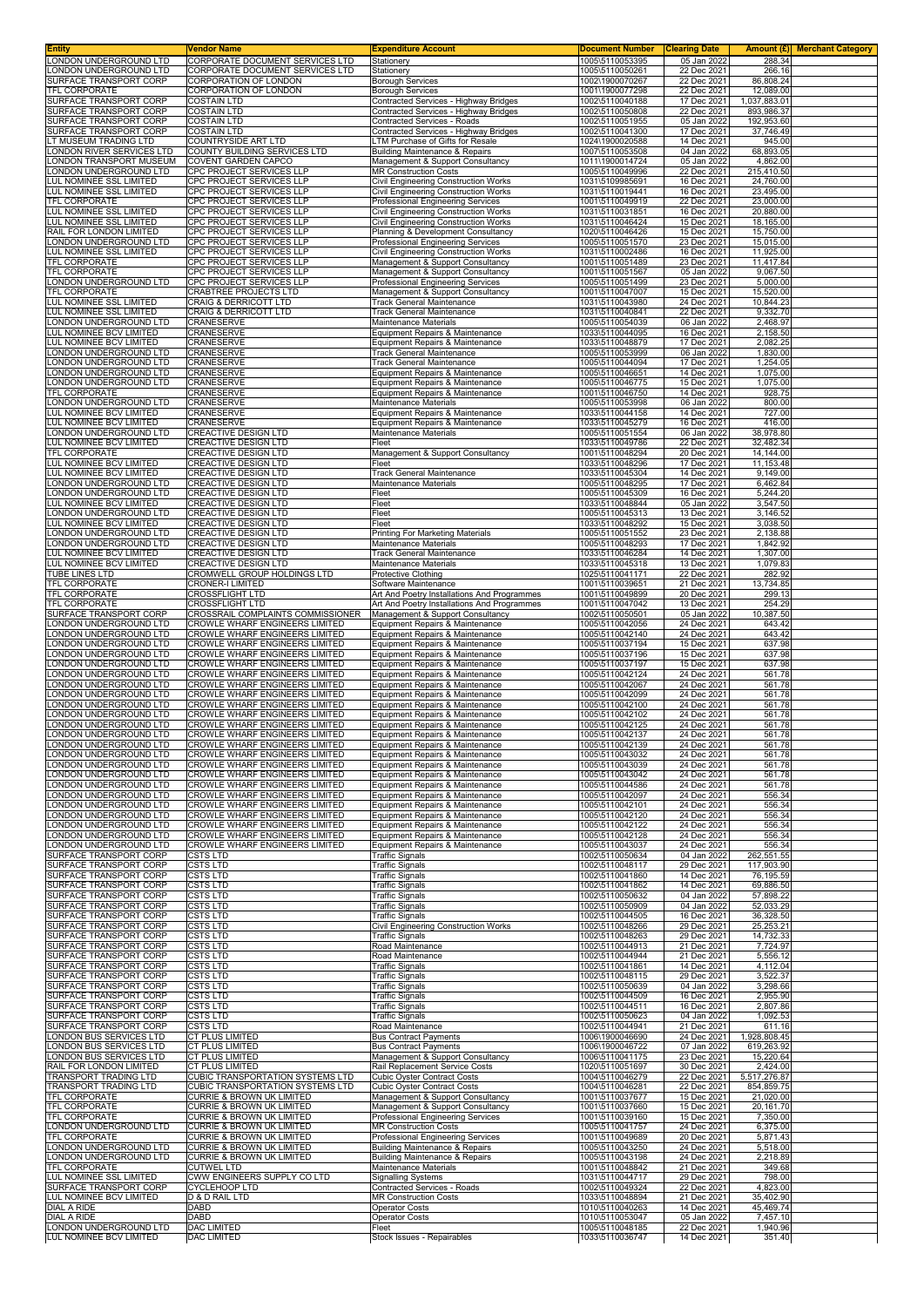| Entity | Vendor Name | Expenditure Account | Document Number | Clearing Date | Amount (£) | Merchant Category |
|---|---|---|---|---|---|---|
| LONDON UNDERGROUND LTD | CORPORATE DOCUMENT SERVICES LTD | Stationery | 1005\5110053395 | 05 Jan 2022 | 288.34 | |
| LONDON UNDERGROUND LTD | CORPORATE DOCUMENT SERVICES LTD | Stationery | 1005\5110050261 | 22 Dec 2021 | 266.16 | |
| SURFACE TRANSPORT CORP | CORPORATION OF LONDON | Borough Services | 1002\1900070267 | 22 Dec 2021 | 86,808.24 | |
| TFL CORPORATE | CORPORATION OF LONDON | Borough Services | 1001\1900077298 | 22 Dec 2021 | 12,089.00 | |
| SURFACE TRANSPORT CORP | COSTAIN LTD | Contracted Services - Highway Bridges | 1002\5110040188 | 17 Dec 2021 | 1,037,883.01 | |
| SURFACE TRANSPORT CORP | COSTAIN LTD | Contracted Services - Highway Bridges | 1002\5110050808 | 22 Dec 2021 | 893,986.37 | |
| SURFACE TRANSPORT CORP | COSTAIN LTD | Contracted Services - Roads | 1002\5110051955 | 05 Jan 2022 | 192,063.60 | |
| SURFACE TRANSPORT CORP | COSTAIN LTD | Contracted Services - Highway Bridges | 1002\5110041300 | 17 Dec 2021 | 37,746.49 | |
| LT MUSEUM TRADING LTD | COUNTRYSIDE ART LTD | LTM Purchase of Gifts for Resale | 1024\1900020588 | 14 Dec 2021 | 945.00 | |
| LONDON RIVER SERVICES LTD | COUNTY BUILDING SERVICES LTD | Building Maintenance & Repairs | 1007\5110053508 | 04 Jan 2022 | 68,893.05 | |
| LONDON TRANSPORT MUSEUM | COVENT GARDEN CAPCO | Management & Support Consultancy | 1011\1900014724 | 05 Jan 2022 | 4,862.00 | |
| LONDON UNDERGROUND LTD | CPC PROJECT SERVICES LLP | MR Construction Costs | 1005\5110049996 | 22 Dec 2021 | 215,410.50 | |
| LUL NOMINEE SSL LIMITED | CPC PROJECT SERVICES LLP | Civil Engineering Construction Works | 1031\5109985691 | 16 Dec 2021 | 24,760.00 | |
| LUL NOMINEE SSL LIMITED | CPC PROJECT SERVICES LLP | Civil Engineering Construction Works | 1031\5110019441 | 16 Dec 2021 | 23,495.00 | |
| TFL CORPORATE | CPC PROJECT SERVICES LLP | Professional Engineering Services | 1001\5110049919 | 22 Dec 2021 | 23,000.00 | |
| LUL NOMINEE SSL LIMITED | CPC PROJECT SERVICES LLP | Civil Engineering Construction Works | 1031\5110031851 | 16 Dec 2021 | 20,880.00 | |
| LUL NOMINEE SSL LIMITED | CPC PROJECT SERVICES LLP | Civil Engineering Construction Works | 1031\5110046424 | 15 Dec 2021 | 18,165.00 | |
| RAIL FOR LONDON LIMITED | CPC PROJECT SERVICES LLP | Planning & Development Consultancy | 1020\5110046426 | 15 Dec 2021 | 15,750.00 | |
| LONDON UNDERGROUND LTD | CPC PROJECT SERVICES LLP | Professional Engineering Services | 1005\5110051570 | 23 Dec 2021 | 15,015.00 | |
| LUL NOMINEE SSL LIMITED | CPC PROJECT SERVICES LLP | Civil Engineering Construction Works | 1031\5110002486 | 16 Dec 2021 | 11,925.00 | |
| TFL CORPORATE | CPC PROJECT SERVICES LLP | Management & Support Consultancy | 1001\5110051489 | 23 Dec 2021 | 11,417.84 | |
| TFL CORPORATE | CPC PROJECT SERVICES LLP | Management & Support Consultancy | 1001\5110051567 | 05 Jan 2022 | 9,067.50 | |
| LONDON UNDERGROUND LTD | CPC PROJECT SERVICES LLP | Professional Engineering Services | 1005\5110051499 | 23 Dec 2021 | 5,000.00 | |
| TFL CORPORATE | CRABTREE PROJECTS LTD | Management & Support Consultancy | 1001\5110047007 | 15 Dec 2021 | 15,520.00 | |
| LUL NOMINEE SSL LIMITED | CRAIG & DERRICOTT LTD | Track General Maintenance | 1031\5110043980 | 24 Dec 2021 | 10,844.23 | |
| LUL NOMINEE SSL LIMITED | CRAIG & DERRICOTT LTD | Track General Maintenance | 1031\5110040841 | 22 Dec 2021 | 9,332.70 | |
| LONDON UNDERGROUND LTD | CRANESERVE | Maintenance Materials | 1005\5110054039 | 06 Jan 2022 | 2,468.97 | |
| LUL NOMINEE BCV LIMITED | CRANESERVE | Equipment Repairs & Maintenance | 1033\5110044095 | 16 Dec 2021 | 2,158.50 | |
| LUL NOMINEE BCV LIMITED | CRANESERVE | Equipment Repairs & Maintenance | 1033\5110048879 | 17 Dec 2021 | 2,082.25 | |
| LONDON UNDERGROUND LTD | CRANESERVE | Track General Maintenance | 1005\5110053999 | 06 Jan 2022 | 1,830.00 | |
| LONDON UNDERGROUND LTD | CRANESERVE | Track General Maintenance | 1005\5110044094 | 17 Dec 2021 | 1,254.05 | |
| LONDON UNDERGROUND LTD | CRANESERVE | Equipment Repairs & Maintenance | 1005\5110046651 | 14 Dec 2021 | 1,075.00 | |
| LONDON UNDERGROUND LTD | CRANESERVE | Equipment Repairs & Maintenance | 1005\5110046775 | 15 Dec 2021 | 1,075.00 | |
| TFL CORPORATE | CRANESERVE | Equipment Repairs & Maintenance | 1001\5110046750 | 14 Dec 2021 | 928.75 | |
| LONDON UNDERGROUND LTD | CRANESERVE | Maintenance Materials | 1005\5110053998 | 06 Jan 2022 | 800.00 | |
| LUL NOMINEE BCV LIMITED | CRANESERVE | Equipment Repairs & Maintenance | 1033\5110044158 | 14 Dec 2021 | 727.00 | |
| LUL NOMINEE BCV LIMITED | CRANESERVE | Equipment Repairs & Maintenance | 1033\5110045279 | 16 Dec 2021 | 416.00 | |
| LONDON UNDERGROUND LTD | CREACTIVE DESIGN LTD | Maintenance Materials | 1005\5110051554 | 06 Jan 2022 | 38,978.80 | |
| LUL NOMINEE BCV LIMITED | CREACTIVE DESIGN LTD | Fleet | 1033\5110049786 | 22 Dec 2021 | 32,482.34 | |
| TFL CORPORATE | CREACTIVE DESIGN LTD | Management & Support Consultancy | 1001\5110048294 | 20 Dec 2021 | 14,144.00 | |
| LUL NOMINEE BCV LIMITED | CREACTIVE DESIGN LTD | Fleet | 1033\5110048296 | 17 Dec 2021 | 11,153.48 | |
| LUL NOMINEE BCV LIMITED | CREACTIVE DESIGN LTD | Track General Maintenance | 1033\5110045304 | 14 Dec 2021 | 9,149.00 | |
| LONDON UNDERGROUND LTD | CREACTIVE DESIGN LTD | Maintenance Materials | 1005\5110048295 | 17 Dec 2021 | 6,462.84 | |
| LONDON UNDERGROUND LTD | CREACTIVE DESIGN LTD | Fleet | 1005\5110045309 | 16 Dec 2021 | 5,244.20 | |
| LUL NOMINEE BCV LIMITED | CREACTIVE DESIGN LTD | Fleet | 1033\5110048844 | 05 Jan 2022 | 3,547.50 | |
| LONDON UNDERGROUND LTD | CREACTIVE DESIGN LTD | Fleet | 1005\5110045313 | 13 Dec 2021 | 3,146.52 | |
| LUL NOMINEE BCV LIMITED | CREACTIVE DESIGN LTD | Fleet | 1033\5110048292 | 15 Dec 2021 | 3,038.50 | |
| LONDON UNDERGROUND LTD | CREACTIVE DESIGN LTD | Printing For Marketing Materials | 1005\5110051552 | 23 Dec 2021 | 2,138.88 | |
| LONDON UNDERGROUND LTD | CREACTIVE DESIGN LTD | Maintenance Materials | 1005\5110048293 | 17 Dec 2021 | 1,842.92 | |
| LUL NOMINEE BCV LIMITED | CREACTIVE DESIGN LTD | Track General Maintenance | 1033\5110046284 | 14 Dec 2021 | 1,307.00 | |
| LUL NOMINEE BCV LIMITED | CREACTIVE DESIGN LTD | Maintenance Materials | 1033\5110045318 | 13 Dec 2021 | 1,079.83 | |
| TUBE LINES LTD | CROMWELL GROUP HOLDINGS LTD | Protective Clothing | 1025\5110041171 | 22 Dec 2021 | 282.92 | |
| TFL CORPORATE | CRONER-I LIMITED | Software Maintenance | 1001\5110039651 | 21 Dec 2021 | 13,734.85 | |
| TFL CORPORATE | CROSSFLIGHT LTD | Art And Poetry Installations And Programmes | 1001\5110049899 | 20 Dec 2021 | 299.13 | |
| TFL CORPORATE | CROSSFLIGHT LTD | Art And Poetry Installations And Programmes | 1001\5110047042 | 13 Dec 2021 | 254.29 | |
| SURFACE TRANSPORT CORP | CROSSRAIL COMPLAINTS COMMISSIONER | Management & Support Consultancy | 1002\5110050501 | 05 Jan 2022 | 10,387.50 | |
| LONDON UNDERGROUND LTD | CROWLE WHARF ENGINEERS LIMITED | Equipment Repairs & Maintenance | 1005\5110042056 | 24 Dec 2021 | 643.42 | |
| LONDON UNDERGROUND LTD | CROWLE WHARF ENGINEERS LIMITED | Equipment Repairs & Maintenance | 1005\5110042140 | 24 Dec 2021 | 643.42 | |
| LONDON UNDERGROUND LTD | CROWLE WHARF ENGINEERS LIMITED | Equipment Repairs & Maintenance | 1005\5110037194 | 15 Dec 2021 | 637.98 | |
| LONDON UNDERGROUND LTD | CROWLE WHARF ENGINEERS LIMITED | Equipment Repairs & Maintenance | 1005\5110037196 | 15 Dec 2021 | 637.98 | |
| LONDON UNDERGROUND LTD | CROWLE WHARF ENGINEERS LIMITED | Equipment Repairs & Maintenance | 1005\5110037197 | 15 Dec 2021 | 637.98 | |
| LONDON UNDERGROUND LTD | CROWLE WHARF ENGINEERS LIMITED | Equipment Repairs & Maintenance | 1005\5110042124 | 24 Dec 2021 | 561.78 | |
| LONDON UNDERGROUND LTD | CROWLE WHARF ENGINEERS LIMITED | Equipment Repairs & Maintenance | 1005\5110042067 | 24 Dec 2021 | 561.78 | |
| LONDON UNDERGROUND LTD | CROWLE WHARF ENGINEERS LIMITED | Equipment Repairs & Maintenance | 1005\5110042099 | 24 Dec 2021 | 561.78 | |
| LONDON UNDERGROUND LTD | CROWLE WHARF ENGINEERS LIMITED | Equipment Repairs & Maintenance | 1005\5110042100 | 24 Dec 2021 | 561.78 | |
| LONDON UNDERGROUND LTD | CROWLE WHARF ENGINEERS LIMITED | Equipment Repairs & Maintenance | 1005\5110042102 | 24 Dec 2021 | 561.78 | |
| LONDON UNDERGROUND LTD | CROWLE WHARF ENGINEERS LIMITED | Equipment Repairs & Maintenance | 1005\5110042125 | 24 Dec 2021 | 561.78 | |
| LONDON UNDERGROUND LTD | CROWLE WHARF ENGINEERS LIMITED | Equipment Repairs & Maintenance | 1005\5110042137 | 24 Dec 2021 | 561.78 | |
| LONDON UNDERGROUND LTD | CROWLE WHARF ENGINEERS LIMITED | Equipment Repairs & Maintenance | 1005\5110042139 | 24 Dec 2021 | 561.78 | |
| LONDON UNDERGROUND LTD | CROWLE WHARF ENGINEERS LIMITED | Equipment Repairs & Maintenance | 1005\5110043032 | 24 Dec 2021 | 561.78 | |
| LONDON UNDERGROUND LTD | CROWLE WHARF ENGINEERS LIMITED | Equipment Repairs & Maintenance | 1005\5110043039 | 24 Dec 2021 | 561.78 | |
| LONDON UNDERGROUND LTD | CROWLE WHARF ENGINEERS LIMITED | Equipment Repairs & Maintenance | 1005\5110043042 | 24 Dec 2021 | 561.78 | |
| LONDON UNDERGROUND LTD | CROWLE WHARF ENGINEERS LIMITED | Equipment Repairs & Maintenance | 1005\5110044586 | 24 Dec 2021 | 561.78 | |
| LONDON UNDERGROUND LTD | CROWLE WHARF ENGINEERS LIMITED | Equipment Repairs & Maintenance | 1005\5110042097 | 24 Dec 2021 | 556.34 | |
| LONDON UNDERGROUND LTD | CROWLE WHARF ENGINEERS LIMITED | Equipment Repairs & Maintenance | 1005\5110042101 | 24 Dec 2021 | 556.34 | |
| LONDON UNDERGROUND LTD | CROWLE WHARF ENGINEERS LIMITED | Equipment Repairs & Maintenance | 1005\5110042120 | 24 Dec 2021 | 556.34 | |
| LONDON UNDERGROUND LTD | CROWLE WHARF ENGINEERS LIMITED | Equipment Repairs & Maintenance | 1005\5110042122 | 24 Dec 2021 | 556.34 | |
| LONDON UNDERGROUND LTD | CROWLE WHARF ENGINEERS LIMITED | Equipment Repairs & Maintenance | 1005\5110042128 | 24 Dec 2021 | 556.34 | |
| LONDON UNDERGROUND LTD | CROWLE WHARF ENGINEERS LIMITED | Equipment Repairs & Maintenance | 1005\5110043037 | 24 Dec 2021 | 556.34 | |
| SURFACE TRANSPORT CORP | CSTS LTD | Traffic Signals | 1002\5110050634 | 04 Jan 2022 | 262,551.55 | |
| SURFACE TRANSPORT CORP | CSTS LTD | Traffic Signals | 1002\5110048117 | 29 Dec 2021 | 117,903.90 | |
| SURFACE TRANSPORT CORP | CSTS LTD | Traffic Signals | 1002\5110041860 | 14 Dec 2021 | 76,195.59 | |
| SURFACE TRANSPORT CORP | CSTS LTD | Traffic Signals | 1002\5110041862 | 14 Dec 2021 | 69,886.50 | |
| SURFACE TRANSPORT CORP | CSTS LTD | Traffic Signals | 1002\5110050632 | 04 Jan 2022 | 57,898.22 | |
| SURFACE TRANSPORT CORP | CSTS LTD | Traffic Signals | 1002\5110050909 | 04 Jan 2022 | 52,033.29 | |
| SURFACE TRANSPORT CORP | CSTS LTD | Traffic Signals | 1002\5110044505 | 16 Dec 2021 | 36,328.50 | |
| SURFACE TRANSPORT CORP | CSTS LTD | Civil Engineering Construction Works | 1002\5110048266 | 29 Dec 2021 | 25,253.21 | |
| SURFACE TRANSPORT CORP | CSTS LTD | Traffic Signals | 1002\5110048263 | 29 Dec 2021 | 14,732.33 | |
| SURFACE TRANSPORT CORP | CSTS LTD | Road Maintenance | 1002\5110044913 | 21 Dec 2021 | 7,724.97 | |
| SURFACE TRANSPORT CORP | CSTS LTD | Road Maintenance | 1002\5110044944 | 21 Dec 2021 | 5,556.12 | |
| SURFACE TRANSPORT CORP | CSTS LTD | Traffic Signals | 1002\5110041861 | 14 Dec 2021 | 4,112.04 | |
| SURFACE TRANSPORT CORP | CSTS LTD | Traffic Signals | 1002\5110048115 | 29 Dec 2021 | 3,522.37 | |
| SURFACE TRANSPORT CORP | CSTS LTD | Traffic Signals | 1002\5110050639 | 04 Jan 2022 | 3,298.66 | |
| SURFACE TRANSPORT CORP | CSTS LTD | Traffic Signals | 1002\5110044509 | 16 Dec 2021 | 2,955.90 | |
| SURFACE TRANSPORT CORP | CSTS LTD | Traffic Signals | 1002\5110044511 | 16 Dec 2021 | 2,807.86 | |
| SURFACE TRANSPORT CORP | CSTS LTD | Traffic Signals | 1002\5110050623 | 04 Jan 2022 | 1,092.53 | |
| SURFACE TRANSPORT CORP | CSTS LTD | Road Maintenance | 1002\5110044941 | 21 Dec 2021 | 611.16 | |
| LONDON BUS SERVICES LTD | CT PLUS LIMITED | Bus Contract Payments | 1006\1900046690 | 24 Dec 2021 | 1,928,808.45 | |
| LONDON BUS SERVICES LTD | CT PLUS LIMITED | Bus Contract Payments | 1006\1900046722 | 07 Jan 2022 | 619,263.92 | |
| LONDON BUS SERVICES LTD | CT PLUS LIMITED | Management & Support Consultancy | 1006\5110041175 | 23 Dec 2021 | 15,220.64 | |
| RAIL FOR LONDON LIMITED | CT PLUS LIMITED | Rail Replacement Service Costs | 1020\5110051697 | 30 Dec 2021 | 2,424.00 | |
| TRANSPORT TRADING LTD | CUBIC TRANSPORTATION SYSTEMS LTD | Cubic Oyster Contract Costs | 1004\5110046279 | 22 Dec 2021 | 5,517,276.87 | |
| TRANSPORT TRADING LTD | CUBIC TRANSPORTATION SYSTEMS LTD | Cubic Oyster Contract Costs | 1004\5110046281 | 22 Dec 2021 | 854,859.75 | |
| TFL CORPORATE | CURRIE & BROWN UK LIMITED | Management & Support Consultancy | 1001\5110037677 | 15 Dec 2021 | 21,020.00 | |
| TFL CORPORATE | CURRIE & BROWN UK LIMITED | Management & Support Consultancy | 1001\5110037660 | 15 Dec 2021 | 20,161.70 | |
| TFL CORPORATE | CURRIE & BROWN UK LIMITED | Professional Engineering Services | 1001\5110039160 | 15 Dec 2021 | 7,350.00 | |
| LONDON UNDERGROUND LTD | CURRIE & BROWN UK LIMITED | MR Construction Costs | 1005\5110041757 | 24 Dec 2021 | 6,375.00 | |
| TFL CORPORATE | CURRIE & BROWN UK LIMITED | Professional Engineering Services | 1001\5110049689 | 20 Dec 2021 | 5,871.43 | |
| LONDON UNDERGROUND LTD | CURRIE & BROWN UK LIMITED | Building Maintenance & Repairs | 1005\5110043250 | 24 Dec 2021 | 5,518.00 | |
| LONDON UNDERGROUND LTD | CURRIE & BROWN UK LIMITED | Building Maintenance & Repairs | 1005\5110043198 | 24 Dec 2021 | 2,218.89 | |
| TFL CORPORATE | CUTWEL LTD | Maintenance Materials | 1001\5110048842 | 21 Dec 2021 | 349.68 | |
| LUL NOMINEE SSL LIMITED | CWW ENGINEERS SUPPLY CO LTD | Signalling Systems | 1031\5110044717 | 29 Dec 2021 | 798.00 | |
| SURFACE TRANSPORT CORP | CYCLEHOOP LTD | Contracted Services - Roads | 1002\5110049324 | 22 Dec 2021 | 4,823.00 | |
| LUL NOMINEE BCV LIMITED | D & D RAIL LTD | MR Construction Costs | 1033\5110048894 | 21 Dec 2021 | 35,402.90 | |
| DIAL A RIDE | DABD | Operator Costs | 1010\5110040263 | 14 Dec 2021 | 45,469.74 | |
| DIAL A RIDE | DABD | Operator Costs | 1010\5110053047 | 05 Jan 2022 | 7,457.10 | |
| LONDON UNDERGROUND LTD | DAC LIMITED | Fleet | 1005\5110048185 | 22 Dec 2021 | 1,940.96 | |
| LUL NOMINEE BCV LIMITED | DAC LIMITED | Stock Issues - Repairables | 1033\5110036747 | 14 Dec 2021 | 351.40 | |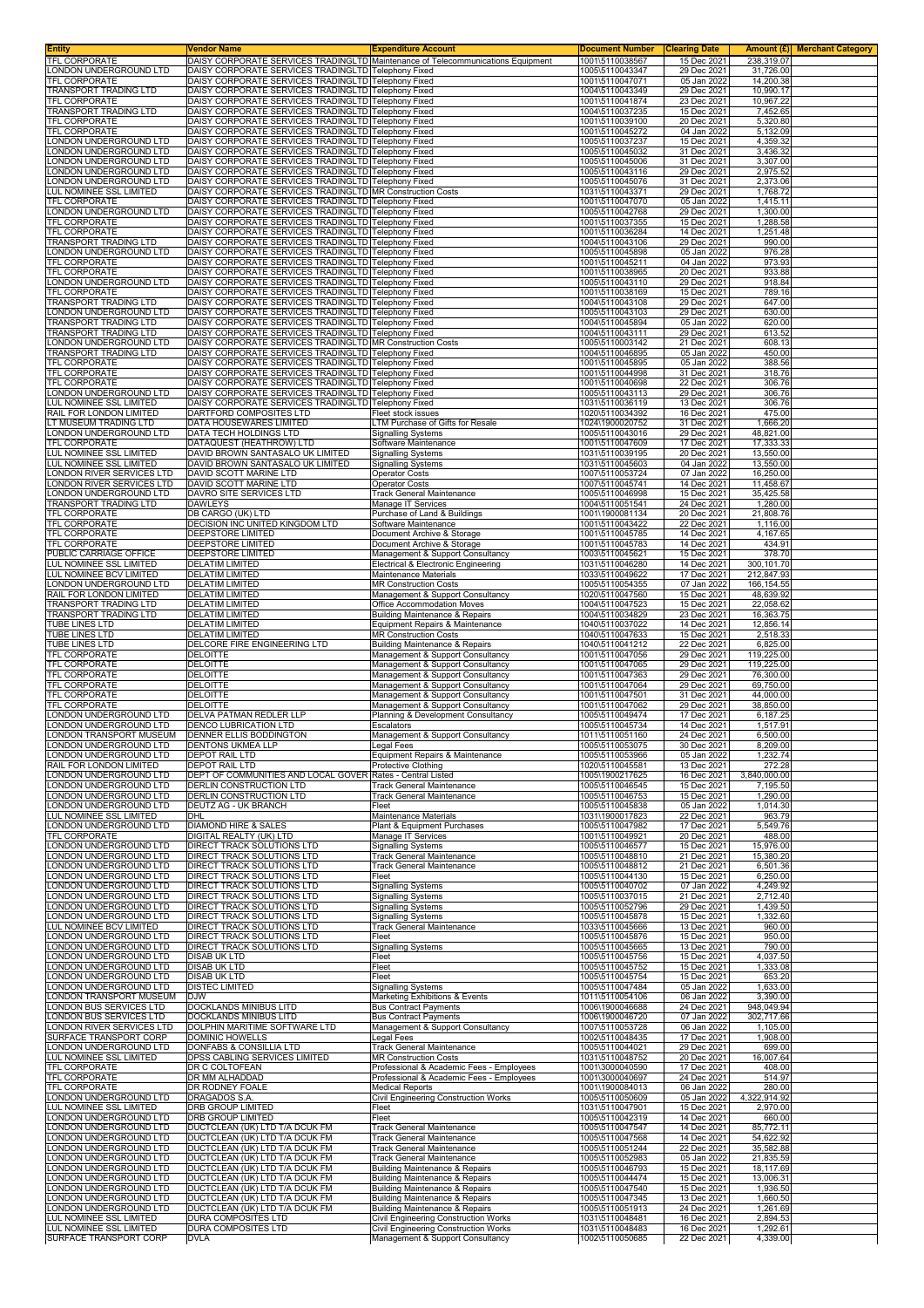| Entity | Vendor Name | Expenditure Account | Document Number | Clearing Date | Amount (£) | Merchant Category |
|---|---|---|---|---|---|---|
| TFL CORPORATE | DAISY CORPORATE SERVICES TRADINGLTD | Maintenance of Telecommunications Equipment | 1001\5110038567 | 15 Dec 2021 | 238,319.07 | |
| LONDON UNDERGROUND LTD | DAISY CORPORATE SERVICES TRADINGLTD | Telephony Fixed | 1005\5110043347 | 29 Dec 2021 | 31,726.00 | |
| TFL CORPORATE | DAISY CORPORATE SERVICES TRADINGLTD | Telephony Fixed | 1001\5110047071 | 05 Jan 2022 | 14,200.38 | |
| TRANSPORT TRADING LTD | DAISY CORPORATE SERVICES TRADINGLTD | Telephony Fixed | 1004\5110043349 | 29 Dec 2021 | 10,990.17 | |
| TFL CORPORATE | DAISY CORPORATE SERVICES TRADINGLTD | Telephony Fixed | 1001\5110041874 | 23 Dec 2021 | 10,967.22 | |
| TRANSPORT TRADING LTD | DAISY CORPORATE SERVICES TRADINGLTD | Telephony Fixed | 1004\5110037235 | 15 Dec 2021 | 7,452.65 | |
| TFL CORPORATE | DAISY CORPORATE SERVICES TRADINGLTD | Telephony Fixed | 1001\5110039100 | 20 Dec 2021 | 5,320.80 | |
| TFL CORPORATE | DAISY CORPORATE SERVICES TRADINGLTD | Telephony Fixed | 1001\5110045272 | 04 Jan 2022 | 5,132.09 | |
| LONDON UNDERGROUND LTD | DAISY CORPORATE SERVICES TRADINGLTD | Telephony Fixed | 1005\5110037237 | 15 Dec 2021 | 4,359.32 | |
| LONDON UNDERGROUND LTD | DAISY CORPORATE SERVICES TRADINGLTD | Telephony Fixed | 1005\5110045032 | 31 Dec 2021 | 3,436.32 | |
| LONDON UNDERGROUND LTD | DAISY CORPORATE SERVICES TRADINGLTD | Telephony Fixed | 1005\5110045006 | 31 Dec 2021 | 3,307.00 | |
| LONDON UNDERGROUND LTD | DAISY CORPORATE SERVICES TRADINGLTD | Telephony Fixed | 1005\5110043116 | 29 Dec 2021 | 2,975.52 | |
| LONDON UNDERGROUND LTD | DAISY CORPORATE SERVICES TRADINGLTD | Telephony Fixed | 1005\5110045076 | 31 Dec 2021 | 2,373.06 | |
| LUL NOMINEE SSL LIMITED | DAISY CORPORATE SERVICES TRADINGLTD | MR Construction Costs | 1031\5110043371 | 29 Dec 2021 | 1,768.72 | |
| TFL CORPORATE | DAISY CORPORATE SERVICES TRADINGLTD | Telephony Fixed | 1001\5110047070 | 05 Jan 2022 | 1,415.11 | |
| LONDON UNDERGROUND LTD | DAISY CORPORATE SERVICES TRADINGLTD | Telephony Fixed | 1005\5110042768 | 29 Dec 2021 | 1,300.00 | |
| TFL CORPORATE | DAISY CORPORATE SERVICES TRADINGLTD | Telephony Fixed | 1001\5110037355 | 15 Dec 2021 | 1,288.58 | |
| TFL CORPORATE | DAISY CORPORATE SERVICES TRADINGLTD | Telephony Fixed | 1001\5110036284 | 14 Dec 2021 | 1,251.48 | |
| TRANSPORT TRADING LTD | DAISY CORPORATE SERVICES TRADINGLTD | Telephony Fixed | 1004\5110043106 | 29 Dec 2021 | 990.00 | |
| LONDON UNDERGROUND LTD | DAISY CORPORATE SERVICES TRADINGLTD | Telephony Fixed | 1005\5110045898 | 05 Jan 2022 | 976.28 | |
| TFL CORPORATE | DAISY CORPORATE SERVICES TRADINGLTD | Telephony Fixed | 1001\5110045211 | 04 Jan 2022 | 973.93 | |
| TFL CORPORATE | DAISY CORPORATE SERVICES TRADINGLTD | Telephony Fixed | 1001\5110038965 | 20 Dec 2021 | 933.88 | |
| LONDON UNDERGROUND LTD | DAISY CORPORATE SERVICES TRADINGLTD | Telephony Fixed | 1005\5110043110 | 29 Dec 2021 | 918.84 | |
| TFL CORPORATE | DAISY CORPORATE SERVICES TRADINGLTD | Telephony Fixed | 1001\5110038169 | 15 Dec 2021 | 789.16 | |
| TRANSPORT TRADING LTD | DAISY CORPORATE SERVICES TRADINGLTD | Telephony Fixed | 1004\5110043108 | 29 Dec 2021 | 647.00 | |
| LONDON UNDERGROUND LTD | DAISY CORPORATE SERVICES TRADINGLTD | Telephony Fixed | 1005\5110043103 | 29 Dec 2021 | 630.00 | |
| TRANSPORT TRADING LTD | DAISY CORPORATE SERVICES TRADINGLTD | Telephony Fixed | 1004\5110045894 | 05 Jan 2022 | 620.00 | |
| TRANSPORT TRADING LTD | DAISY CORPORATE SERVICES TRADINGLTD | Telephony Fixed | 1004\5110043111 | 29 Dec 2021 | 613.52 | |
| LONDON UNDERGROUND LTD | DAISY CORPORATE SERVICES TRADINGLTD | MR Construction Costs | 1005\5110003142 | 21 Dec 2021 | 608.13 | |
| TRANSPORT TRADING LTD | DAISY CORPORATE SERVICES TRADINGLTD | Telephony Fixed | 1004\5110046895 | 05 Jan 2022 | 450.00 | |
| TFL CORPORATE | DAISY CORPORATE SERVICES TRADINGLTD | Telephony Fixed | 1001\5110045895 | 05 Jan 2022 | 388.56 | |
| TFL CORPORATE | DAISY CORPORATE SERVICES TRADINGLTD | Telephony Fixed | 1001\5110044998 | 31 Dec 2021 | 318.76 | |
| TFL CORPORATE | DAISY CORPORATE SERVICES TRADINGLTD | Telephony Fixed | 1001\5110040698 | 22 Dec 2021 | 306.76 | |
| LONDON UNDERGROUND LTD | DAISY CORPORATE SERVICES TRADINGLTD | Telephony Fixed | 1005\5110043113 | 29 Dec 2021 | 306.76 | |
| LUL NOMINEE SSL LIMITED | DAISY CORPORATE SERVICES TRADINGLTD | Telephony Fixed | 1031\5110036119 | 13 Dec 2021 | 306.76 | |
| RAIL FOR LONDON LIMITED | DARTFORD COMPOSITES LTD | Fleet stock issues | 1020\5110034392 | 16 Dec 2021 | 475.00 | |
| LT MUSEUM TRADING LTD | DATA HOUSEWARES LIMITED | LTM Purchase of Gifts for Resale | 1024\1900020752 | 31 Dec 2021 | 1,666.20 | |
| LONDON UNDERGROUND LTD | DATA TECH HOLDINGS LTD | Signalling Systems | 1005\5110043016 | 29 Dec 2021 | 48,821.00 | |
| TFL CORPORATE | DATAQUEST (HEATHROW) LTD | Software Maintenance | 1001\5110047609 | 17 Dec 2021 | 17,333.33 | |
| LUL NOMINEE SSL LIMITED | DAVID BROWN SANTASALO UK LIMITED | Signalling Systems | 1031\5110039195 | 20 Dec 2021 | 13,550.00 | |
| LUL NOMINEE SSL LIMITED | DAVID BROWN SANTASALO UK LIMITED | Signalling Systems | 1031\5110045603 | 04 Jan 2022 | 13,550.00 | |
| LONDON RIVER SERVICES LTD | DAVID SCOTT MARINE LTD | Operator Costs | 1007\5110053724 | 07 Jan 2022 | 16,250.00 | |
| LONDON RIVER SERVICES LTD | DAVID SCOTT MARINE LTD | Operator Costs | 1007\5110045741 | 14 Dec 2021 | 11,458.67 | |
| LONDON UNDERGROUND LTD | DAVRO SITE SERVICES LTD | Track General Maintenance | 1005\5110046998 | 15 Dec 2021 | 35,425.58 | |
| TRANSPORT TRADING LTD | DAWLEYS | Manage IT Services | 1004\5110051541 | 24 Dec 2021 | 1,280.00 | |
| TFL CORPORATE | DB CARGO (UK) LTD | Purchase of Land & Buildings | 1001\1900081134 | 20 Dec 2021 | 21,808.76 | |
| TFL CORPORATE | DECISION INC UNITED KINGDOM LTD | Software Maintenance | 1001\5110043422 | 22 Dec 2021 | 1,116.00 | |
| TFL CORPORATE | DEEPSTORE LIMITED | Document Archive & Storage | 1001\5110045785 | 14 Dec 2021 | 4,167.65 | |
| TFL CORPORATE | DEEPSTORE LIMITED | Document Archive & Storage | 1001\5110045783 | 14 Dec 2021 | 434.91 | |
| PUBLIC CARRIAGE OFFICE | DEEPSTORE LIMITED | Management & Support Consultancy | 1003\5110045621 | 15 Dec 2021 | 378.70 | |
| LUL NOMINEE SSL LIMITED | DELATIM LIMITED | Electrical & Electronic Engineering | 1031\5110046280 | 14 Dec 2021 | 300,101.70 | |
| LUL NOMINEE BCV LIMITED | DELATIM LIMITED | Maintenance Materials | 1033\5110049622 | 17 Dec 2021 | 212,847.93 | |
| LONDON UNDERGROUND LTD | DELATIM LIMITED | MR Construction Costs | 1005\5110054355 | 07 Jan 2022 | 166,154.55 | |
| RAIL FOR LONDON LIMITED | DELATIM LIMITED | Management & Support Consultancy | 1020\5110047560 | 15 Dec 2021 | 48,639.92 | |
| TRANSPORT TRADING LTD | DELATIM LIMITED | Office Accommodation Moves | 1004\5110047523 | 15 Dec 2021 | 22,058.62 | |
| TRANSPORT TRADING LTD | DELATIM LIMITED | Building Maintenance & Repairs | 1004\5110034829 | 23 Dec 2021 | 16,363.75 | |
| TUBE LINES LTD | DELATIM LIMITED | Equipment Repairs & Maintenance | 1040\5110037022 | 14 Dec 2021 | 12,856.14 | |
| TUBE LINES LTD | DELATIM LIMITED | MR Construction Costs | 1040\5110047633 | 15 Dec 2021 | 2,518.33 | |
| TUBE LINES LTD | DELCORE FIRE ENGINEERING LTD | Building Maintenance & Repairs | 1040\5110041212 | 22 Dec 2021 | 6,825.00 | |
| TFL CORPORATE | DELOITTE | Management & Support Consultancy | 1001\5110047056 | 29 Dec 2021 | 119,225.00 | |
| TFL CORPORATE | DELOITTE | Management & Support Consultancy | 1001\5110047065 | 29 Dec 2021 | 119,225.00 | |
| TFL CORPORATE | DELOITTE | Management & Support Consultancy | 1001\5110047363 | 29 Dec 2021 | 76,300.00 | |
| TFL CORPORATE | DELOITTE | Management & Support Consultancy | 1001\5110047064 | 29 Dec 2021 | 69,750.00 | |
| TFL CORPORATE | DELOITTE | Management & Support Consultancy | 1001\5110047501 | 31 Dec 2021 | 44,000.00 | |
| TFL CORPORATE | DELOITTE | Management & Support Consultancy | 1001\5110047062 | 29 Dec 2021 | 38,850.00 | |
| LONDON UNDERGROUND LTD | DELVA PATMAN REDLER LLP | Planning & Development Consultancy | 1005\5110049474 | 17 Dec 2021 | 6,187.25 | |
| LONDON UNDERGROUND LTD | DENCO LUBRICATION LTD | Escalators | 1005\5110045734 | 14 Dec 2021 | 1,517.91 | |
| LONDON TRANSPORT MUSEUM | DENNER ELLIS BODDINGTON | Management & Support Consultancy | 1011\5110051160 | 24 Dec 2021 | 6,500.00 | |
| LONDON UNDERGROUND LTD | DENTONS UKMEA LLP | Legal Fees | 1005\5110053075 | 30 Dec 2021 | 8,209.00 | |
| LONDON UNDERGROUND LTD | DEPOT RAIL LTD | Equipment Repairs & Maintenance | 1005\5110053966 | 05 Jan 2022 | 1,232.74 | |
| RAIL FOR LONDON LIMITED | DEPOT RAIL LTD | Protective Clothing | 1020\5110045581 | 13 Dec 2021 | 272.28 | |
| LONDON UNDERGROUND LTD | DEPT OF COMMUNITIES AND LOCAL GOVER | Rates - Central Listed | 1005\1900217625 | 16 Dec 2021 | 3,840,000.00 | |
| LONDON UNDERGROUND LTD | DERLIN CONSTRUCTION LTD | Track General Maintenance | 1005\5110046545 | 15 Dec 2021 | 7,195.50 | |
| LONDON UNDERGROUND LTD | DERLIN CONSTRUCTION LTD | Track General Maintenance | 1005\5110046753 | 15 Dec 2021 | 1,290.00 | |
| LONDON UNDERGROUND LTD | DEUTZ AG - UK BRANCH | Fleet | 1005\5110045838 | 05 Jan 2022 | 1,014.30 | |
| LUL NOMINEE SSL LIMITED | DHL | Maintenance Materials | 1031\1900017823 | 22 Dec 2021 | 963.79 | |
| LONDON UNDERGROUND LTD | DIAMOND HIRE & SALES | Plant & Equipment Purchases | 1005\5110047982 | 17 Dec 2021 | 5,549.76 | |
| TFL CORPORATE | DIGITAL REALTY (UK) LTD | Manage IT Services | 1001\5110049921 | 20 Dec 2021 | 488.00 | |
| LONDON UNDERGROUND LTD | DIRECT TRACK SOLUTIONS LTD | Signalling Systems | 1005\5110046577 | 15 Dec 2021 | 15,976.00 | |
| LONDON UNDERGROUND LTD | DIRECT TRACK SOLUTIONS LTD | Track General Maintenance | 1005\5110048810 | 21 Dec 2021 | 15,380.20 | |
| LONDON UNDERGROUND LTD | DIRECT TRACK SOLUTIONS LTD | Track General Maintenance | 1005\5110048812 | 21 Dec 2021 | 6,501.36 | |
| LONDON UNDERGROUND LTD | DIRECT TRACK SOLUTIONS LTD | Fleet | 1005\5110044130 | 15 Dec 2021 | 6,250.00 | |
| LONDON UNDERGROUND LTD | DIRECT TRACK SOLUTIONS LTD | Signalling Systems | 1005\5110040702 | 07 Jan 2022 | 4,249.92 | |
| LONDON UNDERGROUND LTD | DIRECT TRACK SOLUTIONS LTD | Signalling Systems | 1005\5110037015 | 21 Dec 2021 | 2,712.40 | |
| LONDON UNDERGROUND LTD | DIRECT TRACK SOLUTIONS LTD | Signalling Systems | 1005\5110052796 | 29 Dec 2021 | 1,439.50 | |
| LONDON UNDERGROUND LTD | DIRECT TRACK SOLUTIONS LTD | Signalling Systems | 1005\5110045878 | 15 Dec 2021 | 1,332.60 | |
| LUL NOMINEE BCV LIMITED | DIRECT TRACK SOLUTIONS LTD | Track General Maintenance | 1033\5110045666 | 13 Dec 2021 | 960.00 | |
| LONDON UNDERGROUND LTD | DIRECT TRACK SOLUTIONS LTD | Fleet | 1005\5110045876 | 15 Dec 2021 | 950.00 | |
| LONDON UNDERGROUND LTD | DIRECT TRACK SOLUTIONS LTD | Signalling Systems | 1005\5110045665 | 13 Dec 2021 | 790.00 | |
| LONDON UNDERGROUND LTD | DISAB UK LTD | Fleet | 1005\5110045756 | 15 Dec 2021 | 4,037.50 | |
| LONDON UNDERGROUND LTD | DISAB UK LTD | Fleet | 1005\5110045752 | 15 Dec 2021 | 1,333.08 | |
| LONDON UNDERGROUND LTD | DISAB UK LTD | Fleet | 1005\5110045754 | 15 Dec 2021 | 653.20 | |
| LONDON UNDERGROUND LTD | DISTEC LIMITED | Signalling Systems | 1005\5110047484 | 05 Jan 2022 | 1,633.00 | |
| LONDON TRANSPORT MUSEUM | DJW | Marketing Exhibitions & Events | 1011\5110054106 | 06 Jan 2022 | 3,390.00 | |
| LONDON BUS SERVICES LTD | DOCKLANDS MINIBUS LITD | Bus Contract Payments | 1006\1900046688 | 24 Dec 2021 | 948,049.94 | |
| LONDON BUS SERVICES LTD | DOCKLANDS MINIBUS LITD | Bus Contract Payments | 1006\1900046720 | 07 Jan 2022 | 302,717.66 | |
| LONDON RIVER SERVICES LTD | DOLPHIN MARITIME SOFTWARE LTD | Management & Support Consultancy | 1007\5110053728 | 06 Jan 2022 | 1,105.00 | |
| SURFACE TRANSPORT CORP | DOMINIC HOWELLS | Legal Fees | 1002\5110048435 | 17 Dec 2021 | 1,908.00 | |
| LONDON UNDERGROUND LTD | DONFABS & CONSILLIA LTD | Track General Maintenance | 1005\5110044021 | 29 Dec 2021 | 699.00 | |
| LUL NOMINEE SSL LIMITED | DPSS CABLING SERVICES LIMITED | MR Construction Costs | 1031\5110048752 | 20 Dec 2021 | 16,007.64 | |
| TFL CORPORATE | DR C COLTOFEAN | Professional & Academic Fees - Employees | 1001\3000040590 | 17 Dec 2021 | 408.00 | |
| TFL CORPORATE | DR MM ALHADDAD | Professional & Academic Fees - Employees | 1001\3000040697 | 24 Dec 2021 | 514.97 | |
| TFL CORPORATE | DR RODNEY FOALE | Medical Reports | 1001\1900084013 | 06 Jan 2022 | 280.00 | |
| LONDON UNDERGROUND LTD | DRAGADOS S.A. | Civil Engineering Construction Works | 1005\5110050609 | 05 Jan 2022 | 4,322,914.92 | |
| LUL NOMINEE SSL LIMITED | DRB GROUP LIMITED | Fleet | 1031\5110047901 | 15 Dec 2021 | 2,970.00 | |
| LONDON UNDERGROUND LTD | DRB GROUP LIMITED | Fleet | 1005\5110042319 | 14 Dec 2021 | 660.00 | |
| LONDON UNDERGROUND LTD | DUCTCLEAN (UK) LTD T/A DCUK FM | Track General Maintenance | 1005\5110047547 | 14 Dec 2021 | 85,772.11 | |
| LONDON UNDERGROUND LTD | DUCTCLEAN (UK) LTD T/A DCUK FM | Track General Maintenance | 1005\5110047568 | 14 Dec 2021 | 54,622.92 | |
| LONDON UNDERGROUND LTD | DUCTCLEAN (UK) LTD T/A DCUK FM | Track General Maintenance | 1005\5110051244 | 22 Dec 2021 | 35,582.88 | |
| LONDON UNDERGROUND LTD | DUCTCLEAN (UK) LTD T/A DCUK FM | Track General Maintenance | 1005\5110052983 | 05 Jan 2022 | 21,835.59 | |
| LONDON UNDERGROUND LTD | DUCTCLEAN (UK) LTD T/A DCUK FM | Building Maintenance & Repairs | 1005\5110046793 | 15 Dec 2021 | 18,117.69 | |
| LONDON UNDERGROUND LTD | DUCTCLEAN (UK) LTD T/A DCUK FM | Building Maintenance & Repairs | 1005\5110044474 | 15 Dec 2021 | 13,006.31 | |
| LONDON UNDERGROUND LTD | DUCTCLEAN (UK) LTD T/A DCUK FM | Building Maintenance & Repairs | 1005\5110047540 | 15 Dec 2021 | 1,936.50 | |
| LONDON UNDERGROUND LTD | DUCTCLEAN (UK) LTD T/A DCUK FM | Building Maintenance & Repairs | 1005\5110047345 | 13 Dec 2021 | 1,660.50 | |
| LONDON UNDERGROUND LTD | DUCTCLEAN (UK) LTD T/A DCUK FM | Building Maintenance & Repairs | 1005\5110051913 | 24 Dec 2021 | 1,261.69 | |
| LUL NOMINEE SSL LIMITED | DURA COMPOSITES LTD | Civil Engineering Construction Works | 1031\5110048481 | 16 Dec 2021 | 2,894.53 | |
| LUL NOMINEE SSL LIMITED | DURA COMPOSITES LTD | Civil Engineering Construction Works | 1031\5110048483 | 16 Dec 2021 | 1,292.61 | |
| SURFACE TRANSPORT CORP | DVLA | Management & Support Consultancy | 1002\5110050685 | 22 Dec 2021 | 4,339.00 | |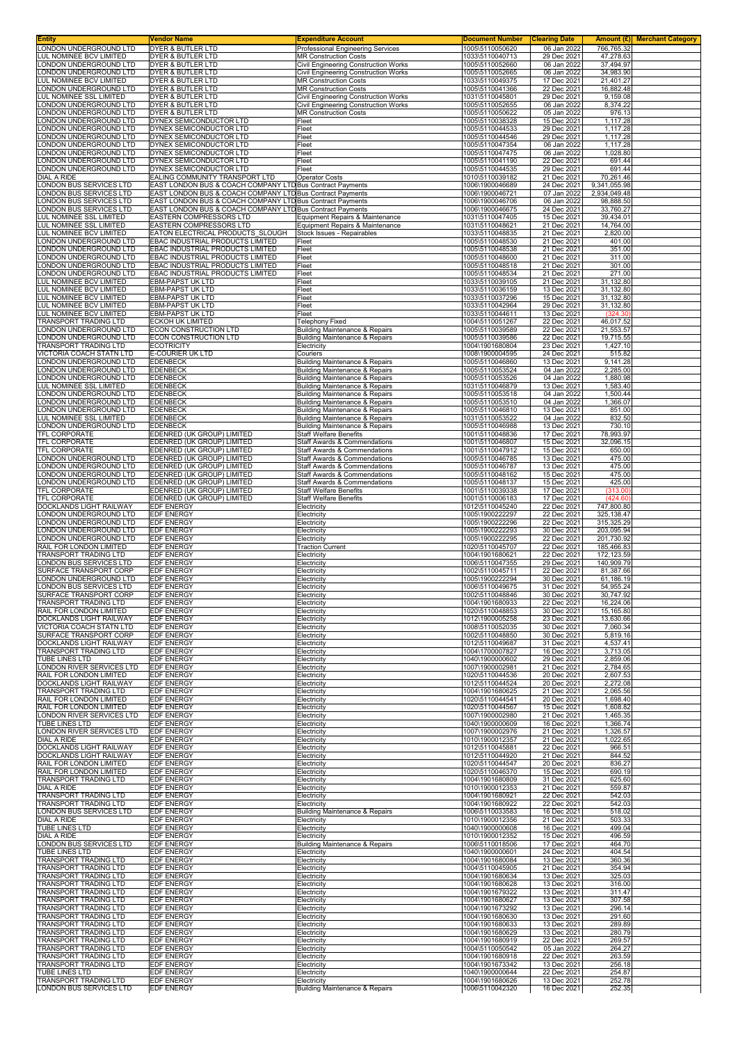| Entity | Vendor Name | Expenditure Account | Document Number | Clearing Date | Amount (£) | Merchant Category |
|---|---|---|---|---|---|---|
| LONDON UNDERGROUND LTD | DYER & BUTLER LTD | Professional Engineering Services | 1005\5110050620 | 06 Jan 2022 | 766,765.32 | |
| LUL NOMINEE BCV LIMITED | DYER & BUTLER LTD | MR Construction Costs | 1033\5110040713 | 29 Dec 2021 | 47,278.63 | |
| LONDON UNDERGROUND LTD | DYER & BUTLER LTD | Civil Engineering Construction Works | 1005\5110052660 | 06 Jan 2022 | 37,494.97 | |
| LONDON UNDERGROUND LTD | DYER & BUTLER LTD | Civil Engineering Construction Works | 1005\5110052665 | 06 Jan 2022 | 34,983.90 | |
| LUL NOMINEE BCV LIMITED | DYER & BUTLER LTD | MR Construction Costs | 1033\5110049375 | 17 Dec 2021 | 21,401.27 | |
| LONDON UNDERGROUND LTD | DYER & BUTLER LTD | MR Construction Costs | 1005\5110041366 | 22 Dec 2021 | 16,882.48 | |
| LUL NOMINEE SSL LIMITED | DYER & BUTLER LTD | Civil Engineering Construction Works | 1031\5110045801 | 29 Dec 2021 | 9,159.08 | |
| LONDON UNDERGROUND LTD | DYER & BUTLER LTD | Civil Engineering Construction Works | 1005\5110052655 | 06 Jan 2022 | 8,374.22 | |
| LONDON UNDERGROUND LTD | DYER & BUTLER LTD | MR Construction Costs | 1005\5110050622 | 05 Jan 2022 | 976.13 | |
| LONDON UNDERGROUND LTD | DYNEX SEMICONDUCTOR LTD | Fleet | 1005\5110038328 | 15 Dec 2021 | 1,117.28 | |
| LONDON UNDERGROUND LTD | DYNEX SEMICONDUCTOR LTD | Fleet | 1005\5110044533 | 29 Dec 2021 | 1,117.28 | |
| LONDON UNDERGROUND LTD | DYNEX SEMICONDUCTOR LTD | Fleet | 1005\5110044546 | 29 Dec 2021 | 1,117.28 | |
| LONDON UNDERGROUND LTD | DYNEX SEMICONDUCTOR LTD | Fleet | 1005\5110047354 | 06 Jan 2022 | 1,117.28 | |
| LONDON UNDERGROUND LTD | DYNEX SEMICONDUCTOR LTD | Fleet | 1005\5110047475 | 06 Jan 2022 | 1,028.80 | |
| LONDON UNDERGROUND LTD | DYNEX SEMICONDUCTOR LTD | Fleet | 1005\5110041190 | 22 Dec 2021 | 691.44 | |
| LONDON UNDERGROUND LTD | DYNEX SEMICONDUCTOR LTD | Fleet | 1005\5110044535 | 29 Dec 2021 | 691.44 | |
| DIAL A RIDE | EALING COMMUNITY TRANSPORT LTD | Operator Costs | 1010\5110039182 | 21 Dec 2021 | 70,261.46 | |
| LONDON BUS SERVICES LTD | EAST LONDON BUS & COACH COMPANY LTD | Bus Contract Payments | 1006\1900046689 | 24 Dec 2021 | 9,341,055.98 | |
| LONDON BUS SERVICES LTD | EAST LONDON BUS & COACH COMPANY LTD | Bus Contract Payments | 1006\1900046721 | 07 Jan 2022 | 2,934,049.48 | |
| LONDON BUS SERVICES LTD | EAST LONDON BUS & COACH COMPANY LTD | Bus Contract Payments | 1006\1900046706 | 06 Jan 2022 | 98,888.50 | |
| LONDON BUS SERVICES LTD | EAST LONDON BUS & COACH COMPANY LTD | Bus Contract Payments | 1006\1900046675 | 24 Dec 2021 | 33,760.27 | |
| LUL NOMINEE SSL LIMITED | EASTERN COMPRESSORS LTD | Equipment Repairs & Maintenance | 1031\5110047405 | 15 Dec 2021 | 39,434.01 | |
| LUL NOMINEE SSL LIMITED | EASTERN COMPRESSORS LTD | Equipment Repairs & Maintenance | 1031\5110048621 | 21 Dec 2021 | 14,764.00 | |
| LUL NOMINEE BCV LIMITED | EATON ELECTRICAL PRODUCTS SLOUGH | Stock Issues - Repairables | 1033\5110048835 | 21 Dec 2021 | 2,820.00 | |
| LONDON UNDERGROUND LTD | EBAC INDUSTRIAL PRODUCTS LIMITED | Fleet | 1005\5110048530 | 21 Dec 2021 | 401.00 | |
| LONDON UNDERGROUND LTD | EBAC INDUSTRIAL PRODUCTS LIMITED | Fleet | 1005\5110048538 | 21 Dec 2021 | 351.00 | |
| LONDON UNDERGROUND LTD | EBAC INDUSTRIAL PRODUCTS LIMITED | Fleet | 1005\5110048600 | 21 Dec 2021 | 311.00 | |
| LONDON UNDERGROUND LTD | EBAC INDUSTRIAL PRODUCTS LIMITED | Fleet | 1005\5110048518 | 21 Dec 2021 | 301.00 | |
| LONDON UNDERGROUND LTD | EBAC INDUSTRIAL PRODUCTS LIMITED | Fleet | 1005\5110048534 | 21 Dec 2021 | 271.00 | |
| LUL NOMINEE BCV LIMITED | EBM-PAPST UK LTD | Fleet | 1033\5110039105 | 21 Dec 2021 | 31,132.80 | |
| LUL NOMINEE BCV LIMITED | EBM-PAPST UK LTD | Fleet | 1033\5110036159 | 13 Dec 2021 | 31,132.80 | |
| LUL NOMINEE BCV LIMITED | EBM-PAPST UK LTD | Fleet | 1033\5110037296 | 15 Dec 2021 | 31,132.80 | |
| LUL NOMINEE BCV LIMITED | EBM-PAPST UK LTD | Fleet | 1033\5110042964 | 29 Dec 2021 | 31,132.80 | |
| LUL NOMINEE BCV LIMITED | EBM-PAPST UK LTD | Fleet | 1033\5110044611 | 13 Dec 2021 | (324.30) | |
| TRANSPORT TRADING LTD | ECKOH UK LIMITED | Telephony Fixed | 1004\5110051267 | 22 Dec 2021 | 46,017.52 | |
| LONDON UNDERGROUND LTD | ECON CONSTRUCTION LTD | Building Maintenance & Repairs | 1005\5110039589 | 22 Dec 2021 | 21,553.57 | |
| LONDON UNDERGROUND LTD | ECON CONSTRUCTION LTD | Building Maintenance & Repairs | 1005\5110039586 | 22 Dec 2021 | 19,715.55 | |
| TRANSPORT TRADING LTD | ECOTRICITY | Electricity | 1004\1901680804 | 23 Dec 2021 | 1,427.10 | |
| VICTORIA COACH STATN LTD | E-COURIER UK LTD | Couriers | 1008\1900004595 | 24 Dec 2021 | 515.82 | |
| LONDON UNDERGROUND LTD | EDENBECK | Building Maintenance & Repairs | 1005\5110046860 | 13 Dec 2021 | 9,141.28 | |
| LONDON UNDERGROUND LTD | EDENBECK | Building Maintenance & Repairs | 1005\5110053524 | 04 Jan 2022 | 2,285.00 | |
| LONDON UNDERGROUND LTD | EDENBECK | Building Maintenance & Repairs | 1005\5110053526 | 04 Jan 2022 | 1,880.98 | |
| LUL NOMINEE SSL LIMITED | EDENBECK | Building Maintenance & Repairs | 1031\5110046879 | 13 Dec 2021 | 1,583.40 | |
| LONDON UNDERGROUND LTD | EDENBECK | Building Maintenance & Repairs | 1005\5110053518 | 04 Jan 2022 | 1,500.44 | |
| LONDON UNDERGROUND LTD | EDENBECK | Building Maintenance & Repairs | 1005\5110053510 | 04 Jan 2022 | 1,366.07 | |
| LONDON UNDERGROUND LTD | EDENBECK | Building Maintenance & Repairs | 1005\5110046810 | 13 Dec 2021 | 851.00 | |
| LUL NOMINEE SSL LIMITED | EDENBECK | Building Maintenance & Repairs | 1031\5110053522 | 04 Jan 2022 | 832.50 | |
| LONDON UNDERGROUND LTD | EDENBECK | Building Maintenance & Repairs | 1005\5110046988 | 13 Dec 2021 | 730.10 | |
| TFL CORPORATE | EDENRED (UK GROUP) LIMITED | Staff Welfare Benefits | 1001\5110048836 | 17 Dec 2021 | 78,993.97 | |
| TFL CORPORATE | EDENRED (UK GROUP) LIMITED | Staff Awards & Commendations | 1001\5110046807 | 15 Dec 2021 | 32,096.15 | |
| TFL CORPORATE | EDENRED (UK GROUP) LIMITED | Staff Awards & Commendations | 1001\5110047912 | 15 Dec 2021 | 650.00 | |
| LONDON UNDERGROUND LTD | EDENRED (UK GROUP) LIMITED | Staff Awards & Commendations | 1005\5110046785 | 13 Dec 2021 | 475.00 | |
| LONDON UNDERGROUND LTD | EDENRED (UK GROUP) LIMITED | Staff Awards & Commendations | 1005\5110046787 | 13 Dec 2021 | 475.00 | |
| LONDON UNDERGROUND LTD | EDENRED (UK GROUP) LIMITED | Staff Awards & Commendations | 1005\5110048162 | 15 Dec 2021 | 475.00 | |
| LONDON UNDERGROUND LTD | EDENRED (UK GROUP) LIMITED | Staff Awards & Commendations | 1005\5110048137 | 15 Dec 2021 | 425.00 | |
| TFL CORPORATE | EDENRED (UK GROUP) LIMITED | Staff Welfare Benefits | 1001\5110039338 | 17 Dec 2021 | (313.00) | |
| TFL CORPORATE | EDENRED (UK GROUP) LIMITED | Staff Welfare Benefits | 1001\5110006183 | 17 Dec 2021 | (424.60) | |
| DOCKLANDS LIGHT RAILWAY | EDF ENERGY | Electricity | 1012\5110045240 | 22 Dec 2021 | 747,800.80 | |
| LONDON UNDERGROUND LTD | EDF ENERGY | Electricity | 1005\1900222297 | 22 Dec 2021 | 325,138.47 | |
| LONDON UNDERGROUND LTD | EDF ENERGY | Electricity | 1005\1900222296 | 22 Dec 2021 | 315,325.29 | |
| LONDON UNDERGROUND LTD | EDF ENERGY | Electricity | 1005\1900222293 | 30 Dec 2021 | 203,095.94 | |
| LONDON UNDERGROUND LTD | EDF ENERGY | Electricity | 1005\1900222295 | 22 Dec 2021 | 201,730.92 | |
| RAIL FOR LONDON LIMITED | EDF ENERGY | Traction Current | 1020\5110045707 | 22 Dec 2021 | 185,466.83 | |
| TRANSPORT TRADING LTD | EDF ENERGY | Electricity | 1004\1901680621 | 22 Dec 2021 | 172,123.59 | |
| LONDON BUS SERVICES LTD | EDF ENERGY | Electricity | 1006\5110047355 | 29 Dec 2021 | 140,909.79 | |
| SURFACE TRANSPORT CORP | EDF ENERGY | Electricity | 1002\5110045711 | 22 Dec 2021 | 81,387.66 | |
| LONDON UNDERGROUND LTD | EDF ENERGY | Electricity | 1005\1900222294 | 30 Dec 2021 | 61,186.19 | |
| LONDON BUS SERVICES LTD | EDF ENERGY | Electricity | 1006\5110049675 | 31 Dec 2021 | 54,955.24 | |
| SURFACE TRANSPORT CORP | EDF ENERGY | Electricity | 1002\5110048846 | 30 Dec 2021 | 30,747.92 | |
| TRANSPORT TRADING LTD | EDF ENERGY | Electricity | 1004\1901680933 | 22 Dec 2021 | 16,224.06 | |
| RAIL FOR LONDON LIMITED | EDF ENERGY | Electricity | 1020\5110048853 | 30 Dec 2021 | 15,165.80 | |
| DOCKLANDS LIGHT RAILWAY | EDF ENERGY | Electricity | 1012\1900005258 | 23 Dec 2021 | 13,630.66 | |
| VICTORIA COACH STATN LTD | EDF ENERGY | Electricity | 1008\5110052035 | 30 Dec 2021 | 7,060.34 | |
| SURFACE TRANSPORT CORP | EDF ENERGY | Electricity | 1002\5110048850 | 30 Dec 2021 | 5,819.16 | |
| DOCKLANDS LIGHT RAILWAY | EDF ENERGY | Electricity | 1012\5110049687 | 31 Dec 2021 | 4,537.41 | |
| TRANSPORT TRADING LTD | EDF ENERGY | Electricity | 1004\1700007827 | 16 Dec 2021 | 3,713.05 | |
| TUBE LINES LTD | EDF ENERGY | Electricity | 1040\1900000602 | 29 Dec 2021 | 2,859.06 | |
| LONDON RIVER SERVICES LTD | EDF ENERGY | Electricity | 1007\1900002981 | 21 Dec 2021 | 2,784.65 | |
| RAIL FOR LONDON LIMITED | EDF ENERGY | Electricity | 1020\5110044536 | 20 Dec 2021 | 2,607.53 | |
| DOCKLANDS LIGHT RAILWAY | EDF ENERGY | Electricity | 1012\5110044524 | 20 Dec 2021 | 2,272.08 | |
| TRANSPORT TRADING LTD | EDF ENERGY | Electricity | 1004\1901680625 | 21 Dec 2021 | 2,065.56 | |
| RAIL FOR LONDON LIMITED | EDF ENERGY | Electricity | 1020\5110044541 | 20 Dec 2021 | 1,698.40 | |
| RAIL FOR LONDON LIMITED | EDF ENERGY | Electricity | 1020\5110044567 | 15 Dec 2021 | 1,608.82 | |
| LONDON RIVER SERVICES LTD | EDF ENERGY | Electricity | 1007\1900002980 | 21 Dec 2021 | 1,465.35 | |
| TUBE LINES LTD | EDF ENERGY | Electricity | 1040\1900000609 | 16 Dec 2021 | 1,366.74 | |
| LONDON RIVER SERVICES LTD | EDF ENERGY | Electricity | 1007\1900002976 | 21 Dec 2021 | 1,326.57 | |
| DIAL A RIDE | EDF ENERGY | Electricity | 1010\1900012357 | 21 Dec 2021 | 1,022.65 | |
| DOCKLANDS LIGHT RAILWAY | EDF ENERGY | Electricity | 1012\5110045881 | 22 Dec 2021 | 966.51 | |
| DOCKLANDS LIGHT RAILWAY | EDF ENERGY | Electricity | 1012\5110044920 | 21 Dec 2021 | 844.52 | |
| RAIL FOR LONDON LIMITED | EDF ENERGY | Electricity | 1020\5110044547 | 20 Dec 2021 | 836.27 | |
| RAIL FOR LONDON LIMITED | EDF ENERGY | Electricity | 1020\5110046370 | 15 Dec 2021 | 690.19 | |
| TRANSPORT TRADING LTD | EDF ENERGY | Electricity | 1004\1901680809 | 31 Dec 2021 | 625.60 | |
| DIAL A RIDE | EDF ENERGY | Electricity | 1010\1900012353 | 21 Dec 2021 | 559.87 | |
| TRANSPORT TRADING LTD | EDF ENERGY | Electricity | 1004\1901680921 | 22 Dec 2021 | 542.03 | |
| TRANSPORT TRADING LTD | EDF ENERGY | Electricity | 1004\1901680922 | 22 Dec 2021 | 542.03 | |
| LONDON BUS SERVICES LTD | EDF ENERGY | Building Maintenance & Repairs | 1006\5110033583 | 16 Dec 2021 | 518.02 | |
| DIAL A RIDE | EDF ENERGY | Electricity | 1010\1900012356 | 21 Dec 2021 | 503.33 | |
| TUBE LINES LTD | EDF ENERGY | Electricity | 1040\1900000608 | 16 Dec 2021 | 499.04 | |
| DIAL A RIDE | EDF ENERGY | Electricity | 1010\1900012352 | 15 Dec 2021 | 496.59 | |
| LONDON BUS SERVICES LTD | EDF ENERGY | Building Maintenance & Repairs | 1006\5110018506 | 17 Dec 2021 | 464.70 | |
| TUBE LINES LTD | EDF ENERGY | Electricity | 1040\1900000601 | 24 Dec 2021 | 404.54 | |
| TRANSPORT TRADING LTD | EDF ENERGY | Electricity | 1004\1901680084 | 13 Dec 2021 | 360.36 | |
| TRANSPORT TRADING LTD | EDF ENERGY | Electricity | 1004\5110045905 | 21 Dec 2021 | 354.94 | |
| TRANSPORT TRADING LTD | EDF ENERGY | Electricity | 1004\1901680634 | 13 Dec 2021 | 325.03 | |
| TRANSPORT TRADING LTD | EDF ENERGY | Electricity | 1004\1901680628 | 13 Dec 2021 | 316.00 | |
| TRANSPORT TRADING LTD | EDF ENERGY | Electricity | 1004\1901679322 | 13 Dec 2021 | 311.47 | |
| TRANSPORT TRADING LTD | EDF ENERGY | Electricity | 1004\1901680627 | 13 Dec 2021 | 307.58 | |
| TRANSPORT TRADING LTD | EDF ENERGY | Electricity | 1004\1901673292 | 13 Dec 2021 | 296.14 | |
| TRANSPORT TRADING LTD | EDF ENERGY | Electricity | 1004\1901680630 | 13 Dec 2021 | 291.60 | |
| TRANSPORT TRADING LTD | EDF ENERGY | Electricity | 1004\1901680633 | 13 Dec 2021 | 289.89 | |
| TRANSPORT TRADING LTD | EDF ENERGY | Electricity | 1004\1901680629 | 13 Dec 2021 | 280.79 | |
| TRANSPORT TRADING LTD | EDF ENERGY | Electricity | 1004\1901680919 | 22 Dec 2021 | 269.57 | |
| TRANSPORT TRADING LTD | EDF ENERGY | Electricity | 1004\5110050542 | 05 Jan 2022 | 264.27 | |
| TRANSPORT TRADING LTD | EDF ENERGY | Electricity | 1004\1901680918 | 22 Dec 2021 | 263.59 | |
| TRANSPORT TRADING LTD | EDF ENERGY | Electricity | 1004\1901673342 | 13 Dec 2021 | 256.18 | |
| TUBE LINES LTD | EDF ENERGY | Electricity | 1040\1900000644 | 22 Dec 2021 | 254.87 | |
| TRANSPORT TRADING LTD | EDF ENERGY | Electricity | 1004\1901680626 | 13 Dec 2021 | 252.78 | |
| LONDON BUS SERVICES LTD | EDF ENERGY | Building Maintenance & Repairs | 1006\5110042320 | 16 Dec 2021 | 252.35 | |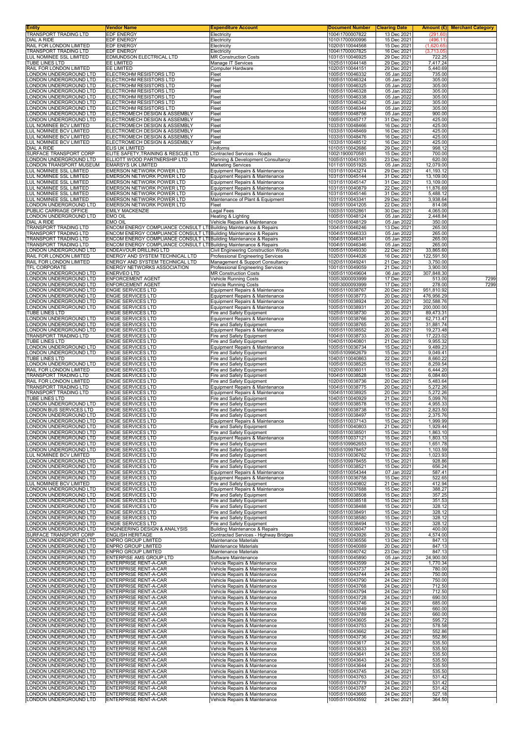| Entity | Vendor Name | Expenditure Account | Document Number | Clearing Date | Amount (£) | Merchant Category |
|---|---|---|---|---|---|---|
| TRANSPORT TRADING LTD | EDF ENERGY | Electricity | 1004\1700007822 | 13 Dec 2021 | (291.60) | |
| DIAL A RIDE | EDF ENERGY | Electricity | 1010\1700000996 | 15 Dec 2021 | (496.11) | |
| RAIL FOR LONDON LIMITED | EDF ENERGY | Electricity | 1020\5110044568 | 15 Dec 2021 | (1,620.65) | |
| TRANSPORT TRADING LTD | EDF ENERGY | Electricity | 1004\1700007825 | 16 Dec 2021 | (3,713.05) | |
| LUL NOMINEE SSL LIMITED | EDMUNDSON ELECTRICAL LTD | MR Construction Costs | 1031\5110046925 | 29 Dec 2021 | 722.25 | |
| TUBE LINES LTD | EE LIMITED | Manage IT Services | 1025\5110044148 | 29 Dec 2021 | 7,417.24 | |
| RAIL FOR LONDON LIMITED | EE LIMITED | Computer Hardware | 1020\5110044151 | 29 Dec 2021 | 5,440.69 | |
| LONDON UNDERGROUND LTD | ELECTROHM RESISTORS LTD | Fleet | 1005\5110046332 | 05 Jan 2022 | 735.00 | |
| LONDON UNDERGROUND LTD | ELECTROHM RESISTORS LTD | Fleet | 1005\5110046324 | 05 Jan 2022 | 305.00 | |
| LONDON UNDERGROUND LTD | ELECTROHM RESISTORS LTD | Fleet | 1005\5110046325 | 05 Jan 2022 | 305.00 | |
| LONDON UNDERGROUND LTD | ELECTROHM RESISTORS LTD | Fleet | 1005\5110046328 | 05 Jan 2022 | 305.00 | |
| LONDON UNDERGROUND LTD | ELECTROHM RESISTORS LTD | Fleet | 1005\5110046338 | 05 Jan 2022 | 305.00 | |
| LONDON UNDERGROUND LTD | ELECTROHM RESISTORS LTD | Fleet | 1005\5110046342 | 05 Jan 2022 | 305.00 | |
| LONDON UNDERGROUND LTD | ELECTROHM RESISTORS LTD | Fleet | 1005\5110046344 | 05 Jan 2022 | 305.00 | |
| LONDON UNDERGROUND LTD | ELECTROMECH DESIGN & ASSEMBLY | Fleet | 1005\5110048756 | 05 Jan 2022 | 900.00 | |
| LONDON UNDERGROUND LTD | ELECTROMECH DESIGN & ASSEMBLY | Fleet | 1005\5110045717 | 31 Dec 2021 | 425.00 | |
| LUL NOMINEE BCV LIMITED | ELECTROMECH DESIGN & ASSEMBLY | Fleet | 1033\5110048466 | 16 Dec 2021 | 425.00 | |
| LUL NOMINEE BCV LIMITED | ELECTROMECH DESIGN & ASSEMBLY | Fleet | 1033\5110048469 | 16 Dec 2021 | 425.00 | |
| LUL NOMINEE BCV LIMITED | ELECTROMECH DESIGN & ASSEMBLY | Fleet | 1033\5110048476 | 16 Dec 2021 | 425.00 | |
| LUL NOMINEE BCV LIMITED | ELECTROMECH DESIGN & ASSEMBLY | Fleet | 1033\5110048512 | 16 Dec 2021 | 425.00 | |
| DIAL A RIDE | ELIS UK LIMITED | Uniforms | 1010\5110042686 | 29 Dec 2021 | 998.12 | |
| SURFACE TRANSPORT CORP | ELITE SAFETY,TRAINING & RESCUE LTD | Contracted Services - Roads | 1002\1900070581 | 15 Dec 2021 | 700.00 | |
| LONDON UNDERGROUND LTD | ELLIOTT WOOD PARTNERSHIP LTD | Planning & Development Consultancy | 1005\5110043193 | 23 Dec 2021 | 620.00 | |
| LONDON TRANSPORT MUSEUM | EMARSYS UK LIMITED | Marketing Services | 1011\5110051925 | 05 Jan 2022 | 12,079.00 | |
| LUL NOMINEE SSL LIMITED | EMERSON NETWORK POWER LTD | Equipment Repairs & Maintenance | 1031\5110043274 | 29 Dec 2021 | 41,193.12 | |
| LUL NOMINEE SSL LIMITED | EMERSON NETWORK POWER LTD | Equipment Repairs & Maintenance | 1031\5110045144 | 31 Dec 2021 | 13,109.00 | |
| LUL NOMINEE SSL LIMITED | EMERSON NETWORK POWER LTD | Equipment Repairs & Maintenance | 1031\5110045147 | 31 Dec 2021 | 13,109.00 | |
| LUL NOMINEE SSL LIMITED | EMERSON NETWORK POWER LTD | Equipment Repairs & Maintenance | 1031\5110040879 | 22 Dec 2021 | 11,876.69 | |
| LUL NOMINEE SSL LIMITED | EMERSON NETWORK POWER LTD | Equipment Repairs & Maintenance | 1031\5110045146 | 31 Dec 2021 | 5,488.12 | |
| LUL NOMINEE SSL LIMITED | EMERSON NETWORK POWER LTD | Maintenance of Plant & Equipment | 1031\5110043341 | 29 Dec 2021 | 3,938.64 | |
| LONDON UNDERGROUND LTD | EMERSON NETWORK POWER LTD | Fleet | 1005\5110041205 | 22 Dec 2021 | 814.08 | |
| PUBLIC CARRIAGE OFFICE | EMILY MACKENZIE | Legal Fees | 1003\5110052861 | 30 Dec 2021 | 4,065.00 | |
| LONDON UNDERGROUND LTD | EMO OIL | Heating & Lighting | 1005\5110048124 | 05 Jan 2022 | 2,448.84 | |
| DIAL A RIDE | EMO OIL | Vehicle Repairs & Maintenance | 1010\5110048129 | 05 Jan 2022 | 350.00 | |
| TRANSPORT TRADING LTD | ENCOM ENERGY COMPLIANCE CONSULT LTD | Building Maintenance & Repairs | 1004\5110046246 | 13 Dec 2021 | 265.00 | |
| TRANSPORT TRADING LTD | ENCOM ENERGY COMPLIANCE CONSULT LTD | Building Maintenance & Repairs | 1004\5110046333 | 05 Jan 2022 | 265.00 | |
| TRANSPORT TRADING LTD | ENCOM ENERGY COMPLIANCE CONSULT LTD | Building Maintenance & Repairs | 1004\5110046341 | 05 Jan 2022 | 265.00 | |
| TRANSPORT TRADING LTD | ENCOM ENERGY COMPLIANCE CONSULT LTD | Building Maintenance & Repairs | 1004\5110046346 | 05 Jan 2022 | 265.00 | |
| LONDON UNDERGROUND LTD | ENDEAVOUR DRILLING LTD | Civil Engineering Construction Works | 1005\5110049330 | 22 Dec 2021 | 33,865.60 | |
| RAIL FOR LONDON LIMITED | ENERGY AND SYSTEM TECHNICAL LTD | Professional Engineering Services | 1020\5110044026 | 16 Dec 2021 | 122,591.50 | |
| RAIL FOR LONDON LIMITED | ENERGY AND SYSTEM TECHNICAL LTD | Management & Support Consultancy | 1020\5110049241 | 21 Dec 2021 | 3,750.00 | |
| TFL CORPORATE | ENERGY NETWORKS ASSOCIATION | Professional Engineering Services | 1001\5110049059 | 21 Dec 2021 | 3,900.00 | |
| LONDON UNDERGROUND LTD | ENERVEO LTD | MR Construction Costs | 1005\5110049604 | 06 Jan 2022 | 307,848.30 | |
| LONDON UNDERGROUND LTD | ENFORCEMENT AGENT | Vehicle Running Costs | 1005\3000093999 | 17 Dec 2021 | 513.00 | 7299 |
| LONDON UNDERGROUND LTD | ENFORCEMENT AGENT | Vehicle Running Costs | 1005\3000093999 | 17 Dec 2021 | 278.00 | 7299 |
| LONDON UNDERGROUND LTD | ENGIE SERVICES LTD | Equipment Repairs & Maintenance | 1005\5110038767 | 20 Dec 2021 | 951,810.92 | |
| LONDON UNDERGROUND LTD | ENGIE SERVICES LTD | Equipment Repairs & Maintenance | 1005\5110038773 | 20 Dec 2021 | 476,956.29 | |
| LONDON UNDERGROUND LTD | ENGIE SERVICES LTD | Equipment Repairs & Maintenance | 1005\5110038924 | 20 Dec 2021 | 302,588.76 | |
| LONDON UNDERGROUND LTD | ENGIE SERVICES LTD | Equipment Repairs & Maintenance | 1005\5110038931 | 20 Dec 2021 | 200,000.00 | |
| TUBE LINES LTD | ENGIE SERVICES LTD | Fire and Safety Equipment | 1025\5110038730 | 20 Dec 2021 | 89,473.31 | |
| LONDON UNDERGROUND LTD | ENGIE SERVICES LTD | Equipment Repairs & Maintenance | 1005\5110038766 | 20 Dec 2021 | 62,713.47 | |
| LONDON UNDERGROUND LTD | ENGIE SERVICES LTD | Fire and Safety Equipment | 1005\5110038765 | 20 Dec 2021 | 31,881.74 | |
| LONDON UNDERGROUND LTD | ENGIE SERVICES LTD | Equipment Repairs & Maintenance | 1005\5110038552 | 20 Dec 2021 | 19,273.48 | |
| TRANSPORT TRADING LTD | ENGIE SERVICES LTD | Fire and Safety Equipment | 1004\5110038733 | 20 Dec 2021 | 17,223.02 | |
| TUBE LINES LTD | ENGIE SERVICES LTD | Fire and Safety Equipment | 1040\5110040801 | 21 Dec 2021 | 9,955.32 | |
| LONDON UNDERGROUND LTD | ENGIE SERVICES LTD | Equipment Repairs & Maintenance | 1005\5110036734 | 15 Dec 2021 | 9,489.23 | |
| LONDON UNDERGROUND LTD | ENGIE SERVICES LTD | Fire and Safety Equipment | 1005\5109962679 | 15 Dec 2021 | 9,049.41 | |
| TUBE LINES LTD | ENGIE SERVICES LTD | Fire and Safety Equipment | 1040\5110040863 | 22 Dec 2021 | 8,660.22 | |
| LONDON UNDERGROUND LTD | ENGIE SERVICES LTD | Fire and Safety Equipment | 1005\5110038525 | 15 Dec 2021 | 8,259.54 | |
| RAIL FOR LONDON LIMITED | ENGIE SERVICES LTD | Fire and Safety Equipment | 1020\5110036011 | 13 Dec 2021 | 6,444.20 | |
| TRANSPORT TRADING LTD | ENGIE SERVICES LTD | Fire and Safety Equipment | 1004\5110038528 | 15 Dec 2021 | 6,084.60 | |
| RAIL FOR LONDON LIMITED | ENGIE SERVICES LTD | Fire and Safety Equipment | 1020\5110038736 | 20 Dec 2021 | 5,483.64 | |
| TRANSPORT TRADING LTD | ENGIE SERVICES LTD | Equipment Repairs & Maintenance | 1004\5110038775 | 20 Dec 2021 | 5,272.26 | |
| TRANSPORT TRADING LTD | ENGIE SERVICES LTD | Equipment Repairs & Maintenance | 1004\5110038925 | 20 Dec 2021 | 5,272.26 | |
| TUBE LINES LTD | ENGIE SERVICES LTD | Fire and Safety Equipment | 1040\5110040929 | 21 Dec 2021 | 5,099.76 | |
| LONDON UNDERGROUND LTD | ENGIE SERVICES LTD | Fire and Safety Equipment | 1005\5110038578 | 15 Dec 2021 | 4,955.33 | |
| LONDON BUS SERVICES LTD | ENGIE SERVICES LTD | Fire and Safety Equipment | 1006\5110038738 | 17 Dec 2021 | 2,823.50 | |
| LONDON UNDERGROUND LTD | ENGIE SERVICES LTD | Fire and Safety Equipment | 1005\5110038497 | 15 Dec 2021 | 2,375.76 | |
| LONDON UNDERGROUND LTD | ENGIE SERVICES LTD | Equipment Repairs & Maintenance | 1005\5110037143 | 15 Dec 2021 | 1,999.99 | |
| LONDON UNDERGROUND LTD | ENGIE SERVICES LTD | Fire and Safety Equipment | 1005\5110040803 | 21 Dec 2021 | 1,929.44 | |
| LONDON UNDERGROUND LTD | ENGIE SERVICES LTD | Fire and Safety Equipment | 1005\5110038501 | 15 Dec 2021 | 1,863.10 | |
| LONDON UNDERGROUND LTD | ENGIE SERVICES LTD | Equipment Repairs & Maintenance | 1005\5110037121 | 15 Dec 2021 | 1,803.13 | |
| LONDON UNDERGROUND LTD | ENGIE SERVICES LTD | Fire and Safety Equipment | 1005\5109962653 | 15 Dec 2021 | 1,651.78 | |
| LONDON UNDERGROUND LTD | ENGIE SERVICES LTD | Fire and Safety Equipment | 1005\5109978457 | 15 Dec 2021 | 1,103.59 | |
| LUL NOMINEE BCV LIMITED | ENGIE SERVICES LTD | Fire and Safety Equipment | 1033\5110036762 | 17 Dec 2021 | 1,023.93 | |
| LONDON UNDERGROUND LTD | ENGIE SERVICES LTD | Fire and Safety Equipment | 1005\5109978455 | 15 Dec 2021 | 928.86 | |
| LONDON UNDERGROUND LTD | ENGIE SERVICES LTD | Fire and Safety Equipment | 1005\5110038521 | 15 Dec 2021 | 656.24 | |
| LONDON UNDERGROUND LTD | ENGIE SERVICES LTD | Equipment Repairs & Maintenance | 1005\5110054344 | 07 Jan 2022 | 587.41 | |
| LONDON UNDERGROUND LTD | ENGIE SERVICES LTD | Equipment Repairs & Maintenance | 1005\5110036758 | 15 Dec 2021 | 522.65 | |
| LUL NOMINEE BCV LIMITED | ENGIE SERVICES LTD | Fire and Safety Equipment | 1033\5110040802 | 21 Dec 2021 | 412.94 | |
| LONDON UNDERGROUND LTD | ENGIE SERVICES LTD | Equipment Repairs & Maintenance | 1005\5110037688 | 15 Dec 2021 | 388.27 | |
| LONDON UNDERGROUND LTD | ENGIE SERVICES LTD | Fire and Safety Equipment | 1005\5110038508 | 15 Dec 2021 | 357.25 | |
| LONDON UNDERGROUND LTD | ENGIE SERVICES LTD | Fire and Safety Equipment | 1005\5110038518 | 15 Dec 2021 | 351.53 | |
| LONDON UNDERGROUND LTD | ENGIE SERVICES LTD | Fire and Safety Equipment | 1005\5110038488 | 15 Dec 2021 | 328.12 | |
| LONDON UNDERGROUND LTD | ENGIE SERVICES LTD | Fire and Safety Equipment | 1005\5110038491 | 15 Dec 2021 | 328.12 | |
| LONDON UNDERGROUND LTD | ENGIE SERVICES LTD | Fire and Safety Equipment | 1005\5110038580 | 15 Dec 2021 | 328.12 | |
| LONDON UNDERGROUND LTD | ENGIE SERVICES LTD | Fire and Safety Equipment | 1005\5110038494 | 15 Dec 2021 | 328.12 | |
| LONDON UNDERGROUND LTD | ENGINEERING DESIGN & ANALYSIS | Building Maintenance & Repairs | 1005\5110036047 | 13 Dec 2021 | 400.00 | |
| SURFACE TRANSPORT CORP | ENGLISH HERITAGE | Contracted Services - Highway Bridges | 1002\5110043926 | 29 Dec 2021 | 4,574.00 | |
| LONDON UNDERGROUND LTD | ENPRO GROUP LIMITED | Maintenance Materials | 1005\5110036556 | 13 Dec 2021 | 847.13 | |
| LONDON UNDERGROUND LTD | ENPRO GROUP LIMITED | Maintenance Materials | 1005\5110040089 | 20 Dec 2021 | 847.13 | |
| LONDON UNDERGROUND LTD | ENPRO GROUP LIMITED | Maintenance Materials | 1005\5110040742 | 23 Dec 2021 | 847.13 | |
| LONDON UNDERGROUND LTD | ENTERPRISE AMS GROUP LTD | Software Maintenance | 1005\5110045890 | 05 Jan 2022 | 24,900.00 | |
| LONDON UNDERGROUND LTD | ENTERPRISE RENT-A-CAR | Vehicle Repairs & Maintenance | 1005\5110043599 | 24 Dec 2021 | 1,770.34 | |
| LONDON UNDERGROUND LTD | ENTERPRISE RENT-A-CAR | Vehicle Repairs & Maintenance | 1005\5110043737 | 24 Dec 2021 | 780.00 | |
| LONDON UNDERGROUND LTD | ENTERPRISE RENT-A-CAR | Vehicle Repairs & Maintenance | 1005\5110043744 | 24 Dec 2021 | 750.00 | |
| LONDON UNDERGROUND LTD | ENTERPRISE RENT-A-CAR | Vehicle Repairs & Maintenance | 1005\5110043790 | 24 Dec 2021 | 750.00 | |
| LONDON UNDERGROUND LTD | ENTERPRISE RENT-A-CAR | Vehicle Repairs & Maintenance | 1005\5110043768 | 24 Dec 2021 | 712.50 | |
| LONDON UNDERGROUND LTD | ENTERPRISE RENT-A-CAR | Vehicle Repairs & Maintenance | 1005\5110043794 | 24 Dec 2021 | 712.50 | |
| LONDON UNDERGROUND LTD | ENTERPRISE RENT-A-CAR | Vehicle Repairs & Maintenance | 1005\5110043728 | 24 Dec 2021 | 690.00 | |
| LONDON UNDERGROUND LTD | ENTERPRISE RENT-A-CAR | Vehicle Repairs & Maintenance | 1005\5110043746 | 24 Dec 2021 | 685.00 | |
| LONDON UNDERGROUND LTD | ENTERPRISE RENT-A-CAR | Vehicle Repairs & Maintenance | 1005\5110043649 | 24 Dec 2021 | 660.00 | |
| LONDON UNDERGROUND LTD | ENTERPRISE RENT-A-CAR | Vehicle Repairs & Maintenance | 1005\5110043789 | 24 Dec 2021 | 660.00 | |
| LONDON UNDERGROUND LTD | ENTERPRISE RENT-A-CAR | Vehicle Repairs & Maintenance | 1005\5110043605 | 24 Dec 2021 | 595.72 | |
| LONDON UNDERGROUND LTD | ENTERPRISE RENT-A-CAR | Vehicle Repairs & Maintenance | 1005\5110043753 | 24 Dec 2021 | 578.58 | |
| LONDON UNDERGROUND LTD | ENTERPRISE RENT-A-CAR | Vehicle Repairs & Maintenance | 1005\5110043662 | 24 Dec 2021 | 552.86 | |
| LONDON UNDERGROUND LTD | ENTERPRISE RENT-A-CAR | Vehicle Repairs & Maintenance | 1005\5110043736 | 24 Dec 2021 | 552.86 | |
| LONDON UNDERGROUND LTD | ENTERPRISE RENT-A-CAR | Vehicle Repairs & Maintenance | 1005\5110043617 | 24 Dec 2021 | 535.50 | |
| LONDON UNDERGROUND LTD | ENTERPRISE RENT-A-CAR | Vehicle Repairs & Maintenance | 1005\5110043633 | 24 Dec 2021 | 535.50 | |
| LONDON UNDERGROUND LTD | ENTERPRISE RENT-A-CAR | Vehicle Repairs & Maintenance | 1005\5110043641 | 24 Dec 2021 | 535.50 | |
| LONDON UNDERGROUND LTD | ENTERPRISE RENT-A-CAR | Vehicle Repairs & Maintenance | 1005\5110043643 | 24 Dec 2021 | 535.50 | |
| LONDON UNDERGROUND LTD | ENTERPRISE RENT-A-CAR | Vehicle Repairs & Maintenance | 1005\5110043644 | 24 Dec 2021 | 535.50 | |
| LONDON UNDERGROUND LTD | ENTERPRISE RENT-A-CAR | Vehicle Repairs & Maintenance | 1005\5110043745 | 24 Dec 2021 | 535.50 | |
| LONDON UNDERGROUND LTD | ENTERPRISE RENT-A-CAR | Vehicle Repairs & Maintenance | 1005\5110043763 | 24 Dec 2021 | 531.42 | |
| LONDON UNDERGROUND LTD | ENTERPRISE RENT-A-CAR | Vehicle Repairs & Maintenance | 1005\5110043779 | 24 Dec 2021 | 531.42 | |
| LONDON UNDERGROUND LTD | ENTERPRISE RENT-A-CAR | Vehicle Repairs & Maintenance | 1005\5110043787 | 24 Dec 2021 | 531.42 | |
| LONDON UNDERGROUND LTD | ENTERPRISE RENT-A-CAR | Vehicle Repairs & Maintenance | 1005\5110043665 | 24 Dec 2021 | 527.18 | |
| LONDON UNDERGROUND LTD | ENTERPRISE RENT-A-CAR | Vehicle Repairs & Maintenance | 1005\5110043592 | 24 Dec 2021 | 364.50 | |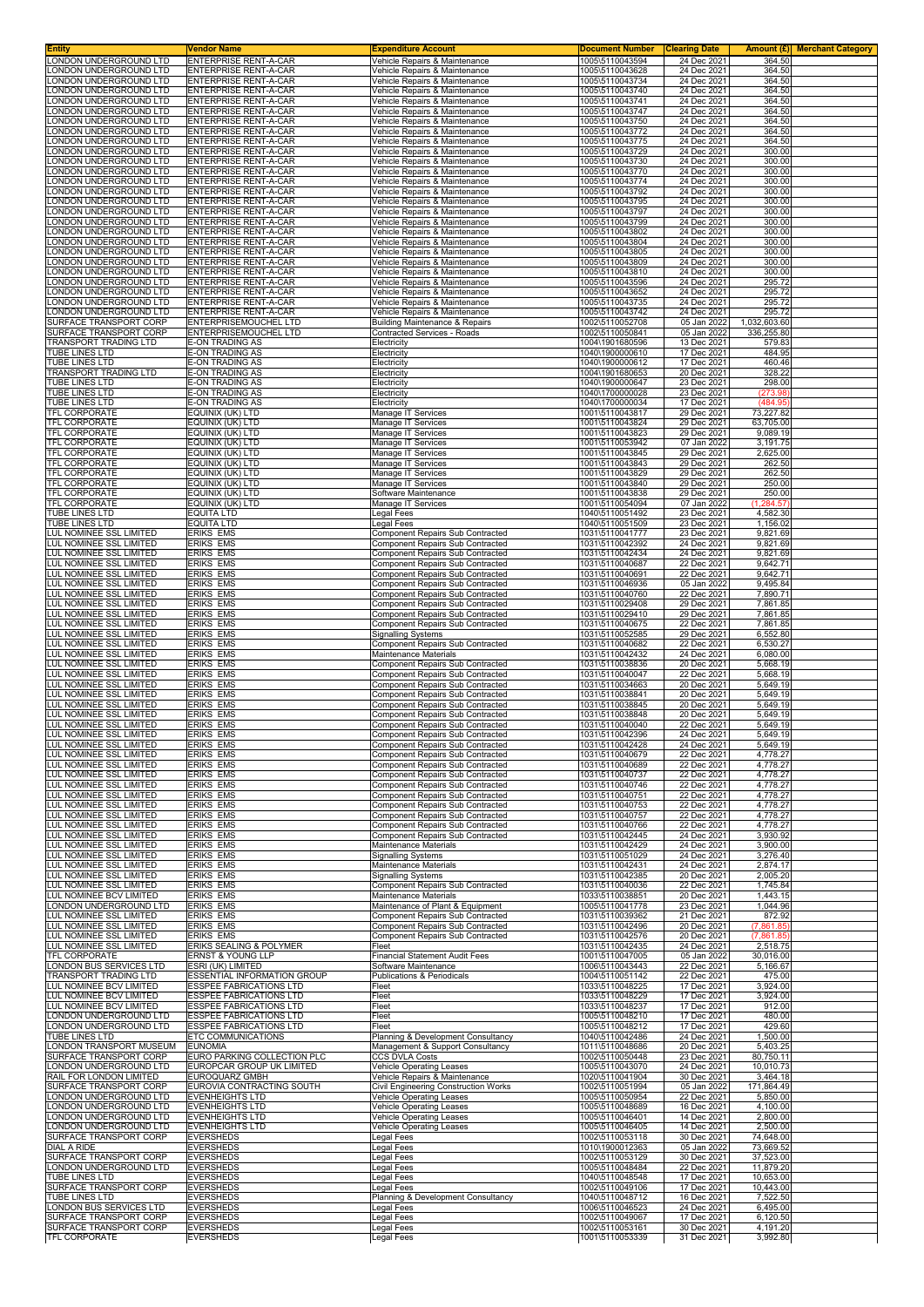| Entity | Vendor Name | Expenditure Account | Document Number | Clearing Date | Amount (£) | Merchant Category |
|---|---|---|---|---|---|---|
| LONDON UNDERGROUND LTD | ENTERPRISE RENT-A-CAR | Vehicle Repairs & Maintenance | 1005\5110043594 | 24 Dec 2021 | 364.50 | |
| LONDON UNDERGROUND LTD | ENTERPRISE RENT-A-CAR | Vehicle Repairs & Maintenance | 1005\5110043628 | 24 Dec 2021 | 364.50 | |
| LONDON UNDERGROUND LTD | ENTERPRISE RENT-A-CAR | Vehicle Repairs & Maintenance | 1005\5110043734 | 24 Dec 2021 | 364.50 | |
| LONDON UNDERGROUND LTD | ENTERPRISE RENT-A-CAR | Vehicle Repairs & Maintenance | 1005\5110043740 | 24 Dec 2021 | 364.50 | |
| LONDON UNDERGROUND LTD | ENTERPRISE RENT-A-CAR | Vehicle Repairs & Maintenance | 1005\5110043741 | 24 Dec 2021 | 364.50 | |
| LONDON UNDERGROUND LTD | ENTERPRISE RENT-A-CAR | Vehicle Repairs & Maintenance | 1005\5110043747 | 24 Dec 2021 | 364.50 | |
| LONDON UNDERGROUND LTD | ENTERPRISE RENT-A-CAR | Vehicle Repairs & Maintenance | 1005\5110043750 | 24 Dec 2021 | 364.50 | |
| LONDON UNDERGROUND LTD | ENTERPRISE RENT-A-CAR | Vehicle Repairs & Maintenance | 1005\5110043772 | 24 Dec 2021 | 364.50 | |
| LONDON UNDERGROUND LTD | ENTERPRISE RENT-A-CAR | Vehicle Repairs & Maintenance | 1005\5110043775 | 24 Dec 2021 | 364.50 | |
| LONDON UNDERGROUND LTD | ENTERPRISE RENT-A-CAR | Vehicle Repairs & Maintenance | 1005\5110043729 | 24 Dec 2021 | 300.00 | |
| LONDON UNDERGROUND LTD | ENTERPRISE RENT-A-CAR | Vehicle Repairs & Maintenance | 1005\5110043730 | 24 Dec 2021 | 300.00 | |
| LONDON UNDERGROUND LTD | ENTERPRISE RENT-A-CAR | Vehicle Repairs & Maintenance | 1005\5110043770 | 24 Dec 2021 | 300.00 | |
| LONDON UNDERGROUND LTD | ENTERPRISE RENT-A-CAR | Vehicle Repairs & Maintenance | 1005\5110043774 | 24 Dec 2021 | 300.00 | |
| LONDON UNDERGROUND LTD | ENTERPRISE RENT-A-CAR | Vehicle Repairs & Maintenance | 1005\5110043792 | 24 Dec 2021 | 300.00 | |
| LONDON UNDERGROUND LTD | ENTERPRISE RENT-A-CAR | Vehicle Repairs & Maintenance | 1005\5110043795 | 24 Dec 2021 | 300.00 | |
| LONDON UNDERGROUND LTD | ENTERPRISE RENT-A-CAR | Vehicle Repairs & Maintenance | 1005\5110043797 | 24 Dec 2021 | 300.00 | |
| LONDON UNDERGROUND LTD | ENTERPRISE RENT-A-CAR | Vehicle Repairs & Maintenance | 1005\5110043799 | 24 Dec 2021 | 300.00 | |
| LONDON UNDERGROUND LTD | ENTERPRISE RENT-A-CAR | Vehicle Repairs & Maintenance | 1005\5110043802 | 24 Dec 2021 | 300.00 | |
| LONDON UNDERGROUND LTD | ENTERPRISE RENT-A-CAR | Vehicle Repairs & Maintenance | 1005\5110043804 | 24 Dec 2021 | 300.00 | |
| LONDON UNDERGROUND LTD | ENTERPRISE RENT-A-CAR | Vehicle Repairs & Maintenance | 1005\5110043805 | 24 Dec 2021 | 300.00 | |
| LONDON UNDERGROUND LTD | ENTERPRISE RENT-A-CAR | Vehicle Repairs & Maintenance | 1005\5110043809 | 24 Dec 2021 | 300.00 | |
| LONDON UNDERGROUND LTD | ENTERPRISE RENT-A-CAR | Vehicle Repairs & Maintenance | 1005\5110043810 | 24 Dec 2021 | 300.00 | |
| LONDON UNDERGROUND LTD | ENTERPRISE RENT-A-CAR | Vehicle Repairs & Maintenance | 1005\5110043596 | 24 Dec 2021 | 295.72 | |
| LONDON UNDERGROUND LTD | ENTERPRISE RENT-A-CAR | Vehicle Repairs & Maintenance | 1005\5110043652 | 24 Dec 2021 | 295.72 | |
| LONDON UNDERGROUND LTD | ENTERPRISE RENT-A-CAR | Vehicle Repairs & Maintenance | 1005\5110043735 | 24 Dec 2021 | 295.72 | |
| LONDON UNDERGROUND LTD | ENTERPRISE RENT-A-CAR | Vehicle Repairs & Maintenance | 1005\5110043742 | 24 Dec 2021 | 295.72 | |
| SURFACE TRANSPORT CORP | ENTERPRISEMOUCHEL LTD | Building Maintenance & Repairs | 1002\5110052708 | 05 Jan 2022 | 1,032,603.60 | |
| SURFACE TRANSPORT CORP | ENTERPRISEMOUCHEL LTD | Contracted Services - Roads | 1002\5110050841 | 05 Jan 2022 | 336,255.80 | |
| TRANSPORT TRADING LTD | E-ON TRADING AS | Electricity | 1004\1901680596 | 13 Dec 2021 | 579.83 | |
| TUBE LINES LTD | E-ON TRADING AS | Electricity | 1040\1900000610 | 17 Dec 2021 | 484.95 | |
| TUBE LINES LTD | E-ON TRADING AS | Electricity | 1040\1900000612 | 17 Dec 2021 | 460.46 | |
| TRANSPORT TRADING LTD | E-ON TRADING AS | Electricity | 1004\1901680653 | 20 Dec 2021 | 328.22 | |
| TUBE LINES LTD | E-ON TRADING AS | Electricity | 1040\1900000647 | 23 Dec 2021 | 298.00 | |
| TUBE LINES LTD | E-ON TRADING AS | Electricity | 1040\1700000028 | 23 Dec 2021 | (273.98) | |
| TUBE LINES LTD | E-ON TRADING AS | Electricity | 1040\1700000034 | 17 Dec 2021 | (484.95) | |
| TFL CORPORATE | EQUINIX (UK) LTD | Manage IT Services | 1001\5110043817 | 29 Dec 2021 | 73,227.82 | |
| TFL CORPORATE | EQUINIX (UK) LTD | Manage IT Services | 1001\5110043824 | 29 Dec 2021 | 63,705.00 | |
| TFL CORPORATE | EQUINIX (UK) LTD | Manage IT Services | 1001\5110043823 | 29 Dec 2021 | 9,089.19 | |
| TFL CORPORATE | EQUINIX (UK) LTD | Manage IT Services | 1001\5110053942 | 07 Jan 2022 | 3,191.75 | |
| TFL CORPORATE | EQUINIX (UK) LTD | Manage IT Services | 1001\5110043845 | 29 Dec 2021 | 2,625.00 | |
| TFL CORPORATE | EQUINIX (UK) LTD | Manage IT Services | 1001\5110043843 | 29 Dec 2021 | 262.50 | |
| TFL CORPORATE | EQUINIX (UK) LTD | Manage IT Services | 1001\5110043829 | 29 Dec 2021 | 262.50 | |
| TFL CORPORATE | EQUINIX (UK) LTD | Manage IT Services | 1001\5110043840 | 29 Dec 2021 | 250.00 | |
| TFL CORPORATE | EQUINIX (UK) LTD | Software Maintenance | 1001\5110043838 | 29 Dec 2021 | 250.00 | |
| TFL CORPORATE | EQUINIX (UK) LTD | Manage IT Services | 1001\5110054094 | 07 Jan 2022 | (1,284.57) | |
| TUBE LINES LTD | EQUITA LTD | Legal Fees | 1040\5110051492 | 23 Dec 2021 | 4,582.30 | |
| TUBE LINES LTD | EQUITA LTD | Legal Fees | 1040\5110051509 | 23 Dec 2021 | 1,156.02 | |
| LUL NOMINEE SSL LIMITED | ERIKS EMS | Component Repairs Sub Contracted | 1031\5110041777 | 23 Dec 2021 | 9,821.69 | |
| LUL NOMINEE SSL LIMITED | ERIKS EMS | Component Repairs Sub Contracted | 1031\5110042392 | 24 Dec 2021 | 9,821.69 | |
| LUL NOMINEE SSL LIMITED | ERIKS EMS | Component Repairs Sub Contracted | 1031\5110042434 | 24 Dec 2021 | 9,821.69 | |
| LUL NOMINEE SSL LIMITED | ERIKS EMS | Component Repairs Sub Contracted | 1031\5110040687 | 22 Dec 2021 | 9,642.71 | |
| LUL NOMINEE SSL LIMITED | ERIKS EMS | Component Repairs Sub Contracted | 1031\5110040691 | 22 Dec 2021 | 9,642.71 | |
| LUL NOMINEE SSL LIMITED | ERIKS EMS | Component Repairs Sub Contracted | 1031\5110046936 | 05 Jan 2022 | 9,495.84 | |
| LUL NOMINEE SSL LIMITED | ERIKS EMS | Component Repairs Sub Contracted | 1031\5110040760 | 22 Dec 2021 | 7,890.71 | |
| LUL NOMINEE SSL LIMITED | ERIKS EMS | Component Repairs Sub Contracted | 1031\5110029408 | 29 Dec 2021 | 7,861.85 | |
| LUL NOMINEE SSL LIMITED | ERIKS EMS | Component Repairs Sub Contracted | 1031\5110029410 | 29 Dec 2021 | 7,861.85 | |
| LUL NOMINEE SSL LIMITED | ERIKS EMS | Component Repairs Sub Contracted | 1031\5110040675 | 22 Dec 2021 | 7,861.85 | |
| LUL NOMINEE SSL LIMITED | ERIKS EMS | Signalling Systems | 1031\5110052585 | 29 Dec 2021 | 6,552.80 | |
| LUL NOMINEE SSL LIMITED | ERIKS EMS | Component Repairs Sub Contracted | 1031\5110040682 | 22 Dec 2021 | 6,530.27 | |
| LUL NOMINEE SSL LIMITED | ERIKS EMS | Maintenance Materials | 1031\5110042432 | 24 Dec 2021 | 6,080.00 | |
| LUL NOMINEE SSL LIMITED | ERIKS EMS | Component Repairs Sub Contracted | 1031\5110038836 | 20 Dec 2021 | 5,668.19 | |
| LUL NOMINEE SSL LIMITED | ERIKS EMS | Component Repairs Sub Contracted | 1031\5110040047 | 22 Dec 2021 | 5,668.19 | |
| LUL NOMINEE SSL LIMITED | ERIKS EMS | Component Repairs Sub Contracted | 1031\5110034663 | 20 Dec 2021 | 5,649.19 | |
| LUL NOMINEE SSL LIMITED | ERIKS EMS | Component Repairs Sub Contracted | 1031\5110038841 | 20 Dec 2021 | 5,649.19 | |
| LUL NOMINEE SSL LIMITED | ERIKS EMS | Component Repairs Sub Contracted | 1031\5110038845 | 20 Dec 2021 | 5,649.19 | |
| LUL NOMINEE SSL LIMITED | ERIKS EMS | Component Repairs Sub Contracted | 1031\5110038848 | 20 Dec 2021 | 5,649.19 | |
| LUL NOMINEE SSL LIMITED | ERIKS EMS | Component Repairs Sub Contracted | 1031\5110040040 | 22 Dec 2021 | 5,649.19 | |
| LUL NOMINEE SSL LIMITED | ERIKS EMS | Component Repairs Sub Contracted | 1031\5110042396 | 24 Dec 2021 | 5,649.19 | |
| LUL NOMINEE SSL LIMITED | ERIKS EMS | Component Repairs Sub Contracted | 1031\5110042428 | 24 Dec 2021 | 5,649.19 | |
| LUL NOMINEE SSL LIMITED | ERIKS EMS | Component Repairs Sub Contracted | 1031\5110040679 | 22 Dec 2021 | 4,778.27 | |
| LUL NOMINEE SSL LIMITED | ERIKS EMS | Component Repairs Sub Contracted | 1031\5110040689 | 22 Dec 2021 | 4,778.27 | |
| LUL NOMINEE SSL LIMITED | ERIKS EMS | Component Repairs Sub Contracted | 1031\5110040737 | 22 Dec 2021 | 4,778.27 | |
| LUL NOMINEE SSL LIMITED | ERIKS EMS | Component Repairs Sub Contracted | 1031\5110040746 | 22 Dec 2021 | 4,778.27 | |
| LUL NOMINEE SSL LIMITED | ERIKS EMS | Component Repairs Sub Contracted | 1031\5110040751 | 22 Dec 2021 | 4,778.27 | |
| LUL NOMINEE SSL LIMITED | ERIKS EMS | Component Repairs Sub Contracted | 1031\5110040753 | 22 Dec 2021 | 4,778.27 | |
| LUL NOMINEE SSL LIMITED | ERIKS EMS | Component Repairs Sub Contracted | 1031\5110040757 | 22 Dec 2021 | 4,778.27 | |
| LUL NOMINEE SSL LIMITED | ERIKS EMS | Component Repairs Sub Contracted | 1031\5110040766 | 22 Dec 2021 | 4,778.27 | |
| LUL NOMINEE SSL LIMITED | ERIKS EMS | Component Repairs Sub Contracted | 1031\5110042445 | 24 Dec 2021 | 3,930.92 | |
| LUL NOMINEE SSL LIMITED | ERIKS EMS | Maintenance Materials | 1031\5110042429 | 24 Dec 2021 | 3,900.00 | |
| LUL NOMINEE SSL LIMITED | ERIKS EMS | Signalling Systems | 1031\5110051029 | 24 Dec 2021 | 3,276.40 | |
| LUL NOMINEE SSL LIMITED | ERIKS EMS | Maintenance Materials | 1031\5110042431 | 24 Dec 2021 | 2,874.17 | |
| LUL NOMINEE SSL LIMITED | ERIKS EMS | Signalling Systems | 1031\5110042385 | 20 Dec 2021 | 2,005.20 | |
| LUL NOMINEE SSL LIMITED | ERIKS EMS | Component Repairs Sub Contracted | 1031\5110040036 | 22 Dec 2021 | 1,745.84 | |
| LUL NOMINEE BCV LIMITED | ERIKS EMS | Maintenance Materials | 1033\5110038851 | 20 Dec 2021 | 1,443.15 | |
| LONDON UNDERGROUND LTD | ERIKS EMS | Maintenance of Plant & Equipment | 1005\5110041778 | 23 Dec 2021 | 1,044.96 | |
| LUL NOMINEE SSL LIMITED | ERIKS EMS | Component Repairs Sub Contracted | 1031\5110039362 | 21 Dec 2021 | 872.92 | |
| LUL NOMINEE SSL LIMITED | ERIKS EMS | Component Repairs Sub Contracted | 1031\5110042496 | 20 Dec 2021 | (7,861.85) | |
| LUL NOMINEE SSL LIMITED | ERIKS EMS | Component Repairs Sub Contracted | 1031\5110042576 | 20 Dec 2021 | (7,861.85) | |
| LUL NOMINEE SSL LIMITED | ERIKS SEALING & POLYMER | Fleet | 1031\5110042435 | 24 Dec 2021 | 2,518.75 | |
| TFL CORPORATE | ERNST & YOUNG LLP | Financial Statement Audit Fees | 1001\5110047005 | 05 Jan 2022 | 30,016.00 | |
| LONDON BUS SERVICES LTD | ESRI (UK) LIMITED | Software Maintenance | 1006\5110043443 | 22 Dec 2021 | 5,166.67 | |
| TRANSPORT TRADING LTD | ESSENTIAL INFORMATION GROUP | Publications & Periodicals | 1004\5110051142 | 22 Dec 2021 | 475.00 | |
| LUL NOMINEE BCV LIMITED | ESSPEE FABRICATIONS LTD | Fleet | 1033\5110048225 | 17 Dec 2021 | 3,924.00 | |
| LUL NOMINEE BCV LIMITED | ESSPEE FABRICATIONS LTD | Fleet | 1033\5110048229 | 17 Dec 2021 | 3,924.00 | |
| LUL NOMINEE BCV LIMITED | ESSPEE FABRICATIONS LTD | Fleet | 1033\5110048237 | 17 Dec 2021 | 912.00 | |
| LONDON UNDERGROUND LTD | ESSPEE FABRICATIONS LTD | Fleet | 1005\5110048210 | 17 Dec 2021 | 480.00 | |
| LONDON UNDERGROUND LTD | ESSPEE FABRICATIONS LTD | Fleet | 1005\5110048212 | 17 Dec 2021 | 429.60 | |
| TUBE LINES LTD | ETC COMMUNICATIONS | Planning & Development Consultancy | 1040\5110042486 | 24 Dec 2021 | 1,500.00 | |
| LONDON TRANSPORT MUSEUM | EUNOMIA | Management & Support Consultancy | 1011\5110048686 | 20 Dec 2021 | 5,403.25 | |
| SURFACE TRANSPORT CORP | EURO PARKING COLLECTION PLC | CCS DVLA Costs | 1002\5110050448 | 23 Dec 2021 | 80,750.11 | |
| LONDON UNDERGROUND LTD | EUROPCAR GROUP UK LIMITED | Vehicle Operating Leases | 1005\5110043070 | 24 Dec 2021 | 10,010.73 | |
| RAIL FOR LONDON LIMITED | EUROQUARZ GMBH | Vehicle Repairs & Maintenance | 1020\5110041904 | 30 Dec 2021 | 3,464.18 | |
| SURFACE TRANSPORT CORP | EUROVIA CONTRACTING SOUTH | Civil Engineering Construction Works | 1002\5110051994 | 05 Jan 2022 | 171,864.49 | |
| LONDON UNDERGROUND LTD | EVENHEIGHTS LTD | Vehicle Operating Leases | 1005\5110050954 | 22 Dec 2021 | 5,850.00 | |
| LONDON UNDERGROUND LTD | EVENHEIGHTS LTD | Vehicle Operating Leases | 1005\5110048689 | 16 Dec 2021 | 4,100.00 | |
| LONDON UNDERGROUND LTD | EVENHEIGHTS LTD | Vehicle Operating Leases | 1005\5110046401 | 14 Dec 2021 | 2,800.00 | |
| LONDON UNDERGROUND LTD | EVENHEIGHTS LTD | Vehicle Operating Leases | 1005\5110046405 | 14 Dec 2021 | 2,500.00 | |
| SURFACE TRANSPORT CORP | EVERSHEDS | Legal Fees | 1002\5110053118 | 30 Dec 2021 | 74,648.00 | |
| DIAL A RIDE | EVERSHEDS | Legal Fees | 1010\1900012363 | 05 Jan 2022 | 73,669.52 | |
| SURFACE TRANSPORT CORP | EVERSHEDS | Legal Fees | 1002\5110053129 | 30 Dec 2021 | 37,523.00 | |
| LONDON UNDERGROUND LTD | EVERSHEDS | Legal Fees | 1005\5110048484 | 22 Dec 2021 | 11,879.20 | |
| TUBE LINES LTD | EVERSHEDS | Legal Fees | 1040\5110048548 | 17 Dec 2021 | 10,653.00 | |
| SURFACE TRANSPORT CORP | EVERSHEDS | Legal Fees | 1002\5110049106 | 17 Dec 2021 | 10,443.00 | |
| TUBE LINES LTD | EVERSHEDS | Planning & Development Consultancy | 1040\5110048712 | 16 Dec 2021 | 7,522.50 | |
| LONDON BUS SERVICES LTD | EVERSHEDS | Legal Fees | 1006\5110046523 | 24 Dec 2021 | 6,495.00 | |
| SURFACE TRANSPORT CORP | EVERSHEDS | Legal Fees | 1002\5110049067 | 17 Dec 2021 | 6,120.50 | |
| SURFACE TRANSPORT CORP | EVERSHEDS | Legal Fees | 1002\5110053161 | 30 Dec 2021 | 4,191.20 | |
| TFL CORPORATE | EVERSHEDS | Legal Fees | 1001\5110053339 | 31 Dec 2021 | 3,992.80 | |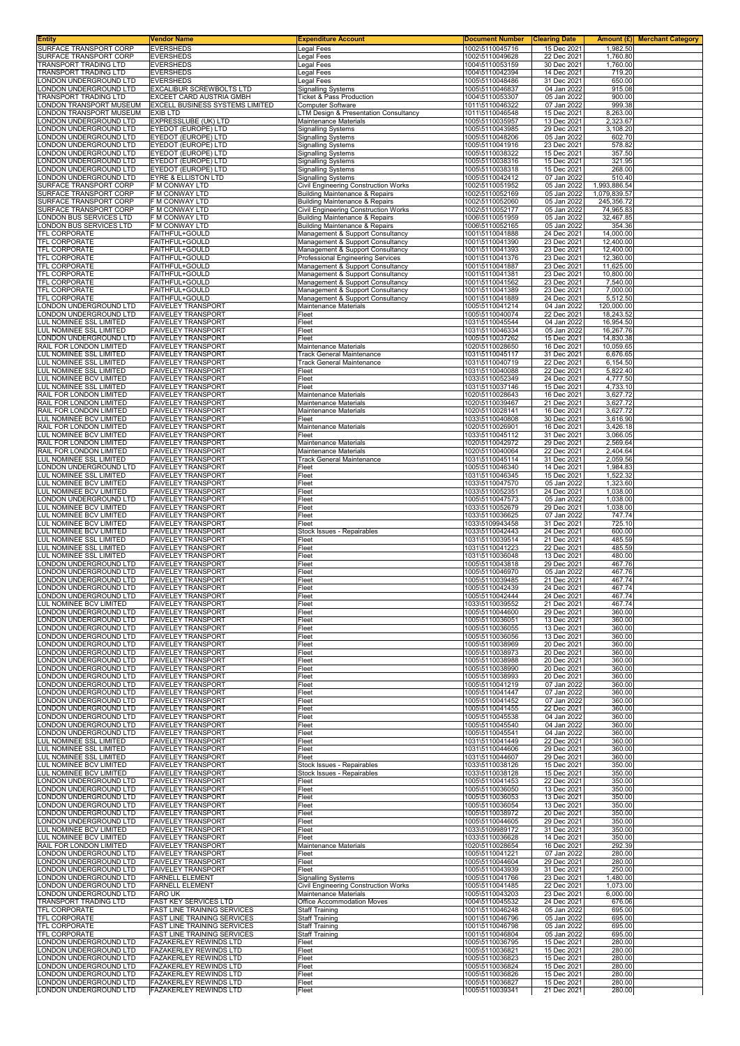| Entity | Vendor Name | Expenditure Account | Document Number | Clearing Date | Amount (£) | Merchant Category |
|---|---|---|---|---|---|---|
| SURFACE TRANSPORT CORP | EVERSHEDS | Legal Fees | 1002\5110045716 | 15 Dec 2021 | 1,982.50 | |
| SURFACE TRANSPORT CORP | EVERSHEDS | Legal Fees | 1002\5110049628 | 22 Dec 2021 | 1,760.80 | |
| TRANSPORT TRADING LTD | EVERSHEDS | Legal Fees | 1004\5110053159 | 30 Dec 2021 | 1,760.00 | |
| TRANSPORT TRADING LTD | EVERSHEDS | Legal Fees | 1004\5110042394 | 14 Dec 2021 | 719.20 | |
| LONDON UNDERGROUND LTD | EVERSHEDS | Legal Fees | 1005\5110048486 | 31 Dec 2021 | 650.00 | |
| LONDON UNDERGROUND LTD | EXCALIBUR SCREWBOLTS LTD | Signalling Systems | 1005\5110046837 | 04 Jan 2022 | 915.08 | |
| TRANSPORT TRADING LTD | EXCEET CARD AUSTRIA GMBH | Ticket & Pass Production | 1004\5110053307 | 05 Jan 2022 | 900.00 | |
| LONDON TRANSPORT MUSEUM | EXCELL BUSINESS SYSTEMS LIMITED | Computer Software | 1011\5110046322 | 07 Jan 2022 | 999.38 | |
| LONDON TRANSPORT MUSEUM | EXIB LTD | LTM Design & Presentation Consultancy | 1011\5110046548 | 15 Dec 2021 | 8,263.00 | |
| LONDON UNDERGROUND LTD | EXPRESSLUBE (UK) LTD | Maintenance Materials | 1005\5110035957 | 13 Dec 2021 | 2,323.67 | |
| LONDON UNDERGROUND LTD | EYEDOT (EUROPE) LTD | Signalling Systems | 1005\5110043985 | 29 Dec 2021 | 3,108.20 | |
| LONDON UNDERGROUND LTD | EYEDOT (EUROPE) LTD | Signalling Systems | 1005\5110048206 | 05 Jan 2022 | 602.70 | |
| LONDON UNDERGROUND LTD | EYEDOT (EUROPE) LTD | Signalling Systems | 1005\5110041916 | 23 Dec 2021 | 578.82 | |
| LONDON UNDERGROUND LTD | EYEDOT (EUROPE) LTD | Signalling Systems | 1005\5110038322 | 15 Dec 2021 | 357.50 | |
| LONDON UNDERGROUND LTD | EYEDOT (EUROPE) LTD | Signalling Systems | 1005\5110038316 | 15 Dec 2021 | 321.95 | |
| LONDON UNDERGROUND LTD | EYEDOT (EUROPE) LTD | Signalling Systems | 1005\5110038318 | 15 Dec 2021 | 268.00 | |
| LONDON UNDERGROUND LTD | EYRE & ELLISTON LTD | Signalling Systems | 1005\5110042412 | 07 Jan 2022 | 510.40 | |
| SURFACE TRANSPORT CORP | F M CONWAY LTD | Civil Engineering Construction Works | 1002\5110051952 | 05 Jan 2022 | 1,993,886.54 | |
| SURFACE TRANSPORT CORP | F M CONWAY LTD | Building Maintenance & Repairs | 1002\5110052169 | 05 Jan 2022 | 1,079,839.57 | |
| SURFACE TRANSPORT CORP | F M CONWAY LTD | Building Maintenance & Repairs | 1002\5110052060 | 05 Jan 2022 | 245,356.72 | |
| SURFACE TRANSPORT CORP | F M CONWAY LTD | Civil Engineering Construction Works | 1002\5110052177 | 05 Jan 2022 | 74,965.83 | |
| LONDON BUS SERVICES LTD | F M CONWAY LTD | Building Maintenance & Repairs | 1006\5110051959 | 05 Jan 2022 | 32,467.85 | |
| LONDON BUS SERVICES LTD | F M CONWAY LTD | Building Maintenance & Repairs | 1006\5110052165 | 05 Jan 2022 | 354.36 | |
| TFL CORPORATE | FAITHFUL+GOULD | Management & Support Consultancy | 1001\5110041888 | 24 Dec 2021 | 14,000.00 | |
| TFL CORPORATE | FAITHFUL+GOULD | Management & Support Consultancy | 1001\5110041390 | 23 Dec 2021 | 12,400.00 | |
| TFL CORPORATE | FAITHFUL+GOULD | Management & Support Consultancy | 1001\5110041393 | 23 Dec 2021 | 12,400.00 | |
| TFL CORPORATE | FAITHFUL+GOULD | Professional Engineering Services | 1001\5110041376 | 23 Dec 2021 | 12,360.00 | |
| TFL CORPORATE | FAITHFUL+GOULD | Management & Support Consultancy | 1001\5110041887 | 23 Dec 2021 | 11,625.00 | |
| TFL CORPORATE | FAITHFUL+GOULD | Management & Support Consultancy | 1001\5110041381 | 23 Dec 2021 | 10,800.00 | |
| TFL CORPORATE | FAITHFUL+GOULD | Management & Support Consultancy | 1001\5110041562 | 23 Dec 2021 | 7,540.00 | |
| TFL CORPORATE | FAITHFUL+GOULD | Management & Support Consultancy | 1001\5110041389 | 23 Dec 2021 | 7,000.00 | |
| TFL CORPORATE | FAITHFUL+GOULD | Management & Support Consultancy | 1001\5110041889 | 24 Dec 2021 | 5,512.50 | |
| LONDON UNDERGROUND LTD | FAIVELEY TRANSPORT | Maintenance Materials | 1005\5110041214 | 04 Jan 2022 | 120,000.00 | |
| LONDON UNDERGROUND LTD | FAIVELEY TRANSPORT | Fleet | 1005\5110040074 | 22 Dec 2021 | 18,243.52 | |
| LUL NOMINEE SSL LIMITED | FAIVELEY TRANSPORT | Fleet | 1031\5110045544 | 04 Jan 2022 | 16,954.50 | |
| LUL NOMINEE SSL LIMITED | FAIVELEY TRANSPORT | Fleet | 1031\5110046334 | 05 Jan 2022 | 16,267.76 | |
| LONDON UNDERGROUND LTD | FAIVELEY TRANSPORT | Fleet | 1005\5110037262 | 15 Dec 2021 | 14,830.38 | |
| RAIL FOR LONDON LIMITED | FAIVELEY TRANSPORT | Maintenance Materials | 1020\5110028650 | 16 Dec 2021 | 10,059.65 | |
| LUL NOMINEE SSL LIMITED | FAIVELEY TRANSPORT | Track General Maintenance | 1031\5110045117 | 31 Dec 2021 | 6,676.65 | |
| LUL NOMINEE SSL LIMITED | FAIVELEY TRANSPORT | Track General Maintenance | 1031\5110040719 | 22 Dec 2021 | 6,154.50 | |
| LUL NOMINEE SSL LIMITED | FAIVELEY TRANSPORT | Fleet | 1031\5110040088 | 22 Dec 2021 | 5,822.40 | |
| LUL NOMINEE BCV LIMITED | FAIVELEY TRANSPORT | Fleet | 1033\5110052349 | 24 Dec 2021 | 4,777.50 | |
| LUL NOMINEE SSL LIMITED | FAIVELEY TRANSPORT | Fleet | 1031\5110037146 | 15 Dec 2021 | 4,733.10 | |
| RAIL FOR LONDON LIMITED | FAIVELEY TRANSPORT | Maintenance Materials | 1020\5110028643 | 16 Dec 2021 | 3,627.72 | |
| RAIL FOR LONDON LIMITED | FAIVELEY TRANSPORT | Maintenance Materials | 1020\5110039467 | 21 Dec 2021 | 3,627.72 | |
| RAIL FOR LONDON LIMITED | FAIVELEY TRANSPORT | Maintenance Materials | 1020\5110028141 | 16 Dec 2021 | 3,627.72 | |
| LUL NOMINEE BCV LIMITED | FAIVELEY TRANSPORT | Fleet | 1033\5110040808 | 30 Dec 2021 | 3,616.90 | |
| RAIL FOR LONDON LIMITED | FAIVELEY TRANSPORT | Maintenance Materials | 1020\5110026901 | 16 Dec 2021 | 3,426.18 | |
| LUL NOMINEE BCV LIMITED | FAIVELEY TRANSPORT | Fleet | 1033\5110045112 | 31 Dec 2021 | 3,066.05 | |
| RAIL FOR LONDON LIMITED | FAIVELEY TRANSPORT | Maintenance Materials | 1020\5110042972 | 29 Dec 2021 | 2,569.64 | |
| RAIL FOR LONDON LIMITED | FAIVELEY TRANSPORT | Maintenance Materials | 1020\5110040064 | 22 Dec 2021 | 2,404.64 | |
| LUL NOMINEE SSL LIMITED | FAIVELEY TRANSPORT | Track General Maintenance | 1031\5110045114 | 31 Dec 2021 | 2,059.56 | |
| LONDON UNDERGROUND LTD | FAIVELEY TRANSPORT | Fleet | 1005\5110046340 | 14 Dec 2021 | 1,984.83 | |
| LUL NOMINEE SSL LIMITED | FAIVELEY TRANSPORT | Fleet | 1031\5110046345 | 15 Dec 2021 | 1,522.32 | |
| LUL NOMINEE BCV LIMITED | FAIVELEY TRANSPORT | Fleet | 1033\5110047570 | 05 Jan 2022 | 1,323.60 | |
| LUL NOMINEE BCV LIMITED | FAIVELEY TRANSPORT | Fleet | 1033\5110052351 | 24 Dec 2021 | 1,038.00 | |
| LONDON UNDERGROUND LTD | FAIVELEY TRANSPORT | Fleet | 1005\5110047573 | 05 Jan 2022 | 1,038.00 | |
| LUL NOMINEE BCV LIMITED | FAIVELEY TRANSPORT | Fleet | 1033\5110052679 | 29 Dec 2021 | 1,038.00 | |
| LUL NOMINEE BCV LIMITED | FAIVELEY TRANSPORT | Fleet | 1033\5110036625 | 07 Jan 2022 | 747.74 | |
| LUL NOMINEE BCV LIMITED | FAIVELEY TRANSPORT | Fleet | 1033\5109943458 | 31 Dec 2021 | 725.10 | |
| LUL NOMINEE BCV LIMITED | FAIVELEY TRANSPORT | Stock Issues - Repairables | 1033\5110042443 | 24 Dec 2021 | 600.00 | |
| LUL NOMINEE SSL LIMITED | FAIVELEY TRANSPORT | Fleet | 1031\5110039514 | 21 Dec 2021 | 485.59 | |
| LUL NOMINEE SSL LIMITED | FAIVELEY TRANSPORT | Fleet | 1031\5110041223 | 22 Dec 2021 | 485.59 | |
| LUL NOMINEE SSL LIMITED | FAIVELEY TRANSPORT | Fleet | 1031\5110036048 | 13 Dec 2021 | 480.00 | |
| LONDON UNDERGROUND LTD | FAIVELEY TRANSPORT | Fleet | 1005\5110043818 | 29 Dec 2021 | 467.76 | |
| LONDON UNDERGROUND LTD | FAIVELEY TRANSPORT | Fleet | 1005\5110046970 | 05 Jan 2022 | 467.76 | |
| LONDON UNDERGROUND LTD | FAIVELEY TRANSPORT | Fleet | 1005\5110039485 | 21 Dec 2021 | 467.74 | |
| LONDON UNDERGROUND LTD | FAIVELEY TRANSPORT | Fleet | 1005\5110042439 | 24 Dec 2021 | 467.74 | |
| LONDON UNDERGROUND LTD | FAIVELEY TRANSPORT | Fleet | 1005\5110042444 | 24 Dec 2021 | 467.74 | |
| LUL NOMINEE BCV LIMITED | FAIVELEY TRANSPORT | Fleet | 1033\5110039552 | 21 Dec 2021 | 467.74 | |
| LONDON UNDERGROUND LTD | FAIVELEY TRANSPORT | Fleet | 1005\5110044600 | 29 Dec 2021 | 360.00 | |
| LONDON UNDERGROUND LTD | FAIVELEY TRANSPORT | Fleet | 1005\5110036051 | 13 Dec 2021 | 360.00 | |
| LONDON UNDERGROUND LTD | FAIVELEY TRANSPORT | Fleet | 1005\5110036055 | 13 Dec 2021 | 360.00 | |
| LONDON UNDERGROUND LTD | FAIVELEY TRANSPORT | Fleet | 1005\5110036056 | 13 Dec 2021 | 360.00 | |
| LONDON UNDERGROUND LTD | FAIVELEY TRANSPORT | Fleet | 1005\5110038969 | 20 Dec 2021 | 360.00 | |
| LONDON UNDERGROUND LTD | FAIVELEY TRANSPORT | Fleet | 1005\5110038973 | 20 Dec 2021 | 360.00 | |
| LONDON UNDERGROUND LTD | FAIVELEY TRANSPORT | Fleet | 1005\5110038988 | 20 Dec 2021 | 360.00 | |
| LONDON UNDERGROUND LTD | FAIVELEY TRANSPORT | Fleet | 1005\5110038990 | 20 Dec 2021 | 360.00 | |
| LONDON UNDERGROUND LTD | FAIVELEY TRANSPORT | Fleet | 1005\5110038993 | 20 Dec 2021 | 360.00 | |
| LONDON UNDERGROUND LTD | FAIVELEY TRANSPORT | Fleet | 1005\5110041219 | 07 Jan 2022 | 360.00 | |
| LONDON UNDERGROUND LTD | FAIVELEY TRANSPORT | Fleet | 1005\5110041447 | 07 Jan 2022 | 360.00 | |
| LONDON UNDERGROUND LTD | FAIVELEY TRANSPORT | Fleet | 1005\5110041452 | 07 Jan 2022 | 360.00 | |
| LONDON UNDERGROUND LTD | FAIVELEY TRANSPORT | Fleet | 1005\5110041455 | 22 Dec 2021 | 360.00 | |
| LONDON UNDERGROUND LTD | FAIVELEY TRANSPORT | Fleet | 1005\5110045538 | 04 Jan 2022 | 360.00 | |
| LONDON UNDERGROUND LTD | FAIVELEY TRANSPORT | Fleet | 1005\5110045540 | 04 Jan 2022 | 360.00 | |
| LONDON UNDERGROUND LTD | FAIVELEY TRANSPORT | Fleet | 1005\5110045541 | 04 Jan 2022 | 360.00 | |
| LUL NOMINEE SSL LIMITED | FAIVELEY TRANSPORT | Fleet | 1031\5110041449 | 22 Dec 2021 | 360.00 | |
| LUL NOMINEE SSL LIMITED | FAIVELEY TRANSPORT | Fleet | 1031\5110044606 | 29 Dec 2021 | 360.00 | |
| LUL NOMINEE SSL LIMITED | FAIVELEY TRANSPORT | Fleet | 1031\5110044607 | 29 Dec 2021 | 360.00 | |
| LUL NOMINEE BCV LIMITED | FAIVELEY TRANSPORT | Stock Issues - Repairables | 1033\5110038126 | 15 Dec 2021 | 350.00 | |
| LUL NOMINEE BCV LIMITED | FAIVELEY TRANSPORT | Stock Issues - Repairables | 1033\5110038128 | 15 Dec 2021 | 350.00 | |
| LONDON UNDERGROUND LTD | FAIVELEY TRANSPORT | Fleet | 1005\5110041453 | 22 Dec 2021 | 350.00 | |
| LONDON UNDERGROUND LTD | FAIVELEY TRANSPORT | Fleet | 1005\5110036050 | 13 Dec 2021 | 350.00 | |
| LONDON UNDERGROUND LTD | FAIVELEY TRANSPORT | Fleet | 1005\5110036053 | 13 Dec 2021 | 350.00 | |
| LONDON UNDERGROUND LTD | FAIVELEY TRANSPORT | Fleet | 1005\5110036054 | 13 Dec 2021 | 350.00 | |
| LONDON UNDERGROUND LTD | FAIVELEY TRANSPORT | Fleet | 1005\5110038972 | 20 Dec 2021 | 350.00 | |
| LONDON UNDERGROUND LTD | FAIVELEY TRANSPORT | Fleet | 1005\5110044605 | 29 Dec 2021 | 350.00 | |
| LUL NOMINEE BCV LIMITED | FAIVELEY TRANSPORT | Fleet | 1033\5109989172 | 31 Dec 2021 | 350.00 | |
| LUL NOMINEE BCV LIMITED | FAIVELEY TRANSPORT | Fleet | 1033\5110036628 | 14 Dec 2021 | 350.00 | |
| RAIL FOR LONDON LIMITED | FAIVELEY TRANSPORT | Maintenance Materials | 1020\5110028654 | 16 Dec 2021 | 292.39 | |
| LONDON UNDERGROUND LTD | FAIVELEY TRANSPORT | Fleet | 1005\5110041221 | 07 Jan 2022 | 280.00 | |
| LONDON UNDERGROUND LTD | FAIVELEY TRANSPORT | Fleet | 1005\5110044604 | 29 Dec 2021 | 280.00 | |
| LONDON UNDERGROUND LTD | FAIVELEY TRANSPORT | Fleet | 1005\5110043939 | 31 Dec 2021 | 250.00 | |
| LONDON UNDERGROUND LTD | FARNELL ELEMENT | Signalling Systems | 1005\5110041766 | 23 Dec 2021 | 1,480.00 | |
| LONDON UNDERGROUND LTD | FARNELL ELEMENT | Civil Engineering Construction Works | 1005\5110041485 | 22 Dec 2021 | 1,073.00 | |
| LONDON UNDERGROUND LTD | FARO UK | Maintenance Materials | 1005\5110043203 | 23 Dec 2021 | 6,000.00 | |
| TRANSPORT TRADING LTD | FAST KEY SERVICES LTD | Office Accommodation Moves | 1004\5110045532 | 24 Dec 2021 | 676.06 | |
| TFL CORPORATE | FAST LINE TRAINING SERVICES | Staff Training | 1001\5110046248 | 05 Jan 2022 | 695.00 | |
| TFL CORPORATE | FAST LINE TRAINING SERVICES | Staff Training | 1001\5110046796 | 05 Jan 2022 | 695.00 | |
| TFL CORPORATE | FAST LINE TRAINING SERVICES | Staff Training | 1001\5110046798 | 05 Jan 2022 | 695.00 | |
| TFL CORPORATE | FAST LINE TRAINING SERVICES | Staff Training | 1001\5110046804 | 05 Jan 2022 | 695.00 | |
| LONDON UNDERGROUND LTD | FAZAKERLEY REWINDS LTD | Fleet | 1005\5110036795 | 15 Dec 2021 | 280.00 | |
| LONDON UNDERGROUND LTD | FAZAKERLEY REWINDS LTD | Fleet | 1005\5110036821 | 15 Dec 2021 | 280.00 | |
| LONDON UNDERGROUND LTD | FAZAKERLEY REWINDS LTD | Fleet | 1005\5110036823 | 15 Dec 2021 | 280.00 | |
| LONDON UNDERGROUND LTD | FAZAKERLEY REWINDS LTD | Fleet | 1005\5110036824 | 15 Dec 2021 | 280.00 | |
| LONDON UNDERGROUND LTD | FAZAKERLEY REWINDS LTD | Fleet | 1005\5110036826 | 15 Dec 2021 | 280.00 | |
| LONDON UNDERGROUND LTD | FAZAKERLEY REWINDS LTD | Fleet | 1005\5110036827 | 15 Dec 2021 | 280.00 | |
| LONDON UNDERGROUND LTD | FAZAKERLEY REWINDS LTD | Fleet | 1005\5110039341 | 21 Dec 2021 | 280.00 | |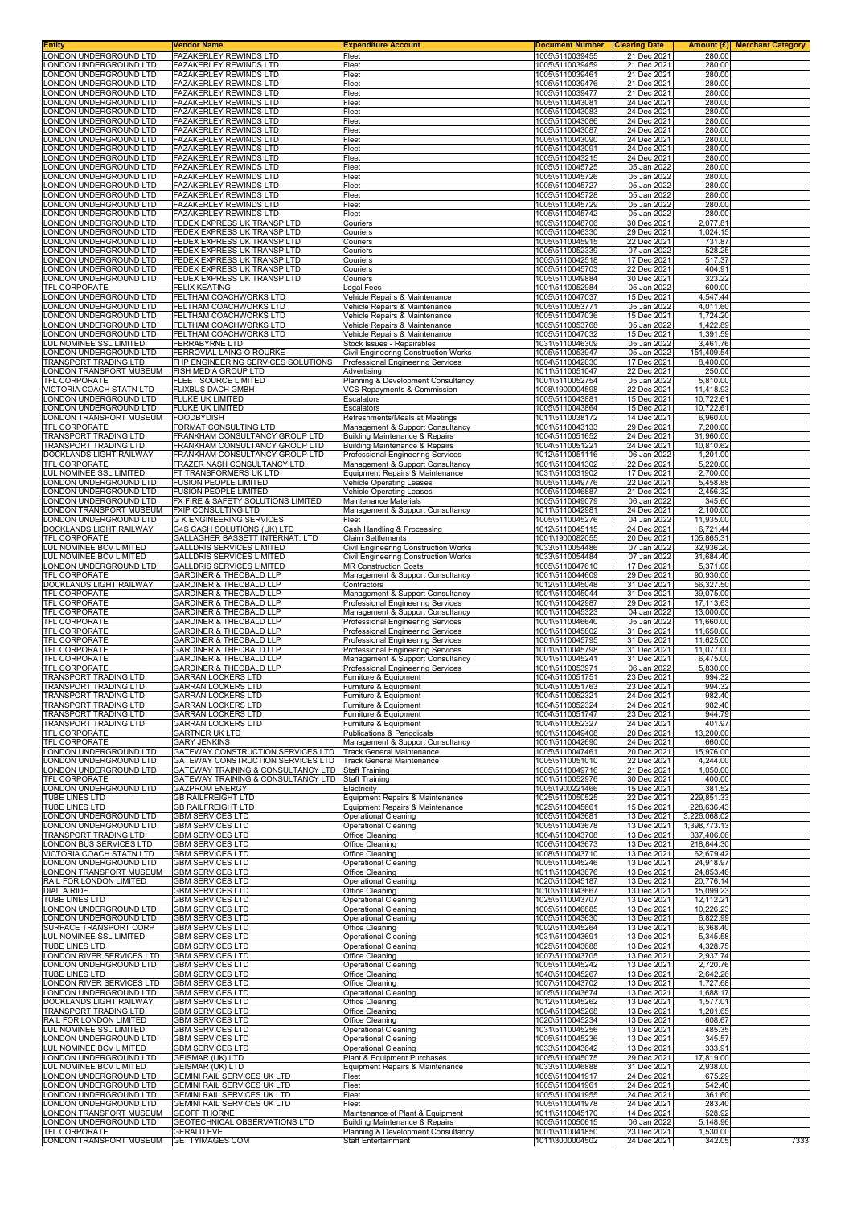| Entity | Vendor Name | Expenditure Account | Document Number | Clearing Date | Amount (£) | Merchant Category |
|---|---|---|---|---|---|---|
| LONDON UNDERGROUND LTD | FAZAKERLEY REWINDS LTD | Fleet | 1005\5110039455 | 21 Dec 2021 | 280.00 | |
| LONDON UNDERGROUND LTD | FAZAKERLEY REWINDS LTD | Fleet | 1005\5110039459 | 21 Dec 2021 | 280.00 | |
| LONDON UNDERGROUND LTD | FAZAKERLEY REWINDS LTD | Fleet | 1005\5110039461 | 21 Dec 2021 | 280.00 | |
| LONDON UNDERGROUND LTD | FAZAKERLEY REWINDS LTD | Fleet | 1005\5110039476 | 21 Dec 2021 | 280.00 | |
| LONDON UNDERGROUND LTD | FAZAKERLEY REWINDS LTD | Fleet | 1005\5110039477 | 21 Dec 2021 | 280.00 | |
| LONDON UNDERGROUND LTD | FAZAKERLEY REWINDS LTD | Fleet | 1005\5110043081 | 24 Dec 2021 | 280.00 | |
| LONDON UNDERGROUND LTD | FAZAKERLEY REWINDS LTD | Fleet | 1005\5110043083 | 24 Dec 2021 | 280.00 | |
| LONDON UNDERGROUND LTD | FAZAKERLEY REWINDS LTD | Fleet | 1005\5110043086 | 24 Dec 2021 | 280.00 | |
| LONDON UNDERGROUND LTD | FAZAKERLEY REWINDS LTD | Fleet | 1005\5110043087 | 24 Dec 2021 | 280.00 | |
| LONDON UNDERGROUND LTD | FAZAKERLEY REWINDS LTD | Fleet | 1005\5110043090 | 24 Dec 2021 | 280.00 | |
| LONDON UNDERGROUND LTD | FAZAKERLEY REWINDS LTD | Fleet | 1005\5110043091 | 24 Dec 2021 | 280.00 | |
| LONDON UNDERGROUND LTD | FAZAKERLEY REWINDS LTD | Fleet | 1005\5110043215 | 24 Dec 2021 | 280.00 | |
| LONDON UNDERGROUND LTD | FAZAKERLEY REWINDS LTD | Fleet | 1005\5110045725 | 05 Jan 2022 | 280.00 | |
| LONDON UNDERGROUND LTD | FAZAKERLEY REWINDS LTD | Fleet | 1005\5110045726 | 05 Jan 2022 | 280.00 | |
| LONDON UNDERGROUND LTD | FAZAKERLEY REWINDS LTD | Fleet | 1005\5110045727 | 05 Jan 2022 | 280.00 | |
| LONDON UNDERGROUND LTD | FAZAKERLEY REWINDS LTD | Fleet | 1005\5110045728 | 05 Jan 2022 | 280.00 | |
| LONDON UNDERGROUND LTD | FAZAKERLEY REWINDS LTD | Fleet | 1005\5110045729 | 05 Jan 2022 | 280.00 | |
| LONDON UNDERGROUND LTD | FAZAKERLEY REWINDS LTD | Fleet | 1005\5110045742 | 05 Jan 2022 | 280.00 | |
| LONDON UNDERGROUND LTD | FEDEX EXPRESS UK TRANSP LTD | Couriers | 1005\5110048706 | 30 Dec 2021 | 2,077.81 | |
| LONDON UNDERGROUND LTD | FEDEX EXPRESS UK TRANSP LTD | Couriers | 1005\5110046330 | 29 Dec 2021 | 1,024.15 | |
| LONDON UNDERGROUND LTD | FEDEX EXPRESS UK TRANSP LTD | Couriers | 1005\5110045915 | 22 Dec 2021 | 731.87 | |
| LONDON UNDERGROUND LTD | FEDEX EXPRESS UK TRANSP LTD | Couriers | 1005\5110052339 | 07 Jan 2022 | 528.25 | |
| LONDON UNDERGROUND LTD | FEDEX EXPRESS UK TRANSP LTD | Couriers | 1005\5110042518 | 17 Dec 2021 | 517.37 | |
| LONDON UNDERGROUND LTD | FEDEX EXPRESS UK TRANSP LTD | Couriers | 1005\5110045703 | 22 Dec 2021 | 404.91 | |
| LONDON UNDERGROUND LTD | FEDEX EXPRESS UK TRANSP LTD | Couriers | 1005\5110049884 | 30 Dec 2021 | 323.22 | |
| TFL CORPORATE | FELIX KEATING | Legal Fees | 1001\5110052984 | 05 Jan 2022 | 600.00 | |
| LONDON UNDERGROUND LTD | FELTHAM COACHWORKS LTD | Vehicle Repairs & Maintenance | 1005\5110047037 | 15 Dec 2021 | 4,547.44 | |
| LONDON UNDERGROUND LTD | FELTHAM COACHWORKS LTD | Vehicle Repairs & Maintenance | 1005\5110053771 | 05 Jan 2022 | 4,011.60 | |
| LONDON UNDERGROUND LTD | FELTHAM COACHWORKS LTD | Vehicle Repairs & Maintenance | 1005\5110047036 | 15 Dec 2021 | 1,724.20 | |
| LONDON UNDERGROUND LTD | FELTHAM COACHWORKS LTD | Vehicle Repairs & Maintenance | 1005\5110053768 | 05 Jan 2022 | 1,422.89 | |
| LONDON UNDERGROUND LTD | FELTHAM COACHWORKS LTD | Vehicle Repairs & Maintenance | 1005\5110047032 | 15 Dec 2021 | 1,391.59 | |
| LUL NOMINEE SSL LIMITED | FERRABYRNE LTD | Stock Issues - Repairables | 1031\5110046309 | 05 Jan 2022 | 3,461.76 | |
| LONDON UNDERGROUND LTD | FERROVIAL LAING O ROURKE | Civil Engineering Construction Works | 1005\5110053947 | 05 Jan 2022 | 151,409.54 | |
| TRANSPORT TRADING LTD | FHP ENGINEERING SERVICES SOLUTIONS | Professional Engineering Services | 1004\5110042030 | 17 Dec 2021 | 8,400.00 | |
| LONDON TRANSPORT MUSEUM | FISH MEDIA GROUP LTD | Advertising | 1011\5110051047 | 22 Dec 2021 | 250.00 | |
| TFL CORPORATE | FLEET SOURCE LIMITED | Planning & Development Consultancy | 1001\5110052754 | 05 Jan 2022 | 5,810.00 | |
| VICTORIA COACH STATN LTD | FLIXBUS DACH GMBH | VCS Repayments & Commission | 1008\1900004598 | 22 Dec 2021 | 11,418.93 | |
| LONDON UNDERGROUND LTD | FLUKE UK LIMITED | Escalators | 1005\5110043881 | 15 Dec 2021 | 10,722.61 | |
| LONDON UNDERGROUND LTD | FLUKE UK LIMITED | Escalators | 1005\5110043864 | 15 Dec 2021 | 10,722.61 | |
| LONDON TRANSPORT MUSEUM | FOODBYDISH | Refreshments/Meals at Meetings | 1011\5110038172 | 14 Dec 2021 | 6,960.00 | |
| TFL CORPORATE | FORMAT CONSULTING LTD | Management & Support Consultancy | 1001\5110043133 | 29 Dec 2021 | 7,200.00 | |
| TRANSPORT TRADING LTD | FRANKHAM CONSULTANCY GROUP LTD | Building Maintenance & Repairs | 1004\5110051652 | 24 Dec 2021 | 31,960.00 | |
| TRANSPORT TRADING LTD | FRANKHAM CONSULTANCY GROUP LTD | Building Maintenance & Repairs | 1004\5110051221 | 24 Dec 2021 | 10,810.62 | |
| DOCKLANDS LIGHT RAILWAY | FRANKHAM CONSULTANCY GROUP LTD | Professional Engineering Services | 1012\5110051116 | 06 Jan 2022 | 1,201.00 | |
| TFL CORPORATE | FRAZER NASH CONSULTANCY LTD | Management & Support Consultancy | 1001\5110041302 | 22 Dec 2021 | 5,220.00 | |
| LUL NOMINEE SSL LIMITED | FT TRANSFORMERS UK LTD | Equipment Repairs & Maintenance | 1031\5110031902 | 17 Dec 2021 | 2,700.00 | |
| LONDON UNDERGROUND LTD | FUSION PEOPLE LIMITED | Vehicle Operating Leases | 1005\5110049776 | 22 Dec 2021 | 5,458.88 | |
| LONDON UNDERGROUND LTD | FUSION PEOPLE LIMITED | Vehicle Operating Leases | 1005\5110046887 | 21 Dec 2021 | 2,456.32 | |
| LONDON UNDERGROUND LTD | FX FIRE & SAFETY SOLUTIONS LIMITED | Maintenance Materials | 1005\5110049079 | 06 Jan 2022 | 345.60 | |
| LONDON TRANSPORT MUSEUM | FXIP CONSULTING LTD | Management & Support Consultancy | 1011\5110042981 | 24 Dec 2021 | 2,100.00 | |
| LONDON UNDERGROUND LTD | G K ENGINEERING SERVICES | Fleet | 1005\5110045276 | 04 Jan 2022 | 11,935.00 | |
| DOCKLANDS LIGHT RAILWAY | G4S CASH SOLUTIONS (UK) LTD | Cash Handling & Processing | 1012\5110045115 | 24 Dec 2021 | 6,721.44 | |
| TFL CORPORATE | GALLAGHER BASSETT INTERNAT. LTD | Claim Settlements | 1001\1900082055 | 20 Dec 2021 | 105,865.31 | |
| LUL NOMINEE BCV LIMITED | GALLDRIS SERVICES LIMITED | Civil Engineering Construction Works | 1033\5110054486 | 07 Jan 2022 | 32,936.20 | |
| LUL NOMINEE BCV LIMITED | GALLDRIS SERVICES LIMITED | Civil Engineering Construction Works | 1033\5110054484 | 07 Jan 2022 | 31,684.40 | |
| LONDON UNDERGROUND LTD | GALLDRIS SERVICES LIMITED | MR Construction Costs | 1005\5110047610 | 17 Dec 2021 | 5,371.08 | |
| TFL CORPORATE | GARDINER & THEOBALD LLP | Management & Support Consultancy | 1001\5110044609 | 29 Dec 2021 | 90,930.00 | |
| DOCKLANDS LIGHT RAILWAY | GARDINER & THEOBALD LLP | Contractors | 1012\5110045048 | 31 Dec 2021 | 56,327.50 | |
| TFL CORPORATE | GARDINER & THEOBALD LLP | Management & Support Consultancy | 1001\5110045044 | 31 Dec 2021 | 39,075.00 | |
| TFL CORPORATE | GARDINER & THEOBALD LLP | Professional Engineering Services | 1001\5110042987 | 29 Dec 2021 | 17,113.63 | |
| TFL CORPORATE | GARDINER & THEOBALD LLP | Management & Support Consultancy | 1001\5110045323 | 04 Jan 2022 | 13,000.00 | |
| TFL CORPORATE | GARDINER & THEOBALD LLP | Professional Engineering Services | 1001\5110046640 | 05 Jan 2022 | 11,660.00 | |
| TFL CORPORATE | GARDINER & THEOBALD LLP | Professional Engineering Services | 1001\5110045802 | 31 Dec 2021 | 11,650.00 | |
| TFL CORPORATE | GARDINER & THEOBALD LLP | Professional Engineering Services | 1001\5110045795 | 31 Dec 2021 | 11,625.00 | |
| TFL CORPORATE | GARDINER & THEOBALD LLP | Professional Engineering Services | 1001\5110045798 | 31 Dec 2021 | 11,077.00 | |
| TFL CORPORATE | GARDINER & THEOBALD LLP | Management & Support Consultancy | 1001\5110045241 | 31 Dec 2021 | 6,475.00 | |
| TFL CORPORATE | GARDINER & THEOBALD LLP | Professional Engineering Services | 1001\5110053971 | 06 Jan 2022 | 5,830.00 | |
| TRANSPORT TRADING LTD | GARRAN LOCKERS LTD | Furniture & Equipment | 1004\5110051751 | 23 Dec 2021 | 994.32 | |
| TRANSPORT TRADING LTD | GARRAN LOCKERS LTD | Furniture & Equipment | 1004\5110051763 | 23 Dec 2021 | 994.32 | |
| TRANSPORT TRADING LTD | GARRAN LOCKERS LTD | Furniture & Equipment | 1004\5110052321 | 24 Dec 2021 | 982.40 | |
| TRANSPORT TRADING LTD | GARRAN LOCKERS LTD | Furniture & Equipment | 1004\5110052324 | 24 Dec 2021 | 982.40 | |
| TRANSPORT TRADING LTD | GARRAN LOCKERS LTD | Furniture & Equipment | 1004\5110051747 | 23 Dec 2021 | 944.79 | |
| TRANSPORT TRADING LTD | GARRAN LOCKERS LTD | Furniture & Equipment | 1004\5110052327 | 24 Dec 2021 | 401.97 | |
| TFL CORPORATE | GARTNER UK LTD | Publications & Periodicals | 1001\5110049408 | 20 Dec 2021 | 13,200.00 | |
| TFL CORPORATE | GARY JENKINS | Management & Support Consultancy | 1001\5110042690 | 24 Dec 2021 | 660.00 | |
| LONDON UNDERGROUND LTD | GATEWAY CONSTRUCTION SERVICES LTD | Track General Maintenance | 1005\5110047461 | 20 Dec 2021 | 15,976.00 | |
| LONDON UNDERGROUND LTD | GATEWAY CONSTRUCTION SERVICES LTD | Track General Maintenance | 1005\5110051010 | 22 Dec 2021 | 4,244.00 | |
| LONDON UNDERGROUND LTD | GATEWAY TRAINING & CONSULTANCY LTD | Staff Training | 1005\5110049716 | 21 Dec 2021 | 1,050.00 | |
| TFL CORPORATE | GATEWAY TRAINING & CONSULTANCY LTD | Staff Training | 1001\5110052976 | 30 Dec 2021 | 400.00 | |
| LONDON UNDERGROUND LTD | GAZPROM ENERGY | Electricity | 1005\1900221466 | 15 Dec 2021 | 381.52 | |
| TUBE LINES LTD | GB RAILFREIGHT LTD | Equipment Repairs & Maintenance | 1025\5110050525 | 22 Dec 2021 | 229,851.33 | |
| TUBE LINES LTD | GB RAILFREIGHT LTD | Equipment Repairs & Maintenance | 1025\5110045661 | 15 Dec 2021 | 228,636.43 | |
| LONDON UNDERGROUND LTD | GBM SERVICES LTD | Operational Cleaning | 1005\5110043681 | 13 Dec 2021 | 3,226,068.02 | |
| LONDON UNDERGROUND LTD | GBM SERVICES LTD | Operational Cleaning | 1005\5110043678 | 13 Dec 2021 | 1,398,773.13 | |
| TRANSPORT TRADING LTD | GBM SERVICES LTD | Office Cleaning | 1004\5110043708 | 13 Dec 2021 | 337,406.06 | |
| LONDON BUS SERVICES LTD | GBM SERVICES LTD | Office Cleaning | 1006\5110043673 | 13 Dec 2021 | 218,844.30 | |
| VICTORIA COACH STATN LTD | GBM SERVICES LTD | Office Cleaning | 1008\5110043710 | 13 Dec 2021 | 62,679.42 | |
| LONDON UNDERGROUND LTD | GBM SERVICES LTD | Operational Cleaning | 1005\5110045246 | 13 Dec 2021 | 24,918.97 | |
| LONDON TRANSPORT MUSEUM | GBM SERVICES LTD | Office Cleaning | 1011\5110043676 | 13 Dec 2021 | 24,853.46 | |
| RAIL FOR LONDON LIMITED | GBM SERVICES LTD | Operational Cleaning | 1020\5110045187 | 13 Dec 2021 | 20,776.14 | |
| DIAL A RIDE | GBM SERVICES LTD | Office Cleaning | 1010\5110043667 | 13 Dec 2021 | 15,099.23 | |
| TUBE LINES LTD | GBM SERVICES LTD | Operational Cleaning | 1025\5110043707 | 13 Dec 2021 | 12,112.21 | |
| LONDON UNDERGROUND LTD | GBM SERVICES LTD | Operational Cleaning | 1005\5110046885 | 13 Dec 2021 | 10,226.23 | |
| LONDON UNDERGROUND LTD | GBM SERVICES LTD | Operational Cleaning | 1005\5110043630 | 13 Dec 2021 | 6,822.99 | |
| SURFACE TRANSPORT CORP | GBM SERVICES LTD | Office Cleaning | 1002\5110045264 | 13 Dec 2021 | 6,368.40 | |
| LUL NOMINEE SSL LIMITED | GBM SERVICES LTD | Operational Cleaning | 1031\5110043691 | 13 Dec 2021 | 5,345.58 | |
| TUBE LINES LTD | GBM SERVICES LTD | Operational Cleaning | 1025\5110043688 | 13 Dec 2021 | 4,328.75 | |
| LONDON RIVER SERVICES LTD | GBM SERVICES LTD | Office Cleaning | 1007\5110043705 | 13 Dec 2021 | 2,937.74 | |
| LONDON UNDERGROUND LTD | GBM SERVICES LTD | Operational Cleaning | 1005\5110045242 | 13 Dec 2021 | 2,720.76 | |
| TUBE LINES LTD | GBM SERVICES LTD | Office Cleaning | 1040\5110045267 | 13 Dec 2021 | 2,642.26 | |
| LONDON RIVER SERVICES LTD | GBM SERVICES LTD | Office Cleaning | 1007\5110043702 | 13 Dec 2021 | 1,727.68 | |
| LONDON UNDERGROUND LTD | GBM SERVICES LTD | Operational Cleaning | 1005\5110043674 | 13 Dec 2021 | 1,688.17 | |
| DOCKLANDS LIGHT RAILWAY | GBM SERVICES LTD | Office Cleaning | 1012\5110045262 | 13 Dec 2021 | 1,577.01 | |
| TRANSPORT TRADING LTD | GBM SERVICES LTD | Office Cleaning | 1004\5110045268 | 13 Dec 2021 | 1,201.65 | |
| RAIL FOR LONDON LIMITED | GBM SERVICES LTD | Office Cleaning | 1020\5110045234 | 13 Dec 2021 | 608.67 | |
| LUL NOMINEE SSL LIMITED | GBM SERVICES LTD | Operational Cleaning | 1031\5110045256 | 13 Dec 2021 | 485.35 | |
| LONDON UNDERGROUND LTD | GBM SERVICES LTD | Operational Cleaning | 1005\5110045236 | 13 Dec 2021 | 345.57 | |
| LUL NOMINEE BCV LIMITED | GBM SERVICES LTD | Operational Cleaning | 1033\5110043642 | 13 Dec 2021 | 333.91 | |
| LONDON UNDERGROUND LTD | GEISMAR (UK) LTD | Plant & Equipment Purchases | 1005\5110045075 | 29 Dec 2021 | 17,819.00 | |
| LUL NOMINEE BCV LIMITED | GEISMAR (UK) LTD | Equipment Repairs & Maintenance | 1033\5110046888 | 31 Dec 2021 | 2,938.00 | |
| LONDON UNDERGROUND LTD | GEMINI RAIL SERVICES UK LTD | Fleet | 1005\5110041917 | 24 Dec 2021 | 675.29 | |
| LONDON UNDERGROUND LTD | GEMINI RAIL SERVICES UK LTD | Fleet | 1005\5110041961 | 24 Dec 2021 | 542.40 | |
| LONDON UNDERGROUND LTD | GEMINI RAIL SERVICES UK LTD | Fleet | 1005\5110041955 | 24 Dec 2021 | 361.60 | |
| LONDON UNDERGROUND LTD | GEMINI RAIL SERVICES UK LTD | Fleet | 1005\5110041978 | 24 Dec 2021 | 283.40 | |
| LONDON TRANSPORT MUSEUM | GEOFF THORNE | Maintenance of Plant & Equipment | 1011\5110045170 | 14 Dec 2021 | 528.92 | |
| LONDON UNDERGROUND LTD | GEOTECHNICAL OBSERVATIONS LTD | Building Maintenance & Repairs | 1005\5110050615 | 06 Jan 2022 | 5,148.96 | |
| TFL CORPORATE | GERALD EVE | Planning & Development Consultancy | 1001\5110041850 | 23 Dec 2021 | 1,530.00 | |
| LONDON TRANSPORT MUSEUM | GETTYIMAGES COM | Staff Entertainment | 1011\3000004502 | 24 Dec 2021 | 342.05 | 7333 |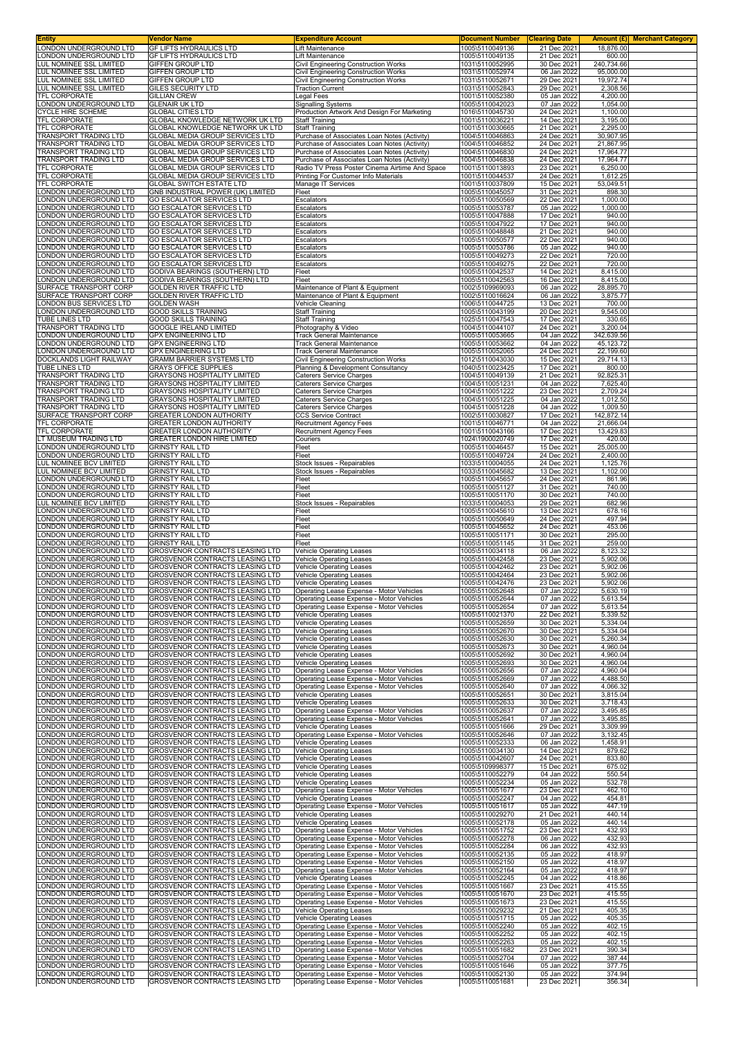| Entity | Vendor Name | Expenditure Account | Document Number | Clearing Date | Amount (£) | Merchant Category |
|---|---|---|---|---|---|---|
| LONDON UNDERGROUND LTD | GF LIFTS HYDRAULICS LTD | Lift Maintenance | 1005\5110049136 | 21 Dec 2021 | 18,876.00 | |
| LONDON UNDERGROUND LTD | GF LIFTS HYDRAULICS LTD | Lift Maintenance | 1005\5110049135 | 21 Dec 2021 | 600.00 | |
| LUL NOMINEE SSL LIMITED | GIFFEN GROUP LTD | Civil Engineering Construction Works | 1031\5110052995 | 30 Dec 2021 | 240,734.66 | |
| LUL NOMINEE SSL LIMITED | GIFFEN GROUP LTD | Civil Engineering Construction Works | 1031\5110052974 | 06 Jan 2022 | 95,000.00 | |
| LUL NOMINEE SSL LIMITED | GIFFEN GROUP LTD | Civil Engineering Construction Works | 1031\5110052671 | 29 Dec 2021 | 19,972.74 | |
| LUL NOMINEE SSL LIMITED | GILES SECURITY LTD | Traction Current | 1031\5110052843 | 29 Dec 2021 | 2,308.56 | |
| TFL CORPORATE | GILLIAN CREW | Legal Fees | 1001\5110052380 | 05 Jan 2022 | 4,200.00 | |
| LONDON UNDERGROUND LTD | GLENAIR UK LTD | Signalling Systems | 1005\5110042023 | 07 Jan 2022 | 1,054.00 | |
| CYCLE HIRE SCHEME | GLOBAL CITIES LTD | Production Artwork And Design For Marketing | 1016\5110045730 | 24 Dec 2021 | 1,100.00 | |
| TFL CORPORATE | GLOBAL KNOWLEDGE NETWORK UK LTD | Staff Training | 1001\5110036221 | 14 Dec 2021 | 3,195.00 | |
| TFL CORPORATE | GLOBAL KNOWLEDGE NETWORK UK LTD | Staff Training | 1001\5110030665 | 21 Dec 2021 | 2,295.00 | |
| TRANSPORT TRADING LTD | GLOBAL MEDIA GROUP SERVICES LTD | Purchase of Associates Loan Notes (Activity) | 1004\5110046863 | 24 Dec 2021 | 30,907.95 | |
| TRANSPORT TRADING LTD | GLOBAL MEDIA GROUP SERVICES LTD | Purchase of Associates Loan Notes (Activity) | 1004\5110046852 | 24 Dec 2021 | 21,867.95 | |
| TRANSPORT TRADING LTD | GLOBAL MEDIA GROUP SERVICES LTD | Purchase of Associates Loan Notes (Activity) | 1004\5110046830 | 24 Dec 2021 | 17,964.77 | |
| TRANSPORT TRADING LTD | GLOBAL MEDIA GROUP SERVICES LTD | Purchase of Associates Loan Notes (Activity) | 1004\5110046838 | 24 Dec 2021 | 17,964.77 | |
| TFL CORPORATE | GLOBAL MEDIA GROUP SERVICES LTD | Radio TV Press Poster Cinema Airtime And Space | 1001\5110013893 | 23 Dec 2021 | 6,250.00 | |
| TFL CORPORATE | GLOBAL MEDIA GROUP SERVICES LTD | Printing For Customer Info Materials | 1001\5110044537 | 24 Dec 2021 | 1,612.25 | |
| TFL CORPORATE | GLOBAL SWITCH ESTATE LTD | Manage IT Services | 1001\5110037809 | 15 Dec 2021 | 53,049.51 | |
| LONDON UNDERGROUND LTD | GNB INDUSTRIAL POWER (UK) LIMITED | Fleet | 1005\5110045057 | 31 Dec 2021 | 898.30 | |
| LONDON UNDERGROUND LTD | GO ESCALATOR SERVICES LTD | Escalators | 1005\5110050569 | 22 Dec 2021 | 1,000.00 | |
| LONDON UNDERGROUND LTD | GO ESCALATOR SERVICES LTD | Escalators | 1005\5110053787 | 05 Jan 2022 | 1,000.00 | |
| LONDON UNDERGROUND LTD | GO ESCALATOR SERVICES LTD | Escalators | 1005\5110047888 | 17 Dec 2021 | 940.00 | |
| LONDON UNDERGROUND LTD | GO ESCALATOR SERVICES LTD | Escalators | 1005\5110047922 | 17 Dec 2021 | 940.00 | |
| LONDON UNDERGROUND LTD | GO ESCALATOR SERVICES LTD | Escalators | 1005\5110048848 | 21 Dec 2021 | 940.00 | |
| LONDON UNDERGROUND LTD | GO ESCALATOR SERVICES LTD | Escalators | 1005\5110050577 | 22 Dec 2021 | 940.00 | |
| LONDON UNDERGROUND LTD | GO ESCALATOR SERVICES LTD | Escalators | 1005\5110053786 | 05 Jan 2022 | 940.00 | |
| LONDON UNDERGROUND LTD | GO ESCALATOR SERVICES LTD | Escalators | 1005\5110049273 | 22 Dec 2021 | 720.00 | |
| LONDON UNDERGROUND LTD | GO ESCALATOR SERVICES LTD | Escalators | 1005\5110049275 | 22 Dec 2021 | 720.00 | |
| LONDON UNDERGROUND LTD | GODIVA BEARINGS (SOUTHERN) LTD | Fleet | 1005\5110042537 | 14 Dec 2021 | 8,415.00 | |
| LONDON UNDERGROUND LTD | GODIVA BEARINGS (SOUTHERN) LTD | Fleet | 1005\5110042563 | 16 Dec 2021 | 8,415.00 | |
| SURFACE TRANSPORT CORP | GOLDEN RIVER TRAFFIC LTD | Maintenance of Plant & Equipment | 1002\5109969093 | 06 Jan 2022 | 28,895.70 | |
| SURFACE TRANSPORT CORP | GOLDEN RIVER TRAFFIC LTD | Maintenance of Plant & Equipment | 1002\5110016624 | 06 Jan 2022 | 3,875.77 | |
| LONDON BUS SERVICES LTD | GOLDEN WASH | Vehicle Cleaning | 1006\5110044725 | 13 Dec 2021 | 700.00 | |
| LONDON UNDERGROUND LTD | GOOD SKILLS TRAINING | Staff Training | 1005\5110043199 | 20 Dec 2021 | 9,545.00 | |
| TUBE LINES LTD | GOOD SKILLS TRAINING | Staff Training | 1025\5110047543 | 17 Dec 2021 | 330.65 | |
| TRANSPORT TRADING LTD | GOOGLE IRELAND LIMITED | Photography & Video | 1004\5110044107 | 24 Dec 2021 | 3,200.04 | |
| LONDON UNDERGROUND LTD | GPX ENGINEERING LTD | Track General Maintenance | 1005\5110053665 | 04 Jan 2022 | 342,639.56 | |
| LONDON UNDERGROUND LTD | GPX ENGINEERING LTD | Track General Maintenance | 1005\5110053662 | 04 Jan 2022 | 45,123.72 | |
| LONDON UNDERGROUND LTD | GPX ENGINEERING LTD | Track General Maintenance | 1005\5110052065 | 24 Dec 2021 | 22,199.60 | |
| DOCKLANDS LIGHT RAILWAY | GRAMM BARRIER SYSTEMS LTD | Civil Engineering Construction Works | 1012\5110043030 | 15 Dec 2021 | 29,714.13 | |
| TUBE LINES LTD | GRAYS OFFICE SUPPLIES | Planning & Development Consultancy | 1040\5110023425 | 17 Dec 2021 | 800.00 | |
| TRANSPORT TRADING LTD | GRAYSONS HOSPITALITY LIMITED | Caterers Service Charges | 1004\5110049139 | 21 Dec 2021 | 92,825.31 | |
| TRANSPORT TRADING LTD | GRAYSONS HOSPITALITY LIMITED | Caterers Service Charges | 1004\5110051231 | 04 Jan 2022 | 7,625.40 | |
| TRANSPORT TRADING LTD | GRAYSONS HOSPITALITY LIMITED | Caterers Service Charges | 1004\5110051222 | 23 Dec 2021 | 2,709.24 | |
| TRANSPORT TRADING LTD | GRAYSONS HOSPITALITY LIMITED | Caterers Service Charges | 1004\5110051225 | 04 Jan 2022 | 1,012.50 | |
| TRANSPORT TRADING LTD | GRAYSONS HOSPITALITY LIMITED | Caterers Service Charges | 1004\5110051228 | 04 Jan 2022 | 1,009.50 | |
| SURFACE TRANSPORT CORP | GREATER LONDON AUTHORITY | CCS Service Contract | 1002\5110030827 | 17 Dec 2021 | 142,872.14 | |
| TFL CORPORATE | GREATER LONDON AUTHORITY | Recruitment Agency Fees | 1001\5110046771 | 04 Jan 2022 | 21,666.04 | |
| TFL CORPORATE | GREATER LONDON AUTHORITY | Recruitment Agency Fees | 1001\5110043166 | 17 Dec 2021 | 13,429.83 | |
| LT MUSEUM TRADING LTD | GREATER LONDON HIRE LIMITED | Couriers | 1024\1900020749 | 17 Dec 2021 | 420.00 | |
| LONDON UNDERGROUND LTD | GRINSTY RAIL LTD | Fleet | 1005\5110046457 | 15 Dec 2021 | 25,005.00 | |
| LONDON UNDERGROUND LTD | GRINSTY RAIL LTD | Fleet | 1005\5110049724 | 24 Dec 2021 | 2,400.00 | |
| LUL NOMINEE BCV LIMITED | GRINSTY RAIL LTD | Stock Issues - Repairables | 1033\5110004055 | 24 Dec 2021 | 1,125.76 | |
| LUL NOMINEE BCV LIMITED | GRINSTY RAIL LTD | Stock Issues - Repairables | 1033\5110045682 | 13 Dec 2021 | 1,102.00 | |
| LONDON UNDERGROUND LTD | GRINSTY RAIL LTD | Fleet | 1005\5110045657 | 24 Dec 2021 | 861.96 | |
| LONDON UNDERGROUND LTD | GRINSTY RAIL LTD | Fleet | 1005\5110051127 | 31 Dec 2021 | 740.00 | |
| LONDON UNDERGROUND LTD | GRINSTY RAIL LTD | Fleet | 1005\5110051170 | 30 Dec 2021 | 740.00 | |
| LUL NOMINEE BCV LIMITED | GRINSTY RAIL LTD | Stock Issues - Repairables | 1033\5110004053 | 29 Dec 2021 | 682.96 | |
| LONDON UNDERGROUND LTD | GRINSTY RAIL LTD | Fleet | 1005\5110045610 | 13 Dec 2021 | 678.16 | |
| LONDON UNDERGROUND LTD | GRINSTY RAIL LTD | Fleet | 1005\5110050649 | 24 Dec 2021 | 497.94 | |
| LONDON UNDERGROUND LTD | GRINSTY RAIL LTD | Fleet | 1005\5110045652 | 24 Dec 2021 | 453.06 | |
| LONDON UNDERGROUND LTD | GRINSTY RAIL LTD | Fleet | 1005\5110051171 | 30 Dec 2021 | 295.00 | |
| LONDON UNDERGROUND LTD | GRINSTY RAIL LTD | Fleet | 1005\5110051145 | 31 Dec 2021 | 259.00 | |
| LONDON UNDERGROUND LTD | GROSVENOR CONTRACTS LEASING LTD | Vehicle Operating Leases | 1005\5110034118 | 06 Jan 2022 | 8,123.32 | |
| LONDON UNDERGROUND LTD | GROSVENOR CONTRACTS LEASING LTD | Vehicle Operating Leases | 1005\5110042458 | 23 Dec 2021 | 5,902.06 | |
| LONDON UNDERGROUND LTD | GROSVENOR CONTRACTS LEASING LTD | Vehicle Operating Leases | 1005\5110042462 | 23 Dec 2021 | 5,902.06 | |
| LONDON UNDERGROUND LTD | GROSVENOR CONTRACTS LEASING LTD | Vehicle Operating Leases | 1005\5110042464 | 23 Dec 2021 | 5,902.06 | |
| LONDON UNDERGROUND LTD | GROSVENOR CONTRACTS LEASING LTD | Vehicle Operating Leases | 1005\5110042476 | 23 Dec 2021 | 5,902.06 | |
| LONDON UNDERGROUND LTD | GROSVENOR CONTRACTS LEASING LTD | Operating Lease Expense - Motor Vehicles | 1005\5110052648 | 07 Jan 2022 | 5,630.19 | |
| LONDON UNDERGROUND LTD | GROSVENOR CONTRACTS LEASING LTD | Operating Lease Expense - Motor Vehicles | 1005\5110052644 | 07 Jan 2022 | 5,613.54 | |
| LONDON UNDERGROUND LTD | GROSVENOR CONTRACTS LEASING LTD | Operating Lease Expense - Motor Vehicles | 1005\5110052654 | 07 Jan 2022 | 5,613.54 | |
| LONDON UNDERGROUND LTD | GROSVENOR CONTRACTS LEASING LTD | Vehicle Operating Leases | 1005\5110021370 | 22 Dec 2021 | 5,339.52 | |
| LONDON UNDERGROUND LTD | GROSVENOR CONTRACTS LEASING LTD | Vehicle Operating Leases | 1005\5110052659 | 30 Dec 2021 | 5,334.04 | |
| LONDON UNDERGROUND LTD | GROSVENOR CONTRACTS LEASING LTD | Vehicle Operating Leases | 1005\5110052670 | 30 Dec 2021 | 5,334.04 | |
| LONDON UNDERGROUND LTD | GROSVENOR CONTRACTS LEASING LTD | Vehicle Operating Leases | 1005\5110052630 | 30 Dec 2021 | 5,260.34 | |
| LONDON UNDERGROUND LTD | GROSVENOR CONTRACTS LEASING LTD | Vehicle Operating Leases | 1005\5110052673 | 30 Dec 2021 | 4,960.04 | |
| LONDON UNDERGROUND LTD | GROSVENOR CONTRACTS LEASING LTD | Vehicle Operating Leases | 1005\5110052692 | 30 Dec 2021 | 4,960.04 | |
| LONDON UNDERGROUND LTD | GROSVENOR CONTRACTS LEASING LTD | Vehicle Operating Leases | 1005\5110052693 | 30 Dec 2021 | 4,960.04 | |
| LONDON UNDERGROUND LTD | GROSVENOR CONTRACTS LEASING LTD | Operating Lease Expense - Motor Vehicles | 1005\5110052656 | 07 Jan 2022 | 4,960.04 | |
| LONDON UNDERGROUND LTD | GROSVENOR CONTRACTS LEASING LTD | Operating Lease Expense - Motor Vehicles | 1005\5110052669 | 07 Jan 2022 | 4,488.50 | |
| LONDON UNDERGROUND LTD | GROSVENOR CONTRACTS LEASING LTD | Operating Lease Expense - Motor Vehicles | 1005\5110052640 | 07 Jan 2022 | 4,066.32 | |
| LONDON UNDERGROUND LTD | GROSVENOR CONTRACTS LEASING LTD | Vehicle Operating Leases | 1005\5110052651 | 30 Dec 2021 | 3,815.04 | |
| LONDON UNDERGROUND LTD | GROSVENOR CONTRACTS LEASING LTD | Vehicle Operating Leases | 1005\5110052633 | 30 Dec 2021 | 3,718.43 | |
| LONDON UNDERGROUND LTD | GROSVENOR CONTRACTS LEASING LTD | Operating Lease Expense - Motor Vehicles | 1005\5110052637 | 07 Jan 2022 | 3,495.85 | |
| LONDON UNDERGROUND LTD | GROSVENOR CONTRACTS LEASING LTD | Operating Lease Expense - Motor Vehicles | 1005\5110052641 | 07 Jan 2022 | 3,495.85 | |
| LONDON UNDERGROUND LTD | GROSVENOR CONTRACTS LEASING LTD | Vehicle Operating Leases | 1005\5110051666 | 29 Dec 2021 | 3,309.99 | |
| LONDON UNDERGROUND LTD | GROSVENOR CONTRACTS LEASING LTD | Operating Lease Expense - Motor Vehicles | 1005\5110052646 | 07 Jan 2022 | 3,132.45 | |
| LONDON UNDERGROUND LTD | GROSVENOR CONTRACTS LEASING LTD | Vehicle Operating Leases | 1005\5110052333 | 06 Jan 2022 | 1,458.91 | |
| LONDON UNDERGROUND LTD | GROSVENOR CONTRACTS LEASING LTD | Vehicle Operating Leases | 1005\5110034130 | 14 Dec 2021 | 879.62 | |
| LONDON UNDERGROUND LTD | GROSVENOR CONTRACTS LEASING LTD | Vehicle Operating Leases | 1005\5110042607 | 24 Dec 2021 | 833.80 | |
| LONDON UNDERGROUND LTD | GROSVENOR CONTRACTS LEASING LTD | Vehicle Operating Leases | 1005\5109998377 | 15 Dec 2021 | 675.02 | |
| LONDON UNDERGROUND LTD | GROSVENOR CONTRACTS LEASING LTD | Vehicle Operating Leases | 1005\5110052279 | 04 Jan 2022 | 550.54 | |
| LONDON UNDERGROUND LTD | GROSVENOR CONTRACTS LEASING LTD | Vehicle Operating Leases | 1005\5110052234 | 05 Jan 2022 | 532.78 | |
| LONDON UNDERGROUND LTD | GROSVENOR CONTRACTS LEASING LTD | Operating Lease Expense - Motor Vehicles | 1005\5110051677 | 23 Dec 2021 | 462.10 | |
| LONDON UNDERGROUND LTD | GROSVENOR CONTRACTS LEASING LTD | Vehicle Operating Leases | 1005\5110052247 | 04 Jan 2022 | 454.81 | |
| LONDON UNDERGROUND LTD | GROSVENOR CONTRACTS LEASING LTD | Operating Lease Expense - Motor Vehicles | 1005\5110051617 | 05 Jan 2022 | 447.19 | |
| LONDON UNDERGROUND LTD | GROSVENOR CONTRACTS LEASING LTD | Vehicle Operating Leases | 1005\5110029270 | 21 Dec 2021 | 440.14 | |
| LONDON UNDERGROUND LTD | GROSVENOR CONTRACTS LEASING LTD | Vehicle Operating Leases | 1005\5110052178 | 05 Jan 2022 | 440.14 | |
| LONDON UNDERGROUND LTD | GROSVENOR CONTRACTS LEASING LTD | Operating Lease Expense - Motor Vehicles | 1005\5110051752 | 23 Dec 2021 | 432.93 | |
| LONDON UNDERGROUND LTD | GROSVENOR CONTRACTS LEASING LTD | Operating Lease Expense - Motor Vehicles | 1005\5110052278 | 06 Jan 2022 | 432.93 | |
| LONDON UNDERGROUND LTD | GROSVENOR CONTRACTS LEASING LTD | Operating Lease Expense - Motor Vehicles | 1005\5110052284 | 06 Jan 2022 | 432.93 | |
| LONDON UNDERGROUND LTD | GROSVENOR CONTRACTS LEASING LTD | Operating Lease Expense - Motor Vehicles | 1005\5110052135 | 05 Jan 2022 | 418.97 | |
| LONDON UNDERGROUND LTD | GROSVENOR CONTRACTS LEASING LTD | Operating Lease Expense - Motor Vehicles | 1005\5110052150 | 05 Jan 2022 | 418.97 | |
| LONDON UNDERGROUND LTD | GROSVENOR CONTRACTS LEASING LTD | Operating Lease Expense - Motor Vehicles | 1005\5110052164 | 05 Jan 2022 | 418.97 | |
| LONDON UNDERGROUND LTD | GROSVENOR CONTRACTS LEASING LTD | Vehicle Operating Leases | 1005\5110052245 | 04 Jan 2022 | 418.86 | |
| LONDON UNDERGROUND LTD | GROSVENOR CONTRACTS LEASING LTD | Operating Lease Expense - Motor Vehicles | 1005\5110051667 | 23 Dec 2021 | 415.55 | |
| LONDON UNDERGROUND LTD | GROSVENOR CONTRACTS LEASING LTD | Operating Lease Expense - Motor Vehicles | 1005\5110051670 | 23 Dec 2021 | 415.55 | |
| LONDON UNDERGROUND LTD | GROSVENOR CONTRACTS LEASING LTD | Operating Lease Expense - Motor Vehicles | 1005\5110051673 | 23 Dec 2021 | 415.55 | |
| LONDON UNDERGROUND LTD | GROSVENOR CONTRACTS LEASING LTD | Vehicle Operating Leases | 1005\5110029232 | 21 Dec 2021 | 405.35 | |
| LONDON UNDERGROUND LTD | GROSVENOR CONTRACTS LEASING LTD | Vehicle Operating Leases | 1005\5110051715 | 05 Jan 2022 | 405.35 | |
| LONDON UNDERGROUND LTD | GROSVENOR CONTRACTS LEASING LTD | Operating Lease Expense - Motor Vehicles | 1005\5110052240 | 05 Jan 2022 | 402.15 | |
| LONDON UNDERGROUND LTD | GROSVENOR CONTRACTS LEASING LTD | Operating Lease Expense - Motor Vehicles | 1005\5110052252 | 05 Jan 2022 | 402.15 | |
| LONDON UNDERGROUND LTD | GROSVENOR CONTRACTS LEASING LTD | Operating Lease Expense - Motor Vehicles | 1005\5110052263 | 05 Jan 2022 | 402.15 | |
| LONDON UNDERGROUND LTD | GROSVENOR CONTRACTS LEASING LTD | Operating Lease Expense - Motor Vehicles | 1005\5110051682 | 23 Dec 2021 | 390.34 | |
| LONDON UNDERGROUND LTD | GROSVENOR CONTRACTS LEASING LTD | Operating Lease Expense - Motor Vehicles | 1005\5110052704 | 07 Jan 2022 | 387.44 | |
| LONDON UNDERGROUND LTD | GROSVENOR CONTRACTS LEASING LTD | Operating Lease Expense - Motor Vehicles | 1005\5110051646 | 05 Jan 2022 | 377.75 | |
| LONDON UNDERGROUND LTD | GROSVENOR CONTRACTS LEASING LTD | Operating Lease Expense - Motor Vehicles | 1005\5110052130 | 05 Jan 2022 | 374.94 | |
| LONDON UNDERGROUND LTD | GROSVENOR CONTRACTS LEASING LTD | Operating Lease Expense - Motor Vehicles | 1005\5110051681 | 23 Dec 2021 | 356.34 | |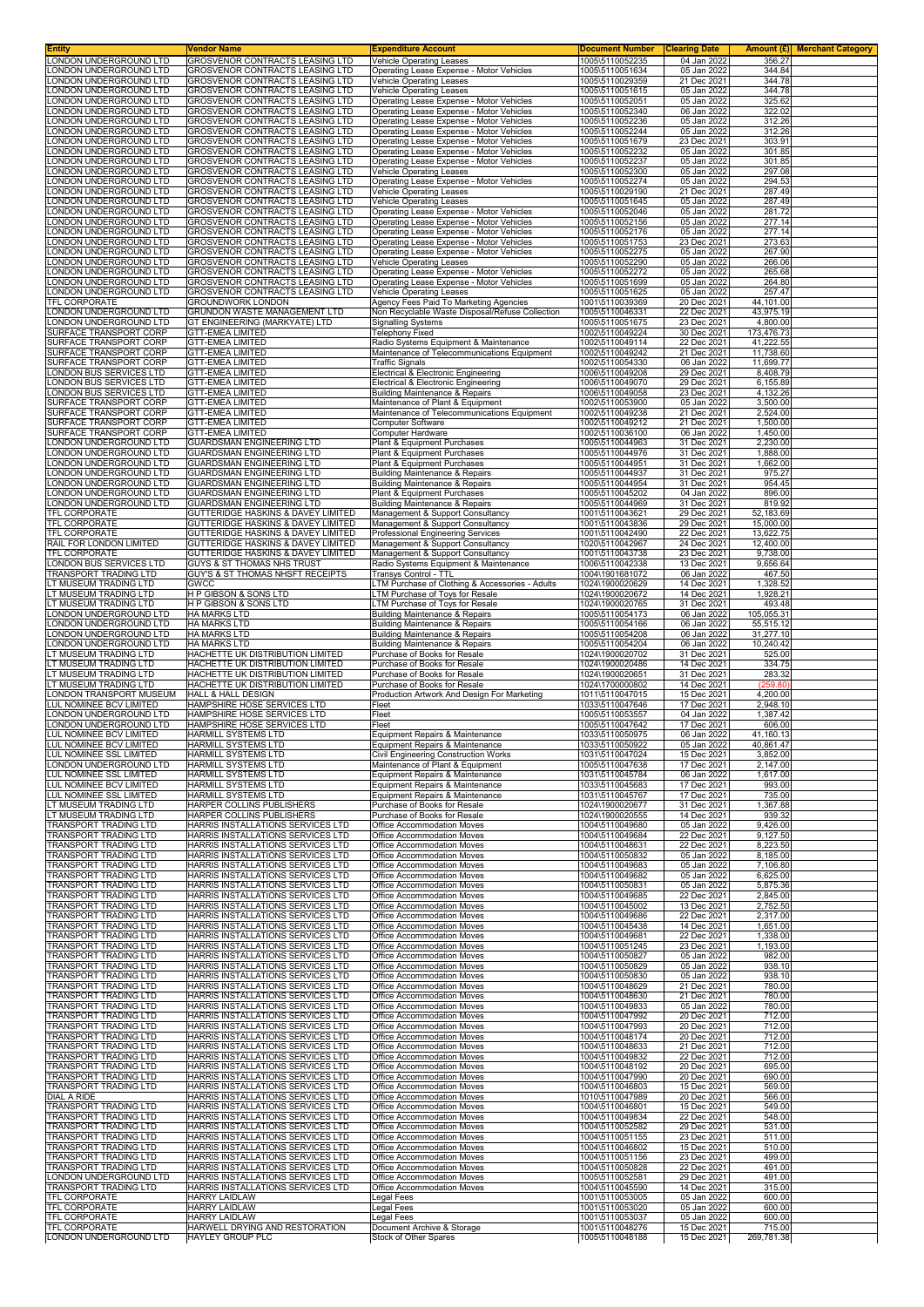| Entity | Vendor Name | Expenditure Account | Document Number | Clearing Date | Amount (£) | Merchant Category |
|---|---|---|---|---|---|---|
| LONDON UNDERGROUND LTD | GROSVENOR CONTRACTS LEASING LTD | Vehicle Operating Leases | 1005\5110052235 | 04 Jan 2022 | 356.27 | |
| LONDON UNDERGROUND LTD | GROSVENOR CONTRACTS LEASING LTD | Operating Lease Expense - Motor Vehicles | 1005\5110051634 | 05 Jan 2022 | 344.84 | |
| LONDON UNDERGROUND LTD | GROSVENOR CONTRACTS LEASING LTD | Vehicle Operating Leases | 1005\5110029359 | 21 Dec 2021 | 344.78 | |
| LONDON UNDERGROUND LTD | GROSVENOR CONTRACTS LEASING LTD | Vehicle Operating Leases | 1005\5110051615 | 05 Jan 2022 | 344.78 | |
| LONDON UNDERGROUND LTD | GROSVENOR CONTRACTS LEASING LTD | Operating Lease Expense - Motor Vehicles | 1005\5110052051 | 05 Jan 2022 | 325.62 | |
| LONDON UNDERGROUND LTD | GROSVENOR CONTRACTS LEASING LTD | Operating Lease Expense - Motor Vehicles | 1005\5110052340 | 06 Jan 2022 | 322.02 | |
| LONDON UNDERGROUND LTD | GROSVENOR CONTRACTS LEASING LTD | Operating Lease Expense - Motor Vehicles | 1005\5110052236 | 05 Jan 2022 | 312.26 | |
| LONDON UNDERGROUND LTD | GROSVENOR CONTRACTS LEASING LTD | Operating Lease Expense - Motor Vehicles | 1005\5110052244 | 05 Jan 2022 | 312.26 | |
| LONDON UNDERGROUND LTD | GROSVENOR CONTRACTS LEASING LTD | Operating Lease Expense - Motor Vehicles | 1005\5110051679 | 23 Dec 2021 | 303.91 | |
| LONDON UNDERGROUND LTD | GROSVENOR CONTRACTS LEASING LTD | Operating Lease Expense - Motor Vehicles | 1005\5110052232 | 05 Jan 2022 | 301.85 | |
| LONDON UNDERGROUND LTD | GROSVENOR CONTRACTS LEASING LTD | Operating Lease Expense - Motor Vehicles | 1005\5110052237 | 05 Jan 2022 | 301.85 | |
| LONDON UNDERGROUND LTD | GROSVENOR CONTRACTS LEASING LTD | Vehicle Operating Leases | 1005\5110052300 | 05 Jan 2022 | 297.08 | |
| LONDON UNDERGROUND LTD | GROSVENOR CONTRACTS LEASING LTD | Operating Lease Expense - Motor Vehicles | 1005\5110052274 | 05 Jan 2022 | 294.53 | |
| LONDON UNDERGROUND LTD | GROSVENOR CONTRACTS LEASING LTD | Vehicle Operating Leases | 1005\5110029190 | 21 Dec 2021 | 287.49 | |
| LONDON UNDERGROUND LTD | GROSVENOR CONTRACTS LEASING LTD | Vehicle Operating Leases | 1005\5110051645 | 05 Jan 2022 | 287.49 | |
| LONDON UNDERGROUND LTD | GROSVENOR CONTRACTS LEASING LTD | Operating Lease Expense - Motor Vehicles | 1005\5110052046 | 05 Jan 2022 | 281.72 | |
| LONDON UNDERGROUND LTD | GROSVENOR CONTRACTS LEASING LTD | Operating Lease Expense - Motor Vehicles | 1005\5110052156 | 05 Jan 2022 | 277.14 | |
| LONDON UNDERGROUND LTD | GROSVENOR CONTRACTS LEASING LTD | Operating Lease Expense - Motor Vehicles | 1005\5110052176 | 05 Jan 2022 | 277.14 | |
| LONDON UNDERGROUND LTD | GROSVENOR CONTRACTS LEASING LTD | Operating Lease Expense - Motor Vehicles | 1005\5110051753 | 23 Dec 2021 | 273.63 | |
| LONDON UNDERGROUND LTD | GROSVENOR CONTRACTS LEASING LTD | Operating Lease Expense - Motor Vehicles | 1005\5110052275 | 05 Jan 2022 | 267.90 | |
| LONDON UNDERGROUND LTD | GROSVENOR CONTRACTS LEASING LTD | Vehicle Operating Leases | 1005\5110052290 | 05 Jan 2022 | 266.06 | |
| LONDON UNDERGROUND LTD | GROSVENOR CONTRACTS LEASING LTD | Operating Lease Expense - Motor Vehicles | 1005\5110052272 | 05 Jan 2022 | 265.68 | |
| LONDON UNDERGROUND LTD | GROSVENOR CONTRACTS LEASING LTD | Operating Lease Expense - Motor Vehicles | 1005\5110051699 | 05 Jan 2022 | 264.80 | |
| LONDON UNDERGROUND LTD | GROSVENOR CONTRACTS LEASING LTD | Vehicle Operating Leases | 1005\5110051625 | 05 Jan 2022 | 257.47 | |
| TFL CORPORATE | GROUNDWORK LONDON | Agency Fees Paid To Marketing Agencies | 1001\5110039369 | 20 Dec 2021 | 44,101.00 | |
| LONDON UNDERGROUND LTD | GRUNDON WASTE MANAGEMENT LTD | Non Recyclable Waste Disposal/Refuse Collection | 1005\5110046331 | 22 Dec 2021 | 43,975.19 | |
| LONDON UNDERGROUND LTD | GT ENGINEERING (MARKYATE) LTD | Signalling Systems | 1005\5110051675 | 23 Dec 2021 | 4,800.00 | |
| SURFACE TRANSPORT CORP | GTT-EMEA LIMITED | Telephony Fixed | 1002\5110049224 | 30 Dec 2021 | 173,476.73 | |
| SURFACE TRANSPORT CORP | GTT-EMEA LIMITED | Radio Systems Equipment & Maintenance | 1002\5110049114 | 22 Dec 2021 | 41,222.55 | |
| SURFACE TRANSPORT CORP | GTT-EMEA LIMITED | Maintenance of Telecommunications Equipment | 1002\5110049242 | 21 Dec 2021 | 11,738.60 | |
| SURFACE TRANSPORT CORP | GTT-EMEA LIMITED | Traffic Signals | 1002\5110054330 | 06 Jan 2022 | 11,699.77 | |
| LONDON BUS SERVICES LTD | GTT-EMEA LIMITED | Electrical & Electronic Engineering | 1006\5110049208 | 29 Dec 2021 | 8,408.79 | |
| LONDON BUS SERVICES LTD | GTT-EMEA LIMITED | Electrical & Electronic Engineering | 1006\5110049070 | 29 Dec 2021 | 6,155.89 | |
| LONDON BUS SERVICES LTD | GTT-EMEA LIMITED | Building Maintenance & Repairs | 1006\5110049058 | 23 Dec 2021 | 4,132.26 | |
| SURFACE TRANSPORT CORP | GTT-EMEA LIMITED | Maintenance of Plant & Equipment | 1002\5110053900 | 05 Jan 2022 | 3,500.00 | |
| SURFACE TRANSPORT CORP | GTT-EMEA LIMITED | Maintenance of Telecommunications Equipment | 1002\5110049238 | 21 Dec 2021 | 2,524.00 | |
| SURFACE TRANSPORT CORP | GTT-EMEA LIMITED | Computer Software | 1002\5110049212 | 21 Dec 2021 | 1,500.00 | |
| SURFACE TRANSPORT CORP | GTT-EMEA LIMITED | Computer Hardware | 1002\5110036100 | 06 Jan 2022 | 1,450.00 | |
| LONDON UNDERGROUND LTD | GUARDSMAN ENGINEERING LTD | Plant & Equipment Purchases | 1005\5110044963 | 31 Dec 2021 | 2,230.00 | |
| LONDON UNDERGROUND LTD | GUARDSMAN ENGINEERING LTD | Plant & Equipment Purchases | 1005\5110044976 | 31 Dec 2021 | 1,888.00 | |
| LONDON UNDERGROUND LTD | GUARDSMAN ENGINEERING LTD | Plant & Equipment Purchases | 1005\5110044951 | 31 Dec 2021 | 1,662.00 | |
| LONDON UNDERGROUND LTD | GUARDSMAN ENGINEERING LTD | Building Maintenance & Repairs | 1005\5110044937 | 31 Dec 2021 | 975.27 | |
| LONDON UNDERGROUND LTD | GUARDSMAN ENGINEERING LTD | Building Maintenance & Repairs | 1005\5110044954 | 31 Dec 2021 | 954.45 | |
| LONDON UNDERGROUND LTD | GUARDSMAN ENGINEERING LTD | Plant & Equipment Purchases | 1005\5110045202 | 04 Jan 2022 | 896.00 | |
| LONDON UNDERGROUND LTD | GUARDSMAN ENGINEERING LTD | Building Maintenance & Repairs | 1005\5110044969 | 31 Dec 2021 | 819.92 | |
| TFL CORPORATE | GUTTERIDGE HASKINS & DAVEY LIMITED | Management & Support Consultancy | 1001\5110043621 | 29 Dec 2021 | 52,183.69 | |
| TFL CORPORATE | GUTTERIDGE HASKINS & DAVEY LIMITED | Management & Support Consultancy | 1001\5110043836 | 29 Dec 2021 | 15,000.00 | |
| TFL CORPORATE | GUTTERIDGE HASKINS & DAVEY LIMITED | Professional Engineering Services | 1001\5110042490 | 22 Dec 2021 | 13,622.75 | |
| RAIL FOR LONDON LIMITED | GUTTERIDGE HASKINS & DAVEY LIMITED | Management & Support Consultancy | 1020\5110042967 | 24 Dec 2021 | 12,400.00 | |
| TFL CORPORATE | GUTTERIDGE HASKINS & DAVEY LIMITED | Management & Support Consultancy | 1001\5110043738 | 23 Dec 2021 | 9,738.00 | |
| LONDON BUS SERVICES LTD | GUYS & ST THOMAS NHS TRUST | Radio Systems Equipment & Maintenance | 1006\5110042338 | 13 Dec 2021 | 9,656.64 | |
| TRANSPORT TRADING LTD | GUY'S & ST THOMAS NHSFT RECEIPTS | Transys Control - TTL | 1004\1901681072 | 06 Jan 2022 | 467.50 | |
| LT MUSEUM TRADING LTD | GWCC | LTM Purchase of Clothing & Accessories - Adults | 1024\1900020629 | 14 Dec 2021 | 1,328.52 | |
| LT MUSEUM TRADING LTD | H P GIBSON & SONS LTD | LTM Purchase of Toys for Resale | 1024\1900020672 | 14 Dec 2021 | 1,928.21 | |
| LT MUSEUM TRADING LTD | H P GIBSON & SONS LTD | LTM Purchase of Toys for Resale | 1024\1900020765 | 31 Dec 2021 | 493.48 | |
| LONDON UNDERGROUND LTD | HA MARKS LTD | Building Maintenance & Repairs | 1005\5110054173 | 06 Jan 2022 | 105,055.31 | |
| LONDON UNDERGROUND LTD | HA MARKS LTD | Building Maintenance & Repairs | 1005\5110054166 | 06 Jan 2022 | 55,515.12 | |
| LONDON UNDERGROUND LTD | HA MARKS LTD | Building Maintenance & Repairs | 1005\5110054208 | 06 Jan 2022 | 31,277.10 | |
| LONDON UNDERGROUND LTD | HA MARKS LTD | Building Maintenance & Repairs | 1005\5110054204 | 06 Jan 2022 | 10,240.42 | |
| LT MUSEUM TRADING LTD | HACHETTE UK DISTRIBUTION LIMITED | Purchase of Books for Resale | 1024\1900020702 | 31 Dec 2021 | 525.00 | |
| LT MUSEUM TRADING LTD | HACHETTE UK DISTRIBUTION LIMITED | Purchase of Books for Resale | 1024\1900020486 | 14 Dec 2021 | 334.75 | |
| LT MUSEUM TRADING LTD | HACHETTE UK DISTRIBUTION LIMITED | Purchase of Books for Resale | 1024\1900020651 | 31 Dec 2021 | 283.32 | |
| LT MUSEUM TRADING LTD | HACHETTE UK DISTRIBUTION LIMITED | Purchase of Books for Resale | 1024\1700000802 | 14 Dec 2021 | (259.80) | |
| LONDON TRANSPORT MUSEUM | HALL & HALL DESIGN | Production Artwork And Design For Marketing | 1011\5110047015 | 15 Dec 2021 | 4,200.00 | |
| LUL NOMINEE BCV LIMITED | HAMPSHIRE HOSE SERVICES LTD | Fleet | 1033\5110047646 | 17 Dec 2021 | 2,948.10 | |
| LONDON UNDERGROUND LTD | HAMPSHIRE HOSE SERVICES LTD | Fleet | 1005\5110053557 | 04 Jan 2022 | 1,387.42 | |
| LONDON UNDERGROUND LTD | HAMPSHIRE HOSE SERVICES LTD | Fleet | 1005\5110047642 | 17 Dec 2021 | 606.00 | |
| LUL NOMINEE BCV LIMITED | HARMILL SYSTEMS LTD | Equipment Repairs & Maintenance | 1033\5110050975 | 06 Jan 2022 | 41,160.13 | |
| LUL NOMINEE BCV LIMITED | HARMILL SYSTEMS LTD | Equipment Repairs & Maintenance | 1033\5110050922 | 05 Jan 2022 | 40,861.47 | |
| LUL NOMINEE SSL LIMITED | HARMILL SYSTEMS LTD | Civil Engineering Construction Works | 1031\5110047024 | 15 Dec 2021 | 3,852.00 | |
| LONDON UNDERGROUND LTD | HARMILL SYSTEMS LTD | Maintenance of Plant & Equipment | 1005\5110047638 | 17 Dec 2021 | 2,147.00 | |
| LUL NOMINEE SSL LIMITED | HARMILL SYSTEMS LTD | Equipment Repairs & Maintenance | 1031\5110045784 | 06 Jan 2022 | 1,617.00 | |
| LUL NOMINEE BCV LIMITED | HARMILL SYSTEMS LTD | Equipment Repairs & Maintenance | 1033\5110045683 | 17 Dec 2021 | 993.00 | |
| LUL NOMINEE SSL LIMITED | HARMILL SYSTEMS LTD | Equipment Repairs & Maintenance | 1031\5110045767 | 17 Dec 2021 | 735.00 | |
| LT MUSEUM TRADING LTD | HARPER COLLINS PUBLISHERS | Purchase of Books for Resale | 1024\1900020677 | 31 Dec 2021 | 1,367.88 | |
| LT MUSEUM TRADING LTD | HARPER COLLINS PUBLISHERS | Purchase of Books for Resale | 1024\1900020555 | 14 Dec 2021 | 939.32 | |
| TRANSPORT TRADING LTD | HARRIS INSTALLATIONS SERVICES LTD | Office Accommodation Moves | 1004\5110049680 | 05 Jan 2022 | 9,426.00 | |
| TRANSPORT TRADING LTD | HARRIS INSTALLATIONS SERVICES LTD | Office Accommodation Moves | 1004\5110049684 | 22 Dec 2021 | 9,127.50 | |
| TRANSPORT TRADING LTD | HARRIS INSTALLATIONS SERVICES LTD | Office Accommodation Moves | 1004\5110048631 | 22 Dec 2021 | 8,223.50 | |
| TRANSPORT TRADING LTD | HARRIS INSTALLATIONS SERVICES LTD | Office Accommodation Moves | 1004\5110050832 | 05 Jan 2022 | 8,185.00 | |
| TRANSPORT TRADING LTD | HARRIS INSTALLATIONS SERVICES LTD | Office Accommodation Moves | 1004\5110049683 | 05 Jan 2022 | 7,106.80 | |
| TRANSPORT TRADING LTD | HARRIS INSTALLATIONS SERVICES LTD | Office Accommodation Moves | 1004\5110049682 | 05 Jan 2022 | 6,625.00 | |
| TRANSPORT TRADING LTD | HARRIS INSTALLATIONS SERVICES LTD | Office Accommodation Moves | 1004\5110050831 | 05 Jan 2022 | 5,875.36 | |
| TRANSPORT TRADING LTD | HARRIS INSTALLATIONS SERVICES LTD | Office Accommodation Moves | 1004\5110049685 | 22 Dec 2021 | 2,845.00 | |
| TRANSPORT TRADING LTD | HARRIS INSTALLATIONS SERVICES LTD | Office Accommodation Moves | 1004\5110045002 | 13 Dec 2021 | 2,752.50 | |
| TRANSPORT TRADING LTD | HARRIS INSTALLATIONS SERVICES LTD | Office Accommodation Moves | 1004\5110049686 | 22 Dec 2021 | 2,317.00 | |
| TRANSPORT TRADING LTD | HARRIS INSTALLATIONS SERVICES LTD | Office Accommodation Moves | 1004\5110045438 | 14 Dec 2021 | 1,651.00 | |
| TRANSPORT TRADING LTD | HARRIS INSTALLATIONS SERVICES LTD | Office Accommodation Moves | 1004\5110049681 | 22 Dec 2021 | 1,338.00 | |
| TRANSPORT TRADING LTD | HARRIS INSTALLATIONS SERVICES LTD | Office Accommodation Moves | 1004\5110051245 | 23 Dec 2021 | 1,193.00 | |
| TRANSPORT TRADING LTD | HARRIS INSTALLATIONS SERVICES LTD | Office Accommodation Moves | 1004\5110050827 | 05 Jan 2022 | 982.00 | |
| TRANSPORT TRADING LTD | HARRIS INSTALLATIONS SERVICES LTD | Office Accommodation Moves | 1004\5110050829 | 05 Jan 2022 | 938.10 | |
| TRANSPORT TRADING LTD | HARRIS INSTALLATIONS SERVICES LTD | Office Accommodation Moves | 1004\5110050830 | 05 Jan 2022 | 938.10 | |
| TRANSPORT TRADING LTD | HARRIS INSTALLATIONS SERVICES LTD | Office Accommodation Moves | 1004\5110048629 | 21 Dec 2021 | 780.00 | |
| TRANSPORT TRADING LTD | HARRIS INSTALLATIONS SERVICES LTD | Office Accommodation Moves | 1004\5110048630 | 21 Dec 2021 | 780.00 | |
| TRANSPORT TRADING LTD | HARRIS INSTALLATIONS SERVICES LTD | Office Accommodation Moves | 1004\5110049833 | 05 Jan 2022 | 780.00 | |
| TRANSPORT TRADING LTD | HARRIS INSTALLATIONS SERVICES LTD | Office Accommodation Moves | 1004\5110047992 | 20 Dec 2021 | 712.00 | |
| TRANSPORT TRADING LTD | HARRIS INSTALLATIONS SERVICES LTD | Office Accommodation Moves | 1004\5110047993 | 20 Dec 2021 | 712.00 | |
| TRANSPORT TRADING LTD | HARRIS INSTALLATIONS SERVICES LTD | Office Accommodation Moves | 1004\5110048174 | 20 Dec 2021 | 712.00 | |
| TRANSPORT TRADING LTD | HARRIS INSTALLATIONS SERVICES LTD | Office Accommodation Moves | 1004\5110048633 | 21 Dec 2021 | 712.00 | |
| TRANSPORT TRADING LTD | HARRIS INSTALLATIONS SERVICES LTD | Office Accommodation Moves | 1004\5110049832 | 22 Dec 2021 | 712.00 | |
| TRANSPORT TRADING LTD | HARRIS INSTALLATIONS SERVICES LTD | Office Accommodation Moves | 1004\5110048192 | 20 Dec 2021 | 695.00 | |
| TRANSPORT TRADING LTD | HARRIS INSTALLATIONS SERVICES LTD | Office Accommodation Moves | 1004\5110047990 | 20 Dec 2021 | 690.00 | |
| TRANSPORT TRADING LTD | HARRIS INSTALLATIONS SERVICES LTD | Office Accommodation Moves | 1004\5110046803 | 15 Dec 2021 | 569.00 | |
| DIAL A RIDE | HARRIS INSTALLATIONS SERVICES LTD | Office Accommodation Moves | 1010\5110047989 | 20 Dec 2021 | 566.00 | |
| TRANSPORT TRADING LTD | HARRIS INSTALLATIONS SERVICES LTD | Office Accommodation Moves | 1004\5110046801 | 15 Dec 2021 | 549.00 | |
| TRANSPORT TRADING LTD | HARRIS INSTALLATIONS SERVICES LTD | Office Accommodation Moves | 1004\5110049834 | 22 Dec 2021 | 548.00 | |
| TRANSPORT TRADING LTD | HARRIS INSTALLATIONS SERVICES LTD | Office Accommodation Moves | 1004\5110052582 | 29 Dec 2021 | 531.00 | |
| TRANSPORT TRADING LTD | HARRIS INSTALLATIONS SERVICES LTD | Office Accommodation Moves | 1004\5110051155 | 23 Dec 2021 | 511.00 | |
| TRANSPORT TRADING LTD | HARRIS INSTALLATIONS SERVICES LTD | Office Accommodation Moves | 1004\5110046802 | 15 Dec 2021 | 510.00 | |
| TRANSPORT TRADING LTD | HARRIS INSTALLATIONS SERVICES LTD | Office Accommodation Moves | 1004\5110051156 | 23 Dec 2021 | 499.00 | |
| TRANSPORT TRADING LTD | HARRIS INSTALLATIONS SERVICES LTD | Office Accommodation Moves | 1004\5110050828 | 22 Dec 2021 | 491.00 | |
| LONDON UNDERGROUND LTD | HARRIS INSTALLATIONS SERVICES LTD | Office Accommodation Moves | 1005\5110052581 | 29 Dec 2021 | 491.00 | |
| TRANSPORT TRADING LTD | HARRIS INSTALLATIONS SERVICES LTD | Office Accommodation Moves | 1004\5110045590 | 14 Dec 2021 | 315.00 | |
| TFL CORPORATE | HARRY LAIDLAW | Legal Fees | 1001\5110053005 | 05 Jan 2022 | 600.00 | |
| TFL CORPORATE | HARRY LAIDLAW | Legal Fees | 1001\5110053020 | 05 Jan 2022 | 600.00 | |
| TFL CORPORATE | HARRY LAIDLAW | Legal Fees | 1001\5110053037 | 05 Jan 2022 | 600.00 | |
| TFL CORPORATE | HARWELL DRYING AND RESTORATION | Document Archive & Storage | 1001\5110048276 | 15 Dec 2021 | 715.00 | |
| LONDON UNDERGROUND LTD | HAYLEY GROUP PLC | Stock of Other Spares | 1005\5110048188 | 15 Dec 2021 | 269,781.38 | |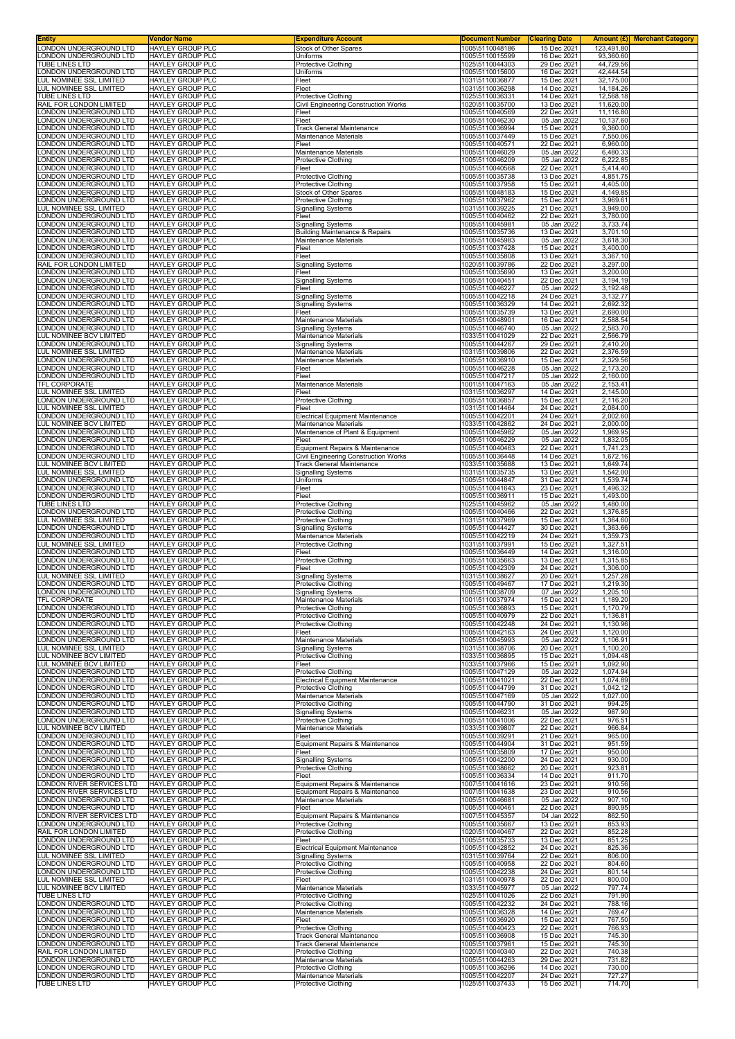| Entity | Vendor Name | Expenditure Account | Document Number | Clearing Date | Amount (£) | Merchant Category |
|---|---|---|---|---|---|---|
| LONDON UNDERGROUND LTD | HAYLEY GROUP PLC | Stock of Other Spares | 1005\5110048186 | 15 Dec 2021 | 123,491.80 | |
| LONDON UNDERGROUND LTD | HAYLEY GROUP PLC | Uniforms | 1005\5110015599 | 16 Dec 2021 | 93,360.60 | |
| TUBE LINES LTD | HAYLEY GROUP PLC | Protective Clothing | 1025\5110044303 | 29 Dec 2021 | 44,729.56 | |
| LONDON UNDERGROUND LTD | HAYLEY GROUP PLC | Uniforms | 1005\5110015600 | 16 Dec 2021 | 42,444.54 | |
| LUL NOMINEE SSL LIMITED | HAYLEY GROUP PLC | Fleet | 1031\5110036877 | 15 Dec 2021 | 32,175.00 | |
| LUL NOMINEE SSL LIMITED | HAYLEY GROUP PLC | Fleet | 1031\5110036298 | 14 Dec 2021 | 14,184.26 | |
| TUBE LINES LTD | HAYLEY GROUP PLC | Protective Clothing | 1025\5110036331 | 14 Dec 2021 | 12,568.18 | |
| RAIL FOR LONDON LIMITED | HAYLEY GROUP PLC | Civil Engineering Construction Works | 1020\5110035700 | 13 Dec 2021 | 11,620.00 | |
| LONDON UNDERGROUND LTD | HAYLEY GROUP PLC | Fleet | 1005\5110040569 | 22 Dec 2021 | 11,116.80 | |
| LONDON UNDERGROUND LTD | HAYLEY GROUP PLC | Fleet | 1005\5110046230 | 05 Jan 2022 | 10,137.60 | |
| LONDON UNDERGROUND LTD | HAYLEY GROUP PLC | Track General Maintenance | 1005\5110036994 | 15 Dec 2021 | 9,360.00 | |
| LONDON UNDERGROUND LTD | HAYLEY GROUP PLC | Maintenance Materials | 1005\5110037449 | 15 Dec 2021 | 7,550.06 | |
| LONDON UNDERGROUND LTD | HAYLEY GROUP PLC | Fleet | 1005\5110040571 | 22 Dec 2021 | 6,960.00 | |
| LONDON UNDERGROUND LTD | HAYLEY GROUP PLC | Maintenance Materials | 1005\5110046029 | 05 Jan 2022 | 6,480.33 | |
| LONDON UNDERGROUND LTD | HAYLEY GROUP PLC | Protective Clothing | 1005\5110046209 | 05 Jan 2022 | 6,222.85 | |
| LONDON UNDERGROUND LTD | HAYLEY GROUP PLC | Fleet | 1005\5110040568 | 22 Dec 2021 | 5,414.40 | |
| LONDON UNDERGROUND LTD | HAYLEY GROUP PLC | Protective Clothing | 1005\5110035738 | 13 Dec 2021 | 4,851.75 | |
| LONDON UNDERGROUND LTD | HAYLEY GROUP PLC | Protective Clothing | 1005\5110037958 | 15 Dec 2021 | 4,405.00 | |
| LONDON UNDERGROUND LTD | HAYLEY GROUP PLC | Stock of Other Spares | 1005\5110048183 | 15 Dec 2021 | 4,149.85 | |
| LONDON UNDERGROUND LTD | HAYLEY GROUP PLC | Protective Clothing | 1005\5110037962 | 15 Dec 2021 | 3,969.61 | |
| LUL NOMINEE SSL LIMITED | HAYLEY GROUP PLC | Signalling Systems | 1031\5110039225 | 21 Dec 2021 | 3,949.00 | |
| LONDON UNDERGROUND LTD | HAYLEY GROUP PLC | Fleet | 1005\5110040462 | 22 Dec 2021 | 3,780.00 | |
| LONDON UNDERGROUND LTD | HAYLEY GROUP PLC | Signalling Systems | 1005\5110045981 | 05 Jan 2022 | 3,733.74 | |
| LONDON UNDERGROUND LTD | HAYLEY GROUP PLC | Building Maintenance & Repairs | 1005\5110035736 | 13 Dec 2021 | 3,701.10 | |
| LONDON UNDERGROUND LTD | HAYLEY GROUP PLC | Maintenance Materials | 1005\5110045983 | 05 Jan 2022 | 3,618.30 | |
| LONDON UNDERGROUND LTD | HAYLEY GROUP PLC | Fleet | 1005\5110037428 | 15 Dec 2021 | 3,400.00 | |
| LONDON UNDERGROUND LTD | HAYLEY GROUP PLC | Fleet | 1005\5110035808 | 13 Dec 2021 | 3,367.10 | |
| RAIL FOR LONDON LIMITED | HAYLEY GROUP PLC | Signalling Systems | 1020\5110039786 | 22 Dec 2021 | 3,297.00 | |
| LONDON UNDERGROUND LTD | HAYLEY GROUP PLC | Fleet | 1005\5110035690 | 13 Dec 2021 | 3,200.00 | |
| LONDON UNDERGROUND LTD | HAYLEY GROUP PLC | Signalling Systems | 1005\5110040451 | 22 Dec 2021 | 3,194.19 | |
| LONDON UNDERGROUND LTD | HAYLEY GROUP PLC | Fleet | 1005\5110046227 | 05 Jan 2022 | 3,192.48 | |
| LONDON UNDERGROUND LTD | HAYLEY GROUP PLC | Signalling Systems | 1005\5110042218 | 24 Dec 2021 | 3,132.77 | |
| LONDON UNDERGROUND LTD | HAYLEY GROUP PLC | Signalling Systems | 1005\5110036329 | 14 Dec 2021 | 2,692.32 | |
| LONDON UNDERGROUND LTD | HAYLEY GROUP PLC | Fleet | 1005\5110035739 | 13 Dec 2021 | 2,690.00 | |
| LONDON UNDERGROUND LTD | HAYLEY GROUP PLC | Maintenance Materials | 1005\5110048901 | 16 Dec 2021 | 2,588.54 | |
| LONDON UNDERGROUND LTD | HAYLEY GROUP PLC | Signalling Systems | 1005\5110046740 | 05 Jan 2022 | 2,583.70 | |
| LUL NOMINEE BCV LIMITED | HAYLEY GROUP PLC | Maintenance Materials | 1033\5110041029 | 22 Dec 2021 | 2,566.79 | |
| LONDON UNDERGROUND LTD | HAYLEY GROUP PLC | Signalling Systems | 1005\5110044267 | 29 Dec 2021 | 2,410.20 | |
| LUL NOMINEE SSL LIMITED | HAYLEY GROUP PLC | Maintenance Materials | 1031\5110039806 | 22 Dec 2021 | 2,376.59 | |
| LONDON UNDERGROUND LTD | HAYLEY GROUP PLC | Maintenance Materials | 1005\5110036910 | 15 Dec 2021 | 2,329.56 | |
| LONDON UNDERGROUND LTD | HAYLEY GROUP PLC | Fleet | 1005\5110046228 | 05 Jan 2022 | 2,173.20 | |
| LONDON UNDERGROUND LTD | HAYLEY GROUP PLC | Fleet | 1005\5110047217 | 05 Jan 2022 | 2,160.00 | |
| TFL CORPORATE | HAYLEY GROUP PLC | Maintenance Materials | 1001\5110047163 | 05 Jan 2022 | 2,153.41 | |
| LUL NOMINEE SSL LIMITED | HAYLEY GROUP PLC | Fleet | 1031\5110036297 | 14 Dec 2021 | 2,145.00 | |
| LONDON UNDERGROUND LTD | HAYLEY GROUP PLC | Protective Clothing | 1005\5110036857 | 15 Dec 2021 | 2,116.20 | |
| LUL NOMINEE SSL LIMITED | HAYLEY GROUP PLC | Fleet | 1031\5110014464 | 24 Dec 2021 | 2,084.00 | |
| LONDON UNDERGROUND LTD | HAYLEY GROUP PLC | Electrical Equipment Maintenance | 1005\5110042201 | 24 Dec 2021 | 2,002.60 | |
| LUL NOMINEE BCV LIMITED | HAYLEY GROUP PLC | Maintenance Materials | 1033\5110042862 | 24 Dec 2021 | 2,000.00 | |
| LONDON UNDERGROUND LTD | HAYLEY GROUP PLC | Maintenance of Plant & Equipment | 1005\5110045982 | 05 Jan 2022 | 1,969.95 | |
| LONDON UNDERGROUND LTD | HAYLEY GROUP PLC | Fleet | 1005\5110046229 | 05 Jan 2022 | 1,832.05 | |
| LONDON UNDERGROUND LTD | HAYLEY GROUP PLC | Equipment Repairs & Maintenance | 1005\5110040463 | 22 Dec 2021 | 1,741.23 | |
| LONDON UNDERGROUND LTD | HAYLEY GROUP PLC | Civil Engineering Construction Works | 1005\5110036448 | 14 Dec 2021 | 1,672.16 | |
| LUL NOMINEE BCV LIMITED | HAYLEY GROUP PLC | Track General Maintenance | 1033\5110035688 | 13 Dec 2021 | 1,649.74 | |
| LUL NOMINEE SSL LIMITED | HAYLEY GROUP PLC | Signalling Systems | 1031\5110035735 | 13 Dec 2021 | 1,542.00 | |
| LONDON UNDERGROUND LTD | HAYLEY GROUP PLC | Uniforms | 1005\5110044847 | 31 Dec 2021 | 1,539.74 | |
| LONDON UNDERGROUND LTD | HAYLEY GROUP PLC | Fleet | 1005\5110041643 | 23 Dec 2021 | 1,496.32 | |
| LONDON UNDERGROUND LTD | HAYLEY GROUP PLC | Fleet | 1005\5110036911 | 15 Dec 2021 | 1,493.00 | |
| TUBE LINES LTD | HAYLEY GROUP PLC | Protective Clothing | 1025\5110045962 | 05 Jan 2022 | 1,480.00 | |
| LONDON UNDERGROUND LTD | HAYLEY GROUP PLC | Protective Clothing | 1005\5110040466 | 22 Dec 2021 | 1,376.85 | |
| LUL NOMINEE SSL LIMITED | HAYLEY GROUP PLC | Protective Clothing | 1031\5110037969 | 15 Dec 2021 | 1,364.60 | |
| LONDON UNDERGROUND LTD | HAYLEY GROUP PLC | Signalling Systems | 1005\5110044427 | 30 Dec 2021 | 1,363.66 | |
| LONDON UNDERGROUND LTD | HAYLEY GROUP PLC | Maintenance Materials | 1005\5110042219 | 24 Dec 2021 | 1,359.73 | |
| LUL NOMINEE SSL LIMITED | HAYLEY GROUP PLC | Protective Clothing | 1031\5110037991 | 15 Dec 2021 | 1,327.51 | |
| LONDON UNDERGROUND LTD | HAYLEY GROUP PLC | Fleet | 1005\5110036449 | 14 Dec 2021 | 1,316.00 | |
| LONDON UNDERGROUND LTD | HAYLEY GROUP PLC | Protective Clothing | 1005\5110035663 | 13 Dec 2021 | 1,315.85 | |
| LONDON UNDERGROUND LTD | HAYLEY GROUP PLC | Fleet | 1005\5110042309 | 24 Dec 2021 | 1,306.00 | |
| LUL NOMINEE SSL LIMITED | HAYLEY GROUP PLC | Signalling Systems | 1031\5110038627 | 20 Dec 2021 | 1,257.28 | |
| LONDON UNDERGROUND LTD | HAYLEY GROUP PLC | Protective Clothing | 1005\5110049467 | 17 Dec 2021 | 1,219.30 | |
| LONDON UNDERGROUND LTD | HAYLEY GROUP PLC | Signalling Systems | 1005\5110038709 | 07 Jan 2022 | 1,205.10 | |
| TFL CORPORATE | HAYLEY GROUP PLC | Maintenance Materials | 1001\5110037974 | 15 Dec 2021 | 1,189.20 | |
| LONDON UNDERGROUND LTD | HAYLEY GROUP PLC | Protective Clothing | 1005\5110036893 | 15 Dec 2021 | 1,170.79 | |
| LONDON UNDERGROUND LTD | HAYLEY GROUP PLC | Protective Clothing | 1005\5110040979 | 22 Dec 2021 | 1,136.81 | |
| LONDON UNDERGROUND LTD | HAYLEY GROUP PLC | Protective Clothing | 1005\5110042248 | 24 Dec 2021 | 1,130.96 | |
| LONDON UNDERGROUND LTD | HAYLEY GROUP PLC | Fleet | 1005\5110042163 | 24 Dec 2021 | 1,120.00 | |
| LONDON UNDERGROUND LTD | HAYLEY GROUP PLC | Maintenance Materials | 1005\5110045993 | 05 Jan 2022 | 1,106.91 | |
| LUL NOMINEE SSL LIMITED | HAYLEY GROUP PLC | Signalling Systems | 1031\5110038706 | 20 Dec 2021 | 1,100.20 | |
| LUL NOMINEE BCV LIMITED | HAYLEY GROUP PLC | Protective Clothing | 1033\5110036895 | 15 Dec 2021 | 1,094.48 | |
| LUL NOMINEE BCV LIMITED | HAYLEY GROUP PLC | Fleet | 1033\5110037966 | 15 Dec 2021 | 1,092.90 | |
| LONDON UNDERGROUND LTD | HAYLEY GROUP PLC | Protective Clothing | 1005\5110047129 | 05 Jan 2022 | 1,074.94 | |
| LONDON UNDERGROUND LTD | HAYLEY GROUP PLC | Electrical Equipment Maintenance | 1005\5110041021 | 22 Dec 2021 | 1,074.89 | |
| LONDON UNDERGROUND LTD | HAYLEY GROUP PLC | Protective Clothing | 1005\5110044799 | 31 Dec 2021 | 1,042.12 | |
| LONDON UNDERGROUND LTD | HAYLEY GROUP PLC | Maintenance Materials | 1005\5110047169 | 05 Jan 2022 | 1,027.00 | |
| LONDON UNDERGROUND LTD | HAYLEY GROUP PLC | Protective Clothing | 1005\5110044790 | 31 Dec 2021 | 994.25 | |
| LONDON UNDERGROUND LTD | HAYLEY GROUP PLC | Signalling Systems | 1005\5110046231 | 05 Jan 2022 | 987.90 | |
| LONDON UNDERGROUND LTD | HAYLEY GROUP PLC | Protective Clothing | 1005\5110041006 | 22 Dec 2021 | 976.51 | |
| LUL NOMINEE BCV LIMITED | HAYLEY GROUP PLC | Maintenance Materials | 1033\5110039807 | 22 Dec 2021 | 966.84 | |
| LONDON UNDERGROUND LTD | HAYLEY GROUP PLC | Fleet | 1005\5110039291 | 21 Dec 2021 | 965.00 | |
| LONDON UNDERGROUND LTD | HAYLEY GROUP PLC | Equipment Repairs & Maintenance | 1005\5110044904 | 31 Dec 2021 | 951.59 | |
| LONDON UNDERGROUND LTD | HAYLEY GROUP PLC | Fleet | 1005\5110035809 | 17 Dec 2021 | 950.00 | |
| LONDON UNDERGROUND LTD | HAYLEY GROUP PLC | Signalling Systems | 1005\5110042200 | 24 Dec 2021 | 930.00 | |
| LONDON UNDERGROUND LTD | HAYLEY GROUP PLC | Protective Clothing | 1005\5110038662 | 20 Dec 2021 | 923.81 | |
| LONDON UNDERGROUND LTD | HAYLEY GROUP PLC | Fleet | 1005\5110036334 | 14 Dec 2021 | 911.70 | |
| LONDON RIVER SERVICES LTD | HAYLEY GROUP PLC | Equipment Repairs & Maintenance | 1007\5110041616 | 23 Dec 2021 | 910.56 | |
| LONDON RIVER SERVICES LTD | HAYLEY GROUP PLC | Equipment Repairs & Maintenance | 1007\5110041638 | 23 Dec 2021 | 910.56 | |
| LONDON UNDERGROUND LTD | HAYLEY GROUP PLC | Maintenance Materials | 1005\5110046681 | 05 Jan 2022 | 907.10 | |
| LONDON UNDERGROUND LTD | HAYLEY GROUP PLC | Fleet | 1005\5110040461 | 22 Dec 2021 | 890.95 | |
| LONDON RIVER SERVICES LTD | HAYLEY GROUP PLC | Equipment Repairs & Maintenance | 1007\5110045357 | 04 Jan 2022 | 862.50 | |
| LONDON UNDERGROUND LTD | HAYLEY GROUP PLC | Protective Clothing | 1005\5110035667 | 13 Dec 2021 | 853.93 | |
| RAIL FOR LONDON LIMITED | HAYLEY GROUP PLC | Protective Clothing | 1020\5110040467 | 22 Dec 2021 | 852.28 | |
| LONDON UNDERGROUND LTD | HAYLEY GROUP PLC | Fleet | 1005\5110035733 | 13 Dec 2021 | 851.25 | |
| LONDON UNDERGROUND LTD | HAYLEY GROUP PLC | Electrical Equipment Maintenance | 1005\5110042852 | 24 Dec 2021 | 825.36 | |
| LUL NOMINEE SSL LIMITED | HAYLEY GROUP PLC | Signalling Systems | 1031\5110039764 | 22 Dec 2021 | 806.00 | |
| LONDON UNDERGROUND LTD | HAYLEY GROUP PLC | Protective Clothing | 1005\5110040958 | 22 Dec 2021 | 804.60 | |
| LONDON UNDERGROUND LTD | HAYLEY GROUP PLC | Protective Clothing | 1005\5110042238 | 24 Dec 2021 | 801.14 | |
| LUL NOMINEE SSL LIMITED | HAYLEY GROUP PLC | Fleet | 1031\5110040978 | 22 Dec 2021 | 800.00 | |
| LUL NOMINEE BCV LIMITED | HAYLEY GROUP PLC | Maintenance Materials | 1033\5110045977 | 05 Jan 2022 | 797.74 | |
| TUBE LINES LTD | HAYLEY GROUP PLC | Protective Clothing | 1025\5110041026 | 22 Dec 2021 | 791.90 | |
| LONDON UNDERGROUND LTD | HAYLEY GROUP PLC | Protective Clothing | 1005\5110042232 | 24 Dec 2021 | 788.16 | |
| LONDON UNDERGROUND LTD | HAYLEY GROUP PLC | Maintenance Materials | 1005\5110036328 | 14 Dec 2021 | 769.47 | |
| LONDON UNDERGROUND LTD | HAYLEY GROUP PLC | Fleet | 1005\5110036920 | 15 Dec 2021 | 767.50 | |
| LONDON UNDERGROUND LTD | HAYLEY GROUP PLC | Protective Clothing | 1005\5110040423 | 22 Dec 2021 | 766.93 | |
| LONDON UNDERGROUND LTD | HAYLEY GROUP PLC | Track General Maintenance | 1005\5110036908 | 15 Dec 2021 | 745.30 | |
| LONDON UNDERGROUND LTD | HAYLEY GROUP PLC | Track General Maintenance | 1005\5110037961 | 15 Dec 2021 | 745.30 | |
| RAIL FOR LONDON LIMITED | HAYLEY GROUP PLC | Protective Clothing | 1020\5110040340 | 22 Dec 2021 | 740.38 | |
| LONDON UNDERGROUND LTD | HAYLEY GROUP PLC | Maintenance Materials | 1005\5110044263 | 29 Dec 2021 | 731.82 | |
| LONDON UNDERGROUND LTD | HAYLEY GROUP PLC | Protective Clothing | 1005\5110036296 | 14 Dec 2021 | 730.00 | |
| LONDON UNDERGROUND LTD | HAYLEY GROUP PLC | Maintenance Materials | 1005\5110042207 | 24 Dec 2021 | 727.27 | |
| TUBE LINES LTD | HAYLEY GROUP PLC | Protective Clothing | 1025\5110037433 | 15 Dec 2021 | 714.70 | |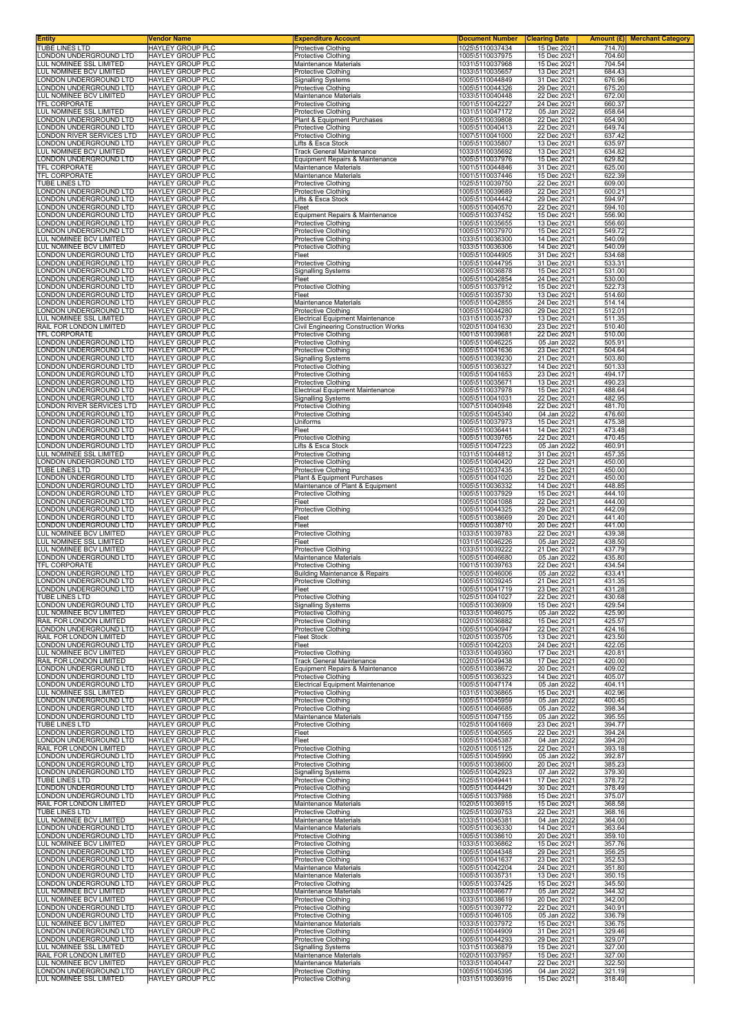| Entity | Vendor Name | Expenditure Account | Document Number | Clearing Date | Amount (£) | Merchant Category |
|---|---|---|---|---|---|---|
| TUBE LINES LTD | HAYLEY GROUP PLC | Protective Clothing | 1025\5110037434 | 15 Dec 2021 | 714.70 | |
| LONDON UNDERGROUND LTD | HAYLEY GROUP PLC | Protective Clothing | 1005\5110037975 | 15 Dec 2021 | 704.60 | |
| LUL NOMINEE SSL LIMITED | HAYLEY GROUP PLC | Maintenance Materials | 1031\5110037968 | 15 Dec 2021 | 704.54 | |
| LUL NOMINEE BCV LIMITED | HAYLEY GROUP PLC | Protective Clothing | 1033\5110035657 | 13 Dec 2021 | 684.43 | |
| LONDON UNDERGROUND LTD | HAYLEY GROUP PLC | Signalling Systems | 1005\5110044849 | 31 Dec 2021 | 676.96 | |
| LONDON UNDERGROUND LTD | HAYLEY GROUP PLC | Protective Clothing | 1005\5110044326 | 29 Dec 2021 | 675.20 | |
| LUL NOMINEE BCV LIMITED | HAYLEY GROUP PLC | Maintenance Materials | 1033\5110040448 | 22 Dec 2021 | 672.00 | |
| TFL CORPORATE | HAYLEY GROUP PLC | Protective Clothing | 1001\5110042227 | 24 Dec 2021 | 660.37 | |
| LUL NOMINEE SSL LIMITED | HAYLEY GROUP PLC | Protective Clothing | 1031\5110047172 | 05 Jan 2022 | 658.64 | |
| LONDON UNDERGROUND LTD | HAYLEY GROUP PLC | Plant & Equipment Purchases | 1005\5110039808 | 22 Dec 2021 | 654.90 | |
| LONDON UNDERGROUND LTD | HAYLEY GROUP PLC | Protective Clothing | 1005\5110040413 | 22 Dec 2021 | 649.74 | |
| LONDON RIVER SERVICES LTD | HAYLEY GROUP PLC | Protective Clothing | 1007\5110041000 | 22 Dec 2021 | 637.42 | |
| LONDON UNDERGROUND LTD | HAYLEY GROUP PLC | Lifts & Esca Stock | 1005\5110035807 | 13 Dec 2021 | 635.97 | |
| LUL NOMINEE BCV LIMITED | HAYLEY GROUP PLC | Track General Maintenance | 1033\5110035692 | 13 Dec 2021 | 634.82 | |
| LONDON UNDERGROUND LTD | HAYLEY GROUP PLC | Equipment Repairs & Maintenance | 1005\5110037976 | 15 Dec 2021 | 629.82 | |
| TFL CORPORATE | HAYLEY GROUP PLC | Maintenance Materials | 1001\5110044846 | 31 Dec 2021 | 625.00 | |
| TFL CORPORATE | HAYLEY GROUP PLC | Maintenance Materials | 1001\5110037446 | 15 Dec 2021 | 622.39 | |
| TUBE LINES LTD | HAYLEY GROUP PLC | Protective Clothing | 1025\5110039750 | 22 Dec 2021 | 609.00 | |
| LONDON UNDERGROUND LTD | HAYLEY GROUP PLC | Protective Clothing | 1005\5110039689 | 22 Dec 2021 | 600.21 | |
| LONDON UNDERGROUND LTD | HAYLEY GROUP PLC | Lifts & Esca Stock | 1005\5110044442 | 29 Dec 2021 | 594.97 | |
| LONDON UNDERGROUND LTD | HAYLEY GROUP PLC | Fleet | 1005\5110040570 | 22 Dec 2021 | 594.10 | |
| LONDON UNDERGROUND LTD | HAYLEY GROUP PLC | Equipment Repairs & Maintenance | 1005\5110037452 | 15 Dec 2021 | 556.90 | |
| LONDON UNDERGROUND LTD | HAYLEY GROUP PLC | Protective Clothing | 1005\5110035655 | 13 Dec 2021 | 556.60 | |
| LONDON UNDERGROUND LTD | HAYLEY GROUP PLC | Protective Clothing | 1005\5110037970 | 15 Dec 2021 | 549.72 | |
| LUL NOMINEE BCV LIMITED | HAYLEY GROUP PLC | Protective Clothing | 1033\5110036300 | 14 Dec 2021 | 540.09 | |
| LUL NOMINEE BCV LIMITED | HAYLEY GROUP PLC | Protective Clothing | 1033\5110036306 | 14 Dec 2021 | 540.09 | |
| LONDON UNDERGROUND LTD | HAYLEY GROUP PLC | Fleet | 1005\5110044905 | 31 Dec 2021 | 534.68 | |
| LONDON UNDERGROUND LTD | HAYLEY GROUP PLC | Protective Clothing | 1005\5110044795 | 31 Dec 2021 | 533.31 | |
| LONDON UNDERGROUND LTD | HAYLEY GROUP PLC | Signalling Systems | 1005\5110036878 | 15 Dec 2021 | 531.00 | |
| LONDON UNDERGROUND LTD | HAYLEY GROUP PLC | Fleet | 1005\5110042854 | 24 Dec 2021 | 530.00 | |
| LONDON UNDERGROUND LTD | HAYLEY GROUP PLC | Protective Clothing | 1005\5110037912 | 15 Dec 2021 | 522.73 | |
| LONDON UNDERGROUND LTD | HAYLEY GROUP PLC | Fleet | 1005\5110035730 | 13 Dec 2021 | 514.60 | |
| LONDON UNDERGROUND LTD | HAYLEY GROUP PLC | Maintenance Materials | 1005\5110042855 | 24 Dec 2021 | 514.14 | |
| LONDON UNDERGROUND LTD | HAYLEY GROUP PLC | Protective Clothing | 1005\5110044280 | 29 Dec 2021 | 512.01 | |
| LUL NOMINEE SSL LIMITED | HAYLEY GROUP PLC | Electrical Equipment Maintenance | 1031\5110035737 | 13 Dec 2021 | 511.35 | |
| RAIL FOR LONDON LIMITED | HAYLEY GROUP PLC | Civil Engineering Construction Works | 1020\5110041630 | 23 Dec 2021 | 510.40 | |
| TFL CORPORATE | HAYLEY GROUP PLC | Protective Clothing | 1001\5110039681 | 22 Dec 2021 | 510.00 | |
| LONDON UNDERGROUND LTD | HAYLEY GROUP PLC | Protective Clothing | 1005\5110046225 | 05 Jan 2022 | 505.91 | |
| LONDON UNDERGROUND LTD | HAYLEY GROUP PLC | Protective Clothing | 1005\5110041636 | 23 Dec 2021 | 504.64 | |
| LONDON UNDERGROUND LTD | HAYLEY GROUP PLC | Signalling Systems | 1005\5110039230 | 21 Dec 2021 | 503.80 | |
| LONDON UNDERGROUND LTD | HAYLEY GROUP PLC | Protective Clothing | 1005\5110036327 | 14 Dec 2021 | 501.33 | |
| LONDON UNDERGROUND LTD | HAYLEY GROUP PLC | Protective Clothing | 1005\5110041653 | 23 Dec 2021 | 494.17 | |
| LONDON UNDERGROUND LTD | HAYLEY GROUP PLC | Protective Clothing | 1005\5110035671 | 13 Dec 2021 | 490.23 | |
| LONDON UNDERGROUND LTD | HAYLEY GROUP PLC | Electrical Equipment Maintenance | 1005\5110037978 | 15 Dec 2021 | 488.64 | |
| LONDON UNDERGROUND LTD | HAYLEY GROUP PLC | Signalling Systems | 1005\5110041031 | 22 Dec 2021 | 482.95 | |
| LONDON RIVER SERVICES LTD | HAYLEY GROUP PLC | Protective Clothing | 1007\5110040948 | 22 Dec 2021 | 481.70 | |
| LONDON UNDERGROUND LTD | HAYLEY GROUP PLC | Protective Clothing | 1005\5110045340 | 04 Jan 2022 | 476.60 | |
| LONDON UNDERGROUND LTD | HAYLEY GROUP PLC | Uniforms | 1005\5110037973 | 15 Dec 2021 | 475.38 | |
| LONDON UNDERGROUND LTD | HAYLEY GROUP PLC | Fleet | 1005\5110036441 | 14 Dec 2021 | 473.48 | |
| LONDON UNDERGROUND LTD | HAYLEY GROUP PLC | Protective Clothing | 1005\5110039765 | 22 Dec 2021 | 470.45 | |
| LONDON UNDERGROUND LTD | HAYLEY GROUP PLC | Lifts & Esca Stock | 1005\5110047223 | 05 Jan 2022 | 460.91 | |
| LUL NOMINEE SSL LIMITED | HAYLEY GROUP PLC | Protective Clothing | 1031\5110044812 | 31 Dec 2021 | 457.35 | |
| LONDON UNDERGROUND LTD | HAYLEY GROUP PLC | Protective Clothing | 1005\5110040420 | 22 Dec 2021 | 450.00 | |
| TUBE LINES LTD | HAYLEY GROUP PLC | Protective Clothing | 1025\5110037435 | 15 Dec 2021 | 450.00 | |
| LONDON UNDERGROUND LTD | HAYLEY GROUP PLC | Plant & Equipment Purchases | 1005\5110041020 | 22 Dec 2021 | 450.00 | |
| LONDON UNDERGROUND LTD | HAYLEY GROUP PLC | Maintenance of Plant & Equipment | 1005\5110036332 | 14 Dec 2021 | 448.85 | |
| LONDON UNDERGROUND LTD | HAYLEY GROUP PLC | Protective Clothing | 1005\5110037929 | 15 Dec 2021 | 444.10 | |
| LONDON UNDERGROUND LTD | HAYLEY GROUP PLC | Fleet | 1005\5110041088 | 22 Dec 2021 | 444.00 | |
| LONDON UNDERGROUND LTD | HAYLEY GROUP PLC | Protective Clothing | 1005\5110044325 | 29 Dec 2021 | 442.09 | |
| LONDON UNDERGROUND LTD | HAYLEY GROUP PLC | Fleet | 1005\5110038669 | 20 Dec 2021 | 441.40 | |
| LONDON UNDERGROUND LTD | HAYLEY GROUP PLC | Fleet | 1005\5110038710 | 20 Dec 2021 | 441.00 | |
| LUL NOMINEE BCV LIMITED | HAYLEY GROUP PLC | Protective Clothing | 1033\5110039783 | 22 Dec 2021 | 439.38 | |
| LUL NOMINEE SSL LIMITED | HAYLEY GROUP PLC | Fleet | 1031\5110046226 | 05 Jan 2022 | 438.50 | |
| LUL NOMINEE BCV LIMITED | HAYLEY GROUP PLC | Protective Clothing | 1033\5110039222 | 21 Dec 2021 | 437.79 | |
| LONDON UNDERGROUND LTD | HAYLEY GROUP PLC | Maintenance Materials | 1005\5110046680 | 05 Jan 2022 | 435.80 | |
| TFL CORPORATE | HAYLEY GROUP PLC | Protective Clothing | 1001\5110039763 | 22 Dec 2021 | 434.54 | |
| LONDON UNDERGROUND LTD | HAYLEY GROUP PLC | Building Maintenance & Repairs | 1005\5110046006 | 05 Jan 2022 | 433.41 | |
| LONDON UNDERGROUND LTD | HAYLEY GROUP PLC | Protective Clothing | 1005\5110039245 | 21 Dec 2021 | 431.35 | |
| LONDON UNDERGROUND LTD | HAYLEY GROUP PLC | Fleet | 1005\5110041719 | 23 Dec 2021 | 431.28 | |
| TUBE LINES LTD | HAYLEY GROUP PLC | Protective Clothing | 1025\5110041027 | 22 Dec 2021 | 430.68 | |
| LONDON UNDERGROUND LTD | HAYLEY GROUP PLC | Signalling Systems | 1005\5110036909 | 15 Dec 2021 | 429.54 | |
| LUL NOMINEE BCV LIMITED | HAYLEY GROUP PLC | Protective Clothing | 1033\5110046075 | 05 Jan 2022 | 425.90 | |
| RAIL FOR LONDON LIMITED | HAYLEY GROUP PLC | Protective Clothing | 1020\5110036882 | 15 Dec 2021 | 425.57 | |
| LONDON UNDERGROUND LTD | HAYLEY GROUP PLC | Protective Clothing | 1005\5110040947 | 22 Dec 2021 | 424.16 | |
| RAIL FOR LONDON LIMITED | HAYLEY GROUP PLC | Fleet Stock | 1020\5110035705 | 13 Dec 2021 | 423.50 | |
| LONDON UNDERGROUND LTD | HAYLEY GROUP PLC | Fleet | 1005\5110042203 | 24 Dec 2021 | 422.05 | |
| LUL NOMINEE BCV LIMITED | HAYLEY GROUP PLC | Protective Clothing | 1033\5110049360 | 17 Dec 2021 | 420.81 | |
| RAIL FOR LONDON LIMITED | HAYLEY GROUP PLC | Track General Maintenance | 1020\5110049438 | 17 Dec 2021 | 420.00 | |
| LONDON UNDERGROUND LTD | HAYLEY GROUP PLC | Equipment Repairs & Maintenance | 1005\5110038672 | 20 Dec 2021 | 409.02 | |
| LONDON UNDERGROUND LTD | HAYLEY GROUP PLC | Protective Clothing | 1005\5110036323 | 14 Dec 2021 | 405.07 | |
| LONDON UNDERGROUND LTD | HAYLEY GROUP PLC | Electrical Equipment Maintenance | 1005\5110047174 | 05 Jan 2022 | 404.11 | |
| LUL NOMINEE SSL LIMITED | HAYLEY GROUP PLC | Protective Clothing | 1031\5110036865 | 15 Dec 2021 | 402.96 | |
| LONDON UNDERGROUND LTD | HAYLEY GROUP PLC | Protective Clothing | 1005\5110045959 | 05 Jan 2022 | 400.45 | |
| LONDON UNDERGROUND LTD | HAYLEY GROUP PLC | Protective Clothing | 1005\5110046685 | 05 Jan 2022 | 398.34 | |
| LONDON UNDERGROUND LTD | HAYLEY GROUP PLC | Maintenance Materials | 1005\5110047155 | 05 Jan 2022 | 395.55 | |
| TUBE LINES LTD | HAYLEY GROUP PLC | Protective Clothing | 1025\5110041669 | 23 Dec 2021 | 394.77 | |
| LONDON UNDERGROUND LTD | HAYLEY GROUP PLC | Fleet | 1005\5110040565 | 22 Dec 2021 | 394.24 | |
| LONDON UNDERGROUND LTD | HAYLEY GROUP PLC | Fleet | 1005\5110045387 | 04 Jan 2022 | 394.20 | |
| RAIL FOR LONDON LIMITED | HAYLEY GROUP PLC | Protective Clothing | 1020\5110051125 | 22 Dec 2021 | 393.18 | |
| LONDON UNDERGROUND LTD | HAYLEY GROUP PLC | Protective Clothing | 1005\5110045990 | 05 Jan 2022 | 392.87 | |
| LONDON UNDERGROUND LTD | HAYLEY GROUP PLC | Protective Clothing | 1005\5110038600 | 20 Dec 2021 | 385.23 | |
| LONDON UNDERGROUND LTD | HAYLEY GROUP PLC | Signalling Systems | 1005\5110042923 | 07 Jan 2022 | 379.30 | |
| TUBE LINES LTD | HAYLEY GROUP PLC | Protective Clothing | 1025\5110049441 | 17 Dec 2021 | 378.72 | |
| LONDON UNDERGROUND LTD | HAYLEY GROUP PLC | Protective Clothing | 1005\5110044429 | 30 Dec 2021 | 378.49 | |
| LONDON UNDERGROUND LTD | HAYLEY GROUP PLC | Protective Clothing | 1005\5110037988 | 15 Dec 2021 | 375.07 | |
| RAIL FOR LONDON LIMITED | HAYLEY GROUP PLC | Maintenance Materials | 1020\5110036915 | 15 Dec 2021 | 368.58 | |
| TUBE LINES LTD | HAYLEY GROUP PLC | Protective Clothing | 1025\5110039753 | 22 Dec 2021 | 368.16 | |
| LUL NOMINEE BCV LIMITED | HAYLEY GROUP PLC | Maintenance Materials | 1033\5110045381 | 04 Jan 2022 | 364.00 | |
| LONDON UNDERGROUND LTD | HAYLEY GROUP PLC | Maintenance Materials | 1005\5110036330 | 14 Dec 2021 | 363.64 | |
| LONDON UNDERGROUND LTD | HAYLEY GROUP PLC | Protective Clothing | 1005\5110038610 | 20 Dec 2021 | 359.10 | |
| LUL NOMINEE BCV LIMITED | HAYLEY GROUP PLC | Protective Clothing | 1033\5110036862 | 15 Dec 2021 | 357.76 | |
| LONDON UNDERGROUND LTD | HAYLEY GROUP PLC | Protective Clothing | 1005\5110044348 | 29 Dec 2021 | 356.25 | |
| LONDON UNDERGROUND LTD | HAYLEY GROUP PLC | Protective Clothing | 1005\5110041637 | 23 Dec 2021 | 352.53 | |
| LONDON UNDERGROUND LTD | HAYLEY GROUP PLC | Maintenance Materials | 1005\5110042204 | 24 Dec 2021 | 351.80 | |
| LONDON UNDERGROUND LTD | HAYLEY GROUP PLC | Maintenance Materials | 1005\5110035731 | 13 Dec 2021 | 350.15 | |
| LONDON UNDERGROUND LTD | HAYLEY GROUP PLC | Protective Clothing | 1005\5110037425 | 15 Dec 2021 | 345.50 | |
| LUL NOMINEE BCV LIMITED | HAYLEY GROUP PLC | Maintenance Materials | 1033\5110046677 | 05 Jan 2022 | 344.32 | |
| LUL NOMINEE BCV LIMITED | HAYLEY GROUP PLC | Protective Clothing | 1033\5110038619 | 20 Dec 2021 | 342.00 | |
| LONDON UNDERGROUND LTD | HAYLEY GROUP PLC | Protective Clothing | 1005\5110039772 | 22 Dec 2021 | 340.91 | |
| LONDON UNDERGROUND LTD | HAYLEY GROUP PLC | Protective Clothing | 1005\5110046105 | 05 Jan 2022 | 336.79 | |
| LUL NOMINEE BCV LIMITED | HAYLEY GROUP PLC | Maintenance Materials | 1033\5110037972 | 15 Dec 2021 | 336.75 | |
| LONDON UNDERGROUND LTD | HAYLEY GROUP PLC | Protective Clothing | 1005\5110044909 | 31 Dec 2021 | 329.46 | |
| LONDON UNDERGROUND LTD | HAYLEY GROUP PLC | Protective Clothing | 1005\5110044293 | 29 Dec 2021 | 329.07 | |
| LUL NOMINEE SSL LIMITED | HAYLEY GROUP PLC | Signalling Systems | 1031\5110036879 | 15 Dec 2021 | 327.00 | |
| RAIL FOR LONDON LIMITED | HAYLEY GROUP PLC | Maintenance Materials | 1020\5110037957 | 15 Dec 2021 | 327.00 | |
| LUL NOMINEE BCV LIMITED | HAYLEY GROUP PLC | Maintenance Materials | 1033\5110040447 | 22 Dec 2021 | 322.50 | |
| LONDON UNDERGROUND LTD | HAYLEY GROUP PLC | Protective Clothing | 1005\5110045395 | 04 Jan 2022 | 321.19 | |
| LUL NOMINEE SSL LIMITED | HAYLEY GROUP PLC | Protective Clothing | 1031\5110036916 | 15 Dec 2021 | 318.40 | |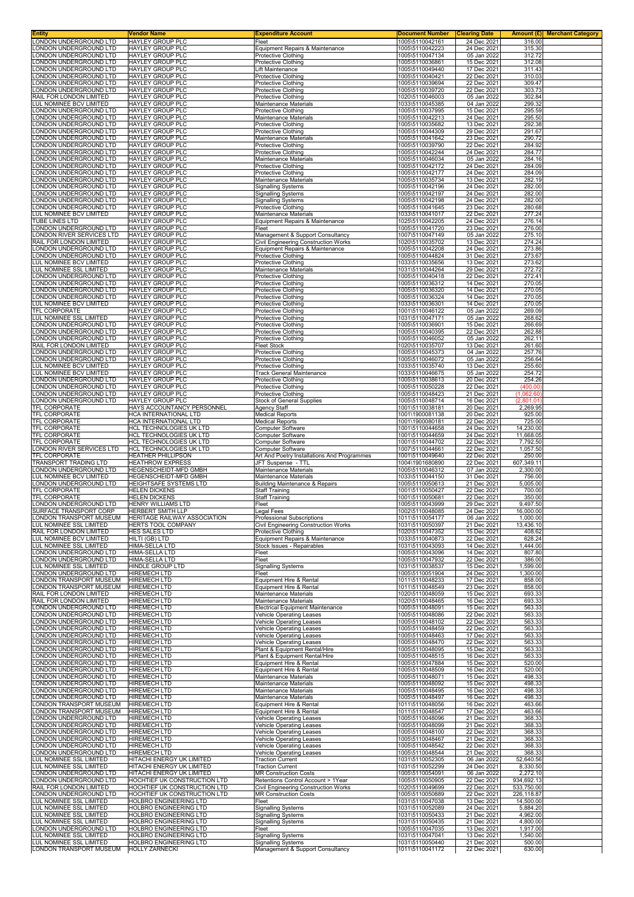| Entity | Vendor Name | Expenditure Account | Document Number | Clearing Date | Amount (£) | Merchant Category |
|---|---|---|---|---|---|---|
| LONDON UNDERGROUND LTD | HAYLEY GROUP PLC | Fleet | 1005\5110042161 | 24 Dec 2021 | 316.00 | |
| LONDON UNDERGROUND LTD | HAYLEY GROUP PLC | Equipment Repairs & Maintenance | 1005\5110042223 | 24 Dec 2021 | 315.30 | |
| LONDON UNDERGROUND LTD | HAYLEY GROUP PLC | Protective Clothing | 1005\5110047134 | 05 Jan 2022 | 312.72 | |
| LONDON UNDERGROUND LTD | HAYLEY GROUP PLC | Protective Clothing | 1005\5110036861 | 15 Dec 2021 | 312.08 | |
| LONDON UNDERGROUND LTD | HAYLEY GROUP PLC | Lift Maintenance | 1005\5110049440 | 17 Dec 2021 | 311.43 | |
| LONDON UNDERGROUND LTD | HAYLEY GROUP PLC | Protective Clothing | 1005\5110040421 | 22 Dec 2021 | 310.03 | |
| LONDON UNDERGROUND LTD | HAYLEY GROUP PLC | Protective Clothing | 1005\5110039694 | 22 Dec 2021 | 309.47 | |
| LONDON UNDERGROUND LTD | HAYLEY GROUP PLC | Protective Clothing | 1005\5110039720 | 22 Dec 2021 | 303.73 | |
| RAIL FOR LONDON LIMITED | HAYLEY GROUP PLC | Protective Clothing | 1020\5110046003 | 05 Jan 2022 | 302.84 | |
| LUL NOMINEE BCV LIMITED | HAYLEY GROUP PLC | Maintenance Materials | 1033\5110045385 | 04 Jan 2022 | 299.32 | |
| LONDON UNDERGROUND LTD | HAYLEY GROUP PLC | Protective Clothing | 1005\5110037995 | 15 Dec 2021 | 295.59 | |
| LONDON UNDERGROUND LTD | HAYLEY GROUP PLC | Maintenance Materials | 1005\5110042213 | 24 Dec 2021 | 295.50 | |
| LONDON UNDERGROUND LTD | HAYLEY GROUP PLC | Protective Clothing | 1005\5110035682 | 13 Dec 2021 | 292.38 | |
| LONDON UNDERGROUND LTD | HAYLEY GROUP PLC | Protective Clothing | 1005\5110044309 | 29 Dec 2021 | 291.67 | |
| LONDON UNDERGROUND LTD | HAYLEY GROUP PLC | Maintenance Materials | 1005\5110041642 | 23 Dec 2021 | 290.72 | |
| LONDON UNDERGROUND LTD | HAYLEY GROUP PLC | Protective Clothing | 1005\5110039790 | 22 Dec 2021 | 284.92 | |
| LONDON UNDERGROUND LTD | HAYLEY GROUP PLC | Protective Clothing | 1005\5110042244 | 24 Dec 2021 | 284.77 | |
| LONDON UNDERGROUND LTD | HAYLEY GROUP PLC | Maintenance Materials | 1005\5110046034 | 05 Jan 2022 | 284.16 | |
| LONDON UNDERGROUND LTD | HAYLEY GROUP PLC | Protective Clothing | 1005\5110042172 | 24 Dec 2021 | 284.09 | |
| LONDON UNDERGROUND LTD | HAYLEY GROUP PLC | Protective Clothing | 1005\5110042177 | 24 Dec 2021 | 284.09 | |
| LONDON UNDERGROUND LTD | HAYLEY GROUP PLC | Maintenance Materials | 1005\5110035734 | 13 Dec 2021 | 282.19 | |
| LONDON UNDERGROUND LTD | HAYLEY GROUP PLC | Signalling Systems | 1005\5110042196 | 24 Dec 2021 | 282.00 | |
| LONDON UNDERGROUND LTD | HAYLEY GROUP PLC | Signalling Systems | 1005\5110042197 | 24 Dec 2021 | 282.00 | |
| LONDON UNDERGROUND LTD | HAYLEY GROUP PLC | Signalling Systems | 1005\5110042198 | 24 Dec 2021 | 282.00 | |
| LONDON UNDERGROUND LTD | HAYLEY GROUP PLC | Protective Clothing | 1005\5110041645 | 23 Dec 2021 | 280.68 | |
| LUL NOMINEE BCV LIMITED | HAYLEY GROUP PLC | Maintenance Materials | 1033\5110041017 | 22 Dec 2021 | 277.24 | |
| TUBE LINES LTD | HAYLEY GROUP PLC | Equipment Repairs & Maintenance | 1025\5110042205 | 24 Dec 2021 | 276.14 | |
| LONDON UNDERGROUND LTD | HAYLEY GROUP PLC | Fleet | 1005\5110041720 | 23 Dec 2021 | 276.00 | |
| LONDON RIVER SERVICES LTD | HAYLEY GROUP PLC | Management & Support Consultancy | 1007\5110047149 | 05 Jan 2022 | 275.10 | |
| RAIL FOR LONDON LIMITED | HAYLEY GROUP PLC | Civil Engineering Construction Works | 1020\5110035702 | 13 Dec 2021 | 274.24 | |
| LONDON UNDERGROUND LTD | HAYLEY GROUP PLC | Equipment Repairs & Maintenance | 1005\5110042208 | 24 Dec 2021 | 273.86 | |
| LONDON UNDERGROUND LTD | HAYLEY GROUP PLC | Protective Clothing | 1005\5110044824 | 31 Dec 2021 | 273.67 | |
| LUL NOMINEE BCV LIMITED | HAYLEY GROUP PLC | Protective Clothing | 1033\5110035656 | 13 Dec 2021 | 273.62 | |
| LUL NOMINEE SSL LIMITED | HAYLEY GROUP PLC | Maintenance Materials | 1031\5110044264 | 29 Dec 2021 | 272.72 | |
| LONDON UNDERGROUND LTD | HAYLEY GROUP PLC | Protective Clothing | 1005\5110040418 | 22 Dec 2021 | 272.41 | |
| LONDON UNDERGROUND LTD | HAYLEY GROUP PLC | Protective Clothing | 1005\5110036312 | 14 Dec 2021 | 270.05 | |
| LONDON UNDERGROUND LTD | HAYLEY GROUP PLC | Protective Clothing | 1005\5110036320 | 14 Dec 2021 | 270.05 | |
| LONDON UNDERGROUND LTD | HAYLEY GROUP PLC | Protective Clothing | 1005\5110036324 | 14 Dec 2021 | 270.05 | |
| LUL NOMINEE BCV LIMITED | HAYLEY GROUP PLC | Protective Clothing | 1033\5110036301 | 14 Dec 2021 | 270.05 | |
| TFL CORPORATE | HAYLEY GROUP PLC | Protective Clothing | 1001\5110046122 | 05 Jan 2022 | 269.09 | |
| LUL NOMINEE SSL LIMITED | HAYLEY GROUP PLC | Protective Clothing | 1031\5110047171 | 05 Jan 2022 | 268.62 | |
| LONDON UNDERGROUND LTD | HAYLEY GROUP PLC | Protective Clothing | 1005\5110036901 | 15 Dec 2021 | 266.69 | |
| LONDON UNDERGROUND LTD | HAYLEY GROUP PLC | Protective Clothing | 1005\5110040395 | 22 Dec 2021 | 262.88 | |
| LONDON UNDERGROUND LTD | HAYLEY GROUP PLC | Protective Clothing | 1005\5110046052 | 05 Jan 2022 | 262.11 | |
| RAIL FOR LONDON LIMITED | HAYLEY GROUP PLC | Fleet Stock | 1020\5110035707 | 13 Dec 2021 | 261.60 | |
| LONDON UNDERGROUND LTD | HAYLEY GROUP PLC | Protective Clothing | 1005\5110045373 | 04 Jan 2022 | 257.76 | |
| LONDON UNDERGROUND LTD | HAYLEY GROUP PLC | Protective Clothing | 1005\5110046072 | 05 Jan 2022 | 256.64 | |
| LUL NOMINEE BCV LIMITED | HAYLEY GROUP PLC | Protective Clothing | 1033\5110035740 | 13 Dec 2021 | 255.60 | |
| LUL NOMINEE BCV LIMITED | HAYLEY GROUP PLC | Track General Maintenance | 1033\5110046675 | 05 Jan 2022 | 254.72 | |
| LONDON UNDERGROUND LTD | HAYLEY GROUP PLC | Protective Clothing | 1005\5110038613 | 20 Dec 2021 | 254.26 | |
| LONDON UNDERGROUND LTD | HAYLEY GROUP PLC | Protective Clothing | 1005\5110050228 | 22 Dec 2021 | (400.00) | |
| LONDON UNDERGROUND LTD | HAYLEY GROUP PLC | Protective Clothing | 1005\5110048423 | 21 Dec 2021 | (1,062.60) | |
| LONDON UNDERGROUND LTD | HAYLEY GROUP PLC | Stock of General Supplies | 1005\5110048714 | 16 Dec 2021 | (2,801.01) | |
| TFL CORPORATE | HAYS ACCOUNTANCY PERSONNEL | Agency Staff | 1001\5110038181 | 20 Dec 2021 | 2,269.95 | |
| TFL CORPORATE | HCA INTERNATIONAL LTD | Medical Reports | 1001\1900081138 | 20 Dec 2021 | 925.00 | |
| TFL CORPORATE | HCA INTERNATIONAL LTD | Medical Reports | 1001\1900080181 | 22 Dec 2021 | 725.00 | |
| TFL CORPORATE | HCL TECHNOLOGIES UK LTD | Computer Software | 1001\5110044658 | 24 Dec 2021 | 14,230.00 | |
| TFL CORPORATE | HCL TECHNOLOGIES UK LTD | Computer Software | 1001\5110044659 | 24 Dec 2021 | 11,668.05 | |
| TFL CORPORATE | HCL TECHNOLOGIES UK LTD | Computer Software | 1001\5110044702 | 22 Dec 2021 | 7,792.50 | |
| LONDON RIVER SERVICES LTD | HCL TECHNOLOGIES UK LTD | Computer Software | 1007\5110044661 | 22 Dec 2021 | 1,057.50 | |
| TFL CORPORATE | HEATHER PHILLIPSON | Art And Poetry Installations And Programmes | 1001\5110049640 | 22 Dec 2021 | 250.00 | |
| TRANSPORT TRADING LTD | HEATHROW EXPRESS | JFT Suspense - TTL | 1004\1901680890 | 22 Dec 2021 | 607,349.11 | |
| LONDON UNDERGROUND LTD | HEGENSCHEIDT-MFD GMBH | Maintenance Materials | 1005\5110046312 | 07 Jan 2022 | 2,300.00 | |
| LUL NOMINEE BCV LIMITED | HEGENSCHEIDT-MFD GMBH | Maintenance Materials | 1033\5110044150 | 31 Dec 2021 | 756.00 | |
| LONDON UNDERGROUND LTD | HEIGHTSAFE SYSTEMS LTD | Building Maintenance & Repairs | 1005\5110050613 | 21 Dec 2021 | 5,005.00 | |
| TFL CORPORATE | HELEN DICKENS | Staff Training | 1001\5110050427 | 22 Dec 2021 | 700.00 | |
| TFL CORPORATE | HELEN DICKENS | Staff Training | 1001\5110050681 | 22 Dec 2021 | 350.00 | |
| LONDON UNDERGROUND LTD | HENRY WILLIAMS LTD | Fleet | 1005\5110043999 | 29 Dec 2021 | 9,497.50 | |
| SURFACE TRANSPORT CORP | HERBERT SMITH LLP | Legal Fees | 1002\5110048085 | 24 Dec 2021 | 16,000.00 | |
| LONDON TRANSPORT MUSEUM | HERITAGE RAILWAY ASSOCIATION | Professional Subscriptions | 1011\5110054177 | 06 Jan 2022 | 1,000.00 | |
| LUL NOMINEE SSL LIMITED | HERTS TOOL COMPANY | Civil Engineering Construction Works | 1031\5110050397 | 21 Dec 2021 | 13,436.10 | |
| RAIL FOR LONDON LIMITED | HES SALES LTD | Protective Clothing | 1020\5110047352 | 15 Dec 2021 | 408.62 | |
| LUL NOMINEE BCV LIMITED | HILTI (GB) LTD | Equipment Repairs & Maintenance | 1033\5110040873 | 22 Dec 2021 | 628.24 | |
| LUL NOMINEE SSL LIMITED | HIMA-SELLA LTD | Stock Issues - Repairables | 1031\5110043093 | 14 Dec 2021 | 1,444.00 | |
| LONDON UNDERGROUND LTD | HIMA-SELLA LTD | Fleet | 1005\5110043096 | 14 Dec 2021 | 807.80 | |
| LONDON UNDERGROUND LTD | HIMA-SELLA LTD | Fleet | 1005\5110047932 | 22 Dec 2021 | 386.00 | |
| LUL NOMINEE SSL LIMITED | HINDLE GROUP LTD | Signalling Systems | 1031\5110038537 | 15 Dec 2021 | 1,599.00 | |
| LONDON UNDERGROUND LTD | HIREMECH LTD | Fleet | 1005\5110051904 | 24 Dec 2021 | 1,300.00 | |
| LONDON TRANSPORT MUSEUM | HIREMECH LTD | Equipment Hire & Rental | 1011\5110048233 | 17 Dec 2021 | 858.00 | |
| LONDON TRANSPORT MUSEUM | HIREMECH LTD | Equipment Hire & Rental | 1011\5110048549 | 23 Dec 2021 | 858.00 | |
| RAIL FOR LONDON LIMITED | HIREMECH LTD | Maintenance Materials | 1020\5110048059 | 15 Dec 2021 | 693.33 | |
| RAIL FOR LONDON LIMITED | HIREMECH LTD | Maintenance Materials | 1020\5110048465 | 16 Dec 2021 | 693.33 | |
| LONDON UNDERGROUND LTD | HIREMECH LTD | Electrical Equipment Maintenance | 1005\5110048091 | 15 Dec 2021 | 563.33 | |
| LONDON UNDERGROUND LTD | HIREMECH LTD | Vehicle Operating Leases | 1005\5110048086 | 22 Dec 2021 | 563.33 | |
| LONDON UNDERGROUND LTD | HIREMECH LTD | Vehicle Operating Leases | 1005\5110048102 | 22 Dec 2021 | 563.33 | |
| LONDON UNDERGROUND LTD | HIREMECH LTD | Vehicle Operating Leases | 1005\5110048459 | 22 Dec 2021 | 563.33 | |
| LONDON UNDERGROUND LTD | HIREMECH LTD | Vehicle Operating Leases | 1005\5110048463 | 17 Dec 2021 | 563.33 | |
| LONDON UNDERGROUND LTD | HIREMECH LTD | Vehicle Operating Leases | 1005\5110048470 | 22 Dec 2021 | 563.33 | |
| LONDON UNDERGROUND LTD | HIREMECH LTD | Plant & Equipment Rental/Hire | 1005\5110048095 | 15 Dec 2021 | 563.33 | |
| LONDON UNDERGROUND LTD | HIREMECH LTD | Plant & Equipment Rental/Hire | 1005\5110048515 | 16 Dec 2021 | 563.33 | |
| LONDON UNDERGROUND LTD | HIREMECH LTD | Equipment Hire & Rental | 1005\5110047884 | 15 Dec 2021 | 520.00 | |
| LONDON UNDERGROUND LTD | HIREMECH LTD | Equipment Hire & Rental | 1005\5110048509 | 16 Dec 2021 | 520.00 | |
| LONDON UNDERGROUND LTD | HIREMECH LTD | Maintenance Materials | 1005\5110048071 | 15 Dec 2021 | 498.33 | |
| LONDON UNDERGROUND LTD | HIREMECH LTD | Maintenance Materials | 1005\5110048092 | 15 Dec 2021 | 498.33 | |
| LONDON UNDERGROUND LTD | HIREMECH LTD | Maintenance Materials | 1005\5110048495 | 16 Dec 2021 | 498.33 | |
| LONDON UNDERGROUND LTD | HIREMECH LTD | Maintenance Materials | 1005\5110048497 | 16 Dec 2021 | 498.33 | |
| LONDON TRANSPORT MUSEUM | HIREMECH LTD | Equipment Hire & Rental | 1011\5110048056 | 16 Dec 2021 | 463.66 | |
| LONDON TRANSPORT MUSEUM | HIREMECH LTD | Equipment Hire & Rental | 1011\5110048547 | 17 Dec 2021 | 463.66 | |
| LONDON UNDERGROUND LTD | HIREMECH LTD | Vehicle Operating Leases | 1005\5110048096 | 21 Dec 2021 | 368.33 | |
| LONDON UNDERGROUND LTD | HIREMECH LTD | Vehicle Operating Leases | 1005\5110048099 | 21 Dec 2021 | 368.33 | |
| LONDON UNDERGROUND LTD | HIREMECH LTD | Vehicle Operating Leases | 1005\5110048100 | 22 Dec 2021 | 368.33 | |
| LONDON UNDERGROUND LTD | HIREMECH LTD | Vehicle Operating Leases | 1005\5110048467 | 21 Dec 2021 | 368.33 | |
| LONDON UNDERGROUND LTD | HIREMECH LTD | Vehicle Operating Leases | 1005\5110048542 | 22 Dec 2021 | 368.33 | |
| LONDON UNDERGROUND LTD | HIREMECH LTD | Vehicle Operating Leases | 1005\5110048544 | 21 Dec 2021 | 368.33 | |
| LUL NOMINEE SSL LIMITED | HITACHI ENERGY UK LIMITED | Traction Current | 1031\5110052305 | 06 Jan 2022 | 52,640.56 | |
| LUL NOMINEE SSL LIMITED | HITACHI ENERGY UK LIMITED | Traction Current | 1031\5110052299 | 24 Dec 2021 | 8,330.50 | |
| LONDON UNDERGROUND LTD | HITACHI ENERGY UK LIMITED | MR Construction Costs | 1005\5110054091 | 06 Jan 2022 | 2,272.10 | |
| LONDON UNDERGROUND LTD | HOCHTIEF UK CONSTRUCTION LTD | Retentions Control Account > 1Year | 1005\5110050905 | 22 Dec 2021 | 934,692.13 | |
| RAIL FOR LONDON LIMITED | HOCHTIEF UK CONSTRUCTION LTD | Civil Engineering Construction Works | 1020\5110049699 | 22 Dec 2021 | 533,750.00 | |
| LONDON UNDERGROUND LTD | HOCHTIEF UK CONSTRUCTION LTD | MR Construction Costs | 1005\5110050889 | 22 Dec 2021 | 226,118.87 | |
| LUL NOMINEE SSL LIMITED | HOLBRO ENGINEERING LTD | Fleet | 1031\5110047038 | 13 Dec 2021 | 14,500.00 | |
| LUL NOMINEE SSL LIMITED | HOLBRO ENGINEERING LTD | Signalling Systems | 1031\5110052089 | 24 Dec 2021 | 5,884.20 | |
| LUL NOMINEE SSL LIMITED | HOLBRO ENGINEERING LTD | Signalling Systems | 1031\5110050433 | 21 Dec 2021 | 4,962.00 | |
| LUL NOMINEE SSL LIMITED | HOLBRO ENGINEERING LTD | Signalling Systems | 1031\5110050435 | 21 Dec 2021 | 4,800.00 | |
| LONDON UNDERGROUND LTD | HOLBRO ENGINEERING LTD | Fleet | 1005\5110047035 | 13 Dec 2021 | 1,917.00 | |
| LUL NOMINEE SSL LIMITED | HOLBRO ENGINEERING LTD | Signalling Systems | 1031\5110047041 | 13 Dec 2021 | 1,540.00 | |
| LUL NOMINEE SSL LIMITED | HOLBRO ENGINEERING LTD | Signalling Systems | 1031\5110050440 | 21 Dec 2021 | 500.00 | |
| LONDON TRANSPORT MUSEUM | HOLLY ZARNECKI | Management & Support Consultancy | 1011\5110041172 | 22 Dec 2021 | 630.00 | |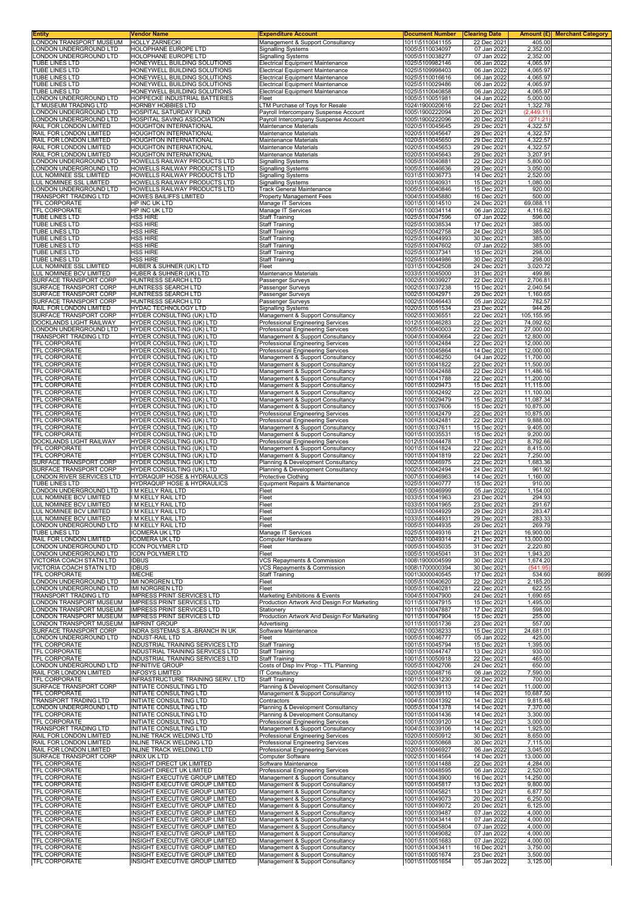| Entity | Vendor Name | Expenditure Account | Document Number | Clearing Date | Amount (£) | Merchant Category |
|---|---|---|---|---|---|---|
| LONDON TRANSPORT MUSEUM | HOLLY ZARNECKI | Management & Support Consultancy | 1011\5110041155 | 22 Dec 2021 | 405.00 | |
| LONDON UNDERGROUND LTD | HOLOPHANE EUROPE LTD | Signalling Systems | 1005\5110034097 | 07 Jan 2022 | 2,352.00 | |
| LONDON UNDERGROUND LTD | HOLOPHANE EUROPE LTD | Signalling Systems | 1005\5110038277 | 07 Jan 2022 | 2,352.00 | |
| TUBE LINES LTD | HONEYWELL BUILDING SOLUTIONS | Electrical Equipment Maintenance | 1025\5109982146 | 06 Jan 2022 | 4,065.97 | |
| TUBE LINES LTD | HONEYWELL BUILDING SOLUTIONS | Electrical Equipment Maintenance | 1025\5109998403 | 06 Jan 2022 | 4,065.97 | |
| TUBE LINES LTD | HONEYWELL BUILDING SOLUTIONS | Electrical Equipment Maintenance | 1025\5110016616 | 06 Jan 2022 | 4,065.97 | |
| TUBE LINES LTD | HONEYWELL BUILDING SOLUTIONS | Electrical Equipment Maintenance | 1025\5110029486 | 06 Jan 2022 | 4,065.97 | |
| TUBE LINES LTD | HONEYWELL BUILDING SOLUTIONS | Electrical Equipment Maintenance | 1025\5110040858 | 06 Jan 2022 | 4,065.97 | |
| LONDON UNDERGROUND LTD | HOPPECKE INDUSTRIAL BATTERIES | Fleet | 1005\5110051981 | 04 Jan 2022 | 5,000.00 | |
| LT MUSEUM TRADING LTD | HORNBY HOBBIES LTD | LTM Purchase of Toys for Resale | 1024\1900020616 | 22 Dec 2021 | 1,322.78 | |
| LONDON UNDERGROUND LTD | HOSPITAL SATURDAY FUND | Payroll Intercompany Suspense Account | 1005\1900222094 | 20 Dec 2021 | (2,449.11) | |
| LONDON UNDERGROUND LTD | HOSPITAL SAVING ASSOCIATION | Payroll Intercompany Suspense Account | 1005\1900222096 | 20 Dec 2021 | (271.21) | |
| RAIL FOR LONDON LIMITED | HOUGHTON INTERNATIONAL | Maintenance Materials | 1020\5110045645 | 29 Dec 2021 | 4,322.57 | |
| RAIL FOR LONDON LIMITED | HOUGHTON INTERNATIONAL | Maintenance Materials | 1020\5110045647 | 29 Dec 2021 | 4,322.57 | |
| RAIL FOR LONDON LIMITED | HOUGHTON INTERNATIONAL | Maintenance Materials | 1020\5110045650 | 29 Dec 2021 | 4,322.57 | |
| RAIL FOR LONDON LIMITED | HOUGHTON INTERNATIONAL | Maintenance Materials | 1020\5110045653 | 29 Dec 2021 | 4,322.57 | |
| RAIL FOR LONDON LIMITED | HOUGHTON INTERNATIONAL | Maintenance Materials | 1020\5110045643 | 29 Dec 2021 | 3,207.91 | |
| LONDON UNDERGROUND LTD | HOWELLS RAILWAY PRODUCTS LTD | Signalling Systems | 1005\5110040881 | 22 Dec 2021 | 5,800.00 | |
| LONDON UNDERGROUND LTD | HOWELLS RAILWAY PRODUCTS LTD | Signalling Systems | 1005\5110046636 | 29 Dec 2021 | 3,050.00 | |
| LUL NOMINEE SSL LIMITED | HOWELLS RAILWAY PRODUCTS LTD | Signalling Systems | 1031\5110036773 | 14 Dec 2021 | 2,520.00 | |
| LUL NOMINEE SSL LIMITED | HOWELLS RAILWAY PRODUCTS LTD | Signalling Systems | 1031\5110040931 | 15 Dec 2021 | 1,080.00 | |
| LONDON UNDERGROUND LTD | HOWELLS RAILWAY PRODUCTS LTD | Track General Maintenance | 1005\5110040846 | 15 Dec 2021 | 920.00 | |
| TRANSPORT TRADING LTD | HOWES BAILIFFS LIMITED | Property Management Fees | 1004\5110045880 | 16 Dec 2021 | 500.00 | |
| TFL CORPORATE | HP INC UK LTD | Manage IT Services | 1001\5110014510 | 24 Dec 2021 | 69,088.11 | |
| TFL CORPORATE | HP INC UK LTD | Manage IT Services | 1001\5110034114 | 06 Jan 2022 | 4,116.82 | |
| TUBE LINES LTD | HSS HIRE | Staff Training | 1025\5110047596 | 07 Jan 2022 | 596.00 | |
| TUBE LINES LTD | HSS HIRE | Staff Training | 1025\5110038534 | 17 Dec 2021 | 385.00 | |
| TUBE LINES LTD | HSS HIRE | Staff Training | 1025\5110042758 | 24 Dec 2021 | 385.00 | |
| TUBE LINES LTD | HSS HIRE | Staff Training | 1025\5110044993 | 30 Dec 2021 | 385.00 | |
| TUBE LINES LTD | HSS HIRE | Staff Training | 1025\5110047602 | 07 Jan 2022 | 385.00 | |
| TUBE LINES LTD | HSS HIRE | Staff Training | 1025\5110037341 | 15 Dec 2021 | 298.00 | |
| TUBE LINES LTD | HSS HIRE | Staff Training | 1025\5110044986 | 30 Dec 2021 | 298.00 | |
| LUL NOMINEE SSL LIMITED | HUBER & SUHNER (UK) LTD | Fleet | 1031\5110042508 | 24 Dec 2021 | 3,020.72 | |
| LUL NOMINEE BCV LIMITED | HUBER & SUHNER (UK) LTD | Maintenance Materials | 1033\5110045000 | 31 Dec 2021 | 499.86 | |
| SURFACE TRANSPORT CORP | HUNTRESS SEARCH LTD | Passenger Surveys | 1002\5110039927 | 22 Dec 2021 | 2,706.81 | |
| SURFACE TRANSPORT CORP | HUNTRESS SEARCH LTD | Passenger Surveys | 1002\5110037238 | 15 Dec 2021 | 2,040.54 | |
| SURFACE TRANSPORT CORP | HUNTRESS SEARCH LTD | Passenger Surveys | 1002\5110042971 | 29 Dec 2021 | 1,160.65 | |
| SURFACE TRANSPORT CORP | HUNTRESS SEARCH LTD | Passenger Surveys | 1002\5110046443 | 05 Jan 2022 | 782.57 | |
| RAIL FOR LONDON LIMITED | HYDAC TECHNOLOGY LTD | Signalling Systems | 1020\5110051534 | 23 Dec 2021 | 944.26 | |
| SURFACE TRANSPORT CORP | HYDER CONSULTING (UK) LTD | Management & Support Consultancy | 1002\5110036551 | 22 Dec 2021 | 105,155.95 | |
| DOCKLANDS LIGHT RAILWAY | HYDER CONSULTING (UK) LTD | Professional Engineering Services | 1012\5110046283 | 22 Dec 2021 | 74,092.62 | |
| LONDON UNDERGROUND LTD | HYDER CONSULTING (UK) LTD | Professional Engineering Services | 1005\5110040003 | 22 Dec 2021 | 27,000.00 | |
| TRANSPORT TRADING LTD | HYDER CONSULTING (UK) LTD | Management & Support Consultancy | 1004\5110040664 | 22 Dec 2021 | 12,800.00 | |
| TFL CORPORATE | HYDER CONSULTING (UK) LTD | Professional Engineering Services | 1001\5110042484 | 22 Dec 2021 | 12,000.00 | |
| TFL CORPORATE | HYDER CONSULTING (UK) LTD | Professional Engineering Services | 1001\5110045864 | 14 Dec 2021 | 12,000.00 | |
| TFL CORPORATE | HYDER CONSULTING (UK) LTD | Management & Support Consultancy | 1001\5110046250 | 04 Jan 2022 | 11,700.00 | |
| TFL CORPORATE | HYDER CONSULTING (UK) LTD | Management & Support Consultancy | 1001\5110041822 | 22 Dec 2021 | 11,500.00 | |
| TFL CORPORATE | HYDER CONSULTING (UK) LTD | Management & Support Consultancy | 1001\5110042488 | 22 Dec 2021 | 11,486.16 | |
| TFL CORPORATE | HYDER CONSULTING (UK) LTD | Management & Support Consultancy | 1001\5110041788 | 22 Dec 2021 | 11,200.00 | |
| TFL CORPORATE | HYDER CONSULTING (UK) LTD | Management & Support Consultancy | 1001\5110029473 | 15 Dec 2021 | 11,115.00 | |
| TFL CORPORATE | HYDER CONSULTING (UK) LTD | Management & Support Consultancy | 1001\5110042492 | 22 Dec 2021 | 11,100.00 | |
| TFL CORPORATE | HYDER CONSULTING (UK) LTD | Management & Support Consultancy | 1001\5110029479 | 15 Dec 2021 | 11,087.34 | |
| TFL CORPORATE | HYDER CONSULTING (UK) LTD | Management & Support Consultancy | 1001\5110037606 | 15 Dec 2021 | 10,875.00 | |
| TFL CORPORATE | HYDER CONSULTING (UK) LTD | Professional Engineering Services | 1001\5110042479 | 22 Dec 2021 | 10,875.00 | |
| TFL CORPORATE | HYDER CONSULTING (UK) LTD | Professional Engineering Services | 1001\5110042481 | 22 Dec 2021 | 9,888.00 | |
| TFL CORPORATE | HYDER CONSULTING (UK) LTD | Management & Support Consultancy | 1001\5110037611 | 15 Dec 2021 | 9,405.00 | |
| TFL CORPORATE | HYDER CONSULTING (UK) LTD | Management & Support Consultancy | 1001\5110035531 | 15 Dec 2021 | 9,200.00 | |
| DOCKLANDS LIGHT RAILWAY | HYDER CONSULTING (UK) LTD | Professional Engineering Services | 1012\5110044478 | 17 Dec 2021 | 8,792.66 | |
| TFL CORPORATE | HYDER CONSULTING (UK) LTD | Management & Support Consultancy | 1001\5110041824 | 22 Dec 2021 | 8,415.00 | |
| TFL CORPORATE | HYDER CONSULTING (UK) LTD | Management & Support Consultancy | 1001\5110041819 | 22 Dec 2021 | 7,250.00 | |
| SURFACE TRANSPORT CORP | HYDER CONSULTING (UK) LTD | Planning & Development Consultancy | 1002\5110046975 | 22 Dec 2021 | 1,683.36 | |
| SURFACE TRANSPORT CORP | HYDER CONSULTING (UK) LTD | Planning & Development Consultancy | 1002\5110042494 | 24 Dec 2021 | 961.92 | |
| LONDON RIVER SERVICES LTD | HYDRAQUIP HOSE & HYDRAULICS | Protective Clothing | 1007\5110046963 | 14 Dec 2021 | 1,160.00 | |
| TUBE LINES LTD | HYDRAQUIP HOSE & HYDRAULICS | Equipment Repairs & Maintenance | 1025\5110040777 | 15 Dec 2021 | 910.00 | |
| LONDON UNDERGROUND LTD | I M KELLY RAIL LTD | Fleet | 1005\5110046999 | 05 Jan 2022 | 1,154.00 | |
| LUL NOMINEE BCV LIMITED | I M KELLY RAIL LTD | Fleet | 1033\5110041963 | 23 Dec 2021 | 294.93 | |
| LUL NOMINEE BCV LIMITED | I M KELLY RAIL LTD | Fleet | 1033\5110041965 | 23 Dec 2021 | 291.67 | |
| LUL NOMINEE BCV LIMITED | I M KELLY RAIL LTD | Fleet | 1033\5110044929 | 29 Dec 2021 | 283.47 | |
| LUL NOMINEE BCV LIMITED | I M KELLY RAIL LTD | Fleet | 1033\5110044931 | 29 Dec 2021 | 283.33 | |
| LONDON UNDERGROUND LTD | I M KELLY RAIL LTD | Fleet | 1005\5110044935 | 29 Dec 2021 | 269.79 | |
| TUBE LINES LTD | ICOMERA UK LTD | Manage IT Services | 1025\5110049316 | 21 Dec 2021 | 16,900.00 | |
| RAIL FOR LONDON LIMITED | ICOMERA UK LTD | Computer Hardware | 1020\5110049314 | 21 Dec 2021 | 13,000.00 | |
| LONDON UNDERGROUND LTD | ICON POLYMER LTD | Fleet | 1005\5110045035 | 31 Dec 2021 | 2,220.80 | |
| LONDON UNDERGROUND LTD | ICON POLYMER LTD | Fleet | 1005\5110045041 | 31 Dec 2021 | 1,943.20 | |
| VICTORIA COACH STATN LTD | IDBUS | VCS Repayments & Commission | 1008\1900004599 | 30 Dec 2021 | 1,674.20 | |
| VICTORIA COACH STATN LTD | IDBUS | VCS Repayments & Commission | 1008\1700000394 | 30 Dec 2021 | (541.95) | |
| TFL CORPORATE | IMECHE | Staff Training | 1001\3000040545 | 17 Dec 2021 | 534.60 | 8699 |
| LONDON UNDERGROUND LTD | IMI NORGREN LTD | Fleet | 1005\5110040620 | 22 Dec 2021 | 2,185.20 | |
| LONDON UNDERGROUND LTD | IMI NORGREN LTD | Fleet | 1005\5110040281 | 22 Dec 2021 | 622.55 | |
| TRANSPORT TRADING LTD | IMPRESS PRINT SERVICES LTD | Marketing Exhibitions & Events | 1004\5110047900 | 24 Dec 2021 | 1,690.65 | |
| LONDON TRANSPORT MUSEUM | IMPRESS PRINT SERVICES LTD | Production Artwork And Design For Marketing | 1011\5110047915 | 15 Dec 2021 | 1,495.00 | |
| LONDON TRANSPORT MUSEUM | IMPRESS PRINT SERVICES LTD | Stationery | 1011\5110047887 | 17 Dec 2021 | 598.00 | |
| LONDON TRANSPORT MUSEUM | IMPRESS PRINT SERVICES LTD | Production Artwork And Design For Marketing | 1011\5110047904 | 15 Dec 2021 | 255.00 | |
| LONDON TRANSPORT MUSEUM | IMPRINT GROUP | Advertising | 1011\5110051736 | 23 Dec 2021 | 557.00 | |
| SURFACE TRANSPORT CORP | INDRA SISTEMAS S.A.-BRANCH IN UK | Software Maintenance | 1002\5110038233 | 15 Dec 2021 | 24,681.01 | |
| LONDON UNDERGROUND LTD | INDUST-RAIL LTD | Fleet | 1005\5110046777 | 05 Jan 2022 | 425.00 | |
| TFL CORPORATE | INDUSTRIAL TRAINING SERVICES LTD | Staff Training | 1001\5110045794 | 15 Dec 2021 | 1,395.00 | |
| TFL CORPORATE | INDUSTRIAL TRAINING SERVICES LTD | Staff Training | 1001\5110044747 | 13 Dec 2021 | 930.00 | |
| TFL CORPORATE | INDUSTRIAL TRAINING SERVICES LTD | Staff Training | 1001\5110050918 | 22 Dec 2021 | 465.00 | |
| LONDON UNDERGROUND LTD | INFINITIVE GROUP | Costs of Disp Inv Prop - TTL Planning | 1005\5110042706 | 24 Dec 2021 | 650.00 | |
| RAIL FOR LONDON LIMITED | INFOSYS LIMITED | IT Consultancy | 1020\5110048716 | 06 Jan 2022 | 7,590.00 | |
| TFL CORPORATE | INFRASTRUCTURE TRAINING SERV. LTD | Staff Training | 1001\5110041230 | 22 Dec 2021 | 700.00 | |
| SURFACE TRANSPORT CORP | INITIATE CONSULTING LTD | Planning & Development Consultancy | 1002\5110039113 | 14 Dec 2021 | 11,000.00 | |
| TFL CORPORATE | INITIATE CONSULTING LTD | Management & Support Consultancy | 1001\5110039110 | 14 Dec 2021 | 10,687.50 | |
| TRANSPORT TRADING LTD | INITIATE CONSULTING LTD | Contractors | 1004\5110041392 | 14 Dec 2021 | 9,815.48 | |
| LONDON UNDERGROUND LTD | INITIATE CONSULTING LTD | Planning & Development Consultancy | 1005\5110041378 | 14 Dec 2021 | 7,370.00 | |
| TFL CORPORATE | INITIATE CONSULTING LTD | Planning & Development Consultancy | 1001\5110041436 | 14 Dec 2021 | 3,300.00 | |
| TFL CORPORATE | INITIATE CONSULTING LTD | Professional Engineering Services | 1001\5110039120 | 14 Dec 2021 | 3,000.00 | |
| TRANSPORT TRADING LTD | INITIATE CONSULTING LTD | Management & Support Consultancy | 1004\5110039106 | 14 Dec 2021 | 1,925.00 | |
| RAIL FOR LONDON LIMITED | INLINE TRACK WELDING LTD | Professional Engineering Services | 1020\5110050912 | 30 Dec 2021 | 8,650.00 | |
| RAIL FOR LONDON LIMITED | INLINE TRACK WELDING LTD | Professional Engineering Services | 1020\5110050868 | 30 Dec 2021 | 7,115.00 | |
| RAIL FOR LONDON LIMITED | INLINE TRACK WELDING LTD | Professional Engineering Services | 1020\5110046927 | 06 Jan 2022 | 3,045.00 | |
| SURFACE TRANSPORT CORP | INRIX UK LTD | Computer Software | 1002\5110014564 | 14 Dec 2021 | 13,000.00 | |
| TFL CORPORATE | INSIGHT DIRECT UK LIMITED | Software Maintenance | 1001\5110041488 | 22 Dec 2021 | 4,284.00 | |
| TFL CORPORATE | INSIGHT DIRECT UK LIMITED | Professional Engineering Services | 1001\5110048595 | 06 Jan 2022 | 2,520.00 | |
| TFL CORPORATE | INSIGHT EXECUTIVE GROUP LIMITED | Management & Support Consultancy | 1001\5110043900 | 16 Dec 2021 | 14,250.00 | |
| TFL CORPORATE | INSIGHT EXECUTIVE GROUP LIMITED | Management & Support Consultancy | 1001\5110045817 | 13 Dec 2021 | 9,800.00 | |
| TFL CORPORATE | INSIGHT EXECUTIVE GROUP LIMITED | Management & Support Consultancy | 1001\5110045821 | 13 Dec 2021 | 6,877.50 | |
| TFL CORPORATE | INSIGHT EXECUTIVE GROUP LIMITED | Management & Support Consultancy | 1001\5110049073 | 20 Dec 2021 | 6,250.00 | |
| TFL CORPORATE | INSIGHT EXECUTIVE GROUP LIMITED | Management & Support Consultancy | 1001\5110049072 | 20 Dec 2021 | 6,125.00 | |
| TFL CORPORATE | INSIGHT EXECUTIVE GROUP LIMITED | Management & Support Consultancy | 1001\5110039487 | 07 Jan 2022 | 4,000.00 | |
| TFL CORPORATE | INSIGHT EXECUTIVE GROUP LIMITED | Management & Support Consultancy | 1001\5110043414 | 07 Jan 2022 | 4,000.00 | |
| TFL CORPORATE | INSIGHT EXECUTIVE GROUP LIMITED | Management & Support Consultancy | 1001\5110045804 | 07 Jan 2022 | 4,000.00 | |
| TFL CORPORATE | INSIGHT EXECUTIVE GROUP LIMITED | Management & Support Consultancy | 1001\5110049082 | 07 Jan 2022 | 4,000.00 | |
| TFL CORPORATE | INSIGHT EXECUTIVE GROUP LIMITED | Management & Support Consultancy | 1001\5110051683 | 07 Jan 2022 | 4,000.00 | |
| TFL CORPORATE | INSIGHT EXECUTIVE GROUP LIMITED | Management & Support Consultancy | 1001\5110043411 | 16 Dec 2021 | 3,750.00 | |
| TFL CORPORATE | INSIGHT EXECUTIVE GROUP LIMITED | Management & Support Consultancy | 1001\5110051674 | 23 Dec 2021 | 3,500.00 | |
| TFL CORPORATE | INSIGHT EXECUTIVE GROUP LIMITED | Management & Support Consultancy | 1001\5110051654 | 05 Jan 2022 | 3,125.00 | |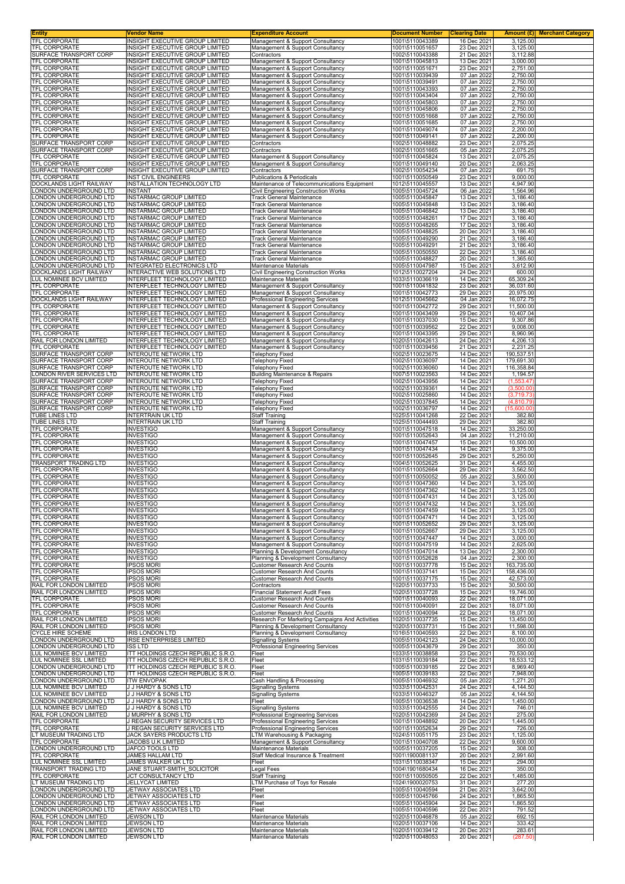| Entity | Vendor Name | Expenditure Account | Document Number | Clearing Date | Amount (£) | Merchant Category |
|---|---|---|---|---|---|---|
| TFL CORPORATE | INSIGHT EXECUTIVE GROUP LIMITED | Management & Support Consultancy | 1001\5110043389 | 16 Dec 2021 | 3,125.00 | |
| TFL CORPORATE | INSIGHT EXECUTIVE GROUP LIMITED | Management & Support Consultancy | 1001\5110051657 | 23 Dec 2021 | 3,125.00 | |
| SURFACE TRANSPORT CORP | INSIGHT EXECUTIVE GROUP LIMITED | Contractors | 1002\5110043388 | 21 Dec 2021 | 3,112.88 | |
| TFL CORPORATE | INSIGHT EXECUTIVE GROUP LIMITED | Management & Support Consultancy | 1001\5110045813 | 13 Dec 2021 | 3,000.00 | |
| TFL CORPORATE | INSIGHT EXECUTIVE GROUP LIMITED | Management & Support Consultancy | 1001\5110051671 | 23 Dec 2021 | 2,751.00 | |
| TFL CORPORATE | INSIGHT EXECUTIVE GROUP LIMITED | Management & Support Consultancy | 1001\5110039439 | 07 Jan 2022 | 2,750.00 | |
| TFL CORPORATE | INSIGHT EXECUTIVE GROUP LIMITED | Management & Support Consultancy | 1001\5110039491 | 07 Jan 2022 | 2,750.00 | |
| TFL CORPORATE | INSIGHT EXECUTIVE GROUP LIMITED | Management & Support Consultancy | 1001\5110043393 | 07 Jan 2022 | 2,750.00 | |
| TFL CORPORATE | INSIGHT EXECUTIVE GROUP LIMITED | Management & Support Consultancy | 1001\5110043404 | 07 Jan 2022 | 2,750.00 | |
| TFL CORPORATE | INSIGHT EXECUTIVE GROUP LIMITED | Management & Support Consultancy | 1001\5110045803 | 07 Jan 2022 | 2,750.00 | |
| TFL CORPORATE | INSIGHT EXECUTIVE GROUP LIMITED | Management & Support Consultancy | 1001\5110045806 | 07 Jan 2022 | 2,750.00 | |
| TFL CORPORATE | INSIGHT EXECUTIVE GROUP LIMITED | Management & Support Consultancy | 1001\5110051668 | 07 Jan 2022 | 2,750.00 | |
| TFL CORPORATE | INSIGHT EXECUTIVE GROUP LIMITED | Management & Support Consultancy | 1001\5110051685 | 07 Jan 2022 | 2,750.00 | |
| TFL CORPORATE | INSIGHT EXECUTIVE GROUP LIMITED | Management & Support Consultancy | 1001\5110049074 | 07 Jan 2022 | 2,200.00 | |
| TFL CORPORATE | INSIGHT EXECUTIVE GROUP LIMITED | Management & Support Consultancy | 1001\5110049141 | 07 Jan 2022 | 2,200.00 | |
| SURFACE TRANSPORT CORP | INSIGHT EXECUTIVE GROUP LIMITED | Contractors | 1002\5110048882 | 23 Dec 2021 | 2,075.25 | |
| SURFACE TRANSPORT CORP | INSIGHT EXECUTIVE GROUP LIMITED | Contractors | 1002\5110051665 | 05 Jan 2022 | 2,075.25 | |
| TFL CORPORATE | INSIGHT EXECUTIVE GROUP LIMITED | Management & Support Consultancy | 1001\5110045824 | 13 Dec 2021 | 2,075.25 | |
| TFL CORPORATE | INSIGHT EXECUTIVE GROUP LIMITED | Management & Support Consultancy | 1001\5110049140 | 20 Dec 2021 | 2,063.25 | |
| SURFACE TRANSPORT CORP | INSIGHT EXECUTIVE GROUP LIMITED | Contractors | 1002\5110054234 | 07 Jan 2022 | 691.75 | |
| TFL CORPORATE | INST CIVIL ENGINEERS | Publications & Periodicals | 1001\5110050549 | 23 Dec 2021 | 9,000.00 | |
| DOCKLANDS LIGHT RAILWAY | INSTALLATION TECHNOLOGY LTD | Maintenance of Telecommunications Equipment | 1012\5110045557 | 13 Dec 2021 | 4,947.90 | |
| LONDON UNDERGROUND LTD | INSTANT | Civil Engineering Construction Works | 1005\5110045724 | 06 Jan 2022 | 1,564.96 | |
| LONDON UNDERGROUND LTD | INSTARMAC GROUP LIMITED | Track General Maintenance | 1005\5110045847 | 13 Dec 2021 | 3,186.40 | |
| LONDON UNDERGROUND LTD | INSTARMAC GROUP LIMITED | Track General Maintenance | 1005\5110045848 | 13 Dec 2021 | 3,186.40 | |
| LONDON UNDERGROUND LTD | INSTARMAC GROUP LIMITED | Track General Maintenance | 1005\5110046842 | 13 Dec 2021 | 3,186.40 | |
| LONDON UNDERGROUND LTD | INSTARMAC GROUP LIMITED | Track General Maintenance | 1005\5110048261 | 17 Dec 2021 | 3,186.40 | |
| LONDON UNDERGROUND LTD | INSTARMAC GROUP LIMITED | Track General Maintenance | 1005\5110048265 | 17 Dec 2021 | 3,186.40 | |
| LONDON UNDERGROUND LTD | INSTARMAC GROUP LIMITED | Track General Maintenance | 1005\5110048825 | 20 Dec 2021 | 3,186.40 | |
| LONDON UNDERGROUND LTD | INSTARMAC GROUP LIMITED | Track General Maintenance | 1005\5110049290 | 21 Dec 2021 | 3,186.40 | |
| LONDON UNDERGROUND LTD | INSTARMAC GROUP LIMITED | Track General Maintenance | 1005\5110049291 | 21 Dec 2021 | 3,186.40 | |
| LONDON UNDERGROUND LTD | INSTARMAC GROUP LIMITED | Track General Maintenance | 1005\5110050550 | 22 Dec 2021 | 3,186.40 | |
| LONDON UNDERGROUND LTD | INSTARMAC GROUP LIMITED | Track General Maintenance | 1005\5110048827 | 20 Dec 2021 | 1,365.60 | |
| LONDON UNDERGROUND LTD | INTEGRATED ELECTRONICS LTD | Maintenance Materials | 1005\5110047987 | 15 Dec 2021 | 3,612.90 | |
| DOCKLANDS LIGHT RAILWAY | INTERACTIVE WEB SOLUTIONS LTD | Civil Engineering Construction Works | 1012\5110027204 | 24 Dec 2021 | 600.00 | |
| LUL NOMINEE BCV LIMITED | INTERFLEET TECHNOLOGY LIMITED | Maintenance Materials | 1033\5110036619 | 14 Dec 2021 | 65,309.24 | |
| TFL CORPORATE | INTERFLEET TECHNOLOGY LIMITED | Management & Support Consultancy | 1001\5110041832 | 23 Dec 2021 | 36,031.60 | |
| TFL CORPORATE | INTERFLEET TECHNOLOGY LIMITED | Management & Support Consultancy | 1001\5110042773 | 29 Dec 2021 | 20,975.00 | |
| DOCKLANDS LIGHT RAILWAY | INTERFLEET TECHNOLOGY LIMITED | Professional Engineering Services | 1012\5110045662 | 04 Jan 2022 | 16,072.75 | |
| TFL CORPORATE | INTERFLEET TECHNOLOGY LIMITED | Management & Support Consultancy | 1001\5110042772 | 29 Dec 2021 | 11,500.00 | |
| TFL CORPORATE | INTERFLEET TECHNOLOGY LIMITED | Management & Support Consultancy | 1001\5110043409 | 29 Dec 2021 | 10,407.04 | |
| TFL CORPORATE | INTERFLEET TECHNOLOGY LIMITED | Management & Support Consultancy | 1001\5110037030 | 15 Dec 2021 | 9,307.86 | |
| TFL CORPORATE | INTERFLEET TECHNOLOGY LIMITED | Management & Support Consultancy | 1001\5110039562 | 22 Dec 2021 | 9,008.00 | |
| TFL CORPORATE | INTERFLEET TECHNOLOGY LIMITED | Management & Support Consultancy | 1001\5110043395 | 29 Dec 2021 | 8,960.96 | |
| RAIL FOR LONDON LIMITED | INTERFLEET TECHNOLOGY LIMITED | Management & Support Consultancy | 1020\5110042613 | 24 Dec 2021 | 4,206.13 | |
| TFL CORPORATE | INTERFLEET TECHNOLOGY LIMITED | Management & Support Consultancy | 1001\5110039456 | 21 Dec 2021 | 2,231.25 | |
| SURFACE TRANSPORT CORP | INTEROUTE NETWORK LTD | Telephony Fixed | 1002\5110023675 | 14 Dec 2021 | 190,537.51 | |
| SURFACE TRANSPORT CORP | INTEROUTE NETWORK LTD | Telephony Fixed | 1002\5110036097 | 14 Dec 2021 | 179,691.30 | |
| SURFACE TRANSPORT CORP | INTEROUTE NETWORK LTD | Telephony Fixed | 1002\5110036060 | 14 Dec 2021 | 116,358.84 | |
| LONDON RIVER SERVICES LTD | INTEROUTE NETWORK LTD | Building Maintenance & Repairs | 1007\5110023563 | 14 Dec 2021 | 1,194.57 | |
| SURFACE TRANSPORT CORP | INTEROUTE NETWORK LTD | Telephony Fixed | 1002\5110043956 | 14 Dec 2021 | (1,553.47) | |
| SURFACE TRANSPORT CORP | INTEROUTE NETWORK LTD | Telephony Fixed | 1002\5110039361 | 14 Dec 2021 | (3,500.00) | |
| SURFACE TRANSPORT CORP | INTEROUTE NETWORK LTD | Telephony Fixed | 1002\5110025860 | 14 Dec 2021 | (3,719.73) | |
| SURFACE TRANSPORT CORP | INTEROUTE NETWORK LTD | Telephony Fixed | 1002\5110037845 | 14 Dec 2021 | (4,810.79) | |
| SURFACE TRANSPORT CORP | INTEROUTE NETWORK LTD | Telephony Fixed | 1002\5110036797 | 14 Dec 2021 | (15,600.00) | |
| TUBE LINES LTD | INTERTRAIN UK LTD | Staff Training | 1025\5110041268 | 22 Dec 2021 | 382.80 | |
| TUBE LINES LTD | INTERTRAIN UK LTD | Staff Training | 1025\5110044493 | 29 Dec 2021 | 382.80 | |
| TFL CORPORATE | INVESTIGO | Management & Support Consultancy | 1001\5110047518 | 14 Dec 2021 | 33,250.00 | |
| TFL CORPORATE | INVESTIGO | Management & Support Consultancy | 1001\5110052643 | 04 Jan 2022 | 11,210.00 | |
| TFL CORPORATE | INVESTIGO | Management & Support Consultancy | 1001\5110047457 | 15 Dec 2021 | 10,500.00 | |
| TFL CORPORATE | INVESTIGO | Management & Support Consultancy | 1001\5110047434 | 14 Dec 2021 | 9,375.00 | |
| TFL CORPORATE | INVESTIGO | Management & Support Consultancy | 1001\5110052645 | 29 Dec 2021 | 5,250.00 | |
| TRANSPORT TRADING LTD | INVESTIGO | Management & Support Consultancy | 1004\5110052625 | 31 Dec 2021 | 4,455.00 | |
| TFL CORPORATE | INVESTIGO | Management & Support Consultancy | 1001\5110052664 | 29 Dec 2021 | 3,562.50 | |
| TFL CORPORATE | INVESTIGO | Management & Support Consultancy | 1001\5110050052 | 05 Jan 2022 | 3,500.00 | |
| TFL CORPORATE | INVESTIGO | Management & Support Consultancy | 1001\5110047360 | 14 Dec 2021 | 3,125.00 | |
| TFL CORPORATE | INVESTIGO | Management & Support Consultancy | 1001\5110047362 | 14 Dec 2021 | 3,125.00 | |
| TFL CORPORATE | INVESTIGO | Management & Support Consultancy | 1001\5110047431 | 14 Dec 2021 | 3,125.00 | |
| TFL CORPORATE | INVESTIGO | Management & Support Consultancy | 1001\5110047432 | 14 Dec 2021 | 3,125.00 | |
| TFL CORPORATE | INVESTIGO | Management & Support Consultancy | 1001\5110047459 | 14 Dec 2021 | 3,125.00 | |
| TFL CORPORATE | INVESTIGO | Management & Support Consultancy | 1001\5110047471 | 14 Dec 2021 | 3,125.00 | |
| TFL CORPORATE | INVESTIGO | Management & Support Consultancy | 1001\5110052652 | 29 Dec 2021 | 3,125.00 | |
| TFL CORPORATE | INVESTIGO | Management & Support Consultancy | 1001\5110052667 | 29 Dec 2021 | 3,125.00 | |
| TFL CORPORATE | INVESTIGO | Management & Support Consultancy | 1001\5110047447 | 14 Dec 2021 | 3,000.00 | |
| TFL CORPORATE | INVESTIGO | Management & Support Consultancy | 1001\5110047519 | 14 Dec 2021 | 2,625.00 | |
| TFL CORPORATE | INVESTIGO | Planning & Development Consultancy | 1001\5110047014 | 13 Dec 2021 | 2,300.00 | |
| TFL CORPORATE | INVESTIGO | Planning & Development Consultancy | 1001\5110052628 | 04 Jan 2022 | 2,300.00 | |
| TFL CORPORATE | IPSOS MORI | Customer Research And Counts | 1001\5110037778 | 15 Dec 2021 | 163,735.00 | |
| TFL CORPORATE | IPSOS MORI | Customer Research And Counts | 1001\5110037141 | 15 Dec 2021 | 158,436.00 | |
| TFL CORPORATE | IPSOS MORI | Customer Research And Counts | 1001\5110037175 | 15 Dec 2021 | 42,573.00 | |
| RAIL FOR LONDON LIMITED | IPSOS MORI | Contractors | 1020\5110037733 | 15 Dec 2021 | 30,500.00 | |
| RAIL FOR LONDON LIMITED | IPSOS MORI | Financial Statement Audit Fees | 1020\5110037728 | 15 Dec 2021 | 19,746.00 | |
| TFL CORPORATE | IPSOS MORI | Customer Research And Counts | 1001\5110040093 | 22 Dec 2021 | 18,071.00 | |
| TFL CORPORATE | IPSOS MORI | Customer Research And Counts | 1001\5110040091 | 22 Dec 2021 | 18,071.00 | |
| TFL CORPORATE | IPSOS MORI | Customer Research And Counts | 1001\5110040094 | 22 Dec 2021 | 18,071.00 | |
| RAIL FOR LONDON LIMITED | IPSOS MORI | Research For Marketing Campaigns And Activities | 1020\5110037735 | 15 Dec 2021 | 13,450.00 | |
| RAIL FOR LONDON LIMITED | IPSOS MORI | Planning & Development Consultancy | 1020\5110037731 | 15 Dec 2021 | 11,598.00 | |
| CYCLE HIRE SCHEME | IRIS LONDON LTD | Planning & Development Consultancy | 1016\5110040593 | 22 Dec 2021 | 8,100.00 | |
| LONDON UNDERGROUND LTD | IRSE ENTERPRISES LIMITED | Signalling Systems | 1005\5110042123 | 24 Dec 2021 | 10,000.00 | |
| LONDON UNDERGROUND LTD | ISS LTD | Professional Engineering Services | 1005\5110043679 | 29 Dec 2021 | 350.00 | |
| LUL NOMINEE BCV LIMITED | ITT HOLDINGS CZECH REPUBLIC S.R.O. | Fleet | 1033\5110038858 | 23 Dec 2021 | 70,530.00 | |
| LUL NOMINEE SSL LIMITED | ITT HOLDINGS CZECH REPUBLIC S.R.O. | Fleet | 1031\5110039184 | 22 Dec 2021 | 18,533.12 | |
| LONDON UNDERGROUND LTD | ITT HOLDINGS CZECH REPUBLIC S.R.O. | Fleet | 1005\5110039185 | 22 Dec 2021 | 8,969.40 | |
| LONDON UNDERGROUND LTD | ITT HOLDINGS CZECH REPUBLIC S.R.O. | Fleet | 1005\5110039183 | 22 Dec 2021 | 7,948.00 | |
| LONDON UNDERGROUND LTD | ITW ENVOPAK | Cash Handling & Processing | 1005\5110046932 | 05 Jan 2022 | 1,271.20 | |
| LUL NOMINEE BCV LIMITED | J J HARDY & SONS LTD | Signalling Systems | 1033\5110042531 | 24 Dec 2021 | 4,144.50 | |
| LUL NOMINEE BCV LIMITED | J J HARDY & SONS LTD | Signalling Systems | 1033\5110046327 | 05 Jan 2022 | 4,144.50 | |
| LONDON UNDERGROUND LTD | J J HARDY & SONS LTD | Fleet | 1005\5110036538 | 14 Dec 2021 | 1,450.00 | |
| LUL NOMINEE BCV LIMITED | J J HARDY & SONS LTD | Signalling Systems | 1033\5110042555 | 24 Dec 2021 | 746.01 | |
| RAIL FOR LONDON LIMITED | J MURPHY & SONS LTD | Professional Engineering Services | 1020\5110042369 | 24 Dec 2021 | 275.00 | |
| TFL CORPORATE | J REGAN SECURITY SERVICES LTD | Professional Engineering Services | 1001\5110048892 | 20 Dec 2021 | 1,445.00 | |
| TFL CORPORATE | J REGAN SECURITY SERVICES LTD | Professional Engineering Services | 1001\5110052634 | 29 Dec 2021 | 726.00 | |
| LT MUSEUM TRADING LTD | JACK SAYERS PRODUCTS LTD | LTM Warehousing & Packaging | 1024\5110051175 | 23 Dec 2021 | 1,125.00 | |
| TFL CORPORATE | JACOBS U.K LIMITED | Management & Support Consultancy | 1001\5110040708 | 22 Dec 2021 | 9,600.00 | |
| LONDON UNDERGROUND LTD | JAFCO TOOLS LTD | Maintenance Materials | 1005\5110037205 | 15 Dec 2021 | 308.00 | |
| TFL CORPORATE | JAMES HALLAM LTD | Staff Medical Insurance & Treatment | 1001\1900081137 | 20 Dec 2021 | 2,991.60 | |
| LUL NOMINEE SSL LIMITED | JAMES WALKER UK LTD | Fleet | 1031\5110038347 | 15 Dec 2021 | 294.00 | |
| TRANSPORT TRADING LTD | JANE STUART-SMITH_SOLICITOR | Legal Fees | 1004\1901680434 | 16 Dec 2021 | 350.00 | |
| TFL CORPORATE | JCT CONSULTANCY LTD | Staff Training | 1001\5110050505 | 22 Dec 2021 | 1,485.00 | |
| LT MUSEUM TRADING LTD | JELLYCAT LIMITED | LTM Purchase of Toys for Resale | 1024\1900020753 | 31 Dec 2021 | 277.20 | |
| LONDON UNDERGROUND LTD | JETWAY ASSOCIATES LTD | Fleet | 1005\5110040594 | 21 Dec 2021 | 3,642.00 | |
| LONDON UNDERGROUND LTD | JETWAY ASSOCIATES LTD | Fleet | 1005\5110045766 | 24 Dec 2021 | 1,865.50 | |
| LONDON UNDERGROUND LTD | JETWAY ASSOCIATES LTD | Fleet | 1005\5110045904 | 24 Dec 2021 | 1,865.50 | |
| LONDON UNDERGROUND LTD | JETWAY ASSOCIATES LTD | Fleet | 1005\5110040596 | 22 Dec 2021 | 791.52 | |
| RAIL FOR LONDON LIMITED | JEWSON LTD | Maintenance Materials | 1020\5110046878 | 05 Jan 2022 | 692.15 | |
| RAIL FOR LONDON LIMITED | JEWSON LTD | Maintenance Materials | 1020\5110037106 | 14 Dec 2021 | 333.42 | |
| RAIL FOR LONDON LIMITED | JEWSON LTD | Maintenance Materials | 1020\5110039412 | 20 Dec 2021 | 283.61 | |
| RAIL FOR LONDON LIMITED | JEWSON LTD | Maintenance Materials | 1020\5110048053 | 20 Dec 2021 | (287.50) | |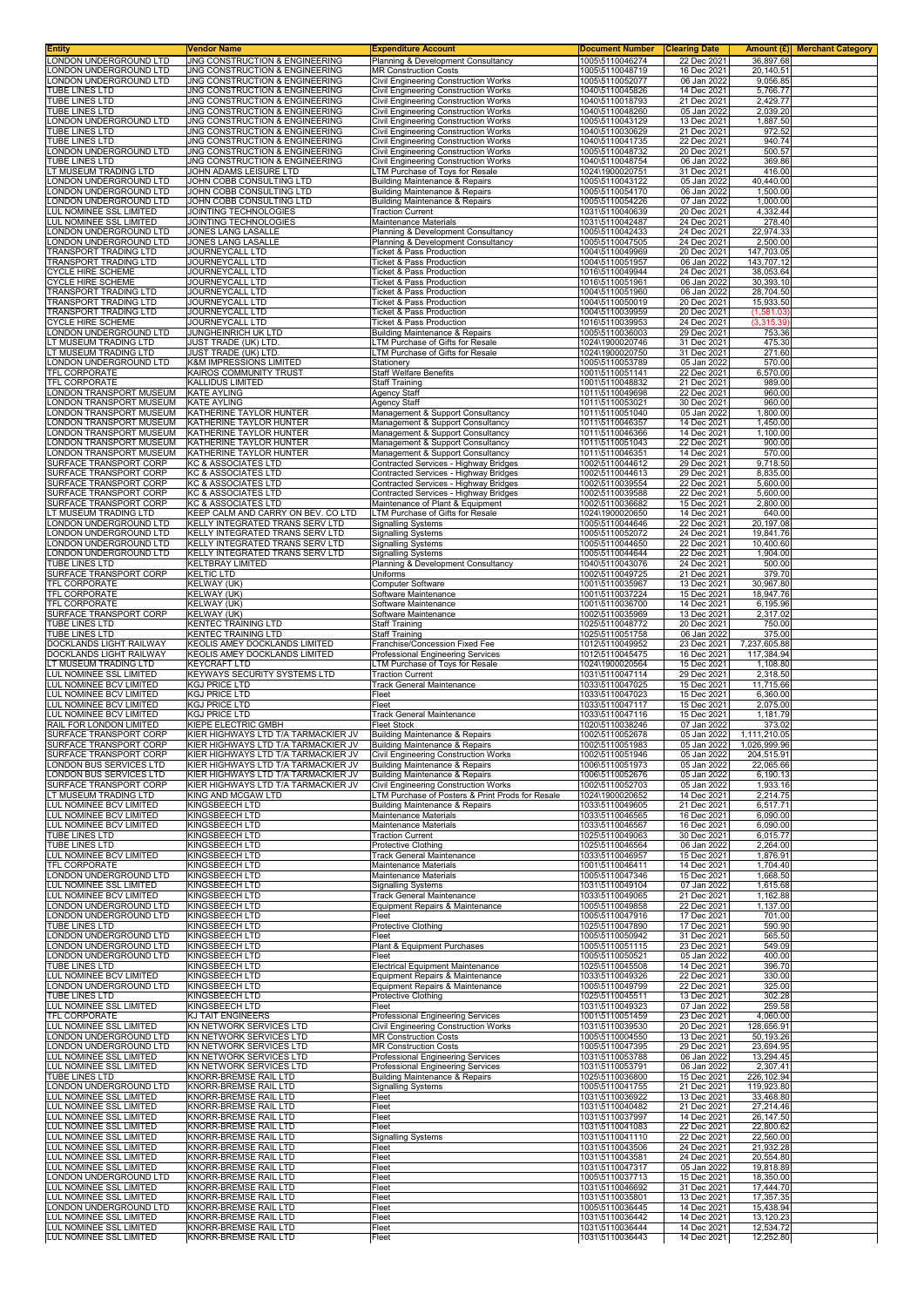| Entity | Vendor Name | Expenditure Account | Document Number | Clearing Date | Amount (£) | Merchant Category |
|---|---|---|---|---|---|---|
| LONDON UNDERGROUND LTD | JNG CONSTRUCTION & ENGINEERING | Planning & Development Consultancy | 1005\5110046274 | 22 Dec 2021 | 36,897.68 | |
| LONDON UNDERGROUND LTD | JNG CONSTRUCTION & ENGINEERING | MR Construction Costs | 1005\5110048719 | 16 Dec 2021 | 20,140.51 | |
| LONDON UNDERGROUND LTD | JNG CONSTRUCTION & ENGINEERING | Civil Engineering Construction Works | 1005\5110052077 | 06 Jan 2022 | 9,056.85 | |
| TUBE LINES LTD | JNG CONSTRUCTION & ENGINEERING | Civil Engineering Construction Works | 1040\5110045826 | 14 Dec 2021 | 5,766.77 | |
| TUBE LINES LTD | JNG CONSTRUCTION & ENGINEERING | Civil Engineering Construction Works | 1040\5110018793 | 21 Dec 2021 | 2,429.77 | |
| TUBE LINES LTD | JNG CONSTRUCTION & ENGINEERING | Civil Engineering Construction Works | 1040\5110048260 | 05 Jan 2022 | 2,039.20 | |
| LONDON UNDERGROUND LTD | JNG CONSTRUCTION & ENGINEERING | Civil Engineering Construction Works | 1005\5110043129 | 13 Dec 2021 | 1,887.50 | |
| TUBE LINES LTD | JNG CONSTRUCTION & ENGINEERING | Civil Engineering Construction Works | 1040\5110030629 | 21 Dec 2021 | 972.52 | |
| TUBE LINES LTD | JNG CONSTRUCTION & ENGINEERING | Civil Engineering Construction Works | 1040\5110041735 | 22 Dec 2021 | 940.74 | |
| LONDON UNDERGROUND LTD | JNG CONSTRUCTION & ENGINEERING | Civil Engineering Construction Works | 1005\5110048732 | 20 Dec 2021 | 500.57 | |
| TUBE LINES LTD | JNG CONSTRUCTION & ENGINEERING | Civil Engineering Construction Works | 1040\5110048754 | 06 Jan 2022 | 369.86 | |
| LT MUSEUM TRADING LTD | JOHN ADAMS LEISURE LTD | LTM Purchase of Toys for Resale | 1024\1900020751 | 31 Dec 2021 | 416.00 | |
| LONDON UNDERGROUND LTD | JOHN COBB CONSULTING LTD | Building Maintenance & Repairs | 1005\5110043122 | 05 Jan 2022 | 40,440.00 | |
| LONDON UNDERGROUND LTD | JOHN COBB CONSULTING LTD | Building Maintenance & Repairs | 1005\5110054170 | 06 Jan 2022 | 1,500.00 | |
| LONDON UNDERGROUND LTD | JOHN COBB CONSULTING LTD | Building Maintenance & Repairs | 1005\5110054226 | 07 Jan 2022 | 1,000.00 | |
| LUL NOMINEE SSL LIMITED | JOINTING TECHNOLOGIES | Traction Current | 1031\5110040639 | 20 Dec 2021 | 4,332.44 | |
| LUL NOMINEE SSL LIMITED | JOINTING TECHNOLOGIES | Maintenance Materials | 1031\5110042487 | 24 Dec 2021 | 278.40 | |
| LONDON UNDERGROUND LTD | JONES LANG LASALLE | Planning & Development Consultancy | 1005\5110042433 | 24 Dec 2021 | 22,974.33 | |
| LONDON UNDERGROUND LTD | JONES LANG LASALLE | Planning & Development Consultancy | 1005\5110047505 | 24 Dec 2021 | 2,500.00 | |
| TRANSPORT TRADING LTD | JOURNEYCALL LTD | Ticket & Pass Production | 1004\5110049969 | 20 Dec 2021 | 147,703.05 | |
| TRANSPORT TRADING LTD | JOURNEYCALL LTD | Ticket & Pass Production | 1004\5110051957 | 06 Jan 2022 | 143,707.12 | |
| CYCLE HIRE SCHEME | JOURNEYCALL LTD | Ticket & Pass Production | 1016\5110049944 | 24 Dec 2021 | 38,053.64 | |
| CYCLE HIRE SCHEME | JOURNEYCALL LTD | Ticket & Pass Production | 1016\5110051961 | 06 Jan 2022 | 30,393.10 | |
| TRANSPORT TRADING LTD | JOURNEYCALL LTD | Ticket & Pass Production | 1004\5110051960 | 06 Jan 2022 | 28,704.50 | |
| TRANSPORT TRADING LTD | JOURNEYCALL LTD | Ticket & Pass Production | 1004\5110050019 | 20 Dec 2021 | 15,933.50 | |
| TRANSPORT TRADING LTD | JOURNEYCALL LTD | Ticket & Pass Production | 1004\5110039959 | 20 Dec 2021 | (1,581.03) | |
| CYCLE HIRE SCHEME | JOURNEYCALL LTD | Ticket & Pass Production | 1016\5110039953 | 24 Dec 2021 | (3,315.39) | |
| LONDON UNDERGROUND LTD | JUNGHEINRICH UK LTD | Building Maintenance & Repairs | 1005\5110036003 | 29 Dec 2021 | 753.36 | |
| LT MUSEUM TRADING LTD | JUST TRADE (UK) LTD. | LTM Purchase of Gifts for Resale | 1024\1900020746 | 31 Dec 2021 | 475.30 | |
| LT MUSEUM TRADING LTD | JUST TRADE (UK) LTD. | LTM Purchase of Gifts for Resale | 1024\1900020750 | 31 Dec 2021 | 271.60 | |
| LONDON UNDERGROUND LTD | K&M IMPRESSIONS LIMITED | Stationery | 1005\5110053789 | 05 Jan 2022 | 570.00 | |
| TFL CORPORATE | KAIROS COMMUNITY TRUST | Staff Welfare Benefits | 1001\5110051141 | 22 Dec 2021 | 6,570.00 | |
| TFL CORPORATE | KALLIDUS LIMITED | Staff Training | 1001\5110048832 | 21 Dec 2021 | 989.00 | |
| LONDON TRANSPORT MUSEUM | KATE AYLING | Agency Staff | 1011\5110049698 | 22 Dec 2021 | 960.00 | |
| LONDON TRANSPORT MUSEUM | KATE AYLING | Agency Staff | 1011\5110053021 | 30 Dec 2021 | 960.00 | |
| LONDON TRANSPORT MUSEUM | KATHERINE TAYLOR HUNTER | Management & Support Consultancy | 1011\5110051040 | 05 Jan 2022 | 1,800.00 | |
| LONDON TRANSPORT MUSEUM | KATHERINE TAYLOR HUNTER | Management & Support Consultancy | 1011\5110046357 | 14 Dec 2021 | 1,450.00 | |
| LONDON TRANSPORT MUSEUM | KATHERINE TAYLOR HUNTER | Management & Support Consultancy | 1011\5110046366 | 14 Dec 2021 | 1,100.00 | |
| LONDON TRANSPORT MUSEUM | KATHERINE TAYLOR HUNTER | Management & Support Consultancy | 1011\5110051043 | 22 Dec 2021 | 900.00 | |
| LONDON TRANSPORT MUSEUM | KATHERINE TAYLOR HUNTER | Management & Support Consultancy | 1011\5110046351 | 14 Dec 2021 | 570.00 | |
| SURFACE TRANSPORT CORP | KC & ASSOCIATES LTD | Contracted Services - Highway Bridges | 1002\5110044612 | 29 Dec 2021 | 9,718.50 | |
| SURFACE TRANSPORT CORP | KC & ASSOCIATES LTD | Contracted Services - Highway Bridges | 1002\5110044613 | 29 Dec 2021 | 8,835.00 | |
| SURFACE TRANSPORT CORP | KC & ASSOCIATES LTD | Contracted Services - Highway Bridges | 1002\5110039554 | 22 Dec 2021 | 5,600.00 | |
| SURFACE TRANSPORT CORP | KC & ASSOCIATES LTD | Contracted Services - Highway Bridges | 1002\5110039588 | 22 Dec 2021 | 5,600.00 | |
| SURFACE TRANSPORT CORP | KC & ASSOCIATES LTD | Maintenance of Plant & Equipment | 1002\5110036682 | 15 Dec 2021 | 2,800.00 | |
| LT MUSEUM TRADING LTD | KEEP CALM AND CARRY ON BEV. CO LTD | LTM Purchase of Gifts for Resale | 1024\1900020650 | 14 Dec 2021 | 640.00 | |
| LONDON UNDERGROUND LTD | KELLY INTEGRATED TRANS SERV LTD | Signalling Systems | 1005\5110044646 | 22 Dec 2021 | 20,197.08 | |
| LONDON UNDERGROUND LTD | KELLY INTEGRATED TRANS SERV LTD | Signalling Systems | 1005\5110052072 | 24 Dec 2021 | 19,841.76 | |
| LONDON UNDERGROUND LTD | KELLY INTEGRATED TRANS SERV LTD | Signalling Systems | 1005\5110044650 | 22 Dec 2021 | 10,400.60 | |
| LONDON UNDERGROUND LTD | KELLY INTEGRATED TRANS SERV LTD | Signalling Systems | 1005\5110044644 | 22 Dec 2021 | 1,904.00 | |
| TUBE LINES LTD | KELTBRAY LIMITED | Planning & Development Consultancy | 1040\5110043076 | 24 Dec 2021 | 500.00 | |
| SURFACE TRANSPORT CORP | KELTIC LTD | Uniforms | 1002\5110049725 | 21 Dec 2021 | 379.70 | |
| TFL CORPORATE | KELWAY (UK) | Computer Software | 1001\5110035967 | 13 Dec 2021 | 30,967.80 | |
| TFL CORPORATE | KELWAY (UK) | Software Maintenance | 1001\5110037224 | 15 Dec 2021 | 18,947.76 | |
| TFL CORPORATE | KELWAY (UK) | Software Maintenance | 1001\5110036700 | 14 Dec 2021 | 6,195.96 | |
| SURFACE TRANSPORT CORP | KELWAY (UK) | Software Maintenance | 1002\5110035969 | 13 Dec 2021 | 2,317.02 | |
| TUBE LINES LTD | KENTEC TRAINING LTD | Staff Training | 1025\5110048772 | 20 Dec 2021 | 750.00 | |
| TUBE LINES LTD | KENTEC TRAINING LTD | Staff Training | 1025\5110051758 | 06 Jan 2022 | 375.00 | |
| DOCKLANDS LIGHT RAILWAY | KEOLIS AMEY DOCKLANDS LIMITED | Franchise/Concession Fixed Fee | 1012\5110049952 | 23 Dec 2021 | 7,237,605.88 | |
| DOCKLANDS LIGHT RAILWAY | KEOLIS AMEY DOCKLANDS LIMITED | Professional Engineering Services | 1012\5110045475 | 16 Dec 2021 | 117,384.94 | |
| LT MUSEUM TRADING LTD | KEYCRAFT LTD | LTM Purchase of Toys for Resale | 1024\1900020564 | 15 Dec 2021 | 1,108.80 | |
| LUL NOMINEE SSL LIMITED | KEYWAYS SECURITY SYSTEMS LTD | Traction Current | 1031\5110047114 | 29 Dec 2021 | 2,318.50 | |
| LUL NOMINEE BCV LIMITED | KGJ PRICE LTD | Track General Maintenance | 1033\5110047025 | 15 Dec 2021 | 11,715.66 | |
| LUL NOMINEE BCV LIMITED | KGJ PRICE LTD | Fleet | 1033\5110047023 | 15 Dec 2021 | 6,360.00 | |
| LUL NOMINEE BCV LIMITED | KGJ PRICE LTD | Fleet | 1033\5110047117 | 15 Dec 2021 | 2,075.00 | |
| LUL NOMINEE BCV LIMITED | KGJ PRICE LTD | Track General Maintenance | 1033\5110047116 | 15 Dec 2021 | 1,181.79 | |
| RAIL FOR LONDON LIMITED | KIEPE ELECTRIC GMBH | Fleet Stock | 1020\5110038246 | 07 Jan 2022 | 373.02 | |
| SURFACE TRANSPORT CORP | KIER HIGHWAYS LTD T/A TARMACKIER JV | Building Maintenance & Repairs | 1002\5110052678 | 05 Jan 2022 | 1,111,210.05 | |
| SURFACE TRANSPORT CORP | KIER HIGHWAYS LTD T/A TARMACKIER JV | Building Maintenance & Repairs | 1002\5110051983 | 05 Jan 2022 | 1,026,999.96 | |
| SURFACE TRANSPORT CORP | KIER HIGHWAYS LTD T/A TARMACKIER JV | Civil Engineering Construction Works | 1002\5110051946 | 05 Jan 2022 | 204,515.91 | |
| LONDON BUS SERVICES LTD | KIER HIGHWAYS LTD T/A TARMACKIER JV | Building Maintenance & Repairs | 1006\5110051973 | 05 Jan 2022 | 22,065.66 | |
| LONDON BUS SERVICES LTD | KIER HIGHWAYS LTD T/A TARMACKIER JV | Building Maintenance & Repairs | 1006\5110052676 | 05 Jan 2022 | 6,190.13 | |
| SURFACE TRANSPORT CORP | KIER HIGHWAYS LTD T/A TARMACKIER JV | Civil Engineering Construction Works | 1002\5110052703 | 05 Jan 2022 | 1,933.16 | |
| LT MUSEUM TRADING LTD | KING AND MCGAW LTD | LTM Purchase of Posters & Print Prods for Resale | 1024\1900020652 | 14 Dec 2021 | 2,214.75 | |
| LUL NOMINEE BCV LIMITED | KINGSBEECH LTD | Building Maintenance & Repairs | 1033\5110049605 | 21 Dec 2021 | 6,517.71 | |
| LUL NOMINEE BCV LIMITED | KINGSBEECH LTD | Maintenance Materials | 1033\5110046565 | 16 Dec 2021 | 6,090.00 | |
| LUL NOMINEE BCV LIMITED | KINGSBEECH LTD | Maintenance Materials | 1033\5110046567 | 16 Dec 2021 | 6,090.00 | |
| TUBE LINES LTD | KINGSBEECH LTD | Traction Current | 1025\5110049063 | 30 Dec 2021 | 6,015.77 | |
| TUBE LINES LTD | KINGSBEECH LTD | Protective Clothing | 1025\5110046564 | 06 Jan 2022 | 2,264.00 | |
| LUL NOMINEE BCV LIMITED | KINGSBEECH LTD | Track General Maintenance | 1033\5110046957 | 15 Dec 2021 | 1,876.91 | |
| TFL CORPORATE | KINGSBEECH LTD | Maintenance Materials | 1001\5110046411 | 14 Dec 2021 | 1,704.40 | |
| LONDON UNDERGROUND LTD | KINGSBEECH LTD | Maintenance Materials | 1005\5110047346 | 15 Dec 2021 | 1,668.50 | |
| LUL NOMINEE SSL LIMITED | KINGSBEECH LTD | Signalling Systems | 1031\5110049104 | 07 Jan 2022 | 1,615.68 | |
| LUL NOMINEE BCV LIMITED | KINGSBEECH LTD | Track General Maintenance | 1033\5110049065 | 21 Dec 2021 | 1,162.88 | |
| LONDON UNDERGROUND LTD | KINGSBEECH LTD | Equipment Repairs & Maintenance | 1005\5110049858 | 22 Dec 2021 | 1,137.00 | |
| LONDON UNDERGROUND LTD | KINGSBEECH LTD | Fleet | 1005\5110047916 | 17 Dec 2021 | 701.00 | |
| TUBE LINES LTD | KINGSBEECH LTD | Protective Clothing | 1025\5110047890 | 17 Dec 2021 | 590.90 | |
| LONDON UNDERGROUND LTD | KINGSBEECH LTD | Fleet | 1005\5110050942 | 31 Dec 2021 | 565.50 | |
| LONDON UNDERGROUND LTD | KINGSBEECH LTD | Plant & Equipment Purchases | 1005\5110051115 | 23 Dec 2021 | 549.09 | |
| LONDON UNDERGROUND LTD | KINGSBEECH LTD | Fleet | 1005\5110050521 | 05 Jan 2022 | 400.00 | |
| TUBE LINES LTD | KINGSBEECH LTD | Electrical Equipment Maintenance | 1025\5110045508 | 14 Dec 2021 | 396.70 | |
| LUL NOMINEE BCV LIMITED | KINGSBEECH LTD | Equipment Repairs & Maintenance | 1033\5110049326 | 22 Dec 2021 | 330.00 | |
| LONDON UNDERGROUND LTD | KINGSBEECH LTD | Equipment Repairs & Maintenance | 1005\5110049799 | 22 Dec 2021 | 325.00 | |
| TUBE LINES LTD | KINGSBEECH LTD | Protective Clothing | 1025\5110045511 | 13 Dec 2021 | 302.28 | |
| LUL NOMINEE SSL LIMITED | KINGSBEECH LTD | Fleet | 1031\5110049323 | 07 Jan 2022 | 259.58 | |
| TFL CORPORATE | KJ TAIT ENGINEERS | Professional Engineering Services | 1001\5110051459 | 23 Dec 2021 | 4,060.00 | |
| LUL NOMINEE SSL LIMITED | KN NETWORK SERVICES LTD | Civil Engineering Construction Works | 1031\5110039530 | 20 Dec 2021 | 128,656.91 | |
| LONDON UNDERGROUND LTD | KN NETWORK SERVICES LTD | MR Construction Costs | 1005\5110004550 | 13 Dec 2021 | 50,193.26 | |
| LONDON UNDERGROUND LTD | KN NETWORK SERVICES LTD | MR Construction Costs | 1005\5110047395 | 29 Dec 2021 | 23,694.95 | |
| LUL NOMINEE SSL LIMITED | KN NETWORK SERVICES LTD | Professional Engineering Services | 1031\5110053788 | 06 Jan 2022 | 13,294.45 | |
| LUL NOMINEE SSL LIMITED | KN NETWORK SERVICES LTD | Professional Engineering Services | 1031\5110053791 | 06 Jan 2022 | 2,307.41 | |
| TUBE LINES LTD | KNORR-BREMSE RAIL LTD | Building Maintenance & Repairs | 1025\5110036800 | 15 Dec 2021 | 226,102.94 | |
| LONDON UNDERGROUND LTD | KNORR-BREMSE RAIL LTD | Signalling Systems | 1005\5110041755 | 21 Dec 2021 | 119,923.80 | |
| LUL NOMINEE SSL LIMITED | KNORR-BREMSE RAIL LTD | Fleet | 1031\5110036922 | 13 Dec 2021 | 33,468.80 | |
| LUL NOMINEE SSL LIMITED | KNORR-BREMSE RAIL LTD | Fleet | 1031\5110040482 | 21 Dec 2021 | 27,214.46 | |
| LUL NOMINEE SSL LIMITED | KNORR-BREMSE RAIL LTD | Fleet | 1031\5110037997 | 14 Dec 2021 | 26,147.50 | |
| LUL NOMINEE SSL LIMITED | KNORR-BREMSE RAIL LTD | Fleet | 1031\5110041083 | 22 Dec 2021 | 22,800.62 | |
| LUL NOMINEE SSL LIMITED | KNORR-BREMSE RAIL LTD | Signalling Systems | 1031\5110041110 | 22 Dec 2021 | 22,560.00 | |
| LUL NOMINEE SSL LIMITED | KNORR-BREMSE RAIL LTD | Fleet | 1031\5110043506 | 24 Dec 2021 | 21,932.28 | |
| LUL NOMINEE SSL LIMITED | KNORR-BREMSE RAIL LTD | Fleet | 1031\5110043581 | 24 Dec 2021 | 20,554.80 | |
| LUL NOMINEE SSL LIMITED | KNORR-BREMSE RAIL LTD | Fleet | 1031\5110047317 | 05 Jan 2022 | 19,818.89 | |
| LONDON UNDERGROUND LTD | KNORR-BREMSE RAIL LTD | Fleet | 1005\5110037713 | 15 Dec 2021 | 18,350.00 | |
| LUL NOMINEE SSL LIMITED | KNORR-BREMSE RAIL LTD | Fleet | 1031\5110046692 | 31 Dec 2021 | 17,444.70 | |
| LUL NOMINEE SSL LIMITED | KNORR-BREMSE RAIL LTD | Fleet | 1031\5110035801 | 13 Dec 2021 | 17,357.35 | |
| LONDON UNDERGROUND LTD | KNORR-BREMSE RAIL LTD | Fleet | 1005\5110036445 | 14 Dec 2021 | 15,438.94 | |
| LUL NOMINEE SSL LIMITED | KNORR-BREMSE RAIL LTD | Fleet | 1031\5110036442 | 14 Dec 2021 | 13,120.23 | |
| LUL NOMINEE SSL LIMITED | KNORR-BREMSE RAIL LTD | Fleet | 1031\5110036444 | 14 Dec 2021 | 12,534.72 | |
| LUL NOMINEE SSL LIMITED | KNORR-BREMSE RAIL LTD | Fleet | 1031\5110036443 | 14 Dec 2021 | 12,252.80 | |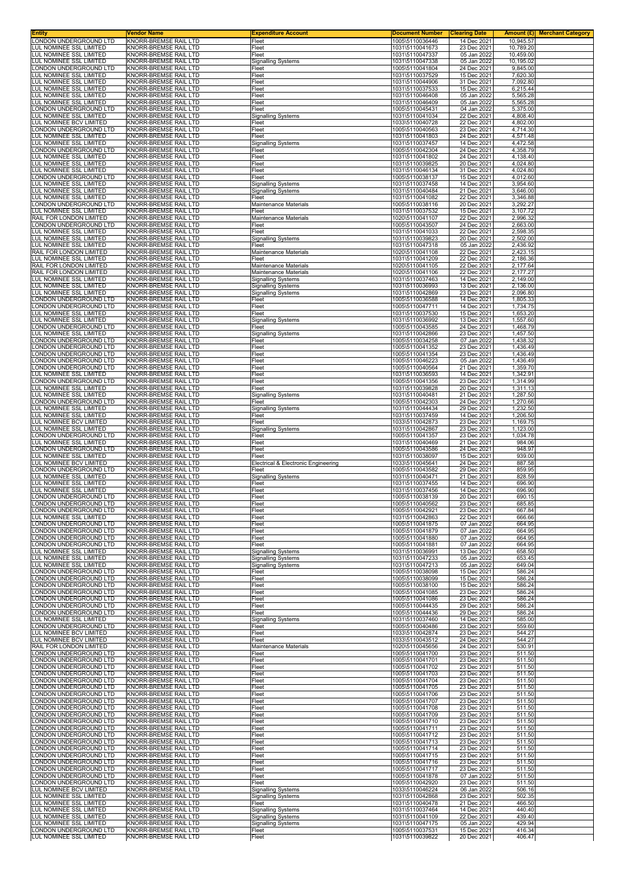| Entity | Vendor Name | Expenditure Account | Document Number | Clearing Date | Amount (£) | Merchant Category |
|---|---|---|---|---|---|---|
| LONDON UNDERGROUND LTD | KNORR-BREMSE RAIL LTD | Fleet | 1005\5110036446 | 14 Dec 2021 | 10,945.57 | |
| LUL NOMINEE SSL LIMITED | KNORR-BREMSE RAIL LTD | Fleet | 1031\5110041673 | 23 Dec 2021 | 10,789.20 | |
| LUL NOMINEE SSL LIMITED | KNORR-BREMSE RAIL LTD | Fleet | 1031\5110047337 | 05 Jan 2022 | 10,459.00 | |
| LUL NOMINEE SSL LIMITED | KNORR-BREMSE RAIL LTD | Signalling Systems | 1031\5110047338 | 05 Jan 2022 | 10,195.02 | |
| LONDON UNDERGROUND LTD | KNORR-BREMSE RAIL LTD | Fleet | 1005\5110041804 | 24 Dec 2021 | 9,845.00 | |
| LUL NOMINEE SSL LIMITED | KNORR-BREMSE RAIL LTD | Fleet | 1031\5110037529 | 15 Dec 2021 | 7,620.30 | |
| LUL NOMINEE SSL LIMITED | KNORR-BREMSE RAIL LTD | Fleet | 1031\5110044906 | 31 Dec 2021 | 7,092.80 | |
| LUL NOMINEE SSL LIMITED | KNORR-BREMSE RAIL LTD | Fleet | 1031\5110037533 | 15 Dec 2021 | 6,215.44 | |
| LUL NOMINEE SSL LIMITED | KNORR-BREMSE RAIL LTD | Fleet | 1031\5110046408 | 05 Jan 2022 | 5,565.28 | |
| LUL NOMINEE SSL LIMITED | KNORR-BREMSE RAIL LTD | Fleet | 1031\5110046409 | 05 Jan 2022 | 5,565.28 | |
| LONDON UNDERGROUND LTD | KNORR-BREMSE RAIL LTD | Fleet | 1005\5110045431 | 04 Jan 2022 | 5,375.00 | |
| LUL NOMINEE SSL LIMITED | KNORR-BREMSE RAIL LTD | Signalling Systems | 1031\5110041034 | 22 Dec 2021 | 4,808.40 | |
| LUL NOMINEE BCV LIMITED | KNORR-BREMSE RAIL LTD | Fleet | 1033\5110040728 | 22 Dec 2021 | 4,802.00 | |
| LONDON UNDERGROUND LTD | KNORR-BREMSE RAIL LTD | Fleet | 1005\5110040563 | 23 Dec 2021 | 4,714.30 | |
| LUL NOMINEE SSL LIMITED | KNORR-BREMSE RAIL LTD | Fleet | 1031\5110041803 | 24 Dec 2021 | 4,571.48 | |
| LUL NOMINEE SSL LIMITED | KNORR-BREMSE RAIL LTD | Signalling Systems | 1031\5110037457 | 14 Dec 2021 | 4,472.58 | |
| LONDON UNDERGROUND LTD | KNORR-BREMSE RAIL LTD | Fleet | 1005\5110042304 | 24 Dec 2021 | 4,358.79 | |
| LUL NOMINEE SSL LIMITED | KNORR-BREMSE RAIL LTD | Fleet | 1031\5110041802 | 24 Dec 2021 | 4,138.40 | |
| LUL NOMINEE SSL LIMITED | KNORR-BREMSE RAIL LTD | Fleet | 1031\5110039825 | 20 Dec 2021 | 4,024.80 | |
| LUL NOMINEE SSL LIMITED | KNORR-BREMSE RAIL LTD | Fleet | 1031\5110046134 | 31 Dec 2021 | 4,024.80 | |
| LONDON UNDERGROUND LTD | KNORR-BREMSE RAIL LTD | Fleet | 1005\5110038137 | 15 Dec 2021 | 4,012.60 | |
| LUL NOMINEE SSL LIMITED | KNORR-BREMSE RAIL LTD | Signalling Systems | 1031\5110037458 | 14 Dec 2021 | 3,954.60 | |
| LUL NOMINEE SSL LIMITED | KNORR-BREMSE RAIL LTD | Signalling Systems | 1031\5110040484 | 21 Dec 2021 | 3,646.00 | |
| LUL NOMINEE SSL LIMITED | KNORR-BREMSE RAIL LTD | Fleet | 1031\5110041082 | 22 Dec 2021 | 3,346.88 | |
| LONDON UNDERGROUND LTD | KNORR-BREMSE RAIL LTD | Maintenance Materials | 1005\5110038116 | 20 Dec 2021 | 3,292.27 | |
| LUL NOMINEE SSL LIMITED | KNORR-BREMSE RAIL LTD | Fleet | 1031\5110037532 | 15 Dec 2021 | 3,107.72 | |
| RAIL FOR LONDON LIMITED | KNORR-BREMSE RAIL LTD | Maintenance Materials | 1020\5110041107 | 22 Dec 2021 | 2,996.32 | |
| LONDON UNDERGROUND LTD | KNORR-BREMSE RAIL LTD | Fleet | 1005\5110043507 | 24 Dec 2021 | 2,663.00 | |
| LUL NOMINEE SSL LIMITED | KNORR-BREMSE RAIL LTD | Fleet | 1031\5110041033 | 22 Dec 2021 | 2,598.35 | |
| LUL NOMINEE SSL LIMITED | KNORR-BREMSE RAIL LTD | Signalling Systems | 1031\5110039823 | 20 Dec 2021 | 2,502.00 | |
| LUL NOMINEE SSL LIMITED | KNORR-BREMSE RAIL LTD | Fleet | 1031\5110047318 | 05 Jan 2022 | 2,436.92 | |
| RAIL FOR LONDON LIMITED | KNORR-BREMSE RAIL LTD | Maintenance Materials | 1020\5110041108 | 22 Dec 2021 | 2,423.15 | |
| LUL NOMINEE SSL LIMITED | KNORR-BREMSE RAIL LTD | Fleet | 1031\5110041209 | 22 Dec 2021 | 2,186.36 | |
| RAIL FOR LONDON LIMITED | KNORR-BREMSE RAIL LTD | Maintenance Materials | 1020\5110041105 | 22 Dec 2021 | 2,177.64 | |
| RAIL FOR LONDON LIMITED | KNORR-BREMSE RAIL LTD | Maintenance Materials | 1020\5110041106 | 22 Dec 2021 | 2,177.27 | |
| LUL NOMINEE SSL LIMITED | KNORR-BREMSE RAIL LTD | Signalling Systems | 1031\5110037463 | 14 Dec 2021 | 2,149.00 | |
| LUL NOMINEE SSL LIMITED | KNORR-BREMSE RAIL LTD | Signalling Systems | 1031\5110036993 | 13 Dec 2021 | 2,136.00 | |
| LUL NOMINEE SSL LIMITED | KNORR-BREMSE RAIL LTD | Signalling Systems | 1031\5110042869 | 23 Dec 2021 | 2,096.80 | |
| LONDON UNDERGROUND LTD | KNORR-BREMSE RAIL LTD | Fleet | 1005\5110036588 | 14 Dec 2021 | 1,805.33 | |
| LONDON UNDERGROUND LTD | KNORR-BREMSE RAIL LTD | Fleet | 1005\5110047711 | 14 Dec 2021 | 1,734.75 | |
| LUL NOMINEE SSL LIMITED | KNORR-BREMSE RAIL LTD | Fleet | 1031\5110037530 | 15 Dec 2021 | 1,653.20 | |
| LUL NOMINEE SSL LIMITED | KNORR-BREMSE RAIL LTD | Signalling Systems | 1031\5110036992 | 13 Dec 2021 | 1,557.60 | |
| LONDON UNDERGROUND LTD | KNORR-BREMSE RAIL LTD | Fleet | 1005\5110043585 | 24 Dec 2021 | 1,468.79 | |
| LUL NOMINEE SSL LIMITED | KNORR-BREMSE RAIL LTD | Signalling Systems | 1031\5110042866 | 23 Dec 2021 | 1,457.50 | |
| LONDON UNDERGROUND LTD | KNORR-BREMSE RAIL LTD | Fleet | 1005\5110034258 | 07 Jan 2022 | 1,438.32 | |
| LONDON UNDERGROUND LTD | KNORR-BREMSE RAIL LTD | Fleet | 1005\5110041352 | 23 Dec 2021 | 1,436.49 | |
| LONDON UNDERGROUND LTD | KNORR-BREMSE RAIL LTD | Fleet | 1005\5110041354 | 23 Dec 2021 | 1,436.49 | |
| LONDON UNDERGROUND LTD | KNORR-BREMSE RAIL LTD | Fleet | 1005\5110046223 | 05 Jan 2022 | 1,436.49 | |
| LONDON UNDERGROUND LTD | KNORR-BREMSE RAIL LTD | Fleet | 1005\5110040564 | 21 Dec 2021 | 1,359.70 | |
| LUL NOMINEE SSL LIMITED | KNORR-BREMSE RAIL LTD | Fleet | 1031\5110036593 | 14 Dec 2021 | 1,342.91 | |
| LONDON UNDERGROUND LTD | KNORR-BREMSE RAIL LTD | Fleet | 1005\5110041356 | 23 Dec 2021 | 1,314.99 | |
| LUL NOMINEE SSL LIMITED | KNORR-BREMSE RAIL LTD | Fleet | 1031\5110039828 | 20 Dec 2021 | 1,311.13 | |
| LUL NOMINEE SSL LIMITED | KNORR-BREMSE RAIL LTD | Signalling Systems | 1031\5110040481 | 21 Dec 2021 | 1,287.50 | |
| LONDON UNDERGROUND LTD | KNORR-BREMSE RAIL LTD | Fleet | 1005\5110042303 | 24 Dec 2021 | 1,270.66 | |
| LUL NOMINEE SSL LIMITED | KNORR-BREMSE RAIL LTD | Signalling Systems | 1031\5110044434 | 29 Dec 2021 | 1,232.50 | |
| LUL NOMINEE SSL LIMITED | KNORR-BREMSE RAIL LTD | Fleet | 1031\5110037459 | 14 Dec 2021 | 1,206.50 | |
| LUL NOMINEE BCV LIMITED | KNORR-BREMSE RAIL LTD | Fleet | 1033\5110042873 | 23 Dec 2021 | 1,169.75 | |
| LUL NOMINEE SSL LIMITED | KNORR-BREMSE RAIL LTD | Signalling Systems | 1031\5110042867 | 23 Dec 2021 | 1,123.00 | |
| LONDON UNDERGROUND LTD | KNORR-BREMSE RAIL LTD | Fleet | 1005\5110041357 | 23 Dec 2021 | 1,034.78 | |
| LUL NOMINEE SSL LIMITED | KNORR-BREMSE RAIL LTD | Fleet | 1031\5110040469 | 21 Dec 2021 | 984.06 | |
| LONDON UNDERGROUND LTD | KNORR-BREMSE RAIL LTD | Fleet | 1005\5110043586 | 24 Dec 2021 | 948.97 | |
| LUL NOMINEE SSL LIMITED | KNORR-BREMSE RAIL LTD | Fleet | 1031\5110038097 | 15 Dec 2021 | 939.00 | |
| LUL NOMINEE BCV LIMITED | KNORR-BREMSE RAIL LTD | Electrical & Electronic Engineering | 1033\5110045641 | 24 Dec 2021 | 887.58 | |
| LONDON UNDERGROUND LTD | KNORR-BREMSE RAIL LTD | Fleet | 1005\5110043582 | 29 Dec 2021 | 859.95 | |
| LUL NOMINEE SSL LIMITED | KNORR-BREMSE RAIL LTD | Signalling Systems | 1031\5110040471 | 21 Dec 2021 | 828.59 | |
| LUL NOMINEE SSL LIMITED | KNORR-BREMSE RAIL LTD | Fleet | 1031\5110037455 | 14 Dec 2021 | 696.90 | |
| LUL NOMINEE SSL LIMITED | KNORR-BREMSE RAIL LTD | Fleet | 1031\5110037456 | 14 Dec 2021 | 696.90 | |
| LONDON UNDERGROUND LTD | KNORR-BREMSE RAIL LTD | Fleet | 1005\5110038139 | 20 Dec 2021 | 690.15 | |
| LONDON UNDERGROUND LTD | KNORR-BREMSE RAIL LTD | Fleet | 1005\5110040562 | 23 Dec 2021 | 685.85 | |
| LONDON UNDERGROUND LTD | KNORR-BREMSE RAIL LTD | Fleet | 1005\5110042921 | 23 Dec 2021 | 667.84 | |
| LUL NOMINEE SSL LIMITED | KNORR-BREMSE RAIL LTD | Fleet | 1031\5110042863 | 22 Dec 2021 | 666.66 | |
| LONDON UNDERGROUND LTD | KNORR-BREMSE RAIL LTD | Fleet | 1005\5110041875 | 07 Jan 2022 | 664.95 | |
| LONDON UNDERGROUND LTD | KNORR-BREMSE RAIL LTD | Fleet | 1005\5110041879 | 07 Jan 2022 | 664.95 | |
| LONDON UNDERGROUND LTD | KNORR-BREMSE RAIL LTD | Fleet | 1005\5110041880 | 07 Jan 2022 | 664.95 | |
| LONDON UNDERGROUND LTD | KNORR-BREMSE RAIL LTD | Fleet | 1005\5110041881 | 07 Jan 2022 | 664.95 | |
| LUL NOMINEE SSL LIMITED | KNORR-BREMSE RAIL LTD | Signalling Systems | 1031\5110036991 | 13 Dec 2021 | 658.50 | |
| LUL NOMINEE SSL LIMITED | KNORR-BREMSE RAIL LTD | Signalling Systems | 1031\5110047233 | 05 Jan 2022 | 653.45 | |
| LUL NOMINEE SSL LIMITED | KNORR-BREMSE RAIL LTD | Signalling Systems | 1031\5110047213 | 05 Jan 2022 | 649.04 | |
| LONDON UNDERGROUND LTD | KNORR-BREMSE RAIL LTD | Fleet | 1005\5110038098 | 15 Dec 2021 | 586.24 | |
| LONDON UNDERGROUND LTD | KNORR-BREMSE RAIL LTD | Fleet | 1005\5110038099 | 15 Dec 2021 | 586.24 | |
| LONDON UNDERGROUND LTD | KNORR-BREMSE RAIL LTD | Fleet | 1005\5110038100 | 15 Dec 2021 | 586.24 | |
| LONDON UNDERGROUND LTD | KNORR-BREMSE RAIL LTD | Fleet | 1005\5110041085 | 23 Dec 2021 | 586.24 | |
| LONDON UNDERGROUND LTD | KNORR-BREMSE RAIL LTD | Fleet | 1005\5110041086 | 23 Dec 2021 | 586.24 | |
| LONDON UNDERGROUND LTD | KNORR-BREMSE RAIL LTD | Fleet | 1005\5110044435 | 29 Dec 2021 | 586.24 | |
| LONDON UNDERGROUND LTD | KNORR-BREMSE RAIL LTD | Fleet | 1005\5110044436 | 29 Dec 2021 | 586.24 | |
| LUL NOMINEE SSL LIMITED | KNORR-BREMSE RAIL LTD | Signalling Systems | 1031\5110037460 | 14 Dec 2021 | 585.00 | |
| LONDON UNDERGROUND LTD | KNORR-BREMSE RAIL LTD | Fleet | 1005\5110040486 | 23 Dec 2021 | 559.60 | |
| LUL NOMINEE BCV LIMITED | KNORR-BREMSE RAIL LTD | Fleet | 1033\5110042874 | 23 Dec 2021 | 544.27 | |
| LUL NOMINEE BCV LIMITED | KNORR-BREMSE RAIL LTD | Fleet | 1033\5110043512 | 24 Dec 2021 | 544.27 | |
| RAIL FOR LONDON LIMITED | KNORR-BREMSE RAIL LTD | Maintenance Materials | 1020\5110045656 | 24 Dec 2021 | 530.91 | |
| LONDON UNDERGROUND LTD | KNORR-BREMSE RAIL LTD | Fleet | 1005\5110041700 | 23 Dec 2021 | 511.50 | |
| LONDON UNDERGROUND LTD | KNORR-BREMSE RAIL LTD | Fleet | 1005\5110041701 | 23 Dec 2021 | 511.50 | |
| LONDON UNDERGROUND LTD | KNORR-BREMSE RAIL LTD | Fleet | 1005\5110041702 | 23 Dec 2021 | 511.50 | |
| LONDON UNDERGROUND LTD | KNORR-BREMSE RAIL LTD | Fleet | 1005\5110041703 | 23 Dec 2021 | 511.50 | |
| LONDON UNDERGROUND LTD | KNORR-BREMSE RAIL LTD | Fleet | 1005\5110041704 | 23 Dec 2021 | 511.50 | |
| LONDON UNDERGROUND LTD | KNORR-BREMSE RAIL LTD | Fleet | 1005\5110041705 | 23 Dec 2021 | 511.50 | |
| LONDON UNDERGROUND LTD | KNORR-BREMSE RAIL LTD | Fleet | 1005\5110041706 | 23 Dec 2021 | 511.50 | |
| LONDON UNDERGROUND LTD | KNORR-BREMSE RAIL LTD | Fleet | 1005\5110041707 | 23 Dec 2021 | 511.50 | |
| LONDON UNDERGROUND LTD | KNORR-BREMSE RAIL LTD | Fleet | 1005\5110041708 | 23 Dec 2021 | 511.50 | |
| LONDON UNDERGROUND LTD | KNORR-BREMSE RAIL LTD | Fleet | 1005\5110041709 | 23 Dec 2021 | 511.50 | |
| LONDON UNDERGROUND LTD | KNORR-BREMSE RAIL LTD | Fleet | 1005\5110041710 | 23 Dec 2021 | 511.50 | |
| LONDON UNDERGROUND LTD | KNORR-BREMSE RAIL LTD | Fleet | 1005\5110041711 | 23 Dec 2021 | 511.50 | |
| LONDON UNDERGROUND LTD | KNORR-BREMSE RAIL LTD | Fleet | 1005\5110041712 | 23 Dec 2021 | 511.50 | |
| LONDON UNDERGROUND LTD | KNORR-BREMSE RAIL LTD | Fleet | 1005\5110041713 | 23 Dec 2021 | 511.50 | |
| LONDON UNDERGROUND LTD | KNORR-BREMSE RAIL LTD | Fleet | 1005\5110041714 | 23 Dec 2021 | 511.50 | |
| LONDON UNDERGROUND LTD | KNORR-BREMSE RAIL LTD | Fleet | 1005\5110041715 | 23 Dec 2021 | 511.50 | |
| LONDON UNDERGROUND LTD | KNORR-BREMSE RAIL LTD | Fleet | 1005\5110041716 | 23 Dec 2021 | 511.50 | |
| LONDON UNDERGROUND LTD | KNORR-BREMSE RAIL LTD | Fleet | 1005\5110041717 | 23 Dec 2021 | 511.50 | |
| LONDON UNDERGROUND LTD | KNORR-BREMSE RAIL LTD | Fleet | 1005\5110041878 | 07 Jan 2022 | 511.50 | |
| LONDON UNDERGROUND LTD | KNORR-BREMSE RAIL LTD | Fleet | 1005\5110042920 | 23 Dec 2021 | 511.50 | |
| LUL NOMINEE BCV LIMITED | KNORR-BREMSE RAIL LTD | Signalling Systems | 1033\5110046224 | 06 Jan 2022 | 506.16 | |
| LUL NOMINEE SSL LIMITED | KNORR-BREMSE RAIL LTD | Signalling Systems | 1031\5110042868 | 23 Dec 2021 | 502.35 | |
| LUL NOMINEE SSL LIMITED | KNORR-BREMSE RAIL LTD | Fleet | 1031\5110040478 | 21 Dec 2021 | 466.50 | |
| LUL NOMINEE SSL LIMITED | KNORR-BREMSE RAIL LTD | Signalling Systems | 1031\5110037464 | 14 Dec 2021 | 440.40 | |
| LUL NOMINEE SSL LIMITED | KNORR-BREMSE RAIL LTD | Signalling Systems | 1031\5110041109 | 22 Dec 2021 | 439.40 | |
| LUL NOMINEE SSL LIMITED | KNORR-BREMSE RAIL LTD | Signalling Systems | 1031\5110047175 | 05 Jan 2022 | 429.94 | |
| LONDON UNDERGROUND LTD | KNORR-BREMSE RAIL LTD | Fleet | 1005\5110037531 | 15 Dec 2021 | 416.34 | |
| LUL NOMINEE SSL LIMITED | KNORR-BREMSE RAIL LTD | Fleet | 1031\5110039822 | 20 Dec 2021 | 406.47 | |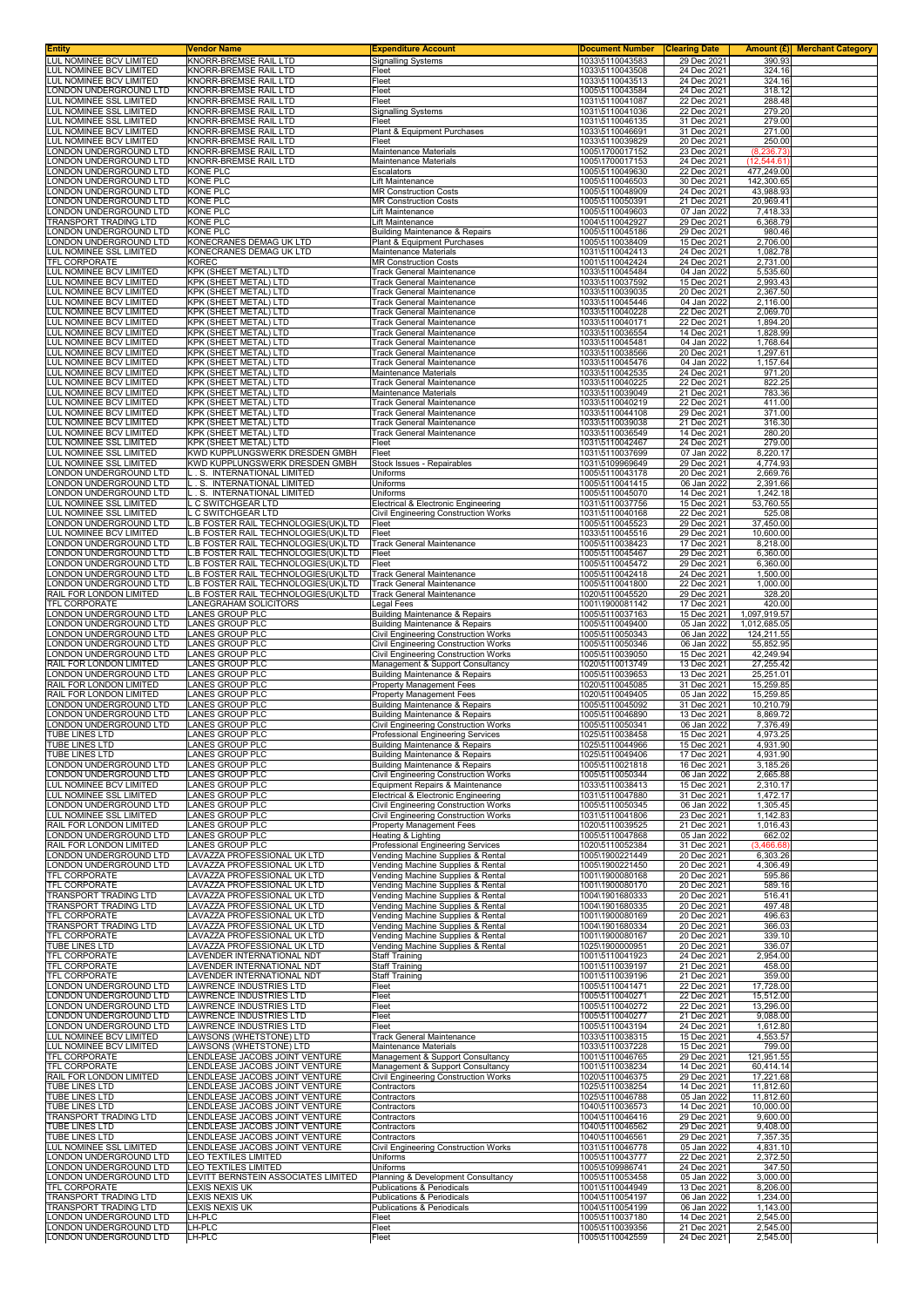| Entity | Vendor Name | Expenditure Account | Document Number | Clearing Date | Amount (£) | Merchant Category |
|---|---|---|---|---|---|---|
| LUL NOMINEE BCV LIMITED | KNORR-BREMSE RAIL LTD | Signalling Systems | 1033\5110043583 | 29 Dec 2021 | 390.93 | |
| LUL NOMINEE BCV LIMITED | KNORR-BREMSE RAIL LTD | Fleet | 1033\5110043508 | 24 Dec 2021 | 324.16 | |
| LUL NOMINEE BCV LIMITED | KNORR-BREMSE RAIL LTD | Fleet | 1033\5110043513 | 24 Dec 2021 | 324.16 | |
| LONDON UNDERGROUND LTD | KNORR-BREMSE RAIL LTD | Fleet | 1005\5110043584 | 24 Dec 2021 | 318.12 | |
| LUL NOMINEE SSL LIMITED | KNORR-BREMSE RAIL LTD | Fleet | 1031\5110041087 | 22 Dec 2021 | 288.48 | |
| LUL NOMINEE SSL LIMITED | KNORR-BREMSE RAIL LTD | Signalling Systems | 1031\5110041036 | 22 Dec 2021 | 279.20 | |
| LUL NOMINEE SSL LIMITED | KNORR-BREMSE RAIL LTD | Fleet | 1031\5110046135 | 31 Dec 2021 | 279.00 | |
| LUL NOMINEE BCV LIMITED | KNORR-BREMSE RAIL LTD | Plant & Equipment Purchases | 1033\5110046691 | 31 Dec 2021 | 271.00 | |
| LUL NOMINEE BCV LIMITED | KNORR-BREMSE RAIL LTD | Fleet | 1033\5110039829 | 20 Dec 2021 | 250.00 | |
| LONDON UNDERGROUND LTD | KNORR-BREMSE RAIL LTD | Maintenance Materials | 1005\1700017152 | 23 Dec 2021 | (8,236.73) | |
| LONDON UNDERGROUND LTD | KNORR-BREMSE RAIL LTD | Maintenance Materials | 1005\1700017153 | 24 Dec 2021 | (12,544.61) | |
| LONDON UNDERGROUND LTD | KONE PLC | Escalators | 1005\5110049630 | 22 Dec 2021 | 477,249.00 | |
| LONDON UNDERGROUND LTD | KONE PLC | Lift Maintenance | 1005\5110046503 | 30 Dec 2021 | 142,300.65 | |
| LONDON UNDERGROUND LTD | KONE PLC | MR Construction Costs | 1005\5110048909 | 24 Dec 2021 | 43,988.93 | |
| LONDON UNDERGROUND LTD | KONE PLC | MR Construction Costs | 1005\5110050391 | 21 Dec 2021 | 20,969.41 | |
| LONDON UNDERGROUND LTD | KONE PLC | Lift Maintenance | 1005\5110049603 | 07 Jan 2022 | 7,418.33 | |
| TRANSPORT TRADING LTD | KONE PLC | Lift Maintenance | 1004\5110042927 | 29 Dec 2021 | 6,368.79 | |
| LONDON UNDERGROUND LTD | KONE PLC | Building Maintenance & Repairs | 1005\5110045186 | 29 Dec 2021 | 980.46 | |
| LONDON UNDERGROUND LTD | KONECRANES DEMAG UK LTD | Plant & Equipment Purchases | 1005\5110038409 | 15 Dec 2021 | 2,706.00 | |
| LUL NOMINEE SSL LIMITED | KONECRANES DEMAG UK LTD | Maintenance Materials | 1031\5110042413 | 24 Dec 2021 | 1,082.78 | |
| TFL CORPORATE | KOREC | MR Construction Costs | 1001\5110042424 | 24 Dec 2021 | 2,731.00 | |
| LUL NOMINEE BCV LIMITED | KPK (SHEET METAL) LTD | Track General Maintenance | 1033\5110045484 | 04 Jan 2022 | 5,535.60 | |
| LUL NOMINEE BCV LIMITED | KPK (SHEET METAL) LTD | Track General Maintenance | 1033\5110037592 | 15 Dec 2021 | 2,993.43 | |
| LUL NOMINEE BCV LIMITED | KPK (SHEET METAL) LTD | Track General Maintenance | 1033\5110039035 | 20 Dec 2021 | 2,367.50 | |
| LUL NOMINEE BCV LIMITED | KPK (SHEET METAL) LTD | Track General Maintenance | 1033\5110045446 | 04 Jan 2022 | 2,116.00 | |
| LUL NOMINEE BCV LIMITED | KPK (SHEET METAL) LTD | Track General Maintenance | 1033\5110040228 | 22 Dec 2021 | 2,069.70 | |
| LUL NOMINEE BCV LIMITED | KPK (SHEET METAL) LTD | Track General Maintenance | 1033\5110040171 | 22 Dec 2021 | 1,894.20 | |
| LUL NOMINEE BCV LIMITED | KPK (SHEET METAL) LTD | Track General Maintenance | 1033\5110036554 | 14 Dec 2021 | 1,828.99 | |
| LUL NOMINEE BCV LIMITED | KPK (SHEET METAL) LTD | Track General Maintenance | 1033\5110045481 | 04 Jan 2022 | 1,768.64 | |
| LUL NOMINEE BCV LIMITED | KPK (SHEET METAL) LTD | Track General Maintenance | 1033\5110038566 | 20 Dec 2021 | 1,297.61 | |
| LUL NOMINEE BCV LIMITED | KPK (SHEET METAL) LTD | Track General Maintenance | 1033\5110045476 | 04 Jan 2022 | 1,157.64 | |
| LUL NOMINEE BCV LIMITED | KPK (SHEET METAL) LTD | Maintenance Materials | 1033\5110042535 | 24 Dec 2021 | 971.20 | |
| LUL NOMINEE BCV LIMITED | KPK (SHEET METAL) LTD | Track General Maintenance | 1033\5110040225 | 22 Dec 2021 | 822.25 | |
| LUL NOMINEE BCV LIMITED | KPK (SHEET METAL) LTD | Maintenance Materials | 1033\5110039049 | 21 Dec 2021 | 783.36 | |
| LUL NOMINEE BCV LIMITED | KPK (SHEET METAL) LTD | Track General Maintenance | 1033\5110040219 | 22 Dec 2021 | 411.00 | |
| LUL NOMINEE BCV LIMITED | KPK (SHEET METAL) LTD | Track General Maintenance | 1033\5110044108 | 29 Dec 2021 | 371.00 | |
| LUL NOMINEE BCV LIMITED | KPK (SHEET METAL) LTD | Track General Maintenance | 1033\5110039038 | 21 Dec 2021 | 316.30 | |
| LUL NOMINEE BCV LIMITED | KPK (SHEET METAL) LTD | Track General Maintenance | 1033\5110036549 | 14 Dec 2021 | 280.20 | |
| LUL NOMINEE SSL LIMITED | KPK (SHEET METAL) LTD | Fleet | 1031\5110042467 | 24 Dec 2021 | 279.00 | |
| LUL NOMINEE SSL LIMITED | KWD KUPPLUNGSWERK DRESDEN GMBH | Fleet | 1031\5110037699 | 07 Jan 2022 | 8,220.17 | |
| LUL NOMINEE SSL LIMITED | KWD KUPPLUNGSWERK DRESDEN GMBH | Stock Issues - Repairables | 1031\5109969649 | 29 Dec 2021 | 4,774.93 | |
| LONDON UNDERGROUND LTD | L . S. INTERNATIONAL LIMITED | Uniforms | 1005\5110043178 | 20 Dec 2021 | 2,669.76 | |
| LONDON UNDERGROUND LTD | L . S. INTERNATIONAL LIMITED | Uniforms | 1005\5110041415 | 06 Jan 2022 | 2,391.66 | |
| LONDON UNDERGROUND LTD | L . S. INTERNATIONAL LIMITED | Uniforms | 1005\5110045070 | 14 Dec 2021 | 1,242.18 | |
| LUL NOMINEE SSL LIMITED | L C SWITCHGEAR LTD | Electrical & Electronic Engineering | 1031\5110037756 | 15 Dec 2021 | 53,760.55 | |
| LUL NOMINEE SSL LIMITED | L C SWITCHGEAR LTD | Civil Engineering Construction Works | 1031\5110040168 | 22 Dec 2021 | 525.08 | |
| LONDON UNDERGROUND LTD | L.B FOSTER RAIL TECHNOLOGIES(UK)LTD | Fleet | 1005\5110045523 | 29 Dec 2021 | 37,450.00 | |
| LUL NOMINEE BCV LIMITED | L.B FOSTER RAIL TECHNOLOGIES(UK)LTD | Fleet | 1033\5110045516 | 29 Dec 2021 | 10,600.00 | |
| LONDON UNDERGROUND LTD | L.B FOSTER RAIL TECHNOLOGIES(UK)LTD | Track General Maintenance | 1005\5110038423 | 17 Dec 2021 | 8,218.00 | |
| LONDON UNDERGROUND LTD | L.B FOSTER RAIL TECHNOLOGIES(UK)LTD | Fleet | 1005\5110045467 | 29 Dec 2021 | 6,360.00 | |
| LONDON UNDERGROUND LTD | L.B FOSTER RAIL TECHNOLOGIES(UK)LTD | Fleet | 1005\5110045472 | 29 Dec 2021 | 6,360.00 | |
| LONDON UNDERGROUND LTD | L.B FOSTER RAIL TECHNOLOGIES(UK)LTD | Track General Maintenance | 1005\5110042418 | 24 Dec 2021 | 1,500.00 | |
| LONDON UNDERGROUND LTD | L.B FOSTER RAIL TECHNOLOGIES(UK)LTD | Track General Maintenance | 1005\5110041800 | 22 Dec 2021 | 1,000.00 | |
| RAIL FOR LONDON LIMITED | L.B FOSTER RAIL TECHNOLOGIES(UK)LTD | Track General Maintenance | 1020\5110045520 | 29 Dec 2021 | 328.20 | |
| TFL CORPORATE | LANEGRAHAM SOLICITORS | Legal Fees | 1001\1900081142 | 17 Dec 2021 | 420.00 | |
| LONDON UNDERGROUND LTD | LANES GROUP PLC | Building Maintenance & Repairs | 1005\5110037163 | 15 Dec 2021 | 1,097,919.57 | |
| LONDON UNDERGROUND LTD | LANES GROUP PLC | Building Maintenance & Repairs | 1005\5110049400 | 05 Jan 2022 | 1,012,685.05 | |
| LONDON UNDERGROUND LTD | LANES GROUP PLC | Civil Engineering Construction Works | 1005\5110050343 | 06 Jan 2022 | 124,211.55 | |
| LONDON UNDERGROUND LTD | LANES GROUP PLC | Civil Engineering Construction Works | 1005\5110050346 | 06 Jan 2022 | 55,852.95 | |
| LONDON UNDERGROUND LTD | LANES GROUP PLC | Civil Engineering Construction Works | 1005\5110039050 | 15 Dec 2021 | 42,249.94 | |
| RAIL FOR LONDON LIMITED | LANES GROUP PLC | Management & Support Consultancy | 1020\5110013749 | 13 Dec 2021 | 27,255.42 | |
| LONDON UNDERGROUND LTD | LANES GROUP PLC | Building Maintenance & Repairs | 1005\5110039653 | 13 Dec 2021 | 25,251.01 | |
| RAIL FOR LONDON LIMITED | LANES GROUP PLC | Property Management Fees | 1020\5110045085 | 31 Dec 2021 | 15,259.85 | |
| RAIL FOR LONDON LIMITED | LANES GROUP PLC | Property Management Fees | 1020\5110049405 | 05 Jan 2022 | 15,259.85 | |
| LONDON UNDERGROUND LTD | LANES GROUP PLC | Building Maintenance & Repairs | 1005\5110045092 | 31 Dec 2021 | 10,210.79 | |
| LONDON UNDERGROUND LTD | LANES GROUP PLC | Building Maintenance & Repairs | 1005\5110046890 | 13 Dec 2021 | 8,869.72 | |
| LONDON UNDERGROUND LTD | LANES GROUP PLC | Civil Engineering Construction Works | 1005\5110050341 | 06 Jan 2022 | 7,376.49 | |
| TUBE LINES LTD | LANES GROUP PLC | Professional Engineering Services | 1025\5110038458 | 15 Dec 2021 | 4,973.25 | |
| TUBE LINES LTD | LANES GROUP PLC | Building Maintenance & Repairs | 1025\5110044966 | 15 Dec 2021 | 4,931.90 | |
| TUBE LINES LTD | LANES GROUP PLC | Building Maintenance & Repairs | 1025\5110049406 | 17 Dec 2021 | 4,931.90 | |
| LONDON UNDERGROUND LTD | LANES GROUP PLC | Building Maintenance & Repairs | 1005\5110021818 | 16 Dec 2021 | 3,185.26 | |
| LONDON UNDERGROUND LTD | LANES GROUP PLC | Civil Engineering Construction Works | 1005\5110050344 | 06 Jan 2022 | 2,665.88 | |
| LUL NOMINEE BCV LIMITED | LANES GROUP PLC | Equipment Repairs & Maintenance | 1033\5110038413 | 15 Dec 2021 | 2,310.17 | |
| LUL NOMINEE SSL LIMITED | LANES GROUP PLC | Electrical & Electronic Engineering | 1031\5110047880 | 31 Dec 2021 | 1,472.17 | |
| LONDON UNDERGROUND LTD | LANES GROUP PLC | Civil Engineering Construction Works | 1005\5110050345 | 06 Jan 2022 | 1,305.45 | |
| LUL NOMINEE SSL LIMITED | LANES GROUP PLC | Civil Engineering Construction Works | 1031\5110041806 | 23 Dec 2021 | 1,142.83 | |
| RAIL FOR LONDON LIMITED | LANES GROUP PLC | Property Management Fees | 1020\5110039525 | 21 Dec 2021 | 1,016.43 | |
| LONDON UNDERGROUND LTD | LANES GROUP PLC | Heating & Lighting | 1005\5110047868 | 05 Jan 2022 | 662.02 | |
| RAIL FOR LONDON LIMITED | LANES GROUP PLC | Professional Engineering Services | 1020\5110052384 | 31 Dec 2021 | (3,466.68) | |
| LONDON UNDERGROUND LTD | LAVAZZA PROFESSIONAL UK LTD | Vending Machine Supplies & Rental | 1005\1900221449 | 20 Dec 2021 | 6,303.26 | |
| LONDON UNDERGROUND LTD | LAVAZZA PROFESSIONAL UK LTD | Vending Machine Supplies & Rental | 1005\1900221450 | 20 Dec 2021 | 4,306.49 | |
| TFL CORPORATE | LAVAZZA PROFESSIONAL UK LTD | Vending Machine Supplies & Rental | 1001\1900080168 | 20 Dec 2021 | 595.86 | |
| TFL CORPORATE | LAVAZZA PROFESSIONAL UK LTD | Vending Machine Supplies & Rental | 1001\1900080170 | 20 Dec 2021 | 589.16 | |
| TRANSPORT TRADING LTD | LAVAZZA PROFESSIONAL UK LTD | Vending Machine Supplies & Rental | 1004\1901680333 | 20 Dec 2021 | 516.41 | |
| TRANSPORT TRADING LTD | LAVAZZA PROFESSIONAL UK LTD | Vending Machine Supplies & Rental | 1004\1901680335 | 20 Dec 2021 | 497.48 | |
| TFL CORPORATE | LAVAZZA PROFESSIONAL UK LTD | Vending Machine Supplies & Rental | 1001\1900080169 | 20 Dec 2021 | 496.63 | |
| TRANSPORT TRADING LTD | LAVAZZA PROFESSIONAL UK LTD | Vending Machine Supplies & Rental | 1004\1901680334 | 20 Dec 2021 | 366.03 | |
| TFL CORPORATE | LAVAZZA PROFESSIONAL UK LTD | Vending Machine Supplies & Rental | 1001\1900080167 | 20 Dec 2021 | 339.10 | |
| TUBE LINES LTD | LAVAZZA PROFESSIONAL UK LTD | Vending Machine Supplies & Rental | 1025\1900000951 | 20 Dec 2021 | 336.07 | |
| TFL CORPORATE | LAVENDER INTERNATIONAL NDT | Staff Training | 1001\5110041923 | 24 Dec 2021 | 2,954.00 | |
| TFL CORPORATE | LAVENDER INTERNATIONAL NDT | Staff Training | 1001\5110039197 | 21 Dec 2021 | 458.00 | |
| TFL CORPORATE | LAVENDER INTERNATIONAL NDT | Staff Training | 1001\5110039196 | 21 Dec 2021 | 359.00 | |
| LONDON UNDERGROUND LTD | LAWRENCE INDUSTRIES LTD | Fleet | 1005\5110041471 | 22 Dec 2021 | 17,728.00 | |
| LONDON UNDERGROUND LTD | LAWRENCE INDUSTRIES LTD | Fleet | 1005\5110040271 | 22 Dec 2021 | 15,512.00 | |
| LONDON UNDERGROUND LTD | LAWRENCE INDUSTRIES LTD | Fleet | 1005\5110040272 | 22 Dec 2021 | 13,296.00 | |
| LONDON UNDERGROUND LTD | LAWRENCE INDUSTRIES LTD | Fleet | 1005\5110040277 | 21 Dec 2021 | 9,088.00 | |
| LONDON UNDERGROUND LTD | LAWRENCE INDUSTRIES LTD | Fleet | 1005\5110043194 | 24 Dec 2021 | 1,612.80 | |
| LUL NOMINEE BCV LIMITED | LAWSONS (WHETSTONE) LTD | Track General Maintenance | 1033\5110038315 | 15 Dec 2021 | 4,553.57 | |
| LUL NOMINEE BCV LIMITED | LAWSONS (WHETSTONE) LTD | Maintenance Materials | 1033\5110037228 | 15 Dec 2021 | 799.00 | |
| TFL CORPORATE | LENDLEASE JACOBS JOINT VENTURE | Management & Support Consultancy | 1001\5110046765 | 29 Dec 2021 | 121,951.55 | |
| TFL CORPORATE | LENDLEASE JACOBS JOINT VENTURE | Management & Support Consultancy | 1001\5110038234 | 14 Dec 2021 | 60,414.14 | |
| RAIL FOR LONDON LIMITED | LENDLEASE JACOBS JOINT VENTURE | Civil Engineering Construction Works | 1020\5110046375 | 29 Dec 2021 | 17,221.68 | |
| TUBE LINES LTD | LENDLEASE JACOBS JOINT VENTURE | Contractors | 1025\5110038254 | 14 Dec 2021 | 11,812.60 | |
| TUBE LINES LTD | LENDLEASE JACOBS JOINT VENTURE | Contractors | 1025\5110046788 | 05 Jan 2022 | 11,812.60 | |
| TUBE LINES LTD | LENDLEASE JACOBS JOINT VENTURE | Contractors | 1040\5110036573 | 14 Dec 2021 | 10,000.00 | |
| TRANSPORT TRADING LTD | LENDLEASE JACOBS JOINT VENTURE | Contractors | 1004\5110046416 | 29 Dec 2021 | 9,600.00 | |
| TUBE LINES LTD | LENDLEASE JACOBS JOINT VENTURE | Contractors | 1040\5110046562 | 29 Dec 2021 | 9,408.00 | |
| TUBE LINES LTD | LENDLEASE JACOBS JOINT VENTURE | Contractors | 1040\5110046561 | 29 Dec 2021 | 7,357.35 | |
| LUL NOMINEE SSL LIMITED | LENDLEASE JACOBS JOINT VENTURE | Civil Engineering Construction Works | 1031\5110046778 | 05 Jan 2022 | 4,831.10 | |
| LONDON UNDERGROUND LTD | LEO TEXTILES LIMITED | Uniforms | 1005\5110043777 | 22 Dec 2021 | 2,372.50 | |
| LONDON UNDERGROUND LTD | LEO TEXTILES LIMITED | Uniforms | 1005\5109986741 | 24 Dec 2021 | 347.50 | |
| LONDON UNDERGROUND LTD | LEVITT BERNSTEIN ASSOCIATES LIMITED | Planning & Development Consultancy | 1005\5110053458 | 05 Jan 2022 | 3,000.00 | |
| TFL CORPORATE | LEXIS NEXIS UK | Publications & Periodicals | 1001\5110044949 | 13 Dec 2021 | 8,206.00 | |
| TRANSPORT TRADING LTD | LEXIS NEXIS UK | Publications & Periodicals | 1004\5110054197 | 06 Jan 2022 | 1,234.00 | |
| TRANSPORT TRADING LTD | LEXIS NEXIS UK | Publications & Periodicals | 1004\5110054199 | 06 Jan 2022 | 1,143.00 | |
| LONDON UNDERGROUND LTD | LH-PLC | Fleet | 1005\5110037180 | 14 Dec 2021 | 2,545.00 | |
| LONDON UNDERGROUND LTD | LH-PLC | Fleet | 1005\5110039356 | 21 Dec 2021 | 2,545.00 | |
| LONDON UNDERGROUND LTD | LH-PLC | Fleet | 1005\5110042559 | 24 Dec 2021 | 2,545.00 | |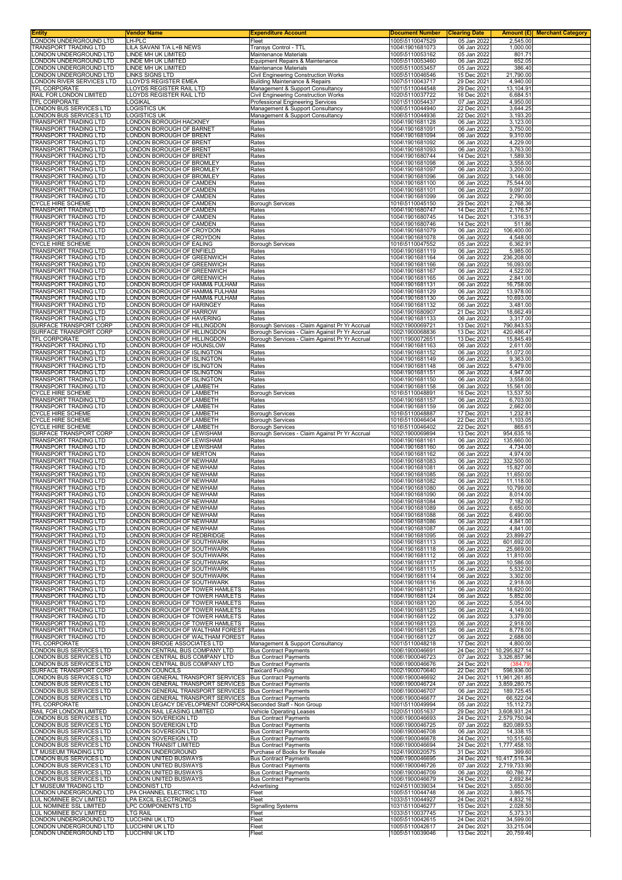| Entity | Vendor Name | Expenditure Account | Document Number | Clearing Date | Amount (£) | Merchant Category |
|---|---|---|---|---|---|---|
| LONDON UNDERGROUND LTD | LH-PLC | Fleet | 1005\5110047529 | 05 Jan 2022 | 2,545.00 | |
| TRANSPORT TRADING LTD | LILA SAVANI T/A L+B NEWS | Transys Control - TTL | 1004\1901681073 | 06 Jan 2022 | 1,000.00 | |
| LONDON UNDERGROUND LTD | LINDE MH UK LIMITED | Maintenance Materials | 1005\5110053162 | 05 Jan 2022 | 801.71 | |
| LONDON UNDERGROUND LTD | LINDE MH UK LIMITED | Equipment Repairs & Maintenance | 1005\5110053460 | 06 Jan 2022 | 652.05 | |
| LONDON UNDERGROUND LTD | LINDE MH UK LIMITED | Maintenance Materials | 1005\5110053457 | 05 Jan 2022 | 386.40 | |
| LONDON UNDERGROUND LTD | LINKS SIGNS LTD | Civil Engineering Construction Works | 1005\5110046546 | 15 Dec 2021 | 21,790.00 | |
| LONDON RIVER SERVICES LTD | LLOYD'S REGISTER EMEA | Building Maintenance & Repairs | 1007\5110043717 | 29 Dec 2021 | 4,940.00 | |
| TFL CORPORATE | LLOYDS REGISTER RAIL LTD | Management & Support Consultancy | 1001\5110044548 | 29 Dec 2021 | 13,104.91 | |
| RAIL FOR LONDON LIMITED | LLOYDS REGISTER RAIL LTD | Civil Engineering Construction Works | 1020\5110037722 | 16 Dec 2021 | 6,684.51 | |
| TFL CORPORATE | LOGIKAL | Professional Engineering Services | 1001\5110054437 | 07 Jan 2022 | 4,950.00 | |
| LONDON BUS SERVICES LTD | LOGISTICS UK | Management & Support Consultancy | 1006\5110044940 | 22 Dec 2021 | 3,644.25 | |
| LONDON BUS SERVICES LTD | LOGISTICS UK | Management & Support Consultancy | 1006\5110044936 | 22 Dec 2021 | 3,193.20 | |
| TRANSPORT TRADING LTD | LONDON BOROUGH HACKNEY | Rates | 1004\1901681128 | 06 Jan 2022 | 3,123.00 | |
| TRANSPORT TRADING LTD | LONDON BOROUGH OF BARNET | Rates | 1004\1901681091 | 06 Jan 2022 | 3,750.00 | |
| TRANSPORT TRADING LTD | LONDON BOROUGH OF BRENT | Rates | 1004\1901681094 | 06 Jan 2022 | 9,310.00 | |
| TRANSPORT TRADING LTD | LONDON BOROUGH OF BRENT | Rates | 1004\1901681092 | 06 Jan 2022 | 4,229.00 | |
| TRANSPORT TRADING LTD | LONDON BOROUGH OF BRENT | Rates | 1004\1901681093 | 06 Jan 2022 | 3,763.00 | |
| TRANSPORT TRADING LTD | LONDON BOROUGH OF BRENT | Rates | 1004\1901680744 | 14 Dec 2021 | 1,589.30 | |
| TRANSPORT TRADING LTD | LONDON BOROUGH OF BROMLEY | Rates | 1004\1901681098 | 06 Jan 2022 | 3,558.00 | |
| TRANSPORT TRADING LTD | LONDON BOROUGH OF BROMLEY | Rates | 1004\1901681097 | 06 Jan 2022 | 3,200.00 | |
| TRANSPORT TRADING LTD | LONDON BOROUGH OF BROMLEY | Rates | 1004\1901681096 | 06 Jan 2022 | 3,148.00 | |
| TRANSPORT TRADING LTD | LONDON BOROUGH OF CAMDEN | Rates | 1004\1901681100 | 06 Jan 2022 | 75,544.00 | |
| TRANSPORT TRADING LTD | LONDON BOROUGH OF CAMDEN | Rates | 1004\1901681101 | 06 Jan 2022 | 9,097.00 | |
| TRANSPORT TRADING LTD | LONDON BOROUGH OF CAMDEN | Rates | 1004\1901681099 | 06 Jan 2022 | 2,790.00 | |
| CYCLE HIRE SCHEME | LONDON BOROUGH OF CAMDEN | Borough Services | 1016\5110045150 | 29 Dec 2021 | 2,768.36 | |
| TRANSPORT TRADING LTD | LONDON BOROUGH OF CAMDEN | Rates | 1004\1901680747 | 14 Dec 2021 | 2,176.57 | |
| TRANSPORT TRADING LTD | LONDON BOROUGH OF CAMDEN | Rates | 1004\1901680745 | 14 Dec 2021 | 1,316.31 | |
| TRANSPORT TRADING LTD | LONDON BOROUGH OF CAMDEN | Rates | 1004\1901680746 | 14 Dec 2021 | 511.86 | |
| TRANSPORT TRADING LTD | LONDON BOROUGH OF CROYDON | Rates | 1004\1901681079 | 06 Jan 2022 | 106,400.00 | |
| TRANSPORT TRADING LTD | LONDON BOROUGH OF CROYDON | Rates | 1004\1901681078 | 06 Jan 2022 | 4,548.00 | |
| CYCLE HIRE SCHEME | LONDON BOROUGH OF EALING | Borough Services | 1016\5110047552 | 05 Jan 2022 | 6,362.91 | |
| TRANSPORT TRADING LTD | LONDON BOROUGH OF ENFIELD | Rates | 1004\1901681119 | 06 Jan 2022 | 5,985.00 | |
| TRANSPORT TRADING LTD | LONDON BOROUGH OF GREENWICH | Rates | 1004\1901681164 | 06 Jan 2022 | 236,208.00 | |
| TRANSPORT TRADING LTD | LONDON BOROUGH OF GREENWICH | Rates | 1004\1901681166 | 06 Jan 2022 | 16,093.00 | |
| TRANSPORT TRADING LTD | LONDON BOROUGH OF GREENWICH | Rates | 1004\1901681167 | 06 Jan 2022 | 4,522.00 | |
| TRANSPORT TRADING LTD | LONDON BOROUGH OF GREENWICH | Rates | 1004\1901681165 | 06 Jan 2022 | 2,841.00 | |
| TRANSPORT TRADING LTD | LONDON BOROUGH OF HAMM& FULHAM | Rates | 1004\1901681131 | 06 Jan 2022 | 16,758.00 | |
| TRANSPORT TRADING LTD | LONDON BOROUGH OF HAMM& FULHAM | Rates | 1004\1901681129 | 06 Jan 2022 | 13,978.00 | |
| TRANSPORT TRADING LTD | LONDON BOROUGH OF HAMM& FULHAM | Rates | 1004\1901681130 | 06 Jan 2022 | 10,693.00 | |
| TRANSPORT TRADING LTD | LONDON BOROUGH OF HARINGEY | Rates | 1004\1901681132 | 06 Jan 2022 | 3,481.00 | |
| TRANSPORT TRADING LTD | LONDON BOROUGH OF HARROW | Rates | 1004\1901680907 | 21 Dec 2021 | 18,662.49 | |
| TRANSPORT TRADING LTD | LONDON BOROUGH OF HAVERING | Rates | 1004\1901681133 | 06 Jan 2022 | 3,317.00 | |
| SURFACE TRANSPORT CORP | LONDON BOROUGH OF HILLINGDON | Borough Services - Claim Against Pr Yr Accrual | 1002\1900069721 | 13 Dec 2021 | 790,843.53 | |
| SURFACE TRANSPORT CORP | LONDON BOROUGH OF HILLINGDON | Borough Services - Claim Against Pr Yr Accrual | 1002\1900068836 | 13 Dec 2021 | 420,486.47 | |
| TFL CORPORATE | LONDON BOROUGH OF HILLINGDON | Borough Services - Claim Against Pr Yr Accrual | 1001\1900072651 | 13 Dec 2021 | 15,845.49 | |
| TRANSPORT TRADING LTD | LONDON BOROUGH OF HOUNSLOW | Rates | 1004\1901681163 | 06 Jan 2022 | 2,611.00 | |
| TRANSPORT TRADING LTD | LONDON BOROUGH OF ISLINGTON | Rates | 1004\1901681152 | 06 Jan 2022 | 51,072.00 | |
| TRANSPORT TRADING LTD | LONDON BOROUGH OF ISLINGTON | Rates | 1004\1901681149 | 06 Jan 2022 | 9,363.00 | |
| TRANSPORT TRADING LTD | LONDON BOROUGH OF ISLINGTON | Rates | 1004\1901681148 | 06 Jan 2022 | 5,479.00 | |
| TRANSPORT TRADING LTD | LONDON BOROUGH OF ISLINGTON | Rates | 1004\1901681151 | 06 Jan 2022 | 4,947.00 | |
| TRANSPORT TRADING LTD | LONDON BOROUGH OF ISLINGTON | Rates | 1004\1901681150 | 06 Jan 2022 | 3,558.00 | |
| TRANSPORT TRADING LTD | LONDON BOROUGH OF LAMBETH | Rates | 1004\1901681158 | 06 Jan 2022 | 15,561.00 | |
| CYCLE HIRE SCHEME | LONDON BOROUGH OF LAMBETH | Borough Services | 1016\5110048891 | 16 Dec 2021 | 13,537.50 | |
| TRANSPORT TRADING LTD | LONDON BOROUGH OF LAMBETH | Rates | 1004\1901681157 | 06 Jan 2022 | 6,703.00 | |
| TRANSPORT TRADING LTD | LONDON BOROUGH OF LAMBETH | Rates | 1004\1901681159 | 06 Jan 2022 | 2,662.00 | |
| CYCLE HIRE SCHEME | LONDON BOROUGH OF LAMBETH | Borough Services | 1016\5110048887 | 17 Dec 2021 | 1,232.81 | |
| CYCLE HIRE SCHEME | LONDON BOROUGH OF LAMBETH | Borough Services | 1016\5110046404 | 22 Dec 2021 | 1,103.05 | |
| CYCLE HIRE SCHEME | LONDON BOROUGH OF LAMBETH | Borough Services | 1016\5110046402 | 22 Dec 2021 | 865.61 | |
| SURFACE TRANSPORT CORP | LONDON BOROUGH OF LEWISHAM | Borough Services - Claim Against Pr Yr Accrual | 1002\1900069894 | 13 Dec 2021 | 954,635.16 | |
| TRANSPORT TRADING LTD | LONDON BOROUGH OF LEWISHAM | Rates | 1004\1901681161 | 06 Jan 2022 | 135,660.00 | |
| TRANSPORT TRADING LTD | LONDON BOROUGH OF LEWISHAM | Rates | 1004\1901681160 | 06 Jan 2022 | 4,734.00 | |
| TRANSPORT TRADING LTD | LONDON BOROUGH OF MERTON | Rates | 1004\1901681162 | 06 Jan 2022 | 4,974.00 | |
| TRANSPORT TRADING LTD | LONDON BOROUGH OF NEWHAM | Rates | 1004\1901681083 | 06 Jan 2022 | 332,500.00 | |
| TRANSPORT TRADING LTD | LONDON BOROUGH OF NEWHAM | Rates | 1004\1901681081 | 06 Jan 2022 | 15,827.00 | |
| TRANSPORT TRADING LTD | LONDON BOROUGH OF NEWHAM | Rates | 1004\1901681085 | 06 Jan 2022 | 11,650.00 | |
| TRANSPORT TRADING LTD | LONDON BOROUGH OF NEWHAM | Rates | 1004\1901681082 | 06 Jan 2022 | 11,118.00 | |
| TRANSPORT TRADING LTD | LONDON BOROUGH OF NEWHAM | Rates | 1004\1901681080 | 06 Jan 2022 | 10,799.00 | |
| TRANSPORT TRADING LTD | LONDON BOROUGH OF NEWHAM | Rates | 1004\1901681090 | 06 Jan 2022 | 8,014.00 | |
| TRANSPORT TRADING LTD | LONDON BOROUGH OF NEWHAM | Rates | 1004\1901681084 | 06 Jan 2022 | 7,182.00 | |
| TRANSPORT TRADING LTD | LONDON BOROUGH OF NEWHAM | Rates | 1004\1901681089 | 06 Jan 2022 | 6,650.00 | |
| TRANSPORT TRADING LTD | LONDON BOROUGH OF NEWHAM | Rates | 1004\1901681088 | 06 Jan 2022 | 6,490.00 | |
| TRANSPORT TRADING LTD | LONDON BOROUGH OF NEWHAM | Rates | 1004\1901681086 | 06 Jan 2022 | 4,841.00 | |
| TRANSPORT TRADING LTD | LONDON BOROUGH OF NEWHAM | Rates | 1004\1901681087 | 06 Jan 2022 | 4,841.00 | |
| TRANSPORT TRADING LTD | LONDON BOROUGH OF REDBRIDGE | Rates | 1004\1901681095 | 06 Jan 2022 | 23,899.27 | |
| TRANSPORT TRADING LTD | LONDON BOROUGH OF SOUTHWARK | Rates | 1004\1901681113 | 06 Jan 2022 | 601,692.00 | |
| TRANSPORT TRADING LTD | LONDON BOROUGH OF SOUTHWARK | Rates | 1004\1901681118 | 06 Jan 2022 | 25,669.00 | |
| TRANSPORT TRADING LTD | LONDON BOROUGH OF SOUTHWARK | Rates | 1004\1901681112 | 06 Jan 2022 | 11,810.00 | |
| TRANSPORT TRADING LTD | LONDON BOROUGH OF SOUTHWARK | Rates | 1004\1901681117 | 06 Jan 2022 | 10,586.00 | |
| TRANSPORT TRADING LTD | LONDON BOROUGH OF SOUTHWARK | Rates | 1004\1901681115 | 06 Jan 2022 | 5,532.00 | |
| TRANSPORT TRADING LTD | LONDON BOROUGH OF SOUTHWARK | Rates | 1004\1901681114 | 06 Jan 2022 | 3,302.00 | |
| TRANSPORT TRADING LTD | LONDON BOROUGH OF SOUTHWARK | Rates | 1004\1901681116 | 06 Jan 2022 | 2,918.00 | |
| TRANSPORT TRADING LTD | LONDON BOROUGH OF TOWER HAMLETS | Rates | 1004\1901681121 | 06 Jan 2022 | 18,620.00 | |
| TRANSPORT TRADING LTD | LONDON BOROUGH OF TOWER HAMLETS | Rates | 1004\1901681124 | 06 Jan 2022 | 5,852.00 | |
| TRANSPORT TRADING LTD | LONDON BOROUGH OF TOWER HAMLETS | Rates | 1004\1901681120 | 06 Jan 2022 | 5,054.00 | |
| TRANSPORT TRADING LTD | LONDON BOROUGH OF TOWER HAMLETS | Rates | 1004\1901681125 | 06 Jan 2022 | 4,149.00 | |
| TRANSPORT TRADING LTD | LONDON BOROUGH OF TOWER HAMLETS | Rates | 1004\1901681122 | 06 Jan 2022 | 3,379.00 | |
| TRANSPORT TRADING LTD | LONDON BOROUGH OF TOWER HAMLETS | Rates | 1004\1901681123 | 06 Jan 2022 | 2,918.00 | |
| TRANSPORT TRADING LTD | LONDON BOROUGH OF WALTHAM FOREST | Rates | 1004\1901681126 | 06 Jan 2022 | 8,778.00 | |
| TRANSPORT TRADING LTD | LONDON BOROUGH OF WALTHAM FOREST | Rates | 1004\1901681127 | 06 Jan 2022 | 2,688.00 | |
| TFL CORPORATE | LONDON BRIDGE ASSOCIATES LTD | Management & Support Consultancy | 1001\5110048218 | 17 Dec 2021 | 4,800.00 | |
| LONDON BUS SERVICES LTD | LONDON CENTRAL BUS COMPANY LTD | Bus Contract Payments | 1006\1900046691 | 24 Dec 2021 | 10,295,827.14 | |
| LONDON BUS SERVICES LTD | LONDON CENTRAL BUS COMPANY LTD | Bus Contract Payments | 1006\1900046723 | 07 Jan 2022 | 3,326,857.96 | |
| LONDON BUS SERVICES LTD | LONDON CENTRAL BUS COMPANY LTD | Bus Contract Payments | 1006\1900046676 | 24 Dec 2021 | (384.79) | |
| SURFACE TRANSPORT CORP | LONDON COUNCILS | Taxicard Funding | 1002\1900070640 | 22 Dec 2021 | 598,936.00 | |
| LONDON BUS SERVICES LTD | LONDON GENERAL TRANSPORT SERVICES | Bus Contract Payments | 1006\1900046692 | 24 Dec 2021 | 11,961,261.85 | |
| LONDON BUS SERVICES LTD | LONDON GENERAL TRANSPORT SERVICES | Bus Contract Payments | 1006\1900046724 | 07 Jan 2022 | 3,859,280.75 | |
| LONDON BUS SERVICES LTD | LONDON GENERAL TRANSPORT SERVICES | Bus Contract Payments | 1006\1900046707 | 06 Jan 2022 | 189,725.45 | |
| LONDON BUS SERVICES LTD | LONDON GENERAL TRANSPORT SERVICES | Bus Contract Payments | 1006\1900046677 | 24 Dec 2021 | 66,522.04 | |
| TFL CORPORATE | LONDON LEGACY DEVELOPMENT CORPORA | Seconded Staff - Non Group | 1001\5110049994 | 05 Jan 2022 | 15,112.73 | |
| RAIL FOR LONDON LIMITED | LONDON RAIL LEASING LIMITED | Vehicle Operating Leases | 1020\5110051637 | 29 Dec 2021 | 3,608,931.24 | |
| LONDON BUS SERVICES LTD | LONDON SOVEREIGN LTD | Bus Contract Payments | 1006\1900046693 | 24 Dec 2021 | 2,579,750.94 | |
| LONDON BUS SERVICES LTD | LONDON SOVEREIGN LTD | Bus Contract Payments | 1006\1900046725 | 07 Jan 2022 | 820,089.53 | |
| LONDON BUS SERVICES LTD | LONDON SOVEREIGN LTD | Bus Contract Payments | 1006\1900046708 | 06 Jan 2022 | 14,338.15 | |
| LONDON BUS SERVICES LTD | LONDON SOVEREIGN LTD | Bus Contract Payments | 1006\1900046678 | 24 Dec 2021 | 10,515.60 | |
| LONDON BUS SERVICES LTD | LONDON TRANSIT LIMITED | Bus Contract Payments | 1006\1900046694 | 24 Dec 2021 | 1,777,458.10 | |
| LT MUSEUM TRADING LTD | LONDON UNDERGROUND | Purchase of Books for Resale | 1024\1900020575 | 31 Dec 2021 | 399.60 | |
| LONDON BUS SERVICES LTD | LONDON UNITED BUSWAYS | Bus Contract Payments | 1006\1900046695 | 24 Dec 2021 | 10,417,516.34 | |
| LONDON BUS SERVICES LTD | LONDON UNITED BUSWAYS | Bus Contract Payments | 1006\1900046726 | 07 Jan 2022 | 2,719,733.90 | |
| LONDON BUS SERVICES LTD | LONDON UNITED BUSWAYS | Bus Contract Payments | 1006\1900046709 | 06 Jan 2022 | 60,786.77 | |
| LONDON BUS SERVICES LTD | LONDON UNITED BUSWAYS | Bus Contract Payments | 1006\1900046679 | 24 Dec 2021 | 2,692.84 | |
| LT MUSEUM TRADING LTD | LONDONIST LTD | Advertising | 1024\5110039034 | 14 Dec 2021 | 3,650.00 | |
| LONDON UNDERGROUND LTD | LPA CHANNEL ELECTRIC LTD | Fleet | 1005\5110044748 | 06 Jan 2022 | 3,865.75 | |
| LUL NOMINEE BCV LIMITED | LPA EXCEL ELECTRONICS | Fleet | 1033\5110044927 | 24 Dec 2021 | 4,832.16 | |
| LUL NOMINEE SSL LIMITED | LPC COMPONENTS LTD | Signalling Systems | 1031\5110046277 | 15 Dec 2021 | 2,028.50 | |
| LUL NOMINEE BCV LIMITED | LTG RAIL | Fleet | 1033\5110037745 | 17 Dec 2021 | 5,373.31 | |
| LONDON UNDERGROUND LTD | LUCCHINI UK LTD | Fleet | 1005\5110042615 | 24 Dec 2021 | 34,599.00 | |
| LONDON UNDERGROUND LTD | LUCCHINI UK LTD | Fleet | 1005\5110042617 | 24 Dec 2021 | 33,215.04 | |
| LONDON UNDERGROUND LTD | LUCCHINI UK LTD | Fleet | 1005\5110039046 | 13 Dec 2021 | 20,759.40 | |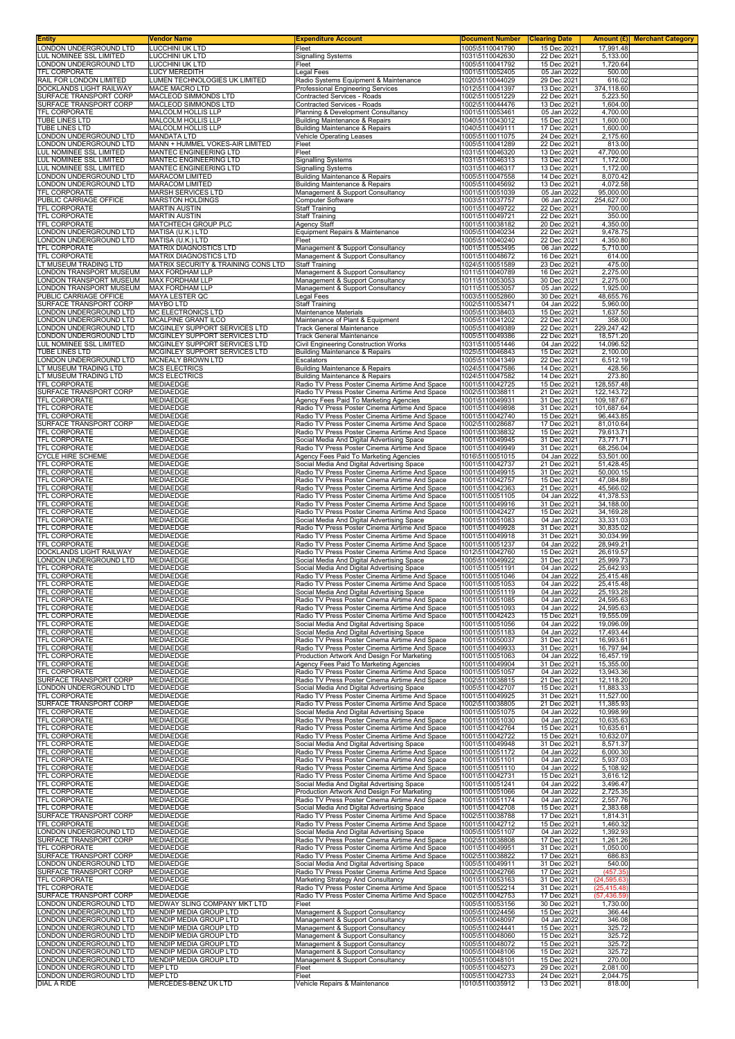| Entity | Vendor Name | Expenditure Account | Document Number | Clearing Date | Amount (£) | Merchant Category |
|---|---|---|---|---|---|---|
| LONDON UNDERGROUND LTD | LUCCHINI UK LTD | Fleet | 1005\5110041790 | 15 Dec 2021 | 17,991.48 | |
| LUL NOMINEE SSL LIMITED | LUCCHINI UK LTD | Signalling Systems | 1031\5110042630 | 22 Dec 2021 | 5,133.00 | |
| LONDON UNDERGROUND LTD | LUCCHINI UK LTD | Fleet | 1005\5110041792 | 15 Dec 2021 | 1,720.64 | |
| TFL CORPORATE | LUCY MEREDITH | Legal Fees | 1001\5110052405 | 05 Jan 2022 | 500.00 | |
| RAIL FOR LONDON LIMITED | LUMEN TECHNOLOGIES UK LIMITED | Radio Systems Equipment & Maintenance | 1020\5110044029 | 29 Dec 2021 | 616.02 | |
| DOCKLANDS LIGHT RAILWAY | MACE MACRO LTD | Professional Engineering Services | 1012\5110041397 | 13 Dec 2021 | 374,118.60 | |
| SURFACE TRANSPORT CORP | MACLEOD SIMMONDS LTD | Contracted Services - Roads | 1002\5110051229 | 22 Dec 2021 | 5,223.50 | |
| SURFACE TRANSPORT CORP | MACLEOD SIMMONDS LTD | Contracted Services - Roads | 1002\5110044476 | 13 Dec 2021 | 1,604.00 | |
| TFL CORPORATE | MALCOLM HOLLIS LLP | Planning & Development Consultancy | 1001\5110053461 | 05 Jan 2022 | 4,700.00 | |
| TUBE LINES LTD | MALCOLM HOLLIS LLP | Building Maintenance & Repairs | 1040\5110043012 | 15 Dec 2021 | 1,600.00 | |
| TUBE LINES LTD | MALCOLM HOLLIS LLP | Building Maintenance & Repairs | 1040\5110049111 | 17 Dec 2021 | 1,600.00 | |
| LONDON UNDERGROUND LTD | MANDATA LTD | Vehicle Operating Leases | 1005\5110011075 | 24 Dec 2021 | 2,175.60 | |
| LONDON UNDERGROUND LTD | MANN + HUMMEL VOKES-AIR LIMITED | Fleet | 1005\5110041289 | 22 Dec 2021 | 813.00 | |
| LUL NOMINEE SSL LIMITED | MANTEC ENGINEERING LTD | Fleet | 1031\5110046320 | 13 Dec 2021 | 47,700.00 | |
| LUL NOMINEE SSL LIMITED | MANTEC ENGINEERING LTD | Signalling Systems | 1031\5110046313 | 13 Dec 2021 | 1,172.00 | |
| LUL NOMINEE SSL LIMITED | MANTEC ENGINEERING LTD | Signalling Systems | 1031\5110046317 | 13 Dec 2021 | 1,172.00 | |
| LONDON UNDERGROUND LTD | MARACOM LIMITED | Building Maintenance & Repairs | 1005\5110047558 | 14 Dec 2021 | 8,070.42 | |
| LONDON UNDERGROUND LTD | MARACOM LIMITED | Building Maintenance & Repairs | 1005\5110045692 | 13 Dec 2021 | 4,072.58 | |
| TFL CORPORATE | MARSH SERVICES LTD | Management & Support Consultancy | 1001\5110051039 | 05 Jan 2022 | 95,000.00 | |
| PUBLIC CARRIAGE OFFICE | MARSTON HOLDINGS | Computer Software | 1003\5110037757 | 06 Jan 2022 | 254,627.00 | |
| TFL CORPORATE | MARTIN AUSTIN | Staff Training | 1001\5110049722 | 22 Dec 2021 | 700.00 | |
| TFL CORPORATE | MARTIN AUSTIN | Staff Training | 1001\5110049721 | 22 Dec 2021 | 350.00 | |
| TFL CORPORATE | MATCHTECH GROUP PLC | Agency Staff | 1001\5110038182 | 20 Dec 2021 | 4,350.00 | |
| LONDON UNDERGROUND LTD | MATISA (U.K.) LTD | Equipment Repairs & Maintenance | 1005\5110040234 | 22 Dec 2021 | 9,478.75 | |
| LONDON UNDERGROUND LTD | MATISA (U.K.) LTD | Fleet | 1005\5110040240 | 22 Dec 2021 | 4,350.80 | |
| TFL CORPORATE | MATRIX DIAGNOSTICS LTD | Management & Support Consultancy | 1001\5110053495 | 06 Jan 2022 | 5,710.00 | |
| TFL CORPORATE | MATRIX DIAGNOSTICS LTD | Management & Support Consultancy | 1001\5110048672 | 16 Dec 2021 | 614.00 | |
| LT MUSEUM TRADING LTD | MATRIX SECURITY & TRAINING CONS LTD | Staff Training | 1024\5110051589 | 23 Dec 2021 | 475.00 | |
| LONDON TRANSPORT MUSEUM | MAX FORDHAM LLP | Management & Support Consultancy | 1011\5110040789 | 16 Dec 2021 | 2,275.00 | |
| LONDON TRANSPORT MUSEUM | MAX FORDHAM LLP | Management & Support Consultancy | 1011\5110053053 | 30 Dec 2021 | 2,275.00 | |
| LONDON TRANSPORT MUSEUM | MAX FORDHAM LLP | Management & Support Consultancy | 1011\5110053057 | 05 Jan 2022 | 1,925.00 | |
| PUBLIC CARRIAGE OFFICE | MAYA LESTER QC | Legal Fees | 1003\5110052860 | 30 Dec 2021 | 48,655.76 | |
| SURFACE TRANSPORT CORP | MAYBO LTD | Staff Training | 1002\5110053471 | 04 Jan 2022 | 5,960.00 | |
| LONDON UNDERGROUND LTD | MC ELECTRONICS LTD | Maintenance Materials | 1005\5110038403 | 15 Dec 2021 | 1,637.50 | |
| LONDON UNDERGROUND LTD | MCALPINE GRANT ILCO | Maintenance of Plant & Equipment | 1005\5110041202 | 22 Dec 2021 | 368.00 | |
| LONDON UNDERGROUND LTD | MCGINLEY SUPPORT SERVICES LTD | Track General Maintenance | 1005\5110049389 | 22 Dec 2021 | 229,247.42 | |
| LONDON UNDERGROUND LTD | MCGINLEY SUPPORT SERVICES LTD | Track General Maintenance | 1005\5110049386 | 22 Dec 2021 | 18,571.20 | |
| LUL NOMINEE SSL LIMITED | MCGINLEY SUPPORT SERVICES LTD | Civil Engineering Construction Works | 1031\5110051446 | 04 Jan 2022 | 14,096.52 | |
| TUBE LINES LTD | MCGINLEY SUPPORT SERVICES LTD | Building Maintenance & Repairs | 1025\5110046843 | 15 Dec 2021 | 2,100.00 | |
| LONDON UNDERGROUND LTD | MCNEALY BROWN LTD | Escalators | 1005\5110041349 | 22 Dec 2021 | 6,512.19 | |
| LT MUSEUM TRADING LTD | MCS ELECTRICS | Building Maintenance & Repairs | 1024\5110047586 | 14 Dec 2021 | 428.56 | |
| LT MUSEUM TRADING LTD | MCS ELECTRICS | Building Maintenance & Repairs | 1024\5110047582 | 14 Dec 2021 | 273.80 | |
| TFL CORPORATE | MEDIAEDGE | Radio TV Press Poster Cinema Airtime And Space | 1001\5110042725 | 15 Dec 2021 | 128,557.48 | |
| SURFACE TRANSPORT CORP | MEDIAEDGE | Radio TV Press Poster Cinema Airtime And Space | 1002\5110038811 | 21 Dec 2021 | 122,143.72 | |
| TFL CORPORATE | MEDIAEDGE | Agency Fees Paid To Marketing Agencies | 1001\5110049931 | 31 Dec 2021 | 109,187.67 | |
| TFL CORPORATE | MEDIAEDGE | Radio TV Press Poster Cinema Airtime And Space | 1001\5110049898 | 31 Dec 2021 | 101,687.64 | |
| TFL CORPORATE | MEDIAEDGE | Radio TV Press Poster Cinema Airtime And Space | 1001\5110042740 | 15 Dec 2021 | 96,443.85 | |
| SURFACE TRANSPORT CORP | MEDIAEDGE | Radio TV Press Poster Cinema Airtime And Space | 1002\5110028687 | 17 Dec 2021 | 81,010.64 | |
| TFL CORPORATE | MEDIAEDGE | Radio TV Press Poster Cinema Airtime And Space | 1001\5110038832 | 15 Dec 2021 | 79,613.71 | |
| TFL CORPORATE | MEDIAEDGE | Social Media And Digital Advertising Space | 1001\5110049945 | 31 Dec 2021 | 73,771.71 | |
| TFL CORPORATE | MEDIAEDGE | Radio TV Press Poster Cinema Airtime And Space | 1001\5110049949 | 31 Dec 2021 | 68,256.04 | |
| CYCLE HIRE SCHEME | MEDIAEDGE | Agency Fees Paid To Marketing Agencies | 1016\5110051015 | 04 Jan 2022 | 53,501.00 | |
| TFL CORPORATE | MEDIAEDGE | Social Media And Digital Advertising Space | 1001\5110042737 | 21 Dec 2021 | 51,428.45 | |
| TFL CORPORATE | MEDIAEDGE | Radio TV Press Poster Cinema Airtime And Space | 1001\5110049915 | 31 Dec 2021 | 50,000.15 | |
| TFL CORPORATE | MEDIAEDGE | Radio TV Press Poster Cinema Airtime And Space | 1001\5110042757 | 15 Dec 2021 | 47,084.89 | |
| TFL CORPORATE | MEDIAEDGE | Radio TV Press Poster Cinema Airtime And Space | 1001\5110042363 | 21 Dec 2021 | 45,566.02 | |
| TFL CORPORATE | MEDIAEDGE | Radio TV Press Poster Cinema Airtime And Space | 1001\5110051105 | 04 Jan 2022 | 41,378.53 | |
| TFL CORPORATE | MEDIAEDGE | Radio TV Press Poster Cinema Airtime And Space | 1001\5110049916 | 31 Dec 2021 | 34,188.00 | |
| TFL CORPORATE | MEDIAEDGE | Radio TV Press Poster Cinema Airtime And Space | 1001\5110042427 | 15 Dec 2021 | 34,169.28 | |
| TFL CORPORATE | MEDIAEDGE | Social Media And Digital Advertising Space | 1001\5110051083 | 04 Jan 2022 | 33,331.03 | |
| TFL CORPORATE | MEDIAEDGE | Radio TV Press Poster Cinema Airtime And Space | 1001\5110049928 | 31 Dec 2021 | 30,835.02 | |
| TFL CORPORATE | MEDIAEDGE | Radio TV Press Poster Cinema Airtime And Space | 1001\5110049918 | 31 Dec 2021 | 30,034.99 | |
| TFL CORPORATE | MEDIAEDGE | Radio TV Press Poster Cinema Airtime And Space | 1001\5110051237 | 04 Jan 2022 | 28,949.21 | |
| DOCKLANDS LIGHT RAILWAY | MEDIAEDGE | Radio TV Press Poster Cinema Airtime And Space | 1012\5110042760 | 15 Dec 2021 | 26,619.57 | |
| LONDON UNDERGROUND LTD | MEDIAEDGE | Social Media And Digital Advertising Space | 1005\5110049922 | 31 Dec 2021 | 25,999.73 | |
| TFL CORPORATE | MEDIAEDGE | Social Media And Digital Advertising Space | 1001\5110051191 | 04 Jan 2022 | 25,642.93 | |
| TFL CORPORATE | MEDIAEDGE | Radio TV Press Poster Cinema Airtime And Space | 1001\5110051046 | 04 Jan 2022 | 25,415.48 | |
| TFL CORPORATE | MEDIAEDGE | Radio TV Press Poster Cinema Airtime And Space | 1001\5110051053 | 04 Jan 2022 | 25,415.48 | |
| TFL CORPORATE | MEDIAEDGE | Social Media And Digital Advertising Space | 1001\5110051119 | 04 Jan 2022 | 25,193.28 | |
| TFL CORPORATE | MEDIAEDGE | Radio TV Press Poster Cinema Airtime And Space | 1001\5110051085 | 04 Jan 2022 | 24,595.63 | |
| TFL CORPORATE | MEDIAEDGE | Radio TV Press Poster Cinema Airtime And Space | 1001\5110051093 | 04 Jan 2022 | 24,595.63 | |
| TFL CORPORATE | MEDIAEDGE | Radio TV Press Poster Cinema Airtime And Space | 1001\5110042423 | 15 Dec 2021 | 19,555.09 | |
| TFL CORPORATE | MEDIAEDGE | Social Media And Digital Advertising Space | 1001\5110051056 | 04 Jan 2022 | 19,096.09 | |
| TFL CORPORATE | MEDIAEDGE | Social Media And Digital Advertising Space | 1001\5110051183 | 04 Jan 2022 | 17,493.44 | |
| TFL CORPORATE | MEDIAEDGE | Radio TV Press Poster Cinema Airtime And Space | 1001\5110050037 | 31 Dec 2021 | 16,993.61 | |
| TFL CORPORATE | MEDIAEDGE | Radio TV Press Poster Cinema Airtime And Space | 1001\5110049933 | 31 Dec 2021 | 16,797.94 | |
| TFL CORPORATE | MEDIAEDGE | Production Artwork And Design For Marketing | 1001\5110051063 | 04 Jan 2022 | 16,457.19 | |
| TFL CORPORATE | MEDIAEDGE | Agency Fees Paid To Marketing Agencies | 1001\5110049904 | 31 Dec 2021 | 15,355.00 | |
| TFL CORPORATE | MEDIAEDGE | Radio TV Press Poster Cinema Airtime And Space | 1001\5110051057 | 04 Jan 2022 | 13,943.36 | |
| SURFACE TRANSPORT CORP | MEDIAEDGE | Radio TV Press Poster Cinema Airtime And Space | 1002\5110038815 | 21 Dec 2021 | 12,118.20 | |
| LONDON UNDERGROUND LTD | MEDIAEDGE | Social Media And Digital Advertising Space | 1005\5110042707 | 15 Dec 2021 | 11,883.33 | |
| TFL CORPORATE | MEDIAEDGE | Radio TV Press Poster Cinema Airtime And Space | 1001\5110049925 | 31 Dec 2021 | 11,527.00 | |
| SURFACE TRANSPORT CORP | MEDIAEDGE | Radio TV Press Poster Cinema Airtime And Space | 1002\5110038805 | 21 Dec 2021 | 11,385.93 | |
| TFL CORPORATE | MEDIAEDGE | Social Media And Digital Advertising Space | 1001\5110051075 | 04 Jan 2022 | 10,998.99 | |
| TFL CORPORATE | MEDIAEDGE | Radio TV Press Poster Cinema Airtime And Space | 1001\5110051030 | 04 Jan 2022 | 10,635.63 | |
| TFL CORPORATE | MEDIAEDGE | Radio TV Press Poster Cinema Airtime And Space | 1001\5110042764 | 15 Dec 2021 | 10,635.61 | |
| TFL CORPORATE | MEDIAEDGE | Radio TV Press Poster Cinema Airtime And Space | 1001\5110042722 | 15 Dec 2021 | 10,632.07 | |
| TFL CORPORATE | MEDIAEDGE | Social Media And Digital Advertising Space | 1001\5110049948 | 31 Dec 2021 | 8,571.37 | |
| TFL CORPORATE | MEDIAEDGE | Radio TV Press Poster Cinema Airtime And Space | 1001\5110051172 | 04 Jan 2022 | 6,000.30 | |
| TFL CORPORATE | MEDIAEDGE | Radio TV Press Poster Cinema Airtime And Space | 1001\5110051101 | 04 Jan 2022 | 5,937.03 | |
| TFL CORPORATE | MEDIAEDGE | Radio TV Press Poster Cinema Airtime And Space | 1001\5110051110 | 04 Jan 2022 | 5,108.92 | |
| TFL CORPORATE | MEDIAEDGE | Radio TV Press Poster Cinema Airtime And Space | 1001\5110042731 | 15 Dec 2021 | 3,616.12 | |
| TFL CORPORATE | MEDIAEDGE | Social Media And Digital Advertising Space | 1001\5110051241 | 04 Jan 2022 | 3,496.47 | |
| TFL CORPORATE | MEDIAEDGE | Production Artwork And Design For Marketing | 1001\5110051066 | 04 Jan 2022 | 2,725.35 | |
| TFL CORPORATE | MEDIAEDGE | Radio TV Press Poster Cinema Airtime And Space | 1001\5110051174 | 04 Jan 2022 | 2,557.76 | |
| TFL CORPORATE | MEDIAEDGE | Social Media And Digital Advertising Space | 1001\5110042708 | 15 Dec 2021 | 2,383.68 | |
| SURFACE TRANSPORT CORP | MEDIAEDGE | Radio TV Press Poster Cinema Airtime And Space | 1002\5110038788 | 17 Dec 2021 | 1,814.31 | |
| TFL CORPORATE | MEDIAEDGE | Radio TV Press Poster Cinema Airtime And Space | 1001\5110042712 | 15 Dec 2021 | 1,460.32 | |
| LONDON UNDERGROUND LTD | MEDIAEDGE | Social Media And Digital Advertising Space | 1005\5110051107 | 04 Jan 2022 | 1,392.93 | |
| SURFACE TRANSPORT CORP | MEDIAEDGE | Radio TV Press Poster Cinema Airtime And Space | 1002\5110038808 | 17 Dec 2021 | 1,261.26 | |
| TFL CORPORATE | MEDIAEDGE | Radio TV Press Poster Cinema Airtime And Space | 1001\5110049951 | 31 Dec 2021 | 1,050.00 | |
| SURFACE TRANSPORT CORP | MEDIAEDGE | Radio TV Press Poster Cinema Airtime And Space | 1002\5110038822 | 17 Dec 2021 | 686.83 | |
| LONDON UNDERGROUND LTD | MEDIAEDGE | Social Media And Digital Advertising Space | 1005\5110049911 | 31 Dec 2021 | 540.00 | |
| SURFACE TRANSPORT CORP | MEDIAEDGE | Radio TV Press Poster Cinema Airtime And Space | 1002\5110042766 | 17 Dec 2021 | (457.35) | |
| TFL CORPORATE | MEDIAEDGE | Marketing Strategy And Consultancy | 1001\5110053163 | 31 Dec 2021 | (24,595.63) | |
| TFL CORPORATE | MEDIAEDGE | Radio TV Press Poster Cinema Airtime And Space | 1001\5110052214 | 31 Dec 2021 | (25,415.48) | |
| SURFACE TRANSPORT CORP | MEDIAEDGE | Radio TV Press Poster Cinema Airtime And Space | 1002\5110042753 | 17 Dec 2021 | (57,436.59) | |
| LONDON UNDERGROUND LTD | MEDWAY SLING COMPANY MKT LTD | Fleet | 1005\5110053156 | 30 Dec 2021 | 1,730.00 | |
| LONDON UNDERGROUND LTD | MENDIP MEDIA GROUP LTD | Management & Support Consultancy | 1005\5110024456 | 15 Dec 2021 | 366.44 | |
| LONDON UNDERGROUND LTD | MENDIP MEDIA GROUP LTD | Management & Support Consultancy | 1005\5110048097 | 04 Jan 2022 | 346.08 | |
| LONDON UNDERGROUND LTD | MENDIP MEDIA GROUP LTD | Management & Support Consultancy | 1005\5110024441 | 15 Dec 2021 | 325.72 | |
| LONDON UNDERGROUND LTD | MENDIP MEDIA GROUP LTD | Management & Support Consultancy | 1005\5110048060 | 15 Dec 2021 | 325.72 | |
| LONDON UNDERGROUND LTD | MENDIP MEDIA GROUP LTD | Management & Support Consultancy | 1005\5110048072 | 15 Dec 2021 | 325.72 | |
| LONDON UNDERGROUND LTD | MENDIP MEDIA GROUP LTD | Management & Support Consultancy | 1005\5110048106 | 15 Dec 2021 | 325.72 | |
| LONDON UNDERGROUND LTD | MENDIP MEDIA GROUP LTD | Management & Support Consultancy | 1005\5110048101 | 15 Dec 2021 | 270.00 | |
| LONDON UNDERGROUND LTD | MEP LTD | Fleet | 1005\5110045273 | 29 Dec 2021 | 2,081.00 | |
| LONDON UNDERGROUND LTD | MEP LTD | Fleet | 1005\5110042733 | 24 Dec 2021 | 2,044.75 | |
| DIAL A RIDE | MERCEDES-BENZ UK LTD | Vehicle Repairs & Maintenance | 1010\5110035912 | 13 Dec 2021 | 818.00 | |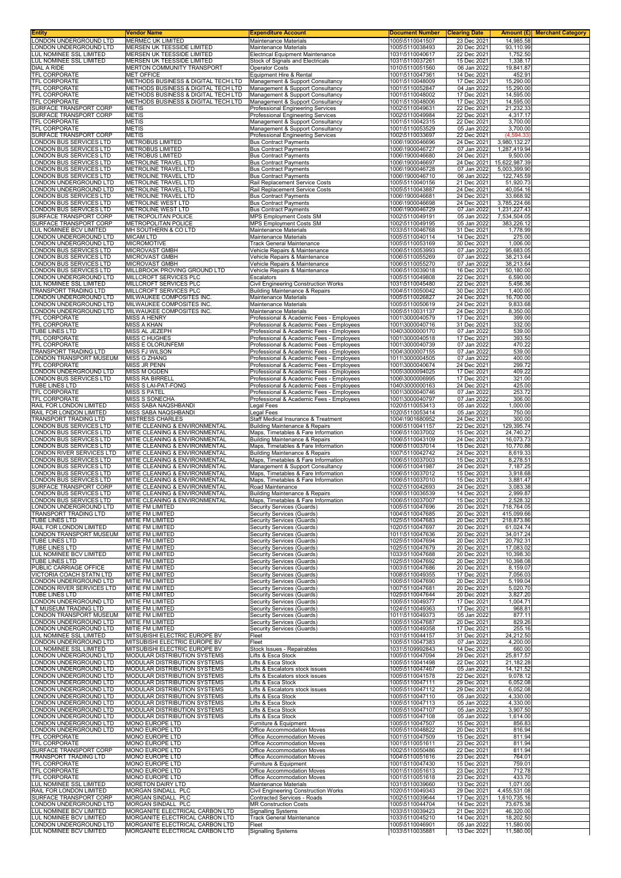| Entity | Vendor Name | Expenditure Account | Document Number | Clearing Date | Amount (£) | Merchant Category |
|---|---|---|---|---|---|---|
| LONDON UNDERGROUND LTD | MERMEC UK LIMITED | Maintenance Materials | 1005\5110041507 | 23 Dec 2021 | 14,985.58 | |
| LONDON UNDERGROUND LTD | MERSEN UK TEESSIDE LIMITED | Maintenance Materials | 1005\5110038493 | 20 Dec 2021 | 93,110.99 | |
| LUL NOMINEE SSL LIMITED | MERSEN UK TEESSIDE LIMITED | Electrical Equipment Maintenance | 1031\5110040617 | 22 Dec 2021 | 1,752.50 | |
| LUL NOMINEE SSL LIMITED | MERSEN UK TEESSIDE LIMITED | Stock of Signals and Electricals | 1031\5110037261 | 15 Dec 2021 | 1,338.17 | |
| DIAL A RIDE | MERTON COMMUNITY TRANSPORT | Operator Costs | 1010\5110051560 | 06 Jan 2022 | 19,841.87 | |
| TFL CORPORATE | MET OFFICE | Equipment Hire & Rental | 1001\5110047361 | 14 Dec 2021 | 452.91 | |
| TFL CORPORATE | METHODS BUSINESS & DIGITAL TECH LTD | Management & Support Consultancy | 1001\5110048009 | 17 Dec 2021 | 15,290.00 | |
| TFL CORPORATE | METHODS BUSINESS & DIGITAL TECH LTD | Management & Support Consultancy | 1001\5110052847 | 04 Jan 2022 | 15,290.00 | |
| TFL CORPORATE | METHODS BUSINESS & DIGITAL TECH LTD | Management & Support Consultancy | 1001\5110048002 | 17 Dec 2021 | 14,595.00 | |
| TFL CORPORATE | METHODS BUSINESS & DIGITAL TECH LTD | Management & Support Consultancy | 1001\5110048006 | 17 Dec 2021 | 14,595.00 | |
| SURFACE TRANSPORT CORP | METIS | Professional Engineering Services | 1002\5110049631 | 22 Dec 2021 | 21,232.33 | |
| SURFACE TRANSPORT CORP | METIS | Professional Engineering Services | 1002\5110049984 | 22 Dec 2021 | 4,317.17 | |
| TFL CORPORATE | METIS | Management & Support Consultancy | 1001\5110042315 | 22 Dec 2021 | 3,700.00 | |
| TFL CORPORATE | METIS | Management & Support Consultancy | 1001\5110053529 | 05 Jan 2022 | 3,700.00 | |
| SURFACE TRANSPORT CORP | METIS | Professional Engineering Services | 1002\5110033697 | 22 Dec 2021 | (4,584.33) | |
| LONDON BUS SERVICES LTD | METROBUS LIMITED | Bus Contract Payments | 1006\1900046696 | 24 Dec 2021 | 3,980,132.27 | |
| LONDON BUS SERVICES LTD | METROBUS LIMITED | Bus Contract Payments | 1006\1900046727 | 07 Jan 2022 | 1,287,419.94 | |
| LONDON BUS SERVICES LTD | METROBUS LIMITED | Bus Contract Payments | 1006\1900046680 | 24 Dec 2021 | 9,500.00 | |
| LONDON BUS SERVICES LTD | METROLINE TRAVEL LTD | Bus Contract Payments | 1006\1900046697 | 24 Dec 2021 | 15,622,987.39 | |
| LONDON BUS SERVICES LTD | METROLINE TRAVEL LTD | Bus Contract Payments | 1006\1900046728 | 07 Jan 2022 | 5,003,399.90 | |
| LONDON BUS SERVICES LTD | METROLINE TRAVEL LTD | Bus Contract Payments | 1006\1900046710 | 06 Jan 2022 | 122,745.59 | |
| LONDON UNDERGROUND LTD | METROLINE TRAVEL LTD | Rail Replacement Service Costs | 1005\5110040156 | 21 Dec 2021 | 51,920.73 | |
| LONDON UNDERGROUND LTD | METROLINE TRAVEL LTD | Rail Replacement Service Costs | 1005\5110043887 | 24 Dec 2021 | 40,054.16 | |
| LONDON BUS SERVICES LTD | METROLINE TRAVEL LTD | Bus Contract Payments | 1006\1900046681 | 24 Dec 2021 | 33,668.92 | |
| LONDON BUS SERVICES LTD | METROLINE WEST LTD | Bus Contract Payments | 1006\1900046698 | 24 Dec 2021 | 3,785,224.66 | |
| LONDON BUS SERVICES LTD | METROLINE WEST LTD | Bus Contract Payments | 1006\1900046729 | 07 Jan 2022 | 1,231,227.43 | |
| SURFACE TRANSPORT CORP | METROPOLITAN POLICE | MPS Employment Costs SM | 1002\5110049191 | 05 Jan 2022 | 7,534,504.05 | |
| SURFACE TRANSPORT CORP | METROPOLITAN POLICE | MPS Employment Costs SM | 1002\5110049195 | 05 Jan 2022 | 383,226.12 | |
| LUL NOMINEE BCV LIMITED | MH SOUTHERN & CO LTD | Maintenance Materials | 1033\5110046768 | 31 Dec 2021 | 1,778.99 | |
| LONDON UNDERGROUND LTD | MICAM LTD | Maintenance Materials | 1005\5110040114 | 14 Dec 2021 | 275.00 | |
| LONDON UNDERGROUND LTD | MICROMOTIVE | Track General Maintenance | 1005\5110053169 | 30 Dec 2021 | 1,006.00 | |
| LONDON BUS SERVICES LTD | MICROVAST GMBH | Vehicle Repairs & Maintenance | 1006\5110053993 | 07 Jan 2022 | 95,683.05 | |
| LONDON BUS SERVICES LTD | MICROVAST GMBH | Vehicle Repairs & Maintenance | 1006\5110055269 | 07 Jan 2022 | 38,213.64 | |
| LONDON BUS SERVICES LTD | MICROVAST GMBH | Vehicle Repairs & Maintenance | 1006\5110055270 | 07 Jan 2022 | 38,213.64 | |
| LONDON BUS SERVICES LTD | MILLBROOK PROVING GROUND LTD | Vehicle Repairs & Maintenance | 1006\5110039018 | 16 Dec 2021 | 50,180.00 | |
| LONDON UNDERGROUND LTD | MILLCROFT SERVICES PLC | Escalators | 1005\5110049808 | 22 Dec 2021 | 6,590.00 | |
| LUL NOMINEE SSL LIMITED | MILLCROFT SERVICES PLC | Civil Engineering Construction Works | 1031\5110045480 | 22 Dec 2021 | 5,456.36 | |
| TRANSPORT TRADING LTD | MILLCROFT SERVICES PLC | Building Maintenance & Repairs | 1004\5110050042 | 30 Dec 2021 | 1,400.00 | |
| LONDON UNDERGROUND LTD | MILWAUKEE COMPOSITES INC. | Maintenance Materials | 1005\5110026827 | 24 Dec 2021 | 16,700.00 | |
| LONDON UNDERGROUND LTD | MILWAUKEE COMPOSITES INC. | Maintenance Materials | 1005\5110050619 | 24 Dec 2021 | 9,833.68 | |
| LONDON UNDERGROUND LTD | MILWAUKEE COMPOSITES INC. | Maintenance Materials | 1005\5110031137 | 24 Dec 2021 | 8,350.00 | |
| TFL CORPORATE | MISS A HENRY | Professional & Academic Fees - Employees | 1001\3000040579 | 17 Dec 2021 | 399.00 | |
| TFL CORPORATE | MISS A KHAN | Professional & Academic Fees - Employees | 1001\3000040716 | 31 Dec 2021 | 332.00 | |
| TUBE LINES LTD | MISS AL JEZEPH | Professional & Academic Fees - Employees | 1040\3000000170 | 07 Jan 2022 | 539.00 | |
| TFL CORPORATE | MISS C HUGHES | Professional & Academic Fees - Employees | 1001\3000040518 | 17 Dec 2021 | 393.50 | |
| TFL CORPORATE | MISS E OLORUNFEMI | Professional & Academic Fees - Employees | 1001\3000040739 | 07 Jan 2022 | 470.22 | |
| TRANSPORT TRADING LTD | MISS FJ WILSON | Professional & Academic Fees - Employees | 1004\3000007155 | 07 Jan 2022 | 539.00 | |
| LONDON TRANSPORT MUSEUM | MISS G ZHANG | Professional & Academic Fees - Employees | 1011\3000004505 | 07 Jan 2022 | 400.00 | |
| TFL CORPORATE | MISS JR PENN | Professional & Academic Fees - Employees | 1001\3000040674 | 24 Dec 2021 | 299.72 | |
| LONDON UNDERGROUND LTD | MISS M OGDEN | Professional & Academic Fees - Employees | 1005\3000094025 | 17 Dec 2021 | 409.22 | |
| LONDON BUS SERVICES LTD | MISS RA BIRRELL | Professional & Academic Fees - Employees | 1006\3000006995 | 17 Dec 2021 | 321.00 | |
| TUBE LINES LTD | MISS S LAI-PAT-FONG | Professional & Academic Fees - Employees | 1040\3000000163 | 24 Dec 2021 | 425.00 | |
| TFL CORPORATE | MISS S PATEL | Professional & Academic Fees - Employees | 1001\3000040746 | 07 Jan 2022 | 253.72 | |
| TFL CORPORATE | MISS S SONECHA | Professional & Academic Fees - Employees | 1001\3000040797 | 07 Jan 2022 | 306.00 | |
| RAIL FOR LONDON LIMITED | MISS SABA NAQSHBANDI | Legal Fees | 1020\5110053413 | 05 Jan 2022 | 1,000.00 | |
| RAIL FOR LONDON LIMITED | MISS SABA NAQSHBANDI | Legal Fees | 1020\5110053414 | 05 Jan 2022 | 750.00 | |
| TRANSPORT TRADING LTD | MISTRESS CHARLES | Staff Medical Insurance & Treatment | 1004\1901680952 | 24 Dec 2021 | 300.00 | |
| LONDON BUS SERVICES LTD | MITIE CLEANING & ENVIRONMENTAL | Building Maintenance & Repairs | 1006\5110041157 | 22 Dec 2021 | 129,395.74 | |
| LONDON BUS SERVICES LTD | MITIE CLEANING & ENVIRONMENTAL | Maps, Timetables & Fare Information | 1006\5110037002 | 15 Dec 2021 | 24,740.27 | |
| LONDON BUS SERVICES LTD | MITIE CLEANING & ENVIRONMENTAL | Building Maintenance & Repairs | 1006\5110043109 | 24 Dec 2021 | 16,073.73 | |
| LONDON BUS SERVICES LTD | MITIE CLEANING & ENVIRONMENTAL | Maps, Timetables & Fare Information | 1006\5110037014 | 15 Dec 2021 | 10,770.86 | |
| LONDON RIVER SERVICES LTD | MITIE CLEANING & ENVIRONMENTAL | Building Maintenance & Repairs | 1007\5110042742 | 24 Dec 2021 | 8,619.33 | |
| LONDON BUS SERVICES LTD | MITIE CLEANING & ENVIRONMENTAL | Maps, Timetables & Fare Information | 1006\5110037003 | 15 Dec 2021 | 8,278.51 | |
| LONDON BUS SERVICES LTD | MITIE CLEANING & ENVIRONMENTAL | Management & Support Consultancy | 1006\5110041987 | 24 Dec 2021 | 7,187.25 | |
| LONDON BUS SERVICES LTD | MITIE CLEANING & ENVIRONMENTAL | Maps, Timetables & Fare Information | 1006\5110037012 | 15 Dec 2021 | 3,918.68 | |
| LONDON BUS SERVICES LTD | MITIE CLEANING & ENVIRONMENTAL | Maps, Timetables & Fare Information | 1006\5110037010 | 15 Dec 2021 | 3,881.47 | |
| SURFACE TRANSPORT CORP | MITIE CLEANING & ENVIRONMENTAL | Road Maintenance | 1002\5110042693 | 24 Dec 2021 | 3,083.38 | |
| LONDON BUS SERVICES LTD | MITIE CLEANING & ENVIRONMENTAL | Building Maintenance & Repairs | 1006\5110036539 | 14 Dec 2021 | 2,999.87 | |
| LONDON BUS SERVICES LTD | MITIE CLEANING & ENVIRONMENTAL | Maps, Timetables & Fare Information | 1006\5110037007 | 15 Dec 2021 | 2,528.32 | |
| LONDON UNDERGROUND LTD | MITIE FM LIMITED | Security Services (Guards) | 1005\5110047696 | 20 Dec 2021 | 718,764.05 | |
| TRANSPORT TRADING LTD | MITIE FM LIMITED | Security Services (Guards) | 1004\5110047685 | 20 Dec 2021 | 415,099.66 | |
| TUBE LINES LTD | MITIE FM LIMITED | Security Services (Guards) | 1025\5110047683 | 20 Dec 2021 | 218,873.86 | |
| RAIL FOR LONDON LIMITED | MITIE FM LIMITED | Security Services (Guards) | 1020\5110047697 | 20 Dec 2021 | 61,024.74 | |
| LONDON TRANSPORT MUSEUM | MITIE FM LIMITED | Security Services (Guards) | 1011\5110047636 | 20 Dec 2021 | 34,017.24 | |
| TUBE LINES LTD | MITIE FM LIMITED | Security Services (Guards) | 1025\5110047694 | 20 Dec 2021 | 20,792.31 | |
| TUBE LINES LTD | MITIE FM LIMITED | Security Services (Guards) | 1025\5110047679 | 20 Dec 2021 | 17,083.02 | |
| LUL NOMINEE BCV LIMITED | MITIE FM LIMITED | Security Services (Guards) | 1033\5110047688 | 20 Dec 2021 | 10,398.30 | |
| TUBE LINES LTD | MITIE FM LIMITED | Security Services (Guards) | 1025\5110047692 | 20 Dec 2021 | 10,398.08 | |
| PUBLIC CARRIAGE OFFICE | MITIE FM LIMITED | Security Services (Guards) | 1003\5110047686 | 20 Dec 2021 | 8,159.07 | |
| VICTORIA COACH STATN LTD | MITIE FM LIMITED | Security Services (Guards) | 1008\5110049355 | 17 Dec 2021 | 7,056.03 | |
| LONDON UNDERGROUND LTD | MITIE FM LIMITED | Security Services (Guards) | 1005\5110047690 | 20 Dec 2021 | 5,199.04 | |
| LONDON RIVER SERVICES LTD | MITIE FM LIMITED | Security Services (Guards) | 1007\5110047681 | 20 Dec 2021 | 5,020.70 | |
| TUBE LINES LTD | MITIE FM LIMITED | Security Services (Guards) | 1025\5110047644 | 20 Dec 2021 | 3,827.20 | |
| LONDON UNDERGROUND LTD | MITIE FM LIMITED | Security Services (Guards) | 1005\5110049377 | 17 Dec 2021 | 1,004.71 | |
| LT MUSEUM TRADING LTD | MITIE FM LIMITED | Security Services (Guards) | 1024\5110049363 | 17 Dec 2021 | 968.81 | |
| LONDON TRANSPORT MUSEUM | MITIE FM LIMITED | Security Services (Guards) | 1011\5110049373 | 05 Jan 2022 | 877.11 | |
| LONDON UNDERGROUND LTD | MITIE FM LIMITED | Security Services (Guards) | 1005\5110047687 | 20 Dec 2021 | 829.26 | |
| LONDON UNDERGROUND LTD | MITIE FM LIMITED | Security Services (Guards) | 1005\5110049358 | 17 Dec 2021 | 255.16 | |
| LUL NOMINEE SSL LIMITED | MITSUBISHI ELECTRIC EUROPE BV | Fleet | 1031\5110044157 | 31 Dec 2021 | 24,212.50 | |
| LONDON UNDERGROUND LTD | MITSUBISHI ELECTRIC EUROPE BV | Fleet | 1005\5110047383 | 07 Jan 2022 | 4,200.00 | |
| LUL NOMINEE SSL LIMITED | MITSUBISHI ELECTRIC EUROPE BV | Stock Issues - Repairables | 1031\5109992843 | 14 Dec 2021 | 660.00 | |
| LONDON UNDERGROUND LTD | MODULAR DISTRIBUTION SYSTEMS | Lifts & Esca Stock | 1005\5110047094 | 29 Dec 2021 | 25,817.57 | |
| LONDON UNDERGROUND LTD | MODULAR DISTRIBUTION SYSTEMS | Lifts & Esca Stock | 1005\5110041498 | 22 Dec 2021 | 21,182.28 | |
| LONDON UNDERGROUND LTD | MODULAR DISTRIBUTION SYSTEMS | Lifts & Escalators stock issues | 1005\5110047467 | 05 Jan 2022 | 14,121.52 | |
| LONDON UNDERGROUND LTD | MODULAR DISTRIBUTION SYSTEMS | Lifts & Escalators stock issues | 1005\5110041578 | 22 Dec 2021 | 9,078.12 | |
| LONDON UNDERGROUND LTD | MODULAR DISTRIBUTION SYSTEMS | Lifts & Esca Stock | 1005\5110047111 | 29 Dec 2021 | 6,052.08 | |
| LONDON UNDERGROUND LTD | MODULAR DISTRIBUTION SYSTEMS | Lifts & Escalators stock issues | 1005\5110047112 | 29 Dec 2021 | 6,052.08 | |
| LONDON UNDERGROUND LTD | MODULAR DISTRIBUTION SYSTEMS | Lifts & Esca Stock | 1005\5110047110 | 05 Jan 2022 | 4,330.00 | |
| LONDON UNDERGROUND LTD | MODULAR DISTRIBUTION SYSTEMS | Lifts & Esca Stock | 1005\5110047113 | 05 Jan 2022 | 4,330.00 | |
| LONDON UNDERGROUND LTD | MODULAR DISTRIBUTION SYSTEMS | Lifts & Esca Stock | 1005\5110047107 | 05 Jan 2022 | 3,907.50 | |
| LONDON UNDERGROUND LTD | MODULAR DISTRIBUTION SYSTEMS | Lifts & Esca Stock | 1005\5110047108 | 05 Jan 2022 | 1,614.00 | |
| LONDON UNDERGROUND LTD | MONO EUROPE LTD | Furniture & Equipment | 1005\5110047507 | 15 Dec 2021 | 856.83 | |
| LONDON UNDERGROUND LTD | MONO EUROPE LTD | Office Accommodation Moves | 1005\5110048822 | 20 Dec 2021 | 816.94 | |
| TFL CORPORATE | MONO EUROPE LTD | Office Accommodation Moves | 1001\5110047509 | 15 Dec 2021 | 811.94 | |
| TFL CORPORATE | MONO EUROPE LTD | Office Accommodation Moves | 1001\5110051611 | 23 Dec 2021 | 811.94 | |
| SURFACE TRANSPORT CORP | MONO EUROPE LTD | Office Accommodation Moves | 1002\5110050486 | 22 Dec 2021 | 811.94 | |
| TRANSPORT TRADING LTD | MONO EUROPE LTD | Office Accommodation Moves | 1004\5110051616 | 23 Dec 2021 | 764.01 | |
| TFL CORPORATE | MONO EUROPE LTD | Furniture & Equipment | 1001\5110047430 | 15 Dec 2021 | 759.01 | |
| TFL CORPORATE | MONO EUROPE LTD | Office Accommodation Moves | 1001\5110051613 | 23 Dec 2021 | 712.78 | |
| TFL CORPORATE | MONO EUROPE LTD | Office Accommodation Moves | 1001\5110051618 | 23 Dec 2021 | 433.70 | |
| LUL NOMINEE SSL LIMITED | MORETON DAIRY LTD | Maintenance Materials | 1031\5110039660 | 13 Dec 2021 | 1,071.00 | |
| RAIL FOR LONDON LIMITED | MORGAN SINDALL PLC | Civil Engineering Construction Works | 1020\5110049343 | 29 Dec 2021 | 4,455,531.08 | |
| SURFACE TRANSPORT CORP | MORGAN SINDALL PLC | Contracted Services - Roads | 1002\5110039644 | 17 Dec 2021 | 1,610,735.16 | |
| LONDON UNDERGROUND LTD | MORGAN SINDALL PLC | MR Construction Costs | 1005\5110044704 | 14 Dec 2021 | 73,675.38 | |
| LUL NOMINEE BCV LIMITED | MORGANITE ELECTRICAL CARBON LTD | Signalling Systems | 1033\5110039423 | 21 Dec 2021 | 46,320.00 | |
| LUL NOMINEE BCV LIMITED | MORGANITE ELECTRICAL CARBON LTD | Track General Maintenance | 1033\5110045210 | 14 Dec 2021 | 18,202.50 | |
| LONDON UNDERGROUND LTD | MORGANITE ELECTRICAL CARBON LTD | Fleet | 1005\5110046901 | 05 Jan 2022 | 11,580.00 | |
| LUL NOMINEE BCV LIMITED | MORGANITE ELECTRICAL CARBON LTD | Signalling Systems | 1033\5110035881 | 13 Dec 2021 | 11,580.00 | |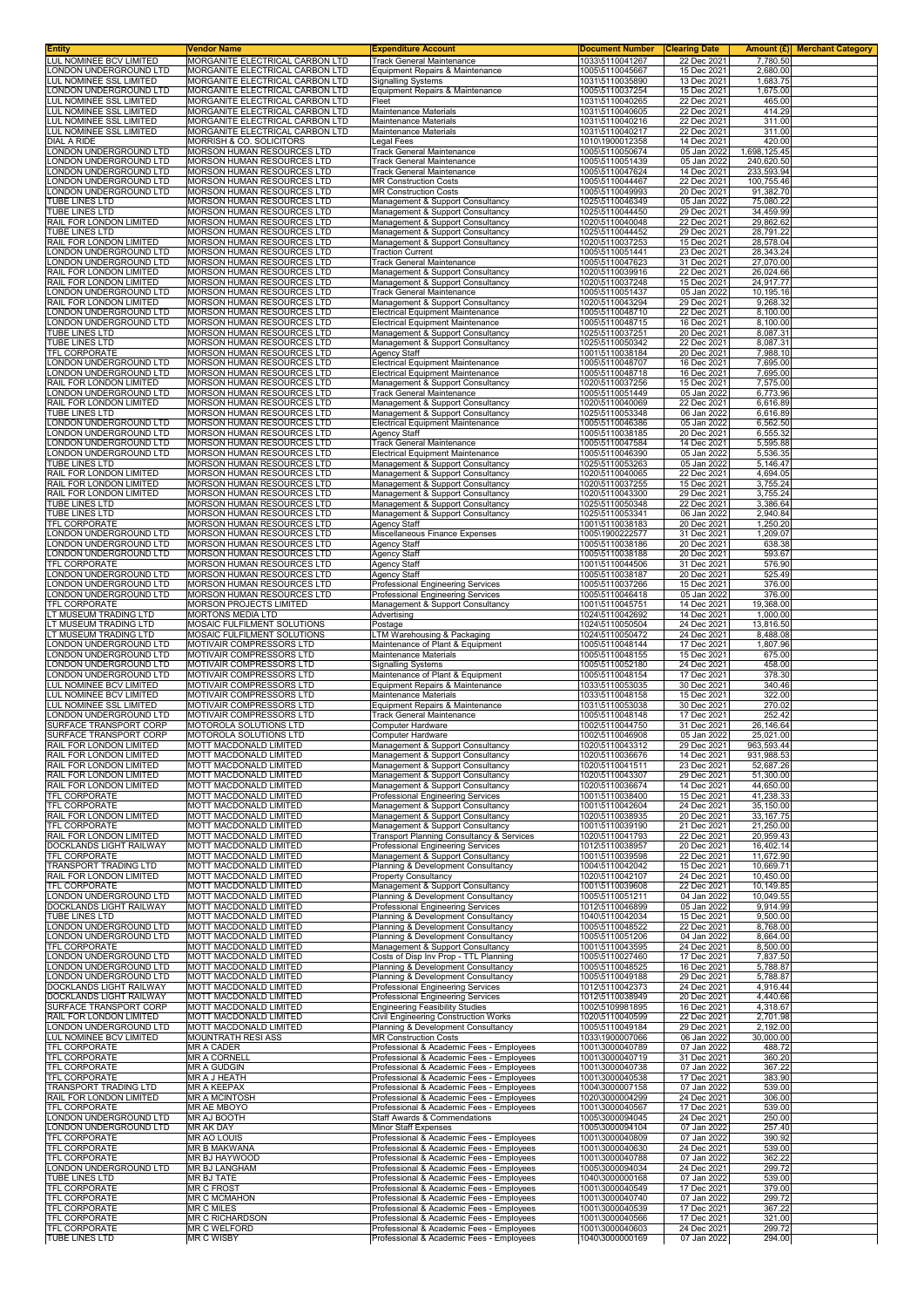| Entity | Vendor Name | Expenditure Account | Document Number | Clearing Date | Amount (£) | Merchant Category |
|---|---|---|---|---|---|---|
| LUL NOMINEE BCV LIMITED | MORGANITE ELECTRICAL CARBON LTD | Track General Maintenance | 1033\5110041267 | 22 Dec 2021 | 7,780.50 | |
| LONDON UNDERGROUND LTD | MORGANITE ELECTRICAL CARBON LTD | Equipment Repairs & Maintenance | 1005\5110045667 | 15 Dec 2021 | 2,680.00 | |
| LUL NOMINEE SSL LIMITED | MORGANITE ELECTRICAL CARBON LTD | Signalling Systems | 1031\5110035890 | 13 Dec 2021 | 1,683.75 | |
| LONDON UNDERGROUND LTD | MORGANITE ELECTRICAL CARBON LTD | Equipment Repairs & Maintenance | 1005\5110037254 | 15 Dec 2021 | 1,675.00 | |
| LUL NOMINEE SSL LIMITED | MORGANITE ELECTRICAL CARBON LTD | Fleet | 1031\5110040265 | 22 Dec 2021 | 465.00 | |
| LUL NOMINEE SSL LIMITED | MORGANITE ELECTRICAL CARBON LTD | Maintenance Materials | 1031\5110040605 | 22 Dec 2021 | 414.29 | |
| LUL NOMINEE SSL LIMITED | MORGANITE ELECTRICAL CARBON LTD | Maintenance Materials | 1031\5110040216 | 22 Dec 2021 | 311.00 | |
| LUL NOMINEE SSL LIMITED | MORGANITE ELECTRICAL CARBON LTD | Maintenance Materials | 1031\5110040217 | 22 Dec 2021 | 311.00 | |
| DIAL A RIDE | MORRISH & CO. SOLICITORS | Legal Fees | 1010\1900012358 | 14 Dec 2021 | 420.00 | |
| LONDON UNDERGROUND LTD | MORSON HUMAN RESOURCES LTD | Track General Maintenance | 1005\5110050674 | 05 Jan 2022 | 1,698,125.45 | |
| LONDON UNDERGROUND LTD | MORSON HUMAN RESOURCES LTD | Track General Maintenance | 1005\5110051439 | 05 Jan 2022 | 240,620.50 | |
| LONDON UNDERGROUND LTD | MORSON HUMAN RESOURCES LTD | Track General Maintenance | 1005\5110047624 | 14 Dec 2021 | 233,593.94 | |
| LONDON UNDERGROUND LTD | MORSON HUMAN RESOURCES LTD | MR Construction Costs | 1005\5110044467 | 22 Dec 2021 | 100,755.46 | |
| LONDON UNDERGROUND LTD | MORSON HUMAN RESOURCES LTD | MR Construction Costs | 1005\5110049993 | 20 Dec 2021 | 91,382.70 | |
| TUBE LINES LTD | MORSON HUMAN RESOURCES LTD | Management & Support Consultancy | 1025\5110046349 | 05 Jan 2022 | 75,080.22 | |
| TUBE LINES LTD | MORSON HUMAN RESOURCES LTD | Management & Support Consultancy | 1025\5110044450 | 29 Dec 2021 | 34,459.99 | |
| RAIL FOR LONDON LIMITED | MORSON HUMAN RESOURCES LTD | Management & Support Consultancy | 1020\5110040048 | 22 Dec 2021 | 29,862.62 | |
| TUBE LINES LTD | MORSON HUMAN RESOURCES LTD | Management & Support Consultancy | 1025\5110044452 | 29 Dec 2021 | 28,791.22 | |
| RAIL FOR LONDON LIMITED | MORSON HUMAN RESOURCES LTD | Management & Support Consultancy | 1020\5110037253 | 15 Dec 2021 | 28,578.04 | |
| LONDON UNDERGROUND LTD | MORSON HUMAN RESOURCES LTD | Traction Current | 1005\5110051441 | 23 Dec 2021 | 28,343.24 | |
| LONDON UNDERGROUND LTD | MORSON HUMAN RESOURCES LTD | Track General Maintenance | 1005\5110047623 | 31 Dec 2021 | 27,070.00 | |
| RAIL FOR LONDON LIMITED | MORSON HUMAN RESOURCES LTD | Management & Support Consultancy | 1020\5110039916 | 22 Dec 2021 | 26,024.66 | |
| RAIL FOR LONDON LIMITED | MORSON HUMAN RESOURCES LTD | Management & Support Consultancy | 1020\5110037248 | 15 Dec 2021 | 24,917.77 | |
| LONDON UNDERGROUND LTD | MORSON HUMAN RESOURCES LTD | Track General Maintenance | 1005\5110051437 | 05 Jan 2022 | 10,195.16 | |
| RAIL FOR LONDON LIMITED | MORSON HUMAN RESOURCES LTD | Management & Support Consultancy | 1020\5110043294 | 29 Dec 2021 | 9,268.32 | |
| LONDON UNDERGROUND LTD | MORSON HUMAN RESOURCES LTD | Electrical Equipment Maintenance | 1005\5110048710 | 22 Dec 2021 | 8,100.00 | |
| LONDON UNDERGROUND LTD | MORSON HUMAN RESOURCES LTD | Electrical Equipment Maintenance | 1005\5110048715 | 16 Dec 2021 | 8,100.00 | |
| TUBE LINES LTD | MORSON HUMAN RESOURCES LTD | Management & Support Consultancy | 1025\5110037251 | 20 Dec 2021 | 8,087.31 | |
| TUBE LINES LTD | MORSON HUMAN RESOURCES LTD | Management & Support Consultancy | 1025\5110050342 | 22 Dec 2021 | 8,087.31 | |
| TFL CORPORATE | MORSON HUMAN RESOURCES LTD | Agency Staff | 1001\5110038184 | 20 Dec 2021 | 7,988.10 | |
| LONDON UNDERGROUND LTD | MORSON HUMAN RESOURCES LTD | Electrical Equipment Maintenance | 1005\5110048707 | 16 Dec 2021 | 7,695.00 | |
| LONDON UNDERGROUND LTD | MORSON HUMAN RESOURCES LTD | Electrical Equipment Maintenance | 1005\5110048718 | 16 Dec 2021 | 7,695.00 | |
| RAIL FOR LONDON LIMITED | MORSON HUMAN RESOURCES LTD | Management & Support Consultancy | 1020\5110037256 | 15 Dec 2021 | 7,575.00 | |
| LONDON UNDERGROUND LTD | MORSON HUMAN RESOURCES LTD | Track General Maintenance | 1005\5110051449 | 05 Jan 2022 | 6,773.96 | |
| RAIL FOR LONDON LIMITED | MORSON HUMAN RESOURCES LTD | Management & Support Consultancy | 1020\5110040069 | 22 Dec 2021 | 6,616.89 | |
| TUBE LINES LTD | MORSON HUMAN RESOURCES LTD | Management & Support Consultancy | 1025\5110053348 | 06 Jan 2022 | 6,616.89 | |
| LONDON UNDERGROUND LTD | MORSON HUMAN RESOURCES LTD | Electrical Equipment Maintenance | 1005\5110046386 | 05 Jan 2022 | 6,562.50 | |
| LONDON UNDERGROUND LTD | MORSON HUMAN RESOURCES LTD | Agency Staff | 1005\5110038185 | 20 Dec 2021 | 6,555.32 | |
| LONDON UNDERGROUND LTD | MORSON HUMAN RESOURCES LTD | Track General Maintenance | 1005\5110047584 | 14 Dec 2021 | 5,595.88 | |
| LONDON UNDERGROUND LTD | MORSON HUMAN RESOURCES LTD | Electrical Equipment Maintenance | 1005\5110046390 | 05 Jan 2022 | 5,536.35 | |
| TUBE LINES LTD | MORSON HUMAN RESOURCES LTD | Management & Support Consultancy | 1025\5110053263 | 05 Jan 2022 | 5,146.47 | |
| RAIL FOR LONDON LIMITED | MORSON HUMAN RESOURCES LTD | Management & Support Consultancy | 1020\5110040065 | 22 Dec 2021 | 4,694.05 | |
| RAIL FOR LONDON LIMITED | MORSON HUMAN RESOURCES LTD | Management & Support Consultancy | 1020\5110037255 | 15 Dec 2021 | 3,755.24 | |
| RAIL FOR LONDON LIMITED | MORSON HUMAN RESOURCES LTD | Management & Support Consultancy | 1020\5110043300 | 29 Dec 2021 | 3,755.24 | |
| TUBE LINES LTD | MORSON HUMAN RESOURCES LTD | Management & Support Consultancy | 1025\5110050348 | 22 Dec 2021 | 3,386.64 | |
| TUBE LINES LTD | MORSON HUMAN RESOURCES LTD | Management & Support Consultancy | 1025\5110053341 | 06 Jan 2022 | 2,940.84 | |
| TFL CORPORATE | MORSON HUMAN RESOURCES LTD | Agency Staff | 1001\5110038183 | 20 Dec 2021 | 1,250.20 | |
| LONDON UNDERGROUND LTD | MORSON HUMAN RESOURCES LTD | Miscellaneous Finance Expenses | 1005\1900222577 | 31 Dec 2021 | 1,209.07 | |
| LONDON UNDERGROUND LTD | MORSON HUMAN RESOURCES LTD | Agency Staff | 1005\5110038186 | 20 Dec 2021 | 638.38 | |
| LONDON UNDERGROUND LTD | MORSON HUMAN RESOURCES LTD | Agency Staff | 1005\5110038188 | 20 Dec 2021 | 593.67 | |
| TFL CORPORATE | MORSON HUMAN RESOURCES LTD | Agency Staff | 1001\5110044506 | 31 Dec 2021 | 576.90 | |
| LONDON UNDERGROUND LTD | MORSON HUMAN RESOURCES LTD | Agency Staff | 1005\5110038187 | 20 Dec 2021 | 525.49 | |
| LONDON UNDERGROUND LTD | MORSON HUMAN RESOURCES LTD | Professional Engineering Services | 1005\5110037266 | 15 Dec 2021 | 376.00 | |
| LONDON UNDERGROUND LTD | MORSON HUMAN RESOURCES LTD | Professional Engineering Services | 1005\5110046418 | 05 Jan 2022 | 376.00 | |
| TFL CORPORATE | MORSON PROJECTS LIMITED | Management & Support Consultancy | 1001\5110045751 | 14 Dec 2021 | 19,368.00 | |
| LT MUSEUM TRADING LTD | MORTONS MEDIA LTD | Advertising | 1024\5110042692 | 14 Dec 2021 | 1,000.00 | |
| LT MUSEUM TRADING LTD | MOSAIC FULFILMENT SOLUTIONS | Postage | 1024\5110050504 | 24 Dec 2021 | 13,816.50 | |
| LT MUSEUM TRADING LTD | MOSAIC FULFILMENT SOLUTIONS | LTM Warehousing & Packaging | 1024\5110050472 | 24 Dec 2021 | 8,488.08 | |
| LONDON UNDERGROUND LTD | MOTIVAIR COMPRESSORS LTD | Maintenance of Plant & Equipment | 1005\5110048144 | 17 Dec 2021 | 1,807.96 | |
| LONDON UNDERGROUND LTD | MOTIVAIR COMPRESSORS LTD | Maintenance Materials | 1005\5110048155 | 15 Dec 2021 | 675.00 | |
| LONDON UNDERGROUND LTD | MOTIVAIR COMPRESSORS LTD | Signalling Systems | 1005\5110052180 | 24 Dec 2021 | 458.00 | |
| LONDON UNDERGROUND LTD | MOTIVAIR COMPRESSORS LTD | Maintenance of Plant & Equipment | 1005\5110048154 | 17 Dec 2021 | 378.30 | |
| LUL NOMINEE BCV LIMITED | MOTIVAIR COMPRESSORS LTD | Equipment Repairs & Maintenance | 1033\5110053035 | 30 Dec 2021 | 340.46 | |
| LUL NOMINEE BCV LIMITED | MOTIVAIR COMPRESSORS LTD | Maintenance Materials | 1033\5110048158 | 15 Dec 2021 | 322.00 | |
| LUL NOMINEE SSL LIMITED | MOTIVAIR COMPRESSORS LTD | Equipment Repairs & Maintenance | 1031\5110053038 | 30 Dec 2021 | 270.02 | |
| LONDON UNDERGROUND LTD | MOTIVAIR COMPRESSORS LTD | Track General Maintenance | 1005\5110048148 | 17 Dec 2021 | 252.42 | |
| SURFACE TRANSPORT CORP | MOTOROLA SOLUTIONS LTD | Computer Hardware | 1002\5110044750 | 31 Dec 2021 | 26,146.64 | |
| SURFACE TRANSPORT CORP | MOTOROLA SOLUTIONS LTD | Computer Hardware | 1002\5110046908 | 05 Jan 2022 | 25,021.00 | |
| RAIL FOR LONDON LIMITED | MOTT MACDONALD LIMITED | Management & Support Consultancy | 1020\5110043312 | 29 Dec 2021 | 963,593.44 | |
| RAIL FOR LONDON LIMITED | MOTT MACDONALD LIMITED | Management & Support Consultancy | 1020\5110036676 | 14 Dec 2021 | 931,988.53 | |
| RAIL FOR LONDON LIMITED | MOTT MACDONALD LIMITED | Management & Support Consultancy | 1020\5110041511 | 23 Dec 2021 | 52,687.26 | |
| RAIL FOR LONDON LIMITED | MOTT MACDONALD LIMITED | Management & Support Consultancy | 1020\5110043307 | 29 Dec 2021 | 51,300.00 | |
| RAIL FOR LONDON LIMITED | MOTT MACDONALD LIMITED | Management & Support Consultancy | 1020\5110036674 | 14 Dec 2021 | 44,650.00 | |
| TFL CORPORATE | MOTT MACDONALD LIMITED | Professional Engineering Services | 1001\5110038400 | 15 Dec 2021 | 41,238.33 | |
| TFL CORPORATE | MOTT MACDONALD LIMITED | Management & Support Consultancy | 1001\5110042604 | 24 Dec 2021 | 35,150.00 | |
| RAIL FOR LONDON LIMITED | MOTT MACDONALD LIMITED | Management & Support Consultancy | 1020\5110038935 | 20 Dec 2021 | 33,167.75 | |
| TFL CORPORATE | MOTT MACDONALD LIMITED | Management & Support Consultancy | 1001\5110039190 | 21 Dec 2021 | 21,250.00 | |
| RAIL FOR LONDON LIMITED | MOTT MACDONALD LIMITED | Transport Planning Consultancy & Services | 1020\5110041793 | 22 Dec 2021 | 20,959.43 | |
| DOCKLANDS LIGHT RAILWAY | MOTT MACDONALD LIMITED | Professional Engineering Services | 1012\5110038957 | 20 Dec 2021 | 16,402.14 | |
| TFL CORPORATE | MOTT MACDONALD LIMITED | Management & Support Consultancy | 1001\5110039598 | 22 Dec 2021 | 11,672.90 | |
| TRANSPORT TRADING LTD | MOTT MACDONALD LIMITED | Planning & Development Consultancy | 1004\5110042042 | 15 Dec 2021 | 10,669.71 | |
| RAIL FOR LONDON LIMITED | MOTT MACDONALD LIMITED | Property Consultancy | 1020\5110042107 | 24 Dec 2021 | 10,450.00 | |
| TFL CORPORATE | MOTT MACDONALD LIMITED | Management & Support Consultancy | 1001\5110039608 | 22 Dec 2021 | 10,149.85 | |
| LONDON UNDERGROUND LTD | MOTT MACDONALD LIMITED | Planning & Development Consultancy | 1005\5110051211 | 04 Jan 2022 | 10,049.55 | |
| DOCKLANDS LIGHT RAILWAY | MOTT MACDONALD LIMITED | Professional Engineering Services | 1012\5110046899 | 05 Jan 2022 | 9,914.99 | |
| TUBE LINES LTD | MOTT MACDONALD LIMITED | Planning & Development Consultancy | 1040\5110042034 | 15 Dec 2021 | 9,500.00 | |
| LONDON UNDERGROUND LTD | MOTT MACDONALD LIMITED | Planning & Development Consultancy | 1005\5110048522 | 22 Dec 2021 | 8,768.00 | |
| LONDON UNDERGROUND LTD | MOTT MACDONALD LIMITED | Planning & Development Consultancy | 1005\5110051206 | 04 Jan 2022 | 8,664.00 | |
| TFL CORPORATE | MOTT MACDONALD LIMITED | Management & Support Consultancy | 1001\5110043595 | 24 Dec 2021 | 8,500.00 | |
| LONDON UNDERGROUND LTD | MOTT MACDONALD LIMITED | Costs of Disp Inv Prop - TTL Planning | 1005\5110027460 | 17 Dec 2021 | 7,837.50 | |
| LONDON UNDERGROUND LTD | MOTT MACDONALD LIMITED | Planning & Development Consultancy | 1005\5110048525 | 16 Dec 2021 | 5,788.87 | |
| LONDON UNDERGROUND LTD | MOTT MACDONALD LIMITED | Planning & Development Consultancy | 1005\5110049188 | 29 Dec 2021 | 5,788.87 | |
| DOCKLANDS LIGHT RAILWAY | MOTT MACDONALD LIMITED | Professional Engineering Services | 1012\5110042373 | 24 Dec 2021 | 4,916.44 | |
| DOCKLANDS LIGHT RAILWAY | MOTT MACDONALD LIMITED | Professional Engineering Services | 1012\5110038949 | 20 Dec 2021 | 4,440.66 | |
| SURFACE TRANSPORT CORP | MOTT MACDONALD LIMITED | Engineering Feasibility Studies | 1002\5109981895 | 16 Dec 2021 | 4,318.67 | |
| RAIL FOR LONDON LIMITED | MOTT MACDONALD LIMITED | Civil Engineering Construction Works | 1020\5110040599 | 22 Dec 2021 | 2,701.98 | |
| LONDON UNDERGROUND LTD | MOTT MACDONALD LIMITED | Planning & Development Consultancy | 1005\5110049184 | 29 Dec 2021 | 2,192.00 | |
| LUL NOMINEE BCV LIMITED | MOUNTRATH RESI ASS | MR Construction Costs | 1033\1900007066 | 06 Jan 2022 | 30,000.00 | |
| TFL CORPORATE | MR A CADER | Professional & Academic Fees - Employees | 1001\3000040789 | 07 Jan 2022 | 488.72 | |
| TFL CORPORATE | MR A CORNELL | Professional & Academic Fees - Employees | 1001\3000040719 | 31 Dec 2021 | 360.20 | |
| TFL CORPORATE | MR A GUDGIN | Professional & Academic Fees - Employees | 1001\3000040738 | 07 Jan 2022 | 367.22 | |
| TFL CORPORATE | MR A J HEATH | Professional & Academic Fees - Employees | 1001\3000040538 | 17 Dec 2021 | 383.90 | |
| TRANSPORT TRADING LTD | MR A KEEPAX | Professional & Academic Fees - Employees | 1004\3000007158 | 07 Jan 2022 | 539.00 | |
| RAIL FOR LONDON LIMITED | MR A MCINTOSH | Professional & Academic Fees - Employees | 1020\3000004299 | 24 Dec 2021 | 306.00 | |
| TFL CORPORATE | MR AE MBOYO | Professional & Academic Fees - Employees | 1001\3000040567 | 17 Dec 2021 | 539.00 | |
| LONDON UNDERGROUND LTD | MR AJ BOOTH | Staff Awards & Commendations | 1005\3000094045 | 24 Dec 2021 | 250.00 | |
| LONDON UNDERGROUND LTD | MR AK DAY | Minor Staff Expenses | 1005\3000094104 | 07 Jan 2022 | 257.40 | |
| TFL CORPORATE | MR AO LOUIS | Professional & Academic Fees - Employees | 1001\3000040809 | 07 Jan 2022 | 390.92 | |
| TFL CORPORATE | MR B MAKWANA | Professional & Academic Fees - Employees | 1001\3000040630 | 24 Dec 2021 | 539.00 | |
| TFL CORPORATE | MR BJ HAYWOOD | Professional & Academic Fees - Employees | 1001\3000040788 | 07 Jan 2022 | 362.22 | |
| LONDON UNDERGROUND LTD | MR BJ LANGHAM | Professional & Academic Fees - Employees | 1005\3000094034 | 24 Dec 2021 | 299.72 | |
| TUBE LINES LTD | MR BJ TATE | Professional & Academic Fees - Employees | 1040\3000000168 | 07 Jan 2022 | 539.00 | |
| TFL CORPORATE | MR C FROST | Professional & Academic Fees - Employees | 1001\3000040549 | 17 Dec 2021 | 379.00 | |
| TFL CORPORATE | MR C MCMAHON | Professional & Academic Fees - Employees | 1001\3000040740 | 07 Jan 2022 | 299.72 | |
| TFL CORPORATE | MR C MILES | Professional & Academic Fees - Employees | 1001\3000040539 | 17 Dec 2021 | 367.22 | |
| TFL CORPORATE | MR C RICHARDSON | Professional & Academic Fees - Employees | 1001\3000040566 | 17 Dec 2021 | 321.00 | |
| TFL CORPORATE | MR C WELFORD | Professional & Academic Fees - Employees | 1001\3000040603 | 24 Dec 2021 | 299.72 | |
| TUBE LINES LTD | MR C WISBY | Professional & Academic Fees - Employees | 1040\3000000169 | 07 Jan 2022 | 294.00 | |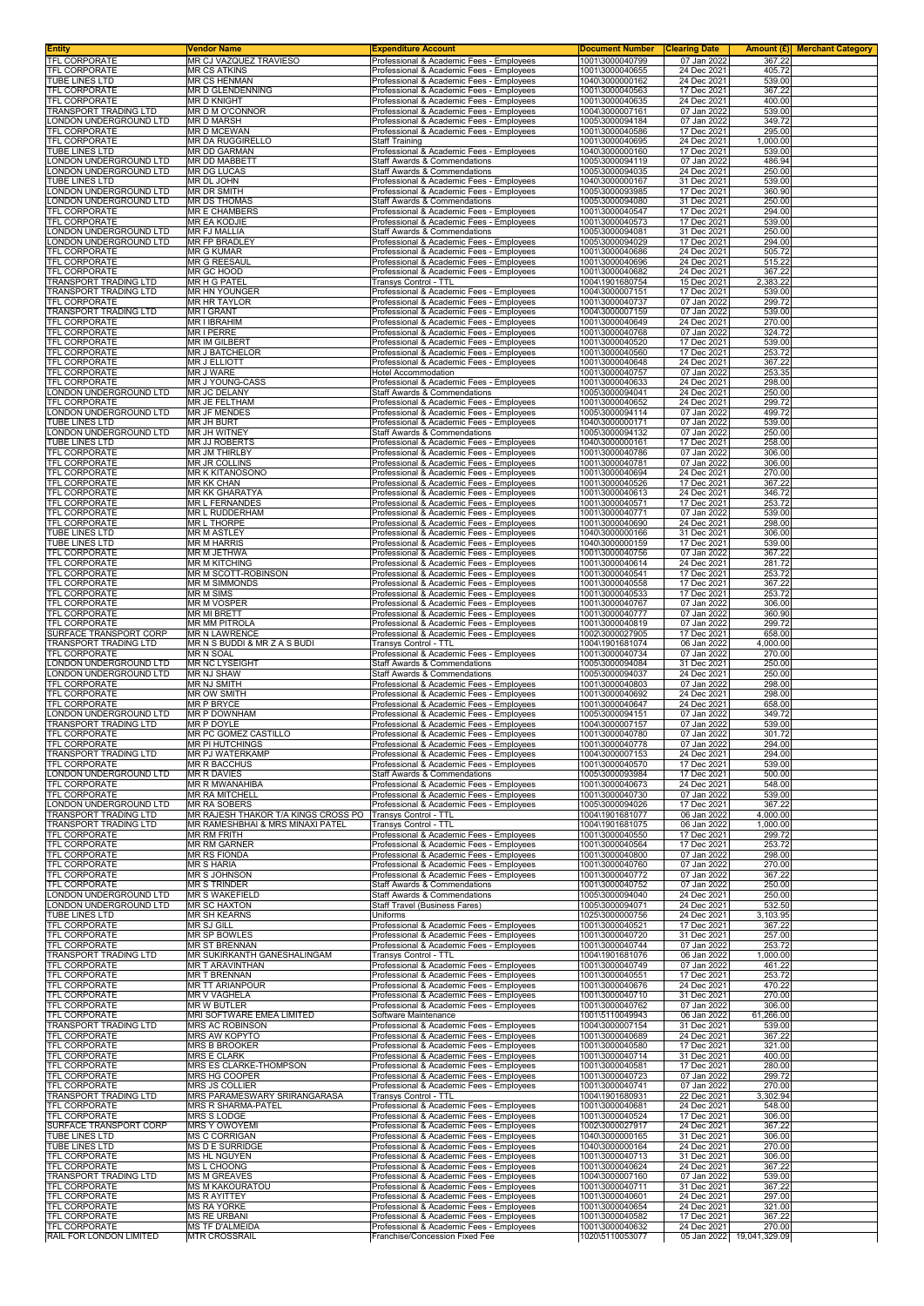| Entity | Vendor Name | Expenditure Account | Document Number | Clearing Date | Amount (£) | Merchant Category |
|---|---|---|---|---|---|---|
| TFL CORPORATE | MR CJ VAZQUEZ TRAVIESO | Professional & Academic Fees - Employees | 1001\3000040799 | 07 Jan 2022 | 367.22 | |
| TFL CORPORATE | MR CS ATKINS | Professional & Academic Fees - Employees | 1001\3000040655 | 24 Dec 2021 | 405.72 | |
| TUBE LINES LTD | MR CS HENMAN | Professional & Academic Fees - Employees | 1040\3000000162 | 24 Dec 2021 | 539.00 | |
| TFL CORPORATE | MR D GLENDENNING | Professional & Academic Fees - Employees | 1001\3000040563 | 17 Dec 2021 | 367.22 | |
| TFL CORPORATE | MR D KNIGHT | Professional & Academic Fees - Employees | 1001\3000040635 | 24 Dec 2021 | 400.00 | |
| TRANSPORT TRADING LTD | MR D M O'CONNOR | Professional & Academic Fees - Employees | 1004\3000007161 | 07 Jan 2022 | 539.00 | |
| LONDON UNDERGROUND LTD | MR D MARSH | Professional & Academic Fees - Employees | 1005\3000094184 | 07 Jan 2022 | 349.72 | |
| TFL CORPORATE | MR D MCEWAN | Professional & Academic Fees - Employees | 1001\3000040586 | 17 Dec 2021 | 295.00 | |
| TFL CORPORATE | MR DA RUGGIRELLO | Staff Training | 1001\3000040695 | 24 Dec 2021 | 1,000.00 | |
| TUBE LINES LTD | MR DD GARMAN | Professional & Academic Fees - Employees | 1040\3000000160 | 17 Dec 2021 | 539.00 | |
| LONDON UNDERGROUND LTD | MR DD MABBETT | Staff Awards & Commendations | 1005\3000094119 | 07 Jan 2022 | 486.94 | |
| LONDON UNDERGROUND LTD | MR DG LUCAS | Staff Awards & Commendations | 1005\3000094035 | 24 Dec 2021 | 250.00 | |
| TUBE LINES LTD | MR DL JOHN | Professional & Academic Fees - Employees | 1040\3000000167 | 31 Dec 2021 | 539.00 | |
| LONDON UNDERGROUND LTD | MR DR SMITH | Professional & Academic Fees - Employees | 1005\3000093985 | 17 Dec 2021 | 360.90 | |
| LONDON UNDERGROUND LTD | MR DS THOMAS | Staff Awards & Commendations | 1005\3000094080 | 31 Dec 2021 | 250.00 | |
| TFL CORPORATE | MR E CHAMBERS | Professional & Academic Fees - Employees | 1001\3000040547 | 17 Dec 2021 | 294.00 | |
| TFL CORPORATE | MR EA KODJIE | Professional & Academic Fees - Employees | 1001\3000040573 | 17 Dec 2021 | 539.00 | |
| LONDON UNDERGROUND LTD | MR FJ MALLIA | Staff Awards & Commendations | 1005\3000094081 | 31 Dec 2021 | 250.00 | |
| LONDON UNDERGROUND LTD | MR FP BRADLEY | Professional & Academic Fees - Employees | 1005\3000094029 | 17 Dec 2021 | 294.00 | |
| TFL CORPORATE | MR G KUMAR | Professional & Academic Fees - Employees | 1001\3000040686 | 24 Dec 2021 | 505.72 | |
| TFL CORPORATE | MR G REESAUL | Professional & Academic Fees - Employees | 1001\3000040696 | 24 Dec 2021 | 515.22 | |
| TFL CORPORATE | MR GC HOOD | Professional & Academic Fees - Employees | 1001\3000040682 | 24 Dec 2021 | 367.22 | |
| TRANSPORT TRADING LTD | MR H G PATEL | Transys Control - TTL | 1004\1901680754 | 15 Dec 2021 | 2,383.22 | |
| TRANSPORT TRADING LTD | MR HN YOUNGER | Professional & Academic Fees - Employees | 1004\3000007151 | 17 Dec 2021 | 539.00 | |
| TFL CORPORATE | MR HR TAYLOR | Professional & Academic Fees - Employees | 1001\3000040737 | 07 Jan 2022 | 299.72 | |
| TRANSPORT TRADING LTD | MR I GRANT | Professional & Academic Fees - Employees | 1004\3000007159 | 07 Jan 2022 | 539.00 | |
| TFL CORPORATE | MR I IBRAHIM | Professional & Academic Fees - Employees | 1001\3000040649 | 24 Dec 2021 | 270.00 | |
| TFL CORPORATE | MR I PERRE | Professional & Academic Fees - Employees | 1001\3000040768 | 07 Jan 2022 | 324.72 | |
| TFL CORPORATE | MR IM GILBERT | Professional & Academic Fees - Employees | 1001\3000040520 | 17 Dec 2021 | 539.00 | |
| TFL CORPORATE | MR J BATCHELOR | Professional & Academic Fees - Employees | 1001\3000040560 | 17 Dec 2021 | 253.72 | |
| TFL CORPORATE | MR J ELLIOTT | Professional & Academic Fees - Employees | 1001\3000040648 | 24 Dec 2021 | 367.22 | |
| TFL CORPORATE | MR J WARE | Hotel Accommodation | 1001\3000040757 | 07 Jan 2022 | 253.35 | |
| TFL CORPORATE | MR J YOUNG-CASS | Professional & Academic Fees - Employees | 1001\3000040633 | 24 Dec 2021 | 298.00 | |
| LONDON UNDERGROUND LTD | MR JC DELANY | Staff Awards & Commendations | 1005\3000094041 | 24 Dec 2021 | 250.00 | |
| TFL CORPORATE | MR JE FELTHAM | Professional & Academic Fees - Employees | 1001\3000040652 | 24 Dec 2021 | 299.72 | |
| LONDON UNDERGROUND LTD | MR JF MENDES | Professional & Academic Fees - Employees | 1005\3000094114 | 07 Jan 2022 | 499.72 | |
| TUBE LINES LTD | MR JH BURT | Professional & Academic Fees - Employees | 1040\3000000171 | 07 Jan 2022 | 539.00 | |
| LONDON UNDERGROUND LTD | MR JH WITNEY | Staff Awards & Commendations | 1005\3000094132 | 07 Jan 2022 | 250.00 | |
| TUBE LINES LTD | MR JJ ROBERTS | Professional & Academic Fees - Employees | 1040\3000000161 | 17 Dec 2021 | 258.00 | |
| TFL CORPORATE | MR JM THIRLBY | Professional & Academic Fees - Employees | 1001\3000040786 | 07 Jan 2022 | 306.00 | |
| TFL CORPORATE | MR JR COLLINS | Professional & Academic Fees - Employees | 1001\3000040781 | 07 Jan 2022 | 306.00 | |
| TFL CORPORATE | MR K KITANOSONO | Professional & Academic Fees - Employees | 1001\3000040694 | 24 Dec 2021 | 270.00 | |
| TFL CORPORATE | MR KK CHAN | Professional & Academic Fees - Employees | 1001\3000040526 | 17 Dec 2021 | 367.22 | |
| TFL CORPORATE | MR KK GHARATYA | Professional & Academic Fees - Employees | 1001\3000040613 | 24 Dec 2021 | 346.72 | |
| TFL CORPORATE | MR L FERNANDES | Professional & Academic Fees - Employees | 1001\3000040571 | 17 Dec 2021 | 253.72 | |
| TFL CORPORATE | MR L RUDDERHAM | Professional & Academic Fees - Employees | 1001\3000040771 | 07 Jan 2022 | 539.00 | |
| TFL CORPORATE | MR L THORPE | Professional & Academic Fees - Employees | 1001\3000040690 | 24 Dec 2021 | 298.00 | |
| TUBE LINES LTD | MR M ASTLEY | Professional & Academic Fees - Employees | 1040\3000000166 | 31 Dec 2021 | 306.00 | |
| TUBE LINES LTD | MR M HARRIS | Professional & Academic Fees - Employees | 1040\3000000159 | 17 Dec 2021 | 539.00 | |
| TFL CORPORATE | MR M JETHWA | Professional & Academic Fees - Employees | 1001\3000040756 | 07 Jan 2022 | 367.22 | |
| TFL CORPORATE | MR M KITCHING | Professional & Academic Fees - Employees | 1001\3000040614 | 24 Dec 2021 | 281.72 | |
| TFL CORPORATE | MR M SCOTT-ROBINSON | Professional & Academic Fees - Employees | 1001\3000040541 | 17 Dec 2021 | 253.72 | |
| TFL CORPORATE | MR M SIMMONDS | Professional & Academic Fees - Employees | 1001\3000040558 | 17 Dec 2021 | 367.22 | |
| TFL CORPORATE | MR M SIMS | Professional & Academic Fees - Employees | 1001\3000040533 | 17 Dec 2021 | 253.72 | |
| TFL CORPORATE | MR M VOSPER | Professional & Academic Fees - Employees | 1001\3000040767 | 07 Jan 2022 | 306.00 | |
| TFL CORPORATE | MR MI BRETT | Professional & Academic Fees - Employees | 1001\3000040777 | 07 Jan 2022 | 360.90 | |
| TFL CORPORATE | MR MM PITROLA | Professional & Academic Fees - Employees | 1001\3000040819 | 07 Jan 2022 | 299.72 | |
| SURFACE TRANSPORT CORP | MR N LAWRENCE | Professional & Academic Fees - Employees | 1002\3000027905 | 17 Dec 2021 | 658.00 | |
| TRANSPORT TRADING LTD | MR N S BUDDI & MR Z A S BUDI | Transys Control - TTL | 1004\1901681074 | 06 Jan 2022 | 4,000.00 | |
| TFL CORPORATE | MR N SOAL | Professional & Academic Fees - Employees | 1001\3000040734 | 07 Jan 2022 | 270.00 | |
| LONDON UNDERGROUND LTD | MR NC LYSEIGHT | Staff Awards & Commendations | 1005\3000094084 | 31 Dec 2021 | 250.00 | |
| LONDON UNDERGROUND LTD | MR NJ SHAW | Staff Awards & Commendations | 1005\3000094037 | 24 Dec 2021 | 250.00 | |
| TFL CORPORATE | MR NJ SMITH | Professional & Academic Fees - Employees | 1001\3000040803 | 07 Jan 2022 | 298.00 | |
| TFL CORPORATE | MR OW SMITH | Professional & Academic Fees - Employees | 1001\3000040692 | 24 Dec 2021 | 298.00 | |
| TFL CORPORATE | MR P BRYCE | Professional & Academic Fees - Employees | 1001\3000040647 | 24 Dec 2021 | 658.00 | |
| LONDON UNDERGROUND LTD | MR P DOWNHAM | Professional & Academic Fees - Employees | 1005\3000094151 | 07 Jan 2022 | 349.72 | |
| TRANSPORT TRADING LTD | MR P DOYLE | Professional & Academic Fees - Employees | 1004\3000007157 | 07 Jan 2022 | 539.00 | |
| TFL CORPORATE | MR PC GOMEZ CASTILLO | Professional & Academic Fees - Employees | 1001\3000040780 | 07 Jan 2022 | 301.72 | |
| TFL CORPORATE | MR PI HUTCHINGS | Professional & Academic Fees - Employees | 1001\3000040778 | 07 Jan 2022 | 294.00 | |
| TRANSPORT TRADING LTD | MR PJ WATERKAMP | Professional & Academic Fees - Employees | 1004\3000007153 | 24 Dec 2021 | 294.00 | |
| TFL CORPORATE | MR R BACCHUS | Professional & Academic Fees - Employees | 1001\3000040570 | 17 Dec 2021 | 539.00 | |
| LONDON UNDERGROUND LTD | MR R DAVIES | Staff Awards & Commendations | 1005\3000093984 | 17 Dec 2021 | 500.00 | |
| TFL CORPORATE | MR R MWANAHIBA | Professional & Academic Fees - Employees | 1001\3000040673 | 24 Dec 2021 | 548.00 | |
| TFL CORPORATE | MR RA MITCHELL | Professional & Academic Fees - Employees | 1001\3000040730 | 07 Jan 2022 | 539.00 | |
| LONDON UNDERGROUND LTD | MR RA SOBERS | Professional & Academic Fees - Employees | 1005\3000094026 | 17 Dec 2021 | 367.22 | |
| TRANSPORT TRADING LTD | MR RAJESH THAKOR T/A KINGS CROSS PO | Transys Control - TTL | 1004\1901681077 | 06 Jan 2022 | 4,000.00 | |
| TRANSPORT TRADING LTD | MR RAMESHBHAI & MRS MINAXI PATEL | Transys Control - TTL | 1004\1901681075 | 06 Jan 2022 | 1,000.00 | |
| TFL CORPORATE | MR RM FRITH | Professional & Academic Fees - Employees | 1001\3000040550 | 17 Dec 2021 | 299.72 | |
| TFL CORPORATE | MR RM GARNER | Professional & Academic Fees - Employees | 1001\3000040564 | 17 Dec 2021 | 253.72 | |
| TFL CORPORATE | MR RS FIONDA | Professional & Academic Fees - Employees | 1001\3000040800 | 07 Jan 2022 | 298.00 | |
| TFL CORPORATE | MR S HARIA | Professional & Academic Fees - Employees | 1001\3000040760 | 07 Jan 2022 | 270.00 | |
| TFL CORPORATE | MR S JOHNSON | Professional & Academic Fees - Employees | 1001\3000040772 | 07 Jan 2022 | 367.22 | |
| TFL CORPORATE | MR S TRINDER | Staff Awards & Commendations | 1001\3000040752 | 07 Jan 2022 | 250.00 | |
| LONDON UNDERGROUND LTD | MR S WAKEFIELD | Staff Awards & Commendations | 1005\3000094040 | 24 Dec 2021 | 250.00 | |
| LONDON UNDERGROUND LTD | MR SC HAXTON | Staff Travel (Business Fares) | 1005\3000094071 | 24 Dec 2021 | 532.50 | |
| TUBE LINES LTD | MR SH KEARNS | Uniforms | 1025\3000000756 | 24 Dec 2021 | 3,103.95 | |
| TFL CORPORATE | MR SJ GILL | Professional & Academic Fees - Employees | 1001\3000040521 | 17 Dec 2021 | 367.22 | |
| TFL CORPORATE | MR SP BOWLES | Professional & Academic Fees - Employees | 1001\3000040720 | 31 Dec 2021 | 257.00 | |
| TFL CORPORATE | MR ST BRENNAN | Professional & Academic Fees - Employees | 1001\3000040744 | 07 Jan 2022 | 253.72 | |
| TRANSPORT TRADING LTD | MR SUKIRKANTH GANESHALINGAM | Transys Control - TTL | 1004\1901681076 | 06 Jan 2022 | 1,000.00 | |
| TFL CORPORATE | MR T ARAVINTHAN | Professional & Academic Fees - Employees | 1001\3000040749 | 07 Jan 2022 | 461.22 | |
| TFL CORPORATE | MR T BRENNAN | Professional & Academic Fees - Employees | 1001\3000040551 | 17 Dec 2021 | 253.72 | |
| TFL CORPORATE | MR TT ARIANPOUR | Professional & Academic Fees - Employees | 1001\3000040676 | 24 Dec 2021 | 470.22 | |
| TFL CORPORATE | MR V VAGHELA | Professional & Academic Fees - Employees | 1001\3000040710 | 31 Dec 2021 | 270.00 | |
| TFL CORPORATE | MR W BUTLER | Professional & Academic Fees - Employees | 1001\3000040762 | 07 Jan 2022 | 306.00 | |
| TFL CORPORATE | MRI SOFTWARE EMEA LIMITED | Software Maintenance | 1001\5110049943 | 06 Jan 2022 | 61,266.00 | |
| TRANSPORT TRADING LTD | MRS AC ROBINSON | Professional & Academic Fees - Employees | 1004\3000007154 | 31 Dec 2021 | 539.00 | |
| TFL CORPORATE | MRS AW KOPYTO | Professional & Academic Fees - Employees | 1001\3000040689 | 24 Dec 2021 | 367.22 | |
| TFL CORPORATE | MRS B BROOKER | Professional & Academic Fees - Employees | 1001\3000040580 | 17 Dec 2021 | 321.00 | |
| TFL CORPORATE | MRS E CLARK | Professional & Academic Fees - Employees | 1001\3000040714 | 31 Dec 2021 | 400.00 | |
| TFL CORPORATE | MRS ES CLARKE-THOMPSON | Professional & Academic Fees - Employees | 1001\3000040581 | 17 Dec 2021 | 280.00 | |
| TFL CORPORATE | MRS HG COOPER | Professional & Academic Fees - Employees | 1001\3000040723 | 07 Jan 2022 | 299.72 | |
| TFL CORPORATE | MRS JS COLLIER | Professional & Academic Fees - Employees | 1001\3000040741 | 07 Jan 2022 | 270.00 | |
| TRANSPORT TRADING LTD | MRS PARAMESWARY SRIRANGARASA | Transys Control - TTL | 1004\1901680931 | 22 Dec 2021 | 3,302.94 | |
| TFL CORPORATE | MRS R SHARMA-PATEL | Professional & Academic Fees - Employees | 1001\3000040681 | 24 Dec 2021 | 548.00 | |
| TFL CORPORATE | MRS S LODGE | Professional & Academic Fees - Employees | 1001\3000040524 | 17 Dec 2021 | 306.00 | |
| SURFACE TRANSPORT CORP | MRS Y OWOYEMI | Professional & Academic Fees - Employees | 1002\3000027917 | 24 Dec 2021 | 367.22 | |
| TUBE LINES LTD | MS C CORRIGAN | Professional & Academic Fees - Employees | 1040\3000000165 | 31 Dec 2021 | 306.00 | |
| TUBE LINES LTD | MS D E SURRIDGE | Professional & Academic Fees - Employees | 1040\3000000164 | 24 Dec 2021 | 270.00 | |
| TFL CORPORATE | MS HL NGUYEN | Professional & Academic Fees - Employees | 1001\3000040713 | 31 Dec 2021 | 306.00 | |
| TFL CORPORATE | MS L CHOONG | Professional & Academic Fees - Employees | 1001\3000040624 | 24 Dec 2021 | 367.22 | |
| TRANSPORT TRADING LTD | MS M GREAVES | Professional & Academic Fees - Employees | 1004\3000007160 | 07 Jan 2022 | 539.00 | |
| TFL CORPORATE | MS M KAKOURATOU | Professional & Academic Fees - Employees | 1001\3000040711 | 31 Dec 2021 | 367.22 | |
| TFL CORPORATE | MS R AYITTEY | Professional & Academic Fees - Employees | 1001\3000040601 | 24 Dec 2021 | 297.00 | |
| TFL CORPORATE | MS RA YORKE | Professional & Academic Fees - Employees | 1001\3000040654 | 24 Dec 2021 | 321.00 | |
| TFL CORPORATE | MS RE URBANI | Professional & Academic Fees - Employees | 1001\3000040582 | 17 Dec 2021 | 367.22 | |
| TFL CORPORATE | MS TF D'ALMEIDA | Professional & Academic Fees - Employees | 1001\3000040632 | 24 Dec 2021 | 270.00 | |
| RAIL FOR LONDON LIMITED | MTR CROSSRAIL | Franchise/Concession Fixed Fee | 1020\5110053077 | 05 Jan 2022 | 19,041,329.09 | |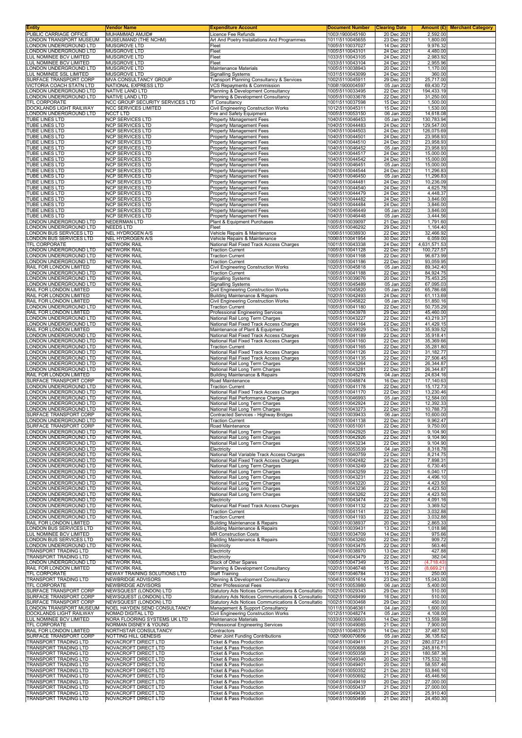| Entity | Vendor Name | Expenditure Account | Document Number | Clearing Date | Amount (£) | Merchant Category |
|---|---|---|---|---|---|---|
| PUBLIC CARRIAGE OFFICE | MUHAMMAD AMJID# | Licence Fee Refunds | 1003\1900045160 | 20 Dec 2021 | 2,592.00 | |
| LONDON TRANSPORT MUSEUM | MUSEUMAND (THE NCHM) | Art And Poetry Installations And Programmes | 1011\5110045655 | 23 Dec 2021 | 1,800.00 | |
| LONDON UNDERGROUND LTD | MUSGROVE LTD | Fleet | 1005\5110037027 | 14 Dec 2021 | 9,976.32 | |
| LONDON UNDERGROUND LTD | MUSGROVE LTD | Fleet | 1005\5110043101 | 24 Dec 2021 | 4,480.00 | |
| LUL NOMINEE BCV LIMITED | MUSGROVE LTD | Fleet | 1033\5110043105 | 24 Dec 2021 | 2,983.92 | |
| LUL NOMINEE BCV LIMITED | MUSGROVE LTD | Fleet | 1033\5110043104 | 24 Dec 2021 | 2,955.96 | |
| LONDON UNDERGROUND LTD | MUSGROVE LTD | Maintenance Materials | 1005\5110038943 | 20 Dec 2021 | 1,170.00 | |
| LUL NOMINEE SSL LIMITED | MUSGROVE LTD | Signalling Systems | 1031\5110043099 | 24 Dec 2021 | 360.00 | |
| SURFACE TRANSPORT CORP | MVA CONSULTANCY GROUP | Transport Planning Consultancy & Services | 1002\5110045911 | 29 Dec 2021 | 25,717.00 | |
| VICTORIA COACH STATN LTD | NATIONAL EXPRESS LTD | VCS Repayments & Commission | 1008\1900004597 | 05 Jan 2022 | 69,430.72 | |
| LONDON UNDERGROUND LTD | NATIVE LAND LTD | Planning & Development Consultancy | 1005\5110033495 | 22 Dec 2021 | 194,433.19 | |
| LONDON UNDERGROUND LTD | NATIVE LAND LTD | Planning & Development Consultancy | 1005\5110033678 | 22 Dec 2021 | 31,250.00 | |
| TFL CORPORATE | NCC GROUP SECURITY SERVICES LTD | IT Consultancy | 1001\5110037598 | 15 Dec 2021 | 1,500.00 | |
| DOCKLANDS LIGHT RAILWAY | NCC SERVICES LIMITED | Civil Engineering Construction Works | 1012\5110045311 | 15 Dec 2021 | 1,530.00 | |
| LONDON UNDERGROUND LTD | NCCT LTD | Fire and Safety Equipment | 1005\5110053150 | 06 Jan 2022 | 14,618.08 | |
| TUBE LINES LTD | NCP SERVICES LTD | Property Management Fees | 1040\5110046453 | 05 Jan 2022 | 130,783.94 | |
| TUBE LINES LTD | NCP SERVICES LTD | Property Management Fees | 1040\5110044483 | 24 Dec 2021 | 129,547.00 | |
| TUBE LINES LTD | NCP SERVICES LTD | Property Management Fees | 1040\5110044503 | 24 Dec 2021 | 126,075.69 | |
| TUBE LINES LTD | NCP SERVICES LTD | Property Management Fees | 1040\5110044501 | 24 Dec 2021 | 23,958.93 | |
| TUBE LINES LTD | NCP SERVICES LTD | Property Management Fees | 1040\5110044510 | 24 Dec 2021 | 23,958.93 | |
| TUBE LINES LTD | NCP SERVICES LTD | Property Management Fees | 1040\5110046452 | 05 Jan 2022 | 23,958.93 | |
| TUBE LINES LTD | NCP SERVICES LTD | Property Management Fees | 1040\5110044517 | 24 Dec 2021 | 15,000.00 | |
| TUBE LINES LTD | NCP SERVICES LTD | Property Management Fees | 1040\5110044542 | 24 Dec 2021 | 15,000.00 | |
| TUBE LINES LTD | NCP SERVICES LTD | Property Management Fees | 1040\5110046451 | 05 Jan 2022 | 15,000.00 | |
| TUBE LINES LTD | NCP SERVICES LTD | Property Management Fees | 1040\5110044544 | 24 Dec 2021 | 11,296.83 | |
| TUBE LINES LTD | NCP SERVICES LTD | Property Management Fees | 1040\5110046450 | 05 Jan 2022 | 11,296.83 | |
| TUBE LINES LTD | NCP SERVICES LTD | Property Management Fees | 1040\5110044481 | 24 Dec 2021 | 10,236.09 | |
| TUBE LINES LTD | NCP SERVICES LTD | Property Management Fees | 1040\5110044540 | 24 Dec 2021 | 4,625.78 | |
| TUBE LINES LTD | NCP SERVICES LTD | Property Management Fees | 1040\5110044479 | 24 Dec 2021 | 4,448.37 | |
| TUBE LINES LTD | NCP SERVICES LTD | Property Management Fees | 1040\5110044482 | 24 Dec 2021 | 3,846.00 | |
| TUBE LINES LTD | NCP SERVICES LTD | Property Management Fees | 1040\5110044484 | 24 Dec 2021 | 3,846.00 | |
| TUBE LINES LTD | NCP SERVICES LTD | Property Management Fees | 1040\5110046449 | 05 Jan 2022 | 3,846.00 | |
| TUBE LINES LTD | NCP SERVICES LTD | Property Management Fees | 1040\5110046448 | 05 Jan 2022 | 3,444.56 | |
| LONDON UNDERGROUND LTD | NEDERMAN LTD | Plant & Equipment Purchases | 1005\5110039097 | 21 Dec 2021 | 1,791.60 | |
| LONDON UNDERGROUND LTD | NEEDS LTD | Fleet | 1005\5110046292 | 29 Dec 2021 | 1,164.40 | |
| LONDON BUS SERVICES LTD | NEL HYDROGEN A/S | Vehicle Repairs & Maintenance | 1006\5110038930 | 22 Dec 2021 | 32,466.92 | |
| LONDON BUS SERVICES LTD | NEL HYDROGEN A/S | Vehicle Repairs & Maintenance | 1006\5110041954 | 30 Dec 2021 | 6,059.00 | |
| TFL CORPORATE | NETWORK RAIL | National Rail Fixed Track Access Charges | 1001\5110043338 | 24 Dec 2021 | 4,631,571.53 | |
| LONDON UNDERGROUND LTD | NETWORK RAIL | Traction Current | 1005\5110041128 | 22 Dec 2021 | 100,727.57 | |
| LONDON UNDERGROUND LTD | NETWORK RAIL | Traction Current | 1005\5110041168 | 22 Dec 2021 | 96,673.99 | |
| LONDON UNDERGROUND LTD | NETWORK RAIL | Traction Current | 1005\5110041186 | 22 Dec 2021 | 93,059.95 | |
| RAIL FOR LONDON LIMITED | NETWORK RAIL | Civil Engineering Construction Works | 1020\5110045818 | 05 Jan 2022 | 89,342.40 | |
| LONDON UNDERGROUND LTD | NETWORK RAIL | Traction Current | 1005\5110041188 | 22 Dec 2021 | 84,924.75 | |
| LONDON UNDERGROUND LTD | NETWORK RAIL | Signalling Systems | 1005\5110039076 | 20 Dec 2021 | 75,453.25 | |
| LONDON UNDERGROUND LTD | NETWORK RAIL | Signalling Systems | 1005\5110045489 | 05 Jan 2022 | 67,095.03 | |
| RAIL FOR LONDON LIMITED | NETWORK RAIL | Civil Engineering Construction Works | 1020\5110045820 | 05 Jan 2022 | 65,786.68 | |
| RAIL FOR LONDON LIMITED | NETWORK RAIL | Building Maintenance & Repairs | 1020\5110042493 | 24 Dec 2021 | 61,113.69 | |
| RAIL FOR LONDON LIMITED | NETWORK RAIL | Civil Engineering Construction Works | 1020\5110045822 | 05 Jan 2022 | 51,850.16 | |
| LONDON UNDERGROUND LTD | NETWORK RAIL | Traction Current | 1005\5110041180 | 22 Dec 2021 | 50,735.29 | |
| RAIL FOR LONDON LIMITED | NETWORK RAIL | Professional Engineering Services | 1020\5110043978 | 29 Dec 2021 | 45,460.00 | |
| LONDON UNDERGROUND LTD | NETWORK RAIL | National Rail Long Term Charges | 1005\5110043227 | 22 Dec 2021 | 43,219.37 | |
| LONDON UNDERGROUND LTD | NETWORK RAIL | National Rail Fixed Track Access Charges | 1005\5110041164 | 22 Dec 2021 | 41,429.15 | |
| RAIL FOR LONDON LIMITED | NETWORK RAIL | Maintenance of Plant & Equipment | 1020\5110039029 | 15 Dec 2021 | 35,939.52 | |
| LONDON UNDERGROUND LTD | NETWORK RAIL | National Rail Fixed Track Access Charges | 1005\5110041189 | 22 Dec 2021 | 35,918.41 | |
| LONDON UNDERGROUND LTD | NETWORK RAIL | National Rail Fixed Track Access Charges | 1005\5110041160 | 22 Dec 2021 | 35,369.66 | |
| LONDON UNDERGROUND LTD | NETWORK RAIL | Traction Current | 1005\5110041165 | 22 Dec 2021 | 35,281.80 | |
| LONDON UNDERGROUND LTD | NETWORK RAIL | National Rail Fixed Track Access Charges | 1005\5110041126 | 22 Dec 2021 | 31,182.77 | |
| LONDON UNDERGROUND LTD | NETWORK RAIL | National Rail Fixed Track Access Charges | 1005\5110041135 | 22 Dec 2021 | 27,506.45 | |
| LONDON UNDERGROUND LTD | NETWORK RAIL | National Rail Long Term Charges | 1005\5110043264 | 22 Dec 2021 | 26,344.87 | |
| LONDON UNDERGROUND LTD | NETWORK RAIL | National Rail Long Term Charges | 1005\5110043281 | 22 Dec 2021 | 26,344.87 | |
| RAIL FOR LONDON LIMITED | NETWORK RAIL | Building Maintenance & Repairs | 1020\5110045278 | 04 Jan 2022 | 24,634.16 | |
| SURFACE TRANSPORT CORP | NETWORK RAIL | Road Maintenance | 1002\5110048874 | 16 Dec 2021 | 17,140.63 | |
| LONDON UNDERGROUND LTD | NETWORK RAIL | Traction Current | 1005\5110041178 | 22 Dec 2021 | 15,172.73 | |
| LONDON UNDERGROUND LTD | NETWORK RAIL | National Rail Fixed Track Access Charges | 1005\5110041170 | 22 Dec 2021 | 13,230.46 | |
| LONDON UNDERGROUND LTD | NETWORK RAIL | National Rail Performance Charges | 1005\5110046993 | 05 Jan 2022 | 12,584.00 | |
| LONDON UNDERGROUND LTD | NETWORK RAIL | National Rail Long Term Charges | 1005\5110042924 | 22 Dec 2021 | 12,392.33 | |
| LONDON UNDERGROUND LTD | NETWORK RAIL | National Rail Long Term Charges | 1005\5110043273 | 22 Dec 2021 | 10,788.73 | |
| SURFACE TRANSPORT CORP | NETWORK RAIL | Contracted Services - Highway Bridges | 1002\5110039433 | 06 Jan 2022 | 10,600.00 | |
| LONDON UNDERGROUND LTD | NETWORK RAIL | Traction Current | 1005\5110041138 | 22 Dec 2021 | 9,962.47 | |
| SURFACE TRANSPORT CORP | NETWORK RAIL | Road Maintenance | 1002\5110051001 | 22 Dec 2021 | 9,750.00 | |
| LONDON UNDERGROUND LTD | NETWORK RAIL | National Rail Long Term Charges | 1005\5110042925 | 22 Dec 2021 | 9,104.90 | |
| LONDON UNDERGROUND LTD | NETWORK RAIL | National Rail Long Term Charges | 1005\5110042926 | 22 Dec 2021 | 9,104.90 | |
| LONDON UNDERGROUND LTD | NETWORK RAIL | National Rail Long Term Charges | 1005\5110043234 | 22 Dec 2021 | 9,104.90 | |
| LONDON UNDERGROUND LTD | NETWORK RAIL | Electricity | 1005\5110053539 | 04 Jan 2022 | 8,318.78 | |
| LONDON UNDERGROUND LTD | NETWORK RAIL | National Rail Variable Track Access Charges | 1005\5110040759 | 22 Dec 2021 | 8,214.75 | |
| LONDON UNDERGROUND LTD | NETWORK RAIL | National Rail Fixed Track Access Charges | 1005\5110042482 | 24 Dec 2021 | 7,898.31 | |
| LONDON UNDERGROUND LTD | NETWORK RAIL | National Rail Long Term Charges | 1005\5110043249 | 22 Dec 2021 | 6,730.45 | |
| LONDON UNDERGROUND LTD | NETWORK RAIL | National Rail Long Term Charges | 1005\5110043259 | 22 Dec 2021 | 6,040.17 | |
| LONDON UNDERGROUND LTD | NETWORK RAIL | National Rail Long Term Charges | 1005\5110043231 | 22 Dec 2021 | 4,496.10 | |
| LONDON UNDERGROUND LTD | NETWORK RAIL | National Rail Long Term Charges | 1005\5110043220 | 22 Dec 2021 | 4,423.50 | |
| LONDON UNDERGROUND LTD | NETWORK RAIL | National Rail Long Term Charges | 1005\5110043236 | 22 Dec 2021 | 4,423.50 | |
| LONDON UNDERGROUND LTD | NETWORK RAIL | National Rail Long Term Charges | 1005\5110043262 | 22 Dec 2021 | 4,423.50 | |
| LONDON UNDERGROUND LTD | NETWORK RAIL | Electricity | 1005\5110043474 | 22 Dec 2021 | 4,091.16 | |
| LONDON UNDERGROUND LTD | NETWORK RAIL | National Rail Fixed Track Access Charges | 1005\5110041132 | 22 Dec 2021 | 3,369.52 | |
| LONDON UNDERGROUND LTD | NETWORK RAIL | Traction Current | 1005\5110041141 | 22 Dec 2021 | 3,032.88 | |
| LONDON UNDERGROUND LTD | NETWORK RAIL | Traction Current | 1005\5110041193 | 22 Dec 2021 | 3,032.88 | |
| RAIL FOR LONDON LIMITED | NETWORK RAIL | Building Maintenance & Repairs | 1020\5110038937 | 20 Dec 2021 | 2,865.33 | |
| LONDON BUS SERVICES LTD | NETWORK RAIL | Building Maintenance & Repairs | 1006\5110039431 | 13 Dec 2021 | 1,018.98 | |
| LUL NOMINEE BCV LIMITED | NETWORK RAIL | MR Construction Costs | 1033\5110034709 | 14 Dec 2021 | 975.66 | |
| LONDON BUS SERVICES LTD | NETWORK RAIL | Building Maintenance & Repairs | 1006\5110043260 | 22 Dec 2021 | 909.72 | |
| LONDON UNDERGROUND LTD | NETWORK RAIL | Electricity | 1005\5110043475 | 22 Dec 2021 | 563.46 | |
| TRANSPORT TRADING LTD | NETWORK RAIL | Electricity | 1004\5110038970 | 13 Dec 2021 | 427.88 | |
| TRANSPORT TRADING LTD | NETWORK RAIL | Electricity | 1004\5110043479 | 22 Dec 2021 | 382.04 | |
| LONDON UNDERGROUND LTD | NETWORK RAIL | Stock of Other Spares | 1005\5110047349 | 20 Dec 2021 | (4,718.43) | |
| RAIL FOR LONDON LIMITED | NETWORK RAIL | Planning & Development Consultancy | 1020\5110046748 | 15 Dec 2021 | (8,669.21) | |
| TFL CORPORATE | NEWAY TRAINING SOLUTIONS LTD | Staff Training | 1001\5110046784 | 13 Dec 2021 | 250.00 | |
| TRANSPORT TRADING LTD | NEWBRIDGE ADVISORS | Planning & Development Consultancy | 1004\5110051614 | 23 Dec 2021 | 15,043.00 | |
| TFL CORPORATE | NEWBRIDGE ADVISORS | Other Professional Fees | 1001\5110053980 | 06 Jan 2022 | 5,400.00 | |
| SURFACE TRANSPORT CORP | NEWSQUEST (LONDON) LTD | Statutory Ads Notices Communications & Consultatio | 1002\5110029343 | 29 Dec 2021 | 510.00 | |
| SURFACE TRANSPORT CORP | NEWSQUEST (LONDON) LTD | Statutory Ads Notices Communications & Consultatio | 1002\5110048499 | 16 Dec 2021 | 510.00 | |
| SURFACE TRANSPORT CORP | NEWSQUEST (LONDON) LTD | Statutory Ads Notices Communications & Consultatio | 1002\5110030468 | 29 Dec 2021 | 450.00 | |
| LONDON TRANSPORT MUSEUM | NOEL HAYDEN SEND CONSULTANCY | Management & Support Consultancy | 1011\5110046361 | 04 Jan 2022 | 1,600.00 | |
| DOCKLANDS LIGHT RAILWAY | NOMAD DIGITAL LTD | Civil Engineering Construction Works | 1012\5110048274 | 05 Jan 2022 | 4,108.00 | |
| LUL NOMINEE BCV LIMITED | NORA FLOORING SYSTEMS UK LTD | Maintenance Materials | 1033\5110036603 | 14 Dec 2021 | 13,559.59 | |
| TFL CORPORATE | NORMAN DISNEY & YOUNG | Professional Engineering Services | 1001\5110049085 | 21 Dec 2021 | 7,900.00 | |
| RAIL FOR LONDON LIMITED | NORTHSTAR CONSULTANCY | Contractors | 1020\5110046379 | 14 Dec 2021 | 37,487.50 | |
| SURFACE TRANSPORT CORP | NOTTING HILL GENESIS | Other Joint Funding Contributions | 1002\1900070656 | 05 Jan 2022 | 36,135.62 | |
| TRANSPORT TRADING LTD | NOVACROFT DIRECT LTD | Ticket & Pass Production | 1004\5110049411 | 20 Dec 2021 | 280,072.61 | |
| TRANSPORT TRADING LTD | NOVACROFT DIRECT LTD | Ticket & Pass Production | 1004\5110050688 | 21 Dec 2021 | 245,816.71 | |
| TRANSPORT TRADING LTD | NOVACROFT DIRECT LTD | Ticket & Pass Production | 1004\5110050358 | 21 Dec 2021 | 180,587.36 | |
| TRANSPORT TRADING LTD | NOVACROFT DIRECT LTD | Ticket & Pass Production | 1004\5110049340 | 20 Dec 2021 | 175,532.18 | |
| TRANSPORT TRADING LTD | NOVACROFT DIRECT LTD | Ticket & Pass Production | 1004\5110049401 | 20 Dec 2021 | 58,557.46 | |
| TRANSPORT TRADING LTD | NOVACROFT DIRECT LTD | Ticket & Pass Production | 1004\5110050352 | 21 Dec 2021 | 53,846.10 | |
| TRANSPORT TRADING LTD | NOVACROFT DIRECT LTD | Ticket & Pass Production | 1004\5110050692 | 21 Dec 2021 | 45,446.56 | |
| TRANSPORT TRADING LTD | NOVACROFT DIRECT LTD | Ticket & Pass Production | 1004\5110049419 | 20 Dec 2021 | 27,000.00 | |
| TRANSPORT TRADING LTD | NOVACROFT DIRECT LTD | Ticket & Pass Production | 1004\5110050437 | 21 Dec 2021 | 27,000.00 | |
| TRANSPORT TRADING LTD | NOVACROFT DIRECT LTD | Ticket & Pass Production | 1004\5110049430 | 20 Dec 2021 | 25,910.40 | |
| TRANSPORT TRADING LTD | NOVACROFT DIRECT LTD | Ticket & Pass Production | 1004\5110050495 | 21 Dec 2021 | 24,450.30 | |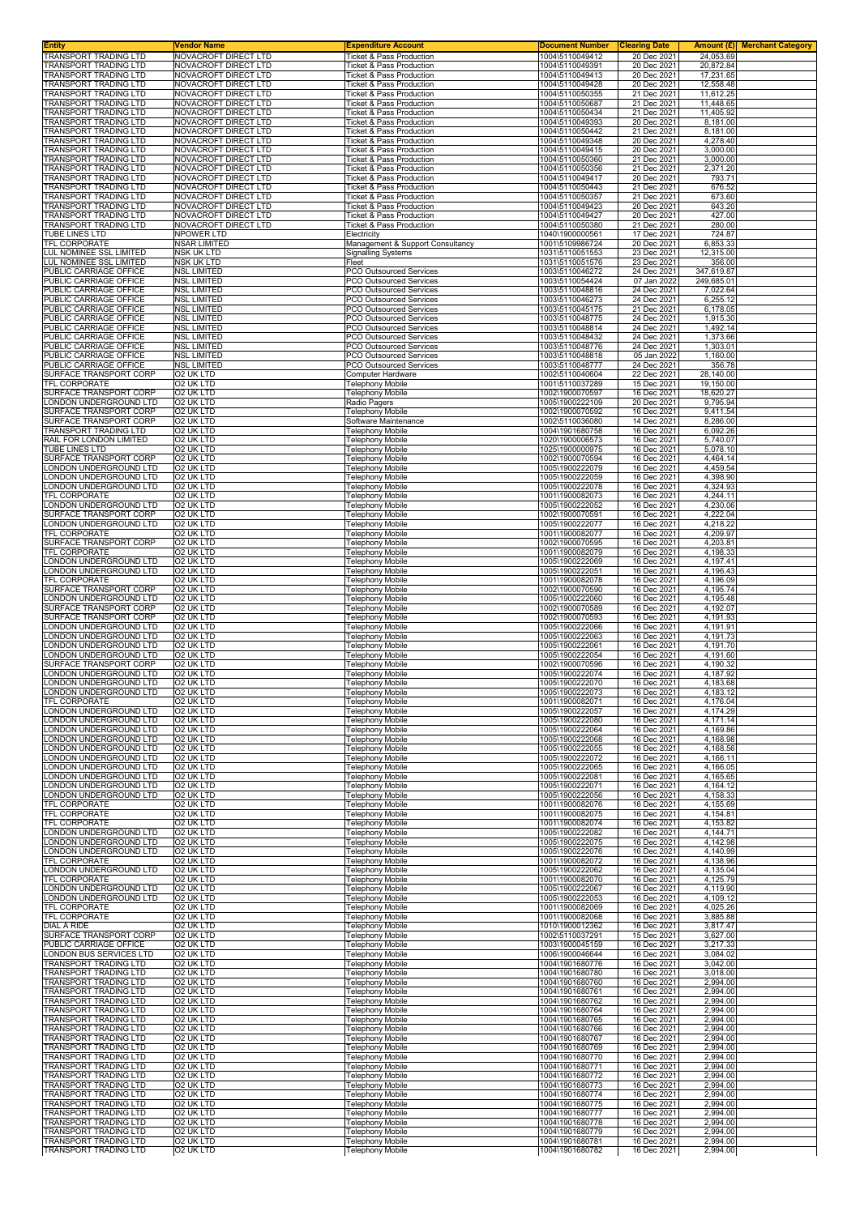| Entity | Vendor Name | Expenditure Account | Document Number | Clearing Date | Amount (£) | Merchant Category |
|---|---|---|---|---|---|---|
| TRANSPORT TRADING LTD | NOVACROFT DIRECT LTD | Ticket & Pass Production | 1004\5110049412 | 20 Dec 2021 | 24,053.69 | |
| TRANSPORT TRADING LTD | NOVACROFT DIRECT LTD | Ticket & Pass Production | 1004\5110049391 | 20 Dec 2021 | 20,872.84 | |
| TRANSPORT TRADING LTD | NOVACROFT DIRECT LTD | Ticket & Pass Production | 1004\5110049413 | 20 Dec 2021 | 17,231.65 | |
| TRANSPORT TRADING LTD | NOVACROFT DIRECT LTD | Ticket & Pass Production | 1004\5110049428 | 20 Dec 2021 | 12,558.48 | |
| TRANSPORT TRADING LTD | NOVACROFT DIRECT LTD | Ticket & Pass Production | 1004\5110050355 | 21 Dec 2021 | 11,612.25 | |
| TRANSPORT TRADING LTD | NOVACROFT DIRECT LTD | Ticket & Pass Production | 1004\5110050687 | 21 Dec 2021 | 11,448.65 | |
| TRANSPORT TRADING LTD | NOVACROFT DIRECT LTD | Ticket & Pass Production | 1004\5110050434 | 21 Dec 2021 | 11,405.92 | |
| TRANSPORT TRADING LTD | NOVACROFT DIRECT LTD | Ticket & Pass Production | 1004\5110049393 | 20 Dec 2021 | 8,181.00 | |
| TRANSPORT TRADING LTD | NOVACROFT DIRECT LTD | Ticket & Pass Production | 1004\5110050442 | 21 Dec 2021 | 8,181.00 | |
| TRANSPORT TRADING LTD | NOVACROFT DIRECT LTD | Ticket & Pass Production | 1004\5110049348 | 20 Dec 2021 | 4,278.40 | |
| TRANSPORT TRADING LTD | NOVACROFT DIRECT LTD | Ticket & Pass Production | 1004\5110049415 | 20 Dec 2021 | 3,000.00 | |
| TRANSPORT TRADING LTD | NOVACROFT DIRECT LTD | Ticket & Pass Production | 1004\5110050360 | 21 Dec 2021 | 3,000.00 | |
| TRANSPORT TRADING LTD | NOVACROFT DIRECT LTD | Ticket & Pass Production | 1004\5110050356 | 21 Dec 2021 | 2,371.20 | |
| TRANSPORT TRADING LTD | NOVACROFT DIRECT LTD | Ticket & Pass Production | 1004\5110049417 | 20 Dec 2021 | 793.71 | |
| TRANSPORT TRADING LTD | NOVACROFT DIRECT LTD | Ticket & Pass Production | 1004\5110050443 | 21 Dec 2021 | 676.52 | |
| TRANSPORT TRADING LTD | NOVACROFT DIRECT LTD | Ticket & Pass Production | 1004\5110050357 | 21 Dec 2021 | 673.60 | |
| TRANSPORT TRADING LTD | NOVACROFT DIRECT LTD | Ticket & Pass Production | 1004\5110049423 | 20 Dec 2021 | 643.20 | |
| TRANSPORT TRADING LTD | NOVACROFT DIRECT LTD | Ticket & Pass Production | 1004\5110049427 | 20 Dec 2021 | 427.00 | |
| TRANSPORT TRADING LTD | NOVACROFT DIRECT LTD | Ticket & Pass Production | 1004\5110050380 | 21 Dec 2021 | 280.00 | |
| TUBE LINES LTD | NPOWER LTD | Electricity | 1040\1900000561 | 17 Dec 2021 | 724.87 | |
| TFL CORPORATE | NSAR LIMITED | Management & Support Consultancy | 1001\5109986724 | 20 Dec 2021 | 6,853.33 | |
| LUL NOMINEE SSL LIMITED | NSK UK LTD | Signalling Systems | 1031\5110051553 | 23 Dec 2021 | 12,315.00 | |
| LUL NOMINEE SSL LIMITED | NSK UK LTD | Fleet | 1031\5110051576 | 23 Dec 2021 | 356.00 | |
| PUBLIC CARRIAGE OFFICE | NSL LIMITED | PCO Outsourced Services | 1003\5110046272 | 24 Dec 2021 | 347,619.87 | |
| PUBLIC CARRIAGE OFFICE | NSL LIMITED | PCO Outsourced Services | 1003\5110054424 | 07 Jan 2022 | 249,685.01 | |
| PUBLIC CARRIAGE OFFICE | NSL LIMITED | PCO Outsourced Services | 1003\5110048816 | 24 Dec 2021 | 7,022.64 | |
| PUBLIC CARRIAGE OFFICE | NSL LIMITED | PCO Outsourced Services | 1003\5110046273 | 24 Dec 2021 | 6,255.12 | |
| PUBLIC CARRIAGE OFFICE | NSL LIMITED | PCO Outsourced Services | 1003\5110045175 | 21 Dec 2021 | 6,178.05 | |
| PUBLIC CARRIAGE OFFICE | NSL LIMITED | PCO Outsourced Services | 1003\5110048775 | 24 Dec 2021 | 1,915.30 | |
| PUBLIC CARRIAGE OFFICE | NSL LIMITED | PCO Outsourced Services | 1003\5110048814 | 24 Dec 2021 | 1,492.14 | |
| PUBLIC CARRIAGE OFFICE | NSL LIMITED | PCO Outsourced Services | 1003\5110048432 | 24 Dec 2021 | 1,373.66 | |
| PUBLIC CARRIAGE OFFICE | NSL LIMITED | PCO Outsourced Services | 1003\5110048776 | 24 Dec 2021 | 1,303.01 | |
| PUBLIC CARRIAGE OFFICE | NSL LIMITED | PCO Outsourced Services | 1003\5110048818 | 05 Jan 2022 | 1,160.00 | |
| PUBLIC CARRIAGE OFFICE | NSL LIMITED | PCO Outsourced Services | 1003\5110048777 | 24 Dec 2021 | 356.78 | |
| SURFACE TRANSPORT CORP | O2 UK LTD | Computer Hardware | 1002\5110040604 | 22 Dec 2021 | 28,140.00 | |
| TFL CORPORATE | O2 UK LTD | Telephony Mobile | 1001\5110037289 | 15 Dec 2021 | 19,150.00 | |
| SURFACE TRANSPORT CORP | O2 UK LTD | Telephony Mobile | 1002\1900070597 | 16 Dec 2021 | 18,620.27 | |
| LONDON UNDERGROUND LTD | O2 UK LTD | Radio Pagers | 1005\1900222109 | 20 Dec 2021 | 9,795.94 | |
| SURFACE TRANSPORT CORP | O2 UK LTD | Telephony Mobile | 1002\1900070592 | 16 Dec 2021 | 9,411.54 | |
| SURFACE TRANSPORT CORP | O2 UK LTD | Software Maintenance | 1002\5110036080 | 14 Dec 2021 | 8,286.00 | |
| TRANSPORT TRADING LTD | O2 UK LTD | Telephony Mobile | 1004\1901680758 | 16 Dec 2021 | 6,092.26 | |
| RAIL FOR LONDON LIMITED | O2 UK LTD | Telephony Mobile | 1020\1900006573 | 16 Dec 2021 | 5,740.07 | |
| TUBE LINES LTD | O2 UK LTD | Telephony Mobile | 1025\1900000975 | 16 Dec 2021 | 5,078.10 | |
| SURFACE TRANSPORT CORP | O2 UK LTD | Telephony Mobile | 1002\1900070594 | 16 Dec 2021 | 4,464.14 | |
| LONDON UNDERGROUND LTD | O2 UK LTD | Telephony Mobile | 1005\1900222079 | 16 Dec 2021 | 4,459.54 | |
| LONDON UNDERGROUND LTD | O2 UK LTD | Telephony Mobile | 1005\1900222059 | 16 Dec 2021 | 4,398.90 | |
| LONDON UNDERGROUND LTD | O2 UK LTD | Telephony Mobile | 1005\1900222078 | 16 Dec 2021 | 4,324.93 | |
| TFL CORPORATE | O2 UK LTD | Telephony Mobile | 1001\1900082073 | 16 Dec 2021 | 4,244.11 | |
| LONDON UNDERGROUND LTD | O2 UK LTD | Telephony Mobile | 1005\1900222052 | 16 Dec 2021 | 4,230.06 | |
| SURFACE TRANSPORT CORP | O2 UK LTD | Telephony Mobile | 1002\1900070591 | 16 Dec 2021 | 4,222.04 | |
| LONDON UNDERGROUND LTD | O2 UK LTD | Telephony Mobile | 1005\1900222077 | 16 Dec 2021 | 4,218.22 | |
| TFL CORPORATE | O2 UK LTD | Telephony Mobile | 1001\1900082077 | 16 Dec 2021 | 4,209.97 | |
| SURFACE TRANSPORT CORP | O2 UK LTD | Telephony Mobile | 1002\1900070595 | 16 Dec 2021 | 4,203.81 | |
| TFL CORPORATE | O2 UK LTD | Telephony Mobile | 1001\1900082079 | 16 Dec 2021 | 4,198.33 | |
| LONDON UNDERGROUND LTD | O2 UK LTD | Telephony Mobile | 1005\1900222069 | 16 Dec 2021 | 4,197.41 | |
| LONDON UNDERGROUND LTD | O2 UK LTD | Telephony Mobile | 1005\1900222051 | 16 Dec 2021 | 4,196.43 | |
| TFL CORPORATE | O2 UK LTD | Telephony Mobile | 1001\1900082078 | 16 Dec 2021 | 4,196.09 | |
| SURFACE TRANSPORT CORP | O2 UK LTD | Telephony Mobile | 1002\1900070590 | 16 Dec 2021 | 4,195.74 | |
| LONDON UNDERGROUND LTD | O2 UK LTD | Telephony Mobile | 1005\1900222060 | 16 Dec 2021 | 4,195.48 | |
| SURFACE TRANSPORT CORP | O2 UK LTD | Telephony Mobile | 1002\1900070589 | 16 Dec 2021 | 4,192.07 | |
| SURFACE TRANSPORT CORP | O2 UK LTD | Telephony Mobile | 1002\1900070593 | 16 Dec 2021 | 4,191.93 | |
| LONDON UNDERGROUND LTD | O2 UK LTD | Telephony Mobile | 1005\1900222066 | 16 Dec 2021 | 4,191.91 | |
| LONDON UNDERGROUND LTD | O2 UK LTD | Telephony Mobile | 1005\1900222063 | 16 Dec 2021 | 4,191.73 | |
| LONDON UNDERGROUND LTD | O2 UK LTD | Telephony Mobile | 1005\1900222061 | 16 Dec 2021 | 4,191.70 | |
| LONDON UNDERGROUND LTD | O2 UK LTD | Telephony Mobile | 1005\1900222054 | 16 Dec 2021 | 4,191.60 | |
| SURFACE TRANSPORT CORP | O2 UK LTD | Telephony Mobile | 1002\1900070596 | 16 Dec 2021 | 4,190.32 | |
| LONDON UNDERGROUND LTD | O2 UK LTD | Telephony Mobile | 1005\1900222074 | 16 Dec 2021 | 4,187.92 | |
| LONDON UNDERGROUND LTD | O2 UK LTD | Telephony Mobile | 1005\1900222070 | 16 Dec 2021 | 4,183.68 | |
| LONDON UNDERGROUND LTD | O2 UK LTD | Telephony Mobile | 1005\1900222073 | 16 Dec 2021 | 4,183.12 | |
| TFL CORPORATE | O2 UK LTD | Telephony Mobile | 1001\1900082071 | 16 Dec 2021 | 4,176.04 | |
| LONDON UNDERGROUND LTD | O2 UK LTD | Telephony Mobile | 1005\1900222057 | 16 Dec 2021 | 4,174.29 | |
| LONDON UNDERGROUND LTD | O2 UK LTD | Telephony Mobile | 1005\1900222080 | 16 Dec 2021 | 4,171.14 | |
| LONDON UNDERGROUND LTD | O2 UK LTD | Telephony Mobile | 1005\1900222064 | 16 Dec 2021 | 4,169.86 | |
| LONDON UNDERGROUND LTD | O2 UK LTD | Telephony Mobile | 1005\1900222068 | 16 Dec 2021 | 4,168.98 | |
| LONDON UNDERGROUND LTD | O2 UK LTD | Telephony Mobile | 1005\1900222055 | 16 Dec 2021 | 4,168.56 | |
| LONDON UNDERGROUND LTD | O2 UK LTD | Telephony Mobile | 1005\1900222072 | 16 Dec 2021 | 4,166.11 | |
| LONDON UNDERGROUND LTD | O2 UK LTD | Telephony Mobile | 1005\1900222065 | 16 Dec 2021 | 4,166.05 | |
| LONDON UNDERGROUND LTD | O2 UK LTD | Telephony Mobile | 1005\1900222081 | 16 Dec 2021 | 4,165.65 | |
| LONDON UNDERGROUND LTD | O2 UK LTD | Telephony Mobile | 1005\1900222071 | 16 Dec 2021 | 4,164.12 | |
| LONDON UNDERGROUND LTD | O2 UK LTD | Telephony Mobile | 1005\1900222056 | 16 Dec 2021 | 4,158.33 | |
| TFL CORPORATE | O2 UK LTD | Telephony Mobile | 1001\1900082076 | 16 Dec 2021 | 4,155.69 | |
| TFL CORPORATE | O2 UK LTD | Telephony Mobile | 1001\1900082075 | 16 Dec 2021 | 4,154.81 | |
| TFL CORPORATE | O2 UK LTD | Telephony Mobile | 1001\1900082074 | 16 Dec 2021 | 4,153.82 | |
| LONDON UNDERGROUND LTD | O2 UK LTD | Telephony Mobile | 1005\1900222082 | 16 Dec 2021 | 4,144.71 | |
| LONDON UNDERGROUND LTD | O2 UK LTD | Telephony Mobile | 1005\1900222075 | 16 Dec 2021 | 4,142.98 | |
| LONDON UNDERGROUND LTD | O2 UK LTD | Telephony Mobile | 1005\1900222076 | 16 Dec 2021 | 4,140.99 | |
| TFL CORPORATE | O2 UK LTD | Telephony Mobile | 1001\1900082072 | 16 Dec 2021 | 4,138.96 | |
| LONDON UNDERGROUND LTD | O2 UK LTD | Telephony Mobile | 1005\1900222062 | 16 Dec 2021 | 4,135.04 | |
| TFL CORPORATE | O2 UK LTD | Telephony Mobile | 1001\1900082070 | 16 Dec 2021 | 4,125.79 | |
| LONDON UNDERGROUND LTD | O2 UK LTD | Telephony Mobile | 1005\1900222067 | 16 Dec 2021 | 4,119.90 | |
| LONDON UNDERGROUND LTD | O2 UK LTD | Telephony Mobile | 1005\1900222053 | 16 Dec 2021 | 4,109.12 | |
| TFL CORPORATE | O2 UK LTD | Telephony Mobile | 1001\1900082069 | 16 Dec 2021 | 4,025.26 | |
| TFL CORPORATE | O2 UK LTD | Telephony Mobile | 1001\1900082068 | 16 Dec 2021 | 3,885.88 | |
| DIAL A RIDE | O2 UK LTD | Telephony Mobile | 1010\1900012362 | 16 Dec 2021 | 3,817.47 | |
| SURFACE TRANSPORT CORP | O2 UK LTD | Telephony Mobile | 1002\5110037291 | 15 Dec 2021 | 3,627.00 | |
| PUBLIC CARRIAGE OFFICE | O2 UK LTD | Telephony Mobile | 1003\1900045159 | 16 Dec 2021 | 3,217.33 | |
| LONDON BUS SERVICES LTD | O2 UK LTD | Telephony Mobile | 1006\1900046644 | 16 Dec 2021 | 3,084.02 | |
| TRANSPORT TRADING LTD | O2 UK LTD | Telephony Mobile | 1004\1901680776 | 16 Dec 2021 | 3,042.00 | |
| TRANSPORT TRADING LTD | O2 UK LTD | Telephony Mobile | 1004\1901680780 | 16 Dec 2021 | 3,018.00 | |
| TRANSPORT TRADING LTD | O2 UK LTD | Telephony Mobile | 1004\1901680760 | 16 Dec 2021 | 2,994.00 | |
| TRANSPORT TRADING LTD | O2 UK LTD | Telephony Mobile | 1004\1901680761 | 16 Dec 2021 | 2,994.00 | |
| TRANSPORT TRADING LTD | O2 UK LTD | Telephony Mobile | 1004\1901680762 | 16 Dec 2021 | 2,994.00 | |
| TRANSPORT TRADING LTD | O2 UK LTD | Telephony Mobile | 1004\1901680764 | 16 Dec 2021 | 2,994.00 | |
| TRANSPORT TRADING LTD | O2 UK LTD | Telephony Mobile | 1004\1901680765 | 16 Dec 2021 | 2,994.00 | |
| TRANSPORT TRADING LTD | O2 UK LTD | Telephony Mobile | 1004\1901680766 | 16 Dec 2021 | 2,994.00 | |
| TRANSPORT TRADING LTD | O2 UK LTD | Telephony Mobile | 1004\1901680767 | 16 Dec 2021 | 2,994.00 | |
| TRANSPORT TRADING LTD | O2 UK LTD | Telephony Mobile | 1004\1901680769 | 16 Dec 2021 | 2,994.00 | |
| TRANSPORT TRADING LTD | O2 UK LTD | Telephony Mobile | 1004\1901680770 | 16 Dec 2021 | 2,994.00 | |
| TRANSPORT TRADING LTD | O2 UK LTD | Telephony Mobile | 1004\1901680771 | 16 Dec 2021 | 2,994.00 | |
| TRANSPORT TRADING LTD | O2 UK LTD | Telephony Mobile | 1004\1901680772 | 16 Dec 2021 | 2,994.00 | |
| TRANSPORT TRADING LTD | O2 UK LTD | Telephony Mobile | 1004\1901680773 | 16 Dec 2021 | 2,994.00 | |
| TRANSPORT TRADING LTD | O2 UK LTD | Telephony Mobile | 1004\1901680774 | 16 Dec 2021 | 2,994.00 | |
| TRANSPORT TRADING LTD | O2 UK LTD | Telephony Mobile | 1004\1901680775 | 16 Dec 2021 | 2,994.00 | |
| TRANSPORT TRADING LTD | O2 UK LTD | Telephony Mobile | 1004\1901680777 | 16 Dec 2021 | 2,994.00 | |
| TRANSPORT TRADING LTD | O2 UK LTD | Telephony Mobile | 1004\1901680778 | 16 Dec 2021 | 2,994.00 | |
| TRANSPORT TRADING LTD | O2 UK LTD | Telephony Mobile | 1004\1901680779 | 16 Dec 2021 | 2,994.00 | |
| TRANSPORT TRADING LTD | O2 UK LTD | Telephony Mobile | 1004\1901680781 | 16 Dec 2021 | 2,994.00 | |
| TRANSPORT TRADING LTD | O2 UK LTD | Telephony Mobile | 1004\1901680782 | 16 Dec 2021 | 2,994.00 | |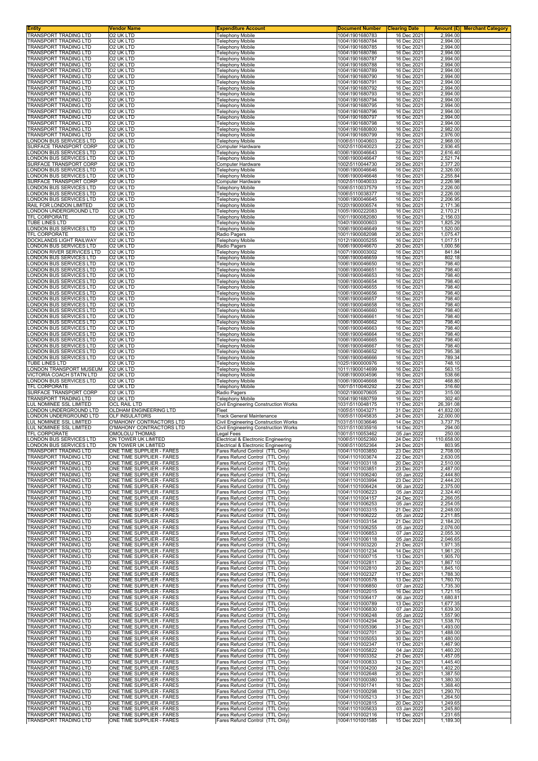| Entity | Vendor Name | Expenditure Account | Document Number | Clearing Date | Amount (£) | Merchant Category |
|---|---|---|---|---|---|---|
| TRANSPORT TRADING LTD | O2 UK LTD | Telephony Mobile | 1004\1901680783 | 16 Dec 2021 | 2,994.00 | |
| TRANSPORT TRADING LTD | O2 UK LTD | Telephony Mobile | 1004\1901680784 | 16 Dec 2021 | 2,994.00 | |
| TRANSPORT TRADING LTD | O2 UK LTD | Telephony Mobile | 1004\1901680785 | 16 Dec 2021 | 2,994.00 | |
| TRANSPORT TRADING LTD | O2 UK LTD | Telephony Mobile | 1004\1901680786 | 16 Dec 2021 | 2,994.00 | |
| TRANSPORT TRADING LTD | O2 UK LTD | Telephony Mobile | 1004\1901680787 | 16 Dec 2021 | 2,994.00 | |
| TRANSPORT TRADING LTD | O2 UK LTD | Telephony Mobile | 1004\1901680788 | 16 Dec 2021 | 2,994.00 | |
| TRANSPORT TRADING LTD | O2 UK LTD | Telephony Mobile | 1004\1901680789 | 16 Dec 2021 | 2,994.00 | |
| TRANSPORT TRADING LTD | O2 UK LTD | Telephony Mobile | 1004\1901680790 | 16 Dec 2021 | 2,994.00 | |
| TRANSPORT TRADING LTD | O2 UK LTD | Telephony Mobile | 1004\1901680791 | 16 Dec 2021 | 2,994.00 | |
| TRANSPORT TRADING LTD | O2 UK LTD | Telephony Mobile | 1004\1901680792 | 16 Dec 2021 | 2,994.00 | |
| TRANSPORT TRADING LTD | O2 UK LTD | Telephony Mobile | 1004\1901680793 | 16 Dec 2021 | 2,994.00 | |
| TRANSPORT TRADING LTD | O2 UK LTD | Telephony Mobile | 1004\1901680794 | 16 Dec 2021 | 2,994.00 | |
| TRANSPORT TRADING LTD | O2 UK LTD | Telephony Mobile | 1004\1901680795 | 16 Dec 2021 | 2,994.00 | |
| TRANSPORT TRADING LTD | O2 UK LTD | Telephony Mobile | 1004\1901680796 | 16 Dec 2021 | 2,994.00 | |
| TRANSPORT TRADING LTD | O2 UK LTD | Telephony Mobile | 1004\1901680797 | 16 Dec 2021 | 2,994.00 | |
| TRANSPORT TRADING LTD | O2 UK LTD | Telephony Mobile | 1004\1901680798 | 16 Dec 2021 | 2,994.00 | |
| TRANSPORT TRADING LTD | O2 UK LTD | Telephony Mobile | 1004\1901680800 | 16 Dec 2021 | 2,982.00 | |
| TRANSPORT TRADING LTD | O2 UK LTD | Telephony Mobile | 1004\1901680799 | 16 Dec 2021 | 2,976.00 | |
| LONDON BUS SERVICES LTD | O2 UK LTD | Telephony Mobile | 1006\5110040603 | 22 Dec 2021 | 2,968.00 | |
| SURFACE TRANSPORT CORP | O2 UK LTD | Computer Hardware | 1002\5110040023 | 22 Dec 2021 | 2,936.45 | |
| LONDON BUS SERVICES LTD | O2 UK LTD | Telephony Mobile | 1006\1900046643 | 16 Dec 2021 | 2,616.40 | |
| LONDON BUS SERVICES LTD | O2 UK LTD | Telephony Mobile | 1006\1900046647 | 16 Dec 2021 | 2,521.74 | |
| SURFACE TRANSPORT CORP | O2 UK LTD | Computer Hardware | 1002\5110044730 | 29 Dec 2021 | 2,377.20 | |
| LONDON BUS SERVICES LTD | O2 UK LTD | Telephony Mobile | 1006\1900046646 | 16 Dec 2021 | 2,326.00 | |
| LONDON BUS SERVICES LTD | O2 UK LTD | Telephony Mobile | 1006\1900046648 | 16 Dec 2021 | 2,255.84 | |
| SURFACE TRANSPORT CORP | O2 UK LTD | Computer Hardware | 1002\5110040033 | 22 Dec 2021 | 2,226.98 | |
| LONDON BUS SERVICES LTD | O2 UK LTD | Telephony Mobile | 1006\5110037579 | 15 Dec 2021 | 2,226.00 | |
| LONDON BUS SERVICES LTD | O2 UK LTD | Telephony Mobile | 1006\5110038377 | 16 Dec 2021 | 2,226.00 | |
| LONDON BUS SERVICES LTD | O2 UK LTD | Telephony Mobile | 1006\1900046645 | 16 Dec 2021 | 2,206.95 | |
| RAIL FOR LONDON LIMITED | O2 UK LTD | Telephony Mobile | 1020\1900006574 | 16 Dec 2021 | 2,171.36 | |
| LONDON UNDERGROUND LTD | O2 UK LTD | Telephony Mobile | 1005\1900222083 | 16 Dec 2021 | 2,170.21 | |
| TFL CORPORATE | O2 UK LTD | Telephony Mobile | 1001\1900082080 | 16 Dec 2021 | 2,156.03 | |
| TUBE LINES LTD | O2 UK LTD | Telephony Mobile | 1040\1900000603 | 16 Dec 2021 | 1,825.29 | |
| LONDON BUS SERVICES LTD | O2 UK LTD | Telephony Mobile | 1006\1900046649 | 16 Dec 2021 | 1,520.00 | |
| TFL CORPORATE | O2 UK LTD | Radio Pagers | 1001\1900082098 | 20 Dec 2021 | 1,075.47 | |
| DOCKLANDS LIGHT RAILWAY | O2 UK LTD | Telephony Mobile | 1012\1900005255 | 16 Dec 2021 | 1,017.51 | |
| LONDON BUS SERVICES LTD | O2 UK LTD | Radio Pagers | 1006\1900046670 | 20 Dec 2021 | 1,000.56 | |
| LONDON RIVER SERVICES LTD | O2 UK LTD | Telephony Mobile | 1007\1900003002 | 16 Dec 2021 | 841.84 | |
| LONDON BUS SERVICES LTD | O2 UK LTD | Telephony Mobile | 1006\1900046659 | 16 Dec 2021 | 802.18 | |
| LONDON BUS SERVICES LTD | O2 UK LTD | Telephony Mobile | 1006\1900046650 | 16 Dec 2021 | 798.40 | |
| LONDON BUS SERVICES LTD | O2 UK LTD | Telephony Mobile | 1006\1900046651 | 16 Dec 2021 | 798.40 | |
| LONDON BUS SERVICES LTD | O2 UK LTD | Telephony Mobile | 1006\1900046653 | 16 Dec 2021 | 798.40 | |
| LONDON BUS SERVICES LTD | O2 UK LTD | Telephony Mobile | 1006\1900046654 | 16 Dec 2021 | 798.40 | |
| LONDON BUS SERVICES LTD | O2 UK LTD | Telephony Mobile | 1006\1900046655 | 16 Dec 2021 | 798.40 | |
| LONDON BUS SERVICES LTD | O2 UK LTD | Telephony Mobile | 1006\1900046656 | 16 Dec 2021 | 798.40 | |
| LONDON BUS SERVICES LTD | O2 UK LTD | Telephony Mobile | 1006\1900046657 | 16 Dec 2021 | 798.40 | |
| LONDON BUS SERVICES LTD | O2 UK LTD | Telephony Mobile | 1006\1900046658 | 16 Dec 2021 | 798.40 | |
| LONDON BUS SERVICES LTD | O2 UK LTD | Telephony Mobile | 1006\1900046660 | 16 Dec 2021 | 798.40 | |
| LONDON BUS SERVICES LTD | O2 UK LTD | Telephony Mobile | 1006\1900046661 | 16 Dec 2021 | 798.40 | |
| LONDON BUS SERVICES LTD | O2 UK LTD | Telephony Mobile | 1006\1900046662 | 16 Dec 2021 | 798.40 | |
| LONDON BUS SERVICES LTD | O2 UK LTD | Telephony Mobile | 1006\1900046663 | 16 Dec 2021 | 798.40 | |
| LONDON BUS SERVICES LTD | O2 UK LTD | Telephony Mobile | 1006\1900046664 | 16 Dec 2021 | 798.40 | |
| LONDON BUS SERVICES LTD | O2 UK LTD | Telephony Mobile | 1006\1900046665 | 16 Dec 2021 | 798.40 | |
| LONDON BUS SERVICES LTD | O2 UK LTD | Telephony Mobile | 1006\1900046667 | 16 Dec 2021 | 798.40 | |
| LONDON BUS SERVICES LTD | O2 UK LTD | Telephony Mobile | 1006\1900046652 | 16 Dec 2021 | 795.38 | |
| LONDON BUS SERVICES LTD | O2 UK LTD | Telephony Mobile | 1006\1900046666 | 16 Dec 2021 | 789.34 | |
| TUBE LINES LTD | O2 UK LTD | Telephony Mobile | 1025\1900000976 | 16 Dec 2021 | 748.10 | |
| LONDON TRANSPORT MUSEUM | O2 UK LTD | Telephony Mobile | 1011\1900014699 | 16 Dec 2021 | 563.15 | |
| VICTORIA COACH STATN LTD | O2 UK LTD | Telephony Mobile | 1008\1900004596 | 16 Dec 2021 | 538.66 | |
| LONDON BUS SERVICES LTD | O2 UK LTD | Telephony Mobile | 1006\1900046668 | 16 Dec 2021 | 468.80 | |
| TFL CORPORATE | O2 UK LTD | Telephony Mobile | 1001\5110040292 | 22 Dec 2021 | 316.60 | |
| SURFACE TRANSPORT CORP | O2 UK LTD | Radio Pagers | 1002\1900070605 | 20 Dec 2021 | 315.00 | |
| TRANSPORT TRADING LTD | O2 UK LTD | Telephony Mobile | 1004\1901680759 | 16 Dec 2021 | 302.40 | |
| LUL NOMINEE SSL LIMITED | OCL RAIL LTD | Civil Engineering Construction Works | 1031\5110048175 | 17 Dec 2021 | 26,391.08 | |
| LONDON UNDERGROUND LTD | OLDHAM ENGINEERING LTD | Fleet | 1005\5110043271 | 31 Dec 2021 | 41,832.00 | |
| LONDON UNDERGROUND LTD | OLF INSULATORS | Track General Maintenance | 1005\5110045835 | 24 Dec 2021 | 22,000.00 | |
| LUL NOMINEE SSL LIMITED | O'MAHONY CONTRACTORS LTD | Civil Engineering Construction Works | 1031\5110036646 | 14 Dec 2021 | 3,737.75 | |
| LUL NOMINEE SSL LIMITED | O'MAHONY CONTRACTORS LTD | Civil Engineering Construction Works | 1031\5110035916 | 14 Dec 2021 | 294.00 | |
| TFL CORPORATE | OMOLOLU THOMAS | Legal Fees | 1001\5110053462 | 05 Jan 2022 | 250.00 | |
| LONDON BUS SERVICES LTD | ON TOWER UK LIMITED | Electrical & Electronic Engineering | 1006\5110052360 | 24 Dec 2021 | 110,658.00 | |
| LONDON BUS SERVICES LTD | ON TOWER UK LIMITED | Electrical & Electronic Engineering | 1006\5110052364 | 24 Dec 2021 | 803.95 | |
| TRANSPORT TRADING LTD | ONE TIME SUPPLIER - FARES | Fares Refund Control (TTL Only) | 1004\1101003850 | 23 Dec 2021 | 2,708.00 | |
| TRANSPORT TRADING LTD | ONE TIME SUPPLIER - FARES | Fares Refund Control (TTL Only) | 1004\1101003674 | 22 Dec 2021 | 2,630.05 | |
| TRANSPORT TRADING LTD | ONE TIME SUPPLIER - FARES | Fares Refund Control (TTL Only) | 1004\1101003118 | 20 Dec 2021 | 2,510.00 | |
| TRANSPORT TRADING LTD | ONE TIME SUPPLIER - FARES | Fares Refund Control (TTL Only) | 1004\1101003851 | 23 Dec 2021 | 2,487.00 | |
| TRANSPORT TRADING LTD | ONE TIME SUPPLIER - FARES | Fares Refund Control (TTL Only) | 1004\1101006240 | 05 Jan 2022 | 2,444.80 | |
| TRANSPORT TRADING LTD | ONE TIME SUPPLIER - FARES | Fares Refund Control (TTL Only) | 1004\1101003994 | 23 Dec 2021 | 2,444.20 | |
| TRANSPORT TRADING LTD | ONE TIME SUPPLIER - FARES | Fares Refund Control (TTL Only) | 1004\1101006424 | 06 Jan 2022 | 2,375.00 | |
| TRANSPORT TRADING LTD | ONE TIME SUPPLIER - FARES | Fares Refund Control (TTL Only) | 1004\1101006223 | 05 Jan 2022 | 2,324.40 | |
| TRANSPORT TRADING LTD | ONE TIME SUPPLIER - FARES | Fares Refund Control (TTL Only) | 1004\1101004157 | 24 Dec 2021 | 2,266.05 | |
| TRANSPORT TRADING LTD | ONE TIME SUPPLIER - FARES | Fares Refund Control (TTL Only) | 1004\1101006253 | 05 Jan 2022 | 2,254.05 | |
| TRANSPORT TRADING LTD | ONE TIME SUPPLIER - FARES | Fares Refund Control (TTL Only) | 1004\1101003315 | 21 Dec 2021 | 2,248.00 | |
| TRANSPORT TRADING LTD | ONE TIME SUPPLIER - FARES | Fares Refund Control (TTL Only) | 1004\1101006222 | 05 Jan 2022 | 2,211.85 | |
| TRANSPORT TRADING LTD | ONE TIME SUPPLIER - FARES | Fares Refund Control (TTL Only) | 1004\1101003154 | 21 Dec 2021 | 2,184.20 | |
| TRANSPORT TRADING LTD | ONE TIME SUPPLIER - FARES | Fares Refund Control (TTL Only) | 1004\1101006255 | 05 Jan 2022 | 2,076.00 | |
| TRANSPORT TRADING LTD | ONE TIME SUPPLIER - FARES | Fares Refund Control (TTL Only) | 1004\1101006853 | 07 Jan 2022 | 2,055.30 | |
| TRANSPORT TRADING LTD | ONE TIME SUPPLIER - FARES | Fares Refund Control (TTL Only) | 1004\1101006118 | 05 Jan 2022 | 2,046.65 | |
| TRANSPORT TRADING LTD | ONE TIME SUPPLIER - FARES | Fares Refund Control (TTL Only) | 1004\1101003220 | 21 Dec 2021 | 1,971.35 | |
| TRANSPORT TRADING LTD | ONE TIME SUPPLIER - FARES | Fares Refund Control (TTL Only) | 1004\1101001234 | 14 Dec 2021 | 1,961.20 | |
| TRANSPORT TRADING LTD | ONE TIME SUPPLIER - FARES | Fares Refund Control (TTL Only) | 1004\1101000715 | 13 Dec 2021 | 1,905.70 | |
| TRANSPORT TRADING LTD | ONE TIME SUPPLIER - FARES | Fares Refund Control (TTL Only) | 1004\1101002811 | 20 Dec 2021 | 1,867.10 | |
| TRANSPORT TRADING LTD | ONE TIME SUPPLIER - FARES | Fares Refund Control (TTL Only) | 1004\1101002810 | 20 Dec 2021 | 1,845.10 | |
| TRANSPORT TRADING LTD | ONE TIME SUPPLIER - FARES | Fares Refund Control (TTL Only) | 1004\1101002327 | 17 Dec 2021 | 1,788.30 | |
| TRANSPORT TRADING LTD | ONE TIME SUPPLIER - FARES | Fares Refund Control (TTL Only) | 1004\1101000578 | 13 Dec 2021 | 1,760.70 | |
| TRANSPORT TRADING LTD | ONE TIME SUPPLIER - FARES | Fares Refund Control (TTL Only) | 1004\1101006850 | 07 Jan 2022 | 1,735.30 | |
| TRANSPORT TRADING LTD | ONE TIME SUPPLIER - FARES | Fares Refund Control (TTL Only) | 1004\1101002015 | 16 Dec 2021 | 1,721.15 | |
| TRANSPORT TRADING LTD | ONE TIME SUPPLIER - FARES | Fares Refund Control (TTL Only) | 1004\1101006417 | 06 Jan 2022 | 1,680.81 | |
| TRANSPORT TRADING LTD | ONE TIME SUPPLIER - FARES | Fares Refund Control (TTL Only) | 1004\1101000789 | 13 Dec 2021 | 1,677.35 | |
| TRANSPORT TRADING LTD | ONE TIME SUPPLIER - FARES | Fares Refund Control (TTL Only) | 1004\1101006830 | 07 Jan 2022 | 1,639.30 | |
| TRANSPORT TRADING LTD | ONE TIME SUPPLIER - FARES | Fares Refund Control (TTL Only) | 1004\1101006248 | 05 Jan 2022 | 1,557.90 | |
| TRANSPORT TRADING LTD | ONE TIME SUPPLIER - FARES | Fares Refund Control (TTL Only) | 1004\1101004294 | 24 Dec 2021 | 1,538.70 | |
| TRANSPORT TRADING LTD | ONE TIME SUPPLIER - FARES | Fares Refund Control (TTL Only) | 1004\1101005396 | 31 Dec 2021 | 1,493.00 | |
| TRANSPORT TRADING LTD | ONE TIME SUPPLIER - FARES | Fares Refund Control (TTL Only) | 1004\1101002701 | 20 Dec 2021 | 1,488.00 | |
| TRANSPORT TRADING LTD | ONE TIME SUPPLIER - FARES | Fares Refund Control (TTL Only) | 1004\1101005053 | 30 Dec 2021 | 1,480.00 | |
| TRANSPORT TRADING LTD | ONE TIME SUPPLIER - FARES | Fares Refund Control (TTL Only) | 1004\1101002347 | 17 Dec 2021 | 1,467.90 | |
| TRANSPORT TRADING LTD | ONE TIME SUPPLIER - FARES | Fares Refund Control (TTL Only) | 1004\1101005822 | 04 Jan 2022 | 1,460.20 | |
| TRANSPORT TRADING LTD | ONE TIME SUPPLIER - FARES | Fares Refund Control (TTL Only) | 1004\1101003352 | 21 Dec 2021 | 1,457.05 | |
| TRANSPORT TRADING LTD | ONE TIME SUPPLIER - FARES | Fares Refund Control (TTL Only) | 1004\1101000833 | 13 Dec 2021 | 1,445.40 | |
| TRANSPORT TRADING LTD | ONE TIME SUPPLIER - FARES | Fares Refund Control (TTL Only) | 1004\1101004200 | 24 Dec 2021 | 1,402.20 | |
| TRANSPORT TRADING LTD | ONE TIME SUPPLIER - FARES | Fares Refund Control (TTL Only) | 1004\1101002648 | 20 Dec 2021 | 1,387.50 | |
| TRANSPORT TRADING LTD | ONE TIME SUPPLIER - FARES | Fares Refund Control (TTL Only) | 1004\1101000380 | 13 Dec 2021 | 1,380.30 | |
| TRANSPORT TRADING LTD | ONE TIME SUPPLIER - FARES | Fares Refund Control (TTL Only) | 1004\1101001741 | 16 Dec 2021 | 1,368.40 | |
| TRANSPORT TRADING LTD | ONE TIME SUPPLIER - FARES | Fares Refund Control (TTL Only) | 1004\1101000298 | 13 Dec 2021 | 1,290.70 | |
| TRANSPORT TRADING LTD | ONE TIME SUPPLIER - FARES | Fares Refund Control (TTL Only) | 1004\1101005213 | 31 Dec 2021 | 1,264.50 | |
| TRANSPORT TRADING LTD | ONE TIME SUPPLIER - FARES | Fares Refund Control (TTL Only) | 1004\1101002815 | 20 Dec 2021 | 1,249.65 | |
| TRANSPORT TRADING LTD | ONE TIME SUPPLIER - FARES | Fares Refund Control (TTL Only) | 1004\1101005633 | 03 Jan 2022 | 1,245.80 | |
| TRANSPORT TRADING LTD | ONE TIME SUPPLIER - FARES | Fares Refund Control (TTL Only) | 1004\1101002116 | 17 Dec 2021 | 1,231.65 | |
| TRANSPORT TRADING LTD | ONE TIME SUPPLIER - FARES | Fares Refund Control (TTL Only) | 1004\1101001585 | 15 Dec 2021 | 1,189.30 | |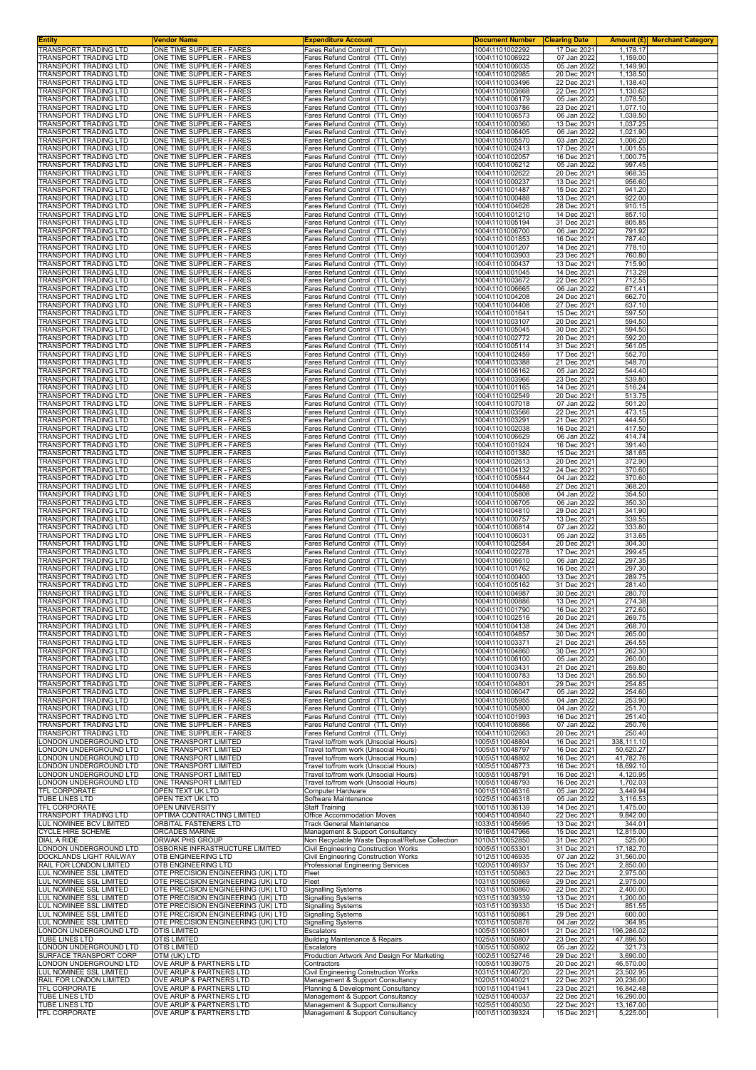| Entity | Vendor Name | Expenditure Account | Document Number | Clearing Date | Amount (£) | Merchant Category |
|---|---|---|---|---|---|---|
| TRANSPORT TRADING LTD | ONE TIME SUPPLIER - FARES | Fares Refund Control (TTL Only) | 1004\1101002292 | 17 Dec 2021 | 1,178.17 | |
| TRANSPORT TRADING LTD | ONE TIME SUPPLIER - FARES | Fares Refund Control (TTL Only) | 1004\1101006922 | 07 Jan 2022 | 1,159.00 | |
| TRANSPORT TRADING LTD | ONE TIME SUPPLIER - FARES | Fares Refund Control (TTL Only) | 1004\1101006035 | 05 Jan 2022 | 1,149.90 | |
| TRANSPORT TRADING LTD | ONE TIME SUPPLIER - FARES | Fares Refund Control (TTL Only) | 1004\1101002985 | 20 Dec 2021 | 1,138.50 | |
| TRANSPORT TRADING LTD | ONE TIME SUPPLIER - FARES | Fares Refund Control (TTL Only) | 1004\1101003496 | 22 Dec 2021 | 1,138.40 | |
| TRANSPORT TRADING LTD | ONE TIME SUPPLIER - FARES | Fares Refund Control (TTL Only) | 1004\1101003668 | 22 Dec 2021 | 1,130.62 | |
| TRANSPORT TRADING LTD | ONE TIME SUPPLIER - FARES | Fares Refund Control (TTL Only) | 1004\1101006179 | 05 Jan 2022 | 1,078.50 | |
| TRANSPORT TRADING LTD | ONE TIME SUPPLIER - FARES | Fares Refund Control (TTL Only) | 1004\1101003786 | 23 Dec 2021 | 1,077.10 | |
| TRANSPORT TRADING LTD | ONE TIME SUPPLIER - FARES | Fares Refund Control (TTL Only) | 1004\1101006573 | 06 Jan 2022 | 1,039.50 | |
| TRANSPORT TRADING LTD | ONE TIME SUPPLIER - FARES | Fares Refund Control (TTL Only) | 1004\1101000360 | 13 Dec 2021 | 1,037.25 | |
| TRANSPORT TRADING LTD | ONE TIME SUPPLIER - FARES | Fares Refund Control (TTL Only) | 1004\1101006405 | 06 Jan 2022 | 1,021.90 | |
| TRANSPORT TRADING LTD | ONE TIME SUPPLIER - FARES | Fares Refund Control (TTL Only) | 1004\1101005570 | 03 Jan 2022 | 1,006.20 | |
| TRANSPORT TRADING LTD | ONE TIME SUPPLIER - FARES | Fares Refund Control (TTL Only) | 1004\1101002413 | 17 Dec 2021 | 1,001.55 | |
| TRANSPORT TRADING LTD | ONE TIME SUPPLIER - FARES | Fares Refund Control (TTL Only) | 1004\1101002057 | 16 Dec 2021 | 1,000.75 | |
| TRANSPORT TRADING LTD | ONE TIME SUPPLIER - FARES | Fares Refund Control (TTL Only) | 1004\1101006212 | 05 Jan 2022 | 997.45 | |
| TRANSPORT TRADING LTD | ONE TIME SUPPLIER - FARES | Fares Refund Control (TTL Only) | 1004\1101002622 | 20 Dec 2021 | 968.35 | |
| TRANSPORT TRADING LTD | ONE TIME SUPPLIER - FARES | Fares Refund Control (TTL Only) | 1004\1101000237 | 13 Dec 2021 | 956.60 | |
| TRANSPORT TRADING LTD | ONE TIME SUPPLIER - FARES | Fares Refund Control (TTL Only) | 1004\1101001487 | 15 Dec 2021 | 941.20 | |
| TRANSPORT TRADING LTD | ONE TIME SUPPLIER - FARES | Fares Refund Control (TTL Only) | 1004\1101000488 | 13 Dec 2021 | 922.00 | |
| TRANSPORT TRADING LTD | ONE TIME SUPPLIER - FARES | Fares Refund Control (TTL Only) | 1004\1101004626 | 28 Dec 2021 | 910.15 | |
| TRANSPORT TRADING LTD | ONE TIME SUPPLIER - FARES | Fares Refund Control (TTL Only) | 1004\1101001210 | 14 Dec 2021 | 857.10 | |
| TRANSPORT TRADING LTD | ONE TIME SUPPLIER - FARES | Fares Refund Control (TTL Only) | 1004\1101005194 | 31 Dec 2021 | 805.85 | |
| TRANSPORT TRADING LTD | ONE TIME SUPPLIER - FARES | Fares Refund Control (TTL Only) | 1004\1101006700 | 06 Jan 2022 | 791.92 | |
| TRANSPORT TRADING LTD | ONE TIME SUPPLIER - FARES | Fares Refund Control (TTL Only) | 1004\1101001853 | 16 Dec 2021 | 787.40 | |
| TRANSPORT TRADING LTD | ONE TIME SUPPLIER - FARES | Fares Refund Control (TTL Only) | 1004\1101001207 | 14 Dec 2021 | 778.10 | |
| TRANSPORT TRADING LTD | ONE TIME SUPPLIER - FARES | Fares Refund Control (TTL Only) | 1004\1101003903 | 23 Dec 2021 | 760.80 | |
| TRANSPORT TRADING LTD | ONE TIME SUPPLIER - FARES | Fares Refund Control (TTL Only) | 1004\1101000437 | 13 Dec 2021 | 715.90 | |
| TRANSPORT TRADING LTD | ONE TIME SUPPLIER - FARES | Fares Refund Control (TTL Only) | 1004\1101001045 | 14 Dec 2021 | 713.29 | |
| TRANSPORT TRADING LTD | ONE TIME SUPPLIER - FARES | Fares Refund Control (TTL Only) | 1004\1101003672 | 22 Dec 2021 | 712.55 | |
| TRANSPORT TRADING LTD | ONE TIME SUPPLIER - FARES | Fares Refund Control (TTL Only) | 1004\1101006665 | 06 Jan 2022 | 671.41 | |
| TRANSPORT TRADING LTD | ONE TIME SUPPLIER - FARES | Fares Refund Control (TTL Only) | 1004\1101004208 | 24 Dec 2021 | 662.70 | |
| TRANSPORT TRADING LTD | ONE TIME SUPPLIER - FARES | Fares Refund Control (TTL Only) | 1004\1101004408 | 27 Dec 2021 | 637.10 | |
| TRANSPORT TRADING LTD | ONE TIME SUPPLIER - FARES | Fares Refund Control (TTL Only) | 1004\1101001641 | 15 Dec 2021 | 597.50 | |
| TRANSPORT TRADING LTD | ONE TIME SUPPLIER - FARES | Fares Refund Control (TTL Only) | 1004\1101003107 | 20 Dec 2021 | 594.50 | |
| TRANSPORT TRADING LTD | ONE TIME SUPPLIER - FARES | Fares Refund Control (TTL Only) | 1004\1101005045 | 30 Dec 2021 | 594.50 | |
| TRANSPORT TRADING LTD | ONE TIME SUPPLIER - FARES | Fares Refund Control (TTL Only) | 1004\1101002772 | 20 Dec 2021 | 592.20 | |
| TRANSPORT TRADING LTD | ONE TIME SUPPLIER - FARES | Fares Refund Control (TTL Only) | 1004\1101005114 | 31 Dec 2021 | 561.05 | |
| TRANSPORT TRADING LTD | ONE TIME SUPPLIER - FARES | Fares Refund Control (TTL Only) | 1004\1101002459 | 17 Dec 2021 | 552.70 | |
| TRANSPORT TRADING LTD | ONE TIME SUPPLIER - FARES | Fares Refund Control (TTL Only) | 1004\1101003388 | 21 Dec 2021 | 548.70 | |
| TRANSPORT TRADING LTD | ONE TIME SUPPLIER - FARES | Fares Refund Control (TTL Only) | 1004\1101006162 | 05 Jan 2022 | 544.40 | |
| TRANSPORT TRADING LTD | ONE TIME SUPPLIER - FARES | Fares Refund Control (TTL Only) | 1004\1101003966 | 23 Dec 2021 | 539.80 | |
| TRANSPORT TRADING LTD | ONE TIME SUPPLIER - FARES | Fares Refund Control (TTL Only) | 1004\1101001165 | 14 Dec 2021 | 516.24 | |
| TRANSPORT TRADING LTD | ONE TIME SUPPLIER - FARES | Fares Refund Control (TTL Only) | 1004\1101002549 | 20 Dec 2021 | 513.75 | |
| TRANSPORT TRADING LTD | ONE TIME SUPPLIER - FARES | Fares Refund Control (TTL Only) | 1004\1101007018 | 07 Jan 2022 | 501.20 | |
| TRANSPORT TRADING LTD | ONE TIME SUPPLIER - FARES | Fares Refund Control (TTL Only) | 1004\1101003566 | 22 Dec 2021 | 473.15 | |
| TRANSPORT TRADING LTD | ONE TIME SUPPLIER - FARES | Fares Refund Control (TTL Only) | 1004\1101003291 | 21 Dec 2021 | 444.50 | |
| TRANSPORT TRADING LTD | ONE TIME SUPPLIER - FARES | Fares Refund Control (TTL Only) | 1004\1101002038 | 16 Dec 2021 | 417.50 | |
| TRANSPORT TRADING LTD | ONE TIME SUPPLIER - FARES | Fares Refund Control (TTL Only) | 1004\1101006629 | 06 Jan 2022 | 414.74 | |
| TRANSPORT TRADING LTD | ONE TIME SUPPLIER - FARES | Fares Refund Control (TTL Only) | 1004\1101001924 | 16 Dec 2021 | 391.40 | |
| TRANSPORT TRADING LTD | ONE TIME SUPPLIER - FARES | Fares Refund Control (TTL Only) | 1004\1101001380 | 15 Dec 2021 | 381.65 | |
| TRANSPORT TRADING LTD | ONE TIME SUPPLIER - FARES | Fares Refund Control (TTL Only) | 1004\1101002613 | 20 Dec 2021 | 372.90 | |
| TRANSPORT TRADING LTD | ONE TIME SUPPLIER - FARES | Fares Refund Control (TTL Only) | 1004\1101004132 | 24 Dec 2021 | 370.60 | |
| TRANSPORT TRADING LTD | ONE TIME SUPPLIER - FARES | Fares Refund Control (TTL Only) | 1004\1101005844 | 04 Jan 2022 | 370.60 | |
| TRANSPORT TRADING LTD | ONE TIME SUPPLIER - FARES | Fares Refund Control (TTL Only) | 1004\1101004488 | 27 Dec 2021 | 368.20 | |
| TRANSPORT TRADING LTD | ONE TIME SUPPLIER - FARES | Fares Refund Control (TTL Only) | 1004\1101005808 | 04 Jan 2022 | 354.50 | |
| TRANSPORT TRADING LTD | ONE TIME SUPPLIER - FARES | Fares Refund Control (TTL Only) | 1004\1101006705 | 06 Jan 2022 | 350.30 | |
| TRANSPORT TRADING LTD | ONE TIME SUPPLIER - FARES | Fares Refund Control (TTL Only) | 1004\1101004810 | 29 Dec 2021 | 341.90 | |
| TRANSPORT TRADING LTD | ONE TIME SUPPLIER - FARES | Fares Refund Control (TTL Only) | 1004\1101000757 | 13 Dec 2021 | 339.55 | |
| TRANSPORT TRADING LTD | ONE TIME SUPPLIER - FARES | Fares Refund Control (TTL Only) | 1004\1101006814 | 07 Jan 2022 | 333.80 | |
| TRANSPORT TRADING LTD | ONE TIME SUPPLIER - FARES | Fares Refund Control (TTL Only) | 1004\1101006031 | 05 Jan 2022 | 313.65 | |
| TRANSPORT TRADING LTD | ONE TIME SUPPLIER - FARES | Fares Refund Control (TTL Only) | 1004\1101002584 | 20 Dec 2021 | 304.30 | |
| TRANSPORT TRADING LTD | ONE TIME SUPPLIER - FARES | Fares Refund Control (TTL Only) | 1004\1101002278 | 17 Dec 2021 | 299.45 | |
| TRANSPORT TRADING LTD | ONE TIME SUPPLIER - FARES | Fares Refund Control (TTL Only) | 1004\1101006610 | 06 Jan 2022 | 297.35 | |
| TRANSPORT TRADING LTD | ONE TIME SUPPLIER - FARES | Fares Refund Control (TTL Only) | 1004\1101001762 | 16 Dec 2021 | 297.30 | |
| TRANSPORT TRADING LTD | ONE TIME SUPPLIER - FARES | Fares Refund Control (TTL Only) | 1004\1101000400 | 13 Dec 2021 | 289.75 | |
| TRANSPORT TRADING LTD | ONE TIME SUPPLIER - FARES | Fares Refund Control (TTL Only) | 1004\1101005162 | 31 Dec 2021 | 281.40 | |
| TRANSPORT TRADING LTD | ONE TIME SUPPLIER - FARES | Fares Refund Control (TTL Only) | 1004\1101004987 | 30 Dec 2021 | 280.70 | |
| TRANSPORT TRADING LTD | ONE TIME SUPPLIER - FARES | Fares Refund Control (TTL Only) | 1004\1101000886 | 13 Dec 2021 | 274.38 | |
| TRANSPORT TRADING LTD | ONE TIME SUPPLIER - FARES | Fares Refund Control (TTL Only) | 1004\1101001790 | 16 Dec 2021 | 272.60 | |
| TRANSPORT TRADING LTD | ONE TIME SUPPLIER - FARES | Fares Refund Control (TTL Only) | 1004\1101002516 | 20 Dec 2021 | 269.75 | |
| TRANSPORT TRADING LTD | ONE TIME SUPPLIER - FARES | Fares Refund Control (TTL Only) | 1004\1101004138 | 24 Dec 2021 | 268.70 | |
| TRANSPORT TRADING LTD | ONE TIME SUPPLIER - FARES | Fares Refund Control (TTL Only) | 1004\1101004857 | 30 Dec 2021 | 265.00 | |
| TRANSPORT TRADING LTD | ONE TIME SUPPLIER - FARES | Fares Refund Control (TTL Only) | 1004\1101003371 | 21 Dec 2021 | 264.55 | |
| TRANSPORT TRADING LTD | ONE TIME SUPPLIER - FARES | Fares Refund Control (TTL Only) | 1004\1101004860 | 30 Dec 2021 | 262.30 | |
| TRANSPORT TRADING LTD | ONE TIME SUPPLIER - FARES | Fares Refund Control (TTL Only) | 1004\1101006100 | 05 Jan 2022 | 260.00 | |
| TRANSPORT TRADING LTD | ONE TIME SUPPLIER - FARES | Fares Refund Control (TTL Only) | 1004\1101003431 | 21 Dec 2021 | 259.80 | |
| TRANSPORT TRADING LTD | ONE TIME SUPPLIER - FARES | Fares Refund Control (TTL Only) | 1004\1101000783 | 13 Dec 2021 | 255.50 | |
| TRANSPORT TRADING LTD | ONE TIME SUPPLIER - FARES | Fares Refund Control (TTL Only) | 1004\1101004801 | 29 Dec 2021 | 254.85 | |
| TRANSPORT TRADING LTD | ONE TIME SUPPLIER - FARES | Fares Refund Control (TTL Only) | 1004\1101006047 | 05 Jan 2022 | 254.60 | |
| TRANSPORT TRADING LTD | ONE TIME SUPPLIER - FARES | Fares Refund Control (TTL Only) | 1004\1101005955 | 04 Jan 2022 | 253.90 | |
| TRANSPORT TRADING LTD | ONE TIME SUPPLIER - FARES | Fares Refund Control (TTL Only) | 1004\1101005800 | 04 Jan 2022 | 251.70 | |
| TRANSPORT TRADING LTD | ONE TIME SUPPLIER - FARES | Fares Refund Control (TTL Only) | 1004\1101001993 | 16 Dec 2021 | 251.40 | |
| TRANSPORT TRADING LTD | ONE TIME SUPPLIER - FARES | Fares Refund Control (TTL Only) | 1004\1101006866 | 07 Jan 2022 | 250.76 | |
| TRANSPORT TRADING LTD | ONE TIME SUPPLIER - FARES | Fares Refund Control (TTL Only) | 1004\1101002663 | 20 Dec 2021 | 250.40 | |
| LONDON UNDERGROUND LTD | ONE TRANSPORT LIMITED | Travel to/from work (Unsocial Hours) | 1005\5110048804 | 16 Dec 2021 | 338,111.10 | |
| LONDON UNDERGROUND LTD | ONE TRANSPORT LIMITED | Travel to/from work (Unsocial Hours) | 1005\5110048797 | 16 Dec 2021 | 50,620.27 | |
| LONDON UNDERGROUND LTD | ONE TRANSPORT LIMITED | Travel to/from work (Unsocial Hours) | 1005\5110048802 | 16 Dec 2021 | 41,782.76 | |
| LONDON UNDERGROUND LTD | ONE TRANSPORT LIMITED | Travel to/from work (Unsocial Hours) | 1005\5110048773 | 16 Dec 2021 | 18,692.10 | |
| LONDON UNDERGROUND LTD | ONE TRANSPORT LIMITED | Travel to/from work (Unsocial Hours) | 1005\5110048791 | 16 Dec 2021 | 4,120.95 | |
| LONDON UNDERGROUND LTD | ONE TRANSPORT LIMITED | Travel to/from work (Unsocial Hours) | 1005\5110048793 | 16 Dec 2021 | 1,702.03 | |
| TFL CORPORATE | OPEN TEXT UK LTD | Computer Hardware | 1001\5110046316 | 05 Jan 2022 | 3,449.94 | |
| TUBE LINES LTD | OPEN TEXT UK LTD | Software Maintenance | 1025\5110046318 | 05 Jan 2022 | 3,116.53 | |
| TFL CORPORATE | OPEN UNIVERSITY | Staff Training | 1001\5110036139 | 14 Dec 2021 | 1,475.00 | |
| TRANSPORT TRADING LTD | OPTIMA CONTRACTING LIMITED | Office Accommodation Moves | 1004\5110040840 | 22 Dec 2021 | 9,842.00 | |
| LUL NOMINEE BCV LIMITED | ORBITAL FASTENERS LTD | Track General Maintenance | 1033\5110045695 | 13 Dec 2021 | 344.01 | |
| CYCLE HIRE SCHEME | ORCADES MARINE | Management & Support Consultancy | 1016\5110047966 | 15 Dec 2021 | 12,815.00 | |
| DIAL A RIDE | ORWAK PHS GROUP | Non Recyclable Waste Disposal/Refuse Collection | 1010\5110052850 | 31 Dec 2021 | 525.00 | |
| LONDON UNDERGROUND LTD | OSBORNE INFRASTRUCTURE LIMITED | Civil Engineering Construction Works | 1005\5110053301 | 31 Dec 2021 | 17,182.70 | |
| DOCKLANDS LIGHT RAILWAY | OTB ENGINEERING LTD | Civil Engineering Construction Works | 1012\5110046935 | 07 Jan 2022 | 31,560.00 | |
| RAIL FOR LONDON LIMITED | OTB ENGINEERING LTD | Professional Engineering Services | 1020\5110046937 | 15 Dec 2021 | 2,850.00 | |
| LUL NOMINEE SSL LIMITED | OTE PRECISION ENGINEERING (UK) LTD | Fleet | 1031\5110050863 | 22 Dec 2021 | 2,975.00 | |
| LUL NOMINEE SSL LIMITED | OTE PRECISION ENGINEERING (UK) LTD | Fleet | 1031\5110050869 | 29 Dec 2021 | 2,975.00 | |
| LUL NOMINEE SSL LIMITED | OTE PRECISION ENGINEERING (UK) LTD | Signalling Systems | 1031\5110050860 | 22 Dec 2021 | 2,400.00 | |
| LUL NOMINEE SSL LIMITED | OTE PRECISION ENGINEERING (UK) LTD | Signalling Systems | 1031\5110039339 | 13 Dec 2021 | 1,200.00 | |
| LUL NOMINEE SSL LIMITED | OTE PRECISION ENGINEERING (UK) LTD | Signalling Systems | 1031\5110039330 | 15 Dec 2021 | 851.55 | |
| LUL NOMINEE SSL LIMITED | OTE PRECISION ENGINEERING (UK) LTD | Signalling Systems | 1031\5110050861 | 29 Dec 2021 | 600.00 | |
| LUL NOMINEE SSL LIMITED | OTE PRECISION ENGINEERING (UK) LTD | Signalling Systems | 1031\5110050876 | 04 Jan 2022 | 364.95 | |
| LONDON UNDERGROUND LTD | OTIS LIMITED | Escalators | 1005\5110050801 | 21 Dec 2021 | 196,286.02 | |
| TUBE LINES LTD | OTIS LIMITED | Building Maintenance & Repairs | 1025\5110050807 | 23 Dec 2021 | 47,896.50 | |
| LONDON UNDERGROUND LTD | OTIS LIMITED | Escalators | 1005\5110050802 | 05 Jan 2022 | 321.73 | |
| SURFACE TRANSPORT CORP | OTM (UK) LTD | Production Artwork And Design For Marketing | 1002\5110052746 | 29 Dec 2021 | 3,690.00 | |
| LONDON UNDERGROUND LTD | OVE ARUP & PARTNERS LTD | Contractors | 1005\5110039075 | 20 Dec 2021 | 46,570.00 | |
| LUL NOMINEE SSL LIMITED | OVE ARUP & PARTNERS LTD | Civil Engineering Construction Works | 1031\5110040720 | 22 Dec 2021 | 23,502.95 | |
| RAIL FOR LONDON LIMITED | OVE ARUP & PARTNERS LTD | Management & Support Consultancy | 1020\5110040021 | 22 Dec 2021 | 20,236.00 | |
| TFL CORPORATE | OVE ARUP & PARTNERS LTD | Planning & Development Consultancy | 1001\5110041941 | 23 Dec 2021 | 16,842.48 | |
| TUBE LINES LTD | OVE ARUP & PARTNERS LTD | Management & Support Consultancy | 1025\5110040037 | 22 Dec 2021 | 16,290.00 | |
| TUBE LINES LTD | OVE ARUP & PARTNERS LTD | Management & Support Consultancy | 1025\5110040030 | 22 Dec 2021 | 13,167.00 | |
| TFL CORPORATE | OVE ARUP & PARTNERS LTD | Management & Support Consultancy | 1001\5110039324 | 15 Dec 2021 | 5,225.00 | |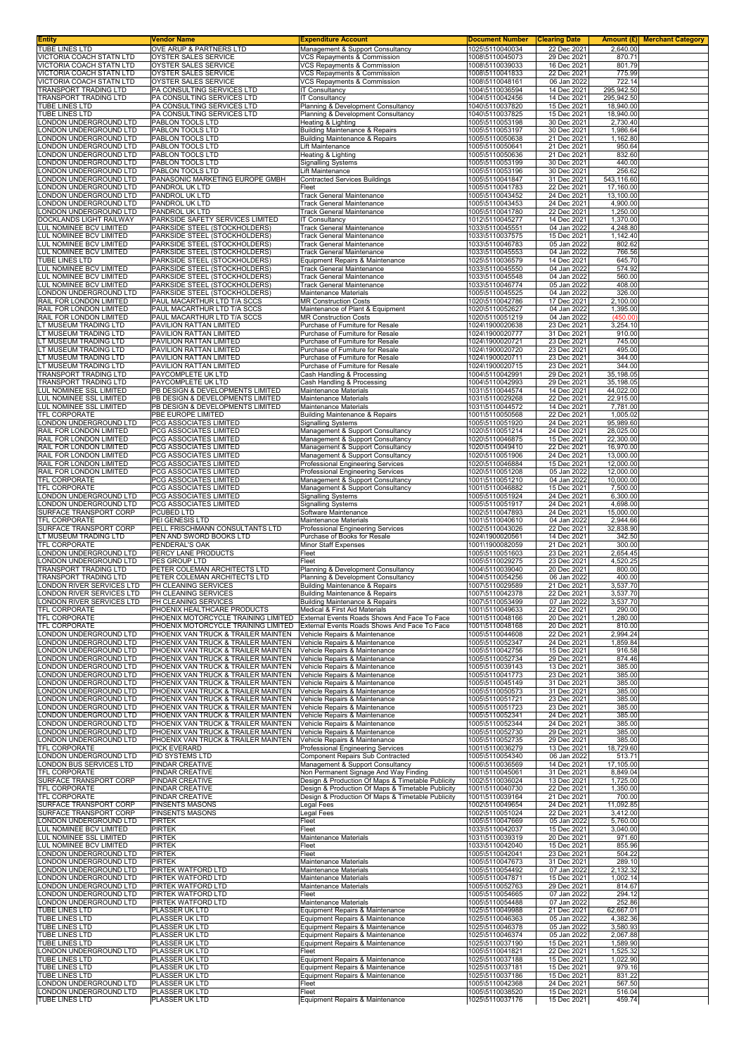| Entity | Vendor Name | Expenditure Account | Document Number | Clearing Date | Amount (£) | Merchant Category |
|---|---|---|---|---|---|---|
| TUBE LINES LTD | OVE ARUP & PARTNERS LTD | Management & Support Consultancy | 1025\5110040034 | 22 Dec 2021 | 2,640.00 | |
| VICTORIA COACH STATN LTD | OYSTER SALES SERVICE | VCS Repayments & Commission | 1008\5110045073 | 29 Dec 2021 | 870.71 | |
| VICTORIA COACH STATN LTD | OYSTER SALES SERVICE | VCS Repayments & Commission | 1008\5110039033 | 16 Dec 2021 | 801.79 | |
| VICTORIA COACH STATN LTD | OYSTER SALES SERVICE | VCS Repayments & Commission | 1008\5110041833 | 22 Dec 2021 | 775.99 | |
| VICTORIA COACH STATN LTD | OYSTER SALES SERVICE | VCS Repayments & Commission | 1008\5110048161 | 06 Jan 2022 | 722.14 | |
| TRANSPORT TRADING LTD | PA CONSULTING SERVICES LTD | IT Consultancy | 1004\5110036594 | 14 Dec 2021 | 295,942.50 | |
| TRANSPORT TRADING LTD | PA CONSULTING SERVICES LTD | IT Consultancy | 1004\5110042456 | 14 Dec 2021 | 295,942.50 | |
| TUBE LINES LTD | PA CONSULTING SERVICES LTD | Planning & Development Consultancy | 1040\5110037820 | 15 Dec 2021 | 18,940.00 | |
| TUBE LINES LTD | PA CONSULTING SERVICES LTD | Planning & Development Consultancy | 1040\5110037825 | 15 Dec 2021 | 18,940.00 | |
| LONDON UNDERGROUND LTD | PABLON TOOLS LTD | Heating & Lighting | 1005\5110053198 | 30 Dec 2021 | 2,730.40 | |
| LONDON UNDERGROUND LTD | PABLON TOOLS LTD | Building Maintenance & Repairs | 1005\5110053197 | 30 Dec 2021 | 1,986.64 | |
| LONDON UNDERGROUND LTD | PABLON TOOLS LTD | Building Maintenance & Repairs | 1005\5110050638 | 21 Dec 2021 | 1,162.80 | |
| LONDON UNDERGROUND LTD | PABLON TOOLS LTD | Lift Maintenance | 1005\5110050641 | 21 Dec 2021 | 950.64 | |
| LONDON UNDERGROUND LTD | PABLON TOOLS LTD | Heating & Lighting | 1005\5110050636 | 21 Dec 2021 | 832.60 | |
| LONDON UNDERGROUND LTD | PABLON TOOLS LTD | Signalling Systems | 1005\5110053199 | 30 Dec 2021 | 440.00 | |
| LONDON UNDERGROUND LTD | PABLON TOOLS LTD | Lift Maintenance | 1005\5110053196 | 30 Dec 2021 | 256.62 | |
| LONDON UNDERGROUND LTD | PANASONIC MARKETING EUROPE GMBH | Contracted Services Buildings | 1005\5110041847 | 31 Dec 2021 | 543,116.60 | |
| LONDON UNDERGROUND LTD | PANDROL UK LTD | Fleet | 1005\5110041783 | 22 Dec 2021 | 17,160.00 | |
| LONDON UNDERGROUND LTD | PANDROL UK LTD | Track General Maintenance | 1005\5110043452 | 24 Dec 2021 | 13,100.00 | |
| LONDON UNDERGROUND LTD | PANDROL UK LTD | Track General Maintenance | 1005\5110043453 | 24 Dec 2021 | 4,900.00 | |
| LONDON UNDERGROUND LTD | PANDROL UK LTD | Track General Maintenance | 1005\5110041780 | 22 Dec 2021 | 1,250.00 | |
| DOCKLANDS LIGHT RAILWAY | PARKSIDE SAFETY SERVICES LIMITED | IT Consultancy | 1012\5110045277 | 14 Dec 2021 | 1,370.00 | |
| LUL NOMINEE BCV LIMITED | PARKSIDE STEEL (STOCKHOLDERS) | Track General Maintenance | 1033\5110045551 | 04 Jan 2022 | 4,248.80 | |
| LUL NOMINEE BCV LIMITED | PARKSIDE STEEL (STOCKHOLDERS) | Track General Maintenance | 1033\5110037575 | 15 Dec 2021 | 1,142.40 | |
| LUL NOMINEE BCV LIMITED | PARKSIDE STEEL (STOCKHOLDERS) | Track General Maintenance | 1033\5110046783 | 05 Jan 2022 | 802.62 | |
| LUL NOMINEE BCV LIMITED | PARKSIDE STEEL (STOCKHOLDERS) | Track General Maintenance | 1033\5110045553 | 04 Jan 2022 | 766.56 | |
| TUBE LINES LTD | PARKSIDE STEEL (STOCKHOLDERS) | Equipment Repairs & Maintenance | 1025\5110036579 | 14 Dec 2021 | 645.70 | |
| LUL NOMINEE BCV LIMITED | PARKSIDE STEEL (STOCKHOLDERS) | Track General Maintenance | 1033\5110045550 | 04 Jan 2022 | 574.92 | |
| LUL NOMINEE BCV LIMITED | PARKSIDE STEEL (STOCKHOLDERS) | Track General Maintenance | 1033\5110045548 | 04 Jan 2022 | 560.00 | |
| LUL NOMINEE BCV LIMITED | PARKSIDE STEEL (STOCKHOLDERS) | Track General Maintenance | 1033\5110046774 | 05 Jan 2022 | 408.00 | |
| LONDON UNDERGROUND LTD | PARKSIDE STEEL (STOCKHOLDERS) | Maintenance Materials | 1005\5110045525 | 04 Jan 2022 | 326.00 | |
| RAIL FOR LONDON LIMITED | PAUL MACARTHUR LTD T/A SCCS | MR Construction Costs | 1020\5110042786 | 17 Dec 2021 | 2,100.00 | |
| RAIL FOR LONDON LIMITED | PAUL MACARTHUR LTD T/A SCCS | Maintenance of Plant & Equipment | 1020\5110052627 | 04 Jan 2022 | 1,395.00 | |
| RAIL FOR LONDON LIMITED | PAUL MACARTHUR LTD T/A SCCS | MR Construction Costs | 1020\5110051219 | 04 Jan 2022 | (450.00) | |
| LT MUSEUM TRADING LTD | PAVILION RATTAN LIMITED | Purchase of Furniture for Resale | 1024\1900020638 | 23 Dec 2021 | 3,254.10 | |
| LT MUSEUM TRADING LTD | PAVILION RATTAN LIMITED | Purchase of Furniture for Resale | 1024\1900020777 | 31 Dec 2021 | 910.00 | |
| LT MUSEUM TRADING LTD | PAVILION RATTAN LIMITED | Purchase of Furniture for Resale | 1024\1900020721 | 23 Dec 2021 | 745.00 | |
| LT MUSEUM TRADING LTD | PAVILION RATTAN LIMITED | Purchase of Furniture for Resale | 1024\1900020720 | 23 Dec 2021 | 495.00 | |
| LT MUSEUM TRADING LTD | PAVILION RATTAN LIMITED | Purchase of Furniture for Resale | 1024\1900020711 | 23 Dec 2021 | 344.00 | |
| LT MUSEUM TRADING LTD | PAVILION RATTAN LIMITED | Purchase of Furniture for Resale | 1024\1900020715 | 23 Dec 2021 | 344.00 | |
| TRANSPORT TRADING LTD | PAYCOMPLETE UK LTD | Cash Handling & Processing | 1004\5110042991 | 29 Dec 2021 | 35,198.05 | |
| TRANSPORT TRADING LTD | PAYCOMPLETE UK LTD | Cash Handling & Processing | 1004\5110042993 | 29 Dec 2021 | 35,198.05 | |
| LUL NOMINEE SSL LIMITED | PB DESIGN & DEVELOPMENTS LIMITED | Maintenance Materials | 1031\5110044574 | 14 Dec 2021 | 44,022.00 | |
| LUL NOMINEE SSL LIMITED | PB DESIGN & DEVELOPMENTS LIMITED | Maintenance Materials | 1031\5110029268 | 22 Dec 2021 | 22,915.00 | |
| LUL NOMINEE SSL LIMITED | PB DESIGN & DEVELOPMENTS LIMITED | Maintenance Materials | 1031\5110044572 | 14 Dec 2021 | 7,781.00 | |
| TFL CORPORATE | PBE EUROPE LIMITED | Building Maintenance & Repairs | 1001\5110050568 | 22 Dec 2021 | 1,005.02 | |
| LONDON UNDERGROUND LTD | PCG ASSOCIATES LIMITED | Signalling Systems | 1005\5110051920 | 24 Dec 2021 | 95,989.60 | |
| RAIL FOR LONDON LIMITED | PCG ASSOCIATES LIMITED | Management & Support Consultancy | 1020\5110051214 | 24 Dec 2021 | 28,025.00 | |
| RAIL FOR LONDON LIMITED | PCG ASSOCIATES LIMITED | Management & Support Consultancy | 1020\5110046875 | 15 Dec 2021 | 22,300.00 | |
| RAIL FOR LONDON LIMITED | PCG ASSOCIATES LIMITED | Management & Support Consultancy | 1020\5110049410 | 22 Dec 2021 | 16,970.00 | |
| RAIL FOR LONDON LIMITED | PCG ASSOCIATES LIMITED | Management & Support Consultancy | 1020\5110051906 | 24 Dec 2021 | 13,000.00 | |
| RAIL FOR LONDON LIMITED | PCG ASSOCIATES LIMITED | Professional Engineering Services | 1020\5110046884 | 15 Dec 2021 | 12,000.00 | |
| RAIL FOR LONDON LIMITED | PCG ASSOCIATES LIMITED | Professional Engineering Services | 1020\5110051208 | 05 Jan 2022 | 12,000.00 | |
| TFL CORPORATE | PCG ASSOCIATES LIMITED | Management & Support Consultancy | 1001\5110051210 | 04 Jan 2022 | 10,000.00 | |
| TFL CORPORATE | PCG ASSOCIATES LIMITED | Management & Support Consultancy | 1001\5110046882 | 15 Dec 2021 | 7,500.00 | |
| LONDON UNDERGROUND LTD | PCG ASSOCIATES LIMITED | Signalling Systems | 1005\5110051924 | 24 Dec 2021 | 6,300.00 | |
| LONDON UNDERGROUND LTD | PCG ASSOCIATES LIMITED | Signalling Systems | 1005\5110051917 | 24 Dec 2021 | 4,698.00 | |
| SURFACE TRANSPORT CORP | PCUBED LTD | Software Maintenance | 1002\5110047893 | 24 Dec 2021 | 15,000.00 | |
| TFL CORPORATE | PEI GENESIS LTD | Maintenance Materials | 1001\5110040610 | 04 Jan 2022 | 2,944.66 | |
| SURFACE TRANSPORT CORP | PELL FRISCHMANN CONSULTANTS LTD | Professional Engineering Services | 1002\5110043026 | 22 Dec 2021 | 32,838.90 | |
| LT MUSEUM TRADING LTD | PEN AND SWORD BOOKS LTD | Purchase of Books for Resale | 1024\1900020561 | 14 Dec 2021 | 342.50 | |
| TFL CORPORATE | PENDERAL'S OAK | Minor Staff Expenses | 1001\1900082059 | 21 Dec 2021 | 300.00 | |
| LONDON UNDERGROUND LTD | PERCY LANE PRODUCTS | Fleet | 1005\5110051603 | 23 Dec 2021 | 2,654.45 | |
| LONDON UNDERGROUND LTD | PES GROUP LTD | Fleet | 1005\5110029275 | 23 Dec 2021 | 4,520.25 | |
| TRANSPORT TRADING LTD | PETER COLEMAN ARCHITECTS LTD | Planning & Development Consultancy | 1004\5110039040 | 20 Dec 2021 | 800.00 | |
| TRANSPORT TRADING LTD | PETER COLEMAN ARCHITECTS LTD | Planning & Development Consultancy | 1004\5110054256 | 06 Jan 2022 | 400.00 | |
| LONDON RIVER SERVICES LTD | PH CLEANING SERVICES | Building Maintenance & Repairs | 1007\5110029589 | 21 Dec 2021 | 3,537.70 | |
| LONDON RIVER SERVICES LTD | PH CLEANING SERVICES | Building Maintenance & Repairs | 1007\5110042378 | 22 Dec 2021 | 3,537.70 | |
| LONDON RIVER SERVICES LTD | PH CLEANING SERVICES | Building Maintenance & Repairs | 1007\5110053499 | 07 Jan 2022 | 3,537.70 | |
| TFL CORPORATE | PHOENIX HEALTHCARE PRODUCTS | Medical & First Aid Materials | 1001\5110049633 | 22 Dec 2021 | 290.00 | |
| TFL CORPORATE | PHOENIX MOTORCYCLE TRAINING LIMITED | External Events Roads Shows And Face To Face | 1001\5110048166 | 20 Dec 2021 | 1,280.00 | |
| TFL CORPORATE | PHOENIX MOTORCYCLE TRAINING LIMITED | External Events Roads Shows And Face To Face | 1001\5110048168 | 20 Dec 2021 | 810.00 | |
| LONDON UNDERGROUND LTD | PHOENIX VAN TRUCK & TRAILER MAINTEN | Vehicle Repairs & Maintenance | 1005\5110044608 | 22 Dec 2021 | 2,994.24 | |
| LONDON UNDERGROUND LTD | PHOENIX VAN TRUCK & TRAILER MAINTEN | Vehicle Repairs & Maintenance | 1005\5110052347 | 24 Dec 2021 | 1,859.84 | |
| LONDON UNDERGROUND LTD | PHOENIX VAN TRUCK & TRAILER MAINTEN | Vehicle Repairs & Maintenance | 1005\5110042756 | 15 Dec 2021 | 916.58 | |
| LONDON UNDERGROUND LTD | PHOENIX VAN TRUCK & TRAILER MAINTEN | Vehicle Repairs & Maintenance | 1005\5110052734 | 29 Dec 2021 | 874.46 | |
| LONDON UNDERGROUND LTD | PHOENIX VAN TRUCK & TRAILER MAINTEN | Vehicle Repairs & Maintenance | 1005\5110039143 | 13 Dec 2021 | 385.00 | |
| LONDON UNDERGROUND LTD | PHOENIX VAN TRUCK & TRAILER MAINTEN | Vehicle Repairs & Maintenance | 1005\5110041773 | 23 Dec 2021 | 385.00 | |
| LONDON UNDERGROUND LTD | PHOENIX VAN TRUCK & TRAILER MAINTEN | Vehicle Repairs & Maintenance | 1005\5110045149 | 31 Dec 2021 | 385.00 | |
| LONDON UNDERGROUND LTD | PHOENIX VAN TRUCK & TRAILER MAINTEN | Vehicle Repairs & Maintenance | 1005\5110050573 | 31 Dec 2021 | 385.00 | |
| LONDON UNDERGROUND LTD | PHOENIX VAN TRUCK & TRAILER MAINTEN | Vehicle Repairs & Maintenance | 1005\5110051721 | 23 Dec 2021 | 385.00 | |
| LONDON UNDERGROUND LTD | PHOENIX VAN TRUCK & TRAILER MAINTEN | Vehicle Repairs & Maintenance | 1005\5110051723 | 23 Dec 2021 | 385.00 | |
| LONDON UNDERGROUND LTD | PHOENIX VAN TRUCK & TRAILER MAINTEN | Vehicle Repairs & Maintenance | 1005\5110052341 | 24 Dec 2021 | 385.00 | |
| LONDON UNDERGROUND LTD | PHOENIX VAN TRUCK & TRAILER MAINTEN | Vehicle Repairs & Maintenance | 1005\5110052344 | 24 Dec 2021 | 385.00 | |
| LONDON UNDERGROUND LTD | PHOENIX VAN TRUCK & TRAILER MAINTEN | Vehicle Repairs & Maintenance | 1005\5110052730 | 29 Dec 2021 | 385.00 | |
| LONDON UNDERGROUND LTD | PHOENIX VAN TRUCK & TRAILER MAINTEN | Vehicle Repairs & Maintenance | 1005\5110052735 | 29 Dec 2021 | 385.00 | |
| TFL CORPORATE | PICK EVERARD | Professional Engineering Services | 1001\5110036279 | 13 Dec 2021 | 18,729.60 | |
| LONDON UNDERGROUND LTD | PID SYSTEMS LTD | Component Repairs Sub Contracted | 1005\5110054340 | 06 Jan 2022 | 513.71 | |
| LONDON BUS SERVICES LTD | PINDAR CREATIVE | Management & Support Consultancy | 1006\5110036569 | 14 Dec 2021 | 17,105.00 | |
| TFL CORPORATE | PINDAR CREATIVE | Non Permanent Signage And Way Finding | 1001\5110045061 | 31 Dec 2021 | 8,849.04 | |
| SURFACE TRANSPORT CORP | PINDAR CREATIVE | Design & Production Of Maps & Timetable Publicity | 1002\5110036024 | 13 Dec 2021 | 1,725.00 | |
| TFL CORPORATE | PINDAR CREATIVE | Design & Production Of Maps & Timetable Publicity | 1001\5110040730 | 22 Dec 2021 | 1,350.00 | |
| TFL CORPORATE | PINDAR CREATIVE | Design & Production Of Maps & Timetable Publicity | 1001\5110039164 | 21 Dec 2021 | 700.00 | |
| SURFACE TRANSPORT CORP | PINSENTS MASONS | Legal Fees | 1002\5110049654 | 24 Dec 2021 | 11,092.85 | |
| SURFACE TRANSPORT CORP | PINSENTS MASONS | Legal Fees | 1002\5110051024 | 22 Dec 2021 | 3,412.00 | |
| LONDON UNDERGROUND LTD | PIRTEK | Fleet | 1005\5110047669 | 05 Jan 2022 | 5,760.00 | |
| LUL NOMINEE BCV LIMITED | PIRTEK | Fleet | 1033\5110042037 | 15 Dec 2021 | 3,040.00 | |
| LUL NOMINEE SSL LIMITED | PIRTEK | Maintenance Materials | 1031\5110039319 | 20 Dec 2021 | 971.60 | |
| LUL NOMINEE BCV LIMITED | PIRTEK | Fleet | 1033\5110042040 | 15 Dec 2021 | 855.96 | |
| LONDON UNDERGROUND LTD | PIRTEK | Fleet | 1005\5110042041 | 23 Dec 2021 | 504.22 | |
| LONDON UNDERGROUND LTD | PIRTEK | Maintenance Materials | 1005\5110047673 | 31 Dec 2021 | 289.10 | |
| LONDON UNDERGROUND LTD | PIRTEK WATFORD LTD | Maintenance Materials | 1005\5110054492 | 07 Jan 2022 | 2,132.32 | |
| LONDON UNDERGROUND LTD | PIRTEK WATFORD LTD | Maintenance Materials | 1005\5110047871 | 15 Dec 2021 | 1,002.14 | |
| LONDON UNDERGROUND LTD | PIRTEK WATFORD LTD | Maintenance Materials | 1005\5110052763 | 29 Dec 2021 | 814.67 | |
| LONDON UNDERGROUND LTD | PIRTEK WATFORD LTD | Fleet | 1005\5110054665 | 07 Jan 2022 | 294.12 | |
| LONDON UNDERGROUND LTD | PIRTEK WATFORD LTD | Maintenance Materials | 1005\5110054488 | 07 Jan 2022 | 252.86 | |
| TUBE LINES LTD | PLASSER UK LTD | Equipment Repairs & Maintenance | 1025\5110049988 | 21 Dec 2021 | 62,667.01 | |
| TUBE LINES LTD | PLASSER UK LTD | Equipment Repairs & Maintenance | 1025\5110046363 | 05 Jan 2022 | 4,382.36 | |
| TUBE LINES LTD | PLASSER UK LTD | Equipment Repairs & Maintenance | 1025\5110046378 | 05 Jan 2022 | 3,580.93 | |
| TUBE LINES LTD | PLASSER UK LTD | Equipment Repairs & Maintenance | 1025\5110046374 | 05 Jan 2022 | 2,067.88 | |
| TUBE LINES LTD | PLASSER UK LTD | Equipment Repairs & Maintenance | 1025\5110037190 | 15 Dec 2021 | 1,589.90 | |
| LONDON UNDERGROUND LTD | PLASSER UK LTD | Fleet | 1005\5110041821 | 22 Dec 2021 | 1,525.32 | |
| TUBE LINES LTD | PLASSER UK LTD | Equipment Repairs & Maintenance | 1025\5110037188 | 15 Dec 2021 | 1,022.90 | |
| TUBE LINES LTD | PLASSER UK LTD | Equipment Repairs & Maintenance | 1025\5110037181 | 15 Dec 2021 | 979.16 | |
| TUBE LINES LTD | PLASSER UK LTD | Equipment Repairs & Maintenance | 1025\5110037186 | 15 Dec 2021 | 831.22 | |
| LONDON UNDERGROUND LTD | PLASSER UK LTD | Fleet | 1005\5110042368 | 24 Dec 2021 | 567.50 | |
| LONDON UNDERGROUND LTD | PLASSER UK LTD | Fleet | 1005\5110038520 | 15 Dec 2021 | 516.04 | |
| TUBE LINES LTD | PLASSER UK LTD | Equipment Repairs & Maintenance | 1025\5110037176 | 15 Dec 2021 | 459.74 | |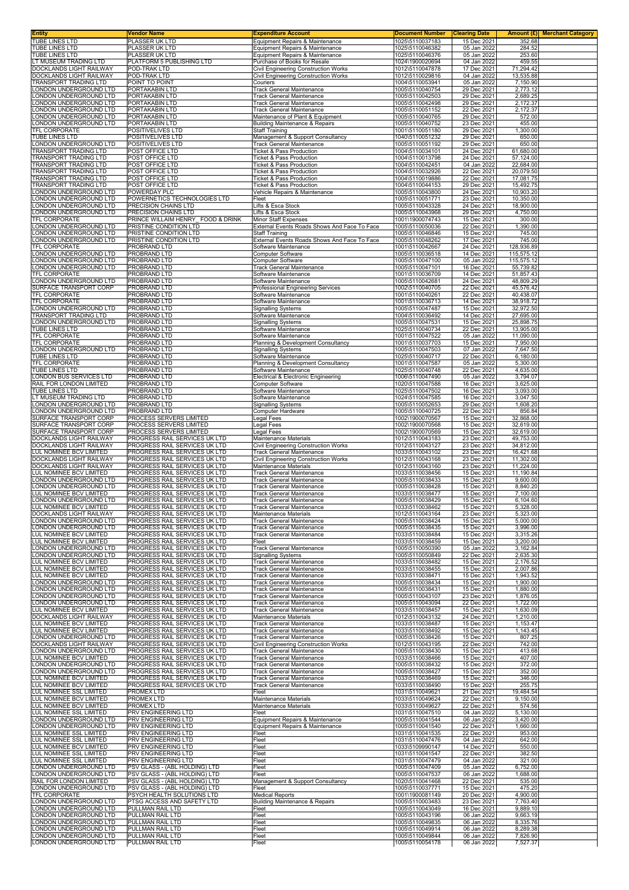| Entity | Vendor Name | Expenditure Account | Document Number | Clearing Date | Amount (£) | Merchant Category |
|---|---|---|---|---|---|---|
| TUBE LINES LTD | PLASSER UK LTD | Equipment Repairs & Maintenance | 1025\5110037183 | 15 Dec 2021 | 352.68 | |
| TUBE LINES LTD | PLASSER UK LTD | Equipment Repairs & Maintenance | 1025\5110046382 | 05 Jan 2022 | 284.52 | |
| TUBE LINES LTD | PLASSER UK LTD | Equipment Repairs & Maintenance | 1025\5110046376 | 05 Jan 2022 | 253.60 | |
| LT MUSEUM TRADING LTD | PLATFORM 5 PUBLISHING LTD | Purchase of Books for Resale | 1024\1900020694 | 04 Jan 2022 | 459.55 | |
| DOCKLANDS LIGHT RAILWAY | POD-TRAK LTD | Civil Engineering Construction Works | 1012\5110047878 | 17 Dec 2021 | 71,294.42 | |
| DOCKLANDS LIGHT RAILWAY | POD-TRAK LTD | Civil Engineering Construction Works | 1012\5110029816 | 04 Jan 2022 | 13,535.88 | |
| TRANSPORT TRADING LTD | POINT TO POINT | Couriers | 1004\5110053941 | 05 Jan 2022 | 7,150.90 | |
| LONDON UNDERGROUND LTD | PORTAKABIN LTD | Track General Maintenance | 1005\5110040754 | 29 Dec 2021 | 2,773.12 | |
| LONDON UNDERGROUND LTD | PORTAKABIN LTD | Track General Maintenance | 1005\5110042503 | 29 Dec 2021 | 2,689.25 | |
| LONDON UNDERGROUND LTD | PORTAKABIN LTD | Track General Maintenance | 1005\5110042498 | 29 Dec 2021 | 2,172.37 | |
| LONDON UNDERGROUND LTD | PORTAKABIN LTD | Track General Maintenance | 1005\5110051152 | 22 Dec 2021 | 2,172.37 | |
| LONDON UNDERGROUND LTD | PORTAKABIN LTD | Maintenance of Plant & Equipment | 1005\5110040765 | 29 Dec 2021 | 572.00 | |
| LONDON UNDERGROUND LTD | PORTAKABIN LTD | Building Maintenance & Repairs | 1005\5110040752 | 23 Dec 2021 | 455.00 | |
| TFL CORPORATE | POSITIVELIVES LTD | Staff Training | 1001\5110051180 | 29 Dec 2021 | 1,300.00 | |
| TUBE LINES LTD | POSITIVELIVES LTD | Management & Support Consultancy | 1040\5110051232 | 29 Dec 2021 | 650.00 | |
| LONDON UNDERGROUND LTD | POSITIVELIVES LTD | Track General Maintenance | 1005\5110051192 | 29 Dec 2021 | 650.00 | |
| TRANSPORT TRADING LTD | POST OFFICE LTD | Ticket & Pass Production | 1004\5110034101 | 24 Dec 2021 | 61,680.00 | |
| TRANSPORT TRADING LTD | POST OFFICE LTD | Ticket & Pass Production | 1004\5110013798 | 24 Dec 2021 | 57,124.00 | |
| TRANSPORT TRADING LTD | POST OFFICE LTD | Ticket & Pass Production | 1004\5110042451 | 04 Jan 2022 | 22,684.00 | |
| TRANSPORT TRADING LTD | POST OFFICE LTD | Ticket & Pass Production | 1004\5110032926 | 22 Dec 2021 | 20,079.50 | |
| TRANSPORT TRADING LTD | POST OFFICE LTD | Ticket & Pass Production | 1004\5110019886 | 22 Dec 2021 | 17,081.75 | |
| TRANSPORT TRADING LTD | POST OFFICE LTD | Ticket & Pass Production | 1004\5110044153 | 29 Dec 2021 | 15,492.75 | |
| LONDON UNDERGROUND LTD | POWERDAY PLC | Vehicle Repairs & Maintenance | 1005\5110043800 | 24 Dec 2021 | 10,903.20 | |
| LONDON UNDERGROUND LTD | POWERNETICS TECHNOLOGIES LTD | Fleet | 1005\5110051771 | 23 Dec 2021 | 10,350.00 | |
| LONDON UNDERGROUND LTD | PRECISION CHAINS LTD | Lifts & Esca Stock | 1005\5110043328 | 24 Dec 2021 | 18,900.00 | |
| LONDON UNDERGROUND LTD | PRECISION CHAINS LTD | Lifts & Esca Stock | 1005\5110043968 | 29 Dec 2021 | 4,750.00 | |
| TFL CORPORATE | PRINCE WILLAIM HENRY_ FOOD & DRINK | Minor Staff Expenses | 1001\1900074743 | 15 Dec 2021 | 300.00 | |
| LONDON UNDERGROUND LTD | PRISTINE CONDITION LTD | External Events Roads Shows And Face To Face | 1005\5110050036 | 22 Dec 2021 | 1,390.00 | |
| LONDON UNDERGROUND LTD | PRISTINE CONDITION LTD | Staff Training | 1005\5110046846 | 15 Dec 2021 | 745.00 | |
| LONDON UNDERGROUND LTD | PRISTINE CONDITION LTD | External Events Roads Shows And Face To Face | 1005\5110048262 | 17 Dec 2021 | 745.00 | |
| TFL CORPORATE | PROBRAND LTD | Software Maintenance | 1001\5110042667 | 24 Dec 2021 | 128,936.89 | |
| LONDON UNDERGROUND LTD | PROBRAND LTD | Computer Software | 1005\5110036518 | 14 Dec 2021 | 115,575.12 | |
| LONDON UNDERGROUND LTD | PROBRAND LTD | Computer Software | 1005\5110047100 | 05 Jan 2022 | 115,575.12 | |
| LONDON UNDERGROUND LTD | PROBRAND LTD | Track General Maintenance | 1005\5110047101 | 16 Dec 2021 | 55,739.82 | |
| TFL CORPORATE | PROBRAND LTD | Software Maintenance | 1001\5110036709 | 14 Dec 2021 | 51,857.43 | |
| LONDON UNDERGROUND LTD | PROBRAND LTD | Software Maintenance | 1005\5110042681 | 24 Dec 2021 | 48,809.29 | |
| SURFACE TRANSPORT CORP | PROBRAND LTD | Professional Engineering Services | 1002\5110040705 | 22 Dec 2021 | 45,576.42 | |
| TFL CORPORATE | PROBRAND LTD | Software Maintenance | 1001\5110040261 | 22 Dec 2021 | 40,438.07 | |
| TFL CORPORATE | PROBRAND LTD | Software Maintenance | 1001\5110036713 | 14 Dec 2021 | 38,918.72 | |
| LONDON UNDERGROUND LTD | PROBRAND LTD | Signalling Systems | 1005\5110047487 | 15 Dec 2021 | 32,972.50 | |
| TRANSPORT TRADING LTD | PROBRAND LTD | Software Maintenance | 1004\5110036492 | 14 Dec 2021 | 27,695.00 | |
| LONDON UNDERGROUND LTD | PROBRAND LTD | Signalling Systems | 1005\5110047531 | 15 Dec 2021 | 25,898.75 | |
| TUBE LINES LTD | PROBRAND LTD | Software Maintenance | 1025\5110040734 | 22 Dec 2021 | 13,905.00 | |
| TFL CORPORATE | PROBRAND LTD | Software Maintenance | 1001\5110047522 | 05 Jan 2022 | 11,090.00 | |
| TFL CORPORATE | PROBRAND LTD | Planning & Development Consultancy | 1001\5110037703 | 15 Dec 2021 | 7,950.00 | |
| LONDON UNDERGROUND LTD | PROBRAND LTD | Signalling Systems | 1005\5110047503 | 07 Jan 2022 | 7,647.50 | |
| TUBE LINES LTD | PROBRAND LTD | Software Maintenance | 1025\5110040717 | 22 Dec 2021 | 6,180.00 | |
| TFL CORPORATE | PROBRAND LTD | Planning & Development Consultancy | 1001\5110047587 | 05 Jan 2022 | 5,300.00 | |
| TUBE LINES LTD | PROBRAND LTD | Software Maintenance | 1025\5110040748 | 22 Dec 2021 | 4,635.00 | |
| LONDON BUS SERVICES LTD | PROBRAND LTD | Electrical & Electronic Engineering | 1006\5110047490 | 05 Jan 2022 | 3,794.07 | |
| RAIL FOR LONDON LIMITED | PROBRAND LTD | Computer Software | 1020\5110047588 | 16 Dec 2021 | 3,625.00 | |
| TUBE LINES LTD | PROBRAND LTD | Software Maintenance | 1025\5110047502 | 16 Dec 2021 | 3,093.00 | |
| LT MUSEUM TRADING LTD | PROBRAND LTD | Software Maintenance | 1024\5110047585 | 16 Dec 2021 | 3,047.50 | |
| LONDON UNDERGROUND LTD | PROBRAND LTD | Signalling Systems | 1005\5110052653 | 29 Dec 2021 | 1,608.20 | |
| LONDON UNDERGROUND LTD | PROBRAND LTD | Computer Hardware | 1005\5110040725 | 22 Dec 2021 | 856.84 | |
| SURFACE TRANSPORT CORP | PROCESS SERVERS LIMITED | Legal Fees | 1002\1900070567 | 15 Dec 2021 | 32,868.00 | |
| SURFACE TRANSPORT CORP | PROCESS SERVERS LIMITED | Legal Fees | 1002\1900070568 | 15 Dec 2021 | 32,619.00 | |
| SURFACE TRANSPORT CORP | PROCESS SERVERS LIMITED | Legal Fees | 1002\1900070569 | 15 Dec 2021 | 32,619.00 | |
| DOCKLANDS LIGHT RAILWAY | PROGRESS RAIL SERVICES UK LTD | Maintenance Materials | 1012\5110043183 | 23 Dec 2021 | 49,753.00 | |
| DOCKLANDS LIGHT RAILWAY | PROGRESS RAIL SERVICES UK LTD | Civil Engineering Construction Works | 1012\5110043127 | 23 Dec 2021 | 34,812.00 | |
| LUL NOMINEE BCV LIMITED | PROGRESS RAIL SERVICES UK LTD | Track General Maintenance | 1033\5110043102 | 23 Dec 2021 | 16,421.68 | |
| DOCKLANDS LIGHT RAILWAY | PROGRESS RAIL SERVICES UK LTD | Civil Engineering Construction Works | 1012\5110043168 | 23 Dec 2021 | 11,302.00 | |
| DOCKLANDS LIGHT RAILWAY | PROGRESS RAIL SERVICES UK LTD | Maintenance Materials | 1012\5110043160 | 23 Dec 2021 | 11,224.00 | |
| LUL NOMINEE BCV LIMITED | PROGRESS RAIL SERVICES UK LTD | Track General Maintenance | 1033\5110038456 | 15 Dec 2021 | 11,190.84 | |
| LONDON UNDERGROUND LTD | PROGRESS RAIL SERVICES UK LTD | Track General Maintenance | 1005\5110038433 | 15 Dec 2021 | 9,600.00 | |
| LONDON UNDERGROUND LTD | PROGRESS RAIL SERVICES UK LTD | Track General Maintenance | 1005\5110038428 | 15 Dec 2021 | 8,840.20 | |
| LUL NOMINEE BCV LIMITED | PROGRESS RAIL SERVICES UK LTD | Track General Maintenance | 1033\5110038477 | 15 Dec 2021 | 7,100.00 | |
| LONDON UNDERGROUND LTD | PROGRESS RAIL SERVICES UK LTD | Track General Maintenance | 1005\5110038429 | 15 Dec 2021 | 6,104.60 | |
| LUL NOMINEE BCV LIMITED | PROGRESS RAIL SERVICES UK LTD | Track General Maintenance | 1033\5110038462 | 15 Dec 2021 | 5,328.00 | |
| DOCKLANDS LIGHT RAILWAY | PROGRESS RAIL SERVICES UK LTD | Maintenance Materials | 1012\5110043164 | 23 Dec 2021 | 5,323.00 | |
| LONDON UNDERGROUND LTD | PROGRESS RAIL SERVICES UK LTD | Track General Maintenance | 1005\5110038424 | 15 Dec 2021 | 5,000.00 | |
| LONDON UNDERGROUND LTD | PROGRESS RAIL SERVICES UK LTD | Track General Maintenance | 1005\5110038435 | 15 Dec 2021 | 3,996.00 | |
| LUL NOMINEE BCV LIMITED | PROGRESS RAIL SERVICES UK LTD | Track General Maintenance | 1033\5110038484 | 15 Dec 2021 | 3,315.26 | |
| LUL NOMINEE BCV LIMITED | PROGRESS RAIL SERVICES UK LTD | Fleet | 1033\5110038459 | 15 Dec 2021 | 3,200.00 | |
| LONDON UNDERGROUND LTD | PROGRESS RAIL SERVICES UK LTD | Track General Maintenance | 1005\5110050390 | 05 Jan 2022 | 3,162.84 | |
| LONDON UNDERGROUND LTD | PROGRESS RAIL SERVICES UK LTD | Signalling Systems | 1005\5110050849 | 22 Dec 2021 | 2,635.30 | |
| LUL NOMINEE BCV LIMITED | PROGRESS RAIL SERVICES UK LTD | Track General Maintenance | 1033\5110038482 | 15 Dec 2021 | 2,176.52 | |
| LUL NOMINEE BCV LIMITED | PROGRESS RAIL SERVICES UK LTD | Track General Maintenance | 1033\5110038455 | 15 Dec 2021 | 2,007.86 | |
| LUL NOMINEE BCV LIMITED | PROGRESS RAIL SERVICES UK LTD | Track General Maintenance | 1033\5110038471 | 15 Dec 2021 | 1,943.52 | |
| LONDON UNDERGROUND LTD | PROGRESS RAIL SERVICES UK LTD | Track General Maintenance | 1005\5110038434 | 15 Dec 2021 | 1,900.00 | |
| LONDON UNDERGROUND LTD | PROGRESS RAIL SERVICES UK LTD | Track General Maintenance | 1005\5110038431 | 15 Dec 2021 | 1,880.00 | |
| LONDON UNDERGROUND LTD | PROGRESS RAIL SERVICES UK LTD | Track General Maintenance | 1005\5110043107 | 23 Dec 2021 | 1,876.05 | |
| LONDON UNDERGROUND LTD | PROGRESS RAIL SERVICES UK LTD | Track General Maintenance | 1005\5110043094 | 22 Dec 2021 | 1,722.00 | |
| LUL NOMINEE BCV LIMITED | PROGRESS RAIL SERVICES UK LTD | Track General Maintenance | 1033\5110038457 | 15 Dec 2021 | 1,630.09 | |
| DOCKLANDS LIGHT RAILWAY | PROGRESS RAIL SERVICES UK LTD | Maintenance Materials | 1012\5110043132 | 24 Dec 2021 | 1,210.00 | |
| LUL NOMINEE BCV LIMITED | PROGRESS RAIL SERVICES UK LTD | Track General Maintenance | 1033\5110038487 | 15 Dec 2021 | 1,153.47 | |
| LUL NOMINEE BCV LIMITED | PROGRESS RAIL SERVICES UK LTD | Track General Maintenance | 1033\5110038492 | 15 Dec 2021 | 1,143.45 | |
| LONDON UNDERGROUND LTD | PROGRESS RAIL SERVICES UK LTD | Track General Maintenance | 1005\5110038426 | 15 Dec 2021 | 807.25 | |
| DOCKLANDS LIGHT RAILWAY | PROGRESS RAIL SERVICES UK LTD | Civil Engineering Construction Works | 1012\5110043195 | 22 Dec 2021 | 742.00 | |
| LONDON UNDERGROUND LTD | PROGRESS RAIL SERVICES UK LTD | Track General Maintenance | 1005\5110038430 | 15 Dec 2021 | 413.68 | |
| LUL NOMINEE BCV LIMITED | PROGRESS RAIL SERVICES UK LTD | Track General Maintenance | 1033\5110038466 | 15 Dec 2021 | 407.00 | |
| LONDON UNDERGROUND LTD | PROGRESS RAIL SERVICES UK LTD | Track General Maintenance | 1005\5110038432 | 15 Dec 2021 | 372.00 | |
| LONDON UNDERGROUND LTD | PROGRESS RAIL SERVICES UK LTD | Track General Maintenance | 1005\5110038427 | 15 Dec 2021 | 352.00 | |
| LUL NOMINEE BCV LIMITED | PROGRESS RAIL SERVICES UK LTD | Track General Maintenance | 1033\5110038469 | 15 Dec 2021 | 346.00 | |
| LUL NOMINEE BCV LIMITED | PROGRESS RAIL SERVICES UK LTD | Track General Maintenance | 1033\5110038490 | 15 Dec 2021 | 255.75 | |
| LUL NOMINEE SSL LIMITED | PROMEX LTD | Fleet | 1031\5110049621 | 21 Dec 2021 | 19,484.54 | |
| LUL NOMINEE BCV LIMITED | PROMEX LTD | Maintenance Materials | 1033\5110049624 | 22 Dec 2021 | 9,150.00 | |
| LUL NOMINEE BCV LIMITED | PROMEX LTD | Maintenance Materials | 1033\5110049627 | 22 Dec 2021 | 574.56 | |
| LUL NOMINEE SSL LIMITED | PRV ENGINEERING LTD | Fleet | 1031\5110047510 | 04 Jan 2022 | 5,130.00 | |
| LONDON UNDERGROUND LTD | PRV ENGINEERING LTD | Equipment Repairs & Maintenance | 1005\5110041544 | 06 Jan 2022 | 3,420.00 | |
| LONDON UNDERGROUND LTD | PRV ENGINEERING LTD | Equipment Repairs & Maintenance | 1005\5110041540 | 22 Dec 2021 | 1,660.00 | |
| LUL NOMINEE SSL LIMITED | PRV ENGINEERING LTD | Fleet | 1031\5110041535 | 22 Dec 2021 | 953.00 | |
| LUL NOMINEE SSL LIMITED | PRV ENGINEERING LTD | Fleet | 1031\5110047476 | 04 Jan 2022 | 642.00 | |
| LUL NOMINEE BCV LIMITED | PRV ENGINEERING LTD | Fleet | 1033\5109990147 | 14 Dec 2021 | 550.00 | |
| LUL NOMINEE SSL LIMITED | PRV ENGINEERING LTD | Fleet | 1031\5110041547 | 22 Dec 2021 | 382.50 | |
| LUL NOMINEE SSL LIMITED | PRV ENGINEERING LTD | Fleet | 1031\5110047479 | 04 Jan 2022 | 321.00 | |
| LONDON UNDERGROUND LTD | PSV GLASS - (ABL HOLDING) LTD | Fleet | 1005\5110047409 | 05 Jan 2022 | 6,752.00 | |
| LONDON UNDERGROUND LTD | PSV GLASS - (ABL HOLDING) LTD | Fleet | 1005\5110047537 | 06 Jan 2022 | 1,688.00 | |
| RAIL FOR LONDON LIMITED | PSV GLASS - (ABL HOLDING) LTD | Management & Support Consultancy | 1020\5110041468 | 22 Dec 2021 | 535.00 | |
| LONDON UNDERGROUND LTD | PSV GLASS - (ABL HOLDING) LTD | Fleet | 1005\5110037771 | 15 Dec 2021 | 475.20 | |
| TFL CORPORATE | PSYCH HEALTH SOLUTIONS LTD | Medical Reports | 1001\1900081149 | 20 Dec 2021 | 4,900.00 | |
| LONDON UNDERGROUND LTD | PTSG ACCESS AND SAFETY LTD | Building Maintenance & Repairs | 1005\5110003483 | 23 Dec 2021 | 7,763.40 | |
| LONDON UNDERGROUND LTD | PULLMAN RAIL LTD | Fleet | 1005\5110043049 | 16 Dec 2021 | 9,889.10 | |
| LONDON UNDERGROUND LTD | PULLMAN RAIL LTD | Fleet | 1005\5110043196 | 06 Jan 2022 | 9,663.19 | |
| LONDON UNDERGROUND LTD | PULLMAN RAIL LTD | Fleet | 1005\5110049835 | 06 Jan 2022 | 8,335.76 | |
| LONDON UNDERGROUND LTD | PULLMAN RAIL LTD | Fleet | 1005\5110049914 | 06 Jan 2022 | 8,289.38 | |
| LONDON UNDERGROUND LTD | PULLMAN RAIL LTD | Fleet | 1005\5110049844 | 06 Jan 2022 | 7,826.90 | |
| LONDON UNDERGROUND LTD | PULLMAN RAIL LTD | Fleet | 1005\5110054178 | 06 Jan 2022 | 7,527.37 | |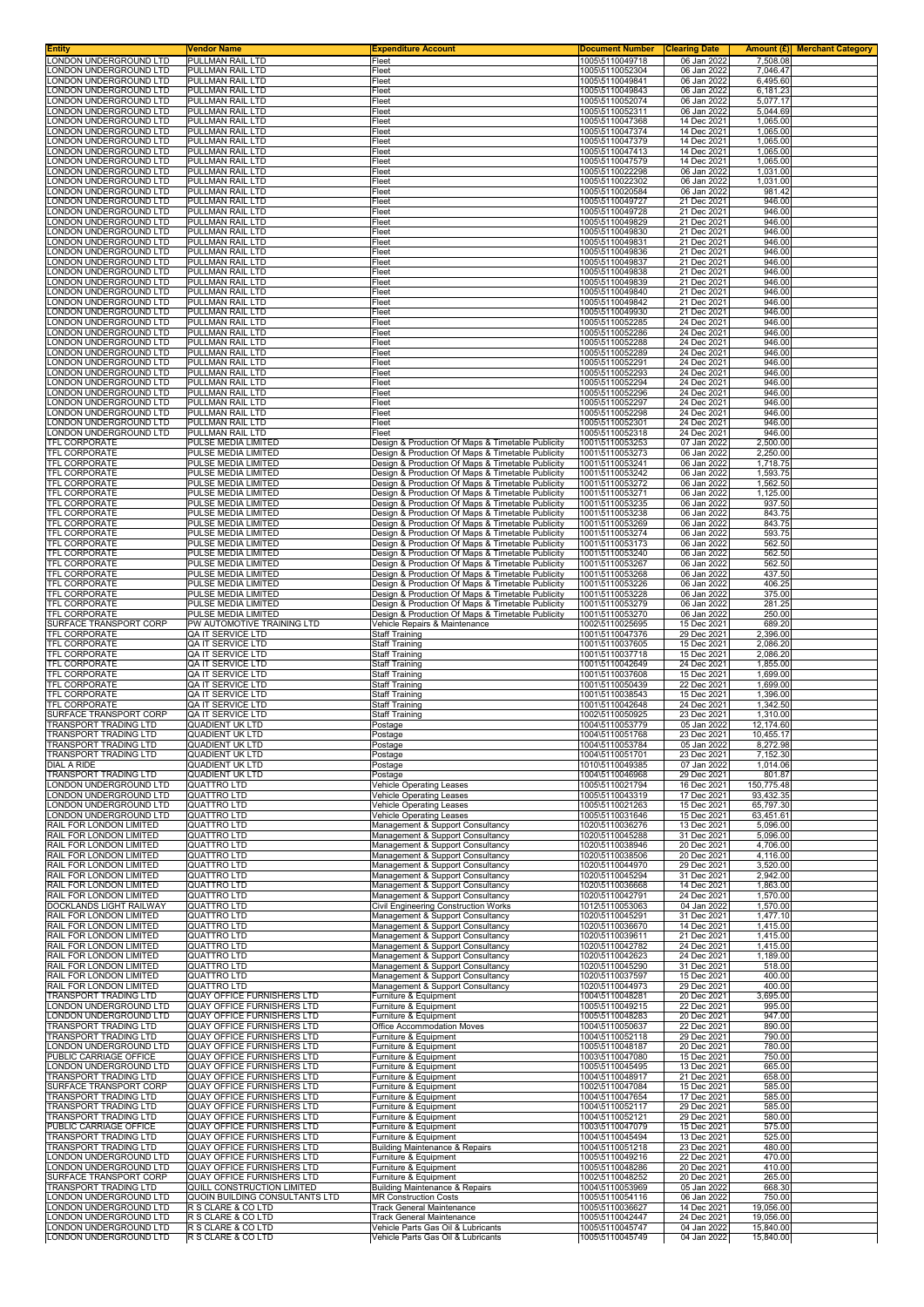| Entity | Vendor Name | Expenditure Account | Document Number | Clearing Date | Amount (£) | Merchant Category |
|---|---|---|---|---|---|---|
| LONDON UNDERGROUND LTD | PULLMAN RAIL LTD | Fleet | 1005\5110049718 | 06 Jan 2022 | 7,508.08 | |
| LONDON UNDERGROUND LTD | PULLMAN RAIL LTD | Fleet | 1005\5110052304 | 06 Jan 2022 | 7,046.47 | |
| LONDON UNDERGROUND LTD | PULLMAN RAIL LTD | Fleet | 1005\5110049841 | 06 Jan 2022 | 6,495.60 | |
| LONDON UNDERGROUND LTD | PULLMAN RAIL LTD | Fleet | 1005\5110049843 | 06 Jan 2022 | 6,181.23 | |
| LONDON UNDERGROUND LTD | PULLMAN RAIL LTD | Fleet | 1005\5110052074 | 06 Jan 2022 | 5,077.17 | |
| LONDON UNDERGROUND LTD | PULLMAN RAIL LTD | Fleet | 1005\5110052311 | 06 Jan 2022 | 5,044.69 | |
| LONDON UNDERGROUND LTD | PULLMAN RAIL LTD | Fleet | 1005\5110047368 | 14 Dec 2021 | 1,065.00 | |
| LONDON UNDERGROUND LTD | PULLMAN RAIL LTD | Fleet | 1005\5110047374 | 14 Dec 2021 | 1,065.00 | |
| LONDON UNDERGROUND LTD | PULLMAN RAIL LTD | Fleet | 1005\5110047379 | 14 Dec 2021 | 1,065.00 | |
| LONDON UNDERGROUND LTD | PULLMAN RAIL LTD | Fleet | 1005\5110047413 | 14 Dec 2021 | 1,065.00 | |
| LONDON UNDERGROUND LTD | PULLMAN RAIL LTD | Fleet | 1005\5110047579 | 14 Dec 2021 | 1,065.00 | |
| LONDON UNDERGROUND LTD | PULLMAN RAIL LTD | Fleet | 1005\5110022298 | 06 Jan 2022 | 1,031.00 | |
| LONDON UNDERGROUND LTD | PULLMAN RAIL LTD | Fleet | 1005\5110022302 | 06 Jan 2022 | 1,031.00 | |
| LONDON UNDERGROUND LTD | PULLMAN RAIL LTD | Fleet | 1005\5110020584 | 06 Jan 2022 | 981.42 | |
| LONDON UNDERGROUND LTD | PULLMAN RAIL LTD | Fleet | 1005\5110049727 | 21 Dec 2021 | 946.00 | |
| LONDON UNDERGROUND LTD | PULLMAN RAIL LTD | Fleet | 1005\5110049728 | 21 Dec 2021 | 946.00 | |
| LONDON UNDERGROUND LTD | PULLMAN RAIL LTD | Fleet | 1005\5110049829 | 21 Dec 2021 | 946.00 | |
| LONDON UNDERGROUND LTD | PULLMAN RAIL LTD | Fleet | 1005\5110049830 | 21 Dec 2021 | 946.00 | |
| LONDON UNDERGROUND LTD | PULLMAN RAIL LTD | Fleet | 1005\5110049831 | 21 Dec 2021 | 946.00 | |
| LONDON UNDERGROUND LTD | PULLMAN RAIL LTD | Fleet | 1005\5110049836 | 21 Dec 2021 | 946.00 | |
| LONDON UNDERGROUND LTD | PULLMAN RAIL LTD | Fleet | 1005\5110049837 | 21 Dec 2021 | 946.00 | |
| LONDON UNDERGROUND LTD | PULLMAN RAIL LTD | Fleet | 1005\5110049838 | 21 Dec 2021 | 946.00 | |
| LONDON UNDERGROUND LTD | PULLMAN RAIL LTD | Fleet | 1005\5110049839 | 21 Dec 2021 | 946.00 | |
| LONDON UNDERGROUND LTD | PULLMAN RAIL LTD | Fleet | 1005\5110049840 | 21 Dec 2021 | 946.00 | |
| LONDON UNDERGROUND LTD | PULLMAN RAIL LTD | Fleet | 1005\5110049842 | 21 Dec 2021 | 946.00 | |
| LONDON UNDERGROUND LTD | PULLMAN RAIL LTD | Fleet | 1005\5110049930 | 21 Dec 2021 | 946.00 | |
| LONDON UNDERGROUND LTD | PULLMAN RAIL LTD | Fleet | 1005\5110052285 | 24 Dec 2021 | 946.00 | |
| LONDON UNDERGROUND LTD | PULLMAN RAIL LTD | Fleet | 1005\5110052286 | 24 Dec 2021 | 946.00 | |
| LONDON UNDERGROUND LTD | PULLMAN RAIL LTD | Fleet | 1005\5110052288 | 24 Dec 2021 | 946.00 | |
| LONDON UNDERGROUND LTD | PULLMAN RAIL LTD | Fleet | 1005\5110052289 | 24 Dec 2021 | 946.00 | |
| LONDON UNDERGROUND LTD | PULLMAN RAIL LTD | Fleet | 1005\5110052291 | 24 Dec 2021 | 946.00 | |
| LONDON UNDERGROUND LTD | PULLMAN RAIL LTD | Fleet | 1005\5110052293 | 24 Dec 2021 | 946.00 | |
| LONDON UNDERGROUND LTD | PULLMAN RAIL LTD | Fleet | 1005\5110052294 | 24 Dec 2021 | 946.00 | |
| LONDON UNDERGROUND LTD | PULLMAN RAIL LTD | Fleet | 1005\5110052296 | 24 Dec 2021 | 946.00 | |
| LONDON UNDERGROUND LTD | PULLMAN RAIL LTD | Fleet | 1005\5110052297 | 24 Dec 2021 | 946.00 | |
| LONDON UNDERGROUND LTD | PULLMAN RAIL LTD | Fleet | 1005\5110052298 | 24 Dec 2021 | 946.00 | |
| LONDON UNDERGROUND LTD | PULLMAN RAIL LTD | Fleet | 1005\5110052301 | 24 Dec 2021 | 946.00 | |
| LONDON UNDERGROUND LTD | PULLMAN RAIL LTD | Fleet | 1005\5110052318 | 24 Dec 2021 | 946.00 | |
| TFL CORPORATE | PULSE MEDIA LIMITED | Design & Production Of Maps & Timetable Publicity | 1001\5110053253 | 07 Jan 2022 | 2,500.00 | |
| TFL CORPORATE | PULSE MEDIA LIMITED | Design & Production Of Maps & Timetable Publicity | 1001\5110053273 | 06 Jan 2022 | 2,250.00 | |
| TFL CORPORATE | PULSE MEDIA LIMITED | Design & Production Of Maps & Timetable Publicity | 1001\5110053241 | 06 Jan 2022 | 1,718.75 | |
| TFL CORPORATE | PULSE MEDIA LIMITED | Design & Production Of Maps & Timetable Publicity | 1001\5110053242 | 06 Jan 2022 | 1,593.75 | |
| TFL CORPORATE | PULSE MEDIA LIMITED | Design & Production Of Maps & Timetable Publicity | 1001\5110053272 | 06 Jan 2022 | 1,562.50 | |
| TFL CORPORATE | PULSE MEDIA LIMITED | Design & Production Of Maps & Timetable Publicity | 1001\5110053271 | 06 Jan 2022 | 1,125.00 | |
| TFL CORPORATE | PULSE MEDIA LIMITED | Design & Production Of Maps & Timetable Publicity | 1001\5110053235 | 06 Jan 2022 | 937.50 | |
| TFL CORPORATE | PULSE MEDIA LIMITED | Design & Production Of Maps & Timetable Publicity | 1001\5110053238 | 06 Jan 2022 | 843.75 | |
| TFL CORPORATE | PULSE MEDIA LIMITED | Design & Production Of Maps & Timetable Publicity | 1001\5110053269 | 06 Jan 2022 | 843.75 | |
| TFL CORPORATE | PULSE MEDIA LIMITED | Design & Production Of Maps & Timetable Publicity | 1001\5110053274 | 06 Jan 2022 | 593.75 | |
| TFL CORPORATE | PULSE MEDIA LIMITED | Design & Production Of Maps & Timetable Publicity | 1001\5110053173 | 06 Jan 2022 | 562.50 | |
| TFL CORPORATE | PULSE MEDIA LIMITED | Design & Production Of Maps & Timetable Publicity | 1001\5110053240 | 06 Jan 2022 | 562.50 | |
| TFL CORPORATE | PULSE MEDIA LIMITED | Design & Production Of Maps & Timetable Publicity | 1001\5110053267 | 06 Jan 2022 | 562.50 | |
| TFL CORPORATE | PULSE MEDIA LIMITED | Design & Production Of Maps & Timetable Publicity | 1001\5110053268 | 06 Jan 2022 | 437.50 | |
| TFL CORPORATE | PULSE MEDIA LIMITED | Design & Production Of Maps & Timetable Publicity | 1001\5110053226 | 06 Jan 2022 | 406.25 | |
| TFL CORPORATE | PULSE MEDIA LIMITED | Design & Production Of Maps & Timetable Publicity | 1001\5110053228 | 06 Jan 2022 | 375.00 | |
| TFL CORPORATE | PULSE MEDIA LIMITED | Design & Production Of Maps & Timetable Publicity | 1001\5110053279 | 06 Jan 2022 | 281.25 | |
| TFL CORPORATE | PULSE MEDIA LIMITED | Design & Production Of Maps & Timetable Publicity | 1001\5110053270 | 06 Jan 2022 | 250.00 | |
| SURFACE TRANSPORT CORP | PW AUTOMOTIVE TRAINING LTD | Vehicle Repairs & Maintenance | 1002\5110025695 | 15 Dec 2021 | 689.20 | |
| TFL CORPORATE | QA IT SERVICE LTD | Staff Training | 1001\5110047376 | 29 Dec 2021 | 2,396.00 | |
| TFL CORPORATE | QA IT SERVICE LTD | Staff Training | 1001\5110037605 | 15 Dec 2021 | 2,086.20 | |
| TFL CORPORATE | QA IT SERVICE LTD | Staff Training | 1001\5110037718 | 15 Dec 2021 | 2,086.20 | |
| TFL CORPORATE | QA IT SERVICE LTD | Staff Training | 1001\5110042649 | 24 Dec 2021 | 1,855.00 | |
| TFL CORPORATE | QA IT SERVICE LTD | Staff Training | 1001\5110037608 | 15 Dec 2021 | 1,699.00 | |
| TFL CORPORATE | QA IT SERVICE LTD | Staff Training | 1001\5110050439 | 22 Dec 2021 | 1,699.00 | |
| TFL CORPORATE | QA IT SERVICE LTD | Staff Training | 1001\5110038543 | 15 Dec 2021 | 1,396.00 | |
| TFL CORPORATE | QA IT SERVICE LTD | Staff Training | 1001\5110042648 | 24 Dec 2021 | 1,342.50 | |
| SURFACE TRANSPORT CORP | QA IT SERVICE LTD | Staff Training | 1002\5110050925 | 23 Dec 2021 | 1,310.00 | |
| TRANSPORT TRADING LTD | QUADIENT UK LTD | Postage | 1004\5110053779 | 05 Jan 2022 | 12,174.60 | |
| TRANSPORT TRADING LTD | QUADIENT UK LTD | Postage | 1004\5110051768 | 23 Dec 2021 | 10,455.17 | |
| TRANSPORT TRADING LTD | QUADIENT UK LTD | Postage | 1004\5110053784 | 05 Jan 2022 | 8,272.98 | |
| TRANSPORT TRADING LTD | QUADIENT UK LTD | Postage | 1004\5110051701 | 23 Dec 2021 | 7,152.30 | |
| DIAL A RIDE | QUADIENT UK LTD | Postage | 1010\5110049385 | 07 Jan 2022 | 1,014.06 | |
| TRANSPORT TRADING LTD | QUADIENT UK LTD | Postage | 1004\5110046968 | 29 Dec 2021 | 801.87 | |
| LONDON UNDERGROUND LTD | QUATTRO LTD | Vehicle Operating Leases | 1005\5110021794 | 16 Dec 2021 | 150,775.48 | |
| LONDON UNDERGROUND LTD | QUATTRO LTD | Vehicle Operating Leases | 1005\5110043319 | 17 Dec 2021 | 93,432.35 | |
| LONDON UNDERGROUND LTD | QUATTRO LTD | Vehicle Operating Leases | 1005\5110021263 | 15 Dec 2021 | 65,797.30 | |
| LONDON UNDERGROUND LTD | QUATTRO LTD | Vehicle Operating Leases | 1005\5110031646 | 15 Dec 2021 | 63,451.61 | |
| RAIL FOR LONDON LIMITED | QUATTRO LTD | Management & Support Consultancy | 1020\5110036276 | 13 Dec 2021 | 5,096.00 | |
| RAIL FOR LONDON LIMITED | QUATTRO LTD | Management & Support Consultancy | 1020\5110045288 | 31 Dec 2021 | 5,096.00 | |
| RAIL FOR LONDON LIMITED | QUATTRO LTD | Management & Support Consultancy | 1020\5110038946 | 20 Dec 2021 | 4,706.00 | |
| RAIL FOR LONDON LIMITED | QUATTRO LTD | Management & Support Consultancy | 1020\5110038506 | 20 Dec 2021 | 4,116.00 | |
| RAIL FOR LONDON LIMITED | QUATTRO LTD | Management & Support Consultancy | 1020\5110044970 | 29 Dec 2021 | 3,520.00 | |
| RAIL FOR LONDON LIMITED | QUATTRO LTD | Management & Support Consultancy | 1020\5110045294 | 31 Dec 2021 | 2,942.00 | |
| RAIL FOR LONDON LIMITED | QUATTRO LTD | Management & Support Consultancy | 1020\5110036668 | 14 Dec 2021 | 1,863.00 | |
| RAIL FOR LONDON LIMITED | QUATTRO LTD | Management & Support Consultancy | 1020\5110042791 | 24 Dec 2021 | 1,570.00 | |
| DOCKLANDS LIGHT RAILWAY | QUATTRO LTD | Civil Engineering Construction Works | 1012\5110053063 | 04 Jan 2022 | 1,570.00 | |
| RAIL FOR LONDON LIMITED | QUATTRO LTD | Management & Support Consultancy | 1020\5110045291 | 31 Dec 2021 | 1,477.10 | |
| RAIL FOR LONDON LIMITED | QUATTRO LTD | Management & Support Consultancy | 1020\5110036670 | 14 Dec 2021 | 1,415.00 | |
| RAIL FOR LONDON LIMITED | QUATTRO LTD | Management & Support Consultancy | 1020\5110039611 | 21 Dec 2021 | 1,415.00 | |
| RAIL FOR LONDON LIMITED | QUATTRO LTD | Management & Support Consultancy | 1020\5110042782 | 24 Dec 2021 | 1,415.00 | |
| RAIL FOR LONDON LIMITED | QUATTRO LTD | Management & Support Consultancy | 1020\5110042623 | 24 Dec 2021 | 1,189.00 | |
| RAIL FOR LONDON LIMITED | QUATTRO LTD | Management & Support Consultancy | 1020\5110045290 | 31 Dec 2021 | 518.00 | |
| RAIL FOR LONDON LIMITED | QUATTRO LTD | Management & Support Consultancy | 1020\5110037597 | 15 Dec 2021 | 400.00 | |
| RAIL FOR LONDON LIMITED | QUATTRO LTD | Management & Support Consultancy | 1020\5110044973 | 29 Dec 2021 | 400.00 | |
| TRANSPORT TRADING LTD | QUAY OFFICE FURNISHERS LTD | Furniture & Equipment | 1004\5110048281 | 20 Dec 2021 | 3,695.00 | |
| LONDON UNDERGROUND LTD | QUAY OFFICE FURNISHERS LTD | Furniture & Equipment | 1005\5110049215 | 22 Dec 2021 | 995.00 | |
| LONDON UNDERGROUND LTD | QUAY OFFICE FURNISHERS LTD | Furniture & Equipment | 1005\5110048283 | 20 Dec 2021 | 947.00 | |
| TRANSPORT TRADING LTD | QUAY OFFICE FURNISHERS LTD | Office Accommodation Moves | 1004\5110050637 | 22 Dec 2021 | 890.00 | |
| TRANSPORT TRADING LTD | QUAY OFFICE FURNISHERS LTD | Furniture & Equipment | 1004\5110052118 | 29 Dec 2021 | 790.00 | |
| LONDON UNDERGROUND LTD | QUAY OFFICE FURNISHERS LTD | Furniture & Equipment | 1005\5110048187 | 20 Dec 2021 | 780.00 | |
| PUBLIC CARRIAGE OFFICE | QUAY OFFICE FURNISHERS LTD | Furniture & Equipment | 1003\5110047080 | 15 Dec 2021 | 750.00 | |
| LONDON UNDERGROUND LTD | QUAY OFFICE FURNISHERS LTD | Furniture & Equipment | 1005\5110045495 | 13 Dec 2021 | 665.00 | |
| TRANSPORT TRADING LTD | QUAY OFFICE FURNISHERS LTD | Furniture & Equipment | 1004\5110048917 | 21 Dec 2021 | 658.00 | |
| SURFACE TRANSPORT CORP | QUAY OFFICE FURNISHERS LTD | Furniture & Equipment | 1002\5110047084 | 15 Dec 2021 | 585.00 | |
| TRANSPORT TRADING LTD | QUAY OFFICE FURNISHERS LTD | Furniture & Equipment | 1004\5110047654 | 17 Dec 2021 | 585.00 | |
| TRANSPORT TRADING LTD | QUAY OFFICE FURNISHERS LTD | Furniture & Equipment | 1004\5110052117 | 29 Dec 2021 | 585.00 | |
| TRANSPORT TRADING LTD | QUAY OFFICE FURNISHERS LTD | Furniture & Equipment | 1004\5110052121 | 29 Dec 2021 | 580.00 | |
| PUBLIC CARRIAGE OFFICE | QUAY OFFICE FURNISHERS LTD | Furniture & Equipment | 1003\5110047079 | 15 Dec 2021 | 575.00 | |
| TRANSPORT TRADING LTD | QUAY OFFICE FURNISHERS LTD | Furniture & Equipment | 1004\5110045494 | 13 Dec 2021 | 525.00 | |
| TRANSPORT TRADING LTD | QUAY OFFICE FURNISHERS LTD | Building Maintenance & Repairs | 1004\5110051218 | 23 Dec 2021 | 480.00 | |
| LONDON UNDERGROUND LTD | QUAY OFFICE FURNISHERS LTD | Furniture & Equipment | 1005\5110049216 | 22 Dec 2021 | 470.00 | |
| LONDON UNDERGROUND LTD | QUAY OFFICE FURNISHERS LTD | Furniture & Equipment | 1005\5110048286 | 20 Dec 2021 | 410.00 | |
| SURFACE TRANSPORT CORP | QUAY OFFICE FURNISHERS LTD | Furniture & Equipment | 1002\5110048252 | 20 Dec 2021 | 265.00 | |
| TRANSPORT TRADING LTD | QUILL CONSTRUCTION LIMITED | Building Maintenance & Repairs | 1004\5110053969 | 05 Jan 2022 | 668.30 | |
| LONDON UNDERGROUND LTD | QUOIN BUILDING CONSULTANTS LTD | MR Construction Costs | 1005\5110054116 | 06 Jan 2022 | 750.00 | |
| LONDON UNDERGROUND LTD | R S CLARE & CO LTD | Track General Maintenance | 1005\5110036627 | 14 Dec 2021 | 19,056.00 | |
| LONDON UNDERGROUND LTD | R S CLARE & CO LTD | Track General Maintenance | 1005\5110042447 | 24 Dec 2021 | 19,056.00 | |
| LONDON UNDERGROUND LTD | R S CLARE & CO LTD | Vehicle Parts Gas Oil & Lubricants | 1005\5110045747 | 04 Jan 2022 | 15,840.00 | |
| LONDON UNDERGROUND LTD | R S CLARE & CO LTD | Vehicle Parts Gas Oil & Lubricants | 1005\5110045749 | 04 Jan 2022 | 15,840.00 | |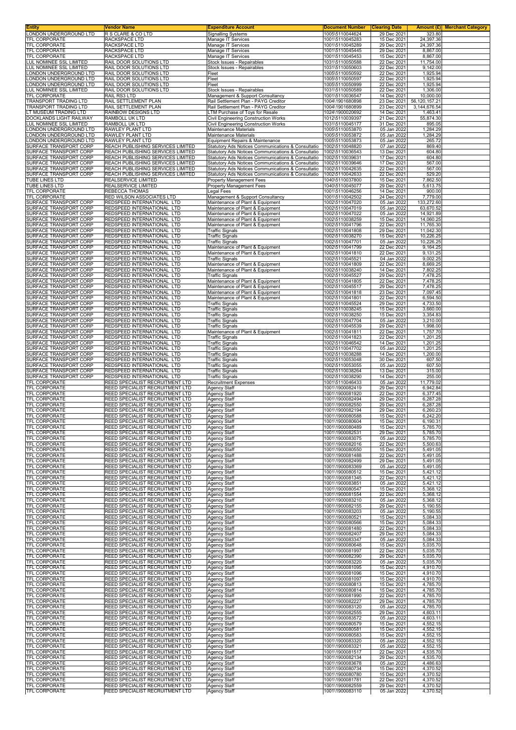| Entity | Vendor Name | Expenditure Account | Document Number | Clearing Date | Amount (£) | Merchant Category |
|---|---|---|---|---|---|---|
| LONDON UNDERGROUND LTD | R S CLARE & CO LTD | Signalling Systems | 1005\5110044624 | 29 Dec 2021 | 323.80 | |
| TFL CORPORATE | RACKSPACE LTD | Manage IT Services | 1001\5110045283 | 15 Dec 2021 | 24,397.36 | |
| TFL CORPORATE | RACKSPACE LTD | Manage IT Services | 1001\5110045289 | 29 Dec 2021 | 24,397.36 | |
| TFL CORPORATE | RACKSPACE LTD | Manage IT Services | 1001\5110045445 | 29 Dec 2021 | 8,867.00 | |
| TFL CORPORATE | RACKSPACE LTD | Manage IT Services | 1001\5110045453 | 15 Dec 2021 | 8,867.00 | |
| LUL NOMINEE SSL LIMITED | RAIL DOOR SOLUTIONS LTD | Stock Issues - Repairables | 1031\5110050588 | 22 Dec 2021 | 11,754.00 | |
| LUL NOMINEE SSL LIMITED | RAIL DOOR SOLUTIONS LTD | Stock Issues - Repairables | 1031\5110050603 | 22 Dec 2021 | 9,142.00 | |
| LONDON UNDERGROUND LTD | RAIL DOOR SOLUTIONS LTD | Fleet | 1005\5110050592 | 22 Dec 2021 | 1,925.94 | |
| LONDON UNDERGROUND LTD | RAIL DOOR SOLUTIONS LTD | Fleet | 1005\5110050597 | 22 Dec 2021 | 1,925.94 | |
| LONDON UNDERGROUND LTD | RAIL DOOR SOLUTIONS LTD | Fleet | 1005\5110050999 | 22 Dec 2021 | 1,925.94 | |
| LUL NOMINEE SSL LIMITED | RAIL DOOR SOLUTIONS LTD | Stock Issues - Repairables | 1031\5110050589 | 22 Dec 2021 | 1,306.00 | |
| TFL CORPORATE | RAIL RS3 LTD | Management & Support Consultancy | 1001\5110036547 | 14 Dec 2021 | 10,000.00 | |
| TRANSPORT TRADING LTD | RAIL SETTLEMENT PLAN | Rail Settlement Plan - PAYG Creditor | 1004\1901680898 | 23 Dec 2021 | 56,120,157.21 | |
| TRANSPORT TRADING LTD | RAIL SETTLEMENT PLAN | Rail Settlement Plan - PAYG Creditor | 1004\1901680899 | 23 Dec 2021 | 3,144,676.54 | |
| LT MUSEUM TRADING LTD | RAINBOW DESIGNS LTD | LTM Purchase of Toys for Resale | 1024\1900020692 | 14 Dec 2021 | 1,463.41 | |
| DOCKLANDS LIGHT RAILWAY | RAMBOLL UK LTD | Civil Engineering Construction Works | 1012\5110039397 | 21 Dec 2021 | 55,874.30 | |
| LUL NOMINEE SSL LIMITED | RAMBOLL UK LTD | Civil Engineering Construction Works | 1031\5110045177 | 31 Dec 2021 | 895.05 | |
| LONDON UNDERGROUND LTD | RAWLEY PLANT LTD | Maintenance Materials | 1005\5110053870 | 05 Jan 2022 | 1,284.29 | |
| LONDON UNDERGROUND LTD | RAWLEY PLANT LTD | Maintenance Materials | 1005\5110053872 | 05 Jan 2022 | 1,284.29 | |
| LONDON UNDERGROUND LTD | RAWLEY PLANT LTD | Equipment Repairs & Maintenance | 1005\5110053873 | 05 Jan 2022 | 265.72 | |
| SURFACE TRANSPORT CORP | REACH PUBLISHING SERVICES LIMITED | Statutory Ads Notices Communications & Consultatio | 1002\5110048820 | 07 Jan 2022 | 869.40 | |
| SURFACE TRANSPORT CORP | REACH PUBLISHING SERVICES LIMITED | Statutory Ads Notices Communications & Consultatio | 1002\5110036543 | 13 Dec 2021 | 604.80 | |
| SURFACE TRANSPORT CORP | REACH PUBLISHING SERVICES LIMITED | Statutory Ads Notices Communications & Consultatio | 1002\5110039631 | 17 Dec 2021 | 604.80 | |
| SURFACE TRANSPORT CORP | REACH PUBLISHING SERVICES LIMITED | Statutory Ads Notices Communications & Consultatio | 1002\5110039646 | 17 Dec 2021 | 567.00 | |
| SURFACE TRANSPORT CORP | REACH PUBLISHING SERVICES LIMITED | Statutory Ads Notices Communications & Consultatio | 1002\5110042635 | 22 Dec 2021 | 567.00 | |
| SURFACE TRANSPORT CORP | REACH PUBLISHING SERVICES LIMITED | Statutory Ads Notices Communications & Consultatio | 1002\5110042633 | 22 Dec 2021 | 529.20 | |
| TUBE LINES LTD | REALSERVICE LIMITED | Property Management Fees | 1040\5110037800 | 15 Dec 2021 | 7,862.50 | |
| TUBE LINES LTD | REALSERVICE LIMITED | Property Management Fees | 1040\5110045077 | 29 Dec 2021 | 5,613.75 | |
| TFL CORPORATE | REBECCA THOMAS | Legal Fees | 1001\5110046256 | 14 Dec 2021 | 900.00 | |
| TFL CORPORATE | RED WILSON ASSOCIATES LTD | Management & Support Consultancy | 1001\5110042502 | 24 Dec 2021 | 7,779.00 | |
| SURFACE TRANSPORT CORP | REDSPEED INTERNATIONAL LTD | Maintenance of Plant & Equipment | 1002\5110047020 | 05 Jan 2022 | 133,272.60 | |
| SURFACE TRANSPORT CORP | REDSPEED INTERNATIONAL LTD | Maintenance of Plant & Equipment | 1002\5110047019 | 05 Jan 2022 | 63,670.52 | |
| SURFACE TRANSPORT CORP | REDSPEED INTERNATIONAL LTD | Maintenance of Plant & Equipment | 1002\5110047022 | 05 Jan 2022 | 14,921.89 | |
| SURFACE TRANSPORT CORP | REDSPEED INTERNATIONAL LTD | Maintenance of Plant & Equipment | 1002\5110038259 | 15 Dec 2021 | 14,060.25 | |
| SURFACE TRANSPORT CORP | REDSPEED INTERNATIONAL LTD | Maintenance of Plant & Equipment | 1002\5110041796 | 22 Dec 2021 | 11,765.30 | |
| SURFACE TRANSPORT CORP | REDSPEED INTERNATIONAL LTD | Traffic Signals | 1002\5110041808 | 29 Dec 2021 | 11,042.30 | |
| SURFACE TRANSPORT CORP | REDSPEED INTERNATIONAL LTD | Traffic Signals | 1002\5110038270 | 15 Dec 2021 | 10,226.25 | |
| SURFACE TRANSPORT CORP | REDSPEED INTERNATIONAL LTD | Traffic Signals | 1002\5110047701 | 05 Jan 2022 | 10,226.25 | |
| SURFACE TRANSPORT CORP | REDSPEED INTERNATIONAL LTD | Maintenance of Plant & Equipment | 1002\5110041799 | 22 Dec 2021 | 9,164.25 | |
| SURFACE TRANSPORT CORP | REDSPEED INTERNATIONAL LTD | Maintenance of Plant & Equipment | 1002\5110041810 | 22 Dec 2021 | 9,131.25 | |
| SURFACE TRANSPORT CORP | REDSPEED INTERNATIONAL LTD | Traffic Signals | 1002\5110045521 | 04 Jan 2022 | 9,002.25 | |
| SURFACE TRANSPORT CORP | REDSPEED INTERNATIONAL LTD | Maintenance of Plant & Equipment | 1002\5110041809 | 22 Dec 2021 | 8,669.25 | |
| SURFACE TRANSPORT CORP | REDSPEED INTERNATIONAL LTD | Maintenance of Plant & Equipment | 1002\5110038240 | 14 Dec 2021 | 7,802.25 | |
| SURFACE TRANSPORT CORP | REDSPEED INTERNATIONAL LTD | Traffic Signals | 1002\5110045527 | 29 Dec 2021 | 7,478.25 | |
| SURFACE TRANSPORT CORP | REDSPEED INTERNATIONAL LTD | Maintenance of Plant & Equipment | 1002\5110041805 | 22 Dec 2021 | 7,478.25 | |
| SURFACE TRANSPORT CORP | REDSPEED INTERNATIONAL LTD | Maintenance of Plant & Equipment | 1002\5110045517 | 29 Dec 2021 | 7,478.25 | |
| SURFACE TRANSPORT CORP | REDSPEED INTERNATIONAL LTD | Maintenance of Plant & Equipment | 1002\5110041818 | 23 Dec 2021 | 7,097.45 | |
| SURFACE TRANSPORT CORP | REDSPEED INTERNATIONAL LTD | Maintenance of Plant & Equipment | 1002\5110041801 | 22 Dec 2021 | 6,594.50 | |
| SURFACE TRANSPORT CORP | REDSPEED INTERNATIONAL LTD | Traffic Signals | 1002\5110045524 | 29 Dec 2021 | 4,733.50 | |
| SURFACE TRANSPORT CORP | REDSPEED INTERNATIONAL LTD | Traffic Signals | 1002\5110038245 | 15 Dec 2021 | 3,660.00 | |
| SURFACE TRANSPORT CORP | REDSPEED INTERNATIONAL LTD | Traffic Signals | 1002\5110038250 | 15 Dec 2021 | 3,354.83 | |
| SURFACE TRANSPORT CORP | REDSPEED INTERNATIONAL LTD | Traffic Signals | 1002\5110047704 | 05 Jan 2022 | 3,210.00 | |
| SURFACE TRANSPORT CORP | REDSPEED INTERNATIONAL LTD | Traffic Signals | 1002\5110045539 | 29 Dec 2021 | 1,998.00 | |
| SURFACE TRANSPORT CORP | REDSPEED INTERNATIONAL LTD | Maintenance of Plant & Equipment | 1002\5110041811 | 22 Dec 2021 | 1,757.70 | |
| SURFACE TRANSPORT CORP | REDSPEED INTERNATIONAL LTD | Traffic Signals | 1002\5110041823 | 22 Dec 2021 | 1,201.25 | |
| SURFACE TRANSPORT CORP | REDSPEED INTERNATIONAL LTD | Traffic Signals | 1002\5110046542 | 14 Dec 2021 | 1,201.25 | |
| SURFACE TRANSPORT CORP | REDSPEED INTERNATIONAL LTD | Traffic Signals | 1002\5110047702 | 05 Jan 2022 | 1,201.25 | |
| SURFACE TRANSPORT CORP | REDSPEED INTERNATIONAL LTD | Traffic Signals | 1002\5110038288 | 14 Dec 2021 | 1,200.00 | |
| SURFACE TRANSPORT CORP | REDSPEED INTERNATIONAL LTD | Traffic Signals | 1002\5110053048 | 30 Dec 2021 | 607.50 | |
| SURFACE TRANSPORT CORP | REDSPEED INTERNATIONAL LTD | Traffic Signals | 1002\5110053055 | 05 Jan 2022 | 607.50 | |
| SURFACE TRANSPORT CORP | REDSPEED INTERNATIONAL LTD | Traffic Signals | 1002\5110038264 | 13 Dec 2021 | 315.00 | |
| SURFACE TRANSPORT CORP | REDSPEED INTERNATIONAL LTD | Traffic Signals | 1002\5110038290 | 14 Dec 2021 | 255.00 | |
| TFL CORPORATE | REED SPECIALIST RECRUITMENT LTD | Recruitment Expenses | 1001\5110046433 | 05 Jan 2022 | 11,779.02 | |
| TFL CORPORATE | REED SPECIALIST RECRUITMENT LTD | Agency Staff | 1001\1900082419 | 29 Dec 2021 | 6,942.84 | |
| TFL CORPORATE | REED SPECIALIST RECRUITMENT LTD | Agency Staff | 1001\1900081920 | 22 Dec 2021 | 6,377.45 | |
| TFL CORPORATE | REED SPECIALIST RECRUITMENT LTD | Agency Staff | 1001\1900082494 | 29 Dec 2021 | 6,287.28 | |
| TFL CORPORATE | REED SPECIALIST RECRUITMENT LTD | Agency Staff | 1001\1900082550 | 29 Dec 2021 | 6,287.28 | |
| TFL CORPORATE | REED SPECIALIST RECRUITMENT LTD | Agency Staff | 1001\1900082194 | 29 Dec 2021 | 6,260.23 | |
| TFL CORPORATE | REED SPECIALIST RECRUITMENT LTD | Agency Staff | 1001\1900080588 | 15 Dec 2021 | 6,242.20 | |
| TFL CORPORATE | REED SPECIALIST RECRUITMENT LTD | Agency Staff | 1001\1900080604 | 15 Dec 2021 | 6,190.31 | |
| TFL CORPORATE | REED SPECIALIST RECRUITMENT LTD | Agency Staff | 1001\1900080489 | 15 Dec 2021 | 5,785.70 | |
| TFL CORPORATE | REED SPECIALIST RECRUITMENT LTD | Agency Staff | 1001\1900082531 | 29 Dec 2021 | 5,785.70 | |
| TFL CORPORATE | REED SPECIALIST RECRUITMENT LTD | Agency Staff | 1001\1900083075 | 05 Jan 2022 | 5,785.70 | |
| TFL CORPORATE | REED SPECIALIST RECRUITMENT LTD | Agency Staff | 1001\1900082016 | 22 Dec 2021 | 5,500.63 | |
| TFL CORPORATE | REED SPECIALIST RECRUITMENT LTD | Agency Staff | 1001\1900080550 | 15 Dec 2021 | 5,491.05 | |
| TFL CORPORATE | REED SPECIALIST RECRUITMENT LTD | Agency Staff | 1001\1900081488 | 22 Dec 2021 | 5,491.05 | |
| TFL CORPORATE | REED SPECIALIST RECRUITMENT LTD | Agency Staff | 1001\1900082499 | 29 Dec 2021 | 5,491.05 | |
| TFL CORPORATE | REED SPECIALIST RECRUITMENT LTD | Agency Staff | 1001\1900083369 | 05 Jan 2022 | 5,491.05 | |
| TFL CORPORATE | REED SPECIALIST RECRUITMENT LTD | Agency Staff | 1001\1900080512 | 15 Dec 2021 | 5,421.12 | |
| TFL CORPORATE | REED SPECIALIST RECRUITMENT LTD | Agency Staff | 1001\1900081345 | 22 Dec 2021 | 5,421.12 | |
| TFL CORPORATE | REED SPECIALIST RECRUITMENT LTD | Agency Staff | 1001\1900083851 | 05 Jan 2022 | 5,421.12 | |
| TFL CORPORATE | REED SPECIALIST RECRUITMENT LTD | Agency Staff | 1001\1900080547 | 15 Dec 2021 | 5,368.12 | |
| TFL CORPORATE | REED SPECIALIST RECRUITMENT LTD | Agency Staff | 1001\1900081554 | 22 Dec 2021 | 5,368.12 | |
| TFL CORPORATE | REED SPECIALIST RECRUITMENT LTD | Agency Staff | 1001\1900083210 | 05 Jan 2022 | 5,368.12 | |
| TFL CORPORATE | REED SPECIALIST RECRUITMENT LTD | Agency Staff | 1001\1900082155 | 29 Dec 2021 | 5,190.55 | |
| TFL CORPORATE | REED SPECIALIST RECRUITMENT LTD | Agency Staff | 1001\1900083203 | 05 Jan 2022 | 5,190.55 | |
| TFL CORPORATE | REED SPECIALIST RECRUITMENT LTD | Agency Staff | 1001\1900080521 | 15 Dec 2021 | 5,084.33 | |
| TFL CORPORATE | REED SPECIALIST RECRUITMENT LTD | Agency Staff | 1001\1900080566 | 15 Dec 2021 | 5,084.33 | |
| TFL CORPORATE | REED SPECIALIST RECRUITMENT LTD | Agency Staff | 1001\1900081480 | 22 Dec 2021 | 5,084.33 | |
| TFL CORPORATE | REED SPECIALIST RECRUITMENT LTD | Agency Staff | 1001\1900082407 | 29 Dec 2021 | 5,084.33 | |
| TFL CORPORATE | REED SPECIALIST RECRUITMENT LTD | Agency Staff | 1001\1900083347 | 05 Jan 2022 | 5,084.33 | |
| TFL CORPORATE | REED SPECIALIST RECRUITMENT LTD | Agency Staff | 1001\1900080648 | 15 Dec 2021 | 5,035.70 | |
| TFL CORPORATE | REED SPECIALIST RECRUITMENT LTD | Agency Staff | 1001\1900081997 | 22 Dec 2021 | 5,035.70 | |
| TFL CORPORATE | REED SPECIALIST RECRUITMENT LTD | Agency Staff | 1001\1900082390 | 29 Dec 2021 | 5,035.70 | |
| TFL CORPORATE | REED SPECIALIST RECRUITMENT LTD | Agency Staff | 1001\1900083220 | 05 Jan 2022 | 5,035.70 | |
| TFL CORPORATE | REED SPECIALIST RECRUITMENT LTD | Agency Staff | 1001\1900081095 | 15 Dec 2021 | 4,910.70 | |
| TFL CORPORATE | REED SPECIALIST RECRUITMENT LTD | Agency Staff | 1001\1900081096 | 15 Dec 2021 | 4,910.70 | |
| TFL CORPORATE | REED SPECIALIST RECRUITMENT LTD | Agency Staff | 1001\1900081097 | 15 Dec 2021 | 4,910.70 | |
| TFL CORPORATE | REED SPECIALIST RECRUITMENT LTD | Agency Staff | 1001\1900080813 | 15 Dec 2021 | 4,785.70 | |
| TFL CORPORATE | REED SPECIALIST RECRUITMENT LTD | Agency Staff | 1001\1900080814 | 15 Dec 2021 | 4,785.70 | |
| TFL CORPORATE | REED SPECIALIST RECRUITMENT LTD | Agency Staff | 1001\1900081990 | 22 Dec 2021 | 4,785.70 | |
| TFL CORPORATE | REED SPECIALIST RECRUITMENT LTD | Agency Staff | 1001\1900082227 | 29 Dec 2021 | 4,785.70 | |
| TFL CORPORATE | REED SPECIALIST RECRUITMENT LTD | Agency Staff | 1001\1900083120 | 05 Jan 2022 | 4,785.70 | |
| TFL CORPORATE | REED SPECIALIST RECRUITMENT LTD | Agency Staff | 1001\1900082555 | 29 Dec 2021 | 4,603.11 | |
| TFL CORPORATE | REED SPECIALIST RECRUITMENT LTD | Agency Staff | 1001\1900083572 | 05 Jan 2022 | 4,603.11 | |
| TFL CORPORATE | REED SPECIALIST RECRUITMENT LTD | Agency Staff | 1001\1900080579 | 15 Dec 2021 | 4,552.15 | |
| TFL CORPORATE | REED SPECIALIST RECRUITMENT LTD | Agency Staff | 1001\1900080581 | 15 Dec 2021 | 4,552.15 | |
| TFL CORPORATE | REED SPECIALIST RECRUITMENT LTD | Agency Staff | 1001\1900080583 | 15 Dec 2021 | 4,552.15 | |
| TFL CORPORATE | REED SPECIALIST RECRUITMENT LTD | Agency Staff | 1001\1900083320 | 05 Jan 2022 | 4,552.15 | |
| TFL CORPORATE | REED SPECIALIST RECRUITMENT LTD | Agency Staff | 1001\1900083321 | 05 Jan 2022 | 4,552.15 | |
| TFL CORPORATE | REED SPECIALIST RECRUITMENT LTD | Agency Staff | 1001\1900081517 | 22 Dec 2021 | 4,535.70 | |
| TFL CORPORATE | REED SPECIALIST RECRUITMENT LTD | Agency Staff | 1001\1900082134 | 29 Dec 2021 | 4,535.70 | |
| TFL CORPORATE | REED SPECIALIST RECRUITMENT LTD | Agency Staff | 1001\1900083678 | 05 Jan 2022 | 4,486.63 | |
| TFL CORPORATE | REED SPECIALIST RECRUITMENT LTD | Agency Staff | 1001\1900080734 | 15 Dec 2021 | 4,370.52 | |
| TFL CORPORATE | REED SPECIALIST RECRUITMENT LTD | Agency Staff | 1001\1900080780 | 15 Dec 2021 | 4,370.52 | |
| TFL CORPORATE | REED SPECIALIST RECRUITMENT LTD | Agency Staff | 1001\1900081781 | 22 Dec 2021 | 4,370.52 | |
| TFL CORPORATE | REED SPECIALIST RECRUITMENT LTD | Agency Staff | 1001\1900082559 | 29 Dec 2021 | 4,370.52 | |
| TFL CORPORATE | REED SPECIALIST RECRUITMENT LTD | Agency Staff | 1001\1900083110 | 05 Jan 2022 | 4,370.52 | |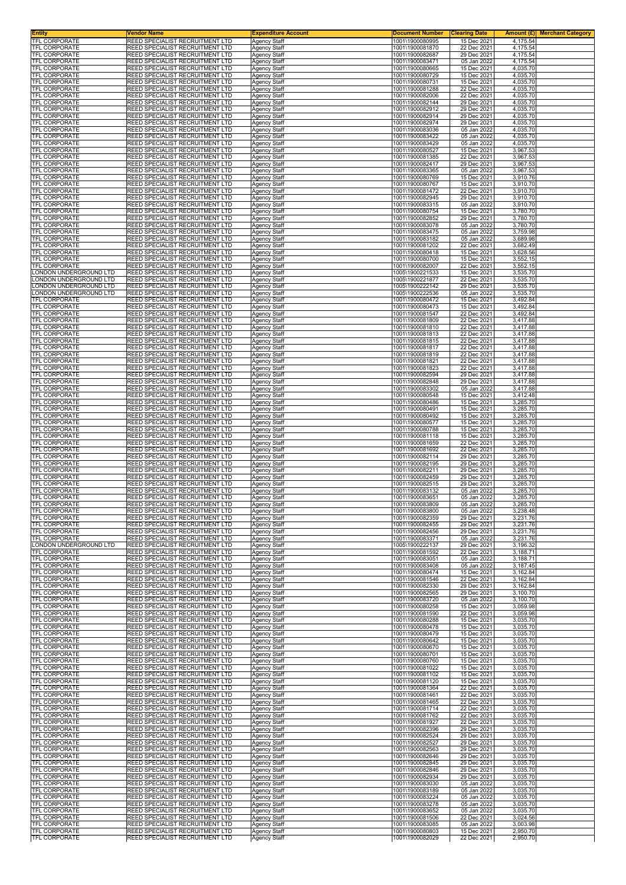| Entity | Vendor Name | Expenditure Account | Document Number | Clearing Date | Amount (£) | Merchant Category |
|---|---|---|---|---|---|---|
| TFL CORPORATE | REED SPECIALIST RECRUITMENT LTD | Agency Staff | 1001\1900080995 | 15 Dec 2021 | 4,175.54 | |
| TFL CORPORATE | REED SPECIALIST RECRUITMENT LTD | Agency Staff | 1001\1900081870 | 22 Dec 2021 | 4,175.54 | |
| TFL CORPORATE | REED SPECIALIST RECRUITMENT LTD | Agency Staff | 1001\1900082687 | 29 Dec 2021 | 4,175.54 | |
| TFL CORPORATE | REED SPECIALIST RECRUITMENT LTD | Agency Staff | 1001\1900083471 | 05 Jan 2022 | 4,175.54 | |
| TFL CORPORATE | REED SPECIALIST RECRUITMENT LTD | Agency Staff | 1001\1900080665 | 15 Dec 2021 | 4,035.70 | |
| TFL CORPORATE | REED SPECIALIST RECRUITMENT LTD | Agency Staff | 1001\1900080729 | 15 Dec 2021 | 4,035.70 | |
| TFL CORPORATE | REED SPECIALIST RECRUITMENT LTD | Agency Staff | 1001\1900080731 | 15 Dec 2021 | 4,035.70 | |
| TFL CORPORATE | REED SPECIALIST RECRUITMENT LTD | Agency Staff | 1001\1900081288 | 22 Dec 2021 | 4,035.70 | |
| TFL CORPORATE | REED SPECIALIST RECRUITMENT LTD | Agency Staff | 1001\1900082006 | 22 Dec 2021 | 4,035.70 | |
| TFL CORPORATE | REED SPECIALIST RECRUITMENT LTD | Agency Staff | 1001\1900082144 | 29 Dec 2021 | 4,035.70 | |
| TFL CORPORATE | REED SPECIALIST RECRUITMENT LTD | Agency Staff | 1001\1900082912 | 29 Dec 2021 | 4,035.70 | |
| TFL CORPORATE | REED SPECIALIST RECRUITMENT LTD | Agency Staff | 1001\1900082914 | 29 Dec 2021 | 4,035.70 | |
| TFL CORPORATE | REED SPECIALIST RECRUITMENT LTD | Agency Staff | 1001\1900082974 | 29 Dec 2021 | 4,035.70 | |
| TFL CORPORATE | REED SPECIALIST RECRUITMENT LTD | Agency Staff | 1001\1900083036 | 05 Jan 2022 | 4,035.70 | |
| TFL CORPORATE | REED SPECIALIST RECRUITMENT LTD | Agency Staff | 1001\1900083422 | 05 Jan 2022 | 4,035.70 | |
| TFL CORPORATE | REED SPECIALIST RECRUITMENT LTD | Agency Staff | 1001\1900083429 | 05 Jan 2022 | 4,035.70 | |
| TFL CORPORATE | REED SPECIALIST RECRUITMENT LTD | Agency Staff | 1001\1900080527 | 15 Dec 2021 | 3,967.53 | |
| TFL CORPORATE | REED SPECIALIST RECRUITMENT LTD | Agency Staff | 1001\1900081385 | 22 Dec 2021 | 3,967.53 | |
| TFL CORPORATE | REED SPECIALIST RECRUITMENT LTD | Agency Staff | 1001\1900082417 | 29 Dec 2021 | 3,967.53 | |
| TFL CORPORATE | REED SPECIALIST RECRUITMENT LTD | Agency Staff | 1001\1900083365 | 05 Jan 2022 | 3,967.53 | |
| TFL CORPORATE | REED SPECIALIST RECRUITMENT LTD | Agency Staff | 1001\1900080769 | 15 Dec 2021 | 3,910.76 | |
| TFL CORPORATE | REED SPECIALIST RECRUITMENT LTD | Agency Staff | 1001\1900080767 | 15 Dec 2021 | 3,910.70 | |
| TFL CORPORATE | REED SPECIALIST RECRUITMENT LTD | Agency Staff | 1001\1900081472 | 22 Dec 2021 | 3,910.70 | |
| TFL CORPORATE | REED SPECIALIST RECRUITMENT LTD | Agency Staff | 1001\1900082945 | 29 Dec 2021 | 3,910.70 | |
| TFL CORPORATE | REED SPECIALIST RECRUITMENT LTD | Agency Staff | 1001\1900083315 | 05 Jan 2022 | 3,910.70 | |
| TFL CORPORATE | REED SPECIALIST RECRUITMENT LTD | Agency Staff | 1001\1900080754 | 15 Dec 2021 | 3,780.70 | |
| TFL CORPORATE | REED SPECIALIST RECRUITMENT LTD | Agency Staff | 1001\1900082852 | 29 Dec 2021 | 3,780.70 | |
| TFL CORPORATE | REED SPECIALIST RECRUITMENT LTD | Agency Staff | 1001\1900083078 | 05 Jan 2022 | 3,780.70 | |
| TFL CORPORATE | REED SPECIALIST RECRUITMENT LTD | Agency Staff | 1001\1900083475 | 05 Jan 2022 | 3,759.98 | |
| TFL CORPORATE | REED SPECIALIST RECRUITMENT LTD | Agency Staff | 1001\1900083182 | 05 Jan 2022 | 3,689.98 | |
| TFL CORPORATE | REED SPECIALIST RECRUITMENT LTD | Agency Staff | 1001\1900081202 | 22 Dec 2021 | 3,682.49 | |
| TFL CORPORATE | REED SPECIALIST RECRUITMENT LTD | Agency Staff | 1001\1900080418 | 15 Dec 2021 | 3,628.56 | |
| TFL CORPORATE | REED SPECIALIST RECRUITMENT LTD | Agency Staff | 1001\1900080700 | 15 Dec 2021 | 3,552.15 | |
| TFL CORPORATE | REED SPECIALIST RECRUITMENT LTD | Agency Staff | 1001\1900082007 | 22 Dec 2021 | 3,552.15 | |
| LONDON UNDERGROUND LTD | REED SPECIALIST RECRUITMENT LTD | Agency Staff | 1005\1900221533 | 15 Dec 2021 | 3,535.70 | |
| LONDON UNDERGROUND LTD | REED SPECIALIST RECRUITMENT LTD | Agency Staff | 1005\1900221877 | 22 Dec 2021 | 3,535.70 | |
| LONDON UNDERGROUND LTD | REED SPECIALIST RECRUITMENT LTD | Agency Staff | 1005\1900222142 | 29 Dec 2021 | 3,535.70 | |
| LONDON UNDERGROUND LTD | REED SPECIALIST RECRUITMENT LTD | Agency Staff | 1005\1900222536 | 05 Jan 2022 | 3,535.70 | |
| TFL CORPORATE | REED SPECIALIST RECRUITMENT LTD | Agency Staff | 1001\1900080472 | 15 Dec 2021 | 3,492.84 | |
| TFL CORPORATE | REED SPECIALIST RECRUITMENT LTD | Agency Staff | 1001\1900080473 | 15 Dec 2021 | 3,492.84 | |
| TFL CORPORATE | REED SPECIALIST RECRUITMENT LTD | Agency Staff | 1001\1900081547 | 22 Dec 2021 | 3,492.84 | |
| TFL CORPORATE | REED SPECIALIST RECRUITMENT LTD | Agency Staff | 1001\1900081809 | 22 Dec 2021 | 3,417.88 | |
| TFL CORPORATE | REED SPECIALIST RECRUITMENT LTD | Agency Staff | 1001\1900081810 | 22 Dec 2021 | 3,417.88 | |
| TFL CORPORATE | REED SPECIALIST RECRUITMENT LTD | Agency Staff | 1001\1900081813 | 22 Dec 2021 | 3,417.88 | |
| TFL CORPORATE | REED SPECIALIST RECRUITMENT LTD | Agency Staff | 1001\1900081815 | 22 Dec 2021 | 3,417.88 | |
| TFL CORPORATE | REED SPECIALIST RECRUITMENT LTD | Agency Staff | 1001\1900081817 | 22 Dec 2021 | 3,417.88 | |
| TFL CORPORATE | REED SPECIALIST RECRUITMENT LTD | Agency Staff | 1001\1900081819 | 22 Dec 2021 | 3,417.88 | |
| TFL CORPORATE | REED SPECIALIST RECRUITMENT LTD | Agency Staff | 1001\1900081821 | 22 Dec 2021 | 3,417.88 | |
| TFL CORPORATE | REED SPECIALIST RECRUITMENT LTD | Agency Staff | 1001\1900081823 | 22 Dec 2021 | 3,417.88 | |
| TFL CORPORATE | REED SPECIALIST RECRUITMENT LTD | Agency Staff | 1001\1900082594 | 29 Dec 2021 | 3,417.88 | |
| TFL CORPORATE | REED SPECIALIST RECRUITMENT LTD | Agency Staff | 1001\1900082848 | 29 Dec 2021 | 3,417.88 | |
| TFL CORPORATE | REED SPECIALIST RECRUITMENT LTD | Agency Staff | 1001\1900083302 | 05 Jan 2022 | 3,417.88 | |
| TFL CORPORATE | REED SPECIALIST RECRUITMENT LTD | Agency Staff | 1001\1900080548 | 15 Dec 2021 | 3,412.48 | |
| TFL CORPORATE | REED SPECIALIST RECRUITMENT LTD | Agency Staff | 1001\1900080486 | 15 Dec 2021 | 3,285.70 | |
| TFL CORPORATE | REED SPECIALIST RECRUITMENT LTD | Agency Staff | 1001\1900080491 | 15 Dec 2021 | 3,285.70 | |
| TFL CORPORATE | REED SPECIALIST RECRUITMENT LTD | Agency Staff | 1001\1900080492 | 15 Dec 2021 | 3,285.70 | |
| TFL CORPORATE | REED SPECIALIST RECRUITMENT LTD | Agency Staff | 1001\1900080577 | 15 Dec 2021 | 3,285.70 | |
| TFL CORPORATE | REED SPECIALIST RECRUITMENT LTD | Agency Staff | 1001\1900080788 | 15 Dec 2021 | 3,285.70 | |
| TFL CORPORATE | REED SPECIALIST RECRUITMENT LTD | Agency Staff | 1001\1900081118 | 15 Dec 2021 | 3,285.70 | |
| TFL CORPORATE | REED SPECIALIST RECRUITMENT LTD | Agency Staff | 1001\1900081659 | 22 Dec 2021 | 3,285.70 | |
| TFL CORPORATE | REED SPECIALIST RECRUITMENT LTD | Agency Staff | 1001\1900081692 | 22 Dec 2021 | 3,285.70 | |
| TFL CORPORATE | REED SPECIALIST RECRUITMENT LTD | Agency Staff | 1001\1900082114 | 29 Dec 2021 | 3,285.70 | |
| TFL CORPORATE | REED SPECIALIST RECRUITMENT LTD | Agency Staff | 1001\1900082195 | 29 Dec 2021 | 3,285.70 | |
| TFL CORPORATE | REED SPECIALIST RECRUITMENT LTD | Agency Staff | 1001\1900082211 | 29 Dec 2021 | 3,285.70 | |
| TFL CORPORATE | REED SPECIALIST RECRUITMENT LTD | Agency Staff | 1001\1900082459 | 29 Dec 2021 | 3,285.70 | |
| TFL CORPORATE | REED SPECIALIST RECRUITMENT LTD | Agency Staff | 1001\1900082515 | 29 Dec 2021 | 3,285.70 | |
| TFL CORPORATE | REED SPECIALIST RECRUITMENT LTD | Agency Staff | 1001\1900083132 | 05 Jan 2022 | 3,285.70 | |
| TFL CORPORATE | REED SPECIALIST RECRUITMENT LTD | Agency Staff | 1001\1900083651 | 05 Jan 2022 | 3,285.70 | |
| TFL CORPORATE | REED SPECIALIST RECRUITMENT LTD | Agency Staff | 1001\1900083809 | 05 Jan 2022 | 3,285.70 | |
| TFL CORPORATE | REED SPECIALIST RECRUITMENT LTD | Agency Staff | 1001\1900083800 | 05 Jan 2022 | 3,238.48 | |
| TFL CORPORATE | REED SPECIALIST RECRUITMENT LTD | Agency Staff | 1001\1900082359 | 29 Dec 2021 | 3,231.76 | |
| TFL CORPORATE | REED SPECIALIST RECRUITMENT LTD | Agency Staff | 1001\1900082455 | 29 Dec 2021 | 3,231.76 | |
| TFL CORPORATE | REED SPECIALIST RECRUITMENT LTD | Agency Staff | 1001\1900082456 | 29 Dec 2021 | 3,231.76 | |
| TFL CORPORATE | REED SPECIALIST RECRUITMENT LTD | Agency Staff | 1001\1900083371 | 05 Jan 2022 | 3,231.76 | |
| LONDON UNDERGROUND LTD | REED SPECIALIST RECRUITMENT LTD | Agency Staff | 1005\1900222137 | 29 Dec 2021 | 3,196.32 | |
| TFL CORPORATE | REED SPECIALIST RECRUITMENT LTD | Agency Staff | 1001\1900081592 | 22 Dec 2021 | 3,188.71 | |
| TFL CORPORATE | REED SPECIALIST RECRUITMENT LTD | Agency Staff | 1001\1900083051 | 05 Jan 2022 | 3,188.71 | |
| TFL CORPORATE | REED SPECIALIST RECRUITMENT LTD | Agency Staff | 1001\1900083408 | 05 Jan 2022 | 3,187.45 | |
| TFL CORPORATE | REED SPECIALIST RECRUITMENT LTD | Agency Staff | 1001\1900080474 | 15 Dec 2021 | 3,162.84 | |
| TFL CORPORATE | REED SPECIALIST RECRUITMENT LTD | Agency Staff | 1001\1900081546 | 22 Dec 2021 | 3,162.84 | |
| TFL CORPORATE | REED SPECIALIST RECRUITMENT LTD | Agency Staff | 1001\1900082330 | 29 Dec 2021 | 3,162.84 | |
| TFL CORPORATE | REED SPECIALIST RECRUITMENT LTD | Agency Staff | 1001\1900082565 | 29 Dec 2021 | 3,100.70 | |
| TFL CORPORATE | REED SPECIALIST RECRUITMENT LTD | Agency Staff | 1001\1900083720 | 05 Jan 2022 | 3,100.70 | |
| TFL CORPORATE | REED SPECIALIST RECRUITMENT LTD | Agency Staff | 1001\1900080258 | 15 Dec 2021 | 3,059.98 | |
| TFL CORPORATE | REED SPECIALIST RECRUITMENT LTD | Agency Staff | 1001\1900081590 | 22 Dec 2021 | 3,059.98 | |
| TFL CORPORATE | REED SPECIALIST RECRUITMENT LTD | Agency Staff | 1001\1900080288 | 15 Dec 2021 | 3,035.70 | |
| TFL CORPORATE | REED SPECIALIST RECRUITMENT LTD | Agency Staff | 1001\1900080478 | 15 Dec 2021 | 3,035.70 | |
| TFL CORPORATE | REED SPECIALIST RECRUITMENT LTD | Agency Staff | 1001\1900080479 | 15 Dec 2021 | 3,035.70 | |
| TFL CORPORATE | REED SPECIALIST RECRUITMENT LTD | Agency Staff | 1001\1900080642 | 15 Dec 2021 | 3,035.70 | |
| TFL CORPORATE | REED SPECIALIST RECRUITMENT LTD | Agency Staff | 1001\1900080670 | 15 Dec 2021 | 3,035.70 | |
| TFL CORPORATE | REED SPECIALIST RECRUITMENT LTD | Agency Staff | 1001\1900080701 | 15 Dec 2021 | 3,035.70 | |
| TFL CORPORATE | REED SPECIALIST RECRUITMENT LTD | Agency Staff | 1001\1900080760 | 15 Dec 2021 | 3,035.70 | |
| TFL CORPORATE | REED SPECIALIST RECRUITMENT LTD | Agency Staff | 1001\1900081022 | 15 Dec 2021 | 3,035.70 | |
| TFL CORPORATE | REED SPECIALIST RECRUITMENT LTD | Agency Staff | 1001\1900081102 | 15 Dec 2021 | 3,035.70 | |
| TFL CORPORATE | REED SPECIALIST RECRUITMENT LTD | Agency Staff | 1001\1900081120 | 15 Dec 2021 | 3,035.70 | |
| TFL CORPORATE | REED SPECIALIST RECRUITMENT LTD | Agency Staff | 1001\1900081364 | 22 Dec 2021 | 3,035.70 | |
| TFL CORPORATE | REED SPECIALIST RECRUITMENT LTD | Agency Staff | 1001\1900081461 | 22 Dec 2021 | 3,035.70 | |
| TFL CORPORATE | REED SPECIALIST RECRUITMENT LTD | Agency Staff | 1001\1900081465 | 22 Dec 2021 | 3,035.70 | |
| TFL CORPORATE | REED SPECIALIST RECRUITMENT LTD | Agency Staff | 1001\1900081714 | 22 Dec 2021 | 3,035.70 | |
| TFL CORPORATE | REED SPECIALIST RECRUITMENT LTD | Agency Staff | 1001\1900081762 | 22 Dec 2021 | 3,035.70 | |
| TFL CORPORATE | REED SPECIALIST RECRUITMENT LTD | Agency Staff | 1001\1900081927 | 22 Dec 2021 | 3,035.70 | |
| TFL CORPORATE | REED SPECIALIST RECRUITMENT LTD | Agency Staff | 1001\1900082396 | 29 Dec 2021 | 3,035.70 | |
| TFL CORPORATE | REED SPECIALIST RECRUITMENT LTD | Agency Staff | 1001\1900082524 | 29 Dec 2021 | 3,035.70 | |
| TFL CORPORATE | REED SPECIALIST RECRUITMENT LTD | Agency Staff | 1001\1900082527 | 29 Dec 2021 | 3,035.70 | |
| TFL CORPORATE | REED SPECIALIST RECRUITMENT LTD | Agency Staff | 1001\1900082563 | 29 Dec 2021 | 3,035.70 | |
| TFL CORPORATE | REED SPECIALIST RECRUITMENT LTD | Agency Staff | 1001\1900082646 | 29 Dec 2021 | 3,035.70 | |
| TFL CORPORATE | REED SPECIALIST RECRUITMENT LTD | Agency Staff | 1001\1900082845 | 29 Dec 2021 | 3,035.70 | |
| TFL CORPORATE | REED SPECIALIST RECRUITMENT LTD | Agency Staff | 1001\1900082846 | 29 Dec 2021 | 3,035.70 | |
| TFL CORPORATE | REED SPECIALIST RECRUITMENT LTD | Agency Staff | 1001\1900082934 | 29 Dec 2021 | 3,035.70 | |
| TFL CORPORATE | REED SPECIALIST RECRUITMENT LTD | Agency Staff | 1001\1900083030 | 05 Jan 2022 | 3,035.70 | |
| TFL CORPORATE | REED SPECIALIST RECRUITMENT LTD | Agency Staff | 1001\1900083189 | 05 Jan 2022 | 3,035.70 | |
| TFL CORPORATE | REED SPECIALIST RECRUITMENT LTD | Agency Staff | 1001\1900083224 | 05 Jan 2022 | 3,035.70 | |
| TFL CORPORATE | REED SPECIALIST RECRUITMENT LTD | Agency Staff | 1001\1900083278 | 05 Jan 2022 | 3,035.70 | |
| TFL CORPORATE | REED SPECIALIST RECRUITMENT LTD | Agency Staff | 1001\1900083652 | 05 Jan 2022 | 3,035.70 | |
| TFL CORPORATE | REED SPECIALIST RECRUITMENT LTD | Agency Staff | 1001\1900081506 | 22 Dec 2021 | 3,024.56 | |
| TFL CORPORATE | REED SPECIALIST RECRUITMENT LTD | Agency Staff | 1001\1900083085 | 05 Jan 2022 | 3,003.98 | |
| TFL CORPORATE | REED SPECIALIST RECRUITMENT LTD | Agency Staff | 1001\1900080803 | 15 Dec 2021 | 2,950.70 | |
| TFL CORPORATE | REED SPECIALIST RECRUITMENT LTD | Agency Staff | 1001\1900082029 | 22 Dec 2021 | 2,950.70 | |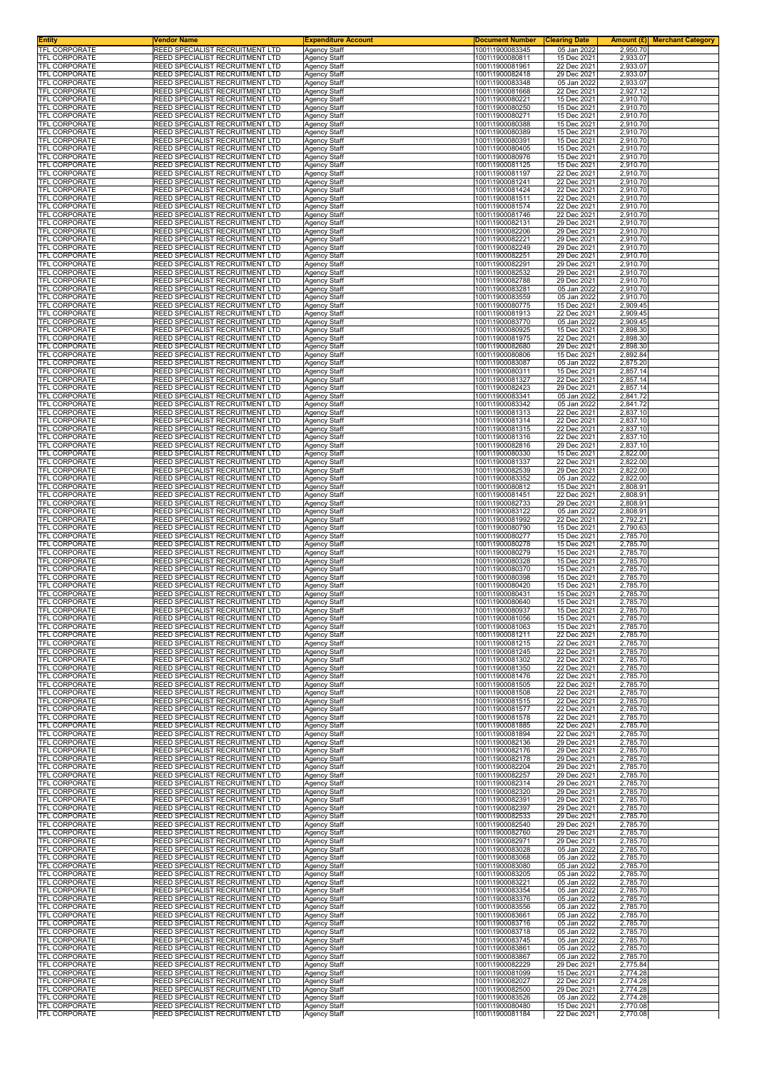| Entity | Vendor Name | Expenditure Account | Document Number | Clearing Date | Amount (£) | Merchant Category |
|---|---|---|---|---|---|---|
| TFL CORPORATE | REED SPECIALIST RECRUITMENT LTD | Agency Staff | 1001\1900083345 | 05 Jan 2022 | 2,950.70 | |
| TFL CORPORATE | REED SPECIALIST RECRUITMENT LTD | Agency Staff | 1001\1900080811 | 15 Dec 2021 | 2,933.07 | |
| TFL CORPORATE | REED SPECIALIST RECRUITMENT LTD | Agency Staff | 1001\1900081961 | 22 Dec 2021 | 2,933.07 | |
| TFL CORPORATE | REED SPECIALIST RECRUITMENT LTD | Agency Staff | 1001\1900082418 | 29 Dec 2021 | 2,933.07 | |
| TFL CORPORATE | REED SPECIALIST RECRUITMENT LTD | Agency Staff | 1001\1900083348 | 05 Jan 2022 | 2,933.07 | |
| TFL CORPORATE | REED SPECIALIST RECRUITMENT LTD | Agency Staff | 1001\1900081668 | 22 Dec 2021 | 2,927.12 | |
| TFL CORPORATE | REED SPECIALIST RECRUITMENT LTD | Agency Staff | 1001\1900080221 | 15 Dec 2021 | 2,910.70 | |
| TFL CORPORATE | REED SPECIALIST RECRUITMENT LTD | Agency Staff | 1001\1900080250 | 15 Dec 2021 | 2,910.70 | |
| TFL CORPORATE | REED SPECIALIST RECRUITMENT LTD | Agency Staff | 1001\1900080271 | 15 Dec 2021 | 2,910.70 | |
| TFL CORPORATE | REED SPECIALIST RECRUITMENT LTD | Agency Staff | 1001\1900080388 | 15 Dec 2021 | 2,910.70 | |
| TFL CORPORATE | REED SPECIALIST RECRUITMENT LTD | Agency Staff | 1001\1900080389 | 15 Dec 2021 | 2,910.70 | |
| TFL CORPORATE | REED SPECIALIST RECRUITMENT LTD | Agency Staff | 1001\1900080391 | 15 Dec 2021 | 2,910.70 | |
| TFL CORPORATE | REED SPECIALIST RECRUITMENT LTD | Agency Staff | 1001\1900080405 | 15 Dec 2021 | 2,910.70 | |
| TFL CORPORATE | REED SPECIALIST RECRUITMENT LTD | Agency Staff | 1001\1900080976 | 15 Dec 2021 | 2,910.70 | |
| TFL CORPORATE | REED SPECIALIST RECRUITMENT LTD | Agency Staff | 1001\1900081125 | 15 Dec 2021 | 2,910.70 | |
| TFL CORPORATE | REED SPECIALIST RECRUITMENT LTD | Agency Staff | 1001\1900081197 | 22 Dec 2021 | 2,910.70 | |
| TFL CORPORATE | REED SPECIALIST RECRUITMENT LTD | Agency Staff | 1001\1900081241 | 22 Dec 2021 | 2,910.70 | |
| TFL CORPORATE | REED SPECIALIST RECRUITMENT LTD | Agency Staff | 1001\1900081424 | 22 Dec 2021 | 2,910.70 | |
| TFL CORPORATE | REED SPECIALIST RECRUITMENT LTD | Agency Staff | 1001\1900081511 | 22 Dec 2021 | 2,910.70 | |
| TFL CORPORATE | REED SPECIALIST RECRUITMENT LTD | Agency Staff | 1001\1900081574 | 22 Dec 2021 | 2,910.70 | |
| TFL CORPORATE | REED SPECIALIST RECRUITMENT LTD | Agency Staff | 1001\1900081746 | 22 Dec 2021 | 2,910.70 | |
| TFL CORPORATE | REED SPECIALIST RECRUITMENT LTD | Agency Staff | 1001\1900082131 | 29 Dec 2021 | 2,910.70 | |
| TFL CORPORATE | REED SPECIALIST RECRUITMENT LTD | Agency Staff | 1001\1900082206 | 29 Dec 2021 | 2,910.70 | |
| TFL CORPORATE | REED SPECIALIST RECRUITMENT LTD | Agency Staff | 1001\1900082221 | 29 Dec 2021 | 2,910.70 | |
| TFL CORPORATE | REED SPECIALIST RECRUITMENT LTD | Agency Staff | 1001\1900082249 | 29 Dec 2021 | 2,910.70 | |
| TFL CORPORATE | REED SPECIALIST RECRUITMENT LTD | Agency Staff | 1001\1900082251 | 29 Dec 2021 | 2,910.70 | |
| TFL CORPORATE | REED SPECIALIST RECRUITMENT LTD | Agency Staff | 1001\1900082291 | 29 Dec 2021 | 2,910.70 | |
| TFL CORPORATE | REED SPECIALIST RECRUITMENT LTD | Agency Staff | 1001\1900082532 | 29 Dec 2021 | 2,910.70 | |
| TFL CORPORATE | REED SPECIALIST RECRUITMENT LTD | Agency Staff | 1001\1900082788 | 29 Dec 2021 | 2,910.70 | |
| TFL CORPORATE | REED SPECIALIST RECRUITMENT LTD | Agency Staff | 1001\1900083281 | 05 Jan 2022 | 2,910.70 | |
| TFL CORPORATE | REED SPECIALIST RECRUITMENT LTD | Agency Staff | 1001\1900083559 | 05 Jan 2022 | 2,910.70 | |
| TFL CORPORATE | REED SPECIALIST RECRUITMENT LTD | Agency Staff | 1001\1900080775 | 15 Dec 2021 | 2,909.45 | |
| TFL CORPORATE | REED SPECIALIST RECRUITMENT LTD | Agency Staff | 1001\1900081913 | 22 Dec 2021 | 2,909.45 | |
| TFL CORPORATE | REED SPECIALIST RECRUITMENT LTD | Agency Staff | 1001\1900083770 | 05 Jan 2022 | 2,909.45 | |
| TFL CORPORATE | REED SPECIALIST RECRUITMENT LTD | Agency Staff | 1001\1900080925 | 15 Dec 2021 | 2,898.30 | |
| TFL CORPORATE | REED SPECIALIST RECRUITMENT LTD | Agency Staff | 1001\1900081975 | 22 Dec 2021 | 2,898.30 | |
| TFL CORPORATE | REED SPECIALIST RECRUITMENT LTD | Agency Staff | 1001\1900082680 | 29 Dec 2021 | 2,898.30 | |
| TFL CORPORATE | REED SPECIALIST RECRUITMENT LTD | Agency Staff | 1001\1900080806 | 15 Dec 2021 | 2,892.84 | |
| TFL CORPORATE | REED SPECIALIST RECRUITMENT LTD | Agency Staff | 1001\1900083087 | 05 Jan 2022 | 2,875.20 | |
| TFL CORPORATE | REED SPECIALIST RECRUITMENT LTD | Agency Staff | 1001\1900080311 | 15 Dec 2021 | 2,857.14 | |
| TFL CORPORATE | REED SPECIALIST RECRUITMENT LTD | Agency Staff | 1001\1900081327 | 22 Dec 2021 | 2,857.14 | |
| TFL CORPORATE | REED SPECIALIST RECRUITMENT LTD | Agency Staff | 1001\1900082423 | 29 Dec 2021 | 2,857.14 | |
| TFL CORPORATE | REED SPECIALIST RECRUITMENT LTD | Agency Staff | 1001\1900083341 | 05 Jan 2022 | 2,841.72 | |
| TFL CORPORATE | REED SPECIALIST RECRUITMENT LTD | Agency Staff | 1001\1900083342 | 05 Jan 2022 | 2,841.72 | |
| TFL CORPORATE | REED SPECIALIST RECRUITMENT LTD | Agency Staff | 1001\1900081313 | 22 Dec 2021 | 2,837.10 | |
| TFL CORPORATE | REED SPECIALIST RECRUITMENT LTD | Agency Staff | 1001\1900081314 | 22 Dec 2021 | 2,837.10 | |
| TFL CORPORATE | REED SPECIALIST RECRUITMENT LTD | Agency Staff | 1001\1900081315 | 22 Dec 2021 | 2,837.10 | |
| TFL CORPORATE | REED SPECIALIST RECRUITMENT LTD | Agency Staff | 1001\1900081316 | 22 Dec 2021 | 2,837.10 | |
| TFL CORPORATE | REED SPECIALIST RECRUITMENT LTD | Agency Staff | 1001\1900082816 | 29 Dec 2021 | 2,837.10 | |
| TFL CORPORATE | REED SPECIALIST RECRUITMENT LTD | Agency Staff | 1001\1900080330 | 15 Dec 2021 | 2,822.00 | |
| TFL CORPORATE | REED SPECIALIST RECRUITMENT LTD | Agency Staff | 1001\1900081337 | 22 Dec 2021 | 2,822.00 | |
| TFL CORPORATE | REED SPECIALIST RECRUITMENT LTD | Agency Staff | 1001\1900082539 | 29 Dec 2021 | 2,822.00 | |
| TFL CORPORATE | REED SPECIALIST RECRUITMENT LTD | Agency Staff | 1001\1900083352 | 05 Jan 2022 | 2,822.00 | |
| TFL CORPORATE | REED SPECIALIST RECRUITMENT LTD | Agency Staff | 1001\1900080812 | 15 Dec 2021 | 2,808.91 | |
| TFL CORPORATE | REED SPECIALIST RECRUITMENT LTD | Agency Staff | 1001\1900081451 | 22 Dec 2021 | 2,808.91 | |
| TFL CORPORATE | REED SPECIALIST RECRUITMENT LTD | Agency Staff | 1001\1900082733 | 29 Dec 2021 | 2,808.91 | |
| TFL CORPORATE | REED SPECIALIST RECRUITMENT LTD | Agency Staff | 1001\1900083122 | 05 Jan 2022 | 2,808.91 | |
| TFL CORPORATE | REED SPECIALIST RECRUITMENT LTD | Agency Staff | 1001\1900081992 | 22 Dec 2021 | 2,792.21 | |
| TFL CORPORATE | REED SPECIALIST RECRUITMENT LTD | Agency Staff | 1001\1900080790 | 15 Dec 2021 | 2,790.63 | |
| TFL CORPORATE | REED SPECIALIST RECRUITMENT LTD | Agency Staff | 1001\1900080277 | 15 Dec 2021 | 2,785.70 | |
| TFL CORPORATE | REED SPECIALIST RECRUITMENT LTD | Agency Staff | 1001\1900080278 | 15 Dec 2021 | 2,785.70 | |
| TFL CORPORATE | REED SPECIALIST RECRUITMENT LTD | Agency Staff | 1001\1900080279 | 15 Dec 2021 | 2,785.70 | |
| TFL CORPORATE | REED SPECIALIST RECRUITMENT LTD | Agency Staff | 1001\1900080328 | 15 Dec 2021 | 2,785.70 | |
| TFL CORPORATE | REED SPECIALIST RECRUITMENT LTD | Agency Staff | 1001\1900080370 | 15 Dec 2021 | 2,785.70 | |
| TFL CORPORATE | REED SPECIALIST RECRUITMENT LTD | Agency Staff | 1001\1900080398 | 15 Dec 2021 | 2,785.70 | |
| TFL CORPORATE | REED SPECIALIST RECRUITMENT LTD | Agency Staff | 1001\1900080420 | 15 Dec 2021 | 2,785.70 | |
| TFL CORPORATE | REED SPECIALIST RECRUITMENT LTD | Agency Staff | 1001\1900080431 | 15 Dec 2021 | 2,785.70 | |
| TFL CORPORATE | REED SPECIALIST RECRUITMENT LTD | Agency Staff | 1001\1900080640 | 15 Dec 2021 | 2,785.70 | |
| TFL CORPORATE | REED SPECIALIST RECRUITMENT LTD | Agency Staff | 1001\1900080937 | 15 Dec 2021 | 2,785.70 | |
| TFL CORPORATE | REED SPECIALIST RECRUITMENT LTD | Agency Staff | 1001\1900081056 | 15 Dec 2021 | 2,785.70 | |
| TFL CORPORATE | REED SPECIALIST RECRUITMENT LTD | Agency Staff | 1001\1900081063 | 15 Dec 2021 | 2,785.70 | |
| TFL CORPORATE | REED SPECIALIST RECRUITMENT LTD | Agency Staff | 1001\1900081211 | 22 Dec 2021 | 2,785.70 | |
| TFL CORPORATE | REED SPECIALIST RECRUITMENT LTD | Agency Staff | 1001\1900081215 | 22 Dec 2021 | 2,785.70 | |
| TFL CORPORATE | REED SPECIALIST RECRUITMENT LTD | Agency Staff | 1001\1900081245 | 22 Dec 2021 | 2,785.70 | |
| TFL CORPORATE | REED SPECIALIST RECRUITMENT LTD | Agency Staff | 1001\1900081302 | 22 Dec 2021 | 2,785.70 | |
| TFL CORPORATE | REED SPECIALIST RECRUITMENT LTD | Agency Staff | 1001\1900081350 | 22 Dec 2021 | 2,785.70 | |
| TFL CORPORATE | REED SPECIALIST RECRUITMENT LTD | Agency Staff | 1001\1900081476 | 22 Dec 2021 | 2,785.70 | |
| TFL CORPORATE | REED SPECIALIST RECRUITMENT LTD | Agency Staff | 1001\1900081505 | 22 Dec 2021 | 2,785.70 | |
| TFL CORPORATE | REED SPECIALIST RECRUITMENT LTD | Agency Staff | 1001\1900081508 | 22 Dec 2021 | 2,785.70 | |
| TFL CORPORATE | REED SPECIALIST RECRUITMENT LTD | Agency Staff | 1001\1900081515 | 22 Dec 2021 | 2,785.70 | |
| TFL CORPORATE | REED SPECIALIST RECRUITMENT LTD | Agency Staff | 1001\1900081577 | 22 Dec 2021 | 2,785.70 | |
| TFL CORPORATE | REED SPECIALIST RECRUITMENT LTD | Agency Staff | 1001\1900081578 | 22 Dec 2021 | 2,785.70 | |
| TFL CORPORATE | REED SPECIALIST RECRUITMENT LTD | Agency Staff | 1001\1900081885 | 22 Dec 2021 | 2,785.70 | |
| TFL CORPORATE | REED SPECIALIST RECRUITMENT LTD | Agency Staff | 1001\1900081894 | 22 Dec 2021 | 2,785.70 | |
| TFL CORPORATE | REED SPECIALIST RECRUITMENT LTD | Agency Staff | 1001\1900082136 | 29 Dec 2021 | 2,785.70 | |
| TFL CORPORATE | REED SPECIALIST RECRUITMENT LTD | Agency Staff | 1001\1900082176 | 29 Dec 2021 | 2,785.70 | |
| TFL CORPORATE | REED SPECIALIST RECRUITMENT LTD | Agency Staff | 1001\1900082178 | 29 Dec 2021 | 2,785.70 | |
| TFL CORPORATE | REED SPECIALIST RECRUITMENT LTD | Agency Staff | 1001\1900082204 | 29 Dec 2021 | 2,785.70 | |
| TFL CORPORATE | REED SPECIALIST RECRUITMENT LTD | Agency Staff | 1001\1900082257 | 29 Dec 2021 | 2,785.70 | |
| TFL CORPORATE | REED SPECIALIST RECRUITMENT LTD | Agency Staff | 1001\1900082314 | 29 Dec 2021 | 2,785.70 | |
| TFL CORPORATE | REED SPECIALIST RECRUITMENT LTD | Agency Staff | 1001\1900082320 | 29 Dec 2021 | 2,785.70 | |
| TFL CORPORATE | REED SPECIALIST RECRUITMENT LTD | Agency Staff | 1001\1900082391 | 29 Dec 2021 | 2,785.70 | |
| TFL CORPORATE | REED SPECIALIST RECRUITMENT LTD | Agency Staff | 1001\1900082397 | 29 Dec 2021 | 2,785.70 | |
| TFL CORPORATE | REED SPECIALIST RECRUITMENT LTD | Agency Staff | 1001\1900082533 | 29 Dec 2021 | 2,785.70 | |
| TFL CORPORATE | REED SPECIALIST RECRUITMENT LTD | Agency Staff | 1001\1900082540 | 29 Dec 2021 | 2,785.70 | |
| TFL CORPORATE | REED SPECIALIST RECRUITMENT LTD | Agency Staff | 1001\1900082760 | 29 Dec 2021 | 2,785.70 | |
| TFL CORPORATE | REED SPECIALIST RECRUITMENT LTD | Agency Staff | 1001\1900082971 | 29 Dec 2021 | 2,785.70 | |
| TFL CORPORATE | REED SPECIALIST RECRUITMENT LTD | Agency Staff | 1001\1900083028 | 05 Jan 2022 | 2,785.70 | |
| TFL CORPORATE | REED SPECIALIST RECRUITMENT LTD | Agency Staff | 1001\1900083068 | 05 Jan 2022 | 2,785.70 | |
| TFL CORPORATE | REED SPECIALIST RECRUITMENT LTD | Agency Staff | 1001\1900083080 | 05 Jan 2022 | 2,785.70 | |
| TFL CORPORATE | REED SPECIALIST RECRUITMENT LTD | Agency Staff | 1001\1900083205 | 05 Jan 2022 | 2,785.70 | |
| TFL CORPORATE | REED SPECIALIST RECRUITMENT LTD | Agency Staff | 1001\1900083221 | 05 Jan 2022 | 2,785.70 | |
| TFL CORPORATE | REED SPECIALIST RECRUITMENT LTD | Agency Staff | 1001\1900083354 | 05 Jan 2022 | 2,785.70 | |
| TFL CORPORATE | REED SPECIALIST RECRUITMENT LTD | Agency Staff | 1001\1900083376 | 05 Jan 2022 | 2,785.70 | |
| TFL CORPORATE | REED SPECIALIST RECRUITMENT LTD | Agency Staff | 1001\1900083556 | 05 Jan 2022 | 2,785.70 | |
| TFL CORPORATE | REED SPECIALIST RECRUITMENT LTD | Agency Staff | 1001\1900083661 | 05 Jan 2022 | 2,785.70 | |
| TFL CORPORATE | REED SPECIALIST RECRUITMENT LTD | Agency Staff | 1001\1900083716 | 05 Jan 2022 | 2,785.70 | |
| TFL CORPORATE | REED SPECIALIST RECRUITMENT LTD | Agency Staff | 1001\1900083718 | 05 Jan 2022 | 2,785.70 | |
| TFL CORPORATE | REED SPECIALIST RECRUITMENT LTD | Agency Staff | 1001\1900083745 | 05 Jan 2022 | 2,785.70 | |
| TFL CORPORATE | REED SPECIALIST RECRUITMENT LTD | Agency Staff | 1001\1900083861 | 05 Jan 2022 | 2,785.70 | |
| TFL CORPORATE | REED SPECIALIST RECRUITMENT LTD | Agency Staff | 1001\1900083867 | 05 Jan 2022 | 2,785.70 | |
| TFL CORPORATE | REED SPECIALIST RECRUITMENT LTD | Agency Staff | 1001\1900082229 | 29 Dec 2021 | 2,775.84 | |
| TFL CORPORATE | REED SPECIALIST RECRUITMENT LTD | Agency Staff | 1001\1900081099 | 15 Dec 2021 | 2,774.28 | |
| TFL CORPORATE | REED SPECIALIST RECRUITMENT LTD | Agency Staff | 1001\1900082027 | 22 Dec 2021 | 2,774.28 | |
| TFL CORPORATE | REED SPECIALIST RECRUITMENT LTD | Agency Staff | 1001\1900082500 | 29 Dec 2021 | 2,774.28 | |
| TFL CORPORATE | REED SPECIALIST RECRUITMENT LTD | Agency Staff | 1001\1900083526 | 05 Jan 2022 | 2,774.28 | |
| TFL CORPORATE | REED SPECIALIST RECRUITMENT LTD | Agency Staff | 1001\1900080480 | 15 Dec 2021 | 2,770.08 | |
| TFL CORPORATE | REED SPECIALIST RECRUITMENT LTD | Agency Staff | 1001\1900081184 | 22 Dec 2021 | 2,770.08 | |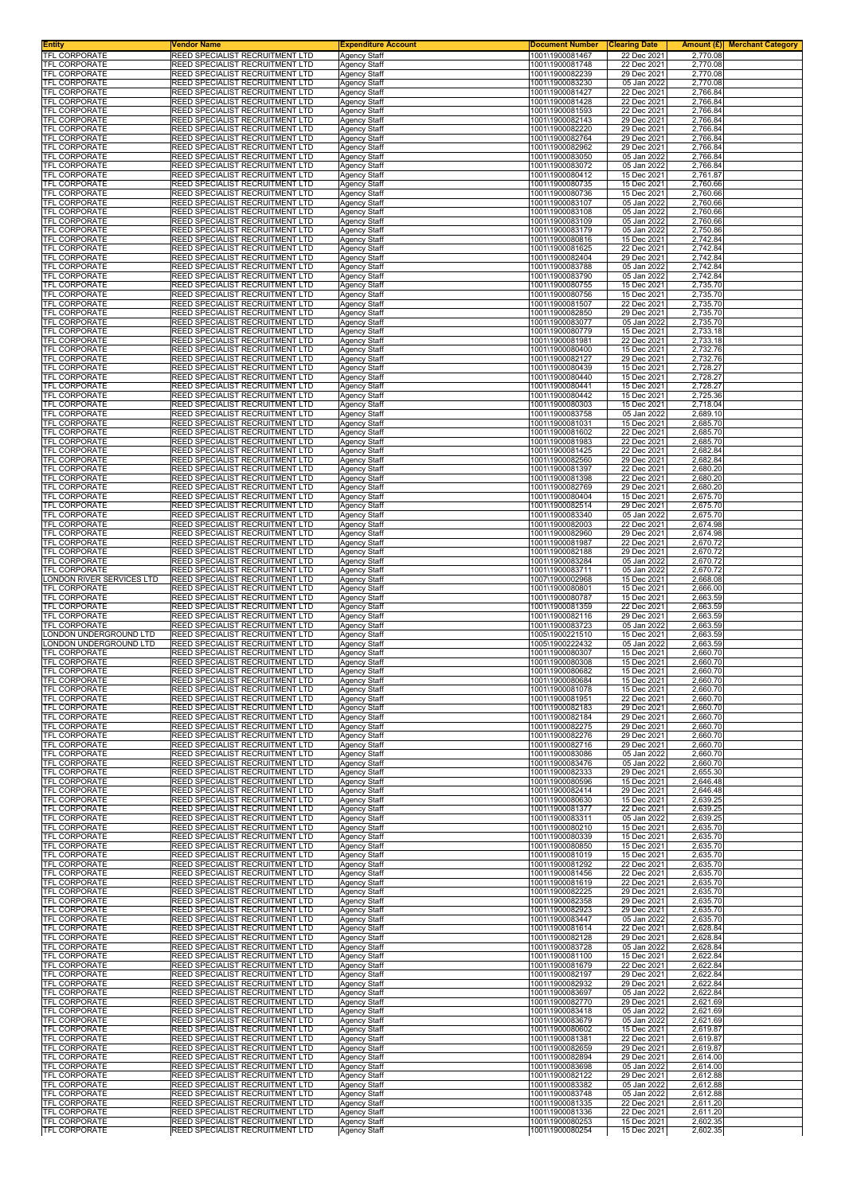| Entity | Vendor Name | Expenditure Account | Document Number | Clearing Date | Amount (£) | Merchant Category |
|---|---|---|---|---|---|---|
| TFL CORPORATE | REED SPECIALIST RECRUITMENT LTD | Agency Staff | 1001\1900081467 | 22 Dec 2021 | 2,770.08 | |
| TFL CORPORATE | REED SPECIALIST RECRUITMENT LTD | Agency Staff | 1001\1900081748 | 22 Dec 2021 | 2,770.08 | |
| TFL CORPORATE | REED SPECIALIST RECRUITMENT LTD | Agency Staff | 1001\1900082239 | 29 Dec 2021 | 2,770.08 | |
| TFL CORPORATE | REED SPECIALIST RECRUITMENT LTD | Agency Staff | 1001\1900083230 | 05 Jan 2022 | 2,770.08 | |
| TFL CORPORATE | REED SPECIALIST RECRUITMENT LTD | Agency Staff | 1001\1900081427 | 22 Dec 2021 | 2,766.84 | |
| TFL CORPORATE | REED SPECIALIST RECRUITMENT LTD | Agency Staff | 1001\1900081428 | 22 Dec 2021 | 2,766.84 | |
| TFL CORPORATE | REED SPECIALIST RECRUITMENT LTD | Agency Staff | 1001\1900081593 | 22 Dec 2021 | 2,766.84 | |
| TFL CORPORATE | REED SPECIALIST RECRUITMENT LTD | Agency Staff | 1001\1900082143 | 29 Dec 2021 | 2,766.84 | |
| TFL CORPORATE | REED SPECIALIST RECRUITMENT LTD | Agency Staff | 1001\1900082220 | 29 Dec 2021 | 2,766.84 | |
| TFL CORPORATE | REED SPECIALIST RECRUITMENT LTD | Agency Staff | 1001\1900082764 | 29 Dec 2021 | 2,766.84 | |
| TFL CORPORATE | REED SPECIALIST RECRUITMENT LTD | Agency Staff | 1001\1900082962 | 29 Dec 2021 | 2,766.84 | |
| TFL CORPORATE | REED SPECIALIST RECRUITMENT LTD | Agency Staff | 1001\1900083050 | 05 Jan 2022 | 2,766.84 | |
| TFL CORPORATE | REED SPECIALIST RECRUITMENT LTD | Agency Staff | 1001\1900083072 | 05 Jan 2022 | 2,766.84 | |
| TFL CORPORATE | REED SPECIALIST RECRUITMENT LTD | Agency Staff | 1001\1900080412 | 15 Dec 2021 | 2,761.87 | |
| TFL CORPORATE | REED SPECIALIST RECRUITMENT LTD | Agency Staff | 1001\1900080735 | 15 Dec 2021 | 2,760.66 | |
| TFL CORPORATE | REED SPECIALIST RECRUITMENT LTD | Agency Staff | 1001\1900080736 | 15 Dec 2021 | 2,760.66 | |
| TFL CORPORATE | REED SPECIALIST RECRUITMENT LTD | Agency Staff | 1001\1900083107 | 05 Jan 2022 | 2,760.66 | |
| TFL CORPORATE | REED SPECIALIST RECRUITMENT LTD | Agency Staff | 1001\1900083108 | 05 Jan 2022 | 2,760.66 | |
| TFL CORPORATE | REED SPECIALIST RECRUITMENT LTD | Agency Staff | 1001\1900083109 | 05 Jan 2022 | 2,760.66 | |
| TFL CORPORATE | REED SPECIALIST RECRUITMENT LTD | Agency Staff | 1001\1900083179 | 05 Jan 2022 | 2,750.86 | |
| TFL CORPORATE | REED SPECIALIST RECRUITMENT LTD | Agency Staff | 1001\1900080816 | 15 Dec 2021 | 2,742.84 | |
| TFL CORPORATE | REED SPECIALIST RECRUITMENT LTD | Agency Staff | 1001\1900081625 | 22 Dec 2021 | 2,742.84 | |
| TFL CORPORATE | REED SPECIALIST RECRUITMENT LTD | Agency Staff | 1001\1900082404 | 29 Dec 2021 | 2,742.84 | |
| TFL CORPORATE | REED SPECIALIST RECRUITMENT LTD | Agency Staff | 1001\1900083788 | 05 Jan 2022 | 2,742.84 | |
| TFL CORPORATE | REED SPECIALIST RECRUITMENT LTD | Agency Staff | 1001\1900083790 | 05 Jan 2022 | 2,742.84 | |
| TFL CORPORATE | REED SPECIALIST RECRUITMENT LTD | Agency Staff | 1001\1900080755 | 15 Dec 2021 | 2,735.70 | |
| TFL CORPORATE | REED SPECIALIST RECRUITMENT LTD | Agency Staff | 1001\1900080756 | 15 Dec 2021 | 2,735.70 | |
| TFL CORPORATE | REED SPECIALIST RECRUITMENT LTD | Agency Staff | 1001\1900081507 | 22 Dec 2021 | 2,735.70 | |
| TFL CORPORATE | REED SPECIALIST RECRUITMENT LTD | Agency Staff | 1001\1900082850 | 29 Dec 2021 | 2,735.70 | |
| TFL CORPORATE | REED SPECIALIST RECRUITMENT LTD | Agency Staff | 1001\1900083077 | 05 Jan 2022 | 2,735.70 | |
| TFL CORPORATE | REED SPECIALIST RECRUITMENT LTD | Agency Staff | 1001\1900080779 | 15 Dec 2021 | 2,733.18 | |
| TFL CORPORATE | REED SPECIALIST RECRUITMENT LTD | Agency Staff | 1001\1900081981 | 22 Dec 2021 | 2,733.18 | |
| TFL CORPORATE | REED SPECIALIST RECRUITMENT LTD | Agency Staff | 1001\1900080400 | 15 Dec 2021 | 2,732.76 | |
| TFL CORPORATE | REED SPECIALIST RECRUITMENT LTD | Agency Staff | 1001\1900082127 | 29 Dec 2021 | 2,732.76 | |
| TFL CORPORATE | REED SPECIALIST RECRUITMENT LTD | Agency Staff | 1001\1900080439 | 15 Dec 2021 | 2,728.27 | |
| TFL CORPORATE | REED SPECIALIST RECRUITMENT LTD | Agency Staff | 1001\1900080440 | 15 Dec 2021 | 2,728.27 | |
| TFL CORPORATE | REED SPECIALIST RECRUITMENT LTD | Agency Staff | 1001\1900080441 | 15 Dec 2021 | 2,728.27 | |
| TFL CORPORATE | REED SPECIALIST RECRUITMENT LTD | Agency Staff | 1001\1900080442 | 15 Dec 2021 | 2,725.36 | |
| TFL CORPORATE | REED SPECIALIST RECRUITMENT LTD | Agency Staff | 1001\1900080303 | 15 Dec 2021 | 2,718.04 | |
| TFL CORPORATE | REED SPECIALIST RECRUITMENT LTD | Agency Staff | 1001\1900083758 | 05 Jan 2022 | 2,689.10 | |
| TFL CORPORATE | REED SPECIALIST RECRUITMENT LTD | Agency Staff | 1001\1900081031 | 15 Dec 2021 | 2,685.70 | |
| TFL CORPORATE | REED SPECIALIST RECRUITMENT LTD | Agency Staff | 1001\1900081602 | 22 Dec 2021 | 2,685.70 | |
| TFL CORPORATE | REED SPECIALIST RECRUITMENT LTD | Agency Staff | 1001\1900081983 | 22 Dec 2021 | 2,685.70 | |
| TFL CORPORATE | REED SPECIALIST RECRUITMENT LTD | Agency Staff | 1001\1900081425 | 22 Dec 2021 | 2,682.84 | |
| TFL CORPORATE | REED SPECIALIST RECRUITMENT LTD | Agency Staff | 1001\1900082560 | 29 Dec 2021 | 2,682.84 | |
| TFL CORPORATE | REED SPECIALIST RECRUITMENT LTD | Agency Staff | 1001\1900081397 | 22 Dec 2021 | 2,680.20 | |
| TFL CORPORATE | REED SPECIALIST RECRUITMENT LTD | Agency Staff | 1001\1900081398 | 22 Dec 2021 | 2,680.20 | |
| TFL CORPORATE | REED SPECIALIST RECRUITMENT LTD | Agency Staff | 1001\1900082769 | 29 Dec 2021 | 2,680.20 | |
| TFL CORPORATE | REED SPECIALIST RECRUITMENT LTD | Agency Staff | 1001\1900080404 | 15 Dec 2021 | 2,675.70 | |
| TFL CORPORATE | REED SPECIALIST RECRUITMENT LTD | Agency Staff | 1001\1900082514 | 29 Dec 2021 | 2,675.70 | |
| TFL CORPORATE | REED SPECIALIST RECRUITMENT LTD | Agency Staff | 1001\1900083340 | 05 Jan 2022 | 2,675.70 | |
| TFL CORPORATE | REED SPECIALIST RECRUITMENT LTD | Agency Staff | 1001\1900082003 | 22 Dec 2021 | 2,674.98 | |
| TFL CORPORATE | REED SPECIALIST RECRUITMENT LTD | Agency Staff | 1001\1900082960 | 29 Dec 2021 | 2,674.98 | |
| TFL CORPORATE | REED SPECIALIST RECRUITMENT LTD | Agency Staff | 1001\1900081987 | 22 Dec 2021 | 2,670.72 | |
| TFL CORPORATE | REED SPECIALIST RECRUITMENT LTD | Agency Staff | 1001\1900082188 | 29 Dec 2021 | 2,670.72 | |
| TFL CORPORATE | REED SPECIALIST RECRUITMENT LTD | Agency Staff | 1001\1900083284 | 05 Jan 2022 | 2,670.72 | |
| TFL CORPORATE | REED SPECIALIST RECRUITMENT LTD | Agency Staff | 1001\1900083711 | 05 Jan 2022 | 2,670.72 | |
| LONDON RIVER SERVICES LTD | REED SPECIALIST RECRUITMENT LTD | Agency Staff | 1007\1900002968 | 15 Dec 2021 | 2,668.08 | |
| TFL CORPORATE | REED SPECIALIST RECRUITMENT LTD | Agency Staff | 1001\1900080801 | 15 Dec 2021 | 2,666.00 | |
| TFL CORPORATE | REED SPECIALIST RECRUITMENT LTD | Agency Staff | 1001\1900080787 | 15 Dec 2021 | 2,663.59 | |
| TFL CORPORATE | REED SPECIALIST RECRUITMENT LTD | Agency Staff | 1001\1900081359 | 22 Dec 2021 | 2,663.59 | |
| TFL CORPORATE | REED SPECIALIST RECRUITMENT LTD | Agency Staff | 1001\1900082116 | 29 Dec 2021 | 2,663.59 | |
| TFL CORPORATE | REED SPECIALIST RECRUITMENT LTD | Agency Staff | 1001\1900083723 | 05 Jan 2022 | 2,663.59 | |
| LONDON UNDERGROUND LTD | REED SPECIALIST RECRUITMENT LTD | Agency Staff | 1005\1900221510 | 15 Dec 2021 | 2,663.59 | |
| LONDON UNDERGROUND LTD | REED SPECIALIST RECRUITMENT LTD | Agency Staff | 1005\1900222432 | 05 Jan 2022 | 2,663.59 | |
| TFL CORPORATE | REED SPECIALIST RECRUITMENT LTD | Agency Staff | 1001\1900080307 | 15 Dec 2021 | 2,660.70 | |
| TFL CORPORATE | REED SPECIALIST RECRUITMENT LTD | Agency Staff | 1001\1900080308 | 15 Dec 2021 | 2,660.70 | |
| TFL CORPORATE | REED SPECIALIST RECRUITMENT LTD | Agency Staff | 1001\1900080682 | 15 Dec 2021 | 2,660.70 | |
| TFL CORPORATE | REED SPECIALIST RECRUITMENT LTD | Agency Staff | 1001\1900080684 | 15 Dec 2021 | 2,660.70 | |
| TFL CORPORATE | REED SPECIALIST RECRUITMENT LTD | Agency Staff | 1001\1900081078 | 15 Dec 2021 | 2,660.70 | |
| TFL CORPORATE | REED SPECIALIST RECRUITMENT LTD | Agency Staff | 1001\1900081951 | 22 Dec 2021 | 2,660.70 | |
| TFL CORPORATE | REED SPECIALIST RECRUITMENT LTD | Agency Staff | 1001\1900082183 | 29 Dec 2021 | 2,660.70 | |
| TFL CORPORATE | REED SPECIALIST RECRUITMENT LTD | Agency Staff | 1001\1900082184 | 29 Dec 2021 | 2,660.70 | |
| TFL CORPORATE | REED SPECIALIST RECRUITMENT LTD | Agency Staff | 1001\1900082275 | 29 Dec 2021 | 2,660.70 | |
| TFL CORPORATE | REED SPECIALIST RECRUITMENT LTD | Agency Staff | 1001\1900082276 | 29 Dec 2021 | 2,660.70 | |
| TFL CORPORATE | REED SPECIALIST RECRUITMENT LTD | Agency Staff | 1001\1900082716 | 29 Dec 2021 | 2,660.70 | |
| TFL CORPORATE | REED SPECIALIST RECRUITMENT LTD | Agency Staff | 1001\1900083086 | 05 Jan 2022 | 2,660.70 | |
| TFL CORPORATE | REED SPECIALIST RECRUITMENT LTD | Agency Staff | 1001\1900083476 | 05 Jan 2022 | 2,660.70 | |
| TFL CORPORATE | REED SPECIALIST RECRUITMENT LTD | Agency Staff | 1001\1900082333 | 29 Dec 2021 | 2,655.30 | |
| TFL CORPORATE | REED SPECIALIST RECRUITMENT LTD | Agency Staff | 1001\1900080596 | 15 Dec 2021 | 2,646.48 | |
| TFL CORPORATE | REED SPECIALIST RECRUITMENT LTD | Agency Staff | 1001\1900082414 | 29 Dec 2021 | 2,646.48 | |
| TFL CORPORATE | REED SPECIALIST RECRUITMENT LTD | Agency Staff | 1001\1900080630 | 15 Dec 2021 | 2,639.25 | |
| TFL CORPORATE | REED SPECIALIST RECRUITMENT LTD | Agency Staff | 1001\1900081377 | 22 Dec 2021 | 2,639.25 | |
| TFL CORPORATE | REED SPECIALIST RECRUITMENT LTD | Agency Staff | 1001\1900083311 | 05 Jan 2022 | 2,639.25 | |
| TFL CORPORATE | REED SPECIALIST RECRUITMENT LTD | Agency Staff | 1001\1900080210 | 15 Dec 2021 | 2,635.70 | |
| TFL CORPORATE | REED SPECIALIST RECRUITMENT LTD | Agency Staff | 1001\1900080339 | 15 Dec 2021 | 2,635.70 | |
| TFL CORPORATE | REED SPECIALIST RECRUITMENT LTD | Agency Staff | 1001\1900080850 | 15 Dec 2021 | 2,635.70 | |
| TFL CORPORATE | REED SPECIALIST RECRUITMENT LTD | Agency Staff | 1001\1900081019 | 15 Dec 2021 | 2,635.70 | |
| TFL CORPORATE | REED SPECIALIST RECRUITMENT LTD | Agency Staff | 1001\1900081292 | 22 Dec 2021 | 2,635.70 | |
| TFL CORPORATE | REED SPECIALIST RECRUITMENT LTD | Agency Staff | 1001\1900081456 | 22 Dec 2021 | 2,635.70 | |
| TFL CORPORATE | REED SPECIALIST RECRUITMENT LTD | Agency Staff | 1001\1900081619 | 22 Dec 2021 | 2,635.70 | |
| TFL CORPORATE | REED SPECIALIST RECRUITMENT LTD | Agency Staff | 1001\1900082225 | 29 Dec 2021 | 2,635.70 | |
| TFL CORPORATE | REED SPECIALIST RECRUITMENT LTD | Agency Staff | 1001\1900082358 | 29 Dec 2021 | 2,635.70 | |
| TFL CORPORATE | REED SPECIALIST RECRUITMENT LTD | Agency Staff | 1001\1900082923 | 29 Dec 2021 | 2,635.70 | |
| TFL CORPORATE | REED SPECIALIST RECRUITMENT LTD | Agency Staff | 1001\1900083447 | 05 Jan 2022 | 2,635.70 | |
| TFL CORPORATE | REED SPECIALIST RECRUITMENT LTD | Agency Staff | 1001\1900081614 | 22 Dec 2021 | 2,628.84 | |
| TFL CORPORATE | REED SPECIALIST RECRUITMENT LTD | Agency Staff | 1001\1900082128 | 29 Dec 2021 | 2,628.84 | |
| TFL CORPORATE | REED SPECIALIST RECRUITMENT LTD | Agency Staff | 1001\1900083728 | 05 Jan 2022 | 2,628.84 | |
| TFL CORPORATE | REED SPECIALIST RECRUITMENT LTD | Agency Staff | 1001\1900081100 | 15 Dec 2021 | 2,622.84 | |
| TFL CORPORATE | REED SPECIALIST RECRUITMENT LTD | Agency Staff | 1001\1900081679 | 22 Dec 2021 | 2,622.84 | |
| TFL CORPORATE | REED SPECIALIST RECRUITMENT LTD | Agency Staff | 1001\1900082197 | 29 Dec 2021 | 2,622.84 | |
| TFL CORPORATE | REED SPECIALIST RECRUITMENT LTD | Agency Staff | 1001\1900082932 | 29 Dec 2021 | 2,622.84 | |
| TFL CORPORATE | REED SPECIALIST RECRUITMENT LTD | Agency Staff | 1001\1900083697 | 05 Jan 2022 | 2,622.84 | |
| TFL CORPORATE | REED SPECIALIST RECRUITMENT LTD | Agency Staff | 1001\1900082770 | 29 Dec 2021 | 2,621.69 | |
| TFL CORPORATE | REED SPECIALIST RECRUITMENT LTD | Agency Staff | 1001\1900083418 | 05 Jan 2022 | 2,621.69 | |
| TFL CORPORATE | REED SPECIALIST RECRUITMENT LTD | Agency Staff | 1001\1900083679 | 05 Jan 2022 | 2,621.69 | |
| TFL CORPORATE | REED SPECIALIST RECRUITMENT LTD | Agency Staff | 1001\1900080602 | 15 Dec 2021 | 2,619.87 | |
| TFL CORPORATE | REED SPECIALIST RECRUITMENT LTD | Agency Staff | 1001\1900081381 | 22 Dec 2021 | 2,619.87 | |
| TFL CORPORATE | REED SPECIALIST RECRUITMENT LTD | Agency Staff | 1001\1900082659 | 29 Dec 2021 | 2,619.87 | |
| TFL CORPORATE | REED SPECIALIST RECRUITMENT LTD | Agency Staff | 1001\1900082894 | 29 Dec 2021 | 2,614.00 | |
| TFL CORPORATE | REED SPECIALIST RECRUITMENT LTD | Agency Staff | 1001\1900083698 | 05 Jan 2022 | 2,614.00 | |
| TFL CORPORATE | REED SPECIALIST RECRUITMENT LTD | Agency Staff | 1001\1900082122 | 29 Dec 2021 | 2,612.88 | |
| TFL CORPORATE | REED SPECIALIST RECRUITMENT LTD | Agency Staff | 1001\1900083382 | 05 Jan 2022 | 2,612.88 | |
| TFL CORPORATE | REED SPECIALIST RECRUITMENT LTD | Agency Staff | 1001\1900083748 | 05 Jan 2022 | 2,612.88 | |
| TFL CORPORATE | REED SPECIALIST RECRUITMENT LTD | Agency Staff | 1001\1900081335 | 22 Dec 2021 | 2,611.20 | |
| TFL CORPORATE | REED SPECIALIST RECRUITMENT LTD | Agency Staff | 1001\1900081336 | 22 Dec 2021 | 2,611.20 | |
| TFL CORPORATE | REED SPECIALIST RECRUITMENT LTD | Agency Staff | 1001\1900080253 | 15 Dec 2021 | 2,602.35 | |
| TFL CORPORATE | REED SPECIALIST RECRUITMENT LTD | Agency Staff | 1001\1900080254 | 15 Dec 2021 | 2,602.35 | |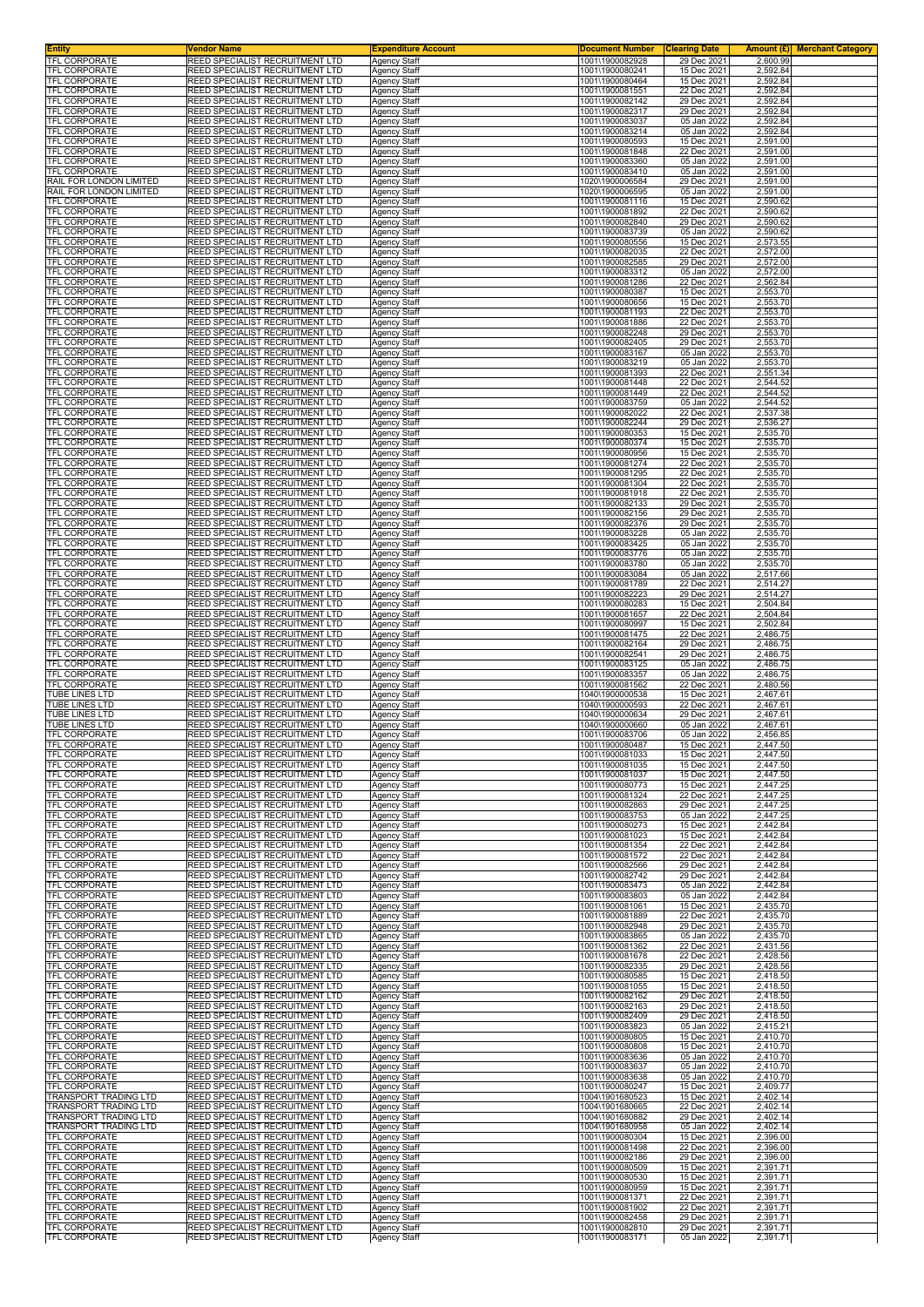| Entity | Vendor Name | Expenditure Account | Document Number | Clearing Date | Amount (£) | Merchant Category |
|---|---|---|---|---|---|---|
| TFL CORPORATE | REED SPECIALIST RECRUITMENT LTD | Agency Staff | 1001\1900082928 | 29 Dec 2021 | 2,600.99 | |
| TFL CORPORATE | REED SPECIALIST RECRUITMENT LTD | Agency Staff | 1001\1900080241 | 15 Dec 2021 | 2,592.84 | |
| TFL CORPORATE | REED SPECIALIST RECRUITMENT LTD | Agency Staff | 1001\1900080464 | 15 Dec 2021 | 2,592.84 | |
| TFL CORPORATE | REED SPECIALIST RECRUITMENT LTD | Agency Staff | 1001\1900081551 | 22 Dec 2021 | 2,592.84 | |
| TFL CORPORATE | REED SPECIALIST RECRUITMENT LTD | Agency Staff | 1001\1900082142 | 29 Dec 2021 | 2,592.84 | |
| TFL CORPORATE | REED SPECIALIST RECRUITMENT LTD | Agency Staff | 1001\1900082317 | 29 Dec 2021 | 2,592.84 | |
| TFL CORPORATE | REED SPECIALIST RECRUITMENT LTD | Agency Staff | 1001\1900083037 | 05 Jan 2022 | 2,592.84 | |
| TFL CORPORATE | REED SPECIALIST RECRUITMENT LTD | Agency Staff | 1001\1900083214 | 05 Jan 2022 | 2,592.84 | |
| TFL CORPORATE | REED SPECIALIST RECRUITMENT LTD | Agency Staff | 1001\1900080593 | 15 Dec 2021 | 2,591.00 | |
| TFL CORPORATE | REED SPECIALIST RECRUITMENT LTD | Agency Staff | 1001\1900081848 | 22 Dec 2021 | 2,591.00 | |
| TFL CORPORATE | REED SPECIALIST RECRUITMENT LTD | Agency Staff | 1001\1900083360 | 05 Jan 2022 | 2,591.00 | |
| TFL CORPORATE | REED SPECIALIST RECRUITMENT LTD | Agency Staff | 1001\1900083410 | 05 Jan 2022 | 2,591.00 | |
| RAIL FOR LONDON LIMITED | REED SPECIALIST RECRUITMENT LTD | Agency Staff | 1020\1900006584 | 29 Dec 2021 | 2,591.00 | |
| RAIL FOR LONDON LIMITED | REED SPECIALIST RECRUITMENT LTD | Agency Staff | 1020\1900006595 | 05 Jan 2022 | 2,591.00 | |
| TFL CORPORATE | REED SPECIALIST RECRUITMENT LTD | Agency Staff | 1001\1900081116 | 15 Dec 2021 | 2,590.62 | |
| TFL CORPORATE | REED SPECIALIST RECRUITMENT LTD | Agency Staff | 1001\1900081892 | 22 Dec 2021 | 2,590.62 | |
| TFL CORPORATE | REED SPECIALIST RECRUITMENT LTD | Agency Staff | 1001\1900082840 | 29 Dec 2021 | 2,590.62 | |
| TFL CORPORATE | REED SPECIALIST RECRUITMENT LTD | Agency Staff | 1001\1900083739 | 05 Jan 2022 | 2,590.62 | |
| TFL CORPORATE | REED SPECIALIST RECRUITMENT LTD | Agency Staff | 1001\1900080556 | 15 Dec 2021 | 2,573.55 | |
| TFL CORPORATE | REED SPECIALIST RECRUITMENT LTD | Agency Staff | 1001\1900082035 | 22 Dec 2021 | 2,572.00 | |
| TFL CORPORATE | REED SPECIALIST RECRUITMENT LTD | Agency Staff | 1001\1900082585 | 29 Dec 2021 | 2,572.00 | |
| TFL CORPORATE | REED SPECIALIST RECRUITMENT LTD | Agency Staff | 1001\1900083312 | 05 Jan 2022 | 2,572.00 | |
| TFL CORPORATE | REED SPECIALIST RECRUITMENT LTD | Agency Staff | 1001\1900081286 | 22 Dec 2021 | 2,562.84 | |
| TFL CORPORATE | REED SPECIALIST RECRUITMENT LTD | Agency Staff | 1001\1900080387 | 15 Dec 2021 | 2,553.70 | |
| TFL CORPORATE | REED SPECIALIST RECRUITMENT LTD | Agency Staff | 1001\1900080656 | 15 Dec 2021 | 2,553.70 | |
| TFL CORPORATE | REED SPECIALIST RECRUITMENT LTD | Agency Staff | 1001\1900081193 | 22 Dec 2021 | 2,553.70 | |
| TFL CORPORATE | REED SPECIALIST RECRUITMENT LTD | Agency Staff | 1001\1900081886 | 22 Dec 2021 | 2,553.70 | |
| TFL CORPORATE | REED SPECIALIST RECRUITMENT LTD | Agency Staff | 1001\1900082248 | 29 Dec 2021 | 2,553.70 | |
| TFL CORPORATE | REED SPECIALIST RECRUITMENT LTD | Agency Staff | 1001\1900082405 | 29 Dec 2021 | 2,553.70 | |
| TFL CORPORATE | REED SPECIALIST RECRUITMENT LTD | Agency Staff | 1001\1900083167 | 05 Jan 2022 | 2,553.70 | |
| TFL CORPORATE | REED SPECIALIST RECRUITMENT LTD | Agency Staff | 1001\1900083219 | 05 Jan 2022 | 2,553.70 | |
| TFL CORPORATE | REED SPECIALIST RECRUITMENT LTD | Agency Staff | 1001\1900081393 | 22 Dec 2021 | 2,551.34 | |
| TFL CORPORATE | REED SPECIALIST RECRUITMENT LTD | Agency Staff | 1001\1900081448 | 22 Dec 2021 | 2,544.52 | |
| TFL CORPORATE | REED SPECIALIST RECRUITMENT LTD | Agency Staff | 1001\1900081449 | 22 Dec 2021 | 2,544.52 | |
| TFL CORPORATE | REED SPECIALIST RECRUITMENT LTD | Agency Staff | 1001\1900083759 | 05 Jan 2022 | 2,544.52 | |
| TFL CORPORATE | REED SPECIALIST RECRUITMENT LTD | Agency Staff | 1001\1900082022 | 22 Dec 2021 | 2,537.38 | |
| TFL CORPORATE | REED SPECIALIST RECRUITMENT LTD | Agency Staff | 1001\1900082244 | 29 Dec 2021 | 2,536.27 | |
| TFL CORPORATE | REED SPECIALIST RECRUITMENT LTD | Agency Staff | 1001\1900080353 | 15 Dec 2021 | 2,535.70 | |
| TFL CORPORATE | REED SPECIALIST RECRUITMENT LTD | Agency Staff | 1001\1900080374 | 15 Dec 2021 | 2,535.70 | |
| TFL CORPORATE | REED SPECIALIST RECRUITMENT LTD | Agency Staff | 1001\1900080956 | 15 Dec 2021 | 2,535.70 | |
| TFL CORPORATE | REED SPECIALIST RECRUITMENT LTD | Agency Staff | 1001\1900081274 | 22 Dec 2021 | 2,535.70 | |
| TFL CORPORATE | REED SPECIALIST RECRUITMENT LTD | Agency Staff | 1001\1900081295 | 22 Dec 2021 | 2,535.70 | |
| TFL CORPORATE | REED SPECIALIST RECRUITMENT LTD | Agency Staff | 1001\1900081304 | 22 Dec 2021 | 2,535.70 | |
| TFL CORPORATE | REED SPECIALIST RECRUITMENT LTD | Agency Staff | 1001\1900081918 | 22 Dec 2021 | 2,535.70 | |
| TFL CORPORATE | REED SPECIALIST RECRUITMENT LTD | Agency Staff | 1001\1900082133 | 29 Dec 2021 | 2,535.70 | |
| TFL CORPORATE | REED SPECIALIST RECRUITMENT LTD | Agency Staff | 1001\1900082156 | 29 Dec 2021 | 2,535.70 | |
| TFL CORPORATE | REED SPECIALIST RECRUITMENT LTD | Agency Staff | 1001\1900082376 | 29 Dec 2021 | 2,535.70 | |
| TFL CORPORATE | REED SPECIALIST RECRUITMENT LTD | Agency Staff | 1001\1900083228 | 05 Jan 2022 | 2,535.70 | |
| TFL CORPORATE | REED SPECIALIST RECRUITMENT LTD | Agency Staff | 1001\1900083425 | 05 Jan 2022 | 2,535.70 | |
| TFL CORPORATE | REED SPECIALIST RECRUITMENT LTD | Agency Staff | 1001\1900083776 | 05 Jan 2022 | 2,535.70 | |
| TFL CORPORATE | REED SPECIALIST RECRUITMENT LTD | Agency Staff | 1001\1900083780 | 05 Jan 2022 | 2,535.70 | |
| TFL CORPORATE | REED SPECIALIST RECRUITMENT LTD | Agency Staff | 1001\1900083084 | 05 Jan 2022 | 2,517.66 | |
| TFL CORPORATE | REED SPECIALIST RECRUITMENT LTD | Agency Staff | 1001\1900081789 | 22 Dec 2021 | 2,514.27 | |
| TFL CORPORATE | REED SPECIALIST RECRUITMENT LTD | Agency Staff | 1001\1900082223 | 29 Dec 2021 | 2,514.27 | |
| TFL CORPORATE | REED SPECIALIST RECRUITMENT LTD | Agency Staff | 1001\1900080283 | 15 Dec 2021 | 2,504.84 | |
| TFL CORPORATE | REED SPECIALIST RECRUITMENT LTD | Agency Staff | 1001\1900081657 | 22 Dec 2021 | 2,504.84 | |
| TFL CORPORATE | REED SPECIALIST RECRUITMENT LTD | Agency Staff | 1001\1900080997 | 15 Dec 2021 | 2,502.84 | |
| TFL CORPORATE | REED SPECIALIST RECRUITMENT LTD | Agency Staff | 1001\1900081475 | 22 Dec 2021 | 2,486.75 | |
| TFL CORPORATE | REED SPECIALIST RECRUITMENT LTD | Agency Staff | 1001\1900082164 | 29 Dec 2021 | 2,486.75 | |
| TFL CORPORATE | REED SPECIALIST RECRUITMENT LTD | Agency Staff | 1001\1900082541 | 29 Dec 2021 | 2,486.75 | |
| TFL CORPORATE | REED SPECIALIST RECRUITMENT LTD | Agency Staff | 1001\1900083125 | 05 Jan 2022 | 2,486.75 | |
| TFL CORPORATE | REED SPECIALIST RECRUITMENT LTD | Agency Staff | 1001\1900083357 | 05 Jan 2022 | 2,486.75 | |
| TFL CORPORATE | REED SPECIALIST RECRUITMENT LTD | Agency Staff | 1001\1900081562 | 22 Dec 2021 | 2,480.56 | |
| TUBE LINES LTD | REED SPECIALIST RECRUITMENT LTD | Agency Staff | 1040\1900000538 | 15 Dec 2021 | 2,467.61 | |
| TUBE LINES LTD | REED SPECIALIST RECRUITMENT LTD | Agency Staff | 1040\1900000593 | 22 Dec 2021 | 2,467.61 | |
| TUBE LINES LTD | REED SPECIALIST RECRUITMENT LTD | Agency Staff | 1040\1900000634 | 29 Dec 2021 | 2,467.61 | |
| TUBE LINES LTD | REED SPECIALIST RECRUITMENT LTD | Agency Staff | 1040\1900000660 | 05 Jan 2022 | 2,467.61 | |
| TFL CORPORATE | REED SPECIALIST RECRUITMENT LTD | Agency Staff | 1001\1900083706 | 05 Jan 2022 | 2,456.85 | |
| TFL CORPORATE | REED SPECIALIST RECRUITMENT LTD | Agency Staff | 1001\1900080487 | 15 Dec 2021 | 2,447.50 | |
| TFL CORPORATE | REED SPECIALIST RECRUITMENT LTD | Agency Staff | 1001\1900081033 | 15 Dec 2021 | 2,447.50 | |
| TFL CORPORATE | REED SPECIALIST RECRUITMENT LTD | Agency Staff | 1001\1900081035 | 15 Dec 2021 | 2,447.50 | |
| TFL CORPORATE | REED SPECIALIST RECRUITMENT LTD | Agency Staff | 1001\1900081037 | 15 Dec 2021 | 2,447.50 | |
| TFL CORPORATE | REED SPECIALIST RECRUITMENT LTD | Agency Staff | 1001\1900080773 | 15 Dec 2021 | 2,447.25 | |
| TFL CORPORATE | REED SPECIALIST RECRUITMENT LTD | Agency Staff | 1001\1900081324 | 22 Dec 2021 | 2,447.25 | |
| TFL CORPORATE | REED SPECIALIST RECRUITMENT LTD | Agency Staff | 1001\1900082863 | 29 Dec 2021 | 2,447.25 | |
| TFL CORPORATE | REED SPECIALIST RECRUITMENT LTD | Agency Staff | 1001\1900083753 | 05 Jan 2022 | 2,447.25 | |
| TFL CORPORATE | REED SPECIALIST RECRUITMENT LTD | Agency Staff | 1001\1900080273 | 15 Dec 2021 | 2,442.84 | |
| TFL CORPORATE | REED SPECIALIST RECRUITMENT LTD | Agency Staff | 1001\1900081023 | 15 Dec 2021 | 2,442.84 | |
| TFL CORPORATE | REED SPECIALIST RECRUITMENT LTD | Agency Staff | 1001\1900081354 | 22 Dec 2021 | 2,442.84 | |
| TFL CORPORATE | REED SPECIALIST RECRUITMENT LTD | Agency Staff | 1001\1900081572 | 22 Dec 2021 | 2,442.84 | |
| TFL CORPORATE | REED SPECIALIST RECRUITMENT LTD | Agency Staff | 1001\1900082566 | 29 Dec 2021 | 2,442.84 | |
| TFL CORPORATE | REED SPECIALIST RECRUITMENT LTD | Agency Staff | 1001\1900082742 | 29 Dec 2021 | 2,442.84 | |
| TFL CORPORATE | REED SPECIALIST RECRUITMENT LTD | Agency Staff | 1001\1900083473 | 05 Jan 2022 | 2,442.84 | |
| TFL CORPORATE | REED SPECIALIST RECRUITMENT LTD | Agency Staff | 1001\1900083803 | 05 Jan 2022 | 2,442.84 | |
| TFL CORPORATE | REED SPECIALIST RECRUITMENT LTD | Agency Staff | 1001\1900081061 | 15 Dec 2021 | 2,435.70 | |
| TFL CORPORATE | REED SPECIALIST RECRUITMENT LTD | Agency Staff | 1001\1900081889 | 22 Dec 2021 | 2,435.70 | |
| TFL CORPORATE | REED SPECIALIST RECRUITMENT LTD | Agency Staff | 1001\1900082948 | 29 Dec 2021 | 2,435.70 | |
| TFL CORPORATE | REED SPECIALIST RECRUITMENT LTD | Agency Staff | 1001\1900083865 | 05 Jan 2022 | 2,435.70 | |
| TFL CORPORATE | REED SPECIALIST RECRUITMENT LTD | Agency Staff | 1001\1900081362 | 22 Dec 2021 | 2,431.56 | |
| TFL CORPORATE | REED SPECIALIST RECRUITMENT LTD | Agency Staff | 1001\1900081678 | 22 Dec 2021 | 2,428.56 | |
| TFL CORPORATE | REED SPECIALIST RECRUITMENT LTD | Agency Staff | 1001\1900082335 | 29 Dec 2021 | 2,428.56 | |
| TFL CORPORATE | REED SPECIALIST RECRUITMENT LTD | Agency Staff | 1001\1900080585 | 15 Dec 2021 | 2,418.50 | |
| TFL CORPORATE | REED SPECIALIST RECRUITMENT LTD | Agency Staff | 1001\1900081055 | 15 Dec 2021 | 2,418.50 | |
| TFL CORPORATE | REED SPECIALIST RECRUITMENT LTD | Agency Staff | 1001\1900082162 | 29 Dec 2021 | 2,418.50 | |
| TFL CORPORATE | REED SPECIALIST RECRUITMENT LTD | Agency Staff | 1001\1900082163 | 29 Dec 2021 | 2,418.50 | |
| TFL CORPORATE | REED SPECIALIST RECRUITMENT LTD | Agency Staff | 1001\1900082409 | 29 Dec 2021 | 2,418.50 | |
| TFL CORPORATE | REED SPECIALIST RECRUITMENT LTD | Agency Staff | 1001\1900083823 | 05 Jan 2022 | 2,415.21 | |
| TFL CORPORATE | REED SPECIALIST RECRUITMENT LTD | Agency Staff | 1001\1900080805 | 15 Dec 2021 | 2,410.70 | |
| TFL CORPORATE | REED SPECIALIST RECRUITMENT LTD | Agency Staff | 1001\1900080808 | 15 Dec 2021 | 2,410.70 | |
| TFL CORPORATE | REED SPECIALIST RECRUITMENT LTD | Agency Staff | 1001\1900083636 | 05 Jan 2022 | 2,410.70 | |
| TFL CORPORATE | REED SPECIALIST RECRUITMENT LTD | Agency Staff | 1001\1900083637 | 05 Jan 2022 | 2,410.70 | |
| TFL CORPORATE | REED SPECIALIST RECRUITMENT LTD | Agency Staff | 1001\1900083638 | 05 Jan 2022 | 2,410.70 | |
| TFL CORPORATE | REED SPECIALIST RECRUITMENT LTD | Agency Staff | 1001\1900080247 | 15 Dec 2021 | 2,409.77 | |
| TRANSPORT TRADING LTD | REED SPECIALIST RECRUITMENT LTD | Agency Staff | 1004\1901680523 | 15 Dec 2021 | 2,402.14 | |
| TRANSPORT TRADING LTD | REED SPECIALIST RECRUITMENT LTD | Agency Staff | 1004\1901680665 | 22 Dec 2021 | 2,402.14 | |
| TRANSPORT TRADING LTD | REED SPECIALIST RECRUITMENT LTD | Agency Staff | 1004\1901680882 | 29 Dec 2021 | 2,402.14 | |
| TRANSPORT TRADING LTD | REED SPECIALIST RECRUITMENT LTD | Agency Staff | 1004\1901680958 | 05 Jan 2022 | 2,402.14 | |
| TFL CORPORATE | REED SPECIALIST RECRUITMENT LTD | Agency Staff | 1001\1900080304 | 15 Dec 2021 | 2,396.00 | |
| TFL CORPORATE | REED SPECIALIST RECRUITMENT LTD | Agency Staff | 1001\1900081498 | 22 Dec 2021 | 2,396.00 | |
| TFL CORPORATE | REED SPECIALIST RECRUITMENT LTD | Agency Staff | 1001\1900082186 | 29 Dec 2021 | 2,396.00 | |
| TFL CORPORATE | REED SPECIALIST RECRUITMENT LTD | Agency Staff | 1001\1900080509 | 15 Dec 2021 | 2,391.71 | |
| TFL CORPORATE | REED SPECIALIST RECRUITMENT LTD | Agency Staff | 1001\1900080530 | 15 Dec 2021 | 2,391.71 | |
| TFL CORPORATE | REED SPECIALIST RECRUITMENT LTD | Agency Staff | 1001\1900080959 | 15 Dec 2021 | 2,391.71 | |
| TFL CORPORATE | REED SPECIALIST RECRUITMENT LTD | Agency Staff | 1001\1900081371 | 22 Dec 2021 | 2,391.71 | |
| TFL CORPORATE | REED SPECIALIST RECRUITMENT LTD | Agency Staff | 1001\1900081902 | 22 Dec 2021 | 2,391.71 | |
| TFL CORPORATE | REED SPECIALIST RECRUITMENT LTD | Agency Staff | 1001\1900082458 | 29 Dec 2021 | 2,391.71 | |
| TFL CORPORATE | REED SPECIALIST RECRUITMENT LTD | Agency Staff | 1001\1900082810 | 29 Dec 2021 | 2,391.71 | |
| TFL CORPORATE | REED SPECIALIST RECRUITMENT LTD | Agency Staff | 1001\1900083171 | 05 Jan 2022 | 2,391.71 | |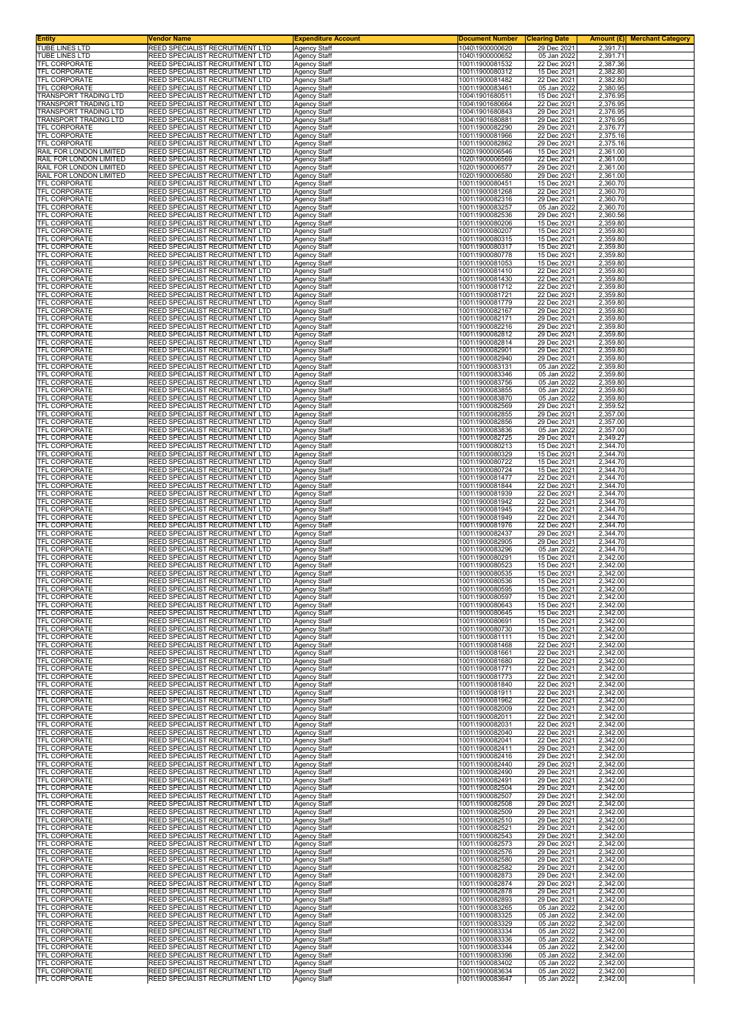| Entity | Vendor Name | Expenditure Account | Document Number | Clearing Date | Amount (£) | Merchant Category |
|---|---|---|---|---|---|---|
| TUBE LINES LTD | REED SPECIALIST RECRUITMENT LTD | Agency Staff | 1040\1900000620 | 29 Dec 2021 | 2,391.71 | |
| TUBE LINES LTD | REED SPECIALIST RECRUITMENT LTD | Agency Staff | 1040\1900000652 | 05 Jan 2022 | 2,391.71 | |
| TFL CORPORATE | REED SPECIALIST RECRUITMENT LTD | Agency Staff | 1001\1900081532 | 22 Dec 2021 | 2,387.36 | |
| TFL CORPORATE | REED SPECIALIST RECRUITMENT LTD | Agency Staff | 1001\1900080312 | 15 Dec 2021 | 2,382.80 | |
| TFL CORPORATE | REED SPECIALIST RECRUITMENT LTD | Agency Staff | 1001\1900081482 | 22 Dec 2021 | 2,382.80 | |
| TFL CORPORATE | REED SPECIALIST RECRUITMENT LTD | Agency Staff | 1001\1900083461 | 05 Jan 2022 | 2,380.95 | |
| TRANSPORT TRADING LTD | REED SPECIALIST RECRUITMENT LTD | Agency Staff | 1004\1901680511 | 15 Dec 2021 | 2,376.95 | |
| TRANSPORT TRADING LTD | REED SPECIALIST RECRUITMENT LTD | Agency Staff | 1004\1901680664 | 22 Dec 2021 | 2,376.95 | |
| TRANSPORT TRADING LTD | REED SPECIALIST RECRUITMENT LTD | Agency Staff | 1004\1901680843 | 29 Dec 2021 | 2,376.95 | |
| TRANSPORT TRADING LTD | REED SPECIALIST RECRUITMENT LTD | Agency Staff | 1004\1901680881 | 29 Dec 2021 | 2,376.95 | |
| TFL CORPORATE | REED SPECIALIST RECRUITMENT LTD | Agency Staff | 1001\1900082290 | 29 Dec 2021 | 2,376.77 | |
| TFL CORPORATE | REED SPECIALIST RECRUITMENT LTD | Agency Staff | 1001\1900081966 | 22 Dec 2021 | 2,375.16 | |
| TFL CORPORATE | REED SPECIALIST RECRUITMENT LTD | Agency Staff | 1001\1900082862 | 29 Dec 2021 | 2,375.16 | |
| RAIL FOR LONDON LIMITED | REED SPECIALIST RECRUITMENT LTD | Agency Staff | 1020\1900006546 | 15 Dec 2021 | 2,361.00 | |
| RAIL FOR LONDON LIMITED | REED SPECIALIST RECRUITMENT LTD | Agency Staff | 1020\1900006569 | 22 Dec 2021 | 2,361.00 | |
| RAIL FOR LONDON LIMITED | REED SPECIALIST RECRUITMENT LTD | Agency Staff | 1020\1900006577 | 29 Dec 2021 | 2,361.00 | |
| RAIL FOR LONDON LIMITED | REED SPECIALIST RECRUITMENT LTD | Agency Staff | 1020\1900006580 | 29 Dec 2021 | 2,361.00 | |
| TFL CORPORATE | REED SPECIALIST RECRUITMENT LTD | Agency Staff | 1001\1900080451 | 15 Dec 2021 | 2,360.70 | |
| TFL CORPORATE | REED SPECIALIST RECRUITMENT LTD | Agency Staff | 1001\1900081268 | 22 Dec 2021 | 2,360.70 | |
| TFL CORPORATE | REED SPECIALIST RECRUITMENT LTD | Agency Staff | 1001\1900082316 | 29 Dec 2021 | 2,360.70 | |
| TFL CORPORATE | REED SPECIALIST RECRUITMENT LTD | Agency Staff | 1001\1900083257 | 05 Jan 2022 | 2,360.70 | |
| TFL CORPORATE | REED SPECIALIST RECRUITMENT LTD | Agency Staff | 1001\1900082536 | 29 Dec 2021 | 2,360.56 | |
| TFL CORPORATE | REED SPECIALIST RECRUITMENT LTD | Agency Staff | 1001\1900080206 | 15 Dec 2021 | 2,359.80 | |
| TFL CORPORATE | REED SPECIALIST RECRUITMENT LTD | Agency Staff | 1001\1900080207 | 15 Dec 2021 | 2,359.80 | |
| TFL CORPORATE | REED SPECIALIST RECRUITMENT LTD | Agency Staff | 1001\1900080315 | 15 Dec 2021 | 2,359.80 | |
| TFL CORPORATE | REED SPECIALIST RECRUITMENT LTD | Agency Staff | 1001\1900080317 | 15 Dec 2021 | 2,359.80 | |
| TFL CORPORATE | REED SPECIALIST RECRUITMENT LTD | Agency Staff | 1001\1900080778 | 15 Dec 2021 | 2,359.80 | |
| TFL CORPORATE | REED SPECIALIST RECRUITMENT LTD | Agency Staff | 1001\1900081053 | 15 Dec 2021 | 2,359.80 | |
| TFL CORPORATE | REED SPECIALIST RECRUITMENT LTD | Agency Staff | 1001\1900081410 | 22 Dec 2021 | 2,359.80 | |
| TFL CORPORATE | REED SPECIALIST RECRUITMENT LTD | Agency Staff | 1001\1900081430 | 22 Dec 2021 | 2,359.80 | |
| TFL CORPORATE | REED SPECIALIST RECRUITMENT LTD | Agency Staff | 1001\1900081712 | 22 Dec 2021 | 2,359.80 | |
| TFL CORPORATE | REED SPECIALIST RECRUITMENT LTD | Agency Staff | 1001\1900081721 | 22 Dec 2021 | 2,359.80 | |
| TFL CORPORATE | REED SPECIALIST RECRUITMENT LTD | Agency Staff | 1001\1900081779 | 22 Dec 2021 | 2,359.80 | |
| TFL CORPORATE | REED SPECIALIST RECRUITMENT LTD | Agency Staff | 1001\1900082167 | 29 Dec 2021 | 2,359.80 | |
| TFL CORPORATE | REED SPECIALIST RECRUITMENT LTD | Agency Staff | 1001\1900082171 | 29 Dec 2021 | 2,359.80 | |
| TFL CORPORATE | REED SPECIALIST RECRUITMENT LTD | Agency Staff | 1001\1900082216 | 29 Dec 2021 | 2,359.80 | |
| TFL CORPORATE | REED SPECIALIST RECRUITMENT LTD | Agency Staff | 1001\1900082812 | 29 Dec 2021 | 2,359.80 | |
| TFL CORPORATE | REED SPECIALIST RECRUITMENT LTD | Agency Staff | 1001\1900082814 | 29 Dec 2021 | 2,359.80 | |
| TFL CORPORATE | REED SPECIALIST RECRUITMENT LTD | Agency Staff | 1001\1900082901 | 29 Dec 2021 | 2,359.80 | |
| TFL CORPORATE | REED SPECIALIST RECRUITMENT LTD | Agency Staff | 1001\1900082940 | 29 Dec 2021 | 2,359.80 | |
| TFL CORPORATE | REED SPECIALIST RECRUITMENT LTD | Agency Staff | 1001\1900083131 | 05 Jan 2022 | 2,359.80 | |
| TFL CORPORATE | REED SPECIALIST RECRUITMENT LTD | Agency Staff | 1001\1900083346 | 05 Jan 2022 | 2,359.80 | |
| TFL CORPORATE | REED SPECIALIST RECRUITMENT LTD | Agency Staff | 1001\1900083756 | 05 Jan 2022 | 2,359.80 | |
| TFL CORPORATE | REED SPECIALIST RECRUITMENT LTD | Agency Staff | 1001\1900083855 | 05 Jan 2022 | 2,359.80 | |
| TFL CORPORATE | REED SPECIALIST RECRUITMENT LTD | Agency Staff | 1001\1900083870 | 05 Jan 2022 | 2,359.80 | |
| TFL CORPORATE | REED SPECIALIST RECRUITMENT LTD | Agency Staff | 1001\1900082569 | 29 Dec 2021 | 2,359.52 | |
| TFL CORPORATE | REED SPECIALIST RECRUITMENT LTD | Agency Staff | 1001\1900082855 | 29 Dec 2021 | 2,357.00 | |
| TFL CORPORATE | REED SPECIALIST RECRUITMENT LTD | Agency Staff | 1001\1900082856 | 29 Dec 2021 | 2,357.00 | |
| TFL CORPORATE | REED SPECIALIST RECRUITMENT LTD | Agency Staff | 1001\1900083836 | 05 Jan 2022 | 2,357.00 | |
| TFL CORPORATE | REED SPECIALIST RECRUITMENT LTD | Agency Staff | 1001\1900082725 | 29 Dec 2021 | 2,349.27 | |
| TFL CORPORATE | REED SPECIALIST RECRUITMENT LTD | Agency Staff | 1001\1900080213 | 15 Dec 2021 | 2,344.70 | |
| TFL CORPORATE | REED SPECIALIST RECRUITMENT LTD | Agency Staff | 1001\1900080329 | 15 Dec 2021 | 2,344.70 | |
| TFL CORPORATE | REED SPECIALIST RECRUITMENT LTD | Agency Staff | 1001\1900080722 | 15 Dec 2021 | 2,344.70 | |
| TFL CORPORATE | REED SPECIALIST RECRUITMENT LTD | Agency Staff | 1001\1900080724 | 15 Dec 2021 | 2,344.70 | |
| TFL CORPORATE | REED SPECIALIST RECRUITMENT LTD | Agency Staff | 1001\1900081477 | 22 Dec 2021 | 2,344.70 | |
| TFL CORPORATE | REED SPECIALIST RECRUITMENT LTD | Agency Staff | 1001\1900081844 | 22 Dec 2021 | 2,344.70 | |
| TFL CORPORATE | REED SPECIALIST RECRUITMENT LTD | Agency Staff | 1001\1900081939 | 22 Dec 2021 | 2,344.70 | |
| TFL CORPORATE | REED SPECIALIST RECRUITMENT LTD | Agency Staff | 1001\1900081942 | 22 Dec 2021 | 2,344.70 | |
| TFL CORPORATE | REED SPECIALIST RECRUITMENT LTD | Agency Staff | 1001\1900081945 | 22 Dec 2021 | 2,344.70 | |
| TFL CORPORATE | REED SPECIALIST RECRUITMENT LTD | Agency Staff | 1001\1900081949 | 22 Dec 2021 | 2,344.70 | |
| TFL CORPORATE | REED SPECIALIST RECRUITMENT LTD | Agency Staff | 1001\1900081976 | 22 Dec 2021 | 2,344.70 | |
| TFL CORPORATE | REED SPECIALIST RECRUITMENT LTD | Agency Staff | 1001\1900082437 | 29 Dec 2021 | 2,344.70 | |
| TFL CORPORATE | REED SPECIALIST RECRUITMENT LTD | Agency Staff | 1001\1900082905 | 29 Dec 2021 | 2,344.70 | |
| TFL CORPORATE | REED SPECIALIST RECRUITMENT LTD | Agency Staff | 1001\1900083296 | 05 Jan 2022 | 2,344.70 | |
| TFL CORPORATE | REED SPECIALIST RECRUITMENT LTD | Agency Staff | 1001\1900080291 | 15 Dec 2021 | 2,342.00 | |
| TFL CORPORATE | REED SPECIALIST RECRUITMENT LTD | Agency Staff | 1001\1900080523 | 15 Dec 2021 | 2,342.00 | |
| TFL CORPORATE | REED SPECIALIST RECRUITMENT LTD | Agency Staff | 1001\1900080535 | 15 Dec 2021 | 2,342.00 | |
| TFL CORPORATE | REED SPECIALIST RECRUITMENT LTD | Agency Staff | 1001\1900080536 | 15 Dec 2021 | 2,342.00 | |
| TFL CORPORATE | REED SPECIALIST RECRUITMENT LTD | Agency Staff | 1001\1900080595 | 15 Dec 2021 | 2,342.00 | |
| TFL CORPORATE | REED SPECIALIST RECRUITMENT LTD | Agency Staff | 1001\1900080597 | 15 Dec 2021 | 2,342.00 | |
| TFL CORPORATE | REED SPECIALIST RECRUITMENT LTD | Agency Staff | 1001\1900080643 | 15 Dec 2021 | 2,342.00 | |
| TFL CORPORATE | REED SPECIALIST RECRUITMENT LTD | Agency Staff | 1001\1900080645 | 15 Dec 2021 | 2,342.00 | |
| TFL CORPORATE | REED SPECIALIST RECRUITMENT LTD | Agency Staff | 1001\1900080691 | 15 Dec 2021 | 2,342.00 | |
| TFL CORPORATE | REED SPECIALIST RECRUITMENT LTD | Agency Staff | 1001\1900080730 | 15 Dec 2021 | 2,342.00 | |
| TFL CORPORATE | REED SPECIALIST RECRUITMENT LTD | Agency Staff | 1001\1900081111 | 15 Dec 2021 | 2,342.00 | |
| TFL CORPORATE | REED SPECIALIST RECRUITMENT LTD | Agency Staff | 1001\1900081468 | 22 Dec 2021 | 2,342.00 | |
| TFL CORPORATE | REED SPECIALIST RECRUITMENT LTD | Agency Staff | 1001\1900081661 | 22 Dec 2021 | 2,342.00 | |
| TFL CORPORATE | REED SPECIALIST RECRUITMENT LTD | Agency Staff | 1001\1900081680 | 22 Dec 2021 | 2,342.00 | |
| TFL CORPORATE | REED SPECIALIST RECRUITMENT LTD | Agency Staff | 1001\1900081771 | 22 Dec 2021 | 2,342.00 | |
| TFL CORPORATE | REED SPECIALIST RECRUITMENT LTD | Agency Staff | 1001\1900081773 | 22 Dec 2021 | 2,342.00 | |
| TFL CORPORATE | REED SPECIALIST RECRUITMENT LTD | Agency Staff | 1001\1900081840 | 22 Dec 2021 | 2,342.00 | |
| TFL CORPORATE | REED SPECIALIST RECRUITMENT LTD | Agency Staff | 1001\1900081911 | 22 Dec 2021 | 2,342.00 | |
| TFL CORPORATE | REED SPECIALIST RECRUITMENT LTD | Agency Staff | 1001\1900081962 | 22 Dec 2021 | 2,342.00 | |
| TFL CORPORATE | REED SPECIALIST RECRUITMENT LTD | Agency Staff | 1001\1900082009 | 22 Dec 2021 | 2,342.00 | |
| TFL CORPORATE | REED SPECIALIST RECRUITMENT LTD | Agency Staff | 1001\1900082011 | 22 Dec 2021 | 2,342.00 | |
| TFL CORPORATE | REED SPECIALIST RECRUITMENT LTD | Agency Staff | 1001\1900082031 | 22 Dec 2021 | 2,342.00 | |
| TFL CORPORATE | REED SPECIALIST RECRUITMENT LTD | Agency Staff | 1001\1900082040 | 22 Dec 2021 | 2,342.00 | |
| TFL CORPORATE | REED SPECIALIST RECRUITMENT LTD | Agency Staff | 1001\1900082041 | 22 Dec 2021 | 2,342.00 | |
| TFL CORPORATE | REED SPECIALIST RECRUITMENT LTD | Agency Staff | 1001\1900082411 | 29 Dec 2021 | 2,342.00 | |
| TFL CORPORATE | REED SPECIALIST RECRUITMENT LTD | Agency Staff | 1001\1900082416 | 29 Dec 2021 | 2,342.00 | |
| TFL CORPORATE | REED SPECIALIST RECRUITMENT LTD | Agency Staff | 1001\1900082440 | 29 Dec 2021 | 2,342.00 | |
| TFL CORPORATE | REED SPECIALIST RECRUITMENT LTD | Agency Staff | 1001\1900082490 | 29 Dec 2021 | 2,342.00 | |
| TFL CORPORATE | REED SPECIALIST RECRUITMENT LTD | Agency Staff | 1001\1900082491 | 29 Dec 2021 | 2,342.00 | |
| TFL CORPORATE | REED SPECIALIST RECRUITMENT LTD | Agency Staff | 1001\1900082504 | 29 Dec 2021 | 2,342.00 | |
| TFL CORPORATE | REED SPECIALIST RECRUITMENT LTD | Agency Staff | 1001\1900082507 | 29 Dec 2021 | 2,342.00 | |
| TFL CORPORATE | REED SPECIALIST RECRUITMENT LTD | Agency Staff | 1001\1900082508 | 29 Dec 2021 | 2,342.00 | |
| TFL CORPORATE | REED SPECIALIST RECRUITMENT LTD | Agency Staff | 1001\1900082509 | 29 Dec 2021 | 2,342.00 | |
| TFL CORPORATE | REED SPECIALIST RECRUITMENT LTD | Agency Staff | 1001\1900082510 | 29 Dec 2021 | 2,342.00 | |
| TFL CORPORATE | REED SPECIALIST RECRUITMENT LTD | Agency Staff | 1001\1900082521 | 29 Dec 2021 | 2,342.00 | |
| TFL CORPORATE | REED SPECIALIST RECRUITMENT LTD | Agency Staff | 1001\1900082543 | 29 Dec 2021 | 2,342.00 | |
| TFL CORPORATE | REED SPECIALIST RECRUITMENT LTD | Agency Staff | 1001\1900082573 | 29 Dec 2021 | 2,342.00 | |
| TFL CORPORATE | REED SPECIALIST RECRUITMENT LTD | Agency Staff | 1001\1900082576 | 29 Dec 2021 | 2,342.00 | |
| TFL CORPORATE | REED SPECIALIST RECRUITMENT LTD | Agency Staff | 1001\1900082580 | 29 Dec 2021 | 2,342.00 | |
| TFL CORPORATE | REED SPECIALIST RECRUITMENT LTD | Agency Staff | 1001\1900082582 | 29 Dec 2021 | 2,342.00 | |
| TFL CORPORATE | REED SPECIALIST RECRUITMENT LTD | Agency Staff | 1001\1900082873 | 29 Dec 2021 | 2,342.00 | |
| TFL CORPORATE | REED SPECIALIST RECRUITMENT LTD | Agency Staff | 1001\1900082874 | 29 Dec 2021 | 2,342.00 | |
| TFL CORPORATE | REED SPECIALIST RECRUITMENT LTD | Agency Staff | 1001\1900082878 | 29 Dec 2021 | 2,342.00 | |
| TFL CORPORATE | REED SPECIALIST RECRUITMENT LTD | Agency Staff | 1001\1900082893 | 29 Dec 2021 | 2,342.00 | |
| TFL CORPORATE | REED SPECIALIST RECRUITMENT LTD | Agency Staff | 1001\1900083265 | 05 Jan 2022 | 2,342.00 | |
| TFL CORPORATE | REED SPECIALIST RECRUITMENT LTD | Agency Staff | 1001\1900083325 | 05 Jan 2022 | 2,342.00 | |
| TFL CORPORATE | REED SPECIALIST RECRUITMENT LTD | Agency Staff | 1001\1900083329 | 05 Jan 2022 | 2,342.00 | |
| TFL CORPORATE | REED SPECIALIST RECRUITMENT LTD | Agency Staff | 1001\1900083334 | 05 Jan 2022 | 2,342.00 | |
| TFL CORPORATE | REED SPECIALIST RECRUITMENT LTD | Agency Staff | 1001\1900083336 | 05 Jan 2022 | 2,342.00 | |
| TFL CORPORATE | REED SPECIALIST RECRUITMENT LTD | Agency Staff | 1001\1900083344 | 05 Jan 2022 | 2,342.00 | |
| TFL CORPORATE | REED SPECIALIST RECRUITMENT LTD | Agency Staff | 1001\1900083396 | 05 Jan 2022 | 2,342.00 | |
| TFL CORPORATE | REED SPECIALIST RECRUITMENT LTD | Agency Staff | 1001\1900083402 | 05 Jan 2022 | 2,342.00 | |
| TFL CORPORATE | REED SPECIALIST RECRUITMENT LTD | Agency Staff | 1001\1900083634 | 05 Jan 2022 | 2,342.00 | |
| TFL CORPORATE | REED SPECIALIST RECRUITMENT LTD | Agency Staff | 1001\1900083647 | 05 Jan 2022 | 2,342.00 | |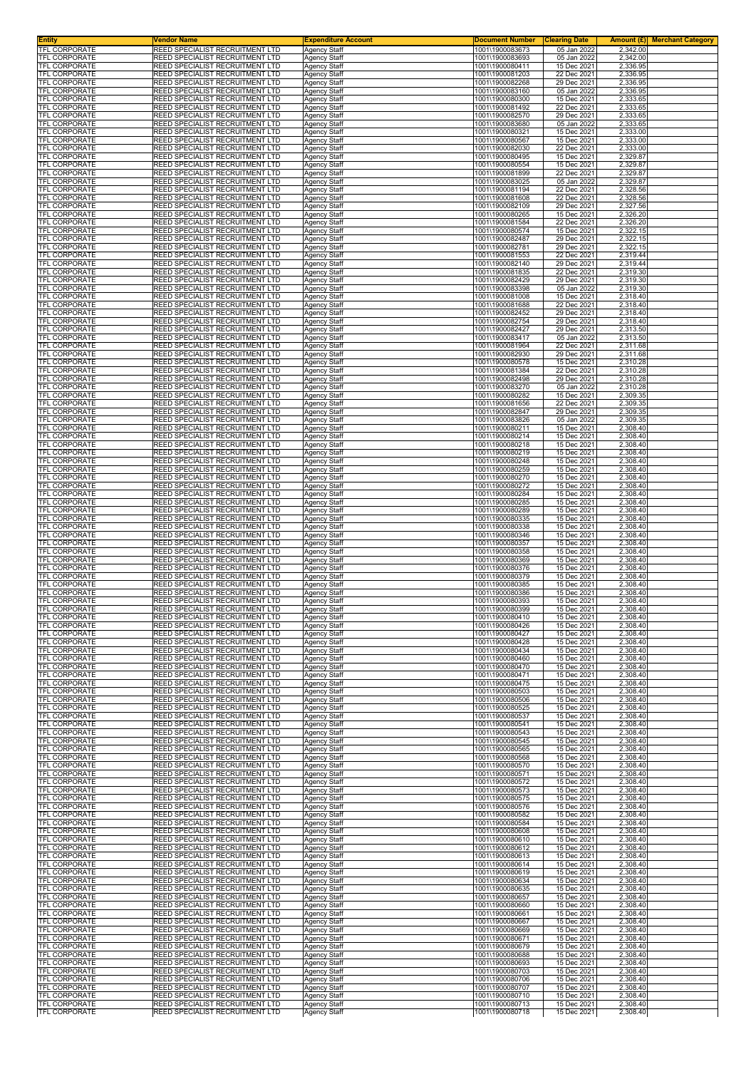| Entity | Vendor Name | Expenditure Account | Document Number | Clearing Date | Amount (£) | Merchant Category |
|---|---|---|---|---|---|---|
| TFL CORPORATE | REED SPECIALIST RECRUITMENT LTD | Agency Staff | 1001\1900083673 | 05 Jan 2022 | 2,342.00 | |
| TFL CORPORATE | REED SPECIALIST RECRUITMENT LTD | Agency Staff | 1001\1900083693 | 05 Jan 2022 | 2,342.00 | |
| TFL CORPORATE | REED SPECIALIST RECRUITMENT LTD | Agency Staff | 1001\1900080411 | 15 Dec 2021 | 2,336.95 | |
| TFL CORPORATE | REED SPECIALIST RECRUITMENT LTD | Agency Staff | 1001\1900081203 | 22 Dec 2021 | 2,336.95 | |
| TFL CORPORATE | REED SPECIALIST RECRUITMENT LTD | Agency Staff | 1001\1900082268 | 29 Dec 2021 | 2,336.95 | |
| TFL CORPORATE | REED SPECIALIST RECRUITMENT LTD | Agency Staff | 1001\1900083160 | 05 Jan 2022 | 2,336.95 | |
| TFL CORPORATE | REED SPECIALIST RECRUITMENT LTD | Agency Staff | 1001\1900080300 | 15 Dec 2021 | 2,333.65 | |
| TFL CORPORATE | REED SPECIALIST RECRUITMENT LTD | Agency Staff | 1001\1900081492 | 22 Dec 2021 | 2,333.65 | |
| TFL CORPORATE | REED SPECIALIST RECRUITMENT LTD | Agency Staff | 1001\1900082570 | 29 Dec 2021 | 2,333.65 | |
| TFL CORPORATE | REED SPECIALIST RECRUITMENT LTD | Agency Staff | 1001\1900083680 | 05 Jan 2022 | 2,333.65 | |
| TFL CORPORATE | REED SPECIALIST RECRUITMENT LTD | Agency Staff | 1001\1900080321 | 15 Dec 2021 | 2,333.00 | |
| TFL CORPORATE | REED SPECIALIST RECRUITMENT LTD | Agency Staff | 1001\1900080567 | 15 Dec 2021 | 2,333.00 | |
| TFL CORPORATE | REED SPECIALIST RECRUITMENT LTD | Agency Staff | 1001\1900082030 | 22 Dec 2021 | 2,333.00 | |
| TFL CORPORATE | REED SPECIALIST RECRUITMENT LTD | Agency Staff | 1001\1900080495 | 15 Dec 2021 | 2,329.87 | |
| TFL CORPORATE | REED SPECIALIST RECRUITMENT LTD | Agency Staff | 1001\1900080554 | 15 Dec 2021 | 2,329.87 | |
| TFL CORPORATE | REED SPECIALIST RECRUITMENT LTD | Agency Staff | 1001\1900081899 | 22 Dec 2021 | 2,329.87 | |
| TFL CORPORATE | REED SPECIALIST RECRUITMENT LTD | Agency Staff | 1001\1900083025 | 05 Jan 2022 | 2,329.87 | |
| TFL CORPORATE | REED SPECIALIST RECRUITMENT LTD | Agency Staff | 1001\1900081194 | 22 Dec 2021 | 2,328.56 | |
| TFL CORPORATE | REED SPECIALIST RECRUITMENT LTD | Agency Staff | 1001\1900081608 | 22 Dec 2021 | 2,328.56 | |
| TFL CORPORATE | REED SPECIALIST RECRUITMENT LTD | Agency Staff | 1001\1900082109 | 29 Dec 2021 | 2,327.56 | |
| TFL CORPORATE | REED SPECIALIST RECRUITMENT LTD | Agency Staff | 1001\1900080265 | 15 Dec 2021 | 2,326.20 | |
| TFL CORPORATE | REED SPECIALIST RECRUITMENT LTD | Agency Staff | 1001\1900081584 | 22 Dec 2021 | 2,326.20 | |
| TFL CORPORATE | REED SPECIALIST RECRUITMENT LTD | Agency Staff | 1001\1900080574 | 15 Dec 2021 | 2,322.15 | |
| TFL CORPORATE | REED SPECIALIST RECRUITMENT LTD | Agency Staff | 1001\1900082487 | 29 Dec 2021 | 2,322.15 | |
| TFL CORPORATE | REED SPECIALIST RECRUITMENT LTD | Agency Staff | 1001\1900082781 | 29 Dec 2021 | 2,322.15 | |
| TFL CORPORATE | REED SPECIALIST RECRUITMENT LTD | Agency Staff | 1001\1900081553 | 22 Dec 2021 | 2,319.44 | |
| TFL CORPORATE | REED SPECIALIST RECRUITMENT LTD | Agency Staff | 1001\1900082140 | 29 Dec 2021 | 2,319.44 | |
| TFL CORPORATE | REED SPECIALIST RECRUITMENT LTD | Agency Staff | 1001\1900081835 | 22 Dec 2021 | 2,319.30 | |
| TFL CORPORATE | REED SPECIALIST RECRUITMENT LTD | Agency Staff | 1001\1900082429 | 29 Dec 2021 | 2,319.30 | |
| TFL CORPORATE | REED SPECIALIST RECRUITMENT LTD | Agency Staff | 1001\1900083398 | 05 Jan 2022 | 2,319.30 | |
| TFL CORPORATE | REED SPECIALIST RECRUITMENT LTD | Agency Staff | 1001\1900081008 | 15 Dec 2021 | 2,318.40 | |
| TFL CORPORATE | REED SPECIALIST RECRUITMENT LTD | Agency Staff | 1001\1900081688 | 22 Dec 2021 | 2,318.40 | |
| TFL CORPORATE | REED SPECIALIST RECRUITMENT LTD | Agency Staff | 1001\1900082452 | 29 Dec 2021 | 2,318.40 | |
| TFL CORPORATE | REED SPECIALIST RECRUITMENT LTD | Agency Staff | 1001\1900082754 | 29 Dec 2021 | 2,318.40 | |
| TFL CORPORATE | REED SPECIALIST RECRUITMENT LTD | Agency Staff | 1001\1900082427 | 29 Dec 2021 | 2,313.50 | |
| TFL CORPORATE | REED SPECIALIST RECRUITMENT LTD | Agency Staff | 1001\1900083417 | 05 Jan 2022 | 2,313.50 | |
| TFL CORPORATE | REED SPECIALIST RECRUITMENT LTD | Agency Staff | 1001\1900081964 | 22 Dec 2021 | 2,311.68 | |
| TFL CORPORATE | REED SPECIALIST RECRUITMENT LTD | Agency Staff | 1001\1900082930 | 29 Dec 2021 | 2,311.68 | |
| TFL CORPORATE | REED SPECIALIST RECRUITMENT LTD | Agency Staff | 1001\1900080578 | 15 Dec 2021 | 2,310.28 | |
| TFL CORPORATE | REED SPECIALIST RECRUITMENT LTD | Agency Staff | 1001\1900081384 | 22 Dec 2021 | 2,310.28 | |
| TFL CORPORATE | REED SPECIALIST RECRUITMENT LTD | Agency Staff | 1001\1900082498 | 29 Dec 2021 | 2,310.28 | |
| TFL CORPORATE | REED SPECIALIST RECRUITMENT LTD | Agency Staff | 1001\1900083270 | 05 Jan 2022 | 2,310.28 | |
| TFL CORPORATE | REED SPECIALIST RECRUITMENT LTD | Agency Staff | 1001\1900080282 | 15 Dec 2021 | 2,309.35 | |
| TFL CORPORATE | REED SPECIALIST RECRUITMENT LTD | Agency Staff | 1001\1900081656 | 22 Dec 2021 | 2,309.35 | |
| TFL CORPORATE | REED SPECIALIST RECRUITMENT LTD | Agency Staff | 1001\1900082847 | 29 Dec 2021 | 2,309.35 | |
| TFL CORPORATE | REED SPECIALIST RECRUITMENT LTD | Agency Staff | 1001\1900083826 | 05 Jan 2022 | 2,309.35 | |
| TFL CORPORATE | REED SPECIALIST RECRUITMENT LTD | Agency Staff | 1001\1900080211 | 15 Dec 2021 | 2,308.40 | |
| TFL CORPORATE | REED SPECIALIST RECRUITMENT LTD | Agency Staff | 1001\1900080214 | 15 Dec 2021 | 2,308.40 | |
| TFL CORPORATE | REED SPECIALIST RECRUITMENT LTD | Agency Staff | 1001\1900080218 | 15 Dec 2021 | 2,308.40 | |
| TFL CORPORATE | REED SPECIALIST RECRUITMENT LTD | Agency Staff | 1001\1900080219 | 15 Dec 2021 | 2,308.40 | |
| TFL CORPORATE | REED SPECIALIST RECRUITMENT LTD | Agency Staff | 1001\1900080248 | 15 Dec 2021 | 2,308.40 | |
| TFL CORPORATE | REED SPECIALIST RECRUITMENT LTD | Agency Staff | 1001\1900080259 | 15 Dec 2021 | 2,308.40 | |
| TFL CORPORATE | REED SPECIALIST RECRUITMENT LTD | Agency Staff | 1001\1900080270 | 15 Dec 2021 | 2,308.40 | |
| TFL CORPORATE | REED SPECIALIST RECRUITMENT LTD | Agency Staff | 1001\1900080272 | 15 Dec 2021 | 2,308.40 | |
| TFL CORPORATE | REED SPECIALIST RECRUITMENT LTD | Agency Staff | 1001\1900080284 | 15 Dec 2021 | 2,308.40 | |
| TFL CORPORATE | REED SPECIALIST RECRUITMENT LTD | Agency Staff | 1001\1900080285 | 15 Dec 2021 | 2,308.40 | |
| TFL CORPORATE | REED SPECIALIST RECRUITMENT LTD | Agency Staff | 1001\1900080289 | 15 Dec 2021 | 2,308.40 | |
| TFL CORPORATE | REED SPECIALIST RECRUITMENT LTD | Agency Staff | 1001\1900080335 | 15 Dec 2021 | 2,308.40 | |
| TFL CORPORATE | REED SPECIALIST RECRUITMENT LTD | Agency Staff | 1001\1900080338 | 15 Dec 2021 | 2,308.40 | |
| TFL CORPORATE | REED SPECIALIST RECRUITMENT LTD | Agency Staff | 1001\1900080346 | 15 Dec 2021 | 2,308.40 | |
| TFL CORPORATE | REED SPECIALIST RECRUITMENT LTD | Agency Staff | 1001\1900080357 | 15 Dec 2021 | 2,308.40 | |
| TFL CORPORATE | REED SPECIALIST RECRUITMENT LTD | Agency Staff | 1001\1900080358 | 15 Dec 2021 | 2,308.40 | |
| TFL CORPORATE | REED SPECIALIST RECRUITMENT LTD | Agency Staff | 1001\1900080369 | 15 Dec 2021 | 2,308.40 | |
| TFL CORPORATE | REED SPECIALIST RECRUITMENT LTD | Agency Staff | 1001\1900080376 | 15 Dec 2021 | 2,308.40 | |
| TFL CORPORATE | REED SPECIALIST RECRUITMENT LTD | Agency Staff | 1001\1900080379 | 15 Dec 2021 | 2,308.40 | |
| TFL CORPORATE | REED SPECIALIST RECRUITMENT LTD | Agency Staff | 1001\1900080385 | 15 Dec 2021 | 2,308.40 | |
| TFL CORPORATE | REED SPECIALIST RECRUITMENT LTD | Agency Staff | 1001\1900080386 | 15 Dec 2021 | 2,308.40 | |
| TFL CORPORATE | REED SPECIALIST RECRUITMENT LTD | Agency Staff | 1001\1900080393 | 15 Dec 2021 | 2,308.40 | |
| TFL CORPORATE | REED SPECIALIST RECRUITMENT LTD | Agency Staff | 1001\1900080399 | 15 Dec 2021 | 2,308.40 | |
| TFL CORPORATE | REED SPECIALIST RECRUITMENT LTD | Agency Staff | 1001\1900080410 | 15 Dec 2021 | 2,308.40 | |
| TFL CORPORATE | REED SPECIALIST RECRUITMENT LTD | Agency Staff | 1001\1900080426 | 15 Dec 2021 | 2,308.40 | |
| TFL CORPORATE | REED SPECIALIST RECRUITMENT LTD | Agency Staff | 1001\1900080427 | 15 Dec 2021 | 2,308.40 | |
| TFL CORPORATE | REED SPECIALIST RECRUITMENT LTD | Agency Staff | 1001\1900080428 | 15 Dec 2021 | 2,308.40 | |
| TFL CORPORATE | REED SPECIALIST RECRUITMENT LTD | Agency Staff | 1001\1900080434 | 15 Dec 2021 | 2,308.40 | |
| TFL CORPORATE | REED SPECIALIST RECRUITMENT LTD | Agency Staff | 1001\1900080460 | 15 Dec 2021 | 2,308.40 | |
| TFL CORPORATE | REED SPECIALIST RECRUITMENT LTD | Agency Staff | 1001\1900080470 | 15 Dec 2021 | 2,308.40 | |
| TFL CORPORATE | REED SPECIALIST RECRUITMENT LTD | Agency Staff | 1001\1900080471 | 15 Dec 2021 | 2,308.40 | |
| TFL CORPORATE | REED SPECIALIST RECRUITMENT LTD | Agency Staff | 1001\1900080475 | 15 Dec 2021 | 2,308.40 | |
| TFL CORPORATE | REED SPECIALIST RECRUITMENT LTD | Agency Staff | 1001\1900080503 | 15 Dec 2021 | 2,308.40 | |
| TFL CORPORATE | REED SPECIALIST RECRUITMENT LTD | Agency Staff | 1001\1900080506 | 15 Dec 2021 | 2,308.40 | |
| TFL CORPORATE | REED SPECIALIST RECRUITMENT LTD | Agency Staff | 1001\1900080525 | 15 Dec 2021 | 2,308.40 | |
| TFL CORPORATE | REED SPECIALIST RECRUITMENT LTD | Agency Staff | 1001\1900080537 | 15 Dec 2021 | 2,308.40 | |
| TFL CORPORATE | REED SPECIALIST RECRUITMENT LTD | Agency Staff | 1001\1900080541 | 15 Dec 2021 | 2,308.40 | |
| TFL CORPORATE | REED SPECIALIST RECRUITMENT LTD | Agency Staff | 1001\1900080543 | 15 Dec 2021 | 2,308.40 | |
| TFL CORPORATE | REED SPECIALIST RECRUITMENT LTD | Agency Staff | 1001\1900080545 | 15 Dec 2021 | 2,308.40 | |
| TFL CORPORATE | REED SPECIALIST RECRUITMENT LTD | Agency Staff | 1001\1900080565 | 15 Dec 2021 | 2,308.40 | |
| TFL CORPORATE | REED SPECIALIST RECRUITMENT LTD | Agency Staff | 1001\1900080568 | 15 Dec 2021 | 2,308.40 | |
| TFL CORPORATE | REED SPECIALIST RECRUITMENT LTD | Agency Staff | 1001\1900080570 | 15 Dec 2021 | 2,308.40 | |
| TFL CORPORATE | REED SPECIALIST RECRUITMENT LTD | Agency Staff | 1001\1900080571 | 15 Dec 2021 | 2,308.40 | |
| TFL CORPORATE | REED SPECIALIST RECRUITMENT LTD | Agency Staff | 1001\1900080572 | 15 Dec 2021 | 2,308.40 | |
| TFL CORPORATE | REED SPECIALIST RECRUITMENT LTD | Agency Staff | 1001\1900080573 | 15 Dec 2021 | 2,308.40 | |
| TFL CORPORATE | REED SPECIALIST RECRUITMENT LTD | Agency Staff | 1001\1900080575 | 15 Dec 2021 | 2,308.40 | |
| TFL CORPORATE | REED SPECIALIST RECRUITMENT LTD | Agency Staff | 1001\1900080576 | 15 Dec 2021 | 2,308.40 | |
| TFL CORPORATE | REED SPECIALIST RECRUITMENT LTD | Agency Staff | 1001\1900080582 | 15 Dec 2021 | 2,308.40 | |
| TFL CORPORATE | REED SPECIALIST RECRUITMENT LTD | Agency Staff | 1001\1900080584 | 15 Dec 2021 | 2,308.40 | |
| TFL CORPORATE | REED SPECIALIST RECRUITMENT LTD | Agency Staff | 1001\1900080608 | 15 Dec 2021 | 2,308.40 | |
| TFL CORPORATE | REED SPECIALIST RECRUITMENT LTD | Agency Staff | 1001\1900080610 | 15 Dec 2021 | 2,308.40 | |
| TFL CORPORATE | REED SPECIALIST RECRUITMENT LTD | Agency Staff | 1001\1900080612 | 15 Dec 2021 | 2,308.40 | |
| TFL CORPORATE | REED SPECIALIST RECRUITMENT LTD | Agency Staff | 1001\1900080613 | 15 Dec 2021 | 2,308.40 | |
| TFL CORPORATE | REED SPECIALIST RECRUITMENT LTD | Agency Staff | 1001\1900080614 | 15 Dec 2021 | 2,308.40 | |
| TFL CORPORATE | REED SPECIALIST RECRUITMENT LTD | Agency Staff | 1001\1900080619 | 15 Dec 2021 | 2,308.40 | |
| TFL CORPORATE | REED SPECIALIST RECRUITMENT LTD | Agency Staff | 1001\1900080634 | 15 Dec 2021 | 2,308.40 | |
| TFL CORPORATE | REED SPECIALIST RECRUITMENT LTD | Agency Staff | 1001\1900080635 | 15 Dec 2021 | 2,308.40 | |
| TFL CORPORATE | REED SPECIALIST RECRUITMENT LTD | Agency Staff | 1001\1900080657 | 15 Dec 2021 | 2,308.40 | |
| TFL CORPORATE | REED SPECIALIST RECRUITMENT LTD | Agency Staff | 1001\1900080660 | 15 Dec 2021 | 2,308.40 | |
| TFL CORPORATE | REED SPECIALIST RECRUITMENT LTD | Agency Staff | 1001\1900080661 | 15 Dec 2021 | 2,308.40 | |
| TFL CORPORATE | REED SPECIALIST RECRUITMENT LTD | Agency Staff | 1001\1900080667 | 15 Dec 2021 | 2,308.40 | |
| TFL CORPORATE | REED SPECIALIST RECRUITMENT LTD | Agency Staff | 1001\1900080669 | 15 Dec 2021 | 2,308.40 | |
| TFL CORPORATE | REED SPECIALIST RECRUITMENT LTD | Agency Staff | 1001\1900080671 | 15 Dec 2021 | 2,308.40 | |
| TFL CORPORATE | REED SPECIALIST RECRUITMENT LTD | Agency Staff | 1001\1900080679 | 15 Dec 2021 | 2,308.40 | |
| TFL CORPORATE | REED SPECIALIST RECRUITMENT LTD | Agency Staff | 1001\1900080688 | 15 Dec 2021 | 2,308.40 | |
| TFL CORPORATE | REED SPECIALIST RECRUITMENT LTD | Agency Staff | 1001\1900080693 | 15 Dec 2021 | 2,308.40 | |
| TFL CORPORATE | REED SPECIALIST RECRUITMENT LTD | Agency Staff | 1001\1900080703 | 15 Dec 2021 | 2,308.40 | |
| TFL CORPORATE | REED SPECIALIST RECRUITMENT LTD | Agency Staff | 1001\1900080706 | 15 Dec 2021 | 2,308.40 | |
| TFL CORPORATE | REED SPECIALIST RECRUITMENT LTD | Agency Staff | 1001\1900080707 | 15 Dec 2021 | 2,308.40 | |
| TFL CORPORATE | REED SPECIALIST RECRUITMENT LTD | Agency Staff | 1001\1900080710 | 15 Dec 2021 | 2,308.40 | |
| TFL CORPORATE | REED SPECIALIST RECRUITMENT LTD | Agency Staff | 1001\1900080713 | 15 Dec 2021 | 2,308.40 | |
| TFL CORPORATE | REED SPECIALIST RECRUITMENT LTD | Agency Staff | 1001\1900080718 | 15 Dec 2021 | 2,308.40 | |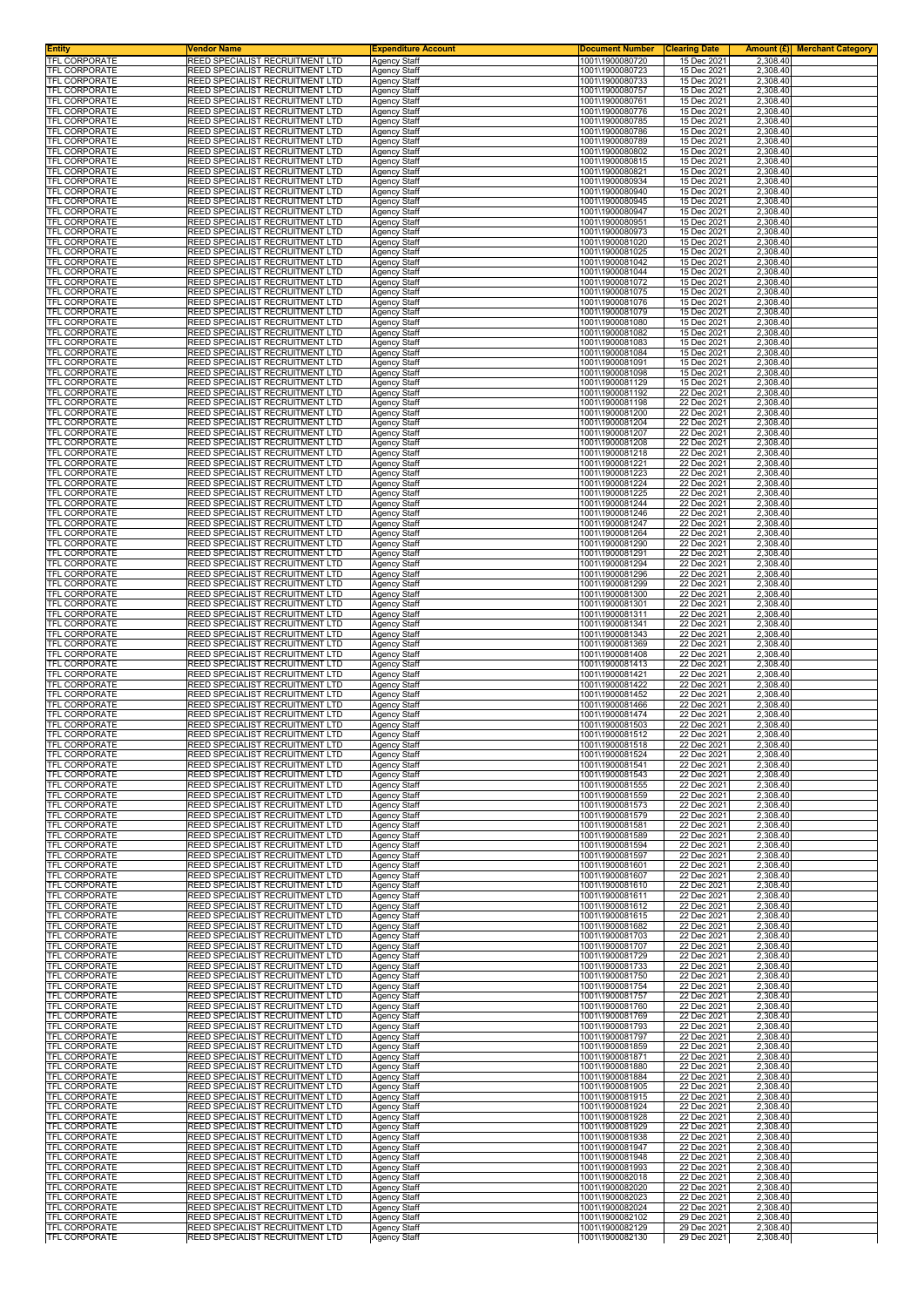| Entity | Vendor Name | Expenditure Account | Document Number | Clearing Date | Amount (£) | Merchant Category |
|---|---|---|---|---|---|---|
| TFL CORPORATE | REED SPECIALIST RECRUITMENT LTD | Agency Staff | 1001\1900080720 | 15 Dec 2021 | 2,308.40 | |
| TFL CORPORATE | REED SPECIALIST RECRUITMENT LTD | Agency Staff | 1001\1900080723 | 15 Dec 2021 | 2,308.40 | |
| TFL CORPORATE | REED SPECIALIST RECRUITMENT LTD | Agency Staff | 1001\1900080733 | 15 Dec 2021 | 2,308.40 | |
| TFL CORPORATE | REED SPECIALIST RECRUITMENT LTD | Agency Staff | 1001\1900080757 | 15 Dec 2021 | 2,308.40 | |
| TFL CORPORATE | REED SPECIALIST RECRUITMENT LTD | Agency Staff | 1001\1900080761 | 15 Dec 2021 | 2,308.40 | |
| TFL CORPORATE | REED SPECIALIST RECRUITMENT LTD | Agency Staff | 1001\1900080776 | 15 Dec 2021 | 2,308.40 | |
| TFL CORPORATE | REED SPECIALIST RECRUITMENT LTD | Agency Staff | 1001\1900080785 | 15 Dec 2021 | 2,308.40 | |
| TFL CORPORATE | REED SPECIALIST RECRUITMENT LTD | Agency Staff | 1001\1900080786 | 15 Dec 2021 | 2,308.40 | |
| TFL CORPORATE | REED SPECIALIST RECRUITMENT LTD | Agency Staff | 1001\1900080789 | 15 Dec 2021 | 2,308.40 | |
| TFL CORPORATE | REED SPECIALIST RECRUITMENT LTD | Agency Staff | 1001\1900080802 | 15 Dec 2021 | 2,308.40 | |
| TFL CORPORATE | REED SPECIALIST RECRUITMENT LTD | Agency Staff | 1001\1900080815 | 15 Dec 2021 | 2,308.40 | |
| TFL CORPORATE | REED SPECIALIST RECRUITMENT LTD | Agency Staff | 1001\1900080821 | 15 Dec 2021 | 2,308.40 | |
| TFL CORPORATE | REED SPECIALIST RECRUITMENT LTD | Agency Staff | 1001\1900080934 | 15 Dec 2021 | 2,308.40 | |
| TFL CORPORATE | REED SPECIALIST RECRUITMENT LTD | Agency Staff | 1001\1900080940 | 15 Dec 2021 | 2,308.40 | |
| TFL CORPORATE | REED SPECIALIST RECRUITMENT LTD | Agency Staff | 1001\1900080945 | 15 Dec 2021 | 2,308.40 | |
| TFL CORPORATE | REED SPECIALIST RECRUITMENT LTD | Agency Staff | 1001\1900080947 | 15 Dec 2021 | 2,308.40 | |
| TFL CORPORATE | REED SPECIALIST RECRUITMENT LTD | Agency Staff | 1001\1900080951 | 15 Dec 2021 | 2,308.40 | |
| TFL CORPORATE | REED SPECIALIST RECRUITMENT LTD | Agency Staff | 1001\1900080973 | 15 Dec 2021 | 2,308.40 | |
| TFL CORPORATE | REED SPECIALIST RECRUITMENT LTD | Agency Staff | 1001\1900081020 | 15 Dec 2021 | 2,308.40 | |
| TFL CORPORATE | REED SPECIALIST RECRUITMENT LTD | Agency Staff | 1001\1900081025 | 15 Dec 2021 | 2,308.40 | |
| TFL CORPORATE | REED SPECIALIST RECRUITMENT LTD | Agency Staff | 1001\1900081042 | 15 Dec 2021 | 2,308.40 | |
| TFL CORPORATE | REED SPECIALIST RECRUITMENT LTD | Agency Staff | 1001\1900081044 | 15 Dec 2021 | 2,308.40 | |
| TFL CORPORATE | REED SPECIALIST RECRUITMENT LTD | Agency Staff | 1001\1900081072 | 15 Dec 2021 | 2,308.40 | |
| TFL CORPORATE | REED SPECIALIST RECRUITMENT LTD | Agency Staff | 1001\1900081075 | 15 Dec 2021 | 2,308.40 | |
| TFL CORPORATE | REED SPECIALIST RECRUITMENT LTD | Agency Staff | 1001\1900081076 | 15 Dec 2021 | 2,308.40 | |
| TFL CORPORATE | REED SPECIALIST RECRUITMENT LTD | Agency Staff | 1001\1900081079 | 15 Dec 2021 | 2,308.40 | |
| TFL CORPORATE | REED SPECIALIST RECRUITMENT LTD | Agency Staff | 1001\1900081080 | 15 Dec 2021 | 2,308.40 | |
| TFL CORPORATE | REED SPECIALIST RECRUITMENT LTD | Agency Staff | 1001\1900081082 | 15 Dec 2021 | 2,308.40 | |
| TFL CORPORATE | REED SPECIALIST RECRUITMENT LTD | Agency Staff | 1001\1900081083 | 15 Dec 2021 | 2,308.40 | |
| TFL CORPORATE | REED SPECIALIST RECRUITMENT LTD | Agency Staff | 1001\1900081084 | 15 Dec 2021 | 2,308.40 | |
| TFL CORPORATE | REED SPECIALIST RECRUITMENT LTD | Agency Staff | 1001\1900081091 | 15 Dec 2021 | 2,308.40 | |
| TFL CORPORATE | REED SPECIALIST RECRUITMENT LTD | Agency Staff | 1001\1900081098 | 15 Dec 2021 | 2,308.40 | |
| TFL CORPORATE | REED SPECIALIST RECRUITMENT LTD | Agency Staff | 1001\1900081129 | 15 Dec 2021 | 2,308.40 | |
| TFL CORPORATE | REED SPECIALIST RECRUITMENT LTD | Agency Staff | 1001\1900081192 | 22 Dec 2021 | 2,308.40 | |
| TFL CORPORATE | REED SPECIALIST RECRUITMENT LTD | Agency Staff | 1001\1900081198 | 22 Dec 2021 | 2,308.40 | |
| TFL CORPORATE | REED SPECIALIST RECRUITMENT LTD | Agency Staff | 1001\1900081200 | 22 Dec 2021 | 2,308.40 | |
| TFL CORPORATE | REED SPECIALIST RECRUITMENT LTD | Agency Staff | 1001\1900081204 | 22 Dec 2021 | 2,308.40 | |
| TFL CORPORATE | REED SPECIALIST RECRUITMENT LTD | Agency Staff | 1001\1900081207 | 22 Dec 2021 | 2,308.40 | |
| TFL CORPORATE | REED SPECIALIST RECRUITMENT LTD | Agency Staff | 1001\1900081208 | 22 Dec 2021 | 2,308.40 | |
| TFL CORPORATE | REED SPECIALIST RECRUITMENT LTD | Agency Staff | 1001\1900081218 | 22 Dec 2021 | 2,308.40 | |
| TFL CORPORATE | REED SPECIALIST RECRUITMENT LTD | Agency Staff | 1001\1900081221 | 22 Dec 2021 | 2,308.40 | |
| TFL CORPORATE | REED SPECIALIST RECRUITMENT LTD | Agency Staff | 1001\1900081223 | 22 Dec 2021 | 2,308.40 | |
| TFL CORPORATE | REED SPECIALIST RECRUITMENT LTD | Agency Staff | 1001\1900081224 | 22 Dec 2021 | 2,308.40 | |
| TFL CORPORATE | REED SPECIALIST RECRUITMENT LTD | Agency Staff | 1001\1900081225 | 22 Dec 2021 | 2,308.40 | |
| TFL CORPORATE | REED SPECIALIST RECRUITMENT LTD | Agency Staff | 1001\1900081244 | 22 Dec 2021 | 2,308.40 | |
| TFL CORPORATE | REED SPECIALIST RECRUITMENT LTD | Agency Staff | 1001\1900081246 | 22 Dec 2021 | 2,308.40 | |
| TFL CORPORATE | REED SPECIALIST RECRUITMENT LTD | Agency Staff | 1001\1900081247 | 22 Dec 2021 | 2,308.40 | |
| TFL CORPORATE | REED SPECIALIST RECRUITMENT LTD | Agency Staff | 1001\1900081264 | 22 Dec 2021 | 2,308.40 | |
| TFL CORPORATE | REED SPECIALIST RECRUITMENT LTD | Agency Staff | 1001\1900081290 | 22 Dec 2021 | 2,308.40 | |
| TFL CORPORATE | REED SPECIALIST RECRUITMENT LTD | Agency Staff | 1001\1900081291 | 22 Dec 2021 | 2,308.40 | |
| TFL CORPORATE | REED SPECIALIST RECRUITMENT LTD | Agency Staff | 1001\1900081294 | 22 Dec 2021 | 2,308.40 | |
| TFL CORPORATE | REED SPECIALIST RECRUITMENT LTD | Agency Staff | 1001\1900081296 | 22 Dec 2021 | 2,308.40 | |
| TFL CORPORATE | REED SPECIALIST RECRUITMENT LTD | Agency Staff | 1001\1900081299 | 22 Dec 2021 | 2,308.40 | |
| TFL CORPORATE | REED SPECIALIST RECRUITMENT LTD | Agency Staff | 1001\1900081300 | 22 Dec 2021 | 2,308.40 | |
| TFL CORPORATE | REED SPECIALIST RECRUITMENT LTD | Agency Staff | 1001\1900081301 | 22 Dec 2021 | 2,308.40 | |
| TFL CORPORATE | REED SPECIALIST RECRUITMENT LTD | Agency Staff | 1001\1900081311 | 22 Dec 2021 | 2,308.40 | |
| TFL CORPORATE | REED SPECIALIST RECRUITMENT LTD | Agency Staff | 1001\1900081341 | 22 Dec 2021 | 2,308.40 | |
| TFL CORPORATE | REED SPECIALIST RECRUITMENT LTD | Agency Staff | 1001\1900081343 | 22 Dec 2021 | 2,308.40 | |
| TFL CORPORATE | REED SPECIALIST RECRUITMENT LTD | Agency Staff | 1001\1900081369 | 22 Dec 2021 | 2,308.40 | |
| TFL CORPORATE | REED SPECIALIST RECRUITMENT LTD | Agency Staff | 1001\1900081408 | 22 Dec 2021 | 2,308.40 | |
| TFL CORPORATE | REED SPECIALIST RECRUITMENT LTD | Agency Staff | 1001\1900081413 | 22 Dec 2021 | 2,308.40 | |
| TFL CORPORATE | REED SPECIALIST RECRUITMENT LTD | Agency Staff | 1001\1900081421 | 22 Dec 2021 | 2,308.40 | |
| TFL CORPORATE | REED SPECIALIST RECRUITMENT LTD | Agency Staff | 1001\1900081422 | 22 Dec 2021 | 2,308.40 | |
| TFL CORPORATE | REED SPECIALIST RECRUITMENT LTD | Agency Staff | 1001\1900081452 | 22 Dec 2021 | 2,308.40 | |
| TFL CORPORATE | REED SPECIALIST RECRUITMENT LTD | Agency Staff | 1001\1900081466 | 22 Dec 2021 | 2,308.40 | |
| TFL CORPORATE | REED SPECIALIST RECRUITMENT LTD | Agency Staff | 1001\1900081474 | 22 Dec 2021 | 2,308.40 | |
| TFL CORPORATE | REED SPECIALIST RECRUITMENT LTD | Agency Staff | 1001\1900081503 | 22 Dec 2021 | 2,308.40 | |
| TFL CORPORATE | REED SPECIALIST RECRUITMENT LTD | Agency Staff | 1001\1900081512 | 22 Dec 2021 | 2,308.40 | |
| TFL CORPORATE | REED SPECIALIST RECRUITMENT LTD | Agency Staff | 1001\1900081518 | 22 Dec 2021 | 2,308.40 | |
| TFL CORPORATE | REED SPECIALIST RECRUITMENT LTD | Agency Staff | 1001\1900081524 | 22 Dec 2021 | 2,308.40 | |
| TFL CORPORATE | REED SPECIALIST RECRUITMENT LTD | Agency Staff | 1001\1900081541 | 22 Dec 2021 | 2,308.40 | |
| TFL CORPORATE | REED SPECIALIST RECRUITMENT LTD | Agency Staff | 1001\1900081543 | 22 Dec 2021 | 2,308.40 | |
| TFL CORPORATE | REED SPECIALIST RECRUITMENT LTD | Agency Staff | 1001\1900081555 | 22 Dec 2021 | 2,308.40 | |
| TFL CORPORATE | REED SPECIALIST RECRUITMENT LTD | Agency Staff | 1001\1900081559 | 22 Dec 2021 | 2,308.40 | |
| TFL CORPORATE | REED SPECIALIST RECRUITMENT LTD | Agency Staff | 1001\1900081573 | 22 Dec 2021 | 2,308.40 | |
| TFL CORPORATE | REED SPECIALIST RECRUITMENT LTD | Agency Staff | 1001\1900081579 | 22 Dec 2021 | 2,308.40 | |
| TFL CORPORATE | REED SPECIALIST RECRUITMENT LTD | Agency Staff | 1001\1900081581 | 22 Dec 2021 | 2,308.40 | |
| TFL CORPORATE | REED SPECIALIST RECRUITMENT LTD | Agency Staff | 1001\1900081589 | 22 Dec 2021 | 2,308.40 | |
| TFL CORPORATE | REED SPECIALIST RECRUITMENT LTD | Agency Staff | 1001\1900081594 | 22 Dec 2021 | 2,308.40 | |
| TFL CORPORATE | REED SPECIALIST RECRUITMENT LTD | Agency Staff | 1001\1900081597 | 22 Dec 2021 | 2,308.40 | |
| TFL CORPORATE | REED SPECIALIST RECRUITMENT LTD | Agency Staff | 1001\1900081601 | 22 Dec 2021 | 2,308.40 | |
| TFL CORPORATE | REED SPECIALIST RECRUITMENT LTD | Agency Staff | 1001\1900081607 | 22 Dec 2021 | 2,308.40 | |
| TFL CORPORATE | REED SPECIALIST RECRUITMENT LTD | Agency Staff | 1001\1900081610 | 22 Dec 2021 | 2,308.40 | |
| TFL CORPORATE | REED SPECIALIST RECRUITMENT LTD | Agency Staff | 1001\1900081611 | 22 Dec 2021 | 2,308.40 | |
| TFL CORPORATE | REED SPECIALIST RECRUITMENT LTD | Agency Staff | 1001\1900081612 | 22 Dec 2021 | 2,308.40 | |
| TFL CORPORATE | REED SPECIALIST RECRUITMENT LTD | Agency Staff | 1001\1900081615 | 22 Dec 2021 | 2,308.40 | |
| TFL CORPORATE | REED SPECIALIST RECRUITMENT LTD | Agency Staff | 1001\1900081682 | 22 Dec 2021 | 2,308.40 | |
| TFL CORPORATE | REED SPECIALIST RECRUITMENT LTD | Agency Staff | 1001\1900081703 | 22 Dec 2021 | 2,308.40 | |
| TFL CORPORATE | REED SPECIALIST RECRUITMENT LTD | Agency Staff | 1001\1900081707 | 22 Dec 2021 | 2,308.40 | |
| TFL CORPORATE | REED SPECIALIST RECRUITMENT LTD | Agency Staff | 1001\1900081729 | 22 Dec 2021 | 2,308.40 | |
| TFL CORPORATE | REED SPECIALIST RECRUITMENT LTD | Agency Staff | 1001\1900081733 | 22 Dec 2021 | 2,308.40 | |
| TFL CORPORATE | REED SPECIALIST RECRUITMENT LTD | Agency Staff | 1001\1900081750 | 22 Dec 2021 | 2,308.40 | |
| TFL CORPORATE | REED SPECIALIST RECRUITMENT LTD | Agency Staff | 1001\1900081754 | 22 Dec 2021 | 2,308.40 | |
| TFL CORPORATE | REED SPECIALIST RECRUITMENT LTD | Agency Staff | 1001\1900081757 | 22 Dec 2021 | 2,308.40 | |
| TFL CORPORATE | REED SPECIALIST RECRUITMENT LTD | Agency Staff | 1001\1900081760 | 22 Dec 2021 | 2,308.40 | |
| TFL CORPORATE | REED SPECIALIST RECRUITMENT LTD | Agency Staff | 1001\1900081769 | 22 Dec 2021 | 2,308.40 | |
| TFL CORPORATE | REED SPECIALIST RECRUITMENT LTD | Agency Staff | 1001\1900081793 | 22 Dec 2021 | 2,308.40 | |
| TFL CORPORATE | REED SPECIALIST RECRUITMENT LTD | Agency Staff | 1001\1900081797 | 22 Dec 2021 | 2,308.40 | |
| TFL CORPORATE | REED SPECIALIST RECRUITMENT LTD | Agency Staff | 1001\1900081859 | 22 Dec 2021 | 2,308.40 | |
| TFL CORPORATE | REED SPECIALIST RECRUITMENT LTD | Agency Staff | 1001\1900081871 | 22 Dec 2021 | 2,308.40 | |
| TFL CORPORATE | REED SPECIALIST RECRUITMENT LTD | Agency Staff | 1001\1900081880 | 22 Dec 2021 | 2,308.40 | |
| TFL CORPORATE | REED SPECIALIST RECRUITMENT LTD | Agency Staff | 1001\1900081884 | 22 Dec 2021 | 2,308.40 | |
| TFL CORPORATE | REED SPECIALIST RECRUITMENT LTD | Agency Staff | 1001\1900081905 | 22 Dec 2021 | 2,308.40 | |
| TFL CORPORATE | REED SPECIALIST RECRUITMENT LTD | Agency Staff | 1001\1900081915 | 22 Dec 2021 | 2,308.40 | |
| TFL CORPORATE | REED SPECIALIST RECRUITMENT LTD | Agency Staff | 1001\1900081924 | 22 Dec 2021 | 2,308.40 | |
| TFL CORPORATE | REED SPECIALIST RECRUITMENT LTD | Agency Staff | 1001\1900081928 | 22 Dec 2021 | 2,308.40 | |
| TFL CORPORATE | REED SPECIALIST RECRUITMENT LTD | Agency Staff | 1001\1900081929 | 22 Dec 2021 | 2,308.40 | |
| TFL CORPORATE | REED SPECIALIST RECRUITMENT LTD | Agency Staff | 1001\1900081938 | 22 Dec 2021 | 2,308.40 | |
| TFL CORPORATE | REED SPECIALIST RECRUITMENT LTD | Agency Staff | 1001\1900081947 | 22 Dec 2021 | 2,308.40 | |
| TFL CORPORATE | REED SPECIALIST RECRUITMENT LTD | Agency Staff | 1001\1900081948 | 22 Dec 2021 | 2,308.40 | |
| TFL CORPORATE | REED SPECIALIST RECRUITMENT LTD | Agency Staff | 1001\1900081993 | 22 Dec 2021 | 2,308.40 | |
| TFL CORPORATE | REED SPECIALIST RECRUITMENT LTD | Agency Staff | 1001\1900082018 | 22 Dec 2021 | 2,308.40 | |
| TFL CORPORATE | REED SPECIALIST RECRUITMENT LTD | Agency Staff | 1001\1900082020 | 22 Dec 2021 | 2,308.40 | |
| TFL CORPORATE | REED SPECIALIST RECRUITMENT LTD | Agency Staff | 1001\1900082023 | 22 Dec 2021 | 2,308.40 | |
| TFL CORPORATE | REED SPECIALIST RECRUITMENT LTD | Agency Staff | 1001\1900082024 | 22 Dec 2021 | 2,308.40 | |
| TFL CORPORATE | REED SPECIALIST RECRUITMENT LTD | Agency Staff | 1001\1900082102 | 29 Dec 2021 | 2,308.40 | |
| TFL CORPORATE | REED SPECIALIST RECRUITMENT LTD | Agency Staff | 1001\1900082129 | 29 Dec 2021 | 2,308.40 | |
| TFL CORPORATE | REED SPECIALIST RECRUITMENT LTD | Agency Staff | 1001\1900082130 | 29 Dec 2021 | 2,308.40 | |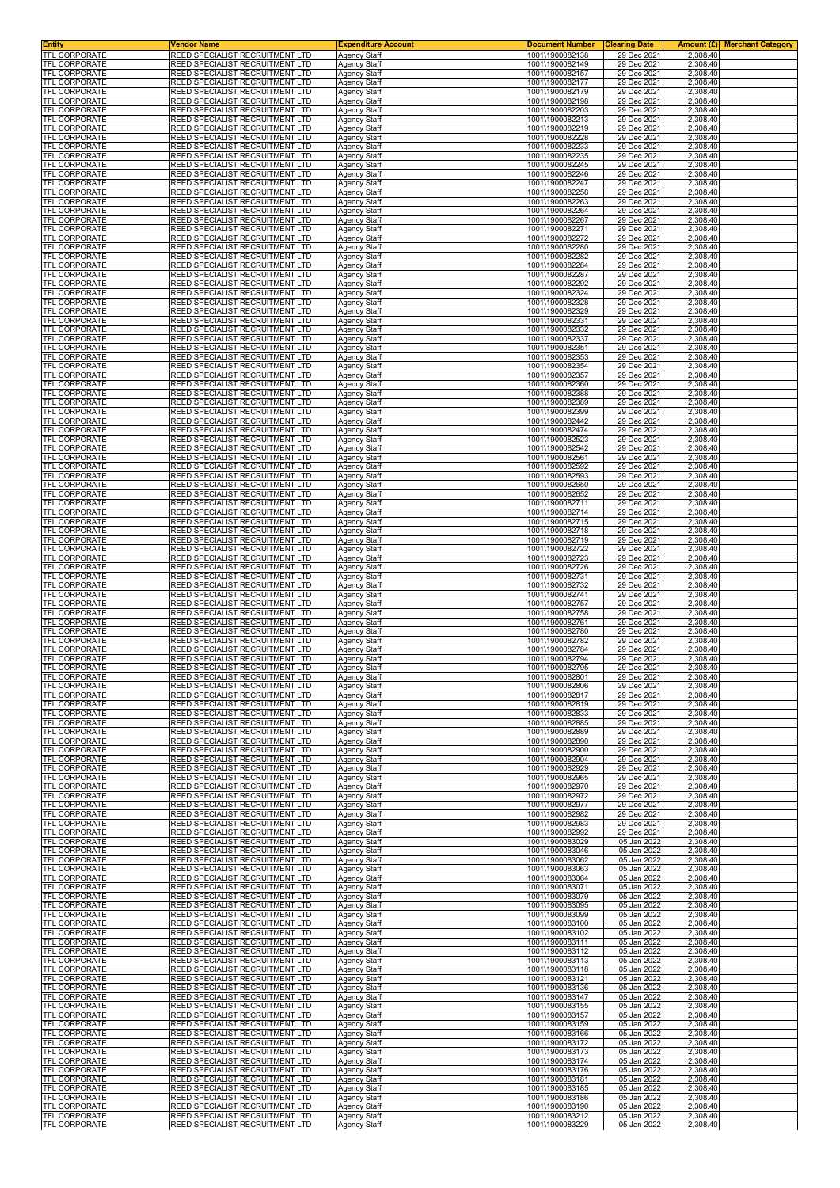| Entity | Vendor Name | Expenditure Account | Document Number | Clearing Date | Amount (£) | Merchant Category |
|---|---|---|---|---|---|---|
| TFL CORPORATE | REED SPECIALIST RECRUITMENT LTD | Agency Staff | 1001\1900082138 | 29 Dec 2021 | 2,308.40 | |
| TFL CORPORATE | REED SPECIALIST RECRUITMENT LTD | Agency Staff | 1001\1900082149 | 29 Dec 2021 | 2,308.40 | |
| TFL CORPORATE | REED SPECIALIST RECRUITMENT LTD | Agency Staff | 1001\1900082157 | 29 Dec 2021 | 2,308.40 | |
| TFL CORPORATE | REED SPECIALIST RECRUITMENT LTD | Agency Staff | 1001\1900082177 | 29 Dec 2021 | 2,308.40 | |
| TFL CORPORATE | REED SPECIALIST RECRUITMENT LTD | Agency Staff | 1001\1900082179 | 29 Dec 2021 | 2,308.40 | |
| TFL CORPORATE | REED SPECIALIST RECRUITMENT LTD | Agency Staff | 1001\1900082198 | 29 Dec 2021 | 2,308.40 | |
| TFL CORPORATE | REED SPECIALIST RECRUITMENT LTD | Agency Staff | 1001\1900082203 | 29 Dec 2021 | 2,308.40 | |
| TFL CORPORATE | REED SPECIALIST RECRUITMENT LTD | Agency Staff | 1001\1900082213 | 29 Dec 2021 | 2,308.40 | |
| TFL CORPORATE | REED SPECIALIST RECRUITMENT LTD | Agency Staff | 1001\1900082219 | 29 Dec 2021 | 2,308.40 | |
| TFL CORPORATE | REED SPECIALIST RECRUITMENT LTD | Agency Staff | 1001\1900082228 | 29 Dec 2021 | 2,308.40 | |
| TFL CORPORATE | REED SPECIALIST RECRUITMENT LTD | Agency Staff | 1001\1900082233 | 29 Dec 2021 | 2,308.40 | |
| TFL CORPORATE | REED SPECIALIST RECRUITMENT LTD | Agency Staff | 1001\1900082235 | 29 Dec 2021 | 2,308.40 | |
| TFL CORPORATE | REED SPECIALIST RECRUITMENT LTD | Agency Staff | 1001\1900082245 | 29 Dec 2021 | 2,308.40 | |
| TFL CORPORATE | REED SPECIALIST RECRUITMENT LTD | Agency Staff | 1001\1900082246 | 29 Dec 2021 | 2,308.40 | |
| TFL CORPORATE | REED SPECIALIST RECRUITMENT LTD | Agency Staff | 1001\1900082247 | 29 Dec 2021 | 2,308.40 | |
| TFL CORPORATE | REED SPECIALIST RECRUITMENT LTD | Agency Staff | 1001\1900082258 | 29 Dec 2021 | 2,308.40 | |
| TFL CORPORATE | REED SPECIALIST RECRUITMENT LTD | Agency Staff | 1001\1900082263 | 29 Dec 2021 | 2,308.40 | |
| TFL CORPORATE | REED SPECIALIST RECRUITMENT LTD | Agency Staff | 1001\1900082264 | 29 Dec 2021 | 2,308.40 | |
| TFL CORPORATE | REED SPECIALIST RECRUITMENT LTD | Agency Staff | 1001\1900082267 | 29 Dec 2021 | 2,308.40 | |
| TFL CORPORATE | REED SPECIALIST RECRUITMENT LTD | Agency Staff | 1001\1900082271 | 29 Dec 2021 | 2,308.40 | |
| TFL CORPORATE | REED SPECIALIST RECRUITMENT LTD | Agency Staff | 1001\1900082272 | 29 Dec 2021 | 2,308.40 | |
| TFL CORPORATE | REED SPECIALIST RECRUITMENT LTD | Agency Staff | 1001\1900082280 | 29 Dec 2021 | 2,308.40 | |
| TFL CORPORATE | REED SPECIALIST RECRUITMENT LTD | Agency Staff | 1001\1900082282 | 29 Dec 2021 | 2,308.40 | |
| TFL CORPORATE | REED SPECIALIST RECRUITMENT LTD | Agency Staff | 1001\1900082284 | 29 Dec 2021 | 2,308.40 | |
| TFL CORPORATE | REED SPECIALIST RECRUITMENT LTD | Agency Staff | 1001\1900082287 | 29 Dec 2021 | 2,308.40 | |
| TFL CORPORATE | REED SPECIALIST RECRUITMENT LTD | Agency Staff | 1001\1900082292 | 29 Dec 2021 | 2,308.40 | |
| TFL CORPORATE | REED SPECIALIST RECRUITMENT LTD | Agency Staff | 1001\1900082324 | 29 Dec 2021 | 2,308.40 | |
| TFL CORPORATE | REED SPECIALIST RECRUITMENT LTD | Agency Staff | 1001\1900082328 | 29 Dec 2021 | 2,308.40 | |
| TFL CORPORATE | REED SPECIALIST RECRUITMENT LTD | Agency Staff | 1001\1900082329 | 29 Dec 2021 | 2,308.40 | |
| TFL CORPORATE | REED SPECIALIST RECRUITMENT LTD | Agency Staff | 1001\1900082331 | 29 Dec 2021 | 2,308.40 | |
| TFL CORPORATE | REED SPECIALIST RECRUITMENT LTD | Agency Staff | 1001\1900082332 | 29 Dec 2021 | 2,308.40 | |
| TFL CORPORATE | REED SPECIALIST RECRUITMENT LTD | Agency Staff | 1001\1900082337 | 29 Dec 2021 | 2,308.40 | |
| TFL CORPORATE | REED SPECIALIST RECRUITMENT LTD | Agency Staff | 1001\1900082351 | 29 Dec 2021 | 2,308.40 | |
| TFL CORPORATE | REED SPECIALIST RECRUITMENT LTD | Agency Staff | 1001\1900082353 | 29 Dec 2021 | 2,308.40 | |
| TFL CORPORATE | REED SPECIALIST RECRUITMENT LTD | Agency Staff | 1001\1900082354 | 29 Dec 2021 | 2,308.40 | |
| TFL CORPORATE | REED SPECIALIST RECRUITMENT LTD | Agency Staff | 1001\1900082357 | 29 Dec 2021 | 2,308.40 | |
| TFL CORPORATE | REED SPECIALIST RECRUITMENT LTD | Agency Staff | 1001\1900082360 | 29 Dec 2021 | 2,308.40 | |
| TFL CORPORATE | REED SPECIALIST RECRUITMENT LTD | Agency Staff | 1001\1900082388 | 29 Dec 2021 | 2,308.40 | |
| TFL CORPORATE | REED SPECIALIST RECRUITMENT LTD | Agency Staff | 1001\1900082389 | 29 Dec 2021 | 2,308.40 | |
| TFL CORPORATE | REED SPECIALIST RECRUITMENT LTD | Agency Staff | 1001\1900082399 | 29 Dec 2021 | 2,308.40 | |
| TFL CORPORATE | REED SPECIALIST RECRUITMENT LTD | Agency Staff | 1001\1900082442 | 29 Dec 2021 | 2,308.40 | |
| TFL CORPORATE | REED SPECIALIST RECRUITMENT LTD | Agency Staff | 1001\1900082474 | 29 Dec 2021 | 2,308.40 | |
| TFL CORPORATE | REED SPECIALIST RECRUITMENT LTD | Agency Staff | 1001\1900082523 | 29 Dec 2021 | 2,308.40 | |
| TFL CORPORATE | REED SPECIALIST RECRUITMENT LTD | Agency Staff | 1001\1900082542 | 29 Dec 2021 | 2,308.40 | |
| TFL CORPORATE | REED SPECIALIST RECRUITMENT LTD | Agency Staff | 1001\1900082561 | 29 Dec 2021 | 2,308.40 | |
| TFL CORPORATE | REED SPECIALIST RECRUITMENT LTD | Agency Staff | 1001\1900082592 | 29 Dec 2021 | 2,308.40 | |
| TFL CORPORATE | REED SPECIALIST RECRUITMENT LTD | Agency Staff | 1001\1900082593 | 29 Dec 2021 | 2,308.40 | |
| TFL CORPORATE | REED SPECIALIST RECRUITMENT LTD | Agency Staff | 1001\1900082650 | 29 Dec 2021 | 2,308.40 | |
| TFL CORPORATE | REED SPECIALIST RECRUITMENT LTD | Agency Staff | 1001\1900082652 | 29 Dec 2021 | 2,308.40 | |
| TFL CORPORATE | REED SPECIALIST RECRUITMENT LTD | Agency Staff | 1001\1900082711 | 29 Dec 2021 | 2,308.40 | |
| TFL CORPORATE | REED SPECIALIST RECRUITMENT LTD | Agency Staff | 1001\1900082714 | 29 Dec 2021 | 2,308.40 | |
| TFL CORPORATE | REED SPECIALIST RECRUITMENT LTD | Agency Staff | 1001\1900082715 | 29 Dec 2021 | 2,308.40 | |
| TFL CORPORATE | REED SPECIALIST RECRUITMENT LTD | Agency Staff | 1001\1900082718 | 29 Dec 2021 | 2,308.40 | |
| TFL CORPORATE | REED SPECIALIST RECRUITMENT LTD | Agency Staff | 1001\1900082719 | 29 Dec 2021 | 2,308.40 | |
| TFL CORPORATE | REED SPECIALIST RECRUITMENT LTD | Agency Staff | 1001\1900082722 | 29 Dec 2021 | 2,308.40 | |
| TFL CORPORATE | REED SPECIALIST RECRUITMENT LTD | Agency Staff | 1001\1900082723 | 29 Dec 2021 | 2,308.40 | |
| TFL CORPORATE | REED SPECIALIST RECRUITMENT LTD | Agency Staff | 1001\1900082726 | 29 Dec 2021 | 2,308.40 | |
| TFL CORPORATE | REED SPECIALIST RECRUITMENT LTD | Agency Staff | 1001\1900082731 | 29 Dec 2021 | 2,308.40 | |
| TFL CORPORATE | REED SPECIALIST RECRUITMENT LTD | Agency Staff | 1001\1900082732 | 29 Dec 2021 | 2,308.40 | |
| TFL CORPORATE | REED SPECIALIST RECRUITMENT LTD | Agency Staff | 1001\1900082741 | 29 Dec 2021 | 2,308.40 | |
| TFL CORPORATE | REED SPECIALIST RECRUITMENT LTD | Agency Staff | 1001\1900082757 | 29 Dec 2021 | 2,308.40 | |
| TFL CORPORATE | REED SPECIALIST RECRUITMENT LTD | Agency Staff | 1001\1900082758 | 29 Dec 2021 | 2,308.40 | |
| TFL CORPORATE | REED SPECIALIST RECRUITMENT LTD | Agency Staff | 1001\1900082761 | 29 Dec 2021 | 2,308.40 | |
| TFL CORPORATE | REED SPECIALIST RECRUITMENT LTD | Agency Staff | 1001\1900082780 | 29 Dec 2021 | 2,308.40 | |
| TFL CORPORATE | REED SPECIALIST RECRUITMENT LTD | Agency Staff | 1001\1900082782 | 29 Dec 2021 | 2,308.40 | |
| TFL CORPORATE | REED SPECIALIST RECRUITMENT LTD | Agency Staff | 1001\1900082784 | 29 Dec 2021 | 2,308.40 | |
| TFL CORPORATE | REED SPECIALIST RECRUITMENT LTD | Agency Staff | 1001\1900082794 | 29 Dec 2021 | 2,308.40 | |
| TFL CORPORATE | REED SPECIALIST RECRUITMENT LTD | Agency Staff | 1001\1900082795 | 29 Dec 2021 | 2,308.40 | |
| TFL CORPORATE | REED SPECIALIST RECRUITMENT LTD | Agency Staff | 1001\1900082801 | 29 Dec 2021 | 2,308.40 | |
| TFL CORPORATE | REED SPECIALIST RECRUITMENT LTD | Agency Staff | 1001\1900082806 | 29 Dec 2021 | 2,308.40 | |
| TFL CORPORATE | REED SPECIALIST RECRUITMENT LTD | Agency Staff | 1001\1900082817 | 29 Dec 2021 | 2,308.40 | |
| TFL CORPORATE | REED SPECIALIST RECRUITMENT LTD | Agency Staff | 1001\1900082819 | 29 Dec 2021 | 2,308.40 | |
| TFL CORPORATE | REED SPECIALIST RECRUITMENT LTD | Agency Staff | 1001\1900082833 | 29 Dec 2021 | 2,308.40 | |
| TFL CORPORATE | REED SPECIALIST RECRUITMENT LTD | Agency Staff | 1001\1900082885 | 29 Dec 2021 | 2,308.40 | |
| TFL CORPORATE | REED SPECIALIST RECRUITMENT LTD | Agency Staff | 1001\1900082889 | 29 Dec 2021 | 2,308.40 | |
| TFL CORPORATE | REED SPECIALIST RECRUITMENT LTD | Agency Staff | 1001\1900082890 | 29 Dec 2021 | 2,308.40 | |
| TFL CORPORATE | REED SPECIALIST RECRUITMENT LTD | Agency Staff | 1001\1900082900 | 29 Dec 2021 | 2,308.40 | |
| TFL CORPORATE | REED SPECIALIST RECRUITMENT LTD | Agency Staff | 1001\1900082904 | 29 Dec 2021 | 2,308.40 | |
| TFL CORPORATE | REED SPECIALIST RECRUITMENT LTD | Agency Staff | 1001\1900082929 | 29 Dec 2021 | 2,308.40 | |
| TFL CORPORATE | REED SPECIALIST RECRUITMENT LTD | Agency Staff | 1001\1900082965 | 29 Dec 2021 | 2,308.40 | |
| TFL CORPORATE | REED SPECIALIST RECRUITMENT LTD | Agency Staff | 1001\1900082970 | 29 Dec 2021 | 2,308.40 | |
| TFL CORPORATE | REED SPECIALIST RECRUITMENT LTD | Agency Staff | 1001\1900082972 | 29 Dec 2021 | 2,308.40 | |
| TFL CORPORATE | REED SPECIALIST RECRUITMENT LTD | Agency Staff | 1001\1900082977 | 29 Dec 2021 | 2,308.40 | |
| TFL CORPORATE | REED SPECIALIST RECRUITMENT LTD | Agency Staff | 1001\1900082982 | 29 Dec 2021 | 2,308.40 | |
| TFL CORPORATE | REED SPECIALIST RECRUITMENT LTD | Agency Staff | 1001\1900082983 | 29 Dec 2021 | 2,308.40 | |
| TFL CORPORATE | REED SPECIALIST RECRUITMENT LTD | Agency Staff | 1001\1900082992 | 29 Dec 2021 | 2,308.40 | |
| TFL CORPORATE | REED SPECIALIST RECRUITMENT LTD | Agency Staff | 1001\1900083029 | 05 Jan 2022 | 2,308.40 | |
| TFL CORPORATE | REED SPECIALIST RECRUITMENT LTD | Agency Staff | 1001\1900083046 | 05 Jan 2022 | 2,308.40 | |
| TFL CORPORATE | REED SPECIALIST RECRUITMENT LTD | Agency Staff | 1001\1900083062 | 05 Jan 2022 | 2,308.40 | |
| TFL CORPORATE | REED SPECIALIST RECRUITMENT LTD | Agency Staff | 1001\1900083063 | 05 Jan 2022 | 2,308.40 | |
| TFL CORPORATE | REED SPECIALIST RECRUITMENT LTD | Agency Staff | 1001\1900083064 | 05 Jan 2022 | 2,308.40 | |
| TFL CORPORATE | REED SPECIALIST RECRUITMENT LTD | Agency Staff | 1001\1900083071 | 05 Jan 2022 | 2,308.40 | |
| TFL CORPORATE | REED SPECIALIST RECRUITMENT LTD | Agency Staff | 1001\1900083079 | 05 Jan 2022 | 2,308.40 | |
| TFL CORPORATE | REED SPECIALIST RECRUITMENT LTD | Agency Staff | 1001\1900083095 | 05 Jan 2022 | 2,308.40 | |
| TFL CORPORATE | REED SPECIALIST RECRUITMENT LTD | Agency Staff | 1001\1900083099 | 05 Jan 2022 | 2,308.40 | |
| TFL CORPORATE | REED SPECIALIST RECRUITMENT LTD | Agency Staff | 1001\1900083100 | 05 Jan 2022 | 2,308.40 | |
| TFL CORPORATE | REED SPECIALIST RECRUITMENT LTD | Agency Staff | 1001\1900083102 | 05 Jan 2022 | 2,308.40 | |
| TFL CORPORATE | REED SPECIALIST RECRUITMENT LTD | Agency Staff | 1001\1900083111 | 05 Jan 2022 | 2,308.40 | |
| TFL CORPORATE | REED SPECIALIST RECRUITMENT LTD | Agency Staff | 1001\1900083112 | 05 Jan 2022 | 2,308.40 | |
| TFL CORPORATE | REED SPECIALIST RECRUITMENT LTD | Agency Staff | 1001\1900083113 | 05 Jan 2022 | 2,308.40 | |
| TFL CORPORATE | REED SPECIALIST RECRUITMENT LTD | Agency Staff | 1001\1900083118 | 05 Jan 2022 | 2,308.40 | |
| TFL CORPORATE | REED SPECIALIST RECRUITMENT LTD | Agency Staff | 1001\1900083121 | 05 Jan 2022 | 2,308.40 | |
| TFL CORPORATE | REED SPECIALIST RECRUITMENT LTD | Agency Staff | 1001\1900083136 | 05 Jan 2022 | 2,308.40 | |
| TFL CORPORATE | REED SPECIALIST RECRUITMENT LTD | Agency Staff | 1001\1900083147 | 05 Jan 2022 | 2,308.40 | |
| TFL CORPORATE | REED SPECIALIST RECRUITMENT LTD | Agency Staff | 1001\1900083155 | 05 Jan 2022 | 2,308.40 | |
| TFL CORPORATE | REED SPECIALIST RECRUITMENT LTD | Agency Staff | 1001\1900083157 | 05 Jan 2022 | 2,308.40 | |
| TFL CORPORATE | REED SPECIALIST RECRUITMENT LTD | Agency Staff | 1001\1900083159 | 05 Jan 2022 | 2,308.40 | |
| TFL CORPORATE | REED SPECIALIST RECRUITMENT LTD | Agency Staff | 1001\1900083166 | 05 Jan 2022 | 2,308.40 | |
| TFL CORPORATE | REED SPECIALIST RECRUITMENT LTD | Agency Staff | 1001\1900083172 | 05 Jan 2022 | 2,308.40 | |
| TFL CORPORATE | REED SPECIALIST RECRUITMENT LTD | Agency Staff | 1001\1900083173 | 05 Jan 2022 | 2,308.40 | |
| TFL CORPORATE | REED SPECIALIST RECRUITMENT LTD | Agency Staff | 1001\1900083174 | 05 Jan 2022 | 2,308.40 | |
| TFL CORPORATE | REED SPECIALIST RECRUITMENT LTD | Agency Staff | 1001\1900083176 | 05 Jan 2022 | 2,308.40 | |
| TFL CORPORATE | REED SPECIALIST RECRUITMENT LTD | Agency Staff | 1001\1900083181 | 05 Jan 2022 | 2,308.40 | |
| TFL CORPORATE | REED SPECIALIST RECRUITMENT LTD | Agency Staff | 1001\1900083185 | 05 Jan 2022 | 2,308.40 | |
| TFL CORPORATE | REED SPECIALIST RECRUITMENT LTD | Agency Staff | 1001\1900083186 | 05 Jan 2022 | 2,308.40 | |
| TFL CORPORATE | REED SPECIALIST RECRUITMENT LTD | Agency Staff | 1001\1900083190 | 05 Jan 2022 | 2,308.40 | |
| TFL CORPORATE | REED SPECIALIST RECRUITMENT LTD | Agency Staff | 1001\1900083212 | 05 Jan 2022 | 2,308.40 | |
| TFL CORPORATE | REED SPECIALIST RECRUITMENT LTD | Agency Staff | 1001\1900083229 | 05 Jan 2022 | 2,308.40 | |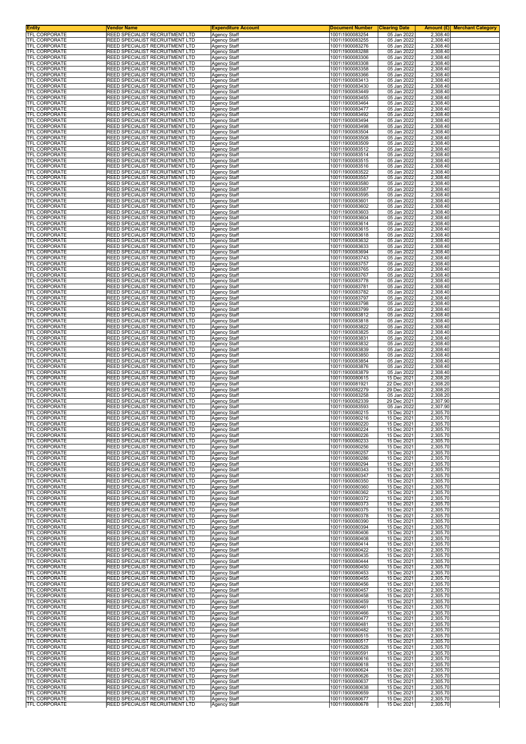| Entity | Vendor Name | Expenditure Account | Document Number | Clearing Date | Amount (£) | Merchant Category |
|---|---|---|---|---|---|---|
| TFL CORPORATE | REED SPECIALIST RECRUITMENT LTD | Agency Staff | 1001\1900083254 | 05 Jan 2022 | 2,308.40 | |
| TFL CORPORATE | REED SPECIALIST RECRUITMENT LTD | Agency Staff | 1001\1900083255 | 05 Jan 2022 | 2,308.40 | |
| TFL CORPORATE | REED SPECIALIST RECRUITMENT LTD | Agency Staff | 1001\1900083276 | 05 Jan 2022 | 2,308.40 | |
| TFL CORPORATE | REED SPECIALIST RECRUITMENT LTD | Agency Staff | 1001\1900083288 | 05 Jan 2022 | 2,308.40 | |
| TFL CORPORATE | REED SPECIALIST RECRUITMENT LTD | Agency Staff | 1001\1900083306 | 05 Jan 2022 | 2,308.40 | |
| TFL CORPORATE | REED SPECIALIST RECRUITMENT LTD | Agency Staff | 1001\1900083308 | 05 Jan 2022 | 2,308.40 | |
| TFL CORPORATE | REED SPECIALIST RECRUITMENT LTD | Agency Staff | 1001\1900083358 | 05 Jan 2022 | 2,308.40 | |
| TFL CORPORATE | REED SPECIALIST RECRUITMENT LTD | Agency Staff | 1001\1900083366 | 05 Jan 2022 | 2,308.40 | |
| TFL CORPORATE | REED SPECIALIST RECRUITMENT LTD | Agency Staff | 1001\1900083413 | 05 Jan 2022 | 2,308.40 | |
| TFL CORPORATE | REED SPECIALIST RECRUITMENT LTD | Agency Staff | 1001\1900083430 | 05 Jan 2022 | 2,308.40 | |
| TFL CORPORATE | REED SPECIALIST RECRUITMENT LTD | Agency Staff | 1001\1900083449 | 05 Jan 2022 | 2,308.40 | |
| TFL CORPORATE | REED SPECIALIST RECRUITMENT LTD | Agency Staff | 1001\1900083455 | 05 Jan 2022 | 2,308.40 | |
| TFL CORPORATE | REED SPECIALIST RECRUITMENT LTD | Agency Staff | 1001\1900083464 | 05 Jan 2022 | 2,308.40 | |
| TFL CORPORATE | REED SPECIALIST RECRUITMENT LTD | Agency Staff | 1001\1900083477 | 05 Jan 2022 | 2,308.40 | |
| TFL CORPORATE | REED SPECIALIST RECRUITMENT LTD | Agency Staff | 1001\1900083492 | 05 Jan 2022 | 2,308.40 | |
| TFL CORPORATE | REED SPECIALIST RECRUITMENT LTD | Agency Staff | 1001\1900083494 | 05 Jan 2022 | 2,308.40 | |
| TFL CORPORATE | REED SPECIALIST RECRUITMENT LTD | Agency Staff | 1001\1900083498 | 05 Jan 2022 | 2,308.40 | |
| TFL CORPORATE | REED SPECIALIST RECRUITMENT LTD | Agency Staff | 1001\1900083504 | 05 Jan 2022 | 2,308.40 | |
| TFL CORPORATE | REED SPECIALIST RECRUITMENT LTD | Agency Staff | 1001\1900083508 | 05 Jan 2022 | 2,308.40 | |
| TFL CORPORATE | REED SPECIALIST RECRUITMENT LTD | Agency Staff | 1001\1900083509 | 05 Jan 2022 | 2,308.40 | |
| TFL CORPORATE | REED SPECIALIST RECRUITMENT LTD | Agency Staff | 1001\1900083512 | 05 Jan 2022 | 2,308.40 | |
| TFL CORPORATE | REED SPECIALIST RECRUITMENT LTD | Agency Staff | 1001\1900083514 | 05 Jan 2022 | 2,308.40 | |
| TFL CORPORATE | REED SPECIALIST RECRUITMENT LTD | Agency Staff | 1001\1900083515 | 05 Jan 2022 | 2,308.40 | |
| TFL CORPORATE | REED SPECIALIST RECRUITMENT LTD | Agency Staff | 1001\1900083516 | 05 Jan 2022 | 2,308.40 | |
| TFL CORPORATE | REED SPECIALIST RECRUITMENT LTD | Agency Staff | 1001\1900083522 | 05 Jan 2022 | 2,308.40 | |
| TFL CORPORATE | REED SPECIALIST RECRUITMENT LTD | Agency Staff | 1001\1900083557 | 05 Jan 2022 | 2,308.40 | |
| TFL CORPORATE | REED SPECIALIST RECRUITMENT LTD | Agency Staff | 1001\1900083580 | 05 Jan 2022 | 2,308.40 | |
| TFL CORPORATE | REED SPECIALIST RECRUITMENT LTD | Agency Staff | 1001\1900083587 | 05 Jan 2022 | 2,308.40 | |
| TFL CORPORATE | REED SPECIALIST RECRUITMENT LTD | Agency Staff | 1001\1900083595 | 05 Jan 2022 | 2,308.40 | |
| TFL CORPORATE | REED SPECIALIST RECRUITMENT LTD | Agency Staff | 1001\1900083601 | 05 Jan 2022 | 2,308.40 | |
| TFL CORPORATE | REED SPECIALIST RECRUITMENT LTD | Agency Staff | 1001\1900083602 | 05 Jan 2022 | 2,308.40 | |
| TFL CORPORATE | REED SPECIALIST RECRUITMENT LTD | Agency Staff | 1001\1900083603 | 05 Jan 2022 | 2,308.40 | |
| TFL CORPORATE | REED SPECIALIST RECRUITMENT LTD | Agency Staff | 1001\1900083604 | 05 Jan 2022 | 2,308.40 | |
| TFL CORPORATE | REED SPECIALIST RECRUITMENT LTD | Agency Staff | 1001\1900083614 | 05 Jan 2022 | 2,308.40 | |
| TFL CORPORATE | REED SPECIALIST RECRUITMENT LTD | Agency Staff | 1001\1900083615 | 05 Jan 2022 | 2,308.40 | |
| TFL CORPORATE | REED SPECIALIST RECRUITMENT LTD | Agency Staff | 1001\1900083618 | 05 Jan 2022 | 2,308.40 | |
| TFL CORPORATE | REED SPECIALIST RECRUITMENT LTD | Agency Staff | 1001\1900083632 | 05 Jan 2022 | 2,308.40 | |
| TFL CORPORATE | REED SPECIALIST RECRUITMENT LTD | Agency Staff | 1001\1900083633 | 05 Jan 2022 | 2,308.40 | |
| TFL CORPORATE | REED SPECIALIST RECRUITMENT LTD | Agency Staff | 1001\1900083694 | 05 Jan 2022 | 2,308.40 | |
| TFL CORPORATE | REED SPECIALIST RECRUITMENT LTD | Agency Staff | 1001\1900083743 | 05 Jan 2022 | 2,308.40 | |
| TFL CORPORATE | REED SPECIALIST RECRUITMENT LTD | Agency Staff | 1001\1900083757 | 05 Jan 2022 | 2,308.40 | |
| TFL CORPORATE | REED SPECIALIST RECRUITMENT LTD | Agency Staff | 1001\1900083765 | 05 Jan 2022 | 2,308.40 | |
| TFL CORPORATE | REED SPECIALIST RECRUITMENT LTD | Agency Staff | 1001\1900083767 | 05 Jan 2022 | 2,308.40 | |
| TFL CORPORATE | REED SPECIALIST RECRUITMENT LTD | Agency Staff | 1001\1900083778 | 05 Jan 2022 | 2,308.40 | |
| TFL CORPORATE | REED SPECIALIST RECRUITMENT LTD | Agency Staff | 1001\1900083781 | 05 Jan 2022 | 2,308.40 | |
| TFL CORPORATE | REED SPECIALIST RECRUITMENT LTD | Agency Staff | 1001\1900083782 | 05 Jan 2022 | 2,308.40 | |
| TFL CORPORATE | REED SPECIALIST RECRUITMENT LTD | Agency Staff | 1001\1900083797 | 05 Jan 2022 | 2,308.40 | |
| TFL CORPORATE | REED SPECIALIST RECRUITMENT LTD | Agency Staff | 1001\1900083798 | 05 Jan 2022 | 2,308.40 | |
| TFL CORPORATE | REED SPECIALIST RECRUITMENT LTD | Agency Staff | 1001\1900083799 | 05 Jan 2022 | 2,308.40 | |
| TFL CORPORATE | REED SPECIALIST RECRUITMENT LTD | Agency Staff | 1001\1900083812 | 05 Jan 2022 | 2,308.40 | |
| TFL CORPORATE | REED SPECIALIST RECRUITMENT LTD | Agency Staff | 1001\1900083818 | 05 Jan 2022 | 2,308.40 | |
| TFL CORPORATE | REED SPECIALIST RECRUITMENT LTD | Agency Staff | 1001\1900083822 | 05 Jan 2022 | 2,308.40 | |
| TFL CORPORATE | REED SPECIALIST RECRUITMENT LTD | Agency Staff | 1001\1900083825 | 05 Jan 2022 | 2,308.40 | |
| TFL CORPORATE | REED SPECIALIST RECRUITMENT LTD | Agency Staff | 1001\1900083831 | 05 Jan 2022 | 2,308.40 | |
| TFL CORPORATE | REED SPECIALIST RECRUITMENT LTD | Agency Staff | 1001\1900083832 | 05 Jan 2022 | 2,308.40 | |
| TFL CORPORATE | REED SPECIALIST RECRUITMENT LTD | Agency Staff | 1001\1900083839 | 05 Jan 2022 | 2,308.40 | |
| TFL CORPORATE | REED SPECIALIST RECRUITMENT LTD | Agency Staff | 1001\1900083850 | 05 Jan 2022 | 2,308.40 | |
| TFL CORPORATE | REED SPECIALIST RECRUITMENT LTD | Agency Staff | 1001\1900083854 | 05 Jan 2022 | 2,308.40 | |
| TFL CORPORATE | REED SPECIALIST RECRUITMENT LTD | Agency Staff | 1001\1900083876 | 05 Jan 2022 | 2,308.40 | |
| TFL CORPORATE | REED SPECIALIST RECRUITMENT LTD | Agency Staff | 1001\1900083879 | 05 Jan 2022 | 2,308.40 | |
| TFL CORPORATE | REED SPECIALIST RECRUITMENT LTD | Agency Staff | 1001\1900080615 | 15 Dec 2021 | 2,308.20 | |
| TFL CORPORATE | REED SPECIALIST RECRUITMENT LTD | Agency Staff | 1001\1900081921 | 22 Dec 2021 | 2,308.20 | |
| TFL CORPORATE | REED SPECIALIST RECRUITMENT LTD | Agency Staff | 1001\1900082279 | 29 Dec 2021 | 2,308.20 | |
| TFL CORPORATE | REED SPECIALIST RECRUITMENT LTD | Agency Staff | 1001\1900083258 | 05 Jan 2022 | 2,308.20 | |
| TFL CORPORATE | REED SPECIALIST RECRUITMENT LTD | Agency Staff | 1001\1900082339 | 29 Dec 2021 | 2,307.90 | |
| TFL CORPORATE | REED SPECIALIST RECRUITMENT LTD | Agency Staff | 1001\1900083593 | 05 Jan 2022 | 2,307.90 | |
| TFL CORPORATE | REED SPECIALIST RECRUITMENT LTD | Agency Staff | 1001\1900080215 | 15 Dec 2021 | 2,305.70 | |
| TFL CORPORATE | REED SPECIALIST RECRUITMENT LTD | Agency Staff | 1001\1900080216 | 15 Dec 2021 | 2,305.70 | |
| TFL CORPORATE | REED SPECIALIST RECRUITMENT LTD | Agency Staff | 1001\1900080220 | 15 Dec 2021 | 2,305.70 | |
| TFL CORPORATE | REED SPECIALIST RECRUITMENT LTD | Agency Staff | 1001\1900080224 | 15 Dec 2021 | 2,305.70 | |
| TFL CORPORATE | REED SPECIALIST RECRUITMENT LTD | Agency Staff | 1001\1900080226 | 15 Dec 2021 | 2,305.70 | |
| TFL CORPORATE | REED SPECIALIST RECRUITMENT LTD | Agency Staff | 1001\1900080233 | 15 Dec 2021 | 2,305.70 | |
| TFL CORPORATE | REED SPECIALIST RECRUITMENT LTD | Agency Staff | 1001\1900080256 | 15 Dec 2021 | 2,305.70 | |
| TFL CORPORATE | REED SPECIALIST RECRUITMENT LTD | Agency Staff | 1001\1900080257 | 15 Dec 2021 | 2,305.70 | |
| TFL CORPORATE | REED SPECIALIST RECRUITMENT LTD | Agency Staff | 1001\1900080286 | 15 Dec 2021 | 2,305.70 | |
| TFL CORPORATE | REED SPECIALIST RECRUITMENT LTD | Agency Staff | 1001\1900080294 | 15 Dec 2021 | 2,305.70 | |
| TFL CORPORATE | REED SPECIALIST RECRUITMENT LTD | Agency Staff | 1001\1900080343 | 15 Dec 2021 | 2,305.70 | |
| TFL CORPORATE | REED SPECIALIST RECRUITMENT LTD | Agency Staff | 1001\1900080347 | 15 Dec 2021 | 2,305.70 | |
| TFL CORPORATE | REED SPECIALIST RECRUITMENT LTD | Agency Staff | 1001\1900080350 | 15 Dec 2021 | 2,305.70 | |
| TFL CORPORATE | REED SPECIALIST RECRUITMENT LTD | Agency Staff | 1001\1900080360 | 15 Dec 2021 | 2,305.70 | |
| TFL CORPORATE | REED SPECIALIST RECRUITMENT LTD | Agency Staff | 1001\1900080362 | 15 Dec 2021 | 2,305.70 | |
| TFL CORPORATE | REED SPECIALIST RECRUITMENT LTD | Agency Staff | 1001\1900080372 | 15 Dec 2021 | 2,305.70 | |
| TFL CORPORATE | REED SPECIALIST RECRUITMENT LTD | Agency Staff | 1001\1900080373 | 15 Dec 2021 | 2,305.70 | |
| TFL CORPORATE | REED SPECIALIST RECRUITMENT LTD | Agency Staff | 1001\1900080375 | 15 Dec 2021 | 2,305.70 | |
| TFL CORPORATE | REED SPECIALIST RECRUITMENT LTD | Agency Staff | 1001\1900080378 | 15 Dec 2021 | 2,305.70 | |
| TFL CORPORATE | REED SPECIALIST RECRUITMENT LTD | Agency Staff | 1001\1900080390 | 15 Dec 2021 | 2,305.70 | |
| TFL CORPORATE | REED SPECIALIST RECRUITMENT LTD | Agency Staff | 1001\1900080394 | 15 Dec 2021 | 2,305.70 | |
| TFL CORPORATE | REED SPECIALIST RECRUITMENT LTD | Agency Staff | 1001\1900080406 | 15 Dec 2021 | 2,305.70 | |
| TFL CORPORATE | REED SPECIALIST RECRUITMENT LTD | Agency Staff | 1001\1900080408 | 15 Dec 2021 | 2,305.70 | |
| TFL CORPORATE | REED SPECIALIST RECRUITMENT LTD | Agency Staff | 1001\1900080414 | 15 Dec 2021 | 2,305.70 | |
| TFL CORPORATE | REED SPECIALIST RECRUITMENT LTD | Agency Staff | 1001\1900080422 | 15 Dec 2021 | 2,305.70 | |
| TFL CORPORATE | REED SPECIALIST RECRUITMENT LTD | Agency Staff | 1001\1900080435 | 15 Dec 2021 | 2,305.70 | |
| TFL CORPORATE | REED SPECIALIST RECRUITMENT LTD | Agency Staff | 1001\1900080444 | 15 Dec 2021 | 2,305.70 | |
| TFL CORPORATE | REED SPECIALIST RECRUITMENT LTD | Agency Staff | 1001\1900080450 | 15 Dec 2021 | 2,305.70 | |
| TFL CORPORATE | REED SPECIALIST RECRUITMENT LTD | Agency Staff | 1001\1900080453 | 15 Dec 2021 | 2,305.70 | |
| TFL CORPORATE | REED SPECIALIST RECRUITMENT LTD | Agency Staff | 1001\1900080455 | 15 Dec 2021 | 2,305.70 | |
| TFL CORPORATE | REED SPECIALIST RECRUITMENT LTD | Agency Staff | 1001\1900080456 | 15 Dec 2021 | 2,305.70 | |
| TFL CORPORATE | REED SPECIALIST RECRUITMENT LTD | Agency Staff | 1001\1900080457 | 15 Dec 2021 | 2,305.70 | |
| TFL CORPORATE | REED SPECIALIST RECRUITMENT LTD | Agency Staff | 1001\1900080458 | 15 Dec 2021 | 2,305.70 | |
| TFL CORPORATE | REED SPECIALIST RECRUITMENT LTD | Agency Staff | 1001\1900080459 | 15 Dec 2021 | 2,305.70 | |
| TFL CORPORATE | REED SPECIALIST RECRUITMENT LTD | Agency Staff | 1001\1900080461 | 15 Dec 2021 | 2,305.70 | |
| TFL CORPORATE | REED SPECIALIST RECRUITMENT LTD | Agency Staff | 1001\1900080466 | 15 Dec 2021 | 2,305.70 | |
| TFL CORPORATE | REED SPECIALIST RECRUITMENT LTD | Agency Staff | 1001\1900080477 | 15 Dec 2021 | 2,305.70 | |
| TFL CORPORATE | REED SPECIALIST RECRUITMENT LTD | Agency Staff | 1001\1900080481 | 15 Dec 2021 | 2,305.70 | |
| TFL CORPORATE | REED SPECIALIST RECRUITMENT LTD | Agency Staff | 1001\1900080482 | 15 Dec 2021 | 2,305.70 | |
| TFL CORPORATE | REED SPECIALIST RECRUITMENT LTD | Agency Staff | 1001\1900080515 | 15 Dec 2021 | 2,305.70 | |
| TFL CORPORATE | REED SPECIALIST RECRUITMENT LTD | Agency Staff | 1001\1900080517 | 15 Dec 2021 | 2,305.70 | |
| TFL CORPORATE | REED SPECIALIST RECRUITMENT LTD | Agency Staff | 1001\1900080528 | 15 Dec 2021 | 2,305.70 | |
| TFL CORPORATE | REED SPECIALIST RECRUITMENT LTD | Agency Staff | 1001\1900080591 | 15 Dec 2021 | 2,305.70 | |
| TFL CORPORATE | REED SPECIALIST RECRUITMENT LTD | Agency Staff | 1001\1900080616 | 15 Dec 2021 | 2,305.70 | |
| TFL CORPORATE | REED SPECIALIST RECRUITMENT LTD | Agency Staff | 1001\1900080618 | 15 Dec 2021 | 2,305.70 | |
| TFL CORPORATE | REED SPECIALIST RECRUITMENT LTD | Agency Staff | 1001\1900080624 | 15 Dec 2021 | 2,305.70 | |
| TFL CORPORATE | REED SPECIALIST RECRUITMENT LTD | Agency Staff | 1001\1900080626 | 15 Dec 2021 | 2,305.70 | |
| TFL CORPORATE | REED SPECIALIST RECRUITMENT LTD | Agency Staff | 1001\1900080637 | 15 Dec 2021 | 2,305.70 | |
| TFL CORPORATE | REED SPECIALIST RECRUITMENT LTD | Agency Staff | 1001\1900080638 | 15 Dec 2021 | 2,305.70 | |
| TFL CORPORATE | REED SPECIALIST RECRUITMENT LTD | Agency Staff | 1001\1900080659 | 15 Dec 2021 | 2,305.70 | |
| TFL CORPORATE | REED SPECIALIST RECRUITMENT LTD | Agency Staff | 1001\1900080677 | 15 Dec 2021 | 2,305.70 | |
| TFL CORPORATE | REED SPECIALIST RECRUITMENT LTD | Agency Staff | 1001\1900080678 | 15 Dec 2021 | 2,305.70 | |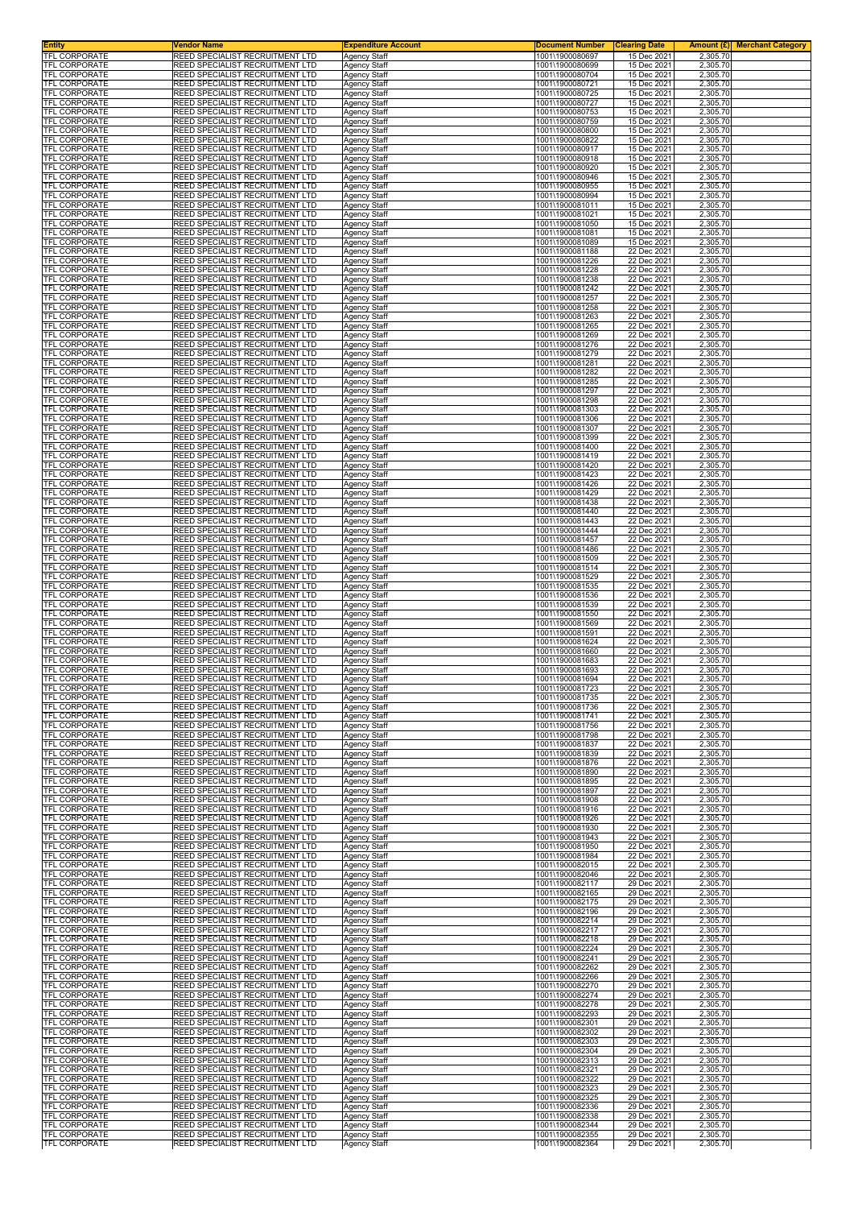| Entity | Vendor Name | Expenditure Account | Document Number | Clearing Date | Amount (£) | Merchant Category |
|---|---|---|---|---|---|---|
| TFL CORPORATE | REED SPECIALIST RECRUITMENT LTD | Agency Staff | 1001\1900080697 | 15 Dec 2021 | 2,305.70 | |
| TFL CORPORATE | REED SPECIALIST RECRUITMENT LTD | Agency Staff | 1001\1900080699 | 15 Dec 2021 | 2,305.70 | |
| TFL CORPORATE | REED SPECIALIST RECRUITMENT LTD | Agency Staff | 1001\1900080704 | 15 Dec 2021 | 2,305.70 | |
| TFL CORPORATE | REED SPECIALIST RECRUITMENT LTD | Agency Staff | 1001\1900080721 | 15 Dec 2021 | 2,305.70 | |
| TFL CORPORATE | REED SPECIALIST RECRUITMENT LTD | Agency Staff | 1001\1900080725 | 15 Dec 2021 | 2,305.70 | |
| TFL CORPORATE | REED SPECIALIST RECRUITMENT LTD | Agency Staff | 1001\1900080727 | 15 Dec 2021 | 2,305.70 | |
| TFL CORPORATE | REED SPECIALIST RECRUITMENT LTD | Agency Staff | 1001\1900080753 | 15 Dec 2021 | 2,305.70 | |
| TFL CORPORATE | REED SPECIALIST RECRUITMENT LTD | Agency Staff | 1001\1900080759 | 15 Dec 2021 | 2,305.70 | |
| TFL CORPORATE | REED SPECIALIST RECRUITMENT LTD | Agency Staff | 1001\1900080800 | 15 Dec 2021 | 2,305.70 | |
| TFL CORPORATE | REED SPECIALIST RECRUITMENT LTD | Agency Staff | 1001\1900080822 | 15 Dec 2021 | 2,305.70 | |
| TFL CORPORATE | REED SPECIALIST RECRUITMENT LTD | Agency Staff | 1001\1900080917 | 15 Dec 2021 | 2,305.70 | |
| TFL CORPORATE | REED SPECIALIST RECRUITMENT LTD | Agency Staff | 1001\1900080918 | 15 Dec 2021 | 2,305.70 | |
| TFL CORPORATE | REED SPECIALIST RECRUITMENT LTD | Agency Staff | 1001\1900080920 | 15 Dec 2021 | 2,305.70 | |
| TFL CORPORATE | REED SPECIALIST RECRUITMENT LTD | Agency Staff | 1001\1900080946 | 15 Dec 2021 | 2,305.70 | |
| TFL CORPORATE | REED SPECIALIST RECRUITMENT LTD | Agency Staff | 1001\1900080955 | 15 Dec 2021 | 2,305.70 | |
| TFL CORPORATE | REED SPECIALIST RECRUITMENT LTD | Agency Staff | 1001\1900080994 | 15 Dec 2021 | 2,305.70 | |
| TFL CORPORATE | REED SPECIALIST RECRUITMENT LTD | Agency Staff | 1001\1900081011 | 15 Dec 2021 | 2,305.70 | |
| TFL CORPORATE | REED SPECIALIST RECRUITMENT LTD | Agency Staff | 1001\1900081021 | 15 Dec 2021 | 2,305.70 | |
| TFL CORPORATE | REED SPECIALIST RECRUITMENT LTD | Agency Staff | 1001\1900081050 | 15 Dec 2021 | 2,305.70 | |
| TFL CORPORATE | REED SPECIALIST RECRUITMENT LTD | Agency Staff | 1001\1900081081 | 15 Dec 2021 | 2,305.70 | |
| TFL CORPORATE | REED SPECIALIST RECRUITMENT LTD | Agency Staff | 1001\1900081089 | 15 Dec 2021 | 2,305.70 | |
| TFL CORPORATE | REED SPECIALIST RECRUITMENT LTD | Agency Staff | 1001\1900081188 | 22 Dec 2021 | 2,305.70 | |
| TFL CORPORATE | REED SPECIALIST RECRUITMENT LTD | Agency Staff | 1001\1900081226 | 22 Dec 2021 | 2,305.70 | |
| TFL CORPORATE | REED SPECIALIST RECRUITMENT LTD | Agency Staff | 1001\1900081228 | 22 Dec 2021 | 2,305.70 | |
| TFL CORPORATE | REED SPECIALIST RECRUITMENT LTD | Agency Staff | 1001\1900081238 | 22 Dec 2021 | 2,305.70 | |
| TFL CORPORATE | REED SPECIALIST RECRUITMENT LTD | Agency Staff | 1001\1900081242 | 22 Dec 2021 | 2,305.70 | |
| TFL CORPORATE | REED SPECIALIST RECRUITMENT LTD | Agency Staff | 1001\1900081257 | 22 Dec 2021 | 2,305.70 | |
| TFL CORPORATE | REED SPECIALIST RECRUITMENT LTD | Agency Staff | 1001\1900081258 | 22 Dec 2021 | 2,305.70 | |
| TFL CORPORATE | REED SPECIALIST RECRUITMENT LTD | Agency Staff | 1001\1900081263 | 22 Dec 2021 | 2,305.70 | |
| TFL CORPORATE | REED SPECIALIST RECRUITMENT LTD | Agency Staff | 1001\1900081265 | 22 Dec 2021 | 2,305.70 | |
| TFL CORPORATE | REED SPECIALIST RECRUITMENT LTD | Agency Staff | 1001\1900081269 | 22 Dec 2021 | 2,305.70 | |
| TFL CORPORATE | REED SPECIALIST RECRUITMENT LTD | Agency Staff | 1001\1900081276 | 22 Dec 2021 | 2,305.70 | |
| TFL CORPORATE | REED SPECIALIST RECRUITMENT LTD | Agency Staff | 1001\1900081279 | 22 Dec 2021 | 2,305.70 | |
| TFL CORPORATE | REED SPECIALIST RECRUITMENT LTD | Agency Staff | 1001\1900081281 | 22 Dec 2021 | 2,305.70 | |
| TFL CORPORATE | REED SPECIALIST RECRUITMENT LTD | Agency Staff | 1001\1900081282 | 22 Dec 2021 | 2,305.70 | |
| TFL CORPORATE | REED SPECIALIST RECRUITMENT LTD | Agency Staff | 1001\1900081285 | 22 Dec 2021 | 2,305.70 | |
| TFL CORPORATE | REED SPECIALIST RECRUITMENT LTD | Agency Staff | 1001\1900081297 | 22 Dec 2021 | 2,305.70 | |
| TFL CORPORATE | REED SPECIALIST RECRUITMENT LTD | Agency Staff | 1001\1900081298 | 22 Dec 2021 | 2,305.70 | |
| TFL CORPORATE | REED SPECIALIST RECRUITMENT LTD | Agency Staff | 1001\1900081303 | 22 Dec 2021 | 2,305.70 | |
| TFL CORPORATE | REED SPECIALIST RECRUITMENT LTD | Agency Staff | 1001\1900081306 | 22 Dec 2021 | 2,305.70 | |
| TFL CORPORATE | REED SPECIALIST RECRUITMENT LTD | Agency Staff | 1001\1900081307 | 22 Dec 2021 | 2,305.70 | |
| TFL CORPORATE | REED SPECIALIST RECRUITMENT LTD | Agency Staff | 1001\1900081399 | 22 Dec 2021 | 2,305.70 | |
| TFL CORPORATE | REED SPECIALIST RECRUITMENT LTD | Agency Staff | 1001\1900081400 | 22 Dec 2021 | 2,305.70 | |
| TFL CORPORATE | REED SPECIALIST RECRUITMENT LTD | Agency Staff | 1001\1900081419 | 22 Dec 2021 | 2,305.70 | |
| TFL CORPORATE | REED SPECIALIST RECRUITMENT LTD | Agency Staff | 1001\1900081420 | 22 Dec 2021 | 2,305.70 | |
| TFL CORPORATE | REED SPECIALIST RECRUITMENT LTD | Agency Staff | 1001\1900081423 | 22 Dec 2021 | 2,305.70 | |
| TFL CORPORATE | REED SPECIALIST RECRUITMENT LTD | Agency Staff | 1001\1900081426 | 22 Dec 2021 | 2,305.70 | |
| TFL CORPORATE | REED SPECIALIST RECRUITMENT LTD | Agency Staff | 1001\1900081429 | 22 Dec 2021 | 2,305.70 | |
| TFL CORPORATE | REED SPECIALIST RECRUITMENT LTD | Agency Staff | 1001\1900081438 | 22 Dec 2021 | 2,305.70 | |
| TFL CORPORATE | REED SPECIALIST RECRUITMENT LTD | Agency Staff | 1001\1900081440 | 22 Dec 2021 | 2,305.70 | |
| TFL CORPORATE | REED SPECIALIST RECRUITMENT LTD | Agency Staff | 1001\1900081443 | 22 Dec 2021 | 2,305.70 | |
| TFL CORPORATE | REED SPECIALIST RECRUITMENT LTD | Agency Staff | 1001\1900081444 | 22 Dec 2021 | 2,305.70 | |
| TFL CORPORATE | REED SPECIALIST RECRUITMENT LTD | Agency Staff | 1001\1900081457 | 22 Dec 2021 | 2,305.70 | |
| TFL CORPORATE | REED SPECIALIST RECRUITMENT LTD | Agency Staff | 1001\1900081486 | 22 Dec 2021 | 2,305.70 | |
| TFL CORPORATE | REED SPECIALIST RECRUITMENT LTD | Agency Staff | 1001\1900081509 | 22 Dec 2021 | 2,305.70 | |
| TFL CORPORATE | REED SPECIALIST RECRUITMENT LTD | Agency Staff | 1001\1900081514 | 22 Dec 2021 | 2,305.70 | |
| TFL CORPORATE | REED SPECIALIST RECRUITMENT LTD | Agency Staff | 1001\1900081529 | 22 Dec 2021 | 2,305.70 | |
| TFL CORPORATE | REED SPECIALIST RECRUITMENT LTD | Agency Staff | 1001\1900081535 | 22 Dec 2021 | 2,305.70 | |
| TFL CORPORATE | REED SPECIALIST RECRUITMENT LTD | Agency Staff | 1001\1900081536 | 22 Dec 2021 | 2,305.70 | |
| TFL CORPORATE | REED SPECIALIST RECRUITMENT LTD | Agency Staff | 1001\1900081539 | 22 Dec 2021 | 2,305.70 | |
| TFL CORPORATE | REED SPECIALIST RECRUITMENT LTD | Agency Staff | 1001\1900081550 | 22 Dec 2021 | 2,305.70 | |
| TFL CORPORATE | REED SPECIALIST RECRUITMENT LTD | Agency Staff | 1001\1900081569 | 22 Dec 2021 | 2,305.70 | |
| TFL CORPORATE | REED SPECIALIST RECRUITMENT LTD | Agency Staff | 1001\1900081591 | 22 Dec 2021 | 2,305.70 | |
| TFL CORPORATE | REED SPECIALIST RECRUITMENT LTD | Agency Staff | 1001\1900081624 | 22 Dec 2021 | 2,305.70 | |
| TFL CORPORATE | REED SPECIALIST RECRUITMENT LTD | Agency Staff | 1001\1900081660 | 22 Dec 2021 | 2,305.70 | |
| TFL CORPORATE | REED SPECIALIST RECRUITMENT LTD | Agency Staff | 1001\1900081683 | 22 Dec 2021 | 2,305.70 | |
| TFL CORPORATE | REED SPECIALIST RECRUITMENT LTD | Agency Staff | 1001\1900081693 | 22 Dec 2021 | 2,305.70 | |
| TFL CORPORATE | REED SPECIALIST RECRUITMENT LTD | Agency Staff | 1001\1900081694 | 22 Dec 2021 | 2,305.70 | |
| TFL CORPORATE | REED SPECIALIST RECRUITMENT LTD | Agency Staff | 1001\1900081723 | 22 Dec 2021 | 2,305.70 | |
| TFL CORPORATE | REED SPECIALIST RECRUITMENT LTD | Agency Staff | 1001\1900081735 | 22 Dec 2021 | 2,305.70 | |
| TFL CORPORATE | REED SPECIALIST RECRUITMENT LTD | Agency Staff | 1001\1900081736 | 22 Dec 2021 | 2,305.70 | |
| TFL CORPORATE | REED SPECIALIST RECRUITMENT LTD | Agency Staff | 1001\1900081741 | 22 Dec 2021 | 2,305.70 | |
| TFL CORPORATE | REED SPECIALIST RECRUITMENT LTD | Agency Staff | 1001\1900081756 | 22 Dec 2021 | 2,305.70 | |
| TFL CORPORATE | REED SPECIALIST RECRUITMENT LTD | Agency Staff | 1001\1900081798 | 22 Dec 2021 | 2,305.70 | |
| TFL CORPORATE | REED SPECIALIST RECRUITMENT LTD | Agency Staff | 1001\1900081837 | 22 Dec 2021 | 2,305.70 | |
| TFL CORPORATE | REED SPECIALIST RECRUITMENT LTD | Agency Staff | 1001\1900081839 | 22 Dec 2021 | 2,305.70 | |
| TFL CORPORATE | REED SPECIALIST RECRUITMENT LTD | Agency Staff | 1001\1900081876 | 22 Dec 2021 | 2,305.70 | |
| TFL CORPORATE | REED SPECIALIST RECRUITMENT LTD | Agency Staff | 1001\1900081890 | 22 Dec 2021 | 2,305.70 | |
| TFL CORPORATE | REED SPECIALIST RECRUITMENT LTD | Agency Staff | 1001\1900081895 | 22 Dec 2021 | 2,305.70 | |
| TFL CORPORATE | REED SPECIALIST RECRUITMENT LTD | Agency Staff | 1001\1900081897 | 22 Dec 2021 | 2,305.70 | |
| TFL CORPORATE | REED SPECIALIST RECRUITMENT LTD | Agency Staff | 1001\1900081908 | 22 Dec 2021 | 2,305.70 | |
| TFL CORPORATE | REED SPECIALIST RECRUITMENT LTD | Agency Staff | 1001\1900081916 | 22 Dec 2021 | 2,305.70 | |
| TFL CORPORATE | REED SPECIALIST RECRUITMENT LTD | Agency Staff | 1001\1900081926 | 22 Dec 2021 | 2,305.70 | |
| TFL CORPORATE | REED SPECIALIST RECRUITMENT LTD | Agency Staff | 1001\1900081930 | 22 Dec 2021 | 2,305.70 | |
| TFL CORPORATE | REED SPECIALIST RECRUITMENT LTD | Agency Staff | 1001\1900081943 | 22 Dec 2021 | 2,305.70 | |
| TFL CORPORATE | REED SPECIALIST RECRUITMENT LTD | Agency Staff | 1001\1900081950 | 22 Dec 2021 | 2,305.70 | |
| TFL CORPORATE | REED SPECIALIST RECRUITMENT LTD | Agency Staff | 1001\1900081984 | 22 Dec 2021 | 2,305.70 | |
| TFL CORPORATE | REED SPECIALIST RECRUITMENT LTD | Agency Staff | 1001\1900082015 | 22 Dec 2021 | 2,305.70 | |
| TFL CORPORATE | REED SPECIALIST RECRUITMENT LTD | Agency Staff | 1001\1900082046 | 22 Dec 2021 | 2,305.70 | |
| TFL CORPORATE | REED SPECIALIST RECRUITMENT LTD | Agency Staff | 1001\1900082117 | 29 Dec 2021 | 2,305.70 | |
| TFL CORPORATE | REED SPECIALIST RECRUITMENT LTD | Agency Staff | 1001\1900082165 | 29 Dec 2021 | 2,305.70 | |
| TFL CORPORATE | REED SPECIALIST RECRUITMENT LTD | Agency Staff | 1001\1900082175 | 29 Dec 2021 | 2,305.70 | |
| TFL CORPORATE | REED SPECIALIST RECRUITMENT LTD | Agency Staff | 1001\1900082196 | 29 Dec 2021 | 2,305.70 | |
| TFL CORPORATE | REED SPECIALIST RECRUITMENT LTD | Agency Staff | 1001\1900082214 | 29 Dec 2021 | 2,305.70 | |
| TFL CORPORATE | REED SPECIALIST RECRUITMENT LTD | Agency Staff | 1001\1900082217 | 29 Dec 2021 | 2,305.70 | |
| TFL CORPORATE | REED SPECIALIST RECRUITMENT LTD | Agency Staff | 1001\1900082218 | 29 Dec 2021 | 2,305.70 | |
| TFL CORPORATE | REED SPECIALIST RECRUITMENT LTD | Agency Staff | 1001\1900082224 | 29 Dec 2021 | 2,305.70 | |
| TFL CORPORATE | REED SPECIALIST RECRUITMENT LTD | Agency Staff | 1001\1900082241 | 29 Dec 2021 | 2,305.70 | |
| TFL CORPORATE | REED SPECIALIST RECRUITMENT LTD | Agency Staff | 1001\1900082262 | 29 Dec 2021 | 2,305.70 | |
| TFL CORPORATE | REED SPECIALIST RECRUITMENT LTD | Agency Staff | 1001\1900082266 | 29 Dec 2021 | 2,305.70 | |
| TFL CORPORATE | REED SPECIALIST RECRUITMENT LTD | Agency Staff | 1001\1900082270 | 29 Dec 2021 | 2,305.70 | |
| TFL CORPORATE | REED SPECIALIST RECRUITMENT LTD | Agency Staff | 1001\1900082274 | 29 Dec 2021 | 2,305.70 | |
| TFL CORPORATE | REED SPECIALIST RECRUITMENT LTD | Agency Staff | 1001\1900082278 | 29 Dec 2021 | 2,305.70 | |
| TFL CORPORATE | REED SPECIALIST RECRUITMENT LTD | Agency Staff | 1001\1900082293 | 29 Dec 2021 | 2,305.70 | |
| TFL CORPORATE | REED SPECIALIST RECRUITMENT LTD | Agency Staff | 1001\1900082301 | 29 Dec 2021 | 2,305.70 | |
| TFL CORPORATE | REED SPECIALIST RECRUITMENT LTD | Agency Staff | 1001\1900082302 | 29 Dec 2021 | 2,305.70 | |
| TFL CORPORATE | REED SPECIALIST RECRUITMENT LTD | Agency Staff | 1001\1900082303 | 29 Dec 2021 | 2,305.70 | |
| TFL CORPORATE | REED SPECIALIST RECRUITMENT LTD | Agency Staff | 1001\1900082304 | 29 Dec 2021 | 2,305.70 | |
| TFL CORPORATE | REED SPECIALIST RECRUITMENT LTD | Agency Staff | 1001\1900082313 | 29 Dec 2021 | 2,305.70 | |
| TFL CORPORATE | REED SPECIALIST RECRUITMENT LTD | Agency Staff | 1001\1900082321 | 29 Dec 2021 | 2,305.70 | |
| TFL CORPORATE | REED SPECIALIST RECRUITMENT LTD | Agency Staff | 1001\1900082322 | 29 Dec 2021 | 2,305.70 | |
| TFL CORPORATE | REED SPECIALIST RECRUITMENT LTD | Agency Staff | 1001\1900082323 | 29 Dec 2021 | 2,305.70 | |
| TFL CORPORATE | REED SPECIALIST RECRUITMENT LTD | Agency Staff | 1001\1900082325 | 29 Dec 2021 | 2,305.70 | |
| TFL CORPORATE | REED SPECIALIST RECRUITMENT LTD | Agency Staff | 1001\1900082336 | 29 Dec 2021 | 2,305.70 | |
| TFL CORPORATE | REED SPECIALIST RECRUITMENT LTD | Agency Staff | 1001\1900082338 | 29 Dec 2021 | 2,305.70 | |
| TFL CORPORATE | REED SPECIALIST RECRUITMENT LTD | Agency Staff | 1001\1900082344 | 29 Dec 2021 | 2,305.70 | |
| TFL CORPORATE | REED SPECIALIST RECRUITMENT LTD | Agency Staff | 1001\1900082355 | 29 Dec 2021 | 2,305.70 | |
| TFL CORPORATE | REED SPECIALIST RECRUITMENT LTD | Agency Staff | 1001\1900082364 | 29 Dec 2021 | 2,305.70 | |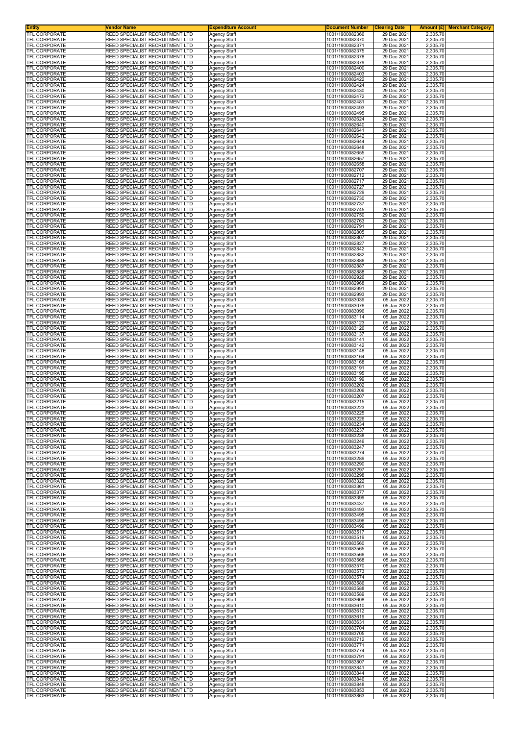| Entity | Vendor Name | Expenditure Account | Document Number | Clearing Date | Amount (£) | Merchant Category |
| --- | --- | --- | --- | --- | --- | --- |
| TFL CORPORATE | REED SPECIALIST RECRUITMENT LTD | Agency Staff | 1001\1900082366 | 29 Dec 2021 | 2,305.70 | |
| TFL CORPORATE | REED SPECIALIST RECRUITMENT LTD | Agency Staff | 1001\1900082370 | 29 Dec 2021 | 2,305.70 | |
| TFL CORPORATE | REED SPECIALIST RECRUITMENT LTD | Agency Staff | 1001\1900082371 | 29 Dec 2021 | 2,305.70 | |
| TFL CORPORATE | REED SPECIALIST RECRUITMENT LTD | Agency Staff | 1001\1900082375 | 29 Dec 2021 | 2,305.70 | |
| TFL CORPORATE | REED SPECIALIST RECRUITMENT LTD | Agency Staff | 1001\1900082378 | 29 Dec 2021 | 2,305.70 | |
| TFL CORPORATE | REED SPECIALIST RECRUITMENT LTD | Agency Staff | 1001\1900082379 | 29 Dec 2021 | 2,305.70 | |
| TFL CORPORATE | REED SPECIALIST RECRUITMENT LTD | Agency Staff | 1001\1900082400 | 29 Dec 2021 | 2,305.70 | |
| TFL CORPORATE | REED SPECIALIST RECRUITMENT LTD | Agency Staff | 1001\1900082403 | 29 Dec 2021 | 2,305.70 | |
| TFL CORPORATE | REED SPECIALIST RECRUITMENT LTD | Agency Staff | 1001\1900082422 | 29 Dec 2021 | 2,305.70 | |
| TFL CORPORATE | REED SPECIALIST RECRUITMENT LTD | Agency Staff | 1001\1900082424 | 29 Dec 2021 | 2,305.70 | |
| TFL CORPORATE | REED SPECIALIST RECRUITMENT LTD | Agency Staff | 1001\1900082430 | 29 Dec 2021 | 2,305.70 | |
| TFL CORPORATE | REED SPECIALIST RECRUITMENT LTD | Agency Staff | 1001\1900082472 | 29 Dec 2021 | 2,305.70 | |
| TFL CORPORATE | REED SPECIALIST RECRUITMENT LTD | Agency Staff | 1001\1900082481 | 29 Dec 2021 | 2,305.70 | |
| TFL CORPORATE | REED SPECIALIST RECRUITMENT LTD | Agency Staff | 1001\1900082493 | 29 Dec 2021 | 2,305.70 | |
| TFL CORPORATE | REED SPECIALIST RECRUITMENT LTD | Agency Staff | 1001\1900082495 | 29 Dec 2021 | 2,305.70 | |
| TFL CORPORATE | REED SPECIALIST RECRUITMENT LTD | Agency Staff | 1001\1900082624 | 29 Dec 2021 | 2,305.70 | |
| TFL CORPORATE | REED SPECIALIST RECRUITMENT LTD | Agency Staff | 1001\1900082640 | 29 Dec 2021 | 2,305.70 | |
| TFL CORPORATE | REED SPECIALIST RECRUITMENT LTD | Agency Staff | 1001\1900082641 | 29 Dec 2021 | 2,305.70 | |
| TFL CORPORATE | REED SPECIALIST RECRUITMENT LTD | Agency Staff | 1001\1900082642 | 29 Dec 2021 | 2,305.70 | |
| TFL CORPORATE | REED SPECIALIST RECRUITMENT LTD | Agency Staff | 1001\1900082644 | 29 Dec 2021 | 2,305.70 | |
| TFL CORPORATE | REED SPECIALIST RECRUITMENT LTD | Agency Staff | 1001\1900082648 | 29 Dec 2021 | 2,305.70 | |
| TFL CORPORATE | REED SPECIALIST RECRUITMENT LTD | Agency Staff | 1001\1900082655 | 29 Dec 2021 | 2,305.70 | |
| TFL CORPORATE | REED SPECIALIST RECRUITMENT LTD | Agency Staff | 1001\1900082657 | 29 Dec 2021 | 2,305.70 | |
| TFL CORPORATE | REED SPECIALIST RECRUITMENT LTD | Agency Staff | 1001\1900082658 | 29 Dec 2021 | 2,305.70 | |
| TFL CORPORATE | REED SPECIALIST RECRUITMENT LTD | Agency Staff | 1001\1900082707 | 29 Dec 2021 | 2,305.70 | |
| TFL CORPORATE | REED SPECIALIST RECRUITMENT LTD | Agency Staff | 1001\1900082712 | 29 Dec 2021 | 2,305.70 | |
| TFL CORPORATE | REED SPECIALIST RECRUITMENT LTD | Agency Staff | 1001\1900082717 | 29 Dec 2021 | 2,305.70 | |
| TFL CORPORATE | REED SPECIALIST RECRUITMENT LTD | Agency Staff | 1001\1900082727 | 29 Dec 2021 | 2,305.70 | |
| TFL CORPORATE | REED SPECIALIST RECRUITMENT LTD | Agency Staff | 1001\1900082729 | 29 Dec 2021 | 2,305.70 | |
| TFL CORPORATE | REED SPECIALIST RECRUITMENT LTD | Agency Staff | 1001\1900082730 | 29 Dec 2021 | 2,305.70 | |
| TFL CORPORATE | REED SPECIALIST RECRUITMENT LTD | Agency Staff | 1001\1900082737 | 29 Dec 2021 | 2,305.70 | |
| TFL CORPORATE | REED SPECIALIST RECRUITMENT LTD | Agency Staff | 1001\1900082745 | 29 Dec 2021 | 2,305.70 | |
| TFL CORPORATE | REED SPECIALIST RECRUITMENT LTD | Agency Staff | 1001\1900082750 | 29 Dec 2021 | 2,305.70 | |
| TFL CORPORATE | REED SPECIALIST RECRUITMENT LTD | Agency Staff | 1001\1900082763 | 29 Dec 2021 | 2,305.70 | |
| TFL CORPORATE | REED SPECIALIST RECRUITMENT LTD | Agency Staff | 1001\1900082791 | 29 Dec 2021 | 2,305.70 | |
| TFL CORPORATE | REED SPECIALIST RECRUITMENT LTD | Agency Staff | 1001\1900082805 | 29 Dec 2021 | 2,305.70 | |
| TFL CORPORATE | REED SPECIALIST RECRUITMENT LTD | Agency Staff | 1001\1900082807 | 29 Dec 2021 | 2,305.70 | |
| TFL CORPORATE | REED SPECIALIST RECRUITMENT LTD | Agency Staff | 1001\1900082827 | 29 Dec 2021 | 2,305.70 | |
| TFL CORPORATE | REED SPECIALIST RECRUITMENT LTD | Agency Staff | 1001\1900082842 | 29 Dec 2021 | 2,305.70 | |
| TFL CORPORATE | REED SPECIALIST RECRUITMENT LTD | Agency Staff | 1001\1900082882 | 29 Dec 2021 | 2,305.70 | |
| TFL CORPORATE | REED SPECIALIST RECRUITMENT LTD | Agency Staff | 1001\1900082886 | 29 Dec 2021 | 2,305.70 | |
| TFL CORPORATE | REED SPECIALIST RECRUITMENT LTD | Agency Staff | 1001\1900082887 | 29 Dec 2021 | 2,305.70 | |
| TFL CORPORATE | REED SPECIALIST RECRUITMENT LTD | Agency Staff | 1001\1900082888 | 29 Dec 2021 | 2,305.70 | |
| TFL CORPORATE | REED SPECIALIST RECRUITMENT LTD | Agency Staff | 1001\1900082926 | 29 Dec 2021 | 2,305.70 | |
| TFL CORPORATE | REED SPECIALIST RECRUITMENT LTD | Agency Staff | 1001\1900082968 | 29 Dec 2021 | 2,305.70 | |
| TFL CORPORATE | REED SPECIALIST RECRUITMENT LTD | Agency Staff | 1001\1900082991 | 29 Dec 2021 | 2,305.70 | |
| TFL CORPORATE | REED SPECIALIST RECRUITMENT LTD | Agency Staff | 1001\1900082993 | 29 Dec 2021 | 2,305.70 | |
| TFL CORPORATE | REED SPECIALIST RECRUITMENT LTD | Agency Staff | 1001\1900083039 | 05 Jan 2022 | 2,305.70 | |
| TFL CORPORATE | REED SPECIALIST RECRUITMENT LTD | Agency Staff | 1001\1900083076 | 05 Jan 2022 | 2,305.70 | |
| TFL CORPORATE | REED SPECIALIST RECRUITMENT LTD | Agency Staff | 1001\1900083096 | 05 Jan 2022 | 2,305.70 | |
| TFL CORPORATE | REED SPECIALIST RECRUITMENT LTD | Agency Staff | 1001\1900083114 | 05 Jan 2022 | 2,305.70 | |
| TFL CORPORATE | REED SPECIALIST RECRUITMENT LTD | Agency Staff | 1001\1900083123 | 05 Jan 2022 | 2,305.70 | |
| TFL CORPORATE | REED SPECIALIST RECRUITMENT LTD | Agency Staff | 1001\1900083126 | 05 Jan 2022 | 2,305.70 | |
| TFL CORPORATE | REED SPECIALIST RECRUITMENT LTD | Agency Staff | 1001\1900083137 | 05 Jan 2022 | 2,305.70 | |
| TFL CORPORATE | REED SPECIALIST RECRUITMENT LTD | Agency Staff | 1001\1900083141 | 05 Jan 2022 | 2,305.70 | |
| TFL CORPORATE | REED SPECIALIST RECRUITMENT LTD | Agency Staff | 1001\1900083142 | 05 Jan 2022 | 2,305.70 | |
| TFL CORPORATE | REED SPECIALIST RECRUITMENT LTD | Agency Staff | 1001\1900083148 | 05 Jan 2022 | 2,305.70 | |
| TFL CORPORATE | REED SPECIALIST RECRUITMENT LTD | Agency Staff | 1001\1900083164 | 05 Jan 2022 | 2,305.70 | |
| TFL CORPORATE | REED SPECIALIST RECRUITMENT LTD | Agency Staff | 1001\1900083168 | 05 Jan 2022 | 2,305.70 | |
| TFL CORPORATE | REED SPECIALIST RECRUITMENT LTD | Agency Staff | 1001\1900083191 | 05 Jan 2022 | 2,305.70 | |
| TFL CORPORATE | REED SPECIALIST RECRUITMENT LTD | Agency Staff | 1001\1900083195 | 05 Jan 2022 | 2,305.70 | |
| TFL CORPORATE | REED SPECIALIST RECRUITMENT LTD | Agency Staff | 1001\1900083199 | 05 Jan 2022 | 2,305.70 | |
| TFL CORPORATE | REED SPECIALIST RECRUITMENT LTD | Agency Staff | 1001\1900083202 | 05 Jan 2022 | 2,305.70 | |
| TFL CORPORATE | REED SPECIALIST RECRUITMENT LTD | Agency Staff | 1001\1900083206 | 05 Jan 2022 | 2,305.70 | |
| TFL CORPORATE | REED SPECIALIST RECRUITMENT LTD | Agency Staff | 1001\1900083207 | 05 Jan 2022 | 2,305.70 | |
| TFL CORPORATE | REED SPECIALIST RECRUITMENT LTD | Agency Staff | 1001\1900083215 | 05 Jan 2022 | 2,305.70 | |
| TFL CORPORATE | REED SPECIALIST RECRUITMENT LTD | Agency Staff | 1001\1900083223 | 05 Jan 2022 | 2,305.70 | |
| TFL CORPORATE | REED SPECIALIST RECRUITMENT LTD | Agency Staff | 1001\1900083225 | 05 Jan 2022 | 2,305.70 | |
| TFL CORPORATE | REED SPECIALIST RECRUITMENT LTD | Agency Staff | 1001\1900083226 | 05 Jan 2022 | 2,305.70 | |
| TFL CORPORATE | REED SPECIALIST RECRUITMENT LTD | Agency Staff | 1001\1900083234 | 05 Jan 2022 | 2,305.70 | |
| TFL CORPORATE | REED SPECIALIST RECRUITMENT LTD | Agency Staff | 1001\1900083237 | 05 Jan 2022 | 2,305.70 | |
| TFL CORPORATE | REED SPECIALIST RECRUITMENT LTD | Agency Staff | 1001\1900083238 | 05 Jan 2022 | 2,305.70 | |
| TFL CORPORATE | REED SPECIALIST RECRUITMENT LTD | Agency Staff | 1001\1900083246 | 05 Jan 2022 | 2,305.70 | |
| TFL CORPORATE | REED SPECIALIST RECRUITMENT LTD | Agency Staff | 1001\1900083247 | 05 Jan 2022 | 2,305.70 | |
| TFL CORPORATE | REED SPECIALIST RECRUITMENT LTD | Agency Staff | 1001\1900083274 | 05 Jan 2022 | 2,305.70 | |
| TFL CORPORATE | REED SPECIALIST RECRUITMENT LTD | Agency Staff | 1001\1900083289 | 05 Jan 2022 | 2,305.70 | |
| TFL CORPORATE | REED SPECIALIST RECRUITMENT LTD | Agency Staff | 1001\1900083290 | 05 Jan 2022 | 2,305.70 | |
| TFL CORPORATE | REED SPECIALIST RECRUITMENT LTD | Agency Staff | 1001\1900083297 | 05 Jan 2022 | 2,305.70 | |
| TFL CORPORATE | REED SPECIALIST RECRUITMENT LTD | Agency Staff | 1001\1900083298 | 05 Jan 2022 | 2,305.70 | |
| TFL CORPORATE | REED SPECIALIST RECRUITMENT LTD | Agency Staff | 1001\1900083322 | 05 Jan 2022 | 2,305.70 | |
| TFL CORPORATE | REED SPECIALIST RECRUITMENT LTD | Agency Staff | 1001\1900083361 | 05 Jan 2022 | 2,305.70 | |
| TFL CORPORATE | REED SPECIALIST RECRUITMENT LTD | Agency Staff | 1001\1900083377 | 05 Jan 2022 | 2,305.70 | |
| TFL CORPORATE | REED SPECIALIST RECRUITMENT LTD | Agency Staff | 1001\1900083399 | 05 Jan 2022 | 2,305.70 | |
| TFL CORPORATE | REED SPECIALIST RECRUITMENT LTD | Agency Staff | 1001\1900083437 | 05 Jan 2022 | 2,305.70 | |
| TFL CORPORATE | REED SPECIALIST RECRUITMENT LTD | Agency Staff | 1001\1900083493 | 05 Jan 2022 | 2,305.70 | |
| TFL CORPORATE | REED SPECIALIST RECRUITMENT LTD | Agency Staff | 1001\1900083495 | 05 Jan 2022 | 2,305.70 | |
| TFL CORPORATE | REED SPECIALIST RECRUITMENT LTD | Agency Staff | 1001\1900083496 | 05 Jan 2022 | 2,305.70 | |
| TFL CORPORATE | REED SPECIALIST RECRUITMENT LTD | Agency Staff | 1001\1900083499 | 05 Jan 2022 | 2,305.70 | |
| TFL CORPORATE | REED SPECIALIST RECRUITMENT LTD | Agency Staff | 1001\1900083517 | 05 Jan 2022 | 2,305.70 | |
| TFL CORPORATE | REED SPECIALIST RECRUITMENT LTD | Agency Staff | 1001\1900083519 | 05 Jan 2022 | 2,305.70 | |
| TFL CORPORATE | REED SPECIALIST RECRUITMENT LTD | Agency Staff | 1001\1900083560 | 05 Jan 2022 | 2,305.70 | |
| TFL CORPORATE | REED SPECIALIST RECRUITMENT LTD | Agency Staff | 1001\1900083565 | 05 Jan 2022 | 2,305.70 | |
| TFL CORPORATE | REED SPECIALIST RECRUITMENT LTD | Agency Staff | 1001\1900083566 | 05 Jan 2022 | 2,305.70 | |
| TFL CORPORATE | REED SPECIALIST RECRUITMENT LTD | Agency Staff | 1001\1900083568 | 05 Jan 2022 | 2,305.70 | |
| TFL CORPORATE | REED SPECIALIST RECRUITMENT LTD | Agency Staff | 1001\1900083570 | 05 Jan 2022 | 2,305.70 | |
| TFL CORPORATE | REED SPECIALIST RECRUITMENT LTD | Agency Staff | 1001\1900083573 | 05 Jan 2022 | 2,305.70 | |
| TFL CORPORATE | REED SPECIALIST RECRUITMENT LTD | Agency Staff | 1001\1900083574 | 05 Jan 2022 | 2,305.70 | |
| TFL CORPORATE | REED SPECIALIST RECRUITMENT LTD | Agency Staff | 1001\1900083586 | 05 Jan 2022 | 2,305.70 | |
| TFL CORPORATE | REED SPECIALIST RECRUITMENT LTD | Agency Staff | 1001\1900083588 | 05 Jan 2022 | 2,305.70 | |
| TFL CORPORATE | REED SPECIALIST RECRUITMENT LTD | Agency Staff | 1001\1900083589 | 05 Jan 2022 | 2,305.70 | |
| TFL CORPORATE | REED SPECIALIST RECRUITMENT LTD | Agency Staff | 1001\1900083608 | 05 Jan 2022 | 2,305.70 | |
| TFL CORPORATE | REED SPECIALIST RECRUITMENT LTD | Agency Staff | 1001\1900083610 | 05 Jan 2022 | 2,305.70 | |
| TFL CORPORATE | REED SPECIALIST RECRUITMENT LTD | Agency Staff | 1001\1900083612 | 05 Jan 2022 | 2,305.70 | |
| TFL CORPORATE | REED SPECIALIST RECRUITMENT LTD | Agency Staff | 1001\1900083619 | 05 Jan 2022 | 2,305.70 | |
| TFL CORPORATE | REED SPECIALIST RECRUITMENT LTD | Agency Staff | 1001\1900083631 | 05 Jan 2022 | 2,305.70 | |
| TFL CORPORATE | REED SPECIALIST RECRUITMENT LTD | Agency Staff | 1001\1900083704 | 05 Jan 2022 | 2,305.70 | |
| TFL CORPORATE | REED SPECIALIST RECRUITMENT LTD | Agency Staff | 1001\1900083705 | 05 Jan 2022 | 2,305.70 | |
| TFL CORPORATE | REED SPECIALIST RECRUITMENT LTD | Agency Staff | 1001\1900083712 | 05 Jan 2022 | 2,305.70 | |
| TFL CORPORATE | REED SPECIALIST RECRUITMENT LTD | Agency Staff | 1001\1900083771 | 05 Jan 2022 | 2,305.70 | |
| TFL CORPORATE | REED SPECIALIST RECRUITMENT LTD | Agency Staff | 1001\1900083774 | 05 Jan 2022 | 2,305.70 | |
| TFL CORPORATE | REED SPECIALIST RECRUITMENT LTD | Agency Staff | 1001\1900083791 | 05 Jan 2022 | 2,305.70 | |
| TFL CORPORATE | REED SPECIALIST RECRUITMENT LTD | Agency Staff | 1001\1900083807 | 05 Jan 2022 | 2,305.70 | |
| TFL CORPORATE | REED SPECIALIST RECRUITMENT LTD | Agency Staff | 1001\1900083841 | 05 Jan 2022 | 2,305.70 | |
| TFL CORPORATE | REED SPECIALIST RECRUITMENT LTD | Agency Staff | 1001\1900083844 | 05 Jan 2022 | 2,305.70 | |
| TFL CORPORATE | REED SPECIALIST RECRUITMENT LTD | Agency Staff | 1001\1900083846 | 05 Jan 2022 | 2,305.70 | |
| TFL CORPORATE | REED SPECIALIST RECRUITMENT LTD | Agency Staff | 1001\1900083848 | 05 Jan 2022 | 2,305.70 | |
| TFL CORPORATE | REED SPECIALIST RECRUITMENT LTD | Agency Staff | 1001\1900083853 | 05 Jan 2022 | 2,305.70 | |
| TFL CORPORATE | REED SPECIALIST RECRUITMENT LTD | Agency Staff | 1001\1900083863 | 05 Jan 2022 | 2,305.70 | |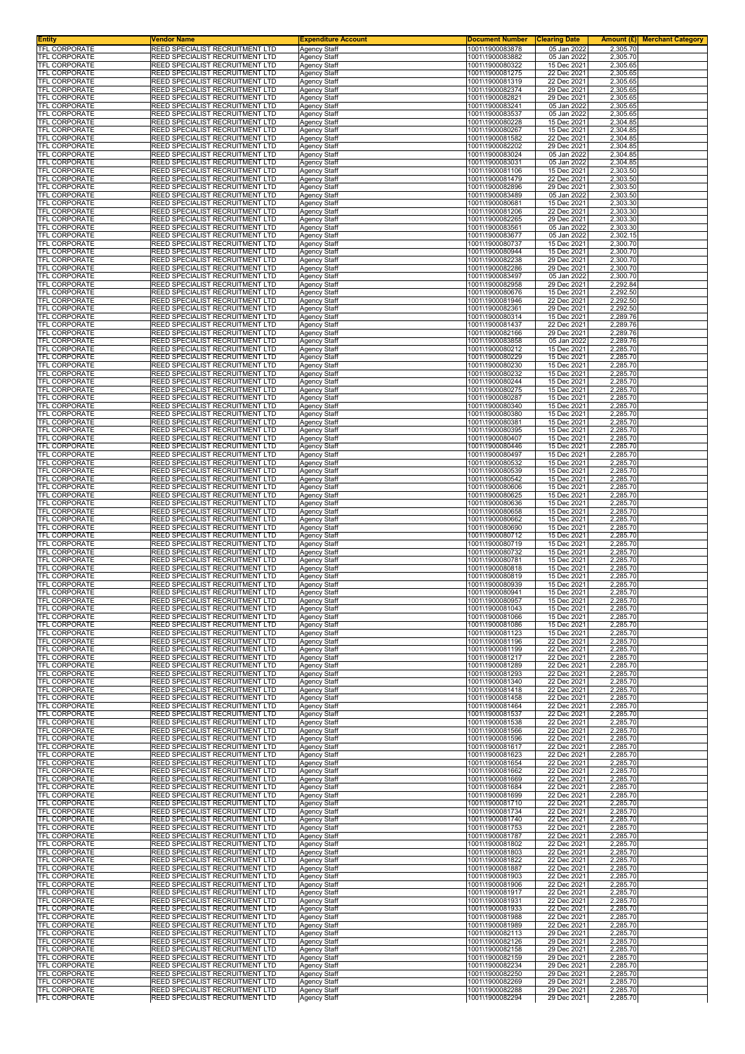| Entity | Vendor Name | Expenditure Account | Document Number | Clearing Date | Amount (£) | Merchant Category |
|---|---|---|---|---|---|---|
| TFL CORPORATE | REED SPECIALIST RECRUITMENT LTD | Agency Staff | 1001\1900083878 | 05 Jan 2022 | 2,305.70 | |
| TFL CORPORATE | REED SPECIALIST RECRUITMENT LTD | Agency Staff | 1001\1900083882 | 05 Jan 2022 | 2,305.70 | |
| TFL CORPORATE | REED SPECIALIST RECRUITMENT LTD | Agency Staff | 1001\1900080322 | 15 Dec 2021 | 2,305.65 | |
| TFL CORPORATE | REED SPECIALIST RECRUITMENT LTD | Agency Staff | 1001\1900081275 | 22 Dec 2021 | 2,305.65 | |
| TFL CORPORATE | REED SPECIALIST RECRUITMENT LTD | Agency Staff | 1001\1900081319 | 22 Dec 2021 | 2,305.65 | |
| TFL CORPORATE | REED SPECIALIST RECRUITMENT LTD | Agency Staff | 1001\1900082374 | 29 Dec 2021 | 2,305.65 | |
| TFL CORPORATE | REED SPECIALIST RECRUITMENT LTD | Agency Staff | 1001\1900082821 | 29 Dec 2021 | 2,305.65 | |
| TFL CORPORATE | REED SPECIALIST RECRUITMENT LTD | Agency Staff | 1001\1900083241 | 05 Jan 2022 | 2,305.65 | |
| TFL CORPORATE | REED SPECIALIST RECRUITMENT LTD | Agency Staff | 1001\1900083537 | 05 Jan 2022 | 2,305.65 | |
| TFL CORPORATE | REED SPECIALIST RECRUITMENT LTD | Agency Staff | 1001\1900080228 | 15 Dec 2021 | 2,304.85 | |
| TFL CORPORATE | REED SPECIALIST RECRUITMENT LTD | Agency Staff | 1001\1900080267 | 15 Dec 2021 | 2,304.85 | |
| TFL CORPORATE | REED SPECIALIST RECRUITMENT LTD | Agency Staff | 1001\1900081582 | 22 Dec 2021 | 2,304.85 | |
| TFL CORPORATE | REED SPECIALIST RECRUITMENT LTD | Agency Staff | 1001\1900082202 | 29 Dec 2021 | 2,304.85 | |
| TFL CORPORATE | REED SPECIALIST RECRUITMENT LTD | Agency Staff | 1001\1900083024 | 05 Jan 2022 | 2,304.85 | |
| TFL CORPORATE | REED SPECIALIST RECRUITMENT LTD | Agency Staff | 1001\1900083031 | 05 Jan 2022 | 2,304.85 | |
| TFL CORPORATE | REED SPECIALIST RECRUITMENT LTD | Agency Staff | 1001\1900081106 | 15 Dec 2021 | 2,303.50 | |
| TFL CORPORATE | REED SPECIALIST RECRUITMENT LTD | Agency Staff | 1001\1900081479 | 22 Dec 2021 | 2,303.50 | |
| TFL CORPORATE | REED SPECIALIST RECRUITMENT LTD | Agency Staff | 1001\1900082896 | 29 Dec 2021 | 2,303.50 | |
| TFL CORPORATE | REED SPECIALIST RECRUITMENT LTD | Agency Staff | 1001\1900083489 | 05 Jan 2022 | 2,303.50 | |
| TFL CORPORATE | REED SPECIALIST RECRUITMENT LTD | Agency Staff | 1001\1900080681 | 15 Dec 2021 | 2,303.30 | |
| TFL CORPORATE | REED SPECIALIST RECRUITMENT LTD | Agency Staff | 1001\1900081206 | 22 Dec 2021 | 2,303.30 | |
| TFL CORPORATE | REED SPECIALIST RECRUITMENT LTD | Agency Staff | 1001\1900082265 | 29 Dec 2021 | 2,303.30 | |
| TFL CORPORATE | REED SPECIALIST RECRUITMENT LTD | Agency Staff | 1001\1900083561 | 05 Jan 2022 | 2,303.30 | |
| TFL CORPORATE | REED SPECIALIST RECRUITMENT LTD | Agency Staff | 1001\1900083677 | 05 Jan 2022 | 2,302.15 | |
| TFL CORPORATE | REED SPECIALIST RECRUITMENT LTD | Agency Staff | 1001\1900080737 | 15 Dec 2021 | 2,300.70 | |
| TFL CORPORATE | REED SPECIALIST RECRUITMENT LTD | Agency Staff | 1001\1900080944 | 15 Dec 2021 | 2,300.70 | |
| TFL CORPORATE | REED SPECIALIST RECRUITMENT LTD | Agency Staff | 1001\1900082238 | 29 Dec 2021 | 2,300.70 | |
| TFL CORPORATE | REED SPECIALIST RECRUITMENT LTD | Agency Staff | 1001\1900082286 | 29 Dec 2021 | 2,300.70 | |
| TFL CORPORATE | REED SPECIALIST RECRUITMENT LTD | Agency Staff | 1001\1900083497 | 05 Jan 2022 | 2,300.70 | |
| TFL CORPORATE | REED SPECIALIST RECRUITMENT LTD | Agency Staff | 1001\1900082958 | 29 Dec 2021 | 2,292.84 | |
| TFL CORPORATE | REED SPECIALIST RECRUITMENT LTD | Agency Staff | 1001\1900080676 | 15 Dec 2021 | 2,292.50 | |
| TFL CORPORATE | REED SPECIALIST RECRUITMENT LTD | Agency Staff | 1001\1900081946 | 22 Dec 2021 | 2,292.50 | |
| TFL CORPORATE | REED SPECIALIST RECRUITMENT LTD | Agency Staff | 1001\1900082361 | 29 Dec 2021 | 2,292.50 | |
| TFL CORPORATE | REED SPECIALIST RECRUITMENT LTD | Agency Staff | 1001\1900080314 | 15 Dec 2021 | 2,289.76 | |
| TFL CORPORATE | REED SPECIALIST RECRUITMENT LTD | Agency Staff | 1001\1900081437 | 22 Dec 2021 | 2,289.76 | |
| TFL CORPORATE | REED SPECIALIST RECRUITMENT LTD | Agency Staff | 1001\1900082166 | 29 Dec 2021 | 2,289.76 | |
| TFL CORPORATE | REED SPECIALIST RECRUITMENT LTD | Agency Staff | 1001\1900083858 | 05 Jan 2022 | 2,289.76 | |
| TFL CORPORATE | REED SPECIALIST RECRUITMENT LTD | Agency Staff | 1001\1900080212 | 15 Dec 2021 | 2,285.70 | |
| TFL CORPORATE | REED SPECIALIST RECRUITMENT LTD | Agency Staff | 1001\1900080229 | 15 Dec 2021 | 2,285.70 | |
| TFL CORPORATE | REED SPECIALIST RECRUITMENT LTD | Agency Staff | 1001\1900080230 | 15 Dec 2021 | 2,285.70 | |
| TFL CORPORATE | REED SPECIALIST RECRUITMENT LTD | Agency Staff | 1001\1900080232 | 15 Dec 2021 | 2,285.70 | |
| TFL CORPORATE | REED SPECIALIST RECRUITMENT LTD | Agency Staff | 1001\1900080244 | 15 Dec 2021 | 2,285.70 | |
| TFL CORPORATE | REED SPECIALIST RECRUITMENT LTD | Agency Staff | 1001\1900080275 | 15 Dec 2021 | 2,285.70 | |
| TFL CORPORATE | REED SPECIALIST RECRUITMENT LTD | Agency Staff | 1001\1900080287 | 15 Dec 2021 | 2,285.70 | |
| TFL CORPORATE | REED SPECIALIST RECRUITMENT LTD | Agency Staff | 1001\1900080340 | 15 Dec 2021 | 2,285.70 | |
| TFL CORPORATE | REED SPECIALIST RECRUITMENT LTD | Agency Staff | 1001\1900080380 | 15 Dec 2021 | 2,285.70 | |
| TFL CORPORATE | REED SPECIALIST RECRUITMENT LTD | Agency Staff | 1001\1900080381 | 15 Dec 2021 | 2,285.70 | |
| TFL CORPORATE | REED SPECIALIST RECRUITMENT LTD | Agency Staff | 1001\1900080395 | 15 Dec 2021 | 2,285.70 | |
| TFL CORPORATE | REED SPECIALIST RECRUITMENT LTD | Agency Staff | 1001\1900080407 | 15 Dec 2021 | 2,285.70 | |
| TFL CORPORATE | REED SPECIALIST RECRUITMENT LTD | Agency Staff | 1001\1900080446 | 15 Dec 2021 | 2,285.70 | |
| TFL CORPORATE | REED SPECIALIST RECRUITMENT LTD | Agency Staff | 1001\1900080497 | 15 Dec 2021 | 2,285.70 | |
| TFL CORPORATE | REED SPECIALIST RECRUITMENT LTD | Agency Staff | 1001\1900080532 | 15 Dec 2021 | 2,285.70 | |
| TFL CORPORATE | REED SPECIALIST RECRUITMENT LTD | Agency Staff | 1001\1900080539 | 15 Dec 2021 | 2,285.70 | |
| TFL CORPORATE | REED SPECIALIST RECRUITMENT LTD | Agency Staff | 1001\1900080542 | 15 Dec 2021 | 2,285.70 | |
| TFL CORPORATE | REED SPECIALIST RECRUITMENT LTD | Agency Staff | 1001\1900080606 | 15 Dec 2021 | 2,285.70 | |
| TFL CORPORATE | REED SPECIALIST RECRUITMENT LTD | Agency Staff | 1001\1900080625 | 15 Dec 2021 | 2,285.70 | |
| TFL CORPORATE | REED SPECIALIST RECRUITMENT LTD | Agency Staff | 1001\1900080636 | 15 Dec 2021 | 2,285.70 | |
| TFL CORPORATE | REED SPECIALIST RECRUITMENT LTD | Agency Staff | 1001\1900080658 | 15 Dec 2021 | 2,285.70 | |
| TFL CORPORATE | REED SPECIALIST RECRUITMENT LTD | Agency Staff | 1001\1900080662 | 15 Dec 2021 | 2,285.70 | |
| TFL CORPORATE | REED SPECIALIST RECRUITMENT LTD | Agency Staff | 1001\1900080690 | 15 Dec 2021 | 2,285.70 | |
| TFL CORPORATE | REED SPECIALIST RECRUITMENT LTD | Agency Staff | 1001\1900080712 | 15 Dec 2021 | 2,285.70 | |
| TFL CORPORATE | REED SPECIALIST RECRUITMENT LTD | Agency Staff | 1001\1900080719 | 15 Dec 2021 | 2,285.70 | |
| TFL CORPORATE | REED SPECIALIST RECRUITMENT LTD | Agency Staff | 1001\1900080732 | 15 Dec 2021 | 2,285.70 | |
| TFL CORPORATE | REED SPECIALIST RECRUITMENT LTD | Agency Staff | 1001\1900080781 | 15 Dec 2021 | 2,285.70 | |
| TFL CORPORATE | REED SPECIALIST RECRUITMENT LTD | Agency Staff | 1001\1900080818 | 15 Dec 2021 | 2,285.70 | |
| TFL CORPORATE | REED SPECIALIST RECRUITMENT LTD | Agency Staff | 1001\1900080819 | 15 Dec 2021 | 2,285.70 | |
| TFL CORPORATE | REED SPECIALIST RECRUITMENT LTD | Agency Staff | 1001\1900080939 | 15 Dec 2021 | 2,285.70 | |
| TFL CORPORATE | REED SPECIALIST RECRUITMENT LTD | Agency Staff | 1001\1900080941 | 15 Dec 2021 | 2,285.70 | |
| TFL CORPORATE | REED SPECIALIST RECRUITMENT LTD | Agency Staff | 1001\1900080957 | 15 Dec 2021 | 2,285.70 | |
| TFL CORPORATE | REED SPECIALIST RECRUITMENT LTD | Agency Staff | 1001\1900081043 | 15 Dec 2021 | 2,285.70 | |
| TFL CORPORATE | REED SPECIALIST RECRUITMENT LTD | Agency Staff | 1001\1900081066 | 15 Dec 2021 | 2,285.70 | |
| TFL CORPORATE | REED SPECIALIST RECRUITMENT LTD | Agency Staff | 1001\1900081086 | 15 Dec 2021 | 2,285.70 | |
| TFL CORPORATE | REED SPECIALIST RECRUITMENT LTD | Agency Staff | 1001\1900081123 | 15 Dec 2021 | 2,285.70 | |
| TFL CORPORATE | REED SPECIALIST RECRUITMENT LTD | Agency Staff | 1001\1900081196 | 22 Dec 2021 | 2,285.70 | |
| TFL CORPORATE | REED SPECIALIST RECRUITMENT LTD | Agency Staff | 1001\1900081199 | 22 Dec 2021 | 2,285.70 | |
| TFL CORPORATE | REED SPECIALIST RECRUITMENT LTD | Agency Staff | 1001\1900081217 | 22 Dec 2021 | 2,285.70 | |
| TFL CORPORATE | REED SPECIALIST RECRUITMENT LTD | Agency Staff | 1001\1900081289 | 22 Dec 2021 | 2,285.70 | |
| TFL CORPORATE | REED SPECIALIST RECRUITMENT LTD | Agency Staff | 1001\1900081293 | 22 Dec 2021 | 2,285.70 | |
| TFL CORPORATE | REED SPECIALIST RECRUITMENT LTD | Agency Staff | 1001\1900081340 | 22 Dec 2021 | 2,285.70 | |
| TFL CORPORATE | REED SPECIALIST RECRUITMENT LTD | Agency Staff | 1001\1900081418 | 22 Dec 2021 | 2,285.70 | |
| TFL CORPORATE | REED SPECIALIST RECRUITMENT LTD | Agency Staff | 1001\1900081458 | 22 Dec 2021 | 2,285.70 | |
| TFL CORPORATE | REED SPECIALIST RECRUITMENT LTD | Agency Staff | 1001\1900081464 | 22 Dec 2021 | 2,285.70 | |
| TFL CORPORATE | REED SPECIALIST RECRUITMENT LTD | Agency Staff | 1001\1900081537 | 22 Dec 2021 | 2,285.70 | |
| TFL CORPORATE | REED SPECIALIST RECRUITMENT LTD | Agency Staff | 1001\1900081538 | 22 Dec 2021 | 2,285.70 | |
| TFL CORPORATE | REED SPECIALIST RECRUITMENT LTD | Agency Staff | 1001\1900081566 | 22 Dec 2021 | 2,285.70 | |
| TFL CORPORATE | REED SPECIALIST RECRUITMENT LTD | Agency Staff | 1001\1900081596 | 22 Dec 2021 | 2,285.70 | |
| TFL CORPORATE | REED SPECIALIST RECRUITMENT LTD | Agency Staff | 1001\1900081617 | 22 Dec 2021 | 2,285.70 | |
| TFL CORPORATE | REED SPECIALIST RECRUITMENT LTD | Agency Staff | 1001\1900081623 | 22 Dec 2021 | 2,285.70 | |
| TFL CORPORATE | REED SPECIALIST RECRUITMENT LTD | Agency Staff | 1001\1900081654 | 22 Dec 2021 | 2,285.70 | |
| TFL CORPORATE | REED SPECIALIST RECRUITMENT LTD | Agency Staff | 1001\1900081662 | 22 Dec 2021 | 2,285.70 | |
| TFL CORPORATE | REED SPECIALIST RECRUITMENT LTD | Agency Staff | 1001\1900081669 | 22 Dec 2021 | 2,285.70 | |
| TFL CORPORATE | REED SPECIALIST RECRUITMENT LTD | Agency Staff | 1001\1900081684 | 22 Dec 2021 | 2,285.70 | |
| TFL CORPORATE | REED SPECIALIST RECRUITMENT LTD | Agency Staff | 1001\1900081699 | 22 Dec 2021 | 2,285.70 | |
| TFL CORPORATE | REED SPECIALIST RECRUITMENT LTD | Agency Staff | 1001\1900081710 | 22 Dec 2021 | 2,285.70 | |
| TFL CORPORATE | REED SPECIALIST RECRUITMENT LTD | Agency Staff | 1001\1900081734 | 22 Dec 2021 | 2,285.70 | |
| TFL CORPORATE | REED SPECIALIST RECRUITMENT LTD | Agency Staff | 1001\1900081740 | 22 Dec 2021 | 2,285.70 | |
| TFL CORPORATE | REED SPECIALIST RECRUITMENT LTD | Agency Staff | 1001\1900081753 | 22 Dec 2021 | 2,285.70 | |
| TFL CORPORATE | REED SPECIALIST RECRUITMENT LTD | Agency Staff | 1001\1900081787 | 22 Dec 2021 | 2,285.70 | |
| TFL CORPORATE | REED SPECIALIST RECRUITMENT LTD | Agency Staff | 1001\1900081802 | 22 Dec 2021 | 2,285.70 | |
| TFL CORPORATE | REED SPECIALIST RECRUITMENT LTD | Agency Staff | 1001\1900081803 | 22 Dec 2021 | 2,285.70 | |
| TFL CORPORATE | REED SPECIALIST RECRUITMENT LTD | Agency Staff | 1001\1900081822 | 22 Dec 2021 | 2,285.70 | |
| TFL CORPORATE | REED SPECIALIST RECRUITMENT LTD | Agency Staff | 1001\1900081887 | 22 Dec 2021 | 2,285.70 | |
| TFL CORPORATE | REED SPECIALIST RECRUITMENT LTD | Agency Staff | 1001\1900081903 | 22 Dec 2021 | 2,285.70 | |
| TFL CORPORATE | REED SPECIALIST RECRUITMENT LTD | Agency Staff | 1001\1900081906 | 22 Dec 2021 | 2,285.70 | |
| TFL CORPORATE | REED SPECIALIST RECRUITMENT LTD | Agency Staff | 1001\1900081917 | 22 Dec 2021 | 2,285.70 | |
| TFL CORPORATE | REED SPECIALIST RECRUITMENT LTD | Agency Staff | 1001\1900081931 | 22 Dec 2021 | 2,285.70 | |
| TFL CORPORATE | REED SPECIALIST RECRUITMENT LTD | Agency Staff | 1001\1900081933 | 22 Dec 2021 | 2,285.70 | |
| TFL CORPORATE | REED SPECIALIST RECRUITMENT LTD | Agency Staff | 1001\1900081988 | 22 Dec 2021 | 2,285.70 | |
| TFL CORPORATE | REED SPECIALIST RECRUITMENT LTD | Agency Staff | 1001\1900081989 | 22 Dec 2021 | 2,285.70 | |
| TFL CORPORATE | REED SPECIALIST RECRUITMENT LTD | Agency Staff | 1001\1900082113 | 29 Dec 2021 | 2,285.70 | |
| TFL CORPORATE | REED SPECIALIST RECRUITMENT LTD | Agency Staff | 1001\1900082126 | 29 Dec 2021 | 2,285.70 | |
| TFL CORPORATE | REED SPECIALIST RECRUITMENT LTD | Agency Staff | 1001\1900082158 | 29 Dec 2021 | 2,285.70 | |
| TFL CORPORATE | REED SPECIALIST RECRUITMENT LTD | Agency Staff | 1001\1900082159 | 29 Dec 2021 | 2,285.70 | |
| TFL CORPORATE | REED SPECIALIST RECRUITMENT LTD | Agency Staff | 1001\1900082234 | 29 Dec 2021 | 2,285.70 | |
| TFL CORPORATE | REED SPECIALIST RECRUITMENT LTD | Agency Staff | 1001\1900082250 | 29 Dec 2021 | 2,285.70 | |
| TFL CORPORATE | REED SPECIALIST RECRUITMENT LTD | Agency Staff | 1001\1900082269 | 29 Dec 2021 | 2,285.70 | |
| TFL CORPORATE | REED SPECIALIST RECRUITMENT LTD | Agency Staff | 1001\1900082288 | 29 Dec 2021 | 2,285.70 | |
| TFL CORPORATE | REED SPECIALIST RECRUITMENT LTD | Agency Staff | 1001\1900082294 | 29 Dec 2021 | 2,285.70 | |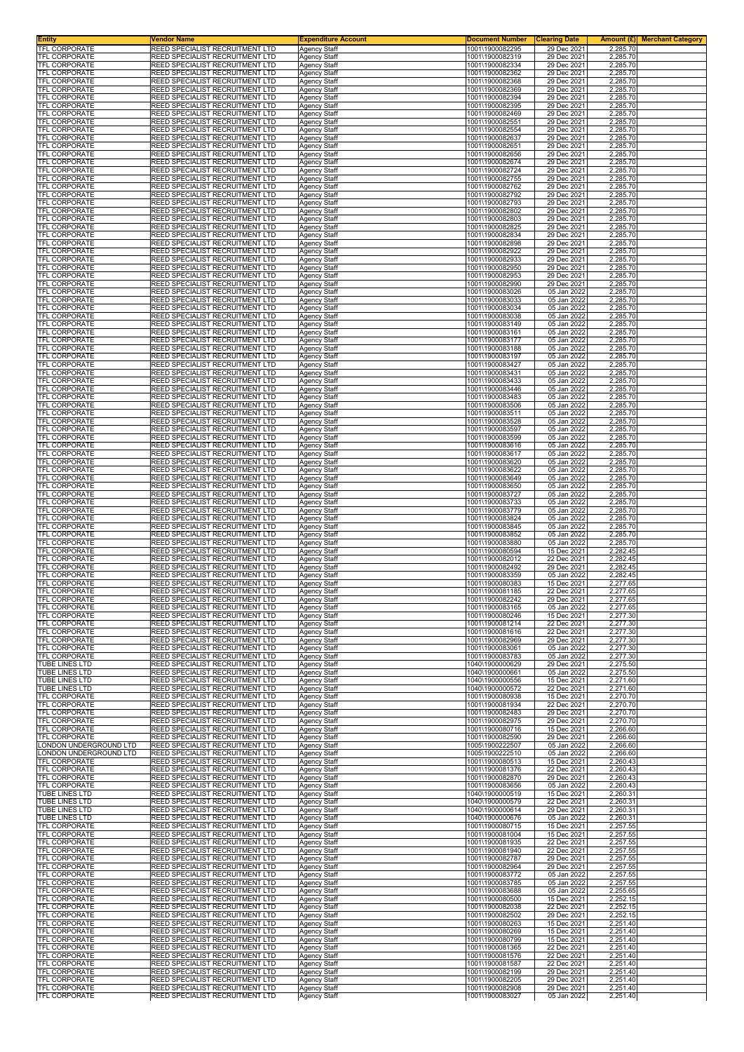| Entity | Vendor Name | Expenditure Account | Document Number | Clearing Date | Amount (£) | Merchant Category |
|---|---|---|---|---|---|---|
| TFL CORPORATE | REED SPECIALIST RECRUITMENT LTD | Agency Staff | 1001\1900082295 | 29 Dec 2021 | 2,285.70 | |
| TFL CORPORATE | REED SPECIALIST RECRUITMENT LTD | Agency Staff | 1001\1900082319 | 29 Dec 2021 | 2,285.70 | |
| TFL CORPORATE | REED SPECIALIST RECRUITMENT LTD | Agency Staff | 1001\1900082334 | 29 Dec 2021 | 2,285.70 | |
| TFL CORPORATE | REED SPECIALIST RECRUITMENT LTD | Agency Staff | 1001\1900082362 | 29 Dec 2021 | 2,285.70 | |
| TFL CORPORATE | REED SPECIALIST RECRUITMENT LTD | Agency Staff | 1001\1900082368 | 29 Dec 2021 | 2,285.70 | |
| TFL CORPORATE | REED SPECIALIST RECRUITMENT LTD | Agency Staff | 1001\1900082369 | 29 Dec 2021 | 2,285.70 | |
| TFL CORPORATE | REED SPECIALIST RECRUITMENT LTD | Agency Staff | 1001\1900082394 | 29 Dec 2021 | 2,285.70 | |
| TFL CORPORATE | REED SPECIALIST RECRUITMENT LTD | Agency Staff | 1001\1900082395 | 29 Dec 2021 | 2,285.70 | |
| TFL CORPORATE | REED SPECIALIST RECRUITMENT LTD | Agency Staff | 1001\1900082469 | 29 Dec 2021 | 2,285.70 | |
| TFL CORPORATE | REED SPECIALIST RECRUITMENT LTD | Agency Staff | 1001\1900082551 | 29 Dec 2021 | 2,285.70 | |
| TFL CORPORATE | REED SPECIALIST RECRUITMENT LTD | Agency Staff | 1001\1900082554 | 29 Dec 2021 | 2,285.70 | |
| TFL CORPORATE | REED SPECIALIST RECRUITMENT LTD | Agency Staff | 1001\1900082637 | 29 Dec 2021 | 2,285.70 | |
| TFL CORPORATE | REED SPECIALIST RECRUITMENT LTD | Agency Staff | 1001\1900082651 | 29 Dec 2021 | 2,285.70 | |
| TFL CORPORATE | REED SPECIALIST RECRUITMENT LTD | Agency Staff | 1001\1900082656 | 29 Dec 2021 | 2,285.70 | |
| TFL CORPORATE | REED SPECIALIST RECRUITMENT LTD | Agency Staff | 1001\1900082674 | 29 Dec 2021 | 2,285.70 | |
| TFL CORPORATE | REED SPECIALIST RECRUITMENT LTD | Agency Staff | 1001\1900082724 | 29 Dec 2021 | 2,285.70 | |
| TFL CORPORATE | REED SPECIALIST RECRUITMENT LTD | Agency Staff | 1001\1900082755 | 29 Dec 2021 | 2,285.70 | |
| TFL CORPORATE | REED SPECIALIST RECRUITMENT LTD | Agency Staff | 1001\1900082762 | 29 Dec 2021 | 2,285.70 | |
| TFL CORPORATE | REED SPECIALIST RECRUITMENT LTD | Agency Staff | 1001\1900082792 | 29 Dec 2021 | 2,285.70 | |
| TFL CORPORATE | REED SPECIALIST RECRUITMENT LTD | Agency Staff | 1001\1900082793 | 29 Dec 2021 | 2,285.70 | |
| TFL CORPORATE | REED SPECIALIST RECRUITMENT LTD | Agency Staff | 1001\1900082802 | 29 Dec 2021 | 2,285.70 | |
| TFL CORPORATE | REED SPECIALIST RECRUITMENT LTD | Agency Staff | 1001\1900082803 | 29 Dec 2021 | 2,285.70 | |
| TFL CORPORATE | REED SPECIALIST RECRUITMENT LTD | Agency Staff | 1001\1900082825 | 29 Dec 2021 | 2,285.70 | |
| TFL CORPORATE | REED SPECIALIST RECRUITMENT LTD | Agency Staff | 1001\1900082834 | 29 Dec 2021 | 2,285.70 | |
| TFL CORPORATE | REED SPECIALIST RECRUITMENT LTD | Agency Staff | 1001\1900082898 | 29 Dec 2021 | 2,285.70 | |
| TFL CORPORATE | REED SPECIALIST RECRUITMENT LTD | Agency Staff | 1001\1900082922 | 29 Dec 2021 | 2,285.70 | |
| TFL CORPORATE | REED SPECIALIST RECRUITMENT LTD | Agency Staff | 1001\1900082933 | 29 Dec 2021 | 2,285.70 | |
| TFL CORPORATE | REED SPECIALIST RECRUITMENT LTD | Agency Staff | 1001\1900082950 | 29 Dec 2021 | 2,285.70 | |
| TFL CORPORATE | REED SPECIALIST RECRUITMENT LTD | Agency Staff | 1001\1900082953 | 29 Dec 2021 | 2,285.70 | |
| TFL CORPORATE | REED SPECIALIST RECRUITMENT LTD | Agency Staff | 1001\1900082990 | 29 Dec 2021 | 2,285.70 | |
| TFL CORPORATE | REED SPECIALIST RECRUITMENT LTD | Agency Staff | 1001\1900083026 | 05 Jan 2022 | 2,285.70 | |
| TFL CORPORATE | REED SPECIALIST RECRUITMENT LTD | Agency Staff | 1001\1900083033 | 05 Jan 2022 | 2,285.70 | |
| TFL CORPORATE | REED SPECIALIST RECRUITMENT LTD | Agency Staff | 1001\1900083034 | 05 Jan 2022 | 2,285.70 | |
| TFL CORPORATE | REED SPECIALIST RECRUITMENT LTD | Agency Staff | 1001\1900083038 | 05 Jan 2022 | 2,285.70 | |
| TFL CORPORATE | REED SPECIALIST RECRUITMENT LTD | Agency Staff | 1001\1900083149 | 05 Jan 2022 | 2,285.70 | |
| TFL CORPORATE | REED SPECIALIST RECRUITMENT LTD | Agency Staff | 1001\1900083161 | 05 Jan 2022 | 2,285.70 | |
| TFL CORPORATE | REED SPECIALIST RECRUITMENT LTD | Agency Staff | 1001\1900083177 | 05 Jan 2022 | 2,285.70 | |
| TFL CORPORATE | REED SPECIALIST RECRUITMENT LTD | Agency Staff | 1001\1900083188 | 05 Jan 2022 | 2,285.70 | |
| TFL CORPORATE | REED SPECIALIST RECRUITMENT LTD | Agency Staff | 1001\1900083197 | 05 Jan 2022 | 2,285.70 | |
| TFL CORPORATE | REED SPECIALIST RECRUITMENT LTD | Agency Staff | 1001\1900083427 | 05 Jan 2022 | 2,285.70 | |
| TFL CORPORATE | REED SPECIALIST RECRUITMENT LTD | Agency Staff | 1001\1900083431 | 05 Jan 2022 | 2,285.70 | |
| TFL CORPORATE | REED SPECIALIST RECRUITMENT LTD | Agency Staff | 1001\1900083433 | 05 Jan 2022 | 2,285.70 | |
| TFL CORPORATE | REED SPECIALIST RECRUITMENT LTD | Agency Staff | 1001\1900083446 | 05 Jan 2022 | 2,285.70 | |
| TFL CORPORATE | REED SPECIALIST RECRUITMENT LTD | Agency Staff | 1001\1900083483 | 05 Jan 2022 | 2,285.70 | |
| TFL CORPORATE | REED SPECIALIST RECRUITMENT LTD | Agency Staff | 1001\1900083506 | 05 Jan 2022 | 2,285.70 | |
| TFL CORPORATE | REED SPECIALIST RECRUITMENT LTD | Agency Staff | 1001\1900083511 | 05 Jan 2022 | 2,285.70 | |
| TFL CORPORATE | REED SPECIALIST RECRUITMENT LTD | Agency Staff | 1001\1900083528 | 05 Jan 2022 | 2,285.70 | |
| TFL CORPORATE | REED SPECIALIST RECRUITMENT LTD | Agency Staff | 1001\1900083597 | 05 Jan 2022 | 2,285.70 | |
| TFL CORPORATE | REED SPECIALIST RECRUITMENT LTD | Agency Staff | 1001\1900083599 | 05 Jan 2022 | 2,285.70 | |
| TFL CORPORATE | REED SPECIALIST RECRUITMENT LTD | Agency Staff | 1001\1900083616 | 05 Jan 2022 | 2,285.70 | |
| TFL CORPORATE | REED SPECIALIST RECRUITMENT LTD | Agency Staff | 1001\1900083617 | 05 Jan 2022 | 2,285.70 | |
| TFL CORPORATE | REED SPECIALIST RECRUITMENT LTD | Agency Staff | 1001\1900083620 | 05 Jan 2022 | 2,285.70 | |
| TFL CORPORATE | REED SPECIALIST RECRUITMENT LTD | Agency Staff | 1001\1900083622 | 05 Jan 2022 | 2,285.70 | |
| TFL CORPORATE | REED SPECIALIST RECRUITMENT LTD | Agency Staff | 1001\1900083649 | 05 Jan 2022 | 2,285.70 | |
| TFL CORPORATE | REED SPECIALIST RECRUITMENT LTD | Agency Staff | 1001\1900083650 | 05 Jan 2022 | 2,285.70 | |
| TFL CORPORATE | REED SPECIALIST RECRUITMENT LTD | Agency Staff | 1001\1900083727 | 05 Jan 2022 | 2,285.70 | |
| TFL CORPORATE | REED SPECIALIST RECRUITMENT LTD | Agency Staff | 1001\1900083733 | 05 Jan 2022 | 2,285.70 | |
| TFL CORPORATE | REED SPECIALIST RECRUITMENT LTD | Agency Staff | 1001\1900083779 | 05 Jan 2022 | 2,285.70 | |
| TFL CORPORATE | REED SPECIALIST RECRUITMENT LTD | Agency Staff | 1001\1900083824 | 05 Jan 2022 | 2,285.70 | |
| TFL CORPORATE | REED SPECIALIST RECRUITMENT LTD | Agency Staff | 1001\1900083845 | 05 Jan 2022 | 2,285.70 | |
| TFL CORPORATE | REED SPECIALIST RECRUITMENT LTD | Agency Staff | 1001\1900083852 | 05 Jan 2022 | 2,285.70 | |
| TFL CORPORATE | REED SPECIALIST RECRUITMENT LTD | Agency Staff | 1001\1900083880 | 05 Jan 2022 | 2,285.70 | |
| TFL CORPORATE | REED SPECIALIST RECRUITMENT LTD | Agency Staff | 1001\1900080594 | 15 Dec 2021 | 2,282.45 | |
| TFL CORPORATE | REED SPECIALIST RECRUITMENT LTD | Agency Staff | 1001\1900082012 | 22 Dec 2021 | 2,282.45 | |
| TFL CORPORATE | REED SPECIALIST RECRUITMENT LTD | Agency Staff | 1001\1900082492 | 29 Dec 2021 | 2,282.45 | |
| TFL CORPORATE | REED SPECIALIST RECRUITMENT LTD | Agency Staff | 1001\1900083359 | 05 Jan 2022 | 2,282.45 | |
| TFL CORPORATE | REED SPECIALIST RECRUITMENT LTD | Agency Staff | 1001\1900080383 | 15 Dec 2021 | 2,277.65 | |
| TFL CORPORATE | REED SPECIALIST RECRUITMENT LTD | Agency Staff | 1001\1900081185 | 22 Dec 2021 | 2,277.65 | |
| TFL CORPORATE | REED SPECIALIST RECRUITMENT LTD | Agency Staff | 1001\1900082242 | 29 Dec 2021 | 2,277.65 | |
| TFL CORPORATE | REED SPECIALIST RECRUITMENT LTD | Agency Staff | 1001\1900083165 | 05 Jan 2022 | 2,277.65 | |
| TFL CORPORATE | REED SPECIALIST RECRUITMENT LTD | Agency Staff | 1001\1900080246 | 15 Dec 2021 | 2,277.30 | |
| TFL CORPORATE | REED SPECIALIST RECRUITMENT LTD | Agency Staff | 1001\1900081214 | 22 Dec 2021 | 2,277.30 | |
| TFL CORPORATE | REED SPECIALIST RECRUITMENT LTD | Agency Staff | 1001\1900081616 | 22 Dec 2021 | 2,277.30 | |
| TFL CORPORATE | REED SPECIALIST RECRUITMENT LTD | Agency Staff | 1001\1900082969 | 29 Dec 2021 | 2,277.30 | |
| TFL CORPORATE | REED SPECIALIST RECRUITMENT LTD | Agency Staff | 1001\1900083061 | 05 Jan 2022 | 2,277.30 | |
| TFL CORPORATE | REED SPECIALIST RECRUITMENT LTD | Agency Staff | 1001\1900083783 | 05 Jan 2022 | 2,277.30 | |
| TUBE LINES LTD | REED SPECIALIST RECRUITMENT LTD | Agency Staff | 1040\1900000629 | 29 Dec 2021 | 2,275.50 | |
| TUBE LINES LTD | REED SPECIALIST RECRUITMENT LTD | Agency Staff | 1040\1900000661 | 05 Jan 2022 | 2,275.50 | |
| TUBE LINES LTD | REED SPECIALIST RECRUITMENT LTD | Agency Staff | 1040\1900000556 | 15 Dec 2021 | 2,271.60 | |
| TUBE LINES LTD | REED SPECIALIST RECRUITMENT LTD | Agency Staff | 1040\1900000572 | 22 Dec 2021 | 2,271.60 | |
| TFL CORPORATE | REED SPECIALIST RECRUITMENT LTD | Agency Staff | 1001\1900080938 | 15 Dec 2021 | 2,270.70 | |
| TFL CORPORATE | REED SPECIALIST RECRUITMENT LTD | Agency Staff | 1001\1900081934 | 22 Dec 2021 | 2,270.70 | |
| TFL CORPORATE | REED SPECIALIST RECRUITMENT LTD | Agency Staff | 1001\1900082483 | 29 Dec 2021 | 2,270.70 | |
| TFL CORPORATE | REED SPECIALIST RECRUITMENT LTD | Agency Staff | 1001\1900082975 | 29 Dec 2021 | 2,270.70 | |
| TFL CORPORATE | REED SPECIALIST RECRUITMENT LTD | Agency Staff | 1001\1900080716 | 15 Dec 2021 | 2,266.60 | |
| TFL CORPORATE | REED SPECIALIST RECRUITMENT LTD | Agency Staff | 1001\1900082590 | 29 Dec 2021 | 2,266.60 | |
| LONDON UNDERGROUND LTD | REED SPECIALIST RECRUITMENT LTD | Agency Staff | 1005\1900222507 | 05 Jan 2022 | 2,266.60 | |
| LONDON UNDERGROUND LTD | REED SPECIALIST RECRUITMENT LTD | Agency Staff | 1005\1900222510 | 05 Jan 2022 | 2,266.60 | |
| TFL CORPORATE | REED SPECIALIST RECRUITMENT LTD | Agency Staff | 1001\1900080513 | 15 Dec 2021 | 2,260.43 | |
| TFL CORPORATE | REED SPECIALIST RECRUITMENT LTD | Agency Staff | 1001\1900081376 | 22 Dec 2021 | 2,260.43 | |
| TFL CORPORATE | REED SPECIALIST RECRUITMENT LTD | Agency Staff | 1001\1900082870 | 29 Dec 2021 | 2,260.43 | |
| TFL CORPORATE | REED SPECIALIST RECRUITMENT LTD | Agency Staff | 1001\1900083656 | 05 Jan 2022 | 2,260.43 | |
| TUBE LINES LTD | REED SPECIALIST RECRUITMENT LTD | Agency Staff | 1040\1900000519 | 15 Dec 2021 | 2,260.31 | |
| TUBE LINES LTD | REED SPECIALIST RECRUITMENT LTD | Agency Staff | 1040\1900000579 | 22 Dec 2021 | 2,260.31 | |
| TUBE LINES LTD | REED SPECIALIST RECRUITMENT LTD | Agency Staff | 1040\1900000614 | 29 Dec 2021 | 2,260.31 | |
| TUBE LINES LTD | REED SPECIALIST RECRUITMENT LTD | Agency Staff | 1040\1900000676 | 05 Jan 2022 | 2,260.31 | |
| TFL CORPORATE | REED SPECIALIST RECRUITMENT LTD | Agency Staff | 1001\1900080715 | 15 Dec 2021 | 2,257.55 | |
| TFL CORPORATE | REED SPECIALIST RECRUITMENT LTD | Agency Staff | 1001\1900081004 | 15 Dec 2021 | 2,257.55 | |
| TFL CORPORATE | REED SPECIALIST RECRUITMENT LTD | Agency Staff | 1001\1900081935 | 22 Dec 2021 | 2,257.55 | |
| TFL CORPORATE | REED SPECIALIST RECRUITMENT LTD | Agency Staff | 1001\1900081940 | 22 Dec 2021 | 2,257.55 | |
| TFL CORPORATE | REED SPECIALIST RECRUITMENT LTD | Agency Staff | 1001\1900082787 | 29 Dec 2021 | 2,257.55 | |
| TFL CORPORATE | REED SPECIALIST RECRUITMENT LTD | Agency Staff | 1001\1900082964 | 29 Dec 2021 | 2,257.55 | |
| TFL CORPORATE | REED SPECIALIST RECRUITMENT LTD | Agency Staff | 1001\1900083772 | 05 Jan 2022 | 2,257.55 | |
| TFL CORPORATE | REED SPECIALIST RECRUITMENT LTD | Agency Staff | 1001\1900083785 | 05 Jan 2022 | 2,257.55 | |
| TFL CORPORATE | REED SPECIALIST RECRUITMENT LTD | Agency Staff | 1001\1900083688 | 05 Jan 2022 | 2,255.65 | |
| TFL CORPORATE | REED SPECIALIST RECRUITMENT LTD | Agency Staff | 1001\1900080500 | 15 Dec 2021 | 2,252.15 | |
| TFL CORPORATE | REED SPECIALIST RECRUITMENT LTD | Agency Staff | 1001\1900082038 | 22 Dec 2021 | 2,252.15 | |
| TFL CORPORATE | REED SPECIALIST RECRUITMENT LTD | Agency Staff | 1001\1900082502 | 29 Dec 2021 | 2,252.15 | |
| TFL CORPORATE | REED SPECIALIST RECRUITMENT LTD | Agency Staff | 1001\1900080263 | 15 Dec 2021 | 2,251.40 | |
| TFL CORPORATE | REED SPECIALIST RECRUITMENT LTD | Agency Staff | 1001\1900080269 | 15 Dec 2021 | 2,251.40 | |
| TFL CORPORATE | REED SPECIALIST RECRUITMENT LTD | Agency Staff | 1001\1900080799 | 15 Dec 2021 | 2,251.40 | |
| TFL CORPORATE | REED SPECIALIST RECRUITMENT LTD | Agency Staff | 1001\1900081365 | 22 Dec 2021 | 2,251.40 | |
| TFL CORPORATE | REED SPECIALIST RECRUITMENT LTD | Agency Staff | 1001\1900081576 | 22 Dec 2021 | 2,251.40 | |
| TFL CORPORATE | REED SPECIALIST RECRUITMENT LTD | Agency Staff | 1001\1900081587 | 22 Dec 2021 | 2,251.40 | |
| TFL CORPORATE | REED SPECIALIST RECRUITMENT LTD | Agency Staff | 1001\1900082199 | 29 Dec 2021 | 2,251.40 | |
| TFL CORPORATE | REED SPECIALIST RECRUITMENT LTD | Agency Staff | 1001\1900082205 | 29 Dec 2021 | 2,251.40 | |
| TFL CORPORATE | REED SPECIALIST RECRUITMENT LTD | Agency Staff | 1001\1900082908 | 29 Dec 2021 | 2,251.40 | |
| TFL CORPORATE | REED SPECIALIST RECRUITMENT LTD | Agency Staff | 1001\1900083027 | 05 Jan 2022 | 2,251.40 | |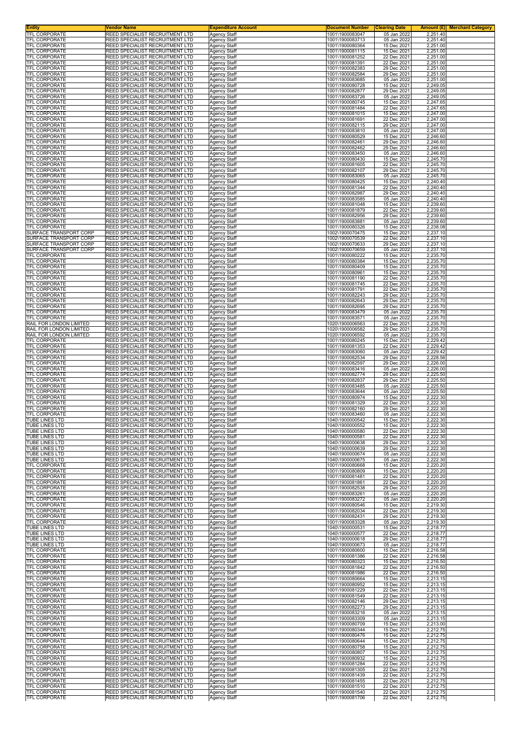| Entity | Vendor Name | Expenditure Account | Document Number | Clearing Date | Amount (£) | Merchant Category |
|---|---|---|---|---|---|---|
| TFL CORPORATE | REED SPECIALIST RECRUITMENT LTD | Agency Staff | 1001\1900083047 | 05 Jan 2022 | 2,251.40 | |
| TFL CORPORATE | REED SPECIALIST RECRUITMENT LTD | Agency Staff | 1001\1900083713 | 05 Jan 2022 | 2,251.40 | |
| TFL CORPORATE | REED SPECIALIST RECRUITMENT LTD | Agency Staff | 1001\1900080364 | 15 Dec 2021 | 2,251.00 | |
| TFL CORPORATE | REED SPECIALIST RECRUITMENT LTD | Agency Staff | 1001\1900081115 | 15 Dec 2021 | 2,251.00 | |
| TFL CORPORATE | REED SPECIALIST RECRUITMENT LTD | Agency Staff | 1001\1900081252 | 22 Dec 2021 | 2,251.00 | |
| TFL CORPORATE | REED SPECIALIST RECRUITMENT LTD | Agency Staff | 1001\1900081391 | 22 Dec 2021 | 2,251.00 | |
| TFL CORPORATE | REED SPECIALIST RECRUITMENT LTD | Agency Staff | 1001\1900082383 | 29 Dec 2021 | 2,251.00 | |
| TFL CORPORATE | REED SPECIALIST RECRUITMENT LTD | Agency Staff | 1001\1900082584 | 29 Dec 2021 | 2,251.00 | |
| TFL CORPORATE | REED SPECIALIST RECRUITMENT LTD | Agency Staff | 1001\1900083685 | 05 Jan 2022 | 2,251.00 | |
| TFL CORPORATE | REED SPECIALIST RECRUITMENT LTD | Agency Staff | 1001\1900080728 | 15 Dec 2021 | 2,249.05 | |
| TFL CORPORATE | REED SPECIALIST RECRUITMENT LTD | Agency Staff | 1001\1900082877 | 29 Dec 2021 | 2,249.05 | |
| TFL CORPORATE | REED SPECIALIST RECRUITMENT LTD | Agency Staff | 1001\1900083726 | 05 Jan 2022 | 2,249.05 | |
| TFL CORPORATE | REED SPECIALIST RECRUITMENT LTD | Agency Staff | 1001\1900080745 | 15 Dec 2021 | 2,247.65 | |
| TFL CORPORATE | REED SPECIALIST RECRUITMENT LTD | Agency Staff | 1001\1900081484 | 22 Dec 2021 | 2,247.65 | |
| TFL CORPORATE | REED SPECIALIST RECRUITMENT LTD | Agency Staff | 1001\1900081015 | 15 Dec 2021 | 2,247.00 | |
| TFL CORPORATE | REED SPECIALIST RECRUITMENT LTD | Agency Staff | 1001\1900081691 | 22 Dec 2021 | 2,247.00 | |
| TFL CORPORATE | REED SPECIALIST RECRUITMENT LTD | Agency Staff | 1001\1900082115 | 29 Dec 2021 | 2,247.00 | |
| TFL CORPORATE | REED SPECIALIST RECRUITMENT LTD | Agency Staff | 1001\1900083810 | 05 Jan 2022 | 2,247.00 | |
| TFL CORPORATE | REED SPECIALIST RECRUITMENT LTD | Agency Staff | 1001\1900080529 | 15 Dec 2021 | 2,246.60 | |
| TFL CORPORATE | REED SPECIALIST RECRUITMENT LTD | Agency Staff | 1001\1900082461 | 29 Dec 2021 | 2,246.60 | |
| TFL CORPORATE | REED SPECIALIST RECRUITMENT LTD | Agency Staff | 1001\1900082462 | 29 Dec 2021 | 2,246.60 | |
| TFL CORPORATE | REED SPECIALIST RECRUITMENT LTD | Agency Staff | 1001\1900083450 | 05 Jan 2022 | 2,246.60 | |
| TFL CORPORATE | REED SPECIALIST RECRUITMENT LTD | Agency Staff | 1001\1900080430 | 15 Dec 2021 | 2,245.70 | |
| TFL CORPORATE | REED SPECIALIST RECRUITMENT LTD | Agency Staff | 1001\1900081605 | 22 Dec 2021 | 2,245.70 | |
| TFL CORPORATE | REED SPECIALIST RECRUITMENT LTD | Agency Staff | 1001\1900082107 | 29 Dec 2021 | 2,245.70 | |
| TFL CORPORATE | REED SPECIALIST RECRUITMENT LTD | Agency Staff | 1001\1900083065 | 05 Jan 2022 | 2,245.70 | |
| TFL CORPORATE | REED SPECIALIST RECRUITMENT LTD | Agency Staff | 1001\1900080425 | 15 Dec 2021 | 2,240.40 | |
| TFL CORPORATE | REED SPECIALIST RECRUITMENT LTD | Agency Staff | 1001\1900081344 | 22 Dec 2021 | 2,240.40 | |
| TFL CORPORATE | REED SPECIALIST RECRUITMENT LTD | Agency Staff | 1001\1900082987 | 29 Dec 2021 | 2,240.40 | |
| TFL CORPORATE | REED SPECIALIST RECRUITMENT LTD | Agency Staff | 1001\1900083585 | 05 Jan 2022 | 2,240.40 | |
| TFL CORPORATE | REED SPECIALIST RECRUITMENT LTD | Agency Staff | 1001\1900081048 | 15 Dec 2021 | 2,239.60 | |
| TFL CORPORATE | REED SPECIALIST RECRUITMENT LTD | Agency Staff | 1001\1900081879 | 22 Dec 2021 | 2,239.60 | |
| TFL CORPORATE | REED SPECIALIST RECRUITMENT LTD | Agency Staff | 1001\1900082956 | 29 Dec 2021 | 2,239.60 | |
| TFL CORPORATE | REED SPECIALIST RECRUITMENT LTD | Agency Staff | 1001\1900083881 | 05 Jan 2022 | 2,239.60 | |
| TFL CORPORATE | REED SPECIALIST RECRUITMENT LTD | Agency Staff | 1001\1900080326 | 15 Dec 2021 | 2,238.08 | |
| SURFACE TRANSPORT CORP | REED SPECIALIST RECRUITMENT LTD | Agency Staff | 1002\1900070475 | 15 Dec 2021 | 2,237.10 | |
| SURFACE TRANSPORT CORP | REED SPECIALIST RECRUITMENT LTD | Agency Staff | 1002\1900070539 | 22 Dec 2021 | 2,237.10 | |
| SURFACE TRANSPORT CORP | REED SPECIALIST RECRUITMENT LTD | Agency Staff | 1002\1900070633 | 29 Dec 2021 | 2,237.10 | |
| SURFACE TRANSPORT CORP | REED SPECIALIST RECRUITMENT LTD | Agency Staff | 1002\1900070659 | 05 Jan 2022 | 2,237.10 | |
| TFL CORPORATE | REED SPECIALIST RECRUITMENT LTD | Agency Staff | 1001\1900080222 | 15 Dec 2021 | 2,235.70 | |
| TFL CORPORATE | REED SPECIALIST RECRUITMENT LTD | Agency Staff | 1001\1900080384 | 15 Dec 2021 | 2,235.70 | |
| TFL CORPORATE | REED SPECIALIST RECRUITMENT LTD | Agency Staff | 1001\1900080409 | 15 Dec 2021 | 2,235.70 | |
| TFL CORPORATE | REED SPECIALIST RECRUITMENT LTD | Agency Staff | 1001\1900080961 | 15 Dec 2021 | 2,235.70 | |
| TFL CORPORATE | REED SPECIALIST RECRUITMENT LTD | Agency Staff | 1001\1900081190 | 22 Dec 2021 | 2,235.70 | |
| TFL CORPORATE | REED SPECIALIST RECRUITMENT LTD | Agency Staff | 1001\1900081745 | 22 Dec 2021 | 2,235.70 | |
| TFL CORPORATE | REED SPECIALIST RECRUITMENT LTD | Agency Staff | 1001\1900081791 | 22 Dec 2021 | 2,235.70 | |
| TFL CORPORATE | REED SPECIALIST RECRUITMENT LTD | Agency Staff | 1001\1900082243 | 29 Dec 2021 | 2,235.70 | |
| TFL CORPORATE | REED SPECIALIST RECRUITMENT LTD | Agency Staff | 1001\1900082643 | 29 Dec 2021 | 2,235.70 | |
| TFL CORPORATE | REED SPECIALIST RECRUITMENT LTD | Agency Staff | 1001\1900082695 | 29 Dec 2021 | 2,235.70 | |
| TFL CORPORATE | REED SPECIALIST RECRUITMENT LTD | Agency Staff | 1001\1900083479 | 05 Jan 2022 | 2,235.70 | |
| TFL CORPORATE | REED SPECIALIST RECRUITMENT LTD | Agency Staff | 1001\1900083571 | 05 Jan 2022 | 2,235.70 | |
| RAIL FOR LONDON LIMITED | REED SPECIALIST RECRUITMENT LTD | Agency Staff | 1020\1900006563 | 22 Dec 2021 | 2,235.70 | |
| RAIL FOR LONDON LIMITED | REED SPECIALIST RECRUITMENT LTD | Agency Staff | 1020\1900006582 | 29 Dec 2021 | 2,235.70 | |
| RAIL FOR LONDON LIMITED | REED SPECIALIST RECRUITMENT LTD | Agency Staff | 1020\1900006592 | 05 Jan 2022 | 2,235.70 | |
| TFL CORPORATE | REED SPECIALIST RECRUITMENT LTD | Agency Staff | 1001\1900080245 | 15 Dec 2021 | 2,229.42 | |
| TFL CORPORATE | REED SPECIALIST RECRUITMENT LTD | Agency Staff | 1001\1900081353 | 22 Dec 2021 | 2,229.42 | |
| TFL CORPORATE | REED SPECIALIST RECRUITMENT LTD | Agency Staff | 1001\1900083060 | 05 Jan 2022 | 2,229.42 | |
| TFL CORPORATE | REED SPECIALIST RECRUITMENT LTD | Agency Staff | 1001\1900082534 | 29 Dec 2021 | 2,228.56 | |
| TFL CORPORATE | REED SPECIALIST RECRUITMENT LTD | Agency Staff | 1001\1900082597 | 29 Dec 2021 | 2,226.00 | |
| TFL CORPORATE | REED SPECIALIST RECRUITMENT LTD | Agency Staff | 1001\1900083416 | 05 Jan 2022 | 2,226.00 | |
| TFL CORPORATE | REED SPECIALIST RECRUITMENT LTD | Agency Staff | 1001\1900082774 | 29 Dec 2021 | 2,225.50 | |
| TFL CORPORATE | REED SPECIALIST RECRUITMENT LTD | Agency Staff | 1001\1900082837 | 29 Dec 2021 | 2,225.50 | |
| TFL CORPORATE | REED SPECIALIST RECRUITMENT LTD | Agency Staff | 1001\1900083485 | 05 Jan 2022 | 2,225.50 | |
| TFL CORPORATE | REED SPECIALIST RECRUITMENT LTD | Agency Staff | 1001\1900083644 | 05 Jan 2022 | 2,225.50 | |
| TFL CORPORATE | REED SPECIALIST RECRUITMENT LTD | Agency Staff | 1001\1900080974 | 15 Dec 2021 | 2,222.30 | |
| TFL CORPORATE | REED SPECIALIST RECRUITMENT LTD | Agency Staff | 1001\1900081329 | 22 Dec 2021 | 2,222.30 | |
| TFL CORPORATE | REED SPECIALIST RECRUITMENT LTD | Agency Staff | 1001\1900082160 | 29 Dec 2021 | 2,222.30 | |
| TFL CORPORATE | REED SPECIALIST RECRUITMENT LTD | Agency Staff | 1001\1900083460 | 05 Jan 2022 | 2,222.30 | |
| TUBE LINES LTD | REED SPECIALIST RECRUITMENT LTD | Agency Staff | 1040\1900000542 | 15 Dec 2021 | 2,222.30 | |
| TUBE LINES LTD | REED SPECIALIST RECRUITMENT LTD | Agency Staff | 1040\1900000552 | 15 Dec 2021 | 2,222.30 | |
| TUBE LINES LTD | REED SPECIALIST RECRUITMENT LTD | Agency Staff | 1040\1900000580 | 22 Dec 2021 | 2,222.30 | |
| TUBE LINES LTD | REED SPECIALIST RECRUITMENT LTD | Agency Staff | 1040\1900000581 | 22 Dec 2021 | 2,222.30 | |
| TUBE LINES LTD | REED SPECIALIST RECRUITMENT LTD | Agency Staff | 1040\1900000638 | 29 Dec 2021 | 2,222.30 | |
| TUBE LINES LTD | REED SPECIALIST RECRUITMENT LTD | Agency Staff | 1040\1900000639 | 29 Dec 2021 | 2,222.30 | |
| TUBE LINES LTD | REED SPECIALIST RECRUITMENT LTD | Agency Staff | 1040\1900000674 | 05 Jan 2022 | 2,222.30 | |
| TUBE LINES LTD | REED SPECIALIST RECRUITMENT LTD | Agency Staff | 1040\1900000675 | 05 Jan 2022 | 2,222.30 | |
| TFL CORPORATE | REED SPECIALIST RECRUITMENT LTD | Agency Staff | 1001\1900080668 | 15 Dec 2021 | 2,220.20 | |
| TFL CORPORATE | REED SPECIALIST RECRUITMENT LTD | Agency Staff | 1001\1900080809 | 15 Dec 2021 | 2,220.20 | |
| TFL CORPORATE | REED SPECIALIST RECRUITMENT LTD | Agency Staff | 1001\1900081481 | 22 Dec 2021 | 2,220.20 | |
| TFL CORPORATE | REED SPECIALIST RECRUITMENT LTD | Agency Staff | 1001\1900081861 | 22 Dec 2021 | 2,220.20 | |
| TFL CORPORATE | REED SPECIALIST RECRUITMENT LTD | Agency Staff | 1001\1900082538 | 29 Dec 2021 | 2,220.20 | |
| TFL CORPORATE | REED SPECIALIST RECRUITMENT LTD | Agency Staff | 1001\1900083261 | 05 Jan 2022 | 2,220.20 | |
| TFL CORPORATE | REED SPECIALIST RECRUITMENT LTD | Agency Staff | 1001\1900083272 | 05 Jan 2022 | 2,220.20 | |
| TFL CORPORATE | REED SPECIALIST RECRUITMENT LTD | Agency Staff | 1001\1900080546 | 15 Dec 2021 | 2,219.30 | |
| TFL CORPORATE | REED SPECIALIST RECRUITMENT LTD | Agency Staff | 1001\1900082034 | 22 Dec 2021 | 2,219.30 | |
| TFL CORPORATE | REED SPECIALIST RECRUITMENT LTD | Agency Staff | 1001\1900082431 | 29 Dec 2021 | 2,219.30 | |
| TFL CORPORATE | REED SPECIALIST RECRUITMENT LTD | Agency Staff | 1001\1900083328 | 05 Jan 2022 | 2,219.30 | |
| TUBE LINES LTD | REED SPECIALIST RECRUITMENT LTD | Agency Staff | 1040\1900000531 | 15 Dec 2021 | 2,218.77 | |
| TUBE LINES LTD | REED SPECIALIST RECRUITMENT LTD | Agency Staff | 1040\1900000577 | 22 Dec 2021 | 2,218.77 | |
| TUBE LINES LTD | REED SPECIALIST RECRUITMENT LTD | Agency Staff | 1040\1900000618 | 29 Dec 2021 | 2,218.77 | |
| TUBE LINES LTD | REED SPECIALIST RECRUITMENT LTD | Agency Staff | 1040\1900000673 | 05 Jan 2022 | 2,218.77 | |
| TFL CORPORATE | REED SPECIALIST RECRUITMENT LTD | Agency Staff | 1001\1900080600 | 15 Dec 2021 | 2,216.58 | |
| TFL CORPORATE | REED SPECIALIST RECRUITMENT LTD | Agency Staff | 1001\1900081386 | 22 Dec 2021 | 2,216.58 | |
| TFL CORPORATE | REED SPECIALIST RECRUITMENT LTD | Agency Staff | 1001\1900080323 | 15 Dec 2021 | 2,216.50 | |
| TFL CORPORATE | REED SPECIALIST RECRUITMENT LTD | Agency Staff | 1001\1900081842 | 22 Dec 2021 | 2,216.50 | |
| TFL CORPORATE | REED SPECIALIST RECRUITMENT LTD | Agency Staff | 1001\1900081986 | 22 Dec 2021 | 2,216.50 | |
| TFL CORPORATE | REED SPECIALIST RECRUITMENT LTD | Agency Staff | 1001\1900080664 | 15 Dec 2021 | 2,213.15 | |
| TFL CORPORATE | REED SPECIALIST RECRUITMENT LTD | Agency Staff | 1001\1900080952 | 15 Dec 2021 | 2,213.15 | |
| TFL CORPORATE | REED SPECIALIST RECRUITMENT LTD | Agency Staff | 1001\1900081229 | 22 Dec 2021 | 2,213.15 | |
| TFL CORPORATE | REED SPECIALIST RECRUITMENT LTD | Agency Staff | 1001\1900081549 | 22 Dec 2021 | 2,213.15 | |
| TFL CORPORATE | REED SPECIALIST RECRUITMENT LTD | Agency Staff | 1001\1900082146 | 29 Dec 2021 | 2,213.15 | |
| TFL CORPORATE | REED SPECIALIST RECRUITMENT LTD | Agency Staff | 1001\1900082273 | 29 Dec 2021 | 2,213.15 | |
| TFL CORPORATE | REED SPECIALIST RECRUITMENT LTD | Agency Staff | 1001\1900083216 | 05 Jan 2022 | 2,213.15 | |
| TFL CORPORATE | REED SPECIALIST RECRUITMENT LTD | Agency Staff | 1001\1900083309 | 05 Jan 2022 | 2,213.15 | |
| TFL CORPORATE | REED SPECIALIST RECRUITMENT LTD | Agency Staff | 1001\1900080709 | 15 Dec 2021 | 2,213.00 | |
| TFL CORPORATE | REED SPECIALIST RECRUITMENT LTD | Agency Staff | 1001\1900080344 | 15 Dec 2021 | 2,212.75 | |
| TFL CORPORATE | REED SPECIALIST RECRUITMENT LTD | Agency Staff | 1001\1900080476 | 15 Dec 2021 | 2,212.75 | |
| TFL CORPORATE | REED SPECIALIST RECRUITMENT LTD | Agency Staff | 1001\1900080644 | 15 Dec 2021 | 2,212.75 | |
| TFL CORPORATE | REED SPECIALIST RECRUITMENT LTD | Agency Staff | 1001\1900080758 | 15 Dec 2021 | 2,212.75 | |
| TFL CORPORATE | REED SPECIALIST RECRUITMENT LTD | Agency Staff | 1001\1900080807 | 15 Dec 2021 | 2,212.75 | |
| TFL CORPORATE | REED SPECIALIST RECRUITMENT LTD | Agency Staff | 1001\1900080932 | 15 Dec 2021 | 2,212.75 | |
| TFL CORPORATE | REED SPECIALIST RECRUITMENT LTD | Agency Staff | 1001\1900081284 | 22 Dec 2021 | 2,212.75 | |
| TFL CORPORATE | REED SPECIALIST RECRUITMENT LTD | Agency Staff | 1001\1900081305 | 22 Dec 2021 | 2,212.75 | |
| TFL CORPORATE | REED SPECIALIST RECRUITMENT LTD | Agency Staff | 1001\1900081439 | 22 Dec 2021 | 2,212.75 | |
| TFL CORPORATE | REED SPECIALIST RECRUITMENT LTD | Agency Staff | 1001\1900081455 | 22 Dec 2021 | 2,212.75 | |
| TFL CORPORATE | REED SPECIALIST RECRUITMENT LTD | Agency Staff | 1001\1900081510 | 22 Dec 2021 | 2,212.75 | |
| TFL CORPORATE | REED SPECIALIST RECRUITMENT LTD | Agency Staff | 1001\1900081540 | 22 Dec 2021 | 2,212.75 | |
| TFL CORPORATE | REED SPECIALIST RECRUITMENT LTD | Agency Staff | 1001\1900081706 | 22 Dec 2021 | 2,212.75 | |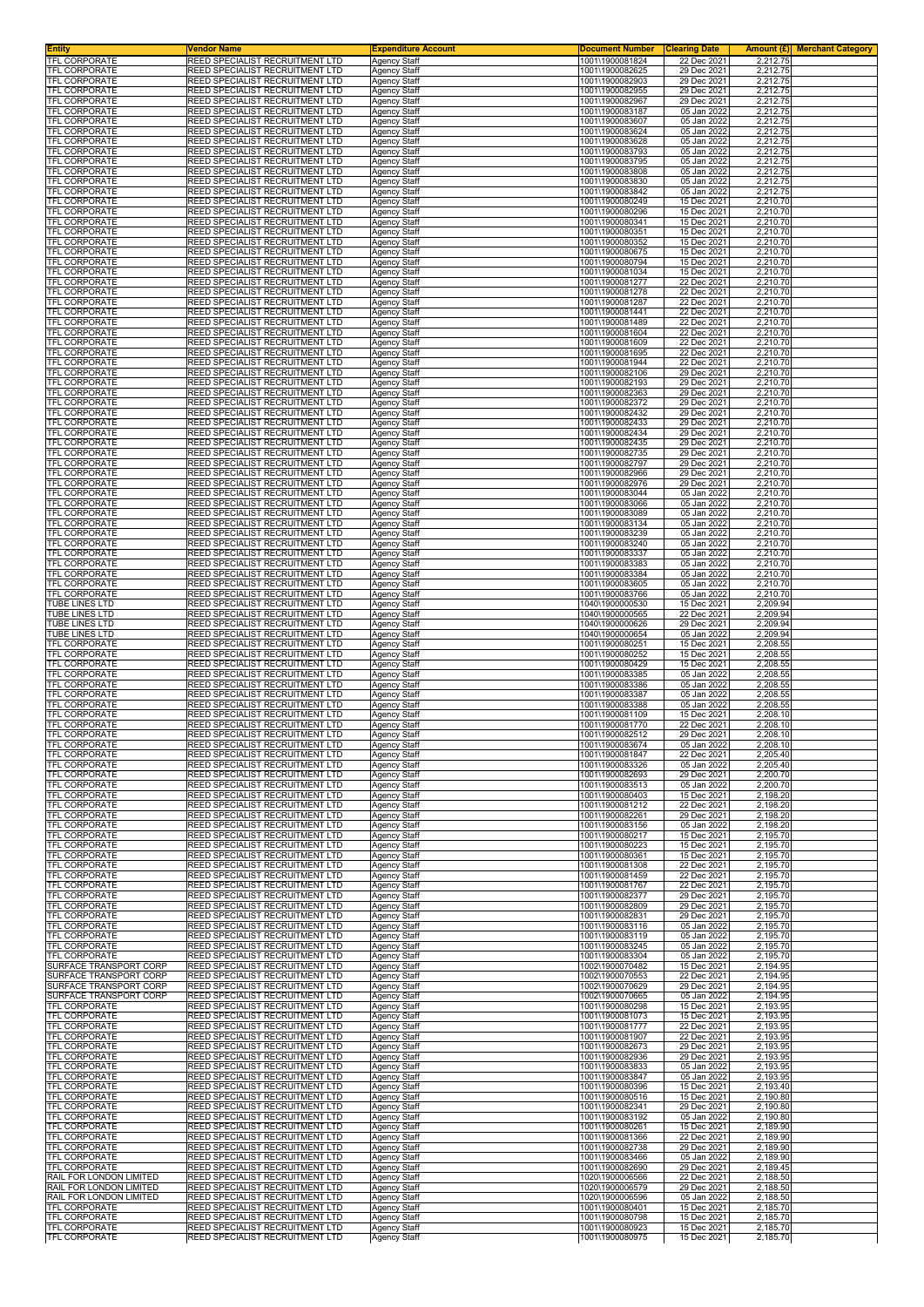| Entity | Vendor Name | Expenditure Account | Document Number | Clearing Date | Amount (£) | Merchant Category |
|---|---|---|---|---|---|---|
| TFL CORPORATE | REED SPECIALIST RECRUITMENT LTD | Agency Staff | 1001\1900081824 | 22 Dec 2021 | 2,212.75 | |
| TFL CORPORATE | REED SPECIALIST RECRUITMENT LTD | Agency Staff | 1001\1900082625 | 29 Dec 2021 | 2,212.75 | |
| TFL CORPORATE | REED SPECIALIST RECRUITMENT LTD | Agency Staff | 1001\1900082903 | 29 Dec 2021 | 2,212.75 | |
| TFL CORPORATE | REED SPECIALIST RECRUITMENT LTD | Agency Staff | 1001\1900082955 | 29 Dec 2021 | 2,212.75 | |
| TFL CORPORATE | REED SPECIALIST RECRUITMENT LTD | Agency Staff | 1001\1900082967 | 29 Dec 2021 | 2,212.75 | |
| TFL CORPORATE | REED SPECIALIST RECRUITMENT LTD | Agency Staff | 1001\1900083187 | 05 Jan 2022 | 2,212.75 | |
| TFL CORPORATE | REED SPECIALIST RECRUITMENT LTD | Agency Staff | 1001\1900083607 | 05 Jan 2022 | 2,212.75 | |
| TFL CORPORATE | REED SPECIALIST RECRUITMENT LTD | Agency Staff | 1001\1900083624 | 05 Jan 2022 | 2,212.75 | |
| TFL CORPORATE | REED SPECIALIST RECRUITMENT LTD | Agency Staff | 1001\1900083628 | 05 Jan 2022 | 2,212.75 | |
| TFL CORPORATE | REED SPECIALIST RECRUITMENT LTD | Agency Staff | 1001\1900083793 | 05 Jan 2022 | 2,212.75 | |
| TFL CORPORATE | REED SPECIALIST RECRUITMENT LTD | Agency Staff | 1001\1900083795 | 05 Jan 2022 | 2,212.75 | |
| TFL CORPORATE | REED SPECIALIST RECRUITMENT LTD | Agency Staff | 1001\1900083808 | 05 Jan 2022 | 2,212.75 | |
| TFL CORPORATE | REED SPECIALIST RECRUITMENT LTD | Agency Staff | 1001\1900083830 | 05 Jan 2022 | 2,212.75 | |
| TFL CORPORATE | REED SPECIALIST RECRUITMENT LTD | Agency Staff | 1001\1900083842 | 05 Jan 2022 | 2,212.75 | |
| TFL CORPORATE | REED SPECIALIST RECRUITMENT LTD | Agency Staff | 1001\1900080249 | 15 Dec 2021 | 2,210.70 | |
| TFL CORPORATE | REED SPECIALIST RECRUITMENT LTD | Agency Staff | 1001\1900080296 | 15 Dec 2021 | 2,210.70 | |
| TFL CORPORATE | REED SPECIALIST RECRUITMENT LTD | Agency Staff | 1001\1900080341 | 15 Dec 2021 | 2,210.70 | |
| TFL CORPORATE | REED SPECIALIST RECRUITMENT LTD | Agency Staff | 1001\1900080351 | 15 Dec 2021 | 2,210.70 | |
| TFL CORPORATE | REED SPECIALIST RECRUITMENT LTD | Agency Staff | 1001\1900080352 | 15 Dec 2021 | 2,210.70 | |
| TFL CORPORATE | REED SPECIALIST RECRUITMENT LTD | Agency Staff | 1001\1900080675 | 15 Dec 2021 | 2,210.70 | |
| TFL CORPORATE | REED SPECIALIST RECRUITMENT LTD | Agency Staff | 1001\1900080794 | 15 Dec 2021 | 2,210.70 | |
| TFL CORPORATE | REED SPECIALIST RECRUITMENT LTD | Agency Staff | 1001\1900081034 | 15 Dec 2021 | 2,210.70 | |
| TFL CORPORATE | REED SPECIALIST RECRUITMENT LTD | Agency Staff | 1001\1900081277 | 22 Dec 2021 | 2,210.70 | |
| TFL CORPORATE | REED SPECIALIST RECRUITMENT LTD | Agency Staff | 1001\1900081278 | 22 Dec 2021 | 2,210.70 | |
| TFL CORPORATE | REED SPECIALIST RECRUITMENT LTD | Agency Staff | 1001\1900081287 | 22 Dec 2021 | 2,210.70 | |
| TFL CORPORATE | REED SPECIALIST RECRUITMENT LTD | Agency Staff | 1001\1900081441 | 22 Dec 2021 | 2,210.70 | |
| TFL CORPORATE | REED SPECIALIST RECRUITMENT LTD | Agency Staff | 1001\1900081489 | 22 Dec 2021 | 2,210.70 | |
| TFL CORPORATE | REED SPECIALIST RECRUITMENT LTD | Agency Staff | 1001\1900081604 | 22 Dec 2021 | 2,210.70 | |
| TFL CORPORATE | REED SPECIALIST RECRUITMENT LTD | Agency Staff | 1001\1900081609 | 22 Dec 2021 | 2,210.70 | |
| TFL CORPORATE | REED SPECIALIST RECRUITMENT LTD | Agency Staff | 1001\1900081695 | 22 Dec 2021 | 2,210.70 | |
| TFL CORPORATE | REED SPECIALIST RECRUITMENT LTD | Agency Staff | 1001\1900081944 | 22 Dec 2021 | 2,210.70 | |
| TFL CORPORATE | REED SPECIALIST RECRUITMENT LTD | Agency Staff | 1001\1900082106 | 29 Dec 2021 | 2,210.70 | |
| TFL CORPORATE | REED SPECIALIST RECRUITMENT LTD | Agency Staff | 1001\1900082193 | 29 Dec 2021 | 2,210.70 | |
| TFL CORPORATE | REED SPECIALIST RECRUITMENT LTD | Agency Staff | 1001\1900082363 | 29 Dec 2021 | 2,210.70 | |
| TFL CORPORATE | REED SPECIALIST RECRUITMENT LTD | Agency Staff | 1001\1900082372 | 29 Dec 2021 | 2,210.70 | |
| TFL CORPORATE | REED SPECIALIST RECRUITMENT LTD | Agency Staff | 1001\1900082432 | 29 Dec 2021 | 2,210.70 | |
| TFL CORPORATE | REED SPECIALIST RECRUITMENT LTD | Agency Staff | 1001\1900082433 | 29 Dec 2021 | 2,210.70 | |
| TFL CORPORATE | REED SPECIALIST RECRUITMENT LTD | Agency Staff | 1001\1900082434 | 29 Dec 2021 | 2,210.70 | |
| TFL CORPORATE | REED SPECIALIST RECRUITMENT LTD | Agency Staff | 1001\1900082435 | 29 Dec 2021 | 2,210.70 | |
| TFL CORPORATE | REED SPECIALIST RECRUITMENT LTD | Agency Staff | 1001\1900082735 | 29 Dec 2021 | 2,210.70 | |
| TFL CORPORATE | REED SPECIALIST RECRUITMENT LTD | Agency Staff | 1001\1900082797 | 29 Dec 2021 | 2,210.70 | |
| TFL CORPORATE | REED SPECIALIST RECRUITMENT LTD | Agency Staff | 1001\1900082966 | 29 Dec 2021 | 2,210.70 | |
| TFL CORPORATE | REED SPECIALIST RECRUITMENT LTD | Agency Staff | 1001\1900082976 | 29 Dec 2021 | 2,210.70 | |
| TFL CORPORATE | REED SPECIALIST RECRUITMENT LTD | Agency Staff | 1001\1900083044 | 05 Jan 2022 | 2,210.70 | |
| TFL CORPORATE | REED SPECIALIST RECRUITMENT LTD | Agency Staff | 1001\1900083066 | 05 Jan 2022 | 2,210.70 | |
| TFL CORPORATE | REED SPECIALIST RECRUITMENT LTD | Agency Staff | 1001\1900083089 | 05 Jan 2022 | 2,210.70 | |
| TFL CORPORATE | REED SPECIALIST RECRUITMENT LTD | Agency Staff | 1001\1900083134 | 05 Jan 2022 | 2,210.70 | |
| TFL CORPORATE | REED SPECIALIST RECRUITMENT LTD | Agency Staff | 1001\1900083239 | 05 Jan 2022 | 2,210.70 | |
| TFL CORPORATE | REED SPECIALIST RECRUITMENT LTD | Agency Staff | 1001\1900083240 | 05 Jan 2022 | 2,210.70 | |
| TFL CORPORATE | REED SPECIALIST RECRUITMENT LTD | Agency Staff | 1001\1900083337 | 05 Jan 2022 | 2,210.70 | |
| TFL CORPORATE | REED SPECIALIST RECRUITMENT LTD | Agency Staff | 1001\1900083383 | 05 Jan 2022 | 2,210.70 | |
| TFL CORPORATE | REED SPECIALIST RECRUITMENT LTD | Agency Staff | 1001\1900083384 | 05 Jan 2022 | 2,210.70 | |
| TFL CORPORATE | REED SPECIALIST RECRUITMENT LTD | Agency Staff | 1001\1900083605 | 05 Jan 2022 | 2,210.70 | |
| TFL CORPORATE | REED SPECIALIST RECRUITMENT LTD | Agency Staff | 1001\1900083766 | 05 Jan 2022 | 2,210.70 | |
| TUBE LINES LTD | REED SPECIALIST RECRUITMENT LTD | Agency Staff | 1040\1900000530 | 15 Dec 2021 | 2,209.94 | |
| TUBE LINES LTD | REED SPECIALIST RECRUITMENT LTD | Agency Staff | 1040\1900000565 | 22 Dec 2021 | 2,209.94 | |
| TUBE LINES LTD | REED SPECIALIST RECRUITMENT LTD | Agency Staff | 1040\1900000626 | 29 Dec 2021 | 2,209.94 | |
| TUBE LINES LTD | REED SPECIALIST RECRUITMENT LTD | Agency Staff | 1040\1900000654 | 05 Jan 2022 | 2,209.94 | |
| TFL CORPORATE | REED SPECIALIST RECRUITMENT LTD | Agency Staff | 1001\1900080251 | 15 Dec 2021 | 2,208.55 | |
| TFL CORPORATE | REED SPECIALIST RECRUITMENT LTD | Agency Staff | 1001\1900080252 | 15 Dec 2021 | 2,208.55 | |
| TFL CORPORATE | REED SPECIALIST RECRUITMENT LTD | Agency Staff | 1001\1900080429 | 15 Dec 2021 | 2,208.55 | |
| TFL CORPORATE | REED SPECIALIST RECRUITMENT LTD | Agency Staff | 1001\1900083385 | 05 Jan 2022 | 2,208.55 | |
| TFL CORPORATE | REED SPECIALIST RECRUITMENT LTD | Agency Staff | 1001\1900083386 | 05 Jan 2022 | 2,208.55 | |
| TFL CORPORATE | REED SPECIALIST RECRUITMENT LTD | Agency Staff | 1001\1900083387 | 05 Jan 2022 | 2,208.55 | |
| TFL CORPORATE | REED SPECIALIST RECRUITMENT LTD | Agency Staff | 1001\1900083388 | 05 Jan 2022 | 2,208.55 | |
| TFL CORPORATE | REED SPECIALIST RECRUITMENT LTD | Agency Staff | 1001\1900081109 | 15 Dec 2021 | 2,208.10 | |
| TFL CORPORATE | REED SPECIALIST RECRUITMENT LTD | Agency Staff | 1001\1900081770 | 22 Dec 2021 | 2,208.10 | |
| TFL CORPORATE | REED SPECIALIST RECRUITMENT LTD | Agency Staff | 1001\1900082512 | 29 Dec 2021 | 2,208.10 | |
| TFL CORPORATE | REED SPECIALIST RECRUITMENT LTD | Agency Staff | 1001\1900083674 | 05 Jan 2022 | 2,208.10 | |
| TFL CORPORATE | REED SPECIALIST RECRUITMENT LTD | Agency Staff | 1001\1900081847 | 22 Dec 2021 | 2,205.40 | |
| TFL CORPORATE | REED SPECIALIST RECRUITMENT LTD | Agency Staff | 1001\1900083326 | 05 Jan 2022 | 2,205.40 | |
| TFL CORPORATE | REED SPECIALIST RECRUITMENT LTD | Agency Staff | 1001\1900082693 | 29 Dec 2021 | 2,200.70 | |
| TFL CORPORATE | REED SPECIALIST RECRUITMENT LTD | Agency Staff | 1001\1900083513 | 05 Jan 2022 | 2,200.70 | |
| TFL CORPORATE | REED SPECIALIST RECRUITMENT LTD | Agency Staff | 1001\1900080403 | 15 Dec 2021 | 2,198.20 | |
| TFL CORPORATE | REED SPECIALIST RECRUITMENT LTD | Agency Staff | 1001\1900081212 | 22 Dec 2021 | 2,198.20 | |
| TFL CORPORATE | REED SPECIALIST RECRUITMENT LTD | Agency Staff | 1001\1900082261 | 29 Dec 2021 | 2,198.20 | |
| TFL CORPORATE | REED SPECIALIST RECRUITMENT LTD | Agency Staff | 1001\1900083156 | 05 Jan 2022 | 2,198.20 | |
| TFL CORPORATE | REED SPECIALIST RECRUITMENT LTD | Agency Staff | 1001\1900080217 | 15 Dec 2021 | 2,195.70 | |
| TFL CORPORATE | REED SPECIALIST RECRUITMENT LTD | Agency Staff | 1001\1900080223 | 15 Dec 2021 | 2,195.70 | |
| TFL CORPORATE | REED SPECIALIST RECRUITMENT LTD | Agency Staff | 1001\1900080361 | 15 Dec 2021 | 2,195.70 | |
| TFL CORPORATE | REED SPECIALIST RECRUITMENT LTD | Agency Staff | 1001\1900081308 | 22 Dec 2021 | 2,195.70 | |
| TFL CORPORATE | REED SPECIALIST RECRUITMENT LTD | Agency Staff | 1001\1900081459 | 22 Dec 2021 | 2,195.70 | |
| TFL CORPORATE | REED SPECIALIST RECRUITMENT LTD | Agency Staff | 1001\1900081767 | 22 Dec 2021 | 2,195.70 | |
| TFL CORPORATE | REED SPECIALIST RECRUITMENT LTD | Agency Staff | 1001\1900082377 | 29 Dec 2021 | 2,195.70 | |
| TFL CORPORATE | REED SPECIALIST RECRUITMENT LTD | Agency Staff | 1001\1900082809 | 29 Dec 2021 | 2,195.70 | |
| TFL CORPORATE | REED SPECIALIST RECRUITMENT LTD | Agency Staff | 1001\1900082831 | 29 Dec 2021 | 2,195.70 | |
| TFL CORPORATE | REED SPECIALIST RECRUITMENT LTD | Agency Staff | 1001\1900083116 | 05 Jan 2022 | 2,195.70 | |
| TFL CORPORATE | REED SPECIALIST RECRUITMENT LTD | Agency Staff | 1001\1900083119 | 05 Jan 2022 | 2,195.70 | |
| TFL CORPORATE | REED SPECIALIST RECRUITMENT LTD | Agency Staff | 1001\1900083245 | 05 Jan 2022 | 2,195.70 | |
| TFL CORPORATE | REED SPECIALIST RECRUITMENT LTD | Agency Staff | 1001\1900083304 | 05 Jan 2022 | 2,195.70 | |
| SURFACE TRANSPORT CORP | REED SPECIALIST RECRUITMENT LTD | Agency Staff | 1002\1900070482 | 15 Dec 2021 | 2,194.95 | |
| SURFACE TRANSPORT CORP | REED SPECIALIST RECRUITMENT LTD | Agency Staff | 1002\1900070553 | 22 Dec 2021 | 2,194.95 | |
| SURFACE TRANSPORT CORP | REED SPECIALIST RECRUITMENT LTD | Agency Staff | 1002\1900070629 | 29 Dec 2021 | 2,194.95 | |
| SURFACE TRANSPORT CORP | REED SPECIALIST RECRUITMENT LTD | Agency Staff | 1002\1900070665 | 05 Jan 2022 | 2,194.95 | |
| TFL CORPORATE | REED SPECIALIST RECRUITMENT LTD | Agency Staff | 1001\1900080298 | 15 Dec 2021 | 2,193.95 | |
| TFL CORPORATE | REED SPECIALIST RECRUITMENT LTD | Agency Staff | 1001\1900081073 | 15 Dec 2021 | 2,193.95 | |
| TFL CORPORATE | REED SPECIALIST RECRUITMENT LTD | Agency Staff | 1001\1900081777 | 22 Dec 2021 | 2,193.95 | |
| TFL CORPORATE | REED SPECIALIST RECRUITMENT LTD | Agency Staff | 1001\1900081907 | 22 Dec 2021 | 2,193.95 | |
| TFL CORPORATE | REED SPECIALIST RECRUITMENT LTD | Agency Staff | 1001\1900082673 | 29 Dec 2021 | 2,193.95 | |
| TFL CORPORATE | REED SPECIALIST RECRUITMENT LTD | Agency Staff | 1001\1900082936 | 29 Dec 2021 | 2,193.95 | |
| TFL CORPORATE | REED SPECIALIST RECRUITMENT LTD | Agency Staff | 1001\1900083833 | 05 Jan 2022 | 2,193.95 | |
| TFL CORPORATE | REED SPECIALIST RECRUITMENT LTD | Agency Staff | 1001\1900083847 | 05 Jan 2022 | 2,193.95 | |
| TFL CORPORATE | REED SPECIALIST RECRUITMENT LTD | Agency Staff | 1001\1900080396 | 15 Dec 2021 | 2,193.40 | |
| TFL CORPORATE | REED SPECIALIST RECRUITMENT LTD | Agency Staff | 1001\1900080516 | 15 Dec 2021 | 2,190.80 | |
| TFL CORPORATE | REED SPECIALIST RECRUITMENT LTD | Agency Staff | 1001\1900082341 | 29 Dec 2021 | 2,190.80 | |
| TFL CORPORATE | REED SPECIALIST RECRUITMENT LTD | Agency Staff | 1001\1900083192 | 05 Jan 2022 | 2,190.80 | |
| TFL CORPORATE | REED SPECIALIST RECRUITMENT LTD | Agency Staff | 1001\1900080261 | 15 Dec 2021 | 2,189.90 | |
| TFL CORPORATE | REED SPECIALIST RECRUITMENT LTD | Agency Staff | 1001\1900081366 | 22 Dec 2021 | 2,189.90 | |
| TFL CORPORATE | REED SPECIALIST RECRUITMENT LTD | Agency Staff | 1001\1900082738 | 29 Dec 2021 | 2,189.90 | |
| TFL CORPORATE | REED SPECIALIST RECRUITMENT LTD | Agency Staff | 1001\1900083466 | 05 Jan 2022 | 2,189.90 | |
| TFL CORPORATE | REED SPECIALIST RECRUITMENT LTD | Agency Staff | 1001\1900082690 | 29 Dec 2021 | 2,189.45 | |
| RAIL FOR LONDON LIMITED | REED SPECIALIST RECRUITMENT LTD | Agency Staff | 1020\1900006566 | 22 Dec 2021 | 2,188.50 | |
| RAIL FOR LONDON LIMITED | REED SPECIALIST RECRUITMENT LTD | Agency Staff | 1020\1900006579 | 29 Dec 2021 | 2,188.50 | |
| RAIL FOR LONDON LIMITED | REED SPECIALIST RECRUITMENT LTD | Agency Staff | 1020\1900006596 | 05 Jan 2022 | 2,188.50 | |
| TFL CORPORATE | REED SPECIALIST RECRUITMENT LTD | Agency Staff | 1001\1900080401 | 15 Dec 2021 | 2,185.70 | |
| TFL CORPORATE | REED SPECIALIST RECRUITMENT LTD | Agency Staff | 1001\1900080798 | 15 Dec 2021 | 2,185.70 | |
| TFL CORPORATE | REED SPECIALIST RECRUITMENT LTD | Agency Staff | 1001\1900080923 | 15 Dec 2021 | 2,185.70 | |
| TFL CORPORATE | REED SPECIALIST RECRUITMENT LTD | Agency Staff | 1001\1900080975 | 15 Dec 2021 | 2,185.70 | |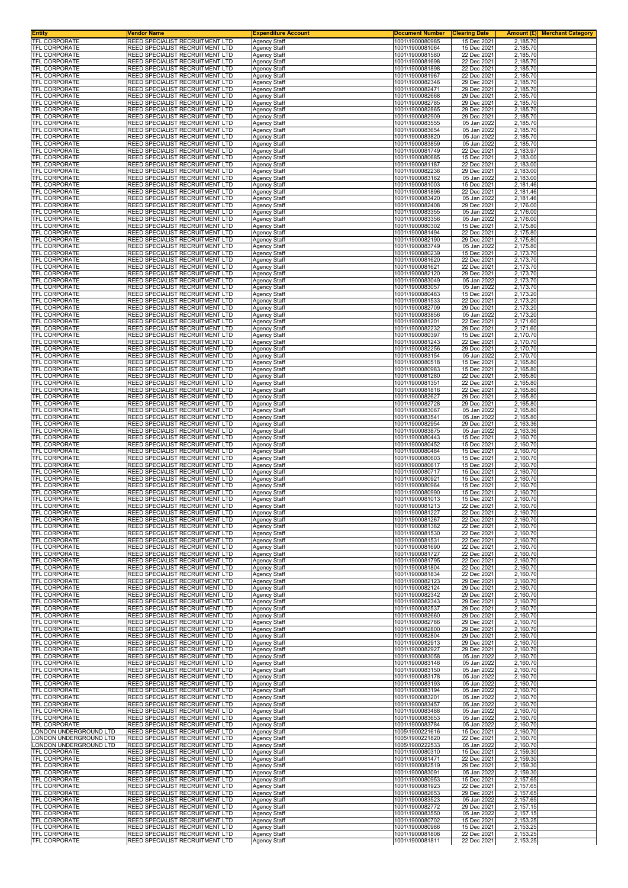| Entity | Vendor Name | Expenditure Account | Document Number | Clearing Date | Amount (£) | Merchant Category |
|---|---|---|---|---|---|---|
| TFL CORPORATE | REED SPECIALIST RECRUITMENT LTD | Agency Staff | 1001\1900080985 | 15 Dec 2021 | 2,185.70 | |
| TFL CORPORATE | REED SPECIALIST RECRUITMENT LTD | Agency Staff | 1001\1900081064 | 15 Dec 2021 | 2,185.70 | |
| TFL CORPORATE | REED SPECIALIST RECRUITMENT LTD | Agency Staff | 1001\1900081580 | 22 Dec 2021 | 2,185.70 | |
| TFL CORPORATE | REED SPECIALIST RECRUITMENT LTD | Agency Staff | 1001\1900081698 | 22 Dec 2021 | 2,185.70 | |
| TFL CORPORATE | REED SPECIALIST RECRUITMENT LTD | Agency Staff | 1001\1900081898 | 22 Dec 2021 | 2,185.70 | |
| TFL CORPORATE | REED SPECIALIST RECRUITMENT LTD | Agency Staff | 1001\1900081967 | 22 Dec 2021 | 2,185.70 | |
| TFL CORPORATE | REED SPECIALIST RECRUITMENT LTD | Agency Staff | 1001\1900082346 | 29 Dec 2021 | 2,185.70 | |
| TFL CORPORATE | REED SPECIALIST RECRUITMENT LTD | Agency Staff | 1001\1900082471 | 29 Dec 2021 | 2,185.70 | |
| TFL CORPORATE | REED SPECIALIST RECRUITMENT LTD | Agency Staff | 1001\1900082668 | 29 Dec 2021 | 2,185.70 | |
| TFL CORPORATE | REED SPECIALIST RECRUITMENT LTD | Agency Staff | 1001\1900082785 | 29 Dec 2021 | 2,185.70 | |
| TFL CORPORATE | REED SPECIALIST RECRUITMENT LTD | Agency Staff | 1001\1900082865 | 29 Dec 2021 | 2,185.70 | |
| TFL CORPORATE | REED SPECIALIST RECRUITMENT LTD | Agency Staff | 1001\1900082909 | 29 Dec 2021 | 2,185.70 | |
| TFL CORPORATE | REED SPECIALIST RECRUITMENT LTD | Agency Staff | 1001\1900083555 | 05 Jan 2022 | 2,185.70 | |
| TFL CORPORATE | REED SPECIALIST RECRUITMENT LTD | Agency Staff | 1001\1900083654 | 05 Jan 2022 | 2,185.70 | |
| TFL CORPORATE | REED SPECIALIST RECRUITMENT LTD | Agency Staff | 1001\1900083820 | 05 Jan 2022 | 2,185.70 | |
| TFL CORPORATE | REED SPECIALIST RECRUITMENT LTD | Agency Staff | 1001\1900083859 | 05 Jan 2022 | 2,185.70 | |
| TFL CORPORATE | REED SPECIALIST RECRUITMENT LTD | Agency Staff | 1001\1900081749 | 22 Dec 2021 | 2,183.97 | |
| TFL CORPORATE | REED SPECIALIST RECRUITMENT LTD | Agency Staff | 1001\1900080685 | 15 Dec 2021 | 2,183.00 | |
| TFL CORPORATE | REED SPECIALIST RECRUITMENT LTD | Agency Staff | 1001\1900081187 | 22 Dec 2021 | 2,183.00 | |
| TFL CORPORATE | REED SPECIALIST RECRUITMENT LTD | Agency Staff | 1001\1900082236 | 29 Dec 2021 | 2,183.00 | |
| TFL CORPORATE | REED SPECIALIST RECRUITMENT LTD | Agency Staff | 1001\1900083162 | 05 Jan 2022 | 2,183.00 | |
| TFL CORPORATE | REED SPECIALIST RECRUITMENT LTD | Agency Staff | 1001\1900081003 | 15 Dec 2021 | 2,181.46 | |
| TFL CORPORATE | REED SPECIALIST RECRUITMENT LTD | Agency Staff | 1001\1900081896 | 22 Dec 2021 | 2,181.46 | |
| TFL CORPORATE | REED SPECIALIST RECRUITMENT LTD | Agency Staff | 1001\1900083420 | 05 Jan 2022 | 2,181.46 | |
| TFL CORPORATE | REED SPECIALIST RECRUITMENT LTD | Agency Staff | 1001\1900082408 | 29 Dec 2021 | 2,176.00 | |
| TFL CORPORATE | REED SPECIALIST RECRUITMENT LTD | Agency Staff | 1001\1900083355 | 05 Jan 2022 | 2,176.00 | |
| TFL CORPORATE | REED SPECIALIST RECRUITMENT LTD | Agency Staff | 1001\1900083356 | 05 Jan 2022 | 2,176.00 | |
| TFL CORPORATE | REED SPECIALIST RECRUITMENT LTD | Agency Staff | 1001\1900080302 | 15 Dec 2021 | 2,175.80 | |
| TFL CORPORATE | REED SPECIALIST RECRUITMENT LTD | Agency Staff | 1001\1900081494 | 22 Dec 2021 | 2,175.80 | |
| TFL CORPORATE | REED SPECIALIST RECRUITMENT LTD | Agency Staff | 1001\1900082190 | 29 Dec 2021 | 2,175.80 | |
| TFL CORPORATE | REED SPECIALIST RECRUITMENT LTD | Agency Staff | 1001\1900083749 | 05 Jan 2022 | 2,175.80 | |
| TFL CORPORATE | REED SPECIALIST RECRUITMENT LTD | Agency Staff | 1001\1900080239 | 15 Dec 2021 | 2,173.70 | |
| TFL CORPORATE | REED SPECIALIST RECRUITMENT LTD | Agency Staff | 1001\1900081620 | 22 Dec 2021 | 2,173.70 | |
| TFL CORPORATE | REED SPECIALIST RECRUITMENT LTD | Agency Staff | 1001\1900081621 | 22 Dec 2021 | 2,173.70 | |
| TFL CORPORATE | REED SPECIALIST RECRUITMENT LTD | Agency Staff | 1001\1900082120 | 29 Dec 2021 | 2,173.70 | |
| TFL CORPORATE | REED SPECIALIST RECRUITMENT LTD | Agency Staff | 1001\1900083049 | 05 Jan 2022 | 2,173.70 | |
| TFL CORPORATE | REED SPECIALIST RECRUITMENT LTD | Agency Staff | 1001\1900083057 | 05 Jan 2022 | 2,173.70 | |
| TFL CORPORATE | REED SPECIALIST RECRUITMENT LTD | Agency Staff | 1001\1900080483 | 15 Dec 2021 | 2,173.20 | |
| TFL CORPORATE | REED SPECIALIST RECRUITMENT LTD | Agency Staff | 1001\1900081533 | 22 Dec 2021 | 2,173.20 | |
| TFL CORPORATE | REED SPECIALIST RECRUITMENT LTD | Agency Staff | 1001\1900082709 | 29 Dec 2021 | 2,173.20 | |
| TFL CORPORATE | REED SPECIALIST RECRUITMENT LTD | Agency Staff | 1001\1900083856 | 05 Jan 2022 | 2,173.20 | |
| TFL CORPORATE | REED SPECIALIST RECRUITMENT LTD | Agency Staff | 1001\1900081201 | 22 Dec 2021 | 2,171.60 | |
| TFL CORPORATE | REED SPECIALIST RECRUITMENT LTD | Agency Staff | 1001\1900082232 | 29 Dec 2021 | 2,171.60 | |
| TFL CORPORATE | REED SPECIALIST RECRUITMENT LTD | Agency Staff | 1001\1900080397 | 15 Dec 2021 | 2,170.70 | |
| TFL CORPORATE | REED SPECIALIST RECRUITMENT LTD | Agency Staff | 1001\1900081243 | 22 Dec 2021 | 2,170.70 | |
| TFL CORPORATE | REED SPECIALIST RECRUITMENT LTD | Agency Staff | 1001\1900082256 | 29 Dec 2021 | 2,170.70 | |
| TFL CORPORATE | REED SPECIALIST RECRUITMENT LTD | Agency Staff | 1001\1900083154 | 05 Jan 2022 | 2,170.70 | |
| TFL CORPORATE | REED SPECIALIST RECRUITMENT LTD | Agency Staff | 1001\1900080518 | 15 Dec 2021 | 2,165.80 | |
| TFL CORPORATE | REED SPECIALIST RECRUITMENT LTD | Agency Staff | 1001\1900080983 | 15 Dec 2021 | 2,165.80 | |
| TFL CORPORATE | REED SPECIALIST RECRUITMENT LTD | Agency Staff | 1001\1900081280 | 22 Dec 2021 | 2,165.80 | |
| TFL CORPORATE | REED SPECIALIST RECRUITMENT LTD | Agency Staff | 1001\1900081351 | 22 Dec 2021 | 2,165.80 | |
| TFL CORPORATE | REED SPECIALIST RECRUITMENT LTD | Agency Staff | 1001\1900081816 | 22 Dec 2021 | 2,165.80 | |
| TFL CORPORATE | REED SPECIALIST RECRUITMENT LTD | Agency Staff | 1001\1900082627 | 29 Dec 2021 | 2,165.80 | |
| TFL CORPORATE | REED SPECIALIST RECRUITMENT LTD | Agency Staff | 1001\1900082728 | 29 Dec 2021 | 2,165.80 | |
| TFL CORPORATE | REED SPECIALIST RECRUITMENT LTD | Agency Staff | 1001\1900083067 | 05 Jan 2022 | 2,165.80 | |
| TFL CORPORATE | REED SPECIALIST RECRUITMENT LTD | Agency Staff | 1001\1900083541 | 05 Jan 2022 | 2,165.80 | |
| TFL CORPORATE | REED SPECIALIST RECRUITMENT LTD | Agency Staff | 1001\1900082954 | 29 Dec 2021 | 2,163.36 | |
| TFL CORPORATE | REED SPECIALIST RECRUITMENT LTD | Agency Staff | 1001\1900083875 | 05 Jan 2022 | 2,163.36 | |
| TFL CORPORATE | REED SPECIALIST RECRUITMENT LTD | Agency Staff | 1001\1900080443 | 15 Dec 2021 | 2,160.70 | |
| TFL CORPORATE | REED SPECIALIST RECRUITMENT LTD | Agency Staff | 1001\1900080452 | 15 Dec 2021 | 2,160.70 | |
| TFL CORPORATE | REED SPECIALIST RECRUITMENT LTD | Agency Staff | 1001\1900080484 | 15 Dec 2021 | 2,160.70 | |
| TFL CORPORATE | REED SPECIALIST RECRUITMENT LTD | Agency Staff | 1001\1900080603 | 15 Dec 2021 | 2,160.70 | |
| TFL CORPORATE | REED SPECIALIST RECRUITMENT LTD | Agency Staff | 1001\1900080617 | 15 Dec 2021 | 2,160.70 | |
| TFL CORPORATE | REED SPECIALIST RECRUITMENT LTD | Agency Staff | 1001\1900080717 | 15 Dec 2021 | 2,160.70 | |
| TFL CORPORATE | REED SPECIALIST RECRUITMENT LTD | Agency Staff | 1001\1900080921 | 15 Dec 2021 | 2,160.70 | |
| TFL CORPORATE | REED SPECIALIST RECRUITMENT LTD | Agency Staff | 1001\1900080964 | 15 Dec 2021 | 2,160.70 | |
| TFL CORPORATE | REED SPECIALIST RECRUITMENT LTD | Agency Staff | 1001\1900080990 | 15 Dec 2021 | 2,160.70 | |
| TFL CORPORATE | REED SPECIALIST RECRUITMENT LTD | Agency Staff | 1001\1900081013 | 15 Dec 2021 | 2,160.70 | |
| TFL CORPORATE | REED SPECIALIST RECRUITMENT LTD | Agency Staff | 1001\1900081213 | 22 Dec 2021 | 2,160.70 | |
| TFL CORPORATE | REED SPECIALIST RECRUITMENT LTD | Agency Staff | 1001\1900081227 | 22 Dec 2021 | 2,160.70 | |
| TFL CORPORATE | REED SPECIALIST RECRUITMENT LTD | Agency Staff | 1001\1900081267 | 22 Dec 2021 | 2,160.70 | |
| TFL CORPORATE | REED SPECIALIST RECRUITMENT LTD | Agency Staff | 1001\1900081382 | 22 Dec 2021 | 2,160.70 | |
| TFL CORPORATE | REED SPECIALIST RECRUITMENT LTD | Agency Staff | 1001\1900081530 | 22 Dec 2021 | 2,160.70 | |
| TFL CORPORATE | REED SPECIALIST RECRUITMENT LTD | Agency Staff | 1001\1900081531 | 22 Dec 2021 | 2,160.70 | |
| TFL CORPORATE | REED SPECIALIST RECRUITMENT LTD | Agency Staff | 1001\1900081690 | 22 Dec 2021 | 2,160.70 | |
| TFL CORPORATE | REED SPECIALIST RECRUITMENT LTD | Agency Staff | 1001\1900081727 | 22 Dec 2021 | 2,160.70 | |
| TFL CORPORATE | REED SPECIALIST RECRUITMENT LTD | Agency Staff | 1001\1900081795 | 22 Dec 2021 | 2,160.70 | |
| TFL CORPORATE | REED SPECIALIST RECRUITMENT LTD | Agency Staff | 1001\1900081804 | 22 Dec 2021 | 2,160.70 | |
| TFL CORPORATE | REED SPECIALIST RECRUITMENT LTD | Agency Staff | 1001\1900081834 | 22 Dec 2021 | 2,160.70 | |
| TFL CORPORATE | REED SPECIALIST RECRUITMENT LTD | Agency Staff | 1001\1900082123 | 29 Dec 2021 | 2,160.70 | |
| TFL CORPORATE | REED SPECIALIST RECRUITMENT LTD | Agency Staff | 1001\1900082124 | 29 Dec 2021 | 2,160.70 | |
| TFL CORPORATE | REED SPECIALIST RECRUITMENT LTD | Agency Staff | 1001\1900082342 | 29 Dec 2021 | 2,160.70 | |
| TFL CORPORATE | REED SPECIALIST RECRUITMENT LTD | Agency Staff | 1001\1900082343 | 29 Dec 2021 | 2,160.70 | |
| TFL CORPORATE | REED SPECIALIST RECRUITMENT LTD | Agency Staff | 1001\1900082537 | 29 Dec 2021 | 2,160.70 | |
| TFL CORPORATE | REED SPECIALIST RECRUITMENT LTD | Agency Staff | 1001\1900082660 | 29 Dec 2021 | 2,160.70 | |
| TFL CORPORATE | REED SPECIALIST RECRUITMENT LTD | Agency Staff | 1001\1900082786 | 29 Dec 2021 | 2,160.70 | |
| TFL CORPORATE | REED SPECIALIST RECRUITMENT LTD | Agency Staff | 1001\1900082800 | 29 Dec 2021 | 2,160.70 | |
| TFL CORPORATE | REED SPECIALIST RECRUITMENT LTD | Agency Staff | 1001\1900082804 | 29 Dec 2021 | 2,160.70 | |
| TFL CORPORATE | REED SPECIALIST RECRUITMENT LTD | Agency Staff | 1001\1900082913 | 29 Dec 2021 | 2,160.70 | |
| TFL CORPORATE | REED SPECIALIST RECRUITMENT LTD | Agency Staff | 1001\1900082927 | 29 Dec 2021 | 2,160.70 | |
| TFL CORPORATE | REED SPECIALIST RECRUITMENT LTD | Agency Staff | 1001\1900083058 | 05 Jan 2022 | 2,160.70 | |
| TFL CORPORATE | REED SPECIALIST RECRUITMENT LTD | Agency Staff | 1001\1900083146 | 05 Jan 2022 | 2,160.70 | |
| TFL CORPORATE | REED SPECIALIST RECRUITMENT LTD | Agency Staff | 1001\1900083150 | 05 Jan 2022 | 2,160.70 | |
| TFL CORPORATE | REED SPECIALIST RECRUITMENT LTD | Agency Staff | 1001\1900083178 | 05 Jan 2022 | 2,160.70 | |
| TFL CORPORATE | REED SPECIALIST RECRUITMENT LTD | Agency Staff | 1001\1900083193 | 05 Jan 2022 | 2,160.70 | |
| TFL CORPORATE | REED SPECIALIST RECRUITMENT LTD | Agency Staff | 1001\1900083194 | 05 Jan 2022 | 2,160.70 | |
| TFL CORPORATE | REED SPECIALIST RECRUITMENT LTD | Agency Staff | 1001\1900083201 | 05 Jan 2022 | 2,160.70 | |
| TFL CORPORATE | REED SPECIALIST RECRUITMENT LTD | Agency Staff | 1001\1900083457 | 05 Jan 2022 | 2,160.70 | |
| TFL CORPORATE | REED SPECIALIST RECRUITMENT LTD | Agency Staff | 1001\1900083488 | 05 Jan 2022 | 2,160.70 | |
| TFL CORPORATE | REED SPECIALIST RECRUITMENT LTD | Agency Staff | 1001\1900083653 | 05 Jan 2022 | 2,160.70 | |
| TFL CORPORATE | REED SPECIALIST RECRUITMENT LTD | Agency Staff | 1001\1900083784 | 05 Jan 2022 | 2,160.70 | |
| LONDON UNDERGROUND LTD | REED SPECIALIST RECRUITMENT LTD | Agency Staff | 1005\1900221616 | 15 Dec 2021 | 2,160.70 | |
| LONDON UNDERGROUND LTD | REED SPECIALIST RECRUITMENT LTD | Agency Staff | 1005\1900221820 | 22 Dec 2021 | 2,160.70 | |
| LONDON UNDERGROUND LTD | REED SPECIALIST RECRUITMENT LTD | Agency Staff | 1005\1900222533 | 05 Jan 2022 | 2,160.70 | |
| TFL CORPORATE | REED SPECIALIST RECRUITMENT LTD | Agency Staff | 1001\1900080310 | 15 Dec 2021 | 2,159.30 | |
| TFL CORPORATE | REED SPECIALIST RECRUITMENT LTD | Agency Staff | 1001\1900081471 | 22 Dec 2021 | 2,159.30 | |
| TFL CORPORATE | REED SPECIALIST RECRUITMENT LTD | Agency Staff | 1001\1900082519 | 29 Dec 2021 | 2,159.30 | |
| TFL CORPORATE | REED SPECIALIST RECRUITMENT LTD | Agency Staff | 1001\1900083091 | 05 Jan 2022 | 2,159.30 | |
| TFL CORPORATE | REED SPECIALIST RECRUITMENT LTD | Agency Staff | 1001\1900080953 | 15 Dec 2021 | 2,157.65 | |
| TFL CORPORATE | REED SPECIALIST RECRUITMENT LTD | Agency Staff | 1001\1900081923 | 22 Dec 2021 | 2,157.65 | |
| TFL CORPORATE | REED SPECIALIST RECRUITMENT LTD | Agency Staff | 1001\1900082653 | 29 Dec 2021 | 2,157.65 | |
| TFL CORPORATE | REED SPECIALIST RECRUITMENT LTD | Agency Staff | 1001\1900083523 | 05 Jan 2022 | 2,157.65 | |
| TFL CORPORATE | REED SPECIALIST RECRUITMENT LTD | Agency Staff | 1001\1900082772 | 29 Dec 2021 | 2,157.15 | |
| TFL CORPORATE | REED SPECIALIST RECRUITMENT LTD | Agency Staff | 1001\1900083550 | 05 Jan 2022 | 2,157.15 | |
| TFL CORPORATE | REED SPECIALIST RECRUITMENT LTD | Agency Staff | 1001\1900080702 | 15 Dec 2021 | 2,153.25 | |
| TFL CORPORATE | REED SPECIALIST RECRUITMENT LTD | Agency Staff | 1001\1900080986 | 15 Dec 2021 | 2,153.25 | |
| TFL CORPORATE | REED SPECIALIST RECRUITMENT LTD | Agency Staff | 1001\1900081808 | 22 Dec 2021 | 2,153.25 | |
| TFL CORPORATE | REED SPECIALIST RECRUITMENT LTD | Agency Staff | 1001\1900081811 | 22 Dec 2021 | 2,153.25 | |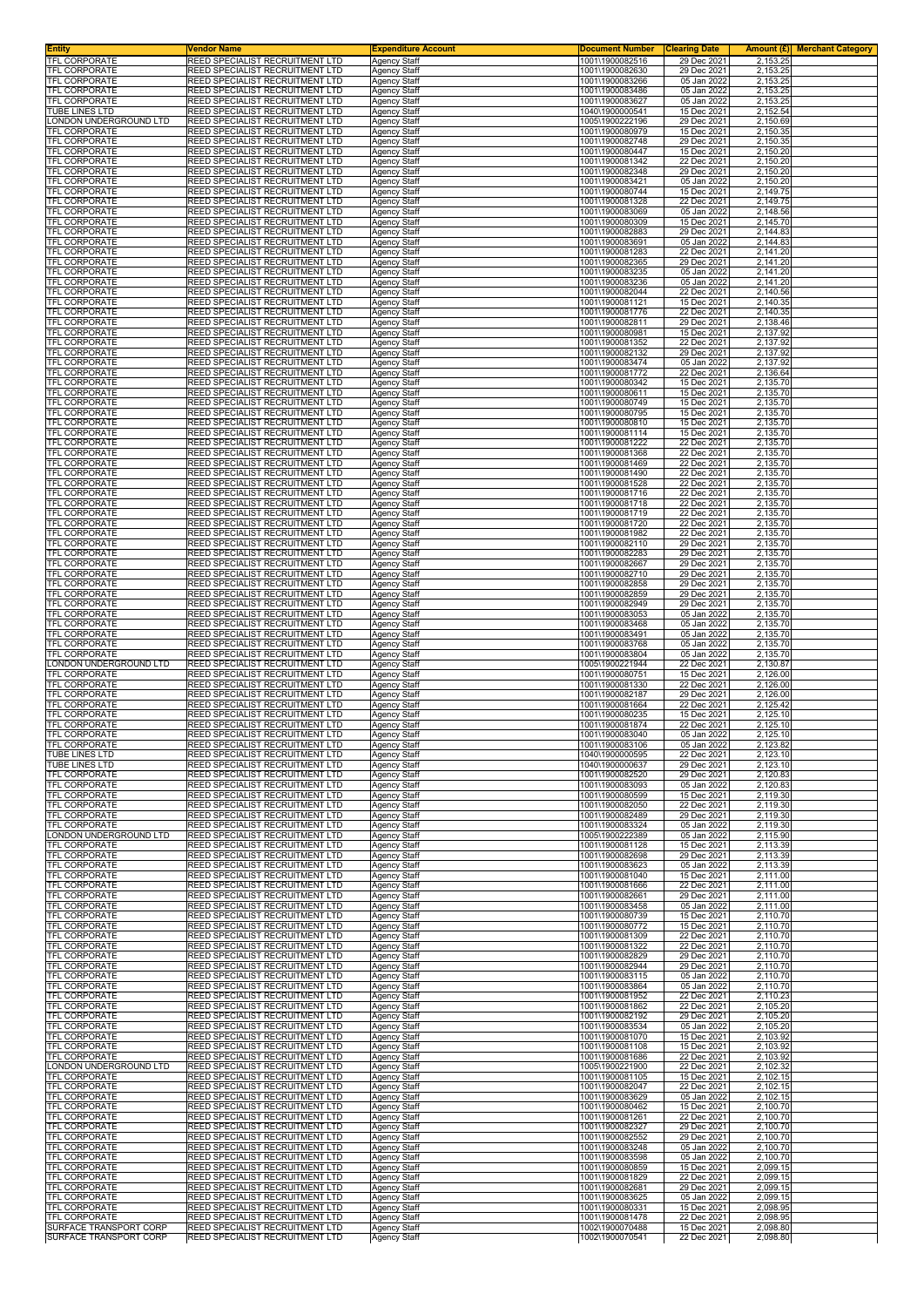| Entity | Vendor Name | Expenditure Account | Document Number | Clearing Date | Amount (£) | Merchant Category |
|---|---|---|---|---|---|---|
| TFL CORPORATE | REED SPECIALIST RECRUITMENT LTD | Agency Staff | 1001\1900082516 | 29 Dec 2021 | 2,153.25 | |
| TFL CORPORATE | REED SPECIALIST RECRUITMENT LTD | Agency Staff | 1001\1900082630 | 29 Dec 2021 | 2,153.25 | |
| TFL CORPORATE | REED SPECIALIST RECRUITMENT LTD | Agency Staff | 1001\1900083266 | 05 Jan 2022 | 2,153.25 | |
| TFL CORPORATE | REED SPECIALIST RECRUITMENT LTD | Agency Staff | 1001\1900083486 | 05 Jan 2022 | 2,153.25 | |
| TFL CORPORATE | REED SPECIALIST RECRUITMENT LTD | Agency Staff | 1001\1900083627 | 05 Jan 2022 | 2,153.25 | |
| TUBE LINES LTD | REED SPECIALIST RECRUITMENT LTD | Agency Staff | 1040\1900000541 | 15 Dec 2021 | 2,152.54 | |
| LONDON UNDERGROUND LTD | REED SPECIALIST RECRUITMENT LTD | Agency Staff | 1005\1900222196 | 29 Dec 2021 | 2,150.69 | |
| TFL CORPORATE | REED SPECIALIST RECRUITMENT LTD | Agency Staff | 1001\1900080979 | 15 Dec 2021 | 2,150.35 | |
| TFL CORPORATE | REED SPECIALIST RECRUITMENT LTD | Agency Staff | 1001\1900082748 | 29 Dec 2021 | 2,150.35 | |
| TFL CORPORATE | REED SPECIALIST RECRUITMENT LTD | Agency Staff | 1001\1900080447 | 15 Dec 2021 | 2,150.20 | |
| TFL CORPORATE | REED SPECIALIST RECRUITMENT LTD | Agency Staff | 1001\1900081342 | 22 Dec 2021 | 2,150.20 | |
| TFL CORPORATE | REED SPECIALIST RECRUITMENT LTD | Agency Staff | 1001\1900082348 | 29 Dec 2021 | 2,150.20 | |
| TFL CORPORATE | REED SPECIALIST RECRUITMENT LTD | Agency Staff | 1001\1900083421 | 05 Jan 2022 | 2,150.20 | |
| TFL CORPORATE | REED SPECIALIST RECRUITMENT LTD | Agency Staff | 1001\1900080744 | 15 Dec 2021 | 2,149.75 | |
| TFL CORPORATE | REED SPECIALIST RECRUITMENT LTD | Agency Staff | 1001\1900081328 | 22 Dec 2021 | 2,149.75 | |
| TFL CORPORATE | REED SPECIALIST RECRUITMENT LTD | Agency Staff | 1001\1900083069 | 05 Jan 2022 | 2,148.56 | |
| TFL CORPORATE | REED SPECIALIST RECRUITMENT LTD | Agency Staff | 1001\1900080309 | 15 Dec 2021 | 2,145.70 | |
| TFL CORPORATE | REED SPECIALIST RECRUITMENT LTD | Agency Staff | 1001\1900082883 | 29 Dec 2021 | 2,144.83 | |
| TFL CORPORATE | REED SPECIALIST RECRUITMENT LTD | Agency Staff | 1001\1900083691 | 05 Jan 2022 | 2,144.83 | |
| TFL CORPORATE | REED SPECIALIST RECRUITMENT LTD | Agency Staff | 1001\1900081283 | 22 Dec 2021 | 2,141.20 | |
| TFL CORPORATE | REED SPECIALIST RECRUITMENT LTD | Agency Staff | 1001\1900082365 | 29 Dec 2021 | 2,141.20 | |
| TFL CORPORATE | REED SPECIALIST RECRUITMENT LTD | Agency Staff | 1001\1900083235 | 05 Jan 2022 | 2,141.20 | |
| TFL CORPORATE | REED SPECIALIST RECRUITMENT LTD | Agency Staff | 1001\1900083236 | 05 Jan 2022 | 2,141.20 | |
| TFL CORPORATE | REED SPECIALIST RECRUITMENT LTD | Agency Staff | 1001\1900082044 | 22 Dec 2021 | 2,140.56 | |
| TFL CORPORATE | REED SPECIALIST RECRUITMENT LTD | Agency Staff | 1001\1900081121 | 15 Dec 2021 | 2,140.35 | |
| TFL CORPORATE | REED SPECIALIST RECRUITMENT LTD | Agency Staff | 1001\1900081776 | 22 Dec 2021 | 2,140.35 | |
| TFL CORPORATE | REED SPECIALIST RECRUITMENT LTD | Agency Staff | 1001\1900082811 | 29 Dec 2021 | 2,138.46 | |
| TFL CORPORATE | REED SPECIALIST RECRUITMENT LTD | Agency Staff | 1001\1900080981 | 15 Dec 2021 | 2,137.92 | |
| TFL CORPORATE | REED SPECIALIST RECRUITMENT LTD | Agency Staff | 1001\1900081352 | 22 Dec 2021 | 2,137.92 | |
| TFL CORPORATE | REED SPECIALIST RECRUITMENT LTD | Agency Staff | 1001\1900082132 | 29 Dec 2021 | 2,137.92 | |
| TFL CORPORATE | REED SPECIALIST RECRUITMENT LTD | Agency Staff | 1001\1900083474 | 05 Jan 2022 | 2,137.92 | |
| TFL CORPORATE | REED SPECIALIST RECRUITMENT LTD | Agency Staff | 1001\1900081772 | 22 Dec 2021 | 2,136.64 | |
| TFL CORPORATE | REED SPECIALIST RECRUITMENT LTD | Agency Staff | 1001\1900080342 | 15 Dec 2021 | 2,135.70 | |
| TFL CORPORATE | REED SPECIALIST RECRUITMENT LTD | Agency Staff | 1001\1900080611 | 15 Dec 2021 | 2,135.70 | |
| TFL CORPORATE | REED SPECIALIST RECRUITMENT LTD | Agency Staff | 1001\1900080749 | 15 Dec 2021 | 2,135.70 | |
| TFL CORPORATE | REED SPECIALIST RECRUITMENT LTD | Agency Staff | 1001\1900080795 | 15 Dec 2021 | 2,135.70 | |
| TFL CORPORATE | REED SPECIALIST RECRUITMENT LTD | Agency Staff | 1001\1900080810 | 15 Dec 2021 | 2,135.70 | |
| TFL CORPORATE | REED SPECIALIST RECRUITMENT LTD | Agency Staff | 1001\1900081114 | 15 Dec 2021 | 2,135.70 | |
| TFL CORPORATE | REED SPECIALIST RECRUITMENT LTD | Agency Staff | 1001\1900081222 | 22 Dec 2021 | 2,135.70 | |
| TFL CORPORATE | REED SPECIALIST RECRUITMENT LTD | Agency Staff | 1001\1900081368 | 22 Dec 2021 | 2,135.70 | |
| TFL CORPORATE | REED SPECIALIST RECRUITMENT LTD | Agency Staff | 1001\1900081469 | 22 Dec 2021 | 2,135.70 | |
| TFL CORPORATE | REED SPECIALIST RECRUITMENT LTD | Agency Staff | 1001\1900081490 | 22 Dec 2021 | 2,135.70 | |
| TFL CORPORATE | REED SPECIALIST RECRUITMENT LTD | Agency Staff | 1001\1900081528 | 22 Dec 2021 | 2,135.70 | |
| TFL CORPORATE | REED SPECIALIST RECRUITMENT LTD | Agency Staff | 1001\1900081716 | 22 Dec 2021 | 2,135.70 | |
| TFL CORPORATE | REED SPECIALIST RECRUITMENT LTD | Agency Staff | 1001\1900081718 | 22 Dec 2021 | 2,135.70 | |
| TFL CORPORATE | REED SPECIALIST RECRUITMENT LTD | Agency Staff | 1001\1900081719 | 22 Dec 2021 | 2,135.70 | |
| TFL CORPORATE | REED SPECIALIST RECRUITMENT LTD | Agency Staff | 1001\1900081720 | 22 Dec 2021 | 2,135.70 | |
| TFL CORPORATE | REED SPECIALIST RECRUITMENT LTD | Agency Staff | 1001\1900081982 | 22 Dec 2021 | 2,135.70 | |
| TFL CORPORATE | REED SPECIALIST RECRUITMENT LTD | Agency Staff | 1001\1900082110 | 29 Dec 2021 | 2,135.70 | |
| TFL CORPORATE | REED SPECIALIST RECRUITMENT LTD | Agency Staff | 1001\1900082283 | 29 Dec 2021 | 2,135.70 | |
| TFL CORPORATE | REED SPECIALIST RECRUITMENT LTD | Agency Staff | 1001\1900082667 | 29 Dec 2021 | 2,135.70 | |
| TFL CORPORATE | REED SPECIALIST RECRUITMENT LTD | Agency Staff | 1001\1900082710 | 29 Dec 2021 | 2,135.70 | |
| TFL CORPORATE | REED SPECIALIST RECRUITMENT LTD | Agency Staff | 1001\1900082858 | 29 Dec 2021 | 2,135.70 | |
| TFL CORPORATE | REED SPECIALIST RECRUITMENT LTD | Agency Staff | 1001\1900082859 | 29 Dec 2021 | 2,135.70 | |
| TFL CORPORATE | REED SPECIALIST RECRUITMENT LTD | Agency Staff | 1001\1900082949 | 29 Dec 2021 | 2,135.70 | |
| TFL CORPORATE | REED SPECIALIST RECRUITMENT LTD | Agency Staff | 1001\1900083053 | 05 Jan 2022 | 2,135.70 | |
| TFL CORPORATE | REED SPECIALIST RECRUITMENT LTD | Agency Staff | 1001\1900083468 | 05 Jan 2022 | 2,135.70 | |
| TFL CORPORATE | REED SPECIALIST RECRUITMENT LTD | Agency Staff | 1001\1900083491 | 05 Jan 2022 | 2,135.70 | |
| TFL CORPORATE | REED SPECIALIST RECRUITMENT LTD | Agency Staff | 1001\1900083768 | 05 Jan 2022 | 2,135.70 | |
| TFL CORPORATE | REED SPECIALIST RECRUITMENT LTD | Agency Staff | 1001\1900083804 | 05 Jan 2022 | 2,135.70 | |
| LONDON UNDERGROUND LTD | REED SPECIALIST RECRUITMENT LTD | Agency Staff | 1005\1900221944 | 22 Dec 2021 | 2,130.87 | |
| TFL CORPORATE | REED SPECIALIST RECRUITMENT LTD | Agency Staff | 1001\1900080751 | 15 Dec 2021 | 2,126.00 | |
| TFL CORPORATE | REED SPECIALIST RECRUITMENT LTD | Agency Staff | 1001\1900081330 | 22 Dec 2021 | 2,126.00 | |
| TFL CORPORATE | REED SPECIALIST RECRUITMENT LTD | Agency Staff | 1001\1900082187 | 29 Dec 2021 | 2,126.00 | |
| TFL CORPORATE | REED SPECIALIST RECRUITMENT LTD | Agency Staff | 1001\1900081664 | 22 Dec 2021 | 2,125.42 | |
| TFL CORPORATE | REED SPECIALIST RECRUITMENT LTD | Agency Staff | 1001\1900080235 | 15 Dec 2021 | 2,125.10 | |
| TFL CORPORATE | REED SPECIALIST RECRUITMENT LTD | Agency Staff | 1001\1900081874 | 22 Dec 2021 | 2,125.10 | |
| TFL CORPORATE | REED SPECIALIST RECRUITMENT LTD | Agency Staff | 1001\1900083040 | 05 Jan 2022 | 2,125.10 | |
| TFL CORPORATE | REED SPECIALIST RECRUITMENT LTD | Agency Staff | 1001\1900083106 | 05 Jan 2022 | 2,123.82 | |
| TUBE LINES LTD | REED SPECIALIST RECRUITMENT LTD | Agency Staff | 1040\1900000595 | 22 Dec 2021 | 2,123.10 | |
| TUBE LINES LTD | REED SPECIALIST RECRUITMENT LTD | Agency Staff | 1040\1900000637 | 29 Dec 2021 | 2,123.10 | |
| TFL CORPORATE | REED SPECIALIST RECRUITMENT LTD | Agency Staff | 1001\1900082520 | 29 Dec 2021 | 2,120.83 | |
| TFL CORPORATE | REED SPECIALIST RECRUITMENT LTD | Agency Staff | 1001\1900083093 | 05 Jan 2022 | 2,120.83 | |
| TFL CORPORATE | REED SPECIALIST RECRUITMENT LTD | Agency Staff | 1001\1900080599 | 15 Dec 2021 | 2,119.30 | |
| TFL CORPORATE | REED SPECIALIST RECRUITMENT LTD | Agency Staff | 1001\1900082050 | 22 Dec 2021 | 2,119.30 | |
| TFL CORPORATE | REED SPECIALIST RECRUITMENT LTD | Agency Staff | 1001\1900082489 | 29 Dec 2021 | 2,119.30 | |
| TFL CORPORATE | REED SPECIALIST RECRUITMENT LTD | Agency Staff | 1001\1900083324 | 05 Jan 2022 | 2,119.30 | |
| LONDON UNDERGROUND LTD | REED SPECIALIST RECRUITMENT LTD | Agency Staff | 1005\1900222389 | 05 Jan 2022 | 2,115.90 | |
| TFL CORPORATE | REED SPECIALIST RECRUITMENT LTD | Agency Staff | 1001\1900081128 | 15 Dec 2021 | 2,113.39 | |
| TFL CORPORATE | REED SPECIALIST RECRUITMENT LTD | Agency Staff | 1001\1900082698 | 29 Dec 2021 | 2,113.39 | |
| TFL CORPORATE | REED SPECIALIST RECRUITMENT LTD | Agency Staff | 1001\1900083623 | 05 Jan 2022 | 2,113.39 | |
| TFL CORPORATE | REED SPECIALIST RECRUITMENT LTD | Agency Staff | 1001\1900081040 | 15 Dec 2021 | 2,111.00 | |
| TFL CORPORATE | REED SPECIALIST RECRUITMENT LTD | Agency Staff | 1001\1900081666 | 22 Dec 2021 | 2,111.00 | |
| TFL CORPORATE | REED SPECIALIST RECRUITMENT LTD | Agency Staff | 1001\1900082661 | 29 Dec 2021 | 2,111.00 | |
| TFL CORPORATE | REED SPECIALIST RECRUITMENT LTD | Agency Staff | 1001\1900083458 | 05 Jan 2022 | 2,111.00 | |
| TFL CORPORATE | REED SPECIALIST RECRUITMENT LTD | Agency Staff | 1001\1900080739 | 15 Dec 2021 | 2,110.70 | |
| TFL CORPORATE | REED SPECIALIST RECRUITMENT LTD | Agency Staff | 1001\1900080772 | 15 Dec 2021 | 2,110.70 | |
| TFL CORPORATE | REED SPECIALIST RECRUITMENT LTD | Agency Staff | 1001\1900081309 | 22 Dec 2021 | 2,110.70 | |
| TFL CORPORATE | REED SPECIALIST RECRUITMENT LTD | Agency Staff | 1001\1900081322 | 22 Dec 2021 | 2,110.70 | |
| TFL CORPORATE | REED SPECIALIST RECRUITMENT LTD | Agency Staff | 1001\1900082829 | 29 Dec 2021 | 2,110.70 | |
| TFL CORPORATE | REED SPECIALIST RECRUITMENT LTD | Agency Staff | 1001\1900082944 | 29 Dec 2021 | 2,110.70 | |
| TFL CORPORATE | REED SPECIALIST RECRUITMENT LTD | Agency Staff | 1001\1900083115 | 05 Jan 2022 | 2,110.70 | |
| TFL CORPORATE | REED SPECIALIST RECRUITMENT LTD | Agency Staff | 1001\1900083864 | 05 Jan 2022 | 2,110.70 | |
| TFL CORPORATE | REED SPECIALIST RECRUITMENT LTD | Agency Staff | 1001\1900081952 | 22 Dec 2021 | 2,110.23 | |
| TFL CORPORATE | REED SPECIALIST RECRUITMENT LTD | Agency Staff | 1001\1900081862 | 22 Dec 2021 | 2,105.20 | |
| TFL CORPORATE | REED SPECIALIST RECRUITMENT LTD | Agency Staff | 1001\1900082192 | 29 Dec 2021 | 2,105.20 | |
| TFL CORPORATE | REED SPECIALIST RECRUITMENT LTD | Agency Staff | 1001\1900083534 | 05 Jan 2022 | 2,105.20 | |
| TFL CORPORATE | REED SPECIALIST RECRUITMENT LTD | Agency Staff | 1001\1900081070 | 15 Dec 2021 | 2,103.92 | |
| TFL CORPORATE | REED SPECIALIST RECRUITMENT LTD | Agency Staff | 1001\1900081108 | 15 Dec 2021 | 2,103.92 | |
| TFL CORPORATE | REED SPECIALIST RECRUITMENT LTD | Agency Staff | 1001\1900081686 | 22 Dec 2021 | 2,103.92 | |
| LONDON UNDERGROUND LTD | REED SPECIALIST RECRUITMENT LTD | Agency Staff | 1005\1900221900 | 22 Dec 2021 | 2,102.32 | |
| TFL CORPORATE | REED SPECIALIST RECRUITMENT LTD | Agency Staff | 1001\1900081105 | 15 Dec 2021 | 2,102.15 | |
| TFL CORPORATE | REED SPECIALIST RECRUITMENT LTD | Agency Staff | 1001\1900082047 | 22 Dec 2021 | 2,102.15 | |
| TFL CORPORATE | REED SPECIALIST RECRUITMENT LTD | Agency Staff | 1001\1900083629 | 05 Jan 2022 | 2,102.15 | |
| TFL CORPORATE | REED SPECIALIST RECRUITMENT LTD | Agency Staff | 1001\1900080462 | 15 Dec 2021 | 2,100.70 | |
| TFL CORPORATE | REED SPECIALIST RECRUITMENT LTD | Agency Staff | 1001\1900081261 | 22 Dec 2021 | 2,100.70 | |
| TFL CORPORATE | REED SPECIALIST RECRUITMENT LTD | Agency Staff | 1001\1900082327 | 29 Dec 2021 | 2,100.70 | |
| TFL CORPORATE | REED SPECIALIST RECRUITMENT LTD | Agency Staff | 1001\1900082552 | 29 Dec 2021 | 2,100.70 | |
| TFL CORPORATE | REED SPECIALIST RECRUITMENT LTD | Agency Staff | 1001\1900083248 | 05 Jan 2022 | 2,100.70 | |
| TFL CORPORATE | REED SPECIALIST RECRUITMENT LTD | Agency Staff | 1001\1900083598 | 05 Jan 2022 | 2,100.70 | |
| TFL CORPORATE | REED SPECIALIST RECRUITMENT LTD | Agency Staff | 1001\1900080859 | 15 Dec 2021 | 2,099.15 | |
| TFL CORPORATE | REED SPECIALIST RECRUITMENT LTD | Agency Staff | 1001\1900081829 | 22 Dec 2021 | 2,099.15 | |
| TFL CORPORATE | REED SPECIALIST RECRUITMENT LTD | Agency Staff | 1001\1900082681 | 29 Dec 2021 | 2,099.15 | |
| TFL CORPORATE | REED SPECIALIST RECRUITMENT LTD | Agency Staff | 1001\1900083625 | 05 Jan 2022 | 2,099.15 | |
| TFL CORPORATE | REED SPECIALIST RECRUITMENT LTD | Agency Staff | 1001\1900080331 | 15 Dec 2021 | 2,098.95 | |
| TFL CORPORATE | REED SPECIALIST RECRUITMENT LTD | Agency Staff | 1001\1900081478 | 22 Dec 2021 | 2,098.95 | |
| SURFACE TRANSPORT CORP | REED SPECIALIST RECRUITMENT LTD | Agency Staff | 1002\1900070488 | 15 Dec 2021 | 2,098.80 | |
| SURFACE TRANSPORT CORP | REED SPECIALIST RECRUITMENT LTD | Agency Staff | 1002\1900070541 | 22 Dec 2021 | 2,098.80 | |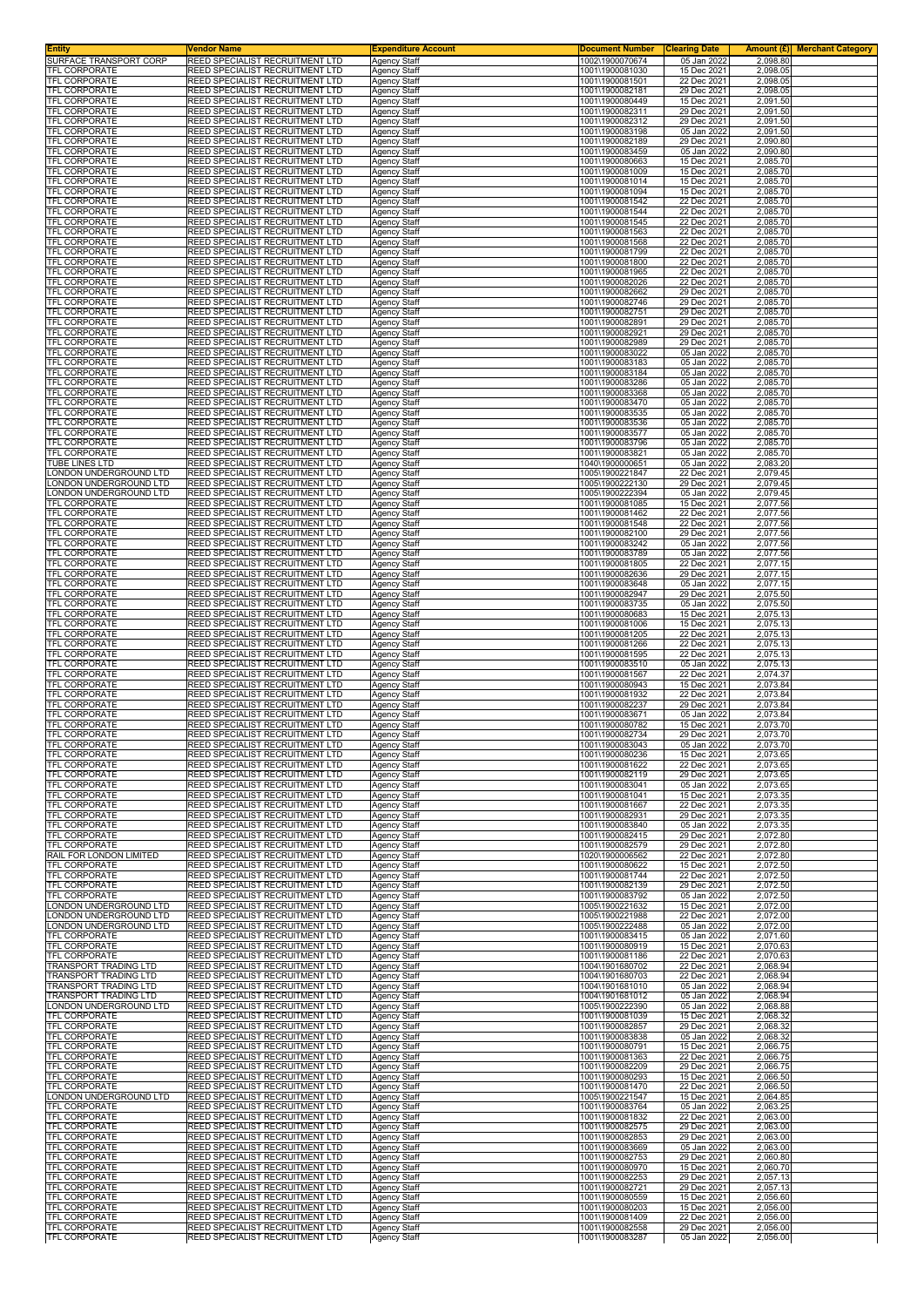| Entity | Vendor Name | Expenditure Account | Document Number | Clearing Date | Amount (£) | Merchant Category |
|---|---|---|---|---|---|---|
| SURFACE TRANSPORT CORP | REED SPECIALIST RECRUITMENT LTD | Agency Staff | 1002\1900070674 | 05 Jan 2022 | 2,098.80 | |
| TFL CORPORATE | REED SPECIALIST RECRUITMENT LTD | Agency Staff | 1001\1900081030 | 15 Dec 2021 | 2,098.05 | |
| TFL CORPORATE | REED SPECIALIST RECRUITMENT LTD | Agency Staff | 1001\1900081501 | 22 Dec 2021 | 2,098.05 | |
| TFL CORPORATE | REED SPECIALIST RECRUITMENT LTD | Agency Staff | 1001\1900082181 | 29 Dec 2021 | 2,098.05 | |
| TFL CORPORATE | REED SPECIALIST RECRUITMENT LTD | Agency Staff | 1001\1900080449 | 15 Dec 2021 | 2,091.50 | |
| TFL CORPORATE | REED SPECIALIST RECRUITMENT LTD | Agency Staff | 1001\1900082311 | 29 Dec 2021 | 2,091.50 | |
| TFL CORPORATE | REED SPECIALIST RECRUITMENT LTD | Agency Staff | 1001\1900082312 | 29 Dec 2021 | 2,091.50 | |
| TFL CORPORATE | REED SPECIALIST RECRUITMENT LTD | Agency Staff | 1001\1900083198 | 05 Jan 2022 | 2,091.50 | |
| TFL CORPORATE | REED SPECIALIST RECRUITMENT LTD | Agency Staff | 1001\1900082189 | 29 Dec 2021 | 2,090.80 | |
| TFL CORPORATE | REED SPECIALIST RECRUITMENT LTD | Agency Staff | 1001\1900083459 | 05 Jan 2022 | 2,090.80 | |
| TFL CORPORATE | REED SPECIALIST RECRUITMENT LTD | Agency Staff | 1001\1900080663 | 15 Dec 2021 | 2,085.70 | |
| TFL CORPORATE | REED SPECIALIST RECRUITMENT LTD | Agency Staff | 1001\1900081009 | 15 Dec 2021 | 2,085.70 | |
| TFL CORPORATE | REED SPECIALIST RECRUITMENT LTD | Agency Staff | 1001\1900081014 | 15 Dec 2021 | 2,085.70 | |
| TFL CORPORATE | REED SPECIALIST RECRUITMENT LTD | Agency Staff | 1001\1900081094 | 15 Dec 2021 | 2,085.70 | |
| TFL CORPORATE | REED SPECIALIST RECRUITMENT LTD | Agency Staff | 1001\1900081542 | 22 Dec 2021 | 2,085.70 | |
| TFL CORPORATE | REED SPECIALIST RECRUITMENT LTD | Agency Staff | 1001\1900081544 | 22 Dec 2021 | 2,085.70 | |
| TFL CORPORATE | REED SPECIALIST RECRUITMENT LTD | Agency Staff | 1001\1900081545 | 22 Dec 2021 | 2,085.70 | |
| TFL CORPORATE | REED SPECIALIST RECRUITMENT LTD | Agency Staff | 1001\1900081563 | 22 Dec 2021 | 2,085.70 | |
| TFL CORPORATE | REED SPECIALIST RECRUITMENT LTD | Agency Staff | 1001\1900081568 | 22 Dec 2021 | 2,085.70 | |
| TFL CORPORATE | REED SPECIALIST RECRUITMENT LTD | Agency Staff | 1001\1900081799 | 22 Dec 2021 | 2,085.70 | |
| TFL CORPORATE | REED SPECIALIST RECRUITMENT LTD | Agency Staff | 1001\1900081800 | 22 Dec 2021 | 2,085.70 | |
| TFL CORPORATE | REED SPECIALIST RECRUITMENT LTD | Agency Staff | 1001\1900081965 | 22 Dec 2021 | 2,085.70 | |
| TFL CORPORATE | REED SPECIALIST RECRUITMENT LTD | Agency Staff | 1001\1900082026 | 22 Dec 2021 | 2,085.70 | |
| TFL CORPORATE | REED SPECIALIST RECRUITMENT LTD | Agency Staff | 1001\1900082662 | 29 Dec 2021 | 2,085.70 | |
| TFL CORPORATE | REED SPECIALIST RECRUITMENT LTD | Agency Staff | 1001\1900082746 | 29 Dec 2021 | 2,085.70 | |
| TFL CORPORATE | REED SPECIALIST RECRUITMENT LTD | Agency Staff | 1001\1900082751 | 29 Dec 2021 | 2,085.70 | |
| TFL CORPORATE | REED SPECIALIST RECRUITMENT LTD | Agency Staff | 1001\1900082891 | 29 Dec 2021 | 2,085.70 | |
| TFL CORPORATE | REED SPECIALIST RECRUITMENT LTD | Agency Staff | 1001\1900082921 | 29 Dec 2021 | 2,085.70 | |
| TFL CORPORATE | REED SPECIALIST RECRUITMENT LTD | Agency Staff | 1001\1900082989 | 29 Dec 2021 | 2,085.70 | |
| TFL CORPORATE | REED SPECIALIST RECRUITMENT LTD | Agency Staff | 1001\1900083022 | 05 Jan 2022 | 2,085.70 | |
| TFL CORPORATE | REED SPECIALIST RECRUITMENT LTD | Agency Staff | 1001\1900083183 | 05 Jan 2022 | 2,085.70 | |
| TFL CORPORATE | REED SPECIALIST RECRUITMENT LTD | Agency Staff | 1001\1900083184 | 05 Jan 2022 | 2,085.70 | |
| TFL CORPORATE | REED SPECIALIST RECRUITMENT LTD | Agency Staff | 1001\1900083286 | 05 Jan 2022 | 2,085.70 | |
| TFL CORPORATE | REED SPECIALIST RECRUITMENT LTD | Agency Staff | 1001\1900083368 | 05 Jan 2022 | 2,085.70 | |
| TFL CORPORATE | REED SPECIALIST RECRUITMENT LTD | Agency Staff | 1001\1900083470 | 05 Jan 2022 | 2,085.70 | |
| TFL CORPORATE | REED SPECIALIST RECRUITMENT LTD | Agency Staff | 1001\1900083535 | 05 Jan 2022 | 2,085.70 | |
| TFL CORPORATE | REED SPECIALIST RECRUITMENT LTD | Agency Staff | 1001\1900083536 | 05 Jan 2022 | 2,085.70 | |
| TFL CORPORATE | REED SPECIALIST RECRUITMENT LTD | Agency Staff | 1001\1900083577 | 05 Jan 2022 | 2,085.70 | |
| TFL CORPORATE | REED SPECIALIST RECRUITMENT LTD | Agency Staff | 1001\1900083796 | 05 Jan 2022 | 2,085.70 | |
| TFL CORPORATE | REED SPECIALIST RECRUITMENT LTD | Agency Staff | 1001\1900083821 | 05 Jan 2022 | 2,085.70 | |
| TUBE LINES LTD | REED SPECIALIST RECRUITMENT LTD | Agency Staff | 1040\1900000651 | 05 Jan 2022 | 2,083.20 | |
| LONDON UNDERGROUND LTD | REED SPECIALIST RECRUITMENT LTD | Agency Staff | 1005\1900221847 | 22 Dec 2021 | 2,079.45 | |
| LONDON UNDERGROUND LTD | REED SPECIALIST RECRUITMENT LTD | Agency Staff | 1005\1900222130 | 29 Dec 2021 | 2,079.45 | |
| LONDON UNDERGROUND LTD | REED SPECIALIST RECRUITMENT LTD | Agency Staff | 1005\1900222394 | 05 Jan 2022 | 2,079.45 | |
| TFL CORPORATE | REED SPECIALIST RECRUITMENT LTD | Agency Staff | 1001\1900081085 | 15 Dec 2021 | 2,077.56 | |
| TFL CORPORATE | REED SPECIALIST RECRUITMENT LTD | Agency Staff | 1001\1900081462 | 22 Dec 2021 | 2,077.56 | |
| TFL CORPORATE | REED SPECIALIST RECRUITMENT LTD | Agency Staff | 1001\1900081548 | 22 Dec 2021 | 2,077.56 | |
| TFL CORPORATE | REED SPECIALIST RECRUITMENT LTD | Agency Staff | 1001\1900082100 | 29 Dec 2021 | 2,077.56 | |
| TFL CORPORATE | REED SPECIALIST RECRUITMENT LTD | Agency Staff | 1001\1900083242 | 05 Jan 2022 | 2,077.56 | |
| TFL CORPORATE | REED SPECIALIST RECRUITMENT LTD | Agency Staff | 1001\1900083789 | 05 Jan 2022 | 2,077.56 | |
| TFL CORPORATE | REED SPECIALIST RECRUITMENT LTD | Agency Staff | 1001\1900081805 | 22 Dec 2021 | 2,077.15 | |
| TFL CORPORATE | REED SPECIALIST RECRUITMENT LTD | Agency Staff | 1001\1900082636 | 29 Dec 2021 | 2,077.15 | |
| TFL CORPORATE | REED SPECIALIST RECRUITMENT LTD | Agency Staff | 1001\1900083648 | 05 Jan 2022 | 2,077.15 | |
| TFL CORPORATE | REED SPECIALIST RECRUITMENT LTD | Agency Staff | 1001\1900082947 | 29 Dec 2021 | 2,075.50 | |
| TFL CORPORATE | REED SPECIALIST RECRUITMENT LTD | Agency Staff | 1001\1900083735 | 05 Jan 2022 | 2,075.50 | |
| TFL CORPORATE | REED SPECIALIST RECRUITMENT LTD | Agency Staff | 1001\1900080683 | 15 Dec 2021 | 2,075.13 | |
| TFL CORPORATE | REED SPECIALIST RECRUITMENT LTD | Agency Staff | 1001\1900081006 | 15 Dec 2021 | 2,075.13 | |
| TFL CORPORATE | REED SPECIALIST RECRUITMENT LTD | Agency Staff | 1001\1900081205 | 22 Dec 2021 | 2,075.13 | |
| TFL CORPORATE | REED SPECIALIST RECRUITMENT LTD | Agency Staff | 1001\1900081266 | 22 Dec 2021 | 2,075.13 | |
| TFL CORPORATE | REED SPECIALIST RECRUITMENT LTD | Agency Staff | 1001\1900081595 | 22 Dec 2021 | 2,075.13 | |
| TFL CORPORATE | REED SPECIALIST RECRUITMENT LTD | Agency Staff | 1001\1900083510 | 05 Jan 2022 | 2,075.13 | |
| TFL CORPORATE | REED SPECIALIST RECRUITMENT LTD | Agency Staff | 1001\1900081567 | 22 Dec 2021 | 2,074.37 | |
| TFL CORPORATE | REED SPECIALIST RECRUITMENT LTD | Agency Staff | 1001\1900080943 | 15 Dec 2021 | 2,073.84 | |
| TFL CORPORATE | REED SPECIALIST RECRUITMENT LTD | Agency Staff | 1001\1900081932 | 22 Dec 2021 | 2,073.84 | |
| TFL CORPORATE | REED SPECIALIST RECRUITMENT LTD | Agency Staff | 1001\1900082237 | 29 Dec 2021 | 2,073.84 | |
| TFL CORPORATE | REED SPECIALIST RECRUITMENT LTD | Agency Staff | 1001\1900083671 | 05 Jan 2022 | 2,073.84 | |
| TFL CORPORATE | REED SPECIALIST RECRUITMENT LTD | Agency Staff | 1001\1900080782 | 15 Dec 2021 | 2,073.70 | |
| TFL CORPORATE | REED SPECIALIST RECRUITMENT LTD | Agency Staff | 1001\1900082734 | 29 Dec 2021 | 2,073.70 | |
| TFL CORPORATE | REED SPECIALIST RECRUITMENT LTD | Agency Staff | 1001\1900083043 | 05 Jan 2022 | 2,073.70 | |
| TFL CORPORATE | REED SPECIALIST RECRUITMENT LTD | Agency Staff | 1001\1900080236 | 15 Dec 2021 | 2,073.65 | |
| TFL CORPORATE | REED SPECIALIST RECRUITMENT LTD | Agency Staff | 1001\1900081622 | 22 Dec 2021 | 2,073.65 | |
| TFL CORPORATE | REED SPECIALIST RECRUITMENT LTD | Agency Staff | 1001\1900082119 | 29 Dec 2021 | 2,073.65 | |
| TFL CORPORATE | REED SPECIALIST RECRUITMENT LTD | Agency Staff | 1001\1900083041 | 05 Jan 2022 | 2,073.65 | |
| TFL CORPORATE | REED SPECIALIST RECRUITMENT LTD | Agency Staff | 1001\1900081041 | 15 Dec 2021 | 2,073.35 | |
| TFL CORPORATE | REED SPECIALIST RECRUITMENT LTD | Agency Staff | 1001\1900081667 | 22 Dec 2021 | 2,073.35 | |
| TFL CORPORATE | REED SPECIALIST RECRUITMENT LTD | Agency Staff | 1001\1900082931 | 29 Dec 2021 | 2,073.35 | |
| TFL CORPORATE | REED SPECIALIST RECRUITMENT LTD | Agency Staff | 1001\1900083840 | 05 Jan 2022 | 2,073.35 | |
| TFL CORPORATE | REED SPECIALIST RECRUITMENT LTD | Agency Staff | 1001\1900082415 | 29 Dec 2021 | 2,072.80 | |
| TFL CORPORATE | REED SPECIALIST RECRUITMENT LTD | Agency Staff | 1001\1900082579 | 29 Dec 2021 | 2,072.80 | |
| RAIL FOR LONDON LIMITED | REED SPECIALIST RECRUITMENT LTD | Agency Staff | 1020\1900006562 | 22 Dec 2021 | 2,072.80 | |
| TFL CORPORATE | REED SPECIALIST RECRUITMENT LTD | Agency Staff | 1001\1900080622 | 15 Dec 2021 | 2,072.50 | |
| TFL CORPORATE | REED SPECIALIST RECRUITMENT LTD | Agency Staff | 1001\1900081744 | 22 Dec 2021 | 2,072.50 | |
| TFL CORPORATE | REED SPECIALIST RECRUITMENT LTD | Agency Staff | 1001\1900082139 | 29 Dec 2021 | 2,072.50 | |
| TFL CORPORATE | REED SPECIALIST RECRUITMENT LTD | Agency Staff | 1001\1900083792 | 05 Jan 2022 | 2,072.50 | |
| LONDON UNDERGROUND LTD | REED SPECIALIST RECRUITMENT LTD | Agency Staff | 1005\1900221632 | 15 Dec 2021 | 2,072.00 | |
| LONDON UNDERGROUND LTD | REED SPECIALIST RECRUITMENT LTD | Agency Staff | 1005\1900221988 | 22 Dec 2021 | 2,072.00 | |
| LONDON UNDERGROUND LTD | REED SPECIALIST RECRUITMENT LTD | Agency Staff | 1005\1900222488 | 05 Jan 2022 | 2,072.00 | |
| TFL CORPORATE | REED SPECIALIST RECRUITMENT LTD | Agency Staff | 1001\1900083415 | 05 Jan 2022 | 2,071.60 | |
| TFL CORPORATE | REED SPECIALIST RECRUITMENT LTD | Agency Staff | 1001\1900080919 | 15 Dec 2021 | 2,070.63 | |
| TFL CORPORATE | REED SPECIALIST RECRUITMENT LTD | Agency Staff | 1001\1900081186 | 22 Dec 2021 | 2,070.63 | |
| TRANSPORT TRADING LTD | REED SPECIALIST RECRUITMENT LTD | Agency Staff | 1004\1901680702 | 22 Dec 2021 | 2,068.94 | |
| TRANSPORT TRADING LTD | REED SPECIALIST RECRUITMENT LTD | Agency Staff | 1004\1901680703 | 22 Dec 2021 | 2,068.94 | |
| TRANSPORT TRADING LTD | REED SPECIALIST RECRUITMENT LTD | Agency Staff | 1004\1901681010 | 05 Jan 2022 | 2,068.94 | |
| TRANSPORT TRADING LTD | REED SPECIALIST RECRUITMENT LTD | Agency Staff | 1004\1901681012 | 05 Jan 2022 | 2,068.94 | |
| LONDON UNDERGROUND LTD | REED SPECIALIST RECRUITMENT LTD | Agency Staff | 1005\1900222390 | 05 Jan 2022 | 2,068.88 | |
| TFL CORPORATE | REED SPECIALIST RECRUITMENT LTD | Agency Staff | 1001\1900081039 | 15 Dec 2021 | 2,068.32 | |
| TFL CORPORATE | REED SPECIALIST RECRUITMENT LTD | Agency Staff | 1001\1900082857 | 29 Dec 2021 | 2,068.32 | |
| TFL CORPORATE | REED SPECIALIST RECRUITMENT LTD | Agency Staff | 1001\1900083838 | 05 Jan 2022 | 2,068.32 | |
| TFL CORPORATE | REED SPECIALIST RECRUITMENT LTD | Agency Staff | 1001\1900080791 | 15 Dec 2021 | 2,066.75 | |
| TFL CORPORATE | REED SPECIALIST RECRUITMENT LTD | Agency Staff | 1001\1900081363 | 22 Dec 2021 | 2,066.75 | |
| TFL CORPORATE | REED SPECIALIST RECRUITMENT LTD | Agency Staff | 1001\1900082209 | 29 Dec 2021 | 2,066.75 | |
| TFL CORPORATE | REED SPECIALIST RECRUITMENT LTD | Agency Staff | 1001\1900080293 | 15 Dec 2021 | 2,066.50 | |
| TFL CORPORATE | REED SPECIALIST RECRUITMENT LTD | Agency Staff | 1001\1900081470 | 22 Dec 2021 | 2,066.50 | |
| LONDON UNDERGROUND LTD | REED SPECIALIST RECRUITMENT LTD | Agency Staff | 1005\1900221547 | 15 Dec 2021 | 2,064.85 | |
| TFL CORPORATE | REED SPECIALIST RECRUITMENT LTD | Agency Staff | 1001\1900083764 | 05 Jan 2022 | 2,063.25 | |
| TFL CORPORATE | REED SPECIALIST RECRUITMENT LTD | Agency Staff | 1001\1900081832 | 22 Dec 2021 | 2,063.00 | |
| TFL CORPORATE | REED SPECIALIST RECRUITMENT LTD | Agency Staff | 1001\1900082575 | 29 Dec 2021 | 2,063.00 | |
| TFL CORPORATE | REED SPECIALIST RECRUITMENT LTD | Agency Staff | 1001\1900082853 | 29 Dec 2021 | 2,063.00 | |
| TFL CORPORATE | REED SPECIALIST RECRUITMENT LTD | Agency Staff | 1001\1900083669 | 05 Jan 2022 | 2,063.00 | |
| TFL CORPORATE | REED SPECIALIST RECRUITMENT LTD | Agency Staff | 1001\1900082753 | 29 Dec 2021 | 2,060.80 | |
| TFL CORPORATE | REED SPECIALIST RECRUITMENT LTD | Agency Staff | 1001\1900080970 | 15 Dec 2021 | 2,060.70 | |
| TFL CORPORATE | REED SPECIALIST RECRUITMENT LTD | Agency Staff | 1001\1900082253 | 29 Dec 2021 | 2,057.13 | |
| TFL CORPORATE | REED SPECIALIST RECRUITMENT LTD | Agency Staff | 1001\1900082721 | 29 Dec 2021 | 2,057.13 | |
| TFL CORPORATE | REED SPECIALIST RECRUITMENT LTD | Agency Staff | 1001\1900080559 | 15 Dec 2021 | 2,056.60 | |
| TFL CORPORATE | REED SPECIALIST RECRUITMENT LTD | Agency Staff | 1001\1900080203 | 15 Dec 2021 | 2,056.00 | |
| TFL CORPORATE | REED SPECIALIST RECRUITMENT LTD | Agency Staff | 1001\1900081409 | 22 Dec 2021 | 2,056.00 | |
| TFL CORPORATE | REED SPECIALIST RECRUITMENT LTD | Agency Staff | 1001\1900082558 | 29 Dec 2021 | 2,056.00 | |
| TFL CORPORATE | REED SPECIALIST RECRUITMENT LTD | Agency Staff | 1001\1900083287 | 05 Jan 2022 | 2,056.00 | |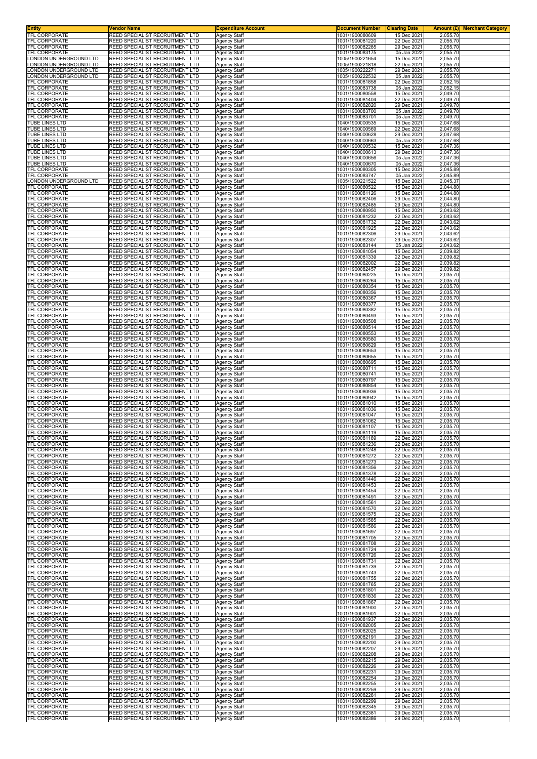| Entity | Vendor Name | Expenditure Account | Document Number | Clearing Date | Amount (£) | Merchant Category |
|---|---|---|---|---|---|---|
| TFL CORPORATE | REED SPECIALIST RECRUITMENT LTD | Agency Staff | 1001\1900080609 | 15 Dec 2021 | 2,055.70 | |
| TFL CORPORATE | REED SPECIALIST RECRUITMENT LTD | Agency Staff | 1001\1900081220 | 22 Dec 2021 | 2,055.70 | |
| TFL CORPORATE | REED SPECIALIST RECRUITMENT LTD | Agency Staff | 1001\1900082285 | 29 Dec 2021 | 2,055.70 | |
| TFL CORPORATE | REED SPECIALIST RECRUITMENT LTD | Agency Staff | 1001\1900083175 | 05 Jan 2022 | 2,055.70 | |
| LONDON UNDERGROUND LTD | REED SPECIALIST RECRUITMENT LTD | Agency Staff | 1005\1900221654 | 15 Dec 2021 | 2,055.70 | |
| LONDON UNDERGROUND LTD | REED SPECIALIST RECRUITMENT LTD | Agency Staff | 1005\1900221818 | 22 Dec 2021 | 2,055.70 | |
| LONDON UNDERGROUND LTD | REED SPECIALIST RECRUITMENT LTD | Agency Staff | 1005\1900222271 | 29 Dec 2021 | 2,055.70 | |
| LONDON UNDERGROUND LTD | REED SPECIALIST RECRUITMENT LTD | Agency Staff | 1005\1900222532 | 05 Jan 2022 | 2,055.70 | |
| TFL CORPORATE | REED SPECIALIST RECRUITMENT LTD | Agency Staff | 1001\1900081858 | 22 Dec 2021 | 2,052.15 | |
| TFL CORPORATE | REED SPECIALIST RECRUITMENT LTD | Agency Staff | 1001\1900083738 | 05 Jan 2022 | 2,052.15 | |
| TFL CORPORATE | REED SPECIALIST RECRUITMENT LTD | Agency Staff | 1001\1900080558 | 15 Dec 2021 | 2,049.70 | |
| TFL CORPORATE | REED SPECIALIST RECRUITMENT LTD | Agency Staff | 1001\1900081404 | 22 Dec 2021 | 2,049.70 | |
| TFL CORPORATE | REED SPECIALIST RECRUITMENT LTD | Agency Staff | 1001\1900082820 | 29 Dec 2021 | 2,049.70 | |
| TFL CORPORATE | REED SPECIALIST RECRUITMENT LTD | Agency Staff | 1001\1900083700 | 05 Jan 2022 | 2,049.70 | |
| TFL CORPORATE | REED SPECIALIST RECRUITMENT LTD | Agency Staff | 1001\1900083701 | 05 Jan 2022 | 2,049.70 | |
| TUBE LINES LTD | REED SPECIALIST RECRUITMENT LTD | Agency Staff | 1040\1900000535 | 15 Dec 2021 | 2,047.68 | |
| TUBE LINES LTD | REED SPECIALIST RECRUITMENT LTD | Agency Staff | 1040\1900000569 | 22 Dec 2021 | 2,047.68 | |
| TUBE LINES LTD | REED SPECIALIST RECRUITMENT LTD | Agency Staff | 1040\1900000628 | 29 Dec 2021 | 2,047.68 | |
| TUBE LINES LTD | REED SPECIALIST RECRUITMENT LTD | Agency Staff | 1040\1900000663 | 05 Jan 2022 | 2,047.68 | |
| TUBE LINES LTD | REED SPECIALIST RECRUITMENT LTD | Agency Staff | 1040\1900000532 | 15 Dec 2021 | 2,047.36 | |
| TUBE LINES LTD | REED SPECIALIST RECRUITMENT LTD | Agency Staff | 1040\1900000613 | 29 Dec 2021 | 2,047.36 | |
| TUBE LINES LTD | REED SPECIALIST RECRUITMENT LTD | Agency Staff | 1040\1900000656 | 05 Jan 2022 | 2,047.36 | |
| TUBE LINES LTD | REED SPECIALIST RECRUITMENT LTD | Agency Staff | 1040\1900000670 | 05 Jan 2022 | 2,047.36 | |
| TFL CORPORATE | REED SPECIALIST RECRUITMENT LTD | Agency Staff | 1001\1900080305 | 15 Dec 2021 | 2,045.89 | |
| TFL CORPORATE | REED SPECIALIST RECRUITMENT LTD | Agency Staff | 1001\1900083747 | 05 Jan 2022 | 2,045.89 | |
| LONDON UNDERGROUND LTD | REED SPECIALIST RECRUITMENT LTD | Agency Staff | 1005\1900221522 | 15 Dec 2021 | 2,045.37 | |
| TFL CORPORATE | REED SPECIALIST RECRUITMENT LTD | Agency Staff | 1001\1900080522 | 15 Dec 2021 | 2,044.80 | |
| TFL CORPORATE | REED SPECIALIST RECRUITMENT LTD | Agency Staff | 1001\1900081126 | 15 Dec 2021 | 2,044.80 | |
| TFL CORPORATE | REED SPECIALIST RECRUITMENT LTD | Agency Staff | 1001\1900082406 | 29 Dec 2021 | 2,044.80 | |
| TFL CORPORATE | REED SPECIALIST RECRUITMENT LTD | Agency Staff | 1001\1900082485 | 29 Dec 2021 | 2,044.80 | |
| TFL CORPORATE | REED SPECIALIST RECRUITMENT LTD | Agency Staff | 1001\1900080950 | 15 Dec 2021 | 2,043.62 | |
| TFL CORPORATE | REED SPECIALIST RECRUITMENT LTD | Agency Staff | 1001\1900081232 | 22 Dec 2021 | 2,043.62 | |
| TFL CORPORATE | REED SPECIALIST RECRUITMENT LTD | Agency Staff | 1001\1900081732 | 22 Dec 2021 | 2,043.62 | |
| TFL CORPORATE | REED SPECIALIST RECRUITMENT LTD | Agency Staff | 1001\1900081925 | 22 Dec 2021 | 2,043.62 | |
| TFL CORPORATE | REED SPECIALIST RECRUITMENT LTD | Agency Staff | 1001\1900082306 | 29 Dec 2021 | 2,043.62 | |
| TFL CORPORATE | REED SPECIALIST RECRUITMENT LTD | Agency Staff | 1001\1900082307 | 29 Dec 2021 | 2,043.62 | |
| TFL CORPORATE | REED SPECIALIST RECRUITMENT LTD | Agency Staff | 1001\1900083144 | 05 Jan 2022 | 2,043.62 | |
| TFL CORPORATE | REED SPECIALIST RECRUITMENT LTD | Agency Staff | 1001\1900081054 | 15 Dec 2021 | 2,039.82 | |
| TFL CORPORATE | REED SPECIALIST RECRUITMENT LTD | Agency Staff | 1001\1900081339 | 22 Dec 2021 | 2,039.82 | |
| TFL CORPORATE | REED SPECIALIST RECRUITMENT LTD | Agency Staff | 1001\1900082002 | 22 Dec 2021 | 2,039.82 | |
| TFL CORPORATE | REED SPECIALIST RECRUITMENT LTD | Agency Staff | 1001\1900082457 | 29 Dec 2021 | 2,039.82 | |
| TFL CORPORATE | REED SPECIALIST RECRUITMENT LTD | Agency Staff | 1001\1900080225 | 15 Dec 2021 | 2,035.70 | |
| TFL CORPORATE | REED SPECIALIST RECRUITMENT LTD | Agency Staff | 1001\1900080264 | 15 Dec 2021 | 2,035.70 | |
| TFL CORPORATE | REED SPECIALIST RECRUITMENT LTD | Agency Staff | 1001\1900080354 | 15 Dec 2021 | 2,035.70 | |
| TFL CORPORATE | REED SPECIALIST RECRUITMENT LTD | Agency Staff | 1001\1900080356 | 15 Dec 2021 | 2,035.70 | |
| TFL CORPORATE | REED SPECIALIST RECRUITMENT LTD | Agency Staff | 1001\1900080367 | 15 Dec 2021 | 2,035.70 | |
| TFL CORPORATE | REED SPECIALIST RECRUITMENT LTD | Agency Staff | 1001\1900080377 | 15 Dec 2021 | 2,035.70 | |
| TFL CORPORATE | REED SPECIALIST RECRUITMENT LTD | Agency Staff | 1001\1900080382 | 15 Dec 2021 | 2,035.70 | |
| TFL CORPORATE | REED SPECIALIST RECRUITMENT LTD | Agency Staff | 1001\1900080493 | 15 Dec 2021 | 2,035.70 | |
| TFL CORPORATE | REED SPECIALIST RECRUITMENT LTD | Agency Staff | 1001\1900080508 | 15 Dec 2021 | 2,035.70 | |
| TFL CORPORATE | REED SPECIALIST RECRUITMENT LTD | Agency Staff | 1001\1900080514 | 15 Dec 2021 | 2,035.70 | |
| TFL CORPORATE | REED SPECIALIST RECRUITMENT LTD | Agency Staff | 1001\1900080553 | 15 Dec 2021 | 2,035.70 | |
| TFL CORPORATE | REED SPECIALIST RECRUITMENT LTD | Agency Staff | 1001\1900080580 | 15 Dec 2021 | 2,035.70 | |
| TFL CORPORATE | REED SPECIALIST RECRUITMENT LTD | Agency Staff | 1001\1900080629 | 15 Dec 2021 | 2,035.70 | |
| TFL CORPORATE | REED SPECIALIST RECRUITMENT LTD | Agency Staff | 1001\1900080653 | 15 Dec 2021 | 2,035.70 | |
| TFL CORPORATE | REED SPECIALIST RECRUITMENT LTD | Agency Staff | 1001\1900080655 | 15 Dec 2021 | 2,035.70 | |
| TFL CORPORATE | REED SPECIALIST RECRUITMENT LTD | Agency Staff | 1001\1900080695 | 15 Dec 2021 | 2,035.70 | |
| TFL CORPORATE | REED SPECIALIST RECRUITMENT LTD | Agency Staff | 1001\1900080711 | 15 Dec 2021 | 2,035.70 | |
| TFL CORPORATE | REED SPECIALIST RECRUITMENT LTD | Agency Staff | 1001\1900080741 | 15 Dec 2021 | 2,035.70 | |
| TFL CORPORATE | REED SPECIALIST RECRUITMENT LTD | Agency Staff | 1001\1900080797 | 15 Dec 2021 | 2,035.70 | |
| TFL CORPORATE | REED SPECIALIST RECRUITMENT LTD | Agency Staff | 1001\1900080854 | 15 Dec 2021 | 2,035.70 | |
| TFL CORPORATE | REED SPECIALIST RECRUITMENT LTD | Agency Staff | 1001\1900080936 | 15 Dec 2021 | 2,035.70 | |
| TFL CORPORATE | REED SPECIALIST RECRUITMENT LTD | Agency Staff | 1001\1900080942 | 15 Dec 2021 | 2,035.70 | |
| TFL CORPORATE | REED SPECIALIST RECRUITMENT LTD | Agency Staff | 1001\1900081010 | 15 Dec 2021 | 2,035.70 | |
| TFL CORPORATE | REED SPECIALIST RECRUITMENT LTD | Agency Staff | 1001\1900081036 | 15 Dec 2021 | 2,035.70 | |
| TFL CORPORATE | REED SPECIALIST RECRUITMENT LTD | Agency Staff | 1001\1900081047 | 15 Dec 2021 | 2,035.70 | |
| TFL CORPORATE | REED SPECIALIST RECRUITMENT LTD | Agency Staff | 1001\1900081062 | 15 Dec 2021 | 2,035.70 | |
| TFL CORPORATE | REED SPECIALIST RECRUITMENT LTD | Agency Staff | 1001\1900081107 | 15 Dec 2021 | 2,035.70 | |
| TFL CORPORATE | REED SPECIALIST RECRUITMENT LTD | Agency Staff | 1001\1900081119 | 15 Dec 2021 | 2,035.70 | |
| TFL CORPORATE | REED SPECIALIST RECRUITMENT LTD | Agency Staff | 1001\1900081189 | 22 Dec 2021 | 2,035.70 | |
| TFL CORPORATE | REED SPECIALIST RECRUITMENT LTD | Agency Staff | 1001\1900081236 | 22 Dec 2021 | 2,035.70 | |
| TFL CORPORATE | REED SPECIALIST RECRUITMENT LTD | Agency Staff | 1001\1900081248 | 22 Dec 2021 | 2,035.70 | |
| TFL CORPORATE | REED SPECIALIST RECRUITMENT LTD | Agency Staff | 1001\1900081272 | 22 Dec 2021 | 2,035.70 | |
| TFL CORPORATE | REED SPECIALIST RECRUITMENT LTD | Agency Staff | 1001\1900081273 | 22 Dec 2021 | 2,035.70 | |
| TFL CORPORATE | REED SPECIALIST RECRUITMENT LTD | Agency Staff | 1001\1900081356 | 22 Dec 2021 | 2,035.70 | |
| TFL CORPORATE | REED SPECIALIST RECRUITMENT LTD | Agency Staff | 1001\1900081378 | 22 Dec 2021 | 2,035.70 | |
| TFL CORPORATE | REED SPECIALIST RECRUITMENT LTD | Agency Staff | 1001\1900081446 | 22 Dec 2021 | 2,035.70 | |
| TFL CORPORATE | REED SPECIALIST RECRUITMENT LTD | Agency Staff | 1001\1900081453 | 22 Dec 2021 | 2,035.70 | |
| TFL CORPORATE | REED SPECIALIST RECRUITMENT LTD | Agency Staff | 1001\1900081454 | 22 Dec 2021 | 2,035.70 | |
| TFL CORPORATE | REED SPECIALIST RECRUITMENT LTD | Agency Staff | 1001\1900081491 | 22 Dec 2021 | 2,035.70 | |
| TFL CORPORATE | REED SPECIALIST RECRUITMENT LTD | Agency Staff | 1001\1900081561 | 22 Dec 2021 | 2,035.70 | |
| TFL CORPORATE | REED SPECIALIST RECRUITMENT LTD | Agency Staff | 1001\1900081570 | 22 Dec 2021 | 2,035.70 | |
| TFL CORPORATE | REED SPECIALIST RECRUITMENT LTD | Agency Staff | 1001\1900081575 | 22 Dec 2021 | 2,035.70 | |
| TFL CORPORATE | REED SPECIALIST RECRUITMENT LTD | Agency Staff | 1001\1900081585 | 22 Dec 2021 | 2,035.70 | |
| TFL CORPORATE | REED SPECIALIST RECRUITMENT LTD | Agency Staff | 1001\1900081586 | 22 Dec 2021 | 2,035.70 | |
| TFL CORPORATE | REED SPECIALIST RECRUITMENT LTD | Agency Staff | 1001\1900081697 | 22 Dec 2021 | 2,035.70 | |
| TFL CORPORATE | REED SPECIALIST RECRUITMENT LTD | Agency Staff | 1001\1900081705 | 22 Dec 2021 | 2,035.70 | |
| TFL CORPORATE | REED SPECIALIST RECRUITMENT LTD | Agency Staff | 1001\1900081708 | 22 Dec 2021 | 2,035.70 | |
| TFL CORPORATE | REED SPECIALIST RECRUITMENT LTD | Agency Staff | 1001\1900081724 | 22 Dec 2021 | 2,035.70 | |
| TFL CORPORATE | REED SPECIALIST RECRUITMENT LTD | Agency Staff | 1001\1900081726 | 22 Dec 2021 | 2,035.70 | |
| TFL CORPORATE | REED SPECIALIST RECRUITMENT LTD | Agency Staff | 1001\1900081731 | 22 Dec 2021 | 2,035.70 | |
| TFL CORPORATE | REED SPECIALIST RECRUITMENT LTD | Agency Staff | 1001\1900081739 | 22 Dec 2021 | 2,035.70 | |
| TFL CORPORATE | REED SPECIALIST RECRUITMENT LTD | Agency Staff | 1001\1900081743 | 22 Dec 2021 | 2,035.70 | |
| TFL CORPORATE | REED SPECIALIST RECRUITMENT LTD | Agency Staff | 1001\1900081755 | 22 Dec 2021 | 2,035.70 | |
| TFL CORPORATE | REED SPECIALIST RECRUITMENT LTD | Agency Staff | 1001\1900081765 | 22 Dec 2021 | 2,035.70 | |
| TFL CORPORATE | REED SPECIALIST RECRUITMENT LTD | Agency Staff | 1001\1900081801 | 22 Dec 2021 | 2,035.70 | |
| TFL CORPORATE | REED SPECIALIST RECRUITMENT LTD | Agency Staff | 1001\1900081836 | 22 Dec 2021 | 2,035.70 | |
| TFL CORPORATE | REED SPECIALIST RECRUITMENT LTD | Agency Staff | 1001\1900081867 | 22 Dec 2021 | 2,035.70 | |
| TFL CORPORATE | REED SPECIALIST RECRUITMENT LTD | Agency Staff | 1001\1900081900 | 22 Dec 2021 | 2,035.70 | |
| TFL CORPORATE | REED SPECIALIST RECRUITMENT LTD | Agency Staff | 1001\1900081901 | 22 Dec 2021 | 2,035.70 | |
| TFL CORPORATE | REED SPECIALIST RECRUITMENT LTD | Agency Staff | 1001\1900081937 | 22 Dec 2021 | 2,035.70 | |
| TFL CORPORATE | REED SPECIALIST RECRUITMENT LTD | Agency Staff | 1001\1900082005 | 22 Dec 2021 | 2,035.70 | |
| TFL CORPORATE | REED SPECIALIST RECRUITMENT LTD | Agency Staff | 1001\1900082025 | 22 Dec 2021 | 2,035.70 | |
| TFL CORPORATE | REED SPECIALIST RECRUITMENT LTD | Agency Staff | 1001\1900082191 | 29 Dec 2021 | 2,035.70 | |
| TFL CORPORATE | REED SPECIALIST RECRUITMENT LTD | Agency Staff | 1001\1900082200 | 29 Dec 2021 | 2,035.70 | |
| TFL CORPORATE | REED SPECIALIST RECRUITMENT LTD | Agency Staff | 1001\1900082207 | 29 Dec 2021 | 2,035.70 | |
| TFL CORPORATE | REED SPECIALIST RECRUITMENT LTD | Agency Staff | 1001\1900082208 | 29 Dec 2021 | 2,035.70 | |
| TFL CORPORATE | REED SPECIALIST RECRUITMENT LTD | Agency Staff | 1001\1900082215 | 29 Dec 2021 | 2,035.70 | |
| TFL CORPORATE | REED SPECIALIST RECRUITMENT LTD | Agency Staff | 1001\1900082226 | 29 Dec 2021 | 2,035.70 | |
| TFL CORPORATE | REED SPECIALIST RECRUITMENT LTD | Agency Staff | 1001\1900082231 | 29 Dec 2021 | 2,035.70 | |
| TFL CORPORATE | REED SPECIALIST RECRUITMENT LTD | Agency Staff | 1001\1900082254 | 29 Dec 2021 | 2,035.70 | |
| TFL CORPORATE | REED SPECIALIST RECRUITMENT LTD | Agency Staff | 1001\1900082255 | 29 Dec 2021 | 2,035.70 | |
| TFL CORPORATE | REED SPECIALIST RECRUITMENT LTD | Agency Staff | 1001\1900082259 | 29 Dec 2021 | 2,035.70 | |
| TFL CORPORATE | REED SPECIALIST RECRUITMENT LTD | Agency Staff | 1001\1900082281 | 29 Dec 2021 | 2,035.70 | |
| TFL CORPORATE | REED SPECIALIST RECRUITMENT LTD | Agency Staff | 1001\1900082299 | 29 Dec 2021 | 2,035.70 | |
| TFL CORPORATE | REED SPECIALIST RECRUITMENT LTD | Agency Staff | 1001\1900082345 | 29 Dec 2021 | 2,035.70 | |
| TFL CORPORATE | REED SPECIALIST RECRUITMENT LTD | Agency Staff | 1001\1900082381 | 29 Dec 2021 | 2,035.70 | |
| TFL CORPORATE | REED SPECIALIST RECRUITMENT LTD | Agency Staff | 1001\1900082386 | 29 Dec 2021 | 2,035.70 | |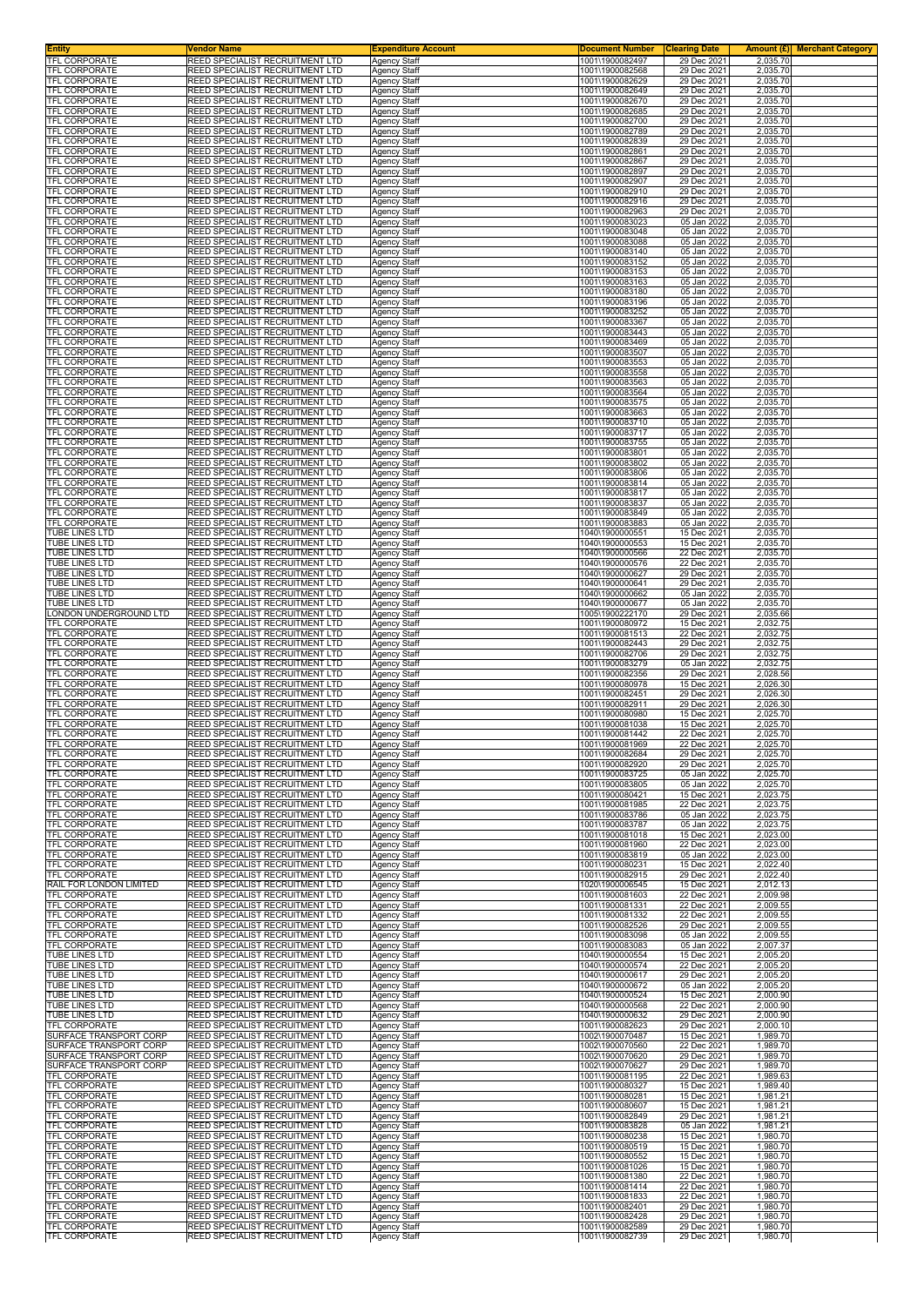| Entity | Vendor Name | Expenditure Account | Document Number | Clearing Date | Amount (£) | Merchant Category |
|---|---|---|---|---|---|---|
| TFL CORPORATE | REED SPECIALIST RECRUITMENT LTD | Agency Staff | 1001\1900082497 | 29 Dec 2021 | 2,035.70 | |
| TFL CORPORATE | REED SPECIALIST RECRUITMENT LTD | Agency Staff | 1001\1900082568 | 29 Dec 2021 | 2,035.70 | |
| TFL CORPORATE | REED SPECIALIST RECRUITMENT LTD | Agency Staff | 1001\1900082629 | 29 Dec 2021 | 2,035.70 | |
| TFL CORPORATE | REED SPECIALIST RECRUITMENT LTD | Agency Staff | 1001\1900082649 | 29 Dec 2021 | 2,035.70 | |
| TFL CORPORATE | REED SPECIALIST RECRUITMENT LTD | Agency Staff | 1001\1900082670 | 29 Dec 2021 | 2,035.70 | |
| TFL CORPORATE | REED SPECIALIST RECRUITMENT LTD | Agency Staff | 1001\1900082685 | 29 Dec 2021 | 2,035.70 | |
| TFL CORPORATE | REED SPECIALIST RECRUITMENT LTD | Agency Staff | 1001\1900082700 | 29 Dec 2021 | 2,035.70 | |
| TFL CORPORATE | REED SPECIALIST RECRUITMENT LTD | Agency Staff | 1001\1900082789 | 29 Dec 2021 | 2,035.70 | |
| TFL CORPORATE | REED SPECIALIST RECRUITMENT LTD | Agency Staff | 1001\1900082839 | 29 Dec 2021 | 2,035.70 | |
| TFL CORPORATE | REED SPECIALIST RECRUITMENT LTD | Agency Staff | 1001\1900082861 | 29 Dec 2021 | 2,035.70 | |
| TFL CORPORATE | REED SPECIALIST RECRUITMENT LTD | Agency Staff | 1001\1900082867 | 29 Dec 2021 | 2,035.70 | |
| TFL CORPORATE | REED SPECIALIST RECRUITMENT LTD | Agency Staff | 1001\1900082897 | 29 Dec 2021 | 2,035.70 | |
| TFL CORPORATE | REED SPECIALIST RECRUITMENT LTD | Agency Staff | 1001\1900082907 | 29 Dec 2021 | 2,035.70 | |
| TFL CORPORATE | REED SPECIALIST RECRUITMENT LTD | Agency Staff | 1001\1900082910 | 29 Dec 2021 | 2,035.70 | |
| TFL CORPORATE | REED SPECIALIST RECRUITMENT LTD | Agency Staff | 1001\1900082916 | 29 Dec 2021 | 2,035.70 | |
| TFL CORPORATE | REED SPECIALIST RECRUITMENT LTD | Agency Staff | 1001\1900082963 | 29 Dec 2021 | 2,035.70 | |
| TFL CORPORATE | REED SPECIALIST RECRUITMENT LTD | Agency Staff | 1001\1900083023 | 05 Jan 2022 | 2,035.70 | |
| TFL CORPORATE | REED SPECIALIST RECRUITMENT LTD | Agency Staff | 1001\1900083048 | 05 Jan 2022 | 2,035.70 | |
| TFL CORPORATE | REED SPECIALIST RECRUITMENT LTD | Agency Staff | 1001\1900083088 | 05 Jan 2022 | 2,035.70 | |
| TFL CORPORATE | REED SPECIALIST RECRUITMENT LTD | Agency Staff | 1001\1900083140 | 05 Jan 2022 | 2,035.70 | |
| TFL CORPORATE | REED SPECIALIST RECRUITMENT LTD | Agency Staff | 1001\1900083152 | 05 Jan 2022 | 2,035.70 | |
| TFL CORPORATE | REED SPECIALIST RECRUITMENT LTD | Agency Staff | 1001\1900083153 | 05 Jan 2022 | 2,035.70 | |
| TFL CORPORATE | REED SPECIALIST RECRUITMENT LTD | Agency Staff | 1001\1900083163 | 05 Jan 2022 | 2,035.70 | |
| TFL CORPORATE | REED SPECIALIST RECRUITMENT LTD | Agency Staff | 1001\1900083180 | 05 Jan 2022 | 2,035.70 | |
| TFL CORPORATE | REED SPECIALIST RECRUITMENT LTD | Agency Staff | 1001\1900083196 | 05 Jan 2022 | 2,035.70 | |
| TFL CORPORATE | REED SPECIALIST RECRUITMENT LTD | Agency Staff | 1001\1900083252 | 05 Jan 2022 | 2,035.70 | |
| TFL CORPORATE | REED SPECIALIST RECRUITMENT LTD | Agency Staff | 1001\1900083367 | 05 Jan 2022 | 2,035.70 | |
| TFL CORPORATE | REED SPECIALIST RECRUITMENT LTD | Agency Staff | 1001\1900083443 | 05 Jan 2022 | 2,035.70 | |
| TFL CORPORATE | REED SPECIALIST RECRUITMENT LTD | Agency Staff | 1001\1900083469 | 05 Jan 2022 | 2,035.70 | |
| TFL CORPORATE | REED SPECIALIST RECRUITMENT LTD | Agency Staff | 1001\1900083507 | 05 Jan 2022 | 2,035.70 | |
| TFL CORPORATE | REED SPECIALIST RECRUITMENT LTD | Agency Staff | 1001\1900083553 | 05 Jan 2022 | 2,035.70 | |
| TFL CORPORATE | REED SPECIALIST RECRUITMENT LTD | Agency Staff | 1001\1900083558 | 05 Jan 2022 | 2,035.70 | |
| TFL CORPORATE | REED SPECIALIST RECRUITMENT LTD | Agency Staff | 1001\1900083563 | 05 Jan 2022 | 2,035.70 | |
| TFL CORPORATE | REED SPECIALIST RECRUITMENT LTD | Agency Staff | 1001\1900083564 | 05 Jan 2022 | 2,035.70 | |
| TFL CORPORATE | REED SPECIALIST RECRUITMENT LTD | Agency Staff | 1001\1900083575 | 05 Jan 2022 | 2,035.70 | |
| TFL CORPORATE | REED SPECIALIST RECRUITMENT LTD | Agency Staff | 1001\1900083663 | 05 Jan 2022 | 2,035.70 | |
| TFL CORPORATE | REED SPECIALIST RECRUITMENT LTD | Agency Staff | 1001\1900083710 | 05 Jan 2022 | 2,035.70 | |
| TFL CORPORATE | REED SPECIALIST RECRUITMENT LTD | Agency Staff | 1001\1900083717 | 05 Jan 2022 | 2,035.70 | |
| TFL CORPORATE | REED SPECIALIST RECRUITMENT LTD | Agency Staff | 1001\1900083755 | 05 Jan 2022 | 2,035.70 | |
| TFL CORPORATE | REED SPECIALIST RECRUITMENT LTD | Agency Staff | 1001\1900083801 | 05 Jan 2022 | 2,035.70 | |
| TFL CORPORATE | REED SPECIALIST RECRUITMENT LTD | Agency Staff | 1001\1900083802 | 05 Jan 2022 | 2,035.70 | |
| TFL CORPORATE | REED SPECIALIST RECRUITMENT LTD | Agency Staff | 1001\1900083806 | 05 Jan 2022 | 2,035.70 | |
| TFL CORPORATE | REED SPECIALIST RECRUITMENT LTD | Agency Staff | 1001\1900083814 | 05 Jan 2022 | 2,035.70 | |
| TFL CORPORATE | REED SPECIALIST RECRUITMENT LTD | Agency Staff | 1001\1900083817 | 05 Jan 2022 | 2,035.70 | |
| TFL CORPORATE | REED SPECIALIST RECRUITMENT LTD | Agency Staff | 1001\1900083837 | 05 Jan 2022 | 2,035.70 | |
| TFL CORPORATE | REED SPECIALIST RECRUITMENT LTD | Agency Staff | 1001\1900083849 | 05 Jan 2022 | 2,035.70 | |
| TFL CORPORATE | REED SPECIALIST RECRUITMENT LTD | Agency Staff | 1001\1900083883 | 05 Jan 2022 | 2,035.70 | |
| TUBE LINES LTD | REED SPECIALIST RECRUITMENT LTD | Agency Staff | 1040\1900000551 | 15 Dec 2021 | 2,035.70 | |
| TUBE LINES LTD | REED SPECIALIST RECRUITMENT LTD | Agency Staff | 1040\1900000553 | 15 Dec 2021 | 2,035.70 | |
| TUBE LINES LTD | REED SPECIALIST RECRUITMENT LTD | Agency Staff | 1040\1900000566 | 22 Dec 2021 | 2,035.70 | |
| TUBE LINES LTD | REED SPECIALIST RECRUITMENT LTD | Agency Staff | 1040\1900000576 | 22 Dec 2021 | 2,035.70 | |
| TUBE LINES LTD | REED SPECIALIST RECRUITMENT LTD | Agency Staff | 1040\1900000627 | 29 Dec 2021 | 2,035.70 | |
| TUBE LINES LTD | REED SPECIALIST RECRUITMENT LTD | Agency Staff | 1040\1900000641 | 29 Dec 2021 | 2,035.70 | |
| TUBE LINES LTD | REED SPECIALIST RECRUITMENT LTD | Agency Staff | 1040\1900000662 | 05 Jan 2022 | 2,035.70 | |
| TUBE LINES LTD | REED SPECIALIST RECRUITMENT LTD | Agency Staff | 1040\1900000677 | 05 Jan 2022 | 2,035.70 | |
| LONDON UNDERGROUND LTD | REED SPECIALIST RECRUITMENT LTD | Agency Staff | 1005\1900222170 | 29 Dec 2021 | 2,035.66 | |
| TFL CORPORATE | REED SPECIALIST RECRUITMENT LTD | Agency Staff | 1001\1900080972 | 15 Dec 2021 | 2,032.75 | |
| TFL CORPORATE | REED SPECIALIST RECRUITMENT LTD | Agency Staff | 1001\1900081513 | 22 Dec 2021 | 2,032.75 | |
| TFL CORPORATE | REED SPECIALIST RECRUITMENT LTD | Agency Staff | 1001\1900082443 | 29 Dec 2021 | 2,032.75 | |
| TFL CORPORATE | REED SPECIALIST RECRUITMENT LTD | Agency Staff | 1001\1900082706 | 29 Dec 2021 | 2,032.75 | |
| TFL CORPORATE | REED SPECIALIST RECRUITMENT LTD | Agency Staff | 1001\1900083279 | 05 Jan 2022 | 2,032.75 | |
| TFL CORPORATE | REED SPECIALIST RECRUITMENT LTD | Agency Staff | 1001\1900082356 | 29 Dec 2021 | 2,028.56 | |
| TFL CORPORATE | REED SPECIALIST RECRUITMENT LTD | Agency Staff | 1001\1900080978 | 15 Dec 2021 | 2,026.30 | |
| TFL CORPORATE | REED SPECIALIST RECRUITMENT LTD | Agency Staff | 1001\1900082451 | 29 Dec 2021 | 2,026.30 | |
| TFL CORPORATE | REED SPECIALIST RECRUITMENT LTD | Agency Staff | 1001\1900082911 | 29 Dec 2021 | 2,026.30 | |
| TFL CORPORATE | REED SPECIALIST RECRUITMENT LTD | Agency Staff | 1001\1900080980 | 15 Dec 2021 | 2,025.70 | |
| TFL CORPORATE | REED SPECIALIST RECRUITMENT LTD | Agency Staff | 1001\1900081038 | 15 Dec 2021 | 2,025.70 | |
| TFL CORPORATE | REED SPECIALIST RECRUITMENT LTD | Agency Staff | 1001\1900081442 | 22 Dec 2021 | 2,025.70 | |
| TFL CORPORATE | REED SPECIALIST RECRUITMENT LTD | Agency Staff | 1001\1900081969 | 22 Dec 2021 | 2,025.70 | |
| TFL CORPORATE | REED SPECIALIST RECRUITMENT LTD | Agency Staff | 1001\1900082684 | 29 Dec 2021 | 2,025.70 | |
| TFL CORPORATE | REED SPECIALIST RECRUITMENT LTD | Agency Staff | 1001\1900082920 | 29 Dec 2021 | 2,025.70 | |
| TFL CORPORATE | REED SPECIALIST RECRUITMENT LTD | Agency Staff | 1001\1900083725 | 05 Jan 2022 | 2,025.70 | |
| TFL CORPORATE | REED SPECIALIST RECRUITMENT LTD | Agency Staff | 1001\1900083805 | 05 Jan 2022 | 2,025.70 | |
| TFL CORPORATE | REED SPECIALIST RECRUITMENT LTD | Agency Staff | 1001\1900080421 | 15 Dec 2021 | 2,023.75 | |
| TFL CORPORATE | REED SPECIALIST RECRUITMENT LTD | Agency Staff | 1001\1900081985 | 22 Dec 2021 | 2,023.75 | |
| TFL CORPORATE | REED SPECIALIST RECRUITMENT LTD | Agency Staff | 1001\1900083786 | 05 Jan 2022 | 2,023.75 | |
| TFL CORPORATE | REED SPECIALIST RECRUITMENT LTD | Agency Staff | 1001\1900083787 | 05 Jan 2022 | 2,023.75 | |
| TFL CORPORATE | REED SPECIALIST RECRUITMENT LTD | Agency Staff | 1001\1900081018 | 15 Dec 2021 | 2,023.00 | |
| TFL CORPORATE | REED SPECIALIST RECRUITMENT LTD | Agency Staff | 1001\1900081960 | 22 Dec 2021 | 2,023.00 | |
| TFL CORPORATE | REED SPECIALIST RECRUITMENT LTD | Agency Staff | 1001\1900083819 | 05 Jan 2022 | 2,023.00 | |
| TFL CORPORATE | REED SPECIALIST RECRUITMENT LTD | Agency Staff | 1001\1900080231 | 15 Dec 2021 | 2,022.40 | |
| TFL CORPORATE | REED SPECIALIST RECRUITMENT LTD | Agency Staff | 1001\1900082915 | 29 Dec 2021 | 2,022.40 | |
| RAIL FOR LONDON LIMITED | REED SPECIALIST RECRUITMENT LTD | Agency Staff | 1020\1900006545 | 15 Dec 2021 | 2,012.13 | |
| TFL CORPORATE | REED SPECIALIST RECRUITMENT LTD | Agency Staff | 1001\1900081603 | 22 Dec 2021 | 2,009.98 | |
| TFL CORPORATE | REED SPECIALIST RECRUITMENT LTD | Agency Staff | 1001\1900081331 | 22 Dec 2021 | 2,009.55 | |
| TFL CORPORATE | REED SPECIALIST RECRUITMENT LTD | Agency Staff | 1001\1900081332 | 22 Dec 2021 | 2,009.55 | |
| TFL CORPORATE | REED SPECIALIST RECRUITMENT LTD | Agency Staff | 1001\1900082526 | 29 Dec 2021 | 2,009.55 | |
| TFL CORPORATE | REED SPECIALIST RECRUITMENT LTD | Agency Staff | 1001\1900083098 | 05 Jan 2022 | 2,009.55 | |
| TFL CORPORATE | REED SPECIALIST RECRUITMENT LTD | Agency Staff | 1001\1900083083 | 05 Jan 2022 | 2,007.37 | |
| TUBE LINES LTD | REED SPECIALIST RECRUITMENT LTD | Agency Staff | 1040\1900000554 | 15 Dec 2021 | 2,005.20 | |
| TUBE LINES LTD | REED SPECIALIST RECRUITMENT LTD | Agency Staff | 1040\1900000574 | 22 Dec 2021 | 2,005.20 | |
| TUBE LINES LTD | REED SPECIALIST RECRUITMENT LTD | Agency Staff | 1040\1900000617 | 29 Dec 2021 | 2,005.20 | |
| TUBE LINES LTD | REED SPECIALIST RECRUITMENT LTD | Agency Staff | 1040\1900000672 | 05 Jan 2022 | 2,005.20 | |
| TUBE LINES LTD | REED SPECIALIST RECRUITMENT LTD | Agency Staff | 1040\1900000524 | 15 Dec 2021 | 2,000.90 | |
| TUBE LINES LTD | REED SPECIALIST RECRUITMENT LTD | Agency Staff | 1040\1900000568 | 22 Dec 2021 | 2,000.90 | |
| TUBE LINES LTD | REED SPECIALIST RECRUITMENT LTD | Agency Staff | 1040\1900000632 | 29 Dec 2021 | 2,000.90 | |
| TFL CORPORATE | REED SPECIALIST RECRUITMENT LTD | Agency Staff | 1001\1900082623 | 29 Dec 2021 | 2,000.10 | |
| SURFACE TRANSPORT CORP | REED SPECIALIST RECRUITMENT LTD | Agency Staff | 1002\1900070487 | 15 Dec 2021 | 1,989.70 | |
| SURFACE TRANSPORT CORP | REED SPECIALIST RECRUITMENT LTD | Agency Staff | 1002\1900070560 | 22 Dec 2021 | 1,989.70 | |
| SURFACE TRANSPORT CORP | REED SPECIALIST RECRUITMENT LTD | Agency Staff | 1002\1900070620 | 29 Dec 2021 | 1,989.70 | |
| SURFACE TRANSPORT CORP | REED SPECIALIST RECRUITMENT LTD | Agency Staff | 1002\1900070627 | 29 Dec 2021 | 1,989.70 | |
| TFL CORPORATE | REED SPECIALIST RECRUITMENT LTD | Agency Staff | 1001\1900081195 | 22 Dec 2021 | 1,989.63 | |
| TFL CORPORATE | REED SPECIALIST RECRUITMENT LTD | Agency Staff | 1001\1900080327 | 15 Dec 2021 | 1,989.40 | |
| TFL CORPORATE | REED SPECIALIST RECRUITMENT LTD | Agency Staff | 1001\1900080281 | 15 Dec 2021 | 1,981.21 | |
| TFL CORPORATE | REED SPECIALIST RECRUITMENT LTD | Agency Staff | 1001\1900080607 | 15 Dec 2021 | 1,981.21 | |
| TFL CORPORATE | REED SPECIALIST RECRUITMENT LTD | Agency Staff | 1001\1900082849 | 29 Dec 2021 | 1,981.21 | |
| TFL CORPORATE | REED SPECIALIST RECRUITMENT LTD | Agency Staff | 1001\1900083828 | 05 Jan 2022 | 1,981.21 | |
| TFL CORPORATE | REED SPECIALIST RECRUITMENT LTD | Agency Staff | 1001\1900080238 | 15 Dec 2021 | 1,980.70 | |
| TFL CORPORATE | REED SPECIALIST RECRUITMENT LTD | Agency Staff | 1001\1900080519 | 15 Dec 2021 | 1,980.70 | |
| TFL CORPORATE | REED SPECIALIST RECRUITMENT LTD | Agency Staff | 1001\1900080552 | 15 Dec 2021 | 1,980.70 | |
| TFL CORPORATE | REED SPECIALIST RECRUITMENT LTD | Agency Staff | 1001\1900081026 | 15 Dec 2021 | 1,980.70 | |
| TFL CORPORATE | REED SPECIALIST RECRUITMENT LTD | Agency Staff | 1001\1900081380 | 22 Dec 2021 | 1,980.70 | |
| TFL CORPORATE | REED SPECIALIST RECRUITMENT LTD | Agency Staff | 1001\1900081414 | 22 Dec 2021 | 1,980.70 | |
| TFL CORPORATE | REED SPECIALIST RECRUITMENT LTD | Agency Staff | 1001\1900081833 | 22 Dec 2021 | 1,980.70 | |
| TFL CORPORATE | REED SPECIALIST RECRUITMENT LTD | Agency Staff | 1001\1900082401 | 29 Dec 2021 | 1,980.70 | |
| TFL CORPORATE | REED SPECIALIST RECRUITMENT LTD | Agency Staff | 1001\1900082428 | 29 Dec 2021 | 1,980.70 | |
| TFL CORPORATE | REED SPECIALIST RECRUITMENT LTD | Agency Staff | 1001\1900082589 | 29 Dec 2021 | 1,980.70 | |
| TFL CORPORATE | REED SPECIALIST RECRUITMENT LTD | Agency Staff | 1001\1900082739 | 29 Dec 2021 | 1,980.70 | |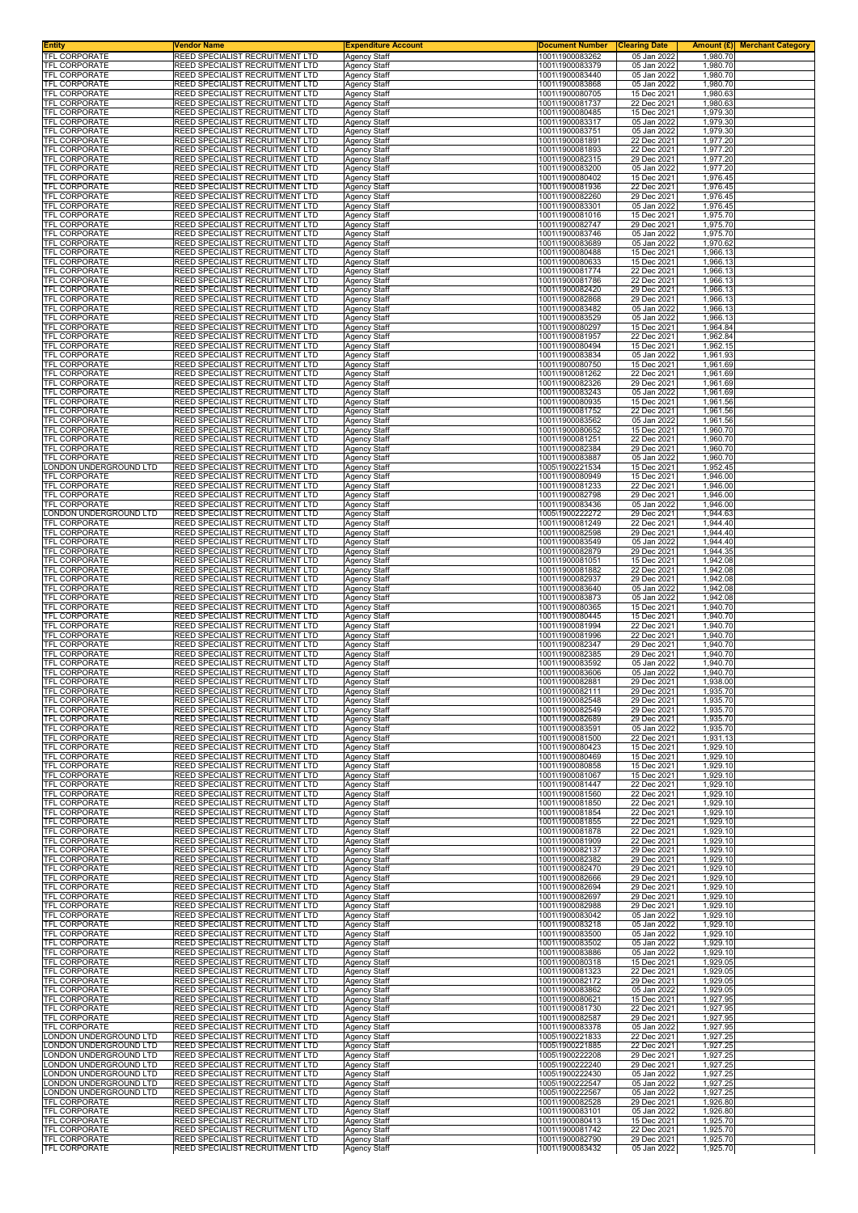| Entity | Vendor Name | Expenditure Account | Document Number | Clearing Date | Amount (£) | Merchant Category |
|---|---|---|---|---|---|---|
| TFL CORPORATE | REED SPECIALIST RECRUITMENT LTD | Agency Staff | 1001\1900083262 | 05 Jan 2022 | 1,980.70 | |
| TFL CORPORATE | REED SPECIALIST RECRUITMENT LTD | Agency Staff | 1001\1900083379 | 05 Jan 2022 | 1,980.70 | |
| TFL CORPORATE | REED SPECIALIST RECRUITMENT LTD | Agency Staff | 1001\1900083440 | 05 Jan 2022 | 1,980.70 | |
| TFL CORPORATE | REED SPECIALIST RECRUITMENT LTD | Agency Staff | 1001\1900083868 | 05 Jan 2022 | 1,980.70 | |
| TFL CORPORATE | REED SPECIALIST RECRUITMENT LTD | Agency Staff | 1001\1900080705 | 15 Dec 2021 | 1,980.63 | |
| TFL CORPORATE | REED SPECIALIST RECRUITMENT LTD | Agency Staff | 1001\1900081737 | 22 Dec 2021 | 1,980.63 | |
| TFL CORPORATE | REED SPECIALIST RECRUITMENT LTD | Agency Staff | 1001\1900080485 | 15 Dec 2021 | 1,979.30 | |
| TFL CORPORATE | REED SPECIALIST RECRUITMENT LTD | Agency Staff | 1001\1900083317 | 05 Jan 2022 | 1,979.30 | |
| TFL CORPORATE | REED SPECIALIST RECRUITMENT LTD | Agency Staff | 1001\1900083751 | 05 Jan 2022 | 1,979.30 | |
| TFL CORPORATE | REED SPECIALIST RECRUITMENT LTD | Agency Staff | 1001\1900081891 | 22 Dec 2021 | 1,977.20 | |
| TFL CORPORATE | REED SPECIALIST RECRUITMENT LTD | Agency Staff | 1001\1900081893 | 22 Dec 2021 | 1,977.20 | |
| TFL CORPORATE | REED SPECIALIST RECRUITMENT LTD | Agency Staff | 1001\1900082315 | 29 Dec 2021 | 1,977.20 | |
| TFL CORPORATE | REED SPECIALIST RECRUITMENT LTD | Agency Staff | 1001\1900083200 | 05 Jan 2022 | 1,977.20 | |
| TFL CORPORATE | REED SPECIALIST RECRUITMENT LTD | Agency Staff | 1001\1900080402 | 15 Dec 2021 | 1,976.45 | |
| TFL CORPORATE | REED SPECIALIST RECRUITMENT LTD | Agency Staff | 1001\1900081936 | 22 Dec 2021 | 1,976.45 | |
| TFL CORPORATE | REED SPECIALIST RECRUITMENT LTD | Agency Staff | 1001\1900082260 | 29 Dec 2021 | 1,976.45 | |
| TFL CORPORATE | REED SPECIALIST RECRUITMENT LTD | Agency Staff | 1001\1900083301 | 05 Jan 2022 | 1,976.45 | |
| TFL CORPORATE | REED SPECIALIST RECRUITMENT LTD | Agency Staff | 1001\1900081016 | 15 Dec 2021 | 1,975.70 | |
| TFL CORPORATE | REED SPECIALIST RECRUITMENT LTD | Agency Staff | 1001\1900082747 | 29 Dec 2021 | 1,975.70 | |
| TFL CORPORATE | REED SPECIALIST RECRUITMENT LTD | Agency Staff | 1001\1900083746 | 05 Jan 2022 | 1,975.70 | |
| TFL CORPORATE | REED SPECIALIST RECRUITMENT LTD | Agency Staff | 1001\1900083689 | 05 Jan 2022 | 1,970.62 | |
| TFL CORPORATE | REED SPECIALIST RECRUITMENT LTD | Agency Staff | 1001\1900080488 | 15 Dec 2021 | 1,966.13 | |
| TFL CORPORATE | REED SPECIALIST RECRUITMENT LTD | Agency Staff | 1001\1900080633 | 15 Dec 2021 | 1,966.13 | |
| TFL CORPORATE | REED SPECIALIST RECRUITMENT LTD | Agency Staff | 1001\1900081774 | 22 Dec 2021 | 1,966.13 | |
| TFL CORPORATE | REED SPECIALIST RECRUITMENT LTD | Agency Staff | 1001\1900081786 | 22 Dec 2021 | 1,966.13 | |
| TFL CORPORATE | REED SPECIALIST RECRUITMENT LTD | Agency Staff | 1001\1900082420 | 29 Dec 2021 | 1,966.13 | |
| TFL CORPORATE | REED SPECIALIST RECRUITMENT LTD | Agency Staff | 1001\1900082868 | 29 Dec 2021 | 1,966.13 | |
| TFL CORPORATE | REED SPECIALIST RECRUITMENT LTD | Agency Staff | 1001\1900083482 | 05 Jan 2022 | 1,966.13 | |
| TFL CORPORATE | REED SPECIALIST RECRUITMENT LTD | Agency Staff | 1001\1900083529 | 05 Jan 2022 | 1,966.13 | |
| TFL CORPORATE | REED SPECIALIST RECRUITMENT LTD | Agency Staff | 1001\1900080297 | 15 Dec 2021 | 1,964.84 | |
| TFL CORPORATE | REED SPECIALIST RECRUITMENT LTD | Agency Staff | 1001\1900081957 | 22 Dec 2021 | 1,962.84 | |
| TFL CORPORATE | REED SPECIALIST RECRUITMENT LTD | Agency Staff | 1001\1900080494 | 15 Dec 2021 | 1,962.15 | |
| TFL CORPORATE | REED SPECIALIST RECRUITMENT LTD | Agency Staff | 1001\1900083834 | 05 Jan 2022 | 1,961.93 | |
| TFL CORPORATE | REED SPECIALIST RECRUITMENT LTD | Agency Staff | 1001\1900080750 | 15 Dec 2021 | 1,961.69 | |
| TFL CORPORATE | REED SPECIALIST RECRUITMENT LTD | Agency Staff | 1001\1900081262 | 22 Dec 2021 | 1,961.69 | |
| TFL CORPORATE | REED SPECIALIST RECRUITMENT LTD | Agency Staff | 1001\1900082326 | 29 Dec 2021 | 1,961.69 | |
| TFL CORPORATE | REED SPECIALIST RECRUITMENT LTD | Agency Staff | 1001\1900083243 | 05 Jan 2022 | 1,961.69 | |
| TFL CORPORATE | REED SPECIALIST RECRUITMENT LTD | Agency Staff | 1001\1900080935 | 15 Dec 2021 | 1,961.56 | |
| TFL CORPORATE | REED SPECIALIST RECRUITMENT LTD | Agency Staff | 1001\1900081752 | 22 Dec 2021 | 1,961.56 | |
| TFL CORPORATE | REED SPECIALIST RECRUITMENT LTD | Agency Staff | 1001\1900083562 | 05 Jan 2022 | 1,961.56 | |
| TFL CORPORATE | REED SPECIALIST RECRUITMENT LTD | Agency Staff | 1001\1900080652 | 15 Dec 2021 | 1,960.70 | |
| TFL CORPORATE | REED SPECIALIST RECRUITMENT LTD | Agency Staff | 1001\1900081251 | 22 Dec 2021 | 1,960.70 | |
| TFL CORPORATE | REED SPECIALIST RECRUITMENT LTD | Agency Staff | 1001\1900082384 | 29 Dec 2021 | 1,960.70 | |
| TFL CORPORATE | REED SPECIALIST RECRUITMENT LTD | Agency Staff | 1001\1900083887 | 05 Jan 2022 | 1,960.70 | |
| LONDON UNDERGROUND LTD | REED SPECIALIST RECRUITMENT LTD | Agency Staff | 1005\1900221534 | 15 Dec 2021 | 1,952.45 | |
| TFL CORPORATE | REED SPECIALIST RECRUITMENT LTD | Agency Staff | 1001\1900080949 | 15 Dec 2021 | 1,946.00 | |
| TFL CORPORATE | REED SPECIALIST RECRUITMENT LTD | Agency Staff | 1001\1900081233 | 22 Dec 2021 | 1,946.00 | |
| TFL CORPORATE | REED SPECIALIST RECRUITMENT LTD | Agency Staff | 1001\1900082798 | 29 Dec 2021 | 1,946.00 | |
| TFL CORPORATE | REED SPECIALIST RECRUITMENT LTD | Agency Staff | 1001\1900083436 | 05 Jan 2022 | 1,946.00 | |
| LONDON UNDERGROUND LTD | REED SPECIALIST RECRUITMENT LTD | Agency Staff | 1005\1900222272 | 29 Dec 2021 | 1,944.63 | |
| TFL CORPORATE | REED SPECIALIST RECRUITMENT LTD | Agency Staff | 1001\1900081249 | 22 Dec 2021 | 1,944.40 | |
| TFL CORPORATE | REED SPECIALIST RECRUITMENT LTD | Agency Staff | 1001\1900082598 | 29 Dec 2021 | 1,944.40 | |
| TFL CORPORATE | REED SPECIALIST RECRUITMENT LTD | Agency Staff | 1001\1900083549 | 05 Jan 2022 | 1,944.40 | |
| TFL CORPORATE | REED SPECIALIST RECRUITMENT LTD | Agency Staff | 1001\1900082879 | 29 Dec 2021 | 1,944.35 | |
| TFL CORPORATE | REED SPECIALIST RECRUITMENT LTD | Agency Staff | 1001\1900081051 | 15 Dec 2021 | 1,942.08 | |
| TFL CORPORATE | REED SPECIALIST RECRUITMENT LTD | Agency Staff | 1001\1900081882 | 22 Dec 2021 | 1,942.08 | |
| TFL CORPORATE | REED SPECIALIST RECRUITMENT LTD | Agency Staff | 1001\1900082937 | 29 Dec 2021 | 1,942.08 | |
| TFL CORPORATE | REED SPECIALIST RECRUITMENT LTD | Agency Staff | 1001\1900083640 | 05 Jan 2022 | 1,942.08 | |
| TFL CORPORATE | REED SPECIALIST RECRUITMENT LTD | Agency Staff | 1001\1900083873 | 05 Jan 2022 | 1,942.08 | |
| TFL CORPORATE | REED SPECIALIST RECRUITMENT LTD | Agency Staff | 1001\1900080365 | 15 Dec 2021 | 1,940.70 | |
| TFL CORPORATE | REED SPECIALIST RECRUITMENT LTD | Agency Staff | 1001\1900080445 | 15 Dec 2021 | 1,940.70 | |
| TFL CORPORATE | REED SPECIALIST RECRUITMENT LTD | Agency Staff | 1001\1900081994 | 22 Dec 2021 | 1,940.70 | |
| TFL CORPORATE | REED SPECIALIST RECRUITMENT LTD | Agency Staff | 1001\1900081996 | 22 Dec 2021 | 1,940.70 | |
| TFL CORPORATE | REED SPECIALIST RECRUITMENT LTD | Agency Staff | 1001\1900082347 | 29 Dec 2021 | 1,940.70 | |
| TFL CORPORATE | REED SPECIALIST RECRUITMENT LTD | Agency Staff | 1001\1900082385 | 29 Dec 2021 | 1,940.70 | |
| TFL CORPORATE | REED SPECIALIST RECRUITMENT LTD | Agency Staff | 1001\1900083592 | 05 Jan 2022 | 1,940.70 | |
| TFL CORPORATE | REED SPECIALIST RECRUITMENT LTD | Agency Staff | 1001\1900083606 | 05 Jan 2022 | 1,940.70 | |
| TFL CORPORATE | REED SPECIALIST RECRUITMENT LTD | Agency Staff | 1001\1900082881 | 29 Dec 2021 | 1,938.00 | |
| TFL CORPORATE | REED SPECIALIST RECRUITMENT LTD | Agency Staff | 1001\1900082111 | 29 Dec 2021 | 1,935.70 | |
| TFL CORPORATE | REED SPECIALIST RECRUITMENT LTD | Agency Staff | 1001\1900082548 | 29 Dec 2021 | 1,935.70 | |
| TFL CORPORATE | REED SPECIALIST RECRUITMENT LTD | Agency Staff | 1001\1900082549 | 29 Dec 2021 | 1,935.70 | |
| TFL CORPORATE | REED SPECIALIST RECRUITMENT LTD | Agency Staff | 1001\1900082689 | 29 Dec 2021 | 1,935.70 | |
| TFL CORPORATE | REED SPECIALIST RECRUITMENT LTD | Agency Staff | 1001\1900083591 | 05 Jan 2022 | 1,935.70 | |
| TFL CORPORATE | REED SPECIALIST RECRUITMENT LTD | Agency Staff | 1001\1900081500 | 22 Dec 2021 | 1,931.13 | |
| TFL CORPORATE | REED SPECIALIST RECRUITMENT LTD | Agency Staff | 1001\1900080423 | 15 Dec 2021 | 1,929.10 | |
| TFL CORPORATE | REED SPECIALIST RECRUITMENT LTD | Agency Staff | 1001\1900080469 | 15 Dec 2021 | 1,929.10 | |
| TFL CORPORATE | REED SPECIALIST RECRUITMENT LTD | Agency Staff | 1001\1900080858 | 15 Dec 2021 | 1,929.10 | |
| TFL CORPORATE | REED SPECIALIST RECRUITMENT LTD | Agency Staff | 1001\1900081067 | 15 Dec 2021 | 1,929.10 | |
| TFL CORPORATE | REED SPECIALIST RECRUITMENT LTD | Agency Staff | 1001\1900081447 | 22 Dec 2021 | 1,929.10 | |
| TFL CORPORATE | REED SPECIALIST RECRUITMENT LTD | Agency Staff | 1001\1900081560 | 22 Dec 2021 | 1,929.10 | |
| TFL CORPORATE | REED SPECIALIST RECRUITMENT LTD | Agency Staff | 1001\1900081850 | 22 Dec 2021 | 1,929.10 | |
| TFL CORPORATE | REED SPECIALIST RECRUITMENT LTD | Agency Staff | 1001\1900081854 | 22 Dec 2021 | 1,929.10 | |
| TFL CORPORATE | REED SPECIALIST RECRUITMENT LTD | Agency Staff | 1001\1900081855 | 22 Dec 2021 | 1,929.10 | |
| TFL CORPORATE | REED SPECIALIST RECRUITMENT LTD | Agency Staff | 1001\1900081878 | 22 Dec 2021 | 1,929.10 | |
| TFL CORPORATE | REED SPECIALIST RECRUITMENT LTD | Agency Staff | 1001\1900081909 | 22 Dec 2021 | 1,929.10 | |
| TFL CORPORATE | REED SPECIALIST RECRUITMENT LTD | Agency Staff | 1001\1900082137 | 29 Dec 2021 | 1,929.10 | |
| TFL CORPORATE | REED SPECIALIST RECRUITMENT LTD | Agency Staff | 1001\1900082382 | 29 Dec 2021 | 1,929.10 | |
| TFL CORPORATE | REED SPECIALIST RECRUITMENT LTD | Agency Staff | 1001\1900082470 | 29 Dec 2021 | 1,929.10 | |
| TFL CORPORATE | REED SPECIALIST RECRUITMENT LTD | Agency Staff | 1001\1900082666 | 29 Dec 2021 | 1,929.10 | |
| TFL CORPORATE | REED SPECIALIST RECRUITMENT LTD | Agency Staff | 1001\1900082694 | 29 Dec 2021 | 1,929.10 | |
| TFL CORPORATE | REED SPECIALIST RECRUITMENT LTD | Agency Staff | 1001\1900082697 | 29 Dec 2021 | 1,929.10 | |
| TFL CORPORATE | REED SPECIALIST RECRUITMENT LTD | Agency Staff | 1001\1900082988 | 29 Dec 2021 | 1,929.10 | |
| TFL CORPORATE | REED SPECIALIST RECRUITMENT LTD | Agency Staff | 1001\1900083042 | 05 Jan 2022 | 1,929.10 | |
| TFL CORPORATE | REED SPECIALIST RECRUITMENT LTD | Agency Staff | 1001\1900083218 | 05 Jan 2022 | 1,929.10 | |
| TFL CORPORATE | REED SPECIALIST RECRUITMENT LTD | Agency Staff | 1001\1900083500 | 05 Jan 2022 | 1,929.10 | |
| TFL CORPORATE | REED SPECIALIST RECRUITMENT LTD | Agency Staff | 1001\1900083502 | 05 Jan 2022 | 1,929.10 | |
| TFL CORPORATE | REED SPECIALIST RECRUITMENT LTD | Agency Staff | 1001\1900083886 | 05 Jan 2022 | 1,929.10 | |
| TFL CORPORATE | REED SPECIALIST RECRUITMENT LTD | Agency Staff | 1001\1900080318 | 15 Dec 2021 | 1,929.05 | |
| TFL CORPORATE | REED SPECIALIST RECRUITMENT LTD | Agency Staff | 1001\1900081323 | 22 Dec 2021 | 1,929.05 | |
| TFL CORPORATE | REED SPECIALIST RECRUITMENT LTD | Agency Staff | 1001\1900082172 | 29 Dec 2021 | 1,929.05 | |
| TFL CORPORATE | REED SPECIALIST RECRUITMENT LTD | Agency Staff | 1001\1900083862 | 05 Jan 2022 | 1,929.05 | |
| TFL CORPORATE | REED SPECIALIST RECRUITMENT LTD | Agency Staff | 1001\1900080621 | 15 Dec 2021 | 1,927.95 | |
| TFL CORPORATE | REED SPECIALIST RECRUITMENT LTD | Agency Staff | 1001\1900081730 | 22 Dec 2021 | 1,927.95 | |
| TFL CORPORATE | REED SPECIALIST RECRUITMENT LTD | Agency Staff | 1001\1900082587 | 29 Dec 2021 | 1,927.95 | |
| TFL CORPORATE | REED SPECIALIST RECRUITMENT LTD | Agency Staff | 1001\1900083378 | 05 Jan 2022 | 1,927.95 | |
| LONDON UNDERGROUND LTD | REED SPECIALIST RECRUITMENT LTD | Agency Staff | 1005\1900221833 | 22 Dec 2021 | 1,927.25 | |
| LONDON UNDERGROUND LTD | REED SPECIALIST RECRUITMENT LTD | Agency Staff | 1005\1900221885 | 22 Dec 2021 | 1,927.25 | |
| LONDON UNDERGROUND LTD | REED SPECIALIST RECRUITMENT LTD | Agency Staff | 1005\1900222208 | 29 Dec 2021 | 1,927.25 | |
| LONDON UNDERGROUND LTD | REED SPECIALIST RECRUITMENT LTD | Agency Staff | 1005\1900222240 | 29 Dec 2021 | 1,927.25 | |
| LONDON UNDERGROUND LTD | REED SPECIALIST RECRUITMENT LTD | Agency Staff | 1005\1900222430 | 05 Jan 2022 | 1,927.25 | |
| LONDON UNDERGROUND LTD | REED SPECIALIST RECRUITMENT LTD | Agency Staff | 1005\1900222547 | 05 Jan 2022 | 1,927.25 | |
| LONDON UNDERGROUND LTD | REED SPECIALIST RECRUITMENT LTD | Agency Staff | 1005\1900222567 | 05 Jan 2022 | 1,927.25 | |
| TFL CORPORATE | REED SPECIALIST RECRUITMENT LTD | Agency Staff | 1001\1900082528 | 29 Dec 2021 | 1,926.80 | |
| TFL CORPORATE | REED SPECIALIST RECRUITMENT LTD | Agency Staff | 1001\1900083101 | 05 Jan 2022 | 1,926.80 | |
| TFL CORPORATE | REED SPECIALIST RECRUITMENT LTD | Agency Staff | 1001\1900080413 | 15 Dec 2021 | 1,925.70 | |
| TFL CORPORATE | REED SPECIALIST RECRUITMENT LTD | Agency Staff | 1001\1900081742 | 22 Dec 2021 | 1,925.70 | |
| TFL CORPORATE | REED SPECIALIST RECRUITMENT LTD | Agency Staff | 1001\1900082790 | 29 Dec 2021 | 1,925.70 | |
| TFL CORPORATE | REED SPECIALIST RECRUITMENT LTD | Agency Staff | 1001\1900083432 | 05 Jan 2022 | 1,925.70 | |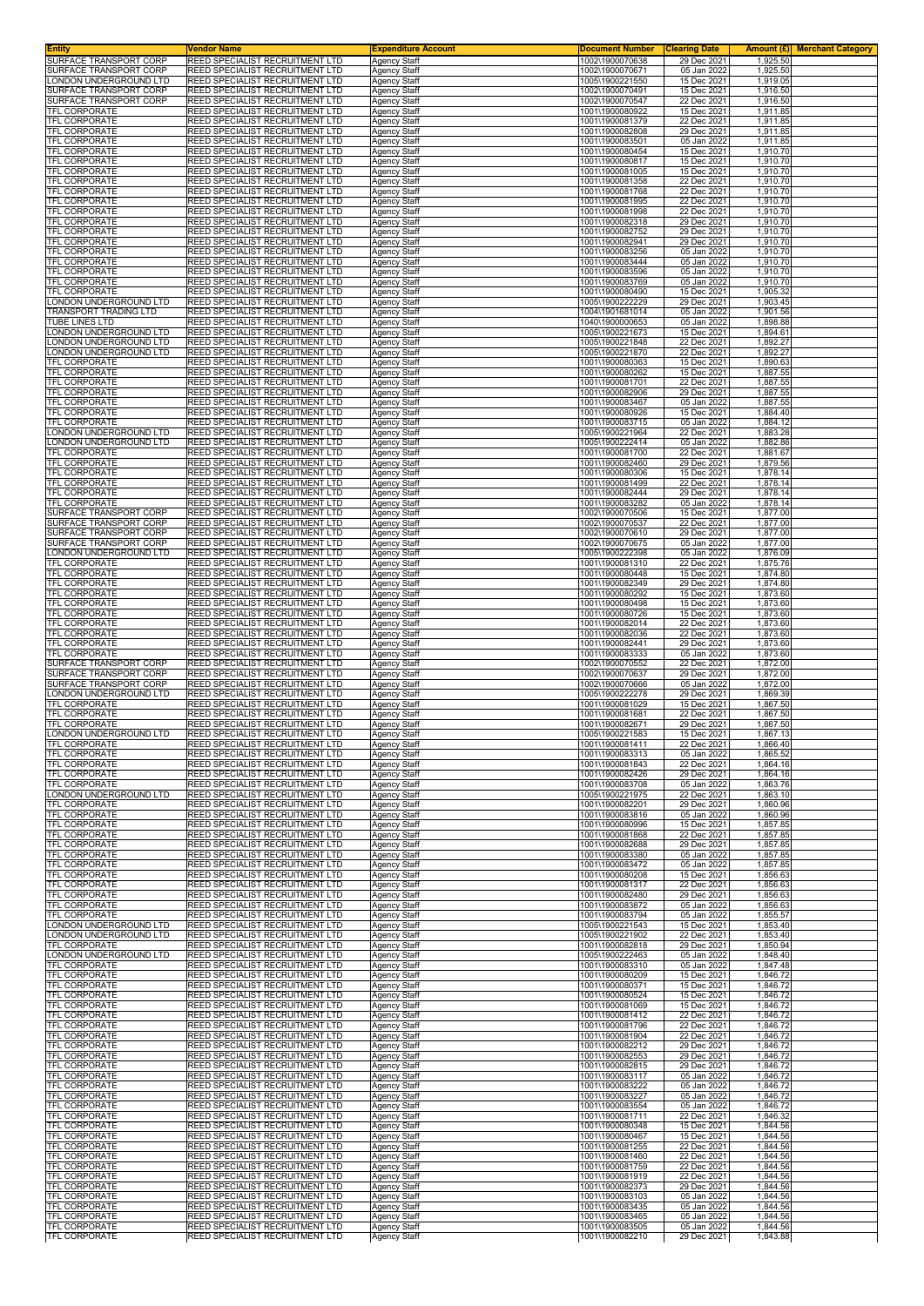| Entity | Vendor Name | Expenditure Account | Document Number | Clearing Date | Amount (£) | Merchant Category |
|---|---|---|---|---|---|---|
| SURFACE TRANSPORT CORP | REED SPECIALIST RECRUITMENT LTD | Agency Staff | 1002\1900070638 | 29 Dec 2021 | 1,925.50 | |
| SURFACE TRANSPORT CORP | REED SPECIALIST RECRUITMENT LTD | Agency Staff | 1002\1900070671 | 05 Jan 2022 | 1,925.50 | |
| LONDON UNDERGROUND LTD | REED SPECIALIST RECRUITMENT LTD | Agency Staff | 1005\1900221550 | 15 Dec 2021 | 1,919.05 | |
| SURFACE TRANSPORT CORP | REED SPECIALIST RECRUITMENT LTD | Agency Staff | 1002\1900070491 | 15 Dec 2021 | 1,916.50 | |
| SURFACE TRANSPORT CORP | REED SPECIALIST RECRUITMENT LTD | Agency Staff | 1002\1900070547 | 22 Dec 2021 | 1,916.50 | |
| TFL CORPORATE | REED SPECIALIST RECRUITMENT LTD | Agency Staff | 1001\1900080922 | 15 Dec 2021 | 1,911.85 | |
| TFL CORPORATE | REED SPECIALIST RECRUITMENT LTD | Agency Staff | 1001\1900081379 | 22 Dec 2021 | 1,911.85 | |
| TFL CORPORATE | REED SPECIALIST RECRUITMENT LTD | Agency Staff | 1001\1900082808 | 29 Dec 2021 | 1,911.85 | |
| TFL CORPORATE | REED SPECIALIST RECRUITMENT LTD | Agency Staff | 1001\1900083501 | 05 Jan 2022 | 1,911.85 | |
| TFL CORPORATE | REED SPECIALIST RECRUITMENT LTD | Agency Staff | 1001\1900080454 | 15 Dec 2021 | 1,910.70 | |
| TFL CORPORATE | REED SPECIALIST RECRUITMENT LTD | Agency Staff | 1001\1900080817 | 15 Dec 2021 | 1,910.70 | |
| TFL CORPORATE | REED SPECIALIST RECRUITMENT LTD | Agency Staff | 1001\1900081005 | 15 Dec 2021 | 1,910.70 | |
| TFL CORPORATE | REED SPECIALIST RECRUITMENT LTD | Agency Staff | 1001\1900081358 | 22 Dec 2021 | 1,910.70 | |
| TFL CORPORATE | REED SPECIALIST RECRUITMENT LTD | Agency Staff | 1001\1900081768 | 22 Dec 2021 | 1,910.70 | |
| TFL CORPORATE | REED SPECIALIST RECRUITMENT LTD | Agency Staff | 1001\1900081995 | 22 Dec 2021 | 1,910.70 | |
| TFL CORPORATE | REED SPECIALIST RECRUITMENT LTD | Agency Staff | 1001\1900081998 | 22 Dec 2021 | 1,910.70 | |
| TFL CORPORATE | REED SPECIALIST RECRUITMENT LTD | Agency Staff | 1001\1900082318 | 29 Dec 2021 | 1,910.70 | |
| TFL CORPORATE | REED SPECIALIST RECRUITMENT LTD | Agency Staff | 1001\1900082752 | 29 Dec 2021 | 1,910.70 | |
| TFL CORPORATE | REED SPECIALIST RECRUITMENT LTD | Agency Staff | 1001\1900082941 | 29 Dec 2021 | 1,910.70 | |
| TFL CORPORATE | REED SPECIALIST RECRUITMENT LTD | Agency Staff | 1001\1900083256 | 05 Jan 2022 | 1,910.70 | |
| TFL CORPORATE | REED SPECIALIST RECRUITMENT LTD | Agency Staff | 1001\1900083444 | 05 Jan 2022 | 1,910.70 | |
| TFL CORPORATE | REED SPECIALIST RECRUITMENT LTD | Agency Staff | 1001\1900083596 | 05 Jan 2022 | 1,910.70 | |
| TFL CORPORATE | REED SPECIALIST RECRUITMENT LTD | Agency Staff | 1001\1900083769 | 05 Jan 2022 | 1,910.70 | |
| TFL CORPORATE | REED SPECIALIST RECRUITMENT LTD | Agency Staff | 1001\1900080490 | 15 Dec 2021 | 1,905.32 | |
| LONDON UNDERGROUND LTD | REED SPECIALIST RECRUITMENT LTD | Agency Staff | 1005\1900222229 | 29 Dec 2021 | 1,903.45 | |
| TRANSPORT TRADING LTD | REED SPECIALIST RECRUITMENT LTD | Agency Staff | 1004\1901681014 | 05 Jan 2022 | 1,901.56 | |
| TUBE LINES LTD | REED SPECIALIST RECRUITMENT LTD | Agency Staff | 1040\1900000653 | 05 Jan 2022 | 1,898.88 | |
| LONDON UNDERGROUND LTD | REED SPECIALIST RECRUITMENT LTD | Agency Staff | 1005\1900221673 | 15 Dec 2021 | 1,894.61 | |
| LONDON UNDERGROUND LTD | REED SPECIALIST RECRUITMENT LTD | Agency Staff | 1005\1900221848 | 22 Dec 2021 | 1,892.27 | |
| LONDON UNDERGROUND LTD | REED SPECIALIST RECRUITMENT LTD | Agency Staff | 1005\1900221870 | 22 Dec 2021 | 1,892.27 | |
| TFL CORPORATE | REED SPECIALIST RECRUITMENT LTD | Agency Staff | 1001\1900080363 | 15 Dec 2021 | 1,890.63 | |
| TFL CORPORATE | REED SPECIALIST RECRUITMENT LTD | Agency Staff | 1001\1900080262 | 15 Dec 2021 | 1,887.55 | |
| TFL CORPORATE | REED SPECIALIST RECRUITMENT LTD | Agency Staff | 1001\1900081701 | 22 Dec 2021 | 1,887.55 | |
| TFL CORPORATE | REED SPECIALIST RECRUITMENT LTD | Agency Staff | 1001\1900082906 | 29 Dec 2021 | 1,887.55 | |
| TFL CORPORATE | REED SPECIALIST RECRUITMENT LTD | Agency Staff | 1001\1900083467 | 05 Jan 2022 | 1,887.55 | |
| TFL CORPORATE | REED SPECIALIST RECRUITMENT LTD | Agency Staff | 1001\1900080926 | 15 Dec 2021 | 1,884.40 | |
| TFL CORPORATE | REED SPECIALIST RECRUITMENT LTD | Agency Staff | 1001\1900083715 | 05 Jan 2022 | 1,884.12 | |
| LONDON UNDERGROUND LTD | REED SPECIALIST RECRUITMENT LTD | Agency Staff | 1005\1900221964 | 22 Dec 2021 | 1,883.28 | |
| LONDON UNDERGROUND LTD | REED SPECIALIST RECRUITMENT LTD | Agency Staff | 1005\1900222414 | 05 Jan 2022 | 1,882.86 | |
| TFL CORPORATE | REED SPECIALIST RECRUITMENT LTD | Agency Staff | 1001\1900081700 | 22 Dec 2021 | 1,881.67 | |
| TFL CORPORATE | REED SPECIALIST RECRUITMENT LTD | Agency Staff | 1001\1900082460 | 29 Dec 2021 | 1,879.56 | |
| TFL CORPORATE | REED SPECIALIST RECRUITMENT LTD | Agency Staff | 1001\1900080306 | 15 Dec 2021 | 1,878.14 | |
| TFL CORPORATE | REED SPECIALIST RECRUITMENT LTD | Agency Staff | 1001\1900081499 | 22 Dec 2021 | 1,878.14 | |
| TFL CORPORATE | REED SPECIALIST RECRUITMENT LTD | Agency Staff | 1001\1900082444 | 29 Dec 2021 | 1,878.14 | |
| TFL CORPORATE | REED SPECIALIST RECRUITMENT LTD | Agency Staff | 1001\1900083282 | 05 Jan 2022 | 1,878.14 | |
| SURFACE TRANSPORT CORP | REED SPECIALIST RECRUITMENT LTD | Agency Staff | 1002\1900070506 | 15 Dec 2021 | 1,877.00 | |
| SURFACE TRANSPORT CORP | REED SPECIALIST RECRUITMENT LTD | Agency Staff | 1002\1900070537 | 22 Dec 2021 | 1,877.00 | |
| SURFACE TRANSPORT CORP | REED SPECIALIST RECRUITMENT LTD | Agency Staff | 1002\1900070610 | 29 Dec 2021 | 1,877.00 | |
| SURFACE TRANSPORT CORP | REED SPECIALIST RECRUITMENT LTD | Agency Staff | 1002\1900070675 | 05 Jan 2022 | 1,877.00 | |
| LONDON UNDERGROUND LTD | REED SPECIALIST RECRUITMENT LTD | Agency Staff | 1005\1900222398 | 05 Jan 2022 | 1,876.09 | |
| TFL CORPORATE | REED SPECIALIST RECRUITMENT LTD | Agency Staff | 1001\1900081310 | 22 Dec 2021 | 1,875.76 | |
| TFL CORPORATE | REED SPECIALIST RECRUITMENT LTD | Agency Staff | 1001\1900080448 | 15 Dec 2021 | 1,874.80 | |
| TFL CORPORATE | REED SPECIALIST RECRUITMENT LTD | Agency Staff | 1001\1900082349 | 29 Dec 2021 | 1,874.80 | |
| TFL CORPORATE | REED SPECIALIST RECRUITMENT LTD | Agency Staff | 1001\1900080292 | 15 Dec 2021 | 1,873.60 | |
| TFL CORPORATE | REED SPECIALIST RECRUITMENT LTD | Agency Staff | 1001\1900080498 | 15 Dec 2021 | 1,873.60 | |
| TFL CORPORATE | REED SPECIALIST RECRUITMENT LTD | Agency Staff | 1001\1900080726 | 15 Dec 2021 | 1,873.60 | |
| TFL CORPORATE | REED SPECIALIST RECRUITMENT LTD | Agency Staff | 1001\1900082014 | 22 Dec 2021 | 1,873.60 | |
| TFL CORPORATE | REED SPECIALIST RECRUITMENT LTD | Agency Staff | 1001\1900082036 | 22 Dec 2021 | 1,873.60 | |
| TFL CORPORATE | REED SPECIALIST RECRUITMENT LTD | Agency Staff | 1001\1900082441 | 29 Dec 2021 | 1,873.60 | |
| TFL CORPORATE | REED SPECIALIST RECRUITMENT LTD | Agency Staff | 1001\1900083333 | 05 Jan 2022 | 1,873.60 | |
| SURFACE TRANSPORT CORP | REED SPECIALIST RECRUITMENT LTD | Agency Staff | 1002\1900070552 | 22 Dec 2021 | 1,872.00 | |
| SURFACE TRANSPORT CORP | REED SPECIALIST RECRUITMENT LTD | Agency Staff | 1002\1900070637 | 29 Dec 2021 | 1,872.00 | |
| SURFACE TRANSPORT CORP | REED SPECIALIST RECRUITMENT LTD | Agency Staff | 1002\1900070666 | 05 Jan 2022 | 1,872.00 | |
| LONDON UNDERGROUND LTD | REED SPECIALIST RECRUITMENT LTD | Agency Staff | 1005\1900222278 | 29 Dec 2021 | 1,869.39 | |
| TFL CORPORATE | REED SPECIALIST RECRUITMENT LTD | Agency Staff | 1001\1900081029 | 15 Dec 2021 | 1,867.50 | |
| TFL CORPORATE | REED SPECIALIST RECRUITMENT LTD | Agency Staff | 1001\1900081681 | 22 Dec 2021 | 1,867.50 | |
| TFL CORPORATE | REED SPECIALIST RECRUITMENT LTD | Agency Staff | 1001\1900082671 | 29 Dec 2021 | 1,867.50 | |
| LONDON UNDERGROUND LTD | REED SPECIALIST RECRUITMENT LTD | Agency Staff | 1005\1900221583 | 15 Dec 2021 | 1,867.13 | |
| TFL CORPORATE | REED SPECIALIST RECRUITMENT LTD | Agency Staff | 1001\1900081411 | 22 Dec 2021 | 1,866.40 | |
| TFL CORPORATE | REED SPECIALIST RECRUITMENT LTD | Agency Staff | 1001\1900083313 | 05 Jan 2022 | 1,865.52 | |
| TFL CORPORATE | REED SPECIALIST RECRUITMENT LTD | Agency Staff | 1001\1900081843 | 22 Dec 2021 | 1,864.16 | |
| TFL CORPORATE | REED SPECIALIST RECRUITMENT LTD | Agency Staff | 1001\1900082426 | 29 Dec 2021 | 1,864.16 | |
| TFL CORPORATE | REED SPECIALIST RECRUITMENT LTD | Agency Staff | 1001\1900083708 | 05 Jan 2022 | 1,863.76 | |
| LONDON UNDERGROUND LTD | REED SPECIALIST RECRUITMENT LTD | Agency Staff | 1005\1900221975 | 22 Dec 2021 | 1,863.10 | |
| TFL CORPORATE | REED SPECIALIST RECRUITMENT LTD | Agency Staff | 1001\1900082201 | 29 Dec 2021 | 1,860.96 | |
| TFL CORPORATE | REED SPECIALIST RECRUITMENT LTD | Agency Staff | 1001\1900083816 | 05 Jan 2022 | 1,860.96 | |
| TFL CORPORATE | REED SPECIALIST RECRUITMENT LTD | Agency Staff | 1001\1900080996 | 15 Dec 2021 | 1,857.85 | |
| TFL CORPORATE | REED SPECIALIST RECRUITMENT LTD | Agency Staff | 1001\1900081868 | 22 Dec 2021 | 1,857.85 | |
| TFL CORPORATE | REED SPECIALIST RECRUITMENT LTD | Agency Staff | 1001\1900082688 | 29 Dec 2021 | 1,857.85 | |
| TFL CORPORATE | REED SPECIALIST RECRUITMENT LTD | Agency Staff | 1001\1900083380 | 05 Jan 2022 | 1,857.85 | |
| TFL CORPORATE | REED SPECIALIST RECRUITMENT LTD | Agency Staff | 1001\1900083472 | 05 Jan 2022 | 1,857.85 | |
| TFL CORPORATE | REED SPECIALIST RECRUITMENT LTD | Agency Staff | 1001\1900080208 | 15 Dec 2021 | 1,856.63 | |
| TFL CORPORATE | REED SPECIALIST RECRUITMENT LTD | Agency Staff | 1001\1900081317 | 22 Dec 2021 | 1,856.63 | |
| TFL CORPORATE | REED SPECIALIST RECRUITMENT LTD | Agency Staff | 1001\1900082480 | 29 Dec 2021 | 1,856.63 | |
| TFL CORPORATE | REED SPECIALIST RECRUITMENT LTD | Agency Staff | 1001\1900083872 | 05 Jan 2022 | 1,856.63 | |
| TFL CORPORATE | REED SPECIALIST RECRUITMENT LTD | Agency Staff | 1001\1900083794 | 05 Jan 2022 | 1,855.57 | |
| LONDON UNDERGROUND LTD | REED SPECIALIST RECRUITMENT LTD | Agency Staff | 1005\1900221543 | 15 Dec 2021 | 1,853.40 | |
| LONDON UNDERGROUND LTD | REED SPECIALIST RECRUITMENT LTD | Agency Staff | 1005\1900221902 | 22 Dec 2021 | 1,853.40 | |
| TFL CORPORATE | REED SPECIALIST RECRUITMENT LTD | Agency Staff | 1001\1900082818 | 29 Dec 2021 | 1,850.94 | |
| LONDON UNDERGROUND LTD | REED SPECIALIST RECRUITMENT LTD | Agency Staff | 1005\1900222463 | 05 Jan 2022 | 1,848.40 | |
| TFL CORPORATE | REED SPECIALIST RECRUITMENT LTD | Agency Staff | 1001\1900083310 | 05 Jan 2022 | 1,847.48 | |
| TFL CORPORATE | REED SPECIALIST RECRUITMENT LTD | Agency Staff | 1001\1900080209 | 15 Dec 2021 | 1,846.72 | |
| TFL CORPORATE | REED SPECIALIST RECRUITMENT LTD | Agency Staff | 1001\1900080371 | 15 Dec 2021 | 1,846.72 | |
| TFL CORPORATE | REED SPECIALIST RECRUITMENT LTD | Agency Staff | 1001\1900080524 | 15 Dec 2021 | 1,846.72 | |
| TFL CORPORATE | REED SPECIALIST RECRUITMENT LTD | Agency Staff | 1001\1900081069 | 15 Dec 2021 | 1,846.72 | |
| TFL CORPORATE | REED SPECIALIST RECRUITMENT LTD | Agency Staff | 1001\1900081412 | 22 Dec 2021 | 1,846.72 | |
| TFL CORPORATE | REED SPECIALIST RECRUITMENT LTD | Agency Staff | 1001\1900081796 | 22 Dec 2021 | 1,846.72 | |
| TFL CORPORATE | REED SPECIALIST RECRUITMENT LTD | Agency Staff | 1001\1900081904 | 22 Dec 2021 | 1,846.72 | |
| TFL CORPORATE | REED SPECIALIST RECRUITMENT LTD | Agency Staff | 1001\1900082212 | 29 Dec 2021 | 1,846.72 | |
| TFL CORPORATE | REED SPECIALIST RECRUITMENT LTD | Agency Staff | 1001\1900082553 | 29 Dec 2021 | 1,846.72 | |
| TFL CORPORATE | REED SPECIALIST RECRUITMENT LTD | Agency Staff | 1001\1900082815 | 29 Dec 2021 | 1,846.72 | |
| TFL CORPORATE | REED SPECIALIST RECRUITMENT LTD | Agency Staff | 1001\1900083117 | 05 Jan 2022 | 1,846.72 | |
| TFL CORPORATE | REED SPECIALIST RECRUITMENT LTD | Agency Staff | 1001\1900083222 | 05 Jan 2022 | 1,846.72 | |
| TFL CORPORATE | REED SPECIALIST RECRUITMENT LTD | Agency Staff | 1001\1900083227 | 05 Jan 2022 | 1,846.72 | |
| TFL CORPORATE | REED SPECIALIST RECRUITMENT LTD | Agency Staff | 1001\1900083554 | 05 Jan 2022 | 1,846.72 | |
| TFL CORPORATE | REED SPECIALIST RECRUITMENT LTD | Agency Staff | 1001\1900081711 | 22 Dec 2021 | 1,846.32 | |
| TFL CORPORATE | REED SPECIALIST RECRUITMENT LTD | Agency Staff | 1001\1900080348 | 15 Dec 2021 | 1,844.56 | |
| TFL CORPORATE | REED SPECIALIST RECRUITMENT LTD | Agency Staff | 1001\1900080467 | 15 Dec 2021 | 1,844.56 | |
| TFL CORPORATE | REED SPECIALIST RECRUITMENT LTD | Agency Staff | 1001\1900081255 | 22 Dec 2021 | 1,844.56 | |
| TFL CORPORATE | REED SPECIALIST RECRUITMENT LTD | Agency Staff | 1001\1900081460 | 22 Dec 2021 | 1,844.56 | |
| TFL CORPORATE | REED SPECIALIST RECRUITMENT LTD | Agency Staff | 1001\1900081759 | 22 Dec 2021 | 1,844.56 | |
| TFL CORPORATE | REED SPECIALIST RECRUITMENT LTD | Agency Staff | 1001\1900081919 | 22 Dec 2021 | 1,844.56 | |
| TFL CORPORATE | REED SPECIALIST RECRUITMENT LTD | Agency Staff | 1001\1900082373 | 29 Dec 2021 | 1,844.56 | |
| TFL CORPORATE | REED SPECIALIST RECRUITMENT LTD | Agency Staff | 1001\1900083103 | 05 Jan 2022 | 1,844.56 | |
| TFL CORPORATE | REED SPECIALIST RECRUITMENT LTD | Agency Staff | 1001\1900083435 | 05 Jan 2022 | 1,844.56 | |
| TFL CORPORATE | REED SPECIALIST RECRUITMENT LTD | Agency Staff | 1001\1900083465 | 05 Jan 2022 | 1,844.56 | |
| TFL CORPORATE | REED SPECIALIST RECRUITMENT LTD | Agency Staff | 1001\1900083505 | 05 Jan 2022 | 1,844.56 | |
| TFL CORPORATE | REED SPECIALIST RECRUITMENT LTD | Agency Staff | 1001\1900082210 | 29 Dec 2021 | 1,843.88 | |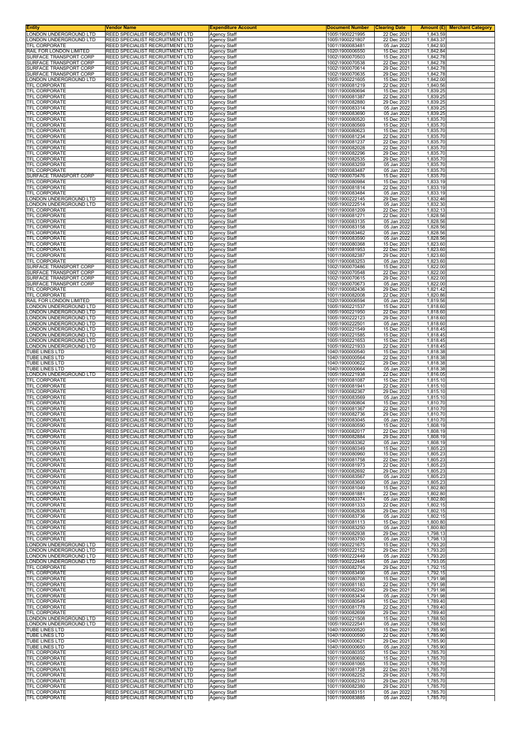| Entity | Vendor Name | Expenditure Account | Document Number | Clearing Date | Amount (£) | Merchant Category |
|---|---|---|---|---|---|---|
| LONDON UNDERGROUND LTD | REED SPECIALIST RECRUITMENT LTD | Agency Staff | 1005\1900221995 | 22 Dec 2021 | 1,843.59 | |
| LONDON UNDERGROUND LTD | REED SPECIALIST RECRUITMENT LTD | Agency Staff | 1005\1900221807 | 22 Dec 2021 | 1,843.37 | |
| TFL CORPORATE | REED SPECIALIST RECRUITMENT LTD | Agency Staff | 1001\1900083481 | 05 Jan 2022 | 1,842.93 | |
| RAIL FOR LONDON LIMITED | REED SPECIALIST RECRUITMENT LTD | Agency Staff | 1020\1900006550 | 15 Dec 2021 | 1,842.84 | |
| SURFACE TRANSPORT CORP | REED SPECIALIST RECRUITMENT LTD | Agency Staff | 1002\1900070503 | 15 Dec 2021 | 1,842.78 | |
| SURFACE TRANSPORT CORP | REED SPECIALIST RECRUITMENT LTD | Agency Staff | 1002\1900070538 | 22 Dec 2021 | 1,842.78 | |
| SURFACE TRANSPORT CORP | REED SPECIALIST RECRUITMENT LTD | Agency Staff | 1002\1900070614 | 29 Dec 2021 | 1,842.78 | |
| SURFACE TRANSPORT CORP | REED SPECIALIST RECRUITMENT LTD | Agency Staff | 1002\1900070635 | 29 Dec 2021 | 1,842.78 | |
| LONDON UNDERGROUND LTD | REED SPECIALIST RECRUITMENT LTD | Agency Staff | 1005\1900221605 | 15 Dec 2021 | 1,842.00 | |
| TFL CORPORATE | REED SPECIALIST RECRUITMENT LTD | Agency Staff | 1001\1900081219 | 22 Dec 2021 | 1,840.56 | |
| TFL CORPORATE | REED SPECIALIST RECRUITMENT LTD | Agency Staff | 1001\1900080694 | 15 Dec 2021 | 1,839.25 | |
| TFL CORPORATE | REED SPECIALIST RECRUITMENT LTD | Agency Staff | 1001\1900081387 | 22 Dec 2021 | 1,839.25 | |
| TFL CORPORATE | REED SPECIALIST RECRUITMENT LTD | Agency Staff | 1001\1900082880 | 29 Dec 2021 | 1,839.25 | |
| TFL CORPORATE | REED SPECIALIST RECRUITMENT LTD | Agency Staff | 1001\1900083314 | 05 Jan 2022 | 1,839.25 | |
| TFL CORPORATE | REED SPECIALIST RECRUITMENT LTD | Agency Staff | 1001\1900083690 | 05 Jan 2022 | 1,839.25 | |
| TFL CORPORATE | REED SPECIALIST RECRUITMENT LTD | Agency Staff | 1001\1900080520 | 15 Dec 2021 | 1,835.70 | |
| TFL CORPORATE | REED SPECIALIST RECRUITMENT LTD | Agency Staff | 1001\1900080569 | 15 Dec 2021 | 1,835.70 | |
| TFL CORPORATE | REED SPECIALIST RECRUITMENT LTD | Agency Staff | 1001\1900080623 | 15 Dec 2021 | 1,835.70 | |
| TFL CORPORATE | REED SPECIALIST RECRUITMENT LTD | Agency Staff | 1001\1900081234 | 22 Dec 2021 | 1,835.70 | |
| TFL CORPORATE | REED SPECIALIST RECRUITMENT LTD | Agency Staff | 1001\1900081237 | 22 Dec 2021 | 1,835.70 | |
| TFL CORPORATE | REED SPECIALIST RECRUITMENT LTD | Agency Staff | 1001\1900082028 | 22 Dec 2021 | 1,835.70 | |
| TFL CORPORATE | REED SPECIALIST RECRUITMENT LTD | Agency Staff | 1001\1900082296 | 29 Dec 2021 | 1,835.70 | |
| TFL CORPORATE | REED SPECIALIST RECRUITMENT LTD | Agency Staff | 1001\1900082535 | 29 Dec 2021 | 1,835.70 | |
| TFL CORPORATE | REED SPECIALIST RECRUITMENT LTD | Agency Staff | 1001\1900083259 | 05 Jan 2022 | 1,835.70 | |
| TFL CORPORATE | REED SPECIALIST RECRUITMENT LTD | Agency Staff | 1001\1900083487 | 05 Jan 2022 | 1,835.70 | |
| SURFACE TRANSPORT CORP | REED SPECIALIST RECRUITMENT LTD | Agency Staff | 1002\1900070476 | 15 Dec 2021 | 1,835.70 | |
| TFL CORPORATE | REED SPECIALIST RECRUITMENT LTD | Agency Staff | 1001\1900080984 | 15 Dec 2021 | 1,833.19 | |
| TFL CORPORATE | REED SPECIALIST RECRUITMENT LTD | Agency Staff | 1001\1900081814 | 22 Dec 2021 | 1,833.19 | |
| TFL CORPORATE | REED SPECIALIST RECRUITMENT LTD | Agency Staff | 1001\1900083484 | 05 Jan 2022 | 1,833.19 | |
| LONDON UNDERGROUND LTD | REED SPECIALIST RECRUITMENT LTD | Agency Staff | 1005\1900222145 | 29 Dec 2021 | 1,832.46 | |
| LONDON UNDERGROUND LTD | REED SPECIALIST RECRUITMENT LTD | Agency Staff | 1005\1900222514 | 05 Jan 2022 | 1,832.30 | |
| TFL CORPORATE | REED SPECIALIST RECRUITMENT LTD | Agency Staff | 1001\1900081209 | 22 Dec 2021 | 1,832.13 | |
| TFL CORPORATE | REED SPECIALIST RECRUITMENT LTD | Agency Staff | 1001\1900081271 | 22 Dec 2021 | 1,828.56 | |
| TFL CORPORATE | REED SPECIALIST RECRUITMENT LTD | Agency Staff | 1001\1900083135 | 05 Jan 2022 | 1,828.56 | |
| TFL CORPORATE | REED SPECIALIST RECRUITMENT LTD | Agency Staff | 1001\1900083158 | 05 Jan 2022 | 1,828.56 | |
| TFL CORPORATE | REED SPECIALIST RECRUITMENT LTD | Agency Staff | 1001\1900083462 | 05 Jan 2022 | 1,828.56 | |
| TFL CORPORATE | REED SPECIALIST RECRUITMENT LTD | Agency Staff | 1001\1900083590 | 05 Jan 2022 | 1,828.56 | |
| TFL CORPORATE | REED SPECIALIST RECRUITMENT LTD | Agency Staff | 1001\1900080368 | 15 Dec 2021 | 1,823.60 | |
| TFL CORPORATE | REED SPECIALIST RECRUITMENT LTD | Agency Staff | 1001\1900081953 | 22 Dec 2021 | 1,823.60 | |
| TFL CORPORATE | REED SPECIALIST RECRUITMENT LTD | Agency Staff | 1001\1900082387 | 29 Dec 2021 | 1,823.60 | |
| TFL CORPORATE | REED SPECIALIST RECRUITMENT LTD | Agency Staff | 1001\1900083253 | 05 Jan 2022 | 1,823.60 | |
| SURFACE TRANSPORT CORP | REED SPECIALIST RECRUITMENT LTD | Agency Staff | 1002\1900070486 | 15 Dec 2021 | 1,822.00 | |
| SURFACE TRANSPORT CORP | REED SPECIALIST RECRUITMENT LTD | Agency Staff | 1002\1900070548 | 22 Dec 2021 | 1,822.00 | |
| SURFACE TRANSPORT CORP | REED SPECIALIST RECRUITMENT LTD | Agency Staff | 1002\1900070615 | 29 Dec 2021 | 1,822.00 | |
| SURFACE TRANSPORT CORP | REED SPECIALIST RECRUITMENT LTD | Agency Staff | 1002\1900070673 | 05 Jan 2022 | 1,822.00 | |
| TFL CORPORATE | REED SPECIALIST RECRUITMENT LTD | Agency Staff | 1001\1900082436 | 29 Dec 2021 | 1,821.42 | |
| TFL CORPORATE | REED SPECIALIST RECRUITMENT LTD | Agency Staff | 1001\1900082008 | 22 Dec 2021 | 1,820.86 | |
| RAIL FOR LONDON LIMITED | REED SPECIALIST RECRUITMENT LTD | Agency Staff | 1020\1900006594 | 05 Jan 2022 | 1,819.56 | |
| LONDON UNDERGROUND LTD | REED SPECIALIST RECRUITMENT LTD | Agency Staff | 1005\1900221537 | 15 Dec 2021 | 1,818.60 | |
| LONDON UNDERGROUND LTD | REED SPECIALIST RECRUITMENT LTD | Agency Staff | 1005\1900221950 | 22 Dec 2021 | 1,818.60 | |
| LONDON UNDERGROUND LTD | REED SPECIALIST RECRUITMENT LTD | Agency Staff | 1005\1900222123 | 29 Dec 2021 | 1,818.60 | |
| LONDON UNDERGROUND LTD | REED SPECIALIST RECRUITMENT LTD | Agency Staff | 1005\1900222501 | 05 Jan 2022 | 1,818.60 | |
| LONDON UNDERGROUND LTD | REED SPECIALIST RECRUITMENT LTD | Agency Staff | 1005\1900221549 | 15 Dec 2021 | 1,818.45 | |
| LONDON UNDERGROUND LTD | REED SPECIALIST RECRUITMENT LTD | Agency Staff | 1005\1900221585 | 15 Dec 2021 | 1,818.45 | |
| LONDON UNDERGROUND LTD | REED SPECIALIST RECRUITMENT LTD | Agency Staff | 1005\1900221653 | 15 Dec 2021 | 1,818.45 | |
| LONDON UNDERGROUND LTD | REED SPECIALIST RECRUITMENT LTD | Agency Staff | 1005\1900221933 | 22 Dec 2021 | 1,818.45 | |
| TUBE LINES LTD | REED SPECIALIST RECRUITMENT LTD | Agency Staff | 1040\1900000540 | 15 Dec 2021 | 1,818.38 | |
| TUBE LINES LTD | REED SPECIALIST RECRUITMENT LTD | Agency Staff | 1040\1900000564 | 22 Dec 2021 | 1,818.38 | |
| TUBE LINES LTD | REED SPECIALIST RECRUITMENT LTD | Agency Staff | 1040\1900000622 | 29 Dec 2021 | 1,818.38 | |
| TUBE LINES LTD | REED SPECIALIST RECRUITMENT LTD | Agency Staff | 1040\1900000664 | 05 Jan 2022 | 1,818.38 | |
| LONDON UNDERGROUND LTD | REED SPECIALIST RECRUITMENT LTD | Agency Staff | 1005\1900221938 | 22 Dec 2021 | 1,816.05 | |
| TFL CORPORATE | REED SPECIALIST RECRUITMENT LTD | Agency Staff | 1001\1900081087 | 15 Dec 2021 | 1,815.10 | |
| TFL CORPORATE | REED SPECIALIST RECRUITMENT LTD | Agency Staff | 1001\1900081941 | 22 Dec 2021 | 1,815.10 | |
| TFL CORPORATE | REED SPECIALIST RECRUITMENT LTD | Agency Staff | 1001\1900082367 | 29 Dec 2021 | 1,815.10 | |
| TFL CORPORATE | REED SPECIALIST RECRUITMENT LTD | Agency Staff | 1001\1900083569 | 05 Jan 2022 | 1,815.10 | |
| TFL CORPORATE | REED SPECIALIST RECRUITMENT LTD | Agency Staff | 1001\1900080804 | 15 Dec 2021 | 1,810.70 | |
| TFL CORPORATE | REED SPECIALIST RECRUITMENT LTD | Agency Staff | 1001\1900081367 | 22 Dec 2021 | 1,810.70 | |
| TFL CORPORATE | REED SPECIALIST RECRUITMENT LTD | Agency Staff | 1001\1900082736 | 29 Dec 2021 | 1,810.70 | |
| TFL CORPORATE | REED SPECIALIST RECRUITMENT LTD | Agency Staff | 1001\1900083045 | 05 Jan 2022 | 1,810.70 | |
| TFL CORPORATE | REED SPECIALIST RECRUITMENT LTD | Agency Staff | 1001\1900080590 | 15 Dec 2021 | 1,808.19 | |
| TFL CORPORATE | REED SPECIALIST RECRUITMENT LTD | Agency Staff | 1001\1900082017 | 22 Dec 2021 | 1,808.19 | |
| TFL CORPORATE | REED SPECIALIST RECRUITMENT LTD | Agency Staff | 1001\1900082884 | 29 Dec 2021 | 1,808.19 | |
| TFL CORPORATE | REED SPECIALIST RECRUITMENT LTD | Agency Staff | 1001\1900083362 | 05 Jan 2022 | 1,808.19 | |
| TFL CORPORATE | REED SPECIALIST RECRUITMENT LTD | Agency Staff | 1001\1900080349 | 15 Dec 2021 | 1,805.23 | |
| TFL CORPORATE | REED SPECIALIST RECRUITMENT LTD | Agency Staff | 1001\1900080960 | 15 Dec 2021 | 1,805.23 | |
| TFL CORPORATE | REED SPECIALIST RECRUITMENT LTD | Agency Staff | 1001\1900081758 | 22 Dec 2021 | 1,805.23 | |
| TFL CORPORATE | REED SPECIALIST RECRUITMENT LTD | Agency Staff | 1001\1900081973 | 22 Dec 2021 | 1,805.23 | |
| TFL CORPORATE | REED SPECIALIST RECRUITMENT LTD | Agency Staff | 1001\1900082692 | 29 Dec 2021 | 1,805.23 | |
| TFL CORPORATE | REED SPECIALIST RECRUITMENT LTD | Agency Staff | 1001\1900083567 | 05 Jan 2022 | 1,805.23 | |
| TFL CORPORATE | REED SPECIALIST RECRUITMENT LTD | Agency Staff | 1001\1900083600 | 05 Jan 2022 | 1,805.23 | |
| TFL CORPORATE | REED SPECIALIST RECRUITMENT LTD | Agency Staff | 1001\1900081049 | 15 Dec 2021 | 1,802.80 | |
| TFL CORPORATE | REED SPECIALIST RECRUITMENT LTD | Agency Staff | 1001\1900081881 | 22 Dec 2021 | 1,802.80 | |
| TFL CORPORATE | REED SPECIALIST RECRUITMENT LTD | Agency Staff | 1001\1900083374 | 05 Jan 2022 | 1,802.80 | |
| TFL CORPORATE | REED SPECIALIST RECRUITMENT LTD | Agency Staff | 1001\1900081333 | 22 Dec 2021 | 1,802.15 | |
| TFL CORPORATE | REED SPECIALIST RECRUITMENT LTD | Agency Staff | 1001\1900082838 | 29 Dec 2021 | 1,802.15 | |
| TFL CORPORATE | REED SPECIALIST RECRUITMENT LTD | Agency Staff | 1001\1900083736 | 05 Jan 2022 | 1,802.15 | |
| TFL CORPORATE | REED SPECIALIST RECRUITMENT LTD | Agency Staff | 1001\1900081113 | 15 Dec 2021 | 1,800.80 | |
| TFL CORPORATE | REED SPECIALIST RECRUITMENT LTD | Agency Staff | 1001\1900083250 | 05 Jan 2022 | 1,800.80 | |
| TFL CORPORATE | REED SPECIALIST RECRUITMENT LTD | Agency Staff | 1001\1900082938 | 29 Dec 2021 | 1,798.13 | |
| TFL CORPORATE | REED SPECIALIST RECRUITMENT LTD | Agency Staff | 1001\1900083750 | 05 Jan 2022 | 1,798.13 | |
| LONDON UNDERGROUND LTD | REED SPECIALIST RECRUITMENT LTD | Agency Staff | 1005\1900221675 | 15 Dec 2021 | 1,793.20 | |
| LONDON UNDERGROUND LTD | REED SPECIALIST RECRUITMENT LTD | Agency Staff | 1005\1900222152 | 29 Dec 2021 | 1,793.20 | |
| LONDON UNDERGROUND LTD | REED SPECIALIST RECRUITMENT LTD | Agency Staff | 1005\1900222449 | 05 Jan 2022 | 1,793.20 | |
| LONDON UNDERGROUND LTD | REED SPECIALIST RECRUITMENT LTD | Agency Staff | 1005\1900222445 | 05 Jan 2022 | 1,793.05 | |
| TFL CORPORATE | REED SPECIALIST RECRUITMENT LTD | Agency Staff | 1001\1900082704 | 29 Dec 2021 | 1,792.15 | |
| TFL CORPORATE | REED SPECIALIST RECRUITMENT LTD | Agency Staff | 1001\1900083490 | 05 Jan 2022 | 1,792.15 | |
| TFL CORPORATE | REED SPECIALIST RECRUITMENT LTD | Agency Staff | 1001\1900080708 | 15 Dec 2021 | 1,791.98 | |
| TFL CORPORATE | REED SPECIALIST RECRUITMENT LTD | Agency Staff | 1001\1900081183 | 22 Dec 2021 | 1,791.98 | |
| TFL CORPORATE | REED SPECIALIST RECRUITMENT LTD | Agency Staff | 1001\1900082240 | 29 Dec 2021 | 1,791.98 | |
| TFL CORPORATE | REED SPECIALIST RECRUITMENT LTD | Agency Staff | 1001\1900083434 | 05 Jan 2022 | 1,791.98 | |
| TFL CORPORATE | REED SPECIALIST RECRUITMENT LTD | Agency Staff | 1001\1900080549 | 15 Dec 2021 | 1,789.40 | |
| TFL CORPORATE | REED SPECIALIST RECRUITMENT LTD | Agency Staff | 1001\1900081778 | 22 Dec 2021 | 1,789.40 | |
| TFL CORPORATE | REED SPECIALIST RECRUITMENT LTD | Agency Staff | 1001\1900082699 | 29 Dec 2021 | 1,789.40 | |
| LONDON UNDERGROUND LTD | REED SPECIALIST RECRUITMENT LTD | Agency Staff | 1005\1900221508 | 15 Dec 2021 | 1,788.50 | |
| LONDON UNDERGROUND LTD | REED SPECIALIST RECRUITMENT LTD | Agency Staff | 1005\1900222541 | 05 Jan 2022 | 1,788.50 | |
| TUBE LINES LTD | REED SPECIALIST RECRUITMENT LTD | Agency Staff | 1040\1900000520 | 15 Dec 2021 | 1,785.90 | |
| TUBE LINES LTD | REED SPECIALIST RECRUITMENT LTD | Agency Staff | 1040\1900000590 | 22 Dec 2021 | 1,785.90 | |
| TUBE LINES LTD | REED SPECIALIST RECRUITMENT LTD | Agency Staff | 1040\1900000621 | 29 Dec 2021 | 1,785.90 | |
| TUBE LINES LTD | REED SPECIALIST RECRUITMENT LTD | Agency Staff | 1040\1900000650 | 05 Jan 2022 | 1,785.90 | |
| TFL CORPORATE | REED SPECIALIST RECRUITMENT LTD | Agency Staff | 1001\1900080355 | 15 Dec 2021 | 1,785.70 | |
| TFL CORPORATE | REED SPECIALIST RECRUITMENT LTD | Agency Staff | 1001\1900080692 | 15 Dec 2021 | 1,785.70 | |
| TFL CORPORATE | REED SPECIALIST RECRUITMENT LTD | Agency Staff | 1001\1900081065 | 15 Dec 2021 | 1,785.70 | |
| TFL CORPORATE | REED SPECIALIST RECRUITMENT LTD | Agency Staff | 1001\1900081728 | 22 Dec 2021 | 1,785.70 | |
| TFL CORPORATE | REED SPECIALIST RECRUITMENT LTD | Agency Staff | 1001\1900082252 | 29 Dec 2021 | 1,785.70 | |
| TFL CORPORATE | REED SPECIALIST RECRUITMENT LTD | Agency Staff | 1001\1900082310 | 29 Dec 2021 | 1,785.70 | |
| TFL CORPORATE | REED SPECIALIST RECRUITMENT LTD | Agency Staff | 1001\1900082380 | 29 Dec 2021 | 1,785.70 | |
| TFL CORPORATE | REED SPECIALIST RECRUITMENT LTD | Agency Staff | 1001\1900083151 | 05 Jan 2022 | 1,785.70 | |
| TFL CORPORATE | REED SPECIALIST RECRUITMENT LTD | Agency Staff | 1001\1900083885 | 05 Jan 2022 | 1,785.70 | |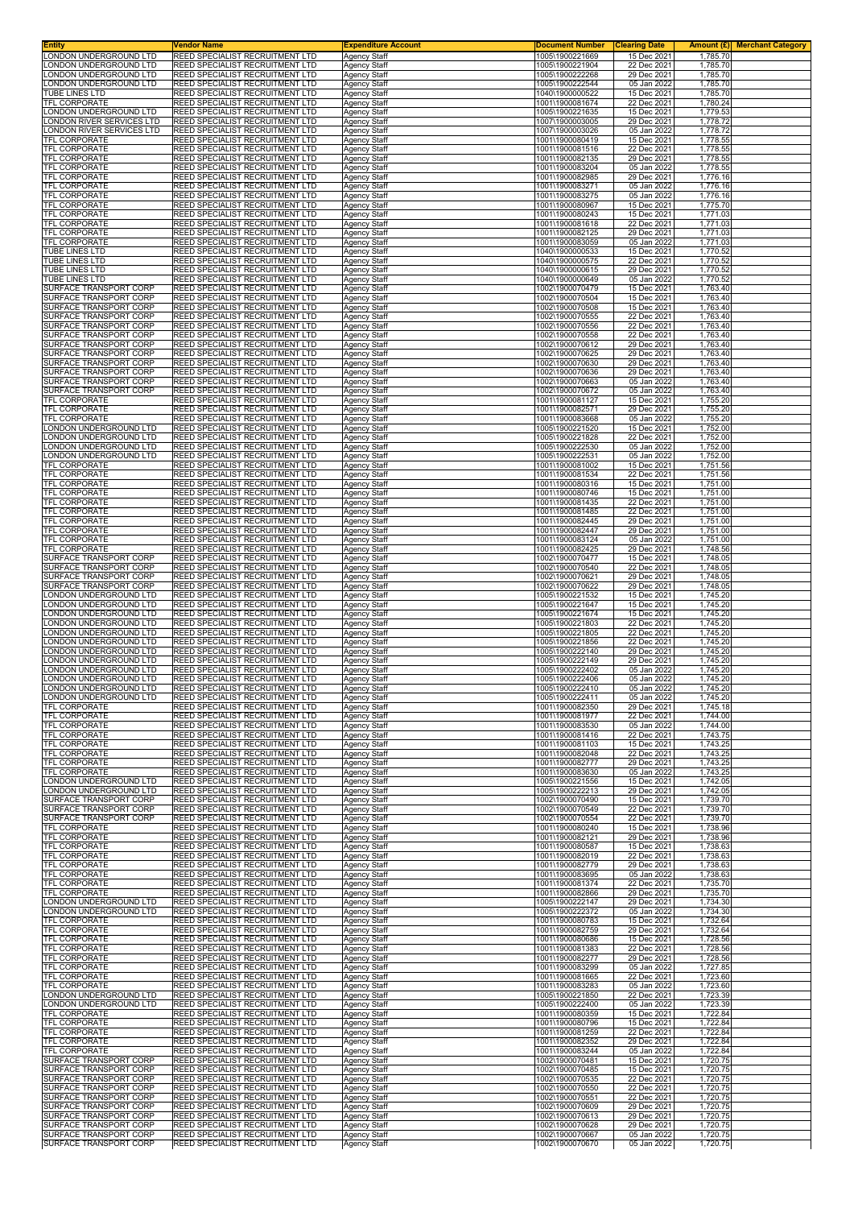| Entity | Vendor Name | Expenditure Account | Document Number | Clearing Date | Amount (£) | Merchant Category |
|---|---|---|---|---|---|---|
| LONDON UNDERGROUND LTD | REED SPECIALIST RECRUITMENT LTD | Agency Staff | 1005\1900221669 | 15 Dec 2021 | 1,785.70 | |
| LONDON UNDERGROUND LTD | REED SPECIALIST RECRUITMENT LTD | Agency Staff | 1005\1900221904 | 22 Dec 2021 | 1,785.70 | |
| LONDON UNDERGROUND LTD | REED SPECIALIST RECRUITMENT LTD | Agency Staff | 1005\1900222268 | 29 Dec 2021 | 1,785.70 | |
| LONDON UNDERGROUND LTD | REED SPECIALIST RECRUITMENT LTD | Agency Staff | 1005\1900222544 | 05 Jan 2022 | 1,785.70 | |
| TUBE LINES LTD | REED SPECIALIST RECRUITMENT LTD | Agency Staff | 1040\1900000522 | 15 Dec 2021 | 1,785.70 | |
| TFL CORPORATE | REED SPECIALIST RECRUITMENT LTD | Agency Staff | 1001\1900081674 | 22 Dec 2021 | 1,780.24 | |
| LONDON UNDERGROUND LTD | REED SPECIALIST RECRUITMENT LTD | Agency Staff | 1005\1900221635 | 15 Dec 2021 | 1,779.53 | |
| LONDON RIVER SERVICES LTD | REED SPECIALIST RECRUITMENT LTD | Agency Staff | 1007\1900003005 | 29 Dec 2021 | 1,778.72 | |
| LONDON RIVER SERVICES LTD | REED SPECIALIST RECRUITMENT LTD | Agency Staff | 1007\1900003026 | 05 Jan 2022 | 1,778.72 | |
| TFL CORPORATE | REED SPECIALIST RECRUITMENT LTD | Agency Staff | 1001\1900080419 | 15 Dec 2021 | 1,778.55 | |
| TFL CORPORATE | REED SPECIALIST RECRUITMENT LTD | Agency Staff | 1001\1900081516 | 22 Dec 2021 | 1,778.55 | |
| TFL CORPORATE | REED SPECIALIST RECRUITMENT LTD | Agency Staff | 1001\1900082135 | 29 Dec 2021 | 1,778.55 | |
| TFL CORPORATE | REED SPECIALIST RECRUITMENT LTD | Agency Staff | 1001\1900083204 | 05 Jan 2022 | 1,778.55 | |
| TFL CORPORATE | REED SPECIALIST RECRUITMENT LTD | Agency Staff | 1001\1900082985 | 29 Dec 2021 | 1,776.16 | |
| TFL CORPORATE | REED SPECIALIST RECRUITMENT LTD | Agency Staff | 1001\1900083271 | 05 Jan 2022 | 1,776.16 | |
| TFL CORPORATE | REED SPECIALIST RECRUITMENT LTD | Agency Staff | 1001\1900083275 | 05 Jan 2022 | 1,776.16 | |
| TFL CORPORATE | REED SPECIALIST RECRUITMENT LTD | Agency Staff | 1001\1900080967 | 15 Dec 2021 | 1,775.70 | |
| TFL CORPORATE | REED SPECIALIST RECRUITMENT LTD | Agency Staff | 1001\1900080243 | 15 Dec 2021 | 1,771.03 | |
| TFL CORPORATE | REED SPECIALIST RECRUITMENT LTD | Agency Staff | 1001\1900081618 | 22 Dec 2021 | 1,771.03 | |
| TFL CORPORATE | REED SPECIALIST RECRUITMENT LTD | Agency Staff | 1001\1900082125 | 29 Dec 2021 | 1,771.03 | |
| TFL CORPORATE | REED SPECIALIST RECRUITMENT LTD | Agency Staff | 1001\1900083059 | 05 Jan 2022 | 1,771.03 | |
| TUBE LINES LTD | REED SPECIALIST RECRUITMENT LTD | Agency Staff | 1040\1900000533 | 15 Dec 2021 | 1,770.52 | |
| TUBE LINES LTD | REED SPECIALIST RECRUITMENT LTD | Agency Staff | 1040\1900000575 | 22 Dec 2021 | 1,770.52 | |
| TUBE LINES LTD | REED SPECIALIST RECRUITMENT LTD | Agency Staff | 1040\1900000615 | 29 Dec 2021 | 1,770.52 | |
| TUBE LINES LTD | REED SPECIALIST RECRUITMENT LTD | Agency Staff | 1040\1900000649 | 05 Jan 2022 | 1,770.52 | |
| SURFACE TRANSPORT CORP | REED SPECIALIST RECRUITMENT LTD | Agency Staff | 1002\1900070479 | 15 Dec 2021 | 1,763.40 | |
| SURFACE TRANSPORT CORP | REED SPECIALIST RECRUITMENT LTD | Agency Staff | 1002\1900070504 | 15 Dec 2021 | 1,763.40 | |
| SURFACE TRANSPORT CORP | REED SPECIALIST RECRUITMENT LTD | Agency Staff | 1002\1900070508 | 15 Dec 2021 | 1,763.40 | |
| SURFACE TRANSPORT CORP | REED SPECIALIST RECRUITMENT LTD | Agency Staff | 1002\1900070555 | 22 Dec 2021 | 1,763.40 | |
| SURFACE TRANSPORT CORP | REED SPECIALIST RECRUITMENT LTD | Agency Staff | 1002\1900070556 | 22 Dec 2021 | 1,763.40 | |
| SURFACE TRANSPORT CORP | REED SPECIALIST RECRUITMENT LTD | Agency Staff | 1002\1900070558 | 22 Dec 2021 | 1,763.40 | |
| SURFACE TRANSPORT CORP | REED SPECIALIST RECRUITMENT LTD | Agency Staff | 1002\1900070612 | 29 Dec 2021 | 1,763.40 | |
| SURFACE TRANSPORT CORP | REED SPECIALIST RECRUITMENT LTD | Agency Staff | 1002\1900070625 | 29 Dec 2021 | 1,763.40 | |
| SURFACE TRANSPORT CORP | REED SPECIALIST RECRUITMENT LTD | Agency Staff | 1002\1900070630 | 29 Dec 2021 | 1,763.40 | |
| SURFACE TRANSPORT CORP | REED SPECIALIST RECRUITMENT LTD | Agency Staff | 1002\1900070636 | 29 Dec 2021 | 1,763.40 | |
| SURFACE TRANSPORT CORP | REED SPECIALIST RECRUITMENT LTD | Agency Staff | 1002\1900070663 | 05 Jan 2022 | 1,763.40 | |
| SURFACE TRANSPORT CORP | REED SPECIALIST RECRUITMENT LTD | Agency Staff | 1002\1900070672 | 05 Jan 2022 | 1,763.40 | |
| TFL CORPORATE | REED SPECIALIST RECRUITMENT LTD | Agency Staff | 1001\1900081127 | 15 Dec 2021 | 1,755.20 | |
| TFL CORPORATE | REED SPECIALIST RECRUITMENT LTD | Agency Staff | 1001\1900082571 | 29 Dec 2021 | 1,755.20 | |
| TFL CORPORATE | REED SPECIALIST RECRUITMENT LTD | Agency Staff | 1001\1900083668 | 05 Jan 2022 | 1,755.20 | |
| LONDON UNDERGROUND LTD | REED SPECIALIST RECRUITMENT LTD | Agency Staff | 1005\1900221520 | 15 Dec 2021 | 1,752.00 | |
| LONDON UNDERGROUND LTD | REED SPECIALIST RECRUITMENT LTD | Agency Staff | 1005\1900221828 | 22 Dec 2021 | 1,752.00 | |
| LONDON UNDERGROUND LTD | REED SPECIALIST RECRUITMENT LTD | Agency Staff | 1005\1900222530 | 05 Jan 2022 | 1,752.00 | |
| LONDON UNDERGROUND LTD | REED SPECIALIST RECRUITMENT LTD | Agency Staff | 1005\1900222531 | 05 Jan 2022 | 1,752.00 | |
| TFL CORPORATE | REED SPECIALIST RECRUITMENT LTD | Agency Staff | 1001\1900081002 | 15 Dec 2021 | 1,751.56 | |
| TFL CORPORATE | REED SPECIALIST RECRUITMENT LTD | Agency Staff | 1001\1900081534 | 22 Dec 2021 | 1,751.56 | |
| TFL CORPORATE | REED SPECIALIST RECRUITMENT LTD | Agency Staff | 1001\1900080316 | 15 Dec 2021 | 1,751.00 | |
| TFL CORPORATE | REED SPECIALIST RECRUITMENT LTD | Agency Staff | 1001\1900080746 | 15 Dec 2021 | 1,751.00 | |
| TFL CORPORATE | REED SPECIALIST RECRUITMENT LTD | Agency Staff | 1001\1900081435 | 22 Dec 2021 | 1,751.00 | |
| TFL CORPORATE | REED SPECIALIST RECRUITMENT LTD | Agency Staff | 1001\1900081485 | 22 Dec 2021 | 1,751.00 | |
| TFL CORPORATE | REED SPECIALIST RECRUITMENT LTD | Agency Staff | 1001\1900082445 | 29 Dec 2021 | 1,751.00 | |
| TFL CORPORATE | REED SPECIALIST RECRUITMENT LTD | Agency Staff | 1001\1900082447 | 29 Dec 2021 | 1,751.00 | |
| TFL CORPORATE | REED SPECIALIST RECRUITMENT LTD | Agency Staff | 1001\1900083124 | 05 Jan 2022 | 1,751.00 | |
| TFL CORPORATE | REED SPECIALIST RECRUITMENT LTD | Agency Staff | 1001\1900082425 | 29 Dec 2021 | 1,748.56 | |
| SURFACE TRANSPORT CORP | REED SPECIALIST RECRUITMENT LTD | Agency Staff | 1002\1900070477 | 15 Dec 2021 | 1,748.05 | |
| SURFACE TRANSPORT CORP | REED SPECIALIST RECRUITMENT LTD | Agency Staff | 1002\1900070540 | 22 Dec 2021 | 1,748.05 | |
| SURFACE TRANSPORT CORP | REED SPECIALIST RECRUITMENT LTD | Agency Staff | 1002\1900070621 | 29 Dec 2021 | 1,748.05 | |
| SURFACE TRANSPORT CORP | REED SPECIALIST RECRUITMENT LTD | Agency Staff | 1002\1900070622 | 29 Dec 2021 | 1,748.05 | |
| LONDON UNDERGROUND LTD | REED SPECIALIST RECRUITMENT LTD | Agency Staff | 1005\1900221532 | 15 Dec 2021 | 1,745.20 | |
| LONDON UNDERGROUND LTD | REED SPECIALIST RECRUITMENT LTD | Agency Staff | 1005\1900221647 | 15 Dec 2021 | 1,745.20 | |
| LONDON UNDERGROUND LTD | REED SPECIALIST RECRUITMENT LTD | Agency Staff | 1005\1900221674 | 15 Dec 2021 | 1,745.20 | |
| LONDON UNDERGROUND LTD | REED SPECIALIST RECRUITMENT LTD | Agency Staff | 1005\1900221803 | 22 Dec 2021 | 1,745.20 | |
| LONDON UNDERGROUND LTD | REED SPECIALIST RECRUITMENT LTD | Agency Staff | 1005\1900221805 | 22 Dec 2021 | 1,745.20 | |
| LONDON UNDERGROUND LTD | REED SPECIALIST RECRUITMENT LTD | Agency Staff | 1005\1900221856 | 22 Dec 2021 | 1,745.20 | |
| LONDON UNDERGROUND LTD | REED SPECIALIST RECRUITMENT LTD | Agency Staff | 1005\1900222140 | 29 Dec 2021 | 1,745.20 | |
| LONDON UNDERGROUND LTD | REED SPECIALIST RECRUITMENT LTD | Agency Staff | 1005\1900222149 | 29 Dec 2021 | 1,745.20 | |
| LONDON UNDERGROUND LTD | REED SPECIALIST RECRUITMENT LTD | Agency Staff | 1005\1900222402 | 05 Jan 2022 | 1,745.20 | |
| LONDON UNDERGROUND LTD | REED SPECIALIST RECRUITMENT LTD | Agency Staff | 1005\1900222406 | 05 Jan 2022 | 1,745.20 | |
| LONDON UNDERGROUND LTD | REED SPECIALIST RECRUITMENT LTD | Agency Staff | 1005\1900222410 | 05 Jan 2022 | 1,745.20 | |
| LONDON UNDERGROUND LTD | REED SPECIALIST RECRUITMENT LTD | Agency Staff | 1005\1900222411 | 05 Jan 2022 | 1,745.20 | |
| TFL CORPORATE | REED SPECIALIST RECRUITMENT LTD | Agency Staff | 1001\1900082350 | 29 Dec 2021 | 1,745.18 | |
| TFL CORPORATE | REED SPECIALIST RECRUITMENT LTD | Agency Staff | 1001\1900081977 | 22 Dec 2021 | 1,744.00 | |
| TFL CORPORATE | REED SPECIALIST RECRUITMENT LTD | Agency Staff | 1001\1900083530 | 05 Jan 2022 | 1,744.00 | |
| TFL CORPORATE | REED SPECIALIST RECRUITMENT LTD | Agency Staff | 1001\1900081416 | 22 Dec 2021 | 1,743.75 | |
| TFL CORPORATE | REED SPECIALIST RECRUITMENT LTD | Agency Staff | 1001\1900081103 | 15 Dec 2021 | 1,743.25 | |
| TFL CORPORATE | REED SPECIALIST RECRUITMENT LTD | Agency Staff | 1001\1900082048 | 22 Dec 2021 | 1,743.25 | |
| TFL CORPORATE | REED SPECIALIST RECRUITMENT LTD | Agency Staff | 1001\1900082777 | 29 Dec 2021 | 1,743.25 | |
| TFL CORPORATE | REED SPECIALIST RECRUITMENT LTD | Agency Staff | 1001\1900083630 | 05 Jan 2022 | 1,743.25 | |
| LONDON UNDERGROUND LTD | REED SPECIALIST RECRUITMENT LTD | Agency Staff | 1005\1900221556 | 15 Dec 2021 | 1,742.05 | |
| LONDON UNDERGROUND LTD | REED SPECIALIST RECRUITMENT LTD | Agency Staff | 1005\1900222213 | 29 Dec 2021 | 1,742.05 | |
| SURFACE TRANSPORT CORP | REED SPECIALIST RECRUITMENT LTD | Agency Staff | 1002\1900070490 | 15 Dec 2021 | 1,739.70 | |
| SURFACE TRANSPORT CORP | REED SPECIALIST RECRUITMENT LTD | Agency Staff | 1002\1900070549 | 22 Dec 2021 | 1,739.70 | |
| SURFACE TRANSPORT CORP | REED SPECIALIST RECRUITMENT LTD | Agency Staff | 1002\1900070554 | 22 Dec 2021 | 1,739.70 | |
| TFL CORPORATE | REED SPECIALIST RECRUITMENT LTD | Agency Staff | 1001\1900080240 | 15 Dec 2021 | 1,738.96 | |
| TFL CORPORATE | REED SPECIALIST RECRUITMENT LTD | Agency Staff | 1001\1900082121 | 29 Dec 2021 | 1,738.96 | |
| TFL CORPORATE | REED SPECIALIST RECRUITMENT LTD | Agency Staff | 1001\1900080587 | 15 Dec 2021 | 1,738.63 | |
| TFL CORPORATE | REED SPECIALIST RECRUITMENT LTD | Agency Staff | 1001\1900082019 | 22 Dec 2021 | 1,738.63 | |
| TFL CORPORATE | REED SPECIALIST RECRUITMENT LTD | Agency Staff | 1001\1900082779 | 29 Dec 2021 | 1,738.63 | |
| TFL CORPORATE | REED SPECIALIST RECRUITMENT LTD | Agency Staff | 1001\1900083695 | 05 Jan 2022 | 1,738.63 | |
| TFL CORPORATE | REED SPECIALIST RECRUITMENT LTD | Agency Staff | 1001\1900081374 | 22 Dec 2021 | 1,735.70 | |
| TFL CORPORATE | REED SPECIALIST RECRUITMENT LTD | Agency Staff | 1001\1900082866 | 29 Dec 2021 | 1,735.70 | |
| LONDON UNDERGROUND LTD | REED SPECIALIST RECRUITMENT LTD | Agency Staff | 1005\1900222147 | 29 Dec 2021 | 1,734.30 | |
| LONDON UNDERGROUND LTD | REED SPECIALIST RECRUITMENT LTD | Agency Staff | 1005\1900222372 | 05 Jan 2022 | 1,734.30 | |
| TFL CORPORATE | REED SPECIALIST RECRUITMENT LTD | Agency Staff | 1001\1900080783 | 15 Dec 2021 | 1,732.64 | |
| TFL CORPORATE | REED SPECIALIST RECRUITMENT LTD | Agency Staff | 1001\1900082759 | 29 Dec 2021 | 1,732.64 | |
| TFL CORPORATE | REED SPECIALIST RECRUITMENT LTD | Agency Staff | 1001\1900080686 | 15 Dec 2021 | 1,728.56 | |
| TFL CORPORATE | REED SPECIALIST RECRUITMENT LTD | Agency Staff | 1001\1900081383 | 22 Dec 2021 | 1,728.56 | |
| TFL CORPORATE | REED SPECIALIST RECRUITMENT LTD | Agency Staff | 1001\1900082277 | 29 Dec 2021 | 1,728.56 | |
| TFL CORPORATE | REED SPECIALIST RECRUITMENT LTD | Agency Staff | 1001\1900083299 | 05 Jan 2022 | 1,727.85 | |
| TFL CORPORATE | REED SPECIALIST RECRUITMENT LTD | Agency Staff | 1001\1900081665 | 22 Dec 2021 | 1,723.60 | |
| TFL CORPORATE | REED SPECIALIST RECRUITMENT LTD | Agency Staff | 1001\1900083283 | 05 Jan 2022 | 1,723.60 | |
| LONDON UNDERGROUND LTD | REED SPECIALIST RECRUITMENT LTD | Agency Staff | 1005\1900221850 | 22 Dec 2021 | 1,723.39 | |
| LONDON UNDERGROUND LTD | REED SPECIALIST RECRUITMENT LTD | Agency Staff | 1005\1900222400 | 05 Jan 2022 | 1,723.39 | |
| TFL CORPORATE | REED SPECIALIST RECRUITMENT LTD | Agency Staff | 1001\1900080359 | 15 Dec 2021 | 1,722.84 | |
| TFL CORPORATE | REED SPECIALIST RECRUITMENT LTD | Agency Staff | 1001\1900080796 | 15 Dec 2021 | 1,722.84 | |
| TFL CORPORATE | REED SPECIALIST RECRUITMENT LTD | Agency Staff | 1001\1900081259 | 22 Dec 2021 | 1,722.84 | |
| TFL CORPORATE | REED SPECIALIST RECRUITMENT LTD | Agency Staff | 1001\1900082352 | 29 Dec 2021 | 1,722.84 | |
| TFL CORPORATE | REED SPECIALIST RECRUITMENT LTD | Agency Staff | 1001\1900083244 | 05 Jan 2022 | 1,722.84 | |
| SURFACE TRANSPORT CORP | REED SPECIALIST RECRUITMENT LTD | Agency Staff | 1002\1900070481 | 15 Dec 2021 | 1,720.75 | |
| SURFACE TRANSPORT CORP | REED SPECIALIST RECRUITMENT LTD | Agency Staff | 1002\1900070485 | 15 Dec 2021 | 1,720.75 | |
| SURFACE TRANSPORT CORP | REED SPECIALIST RECRUITMENT LTD | Agency Staff | 1002\1900070535 | 22 Dec 2021 | 1,720.75 | |
| SURFACE TRANSPORT CORP | REED SPECIALIST RECRUITMENT LTD | Agency Staff | 1002\1900070550 | 22 Dec 2021 | 1,720.75 | |
| SURFACE TRANSPORT CORP | REED SPECIALIST RECRUITMENT LTD | Agency Staff | 1002\1900070551 | 22 Dec 2021 | 1,720.75 | |
| SURFACE TRANSPORT CORP | REED SPECIALIST RECRUITMENT LTD | Agency Staff | 1002\1900070609 | 29 Dec 2021 | 1,720.75 | |
| SURFACE TRANSPORT CORP | REED SPECIALIST RECRUITMENT LTD | Agency Staff | 1002\1900070613 | 29 Dec 2021 | 1,720.75 | |
| SURFACE TRANSPORT CORP | REED SPECIALIST RECRUITMENT LTD | Agency Staff | 1002\1900070628 | 29 Dec 2021 | 1,720.75 | |
| SURFACE TRANSPORT CORP | REED SPECIALIST RECRUITMENT LTD | Agency Staff | 1002\1900070667 | 05 Jan 2022 | 1,720.75 | |
| SURFACE TRANSPORT CORP | REED SPECIALIST RECRUITMENT LTD | Agency Staff | 1002\1900070670 | 05 Jan 2022 | 1,720.75 | |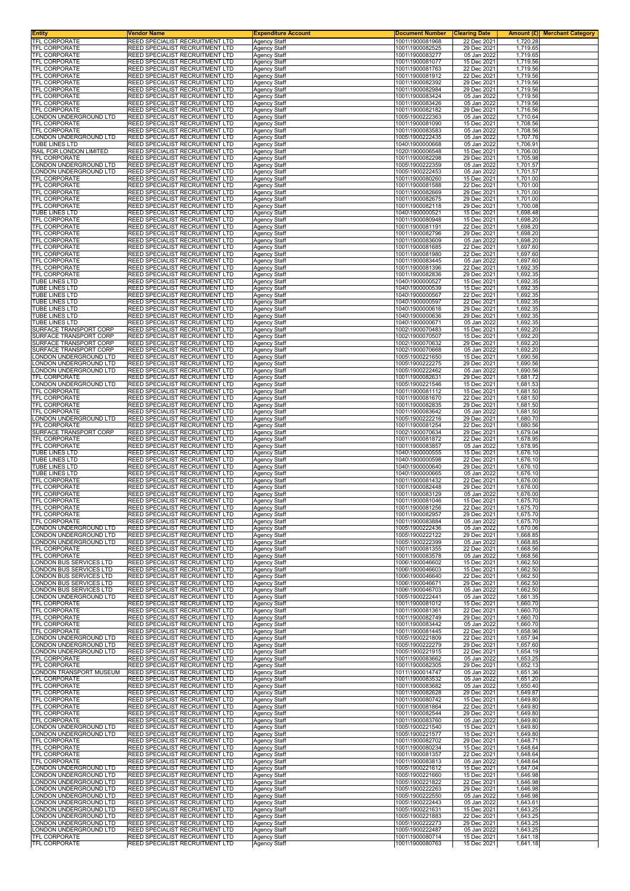| Entity | Vendor Name | Expenditure Account | Document Number | Clearing Date | Amount (£) | Merchant Category |
|---|---|---|---|---|---|---|
| TFL CORPORATE | REED SPECIALIST RECRUITMENT LTD | Agency Staff | 1001\1900081968 | 22 Dec 2021 | 1,720.28 | |
| TFL CORPORATE | REED SPECIALIST RECRUITMENT LTD | Agency Staff | 1001\1900082525 | 29 Dec 2021 | 1,719.65 | |
| TFL CORPORATE | REED SPECIALIST RECRUITMENT LTD | Agency Staff | 1001\1900083277 | 05 Jan 2022 | 1,719.65 | |
| TFL CORPORATE | REED SPECIALIST RECRUITMENT LTD | Agency Staff | 1001\1900081077 | 15 Dec 2021 | 1,719.56 | |
| TFL CORPORATE | REED SPECIALIST RECRUITMENT LTD | Agency Staff | 1001\1900081763 | 22 Dec 2021 | 1,719.56 | |
| TFL CORPORATE | REED SPECIALIST RECRUITMENT LTD | Agency Staff | 1001\1900081912 | 22 Dec 2021 | 1,719.56 | |
| TFL CORPORATE | REED SPECIALIST RECRUITMENT LTD | Agency Staff | 1001\1900082392 | 29 Dec 2021 | 1,719.56 | |
| TFL CORPORATE | REED SPECIALIST RECRUITMENT LTD | Agency Staff | 1001\1900082984 | 29 Dec 2021 | 1,719.56 | |
| TFL CORPORATE | REED SPECIALIST RECRUITMENT LTD | Agency Staff | 1001\1900083424 | 05 Jan 2022 | 1,719.56 | |
| TFL CORPORATE | REED SPECIALIST RECRUITMENT LTD | Agency Staff | 1001\1900083426 | 05 Jan 2022 | 1,719.56 | |
| TFL CORPORATE | REED SPECIALIST RECRUITMENT LTD | Agency Staff | 1001\1900082182 | 29 Dec 2021 | 1,716.56 | |
| LONDON UNDERGROUND LTD | REED SPECIALIST RECRUITMENT LTD | Agency Staff | 1005\1900222363 | 05 Jan 2022 | 1,710.64 | |
| TFL CORPORATE | REED SPECIALIST RECRUITMENT LTD | Agency Staff | 1001\1900081090 | 15 Dec 2021 | 1,708.56 | |
| TFL CORPORATE | REED SPECIALIST RECRUITMENT LTD | Agency Staff | 1001\1900083583 | 05 Jan 2022 | 1,708.56 | |
| LONDON UNDERGROUND LTD | REED SPECIALIST RECRUITMENT LTD | Agency Staff | 1005\1900222435 | 05 Jan 2022 | 1,707.76 | |
| TUBE LINES LTD | REED SPECIALIST RECRUITMENT LTD | Agency Staff | 1040\1900000668 | 05 Jan 2022 | 1,706.91 | |
| RAIL FOR LONDON LIMITED | REED SPECIALIST RECRUITMENT LTD | Agency Staff | 1020\1900006548 | 15 Dec 2021 | 1,706.00 | |
| TFL CORPORATE | REED SPECIALIST RECRUITMENT LTD | Agency Staff | 1001\1900082298 | 29 Dec 2021 | 1,705.98 | |
| LONDON UNDERGROUND LTD | REED SPECIALIST RECRUITMENT LTD | Agency Staff | 1005\1900222359 | 05 Jan 2022 | 1,701.57 | |
| LONDON UNDERGROUND LTD | REED SPECIALIST RECRUITMENT LTD | Agency Staff | 1005\1900222453 | 05 Jan 2022 | 1,701.57 | |
| TFL CORPORATE | REED SPECIALIST RECRUITMENT LTD | Agency Staff | 1001\1900080260 | 15 Dec 2021 | 1,701.00 | |
| TFL CORPORATE | REED SPECIALIST RECRUITMENT LTD | Agency Staff | 1001\1900081588 | 22 Dec 2021 | 1,701.00 | |
| TFL CORPORATE | REED SPECIALIST RECRUITMENT LTD | Agency Staff | 1001\1900082669 | 29 Dec 2021 | 1,701.00 | |
| TFL CORPORATE | REED SPECIALIST RECRUITMENT LTD | Agency Staff | 1001\1900082675 | 29 Dec 2021 | 1,701.00 | |
| TFL CORPORATE | REED SPECIALIST RECRUITMENT LTD | Agency Staff | 1001\1900082118 | 29 Dec 2021 | 1,700.08 | |
| TUBE LINES LTD | REED SPECIALIST RECRUITMENT LTD | Agency Staff | 1040\1900000521 | 15 Dec 2021 | 1,698.48 | |
| TFL CORPORATE | REED SPECIALIST RECRUITMENT LTD | Agency Staff | 1001\1900080948 | 15 Dec 2021 | 1,698.20 | |
| TFL CORPORATE | REED SPECIALIST RECRUITMENT LTD | Agency Staff | 1001\1900081191 | 22 Dec 2021 | 1,698.20 | |
| TFL CORPORATE | REED SPECIALIST RECRUITMENT LTD | Agency Staff | 1001\1900082796 | 29 Dec 2021 | 1,698.20 | |
| TFL CORPORATE | REED SPECIALIST RECRUITMENT LTD | Agency Staff | 1001\1900083609 | 05 Jan 2022 | 1,698.20 | |
| TFL CORPORATE | REED SPECIALIST RECRUITMENT LTD | Agency Staff | 1001\1900081685 | 22 Dec 2021 | 1,697.60 | |
| TFL CORPORATE | REED SPECIALIST RECRUITMENT LTD | Agency Staff | 1001\1900081980 | 22 Dec 2021 | 1,697.60 | |
| TFL CORPORATE | REED SPECIALIST RECRUITMENT LTD | Agency Staff | 1001\1900083445 | 05 Jan 2022 | 1,697.60 | |
| TFL CORPORATE | REED SPECIALIST RECRUITMENT LTD | Agency Staff | 1001\1900081396 | 22 Dec 2021 | 1,692.35 | |
| TFL CORPORATE | REED SPECIALIST RECRUITMENT LTD | Agency Staff | 1001\1900082836 | 29 Dec 2021 | 1,692.35 | |
| TUBE LINES LTD | REED SPECIALIST RECRUITMENT LTD | Agency Staff | 1040\1900000527 | 15 Dec 2021 | 1,692.35 | |
| TUBE LINES LTD | REED SPECIALIST RECRUITMENT LTD | Agency Staff | 1040\1900000539 | 15 Dec 2021 | 1,692.35 | |
| TUBE LINES LTD | REED SPECIALIST RECRUITMENT LTD | Agency Staff | 1040\1900000567 | 22 Dec 2021 | 1,692.35 | |
| TUBE LINES LTD | REED SPECIALIST RECRUITMENT LTD | Agency Staff | 1040\1900000597 | 22 Dec 2021 | 1,692.35 | |
| TUBE LINES LTD | REED SPECIALIST RECRUITMENT LTD | Agency Staff | 1040\1900000616 | 29 Dec 2021 | 1,692.35 | |
| TUBE LINES LTD | REED SPECIALIST RECRUITMENT LTD | Agency Staff | 1040\1900000636 | 29 Dec 2021 | 1,692.35 | |
| TUBE LINES LTD | REED SPECIALIST RECRUITMENT LTD | Agency Staff | 1040\1900000671 | 05 Jan 2022 | 1,692.35 | |
| SURFACE TRANSPORT CORP | REED SPECIALIST RECRUITMENT LTD | Agency Staff | 1002\1900070483 | 15 Dec 2021 | 1,692.20 | |
| SURFACE TRANSPORT CORP | REED SPECIALIST RECRUITMENT LTD | Agency Staff | 1002\1900070507 | 15 Dec 2021 | 1,692.20 | |
| SURFACE TRANSPORT CORP | REED SPECIALIST RECRUITMENT LTD | Agency Staff | 1002\1900070632 | 29 Dec 2021 | 1,692.20 | |
| SURFACE TRANSPORT CORP | REED SPECIALIST RECRUITMENT LTD | Agency Staff | 1002\1900070668 | 05 Jan 2022 | 1,692.20 | |
| LONDON UNDERGROUND LTD | REED SPECIALIST RECRUITMENT LTD | Agency Staff | 1005\1900221650 | 15 Dec 2021 | 1,690.56 | |
| LONDON UNDERGROUND LTD | REED SPECIALIST RECRUITMENT LTD | Agency Staff | 1005\1900222275 | 29 Dec 2021 | 1,690.56 | |
| LONDON UNDERGROUND LTD | REED SPECIALIST RECRUITMENT LTD | Agency Staff | 1005\1900222462 | 05 Jan 2022 | 1,690.56 | |
| TFL CORPORATE | REED SPECIALIST RECRUITMENT LTD | Agency Staff | 1001\1900082631 | 29 Dec 2021 | 1,681.72 | |
| LONDON UNDERGROUND LTD | REED SPECIALIST RECRUITMENT LTD | Agency Staff | 1005\1900221546 | 15 Dec 2021 | 1,681.53 | |
| TFL CORPORATE | REED SPECIALIST RECRUITMENT LTD | Agency Staff | 1001\1900081112 | 15 Dec 2021 | 1,681.50 | |
| TFL CORPORATE | REED SPECIALIST RECRUITMENT LTD | Agency Staff | 1001\1900081670 | 22 Dec 2021 | 1,681.50 | |
| TFL CORPORATE | REED SPECIALIST RECRUITMENT LTD | Agency Staff | 1001\1900082835 | 29 Dec 2021 | 1,681.50 | |
| TFL CORPORATE | REED SPECIALIST RECRUITMENT LTD | Agency Staff | 1001\1900083642 | 05 Jan 2022 | 1,681.50 | |
| LONDON UNDERGROUND LTD | REED SPECIALIST RECRUITMENT LTD | Agency Staff | 1005\1900222216 | 29 Dec 2021 | 1,680.70 | |
| TFL CORPORATE | REED SPECIALIST RECRUITMENT LTD | Agency Staff | 1001\1900081254 | 22 Dec 2021 | 1,680.56 | |
| SURFACE TRANSPORT CORP | REED SPECIALIST RECRUITMENT LTD | Agency Staff | 1002\1900070634 | 29 Dec 2021 | 1,679.04 | |
| TFL CORPORATE | REED SPECIALIST RECRUITMENT LTD | Agency Staff | 1001\1900081872 | 22 Dec 2021 | 1,678.95 | |
| TFL CORPORATE | REED SPECIALIST RECRUITMENT LTD | Agency Staff | 1001\1900083857 | 05 Jan 2022 | 1,678.95 | |
| TUBE LINES LTD | REED SPECIALIST RECRUITMENT LTD | Agency Staff | 1040\1900000555 | 15 Dec 2021 | 1,676.10 | |
| TUBE LINES LTD | REED SPECIALIST RECRUITMENT LTD | Agency Staff | 1040\1900000598 | 22 Dec 2021 | 1,676.10 | |
| TUBE LINES LTD | REED SPECIALIST RECRUITMENT LTD | Agency Staff | 1040\1900000640 | 29 Dec 2021 | 1,676.10 | |
| TUBE LINES LTD | REED SPECIALIST RECRUITMENT LTD | Agency Staff | 1040\1900000665 | 05 Jan 2022 | 1,676.10 | |
| TFL CORPORATE | REED SPECIALIST RECRUITMENT LTD | Agency Staff | 1001\1900081432 | 22 Dec 2021 | 1,676.00 | |
| TFL CORPORATE | REED SPECIALIST RECRUITMENT LTD | Agency Staff | 1001\1900082448 | 29 Dec 2021 | 1,676.00 | |
| TFL CORPORATE | REED SPECIALIST RECRUITMENT LTD | Agency Staff | 1001\1900083129 | 05 Jan 2022 | 1,676.00 | |
| TFL CORPORATE | REED SPECIALIST RECRUITMENT LTD | Agency Staff | 1001\1900081046 | 15 Dec 2021 | 1,675.70 | |
| TFL CORPORATE | REED SPECIALIST RECRUITMENT LTD | Agency Staff | 1001\1900081256 | 22 Dec 2021 | 1,675.70 | |
| TFL CORPORATE | REED SPECIALIST RECRUITMENT LTD | Agency Staff | 1001\1900082957 | 29 Dec 2021 | 1,675.70 | |
| TFL CORPORATE | REED SPECIALIST RECRUITMENT LTD | Agency Staff | 1001\1900083884 | 05 Jan 2022 | 1,675.70 | |
| LONDON UNDERGROUND LTD | REED SPECIALIST RECRUITMENT LTD | Agency Staff | 1005\1900222436 | 05 Jan 2022 | 1,670.06 | |
| LONDON UNDERGROUND LTD | REED SPECIALIST RECRUITMENT LTD | Agency Staff | 1005\1900222122 | 29 Dec 2021 | 1,668.85 | |
| LONDON UNDERGROUND LTD | REED SPECIALIST RECRUITMENT LTD | Agency Staff | 1005\1900222399 | 05 Jan 2022 | 1,668.85 | |
| TFL CORPORATE | REED SPECIALIST RECRUITMENT LTD | Agency Staff | 1001\1900081355 | 22 Dec 2021 | 1,668.56 | |
| TFL CORPORATE | REED SPECIALIST RECRUITMENT LTD | Agency Staff | 1001\1900083578 | 05 Jan 2022 | 1,668.56 | |
| LONDON BUS SERVICES LTD | REED SPECIALIST RECRUITMENT LTD | Agency Staff | 1006\1900046602 | 15 Dec 2021 | 1,662.50 | |
| LONDON BUS SERVICES LTD | REED SPECIALIST RECRUITMENT LTD | Agency Staff | 1006\1900046603 | 15 Dec 2021 | 1,662.50 | |
| LONDON BUS SERVICES LTD | REED SPECIALIST RECRUITMENT LTD | Agency Staff | 1006\1900046640 | 22 Dec 2021 | 1,662.50 | |
| LONDON BUS SERVICES LTD | REED SPECIALIST RECRUITMENT LTD | Agency Staff | 1006\1900046671 | 29 Dec 2021 | 1,662.50 | |
| LONDON BUS SERVICES LTD | REED SPECIALIST RECRUITMENT LTD | Agency Staff | 1006\1900046703 | 05 Jan 2022 | 1,662.50 | |
| LONDON UNDERGROUND LTD | REED SPECIALIST RECRUITMENT LTD | Agency Staff | 1005\1900222441 | 05 Jan 2022 | 1,661.35 | |
| TFL CORPORATE | REED SPECIALIST RECRUITMENT LTD | Agency Staff | 1001\1900081012 | 15 Dec 2021 | 1,660.70 | |
| TFL CORPORATE | REED SPECIALIST RECRUITMENT LTD | Agency Staff | 1001\1900081361 | 22 Dec 2021 | 1,660.70 | |
| TFL CORPORATE | REED SPECIALIST RECRUITMENT LTD | Agency Staff | 1001\1900082749 | 29 Dec 2021 | 1,660.70 | |
| TFL CORPORATE | REED SPECIALIST RECRUITMENT LTD | Agency Staff | 1001\1900083442 | 05 Jan 2022 | 1,660.70 | |
| TFL CORPORATE | REED SPECIALIST RECRUITMENT LTD | Agency Staff | 1001\1900081445 | 22 Dec 2021 | 1,658.96 | |
| LONDON UNDERGROUND LTD | REED SPECIALIST RECRUITMENT LTD | Agency Staff | 1005\1900221809 | 22 Dec 2021 | 1,657.94 | |
| LONDON UNDERGROUND LTD | REED SPECIALIST RECRUITMENT LTD | Agency Staff | 1005\1900222279 | 29 Dec 2021 | 1,657.60 | |
| LONDON UNDERGROUND LTD | REED SPECIALIST RECRUITMENT LTD | Agency Staff | 1005\1900221915 | 22 Dec 2021 | 1,654.19 | |
| TFL CORPORATE | REED SPECIALIST RECRUITMENT LTD | Agency Staff | 1001\1900083662 | 05 Jan 2022 | 1,653.25 | |
| TFL CORPORATE | REED SPECIALIST RECRUITMENT LTD | Agency Staff | 1001\1900082305 | 29 Dec 2021 | 1,652.13 | |
| LONDON TRANSPORT MUSEUM | REED SPECIALIST RECRUITMENT LTD | Agency Staff | 1011\1900014747 | 05 Jan 2022 | 1,651.36 | |
| TFL CORPORATE | REED SPECIALIST RECRUITMENT LTD | Agency Staff | 1001\1900083532 | 05 Jan 2022 | 1,651.20 | |
| TFL CORPORATE | REED SPECIALIST RECRUITMENT LTD | Agency Staff | 1001\1900083682 | 05 Jan 2022 | 1,650.40 | |
| TFL CORPORATE | REED SPECIALIST RECRUITMENT LTD | Agency Staff | 1001\1900082628 | 29 Dec 2021 | 1,649.87 | |
| TFL CORPORATE | REED SPECIALIST RECRUITMENT LTD | Agency Staff | 1001\1900080742 | 15 Dec 2021 | 1,649.80 | |
| TFL CORPORATE | REED SPECIALIST RECRUITMENT LTD | Agency Staff | 1001\1900081864 | 22 Dec 2021 | 1,649.80 | |
| TFL CORPORATE | REED SPECIALIST RECRUITMENT LTD | Agency Staff | 1001\1900082544 | 29 Dec 2021 | 1,649.80 | |
| TFL CORPORATE | REED SPECIALIST RECRUITMENT LTD | Agency Staff | 1001\1900083760 | 05 Jan 2022 | 1,649.80 | |
| LONDON UNDERGROUND LTD | REED SPECIALIST RECRUITMENT LTD | Agency Staff | 1005\1900221540 | 15 Dec 2021 | 1,649.80 | |
| LONDON UNDERGROUND LTD | REED SPECIALIST RECRUITMENT LTD | Agency Staff | 1005\1900221577 | 15 Dec 2021 | 1,649.80 | |
| TFL CORPORATE | REED SPECIALIST RECRUITMENT LTD | Agency Staff | 1001\1900082702 | 29 Dec 2021 | 1,648.71 | |
| TFL CORPORATE | REED SPECIALIST RECRUITMENT LTD | Agency Staff | 1001\1900080234 | 15 Dec 2021 | 1,648.64 | |
| TFL CORPORATE | REED SPECIALIST RECRUITMENT LTD | Agency Staff | 1001\1900081357 | 22 Dec 2021 | 1,648.64 | |
| TFL CORPORATE | REED SPECIALIST RECRUITMENT LTD | Agency Staff | 1001\1900083813 | 05 Jan 2022 | 1,648.64 | |
| LONDON UNDERGROUND LTD | REED SPECIALIST RECRUITMENT LTD | Agency Staff | 1005\1900221612 | 15 Dec 2021 | 1,647.04 | |
| LONDON UNDERGROUND LTD | REED SPECIALIST RECRUITMENT LTD | Agency Staff | 1005\1900221660 | 15 Dec 2021 | 1,646.98 | |
| LONDON UNDERGROUND LTD | REED SPECIALIST RECRUITMENT LTD | Agency Staff | 1005\1900221822 | 22 Dec 2021 | 1,646.98 | |
| LONDON UNDERGROUND LTD | REED SPECIALIST RECRUITMENT LTD | Agency Staff | 1005\1900222263 | 29 Dec 2021 | 1,646.98 | |
| LONDON UNDERGROUND LTD | REED SPECIALIST RECRUITMENT LTD | Agency Staff | 1005\1900222550 | 05 Jan 2022 | 1,646.98 | |
| LONDON UNDERGROUND LTD | REED SPECIALIST RECRUITMENT LTD | Agency Staff | 1005\1900222443 | 05 Jan 2022 | 1,643.61 | |
| LONDON UNDERGROUND LTD | REED SPECIALIST RECRUITMENT LTD | Agency Staff | 1005\1900221631 | 15 Dec 2021 | 1,643.25 | |
| LONDON UNDERGROUND LTD | REED SPECIALIST RECRUITMENT LTD | Agency Staff | 1005\1900221883 | 22 Dec 2021 | 1,643.25 | |
| LONDON UNDERGROUND LTD | REED SPECIALIST RECRUITMENT LTD | Agency Staff | 1005\1900222273 | 29 Dec 2021 | 1,643.25 | |
| LONDON UNDERGROUND LTD | REED SPECIALIST RECRUITMENT LTD | Agency Staff | 1005\1900222487 | 05 Jan 2022 | 1,643.25 | |
| TFL CORPORATE | REED SPECIALIST RECRUITMENT LTD | Agency Staff | 1001\1900080714 | 15 Dec 2021 | 1,641.18 | |
| TFL CORPORATE | REED SPECIALIST RECRUITMENT LTD | Agency Staff | 1001\1900080763 | 15 Dec 2021 | 1,641.18 | |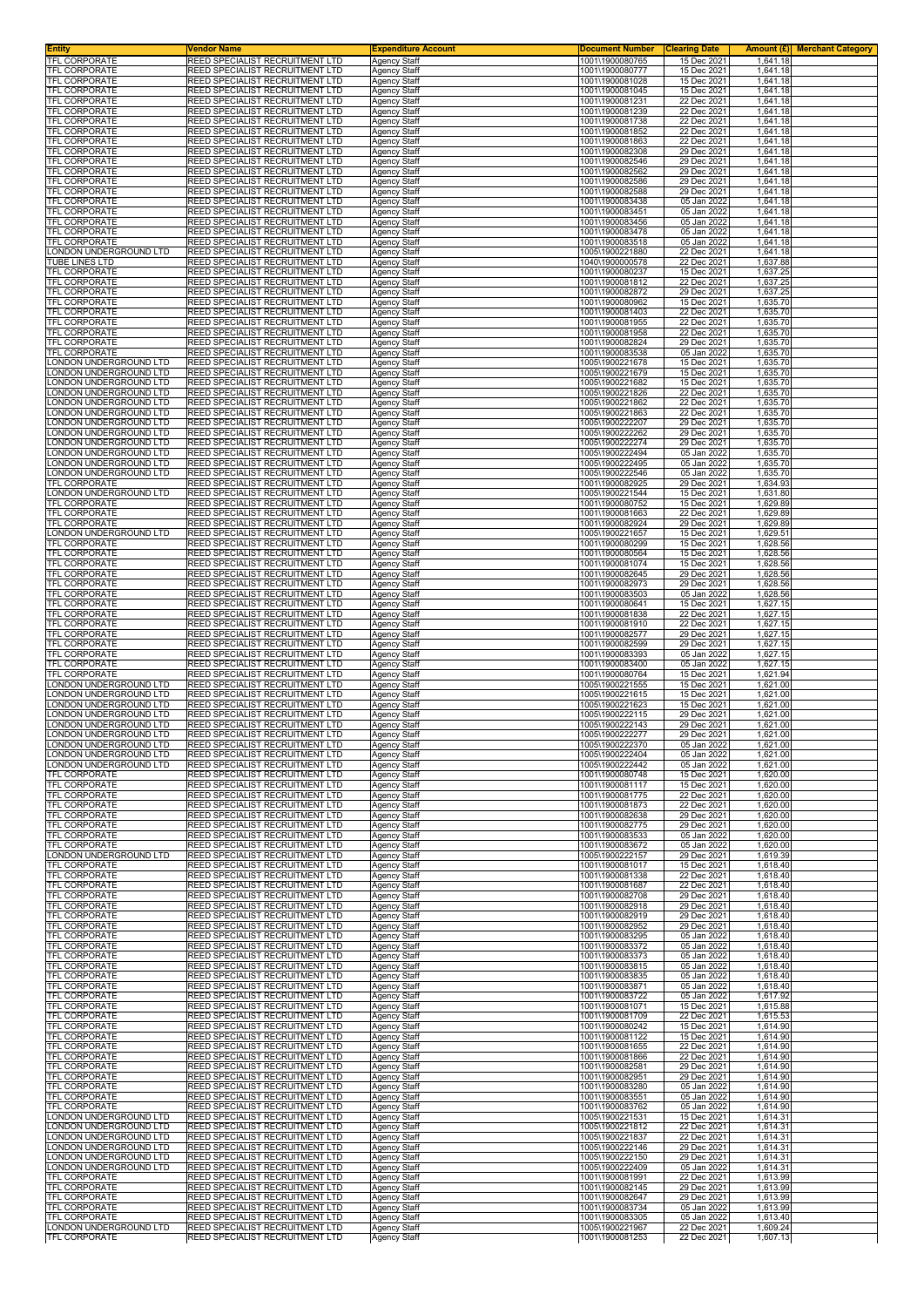| Entity | Vendor Name | Expenditure Account | Document Number | Clearing Date | Amount (£) | Merchant Category |
|---|---|---|---|---|---|---|
| TFL CORPORATE | REED SPECIALIST RECRUITMENT LTD | Agency Staff | 1001\1900080765 | 15 Dec 2021 | 1,641.18 | |
| TFL CORPORATE | REED SPECIALIST RECRUITMENT LTD | Agency Staff | 1001\1900080777 | 15 Dec 2021 | 1,641.18 | |
| TFL CORPORATE | REED SPECIALIST RECRUITMENT LTD | Agency Staff | 1001\1900081028 | 15 Dec 2021 | 1,641.18 | |
| TFL CORPORATE | REED SPECIALIST RECRUITMENT LTD | Agency Staff | 1001\1900081045 | 15 Dec 2021 | 1,641.18 | |
| TFL CORPORATE | REED SPECIALIST RECRUITMENT LTD | Agency Staff | 1001\1900081231 | 22 Dec 2021 | 1,641.18 | |
| TFL CORPORATE | REED SPECIALIST RECRUITMENT LTD | Agency Staff | 1001\1900081239 | 22 Dec 2021 | 1,641.18 | |
| TFL CORPORATE | REED SPECIALIST RECRUITMENT LTD | Agency Staff | 1001\1900081738 | 22 Dec 2021 | 1,641.18 | |
| TFL CORPORATE | REED SPECIALIST RECRUITMENT LTD | Agency Staff | 1001\1900081852 | 22 Dec 2021 | 1,641.18 | |
| TFL CORPORATE | REED SPECIALIST RECRUITMENT LTD | Agency Staff | 1001\1900081863 | 22 Dec 2021 | 1,641.18 | |
| TFL CORPORATE | REED SPECIALIST RECRUITMENT LTD | Agency Staff | 1001\1900082308 | 29 Dec 2021 | 1,641.18 | |
| TFL CORPORATE | REED SPECIALIST RECRUITMENT LTD | Agency Staff | 1001\1900082546 | 29 Dec 2021 | 1,641.18 | |
| TFL CORPORATE | REED SPECIALIST RECRUITMENT LTD | Agency Staff | 1001\1900082562 | 29 Dec 2021 | 1,641.18 | |
| TFL CORPORATE | REED SPECIALIST RECRUITMENT LTD | Agency Staff | 1001\1900082586 | 29 Dec 2021 | 1,641.18 | |
| TFL CORPORATE | REED SPECIALIST RECRUITMENT LTD | Agency Staff | 1001\1900082588 | 29 Dec 2021 | 1,641.18 | |
| TFL CORPORATE | REED SPECIALIST RECRUITMENT LTD | Agency Staff | 1001\1900083438 | 05 Jan 2022 | 1,641.18 | |
| TFL CORPORATE | REED SPECIALIST RECRUITMENT LTD | Agency Staff | 1001\1900083451 | 05 Jan 2022 | 1,641.18 | |
| TFL CORPORATE | REED SPECIALIST RECRUITMENT LTD | Agency Staff | 1001\1900083456 | 05 Jan 2022 | 1,641.18 | |
| TFL CORPORATE | REED SPECIALIST RECRUITMENT LTD | Agency Staff | 1001\1900083478 | 05 Jan 2022 | 1,641.18 | |
| TFL CORPORATE | REED SPECIALIST RECRUITMENT LTD | Agency Staff | 1001\1900083518 | 05 Jan 2022 | 1,641.18 | |
| LONDON UNDERGROUND LTD | REED SPECIALIST RECRUITMENT LTD | Agency Staff | 1005\1900221880 | 22 Dec 2021 | 1,641.18 | |
| TUBE LINES LTD | REED SPECIALIST RECRUITMENT LTD | Agency Staff | 1040\1900000578 | 22 Dec 2021 | 1,637.88 | |
| TFL CORPORATE | REED SPECIALIST RECRUITMENT LTD | Agency Staff | 1001\1900080237 | 15 Dec 2021 | 1,637.25 | |
| TFL CORPORATE | REED SPECIALIST RECRUITMENT LTD | Agency Staff | 1001\1900081812 | 22 Dec 2021 | 1,637.25 | |
| TFL CORPORATE | REED SPECIALIST RECRUITMENT LTD | Agency Staff | 1001\1900082872 | 29 Dec 2021 | 1,637.25 | |
| TFL CORPORATE | REED SPECIALIST RECRUITMENT LTD | Agency Staff | 1001\1900080962 | 15 Dec 2021 | 1,635.70 | |
| TFL CORPORATE | REED SPECIALIST RECRUITMENT LTD | Agency Staff | 1001\1900081403 | 22 Dec 2021 | 1,635.70 | |
| TFL CORPORATE | REED SPECIALIST RECRUITMENT LTD | Agency Staff | 1001\1900081955 | 22 Dec 2021 | 1,635.70 | |
| TFL CORPORATE | REED SPECIALIST RECRUITMENT LTD | Agency Staff | 1001\1900081958 | 22 Dec 2021 | 1,635.70 | |
| TFL CORPORATE | REED SPECIALIST RECRUITMENT LTD | Agency Staff | 1001\1900082824 | 29 Dec 2021 | 1,635.70 | |
| TFL CORPORATE | REED SPECIALIST RECRUITMENT LTD | Agency Staff | 1001\1900083538 | 05 Jan 2022 | 1,635.70 | |
| LONDON UNDERGROUND LTD | REED SPECIALIST RECRUITMENT LTD | Agency Staff | 1005\1900221678 | 15 Dec 2021 | 1,635.70 | |
| LONDON UNDERGROUND LTD | REED SPECIALIST RECRUITMENT LTD | Agency Staff | 1005\1900221679 | 15 Dec 2021 | 1,635.70 | |
| LONDON UNDERGROUND LTD | REED SPECIALIST RECRUITMENT LTD | Agency Staff | 1005\1900221682 | 15 Dec 2021 | 1,635.70 | |
| LONDON UNDERGROUND LTD | REED SPECIALIST RECRUITMENT LTD | Agency Staff | 1005\1900221826 | 22 Dec 2021 | 1,635.70 | |
| LONDON UNDERGROUND LTD | REED SPECIALIST RECRUITMENT LTD | Agency Staff | 1005\1900221862 | 22 Dec 2021 | 1,635.70 | |
| LONDON UNDERGROUND LTD | REED SPECIALIST RECRUITMENT LTD | Agency Staff | 1005\1900221863 | 22 Dec 2021 | 1,635.70 | |
| LONDON UNDERGROUND LTD | REED SPECIALIST RECRUITMENT LTD | Agency Staff | 1005\1900222207 | 29 Dec 2021 | 1,635.70 | |
| LONDON UNDERGROUND LTD | REED SPECIALIST RECRUITMENT LTD | Agency Staff | 1005\1900222262 | 29 Dec 2021 | 1,635.70 | |
| LONDON UNDERGROUND LTD | REED SPECIALIST RECRUITMENT LTD | Agency Staff | 1005\1900222274 | 29 Dec 2021 | 1,635.70 | |
| LONDON UNDERGROUND LTD | REED SPECIALIST RECRUITMENT LTD | Agency Staff | 1005\1900222494 | 05 Jan 2022 | 1,635.70 | |
| LONDON UNDERGROUND LTD | REED SPECIALIST RECRUITMENT LTD | Agency Staff | 1005\1900222495 | 05 Jan 2022 | 1,635.70 | |
| LONDON UNDERGROUND LTD | REED SPECIALIST RECRUITMENT LTD | Agency Staff | 1005\1900222546 | 05 Jan 2022 | 1,635.70 | |
| TFL CORPORATE | REED SPECIALIST RECRUITMENT LTD | Agency Staff | 1001\1900082925 | 29 Dec 2021 | 1,634.93 | |
| LONDON UNDERGROUND LTD | REED SPECIALIST RECRUITMENT LTD | Agency Staff | 1005\1900221544 | 15 Dec 2021 | 1,631.80 | |
| TFL CORPORATE | REED SPECIALIST RECRUITMENT LTD | Agency Staff | 1001\1900080752 | 15 Dec 2021 | 1,629.89 | |
| TFL CORPORATE | REED SPECIALIST RECRUITMENT LTD | Agency Staff | 1001\1900081663 | 22 Dec 2021 | 1,629.89 | |
| TFL CORPORATE | REED SPECIALIST RECRUITMENT LTD | Agency Staff | 1001\1900082924 | 29 Dec 2021 | 1,629.89 | |
| LONDON UNDERGROUND LTD | REED SPECIALIST RECRUITMENT LTD | Agency Staff | 1005\1900221657 | 15 Dec 2021 | 1,629.51 | |
| TFL CORPORATE | REED SPECIALIST RECRUITMENT LTD | Agency Staff | 1001\1900080299 | 15 Dec 2021 | 1,628.56 | |
| TFL CORPORATE | REED SPECIALIST RECRUITMENT LTD | Agency Staff | 1001\1900080564 | 15 Dec 2021 | 1,628.56 | |
| TFL CORPORATE | REED SPECIALIST RECRUITMENT LTD | Agency Staff | 1001\1900081074 | 15 Dec 2021 | 1,628.56 | |
| TFL CORPORATE | REED SPECIALIST RECRUITMENT LTD | Agency Staff | 1001\1900082645 | 29 Dec 2021 | 1,628.56 | |
| TFL CORPORATE | REED SPECIALIST RECRUITMENT LTD | Agency Staff | 1001\1900082973 | 29 Dec 2021 | 1,628.56 | |
| TFL CORPORATE | REED SPECIALIST RECRUITMENT LTD | Agency Staff | 1001\1900083503 | 05 Jan 2022 | 1,628.56 | |
| TFL CORPORATE | REED SPECIALIST RECRUITMENT LTD | Agency Staff | 1001\1900080641 | 15 Dec 2021 | 1,627.15 | |
| TFL CORPORATE | REED SPECIALIST RECRUITMENT LTD | Agency Staff | 1001\1900081838 | 22 Dec 2021 | 1,627.15 | |
| TFL CORPORATE | REED SPECIALIST RECRUITMENT LTD | Agency Staff | 1001\1900081910 | 22 Dec 2021 | 1,627.15 | |
| TFL CORPORATE | REED SPECIALIST RECRUITMENT LTD | Agency Staff | 1001\1900082577 | 29 Dec 2021 | 1,627.15 | |
| TFL CORPORATE | REED SPECIALIST RECRUITMENT LTD | Agency Staff | 1001\1900082599 | 29 Dec 2021 | 1,627.15 | |
| TFL CORPORATE | REED SPECIALIST RECRUITMENT LTD | Agency Staff | 1001\1900083393 | 05 Jan 2022 | 1,627.15 | |
| TFL CORPORATE | REED SPECIALIST RECRUITMENT LTD | Agency Staff | 1001\1900083400 | 05 Jan 2022 | 1,627.15 | |
| TFL CORPORATE | REED SPECIALIST RECRUITMENT LTD | Agency Staff | 1001\1900080764 | 15 Dec 2021 | 1,621.94 | |
| LONDON UNDERGROUND LTD | REED SPECIALIST RECRUITMENT LTD | Agency Staff | 1005\1900221555 | 15 Dec 2021 | 1,621.00 | |
| LONDON UNDERGROUND LTD | REED SPECIALIST RECRUITMENT LTD | Agency Staff | 1005\1900221615 | 15 Dec 2021 | 1,621.00 | |
| LONDON UNDERGROUND LTD | REED SPECIALIST RECRUITMENT LTD | Agency Staff | 1005\1900221623 | 15 Dec 2021 | 1,621.00 | |
| LONDON UNDERGROUND LTD | REED SPECIALIST RECRUITMENT LTD | Agency Staff | 1005\1900222115 | 29 Dec 2021 | 1,621.00 | |
| LONDON UNDERGROUND LTD | REED SPECIALIST RECRUITMENT LTD | Agency Staff | 1005\1900222143 | 29 Dec 2021 | 1,621.00 | |
| LONDON UNDERGROUND LTD | REED SPECIALIST RECRUITMENT LTD | Agency Staff | 1005\1900222277 | 29 Dec 2021 | 1,621.00 | |
| LONDON UNDERGROUND LTD | REED SPECIALIST RECRUITMENT LTD | Agency Staff | 1005\1900222370 | 05 Jan 2022 | 1,621.00 | |
| LONDON UNDERGROUND LTD | REED SPECIALIST RECRUITMENT LTD | Agency Staff | 1005\1900222404 | 05 Jan 2022 | 1,621.00 | |
| LONDON UNDERGROUND LTD | REED SPECIALIST RECRUITMENT LTD | Agency Staff | 1005\1900222442 | 05 Jan 2022 | 1,621.00 | |
| TFL CORPORATE | REED SPECIALIST RECRUITMENT LTD | Agency Staff | 1001\1900080748 | 15 Dec 2021 | 1,620.00 | |
| TFL CORPORATE | REED SPECIALIST RECRUITMENT LTD | Agency Staff | 1001\1900081117 | 15 Dec 2021 | 1,620.00 | |
| TFL CORPORATE | REED SPECIALIST RECRUITMENT LTD | Agency Staff | 1001\1900081775 | 22 Dec 2021 | 1,620.00 | |
| TFL CORPORATE | REED SPECIALIST RECRUITMENT LTD | Agency Staff | 1001\1900081873 | 22 Dec 2021 | 1,620.00 | |
| TFL CORPORATE | REED SPECIALIST RECRUITMENT LTD | Agency Staff | 1001\1900082638 | 29 Dec 2021 | 1,620.00 | |
| TFL CORPORATE | REED SPECIALIST RECRUITMENT LTD | Agency Staff | 1001\1900082775 | 29 Dec 2021 | 1,620.00 | |
| TFL CORPORATE | REED SPECIALIST RECRUITMENT LTD | Agency Staff | 1001\1900083533 | 05 Jan 2022 | 1,620.00 | |
| TFL CORPORATE | REED SPECIALIST RECRUITMENT LTD | Agency Staff | 1001\1900083672 | 05 Jan 2022 | 1,620.00 | |
| LONDON UNDERGROUND LTD | REED SPECIALIST RECRUITMENT LTD | Agency Staff | 1005\1900222157 | 29 Dec 2021 | 1,619.39 | |
| TFL CORPORATE | REED SPECIALIST RECRUITMENT LTD | Agency Staff | 1001\1900081017 | 15 Dec 2021 | 1,618.40 | |
| TFL CORPORATE | REED SPECIALIST RECRUITMENT LTD | Agency Staff | 1001\1900081338 | 22 Dec 2021 | 1,618.40 | |
| TFL CORPORATE | REED SPECIALIST RECRUITMENT LTD | Agency Staff | 1001\1900081687 | 22 Dec 2021 | 1,618.40 | |
| TFL CORPORATE | REED SPECIALIST RECRUITMENT LTD | Agency Staff | 1001\1900082708 | 29 Dec 2021 | 1,618.40 | |
| TFL CORPORATE | REED SPECIALIST RECRUITMENT LTD | Agency Staff | 1001\1900082918 | 29 Dec 2021 | 1,618.40 | |
| TFL CORPORATE | REED SPECIALIST RECRUITMENT LTD | Agency Staff | 1001\1900082919 | 29 Dec 2021 | 1,618.40 | |
| TFL CORPORATE | REED SPECIALIST RECRUITMENT LTD | Agency Staff | 1001\1900082952 | 29 Dec 2021 | 1,618.40 | |
| TFL CORPORATE | REED SPECIALIST RECRUITMENT LTD | Agency Staff | 1001\1900083295 | 05 Jan 2022 | 1,618.40 | |
| TFL CORPORATE | REED SPECIALIST RECRUITMENT LTD | Agency Staff | 1001\1900083372 | 05 Jan 2022 | 1,618.40 | |
| TFL CORPORATE | REED SPECIALIST RECRUITMENT LTD | Agency Staff | 1001\1900083373 | 05 Jan 2022 | 1,618.40 | |
| TFL CORPORATE | REED SPECIALIST RECRUITMENT LTD | Agency Staff | 1001\1900083815 | 05 Jan 2022 | 1,618.40 | |
| TFL CORPORATE | REED SPECIALIST RECRUITMENT LTD | Agency Staff | 1001\1900083835 | 05 Jan 2022 | 1,618.40 | |
| TFL CORPORATE | REED SPECIALIST RECRUITMENT LTD | Agency Staff | 1001\1900083871 | 05 Jan 2022 | 1,618.40 | |
| TFL CORPORATE | REED SPECIALIST RECRUITMENT LTD | Agency Staff | 1001\1900083722 | 05 Jan 2022 | 1,617.92 | |
| TFL CORPORATE | REED SPECIALIST RECRUITMENT LTD | Agency Staff | 1001\1900081071 | 15 Dec 2021 | 1,615.88 | |
| TFL CORPORATE | REED SPECIALIST RECRUITMENT LTD | Agency Staff | 1001\1900081709 | 22 Dec 2021 | 1,615.53 | |
| TFL CORPORATE | REED SPECIALIST RECRUITMENT LTD | Agency Staff | 1001\1900080242 | 15 Dec 2021 | 1,614.90 | |
| TFL CORPORATE | REED SPECIALIST RECRUITMENT LTD | Agency Staff | 1001\1900081122 | 15 Dec 2021 | 1,614.90 | |
| TFL CORPORATE | REED SPECIALIST RECRUITMENT LTD | Agency Staff | 1001\1900081655 | 22 Dec 2021 | 1,614.90 | |
| TFL CORPORATE | REED SPECIALIST RECRUITMENT LTD | Agency Staff | 1001\1900081866 | 22 Dec 2021 | 1,614.90 | |
| TFL CORPORATE | REED SPECIALIST RECRUITMENT LTD | Agency Staff | 1001\1900082581 | 29 Dec 2021 | 1,614.90 | |
| TFL CORPORATE | REED SPECIALIST RECRUITMENT LTD | Agency Staff | 1001\1900082951 | 29 Dec 2021 | 1,614.90 | |
| TFL CORPORATE | REED SPECIALIST RECRUITMENT LTD | Agency Staff | 1001\1900083280 | 05 Jan 2022 | 1,614.90 | |
| TFL CORPORATE | REED SPECIALIST RECRUITMENT LTD | Agency Staff | 1001\1900083551 | 05 Jan 2022 | 1,614.90 | |
| TFL CORPORATE | REED SPECIALIST RECRUITMENT LTD | Agency Staff | 1001\1900083762 | 05 Jan 2022 | 1,614.90 | |
| LONDON UNDERGROUND LTD | REED SPECIALIST RECRUITMENT LTD | Agency Staff | 1005\1900221531 | 15 Dec 2021 | 1,614.31 | |
| LONDON UNDERGROUND LTD | REED SPECIALIST RECRUITMENT LTD | Agency Staff | 1005\1900221812 | 22 Dec 2021 | 1,614.31 | |
| LONDON UNDERGROUND LTD | REED SPECIALIST RECRUITMENT LTD | Agency Staff | 1005\1900221837 | 22 Dec 2021 | 1,614.31 | |
| LONDON UNDERGROUND LTD | REED SPECIALIST RECRUITMENT LTD | Agency Staff | 1005\1900222146 | 29 Dec 2021 | 1,614.31 | |
| LONDON UNDERGROUND LTD | REED SPECIALIST RECRUITMENT LTD | Agency Staff | 1005\1900222150 | 29 Dec 2021 | 1,614.31 | |
| LONDON UNDERGROUND LTD | REED SPECIALIST RECRUITMENT LTD | Agency Staff | 1005\1900222409 | 05 Jan 2022 | 1,614.31 | |
| TFL CORPORATE | REED SPECIALIST RECRUITMENT LTD | Agency Staff | 1001\1900081991 | 22 Dec 2021 | 1,613.99 | |
| TFL CORPORATE | REED SPECIALIST RECRUITMENT LTD | Agency Staff | 1001\1900082145 | 29 Dec 2021 | 1,613.99 | |
| TFL CORPORATE | REED SPECIALIST RECRUITMENT LTD | Agency Staff | 1001\1900082647 | 29 Dec 2021 | 1,613.99 | |
| TFL CORPORATE | REED SPECIALIST RECRUITMENT LTD | Agency Staff | 1001\1900083734 | 05 Jan 2022 | 1,613.99 | |
| TFL CORPORATE | REED SPECIALIST RECRUITMENT LTD | Agency Staff | 1001\1900083305 | 05 Jan 2022 | 1,613.40 | |
| LONDON UNDERGROUND LTD | REED SPECIALIST RECRUITMENT LTD | Agency Staff | 1005\1900221967 | 22 Dec 2021 | 1,609.24 | |
| TFL CORPORATE | REED SPECIALIST RECRUITMENT LTD | Agency Staff | 1001\1900081253 | 22 Dec 2021 | 1,607.13 | |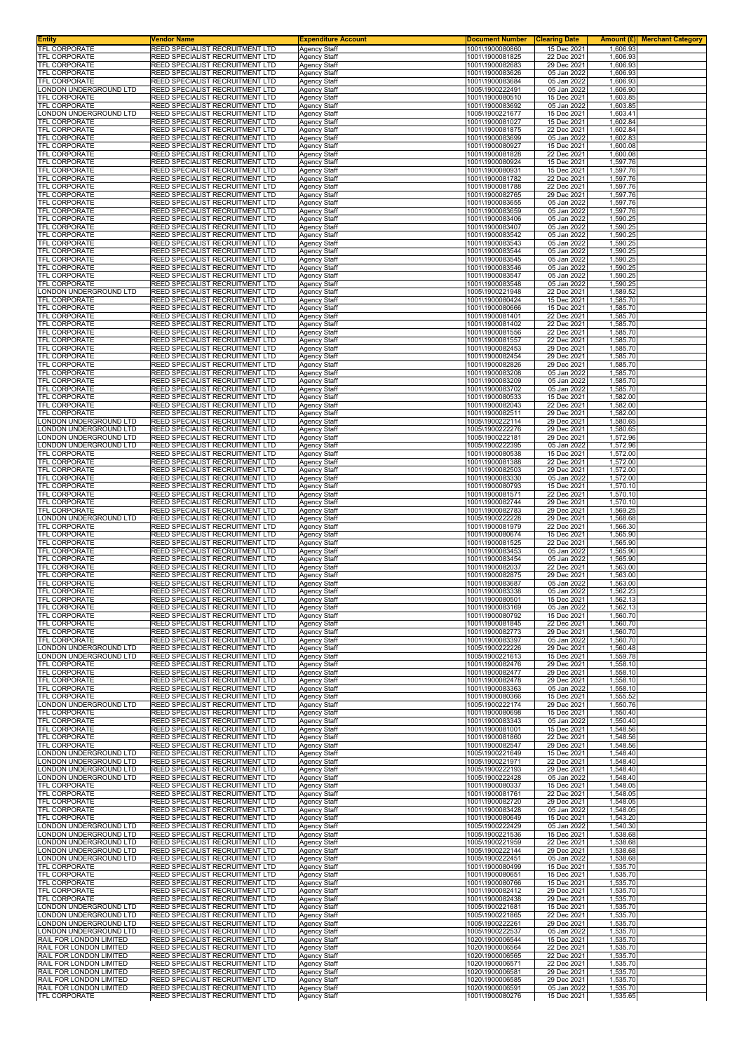| Entity | Vendor Name | Expenditure Account | Document Number | Clearing Date | Amount (£) | Merchant Category |
|---|---|---|---|---|---|---|
| TFL CORPORATE | REED SPECIALIST RECRUITMENT LTD | Agency Staff | 1001\1900080860 | 15 Dec 2021 | 1,606.93 | |
| TFL CORPORATE | REED SPECIALIST RECRUITMENT LTD | Agency Staff | 1001\1900081825 | 22 Dec 2021 | 1,606.93 | |
| TFL CORPORATE | REED SPECIALIST RECRUITMENT LTD | Agency Staff | 1001\1900082683 | 29 Dec 2021 | 1,606.93 | |
| TFL CORPORATE | REED SPECIALIST RECRUITMENT LTD | Agency Staff | 1001\1900083626 | 05 Jan 2022 | 1,606.93 | |
| TFL CORPORATE | REED SPECIALIST RECRUITMENT LTD | Agency Staff | 1001\1900083684 | 05 Jan 2022 | 1,606.93 | |
| LONDON UNDERGROUND LTD | REED SPECIALIST RECRUITMENT LTD | Agency Staff | 1005\1900222491 | 05 Jan 2022 | 1,606.90 | |
| TFL CORPORATE | REED SPECIALIST RECRUITMENT LTD | Agency Staff | 1001\1900080510 | 15 Dec 2021 | 1,603.85 | |
| TFL CORPORATE | REED SPECIALIST RECRUITMENT LTD | Agency Staff | 1001\1900083692 | 05 Jan 2022 | 1,603.85 | |
| LONDON UNDERGROUND LTD | REED SPECIALIST RECRUITMENT LTD | Agency Staff | 1005\1900221677 | 15 Dec 2021 | 1,603.41 | |
| TFL CORPORATE | REED SPECIALIST RECRUITMENT LTD | Agency Staff | 1001\1900081027 | 15 Dec 2021 | 1,602.84 | |
| TFL CORPORATE | REED SPECIALIST RECRUITMENT LTD | Agency Staff | 1001\1900081875 | 22 Dec 2021 | 1,602.84 | |
| TFL CORPORATE | REED SPECIALIST RECRUITMENT LTD | Agency Staff | 1001\1900083699 | 05 Jan 2022 | 1,602.83 | |
| TFL CORPORATE | REED SPECIALIST RECRUITMENT LTD | Agency Staff | 1001\1900080927 | 15 Dec 2021 | 1,600.08 | |
| TFL CORPORATE | REED SPECIALIST RECRUITMENT LTD | Agency Staff | 1001\1900081828 | 22 Dec 2021 | 1,600.08 | |
| TFL CORPORATE | REED SPECIALIST RECRUITMENT LTD | Agency Staff | 1001\1900080924 | 15 Dec 2021 | 1,597.76 | |
| TFL CORPORATE | REED SPECIALIST RECRUITMENT LTD | Agency Staff | 1001\1900080931 | 15 Dec 2021 | 1,597.76 | |
| TFL CORPORATE | REED SPECIALIST RECRUITMENT LTD | Agency Staff | 1001\1900081782 | 22 Dec 2021 | 1,597.76 | |
| TFL CORPORATE | REED SPECIALIST RECRUITMENT LTD | Agency Staff | 1001\1900081788 | 22 Dec 2021 | 1,597.76 | |
| TFL CORPORATE | REED SPECIALIST RECRUITMENT LTD | Agency Staff | 1001\1900082765 | 29 Dec 2021 | 1,597.76 | |
| TFL CORPORATE | REED SPECIALIST RECRUITMENT LTD | Agency Staff | 1001\1900083655 | 05 Jan 2022 | 1,597.76 | |
| TFL CORPORATE | REED SPECIALIST RECRUITMENT LTD | Agency Staff | 1001\1900083659 | 05 Jan 2022 | 1,597.76 | |
| TFL CORPORATE | REED SPECIALIST RECRUITMENT LTD | Agency Staff | 1001\1900083406 | 05 Jan 2022 | 1,590.25 | |
| TFL CORPORATE | REED SPECIALIST RECRUITMENT LTD | Agency Staff | 1001\1900083407 | 05 Jan 2022 | 1,590.25 | |
| TFL CORPORATE | REED SPECIALIST RECRUITMENT LTD | Agency Staff | 1001\1900083542 | 05 Jan 2022 | 1,590.25 | |
| TFL CORPORATE | REED SPECIALIST RECRUITMENT LTD | Agency Staff | 1001\1900083543 | 05 Jan 2022 | 1,590.25 | |
| TFL CORPORATE | REED SPECIALIST RECRUITMENT LTD | Agency Staff | 1001\1900083544 | 05 Jan 2022 | 1,590.25 | |
| TFL CORPORATE | REED SPECIALIST RECRUITMENT LTD | Agency Staff | 1001\1900083545 | 05 Jan 2022 | 1,590.25 | |
| TFL CORPORATE | REED SPECIALIST RECRUITMENT LTD | Agency Staff | 1001\1900083546 | 05 Jan 2022 | 1,590.25 | |
| TFL CORPORATE | REED SPECIALIST RECRUITMENT LTD | Agency Staff | 1001\1900083547 | 05 Jan 2022 | 1,590.25 | |
| TFL CORPORATE | REED SPECIALIST RECRUITMENT LTD | Agency Staff | 1001\1900083548 | 05 Jan 2022 | 1,590.25 | |
| LONDON UNDERGROUND LTD | REED SPECIALIST RECRUITMENT LTD | Agency Staff | 1005\1900221948 | 22 Dec 2021 | 1,589.52 | |
| TFL CORPORATE | REED SPECIALIST RECRUITMENT LTD | Agency Staff | 1001\1900080424 | 15 Dec 2021 | 1,585.70 | |
| TFL CORPORATE | REED SPECIALIST RECRUITMENT LTD | Agency Staff | 1001\1900080666 | 15 Dec 2021 | 1,585.70 | |
| TFL CORPORATE | REED SPECIALIST RECRUITMENT LTD | Agency Staff | 1001\1900081401 | 22 Dec 2021 | 1,585.70 | |
| TFL CORPORATE | REED SPECIALIST RECRUITMENT LTD | Agency Staff | 1001\1900081402 | 22 Dec 2021 | 1,585.70 | |
| TFL CORPORATE | REED SPECIALIST RECRUITMENT LTD | Agency Staff | 1001\1900081556 | 22 Dec 2021 | 1,585.70 | |
| TFL CORPORATE | REED SPECIALIST RECRUITMENT LTD | Agency Staff | 1001\1900081557 | 22 Dec 2021 | 1,585.70 | |
| TFL CORPORATE | REED SPECIALIST RECRUITMENT LTD | Agency Staff | 1001\1900082453 | 29 Dec 2021 | 1,585.70 | |
| TFL CORPORATE | REED SPECIALIST RECRUITMENT LTD | Agency Staff | 1001\1900082454 | 29 Dec 2021 | 1,585.70 | |
| TFL CORPORATE | REED SPECIALIST RECRUITMENT LTD | Agency Staff | 1001\1900082826 | 29 Dec 2021 | 1,585.70 | |
| TFL CORPORATE | REED SPECIALIST RECRUITMENT LTD | Agency Staff | 1001\1900083208 | 05 Jan 2022 | 1,585.70 | |
| TFL CORPORATE | REED SPECIALIST RECRUITMENT LTD | Agency Staff | 1001\1900083209 | 05 Jan 2022 | 1,585.70 | |
| TFL CORPORATE | REED SPECIALIST RECRUITMENT LTD | Agency Staff | 1001\1900083702 | 05 Jan 2022 | 1,585.70 | |
| TFL CORPORATE | REED SPECIALIST RECRUITMENT LTD | Agency Staff | 1001\1900080533 | 15 Dec 2021 | 1,582.00 | |
| TFL CORPORATE | REED SPECIALIST RECRUITMENT LTD | Agency Staff | 1001\1900082043 | 22 Dec 2021 | 1,582.00 | |
| TFL CORPORATE | REED SPECIALIST RECRUITMENT LTD | Agency Staff | 1001\1900082511 | 29 Dec 2021 | 1,582.00 | |
| LONDON UNDERGROUND LTD | REED SPECIALIST RECRUITMENT LTD | Agency Staff | 1005\1900222114 | 29 Dec 2021 | 1,580.65 | |
| LONDON UNDERGROUND LTD | REED SPECIALIST RECRUITMENT LTD | Agency Staff | 1005\1900222276 | 29 Dec 2021 | 1,580.65 | |
| LONDON UNDERGROUND LTD | REED SPECIALIST RECRUITMENT LTD | Agency Staff | 1005\1900222181 | 29 Dec 2021 | 1,572.96 | |
| LONDON UNDERGROUND LTD | REED SPECIALIST RECRUITMENT LTD | Agency Staff | 1005\1900222395 | 05 Jan 2022 | 1,572.96 | |
| TFL CORPORATE | REED SPECIALIST RECRUITMENT LTD | Agency Staff | 1001\1900080538 | 15 Dec 2021 | 1,572.00 | |
| TFL CORPORATE | REED SPECIALIST RECRUITMENT LTD | Agency Staff | 1001\1900081388 | 22 Dec 2021 | 1,572.00 | |
| TFL CORPORATE | REED SPECIALIST RECRUITMENT LTD | Agency Staff | 1001\1900082503 | 29 Dec 2021 | 1,572.00 | |
| TFL CORPORATE | REED SPECIALIST RECRUITMENT LTD | Agency Staff | 1001\1900083330 | 05 Jan 2022 | 1,572.00 | |
| TFL CORPORATE | REED SPECIALIST RECRUITMENT LTD | Agency Staff | 1001\1900080793 | 15 Dec 2021 | 1,570.10 | |
| TFL CORPORATE | REED SPECIALIST RECRUITMENT LTD | Agency Staff | 1001\1900081571 | 22 Dec 2021 | 1,570.10 | |
| TFL CORPORATE | REED SPECIALIST RECRUITMENT LTD | Agency Staff | 1001\1900082744 | 29 Dec 2021 | 1,570.10 | |
| TFL CORPORATE | REED SPECIALIST RECRUITMENT LTD | Agency Staff | 1001\1900082783 | 29 Dec 2021 | 1,569.25 | |
| LONDON UNDERGROUND LTD | REED SPECIALIST RECRUITMENT LTD | Agency Staff | 1005\1900222228 | 29 Dec 2021 | 1,568.68 | |
| TFL CORPORATE | REED SPECIALIST RECRUITMENT LTD | Agency Staff | 1001\1900081979 | 22 Dec 2021 | 1,566.30 | |
| TFL CORPORATE | REED SPECIALIST RECRUITMENT LTD | Agency Staff | 1001\1900080674 | 15 Dec 2021 | 1,565.90 | |
| TFL CORPORATE | REED SPECIALIST RECRUITMENT LTD | Agency Staff | 1001\1900081525 | 22 Dec 2021 | 1,565.90 | |
| TFL CORPORATE | REED SPECIALIST RECRUITMENT LTD | Agency Staff | 1001\1900083453 | 05 Jan 2022 | 1,565.90 | |
| TFL CORPORATE | REED SPECIALIST RECRUITMENT LTD | Agency Staff | 1001\1900083454 | 05 Jan 2022 | 1,565.90 | |
| TFL CORPORATE | REED SPECIALIST RECRUITMENT LTD | Agency Staff | 1001\1900082037 | 22 Dec 2021 | 1,563.00 | |
| TFL CORPORATE | REED SPECIALIST RECRUITMENT LTD | Agency Staff | 1001\1900082875 | 29 Dec 2021 | 1,563.00 | |
| TFL CORPORATE | REED SPECIALIST RECRUITMENT LTD | Agency Staff | 1001\1900083687 | 05 Jan 2022 | 1,563.00 | |
| TFL CORPORATE | REED SPECIALIST RECRUITMENT LTD | Agency Staff | 1001\1900083338 | 05 Jan 2022 | 1,562.23 | |
| TFL CORPORATE | REED SPECIALIST RECRUITMENT LTD | Agency Staff | 1001\1900080501 | 15 Dec 2021 | 1,562.13 | |
| TFL CORPORATE | REED SPECIALIST RECRUITMENT LTD | Agency Staff | 1001\1900083169 | 05 Jan 2022 | 1,562.13 | |
| TFL CORPORATE | REED SPECIALIST RECRUITMENT LTD | Agency Staff | 1001\1900080792 | 15 Dec 2021 | 1,560.70 | |
| TFL CORPORATE | REED SPECIALIST RECRUITMENT LTD | Agency Staff | 1001\1900081845 | 22 Dec 2021 | 1,560.70 | |
| TFL CORPORATE | REED SPECIALIST RECRUITMENT LTD | Agency Staff | 1001\1900082773 | 29 Dec 2021 | 1,560.70 | |
| TFL CORPORATE | REED SPECIALIST RECRUITMENT LTD | Agency Staff | 1001\1900083397 | 05 Jan 2022 | 1,560.70 | |
| LONDON UNDERGROUND LTD | REED SPECIALIST RECRUITMENT LTD | Agency Staff | 1005\1900222226 | 29 Dec 2021 | 1,560.48 | |
| LONDON UNDERGROUND LTD | REED SPECIALIST RECRUITMENT LTD | Agency Staff | 1005\1900221613 | 15 Dec 2021 | 1,559.78 | |
| TFL CORPORATE | REED SPECIALIST RECRUITMENT LTD | Agency Staff | 1001\1900082476 | 29 Dec 2021 | 1,558.10 | |
| TFL CORPORATE | REED SPECIALIST RECRUITMENT LTD | Agency Staff | 1001\1900082477 | 29 Dec 2021 | 1,558.10 | |
| TFL CORPORATE | REED SPECIALIST RECRUITMENT LTD | Agency Staff | 1001\1900082478 | 29 Dec 2021 | 1,558.10 | |
| TFL CORPORATE | REED SPECIALIST RECRUITMENT LTD | Agency Staff | 1001\1900083363 | 05 Jan 2022 | 1,558.10 | |
| TFL CORPORATE | REED SPECIALIST RECRUITMENT LTD | Agency Staff | 1001\1900080366 | 15 Dec 2021 | 1,555.52 | |
| LONDON UNDERGROUND LTD | REED SPECIALIST RECRUITMENT LTD | Agency Staff | 1005\1900222174 | 29 Dec 2021 | 1,550.76 | |
| TFL CORPORATE | REED SPECIALIST RECRUITMENT LTD | Agency Staff | 1001\1900080698 | 15 Dec 2021 | 1,550.40 | |
| TFL CORPORATE | REED SPECIALIST RECRUITMENT LTD | Agency Staff | 1001\1900083343 | 05 Jan 2022 | 1,550.40 | |
| TFL CORPORATE | REED SPECIALIST RECRUITMENT LTD | Agency Staff | 1001\1900081001 | 15 Dec 2021 | 1,548.56 | |
| TFL CORPORATE | REED SPECIALIST RECRUITMENT LTD | Agency Staff | 1001\1900081860 | 22 Dec 2021 | 1,548.56 | |
| TFL CORPORATE | REED SPECIALIST RECRUITMENT LTD | Agency Staff | 1001\1900082547 | 29 Dec 2021 | 1,548.56 | |
| LONDON UNDERGROUND LTD | REED SPECIALIST RECRUITMENT LTD | Agency Staff | 1005\1900221649 | 15 Dec 2021 | 1,548.40 | |
| LONDON UNDERGROUND LTD | REED SPECIALIST RECRUITMENT LTD | Agency Staff | 1005\1900221971 | 22 Dec 2021 | 1,548.40 | |
| LONDON UNDERGROUND LTD | REED SPECIALIST RECRUITMENT LTD | Agency Staff | 1005\1900222193 | 29 Dec 2021 | 1,548.40 | |
| LONDON UNDERGROUND LTD | REED SPECIALIST RECRUITMENT LTD | Agency Staff | 1005\1900222428 | 05 Jan 2022 | 1,548.40 | |
| TFL CORPORATE | REED SPECIALIST RECRUITMENT LTD | Agency Staff | 1001\1900080337 | 15 Dec 2021 | 1,548.05 | |
| TFL CORPORATE | REED SPECIALIST RECRUITMENT LTD | Agency Staff | 1001\1900081761 | 22 Dec 2021 | 1,548.05 | |
| TFL CORPORATE | REED SPECIALIST RECRUITMENT LTD | Agency Staff | 1001\1900082720 | 29 Dec 2021 | 1,548.05 | |
| TFL CORPORATE | REED SPECIALIST RECRUITMENT LTD | Agency Staff | 1001\1900083428 | 05 Jan 2022 | 1,548.05 | |
| TFL CORPORATE | REED SPECIALIST RECRUITMENT LTD | Agency Staff | 1001\1900080649 | 15 Dec 2021 | 1,543.20 | |
| LONDON UNDERGROUND LTD | REED SPECIALIST RECRUITMENT LTD | Agency Staff | 1005\1900222429 | 05 Jan 2022 | 1,540.30 | |
| LONDON UNDERGROUND LTD | REED SPECIALIST RECRUITMENT LTD | Agency Staff | 1005\1900221536 | 15 Dec 2021 | 1,538.68 | |
| LONDON UNDERGROUND LTD | REED SPECIALIST RECRUITMENT LTD | Agency Staff | 1005\1900221959 | 22 Dec 2021 | 1,538.68 | |
| LONDON UNDERGROUND LTD | REED SPECIALIST RECRUITMENT LTD | Agency Staff | 1005\1900222144 | 29 Dec 2021 | 1,538.68 | |
| LONDON UNDERGROUND LTD | REED SPECIALIST RECRUITMENT LTD | Agency Staff | 1005\1900222451 | 05 Jan 2022 | 1,538.68 | |
| TFL CORPORATE | REED SPECIALIST RECRUITMENT LTD | Agency Staff | 1001\1900080499 | 15 Dec 2021 | 1,535.70 | |
| TFL CORPORATE | REED SPECIALIST RECRUITMENT LTD | Agency Staff | 1001\1900080651 | 15 Dec 2021 | 1,535.70 | |
| TFL CORPORATE | REED SPECIALIST RECRUITMENT LTD | Agency Staff | 1001\1900080766 | 15 Dec 2021 | 1,535.70 | |
| TFL CORPORATE | REED SPECIALIST RECRUITMENT LTD | Agency Staff | 1001\1900082412 | 29 Dec 2021 | 1,535.70 | |
| TFL CORPORATE | REED SPECIALIST RECRUITMENT LTD | Agency Staff | 1001\1900082438 | 29 Dec 2021 | 1,535.70 | |
| LONDON UNDERGROUND LTD | REED SPECIALIST RECRUITMENT LTD | Agency Staff | 1005\1900221681 | 15 Dec 2021 | 1,535.70 | |
| LONDON UNDERGROUND LTD | REED SPECIALIST RECRUITMENT LTD | Agency Staff | 1005\1900221865 | 22 Dec 2021 | 1,535.70 | |
| LONDON UNDERGROUND LTD | REED SPECIALIST RECRUITMENT LTD | Agency Staff | 1005\1900222261 | 29 Dec 2021 | 1,535.70 | |
| LONDON UNDERGROUND LTD | REED SPECIALIST RECRUITMENT LTD | Agency Staff | 1005\1900222537 | 05 Jan 2022 | 1,535.70 | |
| RAIL FOR LONDON LIMITED | REED SPECIALIST RECRUITMENT LTD | Agency Staff | 1020\1900006544 | 15 Dec 2021 | 1,535.70 | |
| RAIL FOR LONDON LIMITED | REED SPECIALIST RECRUITMENT LTD | Agency Staff | 1020\1900006564 | 22 Dec 2021 | 1,535.70 | |
| RAIL FOR LONDON LIMITED | REED SPECIALIST RECRUITMENT LTD | Agency Staff | 1020\1900006565 | 22 Dec 2021 | 1,535.70 | |
| RAIL FOR LONDON LIMITED | REED SPECIALIST RECRUITMENT LTD | Agency Staff | 1020\1900006571 | 22 Dec 2021 | 1,535.70 | |
| RAIL FOR LONDON LIMITED | REED SPECIALIST RECRUITMENT LTD | Agency Staff | 1020\1900006581 | 29 Dec 2021 | 1,535.70 | |
| RAIL FOR LONDON LIMITED | REED SPECIALIST RECRUITMENT LTD | Agency Staff | 1020\1900006585 | 29 Dec 2021 | 1,535.70 | |
| RAIL FOR LONDON LIMITED | REED SPECIALIST RECRUITMENT LTD | Agency Staff | 1020\1900006591 | 05 Jan 2022 | 1,535.70 | |
| TFL CORPORATE | REED SPECIALIST RECRUITMENT LTD | Agency Staff | 1001\1900080276 | 15 Dec 2021 | 1,535.65 | |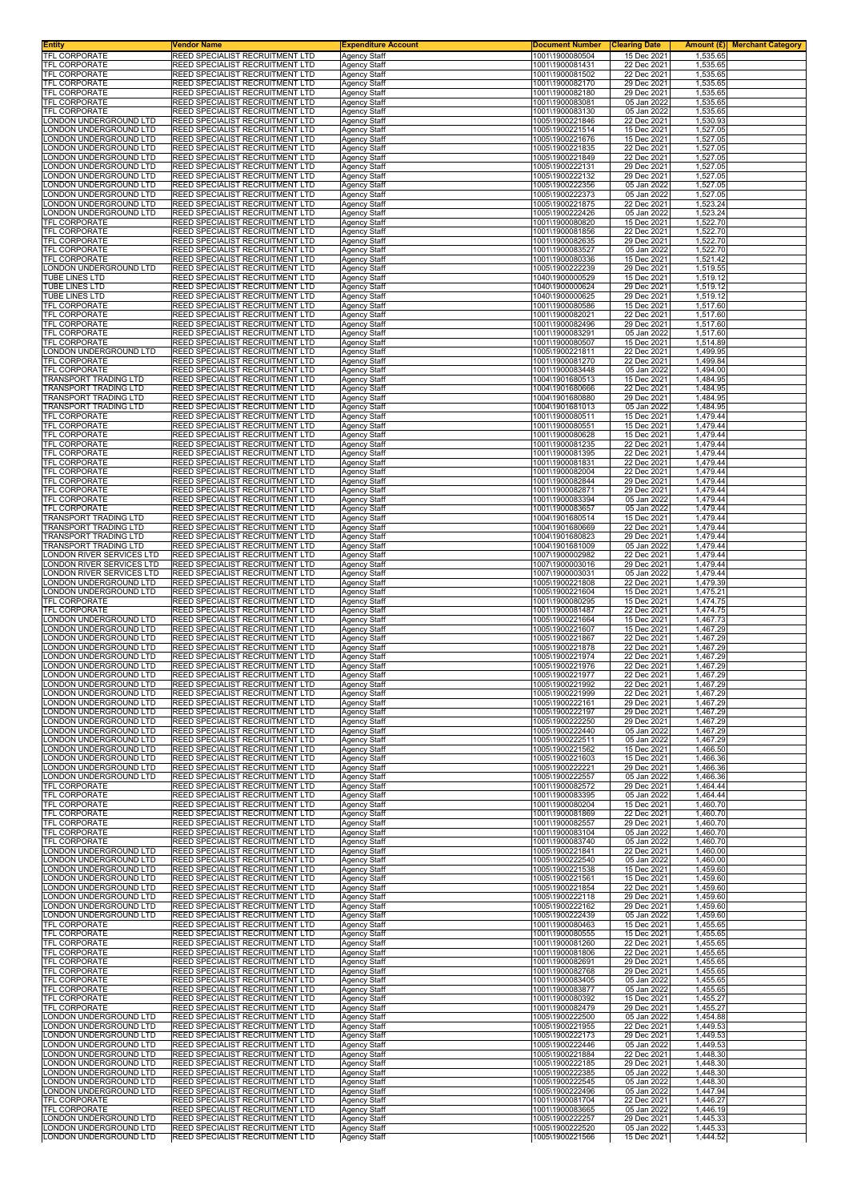| Entity | Vendor Name | Expenditure Account | Document Number | Clearing Date | Amount (£) | Merchant Category |
|---|---|---|---|---|---|---|
| TFL CORPORATE | REED SPECIALIST RECRUITMENT LTD | Agency Staff | 1001\1900080504 | 15 Dec 2021 | 1,535.65 | |
| TFL CORPORATE | REED SPECIALIST RECRUITMENT LTD | Agency Staff | 1001\1900081431 | 22 Dec 2021 | 1,535.65 | |
| TFL CORPORATE | REED SPECIALIST RECRUITMENT LTD | Agency Staff | 1001\1900081502 | 22 Dec 2021 | 1,535.65 | |
| TFL CORPORATE | REED SPECIALIST RECRUITMENT LTD | Agency Staff | 1001\1900082170 | 29 Dec 2021 | 1,535.65 | |
| TFL CORPORATE | REED SPECIALIST RECRUITMENT LTD | Agency Staff | 1001\1900082180 | 29 Dec 2021 | 1,535.65 | |
| TFL CORPORATE | REED SPECIALIST RECRUITMENT LTD | Agency Staff | 1001\1900083081 | 05 Jan 2022 | 1,535.65 | |
| TFL CORPORATE | REED SPECIALIST RECRUITMENT LTD | Agency Staff | 1001\1900083130 | 05 Jan 2022 | 1,535.65 | |
| LONDON UNDERGROUND LTD | REED SPECIALIST RECRUITMENT LTD | Agency Staff | 1005\1900221846 | 22 Dec 2021 | 1,530.93 | |
| LONDON UNDERGROUND LTD | REED SPECIALIST RECRUITMENT LTD | Agency Staff | 1005\1900221514 | 15 Dec 2021 | 1,527.05 | |
| LONDON UNDERGROUND LTD | REED SPECIALIST RECRUITMENT LTD | Agency Staff | 1005\1900221676 | 15 Dec 2021 | 1,527.05 | |
| LONDON UNDERGROUND LTD | REED SPECIALIST RECRUITMENT LTD | Agency Staff | 1005\1900221835 | 22 Dec 2021 | 1,527.05 | |
| LONDON UNDERGROUND LTD | REED SPECIALIST RECRUITMENT LTD | Agency Staff | 1005\1900221849 | 22 Dec 2021 | 1,527.05 | |
| LONDON UNDERGROUND LTD | REED SPECIALIST RECRUITMENT LTD | Agency Staff | 1005\1900222131 | 29 Dec 2021 | 1,527.05 | |
| LONDON UNDERGROUND LTD | REED SPECIALIST RECRUITMENT LTD | Agency Staff | 1005\1900222132 | 29 Dec 2021 | 1,527.05 | |
| LONDON UNDERGROUND LTD | REED SPECIALIST RECRUITMENT LTD | Agency Staff | 1005\1900222356 | 05 Jan 2022 | 1,527.05 | |
| LONDON UNDERGROUND LTD | REED SPECIALIST RECRUITMENT LTD | Agency Staff | 1005\1900222373 | 05 Jan 2022 | 1,527.05 | |
| LONDON UNDERGROUND LTD | REED SPECIALIST RECRUITMENT LTD | Agency Staff | 1005\1900221875 | 22 Dec 2021 | 1,523.24 | |
| LONDON UNDERGROUND LTD | REED SPECIALIST RECRUITMENT LTD | Agency Staff | 1005\1900222426 | 05 Jan 2022 | 1,523.24 | |
| TFL CORPORATE | REED SPECIALIST RECRUITMENT LTD | Agency Staff | 1001\1900080820 | 15 Dec 2021 | 1,522.70 | |
| TFL CORPORATE | REED SPECIALIST RECRUITMENT LTD | Agency Staff | 1001\1900081856 | 22 Dec 2021 | 1,522.70 | |
| TFL CORPORATE | REED SPECIALIST RECRUITMENT LTD | Agency Staff | 1001\1900082635 | 29 Dec 2021 | 1,522.70 | |
| TFL CORPORATE | REED SPECIALIST RECRUITMENT LTD | Agency Staff | 1001\1900083527 | 05 Jan 2022 | 1,522.70 | |
| TFL CORPORATE | REED SPECIALIST RECRUITMENT LTD | Agency Staff | 1001\1900080336 | 15 Dec 2021 | 1,521.42 | |
| LONDON UNDERGROUND LTD | REED SPECIALIST RECRUITMENT LTD | Agency Staff | 1005\1900222239 | 29 Dec 2021 | 1,519.55 | |
| TUBE LINES LTD | REED SPECIALIST RECRUITMENT LTD | Agency Staff | 1040\1900000529 | 15 Dec 2021 | 1,519.12 | |
| TUBE LINES LTD | REED SPECIALIST RECRUITMENT LTD | Agency Staff | 1040\1900000624 | 29 Dec 2021 | 1,519.12 | |
| TUBE LINES LTD | REED SPECIALIST RECRUITMENT LTD | Agency Staff | 1040\1900000625 | 29 Dec 2021 | 1,519.12 | |
| TFL CORPORATE | REED SPECIALIST RECRUITMENT LTD | Agency Staff | 1001\1900080586 | 15 Dec 2021 | 1,517.60 | |
| TFL CORPORATE | REED SPECIALIST RECRUITMENT LTD | Agency Staff | 1001\1900082021 | 22 Dec 2021 | 1,517.60 | |
| TFL CORPORATE | REED SPECIALIST RECRUITMENT LTD | Agency Staff | 1001\1900082496 | 29 Dec 2021 | 1,517.60 | |
| TFL CORPORATE | REED SPECIALIST RECRUITMENT LTD | Agency Staff | 1001\1900083291 | 05 Jan 2022 | 1,517.60 | |
| TFL CORPORATE | REED SPECIALIST RECRUITMENT LTD | Agency Staff | 1001\1900080507 | 15 Dec 2021 | 1,514.89 | |
| LONDON UNDERGROUND LTD | REED SPECIALIST RECRUITMENT LTD | Agency Staff | 1005\1900221811 | 22 Dec 2021 | 1,499.95 | |
| TFL CORPORATE | REED SPECIALIST RECRUITMENT LTD | Agency Staff | 1001\1900081270 | 22 Dec 2021 | 1,499.84 | |
| TFL CORPORATE | REED SPECIALIST RECRUITMENT LTD | Agency Staff | 1001\1900083448 | 05 Jan 2022 | 1,494.00 | |
| TRANSPORT TRADING LTD | REED SPECIALIST RECRUITMENT LTD | Agency Staff | 1004\1901680513 | 15 Dec 2021 | 1,484.95 | |
| TRANSPORT TRADING LTD | REED SPECIALIST RECRUITMENT LTD | Agency Staff | 1004\1901680666 | 22 Dec 2021 | 1,484.95 | |
| TRANSPORT TRADING LTD | REED SPECIALIST RECRUITMENT LTD | Agency Staff | 1004\1901680880 | 29 Dec 2021 | 1,484.95 | |
| TRANSPORT TRADING LTD | REED SPECIALIST RECRUITMENT LTD | Agency Staff | 1004\1901681013 | 05 Jan 2022 | 1,484.95 | |
| TFL CORPORATE | REED SPECIALIST RECRUITMENT LTD | Agency Staff | 1001\1900080511 | 15 Dec 2021 | 1,479.44 | |
| TFL CORPORATE | REED SPECIALIST RECRUITMENT LTD | Agency Staff | 1001\1900080551 | 15 Dec 2021 | 1,479.44 | |
| TFL CORPORATE | REED SPECIALIST RECRUITMENT LTD | Agency Staff | 1001\1900080628 | 15 Dec 2021 | 1,479.44 | |
| TFL CORPORATE | REED SPECIALIST RECRUITMENT LTD | Agency Staff | 1001\1900081235 | 22 Dec 2021 | 1,479.44 | |
| TFL CORPORATE | REED SPECIALIST RECRUITMENT LTD | Agency Staff | 1001\1900081395 | 22 Dec 2021 | 1,479.44 | |
| TFL CORPORATE | REED SPECIALIST RECRUITMENT LTD | Agency Staff | 1001\1900081831 | 22 Dec 2021 | 1,479.44 | |
| TFL CORPORATE | REED SPECIALIST RECRUITMENT LTD | Agency Staff | 1001\1900082004 | 22 Dec 2021 | 1,479.44 | |
| TFL CORPORATE | REED SPECIALIST RECRUITMENT LTD | Agency Staff | 1001\1900082844 | 29 Dec 2021 | 1,479.44 | |
| TFL CORPORATE | REED SPECIALIST RECRUITMENT LTD | Agency Staff | 1001\1900082871 | 29 Dec 2021 | 1,479.44 | |
| TFL CORPORATE | REED SPECIALIST RECRUITMENT LTD | Agency Staff | 1001\1900083394 | 05 Jan 2022 | 1,479.44 | |
| TFL CORPORATE | REED SPECIALIST RECRUITMENT LTD | Agency Staff | 1001\1900083657 | 05 Jan 2022 | 1,479.44 | |
| TRANSPORT TRADING LTD | REED SPECIALIST RECRUITMENT LTD | Agency Staff | 1004\1901680514 | 15 Dec 2021 | 1,479.44 | |
| TRANSPORT TRADING LTD | REED SPECIALIST RECRUITMENT LTD | Agency Staff | 1004\1901680669 | 22 Dec 2021 | 1,479.44 | |
| TRANSPORT TRADING LTD | REED SPECIALIST RECRUITMENT LTD | Agency Staff | 1004\1901680823 | 29 Dec 2021 | 1,479.44 | |
| TRANSPORT TRADING LTD | REED SPECIALIST RECRUITMENT LTD | Agency Staff | 1004\1901681009 | 05 Jan 2022 | 1,479.44 | |
| LONDON RIVER SERVICES LTD | REED SPECIALIST RECRUITMENT LTD | Agency Staff | 1007\1900002982 | 22 Dec 2021 | 1,479.44 | |
| LONDON RIVER SERVICES LTD | REED SPECIALIST RECRUITMENT LTD | Agency Staff | 1007\1900003016 | 29 Dec 2021 | 1,479.44 | |
| LONDON RIVER SERVICES LTD | REED SPECIALIST RECRUITMENT LTD | Agency Staff | 1007\1900003031 | 05 Jan 2022 | 1,479.44 | |
| LONDON UNDERGROUND LTD | REED SPECIALIST RECRUITMENT LTD | Agency Staff | 1005\1900221808 | 22 Dec 2021 | 1,479.39 | |
| LONDON UNDERGROUND LTD | REED SPECIALIST RECRUITMENT LTD | Agency Staff | 1005\1900221604 | 15 Dec 2021 | 1,475.21 | |
| TFL CORPORATE | REED SPECIALIST RECRUITMENT LTD | Agency Staff | 1001\1900080295 | 15 Dec 2021 | 1,474.75 | |
| TFL CORPORATE | REED SPECIALIST RECRUITMENT LTD | Agency Staff | 1001\1900081487 | 22 Dec 2021 | 1,474.75 | |
| LONDON UNDERGROUND LTD | REED SPECIALIST RECRUITMENT LTD | Agency Staff | 1005\1900221664 | 15 Dec 2021 | 1,467.73 | |
| LONDON UNDERGROUND LTD | REED SPECIALIST RECRUITMENT LTD | Agency Staff | 1005\1900221607 | 15 Dec 2021 | 1,467.29 | |
| LONDON UNDERGROUND LTD | REED SPECIALIST RECRUITMENT LTD | Agency Staff | 1005\1900221867 | 22 Dec 2021 | 1,467.29 | |
| LONDON UNDERGROUND LTD | REED SPECIALIST RECRUITMENT LTD | Agency Staff | 1005\1900221878 | 22 Dec 2021 | 1,467.29 | |
| LONDON UNDERGROUND LTD | REED SPECIALIST RECRUITMENT LTD | Agency Staff | 1005\1900221974 | 22 Dec 2021 | 1,467.29 | |
| LONDON UNDERGROUND LTD | REED SPECIALIST RECRUITMENT LTD | Agency Staff | 1005\1900221976 | 22 Dec 2021 | 1,467.29 | |
| LONDON UNDERGROUND LTD | REED SPECIALIST RECRUITMENT LTD | Agency Staff | 1005\1900221977 | 22 Dec 2021 | 1,467.29 | |
| LONDON UNDERGROUND LTD | REED SPECIALIST RECRUITMENT LTD | Agency Staff | 1005\1900221992 | 22 Dec 2021 | 1,467.29 | |
| LONDON UNDERGROUND LTD | REED SPECIALIST RECRUITMENT LTD | Agency Staff | 1005\1900221999 | 22 Dec 2021 | 1,467.29 | |
| LONDON UNDERGROUND LTD | REED SPECIALIST RECRUITMENT LTD | Agency Staff | 1005\1900222161 | 29 Dec 2021 | 1,467.29 | |
| LONDON UNDERGROUND LTD | REED SPECIALIST RECRUITMENT LTD | Agency Staff | 1005\1900222197 | 29 Dec 2021 | 1,467.29 | |
| LONDON UNDERGROUND LTD | REED SPECIALIST RECRUITMENT LTD | Agency Staff | 1005\1900222250 | 29 Dec 2021 | 1,467.29 | |
| LONDON UNDERGROUND LTD | REED SPECIALIST RECRUITMENT LTD | Agency Staff | 1005\1900222440 | 05 Jan 2022 | 1,467.29 | |
| LONDON UNDERGROUND LTD | REED SPECIALIST RECRUITMENT LTD | Agency Staff | 1005\1900222511 | 05 Jan 2022 | 1,467.29 | |
| LONDON UNDERGROUND LTD | REED SPECIALIST RECRUITMENT LTD | Agency Staff | 1005\1900221562 | 15 Dec 2021 | 1,466.50 | |
| LONDON UNDERGROUND LTD | REED SPECIALIST RECRUITMENT LTD | Agency Staff | 1005\1900221603 | 15 Dec 2021 | 1,466.36 | |
| LONDON UNDERGROUND LTD | REED SPECIALIST RECRUITMENT LTD | Agency Staff | 1005\1900222221 | 29 Dec 2021 | 1,466.36 | |
| LONDON UNDERGROUND LTD | REED SPECIALIST RECRUITMENT LTD | Agency Staff | 1005\1900222557 | 05 Jan 2022 | 1,466.36 | |
| TFL CORPORATE | REED SPECIALIST RECRUITMENT LTD | Agency Staff | 1001\1900082572 | 29 Dec 2021 | 1,464.44 | |
| TFL CORPORATE | REED SPECIALIST RECRUITMENT LTD | Agency Staff | 1001\1900083395 | 05 Jan 2022 | 1,464.44 | |
| TFL CORPORATE | REED SPECIALIST RECRUITMENT LTD | Agency Staff | 1001\1900080204 | 15 Dec 2021 | 1,460.70 | |
| TFL CORPORATE | REED SPECIALIST RECRUITMENT LTD | Agency Staff | 1001\1900081869 | 22 Dec 2021 | 1,460.70 | |
| TFL CORPORATE | REED SPECIALIST RECRUITMENT LTD | Agency Staff | 1001\1900082557 | 29 Dec 2021 | 1,460.70 | |
| TFL CORPORATE | REED SPECIALIST RECRUITMENT LTD | Agency Staff | 1001\1900083104 | 05 Jan 2022 | 1,460.70 | |
| TFL CORPORATE | REED SPECIALIST RECRUITMENT LTD | Agency Staff | 1001\1900083740 | 05 Jan 2022 | 1,460.70 | |
| LONDON UNDERGROUND LTD | REED SPECIALIST RECRUITMENT LTD | Agency Staff | 1005\1900221841 | 22 Dec 2021 | 1,460.00 | |
| LONDON UNDERGROUND LTD | REED SPECIALIST RECRUITMENT LTD | Agency Staff | 1005\1900222540 | 05 Jan 2022 | 1,460.00 | |
| LONDON UNDERGROUND LTD | REED SPECIALIST RECRUITMENT LTD | Agency Staff | 1005\1900221538 | 15 Dec 2021 | 1,459.60 | |
| LONDON UNDERGROUND LTD | REED SPECIALIST RECRUITMENT LTD | Agency Staff | 1005\1900221561 | 15 Dec 2021 | 1,459.60 | |
| LONDON UNDERGROUND LTD | REED SPECIALIST RECRUITMENT LTD | Agency Staff | 1005\1900221854 | 22 Dec 2021 | 1,459.60 | |
| LONDON UNDERGROUND LTD | REED SPECIALIST RECRUITMENT LTD | Agency Staff | 1005\1900222118 | 29 Dec 2021 | 1,459.60 | |
| LONDON UNDERGROUND LTD | REED SPECIALIST RECRUITMENT LTD | Agency Staff | 1005\1900222162 | 29 Dec 2021 | 1,459.60 | |
| LONDON UNDERGROUND LTD | REED SPECIALIST RECRUITMENT LTD | Agency Staff | 1005\1900222439 | 05 Jan 2022 | 1,459.60 | |
| TFL CORPORATE | REED SPECIALIST RECRUITMENT LTD | Agency Staff | 1001\1900080463 | 15 Dec 2021 | 1,455.65 | |
| TFL CORPORATE | REED SPECIALIST RECRUITMENT LTD | Agency Staff | 1001\1900080555 | 15 Dec 2021 | 1,455.65 | |
| TFL CORPORATE | REED SPECIALIST RECRUITMENT LTD | Agency Staff | 1001\1900081260 | 22 Dec 2021 | 1,455.65 | |
| TFL CORPORATE | REED SPECIALIST RECRUITMENT LTD | Agency Staff | 1001\1900081806 | 22 Dec 2021 | 1,455.65 | |
| TFL CORPORATE | REED SPECIALIST RECRUITMENT LTD | Agency Staff | 1001\1900082691 | 29 Dec 2021 | 1,455.65 | |
| TFL CORPORATE | REED SPECIALIST RECRUITMENT LTD | Agency Staff | 1001\1900082768 | 29 Dec 2021 | 1,455.65 | |
| TFL CORPORATE | REED SPECIALIST RECRUITMENT LTD | Agency Staff | 1001\1900083405 | 05 Jan 2022 | 1,455.65 | |
| TFL CORPORATE | REED SPECIALIST RECRUITMENT LTD | Agency Staff | 1001\1900083877 | 05 Jan 2022 | 1,455.65 | |
| TFL CORPORATE | REED SPECIALIST RECRUITMENT LTD | Agency Staff | 1001\1900080392 | 15 Dec 2021 | 1,455.27 | |
| TFL CORPORATE | REED SPECIALIST RECRUITMENT LTD | Agency Staff | 1001\1900082479 | 29 Dec 2021 | 1,455.27 | |
| LONDON UNDERGROUND LTD | REED SPECIALIST RECRUITMENT LTD | Agency Staff | 1005\1900222500 | 05 Jan 2022 | 1,454.88 | |
| LONDON UNDERGROUND LTD | REED SPECIALIST RECRUITMENT LTD | Agency Staff | 1005\1900221955 | 22 Dec 2021 | 1,449.53 | |
| LONDON UNDERGROUND LTD | REED SPECIALIST RECRUITMENT LTD | Agency Staff | 1005\1900222173 | 29 Dec 2021 | 1,449.53 | |
| LONDON UNDERGROUND LTD | REED SPECIALIST RECRUITMENT LTD | Agency Staff | 1005\1900222446 | 05 Jan 2022 | 1,449.53 | |
| LONDON UNDERGROUND LTD | REED SPECIALIST RECRUITMENT LTD | Agency Staff | 1005\1900221884 | 22 Dec 2021 | 1,448.30 | |
| LONDON UNDERGROUND LTD | REED SPECIALIST RECRUITMENT LTD | Agency Staff | 1005\1900222185 | 29 Dec 2021 | 1,448.30 | |
| LONDON UNDERGROUND LTD | REED SPECIALIST RECRUITMENT LTD | Agency Staff | 1005\1900222385 | 05 Jan 2022 | 1,448.30 | |
| LONDON UNDERGROUND LTD | REED SPECIALIST RECRUITMENT LTD | Agency Staff | 1005\1900222545 | 05 Jan 2022 | 1,448.30 | |
| LONDON UNDERGROUND LTD | REED SPECIALIST RECRUITMENT LTD | Agency Staff | 1005\1900222496 | 05 Jan 2022 | 1,447.94 | |
| TFL CORPORATE | REED SPECIALIST RECRUITMENT LTD | Agency Staff | 1001\1900081704 | 22 Dec 2021 | 1,446.27 | |
| TFL CORPORATE | REED SPECIALIST RECRUITMENT LTD | Agency Staff | 1001\1900083665 | 05 Jan 2022 | 1,446.19 | |
| LONDON UNDERGROUND LTD | REED SPECIALIST RECRUITMENT LTD | Agency Staff | 1005\1900222257 | 29 Dec 2021 | 1,445.33 | |
| LONDON UNDERGROUND LTD | REED SPECIALIST RECRUITMENT LTD | Agency Staff | 1005\1900222520 | 05 Jan 2022 | 1,445.33 | |
| LONDON UNDERGROUND LTD | REED SPECIALIST RECRUITMENT LTD | Agency Staff | 1005\1900221566 | 15 Dec 2021 | 1,444.52 | |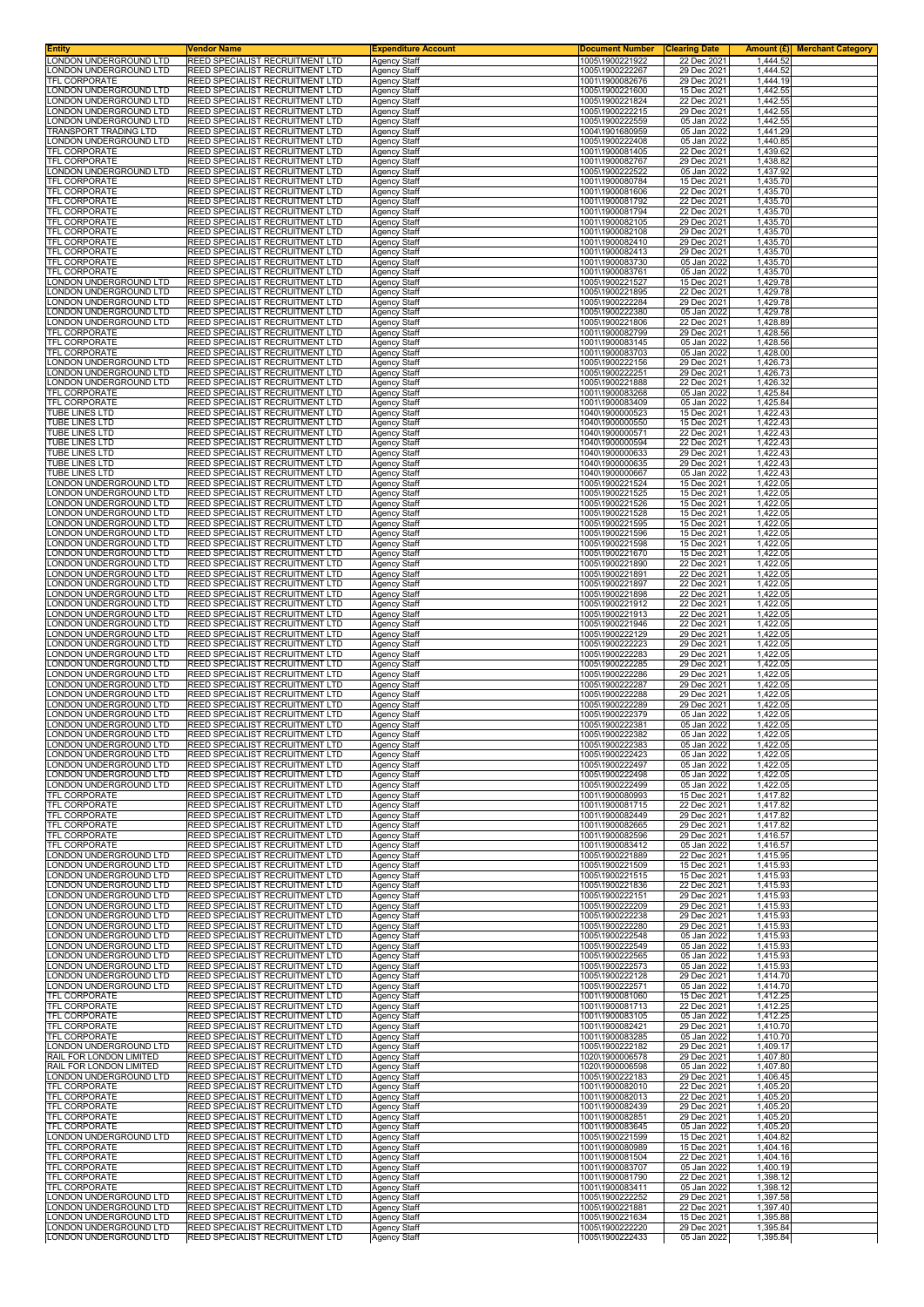| Entity | Vendor Name | Expenditure Account | Document Number | Clearing Date | Amount (£) | Merchant Category |
|---|---|---|---|---|---|---|
| LONDON UNDERGROUND LTD | REED SPECIALIST RECRUITMENT LTD | Agency Staff | 1005\1900221922 | 22 Dec 2021 | 1,444.52 | |
| LONDON UNDERGROUND LTD | REED SPECIALIST RECRUITMENT LTD | Agency Staff | 1005\1900222267 | 29 Dec 2021 | 1,444.52 | |
| TFL CORPORATE | REED SPECIALIST RECRUITMENT LTD | Agency Staff | 1001\1900082676 | 29 Dec 2021 | 1,444.19 | |
| LONDON UNDERGROUND LTD | REED SPECIALIST RECRUITMENT LTD | Agency Staff | 1005\1900221600 | 15 Dec 2021 | 1,442.55 | |
| LONDON UNDERGROUND LTD | REED SPECIALIST RECRUITMENT LTD | Agency Staff | 1005\1900221824 | 22 Dec 2021 | 1,442.55 | |
| LONDON UNDERGROUND LTD | REED SPECIALIST RECRUITMENT LTD | Agency Staff | 1005\1900222215 | 29 Dec 2021 | 1,442.55 | |
| LONDON UNDERGROUND LTD | REED SPECIALIST RECRUITMENT LTD | Agency Staff | 1005\1900222559 | 05 Jan 2022 | 1,442.55 | |
| TRANSPORT TRADING LTD | REED SPECIALIST RECRUITMENT LTD | Agency Staff | 1004\1901680959 | 05 Jan 2022 | 1,441.29 | |
| LONDON UNDERGROUND LTD | REED SPECIALIST RECRUITMENT LTD | Agency Staff | 1005\1900222408 | 05 Jan 2022 | 1,440.85 | |
| TFL CORPORATE | REED SPECIALIST RECRUITMENT LTD | Agency Staff | 1001\1900081405 | 22 Dec 2021 | 1,439.62 | |
| TFL CORPORATE | REED SPECIALIST RECRUITMENT LTD | Agency Staff | 1001\1900082767 | 29 Dec 2021 | 1,438.82 | |
| LONDON UNDERGROUND LTD | REED SPECIALIST RECRUITMENT LTD | Agency Staff | 1005\1900222522 | 05 Jan 2022 | 1,437.92 | |
| TFL CORPORATE | REED SPECIALIST RECRUITMENT LTD | Agency Staff | 1001\1900080784 | 15 Dec 2021 | 1,435.70 | |
| TFL CORPORATE | REED SPECIALIST RECRUITMENT LTD | Agency Staff | 1001\1900081606 | 22 Dec 2021 | 1,435.70 | |
| TFL CORPORATE | REED SPECIALIST RECRUITMENT LTD | Agency Staff | 1001\1900081792 | 22 Dec 2021 | 1,435.70 | |
| TFL CORPORATE | REED SPECIALIST RECRUITMENT LTD | Agency Staff | 1001\1900081794 | 22 Dec 2021 | 1,435.70 | |
| TFL CORPORATE | REED SPECIALIST RECRUITMENT LTD | Agency Staff | 1001\1900082105 | 29 Dec 2021 | 1,435.70 | |
| TFL CORPORATE | REED SPECIALIST RECRUITMENT LTD | Agency Staff | 1001\1900082108 | 29 Dec 2021 | 1,435.70 | |
| TFL CORPORATE | REED SPECIALIST RECRUITMENT LTD | Agency Staff | 1001\1900082410 | 29 Dec 2021 | 1,435.70 | |
| TFL CORPORATE | REED SPECIALIST RECRUITMENT LTD | Agency Staff | 1001\1900082413 | 29 Dec 2021 | 1,435.70 | |
| TFL CORPORATE | REED SPECIALIST RECRUITMENT LTD | Agency Staff | 1001\1900083730 | 05 Jan 2022 | 1,435.70 | |
| TFL CORPORATE | REED SPECIALIST RECRUITMENT LTD | Agency Staff | 1001\1900083761 | 05 Jan 2022 | 1,435.70 | |
| LONDON UNDERGROUND LTD | REED SPECIALIST RECRUITMENT LTD | Agency Staff | 1005\1900221527 | 15 Dec 2021 | 1,429.78 | |
| LONDON UNDERGROUND LTD | REED SPECIALIST RECRUITMENT LTD | Agency Staff | 1005\1900221895 | 22 Dec 2021 | 1,429.78 | |
| LONDON UNDERGROUND LTD | REED SPECIALIST RECRUITMENT LTD | Agency Staff | 1005\1900222284 | 29 Dec 2021 | 1,429.78 | |
| LONDON UNDERGROUND LTD | REED SPECIALIST RECRUITMENT LTD | Agency Staff | 1005\1900222380 | 05 Jan 2022 | 1,429.78 | |
| LONDON UNDERGROUND LTD | REED SPECIALIST RECRUITMENT LTD | Agency Staff | 1005\1900221806 | 22 Dec 2021 | 1,428.89 | |
| TFL CORPORATE | REED SPECIALIST RECRUITMENT LTD | Agency Staff | 1001\1900082799 | 29 Dec 2021 | 1,428.56 | |
| TFL CORPORATE | REED SPECIALIST RECRUITMENT LTD | Agency Staff | 1001\1900083145 | 05 Jan 2022 | 1,428.56 | |
| TFL CORPORATE | REED SPECIALIST RECRUITMENT LTD | Agency Staff | 1001\1900083703 | 05 Jan 2022 | 1,428.00 | |
| LONDON UNDERGROUND LTD | REED SPECIALIST RECRUITMENT LTD | Agency Staff | 1005\1900222156 | 29 Dec 2021 | 1,426.73 | |
| LONDON UNDERGROUND LTD | REED SPECIALIST RECRUITMENT LTD | Agency Staff | 1005\1900222251 | 29 Dec 2021 | 1,426.73 | |
| LONDON UNDERGROUND LTD | REED SPECIALIST RECRUITMENT LTD | Agency Staff | 1005\1900221888 | 22 Dec 2021 | 1,426.32 | |
| TFL CORPORATE | REED SPECIALIST RECRUITMENT LTD | Agency Staff | 1001\1900083268 | 05 Jan 2022 | 1,425.84 | |
| TFL CORPORATE | REED SPECIALIST RECRUITMENT LTD | Agency Staff | 1001\1900083409 | 05 Jan 2022 | 1,425.84 | |
| TUBE LINES LTD | REED SPECIALIST RECRUITMENT LTD | Agency Staff | 1040\1900000523 | 15 Dec 2021 | 1,422.43 | |
| TUBE LINES LTD | REED SPECIALIST RECRUITMENT LTD | Agency Staff | 1040\1900000550 | 15 Dec 2021 | 1,422.43 | |
| TUBE LINES LTD | REED SPECIALIST RECRUITMENT LTD | Agency Staff | 1040\1900000571 | 22 Dec 2021 | 1,422.43 | |
| TUBE LINES LTD | REED SPECIALIST RECRUITMENT LTD | Agency Staff | 1040\1900000594 | 22 Dec 2021 | 1,422.43 | |
| TUBE LINES LTD | REED SPECIALIST RECRUITMENT LTD | Agency Staff | 1040\1900000633 | 29 Dec 2021 | 1,422.43 | |
| TUBE LINES LTD | REED SPECIALIST RECRUITMENT LTD | Agency Staff | 1040\1900000635 | 29 Dec 2021 | 1,422.43 | |
| TUBE LINES LTD | REED SPECIALIST RECRUITMENT LTD | Agency Staff | 1040\1900000667 | 05 Jan 2022 | 1,422.43 | |
| LONDON UNDERGROUND LTD | REED SPECIALIST RECRUITMENT LTD | Agency Staff | 1005\1900221524 | 15 Dec 2021 | 1,422.05 | |
| LONDON UNDERGROUND LTD | REED SPECIALIST RECRUITMENT LTD | Agency Staff | 1005\1900221525 | 15 Dec 2021 | 1,422.05 | |
| LONDON UNDERGROUND LTD | REED SPECIALIST RECRUITMENT LTD | Agency Staff | 1005\1900221526 | 15 Dec 2021 | 1,422.05 | |
| LONDON UNDERGROUND LTD | REED SPECIALIST RECRUITMENT LTD | Agency Staff | 1005\1900221528 | 15 Dec 2021 | 1,422.05 | |
| LONDON UNDERGROUND LTD | REED SPECIALIST RECRUITMENT LTD | Agency Staff | 1005\1900221595 | 15 Dec 2021 | 1,422.05 | |
| LONDON UNDERGROUND LTD | REED SPECIALIST RECRUITMENT LTD | Agency Staff | 1005\1900221596 | 15 Dec 2021 | 1,422.05 | |
| LONDON UNDERGROUND LTD | REED SPECIALIST RECRUITMENT LTD | Agency Staff | 1005\1900221598 | 15 Dec 2021 | 1,422.05 | |
| LONDON UNDERGROUND LTD | REED SPECIALIST RECRUITMENT LTD | Agency Staff | 1005\1900221670 | 15 Dec 2021 | 1,422.05 | |
| LONDON UNDERGROUND LTD | REED SPECIALIST RECRUITMENT LTD | Agency Staff | 1005\1900221890 | 22 Dec 2021 | 1,422.05 | |
| LONDON UNDERGROUND LTD | REED SPECIALIST RECRUITMENT LTD | Agency Staff | 1005\1900221891 | 22 Dec 2021 | 1,422.05 | |
| LONDON UNDERGROUND LTD | REED SPECIALIST RECRUITMENT LTD | Agency Staff | 1005\1900221897 | 22 Dec 2021 | 1,422.05 | |
| LONDON UNDERGROUND LTD | REED SPECIALIST RECRUITMENT LTD | Agency Staff | 1005\1900221898 | 22 Dec 2021 | 1,422.05 | |
| LONDON UNDERGROUND LTD | REED SPECIALIST RECRUITMENT LTD | Agency Staff | 1005\1900221912 | 22 Dec 2021 | 1,422.05 | |
| LONDON UNDERGROUND LTD | REED SPECIALIST RECRUITMENT LTD | Agency Staff | 1005\1900221913 | 22 Dec 2021 | 1,422.05 | |
| LONDON UNDERGROUND LTD | REED SPECIALIST RECRUITMENT LTD | Agency Staff | 1005\1900221946 | 22 Dec 2021 | 1,422.05 | |
| LONDON UNDERGROUND LTD | REED SPECIALIST RECRUITMENT LTD | Agency Staff | 1005\1900222129 | 29 Dec 2021 | 1,422.05 | |
| LONDON UNDERGROUND LTD | REED SPECIALIST RECRUITMENT LTD | Agency Staff | 1005\1900222223 | 29 Dec 2021 | 1,422.05 | |
| LONDON UNDERGROUND LTD | REED SPECIALIST RECRUITMENT LTD | Agency Staff | 1005\1900222283 | 29 Dec 2021 | 1,422.05 | |
| LONDON UNDERGROUND LTD | REED SPECIALIST RECRUITMENT LTD | Agency Staff | 1005\1900222285 | 29 Dec 2021 | 1,422.05 | |
| LONDON UNDERGROUND LTD | REED SPECIALIST RECRUITMENT LTD | Agency Staff | 1005\1900222286 | 29 Dec 2021 | 1,422.05 | |
| LONDON UNDERGROUND LTD | REED SPECIALIST RECRUITMENT LTD | Agency Staff | 1005\1900222287 | 29 Dec 2021 | 1,422.05 | |
| LONDON UNDERGROUND LTD | REED SPECIALIST RECRUITMENT LTD | Agency Staff | 1005\1900222288 | 29 Dec 2021 | 1,422.05 | |
| LONDON UNDERGROUND LTD | REED SPECIALIST RECRUITMENT LTD | Agency Staff | 1005\1900222289 | 29 Dec 2021 | 1,422.05 | |
| LONDON UNDERGROUND LTD | REED SPECIALIST RECRUITMENT LTD | Agency Staff | 1005\1900222379 | 05 Jan 2022 | 1,422.05 | |
| LONDON UNDERGROUND LTD | REED SPECIALIST RECRUITMENT LTD | Agency Staff | 1005\1900222381 | 05 Jan 2022 | 1,422.05 | |
| LONDON UNDERGROUND LTD | REED SPECIALIST RECRUITMENT LTD | Agency Staff | 1005\1900222382 | 05 Jan 2022 | 1,422.05 | |
| LONDON UNDERGROUND LTD | REED SPECIALIST RECRUITMENT LTD | Agency Staff | 1005\1900222383 | 05 Jan 2022 | 1,422.05 | |
| LONDON UNDERGROUND LTD | REED SPECIALIST RECRUITMENT LTD | Agency Staff | 1005\1900222423 | 05 Jan 2022 | 1,422.05 | |
| LONDON UNDERGROUND LTD | REED SPECIALIST RECRUITMENT LTD | Agency Staff | 1005\1900222497 | 05 Jan 2022 | 1,422.05 | |
| LONDON UNDERGROUND LTD | REED SPECIALIST RECRUITMENT LTD | Agency Staff | 1005\1900222498 | 05 Jan 2022 | 1,422.05 | |
| LONDON UNDERGROUND LTD | REED SPECIALIST RECRUITMENT LTD | Agency Staff | 1005\1900222499 | 05 Jan 2022 | 1,422.05 | |
| TFL CORPORATE | REED SPECIALIST RECRUITMENT LTD | Agency Staff | 1001\1900080993 | 15 Dec 2021 | 1,417.82 | |
| TFL CORPORATE | REED SPECIALIST RECRUITMENT LTD | Agency Staff | 1001\1900081715 | 22 Dec 2021 | 1,417.82 | |
| TFL CORPORATE | REED SPECIALIST RECRUITMENT LTD | Agency Staff | 1001\1900082449 | 29 Dec 2021 | 1,417.82 | |
| TFL CORPORATE | REED SPECIALIST RECRUITMENT LTD | Agency Staff | 1001\1900082665 | 29 Dec 2021 | 1,417.82 | |
| TFL CORPORATE | REED SPECIALIST RECRUITMENT LTD | Agency Staff | 1001\1900082596 | 29 Dec 2021 | 1,416.57 | |
| TFL CORPORATE | REED SPECIALIST RECRUITMENT LTD | Agency Staff | 1001\1900083412 | 05 Jan 2022 | 1,416.57 | |
| LONDON UNDERGROUND LTD | REED SPECIALIST RECRUITMENT LTD | Agency Staff | 1005\1900221889 | 22 Dec 2021 | 1,415.95 | |
| LONDON UNDERGROUND LTD | REED SPECIALIST RECRUITMENT LTD | Agency Staff | 1005\1900221509 | 15 Dec 2021 | 1,415.93 | |
| LONDON UNDERGROUND LTD | REED SPECIALIST RECRUITMENT LTD | Agency Staff | 1005\1900221515 | 15 Dec 2021 | 1,415.93 | |
| LONDON UNDERGROUND LTD | REED SPECIALIST RECRUITMENT LTD | Agency Staff | 1005\1900221836 | 22 Dec 2021 | 1,415.93 | |
| LONDON UNDERGROUND LTD | REED SPECIALIST RECRUITMENT LTD | Agency Staff | 1005\1900222151 | 29 Dec 2021 | 1,415.93 | |
| LONDON UNDERGROUND LTD | REED SPECIALIST RECRUITMENT LTD | Agency Staff | 1005\1900222209 | 29 Dec 2021 | 1,415.93 | |
| LONDON UNDERGROUND LTD | REED SPECIALIST RECRUITMENT LTD | Agency Staff | 1005\1900222238 | 29 Dec 2021 | 1,415.93 | |
| LONDON UNDERGROUND LTD | REED SPECIALIST RECRUITMENT LTD | Agency Staff | 1005\1900222280 | 29 Dec 2021 | 1,415.93 | |
| LONDON UNDERGROUND LTD | REED SPECIALIST RECRUITMENT LTD | Agency Staff | 1005\1900222548 | 05 Jan 2022 | 1,415.93 | |
| LONDON UNDERGROUND LTD | REED SPECIALIST RECRUITMENT LTD | Agency Staff | 1005\1900222549 | 05 Jan 2022 | 1,415.93 | |
| LONDON UNDERGROUND LTD | REED SPECIALIST RECRUITMENT LTD | Agency Staff | 1005\1900222565 | 05 Jan 2022 | 1,415.93 | |
| LONDON UNDERGROUND LTD | REED SPECIALIST RECRUITMENT LTD | Agency Staff | 1005\1900222573 | 05 Jan 2022 | 1,415.93 | |
| LONDON UNDERGROUND LTD | REED SPECIALIST RECRUITMENT LTD | Agency Staff | 1005\1900222128 | 29 Dec 2021 | 1,414.70 | |
| LONDON UNDERGROUND LTD | REED SPECIALIST RECRUITMENT LTD | Agency Staff | 1005\1900222571 | 05 Jan 2022 | 1,414.70 | |
| TFL CORPORATE | REED SPECIALIST RECRUITMENT LTD | Agency Staff | 1001\1900081060 | 15 Dec 2021 | 1,412.25 | |
| TFL CORPORATE | REED SPECIALIST RECRUITMENT LTD | Agency Staff | 1001\1900081713 | 22 Dec 2021 | 1,412.25 | |
| TFL CORPORATE | REED SPECIALIST RECRUITMENT LTD | Agency Staff | 1001\1900083105 | 05 Jan 2022 | 1,412.25 | |
| TFL CORPORATE | REED SPECIALIST RECRUITMENT LTD | Agency Staff | 1001\1900082421 | 29 Dec 2021 | 1,410.70 | |
| TFL CORPORATE | REED SPECIALIST RECRUITMENT LTD | Agency Staff | 1001\1900083285 | 05 Jan 2022 | 1,410.70 | |
| LONDON UNDERGROUND LTD | REED SPECIALIST RECRUITMENT LTD | Agency Staff | 1005\1900222182 | 29 Dec 2021 | 1,409.17 | |
| RAIL FOR LONDON LIMITED | REED SPECIALIST RECRUITMENT LTD | Agency Staff | 1020\1900006578 | 29 Dec 2021 | 1,407.80 | |
| RAIL FOR LONDON LIMITED | REED SPECIALIST RECRUITMENT LTD | Agency Staff | 1020\1900006598 | 05 Jan 2022 | 1,407.80 | |
| LONDON UNDERGROUND LTD | REED SPECIALIST RECRUITMENT LTD | Agency Staff | 1005\1900222183 | 29 Dec 2021 | 1,406.45 | |
| TFL CORPORATE | REED SPECIALIST RECRUITMENT LTD | Agency Staff | 1001\1900082010 | 22 Dec 2021 | 1,405.20 | |
| TFL CORPORATE | REED SPECIALIST RECRUITMENT LTD | Agency Staff | 1001\1900082013 | 22 Dec 2021 | 1,405.20 | |
| TFL CORPORATE | REED SPECIALIST RECRUITMENT LTD | Agency Staff | 1001\1900082439 | 29 Dec 2021 | 1,405.20 | |
| TFL CORPORATE | REED SPECIALIST RECRUITMENT LTD | Agency Staff | 1001\1900082851 | 29 Dec 2021 | 1,405.20 | |
| TFL CORPORATE | REED SPECIALIST RECRUITMENT LTD | Agency Staff | 1001\1900083645 | 05 Jan 2022 | 1,405.20 | |
| LONDON UNDERGROUND LTD | REED SPECIALIST RECRUITMENT LTD | Agency Staff | 1005\1900221599 | 15 Dec 2021 | 1,404.82 | |
| TFL CORPORATE | REED SPECIALIST RECRUITMENT LTD | Agency Staff | 1001\1900080989 | 15 Dec 2021 | 1,404.16 | |
| TFL CORPORATE | REED SPECIALIST RECRUITMENT LTD | Agency Staff | 1001\1900081504 | 22 Dec 2021 | 1,404.16 | |
| TFL CORPORATE | REED SPECIALIST RECRUITMENT LTD | Agency Staff | 1001\1900083707 | 05 Jan 2022 | 1,400.19 | |
| TFL CORPORATE | REED SPECIALIST RECRUITMENT LTD | Agency Staff | 1001\1900081790 | 22 Dec 2021 | 1,398.12 | |
| TFL CORPORATE | REED SPECIALIST RECRUITMENT LTD | Agency Staff | 1001\1900083411 | 05 Jan 2022 | 1,398.12 | |
| LONDON UNDERGROUND LTD | REED SPECIALIST RECRUITMENT LTD | Agency Staff | 1005\1900222252 | 29 Dec 2021 | 1,397.58 | |
| LONDON UNDERGROUND LTD | REED SPECIALIST RECRUITMENT LTD | Agency Staff | 1005\1900221881 | 22 Dec 2021 | 1,397.40 | |
| LONDON UNDERGROUND LTD | REED SPECIALIST RECRUITMENT LTD | Agency Staff | 1005\1900221634 | 15 Dec 2021 | 1,395.88 | |
| LONDON UNDERGROUND LTD | REED SPECIALIST RECRUITMENT LTD | Agency Staff | 1005\1900222220 | 29 Dec 2021 | 1,395.84 | |
| LONDON UNDERGROUND LTD | REED SPECIALIST RECRUITMENT LTD | Agency Staff | 1005\1900222433 | 05 Jan 2022 | 1,395.84 | |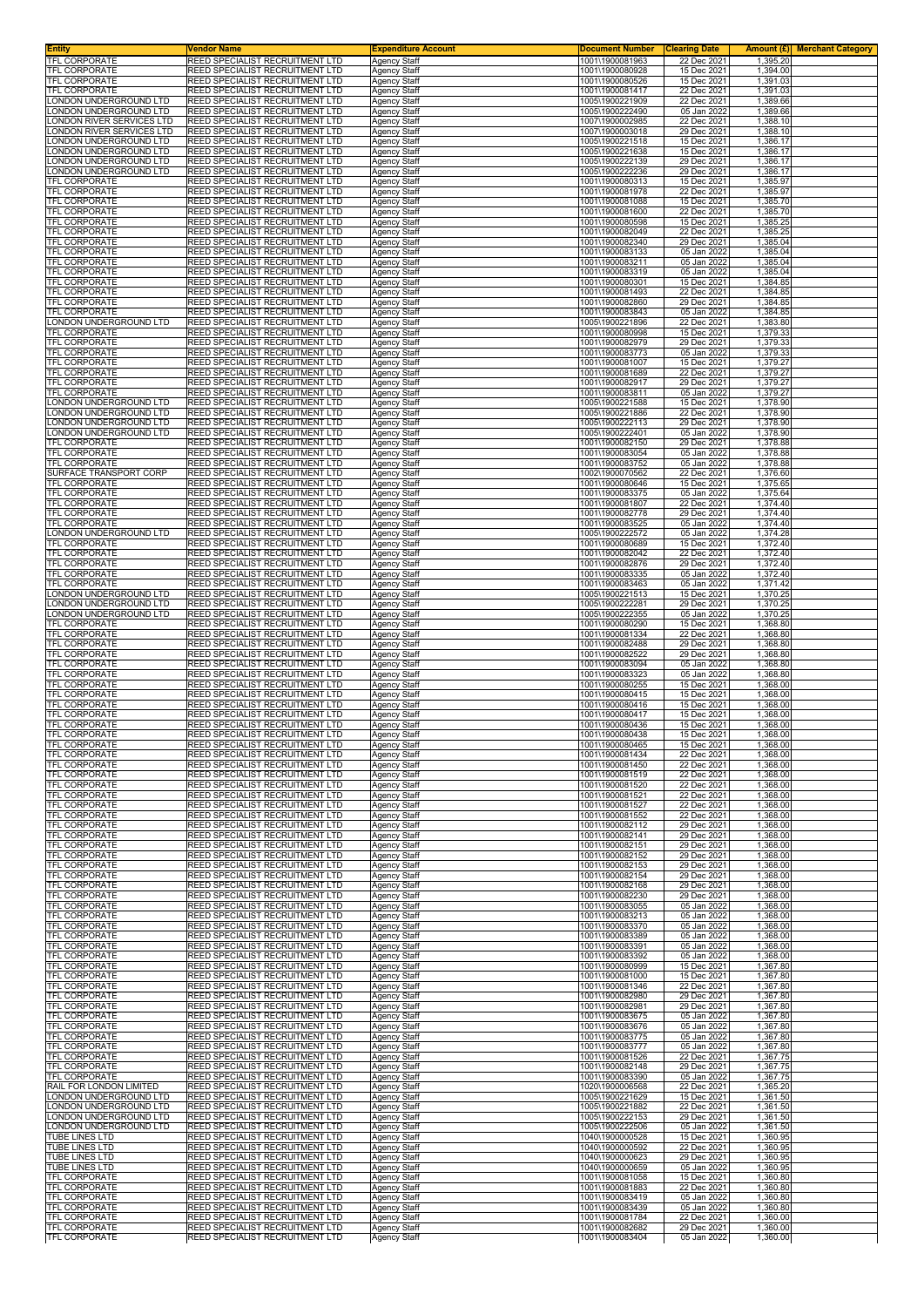| Entity | Vendor Name | Expenditure Account | Document Number | Clearing Date | Amount (£) | Merchant Category |
|---|---|---|---|---|---|---|
| TFL CORPORATE | REED SPECIALIST RECRUITMENT LTD | Agency Staff | 1001\1900081963 | 22 Dec 2021 | 1,395.20 | |
| TFL CORPORATE | REED SPECIALIST RECRUITMENT LTD | Agency Staff | 1001\1900080928 | 15 Dec 2021 | 1,394.00 | |
| TFL CORPORATE | REED SPECIALIST RECRUITMENT LTD | Agency Staff | 1001\1900080526 | 15 Dec 2021 | 1,391.03 | |
| TFL CORPORATE | REED SPECIALIST RECRUITMENT LTD | Agency Staff | 1001\1900081417 | 22 Dec 2021 | 1,391.03 | |
| LONDON UNDERGROUND LTD | REED SPECIALIST RECRUITMENT LTD | Agency Staff | 1005\1900221909 | 22 Dec 2021 | 1,389.66 | |
| LONDON UNDERGROUND LTD | REED SPECIALIST RECRUITMENT LTD | Agency Staff | 1005\1900222490 | 05 Jan 2022 | 1,389.66 | |
| LONDON RIVER SERVICES LTD | REED SPECIALIST RECRUITMENT LTD | Agency Staff | 1007\1900002985 | 22 Dec 2021 | 1,388.10 | |
| LONDON RIVER SERVICES LTD | REED SPECIALIST RECRUITMENT LTD | Agency Staff | 1007\1900003018 | 29 Dec 2021 | 1,388.10 | |
| LONDON UNDERGROUND LTD | REED SPECIALIST RECRUITMENT LTD | Agency Staff | 1005\1900221518 | 15 Dec 2021 | 1,386.17 | |
| LONDON UNDERGROUND LTD | REED SPECIALIST RECRUITMENT LTD | Agency Staff | 1005\1900221638 | 15 Dec 2021 | 1,386.17 | |
| LONDON UNDERGROUND LTD | REED SPECIALIST RECRUITMENT LTD | Agency Staff | 1005\1900222139 | 29 Dec 2021 | 1,386.17 | |
| LONDON UNDERGROUND LTD | REED SPECIALIST RECRUITMENT LTD | Agency Staff | 1005\1900222236 | 29 Dec 2021 | 1,386.17 | |
| TFL CORPORATE | REED SPECIALIST RECRUITMENT LTD | Agency Staff | 1001\1900080313 | 15 Dec 2021 | 1,385.97 | |
| TFL CORPORATE | REED SPECIALIST RECRUITMENT LTD | Agency Staff | 1001\1900081978 | 22 Dec 2021 | 1,385.97 | |
| TFL CORPORATE | REED SPECIALIST RECRUITMENT LTD | Agency Staff | 1001\1900081088 | 15 Dec 2021 | 1,385.70 | |
| TFL CORPORATE | REED SPECIALIST RECRUITMENT LTD | Agency Staff | 1001\1900081600 | 22 Dec 2021 | 1,385.70 | |
| TFL CORPORATE | REED SPECIALIST RECRUITMENT LTD | Agency Staff | 1001\1900080598 | 15 Dec 2021 | 1,385.25 | |
| TFL CORPORATE | REED SPECIALIST RECRUITMENT LTD | Agency Staff | 1001\1900082049 | 22 Dec 2021 | 1,385.25 | |
| TFL CORPORATE | REED SPECIALIST RECRUITMENT LTD | Agency Staff | 1001\1900082340 | 29 Dec 2021 | 1,385.04 | |
| TFL CORPORATE | REED SPECIALIST RECRUITMENT LTD | Agency Staff | 1001\1900083133 | 05 Jan 2022 | 1,385.04 | |
| TFL CORPORATE | REED SPECIALIST RECRUITMENT LTD | Agency Staff | 1001\1900083211 | 05 Jan 2022 | 1,385.04 | |
| TFL CORPORATE | REED SPECIALIST RECRUITMENT LTD | Agency Staff | 1001\1900083319 | 05 Jan 2022 | 1,385.04 | |
| TFL CORPORATE | REED SPECIALIST RECRUITMENT LTD | Agency Staff | 1001\1900080301 | 15 Dec 2021 | 1,384.85 | |
| TFL CORPORATE | REED SPECIALIST RECRUITMENT LTD | Agency Staff | 1001\1900081493 | 22 Dec 2021 | 1,384.85 | |
| TFL CORPORATE | REED SPECIALIST RECRUITMENT LTD | Agency Staff | 1001\1900082860 | 29 Dec 2021 | 1,384.85 | |
| TFL CORPORATE | REED SPECIALIST RECRUITMENT LTD | Agency Staff | 1001\1900083843 | 05 Jan 2022 | 1,384.85 | |
| LONDON UNDERGROUND LTD | REED SPECIALIST RECRUITMENT LTD | Agency Staff | 1005\1900221896 | 22 Dec 2021 | 1,383.80 | |
| TFL CORPORATE | REED SPECIALIST RECRUITMENT LTD | Agency Staff | 1001\1900080998 | 15 Dec 2021 | 1,379.33 | |
| TFL CORPORATE | REED SPECIALIST RECRUITMENT LTD | Agency Staff | 1001\1900082979 | 29 Dec 2021 | 1,379.33 | |
| TFL CORPORATE | REED SPECIALIST RECRUITMENT LTD | Agency Staff | 1001\1900083773 | 05 Jan 2022 | 1,379.33 | |
| TFL CORPORATE | REED SPECIALIST RECRUITMENT LTD | Agency Staff | 1001\1900081007 | 15 Dec 2021 | 1,379.27 | |
| TFL CORPORATE | REED SPECIALIST RECRUITMENT LTD | Agency Staff | 1001\1900081689 | 22 Dec 2021 | 1,379.27 | |
| TFL CORPORATE | REED SPECIALIST RECRUITMENT LTD | Agency Staff | 1001\1900082917 | 29 Dec 2021 | 1,379.27 | |
| TFL CORPORATE | REED SPECIALIST RECRUITMENT LTD | Agency Staff | 1001\1900083811 | 05 Jan 2022 | 1,379.27 | |
| LONDON UNDERGROUND LTD | REED SPECIALIST RECRUITMENT LTD | Agency Staff | 1005\1900221588 | 15 Dec 2021 | 1,378.90 | |
| LONDON UNDERGROUND LTD | REED SPECIALIST RECRUITMENT LTD | Agency Staff | 1005\1900221886 | 22 Dec 2021 | 1,378.90 | |
| LONDON UNDERGROUND LTD | REED SPECIALIST RECRUITMENT LTD | Agency Staff | 1005\1900222113 | 29 Dec 2021 | 1,378.90 | |
| LONDON UNDERGROUND LTD | REED SPECIALIST RECRUITMENT LTD | Agency Staff | 1005\1900222401 | 05 Jan 2022 | 1,378.90 | |
| TFL CORPORATE | REED SPECIALIST RECRUITMENT LTD | Agency Staff | 1001\1900082150 | 29 Dec 2021 | 1,378.88 | |
| TFL CORPORATE | REED SPECIALIST RECRUITMENT LTD | Agency Staff | 1001\1900083054 | 05 Jan 2022 | 1,378.88 | |
| TFL CORPORATE | REED SPECIALIST RECRUITMENT LTD | Agency Staff | 1001\1900083752 | 05 Jan 2022 | 1,378.88 | |
| SURFACE TRANSPORT CORP | REED SPECIALIST RECRUITMENT LTD | Agency Staff | 1002\1900070562 | 22 Dec 2021 | 1,376.60 | |
| TFL CORPORATE | REED SPECIALIST RECRUITMENT LTD | Agency Staff | 1001\1900080646 | 15 Dec 2021 | 1,375.65 | |
| TFL CORPORATE | REED SPECIALIST RECRUITMENT LTD | Agency Staff | 1001\1900083375 | 05 Jan 2022 | 1,375.64 | |
| TFL CORPORATE | REED SPECIALIST RECRUITMENT LTD | Agency Staff | 1001\1900081807 | 22 Dec 2021 | 1,374.40 | |
| TFL CORPORATE | REED SPECIALIST RECRUITMENT LTD | Agency Staff | 1001\1900082778 | 29 Dec 2021 | 1,374.40 | |
| TFL CORPORATE | REED SPECIALIST RECRUITMENT LTD | Agency Staff | 1001\1900083525 | 05 Jan 2022 | 1,374.40 | |
| LONDON UNDERGROUND LTD | REED SPECIALIST RECRUITMENT LTD | Agency Staff | 1005\1900222572 | 05 Jan 2022 | 1,374.28 | |
| TFL CORPORATE | REED SPECIALIST RECRUITMENT LTD | Agency Staff | 1001\1900080689 | 15 Dec 2021 | 1,372.40 | |
| TFL CORPORATE | REED SPECIALIST RECRUITMENT LTD | Agency Staff | 1001\1900082042 | 22 Dec 2021 | 1,372.40 | |
| TFL CORPORATE | REED SPECIALIST RECRUITMENT LTD | Agency Staff | 1001\1900082876 | 29 Dec 2021 | 1,372.40 | |
| TFL CORPORATE | REED SPECIALIST RECRUITMENT LTD | Agency Staff | 1001\1900083335 | 05 Jan 2022 | 1,372.40 | |
| TFL CORPORATE | REED SPECIALIST RECRUITMENT LTD | Agency Staff | 1001\1900083463 | 05 Jan 2022 | 1,371.42 | |
| LONDON UNDERGROUND LTD | REED SPECIALIST RECRUITMENT LTD | Agency Staff | 1005\1900221513 | 15 Dec 2021 | 1,370.25 | |
| LONDON UNDERGROUND LTD | REED SPECIALIST RECRUITMENT LTD | Agency Staff | 1005\1900222281 | 29 Dec 2021 | 1,370.25 | |
| LONDON UNDERGROUND LTD | REED SPECIALIST RECRUITMENT LTD | Agency Staff | 1005\1900222355 | 05 Jan 2022 | 1,370.25 | |
| TFL CORPORATE | REED SPECIALIST RECRUITMENT LTD | Agency Staff | 1001\1900080290 | 15 Dec 2021 | 1,368.80 | |
| TFL CORPORATE | REED SPECIALIST RECRUITMENT LTD | Agency Staff | 1001\1900081334 | 22 Dec 2021 | 1,368.80 | |
| TFL CORPORATE | REED SPECIALIST RECRUITMENT LTD | Agency Staff | 1001\1900082488 | 29 Dec 2021 | 1,368.80 | |
| TFL CORPORATE | REED SPECIALIST RECRUITMENT LTD | Agency Staff | 1001\1900082522 | 29 Dec 2021 | 1,368.80 | |
| TFL CORPORATE | REED SPECIALIST RECRUITMENT LTD | Agency Staff | 1001\1900083094 | 05 Jan 2022 | 1,368.80 | |
| TFL CORPORATE | REED SPECIALIST RECRUITMENT LTD | Agency Staff | 1001\1900083323 | 05 Jan 2022 | 1,368.80 | |
| TFL CORPORATE | REED SPECIALIST RECRUITMENT LTD | Agency Staff | 1001\1900080255 | 15 Dec 2021 | 1,368.00 | |
| TFL CORPORATE | REED SPECIALIST RECRUITMENT LTD | Agency Staff | 1001\1900080415 | 15 Dec 2021 | 1,368.00 | |
| TFL CORPORATE | REED SPECIALIST RECRUITMENT LTD | Agency Staff | 1001\1900080416 | 15 Dec 2021 | 1,368.00 | |
| TFL CORPORATE | REED SPECIALIST RECRUITMENT LTD | Agency Staff | 1001\1900080417 | 15 Dec 2021 | 1,368.00 | |
| TFL CORPORATE | REED SPECIALIST RECRUITMENT LTD | Agency Staff | 1001\1900080436 | 15 Dec 2021 | 1,368.00 | |
| TFL CORPORATE | REED SPECIALIST RECRUITMENT LTD | Agency Staff | 1001\1900080438 | 15 Dec 2021 | 1,368.00 | |
| TFL CORPORATE | REED SPECIALIST RECRUITMENT LTD | Agency Staff | 1001\1900080465 | 15 Dec 2021 | 1,368.00 | |
| TFL CORPORATE | REED SPECIALIST RECRUITMENT LTD | Agency Staff | 1001\1900081434 | 22 Dec 2021 | 1,368.00 | |
| TFL CORPORATE | REED SPECIALIST RECRUITMENT LTD | Agency Staff | 1001\1900081450 | 22 Dec 2021 | 1,368.00 | |
| TFL CORPORATE | REED SPECIALIST RECRUITMENT LTD | Agency Staff | 1001\1900081519 | 22 Dec 2021 | 1,368.00 | |
| TFL CORPORATE | REED SPECIALIST RECRUITMENT LTD | Agency Staff | 1001\1900081520 | 22 Dec 2021 | 1,368.00 | |
| TFL CORPORATE | REED SPECIALIST RECRUITMENT LTD | Agency Staff | 1001\1900081521 | 22 Dec 2021 | 1,368.00 | |
| TFL CORPORATE | REED SPECIALIST RECRUITMENT LTD | Agency Staff | 1001\1900081527 | 22 Dec 2021 | 1,368.00 | |
| TFL CORPORATE | REED SPECIALIST RECRUITMENT LTD | Agency Staff | 1001\1900081552 | 22 Dec 2021 | 1,368.00 | |
| TFL CORPORATE | REED SPECIALIST RECRUITMENT LTD | Agency Staff | 1001\1900082112 | 29 Dec 2021 | 1,368.00 | |
| TFL CORPORATE | REED SPECIALIST RECRUITMENT LTD | Agency Staff | 1001\1900082141 | 29 Dec 2021 | 1,368.00 | |
| TFL CORPORATE | REED SPECIALIST RECRUITMENT LTD | Agency Staff | 1001\1900082151 | 29 Dec 2021 | 1,368.00 | |
| TFL CORPORATE | REED SPECIALIST RECRUITMENT LTD | Agency Staff | 1001\1900082152 | 29 Dec 2021 | 1,368.00 | |
| TFL CORPORATE | REED SPECIALIST RECRUITMENT LTD | Agency Staff | 1001\1900082153 | 29 Dec 2021 | 1,368.00 | |
| TFL CORPORATE | REED SPECIALIST RECRUITMENT LTD | Agency Staff | 1001\1900082154 | 29 Dec 2021 | 1,368.00 | |
| TFL CORPORATE | REED SPECIALIST RECRUITMENT LTD | Agency Staff | 1001\1900082168 | 29 Dec 2021 | 1,368.00 | |
| TFL CORPORATE | REED SPECIALIST RECRUITMENT LTD | Agency Staff | 1001\1900082230 | 29 Dec 2021 | 1,368.00 | |
| TFL CORPORATE | REED SPECIALIST RECRUITMENT LTD | Agency Staff | 1001\1900083055 | 05 Jan 2022 | 1,368.00 | |
| TFL CORPORATE | REED SPECIALIST RECRUITMENT LTD | Agency Staff | 1001\1900083213 | 05 Jan 2022 | 1,368.00 | |
| TFL CORPORATE | REED SPECIALIST RECRUITMENT LTD | Agency Staff | 1001\1900083370 | 05 Jan 2022 | 1,368.00 | |
| TFL CORPORATE | REED SPECIALIST RECRUITMENT LTD | Agency Staff | 1001\1900083389 | 05 Jan 2022 | 1,368.00 | |
| TFL CORPORATE | REED SPECIALIST RECRUITMENT LTD | Agency Staff | 1001\1900083391 | 05 Jan 2022 | 1,368.00 | |
| TFL CORPORATE | REED SPECIALIST RECRUITMENT LTD | Agency Staff | 1001\1900083392 | 05 Jan 2022 | 1,368.00 | |
| TFL CORPORATE | REED SPECIALIST RECRUITMENT LTD | Agency Staff | 1001\1900080999 | 15 Dec 2021 | 1,367.80 | |
| TFL CORPORATE | REED SPECIALIST RECRUITMENT LTD | Agency Staff | 1001\1900081000 | 15 Dec 2021 | 1,367.80 | |
| TFL CORPORATE | REED SPECIALIST RECRUITMENT LTD | Agency Staff | 1001\1900081346 | 22 Dec 2021 | 1,367.80 | |
| TFL CORPORATE | REED SPECIALIST RECRUITMENT LTD | Agency Staff | 1001\1900082980 | 29 Dec 2021 | 1,367.80 | |
| TFL CORPORATE | REED SPECIALIST RECRUITMENT LTD | Agency Staff | 1001\1900082981 | 29 Dec 2021 | 1,367.80 | |
| TFL CORPORATE | REED SPECIALIST RECRUITMENT LTD | Agency Staff | 1001\1900083675 | 05 Jan 2022 | 1,367.80 | |
| TFL CORPORATE | REED SPECIALIST RECRUITMENT LTD | Agency Staff | 1001\1900083676 | 05 Jan 2022 | 1,367.80 | |
| TFL CORPORATE | REED SPECIALIST RECRUITMENT LTD | Agency Staff | 1001\1900083775 | 05 Jan 2022 | 1,367.80 | |
| TFL CORPORATE | REED SPECIALIST RECRUITMENT LTD | Agency Staff | 1001\1900083777 | 05 Jan 2022 | 1,367.80 | |
| TFL CORPORATE | REED SPECIALIST RECRUITMENT LTD | Agency Staff | 1001\1900081526 | 22 Dec 2021 | 1,367.75 | |
| TFL CORPORATE | REED SPECIALIST RECRUITMENT LTD | Agency Staff | 1001\1900082148 | 29 Dec 2021 | 1,367.75 | |
| TFL CORPORATE | REED SPECIALIST RECRUITMENT LTD | Agency Staff | 1001\1900083390 | 05 Jan 2022 | 1,367.75 | |
| RAIL FOR LONDON LIMITED | REED SPECIALIST RECRUITMENT LTD | Agency Staff | 1020\1900006568 | 22 Dec 2021 | 1,365.20 | |
| LONDON UNDERGROUND LTD | REED SPECIALIST RECRUITMENT LTD | Agency Staff | 1005\1900221629 | 15 Dec 2021 | 1,361.50 | |
| LONDON UNDERGROUND LTD | REED SPECIALIST RECRUITMENT LTD | Agency Staff | 1005\1900221882 | 22 Dec 2021 | 1,361.50 | |
| LONDON UNDERGROUND LTD | REED SPECIALIST RECRUITMENT LTD | Agency Staff | 1005\1900222153 | 29 Dec 2021 | 1,361.50 | |
| LONDON UNDERGROUND LTD | REED SPECIALIST RECRUITMENT LTD | Agency Staff | 1005\1900222506 | 05 Jan 2022 | 1,361.50 | |
| TUBE LINES LTD | REED SPECIALIST RECRUITMENT LTD | Agency Staff | 1040\1900000528 | 15 Dec 2021 | 1,360.95 | |
| TUBE LINES LTD | REED SPECIALIST RECRUITMENT LTD | Agency Staff | 1040\1900000592 | 22 Dec 2021 | 1,360.95 | |
| TUBE LINES LTD | REED SPECIALIST RECRUITMENT LTD | Agency Staff | 1040\1900000623 | 29 Dec 2021 | 1,360.95 | |
| TUBE LINES LTD | REED SPECIALIST RECRUITMENT LTD | Agency Staff | 1040\1900000659 | 05 Jan 2022 | 1,360.95 | |
| TFL CORPORATE | REED SPECIALIST RECRUITMENT LTD | Agency Staff | 1001\1900081058 | 15 Dec 2021 | 1,360.80 | |
| TFL CORPORATE | REED SPECIALIST RECRUITMENT LTD | Agency Staff | 1001\1900081883 | 22 Dec 2021 | 1,360.80 | |
| TFL CORPORATE | REED SPECIALIST RECRUITMENT LTD | Agency Staff | 1001\1900083419 | 05 Jan 2022 | 1,360.80 | |
| TFL CORPORATE | REED SPECIALIST RECRUITMENT LTD | Agency Staff | 1001\1900083439 | 05 Jan 2022 | 1,360.80 | |
| TFL CORPORATE | REED SPECIALIST RECRUITMENT LTD | Agency Staff | 1001\1900081784 | 22 Dec 2021 | 1,360.00 | |
| TFL CORPORATE | REED SPECIALIST RECRUITMENT LTD | Agency Staff | 1001\1900082682 | 29 Dec 2021 | 1,360.00 | |
| TFL CORPORATE | REED SPECIALIST RECRUITMENT LTD | Agency Staff | 1001\1900083404 | 05 Jan 2022 | 1,360.00 | |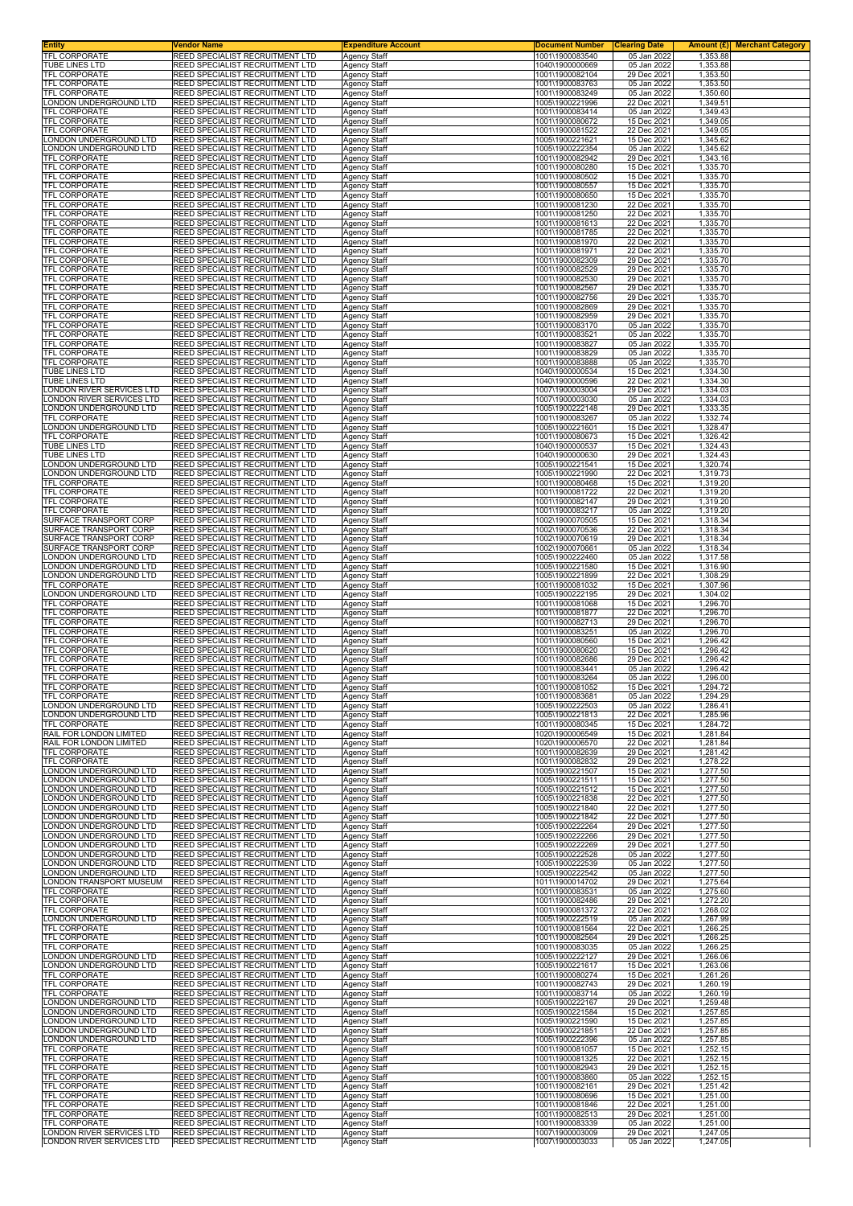| Entity | Vendor Name | Expenditure Account | Document Number | Clearing Date | Amount (£) | Merchant Category |
|---|---|---|---|---|---|---|
| TFL CORPORATE | REED SPECIALIST RECRUITMENT LTD | Agency Staff | 1001\1900083540 | 05 Jan 2022 | 1,353.88 | |
| TUBE LINES LTD | REED SPECIALIST RECRUITMENT LTD | Agency Staff | 1040\1900000669 | 05 Jan 2022 | 1,353.88 | |
| TFL CORPORATE | REED SPECIALIST RECRUITMENT LTD | Agency Staff | 1001\1900082104 | 29 Dec 2021 | 1,353.50 | |
| TFL CORPORATE | REED SPECIALIST RECRUITMENT LTD | Agency Staff | 1001\1900083763 | 05 Jan 2022 | 1,353.50 | |
| TFL CORPORATE | REED SPECIALIST RECRUITMENT LTD | Agency Staff | 1001\1900083249 | 05 Jan 2022 | 1,350.60 | |
| LONDON UNDERGROUND LTD | REED SPECIALIST RECRUITMENT LTD | Agency Staff | 1005\1900221996 | 22 Dec 2021 | 1,349.51 | |
| TFL CORPORATE | REED SPECIALIST RECRUITMENT LTD | Agency Staff | 1001\1900083414 | 05 Jan 2022 | 1,349.43 | |
| TFL CORPORATE | REED SPECIALIST RECRUITMENT LTD | Agency Staff | 1001\1900080672 | 15 Dec 2021 | 1,349.05 | |
| TFL CORPORATE | REED SPECIALIST RECRUITMENT LTD | Agency Staff | 1001\1900081522 | 22 Dec 2021 | 1,349.05 | |
| LONDON UNDERGROUND LTD | REED SPECIALIST RECRUITMENT LTD | Agency Staff | 1005\1900221621 | 15 Dec 2021 | 1,345.62 | |
| LONDON UNDERGROUND LTD | REED SPECIALIST RECRUITMENT LTD | Agency Staff | 1005\1900222354 | 05 Jan 2022 | 1,345.62 | |
| TFL CORPORATE | REED SPECIALIST RECRUITMENT LTD | Agency Staff | 1001\1900082942 | 29 Dec 2021 | 1,343.16 | |
| TFL CORPORATE | REED SPECIALIST RECRUITMENT LTD | Agency Staff | 1001\1900080280 | 15 Dec 2021 | 1,335.70 | |
| TFL CORPORATE | REED SPECIALIST RECRUITMENT LTD | Agency Staff | 1001\1900080502 | 15 Dec 2021 | 1,335.70 | |
| TFL CORPORATE | REED SPECIALIST RECRUITMENT LTD | Agency Staff | 1001\1900080557 | 15 Dec 2021 | 1,335.70 | |
| TFL CORPORATE | REED SPECIALIST RECRUITMENT LTD | Agency Staff | 1001\1900080650 | 15 Dec 2021 | 1,335.70 | |
| TFL CORPORATE | REED SPECIALIST RECRUITMENT LTD | Agency Staff | 1001\1900081230 | 22 Dec 2021 | 1,335.70 | |
| TFL CORPORATE | REED SPECIALIST RECRUITMENT LTD | Agency Staff | 1001\1900081250 | 22 Dec 2021 | 1,335.70 | |
| TFL CORPORATE | REED SPECIALIST RECRUITMENT LTD | Agency Staff | 1001\1900081613 | 22 Dec 2021 | 1,335.70 | |
| TFL CORPORATE | REED SPECIALIST RECRUITMENT LTD | Agency Staff | 1001\1900081785 | 22 Dec 2021 | 1,335.70 | |
| TFL CORPORATE | REED SPECIALIST RECRUITMENT LTD | Agency Staff | 1001\1900081970 | 22 Dec 2021 | 1,335.70 | |
| TFL CORPORATE | REED SPECIALIST RECRUITMENT LTD | Agency Staff | 1001\1900081971 | 22 Dec 2021 | 1,335.70 | |
| TFL CORPORATE | REED SPECIALIST RECRUITMENT LTD | Agency Staff | 1001\1900082309 | 29 Dec 2021 | 1,335.70 | |
| TFL CORPORATE | REED SPECIALIST RECRUITMENT LTD | Agency Staff | 1001\1900082529 | 29 Dec 2021 | 1,335.70 | |
| TFL CORPORATE | REED SPECIALIST RECRUITMENT LTD | Agency Staff | 1001\1900082530 | 29 Dec 2021 | 1,335.70 | |
| TFL CORPORATE | REED SPECIALIST RECRUITMENT LTD | Agency Staff | 1001\1900082567 | 29 Dec 2021 | 1,335.70 | |
| TFL CORPORATE | REED SPECIALIST RECRUITMENT LTD | Agency Staff | 1001\1900082756 | 29 Dec 2021 | 1,335.70 | |
| TFL CORPORATE | REED SPECIALIST RECRUITMENT LTD | Agency Staff | 1001\1900082869 | 29 Dec 2021 | 1,335.70 | |
| TFL CORPORATE | REED SPECIALIST RECRUITMENT LTD | Agency Staff | 1001\1900082959 | 29 Dec 2021 | 1,335.70 | |
| TFL CORPORATE | REED SPECIALIST RECRUITMENT LTD | Agency Staff | 1001\1900083170 | 05 Jan 2022 | 1,335.70 | |
| TFL CORPORATE | REED SPECIALIST RECRUITMENT LTD | Agency Staff | 1001\1900083521 | 05 Jan 2022 | 1,335.70 | |
| TFL CORPORATE | REED SPECIALIST RECRUITMENT LTD | Agency Staff | 1001\1900083827 | 05 Jan 2022 | 1,335.70 | |
| TFL CORPORATE | REED SPECIALIST RECRUITMENT LTD | Agency Staff | 1001\1900083829 | 05 Jan 2022 | 1,335.70 | |
| TFL CORPORATE | REED SPECIALIST RECRUITMENT LTD | Agency Staff | 1001\1900083888 | 05 Jan 2022 | 1,335.70 | |
| TUBE LINES LTD | REED SPECIALIST RECRUITMENT LTD | Agency Staff | 1040\1900000534 | 15 Dec 2021 | 1,334.30 | |
| TUBE LINES LTD | REED SPECIALIST RECRUITMENT LTD | Agency Staff | 1040\1900000596 | 22 Dec 2021 | 1,334.30 | |
| LONDON RIVER SERVICES LTD | REED SPECIALIST RECRUITMENT LTD | Agency Staff | 1007\1900003004 | 29 Dec 2021 | 1,334.03 | |
| LONDON RIVER SERVICES LTD | REED SPECIALIST RECRUITMENT LTD | Agency Staff | 1007\1900003030 | 05 Jan 2022 | 1,334.03 | |
| LONDON UNDERGROUND LTD | REED SPECIALIST RECRUITMENT LTD | Agency Staff | 1005\1900222148 | 29 Dec 2021 | 1,333.35 | |
| TFL CORPORATE | REED SPECIALIST RECRUITMENT LTD | Agency Staff | 1001\1900083267 | 05 Jan 2022 | 1,332.74 | |
| LONDON UNDERGROUND LTD | REED SPECIALIST RECRUITMENT LTD | Agency Staff | 1005\1900221601 | 15 Dec 2021 | 1,328.47 | |
| TFL CORPORATE | REED SPECIALIST RECRUITMENT LTD | Agency Staff | 1001\1900080673 | 15 Dec 2021 | 1,326.42 | |
| TUBE LINES LTD | REED SPECIALIST RECRUITMENT LTD | Agency Staff | 1040\1900000537 | 15 Dec 2021 | 1,324.43 | |
| TUBE LINES LTD | REED SPECIALIST RECRUITMENT LTD | Agency Staff | 1040\1900000630 | 29 Dec 2021 | 1,324.43 | |
| LONDON UNDERGROUND LTD | REED SPECIALIST RECRUITMENT LTD | Agency Staff | 1005\1900221541 | 15 Dec 2021 | 1,320.74 | |
| LONDON UNDERGROUND LTD | REED SPECIALIST RECRUITMENT LTD | Agency Staff | 1005\1900221990 | 22 Dec 2021 | 1,319.73 | |
| TFL CORPORATE | REED SPECIALIST RECRUITMENT LTD | Agency Staff | 1001\1900080468 | 15 Dec 2021 | 1,319.20 | |
| TFL CORPORATE | REED SPECIALIST RECRUITMENT LTD | Agency Staff | 1001\1900081722 | 22 Dec 2021 | 1,319.20 | |
| TFL CORPORATE | REED SPECIALIST RECRUITMENT LTD | Agency Staff | 1001\1900082147 | 29 Dec 2021 | 1,319.20 | |
| TFL CORPORATE | REED SPECIALIST RECRUITMENT LTD | Agency Staff | 1001\1900083217 | 05 Jan 2022 | 1,319.20 | |
| SURFACE TRANSPORT CORP | REED SPECIALIST RECRUITMENT LTD | Agency Staff | 1002\1900070505 | 15 Dec 2021 | 1,318.34 | |
| SURFACE TRANSPORT CORP | REED SPECIALIST RECRUITMENT LTD | Agency Staff | 1002\1900070536 | 22 Dec 2021 | 1,318.34 | |
| SURFACE TRANSPORT CORP | REED SPECIALIST RECRUITMENT LTD | Agency Staff | 1002\1900070619 | 29 Dec 2021 | 1,318.34 | |
| SURFACE TRANSPORT CORP | REED SPECIALIST RECRUITMENT LTD | Agency Staff | 1002\1900070661 | 05 Jan 2022 | 1,318.34 | |
| LONDON UNDERGROUND LTD | REED SPECIALIST RECRUITMENT LTD | Agency Staff | 1005\1900222460 | 05 Jan 2022 | 1,317.58 | |
| LONDON UNDERGROUND LTD | REED SPECIALIST RECRUITMENT LTD | Agency Staff | 1005\1900221580 | 15 Dec 2021 | 1,316.90 | |
| LONDON UNDERGROUND LTD | REED SPECIALIST RECRUITMENT LTD | Agency Staff | 1005\1900221899 | 22 Dec 2021 | 1,308.29 | |
| TFL CORPORATE | REED SPECIALIST RECRUITMENT LTD | Agency Staff | 1001\1900081032 | 15 Dec 2021 | 1,307.96 | |
| LONDON UNDERGROUND LTD | REED SPECIALIST RECRUITMENT LTD | Agency Staff | 1005\1900222195 | 29 Dec 2021 | 1,304.02 | |
| TFL CORPORATE | REED SPECIALIST RECRUITMENT LTD | Agency Staff | 1001\1900081068 | 15 Dec 2021 | 1,296.70 | |
| TFL CORPORATE | REED SPECIALIST RECRUITMENT LTD | Agency Staff | 1001\1900081877 | 22 Dec 2021 | 1,296.70 | |
| TFL CORPORATE | REED SPECIALIST RECRUITMENT LTD | Agency Staff | 1001\1900082713 | 29 Dec 2021 | 1,296.70 | |
| TFL CORPORATE | REED SPECIALIST RECRUITMENT LTD | Agency Staff | 1001\1900083251 | 05 Jan 2022 | 1,296.70 | |
| TFL CORPORATE | REED SPECIALIST RECRUITMENT LTD | Agency Staff | 1001\1900080560 | 15 Dec 2021 | 1,296.42 | |
| TFL CORPORATE | REED SPECIALIST RECRUITMENT LTD | Agency Staff | 1001\1900080620 | 15 Dec 2021 | 1,296.42 | |
| TFL CORPORATE | REED SPECIALIST RECRUITMENT LTD | Agency Staff | 1001\1900082686 | 29 Dec 2021 | 1,296.42 | |
| TFL CORPORATE | REED SPECIALIST RECRUITMENT LTD | Agency Staff | 1001\1900083441 | 05 Jan 2022 | 1,296.42 | |
| TFL CORPORATE | REED SPECIALIST RECRUITMENT LTD | Agency Staff | 1001\1900083264 | 05 Jan 2022 | 1,296.00 | |
| TFL CORPORATE | REED SPECIALIST RECRUITMENT LTD | Agency Staff | 1001\1900081052 | 15 Dec 2021 | 1,294.72 | |
| TFL CORPORATE | REED SPECIALIST RECRUITMENT LTD | Agency Staff | 1001\1900083681 | 05 Jan 2022 | 1,294.29 | |
| LONDON UNDERGROUND LTD | REED SPECIALIST RECRUITMENT LTD | Agency Staff | 1005\1900222503 | 05 Jan 2022 | 1,286.41 | |
| LONDON UNDERGROUND LTD | REED SPECIALIST RECRUITMENT LTD | Agency Staff | 1005\1900221813 | 22 Dec 2021 | 1,285.96 | |
| TFL CORPORATE | REED SPECIALIST RECRUITMENT LTD | Agency Staff | 1001\1900080345 | 15 Dec 2021 | 1,284.72 | |
| RAIL FOR LONDON LIMITED | REED SPECIALIST RECRUITMENT LTD | Agency Staff | 1020\1900006549 | 15 Dec 2021 | 1,281.84 | |
| RAIL FOR LONDON LIMITED | REED SPECIALIST RECRUITMENT LTD | Agency Staff | 1020\1900006570 | 22 Dec 2021 | 1,281.84 | |
| TFL CORPORATE | REED SPECIALIST RECRUITMENT LTD | Agency Staff | 1001\1900082639 | 29 Dec 2021 | 1,281.42 | |
| TFL CORPORATE | REED SPECIALIST RECRUITMENT LTD | Agency Staff | 1001\1900082832 | 29 Dec 2021 | 1,278.22 | |
| LONDON UNDERGROUND LTD | REED SPECIALIST RECRUITMENT LTD | Agency Staff | 1005\1900221507 | 15 Dec 2021 | 1,277.50 | |
| LONDON UNDERGROUND LTD | REED SPECIALIST RECRUITMENT LTD | Agency Staff | 1005\1900221511 | 15 Dec 2021 | 1,277.50 | |
| LONDON UNDERGROUND LTD | REED SPECIALIST RECRUITMENT LTD | Agency Staff | 1005\1900221512 | 15 Dec 2021 | 1,277.50 | |
| LONDON UNDERGROUND LTD | REED SPECIALIST RECRUITMENT LTD | Agency Staff | 1005\1900221838 | 22 Dec 2021 | 1,277.50 | |
| LONDON UNDERGROUND LTD | REED SPECIALIST RECRUITMENT LTD | Agency Staff | 1005\1900221840 | 22 Dec 2021 | 1,277.50 | |
| LONDON UNDERGROUND LTD | REED SPECIALIST RECRUITMENT LTD | Agency Staff | 1005\1900221842 | 22 Dec 2021 | 1,277.50 | |
| LONDON UNDERGROUND LTD | REED SPECIALIST RECRUITMENT LTD | Agency Staff | 1005\1900222264 | 29 Dec 2021 | 1,277.50 | |
| LONDON UNDERGROUND LTD | REED SPECIALIST RECRUITMENT LTD | Agency Staff | 1005\1900222266 | 29 Dec 2021 | 1,277.50 | |
| LONDON UNDERGROUND LTD | REED SPECIALIST RECRUITMENT LTD | Agency Staff | 1005\1900222269 | 29 Dec 2021 | 1,277.50 | |
| LONDON UNDERGROUND LTD | REED SPECIALIST RECRUITMENT LTD | Agency Staff | 1005\1900222528 | 05 Jan 2022 | 1,277.50 | |
| LONDON UNDERGROUND LTD | REED SPECIALIST RECRUITMENT LTD | Agency Staff | 1005\1900222539 | 05 Jan 2022 | 1,277.50 | |
| LONDON UNDERGROUND LTD | REED SPECIALIST RECRUITMENT LTD | Agency Staff | 1005\1900222542 | 05 Jan 2022 | 1,277.50 | |
| LONDON TRANSPORT MUSEUM | REED SPECIALIST RECRUITMENT LTD | Agency Staff | 1011\1900014702 | 29 Dec 2021 | 1,275.64 | |
| TFL CORPORATE | REED SPECIALIST RECRUITMENT LTD | Agency Staff | 1001\1900083531 | 05 Jan 2022 | 1,275.60 | |
| TFL CORPORATE | REED SPECIALIST RECRUITMENT LTD | Agency Staff | 1001\1900082486 | 29 Dec 2021 | 1,272.20 | |
| TFL CORPORATE | REED SPECIALIST RECRUITMENT LTD | Agency Staff | 1001\1900081372 | 22 Dec 2021 | 1,268.02 | |
| LONDON UNDERGROUND LTD | REED SPECIALIST RECRUITMENT LTD | Agency Staff | 1005\1900222519 | 05 Jan 2022 | 1,267.99 | |
| TFL CORPORATE | REED SPECIALIST RECRUITMENT LTD | Agency Staff | 1001\1900081564 | 22 Dec 2021 | 1,266.25 | |
| TFL CORPORATE | REED SPECIALIST RECRUITMENT LTD | Agency Staff | 1001\1900082564 | 29 Dec 2021 | 1,266.25 | |
| TFL CORPORATE | REED SPECIALIST RECRUITMENT LTD | Agency Staff | 1001\1900083035 | 05 Jan 2022 | 1,266.25 | |
| LONDON UNDERGROUND LTD | REED SPECIALIST RECRUITMENT LTD | Agency Staff | 1005\1900222127 | 29 Dec 2021 | 1,266.06 | |
| LONDON UNDERGROUND LTD | REED SPECIALIST RECRUITMENT LTD | Agency Staff | 1005\1900221617 | 15 Dec 2021 | 1,263.06 | |
| TFL CORPORATE | REED SPECIALIST RECRUITMENT LTD | Agency Staff | 1001\1900080274 | 15 Dec 2021 | 1,261.26 | |
| TFL CORPORATE | REED SPECIALIST RECRUITMENT LTD | Agency Staff | 1001\1900082743 | 29 Dec 2021 | 1,260.19 | |
| TFL CORPORATE | REED SPECIALIST RECRUITMENT LTD | Agency Staff | 1001\1900083714 | 05 Jan 2022 | 1,260.19 | |
| LONDON UNDERGROUND LTD | REED SPECIALIST RECRUITMENT LTD | Agency Staff | 1005\1900222167 | 29 Dec 2021 | 1,259.48 | |
| LONDON UNDERGROUND LTD | REED SPECIALIST RECRUITMENT LTD | Agency Staff | 1005\1900221584 | 15 Dec 2021 | 1,257.85 | |
| LONDON UNDERGROUND LTD | REED SPECIALIST RECRUITMENT LTD | Agency Staff | 1005\1900221590 | 15 Dec 2021 | 1,257.85 | |
| LONDON UNDERGROUND LTD | REED SPECIALIST RECRUITMENT LTD | Agency Staff | 1005\1900221851 | 22 Dec 2021 | 1,257.85 | |
| LONDON UNDERGROUND LTD | REED SPECIALIST RECRUITMENT LTD | Agency Staff | 1005\1900222396 | 05 Jan 2022 | 1,257.85 | |
| TFL CORPORATE | REED SPECIALIST RECRUITMENT LTD | Agency Staff | 1001\1900081057 | 15 Dec 2021 | 1,252.15 | |
| TFL CORPORATE | REED SPECIALIST RECRUITMENT LTD | Agency Staff | 1001\1900081325 | 22 Dec 2021 | 1,252.15 | |
| TFL CORPORATE | REED SPECIALIST RECRUITMENT LTD | Agency Staff | 1001\1900082943 | 29 Dec 2021 | 1,252.15 | |
| TFL CORPORATE | REED SPECIALIST RECRUITMENT LTD | Agency Staff | 1001\1900083860 | 05 Jan 2022 | 1,252.15 | |
| TFL CORPORATE | REED SPECIALIST RECRUITMENT LTD | Agency Staff | 1001\1900082161 | 29 Dec 2021 | 1,251.42 | |
| TFL CORPORATE | REED SPECIALIST RECRUITMENT LTD | Agency Staff | 1001\1900080696 | 15 Dec 2021 | 1,251.00 | |
| TFL CORPORATE | REED SPECIALIST RECRUITMENT LTD | Agency Staff | 1001\1900081846 | 22 Dec 2021 | 1,251.00 | |
| TFL CORPORATE | REED SPECIALIST RECRUITMENT LTD | Agency Staff | 1001\1900082513 | 29 Dec 2021 | 1,251.00 | |
| TFL CORPORATE | REED SPECIALIST RECRUITMENT LTD | Agency Staff | 1001\1900083339 | 05 Jan 2022 | 1,251.00 | |
| LONDON RIVER SERVICES LTD | REED SPECIALIST RECRUITMENT LTD | Agency Staff | 1007\1900003009 | 29 Dec 2021 | 1,247.05 | |
| LONDON RIVER SERVICES LTD | REED SPECIALIST RECRUITMENT LTD | Agency Staff | 1007\1900003033 | 05 Jan 2022 | 1,247.05 | |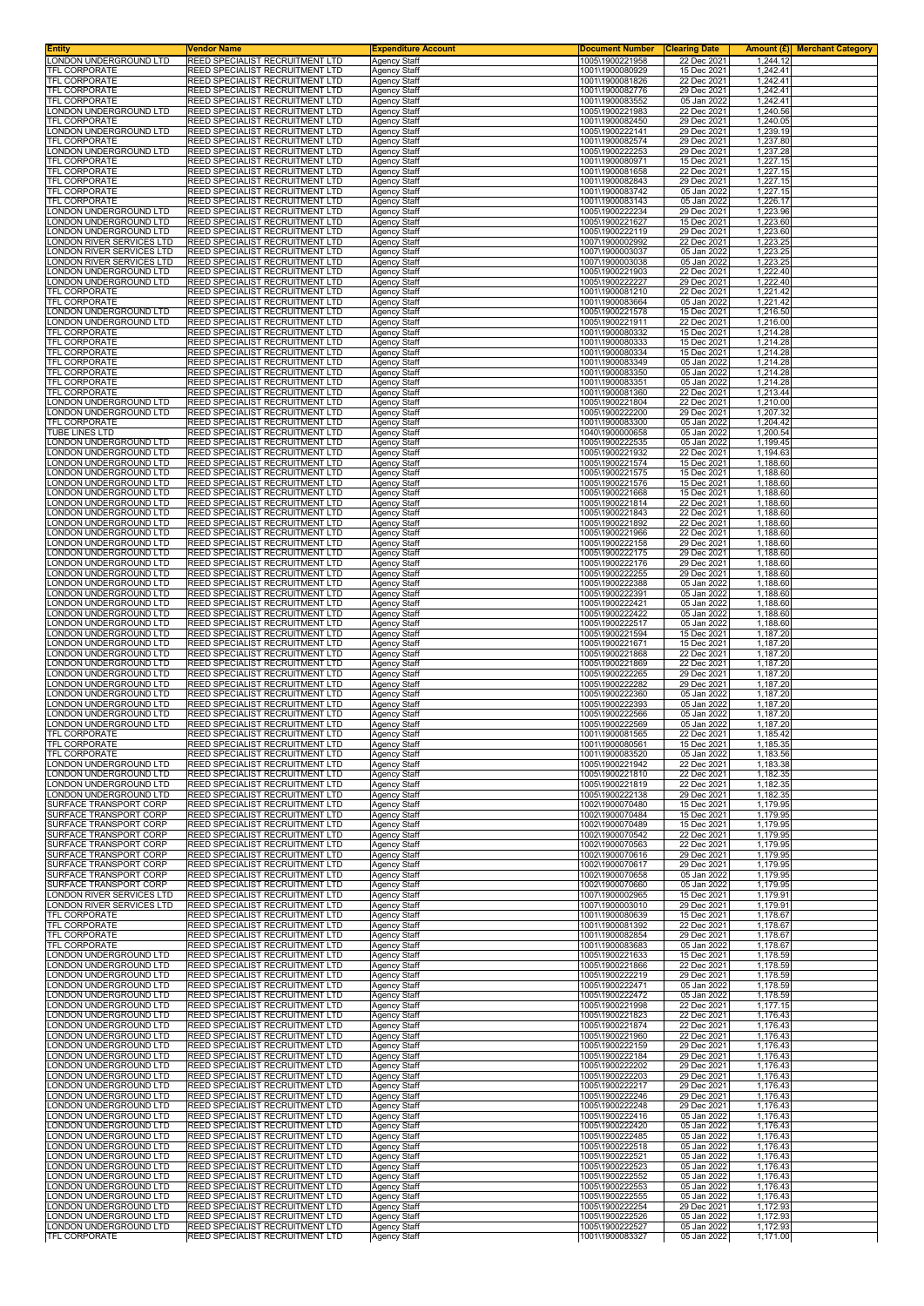| Entity | Vendor Name | Expenditure Account | Document Number | Clearing Date | Amount (£) | Merchant Category |
|---|---|---|---|---|---|---|
| LONDON UNDERGROUND LTD | REED SPECIALIST RECRUITMENT LTD | Agency Staff | 1005\1900221958 | 22 Dec 2021 | 1,244.12 | |
| TFL CORPORATE | REED SPECIALIST RECRUITMENT LTD | Agency Staff | 1001\1900080929 | 15 Dec 2021 | 1,242.41 | |
| TFL CORPORATE | REED SPECIALIST RECRUITMENT LTD | Agency Staff | 1001\1900081826 | 22 Dec 2021 | 1,242.41 | |
| TFL CORPORATE | REED SPECIALIST RECRUITMENT LTD | Agency Staff | 1001\1900082776 | 29 Dec 2021 | 1,242.41 | |
| TFL CORPORATE | REED SPECIALIST RECRUITMENT LTD | Agency Staff | 1001\1900083552 | 05 Jan 2022 | 1,242.41 | |
| LONDON UNDERGROUND LTD | REED SPECIALIST RECRUITMENT LTD | Agency Staff | 1005\1900221983 | 22 Dec 2021 | 1,240.56 | |
| TFL CORPORATE | REED SPECIALIST RECRUITMENT LTD | Agency Staff | 1001\1900082450 | 29 Dec 2021 | 1,240.05 | |
| LONDON UNDERGROUND LTD | REED SPECIALIST RECRUITMENT LTD | Agency Staff | 1005\1900222141 | 29 Dec 2021 | 1,239.19 | |
| TFL CORPORATE | REED SPECIALIST RECRUITMENT LTD | Agency Staff | 1001\1900082574 | 29 Dec 2021 | 1,237.80 | |
| LONDON UNDERGROUND LTD | REED SPECIALIST RECRUITMENT LTD | Agency Staff | 1005\1900222253 | 29 Dec 2021 | 1,237.28 | |
| TFL CORPORATE | REED SPECIALIST RECRUITMENT LTD | Agency Staff | 1001\1900080971 | 15 Dec 2021 | 1,227.15 | |
| TFL CORPORATE | REED SPECIALIST RECRUITMENT LTD | Agency Staff | 1001\1900081658 | 22 Dec 2021 | 1,227.15 | |
| TFL CORPORATE | REED SPECIALIST RECRUITMENT LTD | Agency Staff | 1001\1900082843 | 29 Dec 2021 | 1,227.15 | |
| TFL CORPORATE | REED SPECIALIST RECRUITMENT LTD | Agency Staff | 1001\1900083742 | 05 Jan 2022 | 1,227.15 | |
| TFL CORPORATE | REED SPECIALIST RECRUITMENT LTD | Agency Staff | 1001\1900083143 | 05 Jan 2022 | 1,226.17 | |
| LONDON UNDERGROUND LTD | REED SPECIALIST RECRUITMENT LTD | Agency Staff | 1005\1900222234 | 29 Dec 2021 | 1,223.96 | |
| LONDON UNDERGROUND LTD | REED SPECIALIST RECRUITMENT LTD | Agency Staff | 1005\1900221627 | 15 Dec 2021 | 1,223.60 | |
| LONDON UNDERGROUND LTD | REED SPECIALIST RECRUITMENT LTD | Agency Staff | 1005\1900222119 | 29 Dec 2021 | 1,223.60 | |
| LONDON RIVER SERVICES LTD | REED SPECIALIST RECRUITMENT LTD | Agency Staff | 1007\1900002992 | 22 Dec 2021 | 1,223.25 | |
| LONDON RIVER SERVICES LTD | REED SPECIALIST RECRUITMENT LTD | Agency Staff | 1007\1900003037 | 05 Jan 2022 | 1,223.25 | |
| LONDON RIVER SERVICES LTD | REED SPECIALIST RECRUITMENT LTD | Agency Staff | 1007\1900003038 | 05 Jan 2022 | 1,223.25 | |
| LONDON UNDERGROUND LTD | REED SPECIALIST RECRUITMENT LTD | Agency Staff | 1005\1900221903 | 22 Dec 2021 | 1,222.40 | |
| LONDON UNDERGROUND LTD | REED SPECIALIST RECRUITMENT LTD | Agency Staff | 1005\1900222227 | 29 Dec 2021 | 1,222.40 | |
| TFL CORPORATE | REED SPECIALIST RECRUITMENT LTD | Agency Staff | 1001\1900081210 | 22 Dec 2021 | 1,221.42 | |
| TFL CORPORATE | REED SPECIALIST RECRUITMENT LTD | Agency Staff | 1001\1900083664 | 05 Jan 2022 | 1,221.42 | |
| LONDON UNDERGROUND LTD | REED SPECIALIST RECRUITMENT LTD | Agency Staff | 1005\1900221578 | 15 Dec 2021 | 1,216.50 | |
| LONDON UNDERGROUND LTD | REED SPECIALIST RECRUITMENT LTD | Agency Staff | 1005\1900221911 | 22 Dec 2021 | 1,216.00 | |
| TFL CORPORATE | REED SPECIALIST RECRUITMENT LTD | Agency Staff | 1001\1900080332 | 15 Dec 2021 | 1,214.28 | |
| TFL CORPORATE | REED SPECIALIST RECRUITMENT LTD | Agency Staff | 1001\1900080333 | 15 Dec 2021 | 1,214.28 | |
| TFL CORPORATE | REED SPECIALIST RECRUITMENT LTD | Agency Staff | 1001\1900080334 | 15 Dec 2021 | 1,214.28 | |
| TFL CORPORATE | REED SPECIALIST RECRUITMENT LTD | Agency Staff | 1001\1900083349 | 05 Jan 2022 | 1,214.28 | |
| TFL CORPORATE | REED SPECIALIST RECRUITMENT LTD | Agency Staff | 1001\1900083350 | 05 Jan 2022 | 1,214.28 | |
| TFL CORPORATE | REED SPECIALIST RECRUITMENT LTD | Agency Staff | 1001\1900083351 | 05 Jan 2022 | 1,214.28 | |
| TFL CORPORATE | REED SPECIALIST RECRUITMENT LTD | Agency Staff | 1001\1900081360 | 22 Dec 2021 | 1,213.44 | |
| LONDON UNDERGROUND LTD | REED SPECIALIST RECRUITMENT LTD | Agency Staff | 1005\1900221804 | 22 Dec 2021 | 1,210.00 | |
| LONDON UNDERGROUND LTD | REED SPECIALIST RECRUITMENT LTD | Agency Staff | 1005\1900222200 | 29 Dec 2021 | 1,207.32 | |
| TFL CORPORATE | REED SPECIALIST RECRUITMENT LTD | Agency Staff | 1001\1900083300 | 05 Jan 2022 | 1,204.42 | |
| TUBE LINES LTD | REED SPECIALIST RECRUITMENT LTD | Agency Staff | 1040\1900000658 | 05 Jan 2022 | 1,200.54 | |
| LONDON UNDERGROUND LTD | REED SPECIALIST RECRUITMENT LTD | Agency Staff | 1005\1900222535 | 05 Jan 2022 | 1,199.45 | |
| LONDON UNDERGROUND LTD | REED SPECIALIST RECRUITMENT LTD | Agency Staff | 1005\1900221932 | 22 Dec 2021 | 1,194.63 | |
| LONDON UNDERGROUND LTD | REED SPECIALIST RECRUITMENT LTD | Agency Staff | 1005\1900221574 | 15 Dec 2021 | 1,188.60 | |
| LONDON UNDERGROUND LTD | REED SPECIALIST RECRUITMENT LTD | Agency Staff | 1005\1900221575 | 15 Dec 2021 | 1,188.60 | |
| LONDON UNDERGROUND LTD | REED SPECIALIST RECRUITMENT LTD | Agency Staff | 1005\1900221576 | 15 Dec 2021 | 1,188.60 | |
| LONDON UNDERGROUND LTD | REED SPECIALIST RECRUITMENT LTD | Agency Staff | 1005\1900221668 | 15 Dec 2021 | 1,188.60 | |
| LONDON UNDERGROUND LTD | REED SPECIALIST RECRUITMENT LTD | Agency Staff | 1005\1900221814 | 22 Dec 2021 | 1,188.60 | |
| LONDON UNDERGROUND LTD | REED SPECIALIST RECRUITMENT LTD | Agency Staff | 1005\1900221843 | 22 Dec 2021 | 1,188.60 | |
| LONDON UNDERGROUND LTD | REED SPECIALIST RECRUITMENT LTD | Agency Staff | 1005\1900221892 | 22 Dec 2021 | 1,188.60 | |
| LONDON UNDERGROUND LTD | REED SPECIALIST RECRUITMENT LTD | Agency Staff | 1005\1900221966 | 22 Dec 2021 | 1,188.60 | |
| LONDON UNDERGROUND LTD | REED SPECIALIST RECRUITMENT LTD | Agency Staff | 1005\1900222158 | 29 Dec 2021 | 1,188.60 | |
| LONDON UNDERGROUND LTD | REED SPECIALIST RECRUITMENT LTD | Agency Staff | 1005\1900222175 | 29 Dec 2021 | 1,188.60 | |
| LONDON UNDERGROUND LTD | REED SPECIALIST RECRUITMENT LTD | Agency Staff | 1005\1900222176 | 29 Dec 2021 | 1,188.60 | |
| LONDON UNDERGROUND LTD | REED SPECIALIST RECRUITMENT LTD | Agency Staff | 1005\1900222255 | 29 Dec 2021 | 1,188.60 | |
| LONDON UNDERGROUND LTD | REED SPECIALIST RECRUITMENT LTD | Agency Staff | 1005\1900222388 | 05 Jan 2022 | 1,188.60 | |
| LONDON UNDERGROUND LTD | REED SPECIALIST RECRUITMENT LTD | Agency Staff | 1005\1900222391 | 05 Jan 2022 | 1,188.60 | |
| LONDON UNDERGROUND LTD | REED SPECIALIST RECRUITMENT LTD | Agency Staff | 1005\1900222421 | 05 Jan 2022 | 1,188.60 | |
| LONDON UNDERGROUND LTD | REED SPECIALIST RECRUITMENT LTD | Agency Staff | 1005\1900222422 | 05 Jan 2022 | 1,188.60 | |
| LONDON UNDERGROUND LTD | REED SPECIALIST RECRUITMENT LTD | Agency Staff | 1005\1900222517 | 05 Jan 2022 | 1,188.60 | |
| LONDON UNDERGROUND LTD | REED SPECIALIST RECRUITMENT LTD | Agency Staff | 1005\1900221594 | 15 Dec 2021 | 1,187.20 | |
| LONDON UNDERGROUND LTD | REED SPECIALIST RECRUITMENT LTD | Agency Staff | 1005\1900221671 | 15 Dec 2021 | 1,187.20 | |
| LONDON UNDERGROUND LTD | REED SPECIALIST RECRUITMENT LTD | Agency Staff | 1005\1900221868 | 22 Dec 2021 | 1,187.20 | |
| LONDON UNDERGROUND LTD | REED SPECIALIST RECRUITMENT LTD | Agency Staff | 1005\1900221869 | 22 Dec 2021 | 1,187.20 | |
| LONDON UNDERGROUND LTD | REED SPECIALIST RECRUITMENT LTD | Agency Staff | 1005\1900222265 | 29 Dec 2021 | 1,187.20 | |
| LONDON UNDERGROUND LTD | REED SPECIALIST RECRUITMENT LTD | Agency Staff | 1005\1900222282 | 29 Dec 2021 | 1,187.20 | |
| LONDON UNDERGROUND LTD | REED SPECIALIST RECRUITMENT LTD | Agency Staff | 1005\1900222360 | 05 Jan 2022 | 1,187.20 | |
| LONDON UNDERGROUND LTD | REED SPECIALIST RECRUITMENT LTD | Agency Staff | 1005\1900222393 | 05 Jan 2022 | 1,187.20 | |
| LONDON UNDERGROUND LTD | REED SPECIALIST RECRUITMENT LTD | Agency Staff | 1005\1900222566 | 05 Jan 2022 | 1,187.20 | |
| LONDON UNDERGROUND LTD | REED SPECIALIST RECRUITMENT LTD | Agency Staff | 1005\1900222569 | 05 Jan 2022 | 1,187.20 | |
| TFL CORPORATE | REED SPECIALIST RECRUITMENT LTD | Agency Staff | 1001\1900081565 | 22 Dec 2021 | 1,185.42 | |
| TFL CORPORATE | REED SPECIALIST RECRUITMENT LTD | Agency Staff | 1001\1900080561 | 15 Dec 2021 | 1,185.35 | |
| TFL CORPORATE | REED SPECIALIST RECRUITMENT LTD | Agency Staff | 1001\1900083520 | 05 Jan 2022 | 1,183.56 | |
| LONDON UNDERGROUND LTD | REED SPECIALIST RECRUITMENT LTD | Agency Staff | 1005\1900221942 | 22 Dec 2021 | 1,183.38 | |
| LONDON UNDERGROUND LTD | REED SPECIALIST RECRUITMENT LTD | Agency Staff | 1005\1900221810 | 22 Dec 2021 | 1,182.35 | |
| LONDON UNDERGROUND LTD | REED SPECIALIST RECRUITMENT LTD | Agency Staff | 1005\1900221819 | 22 Dec 2021 | 1,182.35 | |
| LONDON UNDERGROUND LTD | REED SPECIALIST RECRUITMENT LTD | Agency Staff | 1005\1900222138 | 29 Dec 2021 | 1,182.35 | |
| SURFACE TRANSPORT CORP | REED SPECIALIST RECRUITMENT LTD | Agency Staff | 1002\1900070480 | 15 Dec 2021 | 1,179.95 | |
| SURFACE TRANSPORT CORP | REED SPECIALIST RECRUITMENT LTD | Agency Staff | 1002\1900070484 | 15 Dec 2021 | 1,179.95 | |
| SURFACE TRANSPORT CORP | REED SPECIALIST RECRUITMENT LTD | Agency Staff | 1002\1900070489 | 15 Dec 2021 | 1,179.95 | |
| SURFACE TRANSPORT CORP | REED SPECIALIST RECRUITMENT LTD | Agency Staff | 1002\1900070542 | 22 Dec 2021 | 1,179.95 | |
| SURFACE TRANSPORT CORP | REED SPECIALIST RECRUITMENT LTD | Agency Staff | 1002\1900070563 | 22 Dec 2021 | 1,179.95 | |
| SURFACE TRANSPORT CORP | REED SPECIALIST RECRUITMENT LTD | Agency Staff | 1002\1900070616 | 29 Dec 2021 | 1,179.95 | |
| SURFACE TRANSPORT CORP | REED SPECIALIST RECRUITMENT LTD | Agency Staff | 1002\1900070617 | 29 Dec 2021 | 1,179.95 | |
| SURFACE TRANSPORT CORP | REED SPECIALIST RECRUITMENT LTD | Agency Staff | 1002\1900070658 | 05 Jan 2022 | 1,179.95 | |
| SURFACE TRANSPORT CORP | REED SPECIALIST RECRUITMENT LTD | Agency Staff | 1002\1900070660 | 05 Jan 2022 | 1,179.95 | |
| LONDON RIVER SERVICES LTD | REED SPECIALIST RECRUITMENT LTD | Agency Staff | 1007\1900002965 | 15 Dec 2021 | 1,179.91 | |
| LONDON RIVER SERVICES LTD | REED SPECIALIST RECRUITMENT LTD | Agency Staff | 1007\1900003010 | 29 Dec 2021 | 1,179.91 | |
| TFL CORPORATE | REED SPECIALIST RECRUITMENT LTD | Agency Staff | 1001\1900080639 | 15 Dec 2021 | 1,178.67 | |
| TFL CORPORATE | REED SPECIALIST RECRUITMENT LTD | Agency Staff | 1001\1900081392 | 22 Dec 2021 | 1,178.67 | |
| TFL CORPORATE | REED SPECIALIST RECRUITMENT LTD | Agency Staff | 1001\1900082854 | 29 Dec 2021 | 1,178.67 | |
| TFL CORPORATE | REED SPECIALIST RECRUITMENT LTD | Agency Staff | 1001\1900083683 | 05 Jan 2022 | 1,178.67 | |
| LONDON UNDERGROUND LTD | REED SPECIALIST RECRUITMENT LTD | Agency Staff | 1005\1900221633 | 15 Dec 2021 | 1,178.59 | |
| LONDON UNDERGROUND LTD | REED SPECIALIST RECRUITMENT LTD | Agency Staff | 1005\1900221866 | 22 Dec 2021 | 1,178.59 | |
| LONDON UNDERGROUND LTD | REED SPECIALIST RECRUITMENT LTD | Agency Staff | 1005\1900222219 | 29 Dec 2021 | 1,178.59 | |
| LONDON UNDERGROUND LTD | REED SPECIALIST RECRUITMENT LTD | Agency Staff | 1005\1900222471 | 05 Jan 2022 | 1,178.59 | |
| LONDON UNDERGROUND LTD | REED SPECIALIST RECRUITMENT LTD | Agency Staff | 1005\1900222472 | 05 Jan 2022 | 1,178.59 | |
| LONDON UNDERGROUND LTD | REED SPECIALIST RECRUITMENT LTD | Agency Staff | 1005\1900221998 | 22 Dec 2021 | 1,177.15 | |
| LONDON UNDERGROUND LTD | REED SPECIALIST RECRUITMENT LTD | Agency Staff | 1005\1900221823 | 22 Dec 2021 | 1,176.43 | |
| LONDON UNDERGROUND LTD | REED SPECIALIST RECRUITMENT LTD | Agency Staff | 1005\1900221874 | 22 Dec 2021 | 1,176.43 | |
| LONDON UNDERGROUND LTD | REED SPECIALIST RECRUITMENT LTD | Agency Staff | 1005\1900221960 | 22 Dec 2021 | 1,176.43 | |
| LONDON UNDERGROUND LTD | REED SPECIALIST RECRUITMENT LTD | Agency Staff | 1005\1900222159 | 29 Dec 2021 | 1,176.43 | |
| LONDON UNDERGROUND LTD | REED SPECIALIST RECRUITMENT LTD | Agency Staff | 1005\1900222184 | 29 Dec 2021 | 1,176.43 | |
| LONDON UNDERGROUND LTD | REED SPECIALIST RECRUITMENT LTD | Agency Staff | 1005\1900222202 | 29 Dec 2021 | 1,176.43 | |
| LONDON UNDERGROUND LTD | REED SPECIALIST RECRUITMENT LTD | Agency Staff | 1005\1900222203 | 29 Dec 2021 | 1,176.43 | |
| LONDON UNDERGROUND LTD | REED SPECIALIST RECRUITMENT LTD | Agency Staff | 1005\1900222217 | 29 Dec 2021 | 1,176.43 | |
| LONDON UNDERGROUND LTD | REED SPECIALIST RECRUITMENT LTD | Agency Staff | 1005\1900222246 | 29 Dec 2021 | 1,176.43 | |
| LONDON UNDERGROUND LTD | REED SPECIALIST RECRUITMENT LTD | Agency Staff | 1005\1900222248 | 29 Dec 2021 | 1,176.43 | |
| LONDON UNDERGROUND LTD | REED SPECIALIST RECRUITMENT LTD | Agency Staff | 1005\1900222416 | 05 Jan 2022 | 1,176.43 | |
| LONDON UNDERGROUND LTD | REED SPECIALIST RECRUITMENT LTD | Agency Staff | 1005\1900222420 | 05 Jan 2022 | 1,176.43 | |
| LONDON UNDERGROUND LTD | REED SPECIALIST RECRUITMENT LTD | Agency Staff | 1005\1900222485 | 05 Jan 2022 | 1,176.43 | |
| LONDON UNDERGROUND LTD | REED SPECIALIST RECRUITMENT LTD | Agency Staff | 1005\1900222518 | 05 Jan 2022 | 1,176.43 | |
| LONDON UNDERGROUND LTD | REED SPECIALIST RECRUITMENT LTD | Agency Staff | 1005\1900222521 | 05 Jan 2022 | 1,176.43 | |
| LONDON UNDERGROUND LTD | REED SPECIALIST RECRUITMENT LTD | Agency Staff | 1005\1900222523 | 05 Jan 2022 | 1,176.43 | |
| LONDON UNDERGROUND LTD | REED SPECIALIST RECRUITMENT LTD | Agency Staff | 1005\1900222552 | 05 Jan 2022 | 1,176.43 | |
| LONDON UNDERGROUND LTD | REED SPECIALIST RECRUITMENT LTD | Agency Staff | 1005\1900222553 | 05 Jan 2022 | 1,176.43 | |
| LONDON UNDERGROUND LTD | REED SPECIALIST RECRUITMENT LTD | Agency Staff | 1005\1900222555 | 05 Jan 2022 | 1,176.43 | |
| LONDON UNDERGROUND LTD | REED SPECIALIST RECRUITMENT LTD | Agency Staff | 1005\1900222254 | 29 Dec 2021 | 1,172.93 | |
| LONDON UNDERGROUND LTD | REED SPECIALIST RECRUITMENT LTD | Agency Staff | 1005\1900222526 | 05 Jan 2022 | 1,172.93 | |
| LONDON UNDERGROUND LTD | REED SPECIALIST RECRUITMENT LTD | Agency Staff | 1005\1900222527 | 05 Jan 2022 | 1,172.93 | |
| TFL CORPORATE | REED SPECIALIST RECRUITMENT LTD | Agency Staff | 1001\1900083327 | 05 Jan 2022 | 1,171.00 | |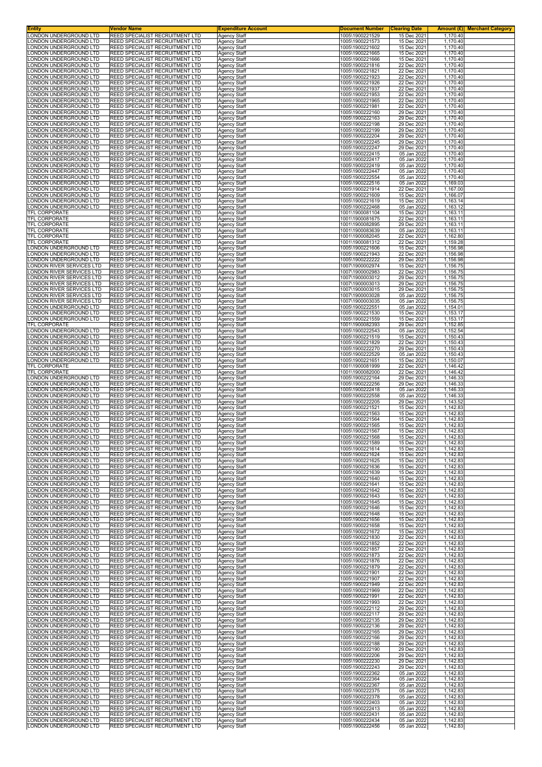| Entity | Vendor Name | Expenditure Account | Document Number | Clearing Date | Amount (£) | Merchant Category |
|---|---|---|---|---|---|---|
| LONDON UNDERGROUND LTD | REED SPECIALIST RECRUITMENT LTD | Agency Staff | 1005\1900221529 | 15 Dec 2021 | 1,170.40 | |
| LONDON UNDERGROUND LTD | REED SPECIALIST RECRUITMENT LTD | Agency Staff | 1005\1900221573 | 15 Dec 2021 | 1,170.40 | |
| LONDON UNDERGROUND LTD | REED SPECIALIST RECRUITMENT LTD | Agency Staff | 1005\1900221602 | 15 Dec 2021 | 1,170.40 | |
| LONDON UNDERGROUND LTD | REED SPECIALIST RECRUITMENT LTD | Agency Staff | 1005\1900221665 | 15 Dec 2021 | 1,170.40 | |
| LONDON UNDERGROUND LTD | REED SPECIALIST RECRUITMENT LTD | Agency Staff | 1005\1900221666 | 15 Dec 2021 | 1,170.40 | |
| LONDON UNDERGROUND LTD | REED SPECIALIST RECRUITMENT LTD | Agency Staff | 1005\1900221816 | 22 Dec 2021 | 1,170.40 | |
| LONDON UNDERGROUND LTD | REED SPECIALIST RECRUITMENT LTD | Agency Staff | 1005\1900221821 | 22 Dec 2021 | 1,170.40 | |
| LONDON UNDERGROUND LTD | REED SPECIALIST RECRUITMENT LTD | Agency Staff | 1005\1900221923 | 22 Dec 2021 | 1,170.40 | |
| LONDON UNDERGROUND LTD | REED SPECIALIST RECRUITMENT LTD | Agency Staff | 1005\1900221926 | 22 Dec 2021 | 1,170.40 | |
| LONDON UNDERGROUND LTD | REED SPECIALIST RECRUITMENT LTD | Agency Staff | 1005\1900221937 | 22 Dec 2021 | 1,170.40 | |
| LONDON UNDERGROUND LTD | REED SPECIALIST RECRUITMENT LTD | Agency Staff | 1005\1900221953 | 22 Dec 2021 | 1,170.40 | |
| LONDON UNDERGROUND LTD | REED SPECIALIST RECRUITMENT LTD | Agency Staff | 1005\1900221965 | 22 Dec 2021 | 1,170.40 | |
| LONDON UNDERGROUND LTD | REED SPECIALIST RECRUITMENT LTD | Agency Staff | 1005\1900221981 | 22 Dec 2021 | 1,170.40 | |
| LONDON UNDERGROUND LTD | REED SPECIALIST RECRUITMENT LTD | Agency Staff | 1005\1900222160 | 29 Dec 2021 | 1,170.40 | |
| LONDON UNDERGROUND LTD | REED SPECIALIST RECRUITMENT LTD | Agency Staff | 1005\1900222163 | 29 Dec 2021 | 1,170.40 | |
| LONDON UNDERGROUND LTD | REED SPECIALIST RECRUITMENT LTD | Agency Staff | 1005\1900222198 | 29 Dec 2021 | 1,170.40 | |
| LONDON UNDERGROUND LTD | REED SPECIALIST RECRUITMENT LTD | Agency Staff | 1005\1900222199 | 29 Dec 2021 | 1,170.40 | |
| LONDON UNDERGROUND LTD | REED SPECIALIST RECRUITMENT LTD | Agency Staff | 1005\1900222204 | 29 Dec 2021 | 1,170.40 | |
| LONDON UNDERGROUND LTD | REED SPECIALIST RECRUITMENT LTD | Agency Staff | 1005\1900222245 | 29 Dec 2021 | 1,170.40 | |
| LONDON UNDERGROUND LTD | REED SPECIALIST RECRUITMENT LTD | Agency Staff | 1005\1900222247 | 29 Dec 2021 | 1,170.40 | |
| LONDON UNDERGROUND LTD | REED SPECIALIST RECRUITMENT LTD | Agency Staff | 1005\1900222415 | 05 Jan 2022 | 1,170.40 | |
| LONDON UNDERGROUND LTD | REED SPECIALIST RECRUITMENT LTD | Agency Staff | 1005\1900222417 | 05 Jan 2022 | 1,170.40 | |
| LONDON UNDERGROUND LTD | REED SPECIALIST RECRUITMENT LTD | Agency Staff | 1005\1900222419 | 05 Jan 2022 | 1,170.40 | |
| LONDON UNDERGROUND LTD | REED SPECIALIST RECRUITMENT LTD | Agency Staff | 1005\1900222447 | 05 Jan 2022 | 1,170.40 | |
| LONDON UNDERGROUND LTD | REED SPECIALIST RECRUITMENT LTD | Agency Staff | 1005\1900222554 | 05 Jan 2022 | 1,170.40 | |
| LONDON UNDERGROUND LTD | REED SPECIALIST RECRUITMENT LTD | Agency Staff | 1005\1900222516 | 05 Jan 2022 | 1,169.03 | |
| LONDON UNDERGROUND LTD | REED SPECIALIST RECRUITMENT LTD | Agency Staff | 1005\1900221914 | 22 Dec 2021 | 1,167.00 | |
| LONDON UNDERGROUND LTD | REED SPECIALIST RECRUITMENT LTD | Agency Staff | 1005\1900221609 | 15 Dec 2021 | 1,166.07 | |
| LONDON UNDERGROUND LTD | REED SPECIALIST RECRUITMENT LTD | Agency Staff | 1005\1900221619 | 15 Dec 2021 | 1,163.14 | |
| LONDON UNDERGROUND LTD | REED SPECIALIST RECRUITMENT LTD | Agency Staff | 1005\1900222468 | 05 Jan 2022 | 1,163.12 | |
| TFL CORPORATE | REED SPECIALIST RECRUITMENT LTD | Agency Staff | 1001\1900081104 | 15 Dec 2021 | 1,163.11 | |
| TFL CORPORATE | REED SPECIALIST RECRUITMENT LTD | Agency Staff | 1001\1900081675 | 22 Dec 2021 | 1,163.11 | |
| TFL CORPORATE | REED SPECIALIST RECRUITMENT LTD | Agency Staff | 1001\1900082895 | 29 Dec 2021 | 1,163.11 | |
| TFL CORPORATE | REED SPECIALIST RECRUITMENT LTD | Agency Staff | 1001\1900083639 | 05 Jan 2022 | 1,163.11 | |
| TFL CORPORATE | REED SPECIALIST RECRUITMENT LTD | Agency Staff | 1001\1900082045 | 22 Dec 2021 | 1,162.80 | |
| TFL CORPORATE | REED SPECIALIST RECRUITMENT LTD | Agency Staff | 1001\1900081312 | 22 Dec 2021 | 1,159.28 | |
| LONDON UNDERGROUND LTD | REED SPECIALIST RECRUITMENT LTD | Agency Staff | 1005\1900221606 | 15 Dec 2021 | 1,156.98 | |
| LONDON UNDERGROUND LTD | REED SPECIALIST RECRUITMENT LTD | Agency Staff | 1005\1900221943 | 22 Dec 2021 | 1,156.98 | |
| LONDON UNDERGROUND LTD | REED SPECIALIST RECRUITMENT LTD | Agency Staff | 1005\1900222222 | 29 Dec 2021 | 1,156.98 | |
| LONDON RIVER SERVICES LTD | REED SPECIALIST RECRUITMENT LTD | Agency Staff | 1007\1900002974 | 15 Dec 2021 | 1,156.75 | |
| LONDON RIVER SERVICES LTD | REED SPECIALIST RECRUITMENT LTD | Agency Staff | 1007\1900002983 | 22 Dec 2021 | 1,156.75 | |
| LONDON RIVER SERVICES LTD | REED SPECIALIST RECRUITMENT LTD | Agency Staff | 1007\1900003012 | 29 Dec 2021 | 1,156.75 | |
| LONDON RIVER SERVICES LTD | REED SPECIALIST RECRUITMENT LTD | Agency Staff | 1007\1900003013 | 29 Dec 2021 | 1,156.75 | |
| LONDON RIVER SERVICES LTD | REED SPECIALIST RECRUITMENT LTD | Agency Staff | 1007\1900003015 | 29 Dec 2021 | 1,156.75 | |
| LONDON RIVER SERVICES LTD | REED SPECIALIST RECRUITMENT LTD | Agency Staff | 1007\1900003028 | 05 Jan 2022 | 1,156.75 | |
| LONDON RIVER SERVICES LTD | REED SPECIALIST RECRUITMENT LTD | Agency Staff | 1007\1900003035 | 05 Jan 2022 | 1,156.75 | |
| LONDON UNDERGROUND LTD | REED SPECIALIST RECRUITMENT LTD | Agency Staff | 1005\1900222551 | 05 Jan 2022 | 1,154.01 | |
| LONDON UNDERGROUND LTD | REED SPECIALIST RECRUITMENT LTD | Agency Staff | 1005\1900221530 | 15 Dec 2021 | 1,153.17 | |
| LONDON UNDERGROUND LTD | REED SPECIALIST RECRUITMENT LTD | Agency Staff | 1005\1900221559 | 15 Dec 2021 | 1,153.17 | |
| TFL CORPORATE | REED SPECIALIST RECRUITMENT LTD | Agency Staff | 1001\1900082393 | 29 Dec 2021 | 1,152.85 | |
| LONDON UNDERGROUND LTD | REED SPECIALIST RECRUITMENT LTD | Agency Staff | 1005\1900222543 | 05 Jan 2022 | 1,152.54 | |
| LONDON UNDERGROUND LTD | REED SPECIALIST RECRUITMENT LTD | Agency Staff | 1005\1900221519 | 15 Dec 2021 | 1,150.43 | |
| LONDON UNDERGROUND LTD | REED SPECIALIST RECRUITMENT LTD | Agency Staff | 1005\1900221829 | 22 Dec 2021 | 1,150.43 | |
| LONDON UNDERGROUND LTD | REED SPECIALIST RECRUITMENT LTD | Agency Staff | 1005\1900222270 | 29 Dec 2021 | 1,150.43 | |
| LONDON UNDERGROUND LTD | REED SPECIALIST RECRUITMENT LTD | Agency Staff | 1005\1900222529 | 05 Jan 2022 | 1,150.43 | |
| LONDON UNDERGROUND LTD | REED SPECIALIST RECRUITMENT LTD | Agency Staff | 1005\1900221651 | 15 Dec 2021 | 1,150.07 | |
| TFL CORPORATE | REED SPECIALIST RECRUITMENT LTD | Agency Staff | 1001\1900081999 | 22 Dec 2021 | 1,146.42 | |
| TFL CORPORATE | REED SPECIALIST RECRUITMENT LTD | Agency Staff | 1001\1900082000 | 22 Dec 2021 | 1,146.42 | |
| LONDON UNDERGROUND LTD | REED SPECIALIST RECRUITMENT LTD | Agency Staff | 1005\1900222164 | 29 Dec 2021 | 1,146.33 | |
| LONDON UNDERGROUND LTD | REED SPECIALIST RECRUITMENT LTD | Agency Staff | 1005\1900222256 | 29 Dec 2021 | 1,146.33 | |
| LONDON UNDERGROUND LTD | REED SPECIALIST RECRUITMENT LTD | Agency Staff | 1005\1900222418 | 05 Jan 2022 | 1,146.33 | |
| LONDON UNDERGROUND LTD | REED SPECIALIST RECRUITMENT LTD | Agency Staff | 1005\1900222558 | 05 Jan 2022 | 1,146.33 | |
| LONDON UNDERGROUND LTD | REED SPECIALIST RECRUITMENT LTD | Agency Staff | 1005\1900222205 | 29 Dec 2021 | 1,143.52 | |
| LONDON UNDERGROUND LTD | REED SPECIALIST RECRUITMENT LTD | Agency Staff | 1005\1900221521 | 15 Dec 2021 | 1,142.83 | |
| LONDON UNDERGROUND LTD | REED SPECIALIST RECRUITMENT LTD | Agency Staff | 1005\1900221563 | 15 Dec 2021 | 1,142.83 | |
| LONDON UNDERGROUND LTD | REED SPECIALIST RECRUITMENT LTD | Agency Staff | 1005\1900221564 | 15 Dec 2021 | 1,142.83 | |
| LONDON UNDERGROUND LTD | REED SPECIALIST RECRUITMENT LTD | Agency Staff | 1005\1900221565 | 15 Dec 2021 | 1,142.83 | |
| LONDON UNDERGROUND LTD | REED SPECIALIST RECRUITMENT LTD | Agency Staff | 1005\1900221567 | 15 Dec 2021 | 1,142.83 | |
| LONDON UNDERGROUND LTD | REED SPECIALIST RECRUITMENT LTD | Agency Staff | 1005\1900221568 | 15 Dec 2021 | 1,142.83 | |
| LONDON UNDERGROUND LTD | REED SPECIALIST RECRUITMENT LTD | Agency Staff | 1005\1900221589 | 15 Dec 2021 | 1,142.83 | |
| LONDON UNDERGROUND LTD | REED SPECIALIST RECRUITMENT LTD | Agency Staff | 1005\1900221614 | 15 Dec 2021 | 1,142.83 | |
| LONDON UNDERGROUND LTD | REED SPECIALIST RECRUITMENT LTD | Agency Staff | 1005\1900221624 | 15 Dec 2021 | 1,142.83 | |
| LONDON UNDERGROUND LTD | REED SPECIALIST RECRUITMENT LTD | Agency Staff | 1005\1900221625 | 15 Dec 2021 | 1,142.83 | |
| LONDON UNDERGROUND LTD | REED SPECIALIST RECRUITMENT LTD | Agency Staff | 1005\1900221636 | 15 Dec 2021 | 1,142.83 | |
| LONDON UNDERGROUND LTD | REED SPECIALIST RECRUITMENT LTD | Agency Staff | 1005\1900221639 | 15 Dec 2021 | 1,142.83 | |
| LONDON UNDERGROUND LTD | REED SPECIALIST RECRUITMENT LTD | Agency Staff | 1005\1900221640 | 15 Dec 2021 | 1,142.83 | |
| LONDON UNDERGROUND LTD | REED SPECIALIST RECRUITMENT LTD | Agency Staff | 1005\1900221641 | 15 Dec 2021 | 1,142.83 | |
| LONDON UNDERGROUND LTD | REED SPECIALIST RECRUITMENT LTD | Agency Staff | 1005\1900221642 | 15 Dec 2021 | 1,142.83 | |
| LONDON UNDERGROUND LTD | REED SPECIALIST RECRUITMENT LTD | Agency Staff | 1005\1900221643 | 15 Dec 2021 | 1,142.83 | |
| LONDON UNDERGROUND LTD | REED SPECIALIST RECRUITMENT LTD | Agency Staff | 1005\1900221645 | 15 Dec 2021 | 1,142.83 | |
| LONDON UNDERGROUND LTD | REED SPECIALIST RECRUITMENT LTD | Agency Staff | 1005\1900221646 | 15 Dec 2021 | 1,142.83 | |
| LONDON UNDERGROUND LTD | REED SPECIALIST RECRUITMENT LTD | Agency Staff | 1005\1900221648 | 15 Dec 2021 | 1,142.83 | |
| LONDON UNDERGROUND LTD | REED SPECIALIST RECRUITMENT LTD | Agency Staff | 1005\1900221656 | 15 Dec 2021 | 1,142.83 | |
| LONDON UNDERGROUND LTD | REED SPECIALIST RECRUITMENT LTD | Agency Staff | 1005\1900221658 | 15 Dec 2021 | 1,142.83 | |
| LONDON UNDERGROUND LTD | REED SPECIALIST RECRUITMENT LTD | Agency Staff | 1005\1900221672 | 15 Dec 2021 | 1,142.83 | |
| LONDON UNDERGROUND LTD | REED SPECIALIST RECRUITMENT LTD | Agency Staff | 1005\1900221830 | 22 Dec 2021 | 1,142.83 | |
| LONDON UNDERGROUND LTD | REED SPECIALIST RECRUITMENT LTD | Agency Staff | 1005\1900221852 | 22 Dec 2021 | 1,142.83 | |
| LONDON UNDERGROUND LTD | REED SPECIALIST RECRUITMENT LTD | Agency Staff | 1005\1900221857 | 22 Dec 2021 | 1,142.83 | |
| LONDON UNDERGROUND LTD | REED SPECIALIST RECRUITMENT LTD | Agency Staff | 1005\1900221873 | 22 Dec 2021 | 1,142.83 | |
| LONDON UNDERGROUND LTD | REED SPECIALIST RECRUITMENT LTD | Agency Staff | 1005\1900221876 | 22 Dec 2021 | 1,142.83 | |
| LONDON UNDERGROUND LTD | REED SPECIALIST RECRUITMENT LTD | Agency Staff | 1005\1900221879 | 22 Dec 2021 | 1,142.83 | |
| LONDON UNDERGROUND LTD | REED SPECIALIST RECRUITMENT LTD | Agency Staff | 1005\1900221901 | 22 Dec 2021 | 1,142.83 | |
| LONDON UNDERGROUND LTD | REED SPECIALIST RECRUITMENT LTD | Agency Staff | 1005\1900221907 | 22 Dec 2021 | 1,142.83 | |
| LONDON UNDERGROUND LTD | REED SPECIALIST RECRUITMENT LTD | Agency Staff | 1005\1900221949 | 22 Dec 2021 | 1,142.83 | |
| LONDON UNDERGROUND LTD | REED SPECIALIST RECRUITMENT LTD | Agency Staff | 1005\1900221969 | 22 Dec 2021 | 1,142.83 | |
| LONDON UNDERGROUND LTD | REED SPECIALIST RECRUITMENT LTD | Agency Staff | 1005\1900221991 | 22 Dec 2021 | 1,142.83 | |
| LONDON UNDERGROUND LTD | REED SPECIALIST RECRUITMENT LTD | Agency Staff | 1005\1900221993 | 22 Dec 2021 | 1,142.83 | |
| LONDON UNDERGROUND LTD | REED SPECIALIST RECRUITMENT LTD | Agency Staff | 1005\1900222112 | 29 Dec 2021 | 1,142.83 | |
| LONDON UNDERGROUND LTD | REED SPECIALIST RECRUITMENT LTD | Agency Staff | 1005\1900222117 | 29 Dec 2021 | 1,142.83 | |
| LONDON UNDERGROUND LTD | REED SPECIALIST RECRUITMENT LTD | Agency Staff | 1005\1900222135 | 29 Dec 2021 | 1,142.83 | |
| LONDON UNDERGROUND LTD | REED SPECIALIST RECRUITMENT LTD | Agency Staff | 1005\1900222136 | 29 Dec 2021 | 1,142.83 | |
| LONDON UNDERGROUND LTD | REED SPECIALIST RECRUITMENT LTD | Agency Staff | 1005\1900222165 | 29 Dec 2021 | 1,142.83 | |
| LONDON UNDERGROUND LTD | REED SPECIALIST RECRUITMENT LTD | Agency Staff | 1005\1900222166 | 29 Dec 2021 | 1,142.83 | |
| LONDON UNDERGROUND LTD | REED SPECIALIST RECRUITMENT LTD | Agency Staff | 1005\1900222188 | 29 Dec 2021 | 1,142.83 | |
| LONDON UNDERGROUND LTD | REED SPECIALIST RECRUITMENT LTD | Agency Staff | 1005\1900222190 | 29 Dec 2021 | 1,142.83 | |
| LONDON UNDERGROUND LTD | REED SPECIALIST RECRUITMENT LTD | Agency Staff | 1005\1900222206 | 29 Dec 2021 | 1,142.83 | |
| LONDON UNDERGROUND LTD | REED SPECIALIST RECRUITMENT LTD | Agency Staff | 1005\1900222230 | 29 Dec 2021 | 1,142.83 | |
| LONDON UNDERGROUND LTD | REED SPECIALIST RECRUITMENT LTD | Agency Staff | 1005\1900222243 | 29 Dec 2021 | 1,142.83 | |
| LONDON UNDERGROUND LTD | REED SPECIALIST RECRUITMENT LTD | Agency Staff | 1005\1900222362 | 05 Jan 2022 | 1,142.83 | |
| LONDON UNDERGROUND LTD | REED SPECIALIST RECRUITMENT LTD | Agency Staff | 1005\1900222364 | 05 Jan 2022 | 1,142.83 | |
| LONDON UNDERGROUND LTD | REED SPECIALIST RECRUITMENT LTD | Agency Staff | 1005\1900222367 | 05 Jan 2022 | 1,142.83 | |
| LONDON UNDERGROUND LTD | REED SPECIALIST RECRUITMENT LTD | Agency Staff | 1005\1900222375 | 05 Jan 2022 | 1,142.83 | |
| LONDON UNDERGROUND LTD | REED SPECIALIST RECRUITMENT LTD | Agency Staff | 1005\1900222378 | 05 Jan 2022 | 1,142.83 | |
| LONDON UNDERGROUND LTD | REED SPECIALIST RECRUITMENT LTD | Agency Staff | 1005\1900222403 | 05 Jan 2022 | 1,142.83 | |
| LONDON UNDERGROUND LTD | REED SPECIALIST RECRUITMENT LTD | Agency Staff | 1005\1900222413 | 05 Jan 2022 | 1,142.83 | |
| LONDON UNDERGROUND LTD | REED SPECIALIST RECRUITMENT LTD | Agency Staff | 1005\1900222431 | 05 Jan 2022 | 1,142.83 | |
| LONDON UNDERGROUND LTD | REED SPECIALIST RECRUITMENT LTD | Agency Staff | 1005\1900222434 | 05 Jan 2022 | 1,142.83 | |
| LONDON UNDERGROUND LTD | REED SPECIALIST RECRUITMENT LTD | Agency Staff | 1005\1900222456 | 05 Jan 2022 | 1,142.83 | |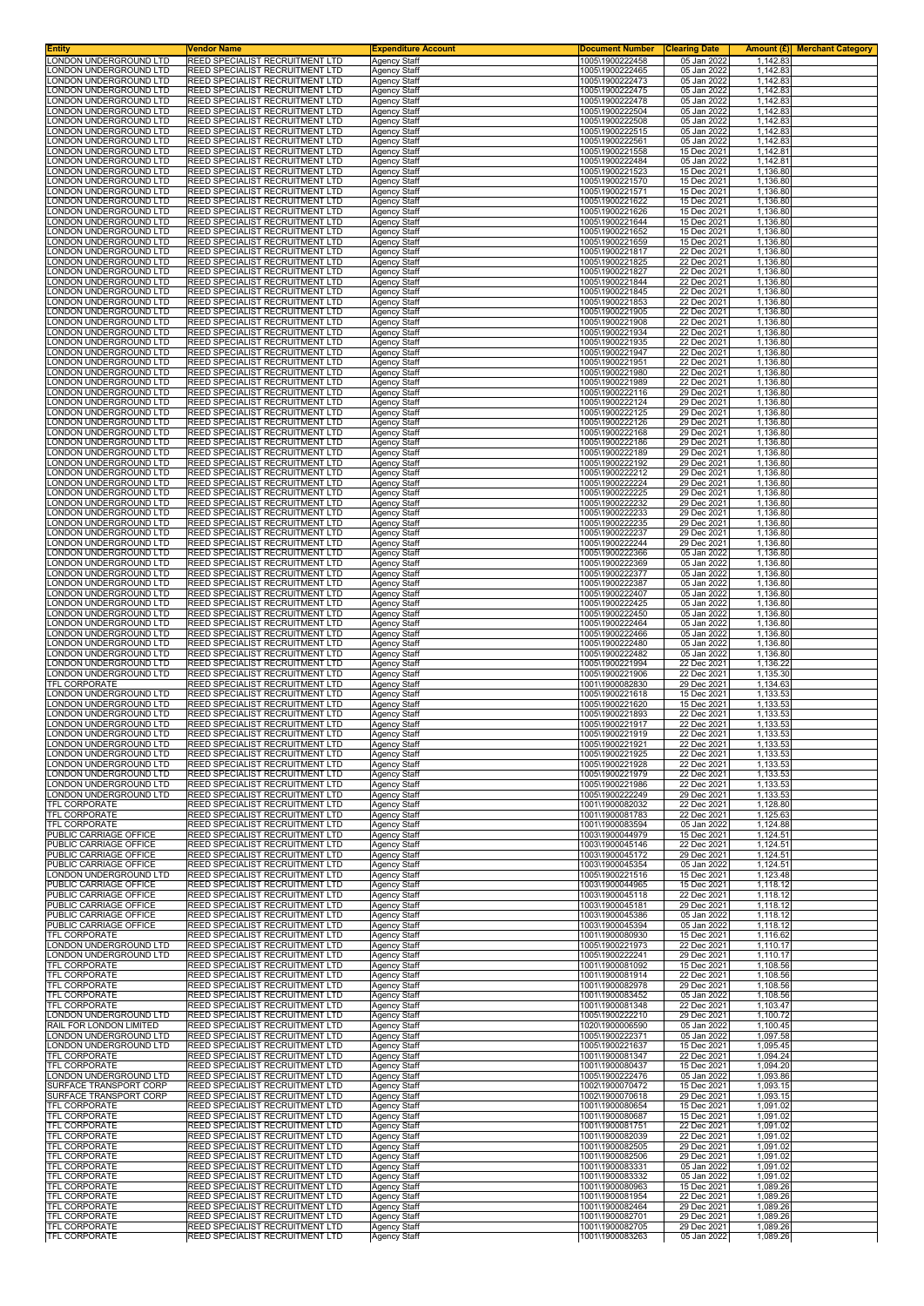| Entity | Vendor Name | Expenditure Account | Document Number | Clearing Date | Amount (£) | Merchant Category |
|---|---|---|---|---|---|---|
| LONDON UNDERGROUND LTD | REED SPECIALIST RECRUITMENT LTD | Agency Staff | 1005\1900222458 | 05 Jan 2022 | 1,142.83 | |
| LONDON UNDERGROUND LTD | REED SPECIALIST RECRUITMENT LTD | Agency Staff | 1005\1900222465 | 05 Jan 2022 | 1,142.83 | |
| LONDON UNDERGROUND LTD | REED SPECIALIST RECRUITMENT LTD | Agency Staff | 1005\1900222473 | 05 Jan 2022 | 1,142.83 | |
| LONDON UNDERGROUND LTD | REED SPECIALIST RECRUITMENT LTD | Agency Staff | 1005\1900222475 | 05 Jan 2022 | 1,142.83 | |
| LONDON UNDERGROUND LTD | REED SPECIALIST RECRUITMENT LTD | Agency Staff | 1005\1900222478 | 05 Jan 2022 | 1,142.83 | |
| LONDON UNDERGROUND LTD | REED SPECIALIST RECRUITMENT LTD | Agency Staff | 1005\1900222504 | 05 Jan 2022 | 1,142.83 | |
| LONDON UNDERGROUND LTD | REED SPECIALIST RECRUITMENT LTD | Agency Staff | 1005\1900222508 | 05 Jan 2022 | 1,142.83 | |
| LONDON UNDERGROUND LTD | REED SPECIALIST RECRUITMENT LTD | Agency Staff | 1005\1900222515 | 05 Jan 2022 | 1,142.83 | |
| LONDON UNDERGROUND LTD | REED SPECIALIST RECRUITMENT LTD | Agency Staff | 1005\1900222561 | 05 Jan 2022 | 1,142.83 | |
| LONDON UNDERGROUND LTD | REED SPECIALIST RECRUITMENT LTD | Agency Staff | 1005\1900221558 | 15 Dec 2021 | 1,142.81 | |
| LONDON UNDERGROUND LTD | REED SPECIALIST RECRUITMENT LTD | Agency Staff | 1005\1900222484 | 05 Jan 2022 | 1,142.81 | |
| LONDON UNDERGROUND LTD | REED SPECIALIST RECRUITMENT LTD | Agency Staff | 1005\1900221523 | 15 Dec 2021 | 1,136.80 | |
| LONDON UNDERGROUND LTD | REED SPECIALIST RECRUITMENT LTD | Agency Staff | 1005\1900221570 | 15 Dec 2021 | 1,136.80 | |
| LONDON UNDERGROUND LTD | REED SPECIALIST RECRUITMENT LTD | Agency Staff | 1005\1900221571 | 15 Dec 2021 | 1,136.80 | |
| LONDON UNDERGROUND LTD | REED SPECIALIST RECRUITMENT LTD | Agency Staff | 1005\1900221622 | 15 Dec 2021 | 1,136.80 | |
| LONDON UNDERGROUND LTD | REED SPECIALIST RECRUITMENT LTD | Agency Staff | 1005\1900221626 | 15 Dec 2021 | 1,136.80 | |
| LONDON UNDERGROUND LTD | REED SPECIALIST RECRUITMENT LTD | Agency Staff | 1005\1900221644 | 15 Dec 2021 | 1,136.80 | |
| LONDON UNDERGROUND LTD | REED SPECIALIST RECRUITMENT LTD | Agency Staff | 1005\1900221652 | 15 Dec 2021 | 1,136.80 | |
| LONDON UNDERGROUND LTD | REED SPECIALIST RECRUITMENT LTD | Agency Staff | 1005\1900221659 | 15 Dec 2021 | 1,136.80 | |
| LONDON UNDERGROUND LTD | REED SPECIALIST RECRUITMENT LTD | Agency Staff | 1005\1900221817 | 22 Dec 2021 | 1,136.80 | |
| LONDON UNDERGROUND LTD | REED SPECIALIST RECRUITMENT LTD | Agency Staff | 1005\1900221825 | 22 Dec 2021 | 1,136.80 | |
| LONDON UNDERGROUND LTD | REED SPECIALIST RECRUITMENT LTD | Agency Staff | 1005\1900221827 | 22 Dec 2021 | 1,136.80 | |
| LONDON UNDERGROUND LTD | REED SPECIALIST RECRUITMENT LTD | Agency Staff | 1005\1900221844 | 22 Dec 2021 | 1,136.80 | |
| LONDON UNDERGROUND LTD | REED SPECIALIST RECRUITMENT LTD | Agency Staff | 1005\1900221845 | 22 Dec 2021 | 1,136.80 | |
| LONDON UNDERGROUND LTD | REED SPECIALIST RECRUITMENT LTD | Agency Staff | 1005\1900221853 | 22 Dec 2021 | 1,136.80 | |
| LONDON UNDERGROUND LTD | REED SPECIALIST RECRUITMENT LTD | Agency Staff | 1005\1900221905 | 22 Dec 2021 | 1,136.80 | |
| LONDON UNDERGROUND LTD | REED SPECIALIST RECRUITMENT LTD | Agency Staff | 1005\1900221908 | 22 Dec 2021 | 1,136.80 | |
| LONDON UNDERGROUND LTD | REED SPECIALIST RECRUITMENT LTD | Agency Staff | 1005\1900221934 | 22 Dec 2021 | 1,136.80 | |
| LONDON UNDERGROUND LTD | REED SPECIALIST RECRUITMENT LTD | Agency Staff | 1005\1900221935 | 22 Dec 2021 | 1,136.80 | |
| LONDON UNDERGROUND LTD | REED SPECIALIST RECRUITMENT LTD | Agency Staff | 1005\1900221947 | 22 Dec 2021 | 1,136.80 | |
| LONDON UNDERGROUND LTD | REED SPECIALIST RECRUITMENT LTD | Agency Staff | 1005\1900221951 | 22 Dec 2021 | 1,136.80 | |
| LONDON UNDERGROUND LTD | REED SPECIALIST RECRUITMENT LTD | Agency Staff | 1005\1900221980 | 22 Dec 2021 | 1,136.80 | |
| LONDON UNDERGROUND LTD | REED SPECIALIST RECRUITMENT LTD | Agency Staff | 1005\1900221989 | 22 Dec 2021 | 1,136.80 | |
| LONDON UNDERGROUND LTD | REED SPECIALIST RECRUITMENT LTD | Agency Staff | 1005\1900222116 | 29 Dec 2021 | 1,136.80 | |
| LONDON UNDERGROUND LTD | REED SPECIALIST RECRUITMENT LTD | Agency Staff | 1005\1900222124 | 29 Dec 2021 | 1,136.80 | |
| LONDON UNDERGROUND LTD | REED SPECIALIST RECRUITMENT LTD | Agency Staff | 1005\1900222125 | 29 Dec 2021 | 1,136.80 | |
| LONDON UNDERGROUND LTD | REED SPECIALIST RECRUITMENT LTD | Agency Staff | 1005\1900222126 | 29 Dec 2021 | 1,136.80 | |
| LONDON UNDERGROUND LTD | REED SPECIALIST RECRUITMENT LTD | Agency Staff | 1005\1900222168 | 29 Dec 2021 | 1,136.80 | |
| LONDON UNDERGROUND LTD | REED SPECIALIST RECRUITMENT LTD | Agency Staff | 1005\1900222186 | 29 Dec 2021 | 1,136.80 | |
| LONDON UNDERGROUND LTD | REED SPECIALIST RECRUITMENT LTD | Agency Staff | 1005\1900222189 | 29 Dec 2021 | 1,136.80 | |
| LONDON UNDERGROUND LTD | REED SPECIALIST RECRUITMENT LTD | Agency Staff | 1005\1900222192 | 29 Dec 2021 | 1,136.80 | |
| LONDON UNDERGROUND LTD | REED SPECIALIST RECRUITMENT LTD | Agency Staff | 1005\1900222212 | 29 Dec 2021 | 1,136.80 | |
| LONDON UNDERGROUND LTD | REED SPECIALIST RECRUITMENT LTD | Agency Staff | 1005\1900222224 | 29 Dec 2021 | 1,136.80 | |
| LONDON UNDERGROUND LTD | REED SPECIALIST RECRUITMENT LTD | Agency Staff | 1005\1900222225 | 29 Dec 2021 | 1,136.80 | |
| LONDON UNDERGROUND LTD | REED SPECIALIST RECRUITMENT LTD | Agency Staff | 1005\1900222232 | 29 Dec 2021 | 1,136.80 | |
| LONDON UNDERGROUND LTD | REED SPECIALIST RECRUITMENT LTD | Agency Staff | 1005\1900222233 | 29 Dec 2021 | 1,136.80 | |
| LONDON UNDERGROUND LTD | REED SPECIALIST RECRUITMENT LTD | Agency Staff | 1005\1900222235 | 29 Dec 2021 | 1,136.80 | |
| LONDON UNDERGROUND LTD | REED SPECIALIST RECRUITMENT LTD | Agency Staff | 1005\1900222237 | 29 Dec 2021 | 1,136.80 | |
| LONDON UNDERGROUND LTD | REED SPECIALIST RECRUITMENT LTD | Agency Staff | 1005\1900222244 | 29 Dec 2021 | 1,136.80 | |
| LONDON UNDERGROUND LTD | REED SPECIALIST RECRUITMENT LTD | Agency Staff | 1005\1900222366 | 05 Jan 2022 | 1,136.80 | |
| LONDON UNDERGROUND LTD | REED SPECIALIST RECRUITMENT LTD | Agency Staff | 1005\1900222369 | 05 Jan 2022 | 1,136.80 | |
| LONDON UNDERGROUND LTD | REED SPECIALIST RECRUITMENT LTD | Agency Staff | 1005\1900222377 | 05 Jan 2022 | 1,136.80 | |
| LONDON UNDERGROUND LTD | REED SPECIALIST RECRUITMENT LTD | Agency Staff | 1005\1900222387 | 05 Jan 2022 | 1,136.80 | |
| LONDON UNDERGROUND LTD | REED SPECIALIST RECRUITMENT LTD | Agency Staff | 1005\1900222407 | 05 Jan 2022 | 1,136.80 | |
| LONDON UNDERGROUND LTD | REED SPECIALIST RECRUITMENT LTD | Agency Staff | 1005\1900222425 | 05 Jan 2022 | 1,136.80 | |
| LONDON UNDERGROUND LTD | REED SPECIALIST RECRUITMENT LTD | Agency Staff | 1005\1900222450 | 05 Jan 2022 | 1,136.80 | |
| LONDON UNDERGROUND LTD | REED SPECIALIST RECRUITMENT LTD | Agency Staff | 1005\1900222464 | 05 Jan 2022 | 1,136.80 | |
| LONDON UNDERGROUND LTD | REED SPECIALIST RECRUITMENT LTD | Agency Staff | 1005\1900222466 | 05 Jan 2022 | 1,136.80 | |
| LONDON UNDERGROUND LTD | REED SPECIALIST RECRUITMENT LTD | Agency Staff | 1005\1900222480 | 05 Jan 2022 | 1,136.80 | |
| LONDON UNDERGROUND LTD | REED SPECIALIST RECRUITMENT LTD | Agency Staff | 1005\1900222482 | 05 Jan 2022 | 1,136.80 | |
| LONDON UNDERGROUND LTD | REED SPECIALIST RECRUITMENT LTD | Agency Staff | 1005\1900221994 | 22 Dec 2021 | 1,136.22 | |
| LONDON UNDERGROUND LTD | REED SPECIALIST RECRUITMENT LTD | Agency Staff | 1005\1900221906 | 22 Dec 2021 | 1,135.30 | |
| TFL CORPORATE | REED SPECIALIST RECRUITMENT LTD | Agency Staff | 1001\1900082830 | 29 Dec 2021 | 1,134.63 | |
| LONDON UNDERGROUND LTD | REED SPECIALIST RECRUITMENT LTD | Agency Staff | 1005\1900221618 | 15 Dec 2021 | 1,133.53 | |
| LONDON UNDERGROUND LTD | REED SPECIALIST RECRUITMENT LTD | Agency Staff | 1005\1900221620 | 15 Dec 2021 | 1,133.53 | |
| LONDON UNDERGROUND LTD | REED SPECIALIST RECRUITMENT LTD | Agency Staff | 1005\1900221893 | 22 Dec 2021 | 1,133.53 | |
| LONDON UNDERGROUND LTD | REED SPECIALIST RECRUITMENT LTD | Agency Staff | 1005\1900221917 | 22 Dec 2021 | 1,133.53 | |
| LONDON UNDERGROUND LTD | REED SPECIALIST RECRUITMENT LTD | Agency Staff | 1005\1900221919 | 22 Dec 2021 | 1,133.53 | |
| LONDON UNDERGROUND LTD | REED SPECIALIST RECRUITMENT LTD | Agency Staff | 1005\1900221921 | 22 Dec 2021 | 1,133.53 | |
| LONDON UNDERGROUND LTD | REED SPECIALIST RECRUITMENT LTD | Agency Staff | 1005\1900221925 | 22 Dec 2021 | 1,133.53 | |
| LONDON UNDERGROUND LTD | REED SPECIALIST RECRUITMENT LTD | Agency Staff | 1005\1900221928 | 22 Dec 2021 | 1,133.53 | |
| LONDON UNDERGROUND LTD | REED SPECIALIST RECRUITMENT LTD | Agency Staff | 1005\1900221979 | 22 Dec 2021 | 1,133.53 | |
| LONDON UNDERGROUND LTD | REED SPECIALIST RECRUITMENT LTD | Agency Staff | 1005\1900221986 | 22 Dec 2021 | 1,133.53 | |
| LONDON UNDERGROUND LTD | REED SPECIALIST RECRUITMENT LTD | Agency Staff | 1005\1900222249 | 29 Dec 2021 | 1,133.53 | |
| TFL CORPORATE | REED SPECIALIST RECRUITMENT LTD | Agency Staff | 1001\1900082032 | 22 Dec 2021 | 1,128.80 | |
| TFL CORPORATE | REED SPECIALIST RECRUITMENT LTD | Agency Staff | 1001\1900081783 | 22 Dec 2021 | 1,125.63 | |
| TFL CORPORATE | REED SPECIALIST RECRUITMENT LTD | Agency Staff | 1001\1900083594 | 05 Jan 2022 | 1,124.88 | |
| PUBLIC CARRIAGE OFFICE | REED SPECIALIST RECRUITMENT LTD | Agency Staff | 1003\1900044979 | 15 Dec 2021 | 1,124.51 | |
| PUBLIC CARRIAGE OFFICE | REED SPECIALIST RECRUITMENT LTD | Agency Staff | 1003\1900045146 | 22 Dec 2021 | 1,124.51 | |
| PUBLIC CARRIAGE OFFICE | REED SPECIALIST RECRUITMENT LTD | Agency Staff | 1003\1900045172 | 29 Dec 2021 | 1,124.51 | |
| PUBLIC CARRIAGE OFFICE | REED SPECIALIST RECRUITMENT LTD | Agency Staff | 1003\1900045354 | 05 Jan 2022 | 1,124.51 | |
| LONDON UNDERGROUND LTD | REED SPECIALIST RECRUITMENT LTD | Agency Staff | 1005\1900221516 | 15 Dec 2021 | 1,123.48 | |
| PUBLIC CARRIAGE OFFICE | REED SPECIALIST RECRUITMENT LTD | Agency Staff | 1003\1900044965 | 15 Dec 2021 | 1,118.12 | |
| PUBLIC CARRIAGE OFFICE | REED SPECIALIST RECRUITMENT LTD | Agency Staff | 1003\1900045118 | 22 Dec 2021 | 1,118.12 | |
| PUBLIC CARRIAGE OFFICE | REED SPECIALIST RECRUITMENT LTD | Agency Staff | 1003\1900045181 | 29 Dec 2021 | 1,118.12 | |
| PUBLIC CARRIAGE OFFICE | REED SPECIALIST RECRUITMENT LTD | Agency Staff | 1003\1900045386 | 05 Jan 2022 | 1,118.12 | |
| PUBLIC CARRIAGE OFFICE | REED SPECIALIST RECRUITMENT LTD | Agency Staff | 1003\1900045394 | 05 Jan 2022 | 1,118.12 | |
| TFL CORPORATE | REED SPECIALIST RECRUITMENT LTD | Agency Staff | 1001\1900080930 | 15 Dec 2021 | 1,116.62 | |
| LONDON UNDERGROUND LTD | REED SPECIALIST RECRUITMENT LTD | Agency Staff | 1005\1900221973 | 22 Dec 2021 | 1,110.17 | |
| LONDON UNDERGROUND LTD | REED SPECIALIST RECRUITMENT LTD | Agency Staff | 1005\1900222241 | 29 Dec 2021 | 1,110.17 | |
| TFL CORPORATE | REED SPECIALIST RECRUITMENT LTD | Agency Staff | 1001\1900081092 | 15 Dec 2021 | 1,108.56 | |
| TFL CORPORATE | REED SPECIALIST RECRUITMENT LTD | Agency Staff | 1001\1900081914 | 22 Dec 2021 | 1,108.56 | |
| TFL CORPORATE | REED SPECIALIST RECRUITMENT LTD | Agency Staff | 1001\1900082978 | 29 Dec 2021 | 1,108.56 | |
| TFL CORPORATE | REED SPECIALIST RECRUITMENT LTD | Agency Staff | 1001\1900083452 | 05 Jan 2022 | 1,108.56 | |
| TFL CORPORATE | REED SPECIALIST RECRUITMENT LTD | Agency Staff | 1001\1900081348 | 22 Dec 2021 | 1,103.47 | |
| LONDON UNDERGROUND LTD | REED SPECIALIST RECRUITMENT LTD | Agency Staff | 1005\1900222210 | 29 Dec 2021 | 1,100.72 | |
| RAIL FOR LONDON LIMITED | REED SPECIALIST RECRUITMENT LTD | Agency Staff | 1020\1900006590 | 05 Jan 2022 | 1,100.45 | |
| LONDON UNDERGROUND LTD | REED SPECIALIST RECRUITMENT LTD | Agency Staff | 1005\1900222371 | 05 Jan 2022 | 1,097.58 | |
| LONDON UNDERGROUND LTD | REED SPECIALIST RECRUITMENT LTD | Agency Staff | 1005\1900221637 | 15 Dec 2021 | 1,095.45 | |
| TFL CORPORATE | REED SPECIALIST RECRUITMENT LTD | Agency Staff | 1001\1900081347 | 22 Dec 2021 | 1,094.24 | |
| TFL CORPORATE | REED SPECIALIST RECRUITMENT LTD | Agency Staff | 1001\1900080437 | 15 Dec 2021 | 1,094.20 | |
| LONDON UNDERGROUND LTD | REED SPECIALIST RECRUITMENT LTD | Agency Staff | 1005\1900222476 | 05 Jan 2022 | 1,093.86 | |
| SURFACE TRANSPORT CORP | REED SPECIALIST RECRUITMENT LTD | Agency Staff | 1002\1900070472 | 15 Dec 2021 | 1,093.15 | |
| SURFACE TRANSPORT CORP | REED SPECIALIST RECRUITMENT LTD | Agency Staff | 1002\1900070618 | 29 Dec 2021 | 1,093.15 | |
| TFL CORPORATE | REED SPECIALIST RECRUITMENT LTD | Agency Staff | 1001\1900080654 | 15 Dec 2021 | 1,091.02 | |
| TFL CORPORATE | REED SPECIALIST RECRUITMENT LTD | Agency Staff | 1001\1900080687 | 15 Dec 2021 | 1,091.02 | |
| TFL CORPORATE | REED SPECIALIST RECRUITMENT LTD | Agency Staff | 1001\1900081751 | 22 Dec 2021 | 1,091.02 | |
| TFL CORPORATE | REED SPECIALIST RECRUITMENT LTD | Agency Staff | 1001\1900082039 | 22 Dec 2021 | 1,091.02 | |
| TFL CORPORATE | REED SPECIALIST RECRUITMENT LTD | Agency Staff | 1001\1900082505 | 29 Dec 2021 | 1,091.02 | |
| TFL CORPORATE | REED SPECIALIST RECRUITMENT LTD | Agency Staff | 1001\1900082506 | 29 Dec 2021 | 1,091.02 | |
| TFL CORPORATE | REED SPECIALIST RECRUITMENT LTD | Agency Staff | 1001\1900083331 | 05 Jan 2022 | 1,091.02 | |
| TFL CORPORATE | REED SPECIALIST RECRUITMENT LTD | Agency Staff | 1001\1900083332 | 05 Jan 2022 | 1,091.02 | |
| TFL CORPORATE | REED SPECIALIST RECRUITMENT LTD | Agency Staff | 1001\1900080963 | 15 Dec 2021 | 1,089.26 | |
| TFL CORPORATE | REED SPECIALIST RECRUITMENT LTD | Agency Staff | 1001\1900081954 | 22 Dec 2021 | 1,089.26 | |
| TFL CORPORATE | REED SPECIALIST RECRUITMENT LTD | Agency Staff | 1001\1900082464 | 29 Dec 2021 | 1,089.26 | |
| TFL CORPORATE | REED SPECIALIST RECRUITMENT LTD | Agency Staff | 1001\1900082701 | 29 Dec 2021 | 1,089.26 | |
| TFL CORPORATE | REED SPECIALIST RECRUITMENT LTD | Agency Staff | 1001\1900082705 | 29 Dec 2021 | 1,089.26 | |
| TFL CORPORATE | REED SPECIALIST RECRUITMENT LTD | Agency Staff | 1001\1900083263 | 05 Jan 2022 | 1,089.26 | |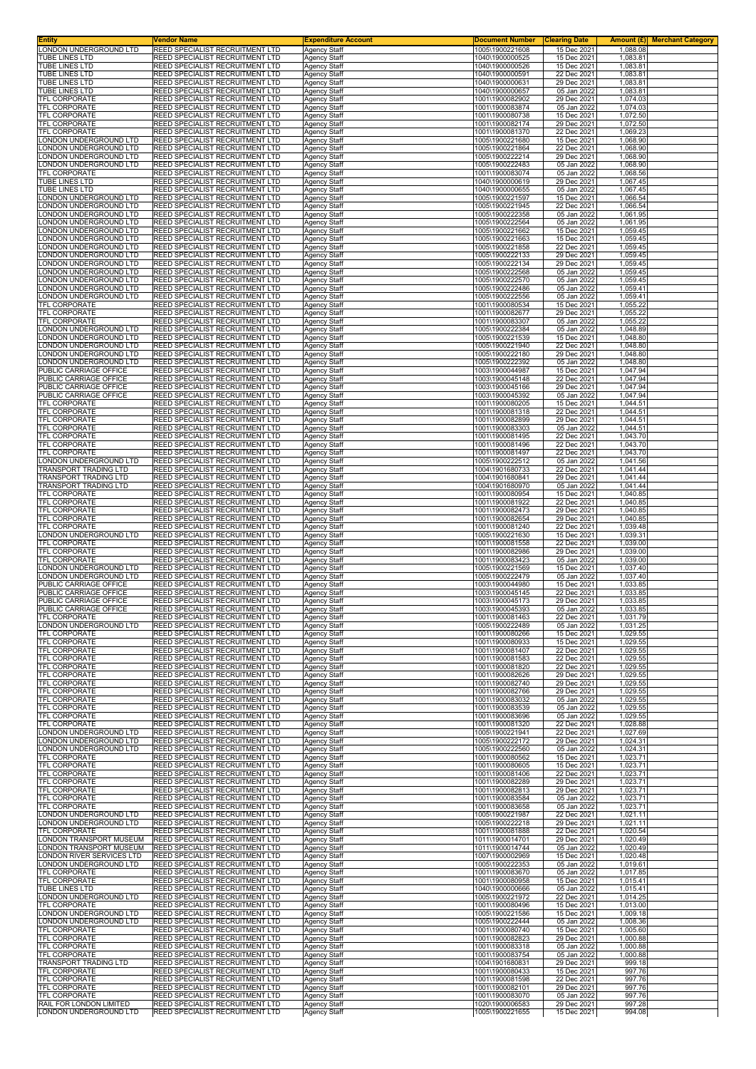| Entity | Vendor Name | Expenditure Account | Document Number | Clearing Date | Amount (£) | Merchant Category |
|---|---|---|---|---|---|---|
| LONDON UNDERGROUND LTD | REED SPECIALIST RECRUITMENT LTD | Agency Staff | 1005\1900221608 | 15 Dec 2021 | 1,088.08 | |
| TUBE LINES LTD | REED SPECIALIST RECRUITMENT LTD | Agency Staff | 1040\1900000525 | 15 Dec 2021 | 1,083.81 | |
| TUBE LINES LTD | REED SPECIALIST RECRUITMENT LTD | Agency Staff | 1040\1900000526 | 15 Dec 2021 | 1,083.81 | |
| TUBE LINES LTD | REED SPECIALIST RECRUITMENT LTD | Agency Staff | 1040\1900000591 | 22 Dec 2021 | 1,083.81 | |
| TUBE LINES LTD | REED SPECIALIST RECRUITMENT LTD | Agency Staff | 1040\1900000631 | 29 Dec 2021 | 1,083.81 | |
| TUBE LINES LTD | REED SPECIALIST RECRUITMENT LTD | Agency Staff | 1040\1900000657 | 05 Jan 2022 | 1,083.81 | |
| TFL CORPORATE | REED SPECIALIST RECRUITMENT LTD | Agency Staff | 1001\1900082902 | 29 Dec 2021 | 1,074.03 | |
| TFL CORPORATE | REED SPECIALIST RECRUITMENT LTD | Agency Staff | 1001\1900083874 | 05 Jan 2022 | 1,074.03 | |
| TFL CORPORATE | REED SPECIALIST RECRUITMENT LTD | Agency Staff | 1001\1900080738 | 15 Dec 2021 | 1,072.50 | |
| TFL CORPORATE | REED SPECIALIST RECRUITMENT LTD | Agency Staff | 1001\1900082174 | 29 Dec 2021 | 1,072.50 | |
| TFL CORPORATE | REED SPECIALIST RECRUITMENT LTD | Agency Staff | 1001\1900081370 | 22 Dec 2021 | 1,069.23 | |
| LONDON UNDERGROUND LTD | REED SPECIALIST RECRUITMENT LTD | Agency Staff | 1005\1900221680 | 15 Dec 2021 | 1,068.90 | |
| LONDON UNDERGROUND LTD | REED SPECIALIST RECRUITMENT LTD | Agency Staff | 1005\1900221864 | 22 Dec 2021 | 1,068.90 | |
| LONDON UNDERGROUND LTD | REED SPECIALIST RECRUITMENT LTD | Agency Staff | 1005\1900222214 | 29 Dec 2021 | 1,068.90 | |
| LONDON UNDERGROUND LTD | REED SPECIALIST RECRUITMENT LTD | Agency Staff | 1005\1900222483 | 05 Jan 2022 | 1,068.90 | |
| TFL CORPORATE | REED SPECIALIST RECRUITMENT LTD | Agency Staff | 1001\1900083074 | 05 Jan 2022 | 1,068.56 | |
| TUBE LINES LTD | REED SPECIALIST RECRUITMENT LTD | Agency Staff | 1040\1900000619 | 29 Dec 2021 | 1,067.45 | |
| TUBE LINES LTD | REED SPECIALIST RECRUITMENT LTD | Agency Staff | 1040\1900000655 | 05 Jan 2022 | 1,067.45 | |
| LONDON UNDERGROUND LTD | REED SPECIALIST RECRUITMENT LTD | Agency Staff | 1005\1900221597 | 15 Dec 2021 | 1,066.54 | |
| LONDON UNDERGROUND LTD | REED SPECIALIST RECRUITMENT LTD | Agency Staff | 1005\1900221945 | 22 Dec 2021 | 1,066.54 | |
| LONDON UNDERGROUND LTD | REED SPECIALIST RECRUITMENT LTD | Agency Staff | 1005\1900222358 | 05 Jan 2022 | 1,061.95 | |
| LONDON UNDERGROUND LTD | REED SPECIALIST RECRUITMENT LTD | Agency Staff | 1005\1900222564 | 05 Jan 2022 | 1,061.95 | |
| LONDON UNDERGROUND LTD | REED SPECIALIST RECRUITMENT LTD | Agency Staff | 1005\1900221662 | 15 Dec 2021 | 1,059.45 | |
| LONDON UNDERGROUND LTD | REED SPECIALIST RECRUITMENT LTD | Agency Staff | 1005\1900221663 | 15 Dec 2021 | 1,059.45 | |
| LONDON UNDERGROUND LTD | REED SPECIALIST RECRUITMENT LTD | Agency Staff | 1005\1900221858 | 22 Dec 2021 | 1,059.45 | |
| LONDON UNDERGROUND LTD | REED SPECIALIST RECRUITMENT LTD | Agency Staff | 1005\1900222133 | 29 Dec 2021 | 1,059.45 | |
| LONDON UNDERGROUND LTD | REED SPECIALIST RECRUITMENT LTD | Agency Staff | 1005\1900222134 | 29 Dec 2021 | 1,059.45 | |
| LONDON UNDERGROUND LTD | REED SPECIALIST RECRUITMENT LTD | Agency Staff | 1005\1900222568 | 05 Jan 2022 | 1,059.45 | |
| LONDON UNDERGROUND LTD | REED SPECIALIST RECRUITMENT LTD | Agency Staff | 1005\1900222570 | 05 Jan 2022 | 1,059.45 | |
| LONDON UNDERGROUND LTD | REED SPECIALIST RECRUITMENT LTD | Agency Staff | 1005\1900222486 | 05 Jan 2022 | 1,059.41 | |
| LONDON UNDERGROUND LTD | REED SPECIALIST RECRUITMENT LTD | Agency Staff | 1005\1900222556 | 05 Jan 2022 | 1,059.41 | |
| TFL CORPORATE | REED SPECIALIST RECRUITMENT LTD | Agency Staff | 1001\1900080534 | 15 Dec 2021 | 1,055.22 | |
| TFL CORPORATE | REED SPECIALIST RECRUITMENT LTD | Agency Staff | 1001\1900082677 | 29 Dec 2021 | 1,055.22 | |
| TFL CORPORATE | REED SPECIALIST RECRUITMENT LTD | Agency Staff | 1001\1900083307 | 05 Jan 2022 | 1,055.22 | |
| LONDON UNDERGROUND LTD | REED SPECIALIST RECRUITMENT LTD | Agency Staff | 1005\1900222384 | 05 Jan 2022 | 1,048.89 | |
| LONDON UNDERGROUND LTD | REED SPECIALIST RECRUITMENT LTD | Agency Staff | 1005\1900221539 | 15 Dec 2021 | 1,048.80 | |
| LONDON UNDERGROUND LTD | REED SPECIALIST RECRUITMENT LTD | Agency Staff | 1005\1900221940 | 22 Dec 2021 | 1,048.80 | |
| LONDON UNDERGROUND LTD | REED SPECIALIST RECRUITMENT LTD | Agency Staff | 1005\1900222180 | 29 Dec 2021 | 1,048.80 | |
| LONDON UNDERGROUND LTD | REED SPECIALIST RECRUITMENT LTD | Agency Staff | 1005\1900222392 | 05 Jan 2022 | 1,048.80 | |
| PUBLIC CARRIAGE OFFICE | REED SPECIALIST RECRUITMENT LTD | Agency Staff | 1003\1900044987 | 15 Dec 2021 | 1,047.94 | |
| PUBLIC CARRIAGE OFFICE | REED SPECIALIST RECRUITMENT LTD | Agency Staff | 1003\1900045148 | 22 Dec 2021 | 1,047.94 | |
| PUBLIC CARRIAGE OFFICE | REED SPECIALIST RECRUITMENT LTD | Agency Staff | 1003\1900045166 | 29 Dec 2021 | 1,047.94 | |
| PUBLIC CARRIAGE OFFICE | REED SPECIALIST RECRUITMENT LTD | Agency Staff | 1003\1900045392 | 05 Jan 2022 | 1,047.94 | |
| TFL CORPORATE | REED SPECIALIST RECRUITMENT LTD | Agency Staff | 1001\1900080205 | 15 Dec 2021 | 1,044.51 | |
| TFL CORPORATE | REED SPECIALIST RECRUITMENT LTD | Agency Staff | 1001\1900081318 | 22 Dec 2021 | 1,044.51 | |
| TFL CORPORATE | REED SPECIALIST RECRUITMENT LTD | Agency Staff | 1001\1900082899 | 29 Dec 2021 | 1,044.51 | |
| TFL CORPORATE | REED SPECIALIST RECRUITMENT LTD | Agency Staff | 1001\1900083303 | 05 Jan 2022 | 1,044.51 | |
| TFL CORPORATE | REED SPECIALIST RECRUITMENT LTD | Agency Staff | 1001\1900081495 | 22 Dec 2021 | 1,043.70 | |
| TFL CORPORATE | REED SPECIALIST RECRUITMENT LTD | Agency Staff | 1001\1900081496 | 22 Dec 2021 | 1,043.70 | |
| TFL CORPORATE | REED SPECIALIST RECRUITMENT LTD | Agency Staff | 1001\1900081497 | 22 Dec 2021 | 1,043.70 | |
| LONDON UNDERGROUND LTD | REED SPECIALIST RECRUITMENT LTD | Agency Staff | 1005\1900222512 | 05 Jan 2022 | 1,041.56 | |
| TRANSPORT TRADING LTD | REED SPECIALIST RECRUITMENT LTD | Agency Staff | 1004\1901680733 | 22 Dec 2021 | 1,041.44 | |
| TRANSPORT TRADING LTD | REED SPECIALIST RECRUITMENT LTD | Agency Staff | 1004\1901680841 | 29 Dec 2021 | 1,041.44 | |
| TRANSPORT TRADING LTD | REED SPECIALIST RECRUITMENT LTD | Agency Staff | 1004\1901680970 | 05 Jan 2022 | 1,041.44 | |
| TFL CORPORATE | REED SPECIALIST RECRUITMENT LTD | Agency Staff | 1001\1900080954 | 15 Dec 2021 | 1,040.85 | |
| TFL CORPORATE | REED SPECIALIST RECRUITMENT LTD | Agency Staff | 1001\1900081922 | 22 Dec 2021 | 1,040.85 | |
| TFL CORPORATE | REED SPECIALIST RECRUITMENT LTD | Agency Staff | 1001\1900082473 | 29 Dec 2021 | 1,040.85 | |
| TFL CORPORATE | REED SPECIALIST RECRUITMENT LTD | Agency Staff | 1001\1900082654 | 29 Dec 2021 | 1,040.85 | |
| TFL CORPORATE | REED SPECIALIST RECRUITMENT LTD | Agency Staff | 1001\1900081240 | 22 Dec 2021 | 1,039.48 | |
| LONDON UNDERGROUND LTD | REED SPECIALIST RECRUITMENT LTD | Agency Staff | 1005\1900221630 | 15 Dec 2021 | 1,039.31 | |
| TFL CORPORATE | REED SPECIALIST RECRUITMENT LTD | Agency Staff | 1001\1900081558 | 22 Dec 2021 | 1,039.00 | |
| TFL CORPORATE | REED SPECIALIST RECRUITMENT LTD | Agency Staff | 1001\1900082986 | 29 Dec 2021 | 1,039.00 | |
| TFL CORPORATE | REED SPECIALIST RECRUITMENT LTD | Agency Staff | 1001\1900083423 | 05 Jan 2022 | 1,039.00 | |
| LONDON UNDERGROUND LTD | REED SPECIALIST RECRUITMENT LTD | Agency Staff | 1005\1900221569 | 15 Dec 2021 | 1,037.40 | |
| LONDON UNDERGROUND LTD | REED SPECIALIST RECRUITMENT LTD | Agency Staff | 1005\1900222479 | 05 Jan 2022 | 1,037.40 | |
| PUBLIC CARRIAGE OFFICE | REED SPECIALIST RECRUITMENT LTD | Agency Staff | 1003\1900044980 | 15 Dec 2021 | 1,033.85 | |
| PUBLIC CARRIAGE OFFICE | REED SPECIALIST RECRUITMENT LTD | Agency Staff | 1003\1900045145 | 22 Dec 2021 | 1,033.85 | |
| PUBLIC CARRIAGE OFFICE | REED SPECIALIST RECRUITMENT LTD | Agency Staff | 1003\1900045173 | 29 Dec 2021 | 1,033.85 | |
| PUBLIC CARRIAGE OFFICE | REED SPECIALIST RECRUITMENT LTD | Agency Staff | 1003\1900045393 | 05 Jan 2022 | 1,033.85 | |
| TFL CORPORATE | REED SPECIALIST RECRUITMENT LTD | Agency Staff | 1001\1900081463 | 22 Dec 2021 | 1,031.79 | |
| LONDON UNDERGROUND LTD | REED SPECIALIST RECRUITMENT LTD | Agency Staff | 1005\1900222489 | 05 Jan 2022 | 1,031.25 | |
| TFL CORPORATE | REED SPECIALIST RECRUITMENT LTD | Agency Staff | 1001\1900080266 | 15 Dec 2021 | 1,029.55 | |
| TFL CORPORATE | REED SPECIALIST RECRUITMENT LTD | Agency Staff | 1001\1900080933 | 15 Dec 2021 | 1,029.55 | |
| TFL CORPORATE | REED SPECIALIST RECRUITMENT LTD | Agency Staff | 1001\1900081407 | 22 Dec 2021 | 1,029.55 | |
| TFL CORPORATE | REED SPECIALIST RECRUITMENT LTD | Agency Staff | 1001\1900081583 | 22 Dec 2021 | 1,029.55 | |
| TFL CORPORATE | REED SPECIALIST RECRUITMENT LTD | Agency Staff | 1001\1900081820 | 22 Dec 2021 | 1,029.55 | |
| TFL CORPORATE | REED SPECIALIST RECRUITMENT LTD | Agency Staff | 1001\1900082626 | 29 Dec 2021 | 1,029.55 | |
| TFL CORPORATE | REED SPECIALIST RECRUITMENT LTD | Agency Staff | 1001\1900082740 | 29 Dec 2021 | 1,029.55 | |
| TFL CORPORATE | REED SPECIALIST RECRUITMENT LTD | Agency Staff | 1001\1900082766 | 29 Dec 2021 | 1,029.55 | |
| TFL CORPORATE | REED SPECIALIST RECRUITMENT LTD | Agency Staff | 1001\1900083032 | 05 Jan 2022 | 1,029.55 | |
| TFL CORPORATE | REED SPECIALIST RECRUITMENT LTD | Agency Staff | 1001\1900083539 | 05 Jan 2022 | 1,029.55 | |
| TFL CORPORATE | REED SPECIALIST RECRUITMENT LTD | Agency Staff | 1001\1900083696 | 05 Jan 2022 | 1,029.55 | |
| TFL CORPORATE | REED SPECIALIST RECRUITMENT LTD | Agency Staff | 1001\1900081320 | 22 Dec 2021 | 1,028.88 | |
| LONDON UNDERGROUND LTD | REED SPECIALIST RECRUITMENT LTD | Agency Staff | 1005\1900221941 | 22 Dec 2021 | 1,027.69 | |
| LONDON UNDERGROUND LTD | REED SPECIALIST RECRUITMENT LTD | Agency Staff | 1005\1900222172 | 29 Dec 2021 | 1,024.31 | |
| LONDON UNDERGROUND LTD | REED SPECIALIST RECRUITMENT LTD | Agency Staff | 1005\1900222560 | 05 Jan 2022 | 1,024.31 | |
| TFL CORPORATE | REED SPECIALIST RECRUITMENT LTD | Agency Staff | 1001\1900080562 | 15 Dec 2021 | 1,023.71 | |
| TFL CORPORATE | REED SPECIALIST RECRUITMENT LTD | Agency Staff | 1001\1900080605 | 15 Dec 2021 | 1,023.71 | |
| TFL CORPORATE | REED SPECIALIST RECRUITMENT LTD | Agency Staff | 1001\1900081406 | 22 Dec 2021 | 1,023.71 | |
| TFL CORPORATE | REED SPECIALIST RECRUITMENT LTD | Agency Staff | 1001\1900082289 | 29 Dec 2021 | 1,023.71 | |
| TFL CORPORATE | REED SPECIALIST RECRUITMENT LTD | Agency Staff | 1001\1900082813 | 29 Dec 2021 | 1,023.71 | |
| TFL CORPORATE | REED SPECIALIST RECRUITMENT LTD | Agency Staff | 1001\1900083584 | 05 Jan 2022 | 1,023.71 | |
| TFL CORPORATE | REED SPECIALIST RECRUITMENT LTD | Agency Staff | 1001\1900083658 | 05 Jan 2022 | 1,023.71 | |
| LONDON UNDERGROUND LTD | REED SPECIALIST RECRUITMENT LTD | Agency Staff | 1005\1900221987 | 22 Dec 2021 | 1,021.11 | |
| LONDON UNDERGROUND LTD | REED SPECIALIST RECRUITMENT LTD | Agency Staff | 1005\1900222218 | 29 Dec 2021 | 1,021.11 | |
| TFL CORPORATE | REED SPECIALIST RECRUITMENT LTD | Agency Staff | 1001\1900081888 | 22 Dec 2021 | 1,020.54 | |
| LONDON TRANSPORT MUSEUM | REED SPECIALIST RECRUITMENT LTD | Agency Staff | 1011\1900014701 | 29 Dec 2021 | 1,020.49 | |
| LONDON TRANSPORT MUSEUM | REED SPECIALIST RECRUITMENT LTD | Agency Staff | 1011\1900014744 | 05 Jan 2022 | 1,020.49 | |
| LONDON RIVER SERVICES LTD | REED SPECIALIST RECRUITMENT LTD | Agency Staff | 1007\1900002969 | 15 Dec 2021 | 1,020.48 | |
| LONDON UNDERGROUND LTD | REED SPECIALIST RECRUITMENT LTD | Agency Staff | 1005\1900222353 | 05 Jan 2022 | 1,019.61 | |
| TFL CORPORATE | REED SPECIALIST RECRUITMENT LTD | Agency Staff | 1001\1900083670 | 05 Jan 2022 | 1,017.85 | |
| TFL CORPORATE | REED SPECIALIST RECRUITMENT LTD | Agency Staff | 1001\1900080958 | 15 Dec 2021 | 1,015.41 | |
| TUBE LINES LTD | REED SPECIALIST RECRUITMENT LTD | Agency Staff | 1040\1900000666 | 05 Jan 2022 | 1,015.41 | |
| LONDON UNDERGROUND LTD | REED SPECIALIST RECRUITMENT LTD | Agency Staff | 1005\1900221972 | 22 Dec 2021 | 1,014.25 | |
| TFL CORPORATE | REED SPECIALIST RECRUITMENT LTD | Agency Staff | 1001\1900080496 | 15 Dec 2021 | 1,013.00 | |
| LONDON UNDERGROUND LTD | REED SPECIALIST RECRUITMENT LTD | Agency Staff | 1005\1900221586 | 15 Dec 2021 | 1,009.18 | |
| LONDON UNDERGROUND LTD | REED SPECIALIST RECRUITMENT LTD | Agency Staff | 1005\1900222444 | 05 Jan 2022 | 1,008.36 | |
| TFL CORPORATE | REED SPECIALIST RECRUITMENT LTD | Agency Staff | 1001\1900080740 | 15 Dec 2021 | 1,005.60 | |
| TFL CORPORATE | REED SPECIALIST RECRUITMENT LTD | Agency Staff | 1001\1900082823 | 29 Dec 2021 | 1,000.88 | |
| TFL CORPORATE | REED SPECIALIST RECRUITMENT LTD | Agency Staff | 1001\1900083318 | 05 Jan 2022 | 1,000.88 | |
| TFL CORPORATE | REED SPECIALIST RECRUITMENT LTD | Agency Staff | 1001\1900083754 | 05 Jan 2022 | 1,000.88 | |
| TRANSPORT TRADING LTD | REED SPECIALIST RECRUITMENT LTD | Agency Staff | 1004\1901680831 | 29 Dec 2021 | 999.18 | |
| TFL CORPORATE | REED SPECIALIST RECRUITMENT LTD | Agency Staff | 1001\1900080433 | 15 Dec 2021 | 997.76 | |
| TFL CORPORATE | REED SPECIALIST RECRUITMENT LTD | Agency Staff | 1001\1900081598 | 22 Dec 2021 | 997.76 | |
| TFL CORPORATE | REED SPECIALIST RECRUITMENT LTD | Agency Staff | 1001\1900082101 | 29 Dec 2021 | 997.76 | |
| TFL CORPORATE | REED SPECIALIST RECRUITMENT LTD | Agency Staff | 1001\1900083070 | 05 Jan 2022 | 997.76 | |
| RAIL FOR LONDON LIMITED | REED SPECIALIST RECRUITMENT LTD | Agency Staff | 1020\1900006583 | 29 Dec 2021 | 997.28 | |
| LONDON UNDERGROUND LTD | REED SPECIALIST RECRUITMENT LTD | Agency Staff | 1005\1900221655 | 15 Dec 2021 | 994.08 | |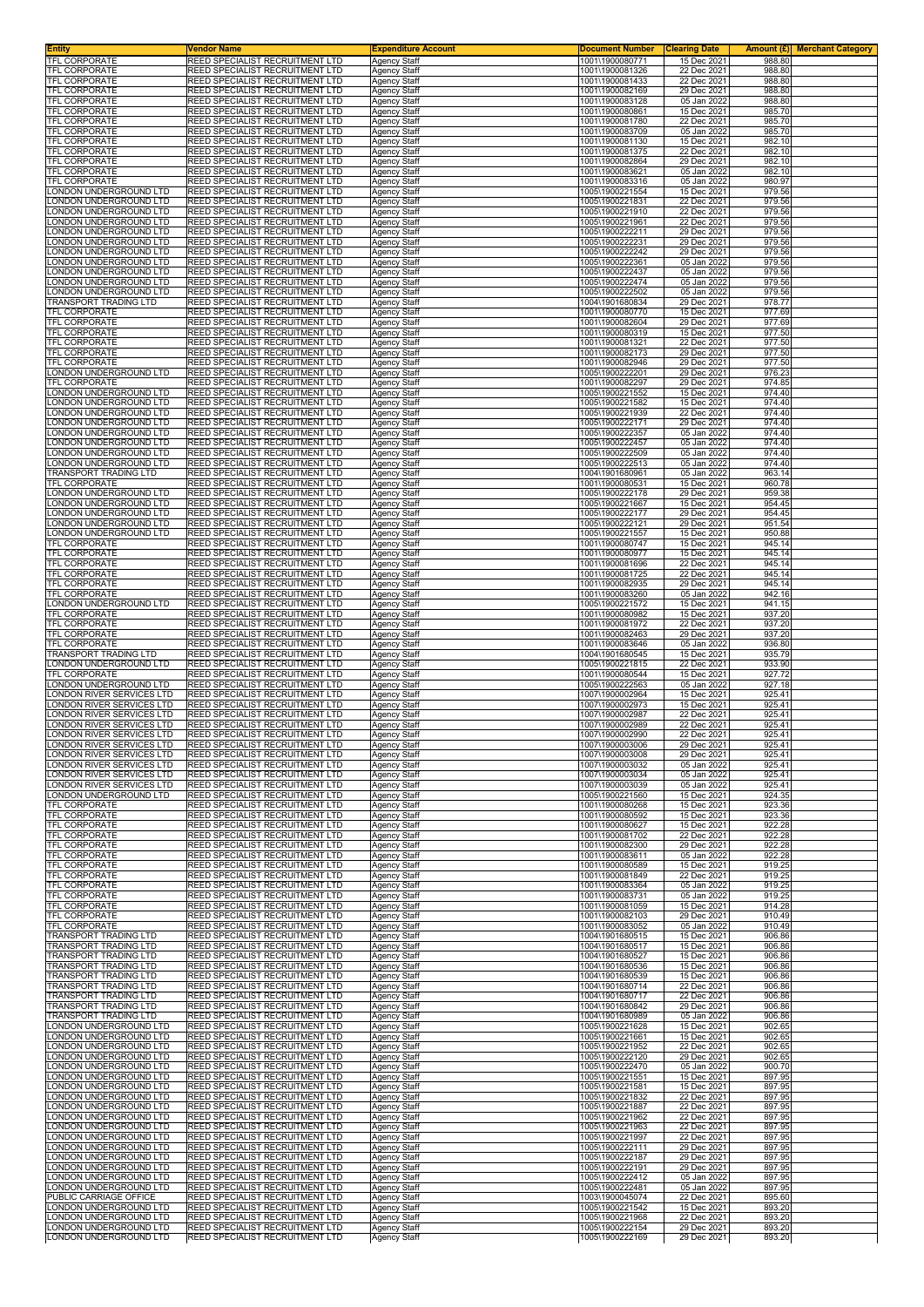| Entity | Vendor Name | Expenditure Account | Document Number | Clearing Date | Amount (£) | Merchant Category |
|---|---|---|---|---|---|---|
| TFL CORPORATE | REED SPECIALIST RECRUITMENT LTD | Agency Staff | 1001\1900080771 | 15 Dec 2021 | 988.80 | |
| TFL CORPORATE | REED SPECIALIST RECRUITMENT LTD | Agency Staff | 1001\1900081326 | 22 Dec 2021 | 988.80 | |
| TFL CORPORATE | REED SPECIALIST RECRUITMENT LTD | Agency Staff | 1001\1900081433 | 22 Dec 2021 | 988.80 | |
| TFL CORPORATE | REED SPECIALIST RECRUITMENT LTD | Agency Staff | 1001\1900082169 | 29 Dec 2021 | 988.80 | |
| TFL CORPORATE | REED SPECIALIST RECRUITMENT LTD | Agency Staff | 1001\1900083128 | 05 Jan 2022 | 988.80 | |
| TFL CORPORATE | REED SPECIALIST RECRUITMENT LTD | Agency Staff | 1001\1900080861 | 15 Dec 2021 | 985.70 | |
| TFL CORPORATE | REED SPECIALIST RECRUITMENT LTD | Agency Staff | 1001\1900081780 | 22 Dec 2021 | 985.70 | |
| TFL CORPORATE | REED SPECIALIST RECRUITMENT LTD | Agency Staff | 1001\1900083709 | 05 Jan 2022 | 985.70 | |
| TFL CORPORATE | REED SPECIALIST RECRUITMENT LTD | Agency Staff | 1001\1900081130 | 15 Dec 2021 | 982.10 | |
| TFL CORPORATE | REED SPECIALIST RECRUITMENT LTD | Agency Staff | 1001\1900081375 | 22 Dec 2021 | 982.10 | |
| TFL CORPORATE | REED SPECIALIST RECRUITMENT LTD | Agency Staff | 1001\1900082864 | 29 Dec 2021 | 982.10 | |
| TFL CORPORATE | REED SPECIALIST RECRUITMENT LTD | Agency Staff | 1001\1900083621 | 05 Jan 2022 | 982.10 | |
| TFL CORPORATE | REED SPECIALIST RECRUITMENT LTD | Agency Staff | 1001\1900083316 | 05 Jan 2022 | 980.97 | |
| LONDON UNDERGROUND LTD | REED SPECIALIST RECRUITMENT LTD | Agency Staff | 1005\1900221554 | 15 Dec 2021 | 979.56 | |
| LONDON UNDERGROUND LTD | REED SPECIALIST RECRUITMENT LTD | Agency Staff | 1005\1900221831 | 22 Dec 2021 | 979.56 | |
| LONDON UNDERGROUND LTD | REED SPECIALIST RECRUITMENT LTD | Agency Staff | 1005\1900221910 | 22 Dec 2021 | 979.56 | |
| LONDON UNDERGROUND LTD | REED SPECIALIST RECRUITMENT LTD | Agency Staff | 1005\1900221961 | 22 Dec 2021 | 979.56 | |
| LONDON UNDERGROUND LTD | REED SPECIALIST RECRUITMENT LTD | Agency Staff | 1005\1900222211 | 29 Dec 2021 | 979.56 | |
| LONDON UNDERGROUND LTD | REED SPECIALIST RECRUITMENT LTD | Agency Staff | 1005\1900222231 | 29 Dec 2021 | 979.56 | |
| LONDON UNDERGROUND LTD | REED SPECIALIST RECRUITMENT LTD | Agency Staff | 1005\1900222242 | 29 Dec 2021 | 979.56 | |
| LONDON UNDERGROUND LTD | REED SPECIALIST RECRUITMENT LTD | Agency Staff | 1005\1900222361 | 05 Jan 2022 | 979.56 | |
| LONDON UNDERGROUND LTD | REED SPECIALIST RECRUITMENT LTD | Agency Staff | 1005\1900222437 | 05 Jan 2022 | 979.56 | |
| LONDON UNDERGROUND LTD | REED SPECIALIST RECRUITMENT LTD | Agency Staff | 1005\1900222474 | 05 Jan 2022 | 979.56 | |
| LONDON UNDERGROUND LTD | REED SPECIALIST RECRUITMENT LTD | Agency Staff | 1005\1900222502 | 05 Jan 2022 | 979.56 | |
| TRANSPORT TRADING LTD | REED SPECIALIST RECRUITMENT LTD | Agency Staff | 1004\1901680834 | 29 Dec 2021 | 978.77 | |
| TFL CORPORATE | REED SPECIALIST RECRUITMENT LTD | Agency Staff | 1001\1900080770 | 15 Dec 2021 | 977.69 | |
| TFL CORPORATE | REED SPECIALIST RECRUITMENT LTD | Agency Staff | 1001\1900082604 | 29 Dec 2021 | 977.69 | |
| TFL CORPORATE | REED SPECIALIST RECRUITMENT LTD | Agency Staff | 1001\1900080319 | 15 Dec 2021 | 977.50 | |
| TFL CORPORATE | REED SPECIALIST RECRUITMENT LTD | Agency Staff | 1001\1900081321 | 22 Dec 2021 | 977.50 | |
| TFL CORPORATE | REED SPECIALIST RECRUITMENT LTD | Agency Staff | 1001\1900082173 | 29 Dec 2021 | 977.50 | |
| TFL CORPORATE | REED SPECIALIST RECRUITMENT LTD | Agency Staff | 1001\1900082946 | 29 Dec 2021 | 977.50 | |
| LONDON UNDERGROUND LTD | REED SPECIALIST RECRUITMENT LTD | Agency Staff | 1005\1900222201 | 29 Dec 2021 | 976.23 | |
| TFL CORPORATE | REED SPECIALIST RECRUITMENT LTD | Agency Staff | 1001\1900082297 | 29 Dec 2021 | 974.85 | |
| LONDON UNDERGROUND LTD | REED SPECIALIST RECRUITMENT LTD | Agency Staff | 1005\1900221552 | 15 Dec 2021 | 974.40 | |
| LONDON UNDERGROUND LTD | REED SPECIALIST RECRUITMENT LTD | Agency Staff | 1005\1900221582 | 15 Dec 2021 | 974.40 | |
| LONDON UNDERGROUND LTD | REED SPECIALIST RECRUITMENT LTD | Agency Staff | 1005\1900221939 | 22 Dec 2021 | 974.40 | |
| LONDON UNDERGROUND LTD | REED SPECIALIST RECRUITMENT LTD | Agency Staff | 1005\1900222171 | 29 Dec 2021 | 974.40 | |
| LONDON UNDERGROUND LTD | REED SPECIALIST RECRUITMENT LTD | Agency Staff | 1005\1900222357 | 05 Jan 2022 | 974.40 | |
| LONDON UNDERGROUND LTD | REED SPECIALIST RECRUITMENT LTD | Agency Staff | 1005\1900222457 | 05 Jan 2022 | 974.40 | |
| LONDON UNDERGROUND LTD | REED SPECIALIST RECRUITMENT LTD | Agency Staff | 1005\1900222509 | 05 Jan 2022 | 974.40 | |
| LONDON UNDERGROUND LTD | REED SPECIALIST RECRUITMENT LTD | Agency Staff | 1005\1900222513 | 05 Jan 2022 | 974.40 | |
| TRANSPORT TRADING LTD | REED SPECIALIST RECRUITMENT LTD | Agency Staff | 1004\1901680961 | 05 Jan 2022 | 963.14 | |
| TFL CORPORATE | REED SPECIALIST RECRUITMENT LTD | Agency Staff | 1001\1900080531 | 15 Dec 2021 | 960.78 | |
| LONDON UNDERGROUND LTD | REED SPECIALIST RECRUITMENT LTD | Agency Staff | 1005\1900222178 | 29 Dec 2021 | 959.38 | |
| LONDON UNDERGROUND LTD | REED SPECIALIST RECRUITMENT LTD | Agency Staff | 1005\1900221667 | 15 Dec 2021 | 954.45 | |
| LONDON UNDERGROUND LTD | REED SPECIALIST RECRUITMENT LTD | Agency Staff | 1005\1900222177 | 29 Dec 2021 | 954.45 | |
| LONDON UNDERGROUND LTD | REED SPECIALIST RECRUITMENT LTD | Agency Staff | 1005\1900222121 | 29 Dec 2021 | 951.54 | |
| LONDON UNDERGROUND LTD | REED SPECIALIST RECRUITMENT LTD | Agency Staff | 1005\1900221557 | 15 Dec 2021 | 950.88 | |
| TFL CORPORATE | REED SPECIALIST RECRUITMENT LTD | Agency Staff | 1001\1900080747 | 15 Dec 2021 | 945.14 | |
| TFL CORPORATE | REED SPECIALIST RECRUITMENT LTD | Agency Staff | 1001\1900080977 | 15 Dec 2021 | 945.14 | |
| TFL CORPORATE | REED SPECIALIST RECRUITMENT LTD | Agency Staff | 1001\1900081696 | 22 Dec 2021 | 945.14 | |
| TFL CORPORATE | REED SPECIALIST RECRUITMENT LTD | Agency Staff | 1001\1900081725 | 22 Dec 2021 | 945.14 | |
| TFL CORPORATE | REED SPECIALIST RECRUITMENT LTD | Agency Staff | 1001\1900082935 | 29 Dec 2021 | 945.14 | |
| TFL CORPORATE | REED SPECIALIST RECRUITMENT LTD | Agency Staff | 1001\1900083260 | 05 Jan 2022 | 942.16 | |
| LONDON UNDERGROUND LTD | REED SPECIALIST RECRUITMENT LTD | Agency Staff | 1005\1900221572 | 15 Dec 2021 | 941.15 | |
| TFL CORPORATE | REED SPECIALIST RECRUITMENT LTD | Agency Staff | 1001\1900080982 | 15 Dec 2021 | 937.20 | |
| TFL CORPORATE | REED SPECIALIST RECRUITMENT LTD | Agency Staff | 1001\1900081972 | 22 Dec 2021 | 937.20 | |
| TFL CORPORATE | REED SPECIALIST RECRUITMENT LTD | Agency Staff | 1001\1900082463 | 29 Dec 2021 | 937.20 | |
| TFL CORPORATE | REED SPECIALIST RECRUITMENT LTD | Agency Staff | 1001\1900083646 | 05 Jan 2022 | 936.80 | |
| TRANSPORT TRADING LTD | REED SPECIALIST RECRUITMENT LTD | Agency Staff | 1004\1901680545 | 15 Dec 2021 | 935.79 | |
| LONDON UNDERGROUND LTD | REED SPECIALIST RECRUITMENT LTD | Agency Staff | 1005\1900221815 | 22 Dec 2021 | 933.90 | |
| TFL CORPORATE | REED SPECIALIST RECRUITMENT LTD | Agency Staff | 1001\1900080544 | 15 Dec 2021 | 927.72 | |
| LONDON UNDERGROUND LTD | REED SPECIALIST RECRUITMENT LTD | Agency Staff | 1005\1900222563 | 05 Jan 2022 | 927.18 | |
| LONDON RIVER SERVICES LTD | REED SPECIALIST RECRUITMENT LTD | Agency Staff | 1007\1900002964 | 15 Dec 2021 | 925.41 | |
| LONDON RIVER SERVICES LTD | REED SPECIALIST RECRUITMENT LTD | Agency Staff | 1007\1900002973 | 15 Dec 2021 | 925.41 | |
| LONDON RIVER SERVICES LTD | REED SPECIALIST RECRUITMENT LTD | Agency Staff | 1007\1900002987 | 22 Dec 2021 | 925.41 | |
| LONDON RIVER SERVICES LTD | REED SPECIALIST RECRUITMENT LTD | Agency Staff | 1007\1900002989 | 22 Dec 2021 | 925.41 | |
| LONDON RIVER SERVICES LTD | REED SPECIALIST RECRUITMENT LTD | Agency Staff | 1007\1900002990 | 22 Dec 2021 | 925.41 | |
| LONDON RIVER SERVICES LTD | REED SPECIALIST RECRUITMENT LTD | Agency Staff | 1007\1900003006 | 29 Dec 2021 | 925.41 | |
| LONDON RIVER SERVICES LTD | REED SPECIALIST RECRUITMENT LTD | Agency Staff | 1007\1900003008 | 29 Dec 2021 | 925.41 | |
| LONDON RIVER SERVICES LTD | REED SPECIALIST RECRUITMENT LTD | Agency Staff | 1007\1900003032 | 05 Jan 2022 | 925.41 | |
| LONDON RIVER SERVICES LTD | REED SPECIALIST RECRUITMENT LTD | Agency Staff | 1007\1900003034 | 05 Jan 2022 | 925.41 | |
| LONDON RIVER SERVICES LTD | REED SPECIALIST RECRUITMENT LTD | Agency Staff | 1007\1900003039 | 05 Jan 2022 | 925.41 | |
| LONDON UNDERGROUND LTD | REED SPECIALIST RECRUITMENT LTD | Agency Staff | 1005\1900221560 | 15 Dec 2021 | 924.35 | |
| TFL CORPORATE | REED SPECIALIST RECRUITMENT LTD | Agency Staff | 1001\1900080268 | 15 Dec 2021 | 923.36 | |
| TFL CORPORATE | REED SPECIALIST RECRUITMENT LTD | Agency Staff | 1001\1900080592 | 15 Dec 2021 | 923.36 | |
| TFL CORPORATE | REED SPECIALIST RECRUITMENT LTD | Agency Staff | 1001\1900080627 | 15 Dec 2021 | 922.28 | |
| TFL CORPORATE | REED SPECIALIST RECRUITMENT LTD | Agency Staff | 1001\1900081702 | 22 Dec 2021 | 922.28 | |
| TFL CORPORATE | REED SPECIALIST RECRUITMENT LTD | Agency Staff | 1001\1900082300 | 29 Dec 2021 | 922.28 | |
| TFL CORPORATE | REED SPECIALIST RECRUITMENT LTD | Agency Staff | 1001\1900083611 | 05 Jan 2022 | 922.28 | |
| TFL CORPORATE | REED SPECIALIST RECRUITMENT LTD | Agency Staff | 1001\1900080589 | 15 Dec 2021 | 919.25 | |
| TFL CORPORATE | REED SPECIALIST RECRUITMENT LTD | Agency Staff | 1001\1900081849 | 22 Dec 2021 | 919.25 | |
| TFL CORPORATE | REED SPECIALIST RECRUITMENT LTD | Agency Staff | 1001\1900083364 | 05 Jan 2022 | 919.25 | |
| TFL CORPORATE | REED SPECIALIST RECRUITMENT LTD | Agency Staff | 1001\1900083731 | 05 Jan 2022 | 919.25 | |
| TFL CORPORATE | REED SPECIALIST RECRUITMENT LTD | Agency Staff | 1001\1900081059 | 15 Dec 2021 | 914.28 | |
| TFL CORPORATE | REED SPECIALIST RECRUITMENT LTD | Agency Staff | 1001\1900082103 | 29 Dec 2021 | 910.49 | |
| TFL CORPORATE | REED SPECIALIST RECRUITMENT LTD | Agency Staff | 1001\1900083052 | 05 Jan 2022 | 910.49 | |
| TRANSPORT TRADING LTD | REED SPECIALIST RECRUITMENT LTD | Agency Staff | 1004\1901680515 | 15 Dec 2021 | 906.86 | |
| TRANSPORT TRADING LTD | REED SPECIALIST RECRUITMENT LTD | Agency Staff | 1004\1901680517 | 15 Dec 2021 | 906.86 | |
| TRANSPORT TRADING LTD | REED SPECIALIST RECRUITMENT LTD | Agency Staff | 1004\1901680527 | 15 Dec 2021 | 906.86 | |
| TRANSPORT TRADING LTD | REED SPECIALIST RECRUITMENT LTD | Agency Staff | 1004\1901680536 | 15 Dec 2021 | 906.86 | |
| TRANSPORT TRADING LTD | REED SPECIALIST RECRUITMENT LTD | Agency Staff | 1004\1901680539 | 15 Dec 2021 | 906.86 | |
| TRANSPORT TRADING LTD | REED SPECIALIST RECRUITMENT LTD | Agency Staff | 1004\1901680714 | 22 Dec 2021 | 906.86 | |
| TRANSPORT TRADING LTD | REED SPECIALIST RECRUITMENT LTD | Agency Staff | 1004\1901680717 | 22 Dec 2021 | 906.86 | |
| TRANSPORT TRADING LTD | REED SPECIALIST RECRUITMENT LTD | Agency Staff | 1004\1901680842 | 29 Dec 2021 | 906.86 | |
| TRANSPORT TRADING LTD | REED SPECIALIST RECRUITMENT LTD | Agency Staff | 1004\1901680989 | 05 Jan 2022 | 906.86 | |
| LONDON UNDERGROUND LTD | REED SPECIALIST RECRUITMENT LTD | Agency Staff | 1005\1900221628 | 15 Dec 2021 | 902.65 | |
| LONDON UNDERGROUND LTD | REED SPECIALIST RECRUITMENT LTD | Agency Staff | 1005\1900221661 | 15 Dec 2021 | 902.65 | |
| LONDON UNDERGROUND LTD | REED SPECIALIST RECRUITMENT LTD | Agency Staff | 1005\1900221952 | 22 Dec 2021 | 902.65 | |
| LONDON UNDERGROUND LTD | REED SPECIALIST RECRUITMENT LTD | Agency Staff | 1005\1900222120 | 29 Dec 2021 | 902.65 | |
| LONDON UNDERGROUND LTD | REED SPECIALIST RECRUITMENT LTD | Agency Staff | 1005\1900222470 | 05 Jan 2022 | 900.70 | |
| LONDON UNDERGROUND LTD | REED SPECIALIST RECRUITMENT LTD | Agency Staff | 1005\1900221551 | 15 Dec 2021 | 897.95 | |
| LONDON UNDERGROUND LTD | REED SPECIALIST RECRUITMENT LTD | Agency Staff | 1005\1900221581 | 15 Dec 2021 | 897.95 | |
| LONDON UNDERGROUND LTD | REED SPECIALIST RECRUITMENT LTD | Agency Staff | 1005\1900221832 | 22 Dec 2021 | 897.95 | |
| LONDON UNDERGROUND LTD | REED SPECIALIST RECRUITMENT LTD | Agency Staff | 1005\1900221887 | 22 Dec 2021 | 897.95 | |
| LONDON UNDERGROUND LTD | REED SPECIALIST RECRUITMENT LTD | Agency Staff | 1005\1900221962 | 22 Dec 2021 | 897.95 | |
| LONDON UNDERGROUND LTD | REED SPECIALIST RECRUITMENT LTD | Agency Staff | 1005\1900221963 | 22 Dec 2021 | 897.95 | |
| LONDON UNDERGROUND LTD | REED SPECIALIST RECRUITMENT LTD | Agency Staff | 1005\1900221997 | 22 Dec 2021 | 897.95 | |
| LONDON UNDERGROUND LTD | REED SPECIALIST RECRUITMENT LTD | Agency Staff | 1005\1900222111 | 29 Dec 2021 | 897.95 | |
| LONDON UNDERGROUND LTD | REED SPECIALIST RECRUITMENT LTD | Agency Staff | 1005\1900222187 | 29 Dec 2021 | 897.95 | |
| LONDON UNDERGROUND LTD | REED SPECIALIST RECRUITMENT LTD | Agency Staff | 1005\1900222191 | 29 Dec 2021 | 897.95 | |
| LONDON UNDERGROUND LTD | REED SPECIALIST RECRUITMENT LTD | Agency Staff | 1005\1900222412 | 05 Jan 2022 | 897.95 | |
| LONDON UNDERGROUND LTD | REED SPECIALIST RECRUITMENT LTD | Agency Staff | 1005\1900222481 | 05 Jan 2022 | 897.95 | |
| PUBLIC CARRIAGE OFFICE | REED SPECIALIST RECRUITMENT LTD | Agency Staff | 1003\1900045074 | 22 Dec 2021 | 895.60 | |
| LONDON UNDERGROUND LTD | REED SPECIALIST RECRUITMENT LTD | Agency Staff | 1005\1900221542 | 15 Dec 2021 | 893.20 | |
| LONDON UNDERGROUND LTD | REED SPECIALIST RECRUITMENT LTD | Agency Staff | 1005\1900221968 | 22 Dec 2021 | 893.20 | |
| LONDON UNDERGROUND LTD | REED SPECIALIST RECRUITMENT LTD | Agency Staff | 1005\1900222154 | 29 Dec 2021 | 893.20 | |
| LONDON UNDERGROUND LTD | REED SPECIALIST RECRUITMENT LTD | Agency Staff | 1005\1900222169 | 29 Dec 2021 | 893.20 | |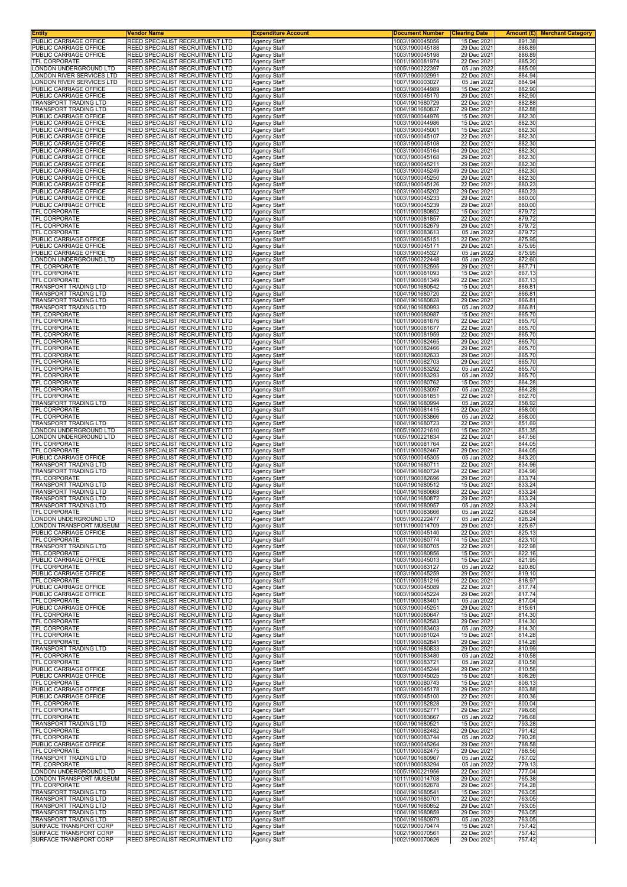| Entity | Vendor Name | Expenditure Account | Document Number | Clearing Date | Amount (£) | Merchant Category |
|---|---|---|---|---|---|---|
| PUBLIC CARRIAGE OFFICE | REED SPECIALIST RECRUITMENT LTD | Agency Staff | 1003\1900045056 | 15 Dec 2021 | 891.38 | |
| PUBLIC CARRIAGE OFFICE | REED SPECIALIST RECRUITMENT LTD | Agency Staff | 1003\1900045188 | 29 Dec 2021 | 886.89 | |
| PUBLIC CARRIAGE OFFICE | REED SPECIALIST RECRUITMENT LTD | Agency Staff | 1003\1900045198 | 29 Dec 2021 | 886.89 | |
| TFL CORPORATE | REED SPECIALIST RECRUITMENT LTD | Agency Staff | 1001\1900081974 | 22 Dec 2021 | 885.20 | |
| LONDON UNDERGROUND LTD | REED SPECIALIST RECRUITMENT LTD | Agency Staff | 1005\1900222397 | 05 Jan 2022 | 885.09 | |
| LONDON RIVER SERVICES LTD | REED SPECIALIST RECRUITMENT LTD | Agency Staff | 1007\1900002991 | 22 Dec 2021 | 884.94 | |
| LONDON RIVER SERVICES LTD | REED SPECIALIST RECRUITMENT LTD | Agency Staff | 1007\1900003027 | 05 Jan 2022 | 884.94 | |
| PUBLIC CARRIAGE OFFICE | REED SPECIALIST RECRUITMENT LTD | Agency Staff | 1003\1900044989 | 15 Dec 2021 | 882.90 | |
| PUBLIC CARRIAGE OFFICE | REED SPECIALIST RECRUITMENT LTD | Agency Staff | 1003\1900045170 | 29 Dec 2021 | 882.90 | |
| TRANSPORT TRADING LTD | REED SPECIALIST RECRUITMENT LTD | Agency Staff | 1004\1901680729 | 22 Dec 2021 | 882.88 | |
| TRANSPORT TRADING LTD | REED SPECIALIST RECRUITMENT LTD | Agency Staff | 1004\1901680837 | 29 Dec 2021 | 882.88 | |
| PUBLIC CARRIAGE OFFICE | REED SPECIALIST RECRUITMENT LTD | Agency Staff | 1003\1900044976 | 15 Dec 2021 | 882.30 | |
| PUBLIC CARRIAGE OFFICE | REED SPECIALIST RECRUITMENT LTD | Agency Staff | 1003\1900044986 | 15 Dec 2021 | 882.30 | |
| PUBLIC CARRIAGE OFFICE | REED SPECIALIST RECRUITMENT LTD | Agency Staff | 1003\1900045001 | 15 Dec 2021 | 882.30 | |
| PUBLIC CARRIAGE OFFICE | REED SPECIALIST RECRUITMENT LTD | Agency Staff | 1003\1900045107 | 22 Dec 2021 | 882.30 | |
| PUBLIC CARRIAGE OFFICE | REED SPECIALIST RECRUITMENT LTD | Agency Staff | 1003\1900045108 | 22 Dec 2021 | 882.30 | |
| PUBLIC CARRIAGE OFFICE | REED SPECIALIST RECRUITMENT LTD | Agency Staff | 1003\1900045164 | 29 Dec 2021 | 882.30 | |
| PUBLIC CARRIAGE OFFICE | REED SPECIALIST RECRUITMENT LTD | Agency Staff | 1003\1900045168 | 29 Dec 2021 | 882.30 | |
| PUBLIC CARRIAGE OFFICE | REED SPECIALIST RECRUITMENT LTD | Agency Staff | 1003\1900045211 | 29 Dec 2021 | 882.30 | |
| PUBLIC CARRIAGE OFFICE | REED SPECIALIST RECRUITMENT LTD | Agency Staff | 1003\1900045249 | 29 Dec 2021 | 882.30 | |
| PUBLIC CARRIAGE OFFICE | REED SPECIALIST RECRUITMENT LTD | Agency Staff | 1003\1900045250 | 29 Dec 2021 | 882.30 | |
| PUBLIC CARRIAGE OFFICE | REED SPECIALIST RECRUITMENT LTD | Agency Staff | 1003\1900045126 | 22 Dec 2021 | 880.23 | |
| PUBLIC CARRIAGE OFFICE | REED SPECIALIST RECRUITMENT LTD | Agency Staff | 1003\1900045202 | 29 Dec 2021 | 880.23 | |
| PUBLIC CARRIAGE OFFICE | REED SPECIALIST RECRUITMENT LTD | Agency Staff | 1003\1900045233 | 29 Dec 2021 | 880.00 | |
| PUBLIC CARRIAGE OFFICE | REED SPECIALIST RECRUITMENT LTD | Agency Staff | 1003\1900045239 | 29 Dec 2021 | 880.00 | |
| TFL CORPORATE | REED SPECIALIST RECRUITMENT LTD | Agency Staff | 1001\1900080852 | 15 Dec 2021 | 879.72 | |
| TFL CORPORATE | REED SPECIALIST RECRUITMENT LTD | Agency Staff | 1001\1900081857 | 22 Dec 2021 | 879.72 | |
| TFL CORPORATE | REED SPECIALIST RECRUITMENT LTD | Agency Staff | 1001\1900082679 | 29 Dec 2021 | 879.72 | |
| TFL CORPORATE | REED SPECIALIST RECRUITMENT LTD | Agency Staff | 1001\1900083613 | 05 Jan 2022 | 879.72 | |
| PUBLIC CARRIAGE OFFICE | REED SPECIALIST RECRUITMENT LTD | Agency Staff | 1003\1900045151 | 22 Dec 2021 | 875.95 | |
| PUBLIC CARRIAGE OFFICE | REED SPECIALIST RECRUITMENT LTD | Agency Staff | 1003\1900045171 | 29 Dec 2021 | 875.95 | |
| PUBLIC CARRIAGE OFFICE | REED SPECIALIST RECRUITMENT LTD | Agency Staff | 1003\1900045327 | 05 Jan 2022 | 875.95 | |
| LONDON UNDERGROUND LTD | REED SPECIALIST RECRUITMENT LTD | Agency Staff | 1005\1900222448 | 05 Jan 2022 | 872.60 | |
| TFL CORPORATE | REED SPECIALIST RECRUITMENT LTD | Agency Staff | 1001\1900082595 | 29 Dec 2021 | 867.71 | |
| TFL CORPORATE | REED SPECIALIST RECRUITMENT LTD | Agency Staff | 1001\1900081093 | 15 Dec 2021 | 867.13 | |
| TFL CORPORATE | REED SPECIALIST RECRUITMENT LTD | Agency Staff | 1001\1900081349 | 22 Dec 2021 | 867.13 | |
| TRANSPORT TRADING LTD | REED SPECIALIST RECRUITMENT LTD | Agency Staff | 1004\1901680542 | 15 Dec 2021 | 866.81 | |
| TRANSPORT TRADING LTD | REED SPECIALIST RECRUITMENT LTD | Agency Staff | 1004\1901680720 | 22 Dec 2021 | 866.81 | |
| TRANSPORT TRADING LTD | REED SPECIALIST RECRUITMENT LTD | Agency Staff | 1004\1901680828 | 29 Dec 2021 | 866.81 | |
| TRANSPORT TRADING LTD | REED SPECIALIST RECRUITMENT LTD | Agency Staff | 1004\1901680993 | 05 Jan 2022 | 866.81 | |
| TFL CORPORATE | REED SPECIALIST RECRUITMENT LTD | Agency Staff | 1001\1900080987 | 15 Dec 2021 | 865.70 | |
| TFL CORPORATE | REED SPECIALIST RECRUITMENT LTD | Agency Staff | 1001\1900081676 | 22 Dec 2021 | 865.70 | |
| TFL CORPORATE | REED SPECIALIST RECRUITMENT LTD | Agency Staff | 1001\1900081677 | 22 Dec 2021 | 865.70 | |
| TFL CORPORATE | REED SPECIALIST RECRUITMENT LTD | Agency Staff | 1001\1900081959 | 22 Dec 2021 | 865.70 | |
| TFL CORPORATE | REED SPECIALIST RECRUITMENT LTD | Agency Staff | 1001\1900082465 | 29 Dec 2021 | 865.70 | |
| TFL CORPORATE | REED SPECIALIST RECRUITMENT LTD | Agency Staff | 1001\1900082466 | 29 Dec 2021 | 865.70 | |
| TFL CORPORATE | REED SPECIALIST RECRUITMENT LTD | Agency Staff | 1001\1900082633 | 29 Dec 2021 | 865.70 | |
| TFL CORPORATE | REED SPECIALIST RECRUITMENT LTD | Agency Staff | 1001\1900082703 | 29 Dec 2021 | 865.70 | |
| TFL CORPORATE | REED SPECIALIST RECRUITMENT LTD | Agency Staff | 1001\1900083292 | 05 Jan 2022 | 865.70 | |
| TFL CORPORATE | REED SPECIALIST RECRUITMENT LTD | Agency Staff | 1001\1900083293 | 05 Jan 2022 | 865.70 | |
| TFL CORPORATE | REED SPECIALIST RECRUITMENT LTD | Agency Staff | 1001\1900080762 | 15 Dec 2021 | 864.28 | |
| TFL CORPORATE | REED SPECIALIST RECRUITMENT LTD | Agency Staff | 1001\1900083097 | 05 Jan 2022 | 864.28 | |
| TFL CORPORATE | REED SPECIALIST RECRUITMENT LTD | Agency Staff | 1001\1900081851 | 22 Dec 2021 | 862.70 | |
| TRANSPORT TRADING LTD | REED SPECIALIST RECRUITMENT LTD | Agency Staff | 1004\1901680994 | 05 Jan 2022 | 858.92 | |
| TFL CORPORATE | REED SPECIALIST RECRUITMENT LTD | Agency Staff | 1001\1900081415 | 22 Dec 2021 | 858.00 | |
| TFL CORPORATE | REED SPECIALIST RECRUITMENT LTD | Agency Staff | 1001\1900083866 | 05 Jan 2022 | 858.00 | |
| TRANSPORT TRADING LTD | REED SPECIALIST RECRUITMENT LTD | Agency Staff | 1004\1901680723 | 22 Dec 2021 | 851.69 | |
| LONDON UNDERGROUND LTD | REED SPECIALIST RECRUITMENT LTD | Agency Staff | 1005\1900221610 | 15 Dec 2021 | 851.35 | |
| LONDON UNDERGROUND LTD | REED SPECIALIST RECRUITMENT LTD | Agency Staff | 1005\1900221834 | 22 Dec 2021 | 847.56 | |
| TFL CORPORATE | REED SPECIALIST RECRUITMENT LTD | Agency Staff | 1001\1900081764 | 22 Dec 2021 | 844.05 | |
| TFL CORPORATE | REED SPECIALIST RECRUITMENT LTD | Agency Staff | 1001\1900082467 | 29 Dec 2021 | 844.05 | |
| PUBLIC CARRIAGE OFFICE | REED SPECIALIST RECRUITMENT LTD | Agency Staff | 1003\1900045305 | 05 Jan 2022 | 843.20 | |
| TRANSPORT TRADING LTD | REED SPECIALIST RECRUITMENT LTD | Agency Staff | 1004\1901680711 | 22 Dec 2021 | 834.96 | |
| TRANSPORT TRADING LTD | REED SPECIALIST RECRUITMENT LTD | Agency Staff | 1004\1901680724 | 22 Dec 2021 | 834.96 | |
| TFL CORPORATE | REED SPECIALIST RECRUITMENT LTD | Agency Staff | 1001\1900082696 | 29 Dec 2021 | 833.74 | |
| TRANSPORT TRADING LTD | REED SPECIALIST RECRUITMENT LTD | Agency Staff | 1004\1901680512 | 15 Dec 2021 | 833.24 | |
| TRANSPORT TRADING LTD | REED SPECIALIST RECRUITMENT LTD | Agency Staff | 1004\1901680668 | 22 Dec 2021 | 833.24 | |
| TRANSPORT TRADING LTD | REED SPECIALIST RECRUITMENT LTD | Agency Staff | 1004\1901680872 | 29 Dec 2021 | 833.24 | |
| TRANSPORT TRADING LTD | REED SPECIALIST RECRUITMENT LTD | Agency Staff | 1004\1901680957 | 05 Jan 2022 | 833.24 | |
| TFL CORPORATE | REED SPECIALIST RECRUITMENT LTD | Agency Staff | 1001\1900083666 | 05 Jan 2022 | 828.64 | |
| LONDON UNDERGROUND LTD | REED SPECIALIST RECRUITMENT LTD | Agency Staff | 1005\1900222477 | 05 Jan 2022 | 828.24 | |
| LONDON TRANSPORT MUSEUM | REED SPECIALIST RECRUITMENT LTD | Agency Staff | 1011\1900014709 | 29 Dec 2021 | 825.67 | |
| PUBLIC CARRIAGE OFFICE | REED SPECIALIST RECRUITMENT LTD | Agency Staff | 1003\1900045140 | 22 Dec 2021 | 825.13 | |
| TFL CORPORATE | REED SPECIALIST RECRUITMENT LTD | Agency Staff | 1001\1900080774 | 15 Dec 2021 | 823.10 | |
| TRANSPORT TRADING LTD | REED SPECIALIST RECRUITMENT LTD | Agency Staff | 1004\1901680705 | 22 Dec 2021 | 822.98 | |
| TFL CORPORATE | REED SPECIALIST RECRUITMENT LTD | Agency Staff | 1001\1900080856 | 15 Dec 2021 | 822.16 | |
| PUBLIC CARRIAGE OFFICE | REED SPECIALIST RECRUITMENT LTD | Agency Staff | 1003\1900045013 | 15 Dec 2021 | 821.95 | |
| TFL CORPORATE | REED SPECIALIST RECRUITMENT LTD | Agency Staff | 1001\1900083127 | 05 Jan 2022 | 820.80 | |
| PUBLIC CARRIAGE OFFICE | REED SPECIALIST RECRUITMENT LTD | Agency Staff | 1003\1900045259 | 29 Dec 2021 | 819.10 | |
| TFL CORPORATE | REED SPECIALIST RECRUITMENT LTD | Agency Staff | 1001\1900081216 | 22 Dec 2021 | 818.97 | |
| PUBLIC CARRIAGE OFFICE | REED SPECIALIST RECRUITMENT LTD | Agency Staff | 1003\1900045089 | 22 Dec 2021 | 817.74 | |
| PUBLIC CARRIAGE OFFICE | REED SPECIALIST RECRUITMENT LTD | Agency Staff | 1003\1900045224 | 29 Dec 2021 | 817.74 | |
| TFL CORPORATE | REED SPECIALIST RECRUITMENT LTD | Agency Staff | 1001\1900083401 | 05 Jan 2022 | 817.04 | |
| PUBLIC CARRIAGE OFFICE | REED SPECIALIST RECRUITMENT LTD | Agency Staff | 1003\1900045251 | 29 Dec 2021 | 815.61 | |
| TFL CORPORATE | REED SPECIALIST RECRUITMENT LTD | Agency Staff | 1001\1900080647 | 15 Dec 2021 | 814.30 | |
| TFL CORPORATE | REED SPECIALIST RECRUITMENT LTD | Agency Staff | 1001\1900082583 | 29 Dec 2021 | 814.30 | |
| TFL CORPORATE | REED SPECIALIST RECRUITMENT LTD | Agency Staff | 1001\1900083403 | 05 Jan 2022 | 814.30 | |
| TFL CORPORATE | REED SPECIALIST RECRUITMENT LTD | Agency Staff | 1001\1900081024 | 15 Dec 2021 | 814.28 | |
| TFL CORPORATE | REED SPECIALIST RECRUITMENT LTD | Agency Staff | 1001\1900082841 | 29 Dec 2021 | 814.28 | |
| TRANSPORT TRADING LTD | REED SPECIALIST RECRUITMENT LTD | Agency Staff | 1004\1901680833 | 29 Dec 2021 | 810.99 | |
| TFL CORPORATE | REED SPECIALIST RECRUITMENT LTD | Agency Staff | 1001\1900083480 | 05 Jan 2022 | 810.58 | |
| TFL CORPORATE | REED SPECIALIST RECRUITMENT LTD | Agency Staff | 1001\1900083721 | 05 Jan 2022 | 810.58 | |
| PUBLIC CARRIAGE OFFICE | REED SPECIALIST RECRUITMENT LTD | Agency Staff | 1003\1900045244 | 29 Dec 2021 | 810.56 | |
| PUBLIC CARRIAGE OFFICE | REED SPECIALIST RECRUITMENT LTD | Agency Staff | 1003\1900045025 | 15 Dec 2021 | 808.26 | |
| TFL CORPORATE | REED SPECIALIST RECRUITMENT LTD | Agency Staff | 1001\1900080743 | 15 Dec 2021 | 806.13 | |
| PUBLIC CARRIAGE OFFICE | REED SPECIALIST RECRUITMENT LTD | Agency Staff | 1003\1900045178 | 29 Dec 2021 | 803.88 | |
| PUBLIC CARRIAGE OFFICE | REED SPECIALIST RECRUITMENT LTD | Agency Staff | 1003\1900045100 | 22 Dec 2021 | 800.36 | |
| TFL CORPORATE | REED SPECIALIST RECRUITMENT LTD | Agency Staff | 1001\1900082828 | 29 Dec 2021 | 800.04 | |
| TFL CORPORATE | REED SPECIALIST RECRUITMENT LTD | Agency Staff | 1001\1900082771 | 29 Dec 2021 | 798.68 | |
| TFL CORPORATE | REED SPECIALIST RECRUITMENT LTD | Agency Staff | 1001\1900083667 | 05 Jan 2022 | 798.68 | |
| TRANSPORT TRADING LTD | REED SPECIALIST RECRUITMENT LTD | Agency Staff | 1004\1901680521 | 15 Dec 2021 | 793.28 | |
| TFL CORPORATE | REED SPECIALIST RECRUITMENT LTD | Agency Staff | 1001\1900082482 | 29 Dec 2021 | 791.42 | |
| TFL CORPORATE | REED SPECIALIST RECRUITMENT LTD | Agency Staff | 1001\1900083744 | 05 Jan 2022 | 790.28 | |
| PUBLIC CARRIAGE OFFICE | REED SPECIALIST RECRUITMENT LTD | Agency Staff | 1003\1900045264 | 29 Dec 2021 | 788.58 | |
| TFL CORPORATE | REED SPECIALIST RECRUITMENT LTD | Agency Staff | 1001\1900082475 | 29 Dec 2021 | 788.56 | |
| TRANSPORT TRADING LTD | REED SPECIALIST RECRUITMENT LTD | Agency Staff | 1004\1901680967 | 05 Jan 2022 | 787.02 | |
| TFL CORPORATE | REED SPECIALIST RECRUITMENT LTD | Agency Staff | 1001\1900083294 | 05 Jan 2022 | 779.13 | |
| LONDON UNDERGROUND LTD | REED SPECIALIST RECRUITMENT LTD | Agency Staff | 1005\1900221956 | 22 Dec 2021 | 777.04 | |
| LONDON TRANSPORT MUSEUM | REED SPECIALIST RECRUITMENT LTD | Agency Staff | 1011\1900014708 | 29 Dec 2021 | 765.38 | |
| TFL CORPORATE | REED SPECIALIST RECRUITMENT LTD | Agency Staff | 1001\1900082678 | 29 Dec 2021 | 764.28 | |
| TRANSPORT TRADING LTD | REED SPECIALIST RECRUITMENT LTD | Agency Staff | 1004\1901680541 | 15 Dec 2021 | 763.05 | |
| TRANSPORT TRADING LTD | REED SPECIALIST RECRUITMENT LTD | Agency Staff | 1004\1901680701 | 22 Dec 2021 | 763.05 | |
| TRANSPORT TRADING LTD | REED SPECIALIST RECRUITMENT LTD | Agency Staff | 1004\1901680852 | 29 Dec 2021 | 763.05 | |
| TRANSPORT TRADING LTD | REED SPECIALIST RECRUITMENT LTD | Agency Staff | 1004\1901680859 | 29 Dec 2021 | 763.05 | |
| TRANSPORT TRADING LTD | REED SPECIALIST RECRUITMENT LTD | Agency Staff | 1004\1901680979 | 05 Jan 2022 | 763.05 | |
| SURFACE TRANSPORT CORP | REED SPECIALIST RECRUITMENT LTD | Agency Staff | 1002\1900070474 | 15 Dec 2021 | 757.42 | |
| SURFACE TRANSPORT CORP | REED SPECIALIST RECRUITMENT LTD | Agency Staff | 1002\1900070561 | 22 Dec 2021 | 757.42 | |
| SURFACE TRANSPORT CORP | REED SPECIALIST RECRUITMENT LTD | Agency Staff | 1002\1900070626 | 29 Dec 2021 | 757.42 | |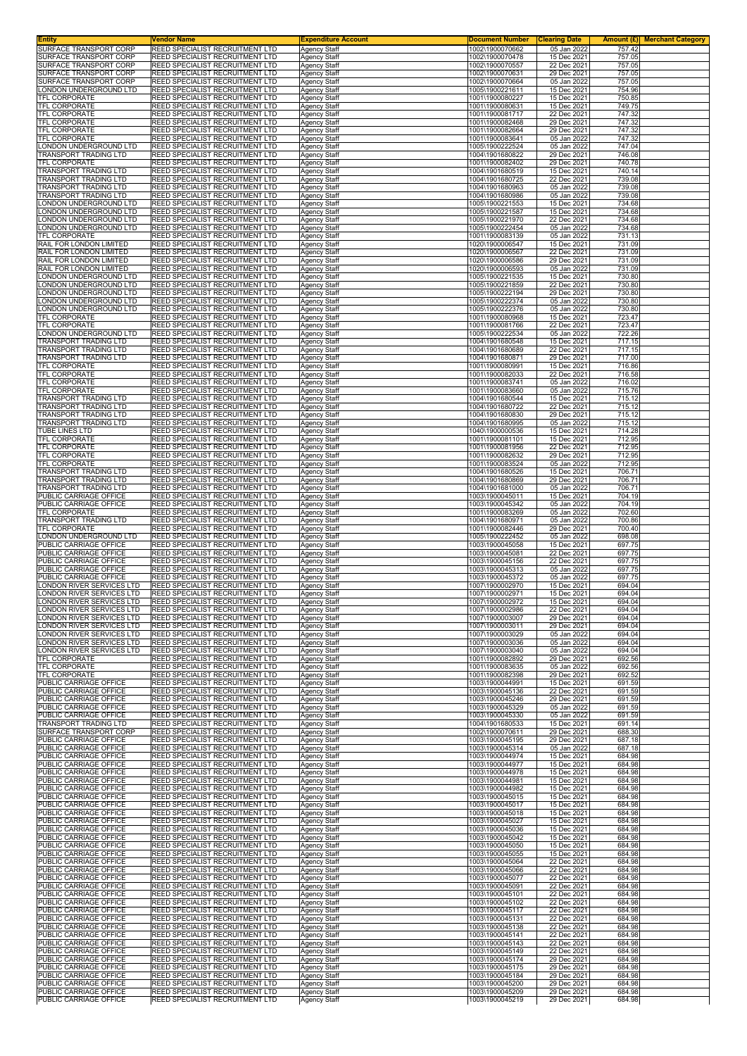| Entity | Vendor Name | Expenditure Account | Document Number | Clearing Date | Amount (£) | Merchant Category |
|---|---|---|---|---|---|---|
| SURFACE TRANSPORT CORP | REED SPECIALIST RECRUITMENT LTD | Agency Staff | 1002\1900070662 | 05 Jan 2022 | 757.42 | |
| SURFACE TRANSPORT CORP | REED SPECIALIST RECRUITMENT LTD | Agency Staff | 1002\1900070478 | 15 Dec 2021 | 757.05 | |
| SURFACE TRANSPORT CORP | REED SPECIALIST RECRUITMENT LTD | Agency Staff | 1002\1900070557 | 22 Dec 2021 | 757.05 | |
| SURFACE TRANSPORT CORP | REED SPECIALIST RECRUITMENT LTD | Agency Staff | 1002\1900070631 | 29 Dec 2021 | 757.05 | |
| SURFACE TRANSPORT CORP | REED SPECIALIST RECRUITMENT LTD | Agency Staff | 1002\1900070664 | 05 Jan 2022 | 757.05 | |
| LONDON UNDERGROUND LTD | REED SPECIALIST RECRUITMENT LTD | Agency Staff | 1005\1900221611 | 15 Dec 2021 | 754.96 | |
| TFL CORPORATE | REED SPECIALIST RECRUITMENT LTD | Agency Staff | 1001\1900080227 | 15 Dec 2021 | 750.85 | |
| TFL CORPORATE | REED SPECIALIST RECRUITMENT LTD | Agency Staff | 1001\1900080631 | 15 Dec 2021 | 749.75 | |
| TFL CORPORATE | REED SPECIALIST RECRUITMENT LTD | Agency Staff | 1001\1900081717 | 22 Dec 2021 | 747.32 | |
| TFL CORPORATE | REED SPECIALIST RECRUITMENT LTD | Agency Staff | 1001\1900082468 | 29 Dec 2021 | 747.32 | |
| TFL CORPORATE | REED SPECIALIST RECRUITMENT LTD | Agency Staff | 1001\1900082664 | 29 Dec 2021 | 747.32 | |
| TFL CORPORATE | REED SPECIALIST RECRUITMENT LTD | Agency Staff | 1001\1900083641 | 05 Jan 2022 | 747.32 | |
| LONDON UNDERGROUND LTD | REED SPECIALIST RECRUITMENT LTD | Agency Staff | 1005\1900222524 | 05 Jan 2022 | 747.04 | |
| TRANSPORT TRADING LTD | REED SPECIALIST RECRUITMENT LTD | Agency Staff | 1004\1901680822 | 29 Dec 2021 | 746.08 | |
| TFL CORPORATE | REED SPECIALIST RECRUITMENT LTD | Agency Staff | 1001\1900082402 | 29 Dec 2021 | 740.78 | |
| TRANSPORT TRADING LTD | REED SPECIALIST RECRUITMENT LTD | Agency Staff | 1004\1901680519 | 15 Dec 2021 | 740.14 | |
| TRANSPORT TRADING LTD | REED SPECIALIST RECRUITMENT LTD | Agency Staff | 1004\1901680725 | 22 Dec 2021 | 739.08 | |
| TRANSPORT TRADING LTD | REED SPECIALIST RECRUITMENT LTD | Agency Staff | 1004\1901680963 | 05 Jan 2022 | 739.08 | |
| TRANSPORT TRADING LTD | REED SPECIALIST RECRUITMENT LTD | Agency Staff | 1004\1901680986 | 05 Jan 2022 | 739.08 | |
| LONDON UNDERGROUND LTD | REED SPECIALIST RECRUITMENT LTD | Agency Staff | 1005\1900221553 | 15 Dec 2021 | 734.68 | |
| LONDON UNDERGROUND LTD | REED SPECIALIST RECRUITMENT LTD | Agency Staff | 1005\1900221587 | 15 Dec 2021 | 734.68 | |
| LONDON UNDERGROUND LTD | REED SPECIALIST RECRUITMENT LTD | Agency Staff | 1005\1900221970 | 22 Dec 2021 | 734.68 | |
| LONDON UNDERGROUND LTD | REED SPECIALIST RECRUITMENT LTD | Agency Staff | 1005\1900222454 | 05 Jan 2022 | 734.68 | |
| TFL CORPORATE | REED SPECIALIST RECRUITMENT LTD | Agency Staff | 1001\1900083139 | 05 Jan 2022 | 731.13 | |
| RAIL FOR LONDON LIMITED | REED SPECIALIST RECRUITMENT LTD | Agency Staff | 1020\1900006547 | 15 Dec 2021 | 731.09 | |
| RAIL FOR LONDON LIMITED | REED SPECIALIST RECRUITMENT LTD | Agency Staff | 1020\1900006567 | 22 Dec 2021 | 731.09 | |
| RAIL FOR LONDON LIMITED | REED SPECIALIST RECRUITMENT LTD | Agency Staff | 1020\1900006586 | 29 Dec 2021 | 731.09 | |
| RAIL FOR LONDON LIMITED | REED SPECIALIST RECRUITMENT LTD | Agency Staff | 1020\1900006593 | 05 Jan 2022 | 731.09 | |
| LONDON UNDERGROUND LTD | REED SPECIALIST RECRUITMENT LTD | Agency Staff | 1005\1900221535 | 15 Dec 2021 | 730.80 | |
| LONDON UNDERGROUND LTD | REED SPECIALIST RECRUITMENT LTD | Agency Staff | 1005\1900221859 | 22 Dec 2021 | 730.80 | |
| LONDON UNDERGROUND LTD | REED SPECIALIST RECRUITMENT LTD | Agency Staff | 1005\1900222194 | 29 Dec 2021 | 730.80 | |
| LONDON UNDERGROUND LTD | REED SPECIALIST RECRUITMENT LTD | Agency Staff | 1005\1900222374 | 05 Jan 2022 | 730.80 | |
| LONDON UNDERGROUND LTD | REED SPECIALIST RECRUITMENT LTD | Agency Staff | 1005\1900222376 | 05 Jan 2022 | 730.80 | |
| TFL CORPORATE | REED SPECIALIST RECRUITMENT LTD | Agency Staff | 1001\1900080968 | 15 Dec 2021 | 723.47 | |
| TFL CORPORATE | REED SPECIALIST RECRUITMENT LTD | Agency Staff | 1001\1900081766 | 22 Dec 2021 | 723.47 | |
| LONDON UNDERGROUND LTD | REED SPECIALIST RECRUITMENT LTD | Agency Staff | 1005\1900222534 | 05 Jan 2022 | 722.26 | |
| TRANSPORT TRADING LTD | REED SPECIALIST RECRUITMENT LTD | Agency Staff | 1004\1901680548 | 15 Dec 2021 | 717.15 | |
| TRANSPORT TRADING LTD | REED SPECIALIST RECRUITMENT LTD | Agency Staff | 1004\1901680689 | 22 Dec 2021 | 717.15 | |
| TRANSPORT TRADING LTD | REED SPECIALIST RECRUITMENT LTD | Agency Staff | 1004\1901680871 | 29 Dec 2021 | 717.00 | |
| TFL CORPORATE | REED SPECIALIST RECRUITMENT LTD | Agency Staff | 1001\1900080991 | 15 Dec 2021 | 716.86 | |
| TFL CORPORATE | REED SPECIALIST RECRUITMENT LTD | Agency Staff | 1001\1900082033 | 22 Dec 2021 | 716.58 | |
| TFL CORPORATE | REED SPECIALIST RECRUITMENT LTD | Agency Staff | 1001\1900083741 | 05 Jan 2022 | 716.02 | |
| TFL CORPORATE | REED SPECIALIST RECRUITMENT LTD | Agency Staff | 1001\1900083660 | 05 Jan 2022 | 715.76 | |
| TRANSPORT TRADING LTD | REED SPECIALIST RECRUITMENT LTD | Agency Staff | 1004\1901680544 | 15 Dec 2021 | 715.12 | |
| TRANSPORT TRADING LTD | REED SPECIALIST RECRUITMENT LTD | Agency Staff | 1004\1901680722 | 22 Dec 2021 | 715.12 | |
| TRANSPORT TRADING LTD | REED SPECIALIST RECRUITMENT LTD | Agency Staff | 1004\1901680830 | 29 Dec 2021 | 715.12 | |
| TRANSPORT TRADING LTD | REED SPECIALIST RECRUITMENT LTD | Agency Staff | 1004\1901680995 | 05 Jan 2022 | 715.12 | |
| TUBE LINES LTD | REED SPECIALIST RECRUITMENT LTD | Agency Staff | 1040\1900000536 | 15 Dec 2021 | 714.28 | |
| TFL CORPORATE | REED SPECIALIST RECRUITMENT LTD | Agency Staff | 1001\1900081101 | 15 Dec 2021 | 712.95 | |
| TFL CORPORATE | REED SPECIALIST RECRUITMENT LTD | Agency Staff | 1001\1900081956 | 22 Dec 2021 | 712.95 | |
| TFL CORPORATE | REED SPECIALIST RECRUITMENT LTD | Agency Staff | 1001\1900082632 | 29 Dec 2021 | 712.95 | |
| TFL CORPORATE | REED SPECIALIST RECRUITMENT LTD | Agency Staff | 1001\1900083524 | 05 Jan 2022 | 712.95 | |
| TRANSPORT TRADING LTD | REED SPECIALIST RECRUITMENT LTD | Agency Staff | 1004\1901680526 | 15 Dec 2021 | 706.71 | |
| TRANSPORT TRADING LTD | REED SPECIALIST RECRUITMENT LTD | Agency Staff | 1004\1901680869 | 29 Dec 2021 | 706.71 | |
| TRANSPORT TRADING LTD | REED SPECIALIST RECRUITMENT LTD | Agency Staff | 1004\1901681000 | 05 Jan 2022 | 706.71 | |
| PUBLIC CARRIAGE OFFICE | REED SPECIALIST RECRUITMENT LTD | Agency Staff | 1003\1900045011 | 15 Dec 2021 | 704.19 | |
| PUBLIC CARRIAGE OFFICE | REED SPECIALIST RECRUITMENT LTD | Agency Staff | 1003\1900045342 | 05 Jan 2022 | 704.19 | |
| TFL CORPORATE | REED SPECIALIST RECRUITMENT LTD | Agency Staff | 1001\1900083269 | 05 Jan 2022 | 702.60 | |
| TRANSPORT TRADING LTD | REED SPECIALIST RECRUITMENT LTD | Agency Staff | 1004\1901680971 | 05 Jan 2022 | 700.86 | |
| TFL CORPORATE | REED SPECIALIST RECRUITMENT LTD | Agency Staff | 1001\1900082446 | 29 Dec 2021 | 700.40 | |
| LONDON UNDERGROUND LTD | REED SPECIALIST RECRUITMENT LTD | Agency Staff | 1005\1900222452 | 05 Jan 2022 | 698.08 | |
| PUBLIC CARRIAGE OFFICE | REED SPECIALIST RECRUITMENT LTD | Agency Staff | 1003\1900045058 | 15 Dec 2021 | 697.75 | |
| PUBLIC CARRIAGE OFFICE | REED SPECIALIST RECRUITMENT LTD | Agency Staff | 1003\1900045081 | 22 Dec 2021 | 697.75 | |
| PUBLIC CARRIAGE OFFICE | REED SPECIALIST RECRUITMENT LTD | Agency Staff | 1003\1900045156 | 22 Dec 2021 | 697.75 | |
| PUBLIC CARRIAGE OFFICE | REED SPECIALIST RECRUITMENT LTD | Agency Staff | 1003\1900045313 | 05 Jan 2022 | 697.75 | |
| PUBLIC CARRIAGE OFFICE | REED SPECIALIST RECRUITMENT LTD | Agency Staff | 1003\1900045372 | 05 Jan 2022 | 697.75 | |
| LONDON RIVER SERVICES LTD | REED SPECIALIST RECRUITMENT LTD | Agency Staff | 1007\1900002970 | 15 Dec 2021 | 694.04 | |
| LONDON RIVER SERVICES LTD | REED SPECIALIST RECRUITMENT LTD | Agency Staff | 1007\1900002971 | 15 Dec 2021 | 694.04 | |
| LONDON RIVER SERVICES LTD | REED SPECIALIST RECRUITMENT LTD | Agency Staff | 1007\1900002972 | 15 Dec 2021 | 694.04 | |
| LONDON RIVER SERVICES LTD | REED SPECIALIST RECRUITMENT LTD | Agency Staff | 1007\1900002986 | 22 Dec 2021 | 694.04 | |
| LONDON RIVER SERVICES LTD | REED SPECIALIST RECRUITMENT LTD | Agency Staff | 1007\1900003007 | 29 Dec 2021 | 694.04 | |
| LONDON RIVER SERVICES LTD | REED SPECIALIST RECRUITMENT LTD | Agency Staff | 1007\1900003011 | 29 Dec 2021 | 694.04 | |
| LONDON RIVER SERVICES LTD | REED SPECIALIST RECRUITMENT LTD | Agency Staff | 1007\1900003029 | 05 Jan 2022 | 694.04 | |
| LONDON RIVER SERVICES LTD | REED SPECIALIST RECRUITMENT LTD | Agency Staff | 1007\1900003036 | 05 Jan 2022 | 694.04 | |
| LONDON RIVER SERVICES LTD | REED SPECIALIST RECRUITMENT LTD | Agency Staff | 1007\1900003040 | 05 Jan 2022 | 694.04 | |
| TFL CORPORATE | REED SPECIALIST RECRUITMENT LTD | Agency Staff | 1001\1900082892 | 29 Dec 2021 | 692.56 | |
| TFL CORPORATE | REED SPECIALIST RECRUITMENT LTD | Agency Staff | 1001\1900083635 | 05 Jan 2022 | 692.56 | |
| TFL CORPORATE | REED SPECIALIST RECRUITMENT LTD | Agency Staff | 1001\1900082398 | 29 Dec 2021 | 692.52 | |
| PUBLIC CARRIAGE OFFICE | REED SPECIALIST RECRUITMENT LTD | Agency Staff | 1003\1900044991 | 15 Dec 2021 | 691.59 | |
| PUBLIC CARRIAGE OFFICE | REED SPECIALIST RECRUITMENT LTD | Agency Staff | 1003\1900045136 | 22 Dec 2021 | 691.59 | |
| PUBLIC CARRIAGE OFFICE | REED SPECIALIST RECRUITMENT LTD | Agency Staff | 1003\1900045246 | 29 Dec 2021 | 691.59 | |
| PUBLIC CARRIAGE OFFICE | REED SPECIALIST RECRUITMENT LTD | Agency Staff | 1003\1900045329 | 05 Jan 2022 | 691.59 | |
| PUBLIC CARRIAGE OFFICE | REED SPECIALIST RECRUITMENT LTD | Agency Staff | 1003\1900045330 | 05 Jan 2022 | 691.59 | |
| TRANSPORT TRADING LTD | REED SPECIALIST RECRUITMENT LTD | Agency Staff | 1004\1901680533 | 15 Dec 2021 | 691.14 | |
| SURFACE TRANSPORT CORP | REED SPECIALIST RECRUITMENT LTD | Agency Staff | 1002\1900070611 | 29 Dec 2021 | 688.30 | |
| PUBLIC CARRIAGE OFFICE | REED SPECIALIST RECRUITMENT LTD | Agency Staff | 1003\1900045195 | 29 Dec 2021 | 687.18 | |
| PUBLIC CARRIAGE OFFICE | REED SPECIALIST RECRUITMENT LTD | Agency Staff | 1003\1900045314 | 05 Jan 2022 | 687.18 | |
| PUBLIC CARRIAGE OFFICE | REED SPECIALIST RECRUITMENT LTD | Agency Staff | 1003\1900044974 | 15 Dec 2021 | 684.98 | |
| PUBLIC CARRIAGE OFFICE | REED SPECIALIST RECRUITMENT LTD | Agency Staff | 1003\1900044977 | 15 Dec 2021 | 684.98 | |
| PUBLIC CARRIAGE OFFICE | REED SPECIALIST RECRUITMENT LTD | Agency Staff | 1003\1900044978 | 15 Dec 2021 | 684.98 | |
| PUBLIC CARRIAGE OFFICE | REED SPECIALIST RECRUITMENT LTD | Agency Staff | 1003\1900044981 | 15 Dec 2021 | 684.98 | |
| PUBLIC CARRIAGE OFFICE | REED SPECIALIST RECRUITMENT LTD | Agency Staff | 1003\1900044982 | 15 Dec 2021 | 684.98 | |
| PUBLIC CARRIAGE OFFICE | REED SPECIALIST RECRUITMENT LTD | Agency Staff | 1003\1900045015 | 15 Dec 2021 | 684.98 | |
| PUBLIC CARRIAGE OFFICE | REED SPECIALIST RECRUITMENT LTD | Agency Staff | 1003\1900045017 | 15 Dec 2021 | 684.98 | |
| PUBLIC CARRIAGE OFFICE | REED SPECIALIST RECRUITMENT LTD | Agency Staff | 1003\1900045018 | 15 Dec 2021 | 684.98 | |
| PUBLIC CARRIAGE OFFICE | REED SPECIALIST RECRUITMENT LTD | Agency Staff | 1003\1900045027 | 15 Dec 2021 | 684.98 | |
| PUBLIC CARRIAGE OFFICE | REED SPECIALIST RECRUITMENT LTD | Agency Staff | 1003\1900045036 | 15 Dec 2021 | 684.98 | |
| PUBLIC CARRIAGE OFFICE | REED SPECIALIST RECRUITMENT LTD | Agency Staff | 1003\1900045042 | 15 Dec 2021 | 684.98 | |
| PUBLIC CARRIAGE OFFICE | REED SPECIALIST RECRUITMENT LTD | Agency Staff | 1003\1900045050 | 15 Dec 2021 | 684.98 | |
| PUBLIC CARRIAGE OFFICE | REED SPECIALIST RECRUITMENT LTD | Agency Staff | 1003\1900045055 | 15 Dec 2021 | 684.98 | |
| PUBLIC CARRIAGE OFFICE | REED SPECIALIST RECRUITMENT LTD | Agency Staff | 1003\1900045064 | 22 Dec 2021 | 684.98 | |
| PUBLIC CARRIAGE OFFICE | REED SPECIALIST RECRUITMENT LTD | Agency Staff | 1003\1900045066 | 22 Dec 2021 | 684.98 | |
| PUBLIC CARRIAGE OFFICE | REED SPECIALIST RECRUITMENT LTD | Agency Staff | 1003\1900045077 | 22 Dec 2021 | 684.98 | |
| PUBLIC CARRIAGE OFFICE | REED SPECIALIST RECRUITMENT LTD | Agency Staff | 1003\1900045091 | 22 Dec 2021 | 684.98 | |
| PUBLIC CARRIAGE OFFICE | REED SPECIALIST RECRUITMENT LTD | Agency Staff | 1003\1900045101 | 22 Dec 2021 | 684.98 | |
| PUBLIC CARRIAGE OFFICE | REED SPECIALIST RECRUITMENT LTD | Agency Staff | 1003\1900045102 | 22 Dec 2021 | 684.98 | |
| PUBLIC CARRIAGE OFFICE | REED SPECIALIST RECRUITMENT LTD | Agency Staff | 1003\1900045117 | 22 Dec 2021 | 684.98 | |
| PUBLIC CARRIAGE OFFICE | REED SPECIALIST RECRUITMENT LTD | Agency Staff | 1003\1900045131 | 22 Dec 2021 | 684.98 | |
| PUBLIC CARRIAGE OFFICE | REED SPECIALIST RECRUITMENT LTD | Agency Staff | 1003\1900045138 | 22 Dec 2021 | 684.98 | |
| PUBLIC CARRIAGE OFFICE | REED SPECIALIST RECRUITMENT LTD | Agency Staff | 1003\1900045141 | 22 Dec 2021 | 684.98 | |
| PUBLIC CARRIAGE OFFICE | REED SPECIALIST RECRUITMENT LTD | Agency Staff | 1003\1900045143 | 22 Dec 2021 | 684.98 | |
| PUBLIC CARRIAGE OFFICE | REED SPECIALIST RECRUITMENT LTD | Agency Staff | 1003\1900045149 | 22 Dec 2021 | 684.98 | |
| PUBLIC CARRIAGE OFFICE | REED SPECIALIST RECRUITMENT LTD | Agency Staff | 1003\1900045174 | 29 Dec 2021 | 684.98 | |
| PUBLIC CARRIAGE OFFICE | REED SPECIALIST RECRUITMENT LTD | Agency Staff | 1003\1900045175 | 29 Dec 2021 | 684.98 | |
| PUBLIC CARRIAGE OFFICE | REED SPECIALIST RECRUITMENT LTD | Agency Staff | 1003\1900045184 | 29 Dec 2021 | 684.98 | |
| PUBLIC CARRIAGE OFFICE | REED SPECIALIST RECRUITMENT LTD | Agency Staff | 1003\1900045200 | 29 Dec 2021 | 684.98 | |
| PUBLIC CARRIAGE OFFICE | REED SPECIALIST RECRUITMENT LTD | Agency Staff | 1003\1900045209 | 29 Dec 2021 | 684.98 | |
| PUBLIC CARRIAGE OFFICE | REED SPECIALIST RECRUITMENT LTD | Agency Staff | 1003\1900045219 | 29 Dec 2021 | 684.98 | |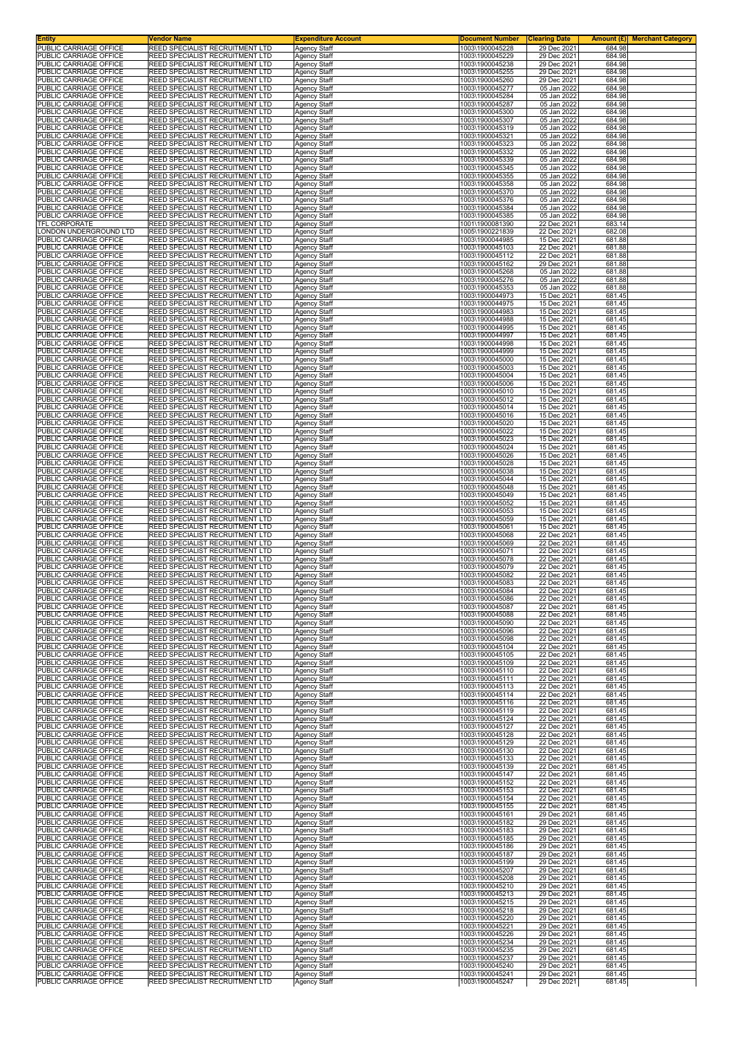| Entity | Vendor Name | Expenditure Account | Document Number | Clearing Date | Amount (£) | Merchant Category |
|---|---|---|---|---|---|---|
| PUBLIC CARRIAGE OFFICE | REED SPECIALIST RECRUITMENT LTD | Agency Staff | 1003\1900045228 | 29 Dec 2021 | 684.98 | |
| PUBLIC CARRIAGE OFFICE | REED SPECIALIST RECRUITMENT LTD | Agency Staff | 1003\1900045229 | 29 Dec 2021 | 684.98 | |
| PUBLIC CARRIAGE OFFICE | REED SPECIALIST RECRUITMENT LTD | Agency Staff | 1003\1900045238 | 29 Dec 2021 | 684.98 | |
| PUBLIC CARRIAGE OFFICE | REED SPECIALIST RECRUITMENT LTD | Agency Staff | 1003\1900045255 | 29 Dec 2021 | 684.98 | |
| PUBLIC CARRIAGE OFFICE | REED SPECIALIST RECRUITMENT LTD | Agency Staff | 1003\1900045260 | 29 Dec 2021 | 684.98 | |
| PUBLIC CARRIAGE OFFICE | REED SPECIALIST RECRUITMENT LTD | Agency Staff | 1003\1900045277 | 05 Jan 2022 | 684.98 | |
| PUBLIC CARRIAGE OFFICE | REED SPECIALIST RECRUITMENT LTD | Agency Staff | 1003\1900045284 | 05 Jan 2022 | 684.98 | |
| PUBLIC CARRIAGE OFFICE | REED SPECIALIST RECRUITMENT LTD | Agency Staff | 1003\1900045287 | 05 Jan 2022 | 684.98 | |
| PUBLIC CARRIAGE OFFICE | REED SPECIALIST RECRUITMENT LTD | Agency Staff | 1003\1900045300 | 05 Jan 2022 | 684.98 | |
| PUBLIC CARRIAGE OFFICE | REED SPECIALIST RECRUITMENT LTD | Agency Staff | 1003\1900045307 | 05 Jan 2022 | 684.98 | |
| PUBLIC CARRIAGE OFFICE | REED SPECIALIST RECRUITMENT LTD | Agency Staff | 1003\1900045319 | 05 Jan 2022 | 684.98 | |
| PUBLIC CARRIAGE OFFICE | REED SPECIALIST RECRUITMENT LTD | Agency Staff | 1003\1900045321 | 05 Jan 2022 | 684.98 | |
| PUBLIC CARRIAGE OFFICE | REED SPECIALIST RECRUITMENT LTD | Agency Staff | 1003\1900045323 | 05 Jan 2022 | 684.98 | |
| PUBLIC CARRIAGE OFFICE | REED SPECIALIST RECRUITMENT LTD | Agency Staff | 1003\1900045332 | 05 Jan 2022 | 684.98 | |
| PUBLIC CARRIAGE OFFICE | REED SPECIALIST RECRUITMENT LTD | Agency Staff | 1003\1900045339 | 05 Jan 2022 | 684.98 | |
| PUBLIC CARRIAGE OFFICE | REED SPECIALIST RECRUITMENT LTD | Agency Staff | 1003\1900045345 | 05 Jan 2022 | 684.98 | |
| PUBLIC CARRIAGE OFFICE | REED SPECIALIST RECRUITMENT LTD | Agency Staff | 1003\1900045355 | 05 Jan 2022 | 684.98 | |
| PUBLIC CARRIAGE OFFICE | REED SPECIALIST RECRUITMENT LTD | Agency Staff | 1003\1900045358 | 05 Jan 2022 | 684.98 | |
| PUBLIC CARRIAGE OFFICE | REED SPECIALIST RECRUITMENT LTD | Agency Staff | 1003\1900045370 | 05 Jan 2022 | 684.98 | |
| PUBLIC CARRIAGE OFFICE | REED SPECIALIST RECRUITMENT LTD | Agency Staff | 1003\1900045376 | 05 Jan 2022 | 684.98 | |
| PUBLIC CARRIAGE OFFICE | REED SPECIALIST RECRUITMENT LTD | Agency Staff | 1003\1900045384 | 05 Jan 2022 | 684.98 | |
| PUBLIC CARRIAGE OFFICE | REED SPECIALIST RECRUITMENT LTD | Agency Staff | 1003\1900045385 | 05 Jan 2022 | 684.98 | |
| TFL CORPORATE | REED SPECIALIST RECRUITMENT LTD | Agency Staff | 1001\1900081390 | 22 Dec 2021 | 683.14 | |
| LONDON UNDERGROUND LTD | REED SPECIALIST RECRUITMENT LTD | Agency Staff | 1005\1900221839 | 22 Dec 2021 | 682.08 | |
| PUBLIC CARRIAGE OFFICE | REED SPECIALIST RECRUITMENT LTD | Agency Staff | 1003\1900044985 | 15 Dec 2021 | 681.88 | |
| PUBLIC CARRIAGE OFFICE | REED SPECIALIST RECRUITMENT LTD | Agency Staff | 1003\1900045103 | 22 Dec 2021 | 681.88 | |
| PUBLIC CARRIAGE OFFICE | REED SPECIALIST RECRUITMENT LTD | Agency Staff | 1003\1900045112 | 22 Dec 2021 | 681.88 | |
| PUBLIC CARRIAGE OFFICE | REED SPECIALIST RECRUITMENT LTD | Agency Staff | 1003\1900045162 | 29 Dec 2021 | 681.88 | |
| PUBLIC CARRIAGE OFFICE | REED SPECIALIST RECRUITMENT LTD | Agency Staff | 1003\1900045268 | 05 Jan 2022 | 681.88 | |
| PUBLIC CARRIAGE OFFICE | REED SPECIALIST RECRUITMENT LTD | Agency Staff | 1003\1900045276 | 05 Jan 2022 | 681.88 | |
| PUBLIC CARRIAGE OFFICE | REED SPECIALIST RECRUITMENT LTD | Agency Staff | 1003\1900045353 | 05 Jan 2022 | 681.88 | |
| PUBLIC CARRIAGE OFFICE | REED SPECIALIST RECRUITMENT LTD | Agency Staff | 1003\1900044973 | 15 Dec 2021 | 681.45 | |
| PUBLIC CARRIAGE OFFICE | REED SPECIALIST RECRUITMENT LTD | Agency Staff | 1003\1900044975 | 15 Dec 2021 | 681.45 | |
| PUBLIC CARRIAGE OFFICE | REED SPECIALIST RECRUITMENT LTD | Agency Staff | 1003\1900044983 | 15 Dec 2021 | 681.45 | |
| PUBLIC CARRIAGE OFFICE | REED SPECIALIST RECRUITMENT LTD | Agency Staff | 1003\1900044988 | 15 Dec 2021 | 681.45 | |
| PUBLIC CARRIAGE OFFICE | REED SPECIALIST RECRUITMENT LTD | Agency Staff | 1003\1900044995 | 15 Dec 2021 | 681.45 | |
| PUBLIC CARRIAGE OFFICE | REED SPECIALIST RECRUITMENT LTD | Agency Staff | 1003\1900044997 | 15 Dec 2021 | 681.45 | |
| PUBLIC CARRIAGE OFFICE | REED SPECIALIST RECRUITMENT LTD | Agency Staff | 1003\1900044998 | 15 Dec 2021 | 681.45 | |
| PUBLIC CARRIAGE OFFICE | REED SPECIALIST RECRUITMENT LTD | Agency Staff | 1003\1900044999 | 15 Dec 2021 | 681.45 | |
| PUBLIC CARRIAGE OFFICE | REED SPECIALIST RECRUITMENT LTD | Agency Staff | 1003\1900045000 | 15 Dec 2021 | 681.45 | |
| PUBLIC CARRIAGE OFFICE | REED SPECIALIST RECRUITMENT LTD | Agency Staff | 1003\1900045003 | 15 Dec 2021 | 681.45 | |
| PUBLIC CARRIAGE OFFICE | REED SPECIALIST RECRUITMENT LTD | Agency Staff | 1003\1900045004 | 15 Dec 2021 | 681.45 | |
| PUBLIC CARRIAGE OFFICE | REED SPECIALIST RECRUITMENT LTD | Agency Staff | 1003\1900045006 | 15 Dec 2021 | 681.45 | |
| PUBLIC CARRIAGE OFFICE | REED SPECIALIST RECRUITMENT LTD | Agency Staff | 1003\1900045010 | 15 Dec 2021 | 681.45 | |
| PUBLIC CARRIAGE OFFICE | REED SPECIALIST RECRUITMENT LTD | Agency Staff | 1003\1900045012 | 15 Dec 2021 | 681.45 | |
| PUBLIC CARRIAGE OFFICE | REED SPECIALIST RECRUITMENT LTD | Agency Staff | 1003\1900045014 | 15 Dec 2021 | 681.45 | |
| PUBLIC CARRIAGE OFFICE | REED SPECIALIST RECRUITMENT LTD | Agency Staff | 1003\1900045016 | 15 Dec 2021 | 681.45 | |
| PUBLIC CARRIAGE OFFICE | REED SPECIALIST RECRUITMENT LTD | Agency Staff | 1003\1900045020 | 15 Dec 2021 | 681.45 | |
| PUBLIC CARRIAGE OFFICE | REED SPECIALIST RECRUITMENT LTD | Agency Staff | 1003\1900045022 | 15 Dec 2021 | 681.45 | |
| PUBLIC CARRIAGE OFFICE | REED SPECIALIST RECRUITMENT LTD | Agency Staff | 1003\1900045023 | 15 Dec 2021 | 681.45 | |
| PUBLIC CARRIAGE OFFICE | REED SPECIALIST RECRUITMENT LTD | Agency Staff | 1003\1900045024 | 15 Dec 2021 | 681.45 | |
| PUBLIC CARRIAGE OFFICE | REED SPECIALIST RECRUITMENT LTD | Agency Staff | 1003\1900045026 | 15 Dec 2021 | 681.45 | |
| PUBLIC CARRIAGE OFFICE | REED SPECIALIST RECRUITMENT LTD | Agency Staff | 1003\1900045028 | 15 Dec 2021 | 681.45 | |
| PUBLIC CARRIAGE OFFICE | REED SPECIALIST RECRUITMENT LTD | Agency Staff | 1003\1900045038 | 15 Dec 2021 | 681.45 | |
| PUBLIC CARRIAGE OFFICE | REED SPECIALIST RECRUITMENT LTD | Agency Staff | 1003\1900045044 | 15 Dec 2021 | 681.45 | |
| PUBLIC CARRIAGE OFFICE | REED SPECIALIST RECRUITMENT LTD | Agency Staff | 1003\1900045048 | 15 Dec 2021 | 681.45 | |
| PUBLIC CARRIAGE OFFICE | REED SPECIALIST RECRUITMENT LTD | Agency Staff | 1003\1900045049 | 15 Dec 2021 | 681.45 | |
| PUBLIC CARRIAGE OFFICE | REED SPECIALIST RECRUITMENT LTD | Agency Staff | 1003\1900045052 | 15 Dec 2021 | 681.45 | |
| PUBLIC CARRIAGE OFFICE | REED SPECIALIST RECRUITMENT LTD | Agency Staff | 1003\1900045053 | 15 Dec 2021 | 681.45 | |
| PUBLIC CARRIAGE OFFICE | REED SPECIALIST RECRUITMENT LTD | Agency Staff | 1003\1900045059 | 15 Dec 2021 | 681.45 | |
| PUBLIC CARRIAGE OFFICE | REED SPECIALIST RECRUITMENT LTD | Agency Staff | 1003\1900045061 | 15 Dec 2021 | 681.45 | |
| PUBLIC CARRIAGE OFFICE | REED SPECIALIST RECRUITMENT LTD | Agency Staff | 1003\1900045068 | 22 Dec 2021 | 681.45 | |
| PUBLIC CARRIAGE OFFICE | REED SPECIALIST RECRUITMENT LTD | Agency Staff | 1003\1900045069 | 22 Dec 2021 | 681.45 | |
| PUBLIC CARRIAGE OFFICE | REED SPECIALIST RECRUITMENT LTD | Agency Staff | 1003\1900045071 | 22 Dec 2021 | 681.45 | |
| PUBLIC CARRIAGE OFFICE | REED SPECIALIST RECRUITMENT LTD | Agency Staff | 1003\1900045078 | 22 Dec 2021 | 681.45 | |
| PUBLIC CARRIAGE OFFICE | REED SPECIALIST RECRUITMENT LTD | Agency Staff | 1003\1900045079 | 22 Dec 2021 | 681.45 | |
| PUBLIC CARRIAGE OFFICE | REED SPECIALIST RECRUITMENT LTD | Agency Staff | 1003\1900045082 | 22 Dec 2021 | 681.45 | |
| PUBLIC CARRIAGE OFFICE | REED SPECIALIST RECRUITMENT LTD | Agency Staff | 1003\1900045083 | 22 Dec 2021 | 681.45 | |
| PUBLIC CARRIAGE OFFICE | REED SPECIALIST RECRUITMENT LTD | Agency Staff | 1003\1900045084 | 22 Dec 2021 | 681.45 | |
| PUBLIC CARRIAGE OFFICE | REED SPECIALIST RECRUITMENT LTD | Agency Staff | 1003\1900045086 | 22 Dec 2021 | 681.45 | |
| PUBLIC CARRIAGE OFFICE | REED SPECIALIST RECRUITMENT LTD | Agency Staff | 1003\1900045087 | 22 Dec 2021 | 681.45 | |
| PUBLIC CARRIAGE OFFICE | REED SPECIALIST RECRUITMENT LTD | Agency Staff | 1003\1900045088 | 22 Dec 2021 | 681.45 | |
| PUBLIC CARRIAGE OFFICE | REED SPECIALIST RECRUITMENT LTD | Agency Staff | 1003\1900045090 | 22 Dec 2021 | 681.45 | |
| PUBLIC CARRIAGE OFFICE | REED SPECIALIST RECRUITMENT LTD | Agency Staff | 1003\1900045096 | 22 Dec 2021 | 681.45 | |
| PUBLIC CARRIAGE OFFICE | REED SPECIALIST RECRUITMENT LTD | Agency Staff | 1003\1900045098 | 22 Dec 2021 | 681.45 | |
| PUBLIC CARRIAGE OFFICE | REED SPECIALIST RECRUITMENT LTD | Agency Staff | 1003\1900045104 | 22 Dec 2021 | 681.45 | |
| PUBLIC CARRIAGE OFFICE | REED SPECIALIST RECRUITMENT LTD | Agency Staff | 1003\1900045105 | 22 Dec 2021 | 681.45 | |
| PUBLIC CARRIAGE OFFICE | REED SPECIALIST RECRUITMENT LTD | Agency Staff | 1003\1900045109 | 22 Dec 2021 | 681.45 | |
| PUBLIC CARRIAGE OFFICE | REED SPECIALIST RECRUITMENT LTD | Agency Staff | 1003\1900045110 | 22 Dec 2021 | 681.45 | |
| PUBLIC CARRIAGE OFFICE | REED SPECIALIST RECRUITMENT LTD | Agency Staff | 1003\1900045111 | 22 Dec 2021 | 681.45 | |
| PUBLIC CARRIAGE OFFICE | REED SPECIALIST RECRUITMENT LTD | Agency Staff | 1003\1900045113 | 22 Dec 2021 | 681.45 | |
| PUBLIC CARRIAGE OFFICE | REED SPECIALIST RECRUITMENT LTD | Agency Staff | 1003\1900045114 | 22 Dec 2021 | 681.45 | |
| PUBLIC CARRIAGE OFFICE | REED SPECIALIST RECRUITMENT LTD | Agency Staff | 1003\1900045116 | 22 Dec 2021 | 681.45 | |
| PUBLIC CARRIAGE OFFICE | REED SPECIALIST RECRUITMENT LTD | Agency Staff | 1003\1900045119 | 22 Dec 2021 | 681.45 | |
| PUBLIC CARRIAGE OFFICE | REED SPECIALIST RECRUITMENT LTD | Agency Staff | 1003\1900045124 | 22 Dec 2021 | 681.45 | |
| PUBLIC CARRIAGE OFFICE | REED SPECIALIST RECRUITMENT LTD | Agency Staff | 1003\1900045127 | 22 Dec 2021 | 681.45 | |
| PUBLIC CARRIAGE OFFICE | REED SPECIALIST RECRUITMENT LTD | Agency Staff | 1003\1900045128 | 22 Dec 2021 | 681.45 | |
| PUBLIC CARRIAGE OFFICE | REED SPECIALIST RECRUITMENT LTD | Agency Staff | 1003\1900045129 | 22 Dec 2021 | 681.45 | |
| PUBLIC CARRIAGE OFFICE | REED SPECIALIST RECRUITMENT LTD | Agency Staff | 1003\1900045130 | 22 Dec 2021 | 681.45 | |
| PUBLIC CARRIAGE OFFICE | REED SPECIALIST RECRUITMENT LTD | Agency Staff | 1003\1900045133 | 22 Dec 2021 | 681.45 | |
| PUBLIC CARRIAGE OFFICE | REED SPECIALIST RECRUITMENT LTD | Agency Staff | 1003\1900045139 | 22 Dec 2021 | 681.45 | |
| PUBLIC CARRIAGE OFFICE | REED SPECIALIST RECRUITMENT LTD | Agency Staff | 1003\1900045147 | 22 Dec 2021 | 681.45 | |
| PUBLIC CARRIAGE OFFICE | REED SPECIALIST RECRUITMENT LTD | Agency Staff | 1003\1900045152 | 22 Dec 2021 | 681.45 | |
| PUBLIC CARRIAGE OFFICE | REED SPECIALIST RECRUITMENT LTD | Agency Staff | 1003\1900045153 | 22 Dec 2021 | 681.45 | |
| PUBLIC CARRIAGE OFFICE | REED SPECIALIST RECRUITMENT LTD | Agency Staff | 1003\1900045154 | 22 Dec 2021 | 681.45 | |
| PUBLIC CARRIAGE OFFICE | REED SPECIALIST RECRUITMENT LTD | Agency Staff | 1003\1900045155 | 22 Dec 2021 | 681.45 | |
| PUBLIC CARRIAGE OFFICE | REED SPECIALIST RECRUITMENT LTD | Agency Staff | 1003\1900045161 | 29 Dec 2021 | 681.45 | |
| PUBLIC CARRIAGE OFFICE | REED SPECIALIST RECRUITMENT LTD | Agency Staff | 1003\1900045182 | 29 Dec 2021 | 681.45 | |
| PUBLIC CARRIAGE OFFICE | REED SPECIALIST RECRUITMENT LTD | Agency Staff | 1003\1900045183 | 29 Dec 2021 | 681.45 | |
| PUBLIC CARRIAGE OFFICE | REED SPECIALIST RECRUITMENT LTD | Agency Staff | 1003\1900045185 | 29 Dec 2021 | 681.45 | |
| PUBLIC CARRIAGE OFFICE | REED SPECIALIST RECRUITMENT LTD | Agency Staff | 1003\1900045186 | 29 Dec 2021 | 681.45 | |
| PUBLIC CARRIAGE OFFICE | REED SPECIALIST RECRUITMENT LTD | Agency Staff | 1003\1900045187 | 29 Dec 2021 | 681.45 | |
| PUBLIC CARRIAGE OFFICE | REED SPECIALIST RECRUITMENT LTD | Agency Staff | 1003\1900045199 | 29 Dec 2021 | 681.45 | |
| PUBLIC CARRIAGE OFFICE | REED SPECIALIST RECRUITMENT LTD | Agency Staff | 1003\1900045207 | 29 Dec 2021 | 681.45 | |
| PUBLIC CARRIAGE OFFICE | REED SPECIALIST RECRUITMENT LTD | Agency Staff | 1003\1900045208 | 29 Dec 2021 | 681.45 | |
| PUBLIC CARRIAGE OFFICE | REED SPECIALIST RECRUITMENT LTD | Agency Staff | 1003\1900045210 | 29 Dec 2021 | 681.45 | |
| PUBLIC CARRIAGE OFFICE | REED SPECIALIST RECRUITMENT LTD | Agency Staff | 1003\1900045213 | 29 Dec 2021 | 681.45 | |
| PUBLIC CARRIAGE OFFICE | REED SPECIALIST RECRUITMENT LTD | Agency Staff | 1003\1900045215 | 29 Dec 2021 | 681.45 | |
| PUBLIC CARRIAGE OFFICE | REED SPECIALIST RECRUITMENT LTD | Agency Staff | 1003\1900045218 | 29 Dec 2021 | 681.45 | |
| PUBLIC CARRIAGE OFFICE | REED SPECIALIST RECRUITMENT LTD | Agency Staff | 1003\1900045220 | 29 Dec 2021 | 681.45 | |
| PUBLIC CARRIAGE OFFICE | REED SPECIALIST RECRUITMENT LTD | Agency Staff | 1003\1900045221 | 29 Dec 2021 | 681.45 | |
| PUBLIC CARRIAGE OFFICE | REED SPECIALIST RECRUITMENT LTD | Agency Staff | 1003\1900045226 | 29 Dec 2021 | 681.45 | |
| PUBLIC CARRIAGE OFFICE | REED SPECIALIST RECRUITMENT LTD | Agency Staff | 1003\1900045234 | 29 Dec 2021 | 681.45 | |
| PUBLIC CARRIAGE OFFICE | REED SPECIALIST RECRUITMENT LTD | Agency Staff | 1003\1900045235 | 29 Dec 2021 | 681.45 | |
| PUBLIC CARRIAGE OFFICE | REED SPECIALIST RECRUITMENT LTD | Agency Staff | 1003\1900045237 | 29 Dec 2021 | 681.45 | |
| PUBLIC CARRIAGE OFFICE | REED SPECIALIST RECRUITMENT LTD | Agency Staff | 1003\1900045240 | 29 Dec 2021 | 681.45 | |
| PUBLIC CARRIAGE OFFICE | REED SPECIALIST RECRUITMENT LTD | Agency Staff | 1003\1900045241 | 29 Dec 2021 | 681.45 | |
| PUBLIC CARRIAGE OFFICE | REED SPECIALIST RECRUITMENT LTD | Agency Staff | 1003\1900045247 | 29 Dec 2021 | 681.45 | |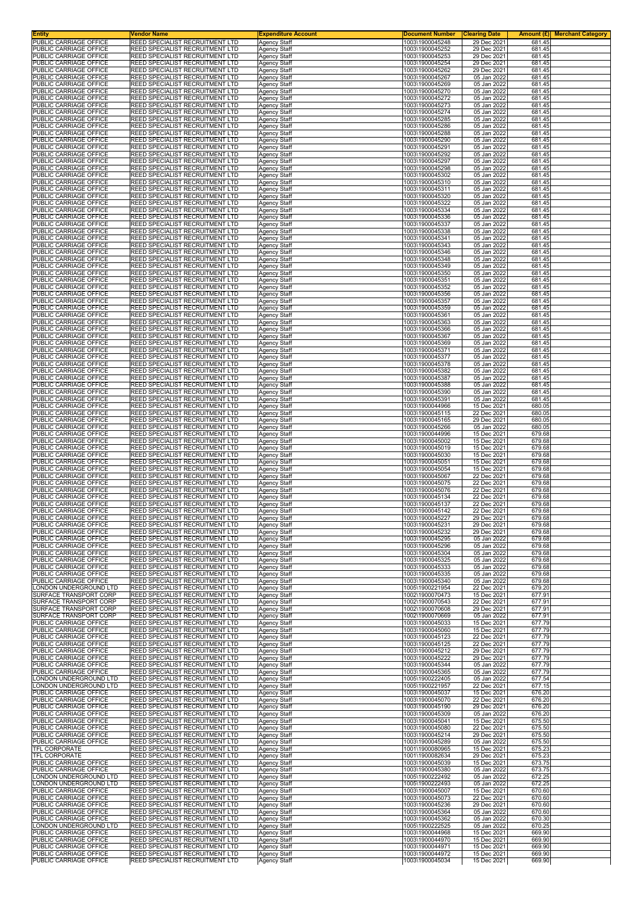| Entity | Vendor Name | Expenditure Account | Document Number | Clearing Date | Amount (£) | Merchant Category |
|---|---|---|---|---|---|---|
| PUBLIC CARRIAGE OFFICE | REED SPECIALIST RECRUITMENT LTD | Agency Staff | 1003\1900045248 | 29 Dec 2021 | 681.45 | |
| PUBLIC CARRIAGE OFFICE | REED SPECIALIST RECRUITMENT LTD | Agency Staff | 1003\1900045252 | 29 Dec 2021 | 681.45 | |
| PUBLIC CARRIAGE OFFICE | REED SPECIALIST RECRUITMENT LTD | Agency Staff | 1003\1900045253 | 29 Dec 2021 | 681.45 | |
| PUBLIC CARRIAGE OFFICE | REED SPECIALIST RECRUITMENT LTD | Agency Staff | 1003\1900045254 | 29 Dec 2021 | 681.45 | |
| PUBLIC CARRIAGE OFFICE | REED SPECIALIST RECRUITMENT LTD | Agency Staff | 1003\1900045262 | 29 Dec 2021 | 681.45 | |
| PUBLIC CARRIAGE OFFICE | REED SPECIALIST RECRUITMENT LTD | Agency Staff | 1003\1900045267 | 05 Jan 2022 | 681.45 | |
| PUBLIC CARRIAGE OFFICE | REED SPECIALIST RECRUITMENT LTD | Agency Staff | 1003\1900045269 | 05 Jan 2022 | 681.45 | |
| PUBLIC CARRIAGE OFFICE | REED SPECIALIST RECRUITMENT LTD | Agency Staff | 1003\1900045270 | 05 Jan 2022 | 681.45 | |
| PUBLIC CARRIAGE OFFICE | REED SPECIALIST RECRUITMENT LTD | Agency Staff | 1003\1900045272 | 05 Jan 2022 | 681.45 | |
| PUBLIC CARRIAGE OFFICE | REED SPECIALIST RECRUITMENT LTD | Agency Staff | 1003\1900045273 | 05 Jan 2022 | 681.45 | |
| PUBLIC CARRIAGE OFFICE | REED SPECIALIST RECRUITMENT LTD | Agency Staff | 1003\1900045274 | 05 Jan 2022 | 681.45 | |
| PUBLIC CARRIAGE OFFICE | REED SPECIALIST RECRUITMENT LTD | Agency Staff | 1003\1900045285 | 05 Jan 2022 | 681.45 | |
| PUBLIC CARRIAGE OFFICE | REED SPECIALIST RECRUITMENT LTD | Agency Staff | 1003\1900045286 | 05 Jan 2022 | 681.45 | |
| PUBLIC CARRIAGE OFFICE | REED SPECIALIST RECRUITMENT LTD | Agency Staff | 1003\1900045288 | 05 Jan 2022 | 681.45 | |
| PUBLIC CARRIAGE OFFICE | REED SPECIALIST RECRUITMENT LTD | Agency Staff | 1003\1900045290 | 05 Jan 2022 | 681.45 | |
| PUBLIC CARRIAGE OFFICE | REED SPECIALIST RECRUITMENT LTD | Agency Staff | 1003\1900045291 | 05 Jan 2022 | 681.45 | |
| PUBLIC CARRIAGE OFFICE | REED SPECIALIST RECRUITMENT LTD | Agency Staff | 1003\1900045292 | 05 Jan 2022 | 681.45 | |
| PUBLIC CARRIAGE OFFICE | REED SPECIALIST RECRUITMENT LTD | Agency Staff | 1003\1900045297 | 05 Jan 2022 | 681.45 | |
| PUBLIC CARRIAGE OFFICE | REED SPECIALIST RECRUITMENT LTD | Agency Staff | 1003\1900045298 | 05 Jan 2022 | 681.45 | |
| PUBLIC CARRIAGE OFFICE | REED SPECIALIST RECRUITMENT LTD | Agency Staff | 1003\1900045302 | 05 Jan 2022 | 681.45 | |
| PUBLIC CARRIAGE OFFICE | REED SPECIALIST RECRUITMENT LTD | Agency Staff | 1003\1900045310 | 05 Jan 2022 | 681.45 | |
| PUBLIC CARRIAGE OFFICE | REED SPECIALIST RECRUITMENT LTD | Agency Staff | 1003\1900045311 | 05 Jan 2022 | 681.45 | |
| PUBLIC CARRIAGE OFFICE | REED SPECIALIST RECRUITMENT LTD | Agency Staff | 1003\1900045320 | 05 Jan 2022 | 681.45 | |
| PUBLIC CARRIAGE OFFICE | REED SPECIALIST RECRUITMENT LTD | Agency Staff | 1003\1900045322 | 05 Jan 2022 | 681.45 | |
| PUBLIC CARRIAGE OFFICE | REED SPECIALIST RECRUITMENT LTD | Agency Staff | 1003\1900045334 | 05 Jan 2022 | 681.45 | |
| PUBLIC CARRIAGE OFFICE | REED SPECIALIST RECRUITMENT LTD | Agency Staff | 1003\1900045336 | 05 Jan 2022 | 681.45 | |
| PUBLIC CARRIAGE OFFICE | REED SPECIALIST RECRUITMENT LTD | Agency Staff | 1003\1900045337 | 05 Jan 2022 | 681.45 | |
| PUBLIC CARRIAGE OFFICE | REED SPECIALIST RECRUITMENT LTD | Agency Staff | 1003\1900045338 | 05 Jan 2022 | 681.45 | |
| PUBLIC CARRIAGE OFFICE | REED SPECIALIST RECRUITMENT LTD | Agency Staff | 1003\1900045341 | 05 Jan 2022 | 681.45 | |
| PUBLIC CARRIAGE OFFICE | REED SPECIALIST RECRUITMENT LTD | Agency Staff | 1003\1900045343 | 05 Jan 2022 | 681.45 | |
| PUBLIC CARRIAGE OFFICE | REED SPECIALIST RECRUITMENT LTD | Agency Staff | 1003\1900045346 | 05 Jan 2022 | 681.45 | |
| PUBLIC CARRIAGE OFFICE | REED SPECIALIST RECRUITMENT LTD | Agency Staff | 1003\1900045348 | 05 Jan 2022 | 681.45 | |
| PUBLIC CARRIAGE OFFICE | REED SPECIALIST RECRUITMENT LTD | Agency Staff | 1003\1900045349 | 05 Jan 2022 | 681.45 | |
| PUBLIC CARRIAGE OFFICE | REED SPECIALIST RECRUITMENT LTD | Agency Staff | 1003\1900045350 | 05 Jan 2022 | 681.45 | |
| PUBLIC CARRIAGE OFFICE | REED SPECIALIST RECRUITMENT LTD | Agency Staff | 1003\1900045351 | 05 Jan 2022 | 681.45 | |
| PUBLIC CARRIAGE OFFICE | REED SPECIALIST RECRUITMENT LTD | Agency Staff | 1003\1900045352 | 05 Jan 2022 | 681.45 | |
| PUBLIC CARRIAGE OFFICE | REED SPECIALIST RECRUITMENT LTD | Agency Staff | 1003\1900045356 | 05 Jan 2022 | 681.45 | |
| PUBLIC CARRIAGE OFFICE | REED SPECIALIST RECRUITMENT LTD | Agency Staff | 1003\1900045357 | 05 Jan 2022 | 681.45 | |
| PUBLIC CARRIAGE OFFICE | REED SPECIALIST RECRUITMENT LTD | Agency Staff | 1003\1900045359 | 05 Jan 2022 | 681.45 | |
| PUBLIC CARRIAGE OFFICE | REED SPECIALIST RECRUITMENT LTD | Agency Staff | 1003\1900045361 | 05 Jan 2022 | 681.45 | |
| PUBLIC CARRIAGE OFFICE | REED SPECIALIST RECRUITMENT LTD | Agency Staff | 1003\1900045363 | 05 Jan 2022 | 681.45 | |
| PUBLIC CARRIAGE OFFICE | REED SPECIALIST RECRUITMENT LTD | Agency Staff | 1003\1900045366 | 05 Jan 2022 | 681.45 | |
| PUBLIC CARRIAGE OFFICE | REED SPECIALIST RECRUITMENT LTD | Agency Staff | 1003\1900045367 | 05 Jan 2022 | 681.45 | |
| PUBLIC CARRIAGE OFFICE | REED SPECIALIST RECRUITMENT LTD | Agency Staff | 1003\1900045369 | 05 Jan 2022 | 681.45 | |
| PUBLIC CARRIAGE OFFICE | REED SPECIALIST RECRUITMENT LTD | Agency Staff | 1003\1900045371 | 05 Jan 2022 | 681.45 | |
| PUBLIC CARRIAGE OFFICE | REED SPECIALIST RECRUITMENT LTD | Agency Staff | 1003\1900045377 | 05 Jan 2022 | 681.45 | |
| PUBLIC CARRIAGE OFFICE | REED SPECIALIST RECRUITMENT LTD | Agency Staff | 1003\1900045378 | 05 Jan 2022 | 681.45 | |
| PUBLIC CARRIAGE OFFICE | REED SPECIALIST RECRUITMENT LTD | Agency Staff | 1003\1900045382 | 05 Jan 2022 | 681.45 | |
| PUBLIC CARRIAGE OFFICE | REED SPECIALIST RECRUITMENT LTD | Agency Staff | 1003\1900045387 | 05 Jan 2022 | 681.45 | |
| PUBLIC CARRIAGE OFFICE | REED SPECIALIST RECRUITMENT LTD | Agency Staff | 1003\1900045388 | 05 Jan 2022 | 681.45 | |
| PUBLIC CARRIAGE OFFICE | REED SPECIALIST RECRUITMENT LTD | Agency Staff | 1003\1900045390 | 05 Jan 2022 | 681.45 | |
| PUBLIC CARRIAGE OFFICE | REED SPECIALIST RECRUITMENT LTD | Agency Staff | 1003\1900045391 | 05 Jan 2022 | 681.45 | |
| PUBLIC CARRIAGE OFFICE | REED SPECIALIST RECRUITMENT LTD | Agency Staff | 1003\1900044966 | 15 Dec 2021 | 680.05 | |
| PUBLIC CARRIAGE OFFICE | REED SPECIALIST RECRUITMENT LTD | Agency Staff | 1003\1900045115 | 22 Dec 2021 | 680.05 | |
| PUBLIC CARRIAGE OFFICE | REED SPECIALIST RECRUITMENT LTD | Agency Staff | 1003\1900045165 | 29 Dec 2021 | 680.05 | |
| PUBLIC CARRIAGE OFFICE | REED SPECIALIST RECRUITMENT LTD | Agency Staff | 1003\1900045266 | 05 Jan 2022 | 680.05 | |
| PUBLIC CARRIAGE OFFICE | REED SPECIALIST RECRUITMENT LTD | Agency Staff | 1003\1900044996 | 15 Dec 2021 | 679.68 | |
| PUBLIC CARRIAGE OFFICE | REED SPECIALIST RECRUITMENT LTD | Agency Staff | 1003\1900045002 | 15 Dec 2021 | 679.68 | |
| PUBLIC CARRIAGE OFFICE | REED SPECIALIST RECRUITMENT LTD | Agency Staff | 1003\1900045019 | 15 Dec 2021 | 679.68 | |
| PUBLIC CARRIAGE OFFICE | REED SPECIALIST RECRUITMENT LTD | Agency Staff | 1003\1900045030 | 15 Dec 2021 | 679.68 | |
| PUBLIC CARRIAGE OFFICE | REED SPECIALIST RECRUITMENT LTD | Agency Staff | 1003\1900045051 | 15 Dec 2021 | 679.68 | |
| PUBLIC CARRIAGE OFFICE | REED SPECIALIST RECRUITMENT LTD | Agency Staff | 1003\1900045054 | 15 Dec 2021 | 679.68 | |
| PUBLIC CARRIAGE OFFICE | REED SPECIALIST RECRUITMENT LTD | Agency Staff | 1003\1900045067 | 22 Dec 2021 | 679.68 | |
| PUBLIC CARRIAGE OFFICE | REED SPECIALIST RECRUITMENT LTD | Agency Staff | 1003\1900045075 | 22 Dec 2021 | 679.68 | |
| PUBLIC CARRIAGE OFFICE | REED SPECIALIST RECRUITMENT LTD | Agency Staff | 1003\1900045076 | 22 Dec 2021 | 679.68 | |
| PUBLIC CARRIAGE OFFICE | REED SPECIALIST RECRUITMENT LTD | Agency Staff | 1003\1900045134 | 22 Dec 2021 | 679.68 | |
| PUBLIC CARRIAGE OFFICE | REED SPECIALIST RECRUITMENT LTD | Agency Staff | 1003\1900045137 | 22 Dec 2021 | 679.68 | |
| PUBLIC CARRIAGE OFFICE | REED SPECIALIST RECRUITMENT LTD | Agency Staff | 1003\1900045142 | 22 Dec 2021 | 679.68 | |
| PUBLIC CARRIAGE OFFICE | REED SPECIALIST RECRUITMENT LTD | Agency Staff | 1003\1900045227 | 29 Dec 2021 | 679.68 | |
| PUBLIC CARRIAGE OFFICE | REED SPECIALIST RECRUITMENT LTD | Agency Staff | 1003\1900045231 | 29 Dec 2021 | 679.68 | |
| PUBLIC CARRIAGE OFFICE | REED SPECIALIST RECRUITMENT LTD | Agency Staff | 1003\1900045232 | 29 Dec 2021 | 679.68 | |
| PUBLIC CARRIAGE OFFICE | REED SPECIALIST RECRUITMENT LTD | Agency Staff | 1003\1900045295 | 05 Jan 2022 | 679.68 | |
| PUBLIC CARRIAGE OFFICE | REED SPECIALIST RECRUITMENT LTD | Agency Staff | 1003\1900045296 | 05 Jan 2022 | 679.68 | |
| PUBLIC CARRIAGE OFFICE | REED SPECIALIST RECRUITMENT LTD | Agency Staff | 1003\1900045304 | 05 Jan 2022 | 679.68 | |
| PUBLIC CARRIAGE OFFICE | REED SPECIALIST RECRUITMENT LTD | Agency Staff | 1003\1900045325 | 05 Jan 2022 | 679.68 | |
| PUBLIC CARRIAGE OFFICE | REED SPECIALIST RECRUITMENT LTD | Agency Staff | 1003\1900045333 | 05 Jan 2022 | 679.68 | |
| PUBLIC CARRIAGE OFFICE | REED SPECIALIST RECRUITMENT LTD | Agency Staff | 1003\1900045335 | 05 Jan 2022 | 679.68 | |
| PUBLIC CARRIAGE OFFICE | REED SPECIALIST RECRUITMENT LTD | Agency Staff | 1003\1900045340 | 05 Jan 2022 | 679.68 | |
| LONDON UNDERGROUND LTD | REED SPECIALIST RECRUITMENT LTD | Agency Staff | 1005\1900221954 | 22 Dec 2021 | 679.20 | |
| SURFACE TRANSPORT CORP | REED SPECIALIST RECRUITMENT LTD | Agency Staff | 1002\1900070473 | 15 Dec 2021 | 677.91 | |
| SURFACE TRANSPORT CORP | REED SPECIALIST RECRUITMENT LTD | Agency Staff | 1002\1900070543 | 22 Dec 2021 | 677.91 | |
| SURFACE TRANSPORT CORP | REED SPECIALIST RECRUITMENT LTD | Agency Staff | 1002\1900070608 | 29 Dec 2021 | 677.91 | |
| SURFACE TRANSPORT CORP | REED SPECIALIST RECRUITMENT LTD | Agency Staff | 1002\1900070669 | 05 Jan 2022 | 677.91 | |
| PUBLIC CARRIAGE OFFICE | REED SPECIALIST RECRUITMENT LTD | Agency Staff | 1003\1900045033 | 15 Dec 2021 | 677.79 | |
| PUBLIC CARRIAGE OFFICE | REED SPECIALIST RECRUITMENT LTD | Agency Staff | 1003\1900045060 | 15 Dec 2021 | 677.79 | |
| PUBLIC CARRIAGE OFFICE | REED SPECIALIST RECRUITMENT LTD | Agency Staff | 1003\1900045123 | 22 Dec 2021 | 677.79 | |
| PUBLIC CARRIAGE OFFICE | REED SPECIALIST RECRUITMENT LTD | Agency Staff | 1003\1900045125 | 22 Dec 2021 | 677.79 | |
| PUBLIC CARRIAGE OFFICE | REED SPECIALIST RECRUITMENT LTD | Agency Staff | 1003\1900045212 | 29 Dec 2021 | 677.79 | |
| PUBLIC CARRIAGE OFFICE | REED SPECIALIST RECRUITMENT LTD | Agency Staff | 1003\1900045222 | 29 Dec 2021 | 677.79 | |
| PUBLIC CARRIAGE OFFICE | REED SPECIALIST RECRUITMENT LTD | Agency Staff | 1003\1900045344 | 05 Jan 2022 | 677.79 | |
| PUBLIC CARRIAGE OFFICE | REED SPECIALIST RECRUITMENT LTD | Agency Staff | 1003\1900045365 | 05 Jan 2022 | 677.79 | |
| LONDON UNDERGROUND LTD | REED SPECIALIST RECRUITMENT LTD | Agency Staff | 1005\1900222405 | 05 Jan 2022 | 677.54 | |
| LONDON UNDERGROUND LTD | REED SPECIALIST RECRUITMENT LTD | Agency Staff | 1005\1900221957 | 22 Dec 2021 | 677.15 | |
| PUBLIC CARRIAGE OFFICE | REED SPECIALIST RECRUITMENT LTD | Agency Staff | 1003\1900045037 | 15 Dec 2021 | 676.20 | |
| PUBLIC CARRIAGE OFFICE | REED SPECIALIST RECRUITMENT LTD | Agency Staff | 1003\1900045070 | 22 Dec 2021 | 676.20 | |
| PUBLIC CARRIAGE OFFICE | REED SPECIALIST RECRUITMENT LTD | Agency Staff | 1003\1900045190 | 29 Dec 2021 | 676.20 | |
| PUBLIC CARRIAGE OFFICE | REED SPECIALIST RECRUITMENT LTD | Agency Staff | 1003\1900045309 | 05 Jan 2022 | 676.20 | |
| PUBLIC CARRIAGE OFFICE | REED SPECIALIST RECRUITMENT LTD | Agency Staff | 1003\1900045041 | 15 Dec 2021 | 675.50 | |
| PUBLIC CARRIAGE OFFICE | REED SPECIALIST RECRUITMENT LTD | Agency Staff | 1003\1900045080 | 22 Dec 2021 | 675.50 | |
| PUBLIC CARRIAGE OFFICE | REED SPECIALIST RECRUITMENT LTD | Agency Staff | 1003\1900045214 | 29 Dec 2021 | 675.50 | |
| PUBLIC CARRIAGE OFFICE | REED SPECIALIST RECRUITMENT LTD | Agency Staff | 1003\1900045289 | 05 Jan 2022 | 675.50 | |
| TFL CORPORATE | REED SPECIALIST RECRUITMENT LTD | Agency Staff | 1001\1900080965 | 15 Dec 2021 | 675.23 | |
| TFL CORPORATE | REED SPECIALIST RECRUITMENT LTD | Agency Staff | 1001\1900082634 | 29 Dec 2021 | 675.23 | |
| PUBLIC CARRIAGE OFFICE | REED SPECIALIST RECRUITMENT LTD | Agency Staff | 1003\1900045039 | 15 Dec 2021 | 673.75 | |
| PUBLIC CARRIAGE OFFICE | REED SPECIALIST RECRUITMENT LTD | Agency Staff | 1003\1900045380 | 05 Jan 2022 | 673.75 | |
| LONDON UNDERGROUND LTD | REED SPECIALIST RECRUITMENT LTD | Agency Staff | 1005\1900222492 | 05 Jan 2022 | 672.25 | |
| LONDON UNDERGROUND LTD | REED SPECIALIST RECRUITMENT LTD | Agency Staff | 1005\1900222493 | 05 Jan 2022 | 672.25 | |
| PUBLIC CARRIAGE OFFICE | REED SPECIALIST RECRUITMENT LTD | Agency Staff | 1003\1900045007 | 15 Dec 2021 | 670.60 | |
| PUBLIC CARRIAGE OFFICE | REED SPECIALIST RECRUITMENT LTD | Agency Staff | 1003\1900045073 | 22 Dec 2021 | 670.60 | |
| PUBLIC CARRIAGE OFFICE | REED SPECIALIST RECRUITMENT LTD | Agency Staff | 1003\1900045236 | 29 Dec 2021 | 670.60 | |
| PUBLIC CARRIAGE OFFICE | REED SPECIALIST RECRUITMENT LTD | Agency Staff | 1003\1900045364 | 05 Jan 2022 | 670.60 | |
| PUBLIC CARRIAGE OFFICE | REED SPECIALIST RECRUITMENT LTD | Agency Staff | 1003\1900045362 | 05 Jan 2022 | 670.30 | |
| LONDON UNDERGROUND LTD | REED SPECIALIST RECRUITMENT LTD | Agency Staff | 1005\1900222525 | 05 Jan 2022 | 670.25 | |
| PUBLIC CARRIAGE OFFICE | REED SPECIALIST RECRUITMENT LTD | Agency Staff | 1003\1900044968 | 15 Dec 2021 | 669.90 | |
| PUBLIC CARRIAGE OFFICE | REED SPECIALIST RECRUITMENT LTD | Agency Staff | 1003\1900044970 | 15 Dec 2021 | 669.90 | |
| PUBLIC CARRIAGE OFFICE | REED SPECIALIST RECRUITMENT LTD | Agency Staff | 1003\1900044971 | 15 Dec 2021 | 669.90 | |
| PUBLIC CARRIAGE OFFICE | REED SPECIALIST RECRUITMENT LTD | Agency Staff | 1003\1900044972 | 15 Dec 2021 | 669.90 | |
| PUBLIC CARRIAGE OFFICE | REED SPECIALIST RECRUITMENT LTD | Agency Staff | 1003\1900045034 | 15 Dec 2021 | 669.90 | |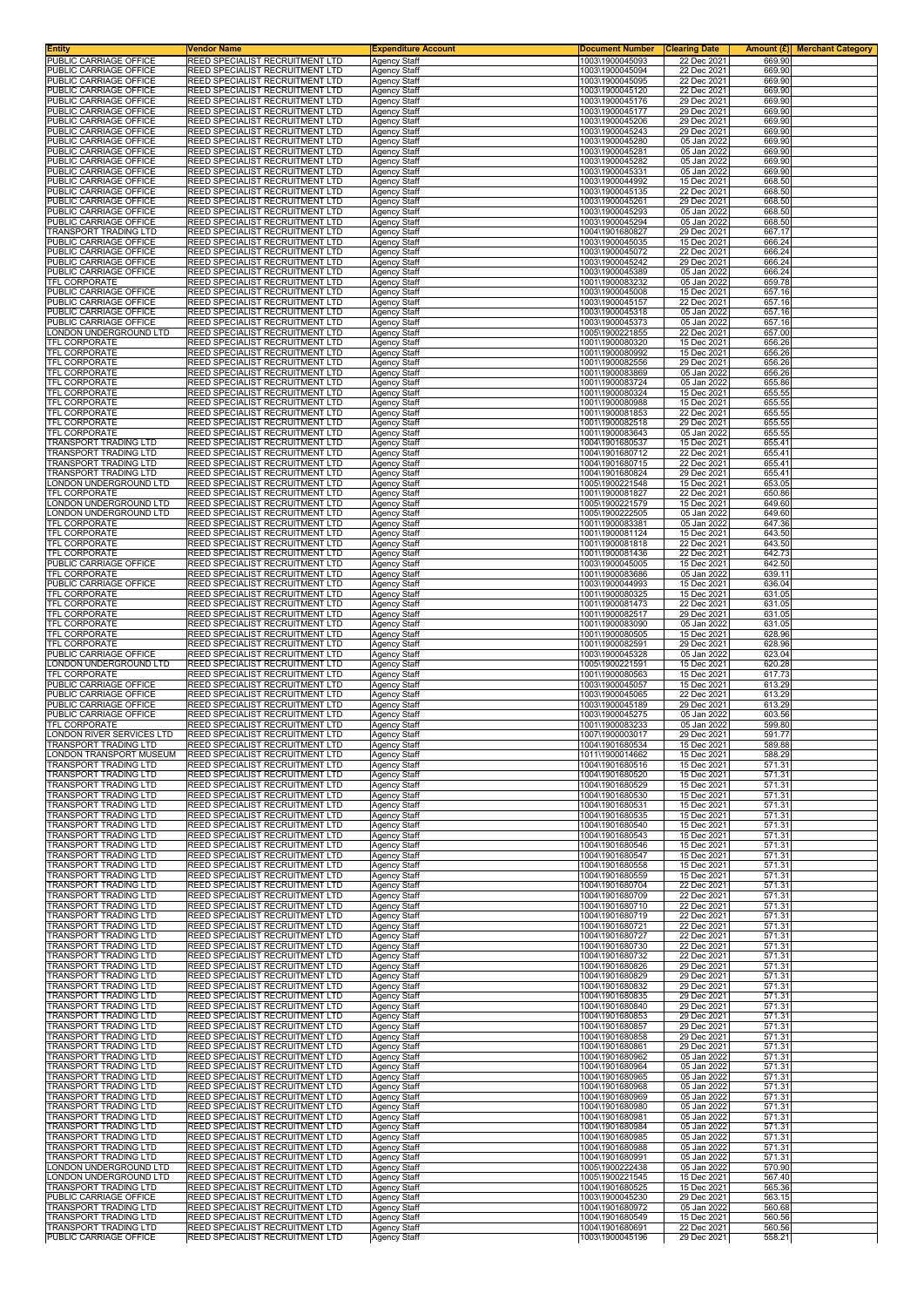| Entity | Vendor Name | Expenditure Account | Document Number | Clearing Date | Amount (£) | Merchant Category |
|---|---|---|---|---|---|---|
| PUBLIC CARRIAGE OFFICE | REED SPECIALIST RECRUITMENT LTD | Agency Staff | 1003\1900045093 | 22 Dec 2021 | 669.90 | |
| PUBLIC CARRIAGE OFFICE | REED SPECIALIST RECRUITMENT LTD | Agency Staff | 1003\1900045094 | 22 Dec 2021 | 669.90 | |
| PUBLIC CARRIAGE OFFICE | REED SPECIALIST RECRUITMENT LTD | Agency Staff | 1003\1900045095 | 22 Dec 2021 | 669.90 | |
| PUBLIC CARRIAGE OFFICE | REED SPECIALIST RECRUITMENT LTD | Agency Staff | 1003\1900045120 | 22 Dec 2021 | 669.90 | |
| PUBLIC CARRIAGE OFFICE | REED SPECIALIST RECRUITMENT LTD | Agency Staff | 1003\1900045176 | 29 Dec 2021 | 669.90 | |
| PUBLIC CARRIAGE OFFICE | REED SPECIALIST RECRUITMENT LTD | Agency Staff | 1003\1900045177 | 29 Dec 2021 | 669.90 | |
| PUBLIC CARRIAGE OFFICE | REED SPECIALIST RECRUITMENT LTD | Agency Staff | 1003\1900045206 | 29 Dec 2021 | 669.90 | |
| PUBLIC CARRIAGE OFFICE | REED SPECIALIST RECRUITMENT LTD | Agency Staff | 1003\1900045243 | 29 Dec 2021 | 669.90 | |
| PUBLIC CARRIAGE OFFICE | REED SPECIALIST RECRUITMENT LTD | Agency Staff | 1003\1900045280 | 05 Jan 2022 | 669.90 | |
| PUBLIC CARRIAGE OFFICE | REED SPECIALIST RECRUITMENT LTD | Agency Staff | 1003\1900045281 | 05 Jan 2022 | 669.90 | |
| PUBLIC CARRIAGE OFFICE | REED SPECIALIST RECRUITMENT LTD | Agency Staff | 1003\1900045282 | 05 Jan 2022 | 669.90 | |
| PUBLIC CARRIAGE OFFICE | REED SPECIALIST RECRUITMENT LTD | Agency Staff | 1003\1900045331 | 05 Jan 2022 | 669.90 | |
| PUBLIC CARRIAGE OFFICE | REED SPECIALIST RECRUITMENT LTD | Agency Staff | 1003\1900044992 | 15 Dec 2021 | 668.50 | |
| PUBLIC CARRIAGE OFFICE | REED SPECIALIST RECRUITMENT LTD | Agency Staff | 1003\1900045135 | 22 Dec 2021 | 668.50 | |
| PUBLIC CARRIAGE OFFICE | REED SPECIALIST RECRUITMENT LTD | Agency Staff | 1003\1900045261 | 29 Dec 2021 | 668.50 | |
| PUBLIC CARRIAGE OFFICE | REED SPECIALIST RECRUITMENT LTD | Agency Staff | 1003\1900045293 | 05 Jan 2022 | 668.50 | |
| PUBLIC CARRIAGE OFFICE | REED SPECIALIST RECRUITMENT LTD | Agency Staff | 1003\1900045294 | 05 Jan 2022 | 668.50 | |
| TRANSPORT TRADING LTD | REED SPECIALIST RECRUITMENT LTD | Agency Staff | 1004\1901680827 | 29 Dec 2021 | 667.17 | |
| PUBLIC CARRIAGE OFFICE | REED SPECIALIST RECRUITMENT LTD | Agency Staff | 1003\1900045035 | 15 Dec 2021 | 666.24 | |
| PUBLIC CARRIAGE OFFICE | REED SPECIALIST RECRUITMENT LTD | Agency Staff | 1003\1900045072 | 22 Dec 2021 | 666.24 | |
| PUBLIC CARRIAGE OFFICE | REED SPECIALIST RECRUITMENT LTD | Agency Staff | 1003\1900045242 | 29 Dec 2021 | 666.24 | |
| PUBLIC CARRIAGE OFFICE | REED SPECIALIST RECRUITMENT LTD | Agency Staff | 1003\1900045389 | 05 Jan 2022 | 666.24 | |
| TFL CORPORATE | REED SPECIALIST RECRUITMENT LTD | Agency Staff | 1001\1900083232 | 05 Jan 2022 | 659.78 | |
| PUBLIC CARRIAGE OFFICE | REED SPECIALIST RECRUITMENT LTD | Agency Staff | 1003\1900045008 | 15 Dec 2021 | 657.16 | |
| PUBLIC CARRIAGE OFFICE | REED SPECIALIST RECRUITMENT LTD | Agency Staff | 1003\1900045157 | 22 Dec 2021 | 657.16 | |
| PUBLIC CARRIAGE OFFICE | REED SPECIALIST RECRUITMENT LTD | Agency Staff | 1003\1900045318 | 05 Jan 2022 | 657.16 | |
| PUBLIC CARRIAGE OFFICE | REED SPECIALIST RECRUITMENT LTD | Agency Staff | 1003\1900045373 | 05 Jan 2022 | 657.16 | |
| LONDON UNDERGROUND LTD | REED SPECIALIST RECRUITMENT LTD | Agency Staff | 1005\1900221855 | 22 Dec 2021 | 657.00 | |
| TFL CORPORATE | REED SPECIALIST RECRUITMENT LTD | Agency Staff | 1001\1900080320 | 15 Dec 2021 | 656.26 | |
| TFL CORPORATE | REED SPECIALIST RECRUITMENT LTD | Agency Staff | 1001\1900080992 | 15 Dec 2021 | 656.26 | |
| TFL CORPORATE | REED SPECIALIST RECRUITMENT LTD | Agency Staff | 1001\1900082556 | 29 Dec 2021 | 656.26 | |
| TFL CORPORATE | REED SPECIALIST RECRUITMENT LTD | Agency Staff | 1001\1900083869 | 05 Jan 2022 | 656.26 | |
| TFL CORPORATE | REED SPECIALIST RECRUITMENT LTD | Agency Staff | 1001\1900083724 | 05 Jan 2022 | 655.86 | |
| TFL CORPORATE | REED SPECIALIST RECRUITMENT LTD | Agency Staff | 1001\1900080324 | 15 Dec 2021 | 655.55 | |
| TFL CORPORATE | REED SPECIALIST RECRUITMENT LTD | Agency Staff | 1001\1900080988 | 15 Dec 2021 | 655.55 | |
| TFL CORPORATE | REED SPECIALIST RECRUITMENT LTD | Agency Staff | 1001\1900081853 | 22 Dec 2021 | 655.55 | |
| TFL CORPORATE | REED SPECIALIST RECRUITMENT LTD | Agency Staff | 1001\1900082518 | 29 Dec 2021 | 655.55 | |
| TFL CORPORATE | REED SPECIALIST RECRUITMENT LTD | Agency Staff | 1001\1900083643 | 05 Jan 2022 | 655.55 | |
| TRANSPORT TRADING LTD | REED SPECIALIST RECRUITMENT LTD | Agency Staff | 1004\1901680537 | 15 Dec 2021 | 655.41 | |
| TRANSPORT TRADING LTD | REED SPECIALIST RECRUITMENT LTD | Agency Staff | 1004\1901680712 | 22 Dec 2021 | 655.41 | |
| TRANSPORT TRADING LTD | REED SPECIALIST RECRUITMENT LTD | Agency Staff | 1004\1901680715 | 22 Dec 2021 | 655.41 | |
| TRANSPORT TRADING LTD | REED SPECIALIST RECRUITMENT LTD | Agency Staff | 1004\1901680824 | 29 Dec 2021 | 655.41 | |
| LONDON UNDERGROUND LTD | REED SPECIALIST RECRUITMENT LTD | Agency Staff | 1005\1900221548 | 15 Dec 2021 | 653.05 | |
| TFL CORPORATE | REED SPECIALIST RECRUITMENT LTD | Agency Staff | 1001\1900081827 | 22 Dec 2021 | 650.86 | |
| LONDON UNDERGROUND LTD | REED SPECIALIST RECRUITMENT LTD | Agency Staff | 1005\1900221579 | 15 Dec 2021 | 649.60 | |
| LONDON UNDERGROUND LTD | REED SPECIALIST RECRUITMENT LTD | Agency Staff | 1005\1900222505 | 05 Jan 2022 | 649.60 | |
| TFL CORPORATE | REED SPECIALIST RECRUITMENT LTD | Agency Staff | 1001\1900083381 | 05 Jan 2022 | 647.36 | |
| TFL CORPORATE | REED SPECIALIST RECRUITMENT LTD | Agency Staff | 1001\1900081124 | 15 Dec 2021 | 643.50 | |
| TFL CORPORATE | REED SPECIALIST RECRUITMENT LTD | Agency Staff | 1001\1900081818 | 22 Dec 2021 | 643.50 | |
| TFL CORPORATE | REED SPECIALIST RECRUITMENT LTD | Agency Staff | 1001\1900081436 | 22 Dec 2021 | 642.73 | |
| PUBLIC CARRIAGE OFFICE | REED SPECIALIST RECRUITMENT LTD | Agency Staff | 1003\1900045005 | 15 Dec 2021 | 642.50 | |
| TFL CORPORATE | REED SPECIALIST RECRUITMENT LTD | Agency Staff | 1001\1900083686 | 05 Jan 2022 | 639.11 | |
| PUBLIC CARRIAGE OFFICE | REED SPECIALIST RECRUITMENT LTD | Agency Staff | 1003\1900044993 | 15 Dec 2021 | 636.04 | |
| TFL CORPORATE | REED SPECIALIST RECRUITMENT LTD | Agency Staff | 1001\1900080325 | 15 Dec 2021 | 631.05 | |
| TFL CORPORATE | REED SPECIALIST RECRUITMENT LTD | Agency Staff | 1001\1900081473 | 22 Dec 2021 | 631.05 | |
| TFL CORPORATE | REED SPECIALIST RECRUITMENT LTD | Agency Staff | 1001\1900082517 | 29 Dec 2021 | 631.05 | |
| TFL CORPORATE | REED SPECIALIST RECRUITMENT LTD | Agency Staff | 1001\1900083090 | 05 Jan 2022 | 631.05 | |
| TFL CORPORATE | REED SPECIALIST RECRUITMENT LTD | Agency Staff | 1001\1900080505 | 15 Dec 2021 | 628.96 | |
| TFL CORPORATE | REED SPECIALIST RECRUITMENT LTD | Agency Staff | 1001\1900082591 | 29 Dec 2021 | 628.96 | |
| PUBLIC CARRIAGE OFFICE | REED SPECIALIST RECRUITMENT LTD | Agency Staff | 1003\1900045328 | 05 Jan 2022 | 623.04 | |
| LONDON UNDERGROUND LTD | REED SPECIALIST RECRUITMENT LTD | Agency Staff | 1005\1900221591 | 15 Dec 2021 | 620.28 | |
| TFL CORPORATE | REED SPECIALIST RECRUITMENT LTD | Agency Staff | 1001\1900080563 | 15 Dec 2021 | 617.73 | |
| PUBLIC CARRIAGE OFFICE | REED SPECIALIST RECRUITMENT LTD | Agency Staff | 1003\1900045057 | 15 Dec 2021 | 613.29 | |
| PUBLIC CARRIAGE OFFICE | REED SPECIALIST RECRUITMENT LTD | Agency Staff | 1003\1900045065 | 22 Dec 2021 | 613.29 | |
| PUBLIC CARRIAGE OFFICE | REED SPECIALIST RECRUITMENT LTD | Agency Staff | 1003\1900045189 | 29 Dec 2021 | 613.29 | |
| PUBLIC CARRIAGE OFFICE | REED SPECIALIST RECRUITMENT LTD | Agency Staff | 1003\1900045275 | 05 Jan 2022 | 603.56 | |
| TFL CORPORATE | REED SPECIALIST RECRUITMENT LTD | Agency Staff | 1001\1900083233 | 05 Jan 2022 | 599.80 | |
| LONDON RIVER SERVICES LTD | REED SPECIALIST RECRUITMENT LTD | Agency Staff | 1007\1900003017 | 29 Dec 2021 | 591.77 | |
| TRANSPORT TRADING LTD | REED SPECIALIST RECRUITMENT LTD | Agency Staff | 1004\1901680534 | 15 Dec 2021 | 589.88 | |
| LONDON TRANSPORT MUSEUM | REED SPECIALIST RECRUITMENT LTD | Agency Staff | 1011\1900014662 | 15 Dec 2021 | 588.29 | |
| TRANSPORT TRADING LTD | REED SPECIALIST RECRUITMENT LTD | Agency Staff | 1004\1901680516 | 15 Dec 2021 | 571.31 | |
| TRANSPORT TRADING LTD | REED SPECIALIST RECRUITMENT LTD | Agency Staff | 1004\1901680520 | 15 Dec 2021 | 571.31 | |
| TRANSPORT TRADING LTD | REED SPECIALIST RECRUITMENT LTD | Agency Staff | 1004\1901680529 | 15 Dec 2021 | 571.31 | |
| TRANSPORT TRADING LTD | REED SPECIALIST RECRUITMENT LTD | Agency Staff | 1004\1901680530 | 15 Dec 2021 | 571.31 | |
| TRANSPORT TRADING LTD | REED SPECIALIST RECRUITMENT LTD | Agency Staff | 1004\1901680531 | 15 Dec 2021 | 571.31 | |
| TRANSPORT TRADING LTD | REED SPECIALIST RECRUITMENT LTD | Agency Staff | 1004\1901680535 | 15 Dec 2021 | 571.31 | |
| TRANSPORT TRADING LTD | REED SPECIALIST RECRUITMENT LTD | Agency Staff | 1004\1901680540 | 15 Dec 2021 | 571.31 | |
| TRANSPORT TRADING LTD | REED SPECIALIST RECRUITMENT LTD | Agency Staff | 1004\1901680543 | 15 Dec 2021 | 571.31 | |
| TRANSPORT TRADING LTD | REED SPECIALIST RECRUITMENT LTD | Agency Staff | 1004\1901680546 | 15 Dec 2021 | 571.31 | |
| TRANSPORT TRADING LTD | REED SPECIALIST RECRUITMENT LTD | Agency Staff | 1004\1901680547 | 15 Dec 2021 | 571.31 | |
| TRANSPORT TRADING LTD | REED SPECIALIST RECRUITMENT LTD | Agency Staff | 1004\1901680558 | 15 Dec 2021 | 571.31 | |
| TRANSPORT TRADING LTD | REED SPECIALIST RECRUITMENT LTD | Agency Staff | 1004\1901680559 | 15 Dec 2021 | 571.31 | |
| TRANSPORT TRADING LTD | REED SPECIALIST RECRUITMENT LTD | Agency Staff | 1004\1901680704 | 22 Dec 2021 | 571.31 | |
| TRANSPORT TRADING LTD | REED SPECIALIST RECRUITMENT LTD | Agency Staff | 1004\1901680709 | 22 Dec 2021 | 571.31 | |
| TRANSPORT TRADING LTD | REED SPECIALIST RECRUITMENT LTD | Agency Staff | 1004\1901680710 | 22 Dec 2021 | 571.31 | |
| TRANSPORT TRADING LTD | REED SPECIALIST RECRUITMENT LTD | Agency Staff | 1004\1901680719 | 22 Dec 2021 | 571.31 | |
| TRANSPORT TRADING LTD | REED SPECIALIST RECRUITMENT LTD | Agency Staff | 1004\1901680721 | 22 Dec 2021 | 571.31 | |
| TRANSPORT TRADING LTD | REED SPECIALIST RECRUITMENT LTD | Agency Staff | 1004\1901680727 | 22 Dec 2021 | 571.31 | |
| TRANSPORT TRADING LTD | REED SPECIALIST RECRUITMENT LTD | Agency Staff | 1004\1901680730 | 22 Dec 2021 | 571.31 | |
| TRANSPORT TRADING LTD | REED SPECIALIST RECRUITMENT LTD | Agency Staff | 1004\1901680732 | 22 Dec 2021 | 571.31 | |
| TRANSPORT TRADING LTD | REED SPECIALIST RECRUITMENT LTD | Agency Staff | 1004\1901680826 | 29 Dec 2021 | 571.31 | |
| TRANSPORT TRADING LTD | REED SPECIALIST RECRUITMENT LTD | Agency Staff | 1004\1901680829 | 29 Dec 2021 | 571.31 | |
| TRANSPORT TRADING LTD | REED SPECIALIST RECRUITMENT LTD | Agency Staff | 1004\1901680832 | 29 Dec 2021 | 571.31 | |
| TRANSPORT TRADING LTD | REED SPECIALIST RECRUITMENT LTD | Agency Staff | 1004\1901680835 | 29 Dec 2021 | 571.31 | |
| TRANSPORT TRADING LTD | REED SPECIALIST RECRUITMENT LTD | Agency Staff | 1004\1901680840 | 29 Dec 2021 | 571.31 | |
| TRANSPORT TRADING LTD | REED SPECIALIST RECRUITMENT LTD | Agency Staff | 1004\1901680853 | 29 Dec 2021 | 571.31 | |
| TRANSPORT TRADING LTD | REED SPECIALIST RECRUITMENT LTD | Agency Staff | 1004\1901680857 | 29 Dec 2021 | 571.31 | |
| TRANSPORT TRADING LTD | REED SPECIALIST RECRUITMENT LTD | Agency Staff | 1004\1901680858 | 29 Dec 2021 | 571.31 | |
| TRANSPORT TRADING LTD | REED SPECIALIST RECRUITMENT LTD | Agency Staff | 1004\1901680861 | 29 Dec 2021 | 571.31 | |
| TRANSPORT TRADING LTD | REED SPECIALIST RECRUITMENT LTD | Agency Staff | 1004\1901680962 | 05 Jan 2022 | 571.31 | |
| TRANSPORT TRADING LTD | REED SPECIALIST RECRUITMENT LTD | Agency Staff | 1004\1901680964 | 05 Jan 2022 | 571.31 | |
| TRANSPORT TRADING LTD | REED SPECIALIST RECRUITMENT LTD | Agency Staff | 1004\1901680965 | 05 Jan 2022 | 571.31 | |
| TRANSPORT TRADING LTD | REED SPECIALIST RECRUITMENT LTD | Agency Staff | 1004\1901680968 | 05 Jan 2022 | 571.31 | |
| TRANSPORT TRADING LTD | REED SPECIALIST RECRUITMENT LTD | Agency Staff | 1004\1901680969 | 05 Jan 2022 | 571.31 | |
| TRANSPORT TRADING LTD | REED SPECIALIST RECRUITMENT LTD | Agency Staff | 1004\1901680980 | 05 Jan 2022 | 571.31 | |
| TRANSPORT TRADING LTD | REED SPECIALIST RECRUITMENT LTD | Agency Staff | 1004\1901680981 | 05 Jan 2022 | 571.31 | |
| TRANSPORT TRADING LTD | REED SPECIALIST RECRUITMENT LTD | Agency Staff | 1004\1901680984 | 05 Jan 2022 | 571.31 | |
| TRANSPORT TRADING LTD | REED SPECIALIST RECRUITMENT LTD | Agency Staff | 1004\1901680985 | 05 Jan 2022 | 571.31 | |
| TRANSPORT TRADING LTD | REED SPECIALIST RECRUITMENT LTD | Agency Staff | 1004\1901680988 | 05 Jan 2022 | 571.31 | |
| TRANSPORT TRADING LTD | REED SPECIALIST RECRUITMENT LTD | Agency Staff | 1004\1901680991 | 05 Jan 2022 | 571.31 | |
| LONDON UNDERGROUND LTD | REED SPECIALIST RECRUITMENT LTD | Agency Staff | 1005\1900222438 | 05 Jan 2022 | 570.90 | |
| LONDON UNDERGROUND LTD | REED SPECIALIST RECRUITMENT LTD | Agency Staff | 1005\1900221545 | 15 Dec 2021 | 567.40 | |
| TRANSPORT TRADING LTD | REED SPECIALIST RECRUITMENT LTD | Agency Staff | 1004\1901680525 | 15 Dec 2021 | 565.36 | |
| PUBLIC CARRIAGE OFFICE | REED SPECIALIST RECRUITMENT LTD | Agency Staff | 1003\1900045230 | 29 Dec 2021 | 563.15 | |
| TRANSPORT TRADING LTD | REED SPECIALIST RECRUITMENT LTD | Agency Staff | 1004\1901680972 | 05 Jan 2022 | 560.68 | |
| TRANSPORT TRADING LTD | REED SPECIALIST RECRUITMENT LTD | Agency Staff | 1004\1901680549 | 15 Dec 2021 | 560.56 | |
| TRANSPORT TRADING LTD | REED SPECIALIST RECRUITMENT LTD | Agency Staff | 1004\1901680691 | 22 Dec 2021 | 560.56 | |
| PUBLIC CARRIAGE OFFICE | REED SPECIALIST RECRUITMENT LTD | Agency Staff | 1003\1900045196 | 29 Dec 2021 | 558.21 | |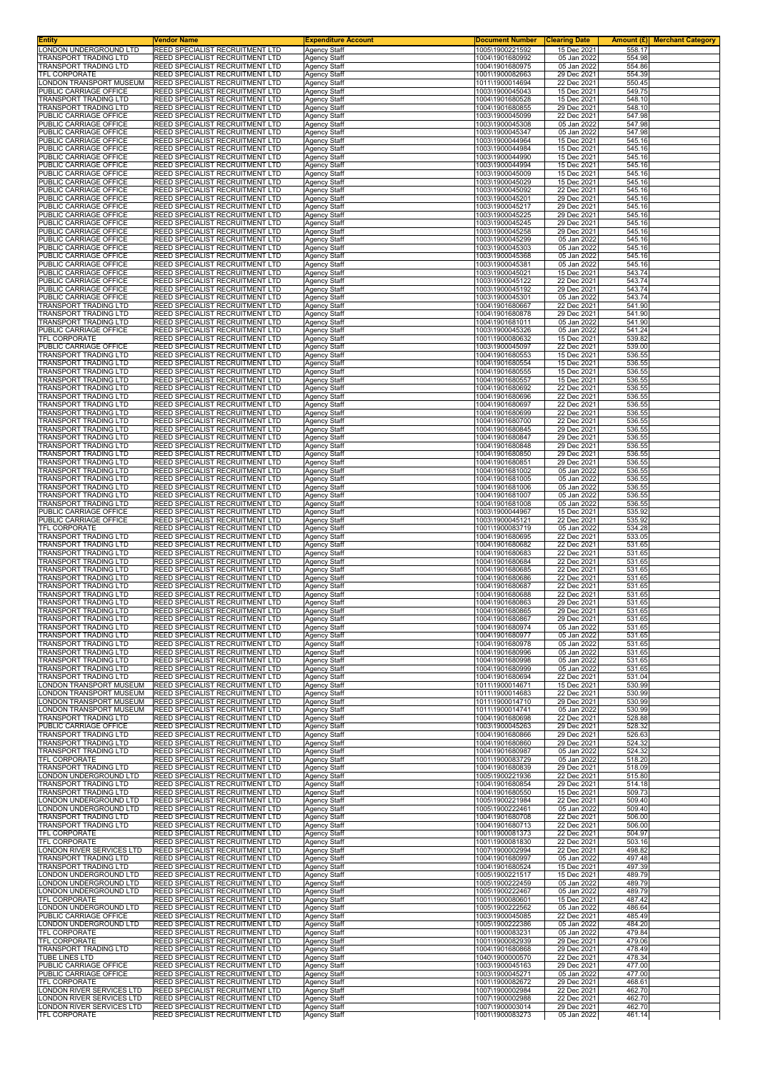| Entity | Vendor Name | Expenditure Account | Document Number | Clearing Date | Amount (£) | Merchant Category |
|---|---|---|---|---|---|---|
| LONDON UNDERGROUND LTD | REED SPECIALIST RECRUITMENT LTD | Agency Staff | 1005\1900221592 | 15 Dec 2021 | 558.17 | |
| TRANSPORT TRADING LTD | REED SPECIALIST RECRUITMENT LTD | Agency Staff | 1004\1901680992 | 05 Jan 2022 | 554.98 | |
| TRANSPORT TRADING LTD | REED SPECIALIST RECRUITMENT LTD | Agency Staff | 1004\1901680975 | 05 Jan 2022 | 554.86 | |
| TFL CORPORATE | REED SPECIALIST RECRUITMENT LTD | Agency Staff | 1001\1900082663 | 29 Dec 2021 | 554.39 | |
| LONDON TRANSPORT MUSEUM | REED SPECIALIST RECRUITMENT LTD | Agency Staff | 1011\1900014694 | 22 Dec 2021 | 550.45 | |
| PUBLIC CARRIAGE OFFICE | REED SPECIALIST RECRUITMENT LTD | Agency Staff | 1003\1900045043 | 15 Dec 2021 | 549.75 | |
| TRANSPORT TRADING LTD | REED SPECIALIST RECRUITMENT LTD | Agency Staff | 1004\1901680528 | 15 Dec 2021 | 548.10 | |
| TRANSPORT TRADING LTD | REED SPECIALIST RECRUITMENT LTD | Agency Staff | 1004\1901680855 | 29 Dec 2021 | 548.10 | |
| PUBLIC CARRIAGE OFFICE | REED SPECIALIST RECRUITMENT LTD | Agency Staff | 1003\1900045099 | 22 Dec 2021 | 547.98 | |
| PUBLIC CARRIAGE OFFICE | REED SPECIALIST RECRUITMENT LTD | Agency Staff | 1003\1900045308 | 05 Jan 2022 | 547.98 | |
| PUBLIC CARRIAGE OFFICE | REED SPECIALIST RECRUITMENT LTD | Agency Staff | 1003\1900045347 | 05 Jan 2022 | 547.98 | |
| PUBLIC CARRIAGE OFFICE | REED SPECIALIST RECRUITMENT LTD | Agency Staff | 1003\1900044964 | 15 Dec 2021 | 545.16 | |
| PUBLIC CARRIAGE OFFICE | REED SPECIALIST RECRUITMENT LTD | Agency Staff | 1003\1900044984 | 15 Dec 2021 | 545.16 | |
| PUBLIC CARRIAGE OFFICE | REED SPECIALIST RECRUITMENT LTD | Agency Staff | 1003\1900044990 | 15 Dec 2021 | 545.16 | |
| PUBLIC CARRIAGE OFFICE | REED SPECIALIST RECRUITMENT LTD | Agency Staff | 1003\1900044994 | 15 Dec 2021 | 545.16 | |
| PUBLIC CARRIAGE OFFICE | REED SPECIALIST RECRUITMENT LTD | Agency Staff | 1003\1900045009 | 15 Dec 2021 | 545.16 | |
| PUBLIC CARRIAGE OFFICE | REED SPECIALIST RECRUITMENT LTD | Agency Staff | 1003\1900045029 | 15 Dec 2021 | 545.16 | |
| PUBLIC CARRIAGE OFFICE | REED SPECIALIST RECRUITMENT LTD | Agency Staff | 1003\1900045092 | 22 Dec 2021 | 545.16 | |
| PUBLIC CARRIAGE OFFICE | REED SPECIALIST RECRUITMENT LTD | Agency Staff | 1003\1900045201 | 29 Dec 2021 | 545.16 | |
| PUBLIC CARRIAGE OFFICE | REED SPECIALIST RECRUITMENT LTD | Agency Staff | 1003\1900045217 | 29 Dec 2021 | 545.16 | |
| PUBLIC CARRIAGE OFFICE | REED SPECIALIST RECRUITMENT LTD | Agency Staff | 1003\1900045225 | 29 Dec 2021 | 545.16 | |
| PUBLIC CARRIAGE OFFICE | REED SPECIALIST RECRUITMENT LTD | Agency Staff | 1003\1900045245 | 29 Dec 2021 | 545.16 | |
| PUBLIC CARRIAGE OFFICE | REED SPECIALIST RECRUITMENT LTD | Agency Staff | 1003\1900045258 | 29 Dec 2021 | 545.16 | |
| PUBLIC CARRIAGE OFFICE | REED SPECIALIST RECRUITMENT LTD | Agency Staff | 1003\1900045299 | 05 Jan 2022 | 545.16 | |
| PUBLIC CARRIAGE OFFICE | REED SPECIALIST RECRUITMENT LTD | Agency Staff | 1003\1900045303 | 05 Jan 2022 | 545.16 | |
| PUBLIC CARRIAGE OFFICE | REED SPECIALIST RECRUITMENT LTD | Agency Staff | 1003\1900045368 | 05 Jan 2022 | 545.16 | |
| PUBLIC CARRIAGE OFFICE | REED SPECIALIST RECRUITMENT LTD | Agency Staff | 1003\1900045381 | 05 Jan 2022 | 545.16 | |
| PUBLIC CARRIAGE OFFICE | REED SPECIALIST RECRUITMENT LTD | Agency Staff | 1003\1900045021 | 15 Dec 2021 | 543.74 | |
| PUBLIC CARRIAGE OFFICE | REED SPECIALIST RECRUITMENT LTD | Agency Staff | 1003\1900045122 | 22 Dec 2021 | 543.74 | |
| PUBLIC CARRIAGE OFFICE | REED SPECIALIST RECRUITMENT LTD | Agency Staff | 1003\1900045192 | 29 Dec 2021 | 543.74 | |
| PUBLIC CARRIAGE OFFICE | REED SPECIALIST RECRUITMENT LTD | Agency Staff | 1003\1900045301 | 05 Jan 2022 | 543.74 | |
| TRANSPORT TRADING LTD | REED SPECIALIST RECRUITMENT LTD | Agency Staff | 1004\1901680667 | 22 Dec 2021 | 541.90 | |
| TRANSPORT TRADING LTD | REED SPECIALIST RECRUITMENT LTD | Agency Staff | 1004\1901680878 | 29 Dec 2021 | 541.90 | |
| TRANSPORT TRADING LTD | REED SPECIALIST RECRUITMENT LTD | Agency Staff | 1004\1901681011 | 05 Jan 2022 | 541.90 | |
| PUBLIC CARRIAGE OFFICE | REED SPECIALIST RECRUITMENT LTD | Agency Staff | 1003\1900045326 | 05 Jan 2022 | 541.24 | |
| TFL CORPORATE | REED SPECIALIST RECRUITMENT LTD | Agency Staff | 1001\1900080632 | 15 Dec 2021 | 539.82 | |
| PUBLIC CARRIAGE OFFICE | REED SPECIALIST RECRUITMENT LTD | Agency Staff | 1003\1900045097 | 22 Dec 2021 | 539.00 | |
| TRANSPORT TRADING LTD | REED SPECIALIST RECRUITMENT LTD | Agency Staff | 1004\1901680553 | 15 Dec 2021 | 536.55 | |
| TRANSPORT TRADING LTD | REED SPECIALIST RECRUITMENT LTD | Agency Staff | 1004\1901680554 | 15 Dec 2021 | 536.55 | |
| TRANSPORT TRADING LTD | REED SPECIALIST RECRUITMENT LTD | Agency Staff | 1004\1901680555 | 15 Dec 2021 | 536.55 | |
| TRANSPORT TRADING LTD | REED SPECIALIST RECRUITMENT LTD | Agency Staff | 1004\1901680557 | 15 Dec 2021 | 536.55 | |
| TRANSPORT TRADING LTD | REED SPECIALIST RECRUITMENT LTD | Agency Staff | 1004\1901680692 | 22 Dec 2021 | 536.55 | |
| TRANSPORT TRADING LTD | REED SPECIALIST RECRUITMENT LTD | Agency Staff | 1004\1901680696 | 22 Dec 2021 | 536.55 | |
| TRANSPORT TRADING LTD | REED SPECIALIST RECRUITMENT LTD | Agency Staff | 1004\1901680697 | 22 Dec 2021 | 536.55 | |
| TRANSPORT TRADING LTD | REED SPECIALIST RECRUITMENT LTD | Agency Staff | 1004\1901680699 | 22 Dec 2021 | 536.55 | |
| TRANSPORT TRADING LTD | REED SPECIALIST RECRUITMENT LTD | Agency Staff | 1004\1901680700 | 22 Dec 2021 | 536.55 | |
| TRANSPORT TRADING LTD | REED SPECIALIST RECRUITMENT LTD | Agency Staff | 1004\1901680845 | 29 Dec 2021 | 536.55 | |
| TRANSPORT TRADING LTD | REED SPECIALIST RECRUITMENT LTD | Agency Staff | 1004\1901680847 | 29 Dec 2021 | 536.55 | |
| TRANSPORT TRADING LTD | REED SPECIALIST RECRUITMENT LTD | Agency Staff | 1004\1901680848 | 29 Dec 2021 | 536.55 | |
| TRANSPORT TRADING LTD | REED SPECIALIST RECRUITMENT LTD | Agency Staff | 1004\1901680850 | 29 Dec 2021 | 536.55 | |
| TRANSPORT TRADING LTD | REED SPECIALIST RECRUITMENT LTD | Agency Staff | 1004\1901680851 | 29 Dec 2021 | 536.55 | |
| TRANSPORT TRADING LTD | REED SPECIALIST RECRUITMENT LTD | Agency Staff | 1004\1901681002 | 05 Jan 2022 | 536.55 | |
| TRANSPORT TRADING LTD | REED SPECIALIST RECRUITMENT LTD | Agency Staff | 1004\1901681005 | 05 Jan 2022 | 536.55 | |
| TRANSPORT TRADING LTD | REED SPECIALIST RECRUITMENT LTD | Agency Staff | 1004\1901681006 | 05 Jan 2022 | 536.55 | |
| TRANSPORT TRADING LTD | REED SPECIALIST RECRUITMENT LTD | Agency Staff | 1004\1901681007 | 05 Jan 2022 | 536.55 | |
| TRANSPORT TRADING LTD | REED SPECIALIST RECRUITMENT LTD | Agency Staff | 1004\1901681008 | 05 Jan 2022 | 536.55 | |
| PUBLIC CARRIAGE OFFICE | REED SPECIALIST RECRUITMENT LTD | Agency Staff | 1003\1900044967 | 15 Dec 2021 | 535.92 | |
| PUBLIC CARRIAGE OFFICE | REED SPECIALIST RECRUITMENT LTD | Agency Staff | 1003\1900045121 | 22 Dec 2021 | 535.92 | |
| TFL CORPORATE | REED SPECIALIST RECRUITMENT LTD | Agency Staff | 1001\1900083719 | 05 Jan 2022 | 534.28 | |
| TRANSPORT TRADING LTD | REED SPECIALIST RECRUITMENT LTD | Agency Staff | 1004\1901680695 | 22 Dec 2021 | 533.05 | |
| TRANSPORT TRADING LTD | REED SPECIALIST RECRUITMENT LTD | Agency Staff | 1004\1901680682 | 22 Dec 2021 | 531.65 | |
| TRANSPORT TRADING LTD | REED SPECIALIST RECRUITMENT LTD | Agency Staff | 1004\1901680683 | 22 Dec 2021 | 531.65 | |
| TRANSPORT TRADING LTD | REED SPECIALIST RECRUITMENT LTD | Agency Staff | 1004\1901680684 | 22 Dec 2021 | 531.65 | |
| TRANSPORT TRADING LTD | REED SPECIALIST RECRUITMENT LTD | Agency Staff | 1004\1901680685 | 22 Dec 2021 | 531.65 | |
| TRANSPORT TRADING LTD | REED SPECIALIST RECRUITMENT LTD | Agency Staff | 1004\1901680686 | 22 Dec 2021 | 531.65 | |
| TRANSPORT TRADING LTD | REED SPECIALIST RECRUITMENT LTD | Agency Staff | 1004\1901680687 | 22 Dec 2021 | 531.65 | |
| TRANSPORT TRADING LTD | REED SPECIALIST RECRUITMENT LTD | Agency Staff | 1004\1901680688 | 22 Dec 2021 | 531.65 | |
| TRANSPORT TRADING LTD | REED SPECIALIST RECRUITMENT LTD | Agency Staff | 1004\1901680863 | 29 Dec 2021 | 531.65 | |
| TRANSPORT TRADING LTD | REED SPECIALIST RECRUITMENT LTD | Agency Staff | 1004\1901680865 | 29 Dec 2021 | 531.65 | |
| TRANSPORT TRADING LTD | REED SPECIALIST RECRUITMENT LTD | Agency Staff | 1004\1901680867 | 29 Dec 2021 | 531.65 | |
| TRANSPORT TRADING LTD | REED SPECIALIST RECRUITMENT LTD | Agency Staff | 1004\1901680974 | 05 Jan 2022 | 531.65 | |
| TRANSPORT TRADING LTD | REED SPECIALIST RECRUITMENT LTD | Agency Staff | 1004\1901680977 | 05 Jan 2022 | 531.65 | |
| TRANSPORT TRADING LTD | REED SPECIALIST RECRUITMENT LTD | Agency Staff | 1004\1901680978 | 05 Jan 2022 | 531.65 | |
| TRANSPORT TRADING LTD | REED SPECIALIST RECRUITMENT LTD | Agency Staff | 1004\1901680996 | 05 Jan 2022 | 531.65 | |
| TRANSPORT TRADING LTD | REED SPECIALIST RECRUITMENT LTD | Agency Staff | 1004\1901680998 | 05 Jan 2022 | 531.65 | |
| TRANSPORT TRADING LTD | REED SPECIALIST RECRUITMENT LTD | Agency Staff | 1004\1901680999 | 05 Jan 2022 | 531.65 | |
| TRANSPORT TRADING LTD | REED SPECIALIST RECRUITMENT LTD | Agency Staff | 1004\1901680694 | 22 Dec 2021 | 531.04 | |
| LONDON TRANSPORT MUSEUM | REED SPECIALIST RECRUITMENT LTD | Agency Staff | 1011\1900014671 | 15 Dec 2021 | 530.99 | |
| LONDON TRANSPORT MUSEUM | REED SPECIALIST RECRUITMENT LTD | Agency Staff | 1011\1900014683 | 22 Dec 2021 | 530.99 | |
| LONDON TRANSPORT MUSEUM | REED SPECIALIST RECRUITMENT LTD | Agency Staff | 1011\1900014710 | 29 Dec 2021 | 530.99 | |
| LONDON TRANSPORT MUSEUM | REED SPECIALIST RECRUITMENT LTD | Agency Staff | 1011\1900014741 | 05 Jan 2022 | 530.99 | |
| TRANSPORT TRADING LTD | REED SPECIALIST RECRUITMENT LTD | Agency Staff | 1004\1901680698 | 22 Dec 2021 | 528.88 | |
| PUBLIC CARRIAGE OFFICE | REED SPECIALIST RECRUITMENT LTD | Agency Staff | 1003\1900045263 | 29 Dec 2021 | 528.32 | |
| TRANSPORT TRADING LTD | REED SPECIALIST RECRUITMENT LTD | Agency Staff | 1004\1901680866 | 29 Dec 2021 | 526.63 | |
| TRANSPORT TRADING LTD | REED SPECIALIST RECRUITMENT LTD | Agency Staff | 1004\1901680860 | 29 Dec 2021 | 524.32 | |
| TRANSPORT TRADING LTD | REED SPECIALIST RECRUITMENT LTD | Agency Staff | 1004\1901680987 | 05 Jan 2022 | 524.32 | |
| TFL CORPORATE | REED SPECIALIST RECRUITMENT LTD | Agency Staff | 1001\1900083729 | 05 Jan 2022 | 518.20 | |
| TRANSPORT TRADING LTD | REED SPECIALIST RECRUITMENT LTD | Agency Staff | 1004\1901680839 | 29 Dec 2021 | 518.09 | |
| LONDON UNDERGROUND LTD | REED SPECIALIST RECRUITMENT LTD | Agency Staff | 1005\1900221936 | 22 Dec 2021 | 515.80 | |
| TRANSPORT TRADING LTD | REED SPECIALIST RECRUITMENT LTD | Agency Staff | 1004\1901680854 | 29 Dec 2021 | 514.18 | |
| TRANSPORT TRADING LTD | REED SPECIALIST RECRUITMENT LTD | Agency Staff | 1004\1901680550 | 15 Dec 2021 | 509.73 | |
| LONDON UNDERGROUND LTD | REED SPECIALIST RECRUITMENT LTD | Agency Staff | 1005\1900221984 | 22 Dec 2021 | 509.40 | |
| LONDON UNDERGROUND LTD | REED SPECIALIST RECRUITMENT LTD | Agency Staff | 1005\1900222461 | 05 Jan 2022 | 509.40 | |
| TRANSPORT TRADING LTD | REED SPECIALIST RECRUITMENT LTD | Agency Staff | 1004\1901680708 | 22 Dec 2021 | 506.00 | |
| TRANSPORT TRADING LTD | REED SPECIALIST RECRUITMENT LTD | Agency Staff | 1004\1901680713 | 22 Dec 2021 | 506.00 | |
| TFL CORPORATE | REED SPECIALIST RECRUITMENT LTD | Agency Staff | 1001\1900081373 | 22 Dec 2021 | 504.97 | |
| TFL CORPORATE | REED SPECIALIST RECRUITMENT LTD | Agency Staff | 1001\1900081830 | 22 Dec 2021 | 503.16 | |
| LONDON RIVER SERVICES LTD | REED SPECIALIST RECRUITMENT LTD | Agency Staff | 1007\1900002994 | 22 Dec 2021 | 498.82 | |
| TRANSPORT TRADING LTD | REED SPECIALIST RECRUITMENT LTD | Agency Staff | 1004\1901680997 | 05 Jan 2022 | 497.48 | |
| TRANSPORT TRADING LTD | REED SPECIALIST RECRUITMENT LTD | Agency Staff | 1004\1901680524 | 15 Dec 2021 | 497.39 | |
| LONDON UNDERGROUND LTD | REED SPECIALIST RECRUITMENT LTD | Agency Staff | 1005\1900221517 | 15 Dec 2021 | 489.79 | |
| LONDON UNDERGROUND LTD | REED SPECIALIST RECRUITMENT LTD | Agency Staff | 1005\1900222459 | 05 Jan 2022 | 489.79 | |
| LONDON UNDERGROUND LTD | REED SPECIALIST RECRUITMENT LTD | Agency Staff | 1005\1900222467 | 05 Jan 2022 | 489.79 | |
| TFL CORPORATE | REED SPECIALIST RECRUITMENT LTD | Agency Staff | 1001\1900080601 | 15 Dec 2021 | 487.42 | |
| LONDON UNDERGROUND LTD | REED SPECIALIST RECRUITMENT LTD | Agency Staff | 1005\1900222562 | 05 Jan 2022 | 486.64 | |
| PUBLIC CARRIAGE OFFICE | REED SPECIALIST RECRUITMENT LTD | Agency Staff | 1003\1900045085 | 22 Dec 2021 | 485.49 | |
| LONDON UNDERGROUND LTD | REED SPECIALIST RECRUITMENT LTD | Agency Staff | 1005\1900222386 | 05 Jan 2022 | 484.20 | |
| TFL CORPORATE | REED SPECIALIST RECRUITMENT LTD | Agency Staff | 1001\1900083231 | 05 Jan 2022 | 479.84 | |
| TFL CORPORATE | REED SPECIALIST RECRUITMENT LTD | Agency Staff | 1001\1900082939 | 29 Dec 2021 | 479.06 | |
| TRANSPORT TRADING LTD | REED SPECIALIST RECRUITMENT LTD | Agency Staff | 1004\1901680868 | 29 Dec 2021 | 478.49 | |
| TUBE LINES LTD | REED SPECIALIST RECRUITMENT LTD | Agency Staff | 1040\1900000570 | 22 Dec 2021 | 478.34 | |
| PUBLIC CARRIAGE OFFICE | REED SPECIALIST RECRUITMENT LTD | Agency Staff | 1003\1900045163 | 29 Dec 2021 | 477.00 | |
| PUBLIC CARRIAGE OFFICE | REED SPECIALIST RECRUITMENT LTD | Agency Staff | 1003\1900045271 | 05 Jan 2022 | 477.00 | |
| TFL CORPORATE | REED SPECIALIST RECRUITMENT LTD | Agency Staff | 1001\1900082672 | 29 Dec 2021 | 468.61 | |
| LONDON RIVER SERVICES LTD | REED SPECIALIST RECRUITMENT LTD | Agency Staff | 1007\1900002984 | 22 Dec 2021 | 462.70 | |
| LONDON RIVER SERVICES LTD | REED SPECIALIST RECRUITMENT LTD | Agency Staff | 1007\1900002988 | 22 Dec 2021 | 462.70 | |
| LONDON RIVER SERVICES LTD | REED SPECIALIST RECRUITMENT LTD | Agency Staff | 1007\1900003014 | 29 Dec 2021 | 462.70 | |
| TFL CORPORATE | REED SPECIALIST RECRUITMENT LTD | Agency Staff | 1001\1900083273 | 05 Jan 2022 | 461.14 | |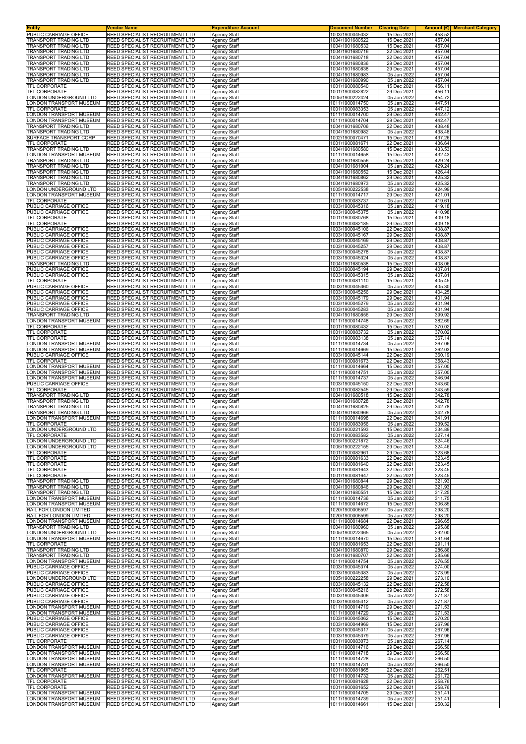| Entity | Vendor Name | Expenditure Account | Document Number | Clearing Date | Amount (£) | Merchant Category |
|---|---|---|---|---|---|---|
| PUBLIC CARRIAGE OFFICE | REED SPECIALIST RECRUITMENT LTD | Agency Staff | 1003\1900045032 | 15 Dec 2021 | 458.52 | |
| TRANSPORT TRADING LTD | REED SPECIALIST RECRUITMENT LTD | Agency Staff | 1004\1901680522 | 15 Dec 2021 | 457.04 | |
| TRANSPORT TRADING LTD | REED SPECIALIST RECRUITMENT LTD | Agency Staff | 1004\1901680532 | 15 Dec 2021 | 457.04 | |
| TRANSPORT TRADING LTD | REED SPECIALIST RECRUITMENT LTD | Agency Staff | 1004\1901680716 | 22 Dec 2021 | 457.04 | |
| TRANSPORT TRADING LTD | REED SPECIALIST RECRUITMENT LTD | Agency Staff | 1004\1901680718 | 22 Dec 2021 | 457.04 | |
| TRANSPORT TRADING LTD | REED SPECIALIST RECRUITMENT LTD | Agency Staff | 1004\1901680836 | 29 Dec 2021 | 457.04 | |
| TRANSPORT TRADING LTD | REED SPECIALIST RECRUITMENT LTD | Agency Staff | 1004\1901680838 | 29 Dec 2021 | 457.04 | |
| TRANSPORT TRADING LTD | REED SPECIALIST RECRUITMENT LTD | Agency Staff | 1004\1901680983 | 05 Jan 2022 | 457.04 | |
| TRANSPORT TRADING LTD | REED SPECIALIST RECRUITMENT LTD | Agency Staff | 1004\1901680990 | 05 Jan 2022 | 457.04 | |
| TFL CORPORATE | REED SPECIALIST RECRUITMENT LTD | Agency Staff | 1001\1900080540 | 15 Dec 2021 | 456.11 | |
| TFL CORPORATE | REED SPECIALIST RECRUITMENT LTD | Agency Staff | 1001\1900082822 | 29 Dec 2021 | 456.11 | |
| LONDON UNDERGROUND LTD | REED SPECIALIST RECRUITMENT LTD | Agency Staff | 1005\1900222424 | 05 Jan 2022 | 454.72 | |
| LONDON TRANSPORT MUSEUM | REED SPECIALIST RECRUITMENT LTD | Agency Staff | 1011\1900014750 | 05 Jan 2022 | 447.51 | |
| TFL CORPORATE | REED SPECIALIST RECRUITMENT LTD | Agency Staff | 1001\1900083353 | 05 Jan 2022 | 447.12 | |
| LONDON TRANSPORT MUSEUM | REED SPECIALIST RECRUITMENT LTD | Agency Staff | 1011\1900014700 | 29 Dec 2021 | 442.47 | |
| LONDON TRANSPORT MUSEUM | REED SPECIALIST RECRUITMENT LTD | Agency Staff | 1011\1900014704 | 29 Dec 2021 | 442.47 | |
| TRANSPORT TRADING LTD | REED SPECIALIST RECRUITMENT LTD | Agency Staff | 1004\1901680706 | 22 Dec 2021 | 438.48 | |
| TRANSPORT TRADING LTD | REED SPECIALIST RECRUITMENT LTD | Agency Staff | 1004\1901680982 | 05 Jan 2022 | 438.48 | |
| SURFACE TRANSPORT CORP | REED SPECIALIST RECRUITMENT LTD | Agency Staff | 1002\1900070471 | 15 Dec 2021 | 437.26 | |
| TFL CORPORATE | REED SPECIALIST RECRUITMENT LTD | Agency Staff | 1001\1900081671 | 22 Dec 2021 | 436.64 | |
| TRANSPORT TRADING LTD | REED SPECIALIST RECRUITMENT LTD | Agency Staff | 1004\1901680580 | 15 Dec 2021 | 433.53 | |
| LONDON TRANSPORT MUSEUM | REED SPECIALIST RECRUITMENT LTD | Agency Staff | 1011\1900014658 | 15 Dec 2021 | 432.43 | |
| TRANSPORT TRADING LTD | REED SPECIALIST RECRUITMENT LTD | Agency Staff | 1004\1901680556 | 15 Dec 2021 | 429.24 | |
| TRANSPORT TRADING LTD | REED SPECIALIST RECRUITMENT LTD | Agency Staff | 1004\1901681004 | 05 Jan 2022 | 429.24 | |
| TRANSPORT TRADING LTD | REED SPECIALIST RECRUITMENT LTD | Agency Staff | 1004\1901680552 | 15 Dec 2021 | 426.44 | |
| TRANSPORT TRADING LTD | REED SPECIALIST RECRUITMENT LTD | Agency Staff | 1004\1901680862 | 29 Dec 2021 | 425.32 | |
| TRANSPORT TRADING LTD | REED SPECIALIST RECRUITMENT LTD | Agency Staff | 1004\1901680973 | 05 Jan 2022 | 425.32 | |
| LONDON UNDERGROUND LTD | REED SPECIALIST RECRUITMENT LTD | Agency Staff | 1005\1900222538 | 05 Jan 2022 | 424.99 | |
| LONDON TRANSPORT MUSEUM | REED SPECIALIST RECRUITMENT LTD | Agency Staff | 1011\1900014717 | 29 Dec 2021 | 421.01 | |
| TFL CORPORATE | REED SPECIALIST RECRUITMENT LTD | Agency Staff | 1001\1900083737 | 05 Jan 2022 | 419.61 | |
| PUBLIC CARRIAGE OFFICE | REED SPECIALIST RECRUITMENT LTD | Agency Staff | 1003\1900045316 | 05 Jan 2022 | 419.18 | |
| PUBLIC CARRIAGE OFFICE | REED SPECIALIST RECRUITMENT LTD | Agency Staff | 1003\1900045375 | 05 Jan 2022 | 410.98 | |
| TFL CORPORATE | REED SPECIALIST RECRUITMENT LTD | Agency Staff | 1001\1900080768 | 15 Dec 2021 | 409.18 | |
| TFL CORPORATE | REED SPECIALIST RECRUITMENT LTD | Agency Staff | 1001\1900082185 | 29 Dec 2021 | 409.18 | |
| PUBLIC CARRIAGE OFFICE | REED SPECIALIST RECRUITMENT LTD | Agency Staff | 1003\1900045106 | 22 Dec 2021 | 408.87 | |
| PUBLIC CARRIAGE OFFICE | REED SPECIALIST RECRUITMENT LTD | Agency Staff | 1003\1900045167 | 29 Dec 2021 | 408.87 | |
| PUBLIC CARRIAGE OFFICE | REED SPECIALIST RECRUITMENT LTD | Agency Staff | 1003\1900045169 | 29 Dec 2021 | 408.87 | |
| PUBLIC CARRIAGE OFFICE | REED SPECIALIST RECRUITMENT LTD | Agency Staff | 1003\1900045257 | 29 Dec 2021 | 408.87 | |
| PUBLIC CARRIAGE OFFICE | REED SPECIALIST RECRUITMENT LTD | Agency Staff | 1003\1900045278 | 05 Jan 2022 | 408.87 | |
| PUBLIC CARRIAGE OFFICE | REED SPECIALIST RECRUITMENT LTD | Agency Staff | 1003\1900045324 | 05 Jan 2022 | 408.87 | |
| TRANSPORT TRADING LTD | REED SPECIALIST RECRUITMENT LTD | Agency Staff | 1004\1901680538 | 15 Dec 2021 | 408.06 | |
| PUBLIC CARRIAGE OFFICE | REED SPECIALIST RECRUITMENT LTD | Agency Staff | 1003\1900045194 | 29 Dec 2021 | 407.81 | |
| PUBLIC CARRIAGE OFFICE | REED SPECIALIST RECRUITMENT LTD | Agency Staff | 1003\1900045315 | 05 Jan 2022 | 407.81 | |
| TFL CORPORATE | REED SPECIALIST RECRUITMENT LTD | Agency Staff | 1001\1900081110 | 15 Dec 2021 | 405.45 | |
| PUBLIC CARRIAGE OFFICE | REED SPECIALIST RECRUITMENT LTD | Agency Staff | 1003\1900045360 | 05 Jan 2022 | 405.30 | |
| PUBLIC CARRIAGE OFFICE | REED SPECIALIST RECRUITMENT LTD | Agency Staff | 1003\1900045256 | 29 Dec 2021 | 404.25 | |
| PUBLIC CARRIAGE OFFICE | REED SPECIALIST RECRUITMENT LTD | Agency Staff | 1003\1900045179 | 29 Dec 2021 | 401.94 | |
| PUBLIC CARRIAGE OFFICE | REED SPECIALIST RECRUITMENT LTD | Agency Staff | 1003\1900045279 | 05 Jan 2022 | 401.94 | |
| PUBLIC CARRIAGE OFFICE | REED SPECIALIST RECRUITMENT LTD | Agency Staff | 1003\1900045283 | 05 Jan 2022 | 401.94 | |
| TRANSPORT TRADING LTD | REED SPECIALIST RECRUITMENT LTD | Agency Staff | 1004\1901680856 | 29 Dec 2021 | 399.92 | |
| LONDON TRANSPORT MUSEUM | REED SPECIALIST RECRUITMENT LTD | Agency Staff | 1011\1900014748 | 05 Jan 2022 | 382.69 | |
| TFL CORPORATE | REED SPECIALIST RECRUITMENT LTD | Agency Staff | 1001\1900080432 | 15 Dec 2021 | 370.02 | |
| TFL CORPORATE | REED SPECIALIST RECRUITMENT LTD | Agency Staff | 1001\1900083732 | 05 Jan 2022 | 370.02 | |
| TFL CORPORATE | REED SPECIALIST RECRUITMENT LTD | Agency Staff | 1001\1900083138 | 05 Jan 2022 | 367.14 | |
| LONDON TRANSPORT MUSEUM | REED SPECIALIST RECRUITMENT LTD | Agency Staff | 1011\1900014734 | 05 Jan 2022 | 367.06 | |
| LONDON TRANSPORT MUSEUM | REED SPECIALIST RECRUITMENT LTD | Agency Staff | 1011\1900014669 | 15 Dec 2021 | 362.03 | |
| PUBLIC CARRIAGE OFFICE | REED SPECIALIST RECRUITMENT LTD | Agency Staff | 1003\1900045144 | 22 Dec 2021 | 360.19 | |
| TFL CORPORATE | REED SPECIALIST RECRUITMENT LTD | Agency Staff | 1001\1900081673 | 22 Dec 2021 | 358.43 | |
| LONDON TRANSPORT MUSEUM | REED SPECIALIST RECRUITMENT LTD | Agency Staff | 1011\1900014664 | 15 Dec 2021 | 357.00 | |
| LONDON TRANSPORT MUSEUM | REED SPECIALIST RECRUITMENT LTD | Agency Staff | 1011\1900014751 | 05 Jan 2022 | 357.00 | |
| LONDON TRANSPORT MUSEUM | REED SPECIALIST RECRUITMENT LTD | Agency Staff | 1011\1900014737 | 05 Jan 2022 | 346.94 | |
| PUBLIC CARRIAGE OFFICE | REED SPECIALIST RECRUITMENT LTD | Agency Staff | 1003\1900045150 | 22 Dec 2021 | 343.60 | |
| TFL CORPORATE | REED SPECIALIST RECRUITMENT LTD | Agency Staff | 1001\1900082545 | 29 Dec 2021 | 343.59 | |
| TRANSPORT TRADING LTD | REED SPECIALIST RECRUITMENT LTD | Agency Staff | 1004\1901680518 | 15 Dec 2021 | 342.78 | |
| TRANSPORT TRADING LTD | REED SPECIALIST RECRUITMENT LTD | Agency Staff | 1004\1901680728 | 22 Dec 2021 | 342.78 | |
| TRANSPORT TRADING LTD | REED SPECIALIST RECRUITMENT LTD | Agency Staff | 1004\1901680825 | 29 Dec 2021 | 342.78 | |
| TRANSPORT TRADING LTD | REED SPECIALIST RECRUITMENT LTD | Agency Staff | 1004\1901680966 | 05 Jan 2022 | 342.78 | |
| LONDON TRANSPORT MUSEUM | REED SPECIALIST RECRUITMENT LTD | Agency Staff | 1011\1900014698 | 22 Dec 2021 | 341.91 | |
| TFL CORPORATE | REED SPECIALIST RECRUITMENT LTD | Agency Staff | 1001\1900083056 | 05 Jan 2022 | 339.52 | |
| LONDON UNDERGROUND LTD | REED SPECIALIST RECRUITMENT LTD | Agency Staff | 1005\1900221593 | 15 Dec 2021 | 334.89 | |
| TFL CORPORATE | REED SPECIALIST RECRUITMENT LTD | Agency Staff | 1001\1900083582 | 05 Jan 2022 | 327.14 | |
| LONDON UNDERGROUND LTD | REED SPECIALIST RECRUITMENT LTD | Agency Staff | 1005\1900221872 | 22 Dec 2021 | 324.46 | |
| LONDON UNDERGROUND LTD | REED SPECIALIST RECRUITMENT LTD | Agency Staff | 1005\1900222155 | 29 Dec 2021 | 324.46 | |
| TFL CORPORATE | REED SPECIALIST RECRUITMENT LTD | Agency Staff | 1001\1900082961 | 29 Dec 2021 | 323.68 | |
| TFL CORPORATE | REED SPECIALIST RECRUITMENT LTD | Agency Staff | 1001\1900081633 | 22 Dec 2021 | 323.45 | |
| TFL CORPORATE | REED SPECIALIST RECRUITMENT LTD | Agency Staff | 1001\1900081640 | 22 Dec 2021 | 323.45 | |
| TFL CORPORATE | REED SPECIALIST RECRUITMENT LTD | Agency Staff | 1001\1900081643 | 22 Dec 2021 | 323.45 | |
| TFL CORPORATE | REED SPECIALIST RECRUITMENT LTD | Agency Staff | 1001\1900081647 | 22 Dec 2021 | 323.45 | |
| TRANSPORT TRADING LTD | REED SPECIALIST RECRUITMENT LTD | Agency Staff | 1004\1901680844 | 29 Dec 2021 | 321.93 | |
| TRANSPORT TRADING LTD | REED SPECIALIST RECRUITMENT LTD | Agency Staff | 1004\1901680846 | 29 Dec 2021 | 321.93 | |
| TRANSPORT TRADING LTD | REED SPECIALIST RECRUITMENT LTD | Agency Staff | 1004\1901680551 | 15 Dec 2021 | 317.25 | |
| LONDON TRANSPORT MUSEUM | REED SPECIALIST RECRUITMENT LTD | Agency Staff | 1011\1900014736 | 05 Jan 2022 | 311.75 | |
| LONDON TRANSPORT MUSEUM | REED SPECIALIST RECRUITMENT LTD | Agency Staff | 1011\1900014672 | 15 Dec 2021 | 306.85 | |
| RAIL FOR LONDON LIMITED | REED SPECIALIST RECRUITMENT LTD | Agency Staff | 1020\1900006597 | 05 Jan 2022 | 298.20 | |
| RAIL FOR LONDON LIMITED | REED SPECIALIST RECRUITMENT LTD | Agency Staff | 1020\1900006599 | 05 Jan 2022 | 298.20 | |
| LONDON TRANSPORT MUSEUM | REED SPECIALIST RECRUITMENT LTD | Agency Staff | 1011\1900014684 | 22 Dec 2021 | 296.65 | |
| TRANSPORT TRADING LTD | REED SPECIALIST RECRUITMENT LTD | Agency Staff | 1004\1901680960 | 05 Jan 2022 | 295.88 | |
| LONDON UNDERGROUND LTD | REED SPECIALIST RECRUITMENT LTD | Agency Staff | 1005\1900222365 | 05 Jan 2022 | 292.00 | |
| LONDON TRANSPORT MUSEUM | REED SPECIALIST RECRUITMENT LTD | Agency Staff | 1011\1900014670 | 15 Dec 2021 | 291.64 | |
| TFL CORPORATE | REED SPECIALIST RECRUITMENT LTD | Agency Staff | 1001\1900081653 | 22 Dec 2021 | 291.11 | |
| TRANSPORT TRADING LTD | REED SPECIALIST RECRUITMENT LTD | Agency Staff | 1004\1901680870 | 29 Dec 2021 | 286.86 | |
| TRANSPORT TRADING LTD | REED SPECIALIST RECRUITMENT LTD | Agency Staff | 1004\1901680707 | 22 Dec 2021 | 285.66 | |
| LONDON TRANSPORT MUSEUM | REED SPECIALIST RECRUITMENT LTD | Agency Staff | 1011\1900014754 | 05 Jan 2022 | 276.55 | |
| PUBLIC CARRIAGE OFFICE | REED SPECIALIST RECRUITMENT LTD | Agency Staff | 1003\1900045374 | 05 Jan 2022 | 274.00 | |
| PUBLIC CARRIAGE OFFICE | REED SPECIALIST RECRUITMENT LTD | Agency Staff | 1003\1900045383 | 05 Jan 2022 | 273.99 | |
| LONDON UNDERGROUND LTD | REED SPECIALIST RECRUITMENT LTD | Agency Staff | 1005\1900222258 | 29 Dec 2021 | 273.10 | |
| PUBLIC CARRIAGE OFFICE | REED SPECIALIST RECRUITMENT LTD | Agency Staff | 1003\1900045132 | 22 Dec 2021 | 272.58 | |
| PUBLIC CARRIAGE OFFICE | REED SPECIALIST RECRUITMENT LTD | Agency Staff | 1003\1900045216 | 29 Dec 2021 | 272.58 | |
| PUBLIC CARRIAGE OFFICE | REED SPECIALIST RECRUITMENT LTD | Agency Staff | 1003\1900045306 | 05 Jan 2022 | 271.87 | |
| PUBLIC CARRIAGE OFFICE | REED SPECIALIST RECRUITMENT LTD | Agency Staff | 1003\1900045312 | 05 Jan 2022 | 271.87 | |
| LONDON TRANSPORT MUSEUM | REED SPECIALIST RECRUITMENT LTD | Agency Staff | 1011\1900014719 | 29 Dec 2021 | 271.53 | |
| LONDON TRANSPORT MUSEUM | REED SPECIALIST RECRUITMENT LTD | Agency Staff | 1011\1900014729 | 05 Jan 2022 | 271.53 | |
| PUBLIC CARRIAGE OFFICE | REED SPECIALIST RECRUITMENT LTD | Agency Staff | 1003\1900045062 | 15 Dec 2021 | 270.20 | |
| PUBLIC CARRIAGE OFFICE | REED SPECIALIST RECRUITMENT LTD | Agency Staff | 1003\1900044969 | 15 Dec 2021 | 267.96 | |
| PUBLIC CARRIAGE OFFICE | REED SPECIALIST RECRUITMENT LTD | Agency Staff | 1003\1900045317 | 05 Jan 2022 | 267.96 | |
| PUBLIC CARRIAGE OFFICE | REED SPECIALIST RECRUITMENT LTD | Agency Staff | 1003\1900045379 | 05 Jan 2022 | 267.96 | |
| TFL CORPORATE | REED SPECIALIST RECRUITMENT LTD | Agency Staff | 1001\1900083073 | 05 Jan 2022 | 267.14 | |
| LONDON TRANSPORT MUSEUM | REED SPECIALIST RECRUITMENT LTD | Agency Staff | 1011\1900014716 | 29 Dec 2021 | 266.50 | |
| LONDON TRANSPORT MUSEUM | REED SPECIALIST RECRUITMENT LTD | Agency Staff | 1011\1900014718 | 29 Dec 2021 | 266.50 | |
| LONDON TRANSPORT MUSEUM | REED SPECIALIST RECRUITMENT LTD | Agency Staff | 1011\1900014728 | 05 Jan 2022 | 266.50 | |
| LONDON TRANSPORT MUSEUM | REED SPECIALIST RECRUITMENT LTD | Agency Staff | 1011\1900014731 | 05 Jan 2022 | 266.50 | |
| TFL CORPORATE | REED SPECIALIST RECRUITMENT LTD | Agency Staff | 1001\1900081865 | 22 Dec 2021 | 262.51 | |
| LONDON TRANSPORT MUSEUM | REED SPECIALIST RECRUITMENT LTD | Agency Staff | 1011\1900014732 | 05 Jan 2022 | 261.72 | |
| TFL CORPORATE | REED SPECIALIST RECRUITMENT LTD | Agency Staff | 1001\1900081628 | 22 Dec 2021 | 258.76 | |
| TFL CORPORATE | REED SPECIALIST RECRUITMENT LTD | Agency Staff | 1001\1900081652 | 22 Dec 2021 | 258.76 | |
| LONDON TRANSPORT MUSEUM | REED SPECIALIST RECRUITMENT LTD | Agency Staff | 1011\1900014705 | 29 Dec 2021 | 251.41 | |
| LONDON TRANSPORT MUSEUM | REED SPECIALIST RECRUITMENT LTD | Agency Staff | 1011\1900014739 | 05 Jan 2022 | 251.41 | |
| LONDON TRANSPORT MUSEUM | REED SPECIALIST RECRUITMENT LTD | Agency Staff | 1011\1900014661 | 15 Dec 2021 | 250.32 | |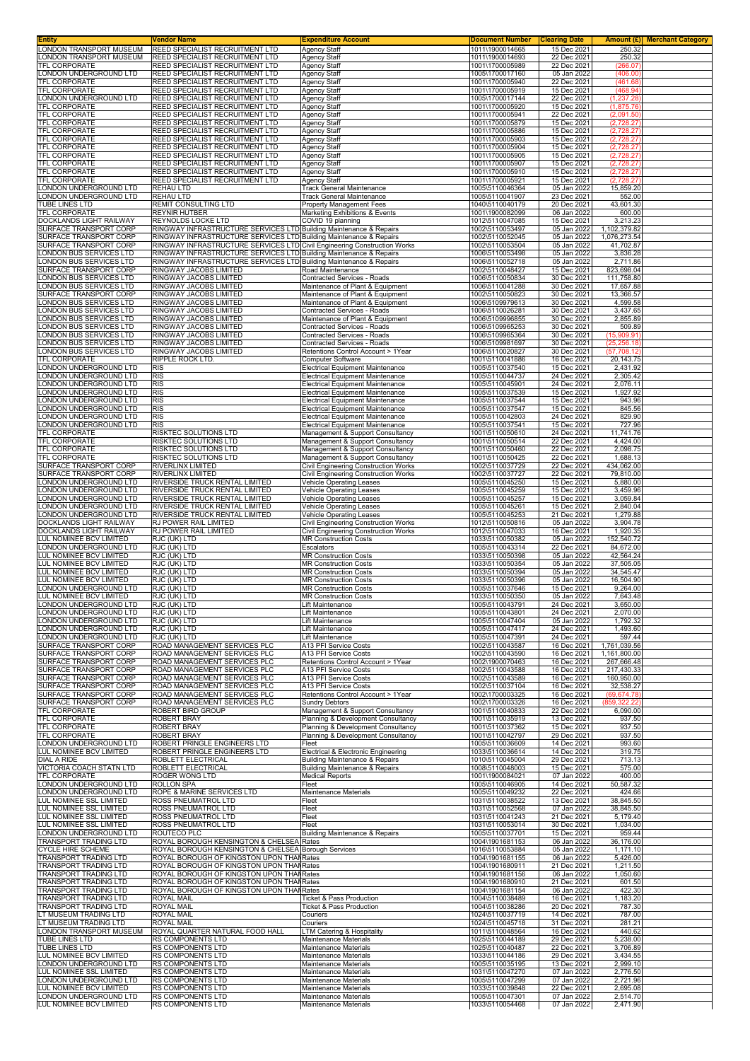| Entity | Vendor Name | Expenditure Account | Document Number | Clearing Date | Amount (£) | Merchant Category |
|---|---|---|---|---|---|---|
| LONDON TRANSPORT MUSEUM | REED SPECIALIST RECRUITMENT LTD | Agency Staff | 1011\1900014665 | 15 Dec 2021 | 250.32 | |
| LONDON TRANSPORT MUSEUM | REED SPECIALIST RECRUITMENT LTD | Agency Staff | 1011\1900014693 | 22 Dec 2021 | 250.32 | |
| TFL CORPORATE | REED SPECIALIST RECRUITMENT LTD | Agency Staff | 1001\1700005989 | 22 Dec 2021 | (266.07) | |
| LONDON UNDERGROUND LTD | REED SPECIALIST RECRUITMENT LTD | Agency Staff | 1005\1700017160 | 05 Jan 2022 | (406.00) | |
| TFL CORPORATE | REED SPECIALIST RECRUITMENT LTD | Agency Staff | 1001\1700005940 | 22 Dec 2021 | (461.68) | |
| TFL CORPORATE | REED SPECIALIST RECRUITMENT LTD | Agency Staff | 1001\1700005919 | 15 Dec 2021 | (468.94) | |
| LONDON UNDERGROUND LTD | REED SPECIALIST RECRUITMENT LTD | Agency Staff | 1005\1700017144 | 22 Dec 2021 | (1,237.28) | |
| TFL CORPORATE | REED SPECIALIST RECRUITMENT LTD | Agency Staff | 1001\1700005920 | 15 Dec 2021 | (1,875.76) | |
| TFL CORPORATE | REED SPECIALIST RECRUITMENT LTD | Agency Staff | 1001\1700005941 | 22 Dec 2021 | (2,091.50) | |
| TFL CORPORATE | REED SPECIALIST RECRUITMENT LTD | Agency Staff | 1001\1700005879 | 15 Dec 2021 | (2,728.27) | |
| TFL CORPORATE | REED SPECIALIST RECRUITMENT LTD | Agency Staff | 1001\1700005886 | 15 Dec 2021 | (2,728.27) | |
| TFL CORPORATE | REED SPECIALIST RECRUITMENT LTD | Agency Staff | 1001\1700005903 | 15 Dec 2021 | (2,728.27) | |
| TFL CORPORATE | REED SPECIALIST RECRUITMENT LTD | Agency Staff | 1001\1700005904 | 15 Dec 2021 | (2,728.27) | |
| TFL CORPORATE | REED SPECIALIST RECRUITMENT LTD | Agency Staff | 1001\1700005905 | 15 Dec 2021 | (2,728.27) | |
| TFL CORPORATE | REED SPECIALIST RECRUITMENT LTD | Agency Staff | 1001\1700005907 | 15 Dec 2021 | (2,728.27) | |
| TFL CORPORATE | REED SPECIALIST RECRUITMENT LTD | Agency Staff | 1001\1700005910 | 15 Dec 2021 | (2,728.27) | |
| TFL CORPORATE | REED SPECIALIST RECRUITMENT LTD | Agency Staff | 1001\1700005921 | 15 Dec 2021 | (2,728.27) | |
| LONDON UNDERGROUND LTD | REHAU LTD | Track General Maintenance | 1005\5110046364 | 05 Jan 2022 | 15,859.20 | |
| LONDON UNDERGROUND LTD | REHAU LTD | Track General Maintenance | 1005\5110041907 | 23 Dec 2021 | 552.00 | |
| TUBE LINES LTD | REMIT CONSULTING LTD | Property Management Fees | 1040\5110040179 | 20 Dec 2021 | 43,601.30 | |
| TFL CORPORATE | REYNIR HUTBER | Marketing Exhibitions & Events | 1001\1900082099 | 06 Jan 2022 | 600.00 | |
| DOCKLANDS LIGHT RAILWAY | REYNOLDS LOCKE LTD | COVID 19 planning | 1012\5110047085 | 15 Dec 2021 | 3,213.23 | |
| SURFACE TRANSPORT CORP | RINGWAY INFRASTRUCTURE SERVICES LTD | Building Maintenance & Repairs | 1002\5110053497 | 05 Jan 2022 | 1,102,379.82 | |
| SURFACE TRANSPORT CORP | RINGWAY INFRASTRUCTURE SERVICES LTD | Building Maintenance & Repairs | 1002\5110052045 | 05 Jan 2022 | 1,076,273.54 | |
| SURFACE TRANSPORT CORP | RINGWAY INFRASTRUCTURE SERVICES LTD | Civil Engineering Construction Works | 1002\5110053504 | 05 Jan 2022 | 41,702.87 | |
| LONDON BUS SERVICES LTD | RINGWAY INFRASTRUCTURE SERVICES LTD | Building Maintenance & Repairs | 1006\5110053498 | 05 Jan 2022 | 3,836.28 | |
| LONDON BUS SERVICES LTD | RINGWAY INFRASTRUCTURE SERVICES LTD | Building Maintenance & Repairs | 1006\5110052718 | 05 Jan 2022 | 2,711.86 | |
| SURFACE TRANSPORT CORP | RINGWAY JACOBS LIMITED | Road Maintenance | 1002\5110048427 | 15 Dec 2021 | 823,698.04 | |
| LONDON BUS SERVICES LTD | RINGWAY JACOBS LIMITED | Contracted Services - Roads | 1006\5110050834 | 30 Dec 2021 | 111,758.80 | |
| LONDON BUS SERVICES LTD | RINGWAY JACOBS LIMITED | Maintenance of Plant & Equipment | 1006\5110041288 | 30 Dec 2021 | 17,657.88 | |
| SURFACE TRANSPORT CORP | RINGWAY JACOBS LIMITED | Maintenance of Plant & Equipment | 1002\5110050823 | 30 Dec 2021 | 13,366.57 | |
| LONDON BUS SERVICES LTD | RINGWAY JACOBS LIMITED | Maintenance of Plant & Equipment | 1006\5109979613 | 30 Dec 2021 | 4,599.58 | |
| LONDON BUS SERVICES LTD | RINGWAY JACOBS LIMITED | Contracted Services - Roads | 1006\5110026281 | 30 Dec 2021 | 3,437.65 | |
| LONDON BUS SERVICES LTD | RINGWAY JACOBS LIMITED | Maintenance of Plant & Equipment | 1006\5109996855 | 30 Dec 2021 | 2,855.89 | |
| LONDON BUS SERVICES LTD | RINGWAY JACOBS LIMITED | Contracted Services - Roads | 1006\5109965253 | 30 Dec 2021 | 509.89 | |
| LONDON BUS SERVICES LTD | RINGWAY JACOBS LIMITED | Contracted Services - Roads | 1006\5109965364 | 30 Dec 2021 | (15,909.91) | |
| LONDON BUS SERVICES LTD | RINGWAY JACOBS LIMITED | Contracted Services - Roads | 1006\5109981697 | 30 Dec 2021 | (25,256.18) | |
| LONDON BUS SERVICES LTD | RINGWAY JACOBS LIMITED | Retentions Control Account > 1Year | 1006\5110020827 | 30 Dec 2021 | (57,708.12) | |
| TFL CORPORATE | RIPPLE ROCK LTD. | Computer Software | 1001\5110041886 | 16 Dec 2021 | 20,143.75 | |
| LONDON UNDERGROUND LTD | RIS | Electrical Equipment Maintenance | 1005\5110037540 | 15 Dec 2021 | 2,431.92 | |
| LONDON UNDERGROUND LTD | RIS | Electrical Equipment Maintenance | 1005\5110044737 | 24 Dec 2021 | 2,305.42 | |
| LONDON UNDERGROUND LTD | RIS | Electrical Equipment Maintenance | 1005\5110045901 | 24 Dec 2021 | 2,076.11 | |
| LONDON UNDERGROUND LTD | RIS | Electrical Equipment Maintenance | 1005\5110037539 | 15 Dec 2021 | 1,927.92 | |
| LONDON UNDERGROUND LTD | RIS | Electrical Equipment Maintenance | 1005\5110037544 | 15 Dec 2021 | 943.96 | |
| LONDON UNDERGROUND LTD | RIS | Electrical Equipment Maintenance | 1005\5110037547 | 15 Dec 2021 | 845.56 | |
| LONDON UNDERGROUND LTD | RIS | Electrical Equipment Maintenance | 1005\5110042803 | 24 Dec 2021 | 829.90 | |
| LONDON UNDERGROUND LTD | RIS | Electrical Equipment Maintenance | 1005\5110037541 | 15 Dec 2021 | 727.96 | |
| TFL CORPORATE | RISKTEC SOLUTIONS LTD | Management & Support Consultancy | 1001\5110050610 | 24 Dec 2021 | 11,741.76 | |
| TFL CORPORATE | RISKTEC SOLUTIONS LTD | Management & Support Consultancy | 1001\5110050514 | 22 Dec 2021 | 4,424.00 | |
| TFL CORPORATE | RISKTEC SOLUTIONS LTD | Management & Support Consultancy | 1001\5110050460 | 22 Dec 2021 | 2,098.75 | |
| TFL CORPORATE | RISKTEC SOLUTIONS LTD | Management & Support Consultancy | 1001\5110050425 | 22 Dec 2021 | 1,688.13 | |
| SURFACE TRANSPORT CORP | RIVERLINX LIMITED | Civil Engineering Construction Works | 1002\5110037729 | 22 Dec 2021 | 434,062.00 | |
| SURFACE TRANSPORT CORP | RIVERLINX LIMITED | Civil Engineering Construction Works | 1002\5110037727 | 22 Dec 2021 | 79,810.00 | |
| LONDON UNDERGROUND LTD | RIVERSIDE TRUCK RENTAL LIMITED | Vehicle Operating Leases | 1005\5110045250 | 15 Dec 2021 | 5,880.00 | |
| LONDON UNDERGROUND LTD | RIVERSIDE TRUCK RENTAL LIMITED | Vehicle Operating Leases | 1005\5110045259 | 15 Dec 2021 | 3,459.96 | |
| LONDON UNDERGROUND LTD | RIVERSIDE TRUCK RENTAL LIMITED | Vehicle Operating Leases | 1005\5110045257 | 15 Dec 2021 | 3,059.84 | |
| LONDON UNDERGROUND LTD | RIVERSIDE TRUCK RENTAL LIMITED | Vehicle Operating Leases | 1005\5110045261 | 15 Dec 2021 | 2,840.04 | |
| LONDON UNDERGROUND LTD | RIVERSIDE TRUCK RENTAL LIMITED | Vehicle Operating Leases | 1005\5110045253 | 21 Dec 2021 | 1,279.88 | |
| DOCKLANDS LIGHT RAILWAY | RJ POWER RAIL LIMITED | Civil Engineering Construction Works | 1012\5110050816 | 05 Jan 2022 | 3,904.78 | |
| DOCKLANDS LIGHT RAILWAY | RJ POWER RAIL LIMITED | Civil Engineering Construction Works | 1012\5110047033 | 16 Dec 2021 | 1,920.35 | |
| LUL NOMINEE BCV LIMITED | RJC (UK) LTD | MR Construction Costs | 1033\5110050382 | 05 Jan 2022 | 152,540.72 | |
| LONDON UNDERGROUND LTD | RJC (UK) LTD | Escalators | 1005\5110043314 | 22 Dec 2021 | 84,672.00 | |
| LUL NOMINEE BCV LIMITED | RJC (UK) LTD | MR Construction Costs | 1033\5110050398 | 05 Jan 2022 | 42,564.24 | |
| LUL NOMINEE BCV LIMITED | RJC (UK) LTD | MR Construction Costs | 1033\5110050354 | 05 Jan 2022 | 37,505.05 | |
| LUL NOMINEE BCV LIMITED | RJC (UK) LTD | MR Construction Costs | 1033\5110050394 | 05 Jan 2022 | 34,545.47 | |
| LUL NOMINEE BCV LIMITED | RJC (UK) LTD | MR Construction Costs | 1033\5110050396 | 05 Jan 2022 | 16,504.90 | |
| LONDON UNDERGROUND LTD | RJC (UK) LTD | MR Construction Costs | 1005\5110037646 | 15 Dec 2021 | 9,264.00 | |
| LUL NOMINEE BCV LIMITED | RJC (UK) LTD | MR Construction Costs | 1033\5110050350 | 05 Jan 2022 | 7,643.48 | |
| LONDON UNDERGROUND LTD | RJC (UK) LTD | Lift Maintenance | 1005\5110043791 | 24 Dec 2021 | 3,650.00 | |
| LONDON UNDERGROUND LTD | RJC (UK) LTD | Lift Maintenance | 1005\5110043801 | 24 Dec 2021 | 2,070.00 | |
| LONDON UNDERGROUND LTD | RJC (UK) LTD | Lift Maintenance | 1005\5110047404 | 05 Jan 2022 | 1,792.32 | |
| LONDON UNDERGROUND LTD | RJC (UK) LTD | Lift Maintenance | 1005\5110047417 | 24 Dec 2021 | 1,493.60 | |
| LONDON UNDERGROUND LTD | RJC (UK) LTD | Lift Maintenance | 1005\5110047391 | 24 Dec 2021 | 597.44 | |
| SURFACE TRANSPORT CORP | ROAD MANAGEMENT SERVICES PLC | A13 PFI Service Costs | 1002\5110043587 | 16 Dec 2021 | 1,761,039.56 | |
| SURFACE TRANSPORT CORP | ROAD MANAGEMENT SERVICES PLC | A13 PFI Service Costs | 1002\5110043590 | 16 Dec 2021 | 1,161,800.00 | |
| SURFACE TRANSPORT CORP | ROAD MANAGEMENT SERVICES PLC | Retentions Control Account > 1Year | 1002\1900070463 | 16 Dec 2021 | 267,666.48 | |
| SURFACE TRANSPORT CORP | ROAD MANAGEMENT SERVICES PLC | A13 PFI Service Costs | 1002\5110043588 | 16 Dec 2021 | 217,430.33 | |
| SURFACE TRANSPORT CORP | ROAD MANAGEMENT SERVICES PLC | A13 PFI Service Costs | 1002\5110043589 | 16 Dec 2021 | 160,950.00 | |
| SURFACE TRANSPORT CORP | ROAD MANAGEMENT SERVICES PLC | A13 PFI Service Costs | 1002\5110037104 | 16 Dec 2021 | 32,538.27 | |
| SURFACE TRANSPORT CORP | ROAD MANAGEMENT SERVICES PLC | Retentions Control Account > 1Year | 1002\1700003325 | 16 Dec 2021 | (69,674.78) | |
| SURFACE TRANSPORT CORP | ROAD MANAGEMENT SERVICES PLC | Sundry Debtors | 1002\1700003326 | 16 Dec 2021 | (859,322.22) | |
| TFL CORPORATE | ROBERT BIRD GROUP | Management & Support Consultancy | 1001\5110040833 | 22 Dec 2021 | 6,090.00 | |
| TFL CORPORATE | ROBERT BRAY | Planning & Development Consultancy | 1001\5110035919 | 13 Dec 2021 | 937.50 | |
| TFL CORPORATE | ROBERT BRAY | Planning & Development Consultancy | 1001\5110037362 | 15 Dec 2021 | 937.50 | |
| TFL CORPORATE | ROBERT BRAY | Planning & Development Consultancy | 1001\5110042797 | 29 Dec 2021 | 937.50 | |
| LONDON UNDERGROUND LTD | ROBERT PRINGLE ENGINEERS LTD | Fleet | 1005\5110036609 | 14 Dec 2021 | 993.60 | |
| LUL NOMINEE BCV LIMITED | ROBERT PRINGLE ENGINEERS LTD | Electrical & Electronic Engineering | 1033\5110036614 | 14 Dec 2021 | 319.75 | |
| DIAL A RIDE | ROBLETT ELECTRICAL | Building Maintenance & Repairs | 1010\5110045004 | 29 Dec 2021 | 713.13 | |
| VICTORIA COACH STATN LTD | ROBLETT ELECTRICAL | Building Maintenance & Repairs | 1008\5110048003 | 15 Dec 2021 | 575.00 | |
| TFL CORPORATE | ROGER WONG LTD | Medical Reports | 1001\1900084021 | 07 Jan 2022 | 400.00 | |
| LONDON UNDERGROUND LTD | ROLLON SPA | Fleet | 1005\5110046905 | 14 Dec 2021 | 50,587.32 | |
| LONDON UNDERGROUND LTD | ROPE & MARINE SERVICES LTD | Maintenance Materials | 1005\5110049232 | 22 Dec 2021 | 424.66 | |
| LUL NOMINEE SSL LIMITED | ROSS PNEUMATROL LTD | Fleet | 1031\5110038522 | 13 Dec 2021 | 38,845.50 | |
| LUL NOMINEE SSL LIMITED | ROSS PNEUMATROL LTD | Fleet | 1031\5110052568 | 07 Jan 2022 | 38,845.50 | |
| LUL NOMINEE SSL LIMITED | ROSS PNEUMATROL LTD | Fleet | 1031\5110041243 | 21 Dec 2021 | 5,179.40 | |
| LUL NOMINEE SSL LIMITED | ROSS PNEUMATROL LTD | Fleet | 1031\5110053014 | 30 Dec 2021 | 1,034.00 | |
| LONDON UNDERGROUND LTD | ROUTECO PLC | Building Maintenance & Repairs | 1005\5110037701 | 15 Dec 2021 | 959.44 | |
| TRANSPORT TRADING LTD | ROYAL BOROUGH KENSINGTON & CHELSEA | Rates | 1004\1901681153 | 06 Jan 2022 | 36,176.00 | |
| CYCLE HIRE SCHEME | ROYAL BOROUGH KENSINGTON & CHELSEA | Borough Services | 1016\5110053884 | 05 Jan 2022 | 1,171.10 | |
| TRANSPORT TRADING LTD | ROYAL BOROUGH OF KINGSTON UPON THAM | Rates | 1004\1901681155 | 06 Jan 2022 | 5,426.00 | |
| TRANSPORT TRADING LTD | ROYAL BOROUGH OF KINGSTON UPON THAM | Rates | 1004\1901680911 | 21 Dec 2021 | 1,211.50 | |
| TRANSPORT TRADING LTD | ROYAL BOROUGH OF KINGSTON UPON THAM | Rates | 1004\1901681156 | 06 Jan 2022 | 1,050.60 | |
| TRANSPORT TRADING LTD | ROYAL BOROUGH OF KINGSTON UPON THAM | Rates | 1004\1901680910 | 21 Dec 2021 | 601.50 | |
| TRANSPORT TRADING LTD | ROYAL BOROUGH OF KINGSTON UPON THAM | Rates | 1004\1901681154 | 06 Jan 2022 | 422.30 | |
| TRANSPORT TRADING LTD | ROYAL MAIL | Ticket & Pass Production | 1004\5110038489 | 16 Dec 2021 | 1,183.20 | |
| TRANSPORT TRADING LTD | ROYAL MAIL | Ticket & Pass Production | 1004\5110038286 | 20 Dec 2021 | 787.30 | |
| LT MUSEUM TRADING LTD | ROYAL MAIL | Couriers | 1024\5110037719 | 14 Dec 2021 | 787.00 | |
| LT MUSEUM TRADING LTD | ROYAL MAIL | Couriers | 1024\5110045718 | 31 Dec 2021 | 281.21 | |
| LONDON TRANSPORT MUSEUM | ROYAL QUARTER NATURAL FOOD HALL | LTM Catering & Hospitality | 1011\5110048564 | 16 Dec 2021 | 440.62 | |
| TUBE LINES LTD | RS COMPONENTS LTD | Maintenance Materials | 1025\5110044189 | 29 Dec 2021 | 5,238.00 | |
| TUBE LINES LTD | RS COMPONENTS LTD | Maintenance Materials | 1025\5110040487 | 22 Dec 2021 | 3,706.89 | |
| LUL NOMINEE BCV LIMITED | RS COMPONENTS LTD | Maintenance Materials | 1033\5110044186 | 29 Dec 2021 | 3,434.55 | |
| LONDON UNDERGROUND LTD | RS COMPONENTS LTD | Maintenance Materials | 1005\5110035195 | 13 Dec 2021 | 2,999.10 | |
| LUL NOMINEE SSL LIMITED | RS COMPONENTS LTD | Maintenance Materials | 1031\5110047270 | 07 Jan 2022 | 2,776.50 | |
| LONDON UNDERGROUND LTD | RS COMPONENTS LTD | Maintenance Materials | 1005\5110047299 | 07 Jan 2022 | 2,721.96 | |
| LUL NOMINEE BCV LIMITED | RS COMPONENTS LTD | Maintenance Materials | 1033\5110039848 | 22 Dec 2021 | 2,695.08 | |
| LONDON UNDERGROUND LTD | RS COMPONENTS LTD | Maintenance Materials | 1005\5110047301 | 07 Jan 2022 | 2,514.70 | |
| LUL NOMINEE BCV LIMITED | RS COMPONENTS LTD | Maintenance Materials | 1033\5110054468 | 07 Jan 2022 | 2,471.90 | |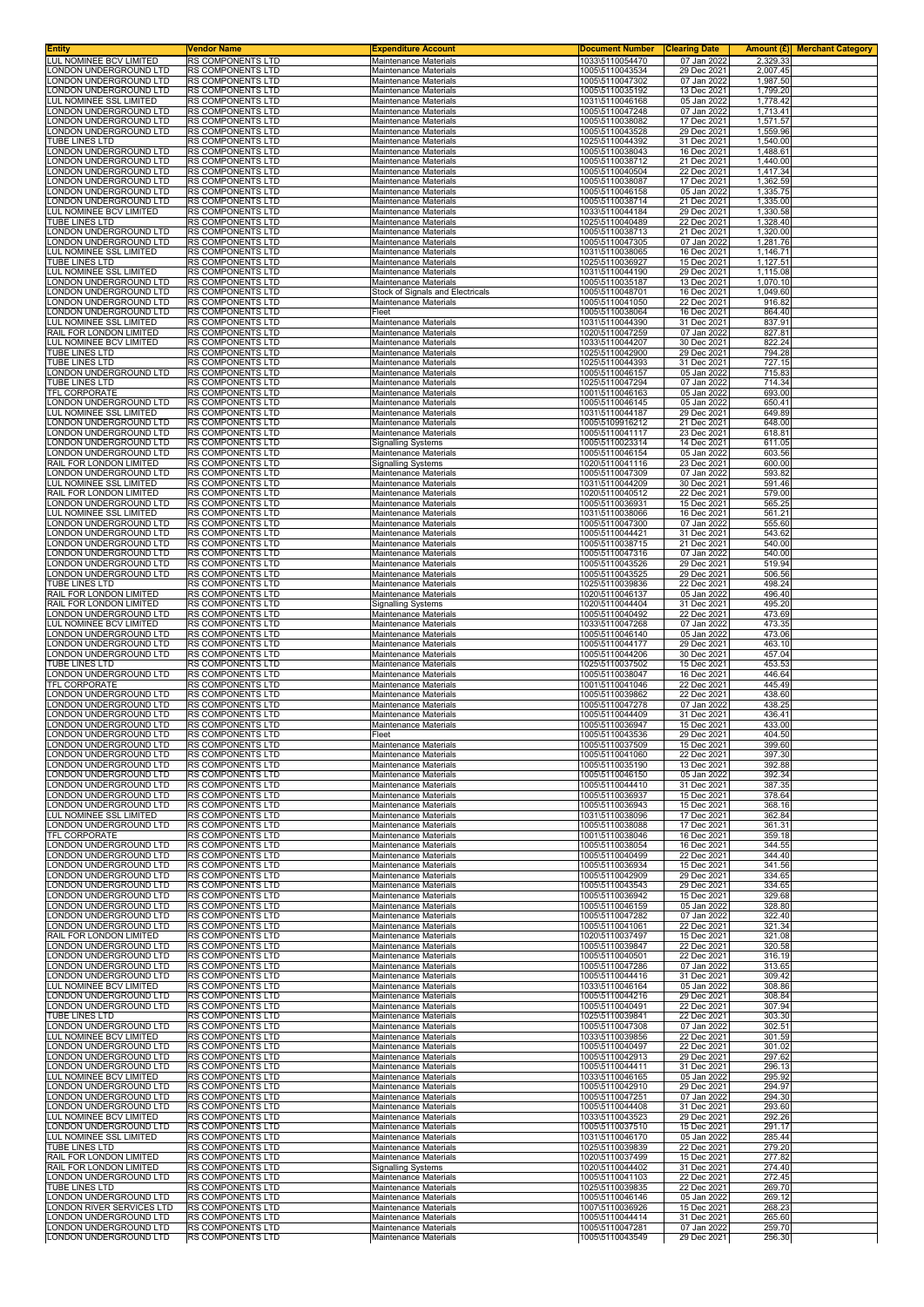| Entity | Vendor Name | Expenditure Account | Document Number | Clearing Date | Amount (£) | Merchant Category |
|---|---|---|---|---|---|---|
| LUL NOMINEE BCV LIMITED | RS COMPONENTS LTD | Maintenance Materials | 1033\5110054470 | 07 Jan 2022 | 2,329.33 | |
| LONDON UNDERGROUND LTD | RS COMPONENTS LTD | Maintenance Materials | 1005\5110043534 | 29 Dec 2021 | 2,007.45 | |
| LONDON UNDERGROUND LTD | RS COMPONENTS LTD | Maintenance Materials | 1005\5110047302 | 07 Jan 2022 | 1,987.50 | |
| LONDON UNDERGROUND LTD | RS COMPONENTS LTD | Maintenance Materials | 1005\5110035192 | 13 Dec 2021 | 1,799.20 | |
| LUL NOMINEE SSL LIMITED | RS COMPONENTS LTD | Maintenance Materials | 1031\5110046168 | 05 Jan 2022 | 1,778.42 | |
| LONDON UNDERGROUND LTD | RS COMPONENTS LTD | Maintenance Materials | 1005\5110047248 | 07 Jan 2022 | 1,713.41 | |
| LONDON UNDERGROUND LTD | RS COMPONENTS LTD | Maintenance Materials | 1005\5110038082 | 17 Dec 2021 | 1,571.57 | |
| LONDON UNDERGROUND LTD | RS COMPONENTS LTD | Maintenance Materials | 1005\5110043528 | 29 Dec 2021 | 1,559.96 | |
| TUBE LINES LTD | RS COMPONENTS LTD | Maintenance Materials | 1025\5110044392 | 31 Dec 2021 | 1,540.00 | |
| LONDON UNDERGROUND LTD | RS COMPONENTS LTD | Maintenance Materials | 1005\5110038043 | 16 Dec 2021 | 1,488.61 | |
| LONDON UNDERGROUND LTD | RS COMPONENTS LTD | Maintenance Materials | 1005\5110038712 | 21 Dec 2021 | 1,440.00 | |
| LONDON UNDERGROUND LTD | RS COMPONENTS LTD | Maintenance Materials | 1005\5110040504 | 22 Dec 2021 | 1,417.34 | |
| LONDON UNDERGROUND LTD | RS COMPONENTS LTD | Maintenance Materials | 1005\5110038087 | 17 Dec 2021 | 1,362.59 | |
| LONDON UNDERGROUND LTD | RS COMPONENTS LTD | Maintenance Materials | 1005\5110046158 | 05 Jan 2022 | 1,335.75 | |
| LONDON UNDERGROUND LTD | RS COMPONENTS LTD | Maintenance Materials | 1005\5110038714 | 21 Dec 2021 | 1,335.00 | |
| LUL NOMINEE BCV LIMITED | RS COMPONENTS LTD | Maintenance Materials | 1033\5110044184 | 29 Dec 2021 | 1,330.58 | |
| TUBE LINES LTD | RS COMPONENTS LTD | Maintenance Materials | 1025\5110040489 | 22 Dec 2021 | 1,328.40 | |
| LONDON UNDERGROUND LTD | RS COMPONENTS LTD | Maintenance Materials | 1005\5110038713 | 21 Dec 2021 | 1,320.00 | |
| LONDON UNDERGROUND LTD | RS COMPONENTS LTD | Maintenance Materials | 1005\5110047305 | 07 Jan 2022 | 1,281.76 | |
| LUL NOMINEE SSL LIMITED | RS COMPONENTS LTD | Maintenance Materials | 1031\5110038065 | 16 Dec 2021 | 1,146.71 | |
| TUBE LINES LTD | RS COMPONENTS LTD | Maintenance Materials | 1025\5110036927 | 15 Dec 2021 | 1,127.51 | |
| LUL NOMINEE SSL LIMITED | RS COMPONENTS LTD | Maintenance Materials | 1031\5110044190 | 29 Dec 2021 | 1,115.08 | |
| LONDON UNDERGROUND LTD | RS COMPONENTS LTD | Maintenance Materials | 1005\5110035187 | 13 Dec 2021 | 1,070.10 | |
| LONDON UNDERGROUND LTD | RS COMPONENTS LTD | Stock of Signals and Electricals | 1005\5110048701 | 16 Dec 2021 | 1,049.60 | |
| LONDON UNDERGROUND LTD | RS COMPONENTS LTD | Maintenance Materials | 1005\5110041050 | 22 Dec 2021 | 916.82 | |
| LONDON UNDERGROUND LTD | RS COMPONENTS LTD | Fleet | 1005\5110038064 | 16 Dec 2021 | 864.40 | |
| LUL NOMINEE SSL LIMITED | RS COMPONENTS LTD | Maintenance Materials | 1031\5110044390 | 31 Dec 2021 | 837.91 | |
| RAIL FOR LONDON LIMITED | RS COMPONENTS LTD | Maintenance Materials | 1020\5110047259 | 07 Jan 2022 | 827.81 | |
| LUL NOMINEE BCV LIMITED | RS COMPONENTS LTD | Maintenance Materials | 1033\5110044207 | 30 Dec 2021 | 822.24 | |
| TUBE LINES LTD | RS COMPONENTS LTD | Maintenance Materials | 1025\5110042900 | 29 Dec 2021 | 794.28 | |
| TUBE LINES LTD | RS COMPONENTS LTD | Maintenance Materials | 1025\5110044393 | 31 Dec 2021 | 727.15 | |
| LONDON UNDERGROUND LTD | RS COMPONENTS LTD | Maintenance Materials | 1005\5110046157 | 05 Jan 2022 | 715.83 | |
| TUBE LINES LTD | RS COMPONENTS LTD | Maintenance Materials | 1025\5110047294 | 07 Jan 2022 | 714.34 | |
| TFL CORPORATE | RS COMPONENTS LTD | Maintenance Materials | 1001\5110046163 | 05 Jan 2022 | 693.00 | |
| LONDON UNDERGROUND LTD | RS COMPONENTS LTD | Maintenance Materials | 1005\5110046145 | 05 Jan 2022 | 650.41 | |
| LUL NOMINEE SSL LIMITED | RS COMPONENTS LTD | Maintenance Materials | 1031\5110044187 | 29 Dec 2021 | 649.89 | |
| LONDON UNDERGROUND LTD | RS COMPONENTS LTD | Maintenance Materials | 1005\5109916212 | 21 Dec 2021 | 648.00 | |
| LONDON UNDERGROUND LTD | RS COMPONENTS LTD | Maintenance Materials | 1005\5110041117 | 23 Dec 2021 | 618.81 | |
| LONDON UNDERGROUND LTD | RS COMPONENTS LTD | Signalling Systems | 1005\5110023314 | 14 Dec 2021 | 611.05 | |
| LONDON UNDERGROUND LTD | RS COMPONENTS LTD | Maintenance Materials | 1005\5110046154 | 05 Jan 2022 | 603.56 | |
| RAIL FOR LONDON LIMITED | RS COMPONENTS LTD | Signalling Systems | 1020\5110041116 | 23 Dec 2021 | 600.00 | |
| LONDON UNDERGROUND LTD | RS COMPONENTS LTD | Maintenance Materials | 1005\5110047309 | 07 Jan 2022 | 593.82 | |
| LUL NOMINEE SSL LIMITED | RS COMPONENTS LTD | Maintenance Materials | 1031\5110044209 | 30 Dec 2021 | 591.46 | |
| RAIL FOR LONDON LIMITED | RS COMPONENTS LTD | Maintenance Materials | 1020\5110040512 | 22 Dec 2021 | 579.00 | |
| LONDON UNDERGROUND LTD | RS COMPONENTS LTD | Maintenance Materials | 1005\5110036931 | 15 Dec 2021 | 565.25 | |
| LUL NOMINEE SSL LIMITED | RS COMPONENTS LTD | Maintenance Materials | 1031\5110038066 | 16 Dec 2021 | 561.21 | |
| LONDON UNDERGROUND LTD | RS COMPONENTS LTD | Maintenance Materials | 1005\5110047300 | 07 Jan 2022 | 555.60 | |
| LONDON UNDERGROUND LTD | RS COMPONENTS LTD | Maintenance Materials | 1005\5110044421 | 31 Dec 2021 | 543.62 | |
| LONDON UNDERGROUND LTD | RS COMPONENTS LTD | Maintenance Materials | 1005\5110038715 | 21 Dec 2021 | 540.00 | |
| LONDON UNDERGROUND LTD | RS COMPONENTS LTD | Maintenance Materials | 1005\5110047316 | 07 Jan 2022 | 540.00 | |
| LONDON UNDERGROUND LTD | RS COMPONENTS LTD | Maintenance Materials | 1005\5110043526 | 29 Dec 2021 | 519.94 | |
| LONDON UNDERGROUND LTD | RS COMPONENTS LTD | Maintenance Materials | 1005\5110043525 | 29 Dec 2021 | 506.56 | |
| TUBE LINES LTD | RS COMPONENTS LTD | Maintenance Materials | 1025\5110039836 | 22 Dec 2021 | 498.24 | |
| RAIL FOR LONDON LIMITED | RS COMPONENTS LTD | Maintenance Materials | 1020\5110046137 | 05 Jan 2022 | 496.40 | |
| RAIL FOR LONDON LIMITED | RS COMPONENTS LTD | Signalling Systems | 1020\5110044404 | 31 Dec 2021 | 495.20 | |
| LONDON UNDERGROUND LTD | RS COMPONENTS LTD | Maintenance Materials | 1005\5110040492 | 22 Dec 2021 | 473.69 | |
| LUL NOMINEE BCV LIMITED | RS COMPONENTS LTD | Maintenance Materials | 1033\5110047268 | 07 Jan 2022 | 473.35 | |
| LONDON UNDERGROUND LTD | RS COMPONENTS LTD | Maintenance Materials | 1005\5110046140 | 05 Jan 2022 | 473.06 | |
| LONDON UNDERGROUND LTD | RS COMPONENTS LTD | Maintenance Materials | 1005\5110044177 | 29 Dec 2021 | 463.10 | |
| LONDON UNDERGROUND LTD | RS COMPONENTS LTD | Maintenance Materials | 1005\5110044206 | 30 Dec 2021 | 457.04 | |
| TUBE LINES LTD | RS COMPONENTS LTD | Maintenance Materials | 1025\5110037502 | 15 Dec 2021 | 453.53 | |
| LONDON UNDERGROUND LTD | RS COMPONENTS LTD | Maintenance Materials | 1005\5110038047 | 16 Dec 2021 | 446.64 | |
| TFL CORPORATE | RS COMPONENTS LTD | Maintenance Materials | 1001\5110041046 | 22 Dec 2021 | 445.49 | |
| LONDON UNDERGROUND LTD | RS COMPONENTS LTD | Maintenance Materials | 1005\5110039862 | 22 Dec 2021 | 438.60 | |
| LONDON UNDERGROUND LTD | RS COMPONENTS LTD | Maintenance Materials | 1005\5110047278 | 07 Jan 2022 | 438.25 | |
| LONDON UNDERGROUND LTD | RS COMPONENTS LTD | Maintenance Materials | 1005\5110044409 | 31 Dec 2021 | 436.41 | |
| LONDON UNDERGROUND LTD | RS COMPONENTS LTD | Maintenance Materials | 1005\5110036947 | 15 Dec 2021 | 433.00 | |
| LONDON UNDERGROUND LTD | RS COMPONENTS LTD | Fleet | 1005\5110043536 | 29 Dec 2021 | 404.50 | |
| LONDON UNDERGROUND LTD | RS COMPONENTS LTD | Maintenance Materials | 1005\5110037509 | 15 Dec 2021 | 399.60 | |
| LONDON UNDERGROUND LTD | RS COMPONENTS LTD | Maintenance Materials | 1005\5110041060 | 22 Dec 2021 | 397.30 | |
| LONDON UNDERGROUND LTD | RS COMPONENTS LTD | Maintenance Materials | 1005\5110035190 | 13 Dec 2021 | 392.88 | |
| LONDON UNDERGROUND LTD | RS COMPONENTS LTD | Maintenance Materials | 1005\5110046150 | 05 Jan 2022 | 392.34 | |
| LONDON UNDERGROUND LTD | RS COMPONENTS LTD | Maintenance Materials | 1005\5110044410 | 31 Dec 2021 | 387.35 | |
| LONDON UNDERGROUND LTD | RS COMPONENTS LTD | Maintenance Materials | 1005\5110036937 | 15 Dec 2021 | 378.64 | |
| LONDON UNDERGROUND LTD | RS COMPONENTS LTD | Maintenance Materials | 1005\5110036943 | 15 Dec 2021 | 368.16 | |
| LUL NOMINEE SSL LIMITED | RS COMPONENTS LTD | Maintenance Materials | 1031\5110038096 | 17 Dec 2021 | 362.84 | |
| LONDON UNDERGROUND LTD | RS COMPONENTS LTD | Maintenance Materials | 1005\5110038088 | 17 Dec 2021 | 361.31 | |
| TFL CORPORATE | RS COMPONENTS LTD | Maintenance Materials | 1001\5110038046 | 16 Dec 2021 | 359.18 | |
| LONDON UNDERGROUND LTD | RS COMPONENTS LTD | Maintenance Materials | 1005\5110038054 | 16 Dec 2021 | 344.55 | |
| LONDON UNDERGROUND LTD | RS COMPONENTS LTD | Maintenance Materials | 1005\5110040499 | 22 Dec 2021 | 344.40 | |
| LONDON UNDERGROUND LTD | RS COMPONENTS LTD | Maintenance Materials | 1005\5110036934 | 15 Dec 2021 | 341.56 | |
| LONDON UNDERGROUND LTD | RS COMPONENTS LTD | Maintenance Materials | 1005\5110042909 | 29 Dec 2021 | 334.65 | |
| LONDON UNDERGROUND LTD | RS COMPONENTS LTD | Maintenance Materials | 1005\5110043543 | 29 Dec 2021 | 334.65 | |
| LONDON UNDERGROUND LTD | RS COMPONENTS LTD | Maintenance Materials | 1005\5110036942 | 15 Dec 2021 | 329.68 | |
| LONDON UNDERGROUND LTD | RS COMPONENTS LTD | Maintenance Materials | 1005\5110046159 | 05 Jan 2022 | 328.80 | |
| LONDON UNDERGROUND LTD | RS COMPONENTS LTD | Maintenance Materials | 1005\5110047282 | 07 Jan 2022 | 322.40 | |
| LONDON UNDERGROUND LTD | RS COMPONENTS LTD | Maintenance Materials | 1005\5110041061 | 22 Dec 2021 | 321.34 | |
| RAIL FOR LONDON LIMITED | RS COMPONENTS LTD | Maintenance Materials | 1020\5110037497 | 15 Dec 2021 | 321.08 | |
| LONDON UNDERGROUND LTD | RS COMPONENTS LTD | Maintenance Materials | 1005\5110039847 | 22 Dec 2021 | 320.58 | |
| LONDON UNDERGROUND LTD | RS COMPONENTS LTD | Maintenance Materials | 1005\5110040501 | 22 Dec 2021 | 316.19 | |
| LONDON UNDERGROUND LTD | RS COMPONENTS LTD | Maintenance Materials | 1005\5110047286 | 07 Jan 2022 | 313.65 | |
| LONDON UNDERGROUND LTD | RS COMPONENTS LTD | Maintenance Materials | 1005\5110044416 | 31 Dec 2021 | 309.42 | |
| LUL NOMINEE BCV LIMITED | RS COMPONENTS LTD | Maintenance Materials | 1033\5110046164 | 05 Jan 2022 | 308.86 | |
| LONDON UNDERGROUND LTD | RS COMPONENTS LTD | Maintenance Materials | 1005\5110044216 | 29 Dec 2021 | 308.84 | |
| LONDON UNDERGROUND LTD | RS COMPONENTS LTD | Maintenance Materials | 1005\5110040491 | 22 Dec 2021 | 307.94 | |
| TUBE LINES LTD | RS COMPONENTS LTD | Maintenance Materials | 1025\5110039841 | 22 Dec 2021 | 303.30 | |
| LONDON UNDERGROUND LTD | RS COMPONENTS LTD | Maintenance Materials | 1005\5110047308 | 07 Jan 2022 | 302.51 | |
| LUL NOMINEE BCV LIMITED | RS COMPONENTS LTD | Maintenance Materials | 1033\5110039856 | 22 Dec 2021 | 301.59 | |
| LONDON UNDERGROUND LTD | RS COMPONENTS LTD | Maintenance Materials | 1005\5110040497 | 22 Dec 2021 | 301.02 | |
| LONDON UNDERGROUND LTD | RS COMPONENTS LTD | Maintenance Materials | 1005\5110042913 | 29 Dec 2021 | 297.62 | |
| LONDON UNDERGROUND LTD | RS COMPONENTS LTD | Maintenance Materials | 1005\5110044411 | 31 Dec 2021 | 296.13 | |
| LUL NOMINEE BCV LIMITED | RS COMPONENTS LTD | Maintenance Materials | 1033\5110046165 | 05 Jan 2022 | 295.92 | |
| LONDON UNDERGROUND LTD | RS COMPONENTS LTD | Maintenance Materials | 1005\5110042910 | 29 Dec 2021 | 294.97 | |
| LONDON UNDERGROUND LTD | RS COMPONENTS LTD | Maintenance Materials | 1005\5110047251 | 07 Jan 2022 | 294.30 | |
| LONDON UNDERGROUND LTD | RS COMPONENTS LTD | Maintenance Materials | 1005\5110044408 | 31 Dec 2021 | 293.60 | |
| LUL NOMINEE BCV LIMITED | RS COMPONENTS LTD | Maintenance Materials | 1033\5110043523 | 29 Dec 2021 | 292.26 | |
| LONDON UNDERGROUND LTD | RS COMPONENTS LTD | Maintenance Materials | 1005\5110037510 | 15 Dec 2021 | 291.17 | |
| LUL NOMINEE SSL LIMITED | RS COMPONENTS LTD | Maintenance Materials | 1031\5110046170 | 05 Jan 2022 | 285.44 | |
| TUBE LINES LTD | RS COMPONENTS LTD | Maintenance Materials | 1025\5110039839 | 22 Dec 2021 | 279.20 | |
| RAIL FOR LONDON LIMITED | RS COMPONENTS LTD | Maintenance Materials | 1020\5110037499 | 15 Dec 2021 | 277.82 | |
| RAIL FOR LONDON LIMITED | RS COMPONENTS LTD | Signalling Systems | 1020\5110044402 | 31 Dec 2021 | 274.40 | |
| LONDON UNDERGROUND LTD | RS COMPONENTS LTD | Maintenance Materials | 1005\5110041103 | 22 Dec 2021 | 272.45 | |
| TUBE LINES LTD | RS COMPONENTS LTD | Maintenance Materials | 1025\5110039835 | 22 Dec 2021 | 269.70 | |
| LONDON UNDERGROUND LTD | RS COMPONENTS LTD | Maintenance Materials | 1005\5110046146 | 05 Jan 2022 | 269.12 | |
| LONDON RIVER SERVICES LTD | RS COMPONENTS LTD | Maintenance Materials | 1007\5110036926 | 15 Dec 2021 | 268.23 | |
| LONDON UNDERGROUND LTD | RS COMPONENTS LTD | Maintenance Materials | 1005\5110044414 | 31 Dec 2021 | 265.60 | |
| LONDON UNDERGROUND LTD | RS COMPONENTS LTD | Maintenance Materials | 1005\5110047281 | 07 Jan 2022 | 259.70 | |
| LONDON UNDERGROUND LTD | RS COMPONENTS LTD | Maintenance Materials | 1005\5110043549 | 29 Dec 2021 | 256.30 | |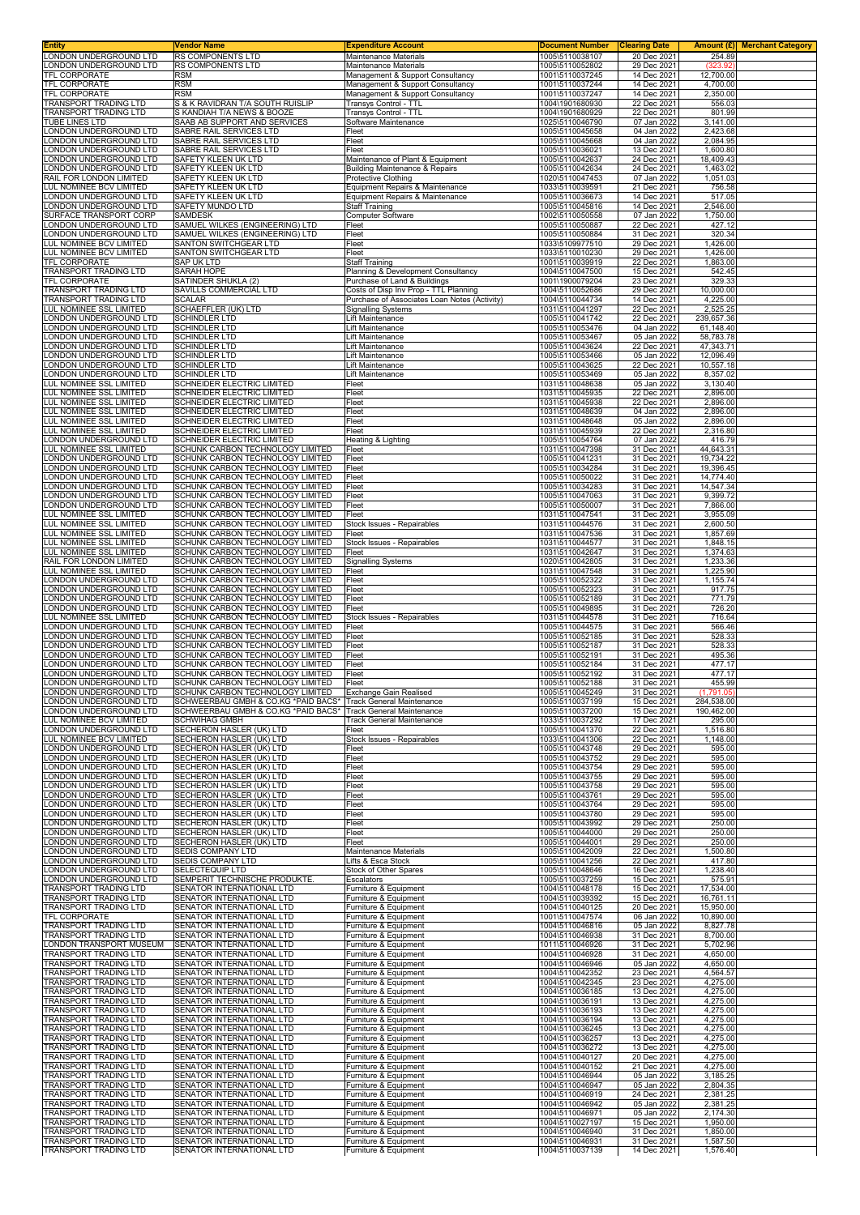| Entity | Vendor Name | Expenditure Account | Document Number | Clearing Date | Amount (£) | Merchant Category |
|---|---|---|---|---|---|---|
| LONDON UNDERGROUND LTD | RS COMPONENTS LTD | Maintenance Materials | 1005\5110038107 | 20 Dec 2021 | 254.89 | |
| LONDON UNDERGROUND LTD | RS COMPONENTS LTD | Maintenance Materials | 1005\5110052802 | 29 Dec 2021 | (323.92) | |
| TFL CORPORATE | RSM | Management & Support Consultancy | 1001\5110037245 | 14 Dec 2021 | 12,700.00 | |
| TFL CORPORATE | RSM | Management & Support Consultancy | 1001\5110037244 | 14 Dec 2021 | 4,700.00 | |
| TFL CORPORATE | RSM | Management & Support Consultancy | 1001\5110037247 | 14 Dec 2021 | 2,350.00 | |
| TRANSPORT TRADING LTD | S & K RAVIDRAN T/A SOUTH RUISLIP | Transys Control - TTL | 1004\1901680930 | 22 Dec 2021 | 556.03 | |
| TRANSPORT TRADING LTD | S KAWDIAH T/A NEWS & BOOZE | Transys Control - TTL | 1004\1901680929 | 22 Dec 2021 | 801.99 | |
| TUBE LINES LTD | SAAB AB SUPPORT AND SERVICES | Software Maintenance | 1025\5110046790 | 07 Jan 2022 | 3,141.00 | |
| LONDON UNDERGROUND LTD | SABRE RAIL SERVICES LTD | Fleet | 1005\5110045658 | 04 Jan 2022 | 2,423.68 | |
| LONDON UNDERGROUND LTD | SABRE RAIL SERVICES LTD | Fleet | 1005\5110045668 | 04 Jan 2022 | 2,084.95 | |
| LONDON UNDERGROUND LTD | SABRE RAIL SERVICES LTD | Fleet | 1005\5110036021 | 13 Dec 2021 | 1,600.80 | |
| LONDON UNDERGROUND LTD | SAFETY KLEEN UK LTD | Maintenance of Plant & Equipment | 1005\5110042637 | 24 Dec 2021 | 18,409.43 | |
| LONDON UNDERGROUND LTD | SAFETY KLEEN UK LTD | Building Maintenance & Repairs | 1005\5110042634 | 24 Dec 2021 | 1,463.02 | |
| RAIL FOR LONDON LIMITED | SAFETY KLEEN UK LTD | Protective Clothing | 1020\5110047453 | 07 Jan 2022 | 1,051.03 | |
| LUL NOMINEE BCV LIMITED | SAFETY KLEEN UK LTD | Equipment Repairs & Maintenance | 1033\5110039591 | 21 Dec 2021 | 756.58 | |
| LONDON UNDERGROUND LTD | SAFETY KLEEN UK LTD | Equipment Repairs & Maintenance | 1005\5110036673 | 14 Dec 2021 | 517.05 | |
| LONDON UNDERGROUND LTD | SAFETY MUNDO LTD | Staff Training | 1005\5110045816 | 14 Dec 2021 | 2,546.00 | |
| SURFACE TRANSPORT CORP | SAMDESK | Computer Software | 1002\5110050558 | 07 Jan 2022 | 1,750.00 | |
| LONDON UNDERGROUND LTD | SAMUEL WILKES (ENGINEERING) LTD | Fleet | 1005\5110050887 | 22 Dec 2021 | 427.12 | |
| LONDON UNDERGROUND LTD | SAMUEL WILKES (ENGINEERING) LTD | Fleet | 1005\5110050884 | 31 Dec 2021 | 320.34 | |
| LUL NOMINEE BCV LIMITED | SANTON SWITCHGEAR LTD | Fleet | 1033\5109977510 | 29 Dec 2021 | 1,426.00 | |
| LUL NOMINEE BCV LIMITED | SANTON SWITCHGEAR LTD | Fleet | 1033\5110010230 | 29 Dec 2021 | 1,426.00 | |
| TFL CORPORATE | SAP UK LTD | Staff Training | 1001\5110039919 | 22 Dec 2021 | 1,863.00 | |
| TRANSPORT TRADING LTD | SARAH HOPE | Planning & Development Consultancy | 1004\5110047500 | 15 Dec 2021 | 542.45 | |
| TFL CORPORATE | SATINDER SHUKLA (2) | Purchase of Land & Buildings | 1001\1900079204 | 23 Dec 2021 | 329.33 | |
| TRANSPORT TRADING LTD | SAVILLS COMMERCIAL LTD | Costs of Disp Inv Prop - TTL Planning | 1004\5110052686 | 29 Dec 2021 | 10,000.00 | |
| TRANSPORT TRADING LTD | SCALAR | Purchase of Associates Loan Notes (Activity) | 1004\5110044734 | 14 Dec 2021 | 4,225.00 | |
| LUL NOMINEE SSL LIMITED | SCHAEFFLER (UK) LTD | Signalling Systems | 1031\5110041297 | 22 Dec 2021 | 2,525.25 | |
| LONDON UNDERGROUND LTD | SCHINDLER LTD | Lift Maintenance | 1005\5110041742 | 22 Dec 2021 | 239,657.36 | |
| LONDON UNDERGROUND LTD | SCHINDLER LTD | Lift Maintenance | 1005\5110053476 | 04 Jan 2022 | 61,148.40 | |
| LONDON UNDERGROUND LTD | SCHINDLER LTD | Lift Maintenance | 1005\5110053467 | 05 Jan 2022 | 58,783.78 | |
| LONDON UNDERGROUND LTD | SCHINDLER LTD | Lift Maintenance | 1005\5110043624 | 22 Dec 2021 | 47,343.71 | |
| LONDON UNDERGROUND LTD | SCHINDLER LTD | Lift Maintenance | 1005\5110053466 | 05 Jan 2022 | 12,096.49 | |
| LONDON UNDERGROUND LTD | SCHINDLER LTD | Lift Maintenance | 1005\5110043625 | 22 Dec 2021 | 10,557.18 | |
| LONDON UNDERGROUND LTD | SCHINDLER LTD | Lift Maintenance | 1005\5110053469 | 05 Jan 2022 | 8,357.02 | |
| LUL NOMINEE SSL LIMITED | SCHNEIDER ELECTRIC LIMITED | Fleet | 1031\5110048638 | 05 Jan 2022 | 3,130.40 | |
| LUL NOMINEE SSL LIMITED | SCHNEIDER ELECTRIC LIMITED | Fleet | 1031\5110045935 | 22 Dec 2021 | 2,896.00 | |
| LUL NOMINEE SSL LIMITED | SCHNEIDER ELECTRIC LIMITED | Fleet | 1031\5110045938 | 22 Dec 2021 | 2,896.00 | |
| LUL NOMINEE SSL LIMITED | SCHNEIDER ELECTRIC LIMITED | Fleet | 1031\5110048639 | 04 Jan 2022 | 2,896.00 | |
| LUL NOMINEE SSL LIMITED | SCHNEIDER ELECTRIC LIMITED | Fleet | 1031\5110048648 | 05 Jan 2022 | 2,896.00 | |
| LUL NOMINEE SSL LIMITED | SCHNEIDER ELECTRIC LIMITED | Fleet | 1031\5110045939 | 22 Dec 2021 | 2,316.80 | |
| LONDON UNDERGROUND LTD | SCHNEIDER ELECTRIC LIMITED | Heating & Lighting | 1005\5110054764 | 07 Jan 2022 | 416.79 | |
| LUL NOMINEE SSL LIMITED | SCHUNK CARBON TECHNOLOGY LIMITED | Fleet | 1031\5110047398 | 31 Dec 2021 | 44,643.31 | |
| LONDON UNDERGROUND LTD | SCHUNK CARBON TECHNOLOGY LIMITED | Fleet | 1005\5110041231 | 31 Dec 2021 | 19,734.22 | |
| LONDON UNDERGROUND LTD | SCHUNK CARBON TECHNOLOGY LIMITED | Fleet | 1005\5110034284 | 31 Dec 2021 | 19,396.45 | |
| LONDON UNDERGROUND LTD | SCHUNK CARBON TECHNOLOGY LIMITED | Fleet | 1005\5110050022 | 31 Dec 2021 | 14,774.40 | |
| LONDON UNDERGROUND LTD | SCHUNK CARBON TECHNOLOGY LIMITED | Fleet | 1005\5110034283 | 31 Dec 2021 | 14,547.34 | |
| LONDON UNDERGROUND LTD | SCHUNK CARBON TECHNOLOGY LIMITED | Fleet | 1005\5110047063 | 31 Dec 2021 | 9,399.72 | |
| LONDON UNDERGROUND LTD | SCHUNK CARBON TECHNOLOGY LIMITED | Fleet | 1005\5110050007 | 31 Dec 2021 | 7,866.00 | |
| LUL NOMINEE SSL LIMITED | SCHUNK CARBON TECHNOLOGY LIMITED | Fleet | 1031\5110047541 | 31 Dec 2021 | 3,955.09 | |
| LUL NOMINEE SSL LIMITED | SCHUNK CARBON TECHNOLOGY LIMITED | Stock Issues - Repairables | 1031\5110044576 | 31 Dec 2021 | 2,600.50 | |
| LUL NOMINEE SSL LIMITED | SCHUNK CARBON TECHNOLOGY LIMITED | Fleet | 1031\5110047536 | 31 Dec 2021 | 1,857.69 | |
| LUL NOMINEE SSL LIMITED | SCHUNK CARBON TECHNOLOGY LIMITED | Stock Issues - Repairables | 1031\5110044577 | 31 Dec 2021 | 1,848.15 | |
| LUL NOMINEE SSL LIMITED | SCHUNK CARBON TECHNOLOGY LIMITED | Fleet | 1031\5110042647 | 31 Dec 2021 | 1,374.63 | |
| RAIL FOR LONDON LIMITED | SCHUNK CARBON TECHNOLOGY LIMITED | Signalling Systems | 1020\5110042805 | 31 Dec 2021 | 1,233.36 | |
| LUL NOMINEE SSL LIMITED | SCHUNK CARBON TECHNOLOGY LIMITED | Fleet | 1031\5110047548 | 31 Dec 2021 | 1,225.90 | |
| LONDON UNDERGROUND LTD | SCHUNK CARBON TECHNOLOGY LIMITED | Fleet | 1005\5110052322 | 31 Dec 2021 | 1,155.74 | |
| LONDON UNDERGROUND LTD | SCHUNK CARBON TECHNOLOGY LIMITED | Fleet | 1005\5110052323 | 31 Dec 2021 | 917.75 | |
| LONDON UNDERGROUND LTD | SCHUNK CARBON TECHNOLOGY LIMITED | Fleet | 1005\5110052189 | 31 Dec 2021 | 771.79 | |
| LONDON UNDERGROUND LTD | SCHUNK CARBON TECHNOLOGY LIMITED | Fleet | 1005\5110049895 | 31 Dec 2021 | 726.20 | |
| LUL NOMINEE SSL LIMITED | SCHUNK CARBON TECHNOLOGY LIMITED | Stock Issues - Repairables | 1031\5110044578 | 31 Dec 2021 | 716.64 | |
| LONDON UNDERGROUND LTD | SCHUNK CARBON TECHNOLOGY LIMITED | Fleet | 1005\5110044575 | 31 Dec 2021 | 566.46 | |
| LONDON UNDERGROUND LTD | SCHUNK CARBON TECHNOLOGY LIMITED | Fleet | 1005\5110052185 | 31 Dec 2021 | 528.33 | |
| LONDON UNDERGROUND LTD | SCHUNK CARBON TECHNOLOGY LIMITED | Fleet | 1005\5110052187 | 31 Dec 2021 | 528.33 | |
| LONDON UNDERGROUND LTD | SCHUNK CARBON TECHNOLOGY LIMITED | Fleet | 1005\5110052191 | 31 Dec 2021 | 495.36 | |
| LONDON UNDERGROUND LTD | SCHUNK CARBON TECHNOLOGY LIMITED | Fleet | 1005\5110052184 | 31 Dec 2021 | 477.17 | |
| LONDON UNDERGROUND LTD | SCHUNK CARBON TECHNOLOGY LIMITED | Fleet | 1005\5110052192 | 31 Dec 2021 | 477.17 | |
| LONDON UNDERGROUND LTD | SCHUNK CARBON TECHNOLOGY LIMITED | Fleet | 1005\5110052188 | 31 Dec 2021 | 455.99 | |
| LONDON UNDERGROUND LTD | SCHUNK CARBON TECHNOLOGY LIMITED | Exchange Gain Realised | 1005\5110045249 | 31 Dec 2021 | (1,791.05) | |
| LONDON UNDERGROUND LTD | SCHWEERBAU GMBH & CO.KG *PAID BACS* | Track General Maintenance | 1005\5110037199 | 15 Dec 2021 | 284,538.00 | |
| LONDON UNDERGROUND LTD | SCHWEERBAU GMBH & CO.KG *PAID BACS* | Track General Maintenance | 1005\5110037200 | 15 Dec 2021 | 190,462.00 | |
| LUL NOMINEE BCV LIMITED | SCHWIHAG GMBH | Track General Maintenance | 1033\5110037292 | 17 Dec 2021 | 295.00 | |
| LONDON UNDERGROUND LTD | SECHERON HASLER (UK) LTD | Fleet | 1005\5110041370 | 22 Dec 2021 | 1,516.80 | |
| LUL NOMINEE BCV LIMITED | SECHERON HASLER (UK) LTD | Stock Issues - Repairables | 1033\5110041306 | 22 Dec 2021 | 1,148.00 | |
| LONDON UNDERGROUND LTD | SECHERON HASLER (UK) LTD | Fleet | 1005\5110043748 | 29 Dec 2021 | 595.00 | |
| LONDON UNDERGROUND LTD | SECHERON HASLER (UK) LTD | Fleet | 1005\5110043752 | 29 Dec 2021 | 595.00 | |
| LONDON UNDERGROUND LTD | SECHERON HASLER (UK) LTD | Fleet | 1005\5110043754 | 29 Dec 2021 | 595.00 | |
| LONDON UNDERGROUND LTD | SECHERON HASLER (UK) LTD | Fleet | 1005\5110043755 | 29 Dec 2021 | 595.00 | |
| LONDON UNDERGROUND LTD | SECHERON HASLER (UK) LTD | Fleet | 1005\5110043758 | 29 Dec 2021 | 595.00 | |
| LONDON UNDERGROUND LTD | SECHERON HASLER (UK) LTD | Fleet | 1005\5110043761 | 29 Dec 2021 | 595.00 | |
| LONDON UNDERGROUND LTD | SECHERON HASLER (UK) LTD | Fleet | 1005\5110043764 | 29 Dec 2021 | 595.00 | |
| LONDON UNDERGROUND LTD | SECHERON HASLER (UK) LTD | Fleet | 1005\5110043780 | 29 Dec 2021 | 595.00 | |
| LONDON UNDERGROUND LTD | SECHERON HASLER (UK) LTD | Fleet | 1005\5110043992 | 29 Dec 2021 | 250.00 | |
| LONDON UNDERGROUND LTD | SECHERON HASLER (UK) LTD | Fleet | 1005\5110044000 | 29 Dec 2021 | 250.00 | |
| LONDON UNDERGROUND LTD | SECHERON HASLER (UK) LTD | Fleet | 1005\5110044001 | 29 Dec 2021 | 250.00 | |
| LONDON UNDERGROUND LTD | SEDIS COMPANY LTD | Maintenance Materials | 1005\5110042009 | 22 Dec 2021 | 1,500.80 | |
| LONDON UNDERGROUND LTD | SEDIS COMPANY LTD | Lifts & Esca Stock | 1005\5110041256 | 22 Dec 2021 | 417.80 | |
| LONDON UNDERGROUND LTD | SELECTEQUIP LTD | Stock of Other Spares | 1005\5110048646 | 16 Dec 2021 | 1,238.40 | |
| LONDON UNDERGROUND LTD | SEMPERIT TECHNISCHE PRODUKTE. | Escalators | 1005\5110037259 | 15 Dec 2021 | 575.91 | |
| TRANSPORT TRADING LTD | SENATOR INTERNATIONAL LTD | Furniture & Equipment | 1004\5110048178 | 15 Dec 2021 | 17,534.00 | |
| TRANSPORT TRADING LTD | SENATOR INTERNATIONAL LTD | Furniture & Equipment | 1004\5110039392 | 15 Dec 2021 | 16,761.11 | |
| TRANSPORT TRADING LTD | SENATOR INTERNATIONAL LTD | Furniture & Equipment | 1004\5110040125 | 20 Dec 2021 | 15,950.00 | |
| TFL CORPORATE | SENATOR INTERNATIONAL LTD | Furniture & Equipment | 1001\5110047574 | 06 Jan 2022 | 10,890.00 | |
| TRANSPORT TRADING LTD | SENATOR INTERNATIONAL LTD | Furniture & Equipment | 1004\5110046816 | 05 Jan 2022 | 8,827.78 | |
| TRANSPORT TRADING LTD | SENATOR INTERNATIONAL LTD | Furniture & Equipment | 1004\5110046938 | 31 Dec 2021 | 8,700.00 | |
| LONDON TRANSPORT MUSEUM | SENATOR INTERNATIONAL LTD | Furniture & Equipment | 1011\5110046926 | 31 Dec 2021 | 5,702.96 | |
| TRANSPORT TRADING LTD | SENATOR INTERNATIONAL LTD | Furniture & Equipment | 1004\5110046928 | 31 Dec 2021 | 4,650.00 | |
| TRANSPORT TRADING LTD | SENATOR INTERNATIONAL LTD | Furniture & Equipment | 1004\5110046946 | 05 Jan 2022 | 4,650.00 | |
| TRANSPORT TRADING LTD | SENATOR INTERNATIONAL LTD | Furniture & Equipment | 1004\5110042352 | 23 Dec 2021 | 4,564.57 | |
| TRANSPORT TRADING LTD | SENATOR INTERNATIONAL LTD | Furniture & Equipment | 1004\5110042345 | 23 Dec 2021 | 4,275.00 | |
| TRANSPORT TRADING LTD | SENATOR INTERNATIONAL LTD | Furniture & Equipment | 1004\5110036185 | 13 Dec 2021 | 4,275.00 | |
| TRANSPORT TRADING LTD | SENATOR INTERNATIONAL LTD | Furniture & Equipment | 1004\5110036191 | 13 Dec 2021 | 4,275.00 | |
| TRANSPORT TRADING LTD | SENATOR INTERNATIONAL LTD | Furniture & Equipment | 1004\5110036193 | 13 Dec 2021 | 4,275.00 | |
| TRANSPORT TRADING LTD | SENATOR INTERNATIONAL LTD | Furniture & Equipment | 1004\5110036194 | 13 Dec 2021 | 4,275.00 | |
| TRANSPORT TRADING LTD | SENATOR INTERNATIONAL LTD | Furniture & Equipment | 1004\5110036245 | 13 Dec 2021 | 4,275.00 | |
| TRANSPORT TRADING LTD | SENATOR INTERNATIONAL LTD | Furniture & Equipment | 1004\5110036257 | 13 Dec 2021 | 4,275.00 | |
| TRANSPORT TRADING LTD | SENATOR INTERNATIONAL LTD | Furniture & Equipment | 1004\5110036272 | 13 Dec 2021 | 4,275.00 | |
| TRANSPORT TRADING LTD | SENATOR INTERNATIONAL LTD | Furniture & Equipment | 1004\5110040127 | 20 Dec 2021 | 4,275.00 | |
| TRANSPORT TRADING LTD | SENATOR INTERNATIONAL LTD | Furniture & Equipment | 1004\5110040152 | 21 Dec 2021 | 4,275.00 | |
| TRANSPORT TRADING LTD | SENATOR INTERNATIONAL LTD | Furniture & Equipment | 1004\5110046944 | 05 Jan 2022 | 3,185.25 | |
| TRANSPORT TRADING LTD | SENATOR INTERNATIONAL LTD | Furniture & Equipment | 1004\5110046947 | 05 Jan 2022 | 2,804.35 | |
| TRANSPORT TRADING LTD | SENATOR INTERNATIONAL LTD | Furniture & Equipment | 1004\5110046919 | 24 Dec 2021 | 2,381.25 | |
| TRANSPORT TRADING LTD | SENATOR INTERNATIONAL LTD | Furniture & Equipment | 1004\5110046942 | 05 Jan 2022 | 2,381.25 | |
| TRANSPORT TRADING LTD | SENATOR INTERNATIONAL LTD | Furniture & Equipment | 1004\5110046971 | 05 Jan 2022 | 2,174.30 | |
| TRANSPORT TRADING LTD | SENATOR INTERNATIONAL LTD | Furniture & Equipment | 1004\5110027197 | 15 Dec 2021 | 1,950.00 | |
| TRANSPORT TRADING LTD | SENATOR INTERNATIONAL LTD | Furniture & Equipment | 1004\5110046940 | 31 Dec 2021 | 1,850.00 | |
| TRANSPORT TRADING LTD | SENATOR INTERNATIONAL LTD | Furniture & Equipment | 1004\5110046931 | 31 Dec 2021 | 1,587.50 | |
| TRANSPORT TRADING LTD | SENATOR INTERNATIONAL LTD | Furniture & Equipment | 1004\5110037139 | 14 Dec 2021 | 1,576.40 | |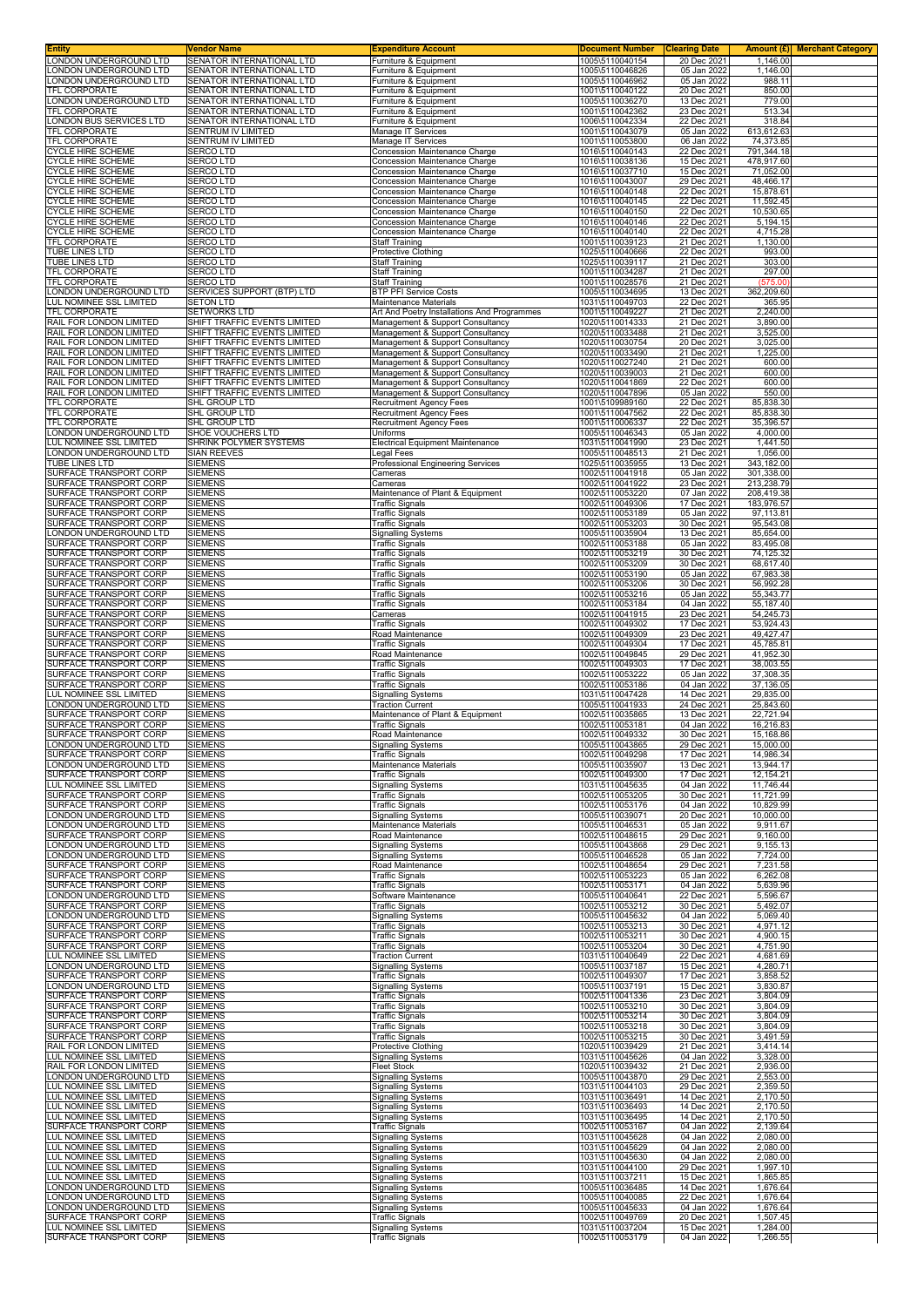| Entity | Vendor Name | Expenditure Account | Document Number | Clearing Date | Amount (£) | Merchant Category |
|---|---|---|---|---|---|---|
| LONDON UNDERGROUND LTD | SENATOR INTERNATIONAL LTD | Furniture & Equipment | 1005\5110040154 | 20 Dec 2021 | 1,146.00 | |
| LONDON UNDERGROUND LTD | SENATOR INTERNATIONAL LTD | Furniture & Equipment | 1005\5110046826 | 05 Jan 2022 | 1,146.00 | |
| LONDON UNDERGROUND LTD | SENATOR INTERNATIONAL LTD | Furniture & Equipment | 1005\5110046962 | 05 Jan 2022 | 988.11 | |
| TFL CORPORATE | SENATOR INTERNATIONAL LTD | Furniture & Equipment | 1001\5110040122 | 20 Dec 2021 | 850.00 | |
| LONDON UNDERGROUND LTD | SENATOR INTERNATIONAL LTD | Furniture & Equipment | 1005\5110036270 | 13 Dec 2021 | 779.00 | |
| TFL CORPORATE | SENATOR INTERNATIONAL LTD | Furniture & Equipment | 1001\5110042362 | 23 Dec 2021 | 513.34 | |
| LONDON BUS SERVICES LTD | SENATOR INTERNATIONAL LTD | Furniture & Equipment | 1006\5110042334 | 22 Dec 2021 | 318.84 | |
| TFL CORPORATE | SENTRUM IV LIMITED | Manage IT Services | 1001\5110043079 | 05 Jan 2022 | 613,612.63 | |
| TFL CORPORATE | SENTRUM IV LIMITED | Manage IT Services | 1001\5110053800 | 06 Jan 2022 | 74,373.85 | |
| CYCLE HIRE SCHEME | SERCO LTD | Concession Maintenance Charge | 1016\5110040143 | 22 Dec 2021 | 791,344.18 | |
| CYCLE HIRE SCHEME | SERCO LTD | Concession Maintenance Charge | 1016\5110038136 | 15 Dec 2021 | 478,917.60 | |
| CYCLE HIRE SCHEME | SERCO LTD | Concession Maintenance Charge | 1016\5110037710 | 15 Dec 2021 | 71,052.00 | |
| CYCLE HIRE SCHEME | SERCO LTD | Concession Maintenance Charge | 1016\5110043007 | 29 Dec 2021 | 48,466.17 | |
| CYCLE HIRE SCHEME | SERCO LTD | Concession Maintenance Charge | 1016\5110040148 | 22 Dec 2021 | 15,878.61 | |
| CYCLE HIRE SCHEME | SERCO LTD | Concession Maintenance Charge | 1016\5110040145 | 22 Dec 2021 | 11,592.45 | |
| CYCLE HIRE SCHEME | SERCO LTD | Concession Maintenance Charge | 1016\5110040150 | 22 Dec 2021 | 10,530.65 | |
| CYCLE HIRE SCHEME | SERCO LTD | Concession Maintenance Charge | 1016\5110040146 | 22 Dec 2021 | 5,194.15 | |
| CYCLE HIRE SCHEME | SERCO LTD | Concession Maintenance Charge | 1016\5110040140 | 22 Dec 2021 | 4,715.28 | |
| TFL CORPORATE | SERCO LTD | Staff Training | 1001\5110039123 | 21 Dec 2021 | 1,130.00 | |
| TUBE LINES LTD | SERCO LTD | Protective Clothing | 1025\5110040666 | 22 Dec 2021 | 993.00 | |
| TUBE LINES LTD | SERCO LTD | Staff Training | 1025\5110039117 | 21 Dec 2021 | 303.00 | |
| TFL CORPORATE | SERCO LTD | Staff Training | 1001\5110034287 | 21 Dec 2021 | 297.00 | |
| TFL CORPORATE | SERCO LTD | Staff Training | 1001\5110028576 | 21 Dec 2021 | (575.00) | |
| LONDON UNDERGROUND LTD | SERVICES SUPPORT (BTP) LTD | BTP PFI Service Costs | 1005\5110034695 | 13 Dec 2021 | 362,209.60 | |
| LUL NOMINEE SSL LIMITED | SETON LTD | Maintenance Materials | 1031\5110049703 | 22 Dec 2021 | 365.95 | |
| TFL CORPORATE | SETWORKS LTD | Art And Poetry Installations And Programmes | 1001\5110049227 | 21 Dec 2021 | 2,240.00 | |
| RAIL FOR LONDON LIMITED | SHIFT TRAFFIC EVENTS LIMITED | Management & Support Consultancy | 1020\5110014333 | 21 Dec 2021 | 3,890.00 | |
| RAIL FOR LONDON LIMITED | SHIFT TRAFFIC EVENTS LIMITED | Management & Support Consultancy | 1020\5110033488 | 21 Dec 2021 | 3,525.00 | |
| RAIL FOR LONDON LIMITED | SHIFT TRAFFIC EVENTS LIMITED | Management & Support Consultancy | 1020\5110030754 | 20 Dec 2021 | 3,025.00 | |
| RAIL FOR LONDON LIMITED | SHIFT TRAFFIC EVENTS LIMITED | Management & Support Consultancy | 1020\5110033490 | 21 Dec 2021 | 1,225.00 | |
| RAIL FOR LONDON LIMITED | SHIFT TRAFFIC EVENTS LIMITED | Management & Support Consultancy | 1020\5110027240 | 21 Dec 2021 | 600.00 | |
| RAIL FOR LONDON LIMITED | SHIFT TRAFFIC EVENTS LIMITED | Management & Support Consultancy | 1020\5110039003 | 21 Dec 2021 | 600.00 | |
| RAIL FOR LONDON LIMITED | SHIFT TRAFFIC EVENTS LIMITED | Management & Support Consultancy | 1020\5110041869 | 22 Dec 2021 | 600.00 | |
| RAIL FOR LONDON LIMITED | SHIFT TRAFFIC EVENTS LIMITED | Management & Support Consultancy | 1020\5110047896 | 05 Jan 2022 | 550.00 | |
| TFL CORPORATE | SHL GROUP LTD | Recruitment Agency Fees | 1001\5109989160 | 22 Dec 2021 | 85,838.30 | |
| TFL CORPORATE | SHL GROUP LTD | Recruitment Agency Fees | 1001\5110047562 | 22 Dec 2021 | 85,838.30 | |
| TFL CORPORATE | SHL GROUP LTD | Recruitment Agency Fees | 1001\5110006337 | 22 Dec 2021 | 35,396.57 | |
| LONDON UNDERGROUND LTD | SHOE VOUCHERS LTD | Uniforms | 1005\5110046343 | 05 Jan 2022 | 4,000.00 | |
| LUL NOMINEE SSL LIMITED | SHRINK POLYMER SYSTEMS | Electrical Equipment Maintenance | 1031\5110041990 | 23 Dec 2021 | 1,441.50 | |
| LONDON UNDERGROUND LTD | SIAN REEVES | Legal Fees | 1005\5110048513 | 21 Dec 2021 | 1,056.00 | |
| TUBE LINES LTD | SIEMENS | Professional Engineering Services | 1025\5110035955 | 13 Dec 2021 | 343,182.00 | |
| SURFACE TRANSPORT CORP | SIEMENS | Cameras | 1002\5110041918 | 05 Jan 2022 | 301,338.00 | |
| SURFACE TRANSPORT CORP | SIEMENS | Cameras | 1002\5110041922 | 23 Dec 2021 | 213,238.79 | |
| SURFACE TRANSPORT CORP | SIEMENS | Maintenance of Plant & Equipment | 1002\5110053220 | 07 Jan 2022 | 208,419.38 | |
| SURFACE TRANSPORT CORP | SIEMENS | Traffic Signals | 1002\5110049306 | 17 Dec 2021 | 183,976.57 | |
| SURFACE TRANSPORT CORP | SIEMENS | Traffic Signals | 1002\5110053189 | 05 Jan 2022 | 97,113.81 | |
| SURFACE TRANSPORT CORP | SIEMENS | Traffic Signals | 1002\5110053203 | 30 Dec 2021 | 95,543.08 | |
| LONDON UNDERGROUND LTD | SIEMENS | Signalling Systems | 1005\5110035904 | 13 Dec 2021 | 85,654.00 | |
| SURFACE TRANSPORT CORP | SIEMENS | Traffic Signals | 1002\5110053188 | 05 Jan 2022 | 83,495.08 | |
| SURFACE TRANSPORT CORP | SIEMENS | Traffic Signals | 1002\5110053219 | 30 Dec 2021 | 74,125.32 | |
| SURFACE TRANSPORT CORP | SIEMENS | Traffic Signals | 1002\5110053209 | 30 Dec 2021 | 68,617.40 | |
| SURFACE TRANSPORT CORP | SIEMENS | Traffic Signals | 1002\5110053190 | 05 Jan 2022 | 67,983.38 | |
| SURFACE TRANSPORT CORP | SIEMENS | Traffic Signals | 1002\5110053206 | 30 Dec 2021 | 56,992.28 | |
| SURFACE TRANSPORT CORP | SIEMENS | Traffic Signals | 1002\5110053216 | 05 Jan 2022 | 55,343.77 | |
| SURFACE TRANSPORT CORP | SIEMENS | Traffic Signals | 1002\5110053184 | 04 Jan 2022 | 55,187.40 | |
| SURFACE TRANSPORT CORP | SIEMENS | Cameras | 1002\5110041915 | 23 Dec 2021 | 54,245.73 | |
| SURFACE TRANSPORT CORP | SIEMENS | Traffic Signals | 1002\5110049302 | 17 Dec 2021 | 53,924.43 | |
| SURFACE TRANSPORT CORP | SIEMENS | Road Maintenance | 1002\5110049309 | 23 Dec 2021 | 49,427.47 | |
| SURFACE TRANSPORT CORP | SIEMENS | Traffic Signals | 1002\5110049304 | 17 Dec 2021 | 45,785.81 | |
| SURFACE TRANSPORT CORP | SIEMENS | Road Maintenance | 1002\5110049845 | 29 Dec 2021 | 41,952.30 | |
| SURFACE TRANSPORT CORP | SIEMENS | Traffic Signals | 1002\5110049303 | 17 Dec 2021 | 38,003.55 | |
| SURFACE TRANSPORT CORP | SIEMENS | Traffic Signals | 1002\5110053222 | 05 Jan 2022 | 37,308.35 | |
| SURFACE TRANSPORT CORP | SIEMENS | Traffic Signals | 1002\5110053186 | 04 Jan 2022 | 37,136.05 | |
| LUL NOMINEE SSL LIMITED | SIEMENS | Signalling Systems | 1031\5110047428 | 14 Dec 2021 | 29,835.00 | |
| LONDON UNDERGROUND LTD | SIEMENS | Traction Current | 1005\5110041933 | 24 Dec 2021 | 25,843.60 | |
| SURFACE TRANSPORT CORP | SIEMENS | Maintenance of Plant & Equipment | 1002\5110035865 | 13 Dec 2021 | 22,721.94 | |
| SURFACE TRANSPORT CORP | SIEMENS | Traffic Signals | 1002\5110053181 | 04 Jan 2022 | 16,216.83 | |
| SURFACE TRANSPORT CORP | SIEMENS | Road Maintenance | 1002\5110049332 | 30 Dec 2021 | 15,168.86 | |
| LONDON UNDERGROUND LTD | SIEMENS | Signalling Systems | 1005\5110043865 | 29 Dec 2021 | 15,000.00 | |
| SURFACE TRANSPORT CORP | SIEMENS | Traffic Signals | 1002\5110049298 | 17 Dec 2021 | 14,986.34 | |
| LONDON UNDERGROUND LTD | SIEMENS | Maintenance Materials | 1005\5110035907 | 13 Dec 2021 | 13,944.17 | |
| SURFACE TRANSPORT CORP | SIEMENS | Traffic Signals | 1002\5110049300 | 17 Dec 2021 | 12,154.21 | |
| LUL NOMINEE SSL LIMITED | SIEMENS | Signalling Systems | 1031\5110045635 | 04 Jan 2022 | 11,746.44 | |
| SURFACE TRANSPORT CORP | SIEMENS | Traffic Signals | 1002\5110053205 | 30 Dec 2021 | 11,721.99 | |
| SURFACE TRANSPORT CORP | SIEMENS | Traffic Signals | 1002\5110053176 | 04 Jan 2022 | 10,829.99 | |
| LONDON UNDERGROUND LTD | SIEMENS | Signalling Systems | 1005\5110039071 | 20 Dec 2021 | 10,000.00 | |
| LONDON UNDERGROUND LTD | SIEMENS | Maintenance Materials | 1005\5110046531 | 05 Jan 2022 | 9,911.67 | |
| SURFACE TRANSPORT CORP | SIEMENS | Road Maintenance | 1002\5110048615 | 29 Dec 2021 | 9,160.00 | |
| LONDON UNDERGROUND LTD | SIEMENS | Signalling Systems | 1005\5110043868 | 29 Dec 2021 | 9,155.13 | |
| LONDON UNDERGROUND LTD | SIEMENS | Signalling Systems | 1005\5110046528 | 05 Jan 2022 | 7,724.00 | |
| SURFACE TRANSPORT CORP | SIEMENS | Road Maintenance | 1002\5110048654 | 29 Dec 2021 | 7,231.58 | |
| SURFACE TRANSPORT CORP | SIEMENS | Traffic Signals | 1002\5110053223 | 05 Jan 2022 | 6,262.08 | |
| SURFACE TRANSPORT CORP | SIEMENS | Traffic Signals | 1002\5110053171 | 04 Jan 2022 | 5,639.96 | |
| LONDON UNDERGROUND LTD | SIEMENS | Software Maintenance | 1005\5110040641 | 22 Dec 2021 | 5,596.67 | |
| SURFACE TRANSPORT CORP | SIEMENS | Traffic Signals | 1002\5110053212 | 30 Dec 2021 | 5,492.07 | |
| LONDON UNDERGROUND LTD | SIEMENS | Signalling Systems | 1005\5110045632 | 04 Jan 2022 | 5,069.40 | |
| SURFACE TRANSPORT CORP | SIEMENS | Traffic Signals | 1002\5110053213 | 30 Dec 2021 | 4,971.12 | |
| SURFACE TRANSPORT CORP | SIEMENS | Traffic Signals | 1002\5110053211 | 30 Dec 2021 | 4,900.15 | |
| SURFACE TRANSPORT CORP | SIEMENS | Traffic Signals | 1002\5110053204 | 30 Dec 2021 | 4,751.90 | |
| LUL NOMINEE SSL LIMITED | SIEMENS | Traction Current | 1031\5110040649 | 22 Dec 2021 | 4,681.69 | |
| LONDON UNDERGROUND LTD | SIEMENS | Signalling Systems | 1005\5110037187 | 15 Dec 2021 | 4,280.71 | |
| SURFACE TRANSPORT CORP | SIEMENS | Traffic Signals | 1002\5110049307 | 17 Dec 2021 | 3,858.52 | |
| LONDON UNDERGROUND LTD | SIEMENS | Signalling Systems | 1005\5110037191 | 15 Dec 2021 | 3,830.87 | |
| SURFACE TRANSPORT CORP | SIEMENS | Traffic Signals | 1002\5110041336 | 23 Dec 2021 | 3,804.09 | |
| SURFACE TRANSPORT CORP | SIEMENS | Traffic Signals | 1002\5110053210 | 30 Dec 2021 | 3,804.09 | |
| SURFACE TRANSPORT CORP | SIEMENS | Traffic Signals | 1002\5110053214 | 30 Dec 2021 | 3,804.09 | |
| SURFACE TRANSPORT CORP | SIEMENS | Traffic Signals | 1002\5110053218 | 30 Dec 2021 | 3,804.09 | |
| SURFACE TRANSPORT CORP | SIEMENS | Traffic Signals | 1002\5110053215 | 30 Dec 2021 | 3,491.59 | |
| RAIL FOR LONDON LIMITED | SIEMENS | Protective Clothing | 1020\5110039429 | 21 Dec 2021 | 3,414.14 | |
| LUL NOMINEE SSL LIMITED | SIEMENS | Signalling Systems | 1031\5110045626 | 04 Jan 2022 | 3,328.00 | |
| RAIL FOR LONDON LIMITED | SIEMENS | Fleet Stock | 1020\5110039432 | 21 Dec 2021 | 2,936.00 | |
| LONDON UNDERGROUND LTD | SIEMENS | Signalling Systems | 1005\5110043870 | 29 Dec 2021 | 2,553.00 | |
| LUL NOMINEE SSL LIMITED | SIEMENS | Signalling Systems | 1031\5110044103 | 29 Dec 2021 | 2,359.50 | |
| LUL NOMINEE SSL LIMITED | SIEMENS | Signalling Systems | 1031\5110036491 | 14 Dec 2021 | 2,170.50 | |
| LUL NOMINEE SSL LIMITED | SIEMENS | Signalling Systems | 1031\5110036493 | 14 Dec 2021 | 2,170.50 | |
| LUL NOMINEE SSL LIMITED | SIEMENS | Signalling Systems | 1031\5110036495 | 14 Dec 2021 | 2,170.50 | |
| SURFACE TRANSPORT CORP | SIEMENS | Traffic Signals | 1002\5110053167 | 04 Jan 2022 | 2,139.64 | |
| LUL NOMINEE SSL LIMITED | SIEMENS | Signalling Systems | 1031\5110045628 | 04 Jan 2022 | 2,080.00 | |
| LUL NOMINEE SSL LIMITED | SIEMENS | Signalling Systems | 1031\5110045629 | 04 Jan 2022 | 2,080.00 | |
| LUL NOMINEE SSL LIMITED | SIEMENS | Signalling Systems | 1031\5110045630 | 04 Jan 2022 | 2,080.00 | |
| LUL NOMINEE SSL LIMITED | SIEMENS | Signalling Systems | 1031\5110044100 | 29 Dec 2021 | 1,997.10 | |
| LUL NOMINEE SSL LIMITED | SIEMENS | Signalling Systems | 1031\5110037211 | 15 Dec 2021 | 1,865.85 | |
| LONDON UNDERGROUND LTD | SIEMENS | Signalling Systems | 1005\5110036485 | 14 Dec 2021 | 1,676.64 | |
| LONDON UNDERGROUND LTD | SIEMENS | Signalling Systems | 1005\5110040085 | 22 Dec 2021 | 1,676.64 | |
| LONDON UNDERGROUND LTD | SIEMENS | Signalling Systems | 1005\5110045633 | 04 Jan 2022 | 1,676.64 | |
| SURFACE TRANSPORT CORP | SIEMENS | Traffic Signals | 1002\5110049769 | 20 Dec 2021 | 1,507.45 | |
| LUL NOMINEE SSL LIMITED | SIEMENS | Signalling Systems | 1031\5110037204 | 15 Dec 2021 | 1,284.00 | |
| SURFACE TRANSPORT CORP | SIEMENS | Traffic Signals | 1002\5110053179 | 04 Jan 2022 | 1,266.55 | |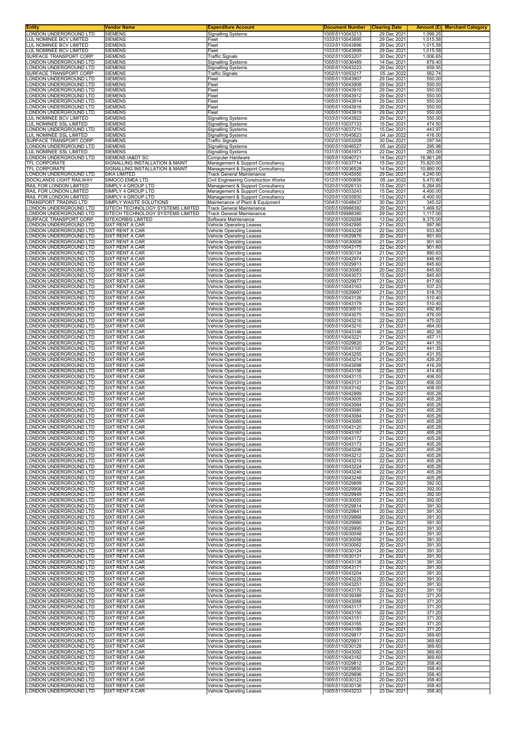| Entity | Vendor Name | Expenditure Account | Document Number | Clearing Date | Amount (£) | Merchant Category |
|---|---|---|---|---|---|---|
| LONDON UNDERGROUND LTD | SIEMENS | Signalling Systems | 1005\5110043213 | 29 Dec 2021 | 1,099.25 | |
| LUL NOMINEE BCV LIMITED | SIEMENS | Fleet | 1033\5110043895 | 29 Dec 2021 | 1,015.58 | |
| LUL NOMINEE BCV LIMITED | SIEMENS | Fleet | 1033\5110043896 | 29 Dec 2021 | 1,015.58 | |
| LUL NOMINEE BCV LIMITED | SIEMENS | Fleet | 1033\5110043899 | 29 Dec 2021 | 1,015.58 | |
| SURFACE TRANSPORT CORP | SIEMENS | Traffic Signals | 1002\5110053207 | 30 Dec 2021 | 1,006.65 | |
| LONDON UNDERGROUND LTD | SIEMENS | Signalling Systems | 1005\5110036489 | 14 Dec 2021 | 879.40 | |
| LONDON UNDERGROUND LTD | SIEMENS | Signalling Systems | 1005\5110043223 | 29 Dec 2021 | 659.55 | |
| SURFACE TRANSPORT CORP | SIEMENS | Traffic Signals | 1002\5110053217 | 05 Jan 2022 | 562.74 | |
| LONDON UNDERGROUND LTD | SIEMENS | Fleet | 1005\5110043907 | 29 Dec 2021 | 550.00 | |
| LONDON UNDERGROUND LTD | SIEMENS | Fleet | 1005\5110043908 | 29 Dec 2021 | 550.00 | |
| LONDON UNDERGROUND LTD | SIEMENS | Fleet | 1005\5110043910 | 29 Dec 2021 | 550.00 | |
| LONDON UNDERGROUND LTD | SIEMENS | Fleet | 1005\5110043912 | 29 Dec 2021 | 550.00 | |
| LONDON UNDERGROUND LTD | SIEMENS | Fleet | 1005\5110043914 | 29 Dec 2021 | 550.00 | |
| LONDON UNDERGROUND LTD | SIEMENS | Fleet | 1005\5110043916 | 29 Dec 2021 | 550.00 | |
| LONDON UNDERGROUND LTD | SIEMENS | Fleet | 1005\5110043919 | 29 Dec 2021 | 550.00 | |
| LUL NOMINEE BCV LIMITED | SIEMENS | Signalling Systems | 1033\5110043922 | 29 Dec 2021 | 550.00 | |
| LUL NOMINEE SSL LIMITED | SIEMENS | Signalling Systems | 1031\5110037133 | 15 Dec 2021 | 474.50 | |
| LONDON UNDERGROUND LTD | SIEMENS | Signalling Systems | 1005\5110037210 | 15 Dec 2021 | 443.97 | |
| LUL NOMINEE SSL LIMITED | SIEMENS | Signalling Systems | 1031\5110045623 | 04 Jan 2022 | 416.00 | |
| SURFACE TRANSPORT CORP | SIEMENS | Traffic Signals | 1002\5110053208 | 30 Dec 2021 | 297.54 | |
| LONDON UNDERGROUND LTD | SIEMENS | Signalling Systems | 1005\5110046527 | 05 Jan 2022 | 295.98 | |
| LUL NOMINEE SSL LIMITED | SIEMENS | Signalling Systems | 1031\5110041973 | 22 Dec 2021 | 283.00 | |
| LONDON UNDERGROUND LTD | SIEMENS IA&DT SC | Computer Hardware | 1005\5110040721 | 14 Dec 2021 | 16,961.28 | |
| TFL CORPORATE | SIGNALLING INSTALLATION & MAINT | Management & Support Consultancy | 1001\5110037714 | 15 Dec 2021 | 70,820.00 | |
| TFL CORPORATE | SIGNALLING INSTALLATION & MAINT | Management & Support Consultancy | 1001\5110036528 | 14 Dec 2021 | 10,880.00 | |
| LONDON UNDERGROUND LTD | SIKA LIMITED | Track General Maintenance | 1005\5110045050 | 29 Dec 2021 | 4,240.00 | |
| DOCKLANDS LIGHT RAILWAY | SIMOCO EMEA LTD | Civil Engineering Construction Works | 1012\5110050856 | 05 Jan 2022 | 5,470.80 | |
| RAIL FOR LONDON LIMITED | SIMPLY 4 GROUP LTD | Management & Support Consultancy | 1020\5110026133 | 15 Dec 2021 | 6,284.65 | |
| RAIL FOR LONDON LIMITED | SIMPLY 4 GROUP LTD | Management & Support Consultancy | 1020\5110033243 | 15 Dec 2021 | 4,400.00 | |
| RAIL FOR LONDON LIMITED | SIMPLY 4 GROUP LTD | Management & Support Consultancy | 1020\5110035930 | 15 Dec 2021 | 4,400.00 | |
| TRANSPORT TRADING LTD | SIMPLY WASTE SOLUTIONS | Maintenance of Plant & Equipment | 1004\5110048437 | 30 Dec 2021 | 345.02 | |
| LONDON UNDERGROUND LTD | SITECH TECHNOLOGY SYSTEMS LIMITED | Track General Maintenance | 1005\5109988382 | 29 Dec 2021 | 1,469.52 | |
| LONDON UNDERGROUND LTD | SITECH TECHNOLOGY SYSTEMS LIMITED | Track General Maintenance | 1005\5109988380 | 29 Dec 2021 | 1,117.00 | |
| SURFACE TRANSPORT CORP | SITEXORBIS LIMITED | Software Maintenance | 1002\5110029288 | 13 Dec 2021 | 9,375.00 | |
| LONDON UNDERGROUND LTD | SIXT RENT A CAR | Vehicle Operating Leases | 1005\5110042995 | 21 Dec 2021 | 997.86 | |
| LONDON UNDERGROUND LTD | SIXT RENT A CAR | Vehicle Operating Leases | 1005\5110043228 | 22 Dec 2021 | 933.80 | |
| LONDON UNDERGROUND LTD | SIXT RENT A CAR | Vehicle Operating Leases | 1005\5110029876 | 20 Dec 2021 | 901.60 | |
| LONDON UNDERGROUND LTD | SIXT RENT A CAR | Vehicle Operating Leases | 1005\5110030008 | 21 Dec 2021 | 901.60 | |
| LONDON UNDERGROUND LTD | SIXT RENT A CAR | Vehicle Operating Leases | 1005\5110043175 | 22 Dec 2021 | 901.60 | |
| LONDON UNDERGROUND LTD | SIXT RENT A CAR | Vehicle Operating Leases | 1005\5110030134 | 21 Dec 2021 | 880.63 | |
| LONDON UNDERGROUND LTD | SIXT RENT A CAR | Vehicle Operating Leases | 1005\5110042974 | 21 Dec 2021 | 846.80 | |
| LONDON UNDERGROUND LTD | SIXT RENT A CAR | Vehicle Operating Leases | 1005\5110029913 | 21 Dec 2021 | 845.60 | |
| LONDON UNDERGROUND LTD | SIXT RENT A CAR | Vehicle Operating Leases | 1005\5110030083 | 20 Dec 2021 | 845.60 | |
| LONDON UNDERGROUND LTD | SIXT RENT A CAR | Vehicle Operating Leases | 1005\5110043073 | 15 Dec 2021 | 845.60 | |
| LONDON UNDERGROUND LTD | SIXT RENT A CAR | Vehicle Operating Leases | 1005\5110029977 | 21 Dec 2021 | 817.60 | |
| LONDON UNDERGROUND LTD | SIXT RENT A CAR | Vehicle Operating Leases | 1005\5110043163 | 22 Dec 2021 | 537.23 | |
| LONDON UNDERGROUND LTD | SIXT RENT A CAR | Vehicle Operating Leases | 1005\5110029997 | 21 Dec 2021 | 518.70 | |
| LONDON UNDERGROUND LTD | SIXT RENT A CAR | Vehicle Operating Leases | 1005\5110043126 | 21 Dec 2021 | 510.40 | |
| LONDON UNDERGROUND LTD | SIXT RENT A CAR | Vehicle Operating Leases | 1005\5110043179 | 21 Dec 2021 | 510.40 | |
| LONDON UNDERGROUND LTD | SIXT RENT A CAR | Vehicle Operating Leases | 1005\5110030010 | 21 Dec 2021 | 492.80 | |
| LONDON UNDERGROUND LTD | SIXT RENT A CAR | Vehicle Operating Leases | 1005\5110043075 | 15 Dec 2021 | 476.00 | |
| LONDON UNDERGROUND LTD | SIXT RENT A CAR | Vehicle Operating Leases | 1005\5110043216 | 22 Dec 2021 | 475.02 | |
| LONDON UNDERGROUND LTD | SIXT RENT A CAR | Vehicle Operating Leases | 1005\5110043210 | 21 Dec 2021 | 464.00 | |
| LONDON UNDERGROUND LTD | SIXT RENT A CAR | Vehicle Operating Leases | 1005\5110043146 | 21 Dec 2021 | 462.36 | |
| LONDON UNDERGROUND LTD | SIXT RENT A CAR | Vehicle Operating Leases | 1005\5110043221 | 21 Dec 2021 | 457.11 | |
| LONDON UNDERGROUND LTD | SIXT RENT A CAR | Vehicle Operating Leases | 1005\5110029820 | 21 Dec 2021 | 441.35 | |
| LONDON UNDERGROUND LTD | SIXT RENT A CAR | Vehicle Operating Leases | 1005\5110043100 | 20 Dec 2021 | 441.35 | |
| LONDON UNDERGROUND LTD | SIXT RENT A CAR | Vehicle Operating Leases | 1005\5110043255 | 21 Dec 2021 | 431.55 | |
| LONDON UNDERGROUND LTD | SIXT RENT A CAR | Vehicle Operating Leases | 1005\5110043214 | 21 Dec 2021 | 429.20 | |
| LONDON UNDERGROUND LTD | SIXT RENT A CAR | Vehicle Operating Leases | 1005\5110043098 | 21 Dec 2021 | 416.29 | |
| LONDON UNDERGROUND LTD | SIXT RENT A CAR | Vehicle Operating Leases | 1005\5110043156 | 22 Dec 2021 | 414.40 | |
| LONDON UNDERGROUND LTD | SIXT RENT A CAR | Vehicle Operating Leases | 1005\5110043115 | 21 Dec 2021 | 406.00 | |
| LONDON UNDERGROUND LTD | SIXT RENT A CAR | Vehicle Operating Leases | 1005\5110043131 | 21 Dec 2021 | 406.00 | |
| LONDON UNDERGROUND LTD | SIXT RENT A CAR | Vehicle Operating Leases | 1005\5110043142 | 21 Dec 2021 | 406.00 | |
| LONDON UNDERGROUND LTD | SIXT RENT A CAR | Vehicle Operating Leases | 1005\5110042999 | 21 Dec 2021 | 405.28 | |
| LONDON UNDERGROUND LTD | SIXT RENT A CAR | Vehicle Operating Leases | 1005\5110043005 | 21 Dec 2021 | 405.28 | |
| LONDON UNDERGROUND LTD | SIXT RENT A CAR | Vehicle Operating Leases | 1005\5110043064 | 21 Dec 2021 | 405.28 | |
| LONDON UNDERGROUND LTD | SIXT RENT A CAR | Vehicle Operating Leases | 1005\5110043080 | 21 Dec 2021 | 405.28 | |
| LONDON UNDERGROUND LTD | SIXT RENT A CAR | Vehicle Operating Leases | 1005\5110043084 | 21 Dec 2021 | 405.28 | |
| LONDON UNDERGROUND LTD | SIXT RENT A CAR | Vehicle Operating Leases | 1005\5110043085 | 21 Dec 2021 | 405.28 | |
| LONDON UNDERGROUND LTD | SIXT RENT A CAR | Vehicle Operating Leases | 1005\5110043120 | 21 Dec 2021 | 405.28 | |
| LONDON UNDERGROUND LTD | SIXT RENT A CAR | Vehicle Operating Leases | 1005\5110043167 | 21 Dec 2021 | 405.28 | |
| LONDON UNDERGROUND LTD | SIXT RENT A CAR | Vehicle Operating Leases | 1005\5110043172 | 21 Dec 2021 | 405.28 | |
| LONDON UNDERGROUND LTD | SIXT RENT A CAR | Vehicle Operating Leases | 1005\5110043173 | 21 Dec 2021 | 405.28 | |
| LONDON UNDERGROUND LTD | SIXT RENT A CAR | Vehicle Operating Leases | 1005\5110043206 | 22 Dec 2021 | 405.28 | |
| LONDON UNDERGROUND LTD | SIXT RENT A CAR | Vehicle Operating Leases | 1005\5110043212 | 22 Dec 2021 | 405.28 | |
| LONDON UNDERGROUND LTD | SIXT RENT A CAR | Vehicle Operating Leases | 1005\5110043219 | 22 Dec 2021 | 405.28 | |
| LONDON UNDERGROUND LTD | SIXT RENT A CAR | Vehicle Operating Leases | 1005\5110043224 | 22 Dec 2021 | 405.28 | |
| LONDON UNDERGROUND LTD | SIXT RENT A CAR | Vehicle Operating Leases | 1005\5110043240 | 22 Dec 2021 | 405.28 | |
| LONDON UNDERGROUND LTD | SIXT RENT A CAR | Vehicle Operating Leases | 1005\5110043248 | 22 Dec 2021 | 405.28 | |
| LONDON UNDERGROUND LTD | SIXT RENT A CAR | Vehicle Operating Leases | 1005\5110029899 | 21 Dec 2021 | 392.00 | |
| LONDON UNDERGROUND LTD | SIXT RENT A CAR | Vehicle Operating Leases | 1005\5110029908 | 21 Dec 2021 | 392.00 | |
| LONDON UNDERGROUND LTD | SIXT RENT A CAR | Vehicle Operating Leases | 1005\5110029949 | 21 Dec 2021 | 392.00 | |
| LONDON UNDERGROUND LTD | SIXT RENT A CAR | Vehicle Operating Leases | 1005\5110030055 | 21 Dec 2021 | 392.00 | |
| LONDON UNDERGROUND LTD | SIXT RENT A CAR | Vehicle Operating Leases | 1005\5110029814 | 21 Dec 2021 | 391.30 | |
| LONDON UNDERGROUND LTD | SIXT RENT A CAR | Vehicle Operating Leases | 1005\5110029841 | 20 Dec 2021 | 391.30 | |
| LONDON UNDERGROUND LTD | SIXT RENT A CAR | Vehicle Operating Leases | 1005\5110029868 | 20 Dec 2021 | 391.30 | |
| LONDON UNDERGROUND LTD | SIXT RENT A CAR | Vehicle Operating Leases | 1005\5110029980 | 21 Dec 2021 | 391.30 | |
| LONDON UNDERGROUND LTD | SIXT RENT A CAR | Vehicle Operating Leases | 1005\5110029995 | 21 Dec 2021 | 391.30 | |
| LONDON UNDERGROUND LTD | SIXT RENT A CAR | Vehicle Operating Leases | 1005\5110030048 | 21 Dec 2021 | 391.30 | |
| LONDON UNDERGROUND LTD | SIXT RENT A CAR | Vehicle Operating Leases | 1005\5110030056 | 21 Dec 2021 | 391.30 | |
| LONDON UNDERGROUND LTD | SIXT RENT A CAR | Vehicle Operating Leases | 1005\5110030062 | 20 Dec 2021 | 391.30 | |
| LONDON UNDERGROUND LTD | SIXT RENT A CAR | Vehicle Operating Leases | 1005\5110030124 | 20 Dec 2021 | 391.30 | |
| LONDON UNDERGROUND LTD | SIXT RENT A CAR | Vehicle Operating Leases | 1005\5110030131 | 21 Dec 2021 | 391.30 | |
| LONDON UNDERGROUND LTD | SIXT RENT A CAR | Vehicle Operating Leases | 1005\5110043138 | 23 Dec 2021 | 391.30 | |
| LONDON UNDERGROUND LTD | SIXT RENT A CAR | Vehicle Operating Leases | 1005\5110043171 | 21 Dec 2021 | 391.30 | |
| LONDON UNDERGROUND LTD | SIXT RENT A CAR | Vehicle Operating Leases | 1005\5110043204 | 23 Dec 2021 | 391.30 | |
| LONDON UNDERGROUND LTD | SIXT RENT A CAR | Vehicle Operating Leases | 1005\5110043229 | 20 Dec 2021 | 391.30 | |
| LONDON UNDERGROUND LTD | SIXT RENT A CAR | Vehicle Operating Leases | 1005\5110043251 | 23 Dec 2021 | 391.30 | |
| LONDON UNDERGROUND LTD | SIXT RENT A CAR | Vehicle Operating Leases | 1005\5110043170 | 22 Dec 2021 | 391.19 | |
| LONDON UNDERGROUND LTD | SIXT RENT A CAR | Vehicle Operating Leases | 1005\5110039388 | 21 Dec 2021 | 371.20 | |
| LONDON UNDERGROUND LTD | SIXT RENT A CAR | Vehicle Operating Leases | 1005\5110043088 | 21 Dec 2021 | 371.20 | |
| LONDON UNDERGROUND LTD | SIXT RENT A CAR | Vehicle Operating Leases | 1005\5110043117 | 21 Dec 2021 | 371.20 | |
| LONDON UNDERGROUND LTD | SIXT RENT A CAR | Vehicle Operating Leases | 1005\5110043150 | 22 Dec 2021 | 371.20 | |
| LONDON UNDERGROUND LTD | SIXT RENT A CAR | Vehicle Operating Leases | 1005\5110043151 | 22 Dec 2021 | 371.20 | |
| LONDON UNDERGROUND LTD | SIXT RENT A CAR | Vehicle Operating Leases | 1005\5110043165 | 22 Dec 2021 | 371.20 | |
| LONDON UNDERGROUND LTD | SIXT RENT A CAR | Vehicle Operating Leases | 1005\5110043189 | 21 Dec 2021 | 371.20 | |
| LONDON UNDERGROUND LTD | SIXT RENT A CAR | Vehicle Operating Leases | 1005\5110029817 | 21 Dec 2021 | 369.60 | |
| LONDON UNDERGROUND LTD | SIXT RENT A CAR | Vehicle Operating Leases | 1005\5110029931 | 21 Dec 2021 | 369.60 | |
| LONDON UNDERGROUND LTD | SIXT RENT A CAR | Vehicle Operating Leases | 1005\5110030129 | 21 Dec 2021 | 369.60 | |
| LONDON UNDERGROUND LTD | SIXT RENT A CAR | Vehicle Operating Leases | 1005\5110043092 | 21 Dec 2021 | 369.60 | |
| LONDON UNDERGROUND LTD | SIXT RENT A CAR | Vehicle Operating Leases | 1005\5110043182 | 21 Dec 2021 | 369.60 | |
| LONDON UNDERGROUND LTD | SIXT RENT A CAR | Vehicle Operating Leases | 1005\5110029812 | 21 Dec 2021 | 358.40 | |
| LONDON UNDERGROUND LTD | SIXT RENT A CAR | Vehicle Operating Leases | 1005\5110029850 | 20 Dec 2021 | 358.40 | |
| LONDON UNDERGROUND LTD | SIXT RENT A CAR | Vehicle Operating Leases | 1005\5110029896 | 21 Dec 2021 | 358.40 | |
| LONDON UNDERGROUND LTD | SIXT RENT A CAR | Vehicle Operating Leases | 1005\5110030123 | 20 Dec 2021 | 358.40 | |
| LONDON UNDERGROUND LTD | SIXT RENT A CAR | Vehicle Operating Leases | 1005\5110030136 | 21 Dec 2021 | 358.40 | |
| LONDON UNDERGROUND LTD | SIXT RENT A CAR | Vehicle Operating Leases | 1005\5110043233 | 23 Dec 2021 | 358.40 | |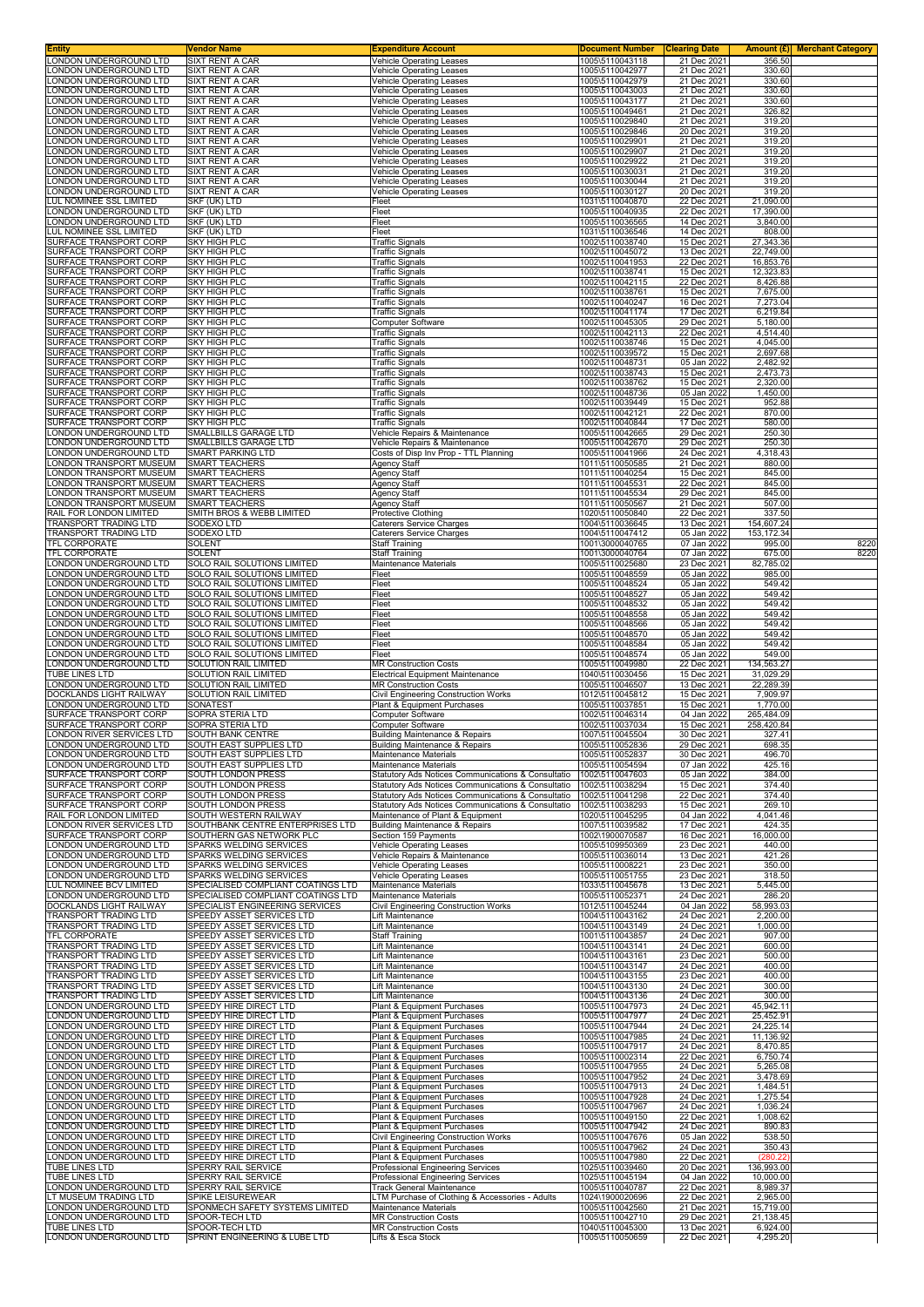| Entity | Vendor Name | Expenditure Account | Document Number | Clearing Date | Amount (£) | Merchant Category |
|---|---|---|---|---|---|---|
| LONDON UNDERGROUND LTD | SIXT RENT A CAR | Vehicle Operating Leases | 1005\5110043118 | 21 Dec 2021 | 356.50 | |
| LONDON UNDERGROUND LTD | SIXT RENT A CAR | Vehicle Operating Leases | 1005\5110042977 | 21 Dec 2021 | 330.60 | |
| LONDON UNDERGROUND LTD | SIXT RENT A CAR | Vehicle Operating Leases | 1005\5110042979 | 21 Dec 2021 | 330.60 | |
| LONDON UNDERGROUND LTD | SIXT RENT A CAR | Vehicle Operating Leases | 1005\5110043003 | 21 Dec 2021 | 330.60 | |
| LONDON UNDERGROUND LTD | SIXT RENT A CAR | Vehicle Operating Leases | 1005\5110043177 | 21 Dec 2021 | 330.60 | |
| LONDON UNDERGROUND LTD | SIXT RENT A CAR | Vehicle Operating Leases | 1005\5110049461 | 21 Dec 2021 | 326.82 | |
| LONDON UNDERGROUND LTD | SIXT RENT A CAR | Vehicle Operating Leases | 1005\5110029840 | 21 Dec 2021 | 319.20 | |
| LONDON UNDERGROUND LTD | SIXT RENT A CAR | Vehicle Operating Leases | 1005\5110029846 | 20 Dec 2021 | 319.20 | |
| LONDON UNDERGROUND LTD | SIXT RENT A CAR | Vehicle Operating Leases | 1005\5110029901 | 21 Dec 2021 | 319.20 | |
| LONDON UNDERGROUND LTD | SIXT RENT A CAR | Vehicle Operating Leases | 1005\5110029907 | 21 Dec 2021 | 319.20 | |
| LONDON UNDERGROUND LTD | SIXT RENT A CAR | Vehicle Operating Leases | 1005\5110029922 | 21 Dec 2021 | 319.20 | |
| LONDON UNDERGROUND LTD | SIXT RENT A CAR | Vehicle Operating Leases | 1005\5110030031 | 21 Dec 2021 | 319.20 | |
| LONDON UNDERGROUND LTD | SIXT RENT A CAR | Vehicle Operating Leases | 1005\5110030044 | 21 Dec 2021 | 319.20 | |
| LONDON UNDERGROUND LTD | SIXT RENT A CAR | Vehicle Operating Leases | 1005\5110030127 | 20 Dec 2021 | 319.20 | |
| LUL NOMINEE SSL LIMITED | SKF (UK) LTD | Fleet | 1031\5110040870 | 22 Dec 2021 | 21,090.00 | |
| LONDON UNDERGROUND LTD | SKF (UK) LTD | Fleet | 1005\5110040935 | 22 Dec 2021 | 17,390.00 | |
| LONDON UNDERGROUND LTD | SKF (UK) LTD | Fleet | 1005\5110036565 | 14 Dec 2021 | 3,840.00 | |
| LUL NOMINEE SSL LIMITED | SKF (UK) LTD | Fleet | 1031\5110036546 | 14 Dec 2021 | 808.00 | |
| SURFACE TRANSPORT CORP | SKY HIGH PLC | Traffic Signals | 1002\5110038740 | 15 Dec 2021 | 27,343.36 | |
| SURFACE TRANSPORT CORP | SKY HIGH PLC | Traffic Signals | 1002\5110045072 | 13 Dec 2021 | 22,749.00 | |
| SURFACE TRANSPORT CORP | SKY HIGH PLC | Traffic Signals | 1002\5110041953 | 22 Dec 2021 | 16,853.76 | |
| SURFACE TRANSPORT CORP | SKY HIGH PLC | Traffic Signals | 1002\5110038741 | 15 Dec 2021 | 12,323.83 | |
| SURFACE TRANSPORT CORP | SKY HIGH PLC | Traffic Signals | 1002\5110042115 | 22 Dec 2021 | 8,426.88 | |
| SURFACE TRANSPORT CORP | SKY HIGH PLC | Traffic Signals | 1002\5110038761 | 15 Dec 2021 | 7,675.00 | |
| SURFACE TRANSPORT CORP | SKY HIGH PLC | Traffic Signals | 1002\5110040247 | 16 Dec 2021 | 7,273.04 | |
| SURFACE TRANSPORT CORP | SKY HIGH PLC | Traffic Signals | 1002\5110041174 | 17 Dec 2021 | 6,219.84 | |
| SURFACE TRANSPORT CORP | SKY HIGH PLC | Computer Software | 1002\5110045305 | 29 Dec 2021 | 5,180.00 | |
| SURFACE TRANSPORT CORP | SKY HIGH PLC | Traffic Signals | 1002\5110042113 | 22 Dec 2021 | 4,514.40 | |
| SURFACE TRANSPORT CORP | SKY HIGH PLC | Traffic Signals | 1002\5110038746 | 15 Dec 2021 | 4,045.00 | |
| SURFACE TRANSPORT CORP | SKY HIGH PLC | Traffic Signals | 1002\5110039572 | 15 Dec 2021 | 2,697.68 | |
| SURFACE TRANSPORT CORP | SKY HIGH PLC | Traffic Signals | 1002\5110048731 | 05 Jan 2022 | 2,482.92 | |
| SURFACE TRANSPORT CORP | SKY HIGH PLC | Traffic Signals | 1002\5110038743 | 15 Dec 2021 | 2,473.73 | |
| SURFACE TRANSPORT CORP | SKY HIGH PLC | Traffic Signals | 1002\5110038762 | 15 Dec 2021 | 2,320.00 | |
| SURFACE TRANSPORT CORP | SKY HIGH PLC | Traffic Signals | 1002\5110048736 | 05 Jan 2022 | 1,450.00 | |
| SURFACE TRANSPORT CORP | SKY HIGH PLC | Traffic Signals | 1002\5110039449 | 15 Dec 2021 | 952.88 | |
| SURFACE TRANSPORT CORP | SKY HIGH PLC | Traffic Signals | 1002\5110042121 | 22 Dec 2021 | 870.00 | |
| SURFACE TRANSPORT CORP | SKY HIGH PLC | Traffic Signals | 1002\5110040844 | 17 Dec 2021 | 580.00 | |
| LONDON UNDERGROUND LTD | SMALLBILLS GARAGE LTD | Vehicle Repairs & Maintenance | 1005\5110042665 | 29 Dec 2021 | 250.30 | |
| LONDON UNDERGROUND LTD | SMALLBILLS GARAGE LTD | Vehicle Repairs & Maintenance | 1005\5110042670 | 29 Dec 2021 | 250.30 | |
| LONDON UNDERGROUND LTD | SMART PARKING LTD | Costs of Disp Inv Prop - TTL Planning | 1005\5110041966 | 24 Dec 2021 | 4,318.43 | |
| LONDON TRANSPORT MUSEUM | SMART TEACHERS | Agency Staff | 1011\5110050585 | 21 Dec 2021 | 880.00 | |
| LONDON TRANSPORT MUSEUM | SMART TEACHERS | Agency Staff | 1011\5110040254 | 15 Dec 2021 | 845.00 | |
| LONDON TRANSPORT MUSEUM | SMART TEACHERS | Agency Staff | 1011\5110045531 | 22 Dec 2021 | 845.00 | |
| LONDON TRANSPORT MUSEUM | SMART TEACHERS | Agency Staff | 1011\5110045534 | 29 Dec 2021 | 845.00 | |
| LONDON TRANSPORT MUSEUM | SMART TEACHERS | Agency Staff | 1011\5110050567 | 21 Dec 2021 | 507.00 | |
| RAIL FOR LONDON LIMITED | SMITH BROS & WEBB LIMITED | Protective Clothing | 1020\5110050840 | 22 Dec 2021 | 337.50 | |
| TRANSPORT TRADING LTD | SODEXO LTD | Caterers Service Charges | 1004\5110036645 | 13 Dec 2021 | 154,607.24 | |
| TRANSPORT TRADING LTD | SODEXO LTD | Caterers Service Charges | 1004\5110047412 | 05 Jan 2022 | 153,172.34 | |
| TFL CORPORATE | SOLENT | Staff Training | 1001\3000040765 | 07 Jan 2022 | 995.00 | 8220 |
| TFL CORPORATE | SOLENT | Staff Training | 1001\3000040764 | 07 Jan 2022 | 675.00 | 8220 |
| LONDON UNDERGROUND LTD | SOLO RAIL SOLUTIONS LIMITED | Maintenance Materials | 1005\5110025680 | 23 Dec 2021 | 82,785.02 | |
| LONDON UNDERGROUND LTD | SOLO RAIL SOLUTIONS LIMITED | Fleet | 1005\5110048559 | 05 Jan 2022 | 985.00 | |
| LONDON UNDERGROUND LTD | SOLO RAIL SOLUTIONS LIMITED | Fleet | 1005\5110048524 | 05 Jan 2022 | 549.42 | |
| LONDON UNDERGROUND LTD | SOLO RAIL SOLUTIONS LIMITED | Fleet | 1005\5110048527 | 05 Jan 2022 | 549.42 | |
| LONDON UNDERGROUND LTD | SOLO RAIL SOLUTIONS LIMITED | Fleet | 1005\5110048532 | 05 Jan 2022 | 549.42 | |
| LONDON UNDERGROUND LTD | SOLO RAIL SOLUTIONS LIMITED | Fleet | 1005\5110048558 | 05 Jan 2022 | 549.42 | |
| LONDON UNDERGROUND LTD | SOLO RAIL SOLUTIONS LIMITED | Fleet | 1005\5110048566 | 05 Jan 2022 | 549.42 | |
| LONDON UNDERGROUND LTD | SOLO RAIL SOLUTIONS LIMITED | Fleet | 1005\5110048570 | 05 Jan 2022 | 549.42 | |
| LONDON UNDERGROUND LTD | SOLO RAIL SOLUTIONS LIMITED | Fleet | 1005\5110048584 | 05 Jan 2022 | 549.42 | |
| LONDON UNDERGROUND LTD | SOLO RAIL SOLUTIONS LIMITED | Fleet | 1005\5110048574 | 05 Jan 2022 | 549.00 | |
| LONDON UNDERGROUND LTD | SOLUTION RAIL LIMITED | MR Construction Costs | 1005\5110049980 | 22 Dec 2021 | 134,563.27 | |
| TUBE LINES LTD | SOLUTION RAIL LIMITED | Electrical Equipment Maintenance | 1040\5110030456 | 15 Dec 2021 | 31,029.29 | |
| LONDON UNDERGROUND LTD | SOLUTION RAIL LIMITED | MR Construction Costs | 1005\5110046507 | 13 Dec 2021 | 22,289.39 | |
| DOCKLANDS LIGHT RAILWAY | SOLUTION RAIL LIMITED | Civil Engineering Construction Works | 1012\5110045812 | 15 Dec 2021 | 7,009.97 | |
| LONDON UNDERGROUND LTD | SONATEST | Plant & Equipment Purchases | 1005\5110037851 | 15 Dec 2021 | 1,770.00 | |
| SURFACE TRANSPORT CORP | SOPRA STERIA LTD | Computer Software | 1002\5110046314 | 04 Jan 2022 | 265,484.09 | |
| SURFACE TRANSPORT CORP | SOPRA STERIA LTD | Computer Software | 1002\5110037034 | 15 Dec 2021 | 258,420.84 | |
| LONDON RIVER SERVICES LTD | SOUTH BANK CENTRE | Building Maintenance & Repairs | 1007\5110045504 | 30 Dec 2021 | 327.41 | |
| LONDON UNDERGROUND LTD | SOUTH EAST SUPPLIES LTD | Building Maintenance & Repairs | 1005\5110052836 | 29 Dec 2021 | 698.35 | |
| LONDON UNDERGROUND LTD | SOUTH EAST SUPPLIES LTD | Maintenance Materials | 1005\5110052837 | 30 Dec 2021 | 496.70 | |
| LONDON UNDERGROUND LTD | SOUTH EAST SUPPLIES LTD | Maintenance Materials | 1005\5110054594 | 07 Jan 2022 | 425.16 | |
| SURFACE TRANSPORT CORP | SOUTH LONDON PRESS | Statutory Ads Notices Communications & Consultatio | 1002\5110047603 | 05 Jan 2022 | 384.00 | |
| SURFACE TRANSPORT CORP | SOUTH LONDON PRESS | Statutory Ads Notices Communications & Consultatio | 1002\5110038294 | 15 Dec 2021 | 374.40 | |
| SURFACE TRANSPORT CORP | SOUTH LONDON PRESS | Statutory Ads Notices Communications & Consultatio | 1002\5110041298 | 22 Dec 2021 | 374.40 | |
| SURFACE TRANSPORT CORP | SOUTH LONDON PRESS | Statutory Ads Notices Communications & Consultatio | 1002\5110038293 | 15 Dec 2021 | 269.10 | |
| RAIL FOR LONDON LIMITED | SOUTH WESTERN RAILWAY | Maintenance of Plant & Equipment | 1020\5110045295 | 04 Jan 2022 | 4,041.46 | |
| LONDON RIVER SERVICES LTD | SOUTHBANK CENTRE ENTERPRISES LTD | Building Maintenance & Repairs | 1007\5110039582 | 17 Dec 2021 | 424.35 | |
| SURFACE TRANSPORT CORP | SOUTHERN GAS NETWORK PLC | Section 159 Payments | 1002\1900070587 | 16 Dec 2021 | 16,000.00 | |
| LONDON UNDERGROUND LTD | SPARKS WELDING SERVICES | Vehicle Operating Leases | 1005\5109950369 | 23 Dec 2021 | 440.00 | |
| LONDON UNDERGROUND LTD | SPARKS WELDING SERVICES | Vehicle Repairs & Maintenance | 1005\5110036014 | 13 Dec 2021 | 421.26 | |
| LONDON UNDERGROUND LTD | SPARKS WELDING SERVICES | Vehicle Operating Leases | 1005\5110008221 | 23 Dec 2021 | 350.00 | |
| LONDON UNDERGROUND LTD | SPARKS WELDING SERVICES | Vehicle Operating Leases | 1005\5110051755 | 23 Dec 2021 | 318.50 | |
| LUL NOMINEE BCV LIMITED | SPECIALISED COMPLIANT COATINGS LTD | Maintenance Materials | 1033\5110045678 | 13 Dec 2021 | 5,445.00 | |
| LONDON UNDERGROUND LTD | SPECIALISED COMPLIANT COATINGS LTD | Maintenance Materials | 1005\5110052371 | 24 Dec 2021 | 286.20 | |
| DOCKLANDS LIGHT RAILWAY | SPECIALIST ENGINEERING SERVICES | Civil Engineering Construction Works | 1012\5110045244 | 04 Jan 2022 | 58,993.03 | |
| TRANSPORT TRADING LTD | SPEEDY ASSET SERVICES LTD | Lift Maintenance | 1004\5110043162 | 24 Dec 2021 | 2,200.00 | |
| TRANSPORT TRADING LTD | SPEEDY ASSET SERVICES LTD | Lift Maintenance | 1004\5110043149 | 24 Dec 2021 | 1,000.00 | |
| TFL CORPORATE | SPEEDY ASSET SERVICES LTD | Staff Training | 1001\5110043857 | 24 Dec 2021 | 907.00 | |
| TRANSPORT TRADING LTD | SPEEDY ASSET SERVICES LTD | Lift Maintenance | 1004\5110043141 | 24 Dec 2021 | 600.00 | |
| TRANSPORT TRADING LTD | SPEEDY ASSET SERVICES LTD | Lift Maintenance | 1004\5110043161 | 23 Dec 2021 | 500.00 | |
| TRANSPORT TRADING LTD | SPEEDY ASSET SERVICES LTD | Lift Maintenance | 1004\5110043147 | 24 Dec 2021 | 400.00 | |
| TRANSPORT TRADING LTD | SPEEDY ASSET SERVICES LTD | Lift Maintenance | 1004\5110043155 | 23 Dec 2021 | 400.00 | |
| TRANSPORT TRADING LTD | SPEEDY ASSET SERVICES LTD | Lift Maintenance | 1004\5110043130 | 24 Dec 2021 | 300.00 | |
| TRANSPORT TRADING LTD | SPEEDY ASSET SERVICES LTD | Lift Maintenance | 1004\5110043136 | 24 Dec 2021 | 300.00 | |
| LONDON UNDERGROUND LTD | SPEEDY HIRE DIRECT LTD | Plant & Equipment Purchases | 1005\5110047973 | 24 Dec 2021 | 45,942.11 | |
| LONDON UNDERGROUND LTD | SPEEDY HIRE DIRECT LTD | Plant & Equipment Purchases | 1005\5110047977 | 24 Dec 2021 | 25,452.91 | |
| LONDON UNDERGROUND LTD | SPEEDY HIRE DIRECT LTD | Plant & Equipment Purchases | 1005\5110047944 | 24 Dec 2021 | 24,225.14 | |
| LONDON UNDERGROUND LTD | SPEEDY HIRE DIRECT LTD | Plant & Equipment Purchases | 1005\5110047985 | 24 Dec 2021 | 11,136.92 | |
| LONDON UNDERGROUND LTD | SPEEDY HIRE DIRECT LTD | Plant & Equipment Purchases | 1005\5110047917 | 24 Dec 2021 | 8,470.85 | |
| LONDON UNDERGROUND LTD | SPEEDY HIRE DIRECT LTD | Plant & Equipment Purchases | 1005\5110002314 | 22 Dec 2021 | 6,750.74 | |
| LONDON UNDERGROUND LTD | SPEEDY HIRE DIRECT LTD | Plant & Equipment Purchases | 1005\5110047955 | 24 Dec 2021 | 5,265.08 | |
| LONDON UNDERGROUND LTD | SPEEDY HIRE DIRECT LTD | Plant & Equipment Purchases | 1005\5110047952 | 24 Dec 2021 | 3,478.69 | |
| LONDON UNDERGROUND LTD | SPEEDY HIRE DIRECT LTD | Plant & Equipment Purchases | 1005\5110047913 | 24 Dec 2021 | 1,484.51 | |
| LONDON UNDERGROUND LTD | SPEEDY HIRE DIRECT LTD | Plant & Equipment Purchases | 1005\5110047928 | 24 Dec 2021 | 1,275.54 | |
| LONDON UNDERGROUND LTD | SPEEDY HIRE DIRECT LTD | Plant & Equipment Purchases | 1005\5110047967 | 24 Dec 2021 | 1,036.24 | |
| LONDON UNDERGROUND LTD | SPEEDY HIRE DIRECT LTD | Plant & Equipment Purchases | 1005\5110049150 | 22 Dec 2021 | 1,008.62 | |
| LONDON UNDERGROUND LTD | SPEEDY HIRE DIRECT LTD | Plant & Equipment Purchases | 1005\5110047942 | 24 Dec 2021 | 890.83 | |
| LONDON UNDERGROUND LTD | SPEEDY HIRE DIRECT LTD | Civil Engineering Construction Works | 1005\5110047676 | 05 Jan 2022 | 538.50 | |
| LONDON UNDERGROUND LTD | SPEEDY HIRE DIRECT LTD | Plant & Equipment Purchases | 1005\5110047962 | 24 Dec 2021 | 350.43 | |
| LONDON UNDERGROUND LTD | SPEEDY HIRE DIRECT LTD | Plant & Equipment Purchases | 1005\5110047980 | 22 Dec 2021 | (280.22) | |
| TUBE LINES LTD | SPERRY RAIL SERVICE | Professional Engineering Services | 1025\5110039460 | 20 Dec 2021 | 136,993.00 | |
| TUBE LINES LTD | SPERRY RAIL SERVICE | Professional Engineering Services | 1025\5110045194 | 04 Jan 2022 | 10,000.00 | |
| LONDON UNDERGROUND LTD | SPERRY RAIL SERVICE | Track General Maintenance | 1005\5110040787 | 22 Dec 2021 | 8,989.37 | |
| LT MUSEUM TRADING LTD | SPIKE LEISUREWEAR | LTM Purchase of Clothing & Accessories - Adults | 1024\1900020696 | 22 Dec 2021 | 2,965.00 | |
| LONDON UNDERGROUND LTD | SPONMECH SAFETY SYSTEMS LIMITED | Maintenance Materials | 1005\5110042560 | 21 Dec 2021 | 15,719.00 | |
| LONDON UNDERGROUND LTD | SPOOR-TECH LTD | MR Construction Costs | 1005\5110042710 | 29 Dec 2021 | 21,138.45 | |
| TUBE LINES LTD | SPOOR-TECH LTD | MR Construction Costs | 1040\5110045300 | 13 Dec 2021 | 6,924.00 | |
| LONDON UNDERGROUND LTD | SPRINT ENGINEERING & LUBE LTD | Lifts & Esca Stock | 1005\5110050659 | 22 Dec 2021 | 4,295.20 | |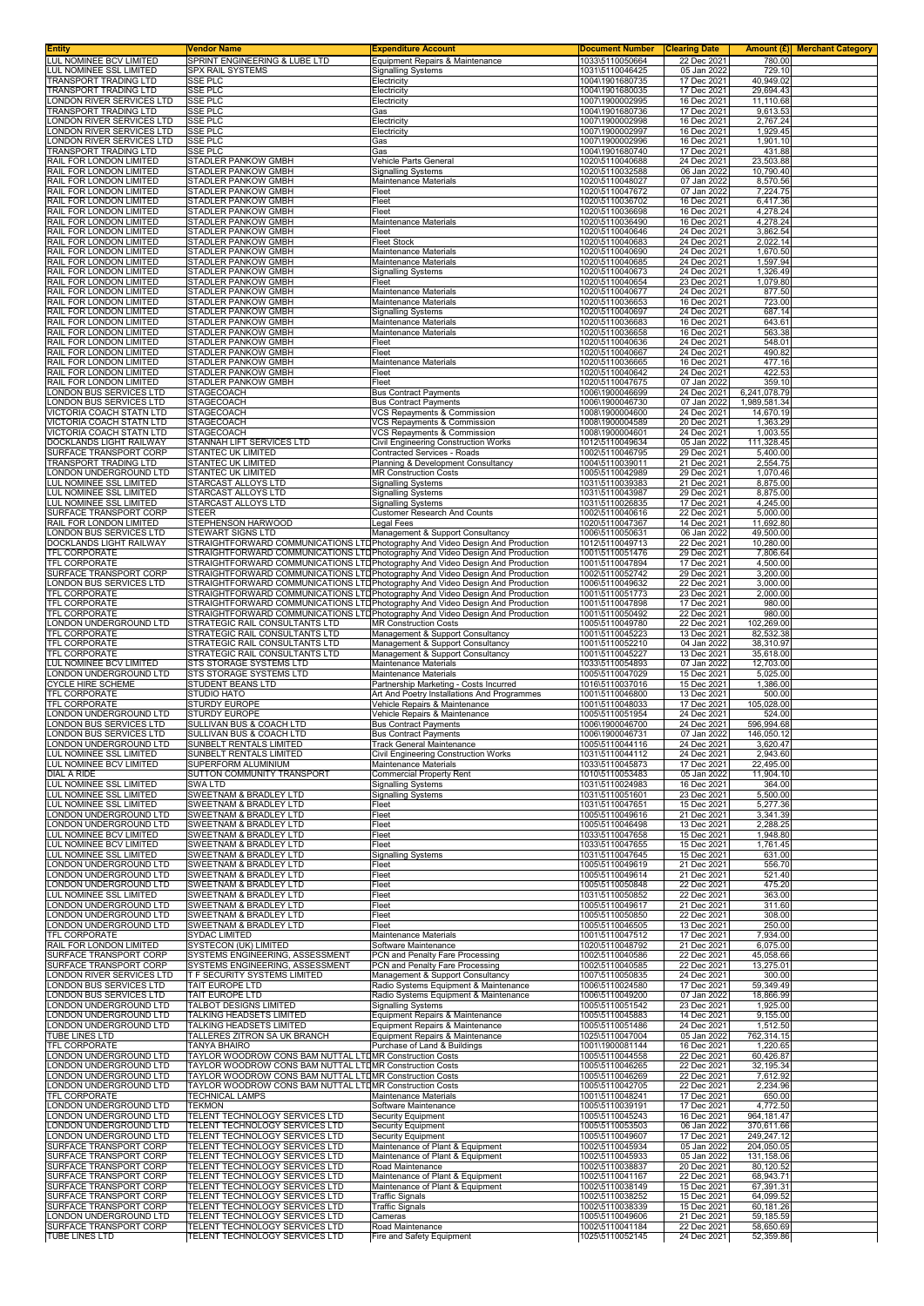| Entity | Vendor Name | Expenditure Account | Document Number | Clearing Date | Amount (£) | Merchant Category |
|---|---|---|---|---|---|---|
| LUL NOMINEE BCV LIMITED | SPRINT ENGINEERING & LUBE LTD | Equipment Repairs & Maintenance | 1033\5110050664 | 22 Dec 2021 | 780.00 | |
| LUL NOMINEE SSL LIMITED | SPX RAIL SYSTEMS | Signalling Systems | 1031\5110046425 | 05 Jan 2022 | 729.10 | |
| TRANSPORT TRADING LTD | SSE PLC | Electricity | 1004\1901680735 | 17 Dec 2021 | 40,949.02 | |
| TRANSPORT TRADING LTD | SSE PLC | Electricity | 1004\1901680035 | 17 Dec 2021 | 29,694.43 | |
| LONDON RIVER SERVICES LTD | SSE PLC | Electricity | 1007\1900002995 | 16 Dec 2021 | 11,110.68 | |
| TRANSPORT TRADING LTD | SSE PLC | Gas | 1004\1901680736 | 17 Dec 2021 | 9,613.53 | |
| LONDON RIVER SERVICES LTD | SSE PLC | Electricity | 1007\1900002998 | 16 Dec 2021 | 2,767.24 | |
| LONDON RIVER SERVICES LTD | SSE PLC | Electricity | 1007\1900002997 | 16 Dec 2021 | 1,929.45 | |
| LONDON RIVER SERVICES LTD | SSE PLC | Gas | 1007\1900002996 | 16 Dec 2021 | 1,901.10 | |
| TRANSPORT TRADING LTD | SSE PLC | Gas | 1004\1901680740 | 17 Dec 2021 | 431.88 | |
| RAIL FOR LONDON LIMITED | STADLER PANKOW GMBH | Vehicle Parts General | 1020\5110040688 | 24 Dec 2021 | 23,503.88 | |
| RAIL FOR LONDON LIMITED | STADLER PANKOW GMBH | Signalling Systems | 1020\5110032588 | 06 Jan 2022 | 10,790.40 | |
| RAIL FOR LONDON LIMITED | STADLER PANKOW GMBH | Maintenance Materials | 1020\5110048027 | 07 Jan 2022 | 8,570.56 | |
| RAIL FOR LONDON LIMITED | STADLER PANKOW GMBH | Fleet | 1020\5110047672 | 07 Jan 2022 | 7,224.75 | |
| RAIL FOR LONDON LIMITED | STADLER PANKOW GMBH | Fleet | 1020\5110036702 | 16 Dec 2021 | 6,417.36 | |
| RAIL FOR LONDON LIMITED | STADLER PANKOW GMBH | Fleet | 1020\5110036698 | 16 Dec 2021 | 4,278.24 | |
| RAIL FOR LONDON LIMITED | STADLER PANKOW GMBH | Maintenance Materials | 1020\5110036490 | 16 Dec 2021 | 4,278.24 | |
| RAIL FOR LONDON LIMITED | STADLER PANKOW GMBH | Fleet | 1020\5110040646 | 24 Dec 2021 | 3,862.54 | |
| RAIL FOR LONDON LIMITED | STADLER PANKOW GMBH | Fleet Stock | 1020\5110040683 | 24 Dec 2021 | 2,022.14 | |
| RAIL FOR LONDON LIMITED | STADLER PANKOW GMBH | Maintenance Materials | 1020\5110040690 | 24 Dec 2021 | 1,670.50 | |
| RAIL FOR LONDON LIMITED | STADLER PANKOW GMBH | Maintenance Materials | 1020\5110040685 | 24 Dec 2021 | 1,597.94 | |
| RAIL FOR LONDON LIMITED | STADLER PANKOW GMBH | Signalling Systems | 1020\5110040673 | 24 Dec 2021 | 1,326.49 | |
| RAIL FOR LONDON LIMITED | STADLER PANKOW GMBH | Fleet | 1020\5110040654 | 23 Dec 2021 | 1,079.80 | |
| RAIL FOR LONDON LIMITED | STADLER PANKOW GMBH | Maintenance Materials | 1020\5110040677 | 24 Dec 2021 | 877.50 | |
| RAIL FOR LONDON LIMITED | STADLER PANKOW GMBH | Maintenance Materials | 1020\5110036653 | 16 Dec 2021 | 723.00 | |
| RAIL FOR LONDON LIMITED | STADLER PANKOW GMBH | Signalling Systems | 1020\5110040697 | 24 Dec 2021 | 687.14 | |
| RAIL FOR LONDON LIMITED | STADLER PANKOW GMBH | Maintenance Materials | 1020\5110036683 | 16 Dec 2021 | 643.61 | |
| RAIL FOR LONDON LIMITED | STADLER PANKOW GMBH | Maintenance Materials | 1020\5110036658 | 16 Dec 2021 | 563.38 | |
| RAIL FOR LONDON LIMITED | STADLER PANKOW GMBH | Fleet | 1020\5110040636 | 24 Dec 2021 | 548.01 | |
| RAIL FOR LONDON LIMITED | STADLER PANKOW GMBH | Fleet | 1020\5110040667 | 24 Dec 2021 | 490.82 | |
| RAIL FOR LONDON LIMITED | STADLER PANKOW GMBH | Maintenance Materials | 1020\5110036665 | 16 Dec 2021 | 477.16 | |
| RAIL FOR LONDON LIMITED | STADLER PANKOW GMBH | Fleet | 1020\5110040642 | 24 Dec 2021 | 422.53 | |
| RAIL FOR LONDON LIMITED | STADLER PANKOW GMBH | Fleet | 1020\5110047675 | 07 Jan 2022 | 359.10 | |
| LONDON BUS SERVICES LTD | STAGECOACH | Bus Contract Payments | 1006\1900046699 | 24 Dec 2021 | 6,241,078.79 | |
| LONDON BUS SERVICES LTD | STAGECOACH | Bus Contract Payments | 1006\1900046730 | 07 Jan 2022 | 1,989,581.34 | |
| VICTORIA COACH STATN LTD | STAGECOACH | VCS Repayments & Commission | 1008\1900004600 | 24 Dec 2021 | 14,670.19 | |
| VICTORIA COACH STATN LTD | STAGECOACH | VCS Repayments & Commission | 1008\1900004589 | 20 Dec 2021 | 1,363.29 | |
| VICTORIA COACH STATN LTD | STAGECOACH | VCS Repayments & Commission | 1008\1900004601 | 24 Dec 2021 | 1,003.55 | |
| DOCKLANDS LIGHT RAILWAY | STANNAH LIFT SERVICES LTD | Civil Engineering Construction Works | 1012\5110049634 | 05 Jan 2022 | 111,328.45 | |
| SURFACE TRANSPORT CORP | STANTEC UK LIMITED | Contracted Services - Roads | 1002\5110046795 | 29 Dec 2021 | 5,400.00 | |
| TRANSPORT TRADING LTD | STANTEC UK LIMITED | Planning & Development Consultancy | 1004\5110039011 | 21 Dec 2021 | 2,554.75 | |
| LONDON UNDERGROUND LTD | STANTEC UK LIMITED | MR Construction Costs | 1005\5110042989 | 29 Dec 2021 | 1,070.46 | |
| LUL NOMINEE SSL LIMITED | STARCAST ALLOYS LTD | Signalling Systems | 1031\5110039383 | 21 Dec 2021 | 8,875.00 | |
| LUL NOMINEE SSL LIMITED | STARCAST ALLOYS LTD | Signalling Systems | 1031\5110043987 | 29 Dec 2021 | 8,875.00 | |
| LUL NOMINEE SSL LIMITED | STARCAST ALLOYS LTD | Signalling Systems | 1031\5110026835 | 17 Dec 2021 | 4,245.00 | |
| SURFACE TRANSPORT CORP | STEER | Customer Research And Counts | 1002\5110040616 | 22 Dec 2021 | 5,000.00 | |
| RAIL FOR LONDON LIMITED | STEPHENSON HARWOOD | Legal Fees | 1020\5110047367 | 14 Dec 2021 | 11,692.80 | |
| LONDON BUS SERVICES LTD | STEWART SIGNS LTD | Management & Support Consultancy | 1006\5110050631 | 06 Jan 2022 | 49,500.00 | |
| DOCKLANDS LIGHT RAILWAY | STRAIGHTFORWARD COMMUNICATIONS LTD | Photography And Video Design And Production | 1012\5110049713 | 22 Dec 2021 | 10,280.00 | |
| TFL CORPORATE | STRAIGHTFORWARD COMMUNICATIONS LTD | Photography And Video Design And Production | 1001\5110051476 | 29 Dec 2021 | 7,806.64 | |
| TFL CORPORATE | STRAIGHTFORWARD COMMUNICATIONS LTD | Photography And Video Design And Production | 1001\5110047894 | 17 Dec 2021 | 4,500.00 | |
| SURFACE TRANSPORT CORP | STRAIGHTFORWARD COMMUNICATIONS LTD | Photography And Video Design And Production | 1002\5110052742 | 29 Dec 2021 | 3,200.00 | |
| LONDON BUS SERVICES LTD | STRAIGHTFORWARD COMMUNICATIONS LTD | Photography And Video Design And Production | 1006\5110049632 | 22 Dec 2021 | 3,000.00 | |
| TFL CORPORATE | STRAIGHTFORWARD COMMUNICATIONS LTD | Photography And Video Design And Production | 1001\5110051773 | 23 Dec 2021 | 2,000.00 | |
| TFL CORPORATE | STRAIGHTFORWARD COMMUNICATIONS LTD | Photography And Video Design And Production | 1001\5110047898 | 17 Dec 2021 | 980.00 | |
| TFL CORPORATE | STRAIGHTFORWARD COMMUNICATIONS LTD | Photography And Video Design And Production | 1001\5110050492 | 22 Dec 2021 | 980.00 | |
| LONDON UNDERGROUND LTD | STRATEGIC RAIL CONSULTANTS LTD | MR Construction Costs | 1005\5110049780 | 22 Dec 2021 | 102,269.00 | |
| TFL CORPORATE | STRATEGIC RAIL CONSULTANTS LTD | Management & Support Consultancy | 1001\5110045223 | 13 Dec 2021 | 82,532.38 | |
| TFL CORPORATE | STRATEGIC RAIL CONSULTANTS LTD | Management & Support Consultancy | 1001\5110052210 | 04 Jan 2022 | 38,310.97 | |
| TFL CORPORATE | STRATEGIC RAIL CONSULTANTS LTD | Management & Support Consultancy | 1001\5110045227 | 13 Dec 2021 | 35,618.00 | |
| LUL NOMINEE BCV LIMITED | STS STORAGE SYSTEMS LTD | Maintenance Materials | 1033\5110054893 | 07 Jan 2022 | 12,703.00 | |
| LONDON UNDERGROUND LTD | STS STORAGE SYSTEMS LTD | Maintenance Materials | 1005\5110047029 | 15 Dec 2021 | 5,025.00 | |
| CYCLE HIRE SCHEME | STUDENT BEANS LTD | Partnership Marketing - Costs Incurred | 1016\5110037016 | 15 Dec 2021 | 1,386.00 | |
| TFL CORPORATE | STUDIO HATO | Art And Poetry Installations And Programmes | 1001\5110046800 | 13 Dec 2021 | 500.00 | |
| TFL CORPORATE | STURDY EUROPE | Vehicle Repairs & Maintenance | 1001\5110048033 | 17 Dec 2021 | 105,028.00 | |
| LONDON UNDERGROUND LTD | STURDY EUROPE | Vehicle Repairs & Maintenance | 1005\5110051954 | 24 Dec 2021 | 524.00 | |
| LONDON BUS SERVICES LTD | SULLIVAN BUS & COACH LTD | Bus Contract Payments | 1006\1900046700 | 24 Dec 2021 | 596,994.68 | |
| LONDON BUS SERVICES LTD | SULLIVAN BUS & COACH LTD | Bus Contract Payments | 1006\1900046731 | 07 Jan 2022 | 146,050.12 | |
| LONDON UNDERGROUND LTD | SUNBELT RENTALS LIMITED | Track General Maintenance | 1005\5110044116 | 24 Dec 2021 | 3,620.47 | |
| LUL NOMINEE SSL LIMITED | SUNBELT RENTALS LIMITED | Civil Engineering Construction Works | 1031\5110044112 | 24 Dec 2021 | 2,943.60 | |
| LUL NOMINEE BCV LIMITED | SUPERFORM ALUMINIUM | Maintenance Materials | 1033\5110045873 | 17 Dec 2021 | 22,495.00 | |
| DIAL A RIDE | SUTTON COMMUNITY TRANSPORT | Commercial Property Rent | 1010\5110053483 | 05 Jan 2022 | 11,904.10 | |
| LUL NOMINEE SSL LIMITED | SWA LTD | Signalling Systems | 1031\5110024983 | 16 Dec 2021 | 364.00 | |
| LUL NOMINEE SSL LIMITED | SWEETNAM & BRADLEY LTD | Signalling Systems | 1031\5110051601 | 23 Dec 2021 | 5,500.00 | |
| LUL NOMINEE SSL LIMITED | SWEETNAM & BRADLEY LTD | Fleet | 1031\5110047651 | 15 Dec 2021 | 5,277.36 | |
| LONDON UNDERGROUND LTD | SWEETNAM & BRADLEY LTD | Fleet | 1005\5110049616 | 21 Dec 2021 | 3,341.39 | |
| LONDON UNDERGROUND LTD | SWEETNAM & BRADLEY LTD | Fleet | 1005\5110046498 | 13 Dec 2021 | 2,288.25 | |
| LUL NOMINEE BCV LIMITED | SWEETNAM & BRADLEY LTD | Fleet | 1033\5110047658 | 15 Dec 2021 | 1,948.80 | |
| LUL NOMINEE BCV LIMITED | SWEETNAM & BRADLEY LTD | Fleet | 1033\5110047655 | 15 Dec 2021 | 1,761.45 | |
| LUL NOMINEE SSL LIMITED | SWEETNAM & BRADLEY LTD | Signalling Systems | 1031\5110047645 | 15 Dec 2021 | 631.00 | |
| LONDON UNDERGROUND LTD | SWEETNAM & BRADLEY LTD | Fleet | 1005\5110049619 | 21 Dec 2021 | 556.70 | |
| LONDON UNDERGROUND LTD | SWEETNAM & BRADLEY LTD | Fleet | 1005\5110049614 | 21 Dec 2021 | 521.40 | |
| LONDON UNDERGROUND LTD | SWEETNAM & BRADLEY LTD | Fleet | 1005\5110050848 | 22 Dec 2021 | 475.20 | |
| LUL NOMINEE SSL LIMITED | SWEETNAM & BRADLEY LTD | Fleet | 1031\5110050852 | 22 Dec 2021 | 363.00 | |
| LONDON UNDERGROUND LTD | SWEETNAM & BRADLEY LTD | Fleet | 1005\5110049617 | 21 Dec 2021 | 311.60 | |
| LONDON UNDERGROUND LTD | SWEETNAM & BRADLEY LTD | Fleet | 1005\5110050850 | 22 Dec 2021 | 308.00 | |
| LONDON UNDERGROUND LTD | SWEETNAM & BRADLEY LTD | Fleet | 1005\5110046505 | 13 Dec 2021 | 250.00 | |
| TFL CORPORATE | SYDAC LIMITED | Maintenance Materials | 1001\5110047512 | 17 Dec 2021 | 7,934.00 | |
| RAIL FOR LONDON LIMITED | SYSTECON (UK) LIMITED | Software Maintenance | 1020\5110048792 | 21 Dec 2021 | 6,075.00 | |
| SURFACE TRANSPORT CORP | SYSTEMS ENGINEERING, ASSESSMENT | PCN and Penalty Fare Processing | 1002\5110040586 | 22 Dec 2021 | 45,058.66 | |
| SURFACE TRANSPORT CORP | SYSTEMS ENGINEERING, ASSESSMENT | PCN and Penalty Fare Processing | 1002\5110040585 | 22 Dec 2021 | 13,275.01 | |
| LONDON RIVER SERVICES LTD | T F SECURITY SYSTEMS LIMITED | Management & Support Consultancy | 1007\5110050835 | 24 Dec 2021 | 300.00 | |
| LONDON BUS SERVICES LTD | TAIT EUROPE LTD | Radio Systems Equipment & Maintenance | 1006\5110024580 | 17 Dec 2021 | 59,349.49 | |
| LONDON BUS SERVICES LTD | TAIT EUROPE LTD | Radio Systems Equipment & Maintenance | 1006\5110049200 | 07 Jan 2022 | 18,866.99 | |
| LONDON UNDERGROUND LTD | TALBOT DESIGNS LIMITED | Signalling Systems | 1005\5110051542 | 23 Dec 2021 | 1,925.00 | |
| LONDON UNDERGROUND LTD | TALKING HEADSETS LIMITED | Equipment Repairs & Maintenance | 1005\5110045883 | 14 Dec 2021 | 9,155.00 | |
| LONDON UNDERGROUND LTD | TALKING HEADSETS LIMITED | Equipment Repairs & Maintenance | 1005\5110051486 | 24 Dec 2021 | 1,512.50 | |
| TUBE LINES LTD | TALLERES ZITRON SA UK BRANCH | Equipment Repairs & Maintenance | 1025\5110047004 | 05 Jan 2022 | 762,314.15 | |
| TFL CORPORATE | TANYA BHAIRO | Purchase of Land & Buildings | 1001\1900081144 | 16 Dec 2021 | 1,220.65 | |
| LONDON UNDERGROUND LTD | TAYLOR WOODROW CONS BAM NUTTAL LTD | MR Construction Costs | 1005\5110044558 | 22 Dec 2021 | 60,426.87 | |
| LONDON UNDERGROUND LTD | TAYLOR WOODROW CONS BAM NUTTAL LTD | MR Construction Costs | 1005\5110046265 | 22 Dec 2021 | 32,195.34 | |
| LONDON UNDERGROUND LTD | TAYLOR WOODROW CONS BAM NUTTAL LTD | MR Construction Costs | 1005\5110046269 | 22 Dec 2021 | 7,612.92 | |
| LONDON UNDERGROUND LTD | TAYLOR WOODROW CONS BAM NUTTAL LTD | MR Construction Costs | 1005\5110042705 | 22 Dec 2021 | 2,234.96 | |
| TFL CORPORATE | TECHNICAL LAMPS | Maintenance Materials | 1001\5110048241 | 17 Dec 2021 | 650.00 | |
| LONDON UNDERGROUND LTD | TEKMON | Software Maintenance | 1005\5110039191 | 17 Dec 2021 | 4,772.50 | |
| LONDON UNDERGROUND LTD | TELENT TECHNOLOGY SERVICES LTD | Security Equipment | 1005\5110045243 | 16 Dec 2021 | 964,181.47 | |
| LONDON UNDERGROUND LTD | TELENT TECHNOLOGY SERVICES LTD | Security Equipment | 1005\5110053503 | 06 Jan 2022 | 370,611.66 | |
| LONDON UNDERGROUND LTD | TELENT TECHNOLOGY SERVICES LTD | Security Equipment | 1005\5110049607 | 17 Dec 2021 | 249,247.12 | |
| SURFACE TRANSPORT CORP | TELENT TECHNOLOGY SERVICES LTD | Maintenance of Plant & Equipment | 1002\5110045934 | 05 Jan 2022 | 204,050.05 | |
| SURFACE TRANSPORT CORP | TELENT TECHNOLOGY SERVICES LTD | Maintenance of Plant & Equipment | 1002\5110045933 | 05 Jan 2022 | 131,158.06 | |
| SURFACE TRANSPORT CORP | TELENT TECHNOLOGY SERVICES LTD | Road Maintenance | 1002\5110038837 | 20 Dec 2021 | 80,120.52 | |
| SURFACE TRANSPORT CORP | TELENT TECHNOLOGY SERVICES LTD | Maintenance of Plant & Equipment | 1002\5110041167 | 22 Dec 2021 | 68,943.71 | |
| SURFACE TRANSPORT CORP | TELENT TECHNOLOGY SERVICES LTD | Maintenance of Plant & Equipment | 1002\5110038149 | 15 Dec 2021 | 67,391.31 | |
| SURFACE TRANSPORT CORP | TELENT TECHNOLOGY SERVICES LTD | Traffic Signals | 1002\5110038252 | 15 Dec 2021 | 64,099.52 | |
| SURFACE TRANSPORT CORP | TELENT TECHNOLOGY SERVICES LTD | Traffic Signals | 1002\5110038339 | 15 Dec 2021 | 60,181.26 | |
| LONDON UNDERGROUND LTD | TELENT TECHNOLOGY SERVICES LTD | Cameras | 1005\5110049606 | 21 Dec 2021 | 59,185.59 | |
| SURFACE TRANSPORT CORP | TELENT TECHNOLOGY SERVICES LTD | Road Maintenance | 1002\5110041184 | 22 Dec 2021 | 58,650.69 | |
| TUBE LINES LTD | TELENT TECHNOLOGY SERVICES LTD | Fire and Safety Equipment | 1025\5110052145 | 24 Dec 2021 | 52,359.86 | |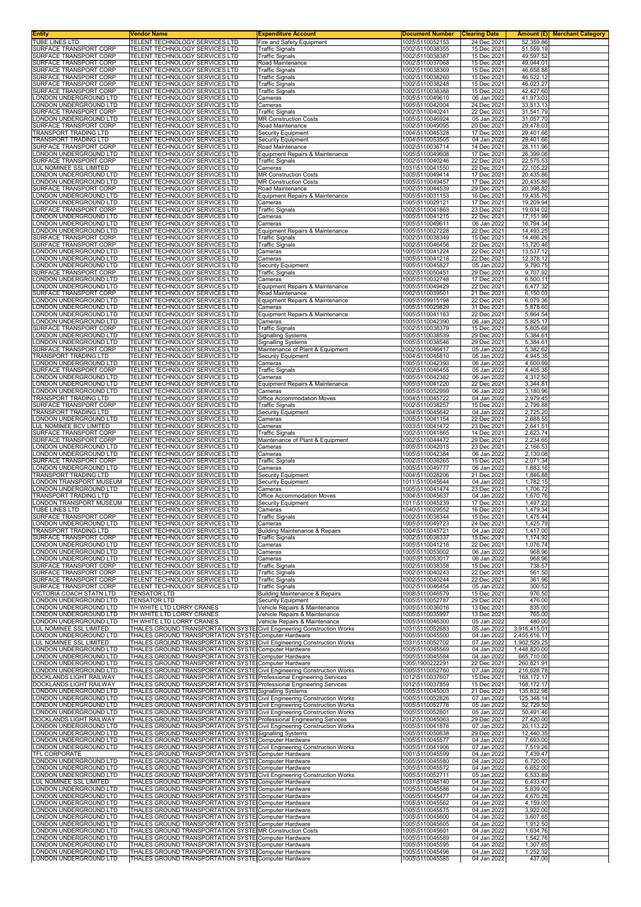| Entity | Vendor Name | Expenditure Account | Document Number | Clearing Date | Amount (£) | Merchant Category |
|---|---|---|---|---|---|---|
| TUBE LINES LTD | TELENT TECHNOLOGY SERVICES LTD | Fire and Safety Equipment | 1025\5110052153 | 24 Dec 2021 | 52,359.86 | |
| SURFACE TRANSPORT CORP | TELENT TECHNOLOGY SERVICES LTD | Traffic Signals | 1002\5110038355 | 15 Dec 2021 | 51,559.19 | |
| SURFACE TRANSPORT CORP | TELENT TECHNOLOGY SERVICES LTD | Traffic Signals | 1002\5110038387 | 15 Dec 2021 | 49,597.52 | |
| SURFACE TRANSPORT CORP | TELENT TECHNOLOGY SERVICES LTD | Road Maintenance | 1002\5110037068 | 15 Dec 2021 | 49,044.01 | |
| SURFACE TRANSPORT CORP | TELENT TECHNOLOGY SERVICES LTD | Traffic Signals | 1002\5110038369 | 15 Dec 2021 | 46,658.88 | |
| SURFACE TRANSPORT CORP | TELENT TECHNOLOGY SERVICES LTD | Traffic Signals | 1002\5110038260 | 15 Dec 2021 | 46,522.12 | |
| SURFACE TRANSPORT CORP | TELENT TECHNOLOGY SERVICES LTD | Traffic Signals | 1002\5110038248 | 15 Dec 2021 | 46,023.27 | |
| SURFACE TRANSPORT CORP | TELENT TECHNOLOGY SERVICES LTD | Traffic Signals | 1002\5110038388 | 15 Dec 2021 | 42,427.60 | |
| LONDON UNDERGROUND LTD | TELENT TECHNOLOGY SERVICES LTD | Cameras | 1005\5110049610 | 06 Jan 2022 | 41,973.03 | |
| LONDON UNDERGROUND LTD | TELENT TECHNOLOGY SERVICES LTD | Cameras | 1005\5110042004 | 24 Dec 2021 | 33,513.13 | |
| SURFACE TRANSPORT CORP | TELENT TECHNOLOGY SERVICES LTD | Traffic Signals | 1002\5110040241 | 22 Dec 2021 | 31,541.79 | |
| LONDON UNDERGROUND LTD | TELENT TECHNOLOGY SERVICES LTD | MR Construction Costs | 1005\5110046924 | 05 Jan 2022 | 31,057.70 | |
| SURFACE TRANSPORT CORP | TELENT TECHNOLOGY SERVICES LTD | Road Maintenance | 1002\5110049095 | 20 Dec 2021 | 29,478.03 | |
| TRANSPORT TRADING LTD | TELENT TECHNOLOGY SERVICES LTD | Security Equipment | 1004\5110045328 | 17 Dec 2021 | 29,401.66 | |
| TRANSPORT TRADING LTD | TELENT TECHNOLOGY SERVICES LTD | Security Equipment | 1004\5110053505 | 04 Jan 2022 | 29,401.66 | |
| SURFACE TRANSPORT CORP | TELENT TECHNOLOGY SERVICES LTD | Road Maintenance | 1002\5110036714 | 14 Dec 2021 | 28,111.96 | |
| LONDON UNDERGROUND LTD | TELENT TECHNOLOGY SERVICES LTD | Equipment Repairs & Maintenance | 1005\5110049608 | 17 Dec 2021 | 26,399.08 | |
| SURFACE TRANSPORT CORP | TELENT TECHNOLOGY SERVICES LTD | Traffic Signals | 1002\5110040246 | 22 Dec 2021 | 22,575.53 | |
| LUL NOMINEE SSL LIMITED | TELENT TECHNOLOGY SERVICES LTD | Cameras | 1031\5110041550 | 22 Dec 2021 | 22,105.22 | |
| LONDON UNDERGROUND LTD | TELENT TECHNOLOGY SERVICES LTD | MR Construction Costs | 1005\5110049414 | 17 Dec 2021 | 20,435.86 | |
| LONDON UNDERGROUND LTD | TELENT TECHNOLOGY SERVICES LTD | MR Construction Costs | 1005\5110049457 | 17 Dec 2021 | 20,435.86 | |
| SURFACE TRANSPORT CORP | TELENT TECHNOLOGY SERVICES LTD | Road Maintenance | 1002\5110044539 | 29 Dec 2021 | 20,398.82 | |
| LONDON UNDERGROUND LTD | TELENT TECHNOLOGY SERVICES LTD | Equipment Repairs & Maintenance | 1005\5110031153 | 16 Dec 2021 | 19,435.76 | |
| LONDON UNDERGROUND LTD | TELENT TECHNOLOGY SERVICES LTD | Cameras | 1005\5110029121 | 17 Dec 2021 | 19,209.94 | |
| SURFACE TRANSPORT CORP | TELENT TECHNOLOGY SERVICES LTD | Traffic Signals | 1002\5110041863 | 23 Dec 2021 | 19,034.02 | |
| LONDON UNDERGROUND LTD | TELENT TECHNOLOGY SERVICES LTD | Cameras | 1005\5110041215 | 22 Dec 2021 | 17,151.99 | |
| LONDON UNDERGROUND LTD | TELENT TECHNOLOGY SERVICES LTD | Cameras | 1005\5110049611 | 06 Jan 2022 | 16,794.34 | |
| LONDON UNDERGROUND LTD | TELENT TECHNOLOGY SERVICES LTD | Equipment Repairs & Maintenance | 1005\5110027228 | 22 Dec 2021 | 14,493.25 | |
| SURFACE TRANSPORT CORP | TELENT TECHNOLOGY SERVICES LTD | Traffic Signals | 1002\5110038349 | 15 Dec 2021 | 14,466.26 | |
| SURFACE TRANSPORT CORP | TELENT TECHNOLOGY SERVICES LTD | Traffic Signals | 1002\5110046456 | 22 Dec 2021 | 13,720.46 | |
| LONDON UNDERGROUND LTD | TELENT TECHNOLOGY SERVICES LTD | Cameras | 1005\5110041224 | 22 Dec 2021 | 13,537.12 | |
| LONDON UNDERGROUND LTD | TELENT TECHNOLOGY SERVICES LTD | Cameras | 1005\5110041218 | 22 Dec 2021 | 12,378.12 | |
| LONDON UNDERGROUND LTD | TELENT TECHNOLOGY SERVICES LTD | Security Equipment | 1005\5110045827 | 05 Jan 2022 | 9,790.75 | |
| SURFACE TRANSPORT CORP | TELENT TECHNOLOGY SERVICES LTD | Traffic Signals | 1002\5110050451 | 29 Dec 2021 | 9,707.92 | |
| LONDON UNDERGROUND LTD | TELENT TECHNOLOGY SERVICES LTD | Cameras | 1005\5110032748 | 17 Dec 2021 | 6,500.11 | |
| LONDON UNDERGROUND LTD | TELENT TECHNOLOGY SERVICES LTD | Equipment Repairs & Maintenance | 1005\5110049429 | 22 Dec 2021 | 6,477.32 | |
| SURFACE TRANSPORT CORP | TELENT TECHNOLOGY SERVICES LTD | Road Maintenance | 1002\5110039501 | 21 Dec 2021 | 6,150.03 | |
| LONDON UNDERGROUND LTD | TELENT TECHNOLOGY SERVICES LTD | Equipment Repairs & Maintenance | 1005\5109915198 | 22 Dec 2021 | 6,079.36 | |
| LONDON UNDERGROUND LTD | TELENT TECHNOLOGY SERVICES LTD | Cameras | 1005\5110029829 | 31 Dec 2021 | 5,878.60 | |
| LONDON UNDERGROUND LTD | TELENT TECHNOLOGY SERVICES LTD | Equipment Repairs & Maintenance | 1005\5110041163 | 22 Dec 2021 | 5,864.54 | |
| LONDON UNDERGROUND LTD | TELENT TECHNOLOGY SERVICES LTD | Cameras | 1005\5110042390 | 06 Jan 2022 | 5,825.17 | |
| SURFACE TRANSPORT CORP | TELENT TECHNOLOGY SERVICES LTD | Traffic Signals | 1002\5110038379 | 15 Dec 2021 | 5,805.68 | |
| LONDON UNDERGROUND LTD | TELENT TECHNOLOGY SERVICES LTD | Signalling Systems | 1005\5110038539 | 29 Dec 2021 | 5,384.61 | |
| LONDON UNDERGROUND LTD | TELENT TECHNOLOGY SERVICES LTD | Signalling Systems | 1005\5110038546 | 29 Dec 2021 | 5,384.61 | |
| SURFACE TRANSPORT CORP | TELENT TECHNOLOGY SERVICES LTD | Maintenance of Plant & Equipment | 1002\5110046417 | 05 Jan 2022 | 5,382.62 | |
| TRANSPORT TRADING LTD | TELENT TECHNOLOGY SERVICES LTD | Security Equipment | 1004\5110045810 | 05 Jan 2022 | 4,945.35 | |
| LONDON UNDERGROUND LTD | TELENT TECHNOLOGY SERVICES LTD | Cameras | 1005\5110042393 | 06 Jan 2022 | 4,600.99 | |
| SURFACE TRANSPORT CORP | TELENT TECHNOLOGY SERVICES LTD | Traffic Signals | 1002\5110046455 | 05 Jan 2022 | 4,405.35 | |
| LONDON UNDERGROUND LTD | TELENT TECHNOLOGY SERVICES LTD | Cameras | 1005\5110042382 | 06 Jan 2022 | 4,312.50 | |
| LONDON UNDERGROUND LTD | TELENT TECHNOLOGY SERVICES LTD | Equipment Repairs & Maintenance | 1005\5110041220 | 22 Dec 2021 | 3,344.81 | |
| LONDON UNDERGROUND LTD | TELENT TECHNOLOGY SERVICES LTD | Cameras | 1005\5110052999 | 06 Jan 2022 | 3,180.96 | |
| TRANSPORT TRADING LTD | TELENT TECHNOLOGY SERVICES LTD | Office Accommodation Moves | 1004\5110045722 | 04 Jan 2022 | 2,979.45 | |
| SURFACE TRANSPORT CORP | TELENT TECHNOLOGY SERVICES LTD | Traffic Signals | 1002\5110038257 | 15 Dec 2021 | 2,799.88 | |
| TRANSPORT TRADING LTD | TELENT TECHNOLOGY SERVICES LTD | Security Equipment | 1004\5110045642 | 04 Jan 2022 | 2,725.20 | |
| LONDON UNDERGROUND LTD | TELENT TECHNOLOGY SERVICES LTD | Cameras | 1005\5110041154 | 22 Dec 2021 | 2,688.55 | |
| LUL NOMINEE BCV LIMITED | TELENT TECHNOLOGY SERVICES LTD | Cameras | 1033\5110041472 | 23 Dec 2021 | 2,641.51 | |
| SURFACE TRANSPORT CORP | TELENT TECHNOLOGY SERVICES LTD | Traffic Signals | 1002\5110041865 | 14 Dec 2021 | 2,623.74 | |
| SURFACE TRANSPORT CORP | TELENT TECHNOLOGY SERVICES LTD | Maintenance of Plant & Equipment | 1002\5110044472 | 29 Dec 2021 | 2,234.65 | |
| LONDON UNDERGROUND LTD | TELENT TECHNOLOGY SERVICES LTD | Cameras | 1005\5110042015 | 23 Dec 2021 | 2,166.53 | |
| LONDON UNDERGROUND LTD | TELENT TECHNOLOGY SERVICES LTD | Cameras | 1005\5110042384 | 06 Jan 2022 | 2,130.08 | |
| SURFACE TRANSPORT CORP | TELENT TECHNOLOGY SERVICES LTD | Traffic Signals | 1002\5110038265 | 15 Dec 2021 | 2,071.34 | |
| LONDON UNDERGROUND LTD | TELENT TECHNOLOGY SERVICES LTD | Cameras | 1005\5110049777 | 06 Jan 2022 | 1,883.16 | |
| TRANSPORT TRADING LTD | TELENT TECHNOLOGY SERVICES LTD | Security Equipment | 1004\5110028206 | 21 Dec 2021 | 1,846.88 | |
| LONDON TRANSPORT MUSEUM | TELENT TECHNOLOGY SERVICES LTD | Security Equipment | 1011\5110045644 | 04 Jan 2022 | 1,782.15 | |
| LONDON UNDERGROUND LTD | TELENT TECHNOLOGY SERVICES LTD | Cameras | 1005\5110041474 | 23 Dec 2021 | 1,706.72 | |
| TRANSPORT TRADING LTD | TELENT TECHNOLOGY SERVICES LTD | Office Accommodation Moves | 1004\5110045637 | 04 Jan 2022 | 1,670.76 | |
| LONDON TRANSPORT MUSEUM | TELENT TECHNOLOGY SERVICES LTD | Security Equipment | 1011\5110045239 | 17 Dec 2021 | 1,497.22 | |
| TUBE LINES LTD | TELENT TECHNOLOGY SERVICES LTD | Cameras | 1040\5110029552 | 16 Dec 2021 | 1,479.34 | |
| SURFACE TRANSPORT CORP | TELENT TECHNOLOGY SERVICES LTD | Traffic Signals | 1002\5110038344 | 15 Dec 2021 | 1,475.44 | |
| LONDON UNDERGROUND LTD | TELENT TECHNOLOGY SERVICES LTD | Cameras | 1005\5110049723 | 24 Dec 2021 | 1,425.79 | |
| TRANSPORT TRADING LTD | TELENT TECHNOLOGY SERVICES LTD | Building Maintenance & Repairs | 1004\5110045721 | 04 Jan 2022 | 1,417.00 | |
| SURFACE TRANSPORT CORP | TELENT TECHNOLOGY SERVICES LTD | Traffic Signals | 1002\5110038337 | 15 Dec 2021 | 1,174.92 | |
| LONDON UNDERGROUND LTD | TELENT TECHNOLOGY SERVICES LTD | Cameras | 1005\5110041216 | 22 Dec 2021 | 1,076.74 | |
| LONDON UNDERGROUND LTD | TELENT TECHNOLOGY SERVICES LTD | Cameras | 1005\5110053002 | 06 Jan 2022 | 968.96 | |
| LONDON UNDERGROUND LTD | TELENT TECHNOLOGY SERVICES LTD | Cameras | 1005\5110053017 | 06 Jan 2022 | 968.96 | |
| SURFACE TRANSPORT CORP | TELENT TECHNOLOGY SERVICES LTD | Traffic Signals | 1002\5110038358 | 15 Dec 2021 | 738.57 | |
| SURFACE TRANSPORT CORP | TELENT TECHNOLOGY SERVICES LTD | Traffic Signals | 1002\5110040243 | 22 Dec 2021 | 561.50 | |
| SURFACE TRANSPORT CORP | TELENT TECHNOLOGY SERVICES LTD | Traffic Signals | 1002\5110040244 | 22 Dec 2021 | 361.96 | |
| SURFACE TRANSPORT CORP | TELENT TECHNOLOGY SERVICES LTD | Traffic Signals | 1002\5110046454 | 05 Jan 2022 | 300.52 | |
| VICTORIA COACH STATN LTD | TENSATOR LTD | Building Maintenance & Repairs | 1008\5110046579 | 15 Dec 2021 | 976.50 | |
| LONDON UNDERGROUND LTD | TENSATOR LTD | Security Equipment | 1005\5110052787 | 29 Dec 2021 | 476.00 | |
| LONDON UNDERGROUND LTD | TH WHITE LTD LORRY CRANES | Vehicle Repairs & Maintenance | 1005\5110036016 | 13 Dec 2021 | 835.00 | |
| LONDON UNDERGROUND LTD | TH WHITE LTD LORRY CRANES | Vehicle Repairs & Maintenance | 1005\5110035997 | 13 Dec 2021 | 765.00 | |
| LONDON UNDERGROUND LTD | TH WHITE LTD LORRY CRANES | Vehicle Repairs & Maintenance | 1005\5110046300 | 05 Jan 2022 | 480.00 | |
| LUL NOMINEE SSL LIMITED | THALES GROUND TRANSPORTATION SYSTE | Civil Engineering Construction Works | 1031\5110052683 | 05 Jan 2022 | 3,916,415.01 | |
| LONDON UNDERGROUND LTD | THALES GROUND TRANSPORTATION SYSTE | Computer Hardware | 1005\5110045500 | 04 Jan 2022 | 2,456,616.17 | |
| LUL NOMINEE SSL LIMITED | THALES GROUND TRANSPORTATION SYSTE | Civil Engineering Construction Works | 1031\5110052702 | 07 Jan 2022 | 1,902,529.25 | |
| LONDON UNDERGROUND LTD | THALES GROUND TRANSPORTATION SYSTE | Computer Hardware | 1005\5110045569 | 04 Jan 2022 | 1,448,820.00 | |
| LONDON UNDERGROUND LTD | THALES GROUND TRANSPORTATION SYSTE | Computer Hardware | 1005\5110045584 | 04 Jan 2022 | 665,710.00 | |
| LONDON UNDERGROUND LTD | THALES GROUND TRANSPORTATION SYSTE | Computer Hardware | 1005\1900222291 | 22 Dec 2021 | 260,821.91 | |
| LONDON UNDERGROUND LTD | THALES GROUND TRANSPORTATION SYSTE | Civil Engineering Construction Works | 1005\5110052760 | 07 Jan 2022 | 216,628.78 | |
| DOCKLANDS LIGHT RAILWAY | THALES GROUND TRANSPORTATION SYSTE | Professional Engineering Services | 1012\5110037607 | 15 Dec 2021 | 168,172.17 | |
| DOCKLANDS LIGHT RAILWAY | THALES GROUND TRANSPORTATION SYSTE | Professional Engineering Services | 1012\5110037859 | 15 Dec 2021 | 168,172.17 | |
| LONDON UNDERGROUND LTD | THALES GROUND TRANSPORTATION SYSTE | Signalling Systems | 1005\5110045003 | 21 Dec 2021 | 135,832.98 | |
| LONDON UNDERGROUND LTD | THALES GROUND TRANSPORTATION SYSTE | Civil Engineering Construction Works | 1005\5110052826 | 07 Jan 2022 | 125,348.14 | |
| LONDON UNDERGROUND LTD | THALES GROUND TRANSPORTATION SYSTE | Civil Engineering Construction Works | 1005\5110052776 | 05 Jan 2022 | 52,729.50 | |
| LONDON UNDERGROUND LTD | THALES GROUND TRANSPORTATION SYSTE | Civil Engineering Construction Works | 1005\5110052801 | 05 Jan 2022 | 50,491.46 | |
| DOCKLANDS LIGHT RAILWAY | THALES GROUND TRANSPORTATION SYSTE | Professional Engineering Services | 1012\5110045063 | 29 Dec 2021 | 27,420.00 | |
| LONDON UNDERGROUND LTD | THALES GROUND TRANSPORTATION SYSTE | Civil Engineering Construction Works | 1005\5110041876 | 07 Jan 2022 | 20,113.22 | |
| LONDON UNDERGROUND LTD | THALES GROUND TRANSPORTATION SYSTE | Signalling Systems | 1005\5110050838 | 29 Dec 2021 | 12,440.35 | |
| LONDON UNDERGROUND LTD | THALES GROUND TRANSPORTATION SYSTE | Computer Hardware | 1005\5110045577 | 04 Jan 2022 | 7,693.00 | |
| LONDON UNDERGROUND LTD | THALES GROUND TRANSPORTATION SYSTE | Civil Engineering Construction Works | 1005\5110041906 | 07 Jan 2022 | 7,519.26 | |
| TFL CORPORATE | THALES GROUND TRANSPORTATION SYSTE | Computer Hardware | 1001\5110045599 | 04 Jan 2022 | 7,439.47 | |
| LONDON UNDERGROUND LTD | THALES GROUND TRANSPORTATION SYSTE | Computer Hardware | 1005\5110045580 | 04 Jan 2022 | 6,720.00 | |
| LONDON UNDERGROUND LTD | THALES GROUND TRANSPORTATION SYSTE | Computer Hardware | 1005\5110045572 | 04 Jan 2022 | 6,652.00 | |
| LONDON UNDERGROUND LTD | THALES GROUND TRANSPORTATION SYSTE | Civil Engineering Construction Works | 1005\5110052711 | 05 Jan 2022 | 6,533.89 | |
| LUL NOMINEE SSL LIMITED | THALES GROUND TRANSPORTATION SYSTE | Computer Hardware | 1031\5110048140 | 04 Jan 2022 | 6,433.47 | |
| LONDON UNDERGROUND LTD | THALES GROUND TRANSPORTATION SYSTE | Computer Hardware | 1005\5110045586 | 04 Jan 2022 | 5,839.00 | |
| LONDON UNDERGROUND LTD | THALES GROUND TRANSPORTATION SYSTE | Computer Hardware | 1005\5110045477 | 04 Jan 2022 | 4,670.28 | |
| LONDON UNDERGROUND LTD | THALES GROUND TRANSPORTATION SYSTE | Computer Hardware | 1005\5110045562 | 04 Jan 2022 | 4,159.00 | |
| LONDON UNDERGROUND LTD | THALES GROUND TRANSPORTATION SYSTE | Computer Hardware | 1005\5110045575 | 04 Jan 2022 | 3,922.00 | |
| LONDON UNDERGROUND LTD | THALES GROUND TRANSPORTATION SYSTE | Computer Hardware | 1005\5110045600 | 04 Jan 2022 | 3,607.65 | |
| LONDON UNDERGROUND LTD | THALES GROUND TRANSPORTATION SYSTE | Computer Hardware | 1005\5110045605 | 04 Jan 2022 | 1,912.50 | |
| LONDON UNDERGROUND LTD | THALES GROUND TRANSPORTATION SYSTE | MR Construction Costs | 1005\5110045601 | 04 Jan 2022 | 1,634.76 | |
| LONDON UNDERGROUND LTD | THALES GROUND TRANSPORTATION SYSTE | Computer Hardware | 1005\5110045589 | 04 Jan 2022 | 1,542.76 | |
| LONDON UNDERGROUND LTD | THALES GROUND TRANSPORTATION SYSTE | Computer Hardware | 1005\5110045595 | 04 Jan 2022 | 1,307.65 | |
| LONDON UNDERGROUND LTD | THALES GROUND TRANSPORTATION SYSTE | Computer Hardware | 1005\5110045496 | 04 Jan 2022 | 1,252.32 | |
| LONDON UNDERGROUND LTD | THALES GROUND TRANSPORTATION SYSTE | Computer Hardware | 1005\5110045585 | 04 Jan 2022 | 437.00 | |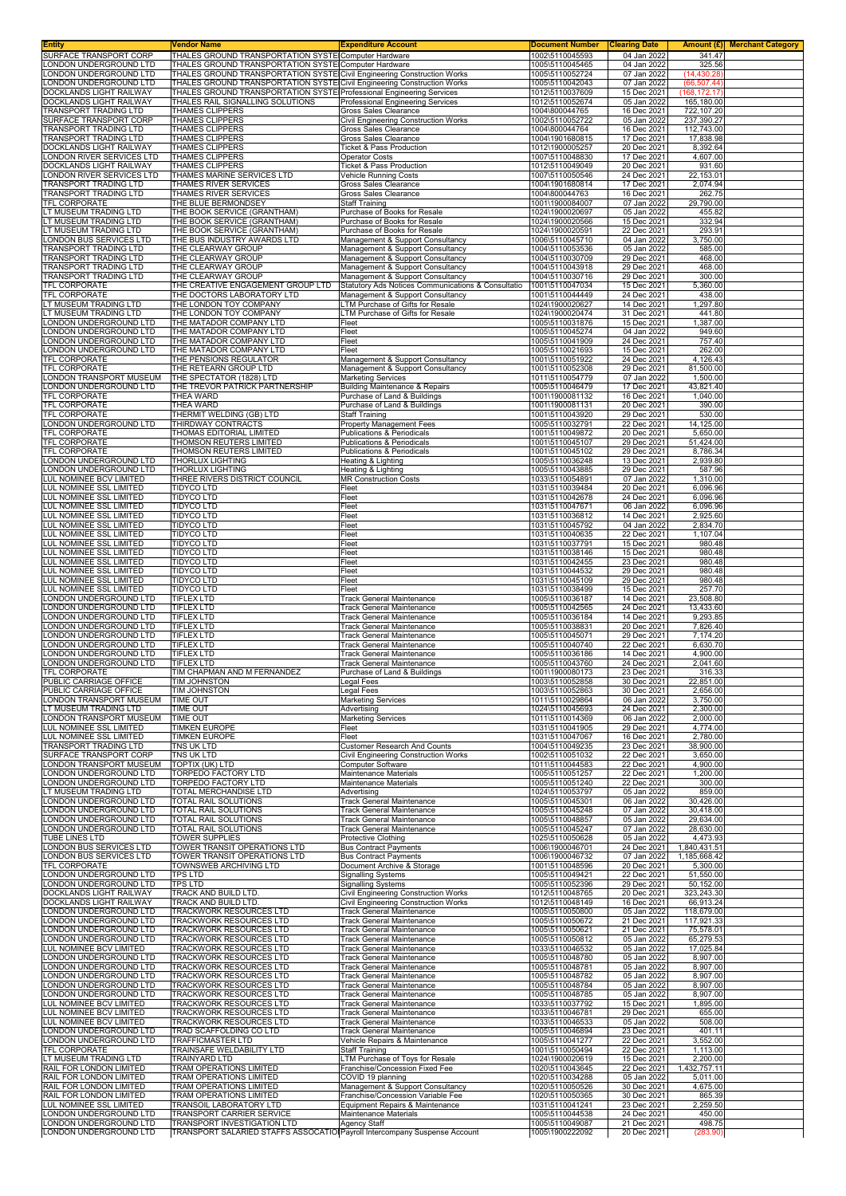| Entity | Vendor Name | Expenditure Account | Document Number | Clearing Date | Amount (£) | Merchant Category |
|---|---|---|---|---|---|---|
| SURFACE TRANSPORT CORP | THALES GROUND TRANSPORTATION SYSTE | Computer Hardware | 1002\5110045593 | 04 Jan 2022 | 341.47 | |
| LONDON UNDERGROUND LTD | THALES GROUND TRANSPORTATION SYSTE | Computer Hardware | 1005\5110045465 | 04 Jan 2022 | 325.56 | |
| LONDON UNDERGROUND LTD | THALES GROUND TRANSPORTATION SYSTE | Civil Engineering Construction Works | 1005\5110052724 | 07 Jan 2022 | (14,430.28) | |
| LONDON UNDERGROUND LTD | THALES GROUND TRANSPORTATION SYSTE | Civil Engineering Construction Works | 1005\5110042043 | 07 Jan 2022 | (66,507.44) | |
| DOCKLANDS LIGHT RAILWAY | THALES GROUND TRANSPORTATION SYSTE | Professional Engineering Services | 1012\5110037609 | 15 Dec 2021 | (168,172.17) | |
| DOCKLANDS LIGHT RAILWAY | THALES RAIL SIGNALLING SOLUTIONS | Professional Engineering Services | 1012\5110052674 | 05 Jan 2022 | 165,180.00 | |
| TRANSPORT TRADING LTD | THAMES CLIPPERS | Gross Sales Clearance | 1004\800044765 | 16 Dec 2021 | 722,107.20 | |
| SURFACE TRANSPORT CORP | THAMES CLIPPERS | Civil Engineering Construction Works | 1002\5110052722 | 05 Jan 2022 | 237,390.27 | |
| TRANSPORT TRADING LTD | THAMES CLIPPERS | Gross Sales Clearance | 1004\800044764 | 16 Dec 2021 | 112,743.00 | |
| TRANSPORT TRADING LTD | THAMES CLIPPERS | Gross Sales Clearance | 1004\1901680815 | 17 Dec 2021 | 17,838.98 | |
| DOCKLANDS LIGHT RAILWAY | THAMES CLIPPERS | Ticket & Pass Production | 1012\1900005257 | 20 Dec 2021 | 8,392.64 | |
| LONDON RIVER SERVICES LTD | THAMES CLIPPERS | Operator Costs | 1007\5110048830 | 17 Dec 2021 | 4,607.00 | |
| DOCKLANDS LIGHT RAILWAY | THAMES CLIPPERS | Ticket & Pass Production | 1012\5110049049 | 20 Dec 2021 | 931.60 | |
| LONDON RIVER SERVICES LTD | THAMES MARINE SERVICES LTD | Vehicle Running Costs | 1007\5110050546 | 24 Dec 2021 | 22,153.01 | |
| TRANSPORT TRADING LTD | THAMES RIVER SERVICES | Gross Sales Clearance | 1004\1901680814 | 17 Dec 2021 | 2,074.94 | |
| TRANSPORT TRADING LTD | THAMES RIVER SERVICES | Gross Sales Clearance | 1004\800044763 | 16 Dec 2021 | 262.75 | |
| TFL CORPORATE | THE BLUE BERMONDSEY | Staff Training | 1001\1900084007 | 07 Jan 2022 | 29,790.00 | |
| LT MUSEUM TRADING LTD | THE BOOK SERVICE (GRANTHAM) | Purchase of Books for Resale | 1024\1900020697 | 05 Jan 2022 | 455.82 | |
| LT MUSEUM TRADING LTD | THE BOOK SERVICE (GRANTHAM) | Purchase of Books for Resale | 1024\1900020566 | 15 Dec 2021 | 332.94 | |
| LT MUSEUM TRADING LTD | THE BOOK SERVICE (GRANTHAM) | Purchase of Books for Resale | 1024\1900020591 | 22 Dec 2021 | 293.91 | |
| LONDON BUS SERVICES LTD | THE BUS INDUSTRY AWARDS LTD | Management & Support Consultancy | 1006\5110045710 | 04 Jan 2022 | 3,750.00 | |
| TRANSPORT TRADING LTD | THE CLEARWAY GROUP | Management & Support Consultancy | 1004\5110053536 | 05 Jan 2022 | 585.00 | |
| TRANSPORT TRADING LTD | THE CLEARWAY GROUP | Management & Support Consultancy | 1004\5110030709 | 29 Dec 2021 | 468.00 | |
| TRANSPORT TRADING LTD | THE CLEARWAY GROUP | Management & Support Consultancy | 1004\5110043918 | 29 Dec 2021 | 468.00 | |
| TRANSPORT TRADING LTD | THE CLEARWAY GROUP | Management & Support Consultancy | 1004\5110030716 | 29 Dec 2021 | 300.00 | |
| TFL CORPORATE | THE CREATIVE ENGAGEMENT GROUP LTD | Statutory Ads Notices Communications & Consultatio | 1001\5110047034 | 15 Dec 2021 | 5,360.00 | |
| TFL CORPORATE | THE DOCTORS LABORATORY LTD | Management & Support Consultancy | 1001\5110044449 | 24 Dec 2021 | 438.00 | |
| LT MUSEUM TRADING LTD | THE LONDON TOY COMPANY | LTM Purchase of Gifts for Resale | 1024\1900020627 | 14 Dec 2021 | 1,297.80 | |
| LT MUSEUM TRADING LTD | THE LONDON TOY COMPANY | LTM Purchase of Gifts for Resale | 1024\1900020474 | 31 Dec 2021 | 441.80 | |
| LONDON UNDERGROUND LTD | THE MATADOR COMPANY LTD | Fleet | 1005\5110031876 | 15 Dec 2021 | 1,387.00 | |
| LONDON UNDERGROUND LTD | THE MATADOR COMPANY LTD | Fleet | 1005\5110045274 | 04 Jan 2022 | 949.60 | |
| LONDON UNDERGROUND LTD | THE MATADOR COMPANY LTD | Fleet | 1005\5110041909 | 24 Dec 2021 | 757.40 | |
| LONDON UNDERGROUND LTD | THE MATADOR COMPANY LTD | Fleet | 1005\5110021693 | 15 Dec 2021 | 262.00 | |
| TFL CORPORATE | THE PENSIONS REGULATOR | Management & Support Consultancy | 1001\5110051922 | 24 Dec 2021 | 4,126.43 | |
| TFL CORPORATE | THE RETEARN GROUP LTD | Management & Support Consultancy | 1001\5110052308 | 29 Dec 2021 | 81,500.00 | |
| LONDON TRANSPORT MUSEUM | THE SPECTATOR (1828) LTD | Marketing Services | 1011\5110054779 | 07 Jan 2022 | 1,500.00 | |
| LONDON UNDERGROUND LTD | THE TREVOR PATRICK PARTNERSHIP | Building Maintenance & Repairs | 1005\5110046479 | 17 Dec 2021 | 43,821.40 | |
| TFL CORPORATE | THEA WARD | Purchase of Land & Buildings | 1001\1900081132 | 16 Dec 2021 | 1,040.00 | |
| TFL CORPORATE | THEA WARD | Purchase of Land & Buildings | 1001\1900081131 | 20 Dec 2021 | 390.00 | |
| TFL CORPORATE | THERMIT WELDING (GB) LTD | Staff Training | 1001\5110043920 | 29 Dec 2021 | 530.00 | |
| LONDON UNDERGROUND LTD | THIRDWAY CONTRACTS | Property Management Fees | 1005\5110032791 | 22 Dec 2021 | 14,125.00 | |
| TFL CORPORATE | THOMAS EDITORIAL LIMITED | Publications & Periodicals | 1001\5110049872 | 20 Dec 2021 | 5,650.00 | |
| TFL CORPORATE | THOMSON REUTERS LIMITED | Publications & Periodicals | 1001\5110045107 | 29 Dec 2021 | 51,424.00 | |
| TFL CORPORATE | THOMSON REUTERS LIMITED | Publications & Periodicals | 1001\5110045102 | 29 Dec 2021 | 8,786.34 | |
| LONDON UNDERGROUND LTD | THORLUX LIGHTING | Heating & Lighting | 1005\5110036248 | 13 Dec 2021 | 2,939.80 | |
| LONDON UNDERGROUND LTD | THORLUX LIGHTING | Heating & Lighting | 1005\5110043885 | 29 Dec 2021 | 587.96 | |
| LUL NOMINEE BCV LIMITED | THREE RIVERS DISTRICT COUNCIL | MR Construction Costs | 1033\5110054891 | 07 Jan 2022 | 1,310.00 | |
| LUL NOMINEE SSL LIMITED | TIDYCO LTD | Fleet | 1031\5110039484 | 20 Dec 2021 | 6,096.96 | |
| LUL NOMINEE SSL LIMITED | TIDYCO LTD | Fleet | 1031\5110042678 | 24 Dec 2021 | 6,096.96 | |
| LUL NOMINEE SSL LIMITED | TIDYCO LTD | Fleet | 1031\5110047671 | 06 Jan 2022 | 6,096.96 | |
| LUL NOMINEE SSL LIMITED | TIDYCO LTD | Fleet | 1031\5110036812 | 14 Dec 2021 | 2,925.60 | |
| LUL NOMINEE SSL LIMITED | TIDYCO LTD | Fleet | 1031\5110045792 | 04 Jan 2022 | 2,834.70 | |
| LUL NOMINEE SSL LIMITED | TIDYCO LTD | Fleet | 1031\5110040635 | 22 Dec 2021 | 1,107.04 | |
| LUL NOMINEE SSL LIMITED | TIDYCO LTD | Fleet | 1031\5110037791 | 15 Dec 2021 | 980.48 | |
| LUL NOMINEE SSL LIMITED | TIDYCO LTD | Fleet | 1031\5110038146 | 15 Dec 2021 | 980.48 | |
| LUL NOMINEE SSL LIMITED | TIDYCO LTD | Fleet | 1031\5110042455 | 23 Dec 2021 | 980.48 | |
| LUL NOMINEE SSL LIMITED | TIDYCO LTD | Fleet | 1031\5110044532 | 29 Dec 2021 | 980.48 | |
| LUL NOMINEE SSL LIMITED | TIDYCO LTD | Fleet | 1031\5110045109 | 29 Dec 2021 | 980.48 | |
| LUL NOMINEE SSL LIMITED | TIDYCO LTD | Fleet | 1031\5110038499 | 15 Dec 2021 | 257.70 | |
| LONDON UNDERGROUND LTD | TIFLEX LTD | Track General Maintenance | 1005\5110036187 | 14 Dec 2021 | 23,508.80 | |
| LONDON UNDERGROUND LTD | TIFLEX LTD | Track General Maintenance | 1005\5110042565 | 24 Dec 2021 | 13,433.60 | |
| LONDON UNDERGROUND LTD | TIFLEX LTD | Track General Maintenance | 1005\5110036184 | 14 Dec 2021 | 9,293.85 | |
| LONDON UNDERGROUND LTD | TIFLEX LTD | Track General Maintenance | 1005\5110038831 | 20 Dec 2021 | 7,826.40 | |
| LONDON UNDERGROUND LTD | TIFLEX LTD | Track General Maintenance | 1005\5110045071 | 29 Dec 2021 | 7,174.20 | |
| LONDON UNDERGROUND LTD | TIFLEX LTD | Track General Maintenance | 1005\5110040740 | 22 Dec 2021 | 6,630.70 | |
| LONDON UNDERGROUND LTD | TIFLEX LTD | Track General Maintenance | 1005\5110036186 | 14 Dec 2021 | 4,900.00 | |
| LONDON UNDERGROUND LTD | TIFLEX LTD | Track General Maintenance | 1005\5110043760 | 24 Dec 2021 | 2,041.60 | |
| TFL CORPORATE | TIM CHAPMAN AND M FERNANDEZ | Purchase of Land & Buildings | 1001\1900080173 | 23 Dec 2021 | 316.33 | |
| PUBLIC CARRIAGE OFFICE | TIM JOHNSTON | Legal Fees | 1003\5110052858 | 30 Dec 2021 | 22,851.00 | |
| PUBLIC CARRIAGE OFFICE | TIM JOHNSTON | Legal Fees | 1003\5110052863 | 30 Dec 2021 | 2,656.00 | |
| LONDON TRANSPORT MUSEUM | TIME OUT | Marketing Services | 1011\5110029864 | 06 Jan 2022 | 3,750.00 | |
| LT MUSEUM TRADING LTD | TIME OUT | Advertising | 1024\5110045693 | 24 Dec 2021 | 2,300.00 | |
| LONDON TRANSPORT MUSEUM | TIME OUT | Marketing Services | 1011\5110014369 | 06 Jan 2022 | 2,000.00 | |
| LUL NOMINEE SSL LIMITED | TIMKEN EUROPE | Fleet | 1031\5110041905 | 29 Dec 2021 | 4,774.00 | |
| LUL NOMINEE SSL LIMITED | TIMKEN EUROPE | Fleet | 1031\5110047067 | 16 Dec 2021 | 2,780.00 | |
| TRANSPORT TRADING LTD | TNS UK LTD | Customer Research And Counts | 1004\5110049235 | 23 Dec 2021 | 38,900.00 | |
| SURFACE TRANSPORT CORP | TNS UK LTD | Civil Engineering Construction Works | 1002\5110051032 | 22 Dec 2021 | 3,650.00 | |
| LONDON TRANSPORT MUSEUM | TOPTIX (UK) LTD | Computer Software | 1011\5110044583 | 22 Dec 2021 | 4,900.00 | |
| LONDON UNDERGROUND LTD | TORPEDO FACTORY LTD | Maintenance Materials | 1005\5110051257 | 22 Dec 2021 | 1,200.00 | |
| LONDON UNDERGROUND LTD | TORPEDO FACTORY LTD | Maintenance Materials | 1005\5110051240 | 22 Dec 2021 | 300.00 | |
| LT MUSEUM TRADING LTD | TOTAL MERCHANDISE LTD | Advertising | 1024\5110053797 | 05 Jan 2022 | 859.00 | |
| LONDON UNDERGROUND LTD | TOTAL RAIL SOLUTIONS | Track General Maintenance | 1005\5110045301 | 06 Jan 2022 | 30,426.00 | |
| LONDON UNDERGROUND LTD | TOTAL RAIL SOLUTIONS | Track General Maintenance | 1005\5110045248 | 07 Jan 2022 | 30,418.00 | |
| LONDON UNDERGROUND LTD | TOTAL RAIL SOLUTIONS | Track General Maintenance | 1005\5110048857 | 05 Jan 2022 | 29,634.00 | |
| LONDON UNDERGROUND LTD | TOTAL RAIL SOLUTIONS | Track General Maintenance | 1005\5110045247 | 07 Jan 2022 | 28,630.00 | |
| TUBE LINES LTD | TOWER SUPPLIES | Protective Clothing | 1025\5110050628 | 05 Jan 2022 | 4,473.93 | |
| LONDON BUS SERVICES LTD | TOWER TRANSIT OPERATIONS LTD | Bus Contract Payments | 1006\1900046701 | 24 Dec 2021 | 1,840,431.51 | |
| LONDON BUS SERVICES LTD | TOWER TRANSIT OPERATIONS LTD | Bus Contract Payments | 1006\1900046732 | 07 Jan 2022 | 1,185,668.42 | |
| TFL CORPORATE | TOWNSWEB ARCHIVING LTD | Document Archive & Storage | 1001\5110048596 | 20 Dec 2021 | 5,300.00 | |
| LONDON UNDERGROUND LTD | TPS LTD | Signalling Systems | 1005\5110049421 | 22 Dec 2021 | 51,550.00 | |
| LONDON UNDERGROUND LTD | TPS LTD | Signalling Systems | 1005\5110052396 | 29 Dec 2021 | 50,152.00 | |
| DOCKLANDS LIGHT RAILWAY | TRACK AND BUILD LTD. | Civil Engineering Construction Works | 1012\5110048765 | 20 Dec 2021 | 323,243.30 | |
| DOCKLANDS LIGHT RAILWAY | TRACK AND BUILD LTD. | Civil Engineering Construction Works | 1012\5110048149 | 16 Dec 2021 | 66,913.24 | |
| LONDON UNDERGROUND LTD | TRACKWORK RESOURCES LTD | Track General Maintenance | 1005\5110050800 | 05 Jan 2022 | 118,679.00 | |
| LONDON UNDERGROUND LTD | TRACKWORK RESOURCES LTD | Track General Maintenance | 1005\5110050672 | 21 Dec 2021 | 117,921.33 | |
| LONDON UNDERGROUND LTD | TRACKWORK RESOURCES LTD | Track General Maintenance | 1005\5110050621 | 21 Dec 2021 | 75,578.01 | |
| LONDON UNDERGROUND LTD | TRACKWORK RESOURCES LTD | Track General Maintenance | 1005\5110050812 | 05 Jan 2022 | 65,279.53 | |
| LUL NOMINEE BCV LIMITED | TRACKWORK RESOURCES LTD | Track General Maintenance | 1033\5110046532 | 05 Jan 2022 | 17,025.84 | |
| LONDON UNDERGROUND LTD | TRACKWORK RESOURCES LTD | Track General Maintenance | 1005\5110048780 | 05 Jan 2022 | 8,907.00 | |
| LONDON UNDERGROUND LTD | TRACKWORK RESOURCES LTD | Track General Maintenance | 1005\5110048781 | 05 Jan 2022 | 8,907.00 | |
| LONDON UNDERGROUND LTD | TRACKWORK RESOURCES LTD | Track General Maintenance | 1005\5110048782 | 05 Jan 2022 | 8,907.00 | |
| LONDON UNDERGROUND LTD | TRACKWORK RESOURCES LTD | Track General Maintenance | 1005\5110048784 | 05 Jan 2022 | 8,907.00 | |
| LONDON UNDERGROUND LTD | TRACKWORK RESOURCES LTD | Track General Maintenance | 1005\5110048785 | 05 Jan 2022 | 8,907.00 | |
| LUL NOMINEE BCV LIMITED | TRACKWORK RESOURCES LTD | Track General Maintenance | 1033\5110037792 | 15 Dec 2021 | 1,895.00 | |
| LUL NOMINEE BCV LIMITED | TRACKWORK RESOURCES LTD | Track General Maintenance | 1033\5110046781 | 29 Dec 2021 | 655.00 | |
| LUL NOMINEE BCV LIMITED | TRACKWORK RESOURCES LTD | Track General Maintenance | 1033\5110046533 | 05 Jan 2022 | 508.00 | |
| LONDON UNDERGROUND LTD | TRAD SCAFFOLDING CO LTD | Track General Maintenance | 1005\5110046894 | 23 Dec 2021 | 401.11 | |
| LONDON UNDERGROUND LTD | TRAFFICMASTER LTD | Vehicle Repairs & Maintenance | 1005\5110041277 | 22 Dec 2021 | 3,552.00 | |
| TFL CORPORATE | TRAINSAFE WELDABILITY LTD | Staff Training | 1001\5110050494 | 22 Dec 2021 | 1,113.00 | |
| LT MUSEUM TRADING LTD | TRAINYARD LTD | LTM Purchase of Toys for Resale | 1024\1900020619 | 15 Dec 2021 | 2,200.00 | |
| RAIL FOR LONDON LIMITED | TRAM OPERATIONS LIMITED | Franchise/Concession Fixed Fee | 1020\5110043645 | 22 Dec 2021 | 1,432,757.11 | |
| RAIL FOR LONDON LIMITED | TRAM OPERATIONS LIMITED | COVID 19 planning | 1020\5110034288 | 05 Jan 2022 | 5,011.00 | |
| RAIL FOR LONDON LIMITED | TRAM OPERATIONS LIMITED | Management & Support Consultancy | 1020\5110050526 | 30 Dec 2021 | 4,675.00 | |
| RAIL FOR LONDON LIMITED | TRAM OPERATIONS LIMITED | Franchise/Concession Variable Fee | 1020\5110050365 | 30 Dec 2021 | 865.39 | |
| LUL NOMINEE SSL LIMITED | TRANSOIL LABORATORY LTD | Equipment Repairs & Maintenance | 1031\5110041241 | 23 Dec 2021 | 2,259.50 | |
| LONDON UNDERGROUND LTD | TRANSPORT CARRIER SERVICE | Maintenance Materials | 1005\5110044538 | 24 Dec 2021 | 450.00 | |
| LONDON UNDERGROUND LTD | TRANSPORT INVESTIGATION LTD | Agency Staff | 1005\5110049087 | 21 Dec 2021 | 498.75 | |
| LONDON UNDERGROUND LTD | TRANSPORT SALARIED STAFFS ASSOCATIO | Payroll Intercompany Suspense Account | 1005\1900222092 | 20 Dec 2021 | (283.90) | |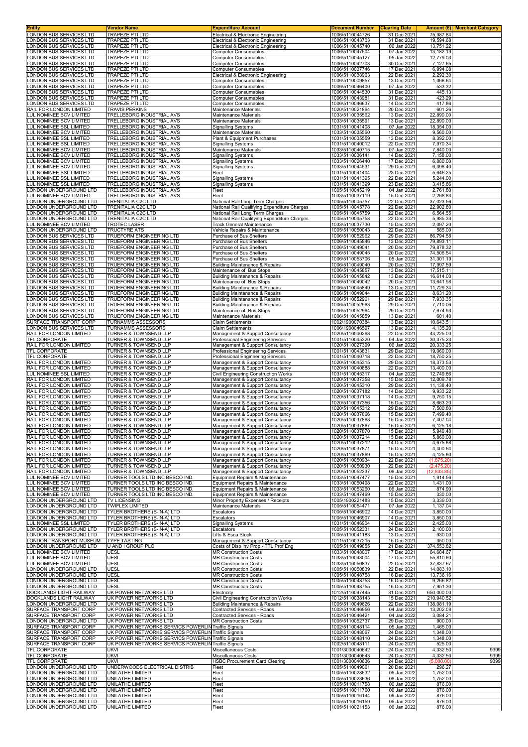| Entity | Vendor Name | Expenditure Account | Document Number | Clearing Date | Amount (£) | Merchant Category |
|---|---|---|---|---|---|---|
| LONDON BUS SERVICES LTD | TRAPEZE PTI LTD | Electrical & Electronic Engineering | 1006\5110044726 | 31 Dec 2021 | 75,987.84 | |
| LONDON BUS SERVICES LTD | TRAPEZE PTI LTD | Electrical & Electronic Engineering | 1006\5110043703 | 31 Dec 2021 | 19,594.68 | |
| LONDON BUS SERVICES LTD | TRAPEZE PTI LTD | Electrical & Electronic Engineering | 1006\5110045740 | 06 Jan 2022 | 13,751.22 | |
| LONDON BUS SERVICES LTD | TRAPEZE PTI LTD | Computer Consumables | 1006\5110047504 | 07 Jan 2022 | 13,182.19 | |
| LONDON BUS SERVICES LTD | TRAPEZE PTI LTD | Computer Consumables | 1006\5110045127 | 05 Jan 2022 | 12,779.03 | |
| LONDON BUS SERVICES LTD | TRAPEZE PTI LTD | Computer Consumables | 1006\5110042703 | 30 Dec 2021 | 7,127.65 | |
| LONDON BUS SERVICES LTD | TRAPEZE PTI LTD | Computer Consumables | 1006\5110037746 | 17 Dec 2021 | 6,994.08 | |
| LONDON BUS SERVICES LTD | TRAPEZE PTI LTD | Electrical & Electronic Engineering | 1006\5110038963 | 22 Dec 2021 | 2,292.30 | |
| LONDON BUS SERVICES LTD | TRAPEZE PTI LTD | Computer Consumables | 1006\5110009857 | 13 Dec 2021 | 1,066.64 | |
| LONDON BUS SERVICES LTD | TRAPEZE PTI LTD | Computer Consumables | 1006\5110046400 | 07 Jan 2022 | 533.32 | |
| LONDON BUS SERVICES LTD | TRAPEZE PTI LTD | Computer Consumables | 1006\5110044530 | 31 Dec 2021 | 445.13 | |
| LONDON BUS SERVICES LTD | TRAPEZE PTI LTD | Computer Consumables | 1006\5110043981 | 31 Dec 2021 | 423.29 | |
| LONDON BUS SERVICES LTD | TRAPEZE PTI LTD | Computer Consumables | 1006\5110046637 | 14 Dec 2021 | 417.86 | |
| RAIL FOR LONDON LIMITED | TRAVIS PERKINS | Maintenance Materials | 1020\5110021864 | 20 Dec 2021 | 601.26 | |
| LUL NOMINEE BCV LIMITED | TRELLEBORG INDUSTRIAL AVS | Maintenance Materials | 1033\5110035562 | 13 Dec 2021 | 22,890.00 | |
| LUL NOMINEE BCV LIMITED | TRELLEBORG INDUSTRIAL AVS | Maintenance Materials | 1033\5110035591 | 13 Dec 2021 | 22,890.00 | |
| LUL NOMINEE SSL LIMITED | TRELLEBORG INDUSTRIAL AVS | Signalling Systems | 1031\5110041408 | 07 Jan 2022 | 18,354.00 | |
| LUL NOMINEE BCV LIMITED | TRELLEBORG INDUSTRIAL AVS | Maintenance Materials | 1033\5110035560 | 13 Dec 2021 | 9,560.00 | |
| LUL NOMINEE SSL LIMITED | TRELLEBORG INDUSTRIAL AVS | Plant & Equipment Purchases | 1031\5110035559 | 13 Dec 2021 | 8,392.00 | |
| LUL NOMINEE SSL LIMITED | TRELLEBORG INDUSTRIAL AVS | Signalling Systems | 1031\5110040012 | 22 Dec 2021 | 7,970.34 | |
| LUL NOMINEE BCV LIMITED | TRELLEBORG INDUSTRIAL AVS | Maintenance Materials | 1033\5110040715 | 07 Jan 2022 | 7,840.00 | |
| LUL NOMINEE BCV LIMITED | TRELLEBORG INDUSTRIAL AVS | Signalling Systems | 1033\5110036141 | 14 Dec 2021 | 7,158.00 | |
| LUL NOMINEE BCV LIMITED | TRELLEBORG INDUSTRIAL AVS | Signalling Systems | 1033\5110026440 | 17 Dec 2021 | 6,880.00 | |
| LUL NOMINEE BCV LIMITED | TRELLEBORG INDUSTRIAL AVS | Signalling Systems | 1033\5110044531 | 29 Dec 2021 | 6,398.40 | |
| LUL NOMINEE SSL LIMITED | TRELLEBORG INDUSTRIAL AVS | Fleet | 1031\5110041404 | 23 Dec 2021 | 5,646.25 | |
| LUL NOMINEE SSL LIMITED | TRELLEBORG INDUSTRIAL AVS | Signalling Systems | 1031\5110041395 | 22 Dec 2021 | 5,244.00 | |
| LUL NOMINEE SSL LIMITED | TRELLEBORG INDUSTRIAL AVS | Signalling Systems | 1031\5110041399 | 23 Dec 2021 | 3,415.86 | |
| LONDON UNDERGROUND LTD | TRELLEBORG INDUSTRIAL AVS | Fleet | 1005\5110045219 | 04 Jan 2022 | 2,761.80 | |
| LUL NOMINEE BCV LIMITED | TRELLEBORG INDUSTRIAL AVS | Fleet | 1033\5110037119 | 15 Dec 2021 | 2,268.83 | |
| LONDON UNDERGROUND LTD | TRENITALIA C2C LTD | National Rail Long Term Charges | 1005\5110045757 | 22 Dec 2021 | 37,023.56 | |
| LONDON UNDERGROUND LTD | TRENITALIA C2C LTD | National Rail Qualifying Expenditure Charges | 1005\5110045778 | 22 Dec 2021 | 22,902.80 | |
| LONDON UNDERGROUND LTD | TRENITALIA C2C LTD | National Rail Long Term Charges | 1005\5110045759 | 22 Dec 2021 | 6,564.55 | |
| LONDON UNDERGROUND LTD | TRENITALIA C2C LTD | National Rail Qualifying Expenditure Charges | 1005\5110045758 | 22 Dec 2021 | 5,985.33 | |
| LUL NOMINEE BCV LIMITED | TROTEC LASER | Track General Maintenance | 1033\5110037730 | 15 Dec 2021 | 2,097.20 | |
| LONDON UNDERGROUND LTD | TRUCTYRE ATS | Vehicle Repairs & Maintenance | 1005\5110050043 | 22 Dec 2021 | 585.00 | |
| LONDON BUS SERVICES LTD | TRUEFORM ENGINEERING LTD | Purchase of Bus Shelters | 1006\5110052962 | 29 Dec 2021 | 86,794.58 | |
| LONDON BUS SERVICES LTD | TRUEFORM ENGINEERING LTD | Purchase of Bus Shelters | 1006\5110045846 | 13 Dec 2021 | 79,893.11 | |
| LONDON BUS SERVICES LTD | TRUEFORM ENGINEERING LTD | Purchase of Bus Shelters | 1006\5110049041 | 20 Dec 2021 | 79,878.32 | |
| LONDON BUS SERVICES LTD | TRUEFORM ENGINEERING LTD | Purchase of Bus Shelters | 1006\5110049045 | 20 Dec 2021 | 74,506.54 | |
| LONDON BUS SERVICES LTD | TRUEFORM ENGINEERING LTD | Purchase of Bus Shelters | 1006\5110053706 | 05 Jan 2022 | 31,301.19 | |
| LONDON BUS SERVICES LTD | TRUEFORM ENGINEERING LTD | Building Maintenance & Repairs | 1006\5110049040 | 20 Dec 2021 | 17,997.59 | |
| LONDON BUS SERVICES LTD | TRUEFORM ENGINEERING LTD | Maintenance of Bus Stops | 1006\5110045857 | 13 Dec 2021 | 17,515.11 | |
| LONDON BUS SERVICES LTD | TRUEFORM ENGINEERING LTD | Building Maintenance & Repairs | 1006\5110045842 | 13 Dec 2021 | 16,614.00 | |
| LONDON BUS SERVICES LTD | TRUEFORM ENGINEERING LTD | Maintenance of Bus Stops | 1006\5110049042 | 20 Dec 2021 | 13,641.98 | |
| LONDON BUS SERVICES LTD | TRUEFORM ENGINEERING LTD | Building Maintenance & Repairs | 1006\5110045849 | 13 Dec 2021 | 11,729.34 | |
| LONDON BUS SERVICES LTD | TRUEFORM ENGINEERING LTD | Building Maintenance & Repairs | 1006\5110049044 | 21 Dec 2021 | 8,631.20 | |
| LONDON BUS SERVICES LTD | TRUEFORM ENGINEERING LTD | Building Maintenance & Repairs | 1006\5110052961 | 29 Dec 2021 | 7,933.35 | |
| LONDON BUS SERVICES LTD | TRUEFORM ENGINEERING LTD | Building Maintenance & Repairs | 1006\5110052963 | 29 Dec 2021 | 7,710.06 | |
| LONDON BUS SERVICES LTD | TRUEFORM ENGINEERING LTD | Maintenance of Bus Stops | 1006\5110052964 | 29 Dec 2021 | 7,674.93 | |
| LONDON BUS SERVICES LTD | TRUEFORM ENGINEERING LTD | Maintenance Materials | 1006\5110045859 | 13 Dec 2021 | 601.40 | |
| SURFACE TRANSPORT CORP | TURNAMMS ASSESSORS | Claim Settlements | 1002\1900070384 | 13 Dec 2021 | 10,643.51 | |
| LONDON BUS SERVICES LTD | TURNAMMS ASSESSORS | Claim Settlements | 1006\1900046597 | 13 Dec 2021 | 4,135.20 | |
| RAIL FOR LONDON LIMITED | TURNER & TOWNSEND LLP | Management & Support Consultancy | 1020\5110040268 | 22 Dec 2021 | 43,225.00 | |
| TFL CORPORATE | TURNER & TOWNSEND LLP | Professional Engineering Services | 1001\5110045320 | 04 Jan 2022 | 30,375.23 | |
| RAIL FOR LONDON LIMITED | TURNER & TOWNSEND LLP | Management & Support Consultancy | 1020\5110027399 | 06 Jan 2022 | 20,333.25 | |
| TFL CORPORATE | TURNER & TOWNSEND LLP | Professional Engineering Services | 1001\5110043831 | 29 Dec 2021 | 19,060.00 | |
| TFL CORPORATE | TURNER & TOWNSEND LLP | Professional Engineering Services | 1001\5110040718 | 22 Dec 2021 | 18,750.25 | |
| RAIL FOR LONDON LIMITED | TURNER & TOWNSEND LLP | Management & Support Consultancy | 1020\5110045315 | 29 Dec 2021 | 18,373.53 | |
| RAIL FOR LONDON LIMITED | TURNER & TOWNSEND LLP | Management & Support Consultancy | 1020\5110040888 | 22 Dec 2021 | 13,400.00 | |
| LUL NOMINEE SSL LIMITED | TURNER & TOWNSEND LLP | Civil Engineering Construction Works | 1031\5110045317 | 04 Jan 2022 | 12,749.86 | |
| RAIL FOR LONDON LIMITED | TURNER & TOWNSEND LLP | Management & Support Consultancy | 1020\5110037358 | 15 Dec 2021 | 12,009.78 | |
| RAIL FOR LONDON LIMITED | TURNER & TOWNSEND LLP | Management & Support Consultancy | 1020\5110045310 | 29 Dec 2021 | 11,138.40 | |
| RAIL FOR LONDON LIMITED | TURNER & TOWNSEND LLP | Management & Support Consultancy | 1020\5110037182 | 14 Dec 2021 | 9,933.22 | |
| RAIL FOR LONDON LIMITED | TURNER & TOWNSEND LLP | Management & Support Consultancy | 1020\5110037118 | 14 Dec 2021 | 9,750.15 | |
| RAIL FOR LONDON LIMITED | TURNER & TOWNSEND LLP | Management & Support Consultancy | 1020\5110037356 | 15 Dec 2021 | 8,663.20 | |
| RAIL FOR LONDON LIMITED | TURNER & TOWNSEND LLP | Management & Support Consultancy | 1020\5110045312 | 29 Dec 2021 | 7,500.80 | |
| RAIL FOR LONDON LIMITED | TURNER & TOWNSEND LLP | Management & Support Consultancy | 1020\5110037866 | 15 Dec 2021 | 7,499.40 | |
| RAIL FOR LONDON LIMITED | TURNER & TOWNSEND LLP | Management & Support Consultancy | 1020\5110037868 | 15 Dec 2021 | 7,407.04 | |
| RAIL FOR LONDON LIMITED | TURNER & TOWNSEND LLP | Management & Support Consultancy | 1020\5110037867 | 15 Dec 2021 | 6,125.18 | |
| RAIL FOR LONDON LIMITED | TURNER & TOWNSEND LLP | Management & Support Consultancy | 1020\5110037870 | 15 Dec 2021 | 5,940.48 | |
| RAIL FOR LONDON LIMITED | TURNER & TOWNSEND LLP | Management & Support Consultancy | 1020\5110037214 | 15 Dec 2021 | 5,860.00 | |
| RAIL FOR LONDON LIMITED | TURNER & TOWNSEND LLP | Management & Support Consultancy | 1020\5110037212 | 14 Dec 2021 | 4,675.68 | |
| RAIL FOR LONDON LIMITED | TURNER & TOWNSEND LLP | Management & Support Consultancy | 1020\5110037871 | 15 Dec 2021 | 4,400.64 | |
| RAIL FOR LONDON LIMITED | TURNER & TOWNSEND LLP | Management & Support Consultancy | 1020\5110037869 | 15 Dec 2021 | 4,125.60 | |
| RAIL FOR LONDON LIMITED | TURNER & TOWNSEND LLP | Management & Support Consultancy | 1020\5110050934 | 22 Dec 2021 | (1,875.20) | |
| RAIL FOR LONDON LIMITED | TURNER & TOWNSEND LLP | Management & Support Consultancy | 1020\5110050930 | 22 Dec 2021 | (2,475.20) | |
| RAIL FOR LONDON LIMITED | TURNER & TOWNSEND LLP | Management & Support Consultancy | 1020\5110052337 | 06 Jan 2022 | (12,833.85) | |
| LUL NOMINEE BCV LIMITED | TURNER TOOLS LTD INC BESCO IND. | Equipment Repairs & Maintenance | 1033\5110047477 | 15 Dec 2021 | 1,914.56 | |
| LUL NOMINEE BCV LIMITED | TURNER TOOLS LTD INC BESCO IND. | Equipment Repairs & Maintenance | 1033\5110050498 | 22 Dec 2021 | 1,431.00 | |
| LUL NOMINEE BCV LIMITED | TURNER TOOLS LTD INC BESCO IND. | Equipment Repairs & Maintenance | 1033\5110053260 | 06 Jan 2022 | 874.90 | |
| LUL NOMINEE BCV LIMITED | TURNER TOOLS LTD INC BESCO IND. | Equipment Repairs & Maintenance | 1033\5110047469 | 15 Dec 2021 | 330.00 | |
| LONDON UNDERGROUND LTD | TV LICENSING | Minor Property Expenses / Receipts | 1005\1900221483 | 15 Dec 2021 | 3,339.00 | |
| LONDON UNDERGROUND LTD | TWIFLEX LIMITED | Maintenance Materials | 1005\5110054471 | 07 Jan 2022 | 1,137.04 | |
| LONDON UNDERGROUND LTD | TYLER BROTHERS (S-IN-A) LTD | Escalators | 1005\5110046902 | 14 Dec 2021 | 3,850.00 | |
| LONDON UNDERGROUND LTD | TYLER BROTHERS (S-IN-A) LTD | Escalators | 1005\5110046907 | 14 Dec 2021 | 3,850.00 | |
| LUL NOMINEE SSL LIMITED | TYLER BROTHERS (S-IN-A) LTD | Signalling Systems | 1031\5110046904 | 14 Dec 2021 | 2,425.00 | |
| LONDON UNDERGROUND LTD | TYLER BROTHERS (S-IN-A) LTD | Escalators | 1005\5110052331 | 24 Dec 2021 | 2,100.00 | |
| LONDON UNDERGROUND LTD | TYLER BROTHERS (S-IN-A) LTD | Lifts & Esca Stock | 1005\5110041183 | 13 Dec 2021 | 930.00 | |
| LONDON TRANSPORT MUSEUM | TYPE TASTING | Management & Support Consultancy | 1011\5110037215 | 15 Dec 2021 | 350.00 | |
| LONDON UNDERGROUND LTD | U AND I GROUP PLC | Costs of Disp inv Prop - TTL Prof Eng | 1005\5110049855 | 21 Dec 2021 | 374,553.82 | |
| LUL NOMINEE BCV LIMITED | UESL | MR Construction Costs | 1033\5110048007 | 17 Dec 2021 | 64,684.67 | |
| LUL NOMINEE BCV LIMITED | UESL | MR Construction Costs | 1033\5110048004 | 17 Dec 2021 | 55,810.60 | |
| LUL NOMINEE BCV LIMITED | UESL | MR Construction Costs | 1033\5110050837 | 22 Dec 2021 | 37,837.67 | |
| LONDON UNDERGROUND LTD | UESL | MR Construction Costs | 1005\5110050839 | 22 Dec 2021 | 14,083.10 | |
| LONDON UNDERGROUND LTD | UESL | MR Construction Costs | 1005\5110048758 | 16 Dec 2021 | 13,736.16 | |
| LONDON UNDERGROUND LTD | UESL | MR Construction Costs | 1005\5110048753 | 16 Dec 2021 | 9,266.82 | |
| LONDON UNDERGROUND LTD | UESL | MR Construction Costs | 1005\5110048755 | 16 Dec 2021 | 7,951.30 | |
| DOCKLANDS LIGHT RAILWAY | UK POWER NETWORKS LTD | Electricity | 1012\5110047445 | 31 Dec 2021 | 650,000.00 | |
| DOCKLANDS LIGHT RAILWAY | UK POWER NETWORKS LTD | Civil Engineering Construction Works | 1012\5110038143 | 15 Dec 2021 | 210,940.52 | |
| LONDON UNDERGROUND LTD | UK POWER NETWORKS LTD | Building Maintenance & Repairs | 1005\5110049626 | 22 Dec 2021 | 138,081.19 | |
| SURFACE TRANSPORT CORP | UK POWER NETWORKS LTD | Contracted Services - Roads | 1002\5110046956 | 04 Jan 2022 | 13,202.09 | |
| SURFACE TRANSPORT CORP | UK POWER NETWORKS LTD | Contracted Services - Roads | 1002\5110046421 | 04 Jan 2022 | 3,084.21 | |
| LONDON UNDERGROUND LTD | UK POWER NETWORKS LTD | MR Construction Costs | 1005\5110052737 | 29 Dec 2021 | 900.00 | |
| SURFACE TRANSPORT CORP | UK POWER NETWORKS SERVICS POWERLIN | Traffic Signals | 1002\5110048114 | 05 Jan 2022 | 1,465.00 | |
| SURFACE TRANSPORT CORP | UK POWER NETWORKS SERVICS POWERLIN | Traffic Signals | 1002\5110048067 | 24 Dec 2021 | 1,348.00 | |
| SURFACE TRANSPORT CORP | UK POWER NETWORKS SERVICS POWERLIN | Traffic Signals | 1002\5110048110 | 24 Dec 2021 | 1,348.00 | |
| SURFACE TRANSPORT CORP | UK POWER NETWORKS SERVICS POWERLIN | Traffic Signals | 1002\5110048111 | 24 Dec 2021 | 525.00 | |
| TFL CORPORATE | UKVI | Miscellaneous Costs | 1001\3000040642 | 24 Dec 2021 | 4,332.50 | 9399 |
| TFL CORPORATE | UKVI | Miscellaneous Costs | 1001\3000040643 | 24 Dec 2021 | 4,332.50 | 9399 |
| TFL CORPORATE | UKVI | HSBC Procurement Card Clearing | 1001\3000040636 | 24 Dec 2021 | (5,000.00) | 9399 |
| LONDON UNDERGROUND LTD | UNDERWOODS ELECTRICAL DISTRIB | Fleet | 1005\5110049061 | 20 Dec 2021 | 296.27 | |
| LONDON UNDERGROUND LTD | UNILATHE LIMITED | Fleet | 1005\5110028632 | 06 Jan 2022 | 1,752.00 | |
| LONDON UNDERGROUND LTD | UNILATHE LIMITED | Fleet | 1005\5110028636 | 06 Jan 2022 | 1,752.00 | |
| LONDON UNDERGROUND LTD | UNILATHE LIMITED | Fleet | 1005\5110011758 | 06 Jan 2022 | 876.00 | |
| LONDON UNDERGROUND LTD | UNILATHE LIMITED | Fleet | 1005\5110011760 | 06 Jan 2022 | 876.00 | |
| LONDON UNDERGROUND LTD | UNILATHE LIMITED | Fleet | 1005\5110016144 | 06 Jan 2022 | 876.00 | |
| LONDON UNDERGROUND LTD | UNILATHE LIMITED | Fleet | 1005\5110016159 | 06 Jan 2022 | 876.00 | |
| LONDON UNDERGROUND LTD | UNILATHE LIMITED | Fleet | 1005\5110021153 | 06 Jan 2022 | 876.00 | |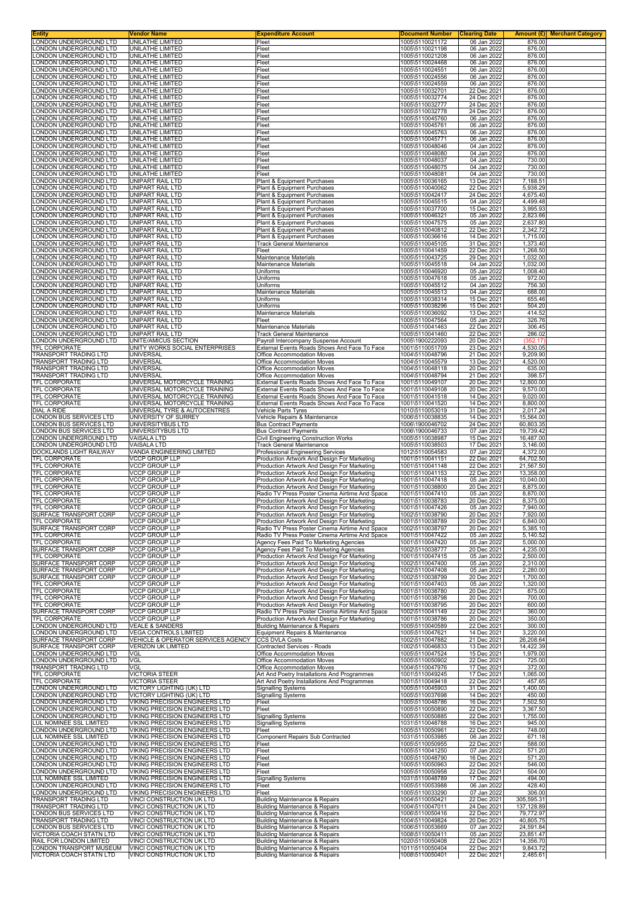| Entity | Vendor Name | Expenditure Account | Document Number | Clearing Date | Amount (£) | Merchant Category |
|---|---|---|---|---|---|---|
| LONDON UNDERGROUND LTD | UNILATHE LIMITED | Fleet | 1005\5110021172 | 06 Jan 2022 | 876.00 | |
| LONDON UNDERGROUND LTD | UNILATHE LIMITED | Fleet | 1005\5110021198 | 06 Jan 2022 | 876.00 | |
| LONDON UNDERGROUND LTD | UNILATHE LIMITED | Fleet | 1005\5110021208 | 06 Jan 2022 | 876.00 | |
| LONDON UNDERGROUND LTD | UNILATHE LIMITED | Fleet | 1005\5110024468 | 06 Jan 2022 | 876.00 | |
| LONDON UNDERGROUND LTD | UNILATHE LIMITED | Fleet | 1005\5110024551 | 06 Jan 2022 | 876.00 | |
| LONDON UNDERGROUND LTD | UNILATHE LIMITED | Fleet | 1005\5110024556 | 06 Jan 2022 | 876.00 | |
| LONDON UNDERGROUND LTD | UNILATHE LIMITED | Fleet | 1005\5110024559 | 06 Jan 2022 | 876.00 | |
| LONDON UNDERGROUND LTD | UNILATHE LIMITED | Fleet | 1005\5110032701 | 22 Dec 2021 | 876.00 | |
| LONDON UNDERGROUND LTD | UNILATHE LIMITED | Fleet | 1005\5110032774 | 24 Dec 2021 | 876.00 | |
| LONDON UNDERGROUND LTD | UNILATHE LIMITED | Fleet | 1005\5110032777 | 24 Dec 2021 | 876.00 | |
| LONDON UNDERGROUND LTD | UNILATHE LIMITED | Fleet | 1005\5110032778 | 24 Dec 2021 | 876.00 | |
| LONDON UNDERGROUND LTD | UNILATHE LIMITED | Fleet | 1005\5110045760 | 06 Jan 2022 | 876.00 | |
| LONDON UNDERGROUND LTD | UNILATHE LIMITED | Fleet | 1005\5110045761 | 06 Jan 2022 | 876.00 | |
| LONDON UNDERGROUND LTD | UNILATHE LIMITED | Fleet | 1005\5110045763 | 06 Jan 2022 | 876.00 | |
| LONDON UNDERGROUND LTD | UNILATHE LIMITED | Fleet | 1005\5110045771 | 06 Jan 2022 | 876.00 | |
| LONDON UNDERGROUND LTD | UNILATHE LIMITED | Fleet | 1005\5110048046 | 04 Jan 2022 | 876.00 | |
| LONDON UNDERGROUND LTD | UNILATHE LIMITED | Fleet | 1005\5110048080 | 04 Jan 2022 | 876.00 | |
| LONDON UNDERGROUND LTD | UNILATHE LIMITED | Fleet | 1005\5110048037 | 04 Jan 2022 | 730.00 | |
| LONDON UNDERGROUND LTD | UNILATHE LIMITED | Fleet | 1005\5110048075 | 04 Jan 2022 | 730.00 | |
| LONDON UNDERGROUND LTD | UNILATHE LIMITED | Fleet | 1005\5110048081 | 04 Jan 2022 | 730.00 | |
| LONDON UNDERGROUND LTD | UNIPART RAIL LTD | Plant & Equipment Purchases | 1005\5110036165 | 13 Dec 2021 | 7,188.51 | |
| LONDON UNDERGROUND LTD | UNIPART RAIL LTD | Plant & Equipment Purchases | 1005\5110040062 | 22 Dec 2021 | 5,938.29 | |
| LONDON UNDERGROUND LTD | UNIPART RAIL LTD | Plant & Equipment Purchases | 1005\5110042417 | 24 Dec 2021 | 4,675.40 | |
| LONDON UNDERGROUND LTD | UNIPART RAIL LTD | Plant & Equipment Purchases | 1005\5110045515 | 04 Jan 2022 | 4,499.48 | |
| LONDON UNDERGROUND LTD | UNIPART RAIL LTD | Plant & Equipment Purchases | 1005\5110037700 | 15 Dec 2021 | 3,995.93 | |
| LONDON UNDERGROUND LTD | UNIPART RAIL LTD | Plant & Equipment Purchases | 1005\5110046321 | 05 Jan 2022 | 2,823.66 | |
| LONDON UNDERGROUND LTD | UNIPART RAIL LTD | Plant & Equipment Purchases | 1005\5110047575 | 05 Jan 2022 | 2,637.80 | |
| LONDON UNDERGROUND LTD | UNIPART RAIL LTD | Plant & Equipment Purchases | 1005\5110040812 | 22 Dec 2021 | 2,342.72 | |
| LONDON UNDERGROUND LTD | UNIPART RAIL LTD | Plant & Equipment Purchases | 1005\5110036616 | 14 Dec 2021 | 1,715.00 | |
| LONDON UNDERGROUND LTD | UNIPART RAIL LTD | Track General Maintenance | 1005\5110045105 | 31 Dec 2021 | 1,373.40 | |
| LONDON UNDERGROUND LTD | UNIPART RAIL LTD | Fleet | 1005\5110041459 | 22 Dec 2021 | 1,268.50 | |
| LONDON UNDERGROUND LTD | UNIPART RAIL LTD | Maintenance Materials | 1005\5110043725 | 29 Dec 2021 | 1,032.00 | |
| LONDON UNDERGROUND LTD | UNIPART RAIL LTD | Maintenance Materials | 1005\5110045518 | 04 Jan 2022 | 1,032.00 | |
| LONDON UNDERGROUND LTD | UNIPART RAIL LTD | Uniforms | 1005\5110046920 | 05 Jan 2022 | 1,008.40 | |
| LONDON UNDERGROUND LTD | UNIPART RAIL LTD | Uniforms | 1005\5110047618 | 05 Jan 2022 | 972.00 | |
| LONDON UNDERGROUND LTD | UNIPART RAIL LTD | Uniforms | 1005\5110045512 | 04 Jan 2022 | 756.30 | |
| LONDON UNDERGROUND LTD | UNIPART RAIL LTD | Maintenance Materials | 1005\5110045513 | 04 Jan 2022 | 688.00 | |
| LONDON UNDERGROUND LTD | UNIPART RAIL LTD | Uniforms | 1005\5110038314 | 15 Dec 2021 | 655.46 | |
| LONDON UNDERGROUND LTD | UNIPART RAIL LTD | Uniforms | 1005\5110038296 | 15 Dec 2021 | 504.20 | |
| LONDON UNDERGROUND LTD | UNIPART RAIL LTD | Maintenance Materials | 1005\5110036092 | 13 Dec 2021 | 414.52 | |
| LONDON UNDERGROUND LTD | UNIPART RAIL LTD | Fleet | 1005\5110047564 | 05 Jan 2022 | 326.76 | |
| LONDON UNDERGROUND LTD | UNIPART RAIL LTD | Maintenance Materials | 1005\5110041463 | 22 Dec 2021 | 306.45 | |
| LONDON UNDERGROUND LTD | UNIPART RAIL LTD | Track General Maintenance | 1005\5110041460 | 22 Dec 2021 | 286.02 | |
| LONDON UNDERGROUND LTD | UNITE/AMICUS SECTION | Payroll Intercompany Suspense Account | 1005\1900222093 | 20 Dec 2021 | (352.17) | |
| TFL CORPORATE | UNITY WORKS SOCIAL ENTERPRISES | External Events Roads Shows And Face To Face | 1001\5110051709 | 23 Dec 2021 | 4,530.05 | |
| TRANSPORT TRADING LTD | UNIVERSAL | Office Accommodation Moves | 1004\5110048796 | 21 Dec 2021 | 9,209.90 | |
| TRANSPORT TRADING LTD | UNIVERSAL | Office Accommodation Moves | 1004\5110045579 | 13 Dec 2021 | 4,520.00 | |
| TRANSPORT TRADING LTD | UNIVERSAL | Office Accommodation Moves | 1004\5110048118 | 20 Dec 2021 | 635.00 | |
| TRANSPORT TRADING LTD | UNIVERSAL | Office Accommodation Moves | 1004\5110048794 | 21 Dec 2021 | 398.57 | |
| TFL CORPORATE | UNIVERSAL MOTORCYCLE TRAINING | External Events Roads Shows And Face To Face | 1001\5110049107 | 20 Dec 2021 | 12,800.00 | |
| TFL CORPORATE | UNIVERSAL MOTORCYCLE TRAINING | External Events Roads Shows And Face To Face | 1001\5110049108 | 20 Dec 2021 | 9,570.00 | |
| TFL CORPORATE | UNIVERSAL MOTORCYCLE TRAINING | External Events Roads Shows And Face To Face | 1001\5110041518 | 14 Dec 2021 | 9,020.00 | |
| TFL CORPORATE | UNIVERSAL MOTORCYCLE TRAINING | External Events Roads Shows And Face To Face | 1001\5110041520 | 14 Dec 2021 | 8,800.00 | |
| DIAL A RIDE | UNIVERSAL TYRE & AUTOCENTRES | Vehicle Parts Tyres | 1010\5110053019 | 31 Dec 2021 | 2,017.24 | |
| LONDON BUS SERVICES LTD | UNIVERSITY OF SURREY | Vehicle Repairs & Maintenance | 1006\5110038835 | 14 Dec 2021 | 15,564.00 | |
| LONDON BUS SERVICES LTD | UNIVERSITYBUS LTD | Bus Contract Payments | 1006\1900046702 | 24 Dec 2021 | 60,803.35 | |
| LONDON BUS SERVICES LTD | UNIVERSITYBUS LTD | Bus Contract Payments | 1006\1900046733 | 07 Jan 2022 | 19,739.42 | |
| LONDON UNDERGROUND LTD | VAISALA LTD | Civil Engineering Construction Works | 1005\5110038987 | 15 Dec 2021 | 16,487.00 | |
| LONDON UNDERGROUND LTD | VAISALA LTD | Track General Maintenance | 1005\5110038503 | 17 Dec 2021 | 3,146.00 | |
| DOCKLANDS LIGHT RAILWAY | VANDA ENGINEERING LIMITED | Professional Engineering Services | 1012\5110054583 | 07 Jan 2022 | 4,372.00 | |
| TFL CORPORATE | VCCP GROUP LLP | Production Artwork And Design For Marketing | 1001\5110041151 | 22 Dec 2021 | 64,702.50 | |
| TFL CORPORATE | VCCP GROUP LLP | Production Artwork And Design For Marketing | 1001\5110041148 | 22 Dec 2021 | 21,567.50 | |
| TFL CORPORATE | VCCP GROUP LLP | Production Artwork And Design For Marketing | 1001\5110041153 | 22 Dec 2021 | 13,358.00 | |
| TFL CORPORATE | VCCP GROUP LLP | Production Artwork And Design For Marketing | 1001\5110047418 | 05 Jan 2022 | 10,040.00 | |
| TFL CORPORATE | VCCP GROUP LLP | Production Artwork And Design For Marketing | 1001\5110038800 | 20 Dec 2021 | 8,875.00 | |
| TFL CORPORATE | VCCP GROUP LLP | Radio TV Press Poster Cinema Airtime And Space | 1001\5110047410 | 05 Jan 2022 | 8,870.00 | |
| TFL CORPORATE | VCCP GROUP LLP | Production Artwork And Design For Marketing | 1001\5110038783 | 20 Dec 2021 | 8,375.00 | |
| TFL CORPORATE | VCCP GROUP LLP | Production Artwork And Design For Marketing | 1001\5110047426 | 05 Jan 2022 | 7,940.00 | |
| SURFACE TRANSPORT CORP | VCCP GROUP LLP | Production Artwork And Design For Marketing | 1002\5110038790 | 20 Dec 2021 | 7,920.00 | |
| TFL CORPORATE | VCCP GROUP LLP | Production Artwork And Design For Marketing | 1001\5110038789 | 20 Dec 2021 | 6,840.00 | |
| SURFACE TRANSPORT CORP | VCCP GROUP LLP | Radio TV Press Poster Cinema Airtime And Space | 1002\5110038797 | 20 Dec 2021 | 5,385.10 | |
| TFL CORPORATE | VCCP GROUP LLP | Radio TV Press Poster Cinema Airtime And Space | 1001\5110047422 | 05 Jan 2022 | 5,140.52 | |
| TFL CORPORATE | VCCP GROUP LLP | Agency Fees Paid To Marketing Agencies | 1001\5110047420 | 05 Jan 2022 | 5,000.00 | |
| SURFACE TRANSPORT CORP | VCCP GROUP LLP | Agency Fees Paid To Marketing Agencies | 1002\5110038777 | 20 Dec 2021 | 4,235.00 | |
| TFL CORPORATE | VCCP GROUP LLP | Production Artwork And Design For Marketing | 1001\5110047415 | 05 Jan 2022 | 2,500.00 | |
| SURFACE TRANSPORT CORP | VCCP GROUP LLP | Production Artwork And Design For Marketing | 1002\5110047400 | 05 Jan 2022 | 2,310.00 | |
| SURFACE TRANSPORT CORP | VCCP GROUP LLP | Production Artwork And Design For Marketing | 1002\5110047408 | 05 Jan 2022 | 2,280.00 | |
| SURFACE TRANSPORT CORP | VCCP GROUP LLP | Production Artwork And Design For Marketing | 1002\5110038799 | 20 Dec 2021 | 1,700.00 | |
| TFL CORPORATE | VCCP GROUP LLP | Production Artwork And Design For Marketing | 1001\5110047403 | 05 Jan 2022 | 1,320.00 | |
| TFL CORPORATE | VCCP GROUP LLP | Production Artwork And Design For Marketing | 1001\5110038780 | 20 Dec 2021 | 875.00 | |
| TFL CORPORATE | VCCP GROUP LLP | Production Artwork And Design For Marketing | 1001\5110038798 | 20 Dec 2021 | 700.00 | |
| TFL CORPORATE | VCCP GROUP LLP | Production Artwork And Design For Marketing | 1001\5110038795 | 20 Dec 2021 | 600.00 | |
| SURFACE TRANSPORT CORP | VCCP GROUP LLP | Radio TV Press Poster Cinema Airtime And Space | 1002\5110041149 | 22 Dec 2021 | 360.00 | |
| TFL CORPORATE | VCCP GROUP LLP | Production Artwork And Design For Marketing | 1001\5110038786 | 20 Dec 2021 | 350.00 | |
| LONDON UNDERGROUND LTD | VEALE & SANDERS | Building Maintenance & Repairs | 1005\5110040589 | 22 Dec 2021 | 300.00 | |
| LONDON UNDERGROUND LTD | VEGA CONTROLS LIMITED | Equipment Repairs & Maintenance | 1005\5110047621 | 14 Dec 2021 | 3,220.00 | |
| SURFACE TRANSPORT CORP | VEHICLE & OPERATOR SERVICES AGENCY | CCS DVLA Costs | 1002\5110047882 | 21 Dec 2021 | 26,208.64 | |
| SURFACE TRANSPORT CORP | VERIZON UK LIMITED | Contracted Services - Roads | 1002\5110046833 | 13 Dec 2021 | 14,422.39 | |
| LONDON UNDERGROUND LTD | VGL | Office Accommodation Moves | 1005\5110047524 | 15 Dec 2021 | 1,979.00 | |
| LONDON UNDERGROUND LTD | VGL | Office Accommodation Moves | 1005\5110050902 | 22 Dec 2021 | 725.00 | |
| TRANSPORT TRADING LTD | VGL | Office Accommodation Moves | 1004\5110047976 | 17 Dec 2021 | 372.00 | |
| TFL CORPORATE | VICTORIA STEER | Art And Poetry Installations And Programmes | 1001\5110049245 | 17 Dec 2021 | 1,065.00 | |
| TFL CORPORATE | VICTORIA STEER | Art And Poetry Installations And Programmes | 1001\5110049418 | 22 Dec 2021 | 457.65 | |
| LONDON UNDERGROUND LTD | VICTORY LIGHTING (UK) LTD | Signalling Systems | 1005\5110045903 | 31 Dec 2021 | 1,400.00 | |
| LONDON UNDERGROUND LTD | VICTORY LIGHTING (UK) LTD | Signalling Systems | 1005\5110037698 | 14 Dec 2021 | 450.00 | |
| LONDON UNDERGROUND LTD | VIKING PRECISION ENGINEERS LTD | Fleet | 1005\5110048786 | 16 Dec 2021 | 7,502.50 | |
| LONDON UNDERGROUND LTD | VIKING PRECISION ENGINEERS LTD | Fleet | 1005\5110050890 | 22 Dec 2021 | 3,367.50 | |
| LONDON UNDERGROUND LTD | VIKING PRECISION ENGINEERS LTD | Signalling Systems | 1005\5110050885 | 22 Dec 2021 | 1,755.00 | |
| LUL NOMINEE SSL LIMITED | VIKING PRECISION ENGINEERS LTD | Signalling Systems | 1031\5110048788 | 16 Dec 2021 | 945.00 | |
| LONDON UNDERGROUND LTD | VIKING PRECISION ENGINEERS LTD | Fleet | 1005\5110050961 | 22 Dec 2021 | 748.00 | |
| LUL NOMINEE SSL LIMITED | VIKING PRECISION ENGINEERS LTD | Component Repairs Sub Contracted | 1031\5110053985 | 06 Jan 2022 | 671.18 | |
| LONDON UNDERGROUND LTD | VIKING PRECISION ENGINEERS LTD | Fleet | 1005\5110050955 | 22 Dec 2021 | 588.00 | |
| LONDON UNDERGROUND LTD | VIKING PRECISION ENGINEERS LTD | Fleet | 1005\5110041250 | 07 Jan 2022 | 571.20 | |
| LONDON UNDERGROUND LTD | VIKING PRECISION ENGINEERS LTD | Fleet | 1005\5110048790 | 16 Dec 2021 | 571.20 | |
| LONDON UNDERGROUND LTD | VIKING PRECISION ENGINEERS LTD | Fleet | 1005\5110050963 | 22 Dec 2021 | 546.00 | |
| LONDON UNDERGROUND LTD | VIKING PRECISION ENGINEERS LTD | Fleet | 1005\5110050958 | 22 Dec 2021 | 504.00 | |
| LUL NOMINEE SSL LIMITED | VIKING PRECISION ENGINEERS LTD | Signalling Systems | 1031\5110048789 | 17 Dec 2021 | 494.00 | |
| LONDON UNDERGROUND LTD | VIKING PRECISION ENGINEERS LTD | Fleet | 1005\5110053988 | 06 Jan 2022 | 428.40 | |
| LONDON UNDERGROUND LTD | VIKING PRECISION ENGINEERS LTD | Fleet | 1005\5110033290 | 07 Jan 2022 | 306.00 | |
| TRANSPORT TRADING LTD | VINCI CONSTRUCTION UK LTD | Building Maintenance & Repairs | 1004\5110050421 | 22 Dec 2021 | 305,595.31 | |
| TRANSPORT TRADING LTD | VINCI CONSTRUCTION UK LTD | Building Maintenance & Repairs | 1004\5110047011 | 24 Dec 2021 | 137,128.89 | |
| LONDON BUS SERVICES LTD | VINCI CONSTRUCTION UK LTD | Building Maintenance & Repairs | 1006\5110050416 | 22 Dec 2021 | 79,772.97 | |
| TRANSPORT TRADING LTD | VINCI CONSTRUCTION UK LTD | Building Maintenance & Repairs | 1004\5110049824 | 20 Dec 2021 | 40,805.75 | |
| LONDON BUS SERVICES LTD | VINCI CONSTRUCTION UK LTD | Building Maintenance & Repairs | 1006\5110053669 | 07 Jan 2022 | 24,591.84 | |
| VICTORIA COACH STATN LTD | VINCI CONSTRUCTION UK LTD | Building Maintenance & Repairs | 1008\5110050411 | 05 Jan 2022 | 23,851.47 | |
| RAIL FOR LONDON LIMITED | VINCI CONSTRUCTION UK LTD | Building Maintenance & Repairs | 1020\5110050408 | 22 Dec 2021 | 14,356.70 | |
| LONDON TRANSPORT MUSEUM | VINCI CONSTRUCTION UK LTD | Building Maintenance & Repairs | 1011\5110050404 | 22 Dec 2021 | 9,843.72 | |
| VICTORIA COACH STATN LTD | VINCI CONSTRUCTION UK LTD | Building Maintenance & Repairs | 1008\5110050401 | 22 Dec 2021 | 2,485.61 | |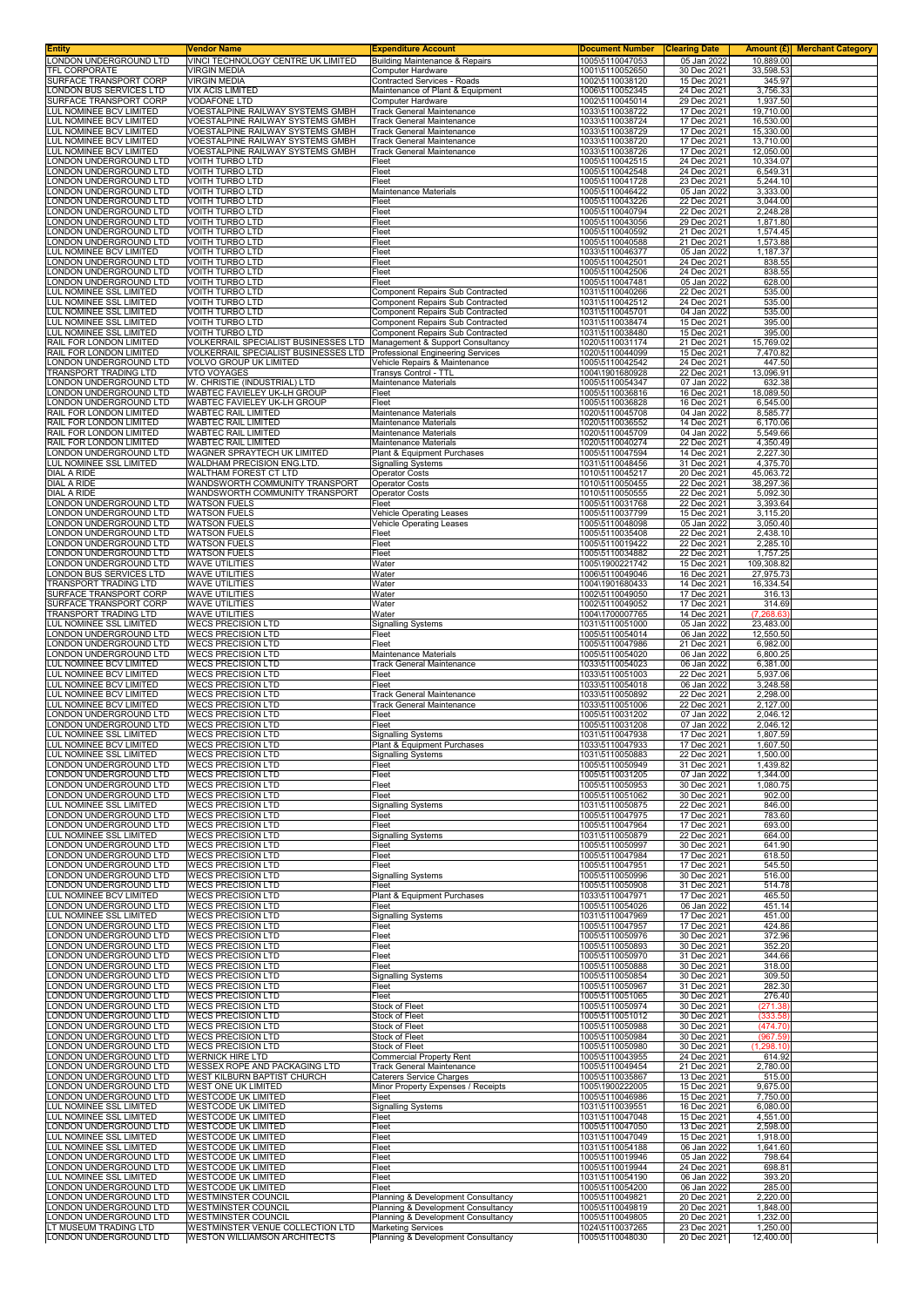| Entity | Vendor Name | Expenditure Account | Document Number | Clearing Date | Amount (£) | Merchant Category |
|---|---|---|---|---|---|---|
| LONDON UNDERGROUND LTD | VINCI TECHNOLOGY CENTRE UK LIMITED | Building Maintenance & Repairs | 1005\5110047053 | 05 Jan 2022 | 10,889.00 | |
| TFL CORPORATE | VIRGIN MEDIA | Computer Hardware | 1001\5110052650 | 30 Dec 2021 | 33,598.53 | |
| SURFACE TRANSPORT CORP | VIRGIN MEDIA | Contracted Services - Roads | 1002\5110038120 | 15 Dec 2021 | 345.97 | |
| LONDON BUS SERVICES LTD | VIX ACIS LIMITED | Maintenance of Plant & Equipment | 1006\5110052345 | 24 Dec 2021 | 3,756.33 | |
| SURFACE TRANSPORT CORP | VODAFONE LTD | Computer Hardware | 1002\5110045014 | 29 Dec 2021 | 1,937.50 | |
| LUL NOMINEE BCV LIMITED | VOESTALPINE RAILWAY SYSTEMS GMBH | Track General Maintenance | 1033\5110038722 | 17 Dec 2021 | 19,710.00 | |
| LUL NOMINEE BCV LIMITED | VOESTALPINE RAILWAY SYSTEMS GMBH | Track General Maintenance | 1033\5110038724 | 17 Dec 2021 | 16,530.00 | |
| LUL NOMINEE BCV LIMITED | VOESTALPINE RAILWAY SYSTEMS GMBH | Track General Maintenance | 1033\5110038729 | 17 Dec 2021 | 15,330.00 | |
| LUL NOMINEE BCV LIMITED | VOESTALPINE RAILWAY SYSTEMS GMBH | Track General Maintenance | 1033\5110038720 | 17 Dec 2021 | 13,710.00 | |
| LUL NOMINEE BCV LIMITED | VOESTALPINE RAILWAY SYSTEMS GMBH | Track General Maintenance | 1033\5110038726 | 17 Dec 2021 | 12,050.00 | |
| LONDON UNDERGROUND LTD | VOITH TURBO LTD | Fleet | 1005\5110042515 | 24 Dec 2021 | 10,334.07 | |
| LONDON UNDERGROUND LTD | VOITH TURBO LTD | Fleet | 1005\5110042548 | 24 Dec 2021 | 6,549.31 | |
| LONDON UNDERGROUND LTD | VOITH TURBO LTD | Fleet | 1005\5110041728 | 23 Dec 2021 | 5,244.10 | |
| LONDON UNDERGROUND LTD | VOITH TURBO LTD | Maintenance Materials | 1005\5110046422 | 05 Jan 2022 | 3,333.00 | |
| LONDON UNDERGROUND LTD | VOITH TURBO LTD | Fleet | 1005\5110043226 | 22 Dec 2021 | 3,044.00 | |
| LONDON UNDERGROUND LTD | VOITH TURBO LTD | Fleet | 1005\5110040794 | 22 Dec 2021 | 2,248.28 | |
| LONDON UNDERGROUND LTD | VOITH TURBO LTD | Fleet | 1005\5110043056 | 29 Dec 2021 | 1,871.80 | |
| LONDON UNDERGROUND LTD | VOITH TURBO LTD | Fleet | 1005\5110040592 | 21 Dec 2021 | 1,574.45 | |
| LONDON UNDERGROUND LTD | VOITH TURBO LTD | Fleet | 1005\5110040588 | 21 Dec 2021 | 1,573.88 | |
| LUL NOMINEE BCV LIMITED | VOITH TURBO LTD | Fleet | 1033\5110046377 | 05 Jan 2022 | 1,187.37 | |
| LONDON UNDERGROUND LTD | VOITH TURBO LTD | Fleet | 1005\5110042501 | 24 Dec 2021 | 838.55 | |
| LONDON UNDERGROUND LTD | VOITH TURBO LTD | Fleet | 1005\5110042506 | 24 Dec 2021 | 838.55 | |
| LONDON UNDERGROUND LTD | VOITH TURBO LTD | Fleet | 1005\5110047481 | 05 Jan 2022 | 628.00 | |
| LUL NOMINEE SSL LIMITED | VOITH TURBO LTD | Component Repairs Sub Contracted | 1031\5110040266 | 22 Dec 2021 | 535.00 | |
| LUL NOMINEE SSL LIMITED | VOITH TURBO LTD | Component Repairs Sub Contracted | 1031\5110042512 | 24 Dec 2021 | 535.00 | |
| LUL NOMINEE SSL LIMITED | VOITH TURBO LTD | Component Repairs Sub Contracted | 1031\5110045701 | 04 Jan 2022 | 535.00 | |
| LUL NOMINEE SSL LIMITED | VOITH TURBO LTD | Component Repairs Sub Contracted | 1031\5110038474 | 15 Dec 2021 | 395.00 | |
| LUL NOMINEE SSL LIMITED | VOITH TURBO LTD | Component Repairs Sub Contracted | 1031\5110038480 | 15 Dec 2021 | 395.00 | |
| RAIL FOR LONDON LIMITED | VOLKERRAIL SPECIALIST BUSINESSES LTD | Management & Support Consultancy | 1020\5110031174 | 21 Dec 2021 | 15,769.02 | |
| RAIL FOR LONDON LIMITED | VOLKERRAIL SPECIALIST BUSINESSES LTD | Professional Engineering Services | 1020\5110044099 | 15 Dec 2021 | 7,470.82 | |
| LONDON UNDERGROUND LTD | VOLVO GROUP UK LIMITED | Vehicle Repairs & Maintenance | 1005\5110042542 | 24 Dec 2021 | 447.50 | |
| TRANSPORT TRADING LTD | VTO VOYAGES | Transys Control - TTL | 1004\1901680928 | 22 Dec 2021 | 13,096.91 | |
| LONDON UNDERGROUND LTD | W. CHRISTIE (INDUSTRIAL) LTD | Maintenance Materials | 1005\5110054347 | 07 Jan 2022 | 632.38 | |
| LONDON UNDERGROUND LTD | WABTEC FAVIELEY UK-LH GROUP | Fleet | 1005\5110036816 | 16 Dec 2021 | 18,089.50 | |
| LONDON UNDERGROUND LTD | WABTEC FAVIELEY UK-LH GROUP | Fleet | 1005\5110036828 | 16 Dec 2021 | 6,545.00 | |
| RAIL FOR LONDON LIMITED | WABTEC RAIL LIMITED | Maintenance Materials | 1020\5110045708 | 04 Jan 2022 | 8,585.77 | |
| RAIL FOR LONDON LIMITED | WABTEC RAIL LIMITED | Maintenance Materials | 1020\5110036552 | 14 Dec 2021 | 6,170.06 | |
| RAIL FOR LONDON LIMITED | WABTEC RAIL LIMITED | Maintenance Materials | 1020\5110045709 | 04 Jan 2022 | 5,549.66 | |
| RAIL FOR LONDON LIMITED | WABTEC RAIL LIMITED | Maintenance Materials | 1020\5110040274 | 22 Dec 2021 | 4,350.49 | |
| LONDON UNDERGROUND LTD | WAGNER SPRAYTECH UK LIMITED | Plant & Equipment Purchases | 1005\5110047594 | 14 Dec 2021 | 2,227.30 | |
| LUL NOMINEE SSL LIMITED | WALDHAM PRECISION ENG LTD. | Signalling Systems | 1031\5110048456 | 31 Dec 2021 | 4,375.70 | |
| DIAL A RIDE | WALTHAM FOREST CT LTD | Operator Costs | 1010\5110045217 | 20 Dec 2021 | 45,063.72 | |
| DIAL A RIDE | WANDSWORTH COMMUNITY TRANSPORT | Operator Costs | 1010\5110050455 | 22 Dec 2021 | 38,297.36 | |
| DIAL A RIDE | WANDSWORTH COMMUNITY TRANSPORT | Operator Costs | 1010\5110050555 | 22 Dec 2021 | 5,092.30 | |
| LONDON UNDERGROUND LTD | WATSON FUELS | Fleet | 1005\5110031768 | 22 Dec 2021 | 3,393.64 | |
| LONDON UNDERGROUND LTD | WATSON FUELS | Vehicle Operating Leases | 1005\5110037799 | 15 Dec 2021 | 3,115.20 | |
| LONDON UNDERGROUND LTD | WATSON FUELS | Vehicle Operating Leases | 1005\5110048098 | 05 Jan 2022 | 3,050.40 | |
| LONDON UNDERGROUND LTD | WATSON FUELS | Fleet | 1005\5110035408 | 22 Dec 2021 | 2,438.10 | |
| LONDON UNDERGROUND LTD | WATSON FUELS | Fleet | 1005\5110019422 | 22 Dec 2021 | 2,285.10 | |
| LONDON UNDERGROUND LTD | WATSON FUELS | Fleet | 1005\5110034882 | 22 Dec 2021 | 1,757.25 | |
| LONDON UNDERGROUND LTD | WAVE UTILITIES | Water | 1005\1900221742 | 15 Dec 2021 | 109,308.82 | |
| LONDON BUS SERVICES LTD | WAVE UTILITIES | Water | 1006\5110049046 | 16 Dec 2021 | 27,975.73 | |
| TRANSPORT TRADING LTD | WAVE UTILITIES | Water | 1004\1901680433 | 14 Dec 2021 | 16,334.54 | |
| SURFACE TRANSPORT CORP | WAVE UTILITIES | Water | 1002\5110049050 | 17 Dec 2021 | 316.13 | |
| SURFACE TRANSPORT CORP | WAVE UTILITIES | Water | 1002\5110049052 | 17 Dec 2021 | 314.69 | |
| TRANSPORT TRADING LTD | WAVE UTILITIES | Water | 1004\1700007765 | 14 Dec 2021 | (7,268.63) | |
| LUL NOMINEE SSL LIMITED | WECS PRECISION LTD | Signalling Systems | 1031\5110051000 | 05 Jan 2022 | 23,483.00 | |
| LONDON UNDERGROUND LTD | WECS PRECISION LTD | Fleet | 1005\5110054014 | 06 Jan 2022 | 12,550.50 | |
| LONDON UNDERGROUND LTD | WECS PRECISION LTD | Fleet | 1005\5110047986 | 21 Dec 2021 | 6,982.00 | |
| LONDON UNDERGROUND LTD | WECS PRECISION LTD | Maintenance Materials | 1005\5110054020 | 06 Jan 2022 | 6,800.25 | |
| LUL NOMINEE BCV LIMITED | WECS PRECISION LTD | Track General Maintenance | 1033\5110054023 | 06 Jan 2022 | 6,381.00 | |
| LUL NOMINEE BCV LIMITED | WECS PRECISION LTD | Fleet | 1033\5110051003 | 22 Dec 2021 | 5,937.06 | |
| LUL NOMINEE BCV LIMITED | WECS PRECISION LTD | Fleet | 1033\5110054018 | 06 Jan 2022 | 3,248.58 | |
| LUL NOMINEE BCV LIMITED | WECS PRECISION LTD | Track General Maintenance | 1033\5110050892 | 22 Dec 2021 | 2,298.00 | |
| LUL NOMINEE BCV LIMITED | WECS PRECISION LTD | Track General Maintenance | 1033\5110051006 | 22 Dec 2021 | 2,127.00 | |
| LONDON UNDERGROUND LTD | WECS PRECISION LTD | Fleet | 1005\5110031202 | 07 Jan 2022 | 2,046.12 | |
| LONDON UNDERGROUND LTD | WECS PRECISION LTD | Fleet | 1005\5110031208 | 07 Jan 2022 | 2,046.12 | |
| LUL NOMINEE SSL LIMITED | WECS PRECISION LTD | Signalling Systems | 1031\5110047938 | 17 Dec 2021 | 1,807.59 | |
| LUL NOMINEE BCV LIMITED | WECS PRECISION LTD | Plant & Equipment Purchases | 1033\5110047933 | 17 Dec 2021 | 1,607.50 | |
| LUL NOMINEE SSL LIMITED | WECS PRECISION LTD | Signalling Systems | 1031\5110050883 | 22 Dec 2021 | 1,500.00 | |
| LONDON UNDERGROUND LTD | WECS PRECISION LTD | Fleet | 1005\5110050949 | 31 Dec 2021 | 1,439.82 | |
| LONDON UNDERGROUND LTD | WECS PRECISION LTD | Fleet | 1005\5110031205 | 07 Jan 2022 | 1,344.00 | |
| LONDON UNDERGROUND LTD | WECS PRECISION LTD | Fleet | 1005\5110050953 | 30 Dec 2021 | 1,080.75 | |
| LONDON UNDERGROUND LTD | WECS PRECISION LTD | Fleet | 1005\5110051062 | 30 Dec 2021 | 902.00 | |
| LUL NOMINEE SSL LIMITED | WECS PRECISION LTD | Signalling Systems | 1031\5110050875 | 22 Dec 2021 | 846.00 | |
| LONDON UNDERGROUND LTD | WECS PRECISION LTD | Fleet | 1005\5110047975 | 17 Dec 2021 | 783.60 | |
| LONDON UNDERGROUND LTD | WECS PRECISION LTD | Fleet | 1005\5110047964 | 17 Dec 2021 | 693.00 | |
| LUL NOMINEE SSL LIMITED | WECS PRECISION LTD | Signalling Systems | 1031\5110050879 | 22 Dec 2021 | 664.00 | |
| LONDON UNDERGROUND LTD | WECS PRECISION LTD | Fleet | 1005\5110050997 | 30 Dec 2021 | 641.90 | |
| LONDON UNDERGROUND LTD | WECS PRECISION LTD | Fleet | 1005\5110047984 | 17 Dec 2021 | 618.50 | |
| LONDON UNDERGROUND LTD | WECS PRECISION LTD | Fleet | 1005\5110047951 | 17 Dec 2021 | 545.50 | |
| LONDON UNDERGROUND LTD | WECS PRECISION LTD | Signalling Systems | 1005\5110050996 | 30 Dec 2021 | 516.00 | |
| LONDON UNDERGROUND LTD | WECS PRECISION LTD | Fleet | 1005\5110050908 | 31 Dec 2021 | 514.78 | |
| LUL NOMINEE BCV LIMITED | WECS PRECISION LTD | Plant & Equipment Purchases | 1033\5110047971 | 17 Dec 2021 | 465.50 | |
| LONDON UNDERGROUND LTD | WECS PRECISION LTD | Fleet | 1005\5110054026 | 06 Jan 2022 | 451.14 | |
| LUL NOMINEE SSL LIMITED | WECS PRECISION LTD | Signalling Systems | 1031\5110047969 | 17 Dec 2021 | 451.00 | |
| LONDON UNDERGROUND LTD | WECS PRECISION LTD | Fleet | 1005\5110047957 | 17 Dec 2021 | 424.86 | |
| LONDON UNDERGROUND LTD | WECS PRECISION LTD | Fleet | 1005\5110050976 | 30 Dec 2021 | 372.96 | |
| LONDON UNDERGROUND LTD | WECS PRECISION LTD | Fleet | 1005\5110050893 | 30 Dec 2021 | 352.20 | |
| LONDON UNDERGROUND LTD | WECS PRECISION LTD | Fleet | 1005\5110050970 | 31 Dec 2021 | 344.66 | |
| LONDON UNDERGROUND LTD | WECS PRECISION LTD | Fleet | 1005\5110050888 | 30 Dec 2021 | 318.00 | |
| LONDON UNDERGROUND LTD | WECS PRECISION LTD | Signalling Systems | 1005\5110050854 | 30 Dec 2021 | 309.50 | |
| LONDON UNDERGROUND LTD | WECS PRECISION LTD | Fleet | 1005\5110050967 | 31 Dec 2021 | 282.30 | |
| LONDON UNDERGROUND LTD | WECS PRECISION LTD | Fleet | 1005\5110051065 | 30 Dec 2021 | 276.40 | |
| LONDON UNDERGROUND LTD | WECS PRECISION LTD | Stock of Fleet | 1005\5110050974 | 30 Dec 2021 | (271.38) | |
| LONDON UNDERGROUND LTD | WECS PRECISION LTD | Stock of Fleet | 1005\5110051012 | 30 Dec 2021 | (333.58) | |
| LONDON UNDERGROUND LTD | WECS PRECISION LTD | Stock of Fleet | 1005\5110050988 | 30 Dec 2021 | (474.70) | |
| LONDON UNDERGROUND LTD | WECS PRECISION LTD | Stock of Fleet | 1005\5110050984 | 30 Dec 2021 | (967.59) | |
| LONDON UNDERGROUND LTD | WECS PRECISION LTD | Stock of Fleet | 1005\5110050980 | 30 Dec 2021 | (1,298.10) | |
| LONDON UNDERGROUND LTD | WERNICK HIRE LTD | Commercial Property Rent | 1005\5110043955 | 24 Dec 2021 | 614.92 | |
| LONDON UNDERGROUND LTD | WESSEX ROPE AND PACKAGING LTD | Track General Maintenance | 1005\5110049454 | 21 Dec 2021 | 2,780.00 | |
| LONDON UNDERGROUND LTD | WEST KILBURN BAPTIST CHURCH | Caterers Service Charges | 1005\5110035867 | 13 Dec 2021 | 515.00 | |
| LONDON UNDERGROUND LTD | WEST ONE UK LIMITED | Minor Property Expenses / Receipts | 1005\1900222005 | 15 Dec 2021 | 9,675.00 | |
| LONDON UNDERGROUND LTD | WESTCODE UK LIMITED | Fleet | 1005\5110046986 | 15 Dec 2021 | 7,750.00 | |
| LUL NOMINEE SSL LIMITED | WESTCODE UK LIMITED | Signalling Systems | 1031\5110039551 | 16 Dec 2021 | 6,080.00 | |
| LUL NOMINEE SSL LIMITED | WESTCODE UK LIMITED | Fleet | 1031\5110047048 | 15 Dec 2021 | 4,551.00 | |
| LONDON UNDERGROUND LTD | WESTCODE UK LIMITED | Fleet | 1005\5110047050 | 13 Dec 2021 | 2,598.00 | |
| LUL NOMINEE SSL LIMITED | WESTCODE UK LIMITED | Fleet | 1031\5110047049 | 15 Dec 2021 | 1,918.00 | |
| LUL NOMINEE SSL LIMITED | WESTCODE UK LIMITED | Fleet | 1031\5110054188 | 06 Jan 2022 | 1,641.60 | |
| LONDON UNDERGROUND LTD | WESTCODE UK LIMITED | Fleet | 1005\5110019946 | 05 Jan 2022 | 798.64 | |
| LONDON UNDERGROUND LTD | WESTCODE UK LIMITED | Fleet | 1005\5110019944 | 24 Dec 2021 | 698.81 | |
| LUL NOMINEE SSL LIMITED | WESTCODE UK LIMITED | Fleet | 1031\5110054190 | 06 Jan 2022 | 393.20 | |
| LONDON UNDERGROUND LTD | WESTCODE UK LIMITED | Fleet | 1005\5110054200 | 06 Jan 2022 | 285.00 | |
| LONDON UNDERGROUND LTD | WESTMINSTER COUNCIL | Planning & Development Consultancy | 1005\5110049821 | 20 Dec 2021 | 2,220.00 | |
| LONDON UNDERGROUND LTD | WESTMINSTER COUNCIL | Planning & Development Consultancy | 1005\5110049819 | 20 Dec 2021 | 1,848.00 | |
| LONDON UNDERGROUND LTD | WESTMINSTER COUNCIL | Planning & Development Consultancy | 1005\5110049805 | 20 Dec 2021 | 1,232.00 | |
| LT MUSEUM TRADING LTD | WESTMINSTER VENUE COLLECTION LTD | Marketing Services | 1024\5110037265 | 23 Dec 2021 | 1,250.00 | |
| LONDON UNDERGROUND LTD | WESTON WILLIAMSON ARCHITECTS | Planning & Development Consultancy | 1005\5110048030 | 20 Dec 2021 | 12,400.00 | |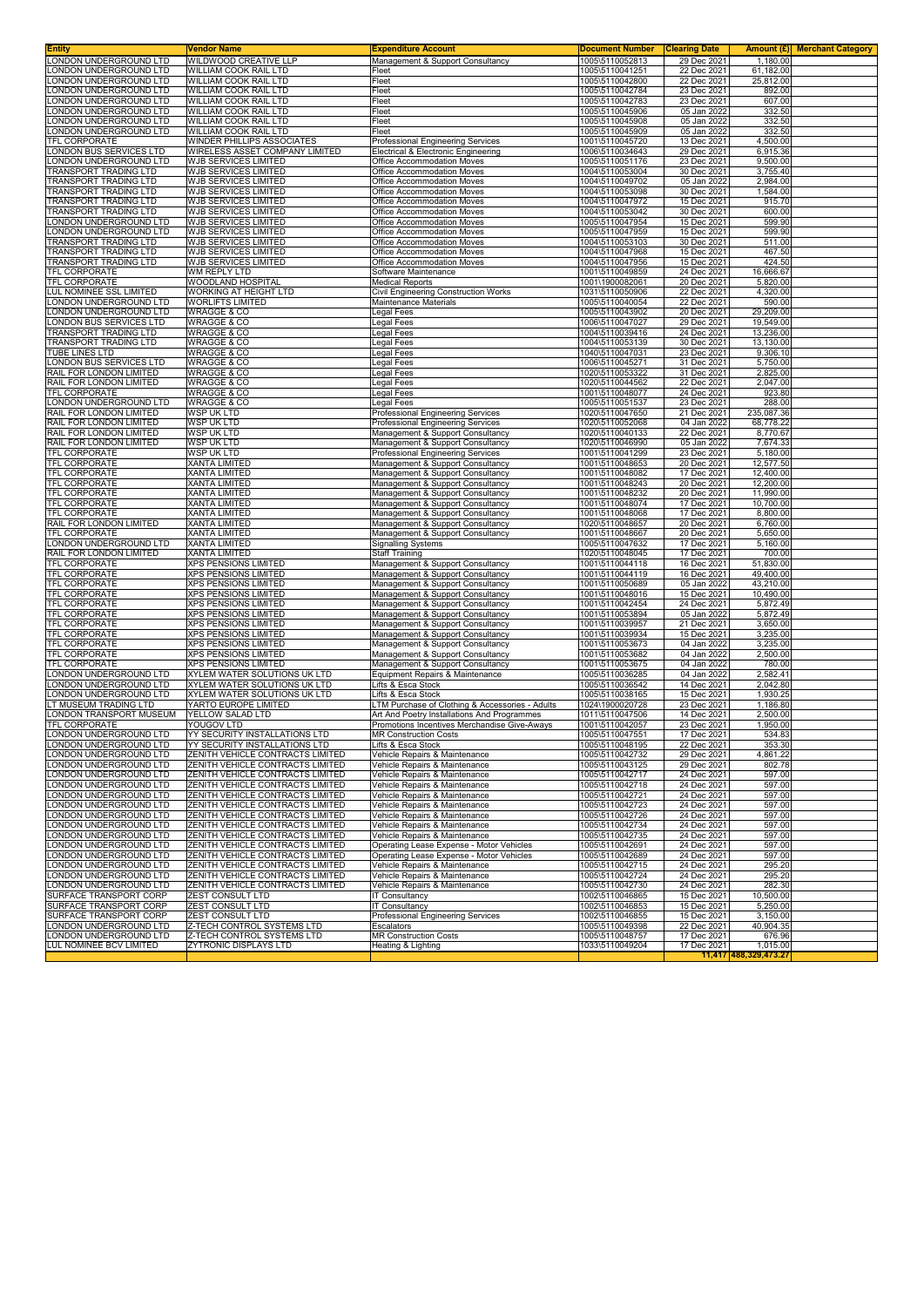| Entity | Vendor Name | Expenditure Account | Document Number | Clearing Date | Amount (£) | Merchant Category |
|---|---|---|---|---|---|---|
| LONDON UNDERGROUND LTD | WILDWOOD CREATIVE LLP | Management & Support Consultancy | 1005\5110052813 | 29 Dec 2021 | 1,180.00 | |
| LONDON UNDERGROUND LTD | WILLIAM COOK RAIL LTD | Fleet | 1005\5110041251 | 22 Dec 2021 | 61,182.00 | |
| LONDON UNDERGROUND LTD | WILLIAM COOK RAIL LTD | Fleet | 1005\5110042800 | 22 Dec 2021 | 25,812.00 | |
| LONDON UNDERGROUND LTD | WILLIAM COOK RAIL LTD | Fleet | 1005\5110042784 | 23 Dec 2021 | 892.00 | |
| LONDON UNDERGROUND LTD | WILLIAM COOK RAIL LTD | Fleet | 1005\5110042783 | 23 Dec 2021 | 607.00 | |
| LONDON UNDERGROUND LTD | WILLIAM COOK RAIL LTD | Fleet | 1005\5110045906 | 05 Jan 2022 | 332.50 | |
| LONDON UNDERGROUND LTD | WILLIAM COOK RAIL LTD | Fleet | 1005\5110045908 | 05 Jan 2022 | 332.50 | |
| LONDON UNDERGROUND LTD | WILLIAM COOK RAIL LTD | Fleet | 1005\5110045909 | 05 Jan 2022 | 332.50 | |
| TFL CORPORATE | WINDER PHILLIPS ASSOCIATES | Professional Engineering Services | 1001\5110045720 | 13 Dec 2021 | 4,500.00 | |
| LONDON BUS SERVICES LTD | WIRELESS ASSET COMPANY LIMITED | Electrical & Electronic Engineering | 1006\5110034643 | 29 Dec 2021 | 6,915.36 | |
| LONDON UNDERGROUND LTD | WJB SERVICES LIMITED | Office Accommodation Moves | 1005\5110051176 | 23 Dec 2021 | 9,500.00 | |
| TRANSPORT TRADING LTD | WJB SERVICES LIMITED | Office Accommodation Moves | 1004\5110053004 | 30 Dec 2021 | 3,755.40 | |
| TRANSPORT TRADING LTD | WJB SERVICES LIMITED | Office Accommodation Moves | 1004\5110049702 | 05 Jan 2022 | 2,984.00 | |
| TRANSPORT TRADING LTD | WJB SERVICES LIMITED | Office Accommodation Moves | 1004\5110053098 | 30 Dec 2021 | 1,584.00 | |
| TRANSPORT TRADING LTD | WJB SERVICES LIMITED | Office Accommodation Moves | 1004\5110047972 | 15 Dec 2021 | 915.70 | |
| TRANSPORT TRADING LTD | WJB SERVICES LIMITED | Office Accommodation Moves | 1004\5110053042 | 30 Dec 2021 | 600.00 | |
| LONDON UNDERGROUND LTD | WJB SERVICES LIMITED | Office Accommodation Moves | 1005\5110047954 | 15 Dec 2021 | 599.90 | |
| LONDON UNDERGROUND LTD | WJB SERVICES LIMITED | Office Accommodation Moves | 1005\5110047959 | 15 Dec 2021 | 599.90 | |
| TRANSPORT TRADING LTD | WJB SERVICES LIMITED | Office Accommodation Moves | 1004\5110053103 | 30 Dec 2021 | 511.00 | |
| TRANSPORT TRADING LTD | WJB SERVICES LIMITED | Office Accommodation Moves | 1004\5110047968 | 15 Dec 2021 | 467.50 | |
| TRANSPORT TRADING LTD | WJB SERVICES LIMITED | Office Accommodation Moves | 1004\5110047956 | 15 Dec 2021 | 424.50 | |
| TFL CORPORATE | WM REPLY LTD | Software Maintenance | 1001\5110049859 | 24 Dec 2021 | 16,666.67 | |
| TFL CORPORATE | WOODLAND HOSPITAL | Medical Reports | 1001\1900082061 | 20 Dec 2021 | 5,820.00 | |
| LUL NOMINEE SSL LIMITED | WORKING AT HEIGHT LTD | Civil Engineering Construction Works | 1031\5110050906 | 22 Dec 2021 | 4,320.00 | |
| LONDON UNDERGROUND LTD | WORLIFTS LIMITED | Maintenance Materials | 1005\5110040054 | 22 Dec 2021 | 590.00 | |
| LONDON UNDERGROUND LTD | WRAGGE & CO | Legal Fees | 1005\5110043902 | 20 Dec 2021 | 29,209.00 | |
| LONDON BUS SERVICES LTD | WRAGGE & CO | Legal Fees | 1006\5110047027 | 29 Dec 2021 | 19,549.00 | |
| TRANSPORT TRADING LTD | WRAGGE & CO | Legal Fees | 1004\5110039416 | 24 Dec 2021 | 13,236.00 | |
| TRANSPORT TRADING LTD | WRAGGE & CO | Legal Fees | 1004\5110053139 | 30 Dec 2021 | 13,130.00 | |
| TUBE LINES LTD | WRAGGE & CO | Legal Fees | 1040\5110047031 | 23 Dec 2021 | 9,306.10 | |
| LONDON BUS SERVICES LTD | WRAGGE & CO | Legal Fees | 1006\5110045271 | 31 Dec 2021 | 5,750.00 | |
| RAIL FOR LONDON LIMITED | WRAGGE & CO | Legal Fees | 1020\5110053322 | 31 Dec 2021 | 2,825.00 | |
| RAIL FOR LONDON LIMITED | WRAGGE & CO | Legal Fees | 1020\5110044562 | 22 Dec 2021 | 2,047.00 | |
| TFL CORPORATE | WRAGGE & CO | Legal Fees | 1001\5110048077 | 24 Dec 2021 | 923.80 | |
| LONDON UNDERGROUND LTD | WRAGGE & CO | Legal Fees | 1005\5110051537 | 23 Dec 2021 | 288.00 | |
| RAIL FOR LONDON LIMITED | WSP UK LTD | Professional Engineering Services | 1020\5110047650 | 21 Dec 2021 | 235,087.36 | |
| RAIL FOR LONDON LIMITED | WSP UK LTD | Professional Engineering Services | 1020\5110052068 | 04 Jan 2022 | 68,778.22 | |
| RAIL FOR LONDON LIMITED | WSP UK LTD | Management & Support Consultancy | 1020\5110040133 | 22 Dec 2021 | 8,770.67 | |
| RAIL FOR LONDON LIMITED | WSP UK LTD | Management & Support Consultancy | 1020\5110046990 | 05 Jan 2022 | 7,674.33 | |
| TFL CORPORATE | WSP UK LTD | Professional Engineering Services | 1001\5110041299 | 23 Dec 2021 | 5,180.00 | |
| TFL CORPORATE | XANTA LIMITED | Management & Support Consultancy | 1001\5110048653 | 20 Dec 2021 | 12,577.50 | |
| TFL CORPORATE | XANTA LIMITED | Management & Support Consultancy | 1001\5110048082 | 17 Dec 2021 | 12,400.00 | |
| TFL CORPORATE | XANTA LIMITED | Management & Support Consultancy | 1001\5110048243 | 20 Dec 2021 | 12,200.00 | |
| TFL CORPORATE | XANTA LIMITED | Management & Support Consultancy | 1001\5110048232 | 20 Dec 2021 | 11,990.00 | |
| TFL CORPORATE | XANTA LIMITED | Management & Support Consultancy | 1001\5110048074 | 17 Dec 2021 | 10,700.00 | |
| TFL CORPORATE | XANTA LIMITED | Management & Support Consultancy | 1001\5110048068 | 17 Dec 2021 | 8,800.00 | |
| RAIL FOR LONDON LIMITED | XANTA LIMITED | Management & Support Consultancy | 1020\5110048657 | 20 Dec 2021 | 6,760.00 | |
| TFL CORPORATE | XANTA LIMITED | Management & Support Consultancy | 1001\5110048667 | 20 Dec 2021 | 5,650.00 | |
| LONDON UNDERGROUND LTD | XANTA LIMITED | Signalling Systems | 1005\5110047632 | 17 Dec 2021 | 5,160.00 | |
| RAIL FOR LONDON LIMITED | XANTA LIMITED | Staff Training | 1020\5110048045 | 17 Dec 2021 | 700.00 | |
| TFL CORPORATE | XPS PENSIONS LIMITED | Management & Support Consultancy | 1001\5110044118 | 16 Dec 2021 | 51,830.00 | |
| TFL CORPORATE | XPS PENSIONS LIMITED | Management & Support Consultancy | 1001\5110044119 | 16 Dec 2021 | 49,400.00 | |
| TFL CORPORATE | XPS PENSIONS LIMITED | Management & Support Consultancy | 1001\5110050689 | 05 Jan 2022 | 43,210.00 | |
| TFL CORPORATE | XPS PENSIONS LIMITED | Management & Support Consultancy | 1001\5110048016 | 15 Dec 2021 | 10,490.00 | |
| TFL CORPORATE | XPS PENSIONS LIMITED | Management & Support Consultancy | 1001\5110042454 | 24 Dec 2021 | 5,872.49 | |
| TFL CORPORATE | XPS PENSIONS LIMITED | Management & Support Consultancy | 1001\5110053894 | 05 Jan 2022 | 5,872.49 | |
| TFL CORPORATE | XPS PENSIONS LIMITED | Management & Support Consultancy | 1001\5110039957 | 21 Dec 2021 | 3,650.00 | |
| TFL CORPORATE | XPS PENSIONS LIMITED | Management & Support Consultancy | 1001\5110039934 | 15 Dec 2021 | 3,235.00 | |
| TFL CORPORATE | XPS PENSIONS LIMITED | Management & Support Consultancy | 1001\5110053673 | 04 Jan 2022 | 3,235.00 | |
| TFL CORPORATE | XPS PENSIONS LIMITED | Management & Support Consultancy | 1001\5110053682 | 04 Jan 2022 | 2,500.00 | |
| TFL CORPORATE | XPS PENSIONS LIMITED | Management & Support Consultancy | 1001\5110053675 | 04 Jan 2022 | 780.00 | |
| LONDON UNDERGROUND LTD | XYLEM WATER SOLUTIONS UK LTD | Equipment Repairs & Maintenance | 1005\5110036285 | 04 Jan 2022 | 2,582.41 | |
| LONDON UNDERGROUND LTD | XYLEM WATER SOLUTIONS UK LTD | Lifts & Esca Stock | 1005\5110036542 | 14 Dec 2021 | 2,042.80 | |
| LONDON UNDERGROUND LTD | XYLEM WATER SOLUTIONS UK LTD | Lifts & Esca Stock | 1005\5110038165 | 15 Dec 2021 | 1,930.25 | |
| LT MUSEUM TRADING LTD | YARTO EUROPE LIMITED | LTM Purchase of Clothing & Accessories - Adults | 1024\1900020728 | 23 Dec 2021 | 1,186.80 | |
| LONDON TRANSPORT MUSEUM | YELLOW SALAD LTD | Art And Poetry Installations And Programmes | 1011\5110047506 | 14 Dec 2021 | 2,500.00 | |
| TFL CORPORATE | YOUGOV LTD | Promotions Incentives Merchandise Give-Aways | 1001\5110042057 | 23 Dec 2021 | 1,950.00 | |
| LONDON UNDERGROUND LTD | YY SECURITY INSTALLATIONS LTD | MR Construction Costs | 1005\5110047551 | 17 Dec 2021 | 534.83 | |
| LONDON UNDERGROUND LTD | YY SECURITY INSTALLATIONS LTD | Lifts & Esca Stock | 1005\5110048195 | 22 Dec 2021 | 353.30 | |
| LONDON UNDERGROUND LTD | ZENITH VEHICLE CONTRACTS LIMITED | Vehicle Repairs & Maintenance | 1005\5110042732 | 29 Dec 2021 | 4,861.22 | |
| LONDON UNDERGROUND LTD | ZENITH VEHICLE CONTRACTS LIMITED | Vehicle Repairs & Maintenance | 1005\5110043125 | 29 Dec 2021 | 802.78 | |
| LONDON UNDERGROUND LTD | ZENITH VEHICLE CONTRACTS LIMITED | Vehicle Repairs & Maintenance | 1005\5110042717 | 24 Dec 2021 | 597.00 | |
| LONDON UNDERGROUND LTD | ZENITH VEHICLE CONTRACTS LIMITED | Vehicle Repairs & Maintenance | 1005\5110042718 | 24 Dec 2021 | 597.00 | |
| LONDON UNDERGROUND LTD | ZENITH VEHICLE CONTRACTS LIMITED | Vehicle Repairs & Maintenance | 1005\5110042721 | 24 Dec 2021 | 597.00 | |
| LONDON UNDERGROUND LTD | ZENITH VEHICLE CONTRACTS LIMITED | Vehicle Repairs & Maintenance | 1005\5110042723 | 24 Dec 2021 | 597.00 | |
| LONDON UNDERGROUND LTD | ZENITH VEHICLE CONTRACTS LIMITED | Vehicle Repairs & Maintenance | 1005\5110042726 | 24 Dec 2021 | 597.00 | |
| LONDON UNDERGROUND LTD | ZENITH VEHICLE CONTRACTS LIMITED | Vehicle Repairs & Maintenance | 1005\5110042734 | 24 Dec 2021 | 597.00 | |
| LONDON UNDERGROUND LTD | ZENITH VEHICLE CONTRACTS LIMITED | Vehicle Repairs & Maintenance | 1005\5110042735 | 24 Dec 2021 | 597.00 | |
| LONDON UNDERGROUND LTD | ZENITH VEHICLE CONTRACTS LIMITED | Operating Lease Expense - Motor Vehicles | 1005\5110042691 | 24 Dec 2021 | 597.00 | |
| LONDON UNDERGROUND LTD | ZENITH VEHICLE CONTRACTS LIMITED | Operating Lease Expense - Motor Vehicles | 1005\5110042689 | 24 Dec 2021 | 597.00 | |
| LONDON UNDERGROUND LTD | ZENITH VEHICLE CONTRACTS LIMITED | Vehicle Repairs & Maintenance | 1005\5110042715 | 24 Dec 2021 | 295.20 | |
| LONDON UNDERGROUND LTD | ZENITH VEHICLE CONTRACTS LIMITED | Vehicle Repairs & Maintenance | 1005\5110042724 | 24 Dec 2021 | 295.20 | |
| LONDON UNDERGROUND LTD | ZENITH VEHICLE CONTRACTS LIMITED | Vehicle Repairs & Maintenance | 1005\5110042730 | 24 Dec 2021 | 282.30 | |
| SURFACE TRANSPORT CORP | ZEST CONSULT LTD | IT Consultancy | 1002\5110046865 | 15 Dec 2021 | 10,500.00 | |
| SURFACE TRANSPORT CORP | ZEST CONSULT LTD | IT Consultancy | 1002\5110046853 | 15 Dec 2021 | 5,250.00 | |
| SURFACE TRANSPORT CORP | ZEST CONSULT LTD | Professional Engineering Services | 1002\5110046855 | 15 Dec 2021 | 3,150.00 | |
| LONDON UNDERGROUND LTD | Z-TECH CONTROL SYSTEMS LTD | Escalators | 1005\5110049398 | 22 Dec 2021 | 40,904.35 | |
| LONDON UNDERGROUND LTD | Z-TECH CONTROL SYSTEMS LTD | MR Construction Costs | 1005\5110048757 | 17 Dec 2021 | 676.96 | |
| LUL NOMINEE BCV LIMITED | ZYTRONIC DISPLAYS LTD | Heating & Lighting | 1033\5110049204 | 17 Dec 2021 | 1,015.00 | |
| | | | | 11,417 | 488,329,473.27 | |